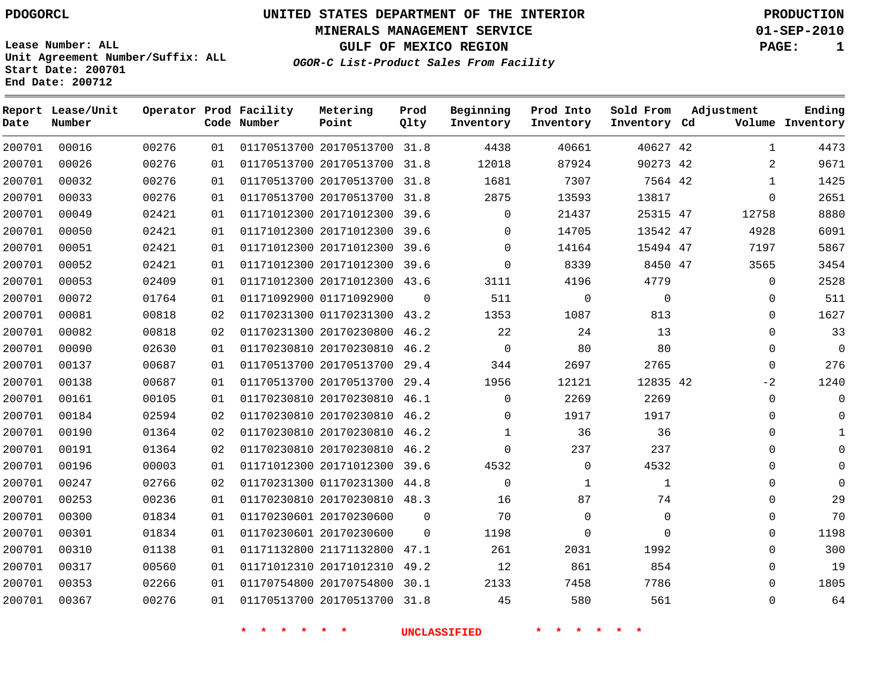PDOGORCL

# UNITED STATES DEPARTMENT OF THE INTERIOR
## MINERALS MANAGEMENT SERVICE
## GULF OF MEXICO REGION
### *OGOR-C List-Product Sales From Facility*

PRODUCTION
01-SEP-2010

Lease Number: ALL
Unit Agreement Number/Suffix: ALL
Start Date: 200701
End Date: 200712

| Report Date | Lease/Unit Number | Operator | Prod Code | Facility Number | Metering Point | Prod Qlty | Beginning Inventory | Prod Into Inventory | Sold From Inventory | Adjustment Cd | Adjustment Volume | Ending Inventory |
|---|---|---|---|---|---|---|---|---|---|---|---|---|
| 200701 | 00016 | 00276 | 01 | 01170513700 | 20170513700 | 31.8 | 4438 | 40661 | 40627 | 42 | 1 | 4473 |
| 200701 | 00026 | 00276 | 01 | 01170513700 | 20170513700 | 31.8 | 12018 | 87924 | 90273 | 42 | 2 | 9671 |
| 200701 | 00032 | 00276 | 01 | 01170513700 | 20170513700 | 31.8 | 1681 | 7307 | 7564 | 42 | 1 | 1425 |
| 200701 | 00033 | 00276 | 01 | 01170513700 | 20170513700 | 31.8 | 2875 | 13593 | 13817 | | 0 | 2651 |
| 200701 | 00049 | 02421 | 01 | 01171012300 | 20171012300 | 39.6 | 0 | 21437 | 25315 | 47 | 12758 | 8880 |
| 200701 | 00050 | 02421 | 01 | 01171012300 | 20171012300 | 39.6 | 0 | 14705 | 13542 | 47 | 4928 | 6091 |
| 200701 | 00051 | 02421 | 01 | 01171012300 | 20171012300 | 39.6 | 0 | 14164 | 15494 | 47 | 7197 | 5867 |
| 200701 | 00052 | 02421 | 01 | 01171012300 | 20171012300 | 39.6 | 0 | 8339 | 8450 | 47 | 3565 | 3454 |
| 200701 | 00053 | 02409 | 01 | 01171012300 | 20171012300 | 43.6 | 3111 | 4196 | 4779 | | 0 | 2528 |
| 200701 | 00072 | 01764 | 01 | 01171092900 | 01171092900 | 0 | 511 | 0 | 0 | | 0 | 511 |
| 200701 | 00081 | 00818 | 02 | 01170231300 | 01170231300 | 43.2 | 1353 | 1087 | 813 | | 0 | 1627 |
| 200701 | 00082 | 00818 | 02 | 01170231300 | 20170230800 | 46.2 | 22 | 24 | 13 | | 0 | 33 |
| 200701 | 00090 | 02630 | 01 | 01170230810 | 20170230810 | 46.2 | 0 | 80 | 80 | | 0 | 0 |
| 200701 | 00137 | 00687 | 01 | 01170513700 | 20170513700 | 29.4 | 344 | 2697 | 2765 | | 0 | 276 |
| 200701 | 00138 | 00687 | 01 | 01170513700 | 20170513700 | 29.4 | 1956 | 12121 | 12835 | 42 | -2 | 1240 |
| 200701 | 00161 | 00105 | 01 | 01170230810 | 20170230810 | 46.1 | 0 | 2269 | 2269 | | 0 | 0 |
| 200701 | 00184 | 02594 | 02 | 01170230810 | 20170230810 | 46.2 | 0 | 1917 | 1917 | | 0 | 0 |
| 200701 | 00190 | 01364 | 02 | 01170230810 | 20170230810 | 46.2 | 1 | 36 | 36 | | 0 | 1 |
| 200701 | 00191 | 01364 | 02 | 01170230810 | 20170230810 | 46.2 | 0 | 237 | 237 | | 0 | 0 |
| 200701 | 00196 | 00003 | 01 | 01171012300 | 20171012300 | 39.6 | 4532 | 0 | 4532 | | 0 | 0 |
| 200701 | 00247 | 02766 | 02 | 01170231300 | 01170231300 | 44.8 | 0 | 1 | 1 | | 0 | 0 |
| 200701 | 00253 | 00236 | 01 | 01170230810 | 20170230810 | 48.3 | 16 | 87 | 74 | | 0 | 29 |
| 200701 | 00300 | 01834 | 01 | 01170230601 | 20170230600 | 0 | 70 | 0 | 0 | | 0 | 70 |
| 200701 | 00301 | 01834 | 01 | 01170230601 | 20170230600 | 0 | 1198 | 0 | 0 | | 0 | 1198 |
| 200701 | 00310 | 01138 | 01 | 01171132800 | 21171132800 | 47.1 | 261 | 2031 | 1992 | | 0 | 300 |
| 200701 | 00317 | 00560 | 01 | 01171012310 | 20171012310 | 49.2 | 12 | 861 | 854 | | 0 | 19 |
| 200701 | 00353 | 02266 | 01 | 01170754800 | 20170754800 | 30.1 | 2133 | 7458 | 7786 | | 0 | 1805 |
| 200701 | 00367 | 00276 | 01 | 01170513700 | 20170513700 | 31.8 | 45 | 580 | 561 | | 0 | 64 |

* * * * * * UNCLASSIFIED * * * * * *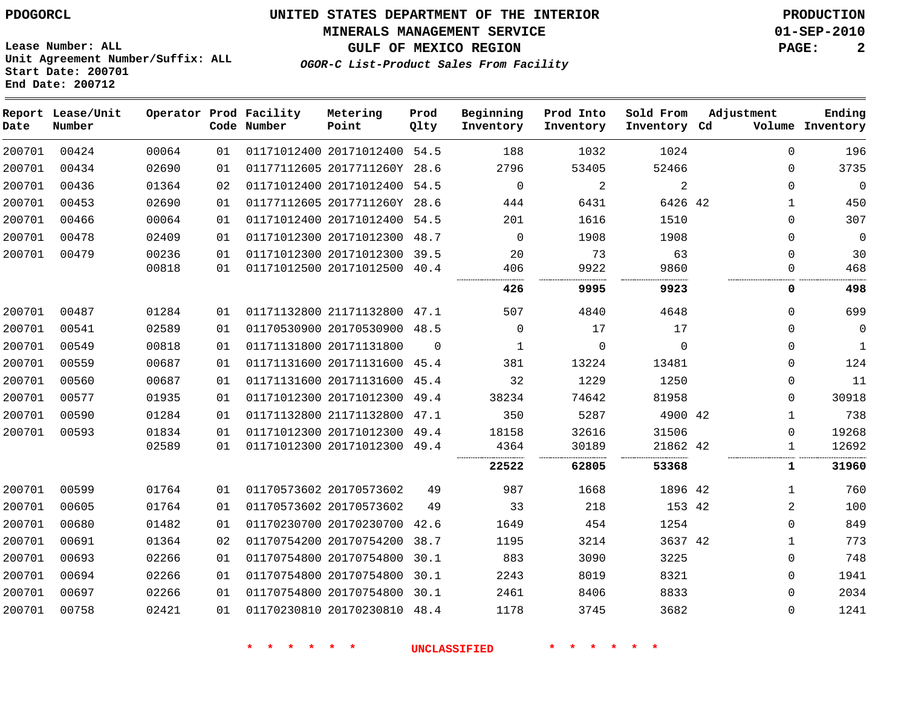PDOGORCL

# UNITED STATES DEPARTMENT OF THE INTERIOR
## MINERALS MANAGEMENT SERVICE
## GULF OF MEXICO REGION
### *OGOR-C List-Product Sales From Facility*

PRODUCTION
01-SEP-2010

Lease Number: ALL
Unit Agreement Number/Suffix: ALL
Start Date: 200701
End Date: 200712

| Report Date | Lease/Unit Number | Operator | Prod Code | Facility Number | Metering Point | Prod Qlty | Beginning Inventory | Prod Into Inventory | Sold From Inventory | Adjustment Cd | Adjustment Volume | Ending Inventory |
|---|---|---|---|---|---|---|---|---|---|---|---|---|
| 200701 | 00424 | 00064 | 01 | 01171012400 | 20171012400 | 54.5 | 188 | 1032 | 1024 | | 0 | 196 |
| 200701 | 00434 | 02690 | 01 | 01177112605 | 2017711260Y | 28.6 | 2796 | 53405 | 52466 | | 0 | 3735 |
| 200701 | 00436 | 01364 | 02 | 01171012400 | 20171012400 | 54.5 | 0 | 2 | 2 | | 0 | 0 |
| 200701 | 00453 | 02690 | 01 | 01177112605 | 2017711260Y | 28.6 | 444 | 6431 | 6426 | 42 | 1 | 450 |
| 200701 | 00466 | 00064 | 01 | 01171012400 | 20171012400 | 54.5 | 201 | 1616 | 1510 | | 0 | 307 |
| 200701 | 00478 | 02409 | 01 | 01171012300 | 20171012300 | 48.7 | 0 | 1908 | 1908 | | 0 | 0 |
| 200701 | 00479 | 00236 | 01 | 01171012300 | 20171012300 | 39.5 | 20 | 73 | 63 | | 0 | 30 |
| | | 00818 | 01 | 01171012500 | 20171012500 | 40.4 | 406 | 9922 | 9860 | | 0 | 468 |
| | | | | | | | **426** | **9995** | **9923** | | **0** | **498** |
| 200701 | 00487 | 01284 | 01 | 01171132800 | 21171132800 | 47.1 | 507 | 4840 | 4648 | | 0 | 699 |
| 200701 | 00541 | 02589 | 01 | 01170530900 | 20170530900 | 48.5 | 0 | 17 | 17 | | 0 | 0 |
| 200701 | 00549 | 00818 | 01 | 01171131800 | 20171131800 | 0 | 1 | 0 | 0 | | 0 | 1 |
| 200701 | 00559 | 00687 | 01 | 01171131600 | 20171131600 | 45.4 | 381 | 13224 | 13481 | | 0 | 124 |
| 200701 | 00560 | 00687 | 01 | 01171131600 | 20171131600 | 45.4 | 32 | 1229 | 1250 | | 0 | 11 |
| 200701 | 00577 | 01935 | 01 | 01171012300 | 20171012300 | 49.4 | 38234 | 74642 | 81958 | | 0 | 30918 |
| 200701 | 00590 | 01284 | 01 | 01171132800 | 21171132800 | 47.1 | 350 | 5287 | 4900 | 42 | 1 | 738 |
| 200701 | 00593 | 01834 | 01 | 01171012300 | 20171012300 | 49.4 | 18158 | 32616 | 31506 | | 0 | 19268 |
| | | 02589 | 01 | 01171012300 | 20171012300 | 49.4 | 4364 | 30189 | 21862 | 42 | 1 | 12692 |
| | | | | | | | **22522** | **62805** | **53368** | | **1** | **31960** |
| 200701 | 00599 | 01764 | 01 | 01170573602 | 20170573602 | 49 | 987 | 1668 | 1896 | 42 | 1 | 760 |
| 200701 | 00605 | 01764 | 01 | 01170573602 | 20170573602 | 49 | 33 | 218 | 153 | 42 | 2 | 100 |
| 200701 | 00680 | 01482 | 01 | 01170230700 | 20170230700 | 42.6 | 1649 | 454 | 1254 | | 0 | 849 |
| 200701 | 00691 | 01364 | 02 | 01170754200 | 20170754200 | 38.7 | 1195 | 3214 | 3637 | 42 | 1 | 773 |
| 200701 | 00693 | 02266 | 01 | 01170754800 | 20170754800 | 30.1 | 883 | 3090 | 3225 | | 0 | 748 |
| 200701 | 00694 | 02266 | 01 | 01170754800 | 20170754800 | 30.1 | 2243 | 8019 | 8321 | | 0 | 1941 |
| 200701 | 00697 | 02266 | 01 | 01170754800 | 20170754800 | 30.1 | 2461 | 8406 | 8833 | | 0 | 2034 |
| 200701 | 00758 | 02421 | 01 | 01170230810 | 20170230810 | 48.4 | 1178 | 3745 | 3682 | | 0 | 1241 |

* * * * * * UNCLASSIFIED * * * * * *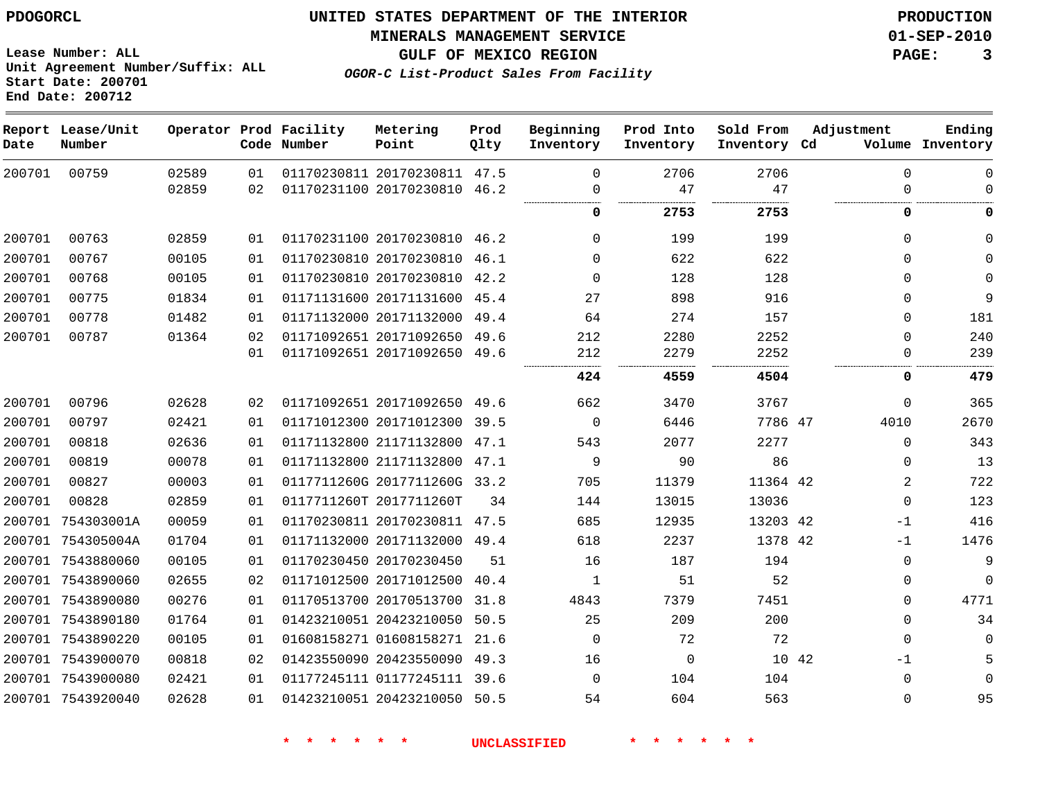PDOGORCL

**UNITED STATES DEPARTMENT OF THE INTERIOR**
**MINERALS MANAGEMENT SERVICE**
**GULF OF MEXICO REGION**
*OGOR-C List-Product Sales From Facility*

PRODUCTION
01-SEP-2010

Lease Number: ALL
Unit Agreement Number/Suffix: ALL
Start Date: 200701
End Date: 200712

| Report Date | Lease/Unit Number | Operator | Prod Code | Facility Number | Metering Point | Prod Qlty | Beginning Inventory | Prod Into Inventory | Sold From Inventory | Adjustment Cd | Adjustment Volume | Ending Inventory |
|---|---|---|---|---|---|---|---|---|---|---|---|---|
| 200701 | 00759 | 02589 | 01 | 01170230811 | 20170230811 | 47.5 | 0 | 2706 | 2706 | | 0 | 0 |
| | | 02859 | 02 | 01170231100 | 20170230810 | 46.2 | 0 | 47 | 47 | | 0 | 0 |
| | | | | | | | **0** | **2753** | **2753** | | **0** | **0** |
| 200701 | 00763 | 02859 | 01 | 01170231100 | 20170230810 | 46.2 | 0 | 199 | 199 | | 0 | 0 |
| 200701 | 00767 | 00105 | 01 | 01170230810 | 20170230810 | 46.1 | 0 | 622 | 622 | | 0 | 0 |
| 200701 | 00768 | 00105 | 01 | 01170230810 | 20170230810 | 42.2 | 0 | 128 | 128 | | 0 | 0 |
| 200701 | 00775 | 01834 | 01 | 01171131600 | 20171131600 | 45.4 | 27 | 898 | 916 | | 0 | 9 |
| 200701 | 00778 | 01482 | 01 | 01171132000 | 20171132000 | 49.4 | 64 | 274 | 157 | | 0 | 181 |
| 200701 | 00787 | 01364 | 02 | 01171092651 | 20171092650 | 49.6 | 212 | 2280 | 2252 | | 0 | 240 |
| | | | 01 | 01171092651 | 20171092650 | 49.6 | 212 | 2279 | 2252 | | 0 | 239 |
| | | | | | | | **424** | **4559** | **4504** | | **0** | **479** |
| 200701 | 00796 | 02628 | 02 | 01171092651 | 20171092650 | 49.6 | 662 | 3470 | 3767 | | 0 | 365 |
| 200701 | 00797 | 02421 | 01 | 01171012300 | 20171012300 | 39.5 | 0 | 6446 | 7786 | 47 | 4010 | 2670 |
| 200701 | 00818 | 02636 | 01 | 01171132800 | 21171132800 | 47.1 | 543 | 2077 | 2277 | | 0 | 343 |
| 200701 | 00819 | 00078 | 01 | 01171132800 | 21171132800 | 47.1 | 9 | 90 | 86 | | 0 | 13 |
| 200701 | 00827 | 00003 | 01 | 0117711260G | 2017711260G | 33.2 | 705 | 11379 | 11364 | 42 | 2 | 722 |
| 200701 | 00828 | 02859 | 01 | 0117711260T | 2017711260T | 34 | 144 | 13015 | 13036 | | 0 | 123 |
| 200701 | 754303001A | 00059 | 01 | 01170230811 | 20170230811 | 47.5 | 685 | 12935 | 13203 | 42 | -1 | 416 |
| 200701 | 754305004A | 01704 | 01 | 01171132000 | 20171132000 | 49.4 | 618 | 2237 | 1378 | 42 | -1 | 1476 |
| 200701 | 7543880060 | 00105 | 01 | 01170230450 | 20170230450 | 51 | 16 | 187 | 194 | | 0 | 9 |
| 200701 | 7543890060 | 02655 | 02 | 01171012500 | 20171012500 | 40.4 | 1 | 51 | 52 | | 0 | 0 |
| 200701 | 7543890080 | 00276 | 01 | 01170513700 | 20170513700 | 31.8 | 4843 | 7379 | 7451 | | 0 | 4771 |
| 200701 | 7543890180 | 01764 | 01 | 01423210051 | 20423210050 | 50.5 | 25 | 209 | 200 | | 0 | 34 |
| 200701 | 7543890220 | 00105 | 01 | 01608158271 | 01608158271 | 21.6 | 0 | 72 | 72 | | 0 | 0 |
| 200701 | 7543900070 | 00818 | 02 | 01423550090 | 20423550090 | 49.3 | 16 | 0 | 10 | 42 | -1 | 5 |
| 200701 | 7543900080 | 02421 | 01 | 01177245111 | 01177245111 | 39.6 | 0 | 104 | 104 | | 0 | 0 |
| 200701 | 7543920040 | 02628 | 01 | 01423210051 | 20423210050 | 50.5 | 54 | 604 | 563 | | 0 | 95 |

* * * * * * UNCLASSIFIED * * * * * *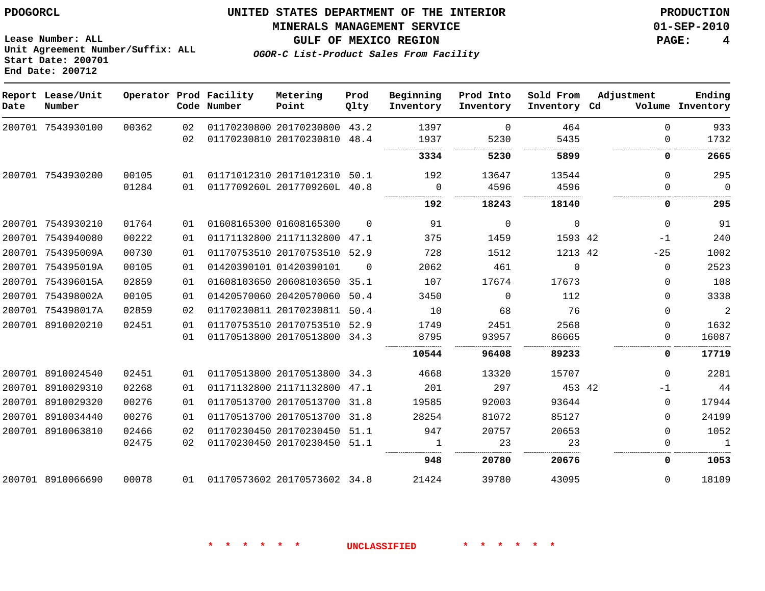PDOGORCL

# UNITED STATES DEPARTMENT OF THE INTERIOR
## MINERALS MANAGEMENT SERVICE
## GULF OF MEXICO REGION
### *OGOR-C List-Product Sales From Facility*

PRODUCTION
01-SEP-2010

Lease Number: ALL
Unit Agreement Number/Suffix: ALL
Start Date: 200701
End Date: 200712

| Report Date | Lease/Unit Number | Operator | Prod Code | Facility Number | Metering Point | Prod Qlty | Beginning Inventory | Prod Into Inventory | Sold From Inventory | Adjustment Cd | Adjustment Volume | Ending Inventory |
|---|---|---|---|---|---|---|---|---|---|---|---|---|
| 200701 | 7543930100 | 00362 | 02 | 01170230800 | 20170230800 | 43.2 | 1397 | 0 | 464 | | 0 | 933 |
| | | | 02 | 01170230810 | 20170230810 | 48.4 | 1937 | 5230 | 5435 | | 0 | 1732 |
| | | | | | | | **3334** | **5230** | **5899** | | **0** | **2665** |
| 200701 | 7543930200 | 00105 | 01 | 01171012310 | 20171012310 | 50.1 | 192 | 13647 | 13544 | | 0 | 295 |
| | | 01284 | 01 | 0117709260L | 2017709260L | 40.8 | 0 | 4596 | 4596 | | 0 | 0 |
| | | | | | | | **192** | **18243** | **18140** | | **0** | **295** |
| 200701 | 7543930210 | 01764 | 01 | 01608165300 | 01608165300 | 0 | 91 | 0 | 0 | | 0 | 91 |
| 200701 | 7543940080 | 00222 | 01 | 01171132800 | 21171132800 | 47.1 | 375 | 1459 | 1593 | 42 | -1 | 240 |
| 200701 | 754395009A | 00730 | 01 | 01170753510 | 20170753510 | 52.9 | 728 | 1512 | 1213 | 42 | -25 | 1002 |
| 200701 | 754395019A | 00105 | 01 | 01420390101 | 01420390101 | 0 | 2062 | 461 | 0 | | 0 | 2523 |
| 200701 | 754396015A | 02859 | 01 | 01608103650 | 20608103650 | 35.1 | 107 | 17674 | 17673 | | 0 | 108 |
| 200701 | 754398002A | 00105 | 01 | 01420570060 | 20420570060 | 50.4 | 3450 | 0 | 112 | | 0 | 3338 |
| 200701 | 754398017A | 02859 | 02 | 01170230811 | 20170230811 | 50.4 | 10 | 68 | 76 | | 0 | 2 |
| 200701 | 8910020210 | 02451 | 01 | 01170753510 | 20170753510 | 52.9 | 1749 | 2451 | 2568 | | 0 | 1632 |
| | | | 01 | 01170513800 | 20170513800 | 34.3 | 8795 | 93957 | 86665 | | 0 | 16087 |
| | | | | | | | **10544** | **96408** | **89233** | | **0** | **17719** |
| 200701 | 8910024540 | 02451 | 01 | 01170513800 | 20170513800 | 34.3 | 4668 | 13320 | 15707 | | 0 | 2281 |
| 200701 | 8910029310 | 02268 | 01 | 01171132800 | 21171132800 | 47.1 | 201 | 297 | 453 | 42 | -1 | 44 |
| 200701 | 8910029320 | 00276 | 01 | 01170513700 | 20170513700 | 31.8 | 19585 | 92003 | 93644 | | 0 | 17944 |
| 200701 | 8910034440 | 00276 | 01 | 01170513700 | 20170513700 | 31.8 | 28254 | 81072 | 85127 | | 0 | 24199 |
| 200701 | 8910063810 | 02466 | 02 | 01170230450 | 20170230450 | 51.1 | 947 | 20757 | 20653 | | 0 | 1052 |
| | | 02475 | 02 | 01170230450 | 20170230450 | 51.1 | 1 | 23 | 23 | | 0 | 1 |
| | | | | | | | **948** | **20780** | **20676** | | **0** | **1053** |
| 200701 | 8910066690 | 00078 | 01 | 01170573602 | 20170573602 | 34.8 | 21424 | 39780 | 43095 | | 0 | 18109 |

* * * * * * UNCLASSIFIED * * * * * *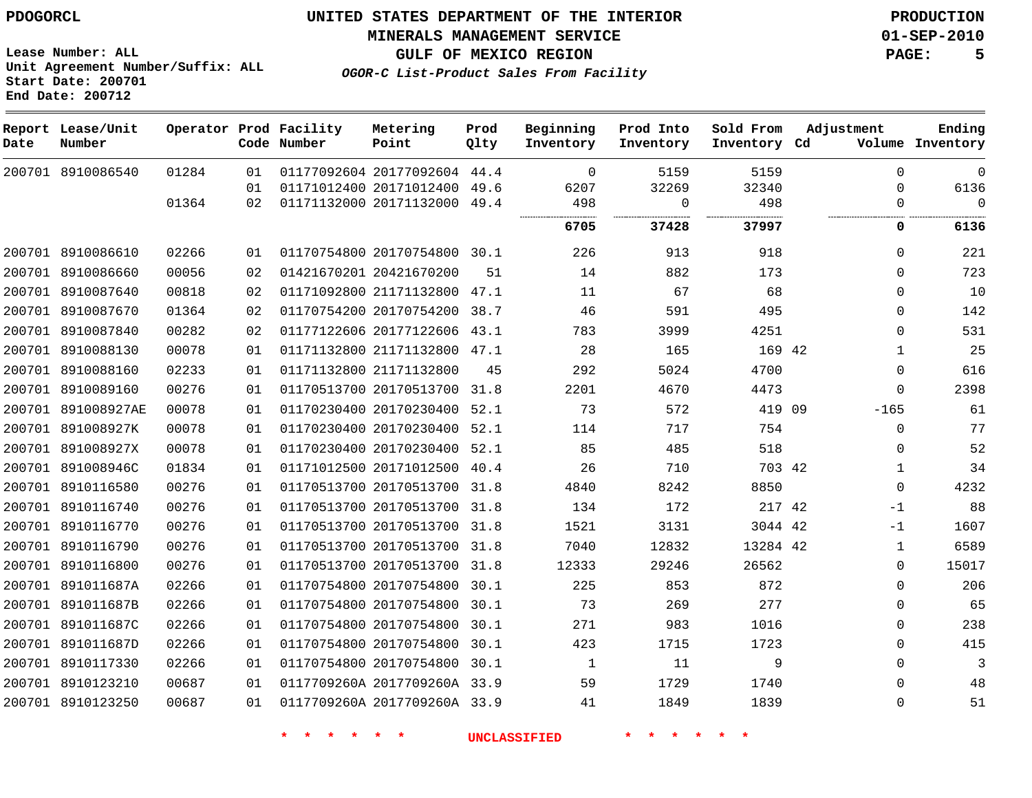Lease Number: ALL
Unit Agreement Number/Suffix: ALL
Start Date: 200701
End Date: 200712

# UNITED STATES DEPARTMENT OF THE INTERIOR
## MINERALS MANAGEMENT SERVICE
## GULF OF MEXICO REGION
### *OGOR-C List-Product Sales From Facility*

PRODUCTION
01-SEP-2010

| Report Date | Lease/Unit Number | Operator | Prod Code | Facility Number | Metering Point | Prod Qlty | Beginning Inventory | Prod Into Inventory | Sold From Inventory | Adjustment Cd | Adjustment Volume | Ending Inventory |
|---|---|---|---|---|---|---|---|---|---|---|---|---|
| 200701 | 8910086540 | 01284 | 01 | 01177092604 | 20177092604 | 44.4 | 0 | 5159 | 5159 | | 0 | 0 |
| | | | 01 | 01171012400 | 20171012400 | 49.6 | 6207 | 32269 | 32340 | | 0 | 6136 |
| | | 01364 | 02 | 01171132000 | 20171132000 | 49.4 | 498 | 0 | 498 | | 0 | 0 |
| | | | | | | | **6705** | **37428** | **37997** | | **0** | **6136** |
| 200701 | 8910086610 | 02266 | 01 | 01170754800 | 20170754800 | 30.1 | 226 | 913 | 918 | | 0 | 221 |
| 200701 | 8910086660 | 00056 | 02 | 01421670201 | 20421670200 | 51 | 14 | 882 | 173 | | 0 | 723 |
| 200701 | 8910087640 | 00818 | 02 | 01171092800 | 21171132800 | 47.1 | 11 | 67 | 68 | | 0 | 10 |
| 200701 | 8910087670 | 01364 | 02 | 01170754200 | 20170754200 | 38.7 | 46 | 591 | 495 | | 0 | 142 |
| 200701 | 8910087840 | 00282 | 02 | 01177122606 | 20177122606 | 43.1 | 783 | 3999 | 4251 | | 0 | 531 |
| 200701 | 8910088130 | 00078 | 01 | 01171132800 | 21171132800 | 47.1 | 28 | 165 | 169 | 42 | 1 | 25 |
| 200701 | 8910088160 | 02233 | 01 | 01171132800 | 21171132800 | 45 | 292 | 5024 | 4700 | | 0 | 616 |
| 200701 | 8910089160 | 00276 | 01 | 01170513700 | 20170513700 | 31.8 | 2201 | 4670 | 4473 | | 0 | 2398 |
| 200701 | 891008927AE | 00078 | 01 | 01170230400 | 20170230400 | 52.1 | 73 | 572 | 419 | 09 | -165 | 61 |
| 200701 | 891008927K | 00078 | 01 | 01170230400 | 20170230400 | 52.1 | 114 | 717 | 754 | | 0 | 77 |
| 200701 | 891008927X | 00078 | 01 | 01170230400 | 20170230400 | 52.1 | 85 | 485 | 518 | | 0 | 52 |
| 200701 | 891008946C | 01834 | 01 | 01171012500 | 20171012500 | 40.4 | 26 | 710 | 703 | 42 | 1 | 34 |
| 200701 | 8910116580 | 00276 | 01 | 01170513700 | 20170513700 | 31.8 | 4840 | 8242 | 8850 | | 0 | 4232 |
| 200701 | 8910116740 | 00276 | 01 | 01170513700 | 20170513700 | 31.8 | 134 | 172 | 217 | 42 | -1 | 88 |
| 200701 | 8910116770 | 00276 | 01 | 01170513700 | 20170513700 | 31.8 | 1521 | 3131 | 3044 | 42 | -1 | 1607 |
| 200701 | 8910116790 | 00276 | 01 | 01170513700 | 20170513700 | 31.8 | 7040 | 12832 | 13284 | 42 | 1 | 6589 |
| 200701 | 8910116800 | 00276 | 01 | 01170513700 | 20170513700 | 31.8 | 12333 | 29246 | 26562 | | 0 | 15017 |
| 200701 | 891011687A | 02266 | 01 | 01170754800 | 20170754800 | 30.1 | 225 | 853 | 872 | | 0 | 206 |
| 200701 | 891011687B | 02266 | 01 | 01170754800 | 20170754800 | 30.1 | 73 | 269 | 277 | | 0 | 65 |
| 200701 | 891011687C | 02266 | 01 | 01170754800 | 20170754800 | 30.1 | 271 | 983 | 1016 | | 0 | 238 |
| 200701 | 891011687D | 02266 | 01 | 01170754800 | 20170754800 | 30.1 | 423 | 1715 | 1723 | | 0 | 415 |
| 200701 | 8910117330 | 02266 | 01 | 01170754800 | 20170754800 | 30.1 | 1 | 11 | 9 | | 0 | 3 |
| 200701 | 8910123210 | 00687 | 01 | 0117709260A | 2017709260A | 33.9 | 59 | 1729 | 1740 | | 0 | 48 |
| 200701 | 8910123250 | 00687 | 01 | 0117709260A | 2017709260A | 33.9 | 41 | 1849 | 1839 | | 0 | 51 |

* * * * * * UNCLASSIFIED * * * * * *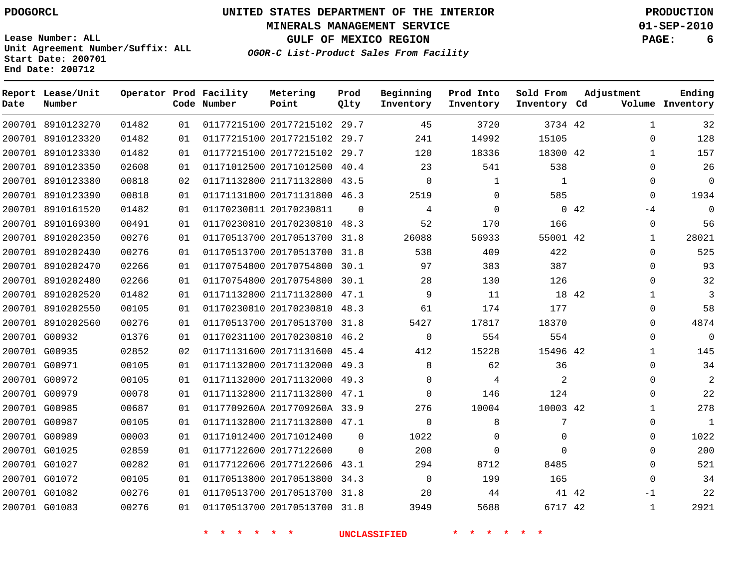PDOGORCL

Lease Number: ALL
Unit Agreement Number/Suffix: ALL
Start Date: 200701
End Date: 200712

# UNITED STATES DEPARTMENT OF THE INTERIOR
## MINERALS MANAGEMENT SERVICE
## GULF OF MEXICO REGION
### *OGOR-C List-Product Sales From Facility*

PRODUCTION
01-SEP-2010

| Report Date | Lease/Unit Number | Operator | Prod Code | Facility Number | Metering Point | Prod Qlty | Beginning Inventory | Prod Into Inventory | Sold From Inventory | Adjustment Cd | Adjustment Volume | Ending Inventory |
|---|---|---|---|---|---|---|---|---|---|---|---|---|
| 200701 | 8910123270 | 01482 | 01 | 01177215100 | 20177215102 | 29.7 | 45 | 3720 | 3734 | 42 | 1 | 32 |
| 200701 | 8910123320 | 01482 | 01 | 01177215100 | 20177215102 | 29.7 | 241 | 14992 | 15105 | | 0 | 128 |
| 200701 | 8910123330 | 01482 | 01 | 01177215100 | 20177215102 | 29.7 | 120 | 18336 | 18300 | 42 | 1 | 157 |
| 200701 | 8910123350 | 02608 | 01 | 01171012500 | 20171012500 | 40.4 | 23 | 541 | 538 | | 0 | 26 |
| 200701 | 8910123380 | 00818 | 02 | 01171132800 | 21171132800 | 43.5 | 0 | 1 | 1 | | 0 | 0 |
| 200701 | 8910123390 | 00818 | 01 | 01171131800 | 20171131800 | 46.3 | 2519 | 0 | 585 | | 0 | 1934 |
| 200701 | 8910161520 | 01482 | 01 | 01170230811 | 20170230811 | 0 | 4 | 0 | 0 | 42 | -4 | 0 |
| 200701 | 8910169300 | 00491 | 01 | 01170230810 | 20170230810 | 48.3 | 52 | 170 | 166 | | 0 | 56 |
| 200701 | 8910202350 | 00276 | 01 | 01170513700 | 20170513700 | 31.8 | 26088 | 56933 | 55001 | 42 | 1 | 28021 |
| 200701 | 8910202430 | 00276 | 01 | 01170513700 | 20170513700 | 31.8 | 538 | 409 | 422 | | 0 | 525 |
| 200701 | 8910202470 | 02266 | 01 | 01170754800 | 20170754800 | 30.1 | 97 | 383 | 387 | | 0 | 93 |
| 200701 | 8910202480 | 02266 | 01 | 01170754800 | 20170754800 | 30.1 | 28 | 130 | 126 | | 0 | 32 |
| 200701 | 8910202520 | 01482 | 01 | 01171132800 | 21171132800 | 47.1 | 9 | 11 | 18 | 42 | 1 | 3 |
| 200701 | 8910202550 | 00105 | 01 | 01170230810 | 20170230810 | 48.3 | 61 | 174 | 177 | | 0 | 58 |
| 200701 | 8910202560 | 00276 | 01 | 01170513700 | 20170513700 | 31.8 | 5427 | 17817 | 18370 | | 0 | 4874 |
| 200701 | G00932 | 01376 | 01 | 01170231100 | 20170230810 | 46.2 | 0 | 554 | 554 | | 0 | 0 |
| 200701 | G00935 | 02852 | 02 | 01171131600 | 20171131600 | 45.4 | 412 | 15228 | 15496 | 42 | 1 | 145 |
| 200701 | G00971 | 00105 | 01 | 01171132000 | 20171132000 | 49.3 | 8 | 62 | 36 | | 0 | 34 |
| 200701 | G00972 | 00105 | 01 | 01171132000 | 20171132000 | 49.3 | 0 | 4 | 2 | | 0 | 2 |
| 200701 | G00979 | 00078 | 01 | 01171132800 | 21171132800 | 47.1 | 0 | 146 | 124 | | 0 | 22 |
| 200701 | G00985 | 00687 | 01 | 0117709260A | 2017709260A | 33.9 | 276 | 10004 | 10003 | 42 | 1 | 278 |
| 200701 | G00987 | 00105 | 01 | 01171132800 | 21171132800 | 47.1 | 0 | 8 | 7 | | 0 | 1 |
| 200701 | G00989 | 00003 | 01 | 01171012400 | 20171012400 | 0 | 1022 | 0 | 0 | | 0 | 1022 |
| 200701 | G01025 | 02859 | 01 | 01177122600 | 20177122600 | 0 | 200 | 0 | 0 | | 0 | 200 |
| 200701 | G01027 | 00282 | 01 | 01177122606 | 20177122606 | 43.1 | 294 | 8712 | 8485 | | 0 | 521 |
| 200701 | G01072 | 00105 | 01 | 01170513800 | 20170513800 | 34.3 | 0 | 199 | 165 | | 0 | 34 |
| 200701 | G01082 | 00276 | 01 | 01170513700 | 20170513700 | 31.8 | 20 | 44 | 41 | 42 | -1 | 22 |
| 200701 | G01083 | 00276 | 01 | 01170513700 | 20170513700 | 31.8 | 3949 | 5688 | 6717 | 42 | 1 | 2921 |

* * * * * * UNCLASSIFIED * * * * * *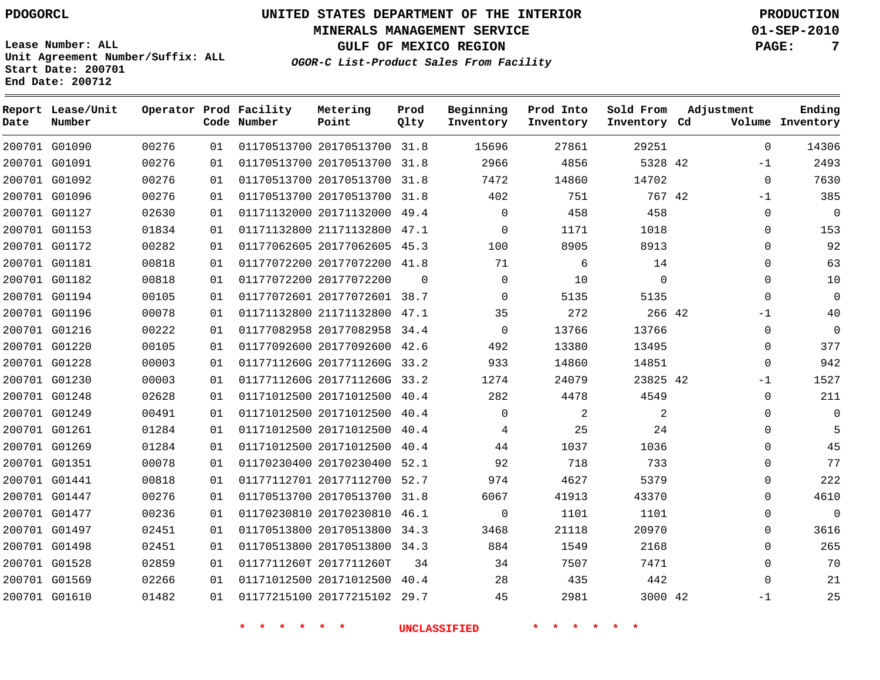PDOGORCL

# UNITED STATES DEPARTMENT OF THE INTERIOR
## MINERALS MANAGEMENT SERVICE
## GULF OF MEXICO REGION
### *OGOR-C List-Product Sales From Facility*

PRODUCTION
01-SEP-2010

Lease Number: ALL
Unit Agreement Number/Suffix: ALL
Start Date: 200701
End Date: 200712

| Report Date | Lease/Unit Number | Operator | Prod Code | Facility Number | Metering Point | Prod Qlty | Beginning Inventory | Prod Into Inventory | Sold From Inventory | Adjustment Cd | Adjustment Volume | Ending Inventory |
|---|---|---|---|---|---|---|---|---|---|---|---|---|
| 200701 | G01090 | 00276 | 01 | 01170513700 | 20170513700 | 31.8 | 15696 | 27861 | 29251 | | 0 | 14306 |
| 200701 | G01091 | 00276 | 01 | 01170513700 | 20170513700 | 31.8 | 2966 | 4856 | 5328 | 42 | -1 | 2493 |
| 200701 | G01092 | 00276 | 01 | 01170513700 | 20170513700 | 31.8 | 7472 | 14860 | 14702 | | 0 | 7630 |
| 200701 | G01096 | 00276 | 01 | 01170513700 | 20170513700 | 31.8 | 402 | 751 | 767 | 42 | -1 | 385 |
| 200701 | G01127 | 02630 | 01 | 01171132000 | 20171132000 | 49.4 | 0 | 458 | 458 | | 0 | 0 |
| 200701 | G01153 | 01834 | 01 | 01171132800 | 21171132800 | 47.1 | 0 | 1171 | 1018 | | 0 | 153 |
| 200701 | G01172 | 00282 | 01 | 01177062605 | 20177062605 | 45.3 | 100 | 8905 | 8913 | | 0 | 92 |
| 200701 | G01181 | 00818 | 01 | 01177072200 | 20177072200 | 41.8 | 71 | 6 | 14 | | 0 | 63 |
| 200701 | G01182 | 00818 | 01 | 01177072200 | 20177072200 | 0 | 0 | 10 | 0 | | 0 | 10 |
| 200701 | G01194 | 00105 | 01 | 01177072601 | 20177072601 | 38.7 | 0 | 5135 | 5135 | | 0 | 0 |
| 200701 | G01196 | 00078 | 01 | 01171132800 | 21171132800 | 47.1 | 35 | 272 | 266 | 42 | -1 | 40 |
| 200701 | G01216 | 00222 | 01 | 01177082958 | 20177082958 | 34.4 | 0 | 13766 | 13766 | | 0 | 0 |
| 200701 | G01220 | 00105 | 01 | 01177092600 | 20177092600 | 42.6 | 492 | 13380 | 13495 | | 0 | 377 |
| 200701 | G01228 | 00003 | 01 | 0117711260G | 2017711260G | 33.2 | 933 | 14860 | 14851 | | 0 | 942 |
| 200701 | G01230 | 00003 | 01 | 0117711260G | 2017711260G | 33.2 | 1274 | 24079 | 23825 | 42 | -1 | 1527 |
| 200701 | G01248 | 02628 | 01 | 01171012500 | 20171012500 | 40.4 | 282 | 4478 | 4549 | | 0 | 211 |
| 200701 | G01249 | 00491 | 01 | 01171012500 | 20171012500 | 40.4 | 0 | 2 | 2 | | 0 | 0 |
| 200701 | G01261 | 01284 | 01 | 01171012500 | 20171012500 | 40.4 | 4 | 25 | 24 | | 0 | 5 |
| 200701 | G01269 | 01284 | 01 | 01171012500 | 20171012500 | 40.4 | 44 | 1037 | 1036 | | 0 | 45 |
| 200701 | G01351 | 00078 | 01 | 01170230400 | 20170230400 | 52.1 | 92 | 718 | 733 | | 0 | 77 |
| 200701 | G01441 | 00818 | 01 | 01177112701 | 20177112700 | 52.7 | 974 | 4627 | 5379 | | 0 | 222 |
| 200701 | G01447 | 00276 | 01 | 01170513700 | 20170513700 | 31.8 | 6067 | 41913 | 43370 | | 0 | 4610 |
| 200701 | G01477 | 00236 | 01 | 01170230810 | 20170230810 | 46.1 | 0 | 1101 | 1101 | | 0 | 0 |
| 200701 | G01497 | 02451 | 01 | 01170513800 | 20170513800 | 34.3 | 3468 | 21118 | 20970 | | 0 | 3616 |
| 200701 | G01498 | 02451 | 01 | 01170513800 | 20170513800 | 34.3 | 884 | 1549 | 2168 | | 0 | 265 |
| 200701 | G01528 | 02859 | 01 | 0117711260T | 2017711260T | 34 | 34 | 7507 | 7471 | | 0 | 70 |
| 200701 | G01569 | 02266 | 01 | 01171012500 | 20171012500 | 40.4 | 28 | 435 | 442 | | 0 | 21 |
| 200701 | G01610 | 01482 | 01 | 01177215100 | 20177215102 | 29.7 | 45 | 2981 | 3000 | 42 | -1 | 25 |

* * * * * * UNCLASSIFIED * * * * * *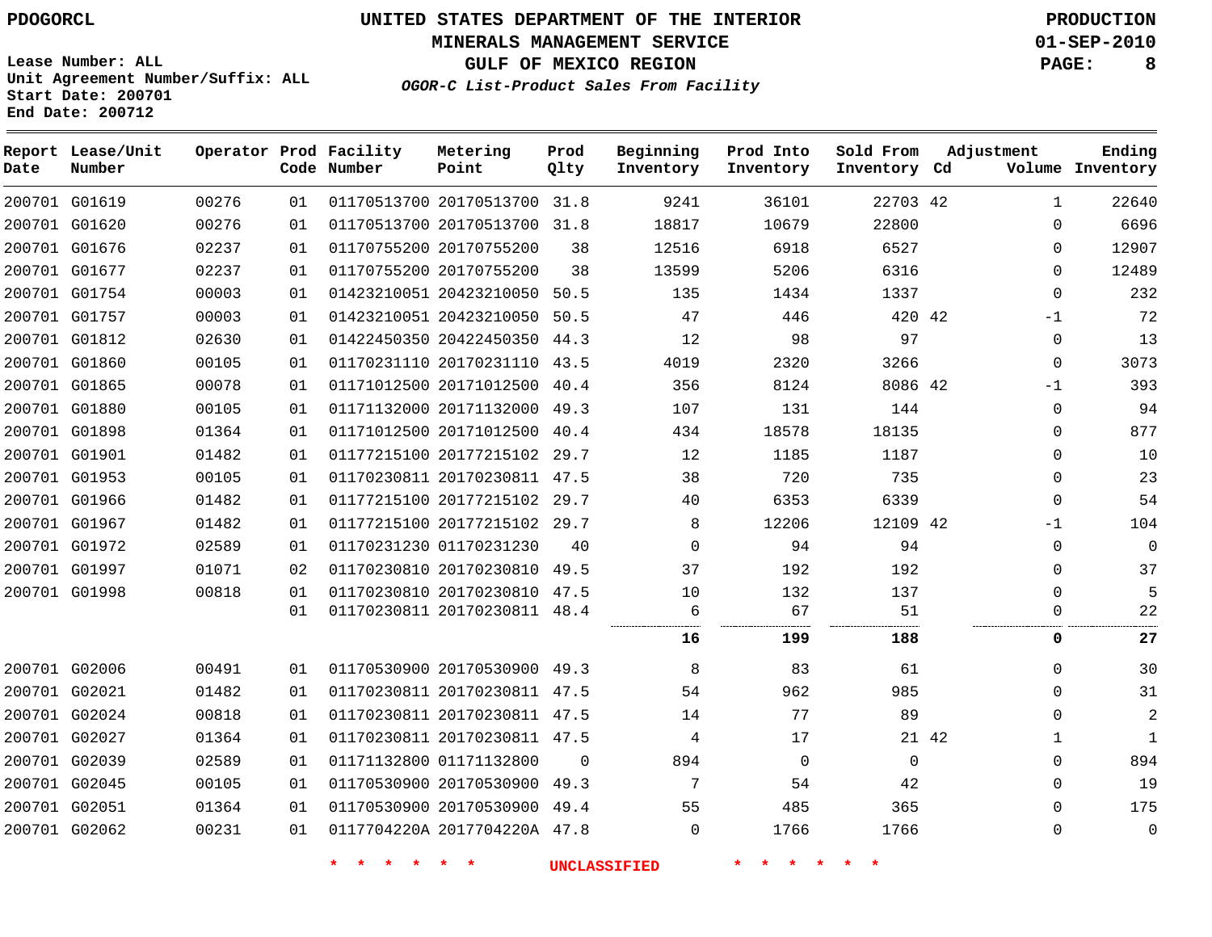PDOGORCL

**UNITED STATES DEPARTMENT OF THE INTERIOR**
**MINERALS MANAGEMENT SERVICE**
**GULF OF MEXICO REGION**
***OGOR-C List-Product Sales From Facility***

**PRODUCTION**
**01-SEP-2010**

Lease Number: ALL
Unit Agreement Number/Suffix: ALL
Start Date: 200701
End Date: 200712

| Report Date | Lease/Unit Number | Operator | Prod Code | Facility Number | Metering Point | Prod Qlty | Beginning Inventory | Prod Into Inventory | Sold From Inventory | Adjustment Cd | Adjustment Volume | Ending Inventory |
|---|---|---|---|---|---|---|---|---|---|---|---|---|
| 200701 | G01619 | 00276 | 01 | 01170513700 | 20170513700 | 31.8 | 9241 | 36101 | 22703 | 42 | 1 | 22640 |
| 200701 | G01620 | 00276 | 01 | 01170513700 | 20170513700 | 31.8 | 18817 | 10679 | 22800 | | 0 | 6696 |
| 200701 | G01676 | 02237 | 01 | 01170755200 | 20170755200 | 38 | 12516 | 6918 | 6527 | | 0 | 12907 |
| 200701 | G01677 | 02237 | 01 | 01170755200 | 20170755200 | 38 | 13599 | 5206 | 6316 | | 0 | 12489 |
| 200701 | G01754 | 00003 | 01 | 01423210051 | 20423210050 | 50.5 | 135 | 1434 | 1337 | | 0 | 232 |
| 200701 | G01757 | 00003 | 01 | 01423210051 | 20423210050 | 50.5 | 47 | 446 | 420 | 42 | -1 | 72 |
| 200701 | G01812 | 02630 | 01 | 01422450350 | 20422450350 | 44.3 | 12 | 98 | 97 | | 0 | 13 |
| 200701 | G01860 | 00105 | 01 | 01170231110 | 20170231110 | 43.5 | 4019 | 2320 | 3266 | | 0 | 3073 |
| 200701 | G01865 | 00078 | 01 | 01171012500 | 20171012500 | 40.4 | 356 | 8124 | 8086 | 42 | -1 | 393 |
| 200701 | G01880 | 00105 | 01 | 01171132000 | 20171132000 | 49.3 | 107 | 131 | 144 | | 0 | 94 |
| 200701 | G01898 | 01364 | 01 | 01171012500 | 20171012500 | 40.4 | 434 | 18578 | 18135 | | 0 | 877 |
| 200701 | G01901 | 01482 | 01 | 01177215100 | 20177215102 | 29.7 | 12 | 1185 | 1187 | | 0 | 10 |
| 200701 | G01953 | 00105 | 01 | 01170230811 | 20170230811 | 47.5 | 38 | 720 | 735 | | 0 | 23 |
| 200701 | G01966 | 01482 | 01 | 01177215100 | 20177215102 | 29.7 | 40 | 6353 | 6339 | | 0 | 54 |
| 200701 | G01967 | 01482 | 01 | 01177215100 | 20177215102 | 29.7 | 8 | 12206 | 12109 | 42 | -1 | 104 |
| 200701 | G01972 | 02589 | 01 | 01170231230 | 01170231230 | 40 | 0 | 94 | 94 | | 0 | 0 |
| 200701 | G01997 | 01071 | 02 | 01170230810 | 20170230810 | 49.5 | 37 | 192 | 192 | | 0 | 37 |
| 200701 | G01998 | 00818 | 01 | 01170230810 | 20170230810 | 47.5 | 10 | 132 | 137 | | 0 | 5 |
| | | | 01 | 01170230811 | 20170230811 | 48.4 | 6 | 67 | 51 | | 0 | 22 |
| | | | | | | | **16** | **199** | **188** | | **0** | **27** |
| 200701 | G02006 | 00491 | 01 | 01170530900 | 20170530900 | 49.3 | 8 | 83 | 61 | | 0 | 30 |
| 200701 | G02021 | 01482 | 01 | 01170230811 | 20170230811 | 47.5 | 54 | 962 | 985 | | 0 | 31 |
| 200701 | G02024 | 00818 | 01 | 01170230811 | 20170230811 | 47.5 | 14 | 77 | 89 | | 0 | 2 |
| 200701 | G02027 | 01364 | 01 | 01170230811 | 20170230811 | 47.5 | 4 | 17 | 21 | 42 | 1 | 1 |
| 200701 | G02039 | 02589 | 01 | 01171132800 | 01171132800 | 0 | 894 | 0 | 0 | | 0 | 894 |
| 200701 | G02045 | 00105 | 01 | 01170530900 | 20170530900 | 49.3 | 7 | 54 | 42 | | 0 | 19 |
| 200701 | G02051 | 01364 | 01 | 01170530900 | 20170530900 | 49.4 | 55 | 485 | 365 | | 0 | 175 |
| 200701 | G02062 | 00231 | 01 | 0117704220A | 2017704220A | 47.8 | 0 | 1766 | 1766 | | 0 | 0 |

* * * * * * UNCLASSIFIED * * * * * *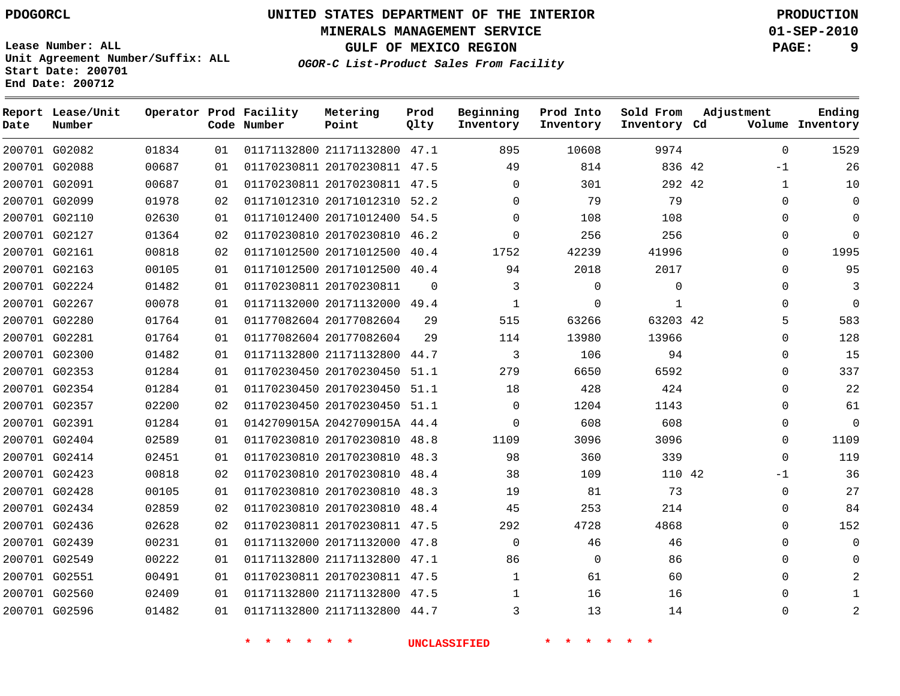PDOGORCL

**UNITED STATES DEPARTMENT OF THE INTERIOR**
**MINERALS MANAGEMENT SERVICE**
**GULF OF MEXICO REGION**
***OGOR-C List-Product Sales From Facility***

PRODUCTION
01-SEP-2010

Lease Number: ALL
Unit Agreement Number/Suffix: ALL
Start Date: 200701
End Date: 200712

| Report Date | Lease/Unit Number | Operator | Prod Code | Facility Number | Metering Point | Prod Qlty | Beginning Inventory | Prod Into Inventory | Sold From Inventory | Adjustment Cd | Adjustment Volume | Ending Inventory |
|---|---|---|---|---|---|---|---|---|---|---|---|---|
| 200701 | G02082 | 01834 | 01 | 01171132800 | 21171132800 | 47.1 | 895 | 10608 | 9974 | | 0 | 1529 |
| 200701 | G02088 | 00687 | 01 | 01170230811 | 20170230811 | 47.5 | 49 | 814 | 836 | 42 | -1 | 26 |
| 200701 | G02091 | 00687 | 01 | 01170230811 | 20170230811 | 47.5 | 0 | 301 | 292 | 42 | 1 | 10 |
| 200701 | G02099 | 01978 | 02 | 01171012310 | 20171012310 | 52.2 | 0 | 79 | 79 | | 0 | 0 |
| 200701 | G02110 | 02630 | 01 | 01171012400 | 20171012400 | 54.5 | 0 | 108 | 108 | | 0 | 0 |
| 200701 | G02127 | 01364 | 02 | 01170230810 | 20170230810 | 46.2 | 0 | 256 | 256 | | 0 | 0 |
| 200701 | G02161 | 00818 | 02 | 01171012500 | 20171012500 | 40.4 | 1752 | 42239 | 41996 | | 0 | 1995 |
| 200701 | G02163 | 00105 | 01 | 01171012500 | 20171012500 | 40.4 | 94 | 2018 | 2017 | | 0 | 95 |
| 200701 | G02224 | 01482 | 01 | 01170230811 | 20170230811 | 0 | 3 | 0 | 0 | | 0 | 3 |
| 200701 | G02267 | 00078 | 01 | 01171132000 | 20171132000 | 49.4 | 1 | 0 | 1 | | 0 | 0 |
| 200701 | G02280 | 01764 | 01 | 01177082604 | 20177082604 | 29 | 515 | 63266 | 63203 | 42 | 5 | 583 |
| 200701 | G02281 | 01764 | 01 | 01177082604 | 20177082604 | 29 | 114 | 13980 | 13966 | | 0 | 128 |
| 200701 | G02300 | 01482 | 01 | 01171132800 | 21171132800 | 44.7 | 3 | 106 | 94 | | 0 | 15 |
| 200701 | G02353 | 01284 | 01 | 01170230450 | 20170230450 | 51.1 | 279 | 6650 | 6592 | | 0 | 337 |
| 200701 | G02354 | 01284 | 01 | 01170230450 | 20170230450 | 51.1 | 18 | 428 | 424 | | 0 | 22 |
| 200701 | G02357 | 02200 | 02 | 01170230450 | 20170230450 | 51.1 | 0 | 1204 | 1143 | | 0 | 61 |
| 200701 | G02391 | 01284 | 01 | 0142709015A | 2042709015A | 44.4 | 0 | 608 | 608 | | 0 | 0 |
| 200701 | G02404 | 02589 | 01 | 01170230810 | 20170230810 | 48.8 | 1109 | 3096 | 3096 | | 0 | 1109 |
| 200701 | G02414 | 02451 | 01 | 01170230810 | 20170230810 | 48.3 | 98 | 360 | 339 | | 0 | 119 |
| 200701 | G02423 | 00818 | 02 | 01170230810 | 20170230810 | 48.4 | 38 | 109 | 110 | 42 | -1 | 36 |
| 200701 | G02428 | 00105 | 01 | 01170230810 | 20170230810 | 48.3 | 19 | 81 | 73 | | 0 | 27 |
| 200701 | G02434 | 02859 | 02 | 01170230810 | 20170230810 | 48.4 | 45 | 253 | 214 | | 0 | 84 |
| 200701 | G02436 | 02628 | 02 | 01170230811 | 20170230811 | 47.5 | 292 | 4728 | 4868 | | 0 | 152 |
| 200701 | G02439 | 00231 | 01 | 01171132000 | 20171132000 | 47.8 | 0 | 46 | 46 | | 0 | 0 |
| 200701 | G02549 | 00222 | 01 | 01171132800 | 21171132800 | 47.1 | 86 | 0 | 86 | | 0 | 0 |
| 200701 | G02551 | 00491 | 01 | 01170230811 | 20170230811 | 47.5 | 1 | 61 | 60 | | 0 | 2 |
| 200701 | G02560 | 02409 | 01 | 01171132800 | 21171132800 | 47.5 | 1 | 16 | 16 | | 0 | 1 |
| 200701 | G02596 | 01482 | 01 | 01171132800 | 21171132800 | 44.7 | 3 | 13 | 14 | | 0 | 2 |

\* \* \* \* \* \* UNCLASSIFIED \* \* \* \* \* \*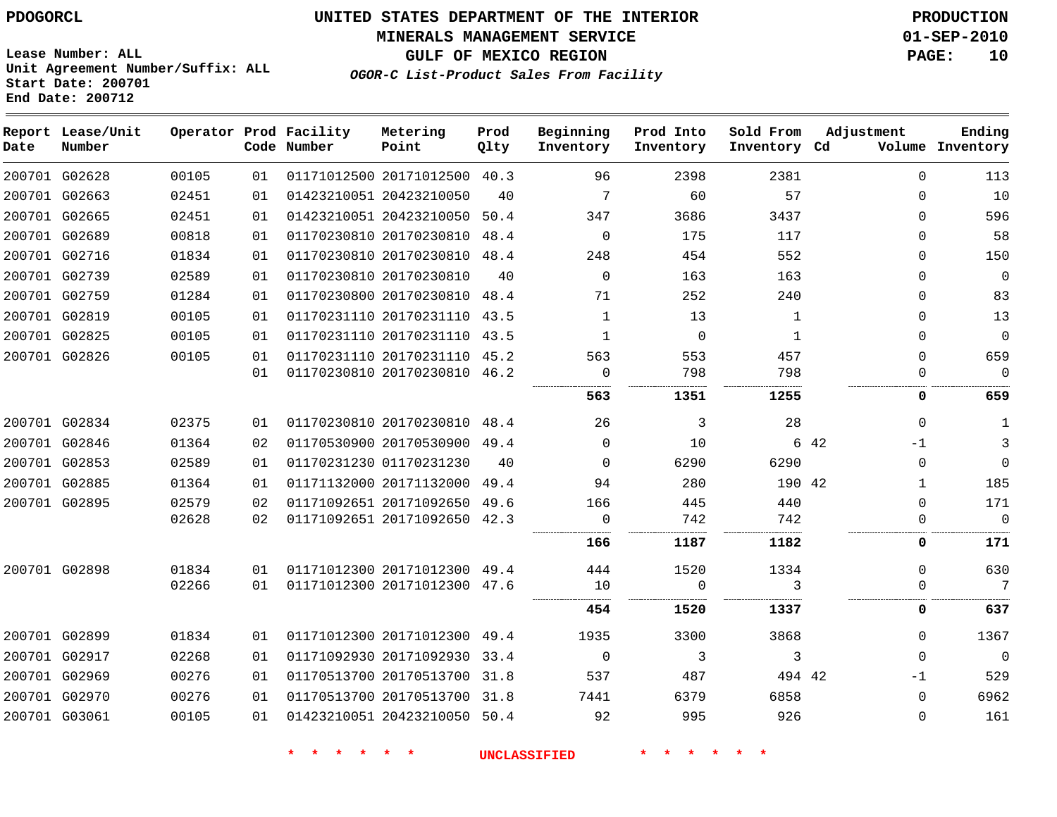PDOGORCL

Lease Number: ALL
Unit Agreement Number/Suffix: ALL
Start Date: 200701
End Date: 200712

# UNITED STATES DEPARTMENT OF THE INTERIOR
## MINERALS MANAGEMENT SERVICE
## GULF OF MEXICO REGION
### *OGOR-C List-Product Sales From Facility*

PRODUCTION
01-SEP-2010

| Report Date | Lease/Unit Number | Operator | Prod Code | Facility Number | Metering Point | Prod Qlty | Beginning Inventory | Prod Into Inventory | Sold From Inventory | Adjustment Cd | Volume | Ending Inventory |
|---|---|---|---|---|---|---|---|---|---|---|---|---|
| 200701 | G02628 | 00105 | 01 | 01171012500 | 20171012500 | 40.3 | 96 | 2398 | 2381 | | 0 | 113 |
| 200701 | G02663 | 02451 | 01 | 01423210051 | 20423210050 | 40 | 7 | 60 | 57 | | 0 | 10 |
| 200701 | G02665 | 02451 | 01 | 01423210051 | 20423210050 | 50.4 | 347 | 3686 | 3437 | | 0 | 596 |
| 200701 | G02689 | 00818 | 01 | 01170230810 | 20170230810 | 48.4 | 0 | 175 | 117 | | 0 | 58 |
| 200701 | G02716 | 01834 | 01 | 01170230810 | 20170230810 | 48.4 | 248 | 454 | 552 | | 0 | 150 |
| 200701 | G02739 | 02589 | 01 | 01170230810 | 20170230810 | 40 | 0 | 163 | 163 | | 0 | 0 |
| 200701 | G02759 | 01284 | 01 | 01170230800 | 20170230810 | 48.4 | 71 | 252 | 240 | | 0 | 83 |
| 200701 | G02819 | 00105 | 01 | 01170231110 | 20170231110 | 43.5 | 1 | 13 | 1 | | 0 | 13 |
| 200701 | G02825 | 00105 | 01 | 01170231110 | 20170231110 | 43.5 | 1 | 0 | 1 | | 0 | 0 |
| 200701 | G02826 | 00105 | 01 | 01170231110 | 20170231110 | 45.2 | 563 | 553 | 457 | | 0 | 659 |
| | | | 01 | 01170230810 | 20170230810 | 46.2 | 0 | 798 | 798 | | 0 | 0 |
| | | | | | | | **563** | **1351** | **1255** | | **0** | **659** |
| 200701 | G02834 | 02375 | 01 | 01170230810 | 20170230810 | 48.4 | 26 | 3 | 28 | | 0 | 1 |
| 200701 | G02846 | 01364 | 02 | 01170530900 | 20170530900 | 49.4 | 0 | 10 | 6 | 42 | -1 | 3 |
| 200701 | G02853 | 02589 | 01 | 01170231230 | 01170231230 | 40 | 0 | 6290 | 6290 | | 0 | 0 |
| 200701 | G02885 | 01364 | 01 | 01171132000 | 20171132000 | 49.4 | 94 | 280 | 190 | 42 | 1 | 185 |
| 200701 | G02895 | 02579 | 02 | 01171092651 | 20171092650 | 49.6 | 166 | 445 | 440 | | 0 | 171 |
| | | 02628 | 02 | 01171092651 | 20171092650 | 42.3 | 0 | 742 | 742 | | 0 | 0 |
| | | | | | | | **166** | **1187** | **1182** | | **0** | **171** |
| 200701 | G02898 | 01834 | 01 | 01171012300 | 20171012300 | 49.4 | 444 | 1520 | 1334 | | 0 | 630 |
| | | 02266 | 01 | 01171012300 | 20171012300 | 47.6 | 10 | 0 | 3 | | 0 | 7 |
| | | | | | | | **454** | **1520** | **1337** | | **0** | **637** |
| 200701 | G02899 | 01834 | 01 | 01171012300 | 20171012300 | 49.4 | 1935 | 3300 | 3868 | | 0 | 1367 |
| 200701 | G02917 | 02268 | 01 | 01171092930 | 20171092930 | 33.4 | 0 | 3 | 3 | | 0 | 0 |
| 200701 | G02969 | 00276 | 01 | 01170513700 | 20170513700 | 31.8 | 537 | 487 | 494 | 42 | -1 | 529 |
| 200701 | G02970 | 00276 | 01 | 01170513700 | 20170513700 | 31.8 | 7441 | 6379 | 6858 | | 0 | 6962 |
| 200701 | G03061 | 00105 | 01 | 01423210051 | 20423210050 | 50.4 | 92 | 995 | 926 | | 0 | 161 |

\* \* \* \* \* \* UNCLASSIFIED \* \* \* \* \* \*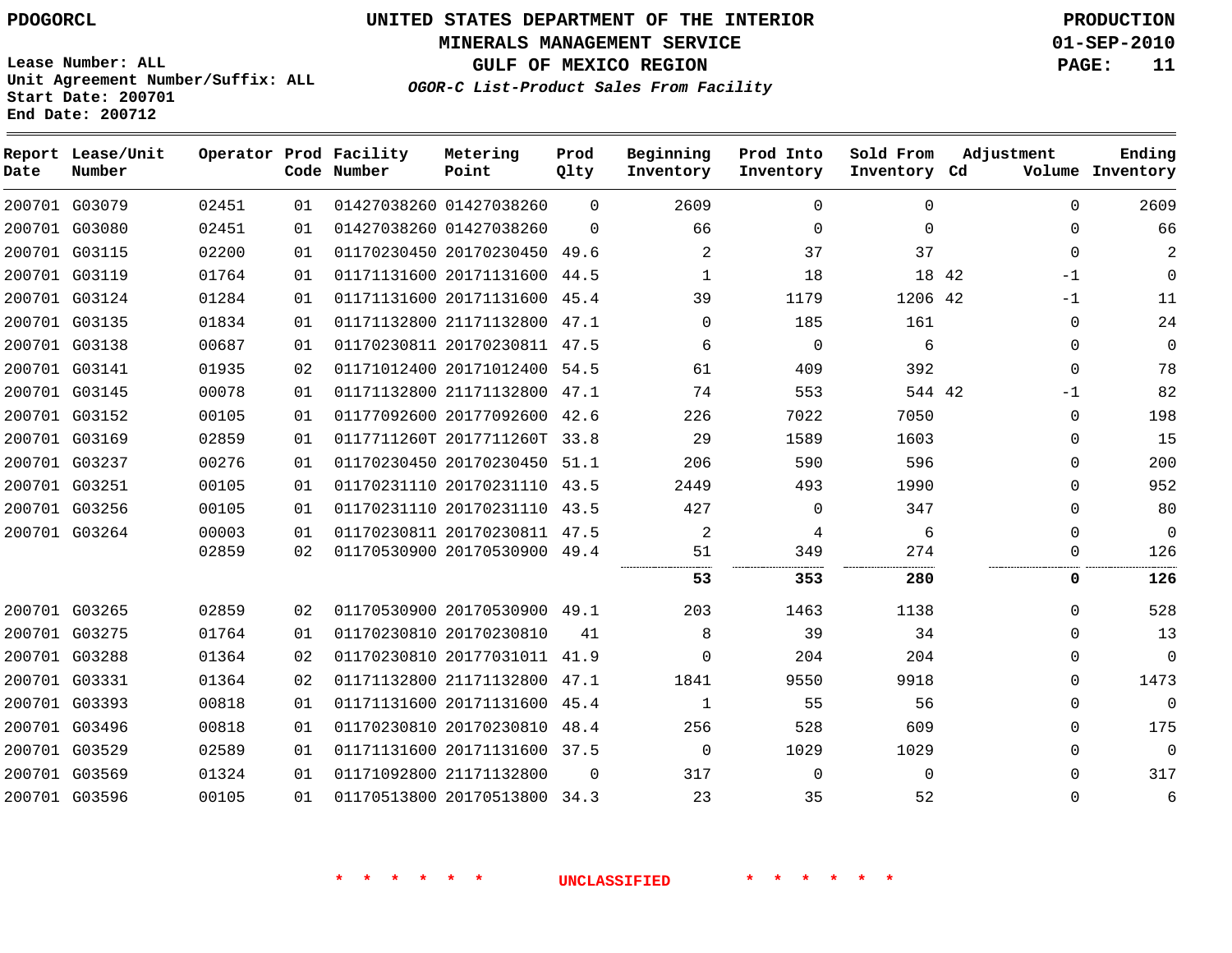PDOGORCL

# UNITED STATES DEPARTMENT OF THE INTERIOR
## MINERALS MANAGEMENT SERVICE
## GULF OF MEXICO REGION
### *OGOR-C List-Product Sales From Facility*

PRODUCTION
01-SEP-2010

Lease Number: ALL
Unit Agreement Number/Suffix: ALL
Start Date: 200701
End Date: 200712

| Report Date | Lease/Unit Number | Operator | Prod Code | Facility Number | Metering Point | Prod Qlty | Beginning Inventory | Prod Into Inventory | Sold From Inventory | Adjustment Cd | Adjustment Volume | Ending Inventory |
|---|---|---|---|---|---|---|---|---|---|---|---|---|
| 200701 | G03079 | 02451 | 01 | 01427038260 | 01427038260 | 0 | 2609 | 0 | 0 | | 0 | 2609 |
| 200701 | G03080 | 02451 | 01 | 01427038260 | 01427038260 | 0 | 66 | 0 | 0 | | 0 | 66 |
| 200701 | G03115 | 02200 | 01 | 01170230450 | 20170230450 | 49.6 | 2 | 37 | 37 | | 0 | 2 |
| 200701 | G03119 | 01764 | 01 | 01171131600 | 20171131600 | 44.5 | 1 | 18 | 18 | 42 | -1 | 0 |
| 200701 | G03124 | 01284 | 01 | 01171131600 | 20171131600 | 45.4 | 39 | 1179 | 1206 | 42 | -1 | 11 |
| 200701 | G03135 | 01834 | 01 | 01171132800 | 21171132800 | 47.1 | 0 | 185 | 161 | | 0 | 24 |
| 200701 | G03138 | 00687 | 01 | 01170230811 | 20170230811 | 47.5 | 6 | 0 | 6 | | 0 | 0 |
| 200701 | G03141 | 01935 | 02 | 01171012400 | 20171012400 | 54.5 | 61 | 409 | 392 | | 0 | 78 |
| 200701 | G03145 | 00078 | 01 | 01171132800 | 21171132800 | 47.1 | 74 | 553 | 544 | 42 | -1 | 82 |
| 200701 | G03152 | 00105 | 01 | 01177092600 | 20177092600 | 42.6 | 226 | 7022 | 7050 | | 0 | 198 |
| 200701 | G03169 | 02859 | 01 | 0117711260T | 2017711260T | 33.8 | 29 | 1589 | 1603 | | 0 | 15 |
| 200701 | G03237 | 00276 | 01 | 01170230450 | 20170230450 | 51.1 | 206 | 590 | 596 | | 0 | 200 |
| 200701 | G03251 | 00105 | 01 | 01170231110 | 20170231110 | 43.5 | 2449 | 493 | 1990 | | 0 | 952 |
| 200701 | G03256 | 00105 | 01 | 01170231110 | 20170231110 | 43.5 | 427 | 0 | 347 | | 0 | 80 |
| 200701 | G03264 | 00003 | 01 | 01170230811 | 20170230811 | 47.5 | 2 | 4 | 6 | | 0 | 0 |
| | | 02859 | 02 | 01170530900 | 20170530900 | 49.4 | 51 | 349 | 274 | | 0 | 126 |
| | | | | | | | **53** | **353** | **280** | | **0** | **126** |
| 200701 | G03265 | 02859 | 02 | 01170530900 | 20170530900 | 49.1 | 203 | 1463 | 1138 | | 0 | 528 |
| 200701 | G03275 | 01764 | 01 | 01170230810 | 20170230810 | 41 | 8 | 39 | 34 | | 0 | 13 |
| 200701 | G03288 | 01364 | 02 | 01170230810 | 20177031011 | 41.9 | 0 | 204 | 204 | | 0 | 0 |
| 200701 | G03331 | 01364 | 02 | 01171132800 | 21171132800 | 47.1 | 1841 | 9550 | 9918 | | 0 | 1473 |
| 200701 | G03393 | 00818 | 01 | 01171131600 | 20171131600 | 45.4 | 1 | 55 | 56 | | 0 | 0 |
| 200701 | G03496 | 00818 | 01 | 01170230810 | 20170230810 | 48.4 | 256 | 528 | 609 | | 0 | 175 |
| 200701 | G03529 | 02589 | 01 | 01171131600 | 20171131600 | 37.5 | 0 | 1029 | 1029 | | 0 | 0 |
| 200701 | G03569 | 01324 | 01 | 01171092800 | 21171132800 | 0 | 317 | 0 | 0 | | 0 | 317 |
| 200701 | G03596 | 00105 | 01 | 01170513800 | 20170513800 | 34.3 | 23 | 35 | 52 | | 0 | 6 |

* * * * * * UNCLASSIFIED * * * * * *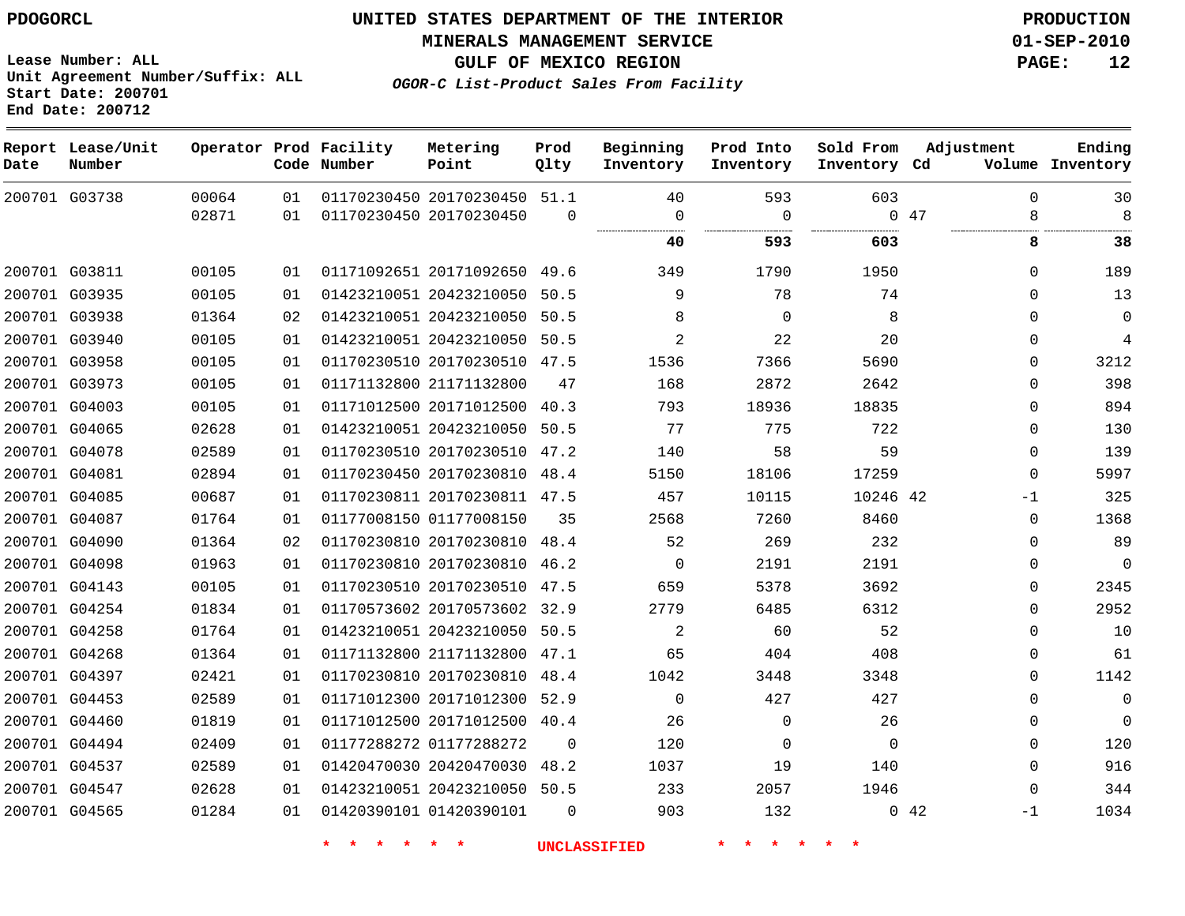PDOGORCL

# UNITED STATES DEPARTMENT OF THE INTERIOR
## MINERALS MANAGEMENT SERVICE
## GULF OF MEXICO REGION
### *OGOR-C List-Product Sales From Facility*

PRODUCTION
01-SEP-2010

Lease Number: ALL
Unit Agreement Number/Suffix: ALL
Start Date: 200701
End Date: 200712

| Report Date | Lease/Unit Number | Operator | Prod Code | Facility Number | Metering Point | Prod Qlty | Beginning Inventory | Prod Into Inventory | Sold From Inventory | Adjustment Cd | Adjustment Volume | Ending Inventory |
|---|---|---|---|---|---|---|---|---|---|---|---|---|
| 200701 | G03738 | 00064 | 01 | 01170230450 | 20170230450 | 51.1 | 40 | 593 | 603 | | 0 | 30 |
| | | 02871 | 01 | 01170230450 | 20170230450 | 0 | 0 | 0 | 0 | 47 | 8 | 8 |
| | | | | | | | **40** | **593** | **603** | | **8** | **38** |
| 200701 | G03811 | 00105 | 01 | 01171092651 | 20171092650 | 49.6 | 349 | 1790 | 1950 | | 0 | 189 |
| 200701 | G03935 | 00105 | 01 | 01423210051 | 20423210050 | 50.5 | 9 | 78 | 74 | | 0 | 13 |
| 200701 | G03938 | 01364 | 02 | 01423210051 | 20423210050 | 50.5 | 8 | 0 | 8 | | 0 | 0 |
| 200701 | G03940 | 00105 | 01 | 01423210051 | 20423210050 | 50.5 | 2 | 22 | 20 | | 0 | 4 |
| 200701 | G03958 | 00105 | 01 | 01170230510 | 20170230510 | 47.5 | 1536 | 7366 | 5690 | | 0 | 3212 |
| 200701 | G03973 | 00105 | 01 | 01171132800 | 21171132800 | 47 | 168 | 2872 | 2642 | | 0 | 398 |
| 200701 | G04003 | 00105 | 01 | 01171012500 | 20171012500 | 40.3 | 793 | 18936 | 18835 | | 0 | 894 |
| 200701 | G04065 | 02628 | 01 | 01423210051 | 20423210050 | 50.5 | 77 | 775 | 722 | | 0 | 130 |
| 200701 | G04078 | 02589 | 01 | 01170230510 | 20170230510 | 47.2 | 140 | 58 | 59 | | 0 | 139 |
| 200701 | G04081 | 02894 | 01 | 01170230450 | 20170230810 | 48.4 | 5150 | 18106 | 17259 | | 0 | 5997 |
| 200701 | G04085 | 00687 | 01 | 01170230811 | 20170230811 | 47.5 | 457 | 10115 | 10246 | 42 | -1 | 325 |
| 200701 | G04087 | 01764 | 01 | 01177008150 | 01177008150 | 35 | 2568 | 7260 | 8460 | | 0 | 1368 |
| 200701 | G04090 | 01364 | 02 | 01170230810 | 20170230810 | 48.4 | 52 | 269 | 232 | | 0 | 89 |
| 200701 | G04098 | 01963 | 01 | 01170230810 | 20170230810 | 46.2 | 0 | 2191 | 2191 | | 0 | 0 |
| 200701 | G04143 | 00105 | 01 | 01170230510 | 20170230510 | 47.5 | 659 | 5378 | 3692 | | 0 | 2345 |
| 200701 | G04254 | 01834 | 01 | 01170573602 | 20170573602 | 32.9 | 2779 | 6485 | 6312 | | 0 | 2952 |
| 200701 | G04258 | 01764 | 01 | 01423210051 | 20423210050 | 50.5 | 2 | 60 | 52 | | 0 | 10 |
| 200701 | G04268 | 01364 | 01 | 01171132800 | 21171132800 | 47.1 | 65 | 404 | 408 | | 0 | 61 |
| 200701 | G04397 | 02421 | 01 | 01170230810 | 20170230810 | 48.4 | 1042 | 3448 | 3348 | | 0 | 1142 |
| 200701 | G04453 | 02589 | 01 | 01171012300 | 20171012300 | 52.9 | 0 | 427 | 427 | | 0 | 0 |
| 200701 | G04460 | 01819 | 01 | 01171012500 | 20171012500 | 40.4 | 26 | 0 | 26 | | 0 | 0 |
| 200701 | G04494 | 02409 | 01 | 01177288272 | 01177288272 | 0 | 120 | 0 | 0 | | 0 | 120 |
| 200701 | G04537 | 02589 | 01 | 01420470030 | 20420470030 | 48.2 | 1037 | 19 | 140 | | 0 | 916 |
| 200701 | G04547 | 02628 | 01 | 01423210051 | 20423210050 | 50.5 | 233 | 2057 | 1946 | | 0 | 344 |
| 200701 | G04565 | 01284 | 01 | 01420390101 | 01420390101 | 0 | 903 | 132 | 0 | 42 | -1 | 1034 |

* * * * * * UNCLASSIFIED * * * * * *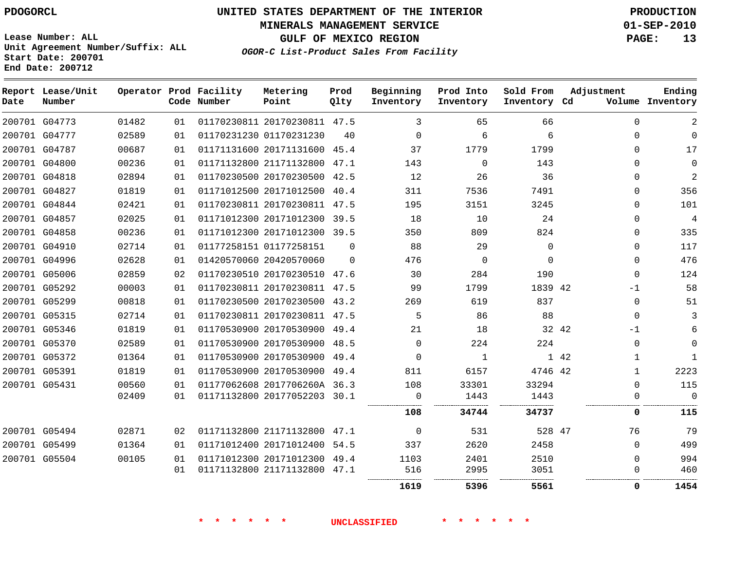PDOGORCL

# UNITED STATES DEPARTMENT OF THE INTERIOR
## MINERALS MANAGEMENT SERVICE
## GULF OF MEXICO REGION
### *OGOR-C List-Product Sales From Facility*

PRODUCTION
01-SEP-2010

Lease Number: ALL
Unit Agreement Number/Suffix: ALL
Start Date: 200701
End Date: 200712

| Report Date | Lease/Unit Number | Operator | Prod Code | Facility Number | Metering Point | Prod Qlty | Beginning Inventory | Prod Into Inventory | Sold From Inventory | Adjustment Cd | Adjustment Volume | Ending Inventory |
|---|---|---|---|---|---|---|---|---|---|---|---|---|
| 200701 | G04773 | 01482 | 01 | 01170230811 | 20170230811 | 47.5 | 3 | 65 | 66 | | 0 | 2 |
| 200701 | G04777 | 02589 | 01 | 01170231230 | 01170231230 | 40 | 0 | 6 | 6 | | 0 | 0 |
| 200701 | G04787 | 00687 | 01 | 01171131600 | 20171131600 | 45.4 | 37 | 1779 | 1799 | | 0 | 17 |
| 200701 | G04800 | 00236 | 01 | 01171132800 | 21171132800 | 47.1 | 143 | 0 | 143 | | 0 | 0 |
| 200701 | G04818 | 02894 | 01 | 01170230500 | 20170230500 | 42.5 | 12 | 26 | 36 | | 0 | 2 |
| 200701 | G04827 | 01819 | 01 | 01171012500 | 20171012500 | 40.4 | 311 | 7536 | 7491 | | 0 | 356 |
| 200701 | G04844 | 02421 | 01 | 01170230811 | 20170230811 | 47.5 | 195 | 3151 | 3245 | | 0 | 101 |
| 200701 | G04857 | 02025 | 01 | 01171012300 | 20171012300 | 39.5 | 18 | 10 | 24 | | 0 | 4 |
| 200701 | G04858 | 00236 | 01 | 01171012300 | 20171012300 | 39.5 | 350 | 809 | 824 | | 0 | 335 |
| 200701 | G04910 | 02714 | 01 | 01177258151 | 01177258151 | 0 | 88 | 29 | 0 | | 0 | 117 |
| 200701 | G04996 | 02628 | 01 | 01420570060 | 20420570060 | 0 | 476 | 0 | 0 | | 0 | 476 |
| 200701 | G05006 | 02859 | 02 | 01170230510 | 20170230510 | 47.6 | 30 | 284 | 190 | | 0 | 124 |
| 200701 | G05292 | 00003 | 01 | 01170230811 | 20170230811 | 47.5 | 99 | 1799 | 1839 | 42 | -1 | 58 |
| 200701 | G05299 | 00818 | 01 | 01170230500 | 20170230500 | 43.2 | 269 | 619 | 837 | | 0 | 51 |
| 200701 | G05315 | 02714 | 01 | 01170230811 | 20170230811 | 47.5 | 5 | 86 | 88 | | 0 | 3 |
| 200701 | G05346 | 01819 | 01 | 01170530900 | 20170530900 | 49.4 | 21 | 18 | 32 | 42 | -1 | 6 |
| 200701 | G05370 | 02589 | 01 | 01170530900 | 20170530900 | 48.5 | 0 | 224 | 224 | | 0 | 0 |
| 200701 | G05372 | 01364 | 01 | 01170530900 | 20170530900 | 49.4 | 0 | 1 | 1 | 42 | 1 | 1 |
| 200701 | G05391 | 01819 | 01 | 01170530900 | 20170530900 | 49.4 | 811 | 6157 | 4746 | 42 | 1 | 2223 |
| 200701 | G05431 | 00560 | 01 | 01177062608 | 2017706260A | 36.3 | 108 | 33301 | 33294 | | 0 | 115 |
| | | 02409 | 01 | 01171132800 | 20177052203 | 30.1 | 0 | 1443 | 1443 | | 0 | 0 |
| | | | | | | | **108** | **34744** | **34737** | | **0** | **115** |
| 200701 | G05494 | 02871 | 02 | 01171132800 | 21171132800 | 47.1 | 0 | 531 | 528 | 47 | 76 | 79 |
| 200701 | G05499 | 01364 | 01 | 01171012400 | 20171012400 | 54.5 | 337 | 2620 | 2458 | | 0 | 499 |
| 200701 | G05504 | 00105 | 01 | 01171012300 | 20171012300 | 49.4 | 1103 | 2401 | 2510 | | 0 | 994 |
| | | | 01 | 01171132800 | 21171132800 | 47.1 | 516 | 2995 | 3051 | | 0 | 460 |
| | | | | | | | **1619** | **5396** | **5561** | | **0** | **1454** |

\* \* \* \* \* \* UNCLASSIFIED \* \* \* \* \* \*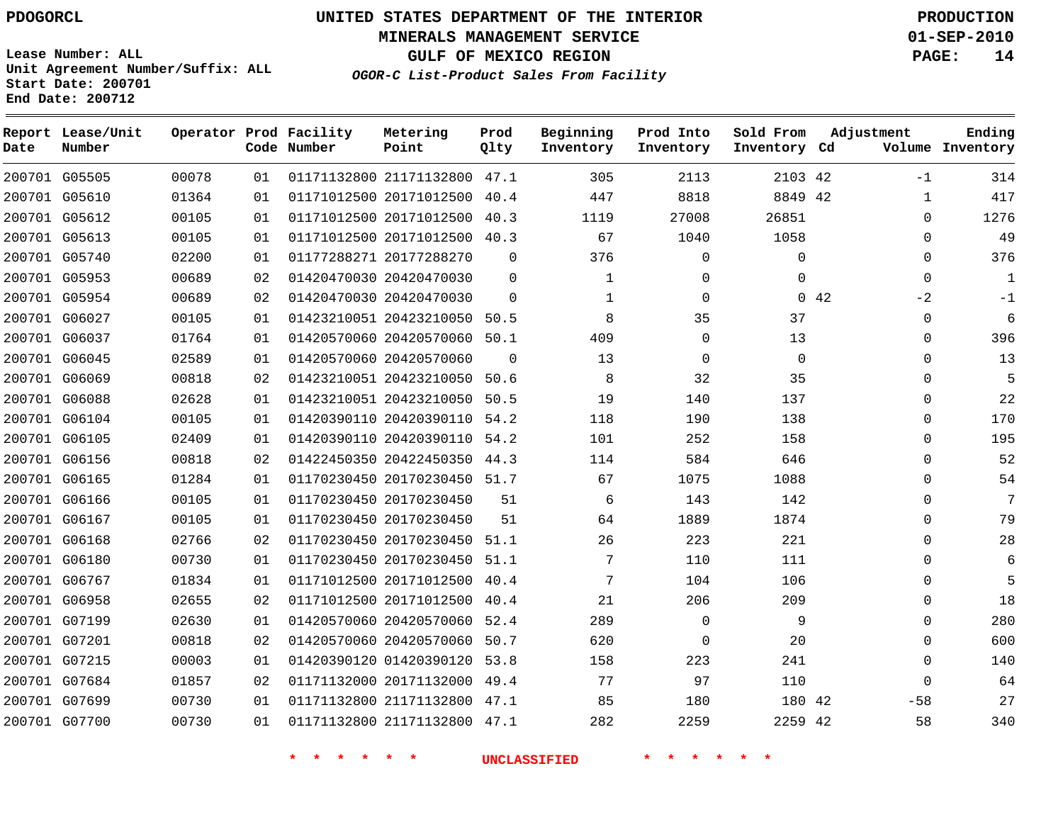PDOGORCL

# UNITED STATES DEPARTMENT OF THE INTERIOR
## MINERALS MANAGEMENT SERVICE
## GULF OF MEXICO REGION
### *OGOR-C List-Product Sales From Facility*

PRODUCTION
01-SEP-2010

Lease Number: ALL
Unit Agreement Number/Suffix: ALL
Start Date: 200701
End Date: 200712

| Report Date | Lease/Unit Number | Operator | Prod Code | Facility Number | Metering Point | Prod Qlty | Beginning Inventory | Prod Into Inventory | Sold From Inventory | Adjustment Cd | Volume | Ending Inventory |
|---|---|---|---|---|---|---|---|---|---|---|---|---|
| 200701 | G05505 | 00078 | 01 | 01171132800 | 21171132800 | 47.1 | 305 | 2113 | 2103 | 42 | -1 | 314 |
| 200701 | G05610 | 01364 | 01 | 01171012500 | 20171012500 | 40.4 | 447 | 8818 | 8849 | 42 | 1 | 417 |
| 200701 | G05612 | 00105 | 01 | 01171012500 | 20171012500 | 40.3 | 1119 | 27008 | 26851 | | 0 | 1276 |
| 200701 | G05613 | 00105 | 01 | 01171012500 | 20171012500 | 40.3 | 67 | 1040 | 1058 | | 0 | 49 |
| 200701 | G05740 | 02200 | 01 | 01177288271 | 20177288270 | 0 | 376 | 0 | 0 | | 0 | 376 |
| 200701 | G05953 | 00689 | 02 | 01420470030 | 20420470030 | 0 | 1 | 0 | 0 | | 0 | 1 |
| 200701 | G05954 | 00689 | 02 | 01420470030 | 20420470030 | 0 | 1 | 0 | 0 | 42 | -2 | -1 |
| 200701 | G06027 | 00105 | 01 | 01423210051 | 20423210050 | 50.5 | 8 | 35 | 37 | | 0 | 6 |
| 200701 | G06037 | 01764 | 01 | 01420570060 | 20420570060 | 50.1 | 409 | 0 | 13 | | 0 | 396 |
| 200701 | G06045 | 02589 | 01 | 01420570060 | 20420570060 | 0 | 13 | 0 | 0 | | 0 | 13 |
| 200701 | G06069 | 00818 | 02 | 01423210051 | 20423210050 | 50.6 | 8 | 32 | 35 | | 0 | 5 |
| 200701 | G06088 | 02628 | 01 | 01423210051 | 20423210050 | 50.5 | 19 | 140 | 137 | | 0 | 22 |
| 200701 | G06104 | 00105 | 01 | 01420390110 | 20420390110 | 54.2 | 118 | 190 | 138 | | 0 | 170 |
| 200701 | G06105 | 02409 | 01 | 01420390110 | 20420390110 | 54.2 | 101 | 252 | 158 | | 0 | 195 |
| 200701 | G06156 | 00818 | 02 | 01422450350 | 20422450350 | 44.3 | 114 | 584 | 646 | | 0 | 52 |
| 200701 | G06165 | 01284 | 01 | 01170230450 | 20170230450 | 51.7 | 67 | 1075 | 1088 | | 0 | 54 |
| 200701 | G06166 | 00105 | 01 | 01170230450 | 20170230450 | 51 | 6 | 143 | 142 | | 0 | 7 |
| 200701 | G06167 | 00105 | 01 | 01170230450 | 20170230450 | 51 | 64 | 1889 | 1874 | | 0 | 79 |
| 200701 | G06168 | 02766 | 02 | 01170230450 | 20170230450 | 51.1 | 26 | 223 | 221 | | 0 | 28 |
| 200701 | G06180 | 00730 | 01 | 01170230450 | 20170230450 | 51.1 | 7 | 110 | 111 | | 0 | 6 |
| 200701 | G06767 | 01834 | 01 | 01171012500 | 20171012500 | 40.4 | 7 | 104 | 106 | | 0 | 5 |
| 200701 | G06958 | 02655 | 02 | 01171012500 | 20171012500 | 40.4 | 21 | 206 | 209 | | 0 | 18 |
| 200701 | G07199 | 02630 | 01 | 01420570060 | 20420570060 | 52.4 | 289 | 0 | 9 | | 0 | 280 |
| 200701 | G07201 | 00818 | 02 | 01420570060 | 20420570060 | 50.7 | 620 | 0 | 20 | | 0 | 600 |
| 200701 | G07215 | 00003 | 01 | 01420390120 | 01420390120 | 53.8 | 158 | 223 | 241 | | 0 | 140 |
| 200701 | G07684 | 01857 | 02 | 01171132000 | 20171132000 | 49.4 | 77 | 97 | 110 | | 0 | 64 |
| 200701 | G07699 | 00730 | 01 | 01171132800 | 21171132800 | 47.1 | 85 | 180 | 180 | 42 | -58 | 27 |
| 200701 | G07700 | 00730 | 01 | 01171132800 | 21171132800 | 47.1 | 282 | 2259 | 2259 | 42 | 58 | 340 |

* * * * * * UNCLASSIFIED * * * * * *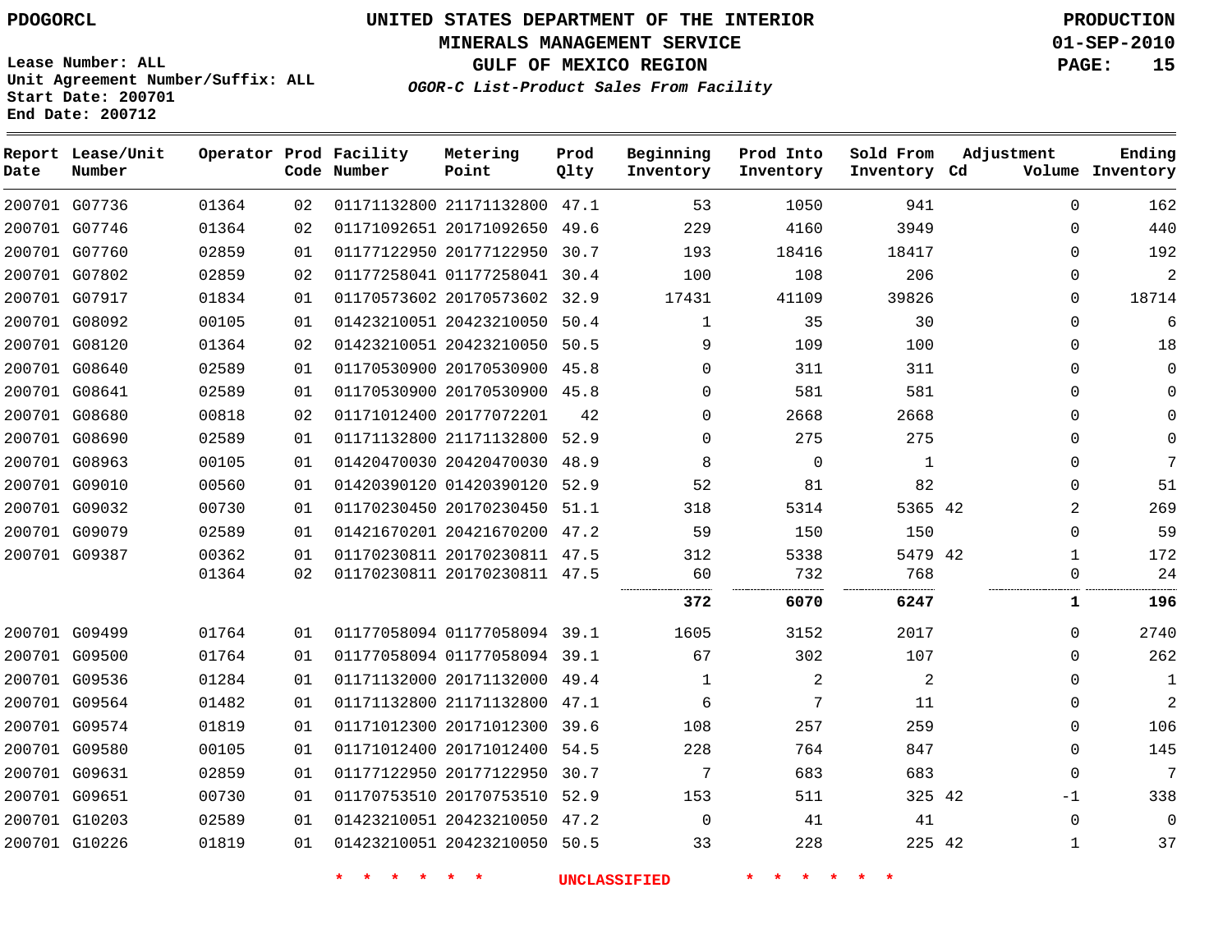PDOGORCL

# UNITED STATES DEPARTMENT OF THE INTERIOR
## MINERALS MANAGEMENT SERVICE
## GULF OF MEXICO REGION
### *OGOR-C List-Product Sales From Facility*

PRODUCTION
01-SEP-2010

Lease Number: ALL
Unit Agreement Number/Suffix: ALL
Start Date: 200701
End Date: 200712

| Report Date | Lease/Unit Number | Operator | Prod Code | Facility Number | Metering Point | Prod Qlty | Beginning Inventory | Prod Into Inventory | Sold From Inventory | Adjustment Cd | Volume | Ending Inventory |
|---|---|---|---|---|---|---|---|---|---|---|---|---|
| 200701 | G07736 | 01364 | 02 | 01171132800 | 21171132800 | 47.1 | 53 | 1050 | 941 | | 0 | 162 |
| 200701 | G07746 | 01364 | 02 | 01171092651 | 20171092650 | 49.6 | 229 | 4160 | 3949 | | 0 | 440 |
| 200701 | G07760 | 02859 | 01 | 01177122950 | 20177122950 | 30.7 | 193 | 18416 | 18417 | | 0 | 192 |
| 200701 | G07802 | 02859 | 02 | 01177258041 | 01177258041 | 30.4 | 100 | 108 | 206 | | 0 | 2 |
| 200701 | G07917 | 01834 | 01 | 01170573602 | 20170573602 | 32.9 | 17431 | 41109 | 39826 | | 0 | 18714 |
| 200701 | G08092 | 00105 | 01 | 01423210051 | 20423210050 | 50.4 | 1 | 35 | 30 | | 0 | 6 |
| 200701 | G08120 | 01364 | 02 | 01423210051 | 20423210050 | 50.5 | 9 | 109 | 100 | | 0 | 18 |
| 200701 | G08640 | 02589 | 01 | 01170530900 | 20170530900 | 45.8 | 0 | 311 | 311 | | 0 | 0 |
| 200701 | G08641 | 02589 | 01 | 01170530900 | 20170530900 | 45.8 | 0 | 581 | 581 | | 0 | 0 |
| 200701 | G08680 | 00818 | 02 | 01171012400 | 20177072201 | 42 | 0 | 2668 | 2668 | | 0 | 0 |
| 200701 | G08690 | 02589 | 01 | 01171132800 | 21171132800 | 52.9 | 0 | 275 | 275 | | 0 | 0 |
| 200701 | G08963 | 00105 | 01 | 01420470030 | 20420470030 | 48.9 | 8 | 0 | 1 | | 0 | 7 |
| 200701 | G09010 | 00560 | 01 | 01420390120 | 01420390120 | 52.9 | 52 | 81 | 82 | | 0 | 51 |
| 200701 | G09032 | 00730 | 01 | 01170230450 | 20170230450 | 51.1 | 318 | 5314 | 5365 | 42 | 2 | 269 |
| 200701 | G09079 | 02589 | 01 | 01421670201 | 20421670200 | 47.2 | 59 | 150 | 150 | | 0 | 59 |
| 200701 | G09387 | 00362 | 01 | 01170230811 | 20170230811 | 47.5 | 312 | 5338 | 5479 | 42 | 1 | 172 |
| | | 01364 | 02 | 01170230811 | 20170230811 | 47.5 | 60 | 732 | 768 | | 0 | 24 |
| | | | | | | | **372** | **6070** | **6247** | | **1** | **196** |
| 200701 | G09499 | 01764 | 01 | 01177058094 | 01177058094 | 39.1 | 1605 | 3152 | 2017 | | 0 | 2740 |
| 200701 | G09500 | 01764 | 01 | 01177058094 | 01177058094 | 39.1 | 67 | 302 | 107 | | 0 | 262 |
| 200701 | G09536 | 01284 | 01 | 01171132000 | 20171132000 | 49.4 | 1 | 2 | 2 | | 0 | 1 |
| 200701 | G09564 | 01482 | 01 | 01171132800 | 21171132800 | 47.1 | 6 | 7 | 11 | | 0 | 2 |
| 200701 | G09574 | 01819 | 01 | 01171012300 | 20171012300 | 39.6 | 108 | 257 | 259 | | 0 | 106 |
| 200701 | G09580 | 00105 | 01 | 01171012400 | 20171012400 | 54.5 | 228 | 764 | 847 | | 0 | 145 |
| 200701 | G09631 | 02859 | 01 | 01177122950 | 20177122950 | 30.7 | 7 | 683 | 683 | | 0 | 7 |
| 200701 | G09651 | 00730 | 01 | 01170753510 | 20170753510 | 52.9 | 153 | 511 | 325 | 42 | -1 | 338 |
| 200701 | G10203 | 02589 | 01 | 01423210051 | 20423210050 | 47.2 | 0 | 41 | 41 | | 0 | 0 |
| 200701 | G10226 | 01819 | 01 | 01423210051 | 20423210050 | 50.5 | 33 | 228 | 225 | 42 | 1 | 37 |

\* \* \* \* \* \* UNCLASSIFIED \* \* \* \* \* \*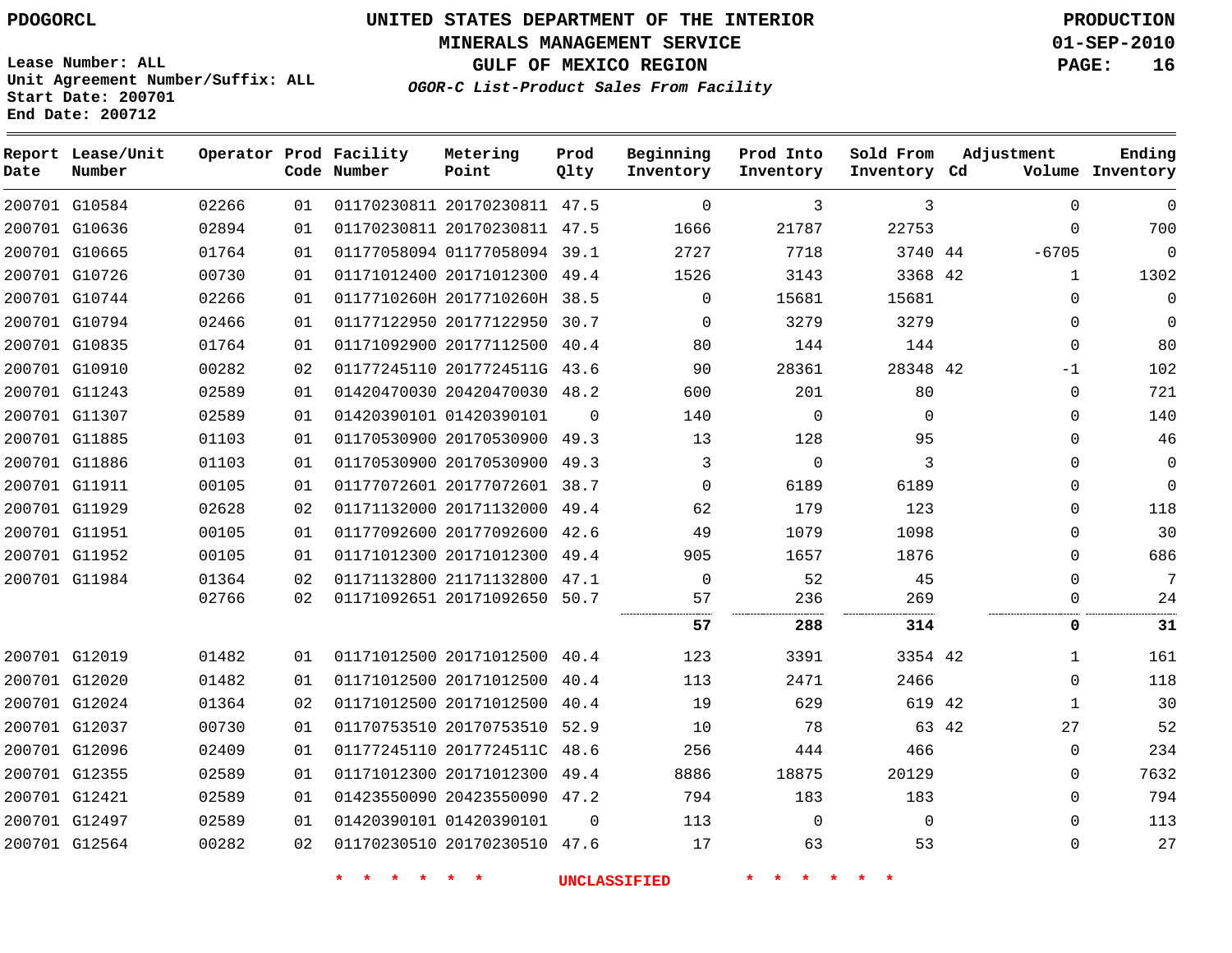PDOGORCL

# UNITED STATES DEPARTMENT OF THE INTERIOR
## MINERALS MANAGEMENT SERVICE
## GULF OF MEXICO REGION
### *OGOR-C List-Product Sales From Facility*

PRODUCTION
01-SEP-2010

Lease Number: ALL
Unit Agreement Number/Suffix: ALL
Start Date: 200701
End Date: 200712

| Report Date | Lease/Unit Number | Operator | Prod Code | Facility Number | Metering Point | Prod Qlty | Beginning Inventory | Prod Into Inventory | Sold From Inventory | Adjustment Cd | Adjustment Volume | Ending Inventory |
|---|---|---|---|---|---|---|---|---|---|---|---|---|
| 200701 | G10584 | 02266 | 01 | 01170230811 | 20170230811 | 47.5 | 0 | 3 | 3 | | 0 | 0 |
| 200701 | G10636 | 02894 | 01 | 01170230811 | 20170230811 | 47.5 | 1666 | 21787 | 22753 | | 0 | 700 |
| 200701 | G10665 | 01764 | 01 | 01177058094 | 01177058094 | 39.1 | 2727 | 7718 | 3740 | 44 | -6705 | 0 |
| 200701 | G10726 | 00730 | 01 | 01171012400 | 20171012300 | 49.4 | 1526 | 3143 | 3368 | 42 | 1 | 1302 |
| 200701 | G10744 | 02266 | 01 | 0117710260H | 2017710260H | 38.5 | 0 | 15681 | 15681 | | 0 | 0 |
| 200701 | G10794 | 02466 | 01 | 01177122950 | 20177122950 | 30.7 | 0 | 3279 | 3279 | | 0 | 0 |
| 200701 | G10835 | 01764 | 01 | 01171092900 | 20177112500 | 40.4 | 80 | 144 | 144 | | 0 | 80 |
| 200701 | G10910 | 00282 | 02 | 01177245110 | 2017724511G | 43.6 | 90 | 28361 | 28348 | 42 | -1 | 102 |
| 200701 | G11243 | 02589 | 01 | 01420470030 | 20420470030 | 48.2 | 600 | 201 | 80 | | 0 | 721 |
| 200701 | G11307 | 02589 | 01 | 01420390101 | 01420390101 | 0 | 140 | 0 | 0 | | 0 | 140 |
| 200701 | G11885 | 01103 | 01 | 01170530900 | 20170530900 | 49.3 | 13 | 128 | 95 | | 0 | 46 |
| 200701 | G11886 | 01103 | 01 | 01170530900 | 20170530900 | 49.3 | 3 | 0 | 3 | | 0 | 0 |
| 200701 | G11911 | 00105 | 01 | 01177072601 | 20177072601 | 38.7 | 0 | 6189 | 6189 | | 0 | 0 |
| 200701 | G11929 | 02628 | 02 | 01171132000 | 20171132000 | 49.4 | 62 | 179 | 123 | | 0 | 118 |
| 200701 | G11951 | 00105 | 01 | 01177092600 | 20177092600 | 42.6 | 49 | 1079 | 1098 | | 0 | 30 |
| 200701 | G11952 | 00105 | 01 | 01171012300 | 20171012300 | 49.4 | 905 | 1657 | 1876 | | 0 | 686 |
| 200701 | G11984 | 01364 | 02 | 01171132800 | 21171132800 | 47.1 | 0 | 52 | 45 | | 0 | 7 |
| | | 02766 | 02 | 01171092651 | 20171092650 | 50.7 | 57 | 236 | 269 | | 0 | 24 |
| | | | | | | | **57** | **288** | **314** | | **0** | **31** |
| 200701 | G12019 | 01482 | 01 | 01171012500 | 20171012500 | 40.4 | 123 | 3391 | 3354 | 42 | 1 | 161 |
| 200701 | G12020 | 01482 | 01 | 01171012500 | 20171012500 | 40.4 | 113 | 2471 | 2466 | | 0 | 118 |
| 200701 | G12024 | 01364 | 02 | 01171012500 | 20171012500 | 40.4 | 19 | 629 | 619 | 42 | 1 | 30 |
| 200701 | G12037 | 00730 | 01 | 01170753510 | 20170753510 | 52.9 | 10 | 78 | 63 | 42 | 27 | 52 |
| 200701 | G12096 | 02409 | 01 | 01177245110 | 2017724511C | 48.6 | 256 | 444 | 466 | | 0 | 234 |
| 200701 | G12355 | 02589 | 01 | 01171012300 | 20171012300 | 49.4 | 8886 | 18875 | 20129 | | 0 | 7632 |
| 200701 | G12421 | 02589 | 01 | 01423550090 | 20423550090 | 47.2 | 794 | 183 | 183 | | 0 | 794 |
| 200701 | G12497 | 02589 | 01 | 01420390101 | 01420390101 | 0 | 113 | 0 | 0 | | 0 | 113 |
| 200701 | G12564 | 00282 | 02 | 01170230510 | 20170230510 | 47.6 | 17 | 63 | 53 | | 0 | 27 |

\* \* \* \* \* \* UNCLASSIFIED \* \* \* \* \* \*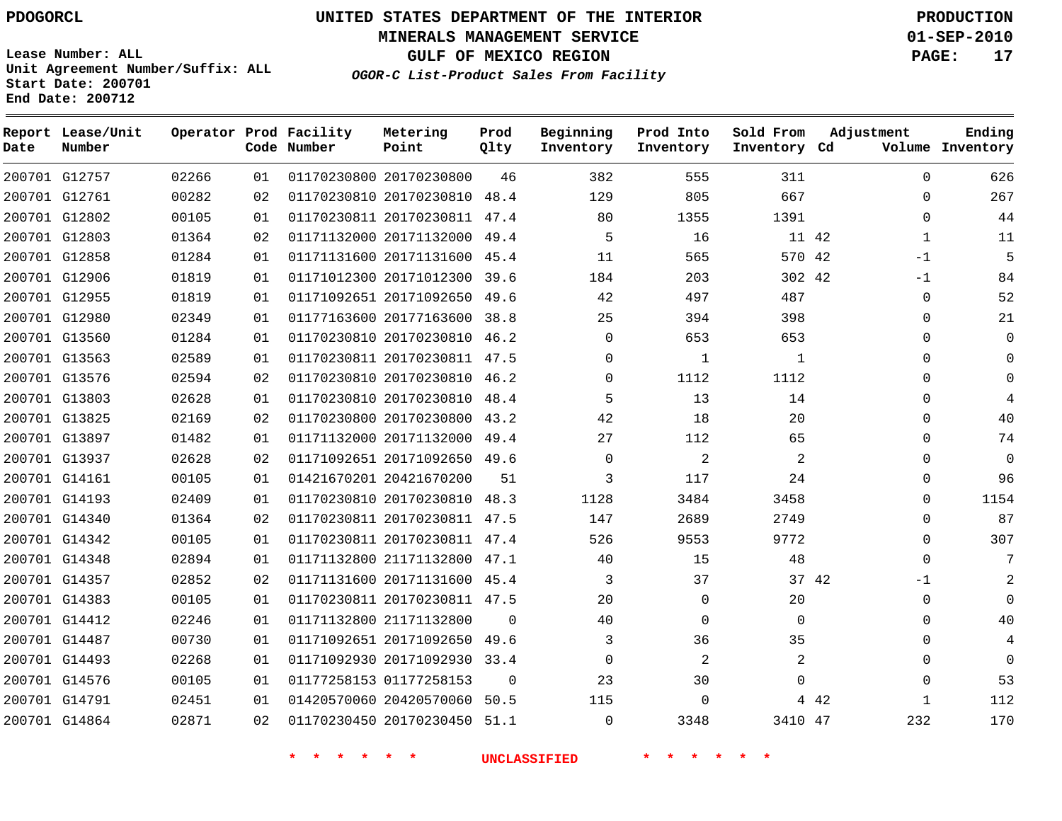PDOGORCL

Lease Number: ALL
Unit Agreement Number/Suffix: ALL
Start Date: 200701
End Date: 200712

# UNITED STATES DEPARTMENT OF THE INTERIOR
## MINERALS MANAGEMENT SERVICE
## GULF OF MEXICO REGION
### *OGOR-C List-Product Sales From Facility*

PRODUCTION
01-SEP-2010

| Report Date | Lease/Unit Number | Operator | Prod Code | Facility Number | Metering Point | Prod Qlty | Beginning Inventory | Prod Into Inventory | Sold From Inventory | Adjustment Cd | Adjustment Volume | Ending Inventory |
|---|---|---|---|---|---|---|---|---|---|---|---|---|
| 200701 | G12757 | 02266 | 01 | 01170230800 | 20170230800 | 46 | 382 | 555 | 311 | | 0 | 626 |
| 200701 | G12761 | 00282 | 02 | 01170230810 | 20170230810 | 48.4 | 129 | 805 | 667 | | 0 | 267 |
| 200701 | G12802 | 00105 | 01 | 01170230811 | 20170230811 | 47.4 | 80 | 1355 | 1391 | | 0 | 44 |
| 200701 | G12803 | 01364 | 02 | 01171132000 | 20171132000 | 49.4 | 5 | 16 | 11 | 42 | 1 | 11 |
| 200701 | G12858 | 01284 | 01 | 01171131600 | 20171131600 | 45.4 | 11 | 565 | 570 | 42 | -1 | 5 |
| 200701 | G12906 | 01819 | 01 | 01171012300 | 20171012300 | 39.6 | 184 | 203 | 302 | 42 | -1 | 84 |
| 200701 | G12955 | 01819 | 01 | 01171092651 | 20171092650 | 49.6 | 42 | 497 | 487 | | 0 | 52 |
| 200701 | G12980 | 02349 | 01 | 01177163600 | 20177163600 | 38.8 | 25 | 394 | 398 | | 0 | 21 |
| 200701 | G13560 | 01284 | 01 | 01170230810 | 20170230810 | 46.2 | 0 | 653 | 653 | | 0 | 0 |
| 200701 | G13563 | 02589 | 01 | 01170230811 | 20170230811 | 47.5 | 0 | 1 | 1 | | 0 | 0 |
| 200701 | G13576 | 02594 | 02 | 01170230810 | 20170230810 | 46.2 | 0 | 1112 | 1112 | | 0 | 0 |
| 200701 | G13803 | 02628 | 01 | 01170230810 | 20170230810 | 48.4 | 5 | 13 | 14 | | 0 | 4 |
| 200701 | G13825 | 02169 | 02 | 01170230800 | 20170230800 | 43.2 | 42 | 18 | 20 | | 0 | 40 |
| 200701 | G13897 | 01482 | 01 | 01171132000 | 20171132000 | 49.4 | 27 | 112 | 65 | | 0 | 74 |
| 200701 | G13937 | 02628 | 02 | 01171092651 | 20171092650 | 49.6 | 0 | 2 | 2 | | 0 | 0 |
| 200701 | G14161 | 00105 | 01 | 01421670201 | 20421670200 | 51 | 3 | 117 | 24 | | 0 | 96 |
| 200701 | G14193 | 02409 | 01 | 01170230810 | 20170230810 | 48.3 | 1128 | 3484 | 3458 | | 0 | 1154 |
| 200701 | G14340 | 01364 | 02 | 01170230811 | 20170230811 | 47.5 | 147 | 2689 | 2749 | | 0 | 87 |
| 200701 | G14342 | 00105 | 01 | 01170230811 | 20170230811 | 47.4 | 526 | 9553 | 9772 | | 0 | 307 |
| 200701 | G14348 | 02894 | 01 | 01171132800 | 21171132800 | 47.1 | 40 | 15 | 48 | | 0 | 7 |
| 200701 | G14357 | 02852 | 02 | 01171131600 | 20171131600 | 45.4 | 3 | 37 | 37 | 42 | -1 | 2 |
| 200701 | G14383 | 00105 | 01 | 01170230811 | 20170230811 | 47.5 | 20 | 0 | 20 | | 0 | 0 |
| 200701 | G14412 | 02246 | 01 | 01171132800 | 21171132800 | 0 | 40 | 0 | 0 | | 0 | 40 |
| 200701 | G14487 | 00730 | 01 | 01171092651 | 20171092650 | 49.6 | 3 | 36 | 35 | | 0 | 4 |
| 200701 | G14493 | 02268 | 01 | 01171092930 | 20171092930 | 33.4 | 0 | 2 | 2 | | 0 | 0 |
| 200701 | G14576 | 00105 | 01 | 01177258153 | 01177258153 | 0 | 23 | 30 | 0 | | 0 | 53 |
| 200701 | G14791 | 02451 | 01 | 01420570060 | 20420570060 | 50.5 | 115 | 0 | 4 | 42 | 1 | 112 |
| 200701 | G14864 | 02871 | 02 | 01170230450 | 20170230450 | 51.1 | 0 | 3348 | 3410 | 47 | 232 | 170 |

\* \* \* \* \* \* UNCLASSIFIED \* \* \* \* \* \*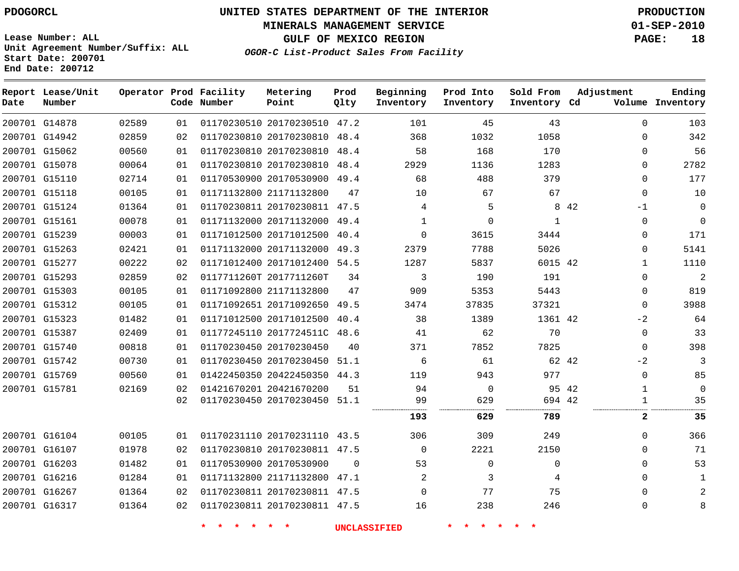PDOGORCL

# UNITED STATES DEPARTMENT OF THE INTERIOR
## MINERALS MANAGEMENT SERVICE
## GULF OF MEXICO REGION
### *OGOR-C List-Product Sales From Facility*

PRODUCTION
01-SEP-2010

Lease Number: ALL
Unit Agreement Number/Suffix: ALL
Start Date: 200701
End Date: 200712

| Report Date | Lease/Unit Number | Operator | Prod Code | Facility Number | Metering Point | Prod Qlty | Beginning Inventory | Prod Into Inventory | Sold From Inventory | Adjustment Cd | Volume | Ending Inventory |
|---|---|---|---|---|---|---|---|---|---|---|---|---|
| 200701 | G14878 | 02589 | 01 | 01170230510 | 20170230510 | 47.2 | 101 | 45 | 43 | | 0 | 103 |
| 200701 | G14942 | 02859 | 02 | 01170230810 | 20170230810 | 48.4 | 368 | 1032 | 1058 | | 0 | 342 |
| 200701 | G15062 | 00560 | 01 | 01170230810 | 20170230810 | 48.4 | 58 | 168 | 170 | | 0 | 56 |
| 200701 | G15078 | 00064 | 01 | 01170230810 | 20170230810 | 48.4 | 2929 | 1136 | 1283 | | 0 | 2782 |
| 200701 | G15110 | 02714 | 01 | 01170530900 | 20170530900 | 49.4 | 68 | 488 | 379 | | 0 | 177 |
| 200701 | G15118 | 00105 | 01 | 01171132800 | 21171132800 | 47 | 10 | 67 | 67 | | 0 | 10 |
| 200701 | G15124 | 01364 | 01 | 01170230811 | 20170230811 | 47.5 | 4 | 5 | 8 | 42 | -1 | 0 |
| 200701 | G15161 | 00078 | 01 | 01171132000 | 20171132000 | 49.4 | 1 | 0 | 1 | | 0 | 0 |
| 200701 | G15239 | 00003 | 01 | 01171012500 | 20171012500 | 40.4 | 0 | 3615 | 3444 | | 0 | 171 |
| 200701 | G15263 | 02421 | 01 | 01171132000 | 20171132000 | 49.3 | 2379 | 7788 | 5026 | | 0 | 5141 |
| 200701 | G15277 | 00222 | 02 | 01171012400 | 20171012400 | 54.5 | 1287 | 5837 | 6015 | 42 | 1 | 1110 |
| 200701 | G15293 | 02859 | 02 | 0117711260T | 2017711260T | 34 | 3 | 190 | 191 | | 0 | 2 |
| 200701 | G15303 | 00105 | 01 | 01171092800 | 21171132800 | 47 | 909 | 5353 | 5443 | | 0 | 819 |
| 200701 | G15312 | 00105 | 01 | 01171092651 | 20171092650 | 49.5 | 3474 | 37835 | 37321 | | 0 | 3988 |
| 200701 | G15323 | 01482 | 01 | 01171012500 | 20171012500 | 40.4 | 38 | 1389 | 1361 | 42 | -2 | 64 |
| 200701 | G15387 | 02409 | 01 | 01177245110 | 2017724511C | 48.6 | 41 | 62 | 70 | | 0 | 33 |
| 200701 | G15740 | 00818 | 01 | 01170230450 | 20170230450 | 40 | 371 | 7852 | 7825 | | 0 | 398 |
| 200701 | G15742 | 00730 | 01 | 01170230450 | 20170230450 | 51.1 | 6 | 61 | 62 | 42 | -2 | 3 |
| 200701 | G15769 | 00560 | 01 | 01422450350 | 20422450350 | 44.3 | 119 | 943 | 977 | | 0 | 85 |
| 200701 | G15781 | 02169 | 02 | 01421670201 | 20421670200 | 51 | 94 | 0 | 95 | 42 | 1 | 0 |
| | | | 02 | 01170230450 | 20170230450 | 51.1 | 99 | 629 | 694 | 42 | 1 | 35 |
| | | | | | | | **193** | **629** | **789** | | **2** | **35** |
| 200701 | G16104 | 00105 | 01 | 01170231110 | 20170231110 | 43.5 | 306 | 309 | 249 | | 0 | 366 |
| 200701 | G16107 | 01978 | 02 | 01170230810 | 20170230811 | 47.5 | 0 | 2221 | 2150 | | 0 | 71 |
| 200701 | G16203 | 01482 | 01 | 01170530900 | 20170530900 | 0 | 53 | 0 | 0 | | 0 | 53 |
| 200701 | G16216 | 01284 | 01 | 01171132800 | 21171132800 | 47.1 | 2 | 3 | 4 | | 0 | 1 |
| 200701 | G16267 | 01364 | 02 | 01170230811 | 20170230811 | 47.5 | 0 | 77 | 75 | | 0 | 2 |
| 200701 | G16317 | 01364 | 02 | 01170230811 | 20170230811 | 47.5 | 16 | 238 | 246 | | 0 | 8 |

* * * * * * UNCLASSIFIED * * * * * *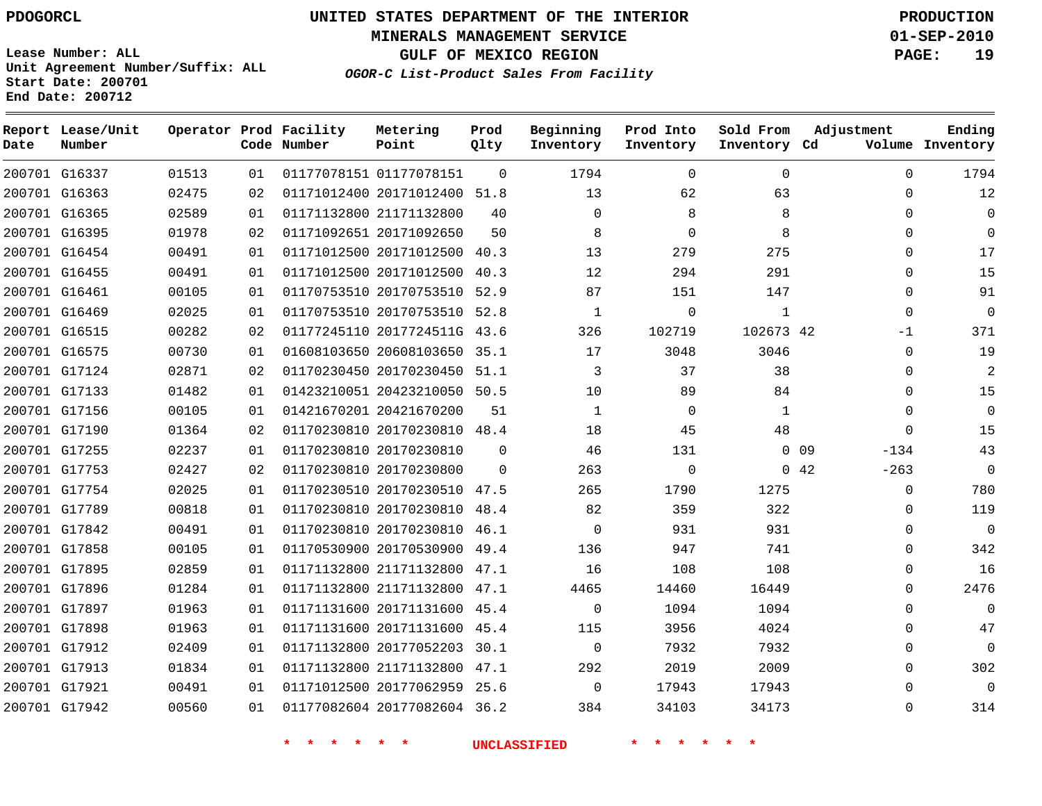# UNITED STATES DEPARTMENT OF THE INTERIOR
## MINERALS MANAGEMENT SERVICE
## GULF OF MEXICO REGION
### *OGOR-C List-Product Sales From Facility*

PDOGORCL

PRODUCTION
01-SEP-2010

Lease Number: ALL
Unit Agreement Number/Suffix: ALL
Start Date: 200701
End Date: 200712

| Report Date | Lease/Unit Number | Operator | Prod Code | Facility Number | Metering Point | Prod Qlty | Beginning Inventory | Prod Into Inventory | Sold From Inventory | Adjustment Cd | Adjustment Volume | Ending Inventory |
|---|---|---|---|---|---|---|---|---|---|---|---|---|
| 200701 | G16337 | 01513 | 01 | 01177078151 | 01177078151 | 0 | 1794 | 0 | 0 | | 0 | 1794 |
| 200701 | G16363 | 02475 | 02 | 01171012400 | 20171012400 | 51.8 | 13 | 62 | 63 | | 0 | 12 |
| 200701 | G16365 | 02589 | 01 | 01171132800 | 21171132800 | 40 | 0 | 8 | 8 | | 0 | 0 |
| 200701 | G16395 | 01978 | 02 | 01171092651 | 20171092650 | 50 | 8 | 0 | 8 | | 0 | 0 |
| 200701 | G16454 | 00491 | 01 | 01171012500 | 20171012500 | 40.3 | 13 | 279 | 275 | | 0 | 17 |
| 200701 | G16455 | 00491 | 01 | 01171012500 | 20171012500 | 40.3 | 12 | 294 | 291 | | 0 | 15 |
| 200701 | G16461 | 00105 | 01 | 01170753510 | 20170753510 | 52.9 | 87 | 151 | 147 | | 0 | 91 |
| 200701 | G16469 | 02025 | 01 | 01170753510 | 20170753510 | 52.8 | 1 | 0 | 1 | | 0 | 0 |
| 200701 | G16515 | 00282 | 02 | 01177245110 | 2017724511G | 43.6 | 326 | 102719 | 102673 | 42 | -1 | 371 |
| 200701 | G16575 | 00730 | 01 | 01608103650 | 20608103650 | 35.1 | 17 | 3048 | 3046 | | 0 | 19 |
| 200701 | G17124 | 02871 | 02 | 01170230450 | 20170230450 | 51.1 | 3 | 37 | 38 | | 0 | 2 |
| 200701 | G17133 | 01482 | 01 | 01423210051 | 20423210050 | 50.5 | 10 | 89 | 84 | | 0 | 15 |
| 200701 | G17156 | 00105 | 01 | 01421670201 | 20421670200 | 51 | 1 | 0 | 1 | | 0 | 0 |
| 200701 | G17190 | 01364 | 02 | 01170230810 | 20170230810 | 48.4 | 18 | 45 | 48 | | 0 | 15 |
| 200701 | G17255 | 02237 | 01 | 01170230810 | 20170230810 | 0 | 46 | 131 | 0 | 09 | -134 | 43 |
| 200701 | G17753 | 02427 | 02 | 01170230810 | 20170230800 | 0 | 263 | 0 | 0 | 42 | -263 | 0 |
| 200701 | G17754 | 02025 | 01 | 01170230510 | 20170230510 | 47.5 | 265 | 1790 | 1275 | | 0 | 780 |
| 200701 | G17789 | 00818 | 01 | 01170230810 | 20170230810 | 48.4 | 82 | 359 | 322 | | 0 | 119 |
| 200701 | G17842 | 00491 | 01 | 01170230810 | 20170230810 | 46.1 | 0 | 931 | 931 | | 0 | 0 |
| 200701 | G17858 | 00105 | 01 | 01170530900 | 20170530900 | 49.4 | 136 | 947 | 741 | | 0 | 342 |
| 200701 | G17895 | 02859 | 01 | 01171132800 | 21171132800 | 47.1 | 16 | 108 | 108 | | 0 | 16 |
| 200701 | G17896 | 01284 | 01 | 01171132800 | 21171132800 | 47.1 | 4465 | 14460 | 16449 | | 0 | 2476 |
| 200701 | G17897 | 01963 | 01 | 01171131600 | 20171131600 | 45.4 | 0 | 1094 | 1094 | | 0 | 0 |
| 200701 | G17898 | 01963 | 01 | 01171131600 | 20171131600 | 45.4 | 115 | 3956 | 4024 | | 0 | 47 |
| 200701 | G17912 | 02409 | 01 | 01171132800 | 20177052203 | 30.1 | 0 | 7932 | 7932 | | 0 | 0 |
| 200701 | G17913 | 01834 | 01 | 01171132800 | 21171132800 | 47.1 | 292 | 2019 | 2009 | | 0 | 302 |
| 200701 | G17921 | 00491 | 01 | 01171012500 | 20177062959 | 25.6 | 0 | 17943 | 17943 | | 0 | 0 |
| 200701 | G17942 | 00560 | 01 | 01177082604 | 20177082604 | 36.2 | 384 | 34103 | 34173 | | 0 | 314 |

\* \* \* \* \* \* UNCLASSIFIED \* \* \* \* \* \*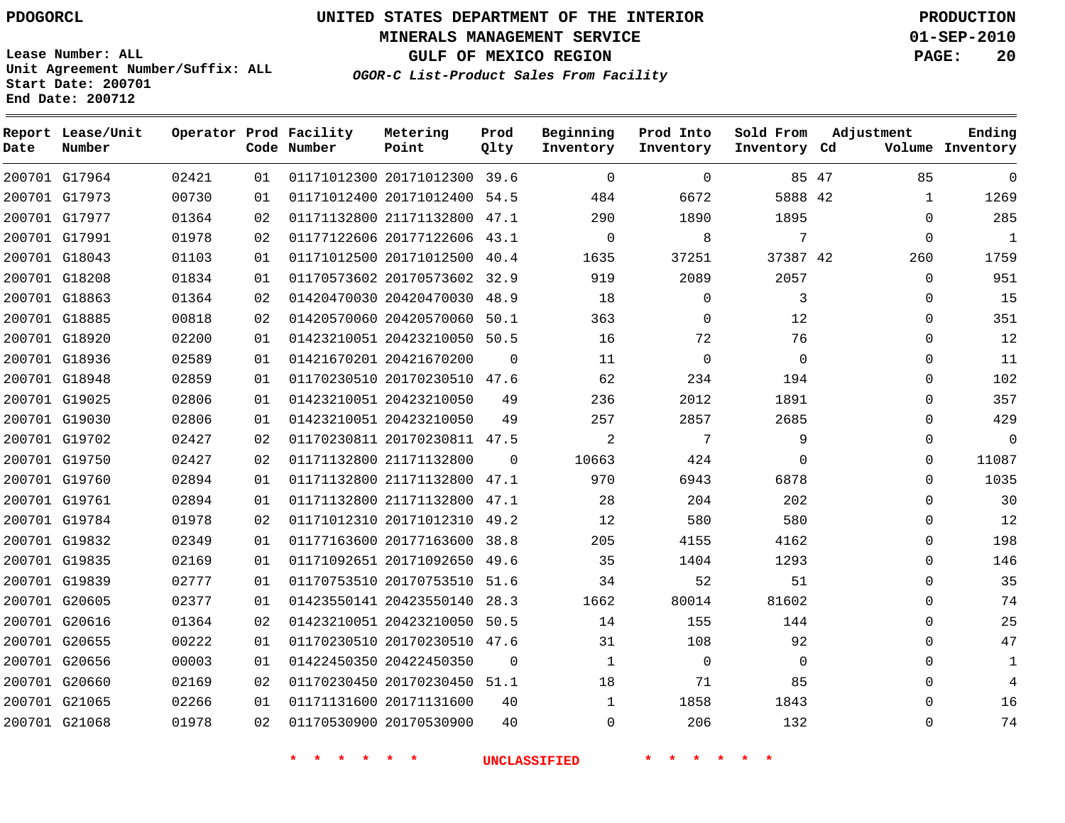PDOGORCL

# UNITED STATES DEPARTMENT OF THE INTERIOR
## MINERALS MANAGEMENT SERVICE
## GULF OF MEXICO REGION
### *OGOR-C List-Product Sales From Facility*

PRODUCTION
01-SEP-2010

Lease Number: ALL
Unit Agreement Number/Suffix: ALL
Start Date: 200701
End Date: 200712

| Report Date | Lease/Unit Number | Operator | Prod Code | Facility Number | Metering Point | Prod Qlty | Beginning Inventory | Prod Into Inventory | Sold From Inventory | Adjustment Cd | Adjustment Volume | Ending Inventory |
|---|---|---|---|---|---|---|---|---|---|---|---|---|
| 200701 | G17964 | 02421 | 01 | 01171012300 | 20171012300 | 39.6 | 0 | 0 | 85 | 47 | 85 | 0 |
| 200701 | G17973 | 00730 | 01 | 01171012400 | 20171012400 | 54.5 | 484 | 6672 | 5888 | 42 | 1 | 1269 |
| 200701 | G17977 | 01364 | 02 | 01171132800 | 21171132800 | 47.1 | 290 | 1890 | 1895 | | 0 | 285 |
| 200701 | G17991 | 01978 | 02 | 01177122606 | 20177122606 | 43.1 | 0 | 8 | 7 | | 0 | 1 |
| 200701 | G18043 | 01103 | 01 | 01171012500 | 20171012500 | 40.4 | 1635 | 37251 | 37387 | 42 | 260 | 1759 |
| 200701 | G18208 | 01834 | 01 | 01170573602 | 20170573602 | 32.9 | 919 | 2089 | 2057 | | 0 | 951 |
| 200701 | G18863 | 01364 | 02 | 01420470030 | 20420470030 | 48.9 | 18 | 0 | 3 | | 0 | 15 |
| 200701 | G18885 | 00818 | 02 | 01420570060 | 20420570060 | 50.1 | 363 | 0 | 12 | | 0 | 351 |
| 200701 | G18920 | 02200 | 01 | 01423210051 | 20423210050 | 50.5 | 16 | 72 | 76 | | 0 | 12 |
| 200701 | G18936 | 02589 | 01 | 01421670201 | 20421670200 | 0 | 11 | 0 | 0 | | 0 | 11 |
| 200701 | G18948 | 02859 | 01 | 01170230510 | 20170230510 | 47.6 | 62 | 234 | 194 | | 0 | 102 |
| 200701 | G19025 | 02806 | 01 | 01423210051 | 20423210050 | 49 | 236 | 2012 | 1891 | | 0 | 357 |
| 200701 | G19030 | 02806 | 01 | 01423210051 | 20423210050 | 49 | 257 | 2857 | 2685 | | 0 | 429 |
| 200701 | G19702 | 02427 | 02 | 01170230811 | 20170230811 | 47.5 | 2 | 7 | 9 | | 0 | 0 |
| 200701 | G19750 | 02427 | 02 | 01171132800 | 21171132800 | 0 | 10663 | 424 | 0 | | 0 | 11087 |
| 200701 | G19760 | 02894 | 01 | 01171132800 | 21171132800 | 47.1 | 970 | 6943 | 6878 | | 0 | 1035 |
| 200701 | G19761 | 02894 | 01 | 01171132800 | 21171132800 | 47.1 | 28 | 204 | 202 | | 0 | 30 |
| 200701 | G19784 | 01978 | 02 | 01171012310 | 20171012310 | 49.2 | 12 | 580 | 580 | | 0 | 12 |
| 200701 | G19832 | 02349 | 01 | 01177163600 | 20177163600 | 38.8 | 205 | 4155 | 4162 | | 0 | 198 |
| 200701 | G19835 | 02169 | 01 | 01171092651 | 20171092650 | 49.6 | 35 | 1404 | 1293 | | 0 | 146 |
| 200701 | G19839 | 02777 | 01 | 01170753510 | 20170753510 | 51.6 | 34 | 52 | 51 | | 0 | 35 |
| 200701 | G20605 | 02377 | 01 | 01423550141 | 20423550140 | 28.3 | 1662 | 80014 | 81602 | | 0 | 74 |
| 200701 | G20616 | 01364 | 02 | 01423210051 | 20423210050 | 50.5 | 14 | 155 | 144 | | 0 | 25 |
| 200701 | G20655 | 00222 | 01 | 01170230510 | 20170230510 | 47.6 | 31 | 108 | 92 | | 0 | 47 |
| 200701 | G20656 | 00003 | 01 | 01422450350 | 20422450350 | 0 | 1 | 0 | 0 | | 0 | 1 |
| 200701 | G20660 | 02169 | 02 | 01170230450 | 20170230450 | 51.1 | 18 | 71 | 85 | | 0 | 4 |
| 200701 | G21065 | 02266 | 01 | 01171131600 | 20171131600 | 40 | 1 | 1858 | 1843 | | 0 | 16 |
| 200701 | G21068 | 01978 | 02 | 01170530900 | 20170530900 | 40 | 0 | 206 | 132 | | 0 | 74 |

* * * * * * UNCLASSIFIED * * * * * *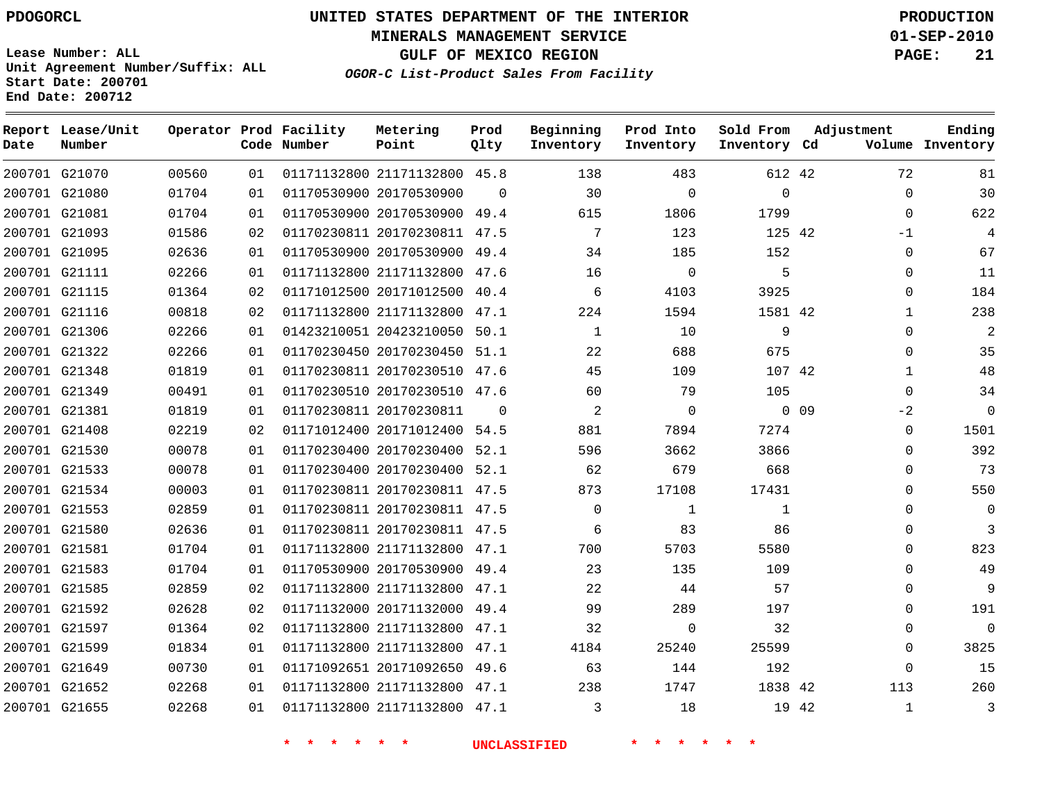# UNITED STATES DEPARTMENT OF THE INTERIOR
## MINERALS MANAGEMENT SERVICE
## GULF OF MEXICO REGION
### *OGOR-C List-Product Sales From Facility*

PDOGORCL

PRODUCTION
01-SEP-2010

Lease Number: ALL
Unit Agreement Number/Suffix: ALL
Start Date: 200701
End Date: 200712

| Report Date | Lease/Unit Number | Operator | Prod Code | Facility Number | Metering Point | Prod Qlty | Beginning Inventory | Prod Into Inventory | Sold From Inventory | Adjustment Cd | Adjustment Volume | Ending Inventory |
|---|---|---|---|---|---|---|---|---|---|---|---|---|
| 200701 | G21070 | 00560 | 01 | 01171132800 | 21171132800 | 45.8 | 138 | 483 | 612 | 42 | 72 | 81 |
| 200701 | G21080 | 01704 | 01 | 01170530900 | 20170530900 | 0 | 30 | 0 | 0 | | 0 | 30 |
| 200701 | G21081 | 01704 | 01 | 01170530900 | 20170530900 | 49.4 | 615 | 1806 | 1799 | | 0 | 622 |
| 200701 | G21093 | 01586 | 02 | 01170230811 | 20170230811 | 47.5 | 7 | 123 | 125 | 42 | -1 | 4 |
| 200701 | G21095 | 02636 | 01 | 01170530900 | 20170530900 | 49.4 | 34 | 185 | 152 | | 0 | 67 |
| 200701 | G21111 | 02266 | 01 | 01171132800 | 21171132800 | 47.6 | 16 | 0 | 5 | | 0 | 11 |
| 200701 | G21115 | 01364 | 02 | 01171012500 | 20171012500 | 40.4 | 6 | 4103 | 3925 | | 0 | 184 |
| 200701 | G21116 | 00818 | 02 | 01171132800 | 21171132800 | 47.1 | 224 | 1594 | 1581 | 42 | 1 | 238 |
| 200701 | G21306 | 02266 | 01 | 01423210051 | 20423210050 | 50.1 | 1 | 10 | 9 | | 0 | 2 |
| 200701 | G21322 | 02266 | 01 | 01170230450 | 20170230450 | 51.1 | 22 | 688 | 675 | | 0 | 35 |
| 200701 | G21348 | 01819 | 01 | 01170230811 | 20170230510 | 47.6 | 45 | 109 | 107 | 42 | 1 | 48 |
| 200701 | G21349 | 00491 | 01 | 01170230510 | 20170230510 | 47.6 | 60 | 79 | 105 | | 0 | 34 |
| 200701 | G21381 | 01819 | 01 | 01170230811 | 20170230811 | 0 | 2 | 0 | 0 | 09 | -2 | 0 |
| 200701 | G21408 | 02219 | 02 | 01171012400 | 20171012400 | 54.5 | 881 | 7894 | 7274 | | 0 | 1501 |
| 200701 | G21530 | 00078 | 01 | 01170230400 | 20170230400 | 52.1 | 596 | 3662 | 3866 | | 0 | 392 |
| 200701 | G21533 | 00078 | 01 | 01170230400 | 20170230400 | 52.1 | 62 | 679 | 668 | | 0 | 73 |
| 200701 | G21534 | 00003 | 01 | 01170230811 | 20170230811 | 47.5 | 873 | 17108 | 17431 | | 0 | 550 |
| 200701 | G21553 | 02859 | 01 | 01170230811 | 20170230811 | 47.5 | 0 | 1 | 1 | | 0 | 0 |
| 200701 | G21580 | 02636 | 01 | 01170230811 | 20170230811 | 47.5 | 6 | 83 | 86 | | 0 | 3 |
| 200701 | G21581 | 01704 | 01 | 01171132800 | 21171132800 | 47.1 | 700 | 5703 | 5580 | | 0 | 823 |
| 200701 | G21583 | 01704 | 01 | 01170530900 | 20170530900 | 49.4 | 23 | 135 | 109 | | 0 | 49 |
| 200701 | G21585 | 02859 | 02 | 01171132800 | 21171132800 | 47.1 | 22 | 44 | 57 | | 0 | 9 |
| 200701 | G21592 | 02628 | 02 | 01171132000 | 20171132000 | 49.4 | 99 | 289 | 197 | | 0 | 191 |
| 200701 | G21597 | 01364 | 02 | 01171132800 | 21171132800 | 47.1 | 32 | 0 | 32 | | 0 | 0 |
| 200701 | G21599 | 01834 | 01 | 01171132800 | 21171132800 | 47.1 | 4184 | 25240 | 25599 | | 0 | 3825 |
| 200701 | G21649 | 00730 | 01 | 01171092651 | 20171092650 | 49.6 | 63 | 144 | 192 | | 0 | 15 |
| 200701 | G21652 | 02268 | 01 | 01171132800 | 21171132800 | 47.1 | 238 | 1747 | 1838 | 42 | 113 | 260 |
| 200701 | G21655 | 02268 | 01 | 01171132800 | 21171132800 | 47.1 | 3 | 18 | 19 | 42 | 1 | 3 |

* * * * * * UNCLASSIFIED * * * * * *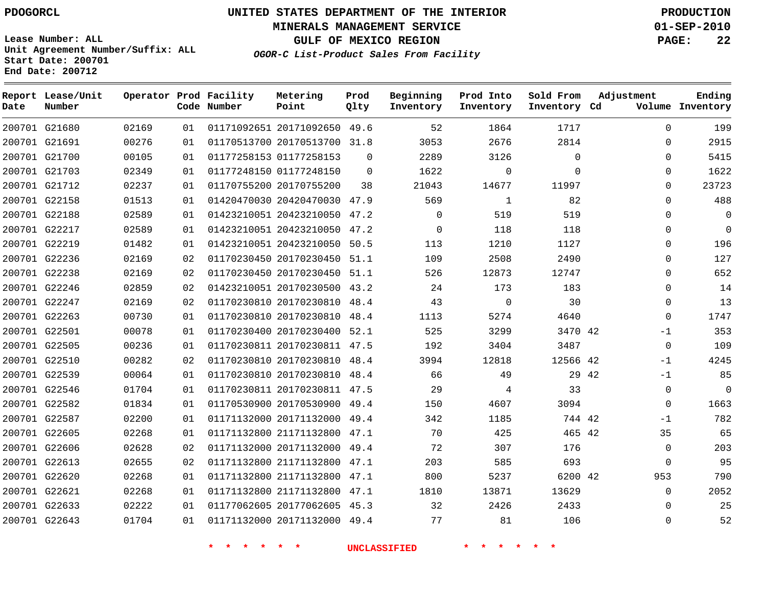PDOGORCL

# UNITED STATES DEPARTMENT OF THE INTERIOR
## MINERALS MANAGEMENT SERVICE
## GULF OF MEXICO REGION
### *OGOR-C List-Product Sales From Facility*

PRODUCTION
01-SEP-2010

Lease Number: ALL
Unit Agreement Number/Suffix: ALL
Start Date: 200701
End Date: 200712

| Report Date | Lease/Unit Number | Operator | Prod Code | Facility Number | Metering Point | Prod Qlty | Beginning Inventory | Prod Into Inventory | Sold From Inventory | Adjustment Cd | Adjustment Volume | Ending Inventory |
|---|---|---|---|---|---|---|---|---|---|---|---|---|
| 200701 | G21680 | 02169 | 01 | 01171092651 | 20171092650 | 49.6 | 52 | 1864 | 1717 | | 0 | 199 |
| 200701 | G21691 | 00276 | 01 | 01170513700 | 20170513700 | 31.8 | 3053 | 2676 | 2814 | | 0 | 2915 |
| 200701 | G21700 | 00105 | 01 | 01177258153 | 01177258153 | 0 | 2289 | 3126 | 0 | | 0 | 5415 |
| 200701 | G21703 | 02349 | 01 | 01177248150 | 01177248150 | 0 | 1622 | 0 | 0 | | 0 | 1622 |
| 200701 | G21712 | 02237 | 01 | 01170755200 | 20170755200 | 38 | 21043 | 14677 | 11997 | | 0 | 23723 |
| 200701 | G22158 | 01513 | 01 | 01420470030 | 20420470030 | 47.9 | 569 | 1 | 82 | | 0 | 488 |
| 200701 | G22188 | 02589 | 01 | 01423210051 | 20423210050 | 47.2 | 0 | 519 | 519 | | 0 | 0 |
| 200701 | G22217 | 02589 | 01 | 01423210051 | 20423210050 | 47.2 | 0 | 118 | 118 | | 0 | 0 |
| 200701 | G22219 | 01482 | 01 | 01423210051 | 20423210050 | 50.5 | 113 | 1210 | 1127 | | 0 | 196 |
| 200701 | G22236 | 02169 | 02 | 01170230450 | 20170230450 | 51.1 | 109 | 2508 | 2490 | | 0 | 127 |
| 200701 | G22238 | 02169 | 02 | 01170230450 | 20170230450 | 51.1 | 526 | 12873 | 12747 | | 0 | 652 |
| 200701 | G22246 | 02859 | 02 | 01423210051 | 20170230500 | 43.2 | 24 | 173 | 183 | | 0 | 14 |
| 200701 | G22247 | 02169 | 02 | 01170230810 | 20170230810 | 48.4 | 43 | 0 | 30 | | 0 | 13 |
| 200701 | G22263 | 00730 | 01 | 01170230810 | 20170230810 | 48.4 | 1113 | 5274 | 4640 | | 0 | 1747 |
| 200701 | G22501 | 00078 | 01 | 01170230400 | 20170230400 | 52.1 | 525 | 3299 | 3470 | 42 | -1 | 353 |
| 200701 | G22505 | 00236 | 01 | 01170230811 | 20170230811 | 47.5 | 192 | 3404 | 3487 | | 0 | 109 |
| 200701 | G22510 | 00282 | 02 | 01170230810 | 20170230810 | 48.4 | 3994 | 12818 | 12566 | 42 | -1 | 4245 |
| 200701 | G22539 | 00064 | 01 | 01170230810 | 20170230810 | 48.4 | 66 | 49 | 29 | 42 | -1 | 85 |
| 200701 | G22546 | 01704 | 01 | 01170230811 | 20170230811 | 47.5 | 29 | 4 | 33 | | 0 | 0 |
| 200701 | G22582 | 01834 | 01 | 01170530900 | 20170530900 | 49.4 | 150 | 4607 | 3094 | | 0 | 1663 |
| 200701 | G22587 | 02200 | 01 | 01171132000 | 20171132000 | 49.4 | 342 | 1185 | 744 | 42 | -1 | 782 |
| 200701 | G22605 | 02268 | 01 | 01171132800 | 21171132800 | 47.1 | 70 | 425 | 465 | 42 | 35 | 65 |
| 200701 | G22606 | 02628 | 02 | 01171132000 | 20171132000 | 49.4 | 72 | 307 | 176 | | 0 | 203 |
| 200701 | G22613 | 02655 | 02 | 01171132800 | 21171132800 | 47.1 | 203 | 585 | 693 | | 0 | 95 |
| 200701 | G22620 | 02268 | 01 | 01171132800 | 21171132800 | 47.1 | 800 | 5237 | 6200 | 42 | 953 | 790 |
| 200701 | G22621 | 02268 | 01 | 01171132800 | 21171132800 | 47.1 | 1810 | 13871 | 13629 | | 0 | 2052 |
| 200701 | G22633 | 02222 | 01 | 01177062605 | 20177062605 | 45.3 | 32 | 2426 | 2433 | | 0 | 25 |
| 200701 | G22643 | 01704 | 01 | 01171132000 | 20171132000 | 49.4 | 77 | 81 | 106 | | 0 | 52 |

* * * * * * * UNCLASSIFIED * * * * * * *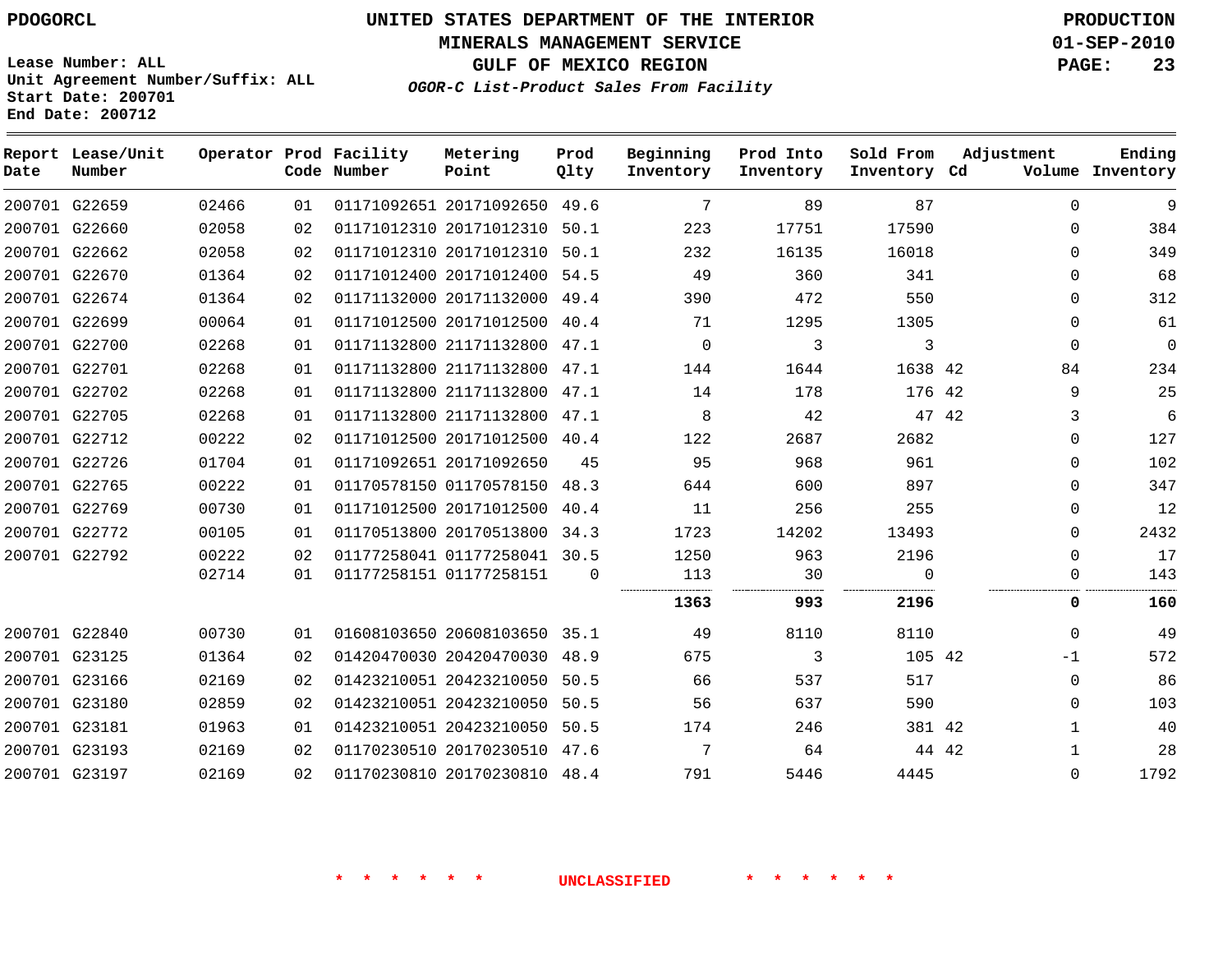PDOGORCL

Lease Number: ALL
Unit Agreement Number/Suffix: ALL
Start Date: 200701
End Date: 200712

# UNITED STATES DEPARTMENT OF THE INTERIOR
## MINERALS MANAGEMENT SERVICE
## GULF OF MEXICO REGION
### *OGOR-C List-Product Sales From Facility*

PRODUCTION
01-SEP-2010

| Report Date | Lease/Unit Number | Operator | Prod Code | Facility Number | Metering Point | Prod Qlty | Beginning Inventory | Prod Into Inventory | Sold From Inventory | Adjustment Cd | Volume | Ending Inventory |
|---|---|---|---|---|---|---|---|---|---|---|---|---|
| 200701 | G22659 | 02466 | 01 | 01171092651 | 20171092650 | 49.6 | 7 | 89 | 87 | | 0 | 9 |
| 200701 | G22660 | 02058 | 02 | 01171012310 | 20171012310 | 50.1 | 223 | 17751 | 17590 | | 0 | 384 |
| 200701 | G22662 | 02058 | 02 | 01171012310 | 20171012310 | 50.1 | 232 | 16135 | 16018 | | 0 | 349 |
| 200701 | G22670 | 01364 | 02 | 01171012400 | 20171012400 | 54.5 | 49 | 360 | 341 | | 0 | 68 |
| 200701 | G22674 | 01364 | 02 | 01171132000 | 20171132000 | 49.4 | 390 | 472 | 550 | | 0 | 312 |
| 200701 | G22699 | 00064 | 01 | 01171012500 | 20171012500 | 40.4 | 71 | 1295 | 1305 | | 0 | 61 |
| 200701 | G22700 | 02268 | 01 | 01171132800 | 21171132800 | 47.1 | 0 | 3 | 3 | | 0 | 0 |
| 200701 | G22701 | 02268 | 01 | 01171132800 | 21171132800 | 47.1 | 144 | 1644 | 1638 | 42 | 84 | 234 |
| 200701 | G22702 | 02268 | 01 | 01171132800 | 21171132800 | 47.1 | 14 | 178 | 176 | 42 | 9 | 25 |
| 200701 | G22705 | 02268 | 01 | 01171132800 | 21171132800 | 47.1 | 8 | 42 | 47 | 42 | 3 | 6 |
| 200701 | G22712 | 00222 | 02 | 01171012500 | 20171012500 | 40.4 | 122 | 2687 | 2682 | | 0 | 127 |
| 200701 | G22726 | 01704 | 01 | 01171092651 | 20171092650 | 45 | 95 | 968 | 961 | | 0 | 102 |
| 200701 | G22765 | 00222 | 01 | 01170578150 | 01170578150 | 48.3 | 644 | 600 | 897 | | 0 | 347 |
| 200701 | G22769 | 00730 | 01 | 01171012500 | 20171012500 | 40.4 | 11 | 256 | 255 | | 0 | 12 |
| 200701 | G22772 | 00105 | 01 | 01170513800 | 20170513800 | 34.3 | 1723 | 14202 | 13493 | | 0 | 2432 |
| 200701 | G22792 | 00222 | 02 | 01177258041 | 01177258041 | 30.5 | 1250 | 963 | 2196 | | 0 | 17 |
| | | 02714 | 01 | 01177258151 | 01177258151 | 0 | 113 | 30 | 0 | | 0 | 143 |
| | | | | | | | **1363** | **993** | **2196** | | **0** | **160** |
| 200701 | G22840 | 00730 | 01 | 01608103650 | 20608103650 | 35.1 | 49 | 8110 | 8110 | | 0 | 49 |
| 200701 | G23125 | 01364 | 02 | 01420470030 | 20420470030 | 48.9 | 675 | 3 | 105 | 42 | -1 | 572 |
| 200701 | G23166 | 02169 | 02 | 01423210051 | 20423210050 | 50.5 | 66 | 537 | 517 | | 0 | 86 |
| 200701 | G23180 | 02859 | 02 | 01423210051 | 20423210050 | 50.5 | 56 | 637 | 590 | | 0 | 103 |
| 200701 | G23181 | 01963 | 01 | 01423210051 | 20423210050 | 50.5 | 174 | 246 | 381 | 42 | 1 | 40 |
| 200701 | G23193 | 02169 | 02 | 01170230510 | 20170230510 | 47.6 | 7 | 64 | 44 | 42 | 1 | 28 |
| 200701 | G23197 | 02169 | 02 | 01170230810 | 20170230810 | 48.4 | 791 | 5446 | 4445 | | 0 | 1792 |

* * * * * * UNCLASSIFIED * * * * * *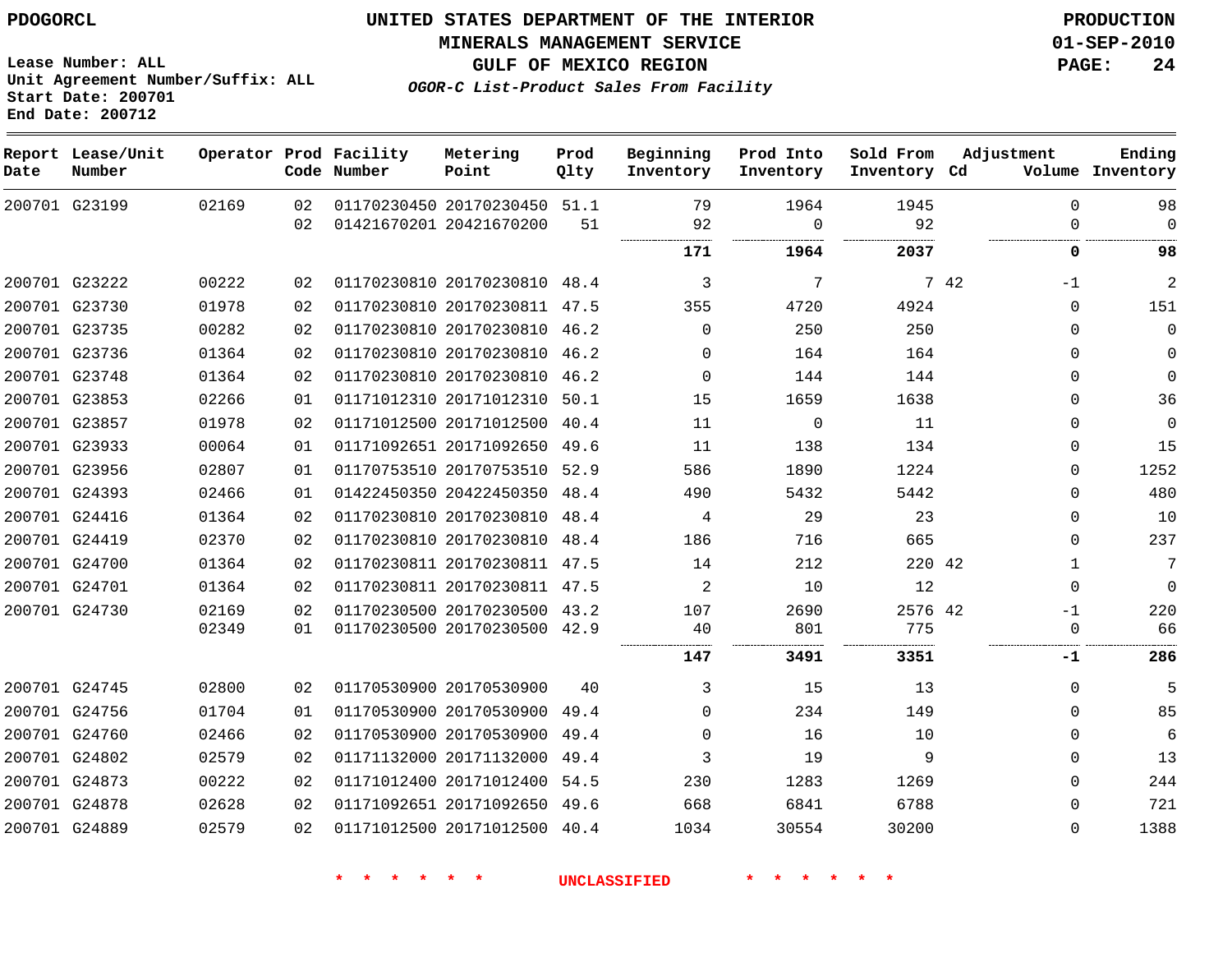PDOGORCL

Lease Number: ALL
Unit Agreement Number/Suffix: ALL
Start Date: 200701
End Date: 200712

# UNITED STATES DEPARTMENT OF THE INTERIOR
## MINERALS MANAGEMENT SERVICE
## GULF OF MEXICO REGION
### *OGOR-C List-Product Sales From Facility*

PRODUCTION
01-SEP-2010

| Report Date | Lease/Unit Number | Operator | Prod Code | Facility Number | Metering Point | Prod Qlty | Beginning Inventory | Prod Into Inventory | Sold From Inventory | Adjustment Cd | Adjustment Volume | Ending Inventory |
|---|---|---|---|---|---|---|---|---|---|---|---|---|
| 200701 | G23199 | 02169 | 02 | 01170230450 | 20170230450 | 51.1 | 79 | 1964 | 1945 | | 0 | 98 |
| | | | 02 | 01421670201 | 20421670200 | 51 | 92 | 0 | 92 | | 0 | 0 |
| | | | | | | | **171** | **1964** | **2037** | | **0** | **98** |
| 200701 | G23222 | 00222 | 02 | 01170230810 | 20170230810 | 48.4 | 3 | 7 | 7 | 42 | -1 | 2 |
| 200701 | G23730 | 01978 | 02 | 01170230810 | 20170230811 | 47.5 | 355 | 4720 | 4924 | | 0 | 151 |
| 200701 | G23735 | 00282 | 02 | 01170230810 | 20170230810 | 46.2 | 0 | 250 | 250 | | 0 | 0 |
| 200701 | G23736 | 01364 | 02 | 01170230810 | 20170230810 | 46.2 | 0 | 164 | 164 | | 0 | 0 |
| 200701 | G23748 | 01364 | 02 | 01170230810 | 20170230810 | 46.2 | 0 | 144 | 144 | | 0 | 0 |
| 200701 | G23853 | 02266 | 01 | 01171012310 | 20171012310 | 50.1 | 15 | 1659 | 1638 | | 0 | 36 |
| 200701 | G23857 | 01978 | 02 | 01171012500 | 20171012500 | 40.4 | 11 | 0 | 11 | | 0 | 0 |
| 200701 | G23933 | 00064 | 01 | 01171092651 | 20171092650 | 49.6 | 11 | 138 | 134 | | 0 | 15 |
| 200701 | G23956 | 02807 | 01 | 01170753510 | 20170753510 | 52.9 | 586 | 1890 | 1224 | | 0 | 1252 |
| 200701 | G24393 | 02466 | 01 | 01422450350 | 20422450350 | 48.4 | 490 | 5432 | 5442 | | 0 | 480 |
| 200701 | G24416 | 01364 | 02 | 01170230810 | 20170230810 | 48.4 | 4 | 29 | 23 | | 0 | 10 |
| 200701 | G24419 | 02370 | 02 | 01170230810 | 20170230810 | 48.4 | 186 | 716 | 665 | | 0 | 237 |
| 200701 | G24700 | 01364 | 02 | 01170230811 | 20170230811 | 47.5 | 14 | 212 | 220 | 42 | 1 | 7 |
| 200701 | G24701 | 01364 | 02 | 01170230811 | 20170230811 | 47.5 | 2 | 10 | 12 | | 0 | 0 |
| 200701 | G24730 | 02169 | 02 | 01170230500 | 20170230500 | 43.2 | 107 | 2690 | 2576 | 42 | -1 | 220 |
| | | 02349 | 01 | 01170230500 | 20170230500 | 42.9 | 40 | 801 | 775 | | 0 | 66 |
| | | | | | | | **147** | **3491** | **3351** | | **-1** | **286** |
| 200701 | G24745 | 02800 | 02 | 01170530900 | 20170530900 | 40 | 3 | 15 | 13 | | 0 | 5 |
| 200701 | G24756 | 01704 | 01 | 01170530900 | 20170530900 | 49.4 | 0 | 234 | 149 | | 0 | 85 |
| 200701 | G24760 | 02466 | 02 | 01170530900 | 20170530900 | 49.4 | 0 | 16 | 10 | | 0 | 6 |
| 200701 | G24802 | 02579 | 02 | 01171132000 | 20171132000 | 49.4 | 3 | 19 | 9 | | 0 | 13 |
| 200701 | G24873 | 00222 | 02 | 01171012400 | 20171012400 | 54.5 | 230 | 1283 | 1269 | | 0 | 244 |
| 200701 | G24878 | 02628 | 02 | 01171092651 | 20171092650 | 49.6 | 668 | 6841 | 6788 | | 0 | 721 |
| 200701 | G24889 | 02579 | 02 | 01171012500 | 20171012500 | 40.4 | 1034 | 30554 | 30200 | | 0 | 1388 |

* * * * * * UNCLASSIFIED * * * * * *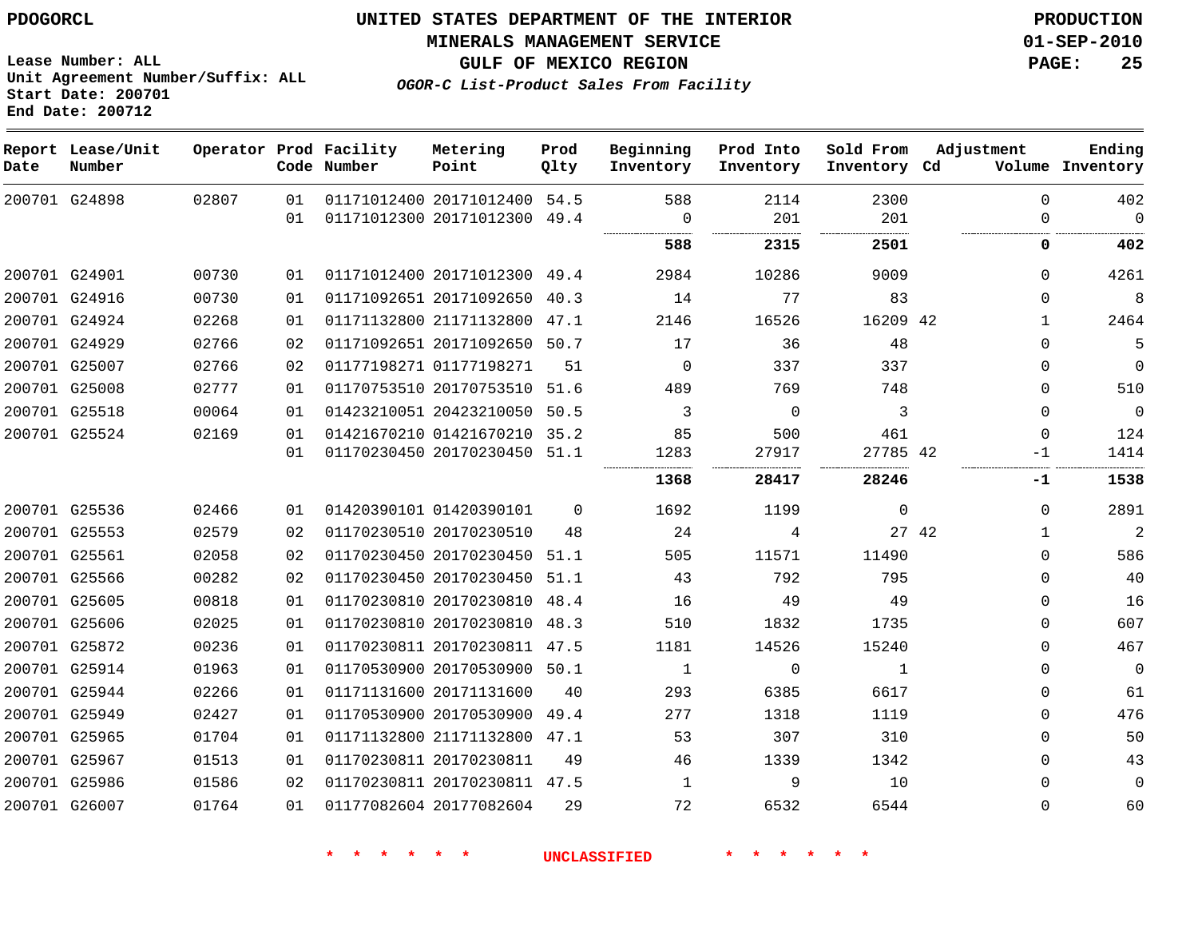PDOGORCL

# UNITED STATES DEPARTMENT OF THE INTERIOR
## MINERALS MANAGEMENT SERVICE
## GULF OF MEXICO REGION
### *OGOR-C List-Product Sales From Facility*

PRODUCTION
01-SEP-2010

Lease Number: ALL
Unit Agreement Number/Suffix: ALL
Start Date: 200701
End Date: 200712

| Report Date | Lease/Unit Number | Operator | Prod Code | Facility Number | Metering Point | Prod Qlty | Beginning Inventory | Prod Into Inventory | Sold From Inventory | Adjustment Cd | Adjustment Volume | Ending Inventory |
|---|---|---|---|---|---|---|---|---|---|---|---|---|
| 200701 | G24898 | 02807 | 01 | 01171012400 | 20171012400 | 54.5 | 588 | 2114 | 2300 | | 0 | 402 |
| | | | 01 | 01171012300 | 20171012300 | 49.4 | 0 | 201 | 201 | | 0 | 0 |
| | | | | | | | **588** | **2315** | **2501** | | **0** | **402** |
| 200701 | G24901 | 00730 | 01 | 01171012400 | 20171012300 | 49.4 | 2984 | 10286 | 9009 | | 0 | 4261 |
| 200701 | G24916 | 00730 | 01 | 01171092651 | 20171092650 | 40.3 | 14 | 77 | 83 | | 0 | 8 |
| 200701 | G24924 | 02268 | 01 | 01171132800 | 21171132800 | 47.1 | 2146 | 16526 | 16209 | 42 | 1 | 2464 |
| 200701 | G24929 | 02766 | 02 | 01171092651 | 20171092650 | 50.7 | 17 | 36 | 48 | | 0 | 5 |
| 200701 | G25007 | 02766 | 02 | 01177198271 | 01177198271 | 51 | 0 | 337 | 337 | | 0 | 0 |
| 200701 | G25008 | 02777 | 01 | 01170753510 | 20170753510 | 51.6 | 489 | 769 | 748 | | 0 | 510 |
| 200701 | G25518 | 00064 | 01 | 01423210051 | 20423210050 | 50.5 | 3 | 0 | 3 | | 0 | 0 |
| 200701 | G25524 | 02169 | 01 | 01421670210 | 01421670210 | 35.2 | 85 | 500 | 461 | | 0 | 124 |
| | | | 01 | 01170230450 | 20170230450 | 51.1 | 1283 | 27917 | 27785 | 42 | -1 | 1414 |
| | | | | | | | **1368** | **28417** | **28246** | | **-1** | **1538** |
| 200701 | G25536 | 02466 | 01 | 01420390101 | 01420390101 | 0 | 1692 | 1199 | 0 | | 0 | 2891 |
| 200701 | G25553 | 02579 | 02 | 01170230510 | 20170230510 | 48 | 24 | 4 | 27 | 42 | 1 | 2 |
| 200701 | G25561 | 02058 | 02 | 01170230450 | 20170230450 | 51.1 | 505 | 11571 | 11490 | | 0 | 586 |
| 200701 | G25566 | 00282 | 02 | 01170230450 | 20170230450 | 51.1 | 43 | 792 | 795 | | 0 | 40 |
| 200701 | G25605 | 00818 | 01 | 01170230810 | 20170230810 | 48.4 | 16 | 49 | 49 | | 0 | 16 |
| 200701 | G25606 | 02025 | 01 | 01170230810 | 20170230810 | 48.3 | 510 | 1832 | 1735 | | 0 | 607 |
| 200701 | G25872 | 00236 | 01 | 01170230811 | 20170230811 | 47.5 | 1181 | 14526 | 15240 | | 0 | 467 |
| 200701 | G25914 | 01963 | 01 | 01170530900 | 20170530900 | 50.1 | 1 | 0 | 1 | | 0 | 0 |
| 200701 | G25944 | 02266 | 01 | 01171131600 | 20171131600 | 40 | 293 | 6385 | 6617 | | 0 | 61 |
| 200701 | G25949 | 02427 | 01 | 01170530900 | 20170530900 | 49.4 | 277 | 1318 | 1119 | | 0 | 476 |
| 200701 | G25965 | 01704 | 01 | 01171132800 | 21171132800 | 47.1 | 53 | 307 | 310 | | 0 | 50 |
| 200701 | G25967 | 01513 | 01 | 01170230811 | 20170230811 | 49 | 46 | 1339 | 1342 | | 0 | 43 |
| 200701 | G25986 | 01586 | 02 | 01170230811 | 20170230811 | 47.5 | 1 | 9 | 10 | | 0 | 0 |
| 200701 | G26007 | 01764 | 01 | 01177082604 | 20177082604 | 29 | 72 | 6532 | 6544 | | 0 | 60 |

\* \* \* \* \* \* UNCLASSIFIED \* \* \* \* \* \*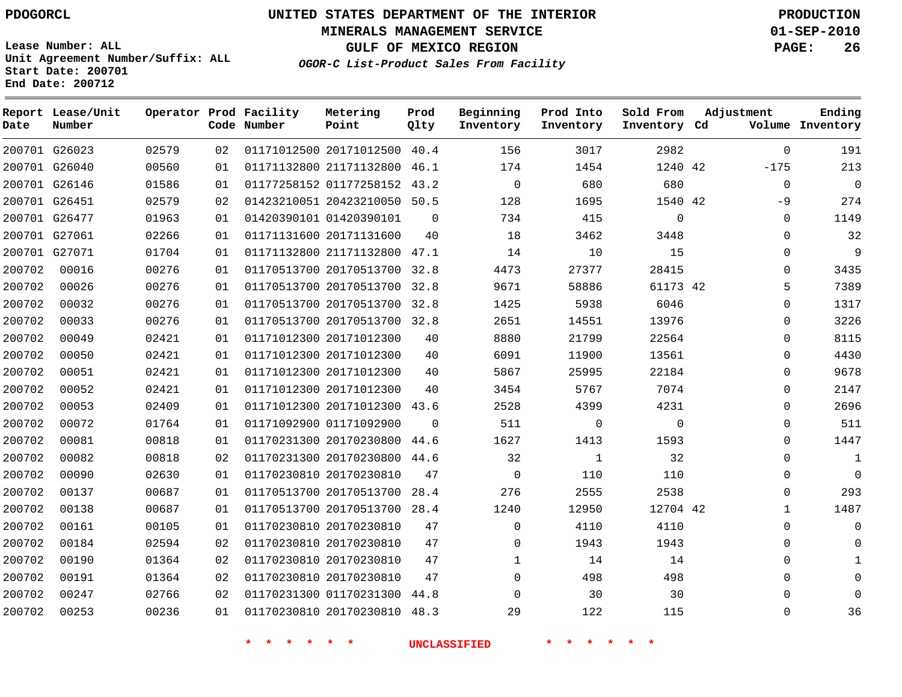PDOGORCL

**UNITED STATES DEPARTMENT OF THE INTERIOR**
**MINERALS MANAGEMENT SERVICE**
**GULF OF MEXICO REGION**
*OGOR-C List-Product Sales From Facility*

**PRODUCTION**
**01-SEP-2010**

Lease Number: ALL
Unit Agreement Number/Suffix: ALL
Start Date: 200701
End Date: 200712

| Report Date | Lease/Unit Number | Operator | Prod Code | Facility Number | Metering Point | Prod Qlty | Beginning Inventory | Prod Into Inventory | Sold From Inventory | Adjustment Cd | Adjustment Volume | Ending Inventory |
|---|---|---|---|---|---|---|---|---|---|---|---|---|
| 200701 | G26023 | 02579 | 02 | 01171012500 | 20171012500 | 40.4 | 156 | 3017 | 2982 | | 0 | 191 |
| 200701 | G26040 | 00560 | 01 | 01171132800 | 21171132800 | 46.1 | 174 | 1454 | 1240 | 42 | -175 | 213 |
| 200701 | G26146 | 01586 | 01 | 01177258152 | 01177258152 | 43.2 | 0 | 680 | 680 | | 0 | 0 |
| 200701 | G26451 | 02579 | 02 | 01423210051 | 20423210050 | 50.5 | 128 | 1695 | 1540 | 42 | -9 | 274 |
| 200701 | G26477 | 01963 | 01 | 01420390101 | 01420390101 | 0 | 734 | 415 | 0 | | 0 | 1149 |
| 200701 | G27061 | 02266 | 01 | 01171131600 | 20171131600 | 40 | 18 | 3462 | 3448 | | 0 | 32 |
| 200701 | G27071 | 01704 | 01 | 01171132800 | 21171132800 | 47.1 | 14 | 10 | 15 | | 0 | 9 |
| 200702 | 00016 | 00276 | 01 | 01170513700 | 20170513700 | 32.8 | 4473 | 27377 | 28415 | | 0 | 3435 |
| 200702 | 00026 | 00276 | 01 | 01170513700 | 20170513700 | 32.8 | 9671 | 58886 | 61173 | 42 | 5 | 7389 |
| 200702 | 00032 | 00276 | 01 | 01170513700 | 20170513700 | 32.8 | 1425 | 5938 | 6046 | | 0 | 1317 |
| 200702 | 00033 | 00276 | 01 | 01170513700 | 20170513700 | 32.8 | 2651 | 14551 | 13976 | | 0 | 3226 |
| 200702 | 00049 | 02421 | 01 | 01171012300 | 20171012300 | 40 | 8880 | 21799 | 22564 | | 0 | 8115 |
| 200702 | 00050 | 02421 | 01 | 01171012300 | 20171012300 | 40 | 6091 | 11900 | 13561 | | 0 | 4430 |
| 200702 | 00051 | 02421 | 01 | 01171012300 | 20171012300 | 40 | 5867 | 25995 | 22184 | | 0 | 9678 |
| 200702 | 00052 | 02421 | 01 | 01171012300 | 20171012300 | 40 | 3454 | 5767 | 7074 | | 0 | 2147 |
| 200702 | 00053 | 02409 | 01 | 01171012300 | 20171012300 | 43.6 | 2528 | 4399 | 4231 | | 0 | 2696 |
| 200702 | 00072 | 01764 | 01 | 01171092900 | 01171092900 | 0 | 511 | 0 | 0 | | 0 | 511 |
| 200702 | 00081 | 00818 | 01 | 01170231300 | 20170230800 | 44.6 | 1627 | 1413 | 1593 | | 0 | 1447 |
| 200702 | 00082 | 00818 | 02 | 01170231300 | 20170230800 | 44.6 | 32 | 1 | 32 | | 0 | 1 |
| 200702 | 00090 | 02630 | 01 | 01170230810 | 20170230810 | 47 | 0 | 110 | 110 | | 0 | 0 |
| 200702 | 00137 | 00687 | 01 | 01170513700 | 20170513700 | 28.4 | 276 | 2555 | 2538 | | 0 | 293 |
| 200702 | 00138 | 00687 | 01 | 01170513700 | 20170513700 | 28.4 | 1240 | 12950 | 12704 | 42 | 1 | 1487 |
| 200702 | 00161 | 00105 | 01 | 01170230810 | 20170230810 | 47 | 0 | 4110 | 4110 | | 0 | 0 |
| 200702 | 00184 | 02594 | 02 | 01170230810 | 20170230810 | 47 | 0 | 1943 | 1943 | | 0 | 0 |
| 200702 | 00190 | 01364 | 02 | 01170230810 | 20170230810 | 47 | 1 | 14 | 14 | | 0 | 1 |
| 200702 | 00191 | 01364 | 02 | 01170230810 | 20170230810 | 47 | 0 | 498 | 498 | | 0 | 0 |
| 200702 | 00247 | 02766 | 02 | 01170231300 | 01170231300 | 44.8 | 0 | 30 | 30 | | 0 | 0 |
| 200702 | 00253 | 00236 | 01 | 01170230810 | 20170230810 | 48.3 | 29 | 122 | 115 | | 0 | 36 |

\* \* \* \* \* \* \* UNCLASSIFIED \* \* \* \* \* \* \*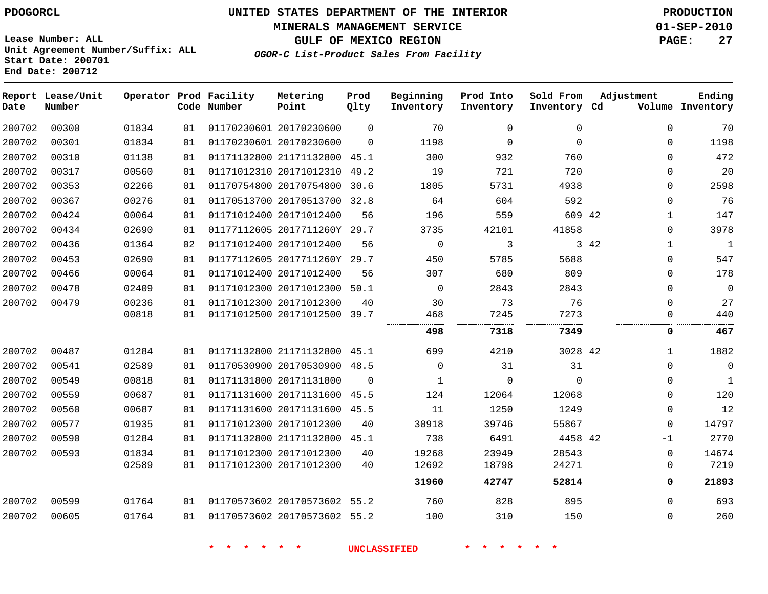PDOGORCL

# UNITED STATES DEPARTMENT OF THE INTERIOR
## MINERALS MANAGEMENT SERVICE
## GULF OF MEXICO REGION
### *OGOR-C List-Product Sales From Facility*

PRODUCTION
01-SEP-2010

Lease Number: ALL
Unit Agreement Number/Suffix: ALL
Start Date: 200701
End Date: 200712

| Report Date | Lease/Unit Number | Operator | Prod Code | Facility Number | Metering Point | Prod Qlty | Beginning Inventory | Prod Into Inventory | Sold From Inventory | Adjustment Cd | Volume | Ending Inventory |
|---|---|---|---|---|---|---|---|---|---|---|---|---|
| 200702 | 00300 | 01834 | 01 | 01170230601 | 20170230600 | 0 | 70 | 0 | 0 | | 0 | 70 |
| 200702 | 00301 | 01834 | 01 | 01170230601 | 20170230600 | 0 | 1198 | 0 | 0 | | 0 | 1198 |
| 200702 | 00310 | 01138 | 01 | 01171132800 | 21171132800 | 45.1 | 300 | 932 | 760 | | 0 | 472 |
| 200702 | 00317 | 00560 | 01 | 01171012310 | 20171012310 | 49.2 | 19 | 721 | 720 | | 0 | 20 |
| 200702 | 00353 | 02266 | 01 | 01170754800 | 20170754800 | 30.6 | 1805 | 5731 | 4938 | | 0 | 2598 |
| 200702 | 00367 | 00276 | 01 | 01170513700 | 20170513700 | 32.8 | 64 | 604 | 592 | | 0 | 76 |
| 200702 | 00424 | 00064 | 01 | 01171012400 | 20171012400 | 56 | 196 | 559 | 609 | 42 | 1 | 147 |
| 200702 | 00434 | 02690 | 01 | 01177112605 | 2017711260Y | 29.7 | 3735 | 42101 | 41858 | | 0 | 3978 |
| 200702 | 00436 | 01364 | 02 | 01171012400 | 20171012400 | 56 | 0 | 3 | 3 | 42 | 1 | 1 |
| 200702 | 00453 | 02690 | 01 | 01177112605 | 2017711260Y | 29.7 | 450 | 5785 | 5688 | | 0 | 547 |
| 200702 | 00466 | 00064 | 01 | 01171012400 | 20171012400 | 56 | 307 | 680 | 809 | | 0 | 178 |
| 200702 | 00478 | 02409 | 01 | 01171012300 | 20171012300 | 50.1 | 0 | 2843 | 2843 | | 0 | 0 |
| 200702 | 00479 | 00236 | 01 | 01171012300 | 20171012300 | 40 | 30 | 73 | 76 | | 0 | 27 |
| | | 00818 | 01 | 01171012500 | 20171012500 | 39.7 | 468 | 7245 | 7273 | | 0 | 440 |
| | | | | | | | **498** | **7318** | **7349** | | **0** | **467** |
| 200702 | 00487 | 01284 | 01 | 01171132800 | 21171132800 | 45.1 | 699 | 4210 | 3028 | 42 | 1 | 1882 |
| 200702 | 00541 | 02589 | 01 | 01170530900 | 20170530900 | 48.5 | 0 | 31 | 31 | | 0 | 0 |
| 200702 | 00549 | 00818 | 01 | 01171131800 | 20171131800 | 0 | 1 | 0 | 0 | | 0 | 1 |
| 200702 | 00559 | 00687 | 01 | 01171131600 | 20171131600 | 45.5 | 124 | 12064 | 12068 | | 0 | 120 |
| 200702 | 00560 | 00687 | 01 | 01171131600 | 20171131600 | 45.5 | 11 | 1250 | 1249 | | 0 | 12 |
| 200702 | 00577 | 01935 | 01 | 01171012300 | 20171012300 | 40 | 30918 | 39746 | 55867 | | 0 | 14797 |
| 200702 | 00590 | 01284 | 01 | 01171132800 | 21171132800 | 45.1 | 738 | 6491 | 4458 | 42 | -1 | 2770 |
| 200702 | 00593 | 01834 | 01 | 01171012300 | 20171012300 | 40 | 19268 | 23949 | 28543 | | 0 | 14674 |
| | | 02589 | 01 | 01171012300 | 20171012300 | 40 | 12692 | 18798 | 24271 | | 0 | 7219 |
| | | | | | | | **31960** | **42747** | **52814** | | **0** | **21893** |
| 200702 | 00599 | 01764 | 01 | 01170573602 | 20170573602 | 55.2 | 760 | 828 | 895 | | 0 | 693 |
| 200702 | 00605 | 01764 | 01 | 01170573602 | 20170573602 | 55.2 | 100 | 310 | 150 | | 0 | 260 |

\* \* \* \* \* \* UNCLASSIFIED \* \* \* \* \* \*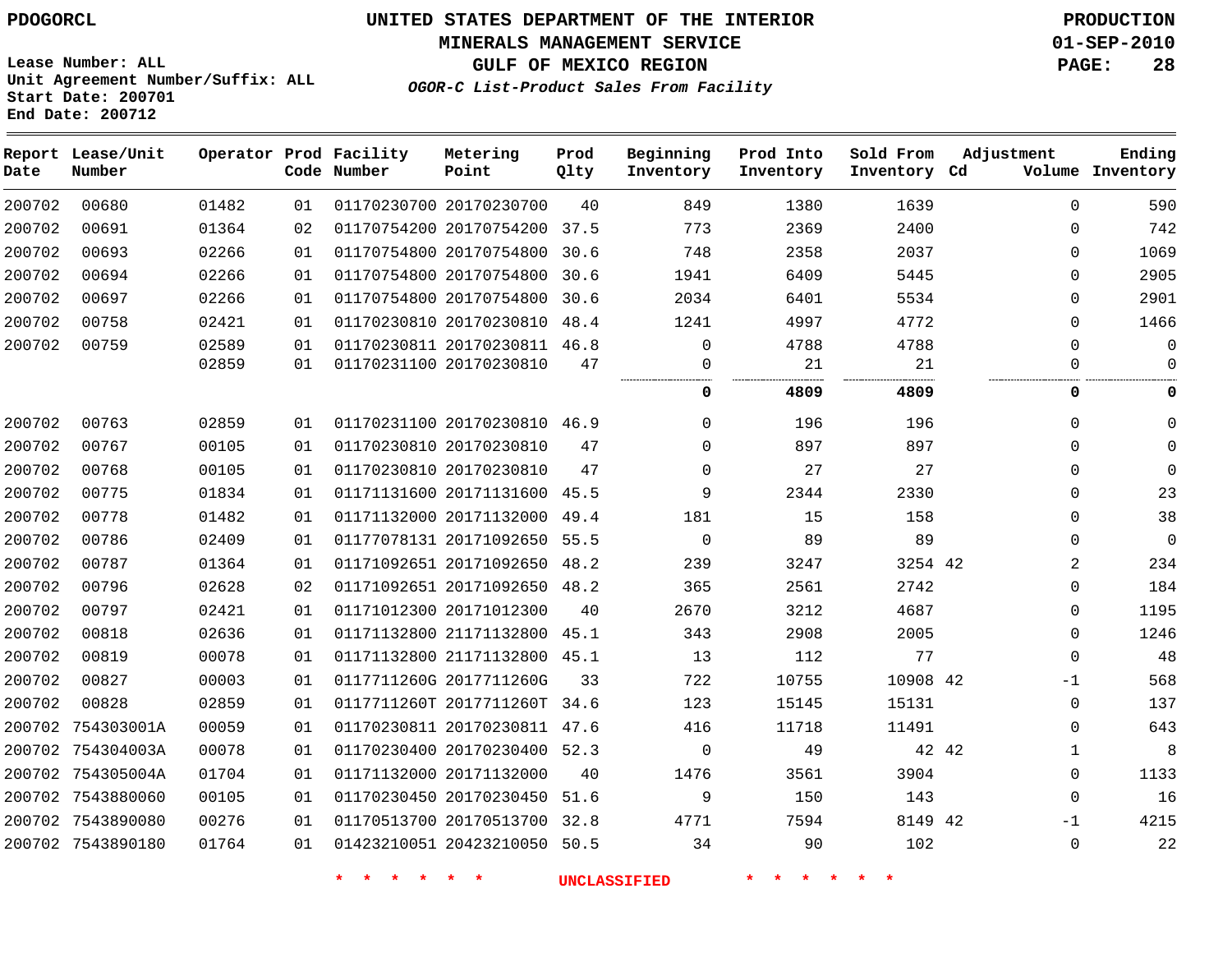PDOGORCL

# UNITED STATES DEPARTMENT OF THE INTERIOR
## MINERALS MANAGEMENT SERVICE
## GULF OF MEXICO REGION
### *OGOR-C List-Product Sales From Facility*

PRODUCTION
01-SEP-2010

Lease Number: ALL
Unit Agreement Number/Suffix: ALL
Start Date: 200701
End Date: 200712

| Report Date | Lease/Unit Number | Operator | Prod Code | Facility Number | Metering Point | Prod Qlty | Beginning Inventory | Prod Into Inventory | Sold From Inventory | Adjustment Cd | Volume | Ending Inventory |
|---|---|---|---|---|---|---|---|---|---|---|---|---|
| 200702 | 00680 | 01482 | 01 | 01170230700 | 20170230700 | 40 | 849 | 1380 | 1639 | | 0 | 590 |
| 200702 | 00691 | 01364 | 02 | 01170754200 | 20170754200 | 37.5 | 773 | 2369 | 2400 | | 0 | 742 |
| 200702 | 00693 | 02266 | 01 | 01170754800 | 20170754800 | 30.6 | 748 | 2358 | 2037 | | 0 | 1069 |
| 200702 | 00694 | 02266 | 01 | 01170754800 | 20170754800 | 30.6 | 1941 | 6409 | 5445 | | 0 | 2905 |
| 200702 | 00697 | 02266 | 01 | 01170754800 | 20170754800 | 30.6 | 2034 | 6401 | 5534 | | 0 | 2901 |
| 200702 | 00758 | 02421 | 01 | 01170230810 | 20170230810 | 48.4 | 1241 | 4997 | 4772 | | 0 | 1466 |
| 200702 | 00759 | 02589 | 01 | 01170230811 | 20170230811 | 46.8 | 0 | 4788 | 4788 | | 0 | 0 |
| | | 02859 | 01 | 01170231100 | 20170230810 | 47 | 0 | 21 | 21 | | 0 | 0 |
| | | | | | | | **0** | **4809** | **4809** | | **0** | **0** |
| 200702 | 00763 | 02859 | 01 | 01170231100 | 20170230810 | 46.9 | 0 | 196 | 196 | | 0 | 0 |
| 200702 | 00767 | 00105 | 01 | 01170230810 | 20170230810 | 47 | 0 | 897 | 897 | | 0 | 0 |
| 200702 | 00768 | 00105 | 01 | 01170230810 | 20170230810 | 47 | 0 | 27 | 27 | | 0 | 0 |
| 200702 | 00775 | 01834 | 01 | 01171131600 | 20171131600 | 45.5 | 9 | 2344 | 2330 | | 0 | 23 |
| 200702 | 00778 | 01482 | 01 | 01171132000 | 20171132000 | 49.4 | 181 | 15 | 158 | | 0 | 38 |
| 200702 | 00786 | 02409 | 01 | 01177078131 | 20171092650 | 55.5 | 0 | 89 | 89 | | 0 | 0 |
| 200702 | 00787 | 01364 | 01 | 01171092651 | 20171092650 | 48.2 | 239 | 3247 | 3254 | 42 | 2 | 234 |
| 200702 | 00796 | 02628 | 02 | 01171092651 | 20171092650 | 48.2 | 365 | 2561 | 2742 | | 0 | 184 |
| 200702 | 00797 | 02421 | 01 | 01171012300 | 20171012300 | 40 | 2670 | 3212 | 4687 | | 0 | 1195 |
| 200702 | 00818 | 02636 | 01 | 01171132800 | 21171132800 | 45.1 | 343 | 2908 | 2005 | | 0 | 1246 |
| 200702 | 00819 | 00078 | 01 | 01171132800 | 21171132800 | 45.1 | 13 | 112 | 77 | | 0 | 48 |
| 200702 | 00827 | 00003 | 01 | 0117711260G | 2017711260G | 33 | 722 | 10755 | 10908 | 42 | -1 | 568 |
| 200702 | 00828 | 02859 | 01 | 0117711260T | 2017711260T | 34.6 | 123 | 15145 | 15131 | | 0 | 137 |
| 200702 | 754303001A | 00059 | 01 | 01170230811 | 20170230811 | 47.6 | 416 | 11718 | 11491 | | 0 | 643 |
| 200702 | 754304003A | 00078 | 01 | 01170230400 | 20170230400 | 52.3 | 0 | 49 | 42 | 42 | 1 | 8 |
| 200702 | 754305004A | 01704 | 01 | 01171132000 | 20171132000 | 40 | 1476 | 3561 | 3904 | | 0 | 1133 |
| 200702 | 7543880060 | 00105 | 01 | 01170230450 | 20170230450 | 51.6 | 9 | 150 | 143 | | 0 | 16 |
| 200702 | 7543890080 | 00276 | 01 | 01170513700 | 20170513700 | 32.8 | 4771 | 7594 | 8149 | 42 | -1 | 4215 |
| 200702 | 7543890180 | 01764 | 01 | 01423210051 | 20423210050 | 50.5 | 34 | 90 | 102 | | 0 | 22 |

\* \* \* \* \* \* UNCLASSIFIED \* \* \* \* \* \*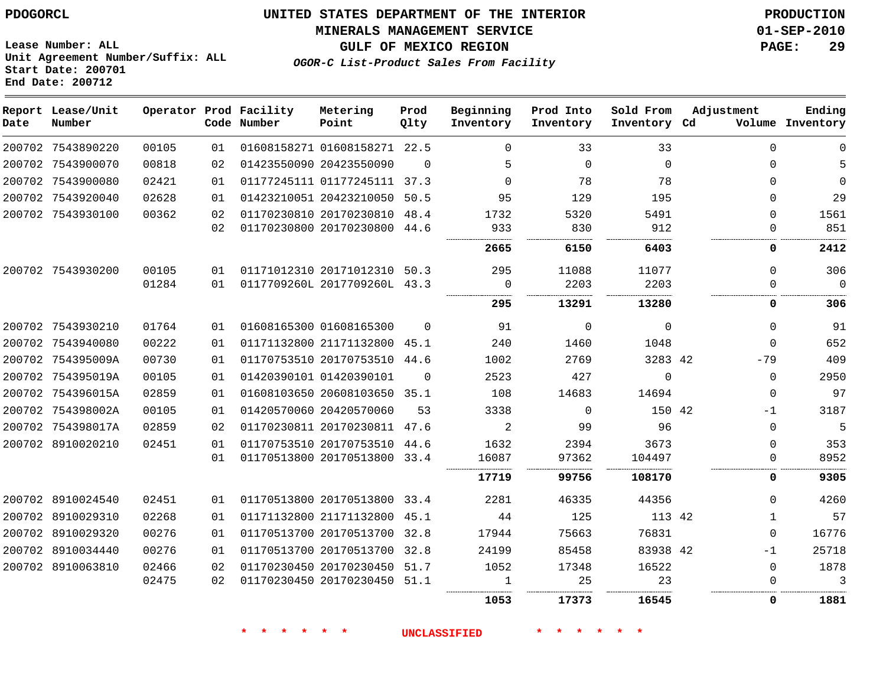PDOGORCL

Lease Number: ALL
Unit Agreement Number/Suffix: ALL
Start Date: 200701
End Date: 200712

# UNITED STATES DEPARTMENT OF THE INTERIOR
## MINERALS MANAGEMENT SERVICE
## GULF OF MEXICO REGION
### *OGOR-C List-Product Sales From Facility*

PRODUCTION
01-SEP-2010

| Report Date | Lease/Unit Number | Operator | Prod Code | Facility Number | Metering Point | Prod Qlty | Beginning Inventory | Prod Into Inventory | Sold From Inventory | Adjustment Cd | Volume | Ending Inventory |
|---|---|---|---|---|---|---|---|---|---|---|---|---|
| 200702 | 7543890220 | 00105 | 01 | 01608158271 | 01608158271 | 22.5 | 0 | 33 | 33 | | 0 | 0 |
| 200702 | 7543900070 | 00818 | 02 | 01423550090 | 20423550090 | 0 | 5 | 0 | 0 | | 0 | 5 |
| 200702 | 7543900080 | 02421 | 01 | 01177245111 | 01177245111 | 37.3 | 0 | 78 | 78 | | 0 | 0 |
| 200702 | 7543920040 | 02628 | 01 | 01423210051 | 20423210050 | 50.5 | 95 | 129 | 195 | | 0 | 29 |
| 200702 | 7543930100 | 00362 | 02 | 01170230810 | 20170230810 | 48.4 | 1732 | 5320 | 5491 | | 0 | 1561 |
| | | | 02 | 01170230800 | 20170230800 | 44.6 | 933 | 830 | 912 | | 0 | 851 |
| | | | | | | | **2665** | **6150** | **6403** | | **0** | **2412** |
| 200702 | 7543930200 | 00105 | 01 | 01171012310 | 20171012310 | 50.3 | 295 | 11088 | 11077 | | 0 | 306 |
| | | 01284 | 01 | 0117709260L | 2017709260L | 43.3 | 0 | 2203 | 2203 | | 0 | 0 |
| | | | | | | | **295** | **13291** | **13280** | | **0** | **306** |
| 200702 | 7543930210 | 01764 | 01 | 01608165300 | 01608165300 | 0 | 91 | 0 | 0 | | 0 | 91 |
| 200702 | 7543940080 | 00222 | 01 | 01171132800 | 21171132800 | 45.1 | 240 | 1460 | 1048 | | 0 | 652 |
| 200702 | 754395009A | 00730 | 01 | 01170753510 | 20170753510 | 44.6 | 1002 | 2769 | 3283 | 42 | -79 | 409 |
| 200702 | 754395019A | 00105 | 01 | 01420390101 | 01420390101 | 0 | 2523 | 427 | 0 | | 0 | 2950 |
| 200702 | 754396015A | 02859 | 01 | 01608103650 | 20608103650 | 35.1 | 108 | 14683 | 14694 | | 0 | 97 |
| 200702 | 754398002A | 00105 | 01 | 01420570060 | 20420570060 | 53 | 3338 | 0 | 150 | 42 | -1 | 3187 |
| 200702 | 754398017A | 02859 | 02 | 01170230811 | 20170230811 | 47.6 | 2 | 99 | 96 | | 0 | 5 |
| 200702 | 8910020210 | 02451 | 01 | 01170753510 | 20170753510 | 44.6 | 1632 | 2394 | 3673 | | 0 | 353 |
| | | | 01 | 01170513800 | 20170513800 | 33.4 | 16087 | 97362 | 104497 | | 0 | 8952 |
| | | | | | | | **17719** | **99756** | **108170** | | **0** | **9305** |
| 200702 | 8910024540 | 02451 | 01 | 01170513800 | 20170513800 | 33.4 | 2281 | 46335 | 44356 | | 0 | 4260 |
| 200702 | 8910029310 | 02268 | 01 | 01171132800 | 21171132800 | 45.1 | 44 | 125 | 113 | 42 | 1 | 57 |
| 200702 | 8910029320 | 00276 | 01 | 01170513700 | 20170513700 | 32.8 | 17944 | 75663 | 76831 | | 0 | 16776 |
| 200702 | 8910034440 | 00276 | 01 | 01170513700 | 20170513700 | 32.8 | 24199 | 85458 | 83938 | 42 | -1 | 25718 |
| 200702 | 8910063810 | 02466 | 02 | 01170230450 | 20170230450 | 51.7 | 1052 | 17348 | 16522 | | 0 | 1878 |
| | | 02475 | 02 | 01170230450 | 20170230450 | 51.1 | 1 | 25 | 23 | | 0 | 3 |
| | | | | | | | **1053** | **17373** | **16545** | | **0** | **1881** |

* * * * * * UNCLASSIFIED * * * * * *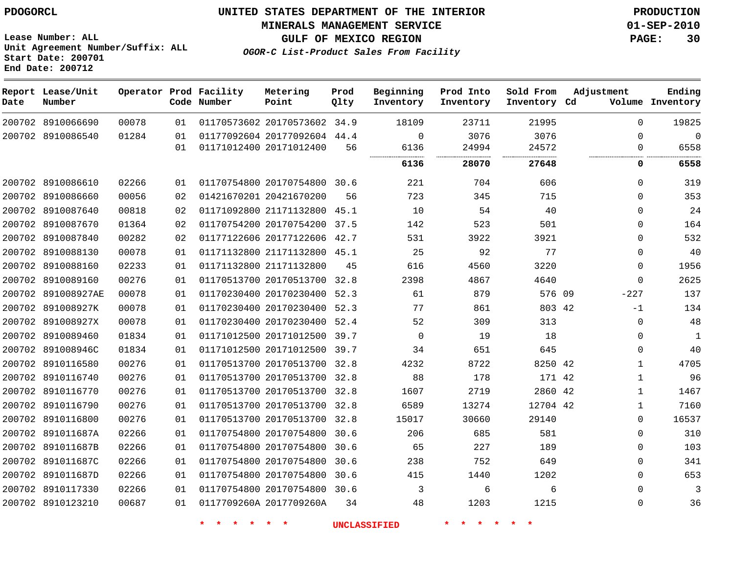UNITED STATES DEPARTMENT OF THE INTERIOR
MINERALS MANAGEMENT SERVICE
GULF OF MEXICO REGION
*OGOR-C List-Product Sales From Facility*

PDOGORCL

Lease Number: ALL
Unit Agreement Number/Suffix: ALL
Start Date: 200701
End Date: 200712

PRODUCTION
01-SEP-2010

| Report Date | Lease/Unit Number | Operator | Prod Code | Facility Number | Metering Point | Prod Qlty | Beginning Inventory | Prod Into Inventory | Sold From Inventory | Adjustment Cd | Adjustment Volume | Ending Inventory |
|---|---|---|---|---|---|---|---|---|---|---|---|---|
| 200702 | 8910066690 | 00078 | 01 | 01170573602 | 20170573602 | 34.9 | 18109 | 23711 | 21995 | | 0 | 19825 |
| 200702 | 8910086540 | 01284 | 01 | 01177092604 | 20177092604 | 44.4 | 0 | 3076 | 3076 | | 0 | 0 |
| | | | 01 | 01171012400 | 20171012400 | 56 | 6136 | 24994 | 24572 | | 0 | 6558 |
| | | | | | | | **6136** | **28070** | **27648** | | **0** | **6558** |
| 200702 | 8910086610 | 02266 | 01 | 01170754800 | 20170754800 | 30.6 | 221 | 704 | 606 | | 0 | 319 |
| 200702 | 8910086660 | 00056 | 02 | 01421670201 | 20421670200 | 56 | 723 | 345 | 715 | | 0 | 353 |
| 200702 | 8910087640 | 00818 | 02 | 01171092800 | 21171132800 | 45.1 | 10 | 54 | 40 | | 0 | 24 |
| 200702 | 8910087670 | 01364 | 02 | 01170754200 | 20170754200 | 37.5 | 142 | 523 | 501 | | 0 | 164 |
| 200702 | 8910087840 | 00282 | 02 | 01177122606 | 20177122606 | 42.7 | 531 | 3922 | 3921 | | 0 | 532 |
| 200702 | 8910088130 | 00078 | 01 | 01171132800 | 21171132800 | 45.1 | 25 | 92 | 77 | | 0 | 40 |
| 200702 | 8910088160 | 02233 | 01 | 01171132800 | 21171132800 | 45 | 616 | 4560 | 3220 | | 0 | 1956 |
| 200702 | 8910089160 | 00276 | 01 | 01170513700 | 20170513700 | 32.8 | 2398 | 4867 | 4640 | | 0 | 2625 |
| 200702 | 891008927AE | 00078 | 01 | 01170230400 | 20170230400 | 52.3 | 61 | 879 | 576 | 09 | -227 | 137 |
| 200702 | 891008927K | 00078 | 01 | 01170230400 | 20170230400 | 52.3 | 77 | 861 | 803 | 42 | -1 | 134 |
| 200702 | 891008927X | 00078 | 01 | 01170230400 | 20170230400 | 52.4 | 52 | 309 | 313 | | 0 | 48 |
| 200702 | 8910089460 | 01834 | 01 | 01171012500 | 20171012500 | 39.7 | 0 | 19 | 18 | | 0 | 1 |
| 200702 | 891008946C | 01834 | 01 | 01171012500 | 20171012500 | 39.7 | 34 | 651 | 645 | | 0 | 40 |
| 200702 | 8910116580 | 00276 | 01 | 01170513700 | 20170513700 | 32.8 | 4232 | 8722 | 8250 | 42 | 1 | 4705 |
| 200702 | 8910116740 | 00276 | 01 | 01170513700 | 20170513700 | 32.8 | 88 | 178 | 171 | 42 | 1 | 96 |
| 200702 | 8910116770 | 00276 | 01 | 01170513700 | 20170513700 | 32.8 | 1607 | 2719 | 2860 | 42 | 1 | 1467 |
| 200702 | 8910116790 | 00276 | 01 | 01170513700 | 20170513700 | 32.8 | 6589 | 13274 | 12704 | 42 | 1 | 7160 |
| 200702 | 8910116800 | 00276 | 01 | 01170513700 | 20170513700 | 32.8 | 15017 | 30660 | 29140 | | 0 | 16537 |
| 200702 | 891011687A | 02266 | 01 | 01170754800 | 20170754800 | 30.6 | 206 | 685 | 581 | | 0 | 310 |
| 200702 | 891011687B | 02266 | 01 | 01170754800 | 20170754800 | 30.6 | 65 | 227 | 189 | | 0 | 103 |
| 200702 | 891011687C | 02266 | 01 | 01170754800 | 20170754800 | 30.6 | 238 | 752 | 649 | | 0 | 341 |
| 200702 | 891011687D | 02266 | 01 | 01170754800 | 20170754800 | 30.6 | 415 | 1440 | 1202 | | 0 | 653 |
| 200702 | 8910117330 | 02266 | 01 | 01170754800 | 20170754800 | 30.6 | 3 | 6 | 6 | | 0 | 3 |
| 200702 | 8910123210 | 00687 | 01 | 0117709260A | 2017709260A | 34 | 48 | 1203 | 1215 | | 0 | 36 |

\* \* \* \* \* \* UNCLASSIFIED \* \* \* \* \* \*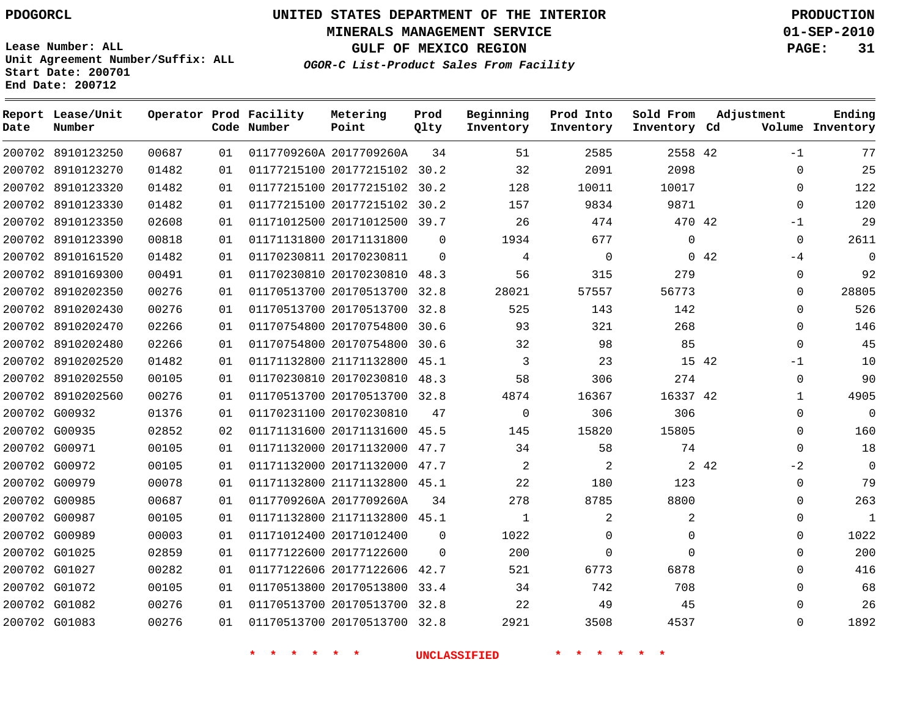PDOGORCL

# UNITED STATES DEPARTMENT OF THE INTERIOR
## MINERALS MANAGEMENT SERVICE
## GULF OF MEXICO REGION
### *OGOR-C List-Product Sales From Facility*

PRODUCTION
01-SEP-2010

Lease Number: ALL
Unit Agreement Number/Suffix: ALL
Start Date: 200701
End Date: 200712

| Report Date | Lease/Unit Number | Operator | Prod Code | Facility Number | Metering Point | Prod Qlty | Beginning Inventory | Prod Into Inventory | Sold From Inventory | Adjustment Cd | Adjustment Volume | Ending Inventory |
|---|---|---|---|---|---|---|---|---|---|---|---|---|
| 200702 | 8910123250 | 00687 | 01 | 0117709260A | 2017709260A | 34 | 51 | 2585 | 2558 | 42 | -1 | 77 |
| 200702 | 8910123270 | 01482 | 01 | 01177215100 | 20177215102 | 30.2 | 32 | 2091 | 2098 | | 0 | 25 |
| 200702 | 8910123320 | 01482 | 01 | 01177215100 | 20177215102 | 30.2 | 128 | 10011 | 10017 | | 0 | 122 |
| 200702 | 8910123330 | 01482 | 01 | 01177215100 | 20177215102 | 30.2 | 157 | 9834 | 9871 | | 0 | 120 |
| 200702 | 8910123350 | 02608 | 01 | 01171012500 | 20171012500 | 39.7 | 26 | 474 | 470 | 42 | -1 | 29 |
| 200702 | 8910123390 | 00818 | 01 | 01171131800 | 20171131800 | 0 | 1934 | 677 | 0 | | 0 | 2611 |
| 200702 | 8910161520 | 01482 | 01 | 01170230811 | 20170230811 | 0 | 4 | 0 | 0 | 42 | -4 | 0 |
| 200702 | 8910169300 | 00491 | 01 | 01170230810 | 20170230810 | 48.3 | 56 | 315 | 279 | | 0 | 92 |
| 200702 | 8910202350 | 00276 | 01 | 01170513700 | 20170513700 | 32.8 | 28021 | 57557 | 56773 | | 0 | 28805 |
| 200702 | 8910202430 | 00276 | 01 | 01170513700 | 20170513700 | 32.8 | 525 | 143 | 142 | | 0 | 526 |
| 200702 | 8910202470 | 02266 | 01 | 01170754800 | 20170754800 | 30.6 | 93 | 321 | 268 | | 0 | 146 |
| 200702 | 8910202480 | 02266 | 01 | 01170754800 | 20170754800 | 30.6 | 32 | 98 | 85 | | 0 | 45 |
| 200702 | 8910202520 | 01482 | 01 | 01171132800 | 21171132800 | 45.1 | 3 | 23 | 15 | 42 | -1 | 10 |
| 200702 | 8910202550 | 00105 | 01 | 01170230810 | 20170230810 | 48.3 | 58 | 306 | 274 | | 0 | 90 |
| 200702 | 8910202560 | 00276 | 01 | 01170513700 | 20170513700 | 32.8 | 4874 | 16367 | 16337 | 42 | 1 | 4905 |
| 200702 | G00932 | 01376 | 01 | 01170231100 | 20170230810 | 47 | 0 | 306 | 306 | | 0 | 0 |
| 200702 | G00935 | 02852 | 02 | 01171131600 | 20171131600 | 45.5 | 145 | 15820 | 15805 | | 0 | 160 |
| 200702 | G00971 | 00105 | 01 | 01171132000 | 20171132000 | 47.7 | 34 | 58 | 74 | | 0 | 18 |
| 200702 | G00972 | 00105 | 01 | 01171132000 | 20171132000 | 47.7 | 2 | 2 | 2 | 42 | -2 | 0 |
| 200702 | G00979 | 00078 | 01 | 01171132800 | 21171132800 | 45.1 | 22 | 180 | 123 | | 0 | 79 |
| 200702 | G00985 | 00687 | 01 | 0117709260A | 2017709260A | 34 | 278 | 8785 | 8800 | | 0 | 263 |
| 200702 | G00987 | 00105 | 01 | 01171132800 | 21171132800 | 45.1 | 1 | 2 | 2 | | 0 | 1 |
| 200702 | G00989 | 00003 | 01 | 01171012400 | 20171012400 | 0 | 1022 | 0 | 0 | | 0 | 1022 |
| 200702 | G01025 | 02859 | 01 | 01177122600 | 20177122600 | 0 | 200 | 0 | 0 | | 0 | 200 |
| 200702 | G01027 | 00282 | 01 | 01177122606 | 20177122606 | 42.7 | 521 | 6773 | 6878 | | 0 | 416 |
| 200702 | G01072 | 00105 | 01 | 01170513800 | 20170513800 | 33.4 | 34 | 742 | 708 | | 0 | 68 |
| 200702 | G01082 | 00276 | 01 | 01170513700 | 20170513700 | 32.8 | 22 | 49 | 45 | | 0 | 26 |
| 200702 | G01083 | 00276 | 01 | 01170513700 | 20170513700 | 32.8 | 2921 | 3508 | 4537 | | 0 | 1892 |

* * * * * * UNCLASSIFIED * * * * * *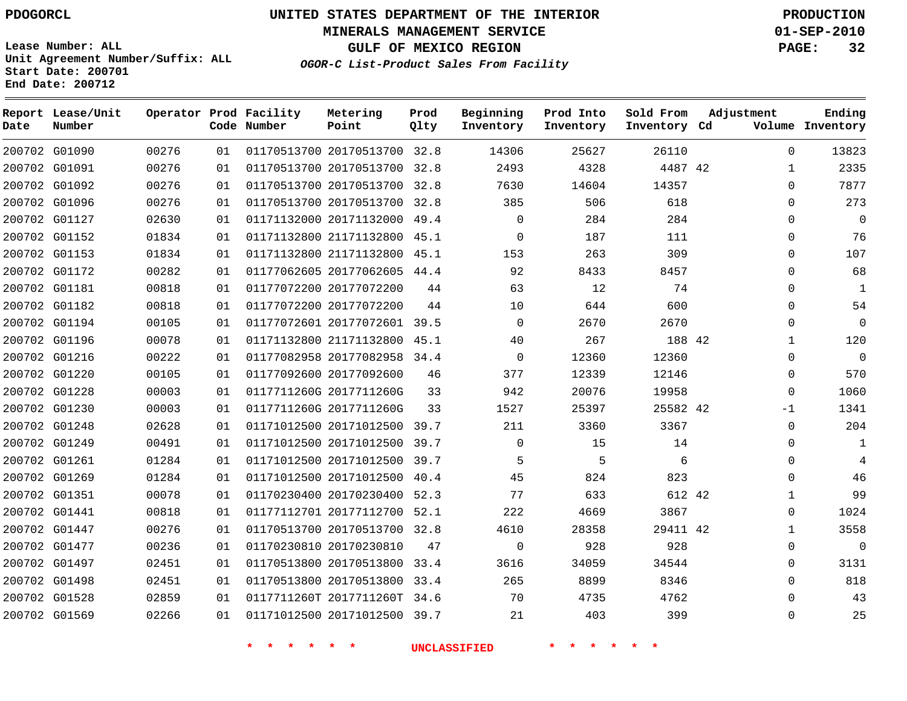PDOGORCL

# UNITED STATES DEPARTMENT OF THE INTERIOR
## MINERALS MANAGEMENT SERVICE
## GULF OF MEXICO REGION
### *OGOR-C List-Product Sales From Facility*

PRODUCTION
01-SEP-2010

Lease Number: ALL
Unit Agreement Number/Suffix: ALL
Start Date: 200701
End Date: 200712

| Report Date | Lease/Unit Number | Operator | Prod Code | Facility Number | Metering Point | Prod Qlty | Beginning Inventory | Prod Into Inventory | Sold From Inventory | Adjustment Cd | Adjustment Volume | Ending Inventory |
|---|---|---|---|---|---|---|---|---|---|---|---|---|
| 200702 | G01090 | 00276 | 01 | 01170513700 | 20170513700 | 32.8 | 14306 | 25627 | 26110 | | 0 | 13823 |
| 200702 | G01091 | 00276 | 01 | 01170513700 | 20170513700 | 32.8 | 2493 | 4328 | 4487 | 42 | 1 | 2335 |
| 200702 | G01092 | 00276 | 01 | 01170513700 | 20170513700 | 32.8 | 7630 | 14604 | 14357 | | 0 | 7877 |
| 200702 | G01096 | 00276 | 01 | 01170513700 | 20170513700 | 32.8 | 385 | 506 | 618 | | 0 | 273 |
| 200702 | G01127 | 02630 | 01 | 01171132000 | 20171132000 | 49.4 | 0 | 284 | 284 | | 0 | 0 |
| 200702 | G01152 | 01834 | 01 | 01171132800 | 21171132800 | 45.1 | 0 | 187 | 111 | | 0 | 76 |
| 200702 | G01153 | 01834 | 01 | 01171132800 | 21171132800 | 45.1 | 153 | 263 | 309 | | 0 | 107 |
| 200702 | G01172 | 00282 | 01 | 01177062605 | 20177062605 | 44.4 | 92 | 8433 | 8457 | | 0 | 68 |
| 200702 | G01181 | 00818 | 01 | 01177072200 | 20177072200 | 44 | 63 | 12 | 74 | | 0 | 1 |
| 200702 | G01182 | 00818 | 01 | 01177072200 | 20177072200 | 44 | 10 | 644 | 600 | | 0 | 54 |
| 200702 | G01194 | 00105 | 01 | 01177072601 | 20177072601 | 39.5 | 0 | 2670 | 2670 | | 0 | 0 |
| 200702 | G01196 | 00078 | 01 | 01171132800 | 21171132800 | 45.1 | 40 | 267 | 188 | 42 | 1 | 120 |
| 200702 | G01216 | 00222 | 01 | 01177082958 | 20177082958 | 34.4 | 0 | 12360 | 12360 | | 0 | 0 |
| 200702 | G01220 | 00105 | 01 | 01177092600 | 20177092600 | 46 | 377 | 12339 | 12146 | | 0 | 570 |
| 200702 | G01228 | 00003 | 01 | 0117711260G | 2017711260G | 33 | 942 | 20076 | 19958 | | 0 | 1060 |
| 200702 | G01230 | 00003 | 01 | 0117711260G | 2017711260G | 33 | 1527 | 25397 | 25582 | 42 | -1 | 1341 |
| 200702 | G01248 | 02628 | 01 | 01171012500 | 20171012500 | 39.7 | 211 | 3360 | 3367 | | 0 | 204 |
| 200702 | G01249 | 00491 | 01 | 01171012500 | 20171012500 | 39.7 | 0 | 15 | 14 | | 0 | 1 |
| 200702 | G01261 | 01284 | 01 | 01171012500 | 20171012500 | 39.7 | 5 | 5 | 6 | | 0 | 4 |
| 200702 | G01269 | 01284 | 01 | 01171012500 | 20171012500 | 40.4 | 45 | 824 | 823 | | 0 | 46 |
| 200702 | G01351 | 00078 | 01 | 01170230400 | 20170230400 | 52.3 | 77 | 633 | 612 | 42 | 1 | 99 |
| 200702 | G01441 | 00818 | 01 | 01177112701 | 20177112700 | 52.1 | 222 | 4669 | 3867 | | 0 | 1024 |
| 200702 | G01447 | 00276 | 01 | 01170513700 | 20170513700 | 32.8 | 4610 | 28358 | 29411 | 42 | 1 | 3558 |
| 200702 | G01477 | 00236 | 01 | 01170230810 | 20170230810 | 47 | 0 | 928 | 928 | | 0 | 0 |
| 200702 | G01497 | 02451 | 01 | 01170513800 | 20170513800 | 33.4 | 3616 | 34059 | 34544 | | 0 | 3131 |
| 200702 | G01498 | 02451 | 01 | 01170513800 | 20170513800 | 33.4 | 265 | 8899 | 8346 | | 0 | 818 |
| 200702 | G01528 | 02859 | 01 | 0117711260T | 2017711260T | 34.6 | 70 | 4735 | 4762 | | 0 | 43 |
| 200702 | G01569 | 02266 | 01 | 01171012500 | 20171012500 | 39.7 | 21 | 403 | 399 | | 0 | 25 |

* * * * * * * UNCLASSIFIED * * * * * * *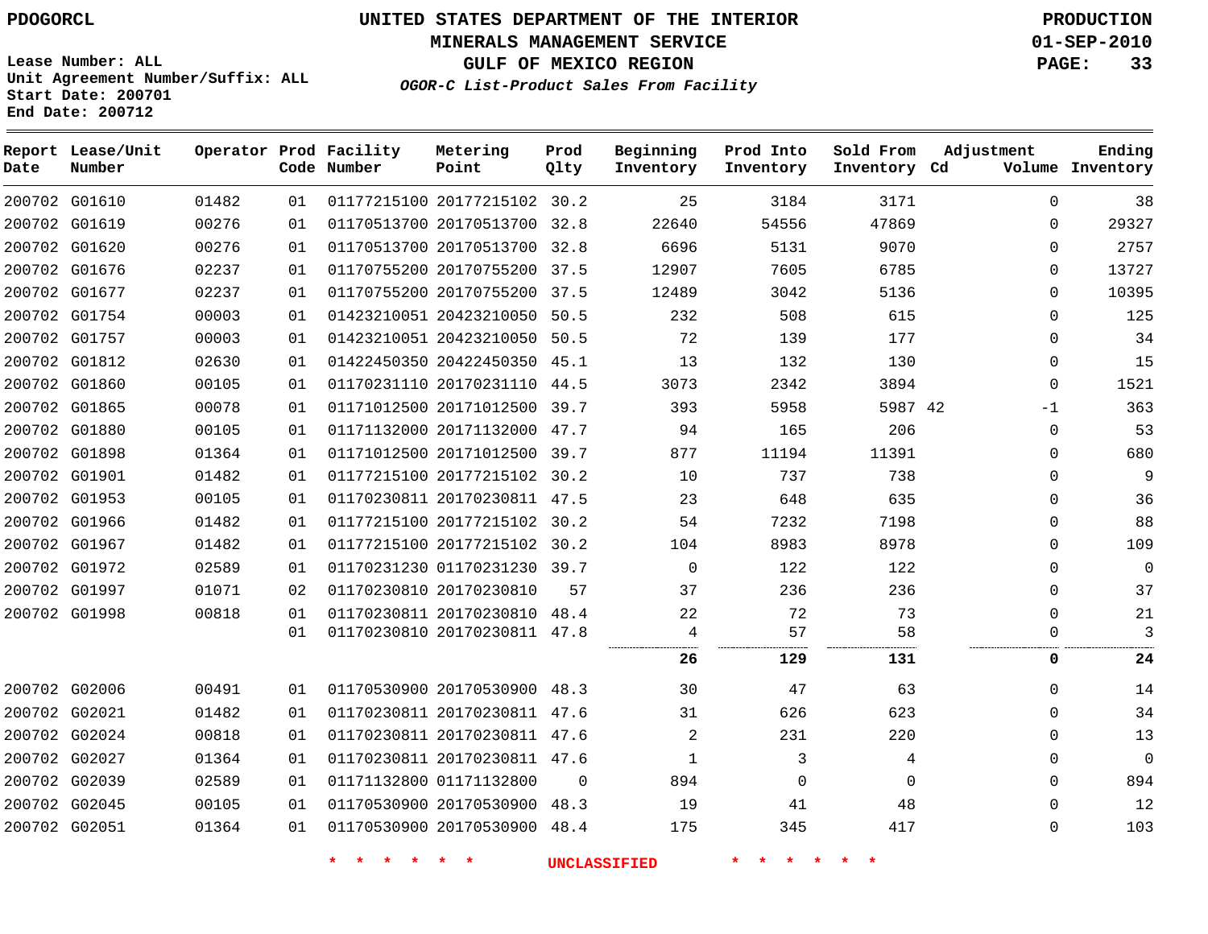PDOGORCL

**UNITED STATES DEPARTMENT OF THE INTERIOR**
**MINERALS MANAGEMENT SERVICE**
**GULF OF MEXICO REGION**
***OGOR-C List-Product Sales From Facility***

**PRODUCTION**
**01-SEP-2010**

Lease Number: ALL
Unit Agreement Number/Suffix: ALL
Start Date: 200701
End Date: 200712

| Report Date | Lease/Unit Number | Operator | Prod Code | Facility Number | Metering Point | Prod Qlty | Beginning Inventory | Prod Into Inventory | Sold From Inventory | Adjustment Cd | Adjustment Volume | Ending Inventory |
|---|---|---|---|---|---|---|---|---|---|---|---|---|
| 200702 | G01610 | 01482 | 01 | 01177215100 | 20177215102 | 30.2 | 25 | 3184 | 3171 | | 0 | 38 |
| 200702 | G01619 | 00276 | 01 | 01170513700 | 20170513700 | 32.8 | 22640 | 54556 | 47869 | | 0 | 29327 |
| 200702 | G01620 | 00276 | 01 | 01170513700 | 20170513700 | 32.8 | 6696 | 5131 | 9070 | | 0 | 2757 |
| 200702 | G01676 | 02237 | 01 | 01170755200 | 20170755200 | 37.5 | 12907 | 7605 | 6785 | | 0 | 13727 |
| 200702 | G01677 | 02237 | 01 | 01170755200 | 20170755200 | 37.5 | 12489 | 3042 | 5136 | | 0 | 10395 |
| 200702 | G01754 | 00003 | 01 | 01423210051 | 20423210050 | 50.5 | 232 | 508 | 615 | | 0 | 125 |
| 200702 | G01757 | 00003 | 01 | 01423210051 | 20423210050 | 50.5 | 72 | 139 | 177 | | 0 | 34 |
| 200702 | G01812 | 02630 | 01 | 01422450350 | 20422450350 | 45.1 | 13 | 132 | 130 | | 0 | 15 |
| 200702 | G01860 | 00105 | 01 | 01170231110 | 20170231110 | 44.5 | 3073 | 2342 | 3894 | | 0 | 1521 |
| 200702 | G01865 | 00078 | 01 | 01171012500 | 20171012500 | 39.7 | 393 | 5958 | 5987 | 42 | -1 | 363 |
| 200702 | G01880 | 00105 | 01 | 01171132000 | 20171132000 | 47.7 | 94 | 165 | 206 | | 0 | 53 |
| 200702 | G01898 | 01364 | 01 | 01171012500 | 20171012500 | 39.7 | 877 | 11194 | 11391 | | 0 | 680 |
| 200702 | G01901 | 01482 | 01 | 01177215100 | 20177215102 | 30.2 | 10 | 737 | 738 | | 0 | 9 |
| 200702 | G01953 | 00105 | 01 | 01170230811 | 20170230811 | 47.5 | 23 | 648 | 635 | | 0 | 36 |
| 200702 | G01966 | 01482 | 01 | 01177215100 | 20177215102 | 30.2 | 54 | 7232 | 7198 | | 0 | 88 |
| 200702 | G01967 | 01482 | 01 | 01177215100 | 20177215102 | 30.2 | 104 | 8983 | 8978 | | 0 | 109 |
| 200702 | G01972 | 02589 | 01 | 01170231230 | 01170231230 | 39.7 | 0 | 122 | 122 | | 0 | 0 |
| 200702 | G01997 | 01071 | 02 | 01170230810 | 20170230810 | 57 | 37 | 236 | 236 | | 0 | 37 |
| 200702 | G01998 | 00818 | 01 | 01170230811 | 20170230810 | 48.4 | 22 | 72 | 73 | | 0 | 21 |
| | | | 01 | 01170230810 | 20170230811 | 47.8 | 4 | 57 | 58 | | 0 | 3 |
| | | | | | | | **26** | **129** | **131** | | **0** | **24** |
| 200702 | G02006 | 00491 | 01 | 01170530900 | 20170530900 | 48.3 | 30 | 47 | 63 | | 0 | 14 |
| 200702 | G02021 | 01482 | 01 | 01170230811 | 20170230811 | 47.6 | 31 | 626 | 623 | | 0 | 34 |
| 200702 | G02024 | 00818 | 01 | 01170230811 | 20170230811 | 47.6 | 2 | 231 | 220 | | 0 | 13 |
| 200702 | G02027 | 01364 | 01 | 01170230811 | 20170230811 | 47.6 | 1 | 3 | 4 | | 0 | 0 |
| 200702 | G02039 | 02589 | 01 | 01171132800 | 01171132800 | 0 | 894 | 0 | 0 | | 0 | 894 |
| 200702 | G02045 | 00105 | 01 | 01170530900 | 20170530900 | 48.3 | 19 | 41 | 48 | | 0 | 12 |
| 200702 | G02051 | 01364 | 01 | 01170530900 | 20170530900 | 48.4 | 175 | 345 | 417 | | 0 | 103 |

\* \* \* \* \* \* UNCLASSIFIED \* \* \* \* \* \*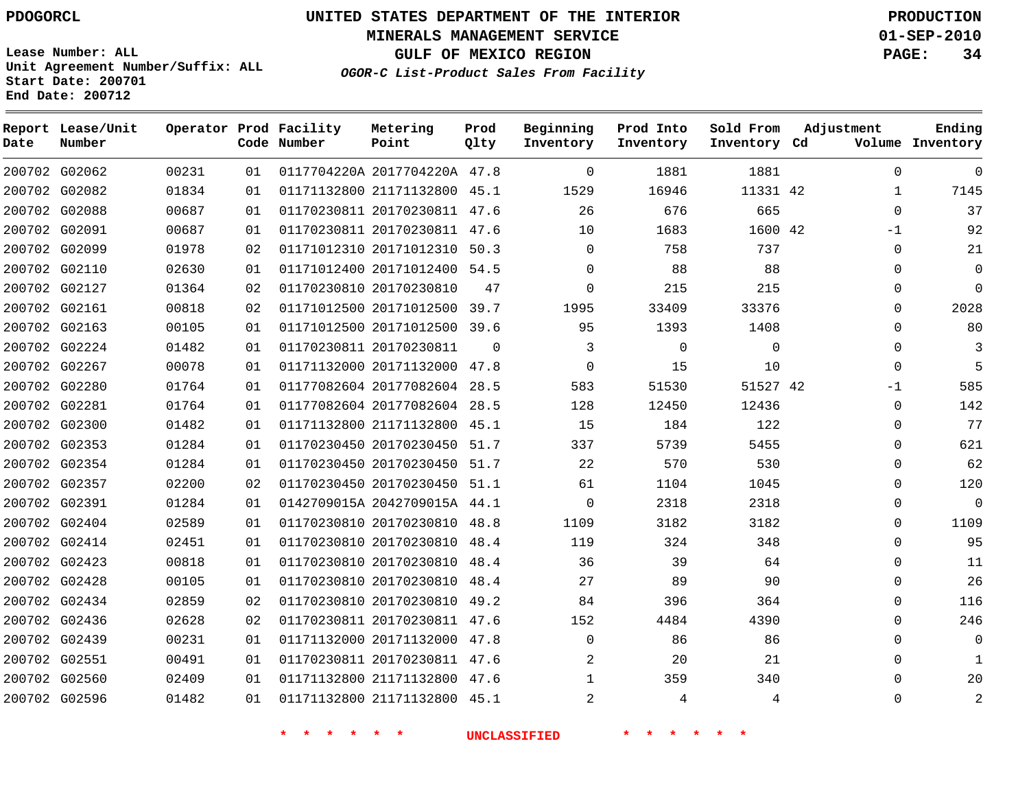PDOGORCL

# UNITED STATES DEPARTMENT OF THE INTERIOR
## MINERALS MANAGEMENT SERVICE
## GULF OF MEXICO REGION

PRODUCTION
01-SEP-2010

Lease Number: ALL
Unit Agreement Number/Suffix: ALL
Start Date: 200701
End Date: 200712

***OGOR-C List-Product Sales From Facility***

| Report Date | Lease/Unit Number | Operator | Prod Code | Facility Number | Metering Point | Prod Qlty | Beginning Inventory | Prod Into Inventory | Sold From Inventory | Adjustment Cd | Volume | Ending Inventory |
|---|---|---|---|---|---|---|---|---|---|---|---|---|
| 200702 | G02062 | 00231 | 01 | 0117704220A | 2017704220A | 47.8 | 0 | 1881 | 1881 | | 0 | 0 |
| 200702 | G02082 | 01834 | 01 | 01171132800 | 21171132800 | 45.1 | 1529 | 16946 | 11331 | 42 | 1 | 7145 |
| 200702 | G02088 | 00687 | 01 | 01170230811 | 20170230811 | 47.6 | 26 | 676 | 665 | | 0 | 37 |
| 200702 | G02091 | 00687 | 01 | 01170230811 | 20170230811 | 47.6 | 10 | 1683 | 1600 | 42 | -1 | 92 |
| 200702 | G02099 | 01978 | 02 | 01171012310 | 20171012310 | 50.3 | 0 | 758 | 737 | | 0 | 21 |
| 200702 | G02110 | 02630 | 01 | 01171012400 | 20171012400 | 54.5 | 0 | 88 | 88 | | 0 | 0 |
| 200702 | G02127 | 01364 | 02 | 01170230810 | 20170230810 | 47 | 0 | 215 | 215 | | 0 | 0 |
| 200702 | G02161 | 00818 | 02 | 01171012500 | 20171012500 | 39.7 | 1995 | 33409 | 33376 | | 0 | 2028 |
| 200702 | G02163 | 00105 | 01 | 01171012500 | 20171012500 | 39.6 | 95 | 1393 | 1408 | | 0 | 80 |
| 200702 | G02224 | 01482 | 01 | 01170230811 | 20170230811 | 0 | 3 | 0 | 0 | | 0 | 3 |
| 200702 | G02267 | 00078 | 01 | 01171132000 | 20171132000 | 47.8 | 0 | 15 | 10 | | 0 | 5 |
| 200702 | G02280 | 01764 | 01 | 01177082604 | 20177082604 | 28.5 | 583 | 51530 | 51527 | 42 | -1 | 585 |
| 200702 | G02281 | 01764 | 01 | 01177082604 | 20177082604 | 28.5 | 128 | 12450 | 12436 | | 0 | 142 |
| 200702 | G02300 | 01482 | 01 | 01171132800 | 21171132800 | 45.1 | 15 | 184 | 122 | | 0 | 77 |
| 200702 | G02353 | 01284 | 01 | 01170230450 | 20170230450 | 51.7 | 337 | 5739 | 5455 | | 0 | 621 |
| 200702 | G02354 | 01284 | 01 | 01170230450 | 20170230450 | 51.7 | 22 | 570 | 530 | | 0 | 62 |
| 200702 | G02357 | 02200 | 02 | 01170230450 | 20170230450 | 51.1 | 61 | 1104 | 1045 | | 0 | 120 |
| 200702 | G02391 | 01284 | 01 | 0142709015A | 2042709015A | 44.1 | 0 | 2318 | 2318 | | 0 | 0 |
| 200702 | G02404 | 02589 | 01 | 01170230810 | 20170230810 | 48.8 | 1109 | 3182 | 3182 | | 0 | 1109 |
| 200702 | G02414 | 02451 | 01 | 01170230810 | 20170230810 | 48.4 | 119 | 324 | 348 | | 0 | 95 |
| 200702 | G02423 | 00818 | 01 | 01170230810 | 20170230810 | 48.4 | 36 | 39 | 64 | | 0 | 11 |
| 200702 | G02428 | 00105 | 01 | 01170230810 | 20170230810 | 48.4 | 27 | 89 | 90 | | 0 | 26 |
| 200702 | G02434 | 02859 | 02 | 01170230810 | 20170230810 | 49.2 | 84 | 396 | 364 | | 0 | 116 |
| 200702 | G02436 | 02628 | 02 | 01170230811 | 20170230811 | 47.6 | 152 | 4484 | 4390 | | 0 | 246 |
| 200702 | G02439 | 00231 | 01 | 01171132000 | 20171132000 | 47.8 | 0 | 86 | 86 | | 0 | 0 |
| 200702 | G02551 | 00491 | 01 | 01170230811 | 20170230811 | 47.6 | 2 | 20 | 21 | | 0 | 1 |
| 200702 | G02560 | 02409 | 01 | 01171132800 | 21171132800 | 47.6 | 1 | 359 | 340 | | 0 | 20 |
| 200702 | G02596 | 01482 | 01 | 01171132800 | 21171132800 | 45.1 | 2 | 4 | 4 | | 0 | 2 |

* * * * * * UNCLASSIFIED * * * * * *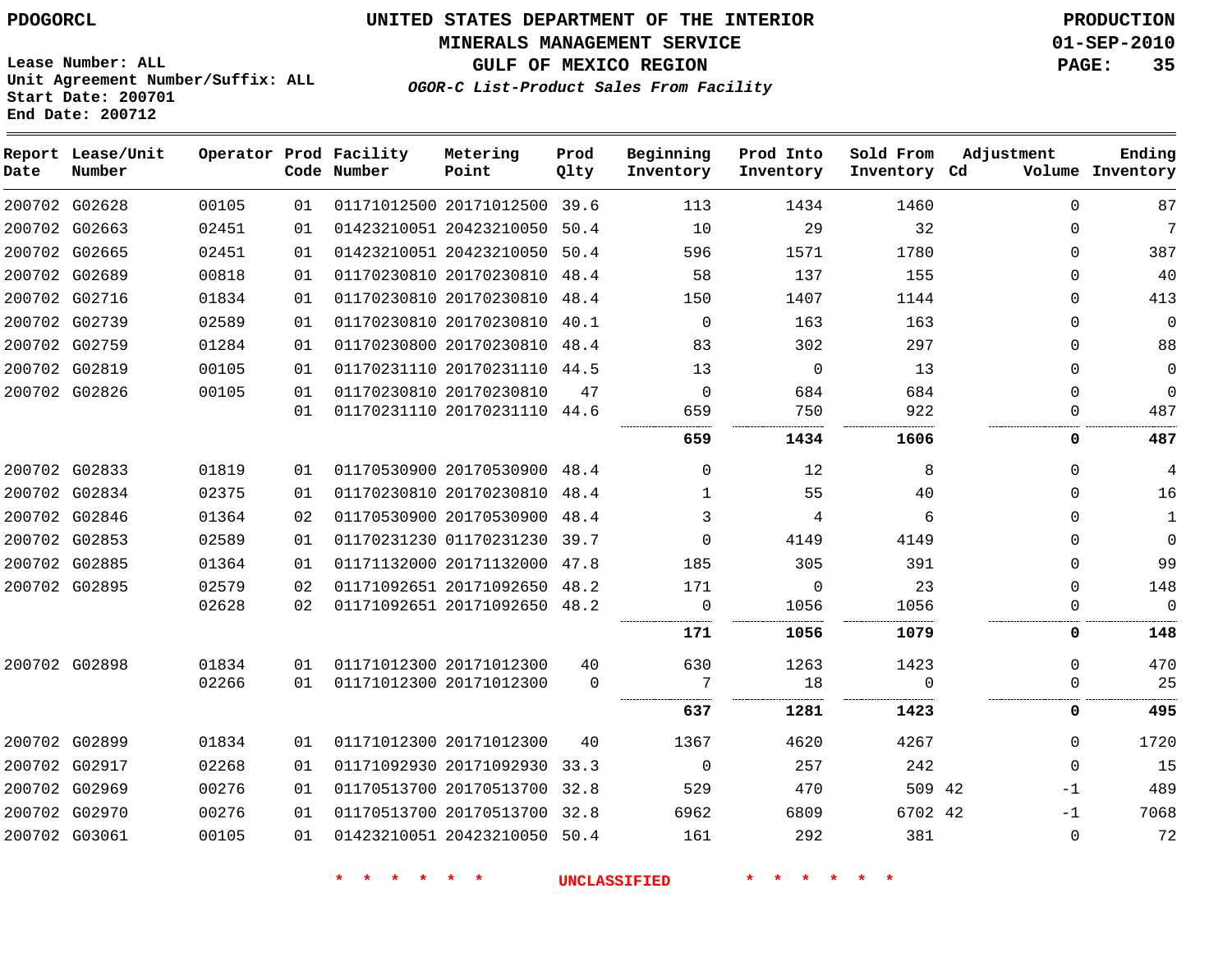PDOGORCL

Lease Number: ALL
Unit Agreement Number/Suffix: ALL
Start Date: 200701
End Date: 200712

# UNITED STATES DEPARTMENT OF THE INTERIOR
## MINERALS MANAGEMENT SERVICE
## GULF OF MEXICO REGION
### *OGOR-C List-Product Sales From Facility*

PRODUCTION
01-SEP-2010
PAGE: 35

| Report Date | Lease/Unit Number | Operator | Prod Code | Facility Number | Metering Point | Prod Qlty | Beginning Inventory | Prod Into Inventory | Sold From Inventory | Adjustment Cd | Volume | Ending Inventory |
|---|---|---|---|---|---|---|---|---|---|---|---|---|
| 200702 | G02628 | 00105 | 01 | 01171012500 | 20171012500 | 39.6 | 113 | 1434 | 1460 | | 0 | 87 |
| 200702 | G02663 | 02451 | 01 | 01423210051 | 20423210050 | 50.4 | 10 | 29 | 32 | | 0 | 7 |
| 200702 | G02665 | 02451 | 01 | 01423210051 | 20423210050 | 50.4 | 596 | 1571 | 1780 | | 0 | 387 |
| 200702 | G02689 | 00818 | 01 | 01170230810 | 20170230810 | 48.4 | 58 | 137 | 155 | | 0 | 40 |
| 200702 | G02716 | 01834 | 01 | 01170230810 | 20170230810 | 48.4 | 150 | 1407 | 1144 | | 0 | 413 |
| 200702 | G02739 | 02589 | 01 | 01170230810 | 20170230810 | 40.1 | 0 | 163 | 163 | | 0 | 0 |
| 200702 | G02759 | 01284 | 01 | 01170230800 | 20170230810 | 48.4 | 83 | 302 | 297 | | 0 | 88 |
| 200702 | G02819 | 00105 | 01 | 01170231110 | 20170231110 | 44.5 | 13 | 0 | 13 | | 0 | 0 |
| 200702 | G02826 | 00105 | 01 | 01170230810 | 20170230810 | 47 | 0 | 684 | 684 | | 0 | 0 |
| | | | 01 | 01170231110 | 20170231110 | 44.6 | 659 | 750 | 922 | | 0 | 487 |
| | | | | | | | **659** | **1434** | **1606** | | **0** | **487** |
| 200702 | G02833 | 01819 | 01 | 01170530900 | 20170530900 | 48.4 | 0 | 12 | 8 | | 0 | 4 |
| 200702 | G02834 | 02375 | 01 | 01170230810 | 20170230810 | 48.4 | 1 | 55 | 40 | | 0 | 16 |
| 200702 | G02846 | 01364 | 02 | 01170530900 | 20170530900 | 48.4 | 3 | 4 | 6 | | 0 | 1 |
| 200702 | G02853 | 02589 | 01 | 01170231230 | 01170231230 | 39.7 | 0 | 4149 | 4149 | | 0 | 0 |
| 200702 | G02885 | 01364 | 01 | 01171132000 | 20171132000 | 47.8 | 185 | 305 | 391 | | 0 | 99 |
| 200702 | G02895 | 02579 | 02 | 01171092651 | 20171092650 | 48.2 | 171 | 0 | 23 | | 0 | 148 |
| | | 02628 | 02 | 01171092651 | 20171092650 | 48.2 | 0 | 1056 | 1056 | | 0 | 0 |
| | | | | | | | **171** | **1056** | **1079** | | **0** | **148** |
| 200702 | G02898 | 01834 | 01 | 01171012300 | 20171012300 | 40 | 630 | 1263 | 1423 | | 0 | 470 |
| | | 02266 | 01 | 01171012300 | 20171012300 | 0 | 7 | 18 | 0 | | 0 | 25 |
| | | | | | | | **637** | **1281** | **1423** | | **0** | **495** |
| 200702 | G02899 | 01834 | 01 | 01171012300 | 20171012300 | 40 | 1367 | 4620 | 4267 | | 0 | 1720 |
| 200702 | G02917 | 02268 | 01 | 01171092930 | 20171092930 | 33.3 | 0 | 257 | 242 | | 0 | 15 |
| 200702 | G02969 | 00276 | 01 | 01170513700 | 20170513700 | 32.8 | 529 | 470 | 509 | 42 | -1 | 489 |
| 200702 | G02970 | 00276 | 01 | 01170513700 | 20170513700 | 32.8 | 6962 | 6809 | 6702 | 42 | -1 | 7068 |
| 200702 | G03061 | 00105 | 01 | 01423210051 | 20423210050 | 50.4 | 161 | 292 | 381 | | 0 | 72 |

* * * * * * UNCLASSIFIED * * * * * *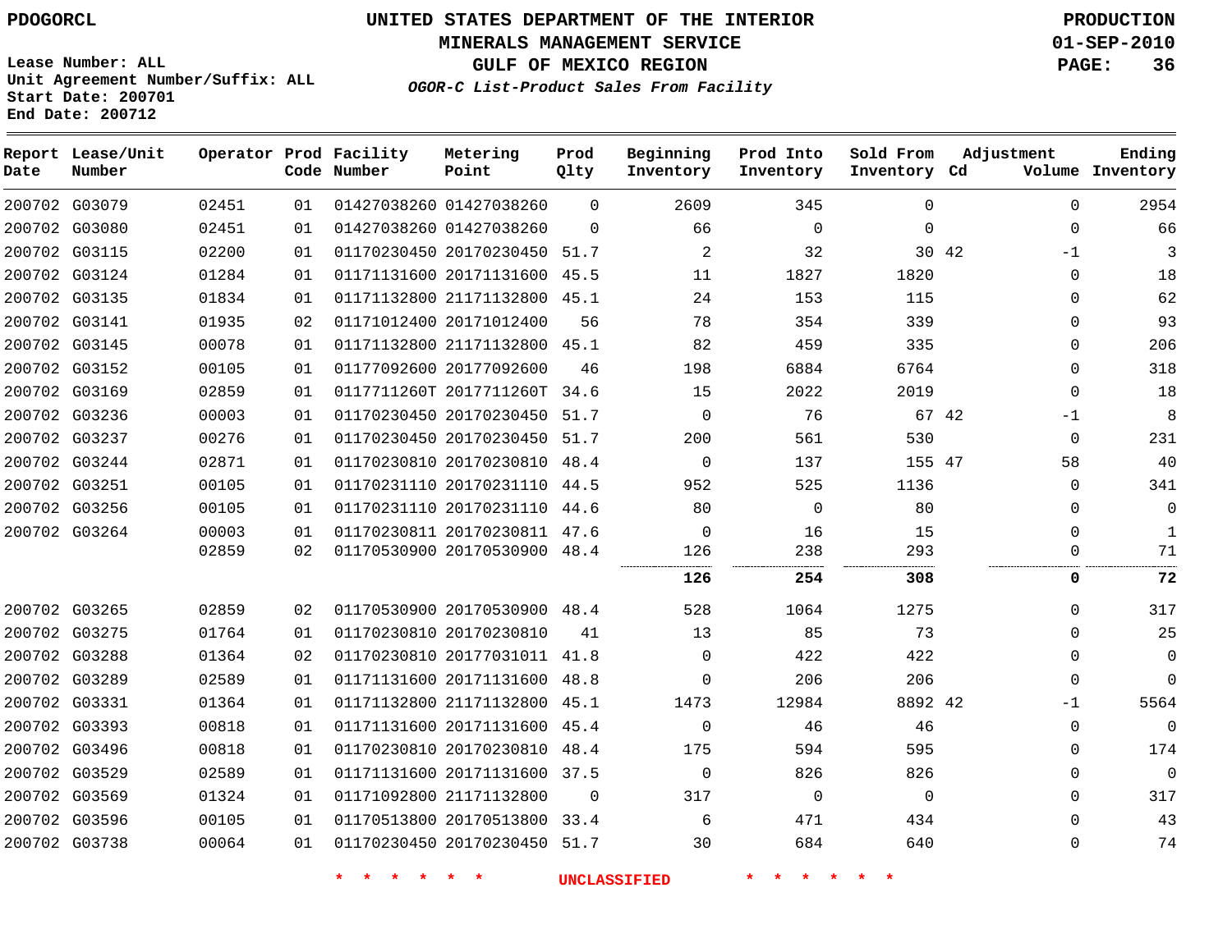PDOGORCL

# UNITED STATES DEPARTMENT OF THE INTERIOR
## MINERALS MANAGEMENT SERVICE
## GULF OF MEXICO REGION
### *OGOR-C List-Product Sales From Facility*

PRODUCTION
01-SEP-2010

Lease Number: ALL
Unit Agreement Number/Suffix: ALL
Start Date: 200701
End Date: 200712

| Report Date | Lease/Unit Number | Operator | Prod Code | Facility Number | Metering Point | Prod Qlty | Beginning Inventory | Prod Into Inventory | Sold From Inventory | Adjustment Cd | Volume | Ending Inventory |
|---|---|---|---|---|---|---|---|---|---|---|---|---|
| 200702 | G03079 | 02451 | 01 | 01427038260 | 01427038260 | 0 | 2609 | 345 | 0 | | 0 | 2954 |
| 200702 | G03080 | 02451 | 01 | 01427038260 | 01427038260 | 0 | 66 | 0 | 0 | | 0 | 66 |
| 200702 | G03115 | 02200 | 01 | 01170230450 | 20170230450 | 51.7 | 2 | 32 | 30 | 42 | -1 | 3 |
| 200702 | G03124 | 01284 | 01 | 01171131600 | 20171131600 | 45.5 | 11 | 1827 | 1820 | | 0 | 18 |
| 200702 | G03135 | 01834 | 01 | 01171132800 | 21171132800 | 45.1 | 24 | 153 | 115 | | 0 | 62 |
| 200702 | G03141 | 01935 | 02 | 01171012400 | 20171012400 | 56 | 78 | 354 | 339 | | 0 | 93 |
| 200702 | G03145 | 00078 | 01 | 01171132800 | 21171132800 | 45.1 | 82 | 459 | 335 | | 0 | 206 |
| 200702 | G03152 | 00105 | 01 | 01177092600 | 20177092600 | 46 | 198 | 6884 | 6764 | | 0 | 318 |
| 200702 | G03169 | 02859 | 01 | 0117711260T | 2017711260T | 34.6 | 15 | 2022 | 2019 | | 0 | 18 |
| 200702 | G03236 | 00003 | 01 | 01170230450 | 20170230450 | 51.7 | 0 | 76 | 67 | 42 | -1 | 8 |
| 200702 | G03237 | 00276 | 01 | 01170230450 | 20170230450 | 51.7 | 200 | 561 | 530 | | 0 | 231 |
| 200702 | G03244 | 02871 | 01 | 01170230810 | 20170230810 | 48.4 | 0 | 137 | 155 | 47 | 58 | 40 |
| 200702 | G03251 | 00105 | 01 | 01170231110 | 20170231110 | 44.5 | 952 | 525 | 1136 | | 0 | 341 |
| 200702 | G03256 | 00105 | 01 | 01170231110 | 20170231110 | 44.6 | 80 | 0 | 80 | | 0 | 0 |
| 200702 | G03264 | 00003 | 01 | 01170230811 | 20170230811 | 47.6 | 0 | 16 | 15 | | 0 | 1 |
| | | 02859 | 02 | 01170530900 | 20170530900 | 48.4 | 126 | 238 | 293 | | 0 | 71 |
| | | | | | | | **126** | **254** | **308** | | **0** | **72** |
| 200702 | G03265 | 02859 | 02 | 01170530900 | 20170530900 | 48.4 | 528 | 1064 | 1275 | | 0 | 317 |
| 200702 | G03275 | 01764 | 01 | 01170230810 | 20170230810 | 41 | 13 | 85 | 73 | | 0 | 25 |
| 200702 | G03288 | 01364 | 02 | 01170230810 | 20177031011 | 41.8 | 0 | 422 | 422 | | 0 | 0 |
| 200702 | G03289 | 02589 | 01 | 01171131600 | 20171131600 | 48.8 | 0 | 206 | 206 | | 0 | 0 |
| 200702 | G03331 | 01364 | 01 | 01171132800 | 21171132800 | 45.1 | 1473 | 12984 | 8892 | 42 | -1 | 5564 |
| 200702 | G03393 | 00818 | 01 | 01171131600 | 20171131600 | 45.4 | 0 | 46 | 46 | | 0 | 0 |
| 200702 | G03496 | 00818 | 01 | 01170230810 | 20170230810 | 48.4 | 175 | 594 | 595 | | 0 | 174 |
| 200702 | G03529 | 02589 | 01 | 01171131600 | 20171131600 | 37.5 | 0 | 826 | 826 | | 0 | 0 |
| 200702 | G03569 | 01324 | 01 | 01171092800 | 21171132800 | 0 | 317 | 0 | 0 | | 0 | 317 |
| 200702 | G03596 | 00105 | 01 | 01170513800 | 20170513800 | 33.4 | 6 | 471 | 434 | | 0 | 43 |
| 200702 | G03738 | 00064 | 01 | 01170230450 | 20170230450 | 51.7 | 30 | 684 | 640 | | 0 | 74 |

* * * * * * UNCLASSIFIED * * * * * *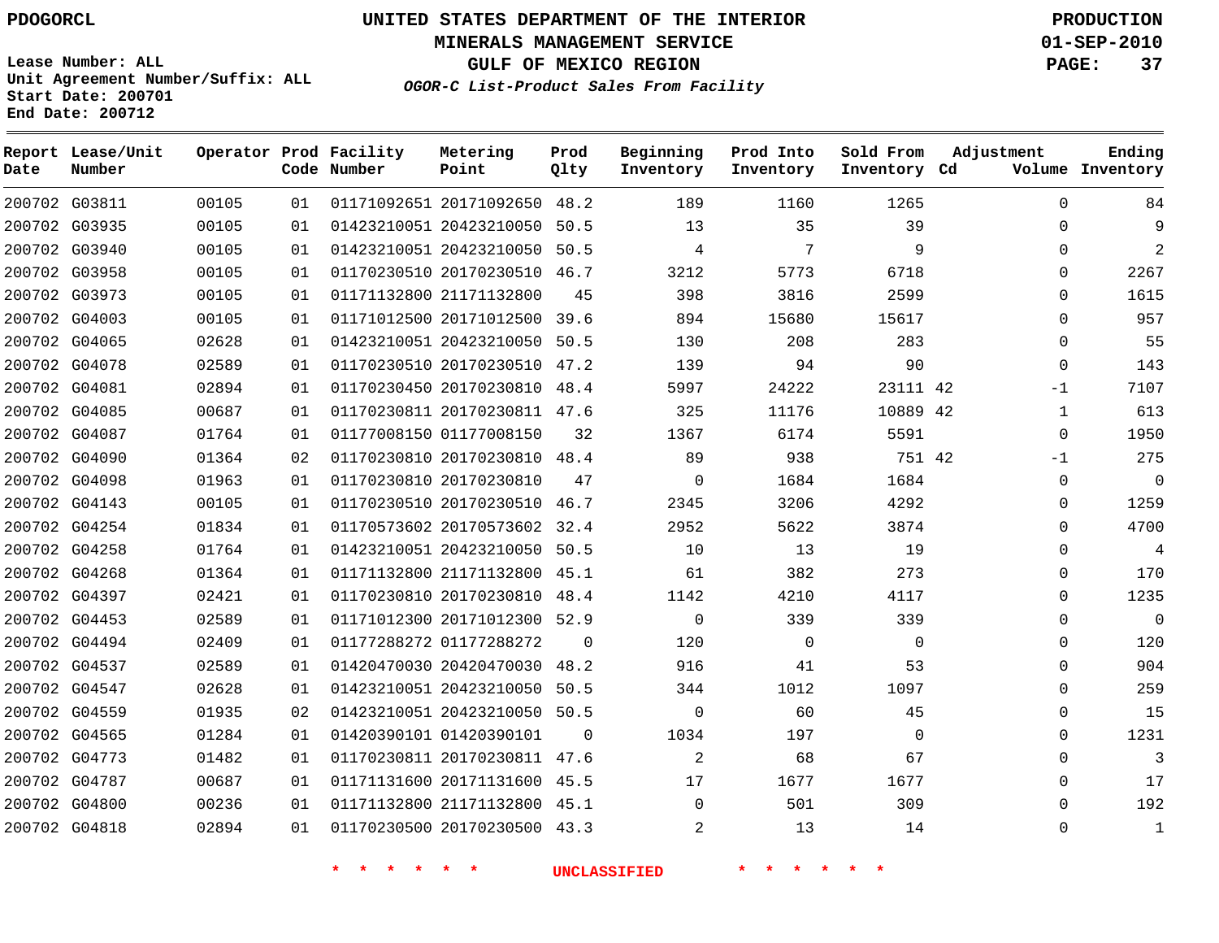PDOGORCL

**UNITED STATES DEPARTMENT OF THE INTERIOR**
**MINERALS MANAGEMENT SERVICE**
**GULF OF MEXICO REGION**
***OGOR-C List-Product Sales From Facility***

**PRODUCTION**
**01-SEP-2010**

Lease Number: ALL
Unit Agreement Number/Suffix: ALL
Start Date: 200701
End Date: 200712

| Report Date | Lease/Unit Number | Operator | Prod Code | Facility Number | Metering Point | Prod Qlty | Beginning Inventory | Prod Into Inventory | Sold From Inventory | Adjustment Cd | Adjustment Volume | Ending Inventory |
|---|---|---|---|---|---|---|---|---|---|---|---|---|
| 200702 | G03811 | 00105 | 01 | 01171092651 | 20171092650 | 48.2 | 189 | 1160 | 1265 | | 0 | 84 |
| 200702 | G03935 | 00105 | 01 | 01423210051 | 20423210050 | 50.5 | 13 | 35 | 39 | | 0 | 9 |
| 200702 | G03940 | 00105 | 01 | 01423210051 | 20423210050 | 50.5 | 4 | 7 | 9 | | 0 | 2 |
| 200702 | G03958 | 00105 | 01 | 01170230510 | 20170230510 | 46.7 | 3212 | 5773 | 6718 | | 0 | 2267 |
| 200702 | G03973 | 00105 | 01 | 01171132800 | 21171132800 | 45 | 398 | 3816 | 2599 | | 0 | 1615 |
| 200702 | G04003 | 00105 | 01 | 01171012500 | 20171012500 | 39.6 | 894 | 15680 | 15617 | | 0 | 957 |
| 200702 | G04065 | 02628 | 01 | 01423210051 | 20423210050 | 50.5 | 130 | 208 | 283 | | 0 | 55 |
| 200702 | G04078 | 02589 | 01 | 01170230510 | 20170230510 | 47.2 | 139 | 94 | 90 | | 0 | 143 |
| 200702 | G04081 | 02894 | 01 | 01170230450 | 20170230810 | 48.4 | 5997 | 24222 | 23111 | 42 | -1 | 7107 |
| 200702 | G04085 | 00687 | 01 | 01170230811 | 20170230811 | 47.6 | 325 | 11176 | 10889 | 42 | 1 | 613 |
| 200702 | G04087 | 01764 | 01 | 01177008150 | 01177008150 | 32 | 1367 | 6174 | 5591 | | 0 | 1950 |
| 200702 | G04090 | 01364 | 02 | 01170230810 | 20170230810 | 48.4 | 89 | 938 | 751 | 42 | -1 | 275 |
| 200702 | G04098 | 01963 | 01 | 01170230810 | 20170230810 | 47 | 0 | 1684 | 1684 | | 0 | 0 |
| 200702 | G04143 | 00105 | 01 | 01170230510 | 20170230510 | 46.7 | 2345 | 3206 | 4292 | | 0 | 1259 |
| 200702 | G04254 | 01834 | 01 | 01170573602 | 20170573602 | 32.4 | 2952 | 5622 | 3874 | | 0 | 4700 |
| 200702 | G04258 | 01764 | 01 | 01423210051 | 20423210050 | 50.5 | 10 | 13 | 19 | | 0 | 4 |
| 200702 | G04268 | 01364 | 01 | 01171132800 | 21171132800 | 45.1 | 61 | 382 | 273 | | 0 | 170 |
| 200702 | G04397 | 02421 | 01 | 01170230810 | 20170230810 | 48.4 | 1142 | 4210 | 4117 | | 0 | 1235 |
| 200702 | G04453 | 02589 | 01 | 01171012300 | 20171012300 | 52.9 | 0 | 339 | 339 | | 0 | 0 |
| 200702 | G04494 | 02409 | 01 | 01177288272 | 01177288272 | 0 | 120 | 0 | 0 | | 0 | 120 |
| 200702 | G04537 | 02589 | 01 | 01420470030 | 20420470030 | 48.2 | 916 | 41 | 53 | | 0 | 904 |
| 200702 | G04547 | 02628 | 01 | 01423210051 | 20423210050 | 50.5 | 344 | 1012 | 1097 | | 0 | 259 |
| 200702 | G04559 | 01935 | 02 | 01423210051 | 20423210050 | 50.5 | 0 | 60 | 45 | | 0 | 15 |
| 200702 | G04565 | 01284 | 01 | 01420390101 | 01420390101 | 0 | 1034 | 197 | 0 | | 0 | 1231 |
| 200702 | G04773 | 01482 | 01 | 01170230811 | 20170230811 | 47.6 | 2 | 68 | 67 | | 0 | 3 |
| 200702 | G04787 | 00687 | 01 | 01171131600 | 20171131600 | 45.5 | 17 | 1677 | 1677 | | 0 | 17 |
| 200702 | G04800 | 00236 | 01 | 01171132800 | 21171132800 | 45.1 | 0 | 501 | 309 | | 0 | 192 |
| 200702 | G04818 | 02894 | 01 | 01170230500 | 20170230500 | 43.3 | 2 | 13 | 14 | | 0 | 1 |

\* \* \* \* \* \* UNCLASSIFIED \* \* \* \* \* \*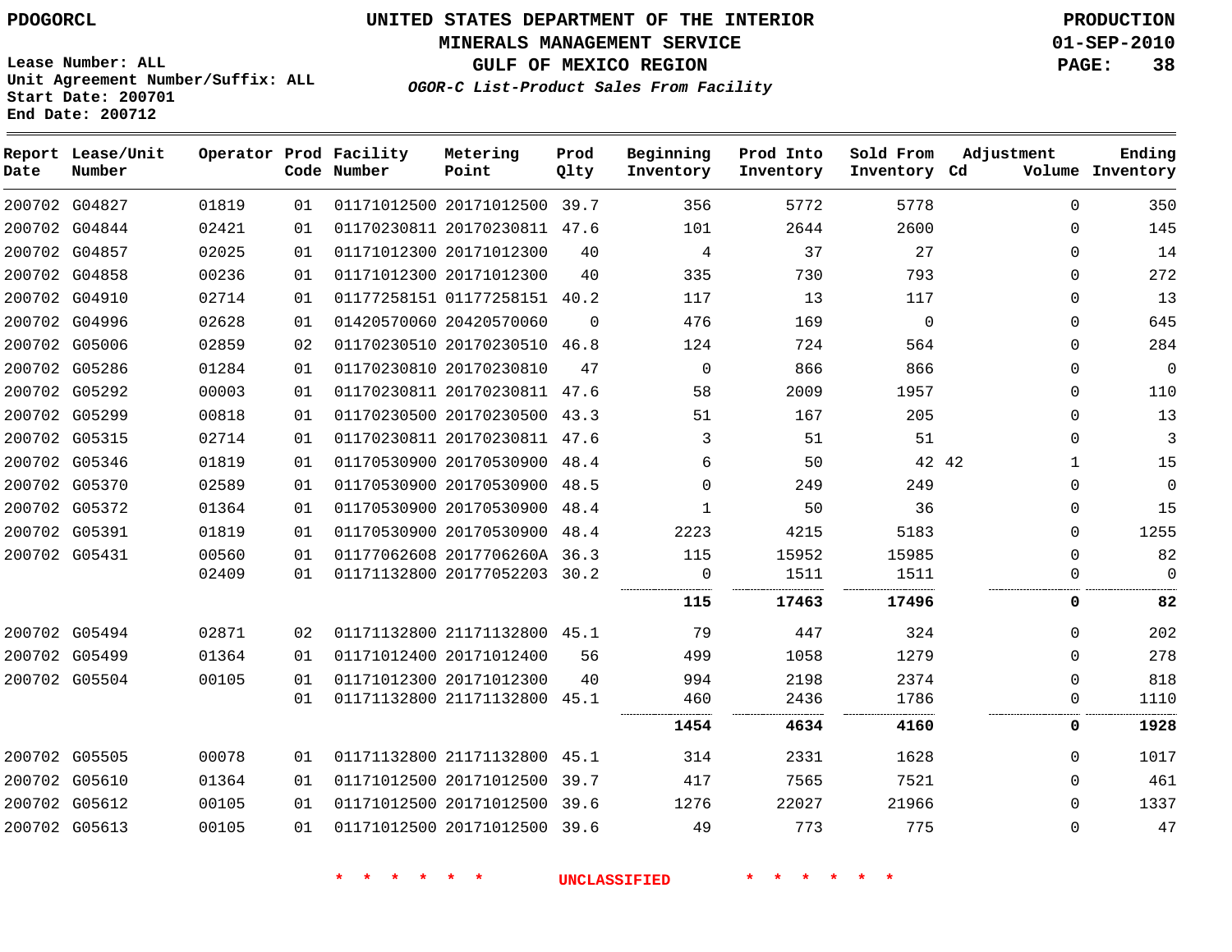PDOGORCL

# UNITED STATES DEPARTMENT OF THE INTERIOR
## MINERALS MANAGEMENT SERVICE
## GULF OF MEXICO REGION
### *OGOR-C List-Product Sales From Facility*

PRODUCTION
01-SEP-2010

Lease Number: ALL
Unit Agreement Number/Suffix: ALL
Start Date: 200701
End Date: 200712

| Report Date | Lease/Unit Number | Operator | Prod Code | Facility Number | Metering Point | Prod Qlty | Beginning Inventory | Prod Into Inventory | Sold From Inventory | Adjustment Cd | Adjustment Volume | Ending Inventory |
|---|---|---|---|---|---|---|---|---|---|---|---|---|
| 200702 | G04827 | 01819 | 01 | 01171012500 | 20171012500 | 39.7 | 356 | 5772 | 5778 | | 0 | 350 |
| 200702 | G04844 | 02421 | 01 | 01170230811 | 20170230811 | 47.6 | 101 | 2644 | 2600 | | 0 | 145 |
| 200702 | G04857 | 02025 | 01 | 01171012300 | 20171012300 | 40 | 4 | 37 | 27 | | 0 | 14 |
| 200702 | G04858 | 00236 | 01 | 01171012300 | 20171012300 | 40 | 335 | 730 | 793 | | 0 | 272 |
| 200702 | G04910 | 02714 | 01 | 01177258151 | 01177258151 | 40.2 | 117 | 13 | 117 | | 0 | 13 |
| 200702 | G04996 | 02628 | 01 | 01420570060 | 20420570060 | 0 | 476 | 169 | 0 | | 0 | 645 |
| 200702 | G05006 | 02859 | 02 | 01170230510 | 20170230510 | 46.8 | 124 | 724 | 564 | | 0 | 284 |
| 200702 | G05286 | 01284 | 01 | 01170230810 | 20170230810 | 47 | 0 | 866 | 866 | | 0 | 0 |
| 200702 | G05292 | 00003 | 01 | 01170230811 | 20170230811 | 47.6 | 58 | 2009 | 1957 | | 0 | 110 |
| 200702 | G05299 | 00818 | 01 | 01170230500 | 20170230500 | 43.3 | 51 | 167 | 205 | | 0 | 13 |
| 200702 | G05315 | 02714 | 01 | 01170230811 | 20170230811 | 47.6 | 3 | 51 | 51 | | 0 | 3 |
| 200702 | G05346 | 01819 | 01 | 01170530900 | 20170530900 | 48.4 | 6 | 50 | 42 | 42 | 1 | 15 |
| 200702 | G05370 | 02589 | 01 | 01170530900 | 20170530900 | 48.5 | 0 | 249 | 249 | | 0 | 0 |
| 200702 | G05372 | 01364 | 01 | 01170530900 | 20170530900 | 48.4 | 1 | 50 | 36 | | 0 | 15 |
| 200702 | G05391 | 01819 | 01 | 01170530900 | 20170530900 | 48.4 | 2223 | 4215 | 5183 | | 0 | 1255 |
| 200702 | G05431 | 00560 | 01 | 01177062608 | 2017706260A | 36.3 | 115 | 15952 | 15985 | | 0 | 82 |
| | | 02409 | 01 | 01171132800 | 20177052203 | 30.2 | 0 | 1511 | 1511 | | 0 | 0 |
| | | | | | | | **115** | **17463** | **17496** | | **0** | **82** |
| 200702 | G05494 | 02871 | 02 | 01171132800 | 21171132800 | 45.1 | 79 | 447 | 324 | | 0 | 202 |
| 200702 | G05499 | 01364 | 01 | 01171012400 | 20171012400 | 56 | 499 | 1058 | 1279 | | 0 | 278 |
| 200702 | G05504 | 00105 | 01 | 01171012300 | 20171012300 | 40 | 994 | 2198 | 2374 | | 0 | 818 |
| | | | 01 | 01171132800 | 21171132800 | 45.1 | 460 | 2436 | 1786 | | 0 | 1110 |
| | | | | | | | **1454** | **4634** | **4160** | | **0** | **1928** |
| 200702 | G05505 | 00078 | 01 | 01171132800 | 21171132800 | 45.1 | 314 | 2331 | 1628 | | 0 | 1017 |
| 200702 | G05610 | 01364 | 01 | 01171012500 | 20171012500 | 39.7 | 417 | 7565 | 7521 | | 0 | 461 |
| 200702 | G05612 | 00105 | 01 | 01171012500 | 20171012500 | 39.6 | 1276 | 22027 | 21966 | | 0 | 1337 |
| 200702 | G05613 | 00105 | 01 | 01171012500 | 20171012500 | 39.6 | 49 | 773 | 775 | | 0 | 47 |

* * * * * * UNCLASSIFIED * * * * * *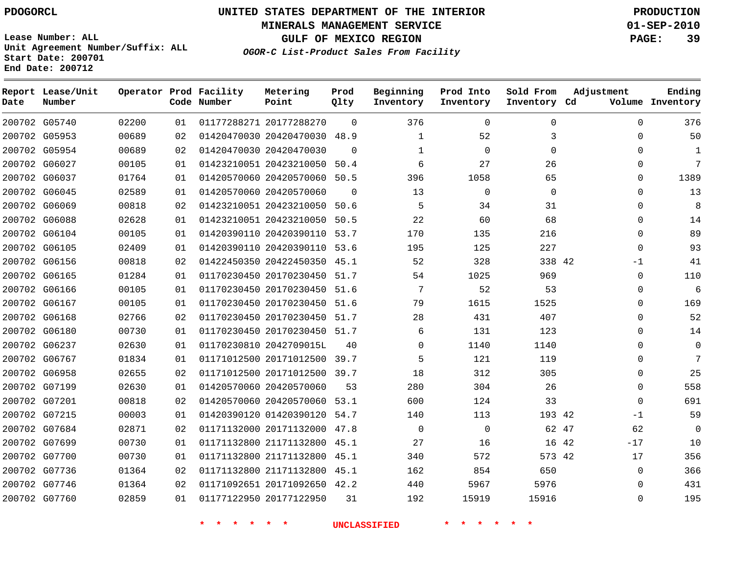PDOGORCL

# UNITED STATES DEPARTMENT OF THE INTERIOR
## MINERALS MANAGEMENT SERVICE
## GULF OF MEXICO REGION
### *OGOR-C List-Product Sales From Facility*

PRODUCTION
01-SEP-2010

Lease Number: ALL
Unit Agreement Number/Suffix: ALL
Start Date: 200701
End Date: 200712

| Report Date | Lease/Unit Number | Operator | Prod Code | Facility Number | Metering Point | Prod Qlty | Beginning Inventory | Prod Into Inventory | Sold From Inventory | Adjustment Cd | Adjustment Volume | Ending Inventory |
|---|---|---|---|---|---|---|---|---|---|---|---|---|
| 200702 | G05740 | 02200 | 01 | 01177288271 | 20177288270 | 0 | 376 | 0 | 0 | | 0 | 376 |
| 200702 | G05953 | 00689 | 02 | 01420470030 | 20420470030 | 48.9 | 1 | 52 | 3 | | 0 | 50 |
| 200702 | G05954 | 00689 | 02 | 01420470030 | 20420470030 | 0 | 1 | 0 | 0 | | 0 | 1 |
| 200702 | G06027 | 00105 | 01 | 01423210051 | 20423210050 | 50.4 | 6 | 27 | 26 | | 0 | 7 |
| 200702 | G06037 | 01764 | 01 | 01420570060 | 20420570060 | 50.5 | 396 | 1058 | 65 | | 0 | 1389 |
| 200702 | G06045 | 02589 | 01 | 01420570060 | 20420570060 | 0 | 13 | 0 | 0 | | 0 | 13 |
| 200702 | G06069 | 00818 | 02 | 01423210051 | 20423210050 | 50.6 | 5 | 34 | 31 | | 0 | 8 |
| 200702 | G06088 | 02628 | 01 | 01423210051 | 20423210050 | 50.5 | 22 | 60 | 68 | | 0 | 14 |
| 200702 | G06104 | 00105 | 01 | 01420390110 | 20420390110 | 53.7 | 170 | 135 | 216 | | 0 | 89 |
| 200702 | G06105 | 02409 | 01 | 01420390110 | 20420390110 | 53.6 | 195 | 125 | 227 | | 0 | 93 |
| 200702 | G06156 | 00818 | 02 | 01422450350 | 20422450350 | 45.1 | 52 | 328 | 338 | 42 | -1 | 41 |
| 200702 | G06165 | 01284 | 01 | 01170230450 | 20170230450 | 51.7 | 54 | 1025 | 969 | | 0 | 110 |
| 200702 | G06166 | 00105 | 01 | 01170230450 | 20170230450 | 51.6 | 7 | 52 | 53 | | 0 | 6 |
| 200702 | G06167 | 00105 | 01 | 01170230450 | 20170230450 | 51.6 | 79 | 1615 | 1525 | | 0 | 169 |
| 200702 | G06168 | 02766 | 02 | 01170230450 | 20170230450 | 51.7 | 28 | 431 | 407 | | 0 | 52 |
| 200702 | G06180 | 00730 | 01 | 01170230450 | 20170230450 | 51.7 | 6 | 131 | 123 | | 0 | 14 |
| 200702 | G06237 | 02630 | 01 | 01170230810 | 2042709015L | 40 | 0 | 1140 | 1140 | | 0 | 0 |
| 200702 | G06767 | 01834 | 01 | 01171012500 | 20171012500 | 39.7 | 5 | 121 | 119 | | 0 | 7 |
| 200702 | G06958 | 02655 | 02 | 01171012500 | 20171012500 | 39.7 | 18 | 312 | 305 | | 0 | 25 |
| 200702 | G07199 | 02630 | 01 | 01420570060 | 20420570060 | 53 | 280 | 304 | 26 | | 0 | 558 |
| 200702 | G07201 | 00818 | 02 | 01420570060 | 20420570060 | 53.1 | 600 | 124 | 33 | | 0 | 691 |
| 200702 | G07215 | 00003 | 01 | 01420390120 | 01420390120 | 54.7 | 140 | 113 | 193 | 42 | -1 | 59 |
| 200702 | G07684 | 02871 | 02 | 01171132000 | 20171132000 | 47.8 | 0 | 0 | 62 | 47 | 62 | 0 |
| 200702 | G07699 | 00730 | 01 | 01171132800 | 21171132800 | 45.1 | 27 | 16 | 16 | 42 | -17 | 10 |
| 200702 | G07700 | 00730 | 01 | 01171132800 | 21171132800 | 45.1 | 340 | 572 | 573 | 42 | 17 | 356 |
| 200702 | G07736 | 01364 | 02 | 01171132800 | 21171132800 | 45.1 | 162 | 854 | 650 | | 0 | 366 |
| 200702 | G07746 | 01364 | 02 | 01171092651 | 20171092650 | 42.2 | 440 | 5967 | 5976 | | 0 | 431 |
| 200702 | G07760 | 02859 | 01 | 01177122950 | 20177122950 | 31 | 192 | 15919 | 15916 | | 0 | 195 |

* * * * * * * UNCLASSIFIED * * * * * * *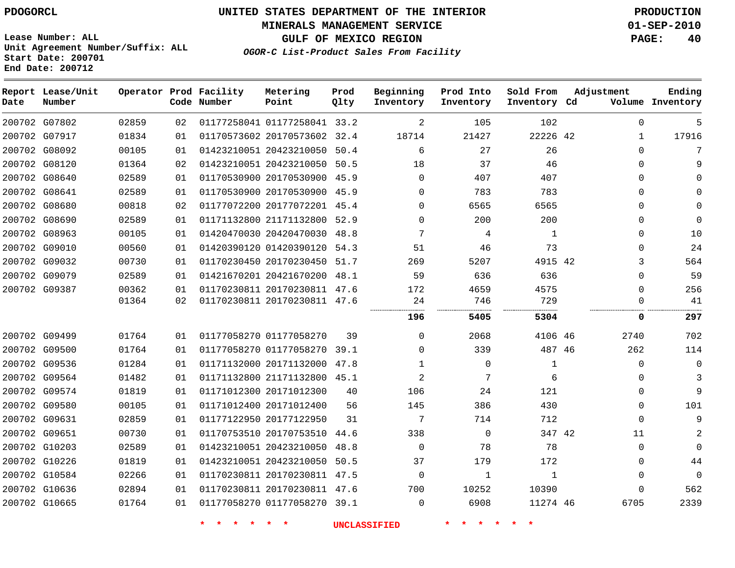PDOGORCL

Lease Number: ALL
Unit Agreement Number/Suffix: ALL
Start Date: 200701
End Date: 200712

# UNITED STATES DEPARTMENT OF THE INTERIOR
## MINERALS MANAGEMENT SERVICE
## GULF OF MEXICO REGION
### *OGOR-C List-Product Sales From Facility*

PRODUCTION
01-SEP-2010

| Report Date | Lease/Unit Number | Operator | Prod Code | Facility Number | Metering Point | Prod Qlty | Beginning Inventory | Prod Into Inventory | Sold From Inventory | Adjustment Cd | Adjustment Volume | Ending Inventory |
|---|---|---|---|---|---|---|---|---|---|---|---|---|
| 200702 | G07802 | 02859 | 02 | 01177258041 | 01177258041 | 33.2 | 2 | 105 | 102 | | 0 | 5 |
| 200702 | G07917 | 01834 | 01 | 01170573602 | 20170573602 | 32.4 | 18714 | 21427 | 22226 | 42 | 1 | 17916 |
| 200702 | G08092 | 00105 | 01 | 01423210051 | 20423210050 | 50.4 | 6 | 27 | 26 | | 0 | 7 |
| 200702 | G08120 | 01364 | 02 | 01423210051 | 20423210050 | 50.5 | 18 | 37 | 46 | | 0 | 9 |
| 200702 | G08640 | 02589 | 01 | 01170530900 | 20170530900 | 45.9 | 0 | 407 | 407 | | 0 | 0 |
| 200702 | G08641 | 02589 | 01 | 01170530900 | 20170530900 | 45.9 | 0 | 783 | 783 | | 0 | 0 |
| 200702 | G08680 | 00818 | 02 | 01177072200 | 20177072201 | 45.4 | 0 | 6565 | 6565 | | 0 | 0 |
| 200702 | G08690 | 02589 | 01 | 01171132800 | 21171132800 | 52.9 | 0 | 200 | 200 | | 0 | 0 |
| 200702 | G08963 | 00105 | 01 | 01420470030 | 20420470030 | 48.8 | 7 | 4 | 1 | | 0 | 10 |
| 200702 | G09010 | 00560 | 01 | 01420390120 | 01420390120 | 54.3 | 51 | 46 | 73 | | 0 | 24 |
| 200702 | G09032 | 00730 | 01 | 01170230450 | 20170230450 | 51.7 | 269 | 5207 | 4915 | 42 | 3 | 564 |
| 200702 | G09079 | 02589 | 01 | 01421670201 | 20421670200 | 48.1 | 59 | 636 | 636 | | 0 | 59 |
| 200702 | G09387 | 00362 | 01 | 01170230811 | 20170230811 | 47.6 | 172 | 4659 | 4575 | | 0 | 256 |
| | | 01364 | 02 | 01170230811 | 20170230811 | 47.6 | 24 | 746 | 729 | | 0 | 41 |
| | | | | | | | **196** | **5405** | **5304** | | **0** | **297** |
| 200702 | G09499 | 01764 | 01 | 01177058270 | 01177058270 | 39 | 0 | 2068 | 4106 | 46 | 2740 | 702 |
| 200702 | G09500 | 01764 | 01 | 01177058270 | 01177058270 | 39.1 | 0 | 339 | 487 | 46 | 262 | 114 |
| 200702 | G09536 | 01284 | 01 | 01171132000 | 20171132000 | 47.8 | 1 | 0 | 1 | | 0 | 0 |
| 200702 | G09564 | 01482 | 01 | 01171132800 | 21171132800 | 45.1 | 2 | 7 | 6 | | 0 | 3 |
| 200702 | G09574 | 01819 | 01 | 01171012300 | 20171012300 | 40 | 106 | 24 | 121 | | 0 | 9 |
| 200702 | G09580 | 00105 | 01 | 01171012400 | 20171012400 | 56 | 145 | 386 | 430 | | 0 | 101 |
| 200702 | G09631 | 02859 | 01 | 01177122950 | 20177122950 | 31 | 7 | 714 | 712 | | 0 | 9 |
| 200702 | G09651 | 00730 | 01 | 01170753510 | 20170753510 | 44.6 | 338 | 0 | 347 | 42 | 11 | 2 |
| 200702 | G10203 | 02589 | 01 | 01423210051 | 20423210050 | 48.8 | 0 | 78 | 78 | | 0 | 0 |
| 200702 | G10226 | 01819 | 01 | 01423210051 | 20423210050 | 50.5 | 37 | 179 | 172 | | 0 | 44 |
| 200702 | G10584 | 02266 | 01 | 01170230811 | 20170230811 | 47.5 | 0 | 1 | 1 | | 0 | 0 |
| 200702 | G10636 | 02894 | 01 | 01170230811 | 20170230811 | 47.6 | 700 | 10252 | 10390 | | 0 | 562 |
| 200702 | G10665 | 01764 | 01 | 01177058270 | 01177058270 | 39.1 | 0 | 6908 | 11274 | 46 | 6705 | 2339 |

* * * * * * UNCLASSIFIED * * * * * *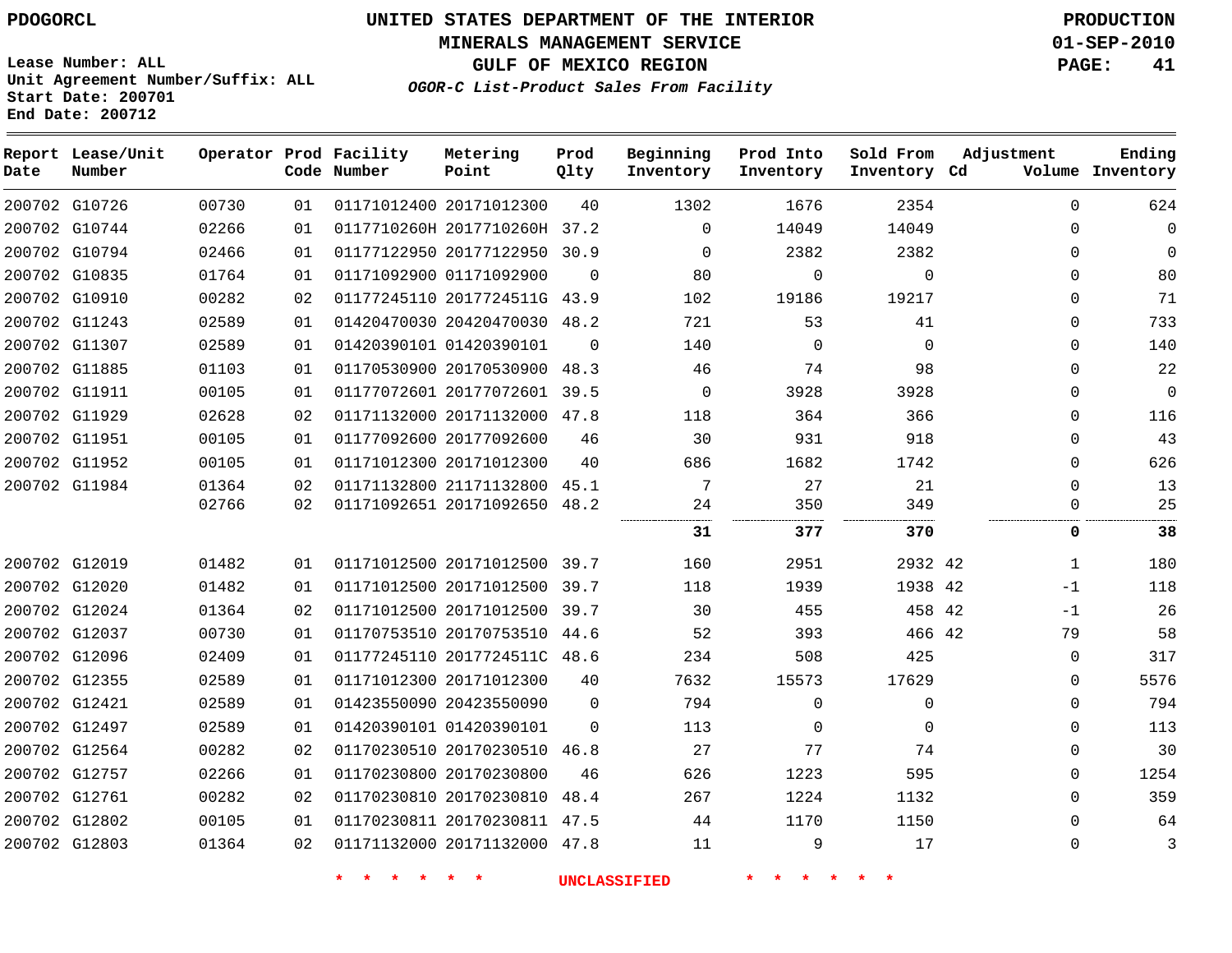PDOGORCL

# UNITED STATES DEPARTMENT OF THE INTERIOR
## MINERALS MANAGEMENT SERVICE
## GULF OF MEXICO REGION
### *OGOR-C List-Product Sales From Facility*

PRODUCTION
01-SEP-2010

Lease Number: ALL
Unit Agreement Number/Suffix: ALL
Start Date: 200701
End Date: 200712

| Report Date | Lease/Unit Number | Operator | Prod Code | Facility Number | Metering Point | Prod Qlty | Beginning Inventory | Prod Into Inventory | Sold From Inventory | Adjustment Cd | Adjustment Volume | Ending Inventory |
|---|---|---|---|---|---|---|---|---|---|---|---|---|
| 200702 | G10726 | 00730 | 01 | 01171012400 | 20171012300 | 40 | 1302 | 1676 | 2354 | | 0 | 624 |
| 200702 | G10744 | 02266 | 01 | 0117710260H | 2017710260H | 37.2 | 0 | 14049 | 14049 | | 0 | 0 |
| 200702 | G10794 | 02466 | 01 | 01177122950 | 20177122950 | 30.9 | 0 | 2382 | 2382 | | 0 | 0 |
| 200702 | G10835 | 01764 | 01 | 01171092900 | 01171092900 | 0 | 80 | 0 | 0 | | 0 | 80 |
| 200702 | G10910 | 00282 | 02 | 01177245110 | 2017724511G | 43.9 | 102 | 19186 | 19217 | | 0 | 71 |
| 200702 | G11243 | 02589 | 01 | 01420470030 | 20420470030 | 48.2 | 721 | 53 | 41 | | 0 | 733 |
| 200702 | G11307 | 02589 | 01 | 01420390101 | 01420390101 | 0 | 140 | 0 | 0 | | 0 | 140 |
| 200702 | G11885 | 01103 | 01 | 01170530900 | 20170530900 | 48.3 | 46 | 74 | 98 | | 0 | 22 |
| 200702 | G11911 | 00105 | 01 | 01177072601 | 20177072601 | 39.5 | 0 | 3928 | 3928 | | 0 | 0 |
| 200702 | G11929 | 02628 | 02 | 01171132000 | 20171132000 | 47.8 | 118 | 364 | 366 | | 0 | 116 |
| 200702 | G11951 | 00105 | 01 | 01177092600 | 20177092600 | 46 | 30 | 931 | 918 | | 0 | 43 |
| 200702 | G11952 | 00105 | 01 | 01171012300 | 20171012300 | 40 | 686 | 1682 | 1742 | | 0 | 626 |
| 200702 | G11984 | 01364 | 02 | 01171132800 | 21171132800 | 45.1 | 7 | 27 | 21 | | 0 | 13 |
| | | 02766 | 02 | 01171092651 | 20171092650 | 48.2 | 24 | 350 | 349 | | 0 | 25 |
| | | | | | | | **31** | **377** | **370** | | **0** | **38** |
| 200702 | G12019 | 01482 | 01 | 01171012500 | 20171012500 | 39.7 | 160 | 2951 | 2932 | 42 | 1 | 180 |
| 200702 | G12020 | 01482 | 01 | 01171012500 | 20171012500 | 39.7 | 118 | 1939 | 1938 | 42 | -1 | 118 |
| 200702 | G12024 | 01364 | 02 | 01171012500 | 20171012500 | 39.7 | 30 | 455 | 458 | 42 | -1 | 26 |
| 200702 | G12037 | 00730 | 01 | 01170753510 | 20170753510 | 44.6 | 52 | 393 | 466 | 42 | 79 | 58 |
| 200702 | G12096 | 02409 | 01 | 01177245110 | 2017724511C | 48.6 | 234 | 508 | 425 | | 0 | 317 |
| 200702 | G12355 | 02589 | 01 | 01171012300 | 20171012300 | 40 | 7632 | 15573 | 17629 | | 0 | 5576 |
| 200702 | G12421 | 02589 | 01 | 01423550090 | 20423550090 | 0 | 794 | 0 | 0 | | 0 | 794 |
| 200702 | G12497 | 02589 | 01 | 01420390101 | 01420390101 | 0 | 113 | 0 | 0 | | 0 | 113 |
| 200702 | G12564 | 00282 | 02 | 01170230510 | 20170230510 | 46.8 | 27 | 77 | 74 | | 0 | 30 |
| 200702 | G12757 | 02266 | 01 | 01170230800 | 20170230800 | 46 | 626 | 1223 | 595 | | 0 | 1254 |
| 200702 | G12761 | 00282 | 02 | 01170230810 | 20170230810 | 48.4 | 267 | 1224 | 1132 | | 0 | 359 |
| 200702 | G12802 | 00105 | 01 | 01170230811 | 20170230811 | 47.5 | 44 | 1170 | 1150 | | 0 | 64 |
| 200702 | G12803 | 01364 | 02 | 01171132000 | 20171132000 | 47.8 | 11 | 9 | 17 | | 0 | 3 |

* * * * * * UNCLASSIFIED * * * * * *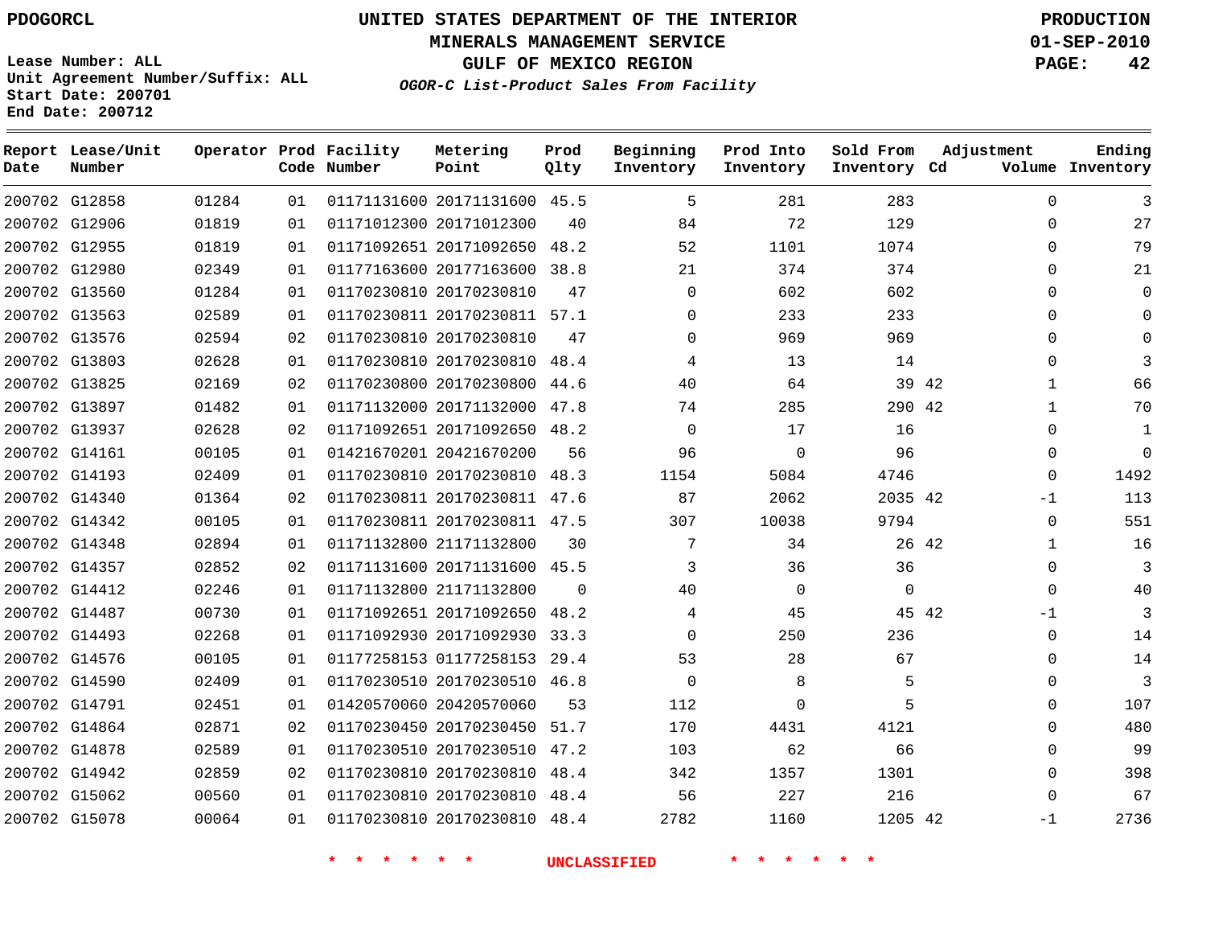PDOGORCL

Lease Number: ALL
Unit Agreement Number/Suffix: ALL
Start Date: 200701
End Date: 200712

# UNITED STATES DEPARTMENT OF THE INTERIOR
## MINERALS MANAGEMENT SERVICE
## GULF OF MEXICO REGION
### *OGOR-C List-Product Sales From Facility*

PRODUCTION
01-SEP-2010

| Report Date | Lease/Unit Number | Operator | Prod Code | Facility Number | Metering Point | Prod Qlty | Beginning Inventory | Prod Into Inventory | Sold From Inventory | Adjustment Cd | Adjustment Volume | Ending Inventory |
|---|---|---|---|---|---|---|---|---|---|---|---|---|
| 200702 | G12858 | 01284 | 01 | 01171131600 | 20171131600 | 45.5 | 5 | 281 | 283 | | 0 | 3 |
| 200702 | G12906 | 01819 | 01 | 01171012300 | 20171012300 | 40 | 84 | 72 | 129 | | 0 | 27 |
| 200702 | G12955 | 01819 | 01 | 01171092651 | 20171092650 | 48.2 | 52 | 1101 | 1074 | | 0 | 79 |
| 200702 | G12980 | 02349 | 01 | 01177163600 | 20177163600 | 38.8 | 21 | 374 | 374 | | 0 | 21 |
| 200702 | G13560 | 01284 | 01 | 01170230810 | 20170230810 | 47 | 0 | 602 | 602 | | 0 | 0 |
| 200702 | G13563 | 02589 | 01 | 01170230811 | 20170230811 | 57.1 | 0 | 233 | 233 | | 0 | 0 |
| 200702 | G13576 | 02594 | 02 | 01170230810 | 20170230810 | 47 | 0 | 969 | 969 | | 0 | 0 |
| 200702 | G13803 | 02628 | 01 | 01170230810 | 20170230810 | 48.4 | 4 | 13 | 14 | | 0 | 3 |
| 200702 | G13825 | 02169 | 02 | 01170230800 | 20170230800 | 44.6 | 40 | 64 | 39 | 42 | 1 | 66 |
| 200702 | G13897 | 01482 | 01 | 01171132000 | 20171132000 | 47.8 | 74 | 285 | 290 | 42 | 1 | 70 |
| 200702 | G13937 | 02628 | 02 | 01171092651 | 20171092650 | 48.2 | 0 | 17 | 16 | | 0 | 1 |
| 200702 | G14161 | 00105 | 01 | 01421670201 | 20421670200 | 56 | 96 | 0 | 96 | | 0 | 0 |
| 200702 | G14193 | 02409 | 01 | 01170230810 | 20170230810 | 48.3 | 1154 | 5084 | 4746 | | 0 | 1492 |
| 200702 | G14340 | 01364 | 02 | 01170230811 | 20170230811 | 47.6 | 87 | 2062 | 2035 | 42 | -1 | 113 |
| 200702 | G14342 | 00105 | 01 | 01170230811 | 20170230811 | 47.5 | 307 | 10038 | 9794 | | 0 | 551 |
| 200702 | G14348 | 02894 | 01 | 01171132800 | 21171132800 | 30 | 7 | 34 | 26 | 42 | 1 | 16 |
| 200702 | G14357 | 02852 | 02 | 01171131600 | 20171131600 | 45.5 | 3 | 36 | 36 | | 0 | 3 |
| 200702 | G14412 | 02246 | 01 | 01171132800 | 21171132800 | 0 | 40 | 0 | 0 | | 0 | 40 |
| 200702 | G14487 | 00730 | 01 | 01171092651 | 20171092650 | 48.2 | 4 | 45 | 45 | 42 | -1 | 3 |
| 200702 | G14493 | 02268 | 01 | 01171092930 | 20171092930 | 33.3 | 0 | 250 | 236 | | 0 | 14 |
| 200702 | G14576 | 00105 | 01 | 01177258153 | 01177258153 | 29.4 | 53 | 28 | 67 | | 0 | 14 |
| 200702 | G14590 | 02409 | 01 | 01170230510 | 20170230510 | 46.8 | 0 | 8 | 5 | | 0 | 3 |
| 200702 | G14791 | 02451 | 01 | 01420570060 | 20420570060 | 53 | 112 | 0 | 5 | | 0 | 107 |
| 200702 | G14864 | 02871 | 02 | 01170230450 | 20170230450 | 51.7 | 170 | 4431 | 4121 | | 0 | 480 |
| 200702 | G14878 | 02589 | 01 | 01170230510 | 20170230510 | 47.2 | 103 | 62 | 66 | | 0 | 99 |
| 200702 | G14942 | 02859 | 02 | 01170230810 | 20170230810 | 48.4 | 342 | 1357 | 1301 | | 0 | 398 |
| 200702 | G15062 | 00560 | 01 | 01170230810 | 20170230810 | 48.4 | 56 | 227 | 216 | | 0 | 67 |
| 200702 | G15078 | 00064 | 01 | 01170230810 | 20170230810 | 48.4 | 2782 | 1160 | 1205 | 42 | -1 | 2736 |

* * * * * * UNCLASSIFIED * * * * * *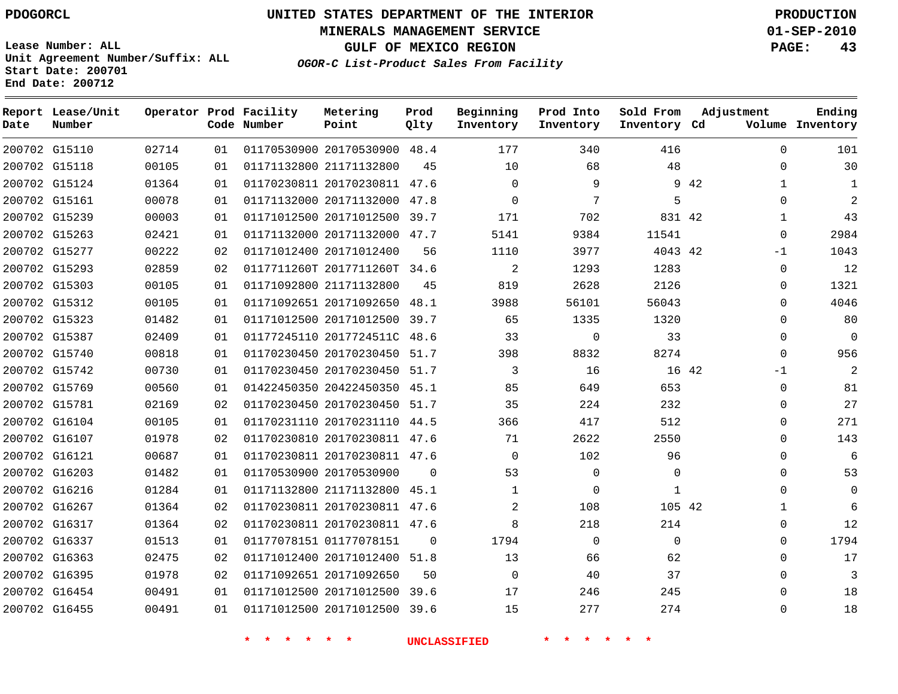PDOGORCL

# UNITED STATES DEPARTMENT OF THE INTERIOR
## MINERALS MANAGEMENT SERVICE
## GULF OF MEXICO REGION
### *OGOR-C List-Product Sales From Facility*

PRODUCTION
01-SEP-2010

Lease Number: ALL
Unit Agreement Number/Suffix: ALL
Start Date: 200701
End Date: 200712

| Report Date | Lease/Unit Number | Operator | Prod Code | Facility Number | Metering Point | Prod Qlty | Beginning Inventory | Prod Into Inventory | Sold From Inventory | Adjustment Cd | Adjustment Volume | Ending Inventory |
|---|---|---|---|---|---|---|---|---|---|---|---|---|
| 200702 | G15110 | 02714 | 01 | 01170530900 | 20170530900 | 48.4 | 177 | 340 | 416 | | 0 | 101 |
| 200702 | G15118 | 00105 | 01 | 01171132800 | 21171132800 | 45 | 10 | 68 | 48 | | 0 | 30 |
| 200702 | G15124 | 01364 | 01 | 01170230811 | 20170230811 | 47.6 | 0 | 9 | 9 | 42 | 1 | 1 |
| 200702 | G15161 | 00078 | 01 | 01171132000 | 20171132000 | 47.8 | 0 | 7 | 5 | | 0 | 2 |
| 200702 | G15239 | 00003 | 01 | 01171012500 | 20171012500 | 39.7 | 171 | 702 | 831 | 42 | 1 | 43 |
| 200702 | G15263 | 02421 | 01 | 01171132000 | 20171132000 | 47.7 | 5141 | 9384 | 11541 | | 0 | 2984 |
| 200702 | G15277 | 00222 | 02 | 01171012400 | 20171012400 | 56 | 1110 | 3977 | 4043 | 42 | -1 | 1043 |
| 200702 | G15293 | 02859 | 02 | 0117711260T | 2017711260T | 34.6 | 2 | 1293 | 1283 | | 0 | 12 |
| 200702 | G15303 | 00105 | 01 | 01171092800 | 21171132800 | 45 | 819 | 2628 | 2126 | | 0 | 1321 |
| 200702 | G15312 | 00105 | 01 | 01171092651 | 20171092650 | 48.1 | 3988 | 56101 | 56043 | | 0 | 4046 |
| 200702 | G15323 | 01482 | 01 | 01171012500 | 20171012500 | 39.7 | 65 | 1335 | 1320 | | 0 | 80 |
| 200702 | G15387 | 02409 | 01 | 01177245110 | 2017724511C | 48.6 | 33 | 0 | 33 | | 0 | 0 |
| 200702 | G15740 | 00818 | 01 | 01170230450 | 20170230450 | 51.7 | 398 | 8832 | 8274 | | 0 | 956 |
| 200702 | G15742 | 00730 | 01 | 01170230450 | 20170230450 | 51.7 | 3 | 16 | 16 | 42 | -1 | 2 |
| 200702 | G15769 | 00560 | 01 | 01422450350 | 20422450350 | 45.1 | 85 | 649 | 653 | | 0 | 81 |
| 200702 | G15781 | 02169 | 02 | 01170230450 | 20170230450 | 51.7 | 35 | 224 | 232 | | 0 | 27 |
| 200702 | G16104 | 00105 | 01 | 01170231110 | 20170231110 | 44.5 | 366 | 417 | 512 | | 0 | 271 |
| 200702 | G16107 | 01978 | 02 | 01170230810 | 20170230811 | 47.6 | 71 | 2622 | 2550 | | 0 | 143 |
| 200702 | G16121 | 00687 | 01 | 01170230811 | 20170230811 | 47.6 | 0 | 102 | 96 | | 0 | 6 |
| 200702 | G16203 | 01482 | 01 | 01170530900 | 20170530900 | 0 | 53 | 0 | 0 | | 0 | 53 |
| 200702 | G16216 | 01284 | 01 | 01171132800 | 21171132800 | 45.1 | 1 | 0 | 1 | | 0 | 0 |
| 200702 | G16267 | 01364 | 02 | 01170230811 | 20170230811 | 47.6 | 2 | 108 | 105 | 42 | 1 | 6 |
| 200702 | G16317 | 01364 | 02 | 01170230811 | 20170230811 | 47.6 | 8 | 218 | 214 | | 0 | 12 |
| 200702 | G16337 | 01513 | 01 | 01177078151 | 01177078151 | 0 | 1794 | 0 | 0 | | 0 | 1794 |
| 200702 | G16363 | 02475 | 02 | 01171012400 | 20171012400 | 51.8 | 13 | 66 | 62 | | 0 | 17 |
| 200702 | G16395 | 01978 | 02 | 01171092651 | 20171092650 | 50 | 0 | 40 | 37 | | 0 | 3 |
| 200702 | G16454 | 00491 | 01 | 01171012500 | 20171012500 | 39.6 | 17 | 246 | 245 | | 0 | 18 |
| 200702 | G16455 | 00491 | 01 | 01171012500 | 20171012500 | 39.6 | 15 | 277 | 274 | | 0 | 18 |

\* \* \* \* \* \* UNCLASSIFIED \* \* \* \* \* \*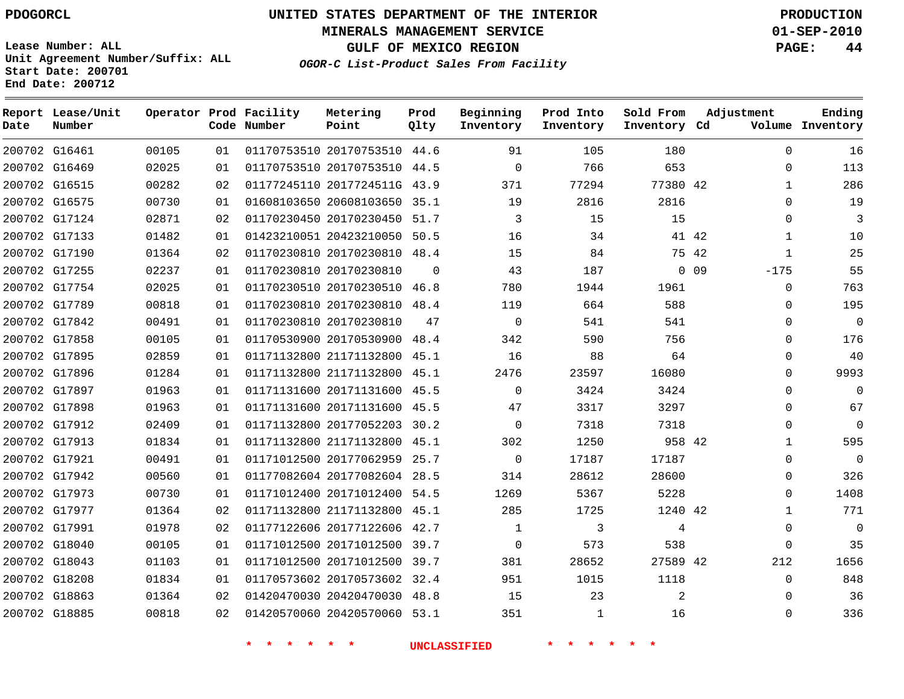PDOGORCL

**UNITED STATES DEPARTMENT OF THE INTERIOR**
**MINERALS MANAGEMENT SERVICE**
**GULF OF MEXICO REGION**
***OGOR-C List-Product Sales From Facility***

**PRODUCTION**
**01-SEP-2010**

Lease Number: ALL
Unit Agreement Number/Suffix: ALL
Start Date: 200701
End Date: 200712

| Report Date | Lease/Unit Number | Operator | Prod Code | Facility Number | Metering Point | Prod Qlty | Beginning Inventory | Prod Into Inventory | Sold From Inventory | Adjustment Cd | Volume | Ending Inventory |
|---|---|---|---|---|---|---|---|---|---|---|---|---|
| 200702 | G16461 | 00105 | 01 | 01170753510 | 20170753510 | 44.6 | 91 | 105 | 180 | | 0 | 16 |
| 200702 | G16469 | 02025 | 01 | 01170753510 | 20170753510 | 44.5 | 0 | 766 | 653 | | 0 | 113 |
| 200702 | G16515 | 00282 | 02 | 01177245110 | 2017724511G | 43.9 | 371 | 77294 | 77380 | 42 | 1 | 286 |
| 200702 | G16575 | 00730 | 01 | 01608103650 | 20608103650 | 35.1 | 19 | 2816 | 2816 | | 0 | 19 |
| 200702 | G17124 | 02871 | 02 | 01170230450 | 20170230450 | 51.7 | 3 | 15 | 15 | | 0 | 3 |
| 200702 | G17133 | 01482 | 01 | 01423210051 | 20423210050 | 50.5 | 16 | 34 | 41 | 42 | 1 | 10 |
| 200702 | G17190 | 01364 | 02 | 01170230810 | 20170230810 | 48.4 | 15 | 84 | 75 | 42 | 1 | 25 |
| 200702 | G17255 | 02237 | 01 | 01170230810 | 20170230810 | 0 | 43 | 187 | 0 | 09 | -175 | 55 |
| 200702 | G17754 | 02025 | 01 | 01170230510 | 20170230510 | 46.8 | 780 | 1944 | 1961 | | 0 | 763 |
| 200702 | G17789 | 00818 | 01 | 01170230810 | 20170230810 | 48.4 | 119 | 664 | 588 | | 0 | 195 |
| 200702 | G17842 | 00491 | 01 | 01170230810 | 20170230810 | 47 | 0 | 541 | 541 | | 0 | 0 |
| 200702 | G17858 | 00105 | 01 | 01170530900 | 20170530900 | 48.4 | 342 | 590 | 756 | | 0 | 176 |
| 200702 | G17895 | 02859 | 01 | 01171132800 | 21171132800 | 45.1 | 16 | 88 | 64 | | 0 | 40 |
| 200702 | G17896 | 01284 | 01 | 01171132800 | 21171132800 | 45.1 | 2476 | 23597 | 16080 | | 0 | 9993 |
| 200702 | G17897 | 01963 | 01 | 01171131600 | 20171131600 | 45.5 | 0 | 3424 | 3424 | | 0 | 0 |
| 200702 | G17898 | 01963 | 01 | 01171131600 | 20171131600 | 45.5 | 47 | 3317 | 3297 | | 0 | 67 |
| 200702 | G17912 | 02409 | 01 | 01171132800 | 20177052203 | 30.2 | 0 | 7318 | 7318 | | 0 | 0 |
| 200702 | G17913 | 01834 | 01 | 01171132800 | 21171132800 | 45.1 | 302 | 1250 | 958 | 42 | 1 | 595 |
| 200702 | G17921 | 00491 | 01 | 01171012500 | 20177062959 | 25.7 | 0 | 17187 | 17187 | | 0 | 0 |
| 200702 | G17942 | 00560 | 01 | 01177082604 | 20177082604 | 28.5 | 314 | 28612 | 28600 | | 0 | 326 |
| 200702 | G17973 | 00730 | 01 | 01171012400 | 20171012400 | 54.5 | 1269 | 5367 | 5228 | | 0 | 1408 |
| 200702 | G17977 | 01364 | 02 | 01171132800 | 21171132800 | 45.1 | 285 | 1725 | 1240 | 42 | 1 | 771 |
| 200702 | G17991 | 01978 | 02 | 01177122606 | 20177122606 | 42.7 | 1 | 3 | 4 | | 0 | 0 |
| 200702 | G18040 | 00105 | 01 | 01171012500 | 20171012500 | 39.7 | 0 | 573 | 538 | | 0 | 35 |
| 200702 | G18043 | 01103 | 01 | 01171012500 | 20171012500 | 39.7 | 381 | 28652 | 27589 | 42 | 212 | 1656 |
| 200702 | G18208 | 01834 | 01 | 01170573602 | 20170573602 | 32.4 | 951 | 1015 | 1118 | | 0 | 848 |
| 200702 | G18863 | 01364 | 02 | 01420470030 | 20420470030 | 48.8 | 15 | 23 | 2 | | 0 | 36 |
| 200702 | G18885 | 00818 | 02 | 01420570060 | 20420570060 | 53.1 | 351 | 1 | 16 | | 0 | 336 |

\* \* \* \* \* \* UNCLASSIFIED \* \* \* \* \* \*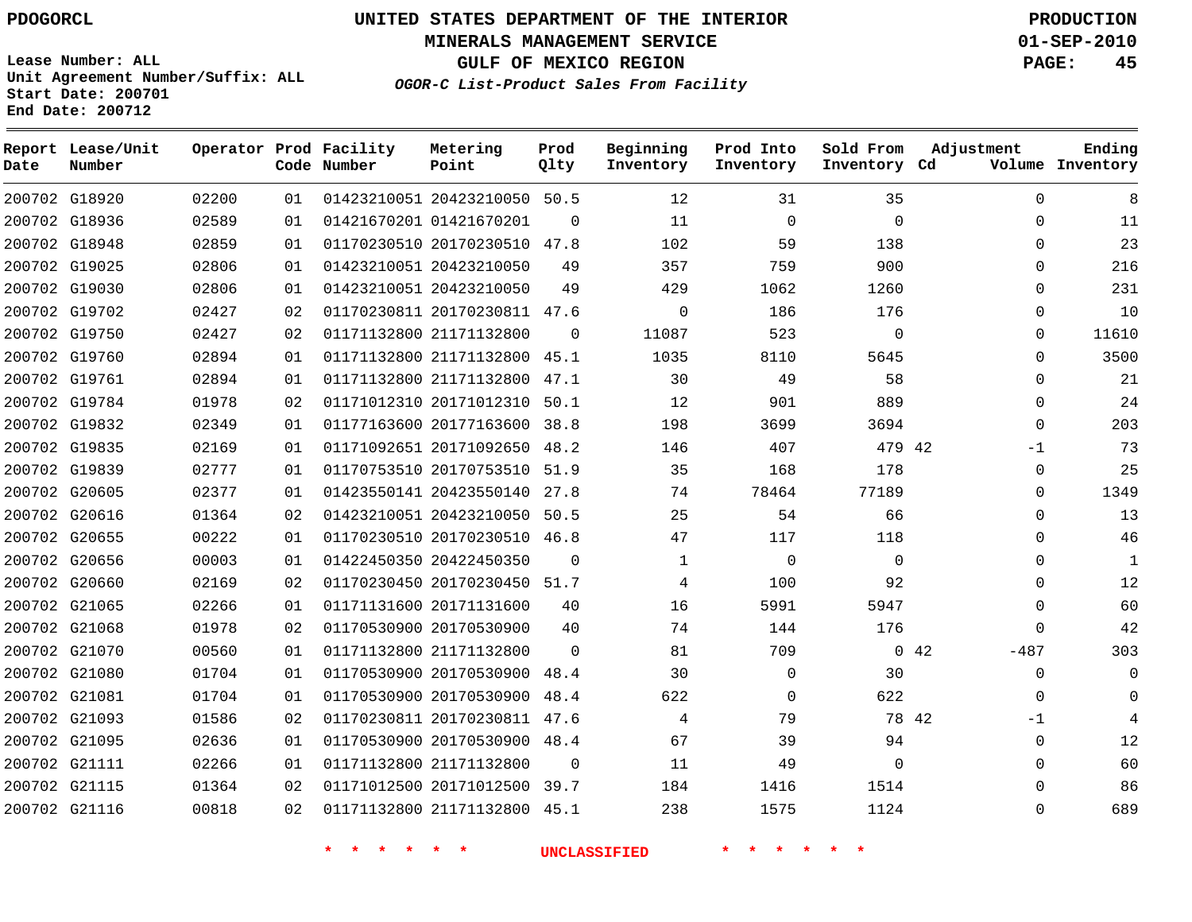PDOGORCL

**UNITED STATES DEPARTMENT OF THE INTERIOR**
**MINERALS MANAGEMENT SERVICE**
**GULF OF MEXICO REGION**
*OGOR-C List-Product Sales From Facility*

**PRODUCTION**
**01-SEP-2010**

Lease Number: ALL
Unit Agreement Number/Suffix: ALL
Start Date: 200701
End Date: 200712

| Report Date | Lease/Unit Number | Operator | Prod Code | Facility Number | Metering Point | Prod Qlty | Beginning Inventory | Prod Into Inventory | Sold From Inventory | Adjustment Cd | Adjustment Volume | Ending Inventory |
|---|---|---|---|---|---|---|---|---|---|---|---|---|
| 200702 | G18920 | 02200 | 01 | 01423210051 | 20423210050 | 50.5 | 12 | 31 | 35 | | 0 | 8 |
| 200702 | G18936 | 02589 | 01 | 01421670201 | 01421670201 | 0 | 11 | 0 | 0 | | 0 | 11 |
| 200702 | G18948 | 02859 | 01 | 01170230510 | 20170230510 | 47.8 | 102 | 59 | 138 | | 0 | 23 |
| 200702 | G19025 | 02806 | 01 | 01423210051 | 20423210050 | 49 | 357 | 759 | 900 | | 0 | 216 |
| 200702 | G19030 | 02806 | 01 | 01423210051 | 20423210050 | 49 | 429 | 1062 | 1260 | | 0 | 231 |
| 200702 | G19702 | 02427 | 02 | 01170230811 | 20170230811 | 47.6 | 0 | 186 | 176 | | 0 | 10 |
| 200702 | G19750 | 02427 | 02 | 01171132800 | 21171132800 | 0 | 11087 | 523 | 0 | | 0 | 11610 |
| 200702 | G19760 | 02894 | 01 | 01171132800 | 21171132800 | 45.1 | 1035 | 8110 | 5645 | | 0 | 3500 |
| 200702 | G19761 | 02894 | 01 | 01171132800 | 21171132800 | 47.1 | 30 | 49 | 58 | | 0 | 21 |
| 200702 | G19784 | 01978 | 02 | 01171012310 | 20171012310 | 50.1 | 12 | 901 | 889 | | 0 | 24 |
| 200702 | G19832 | 02349 | 01 | 01177163600 | 20177163600 | 38.8 | 198 | 3699 | 3694 | | 0 | 203 |
| 200702 | G19835 | 02169 | 01 | 01171092651 | 20171092650 | 48.2 | 146 | 407 | 479 | 42 | -1 | 73 |
| 200702 | G19839 | 02777 | 01 | 01170753510 | 20170753510 | 51.9 | 35 | 168 | 178 | | 0 | 25 |
| 200702 | G20605 | 02377 | 01 | 01423550141 | 20423550140 | 27.8 | 74 | 78464 | 77189 | | 0 | 1349 |
| 200702 | G20616 | 01364 | 02 | 01423210051 | 20423210050 | 50.5 | 25 | 54 | 66 | | 0 | 13 |
| 200702 | G20655 | 00222 | 01 | 01170230510 | 20170230510 | 46.8 | 47 | 117 | 118 | | 0 | 46 |
| 200702 | G20656 | 00003 | 01 | 01422450350 | 20422450350 | 0 | 1 | 0 | 0 | | 0 | 1 |
| 200702 | G20660 | 02169 | 02 | 01170230450 | 20170230450 | 51.7 | 4 | 100 | 92 | | 0 | 12 |
| 200702 | G21065 | 02266 | 01 | 01171131600 | 20171131600 | 40 | 16 | 5991 | 5947 | | 0 | 60 |
| 200702 | G21068 | 01978 | 02 | 01170530900 | 20170530900 | 40 | 74 | 144 | 176 | | 0 | 42 |
| 200702 | G21070 | 00560 | 01 | 01171132800 | 21171132800 | 0 | 81 | 709 | 0 | 42 | -487 | 303 |
| 200702 | G21080 | 01704 | 01 | 01170530900 | 20170530900 | 48.4 | 30 | 0 | 30 | | 0 | 0 |
| 200702 | G21081 | 01704 | 01 | 01170530900 | 20170530900 | 48.4 | 622 | 0 | 622 | | 0 | 0 |
| 200702 | G21093 | 01586 | 02 | 01170230811 | 20170230811 | 47.6 | 4 | 79 | 78 | 42 | -1 | 4 |
| 200702 | G21095 | 02636 | 01 | 01170530900 | 20170530900 | 48.4 | 67 | 39 | 94 | | 0 | 12 |
| 200702 | G21111 | 02266 | 01 | 01171132800 | 21171132800 | 0 | 11 | 49 | 0 | | 0 | 60 |
| 200702 | G21115 | 01364 | 02 | 01171012500 | 20171012500 | 39.7 | 184 | 1416 | 1514 | | 0 | 86 |
| 200702 | G21116 | 00818 | 02 | 01171132800 | 21171132800 | 45.1 | 238 | 1575 | 1124 | | 0 | 689 |

* * * * * * UNCLASSIFIED * * * * * *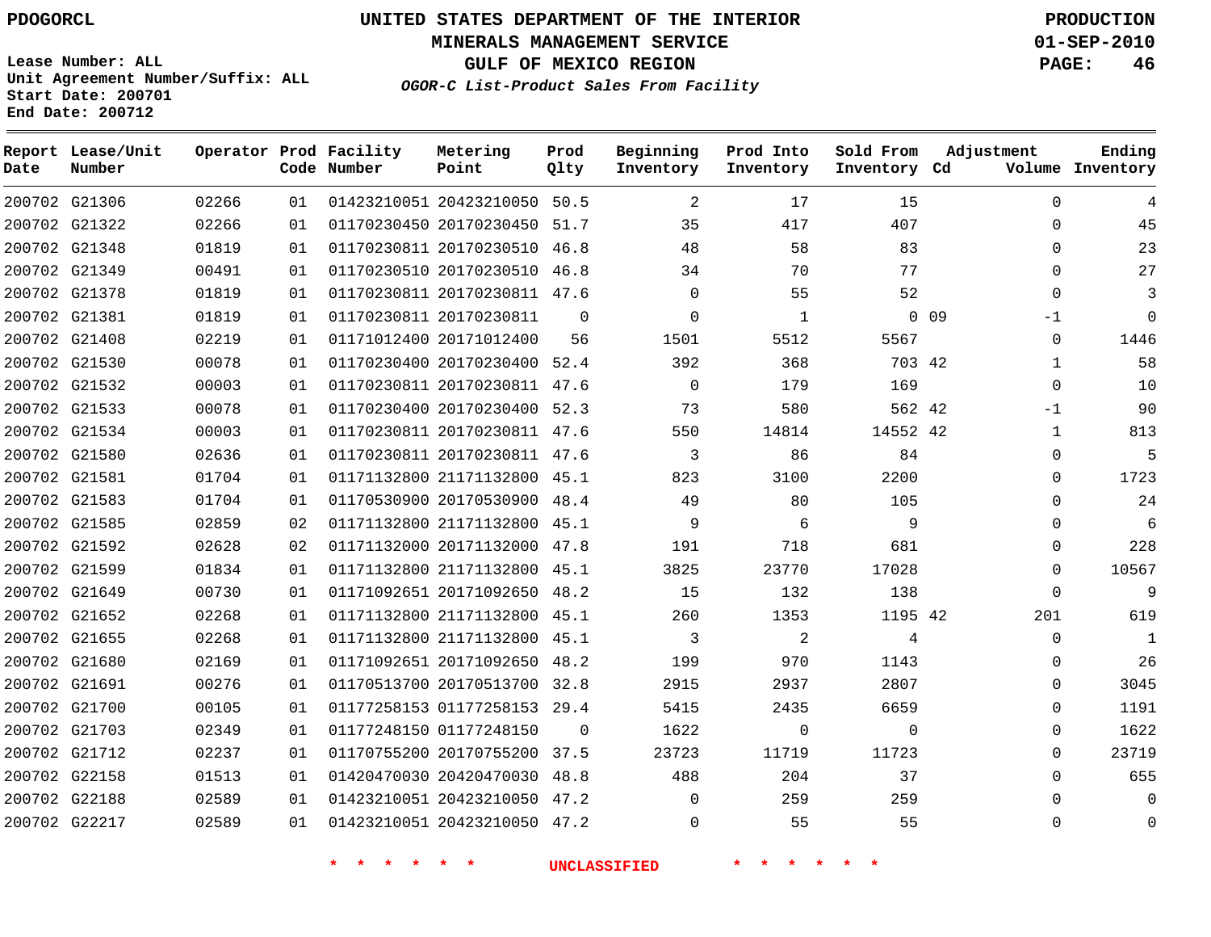PDOGORCL

Lease Number: ALL
Unit Agreement Number/Suffix: ALL
Start Date: 200701
End Date: 200712

# UNITED STATES DEPARTMENT OF THE INTERIOR
## MINERALS MANAGEMENT SERVICE
## GULF OF MEXICO REGION
### *OGOR-C List-Product Sales From Facility*

PRODUCTION
01-SEP-2010
PAGE: 46

| Report Date | Lease/Unit Number | Operator | Prod Code | Facility Number | Metering Point | Prod Qlty | Beginning Inventory | Prod Into Inventory | Sold From Inventory | Adjustment Cd | Adjustment Volume | Ending Inventory |
|---|---|---|---|---|---|---|---|---|---|---|---|---|
| 200702 | G21306 | 02266 | 01 | 01423210051 | 20423210050 | 50.5 | 2 | 17 | 15 | | 0 | 4 |
| 200702 | G21322 | 02266 | 01 | 01170230450 | 20170230450 | 51.7 | 35 | 417 | 407 | | 0 | 45 |
| 200702 | G21348 | 01819 | 01 | 01170230811 | 20170230510 | 46.8 | 48 | 58 | 83 | | 0 | 23 |
| 200702 | G21349 | 00491 | 01 | 01170230510 | 20170230510 | 46.8 | 34 | 70 | 77 | | 0 | 27 |
| 200702 | G21378 | 01819 | 01 | 01170230811 | 20170230811 | 47.6 | 0 | 55 | 52 | | 0 | 3 |
| 200702 | G21381 | 01819 | 01 | 01170230811 | 20170230811 | 0 | 0 | 1 | 0 | 09 | -1 | 0 |
| 200702 | G21408 | 02219 | 01 | 01171012400 | 20171012400 | 56 | 1501 | 5512 | 5567 | | 0 | 1446 |
| 200702 | G21530 | 00078 | 01 | 01170230400 | 20170230400 | 52.4 | 392 | 368 | 703 | 42 | 1 | 58 |
| 200702 | G21532 | 00003 | 01 | 01170230811 | 20170230811 | 47.6 | 0 | 179 | 169 | | 0 | 10 |
| 200702 | G21533 | 00078 | 01 | 01170230400 | 20170230400 | 52.3 | 73 | 580 | 562 | 42 | -1 | 90 |
| 200702 | G21534 | 00003 | 01 | 01170230811 | 20170230811 | 47.6 | 550 | 14814 | 14552 | 42 | 1 | 813 |
| 200702 | G21580 | 02636 | 01 | 01170230811 | 20170230811 | 47.6 | 3 | 86 | 84 | | 0 | 5 |
| 200702 | G21581 | 01704 | 01 | 01171132800 | 21171132800 | 45.1 | 823 | 3100 | 2200 | | 0 | 1723 |
| 200702 | G21583 | 01704 | 01 | 01170530900 | 20170530900 | 48.4 | 49 | 80 | 105 | | 0 | 24 |
| 200702 | G21585 | 02859 | 02 | 01171132800 | 21171132800 | 45.1 | 9 | 6 | 9 | | 0 | 6 |
| 200702 | G21592 | 02628 | 02 | 01171132000 | 20171132000 | 47.8 | 191 | 718 | 681 | | 0 | 228 |
| 200702 | G21599 | 01834 | 01 | 01171132800 | 21171132800 | 45.1 | 3825 | 23770 | 17028 | | 0 | 10567 |
| 200702 | G21649 | 00730 | 01 | 01171092651 | 20171092650 | 48.2 | 15 | 132 | 138 | | 0 | 9 |
| 200702 | G21652 | 02268 | 01 | 01171132800 | 21171132800 | 45.1 | 260 | 1353 | 1195 | 42 | 201 | 619 |
| 200702 | G21655 | 02268 | 01 | 01171132800 | 21171132800 | 45.1 | 3 | 2 | 4 | | 0 | 1 |
| 200702 | G21680 | 02169 | 01 | 01171092651 | 20171092650 | 48.2 | 199 | 970 | 1143 | | 0 | 26 |
| 200702 | G21691 | 00276 | 01 | 01170513700 | 20170513700 | 32.8 | 2915 | 2937 | 2807 | | 0 | 3045 |
| 200702 | G21700 | 00105 | 01 | 01177258153 | 01177258153 | 29.4 | 5415 | 2435 | 6659 | | 0 | 1191 |
| 200702 | G21703 | 02349 | 01 | 01177248150 | 01177248150 | 0 | 1622 | 0 | 0 | | 0 | 1622 |
| 200702 | G21712 | 02237 | 01 | 01170755200 | 20170755200 | 37.5 | 23723 | 11719 | 11723 | | 0 | 23719 |
| 200702 | G22158 | 01513 | 01 | 01420470030 | 20420470030 | 48.8 | 488 | 204 | 37 | | 0 | 655 |
| 200702 | G22188 | 02589 | 01 | 01423210051 | 20423210050 | 47.2 | 0 | 259 | 259 | | 0 | 0 |
| 200702 | G22217 | 02589 | 01 | 01423210051 | 20423210050 | 47.2 | 0 | 55 | 55 | | 0 | 0 |

\* \* \* \* \* \* UNCLASSIFIED \* \* \* \* \* \*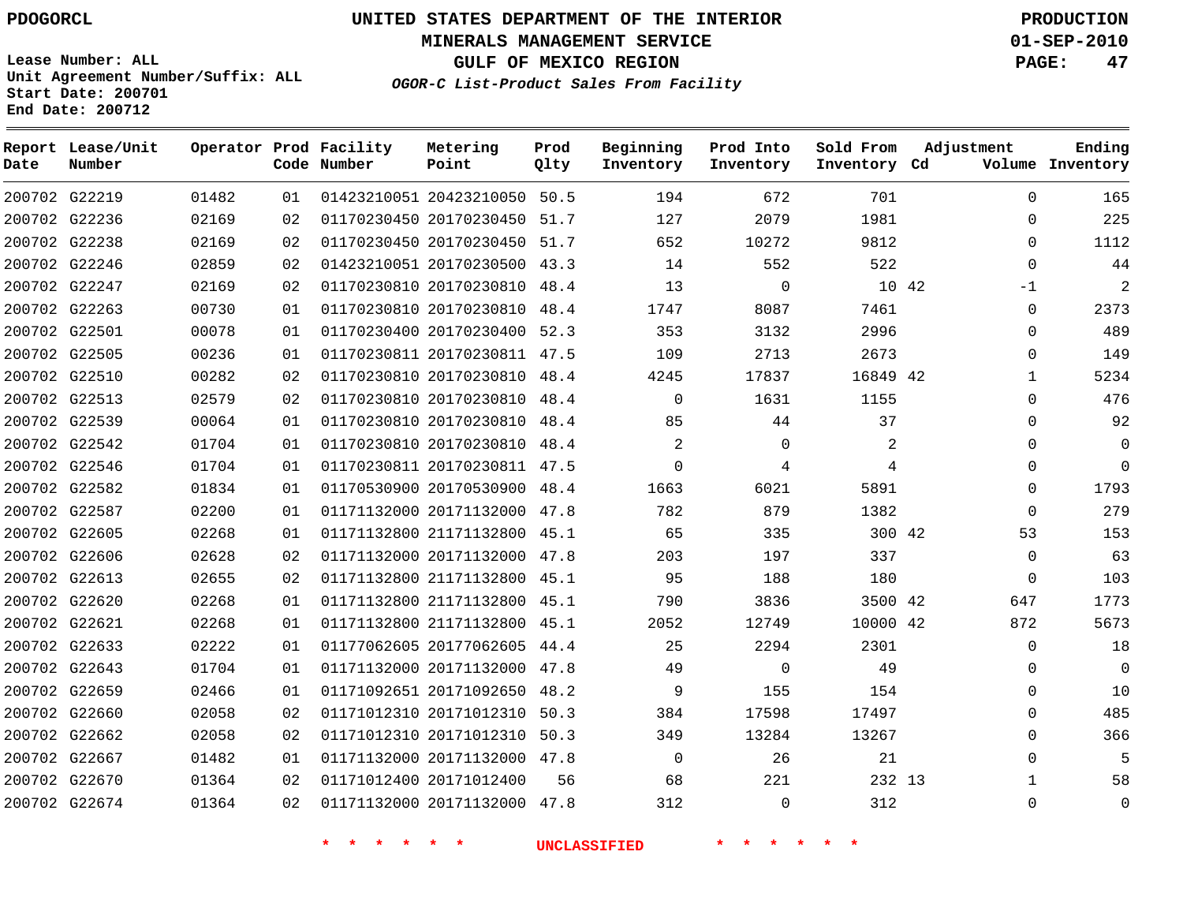PDOGORCL

# UNITED STATES DEPARTMENT OF THE INTERIOR
## MINERALS MANAGEMENT SERVICE
## GULF OF MEXICO REGION
### *OGOR-C List-Product Sales From Facility*

PRODUCTION
01-SEP-2010

Lease Number: ALL
Unit Agreement Number/Suffix: ALL
Start Date: 200701
End Date: 200712

| Report Date | Lease/Unit Number | Operator | Prod Code | Facility Number | Metering Point | Prod Qlty | Beginning Inventory | Prod Into Inventory | Sold From Inventory | Adjustment Cd | Adjustment Volume | Ending Inventory |
|---|---|---|---|---|---|---|---|---|---|---|---|---|
| 200702 | G22219 | 01482 | 01 | 01423210051 | 20423210050 | 50.5 | 194 | 672 | 701 | | 0 | 165 |
| 200702 | G22236 | 02169 | 02 | 01170230450 | 20170230450 | 51.7 | 127 | 2079 | 1981 | | 0 | 225 |
| 200702 | G22238 | 02169 | 02 | 01170230450 | 20170230450 | 51.7 | 652 | 10272 | 9812 | | 0 | 1112 |
| 200702 | G22246 | 02859 | 02 | 01423210051 | 20170230500 | 43.3 | 14 | 552 | 522 | | 0 | 44 |
| 200702 | G22247 | 02169 | 02 | 01170230810 | 20170230810 | 48.4 | 13 | 0 | 10 | 42 | -1 | 2 |
| 200702 | G22263 | 00730 | 01 | 01170230810 | 20170230810 | 48.4 | 1747 | 8087 | 7461 | | 0 | 2373 |
| 200702 | G22501 | 00078 | 01 | 01170230400 | 20170230400 | 52.3 | 353 | 3132 | 2996 | | 0 | 489 |
| 200702 | G22505 | 00236 | 01 | 01170230811 | 20170230811 | 47.5 | 109 | 2713 | 2673 | | 0 | 149 |
| 200702 | G22510 | 00282 | 02 | 01170230810 | 20170230810 | 48.4 | 4245 | 17837 | 16849 | 42 | 1 | 5234 |
| 200702 | G22513 | 02579 | 02 | 01170230810 | 20170230810 | 48.4 | 0 | 1631 | 1155 | | 0 | 476 |
| 200702 | G22539 | 00064 | 01 | 01170230810 | 20170230810 | 48.4 | 85 | 44 | 37 | | 0 | 92 |
| 200702 | G22542 | 01704 | 01 | 01170230810 | 20170230810 | 48.4 | 2 | 0 | 2 | | 0 | 0 |
| 200702 | G22546 | 01704 | 01 | 01170230811 | 20170230811 | 47.5 | 0 | 4 | 4 | | 0 | 0 |
| 200702 | G22582 | 01834 | 01 | 01170530900 | 20170530900 | 48.4 | 1663 | 6021 | 5891 | | 0 | 1793 |
| 200702 | G22587 | 02200 | 01 | 01171132000 | 20171132000 | 47.8 | 782 | 879 | 1382 | | 0 | 279 |
| 200702 | G22605 | 02268 | 01 | 01171132800 | 21171132800 | 45.1 | 65 | 335 | 300 | 42 | 53 | 153 |
| 200702 | G22606 | 02628 | 02 | 01171132000 | 20171132000 | 47.8 | 203 | 197 | 337 | | 0 | 63 |
| 200702 | G22613 | 02655 | 02 | 01171132800 | 21171132800 | 45.1 | 95 | 188 | 180 | | 0 | 103 |
| 200702 | G22620 | 02268 | 01 | 01171132800 | 21171132800 | 45.1 | 790 | 3836 | 3500 | 42 | 647 | 1773 |
| 200702 | G22621 | 02268 | 01 | 01171132800 | 21171132800 | 45.1 | 2052 | 12749 | 10000 | 42 | 872 | 5673 |
| 200702 | G22633 | 02222 | 01 | 01177062605 | 20177062605 | 44.4 | 25 | 2294 | 2301 | | 0 | 18 |
| 200702 | G22643 | 01704 | 01 | 01171132000 | 20171132000 | 47.8 | 49 | 0 | 49 | | 0 | 0 |
| 200702 | G22659 | 02466 | 01 | 01171092651 | 20171092650 | 48.2 | 9 | 155 | 154 | | 0 | 10 |
| 200702 | G22660 | 02058 | 02 | 01171012310 | 20171012310 | 50.3 | 384 | 17598 | 17497 | | 0 | 485 |
| 200702 | G22662 | 02058 | 02 | 01171012310 | 20171012310 | 50.3 | 349 | 13284 | 13267 | | 0 | 366 |
| 200702 | G22667 | 01482 | 01 | 01171132000 | 20171132000 | 47.8 | 0 | 26 | 21 | | 0 | 5 |
| 200702 | G22670 | 01364 | 02 | 01171012400 | 20171012400 | 56 | 68 | 221 | 232 | 13 | 1 | 58 |
| 200702 | G22674 | 01364 | 02 | 01171132000 | 20171132000 | 47.8 | 312 | 0 | 312 | | 0 | 0 |

\* \* \* \* \* \* UNCLASSIFIED \* \* \* \* \* \*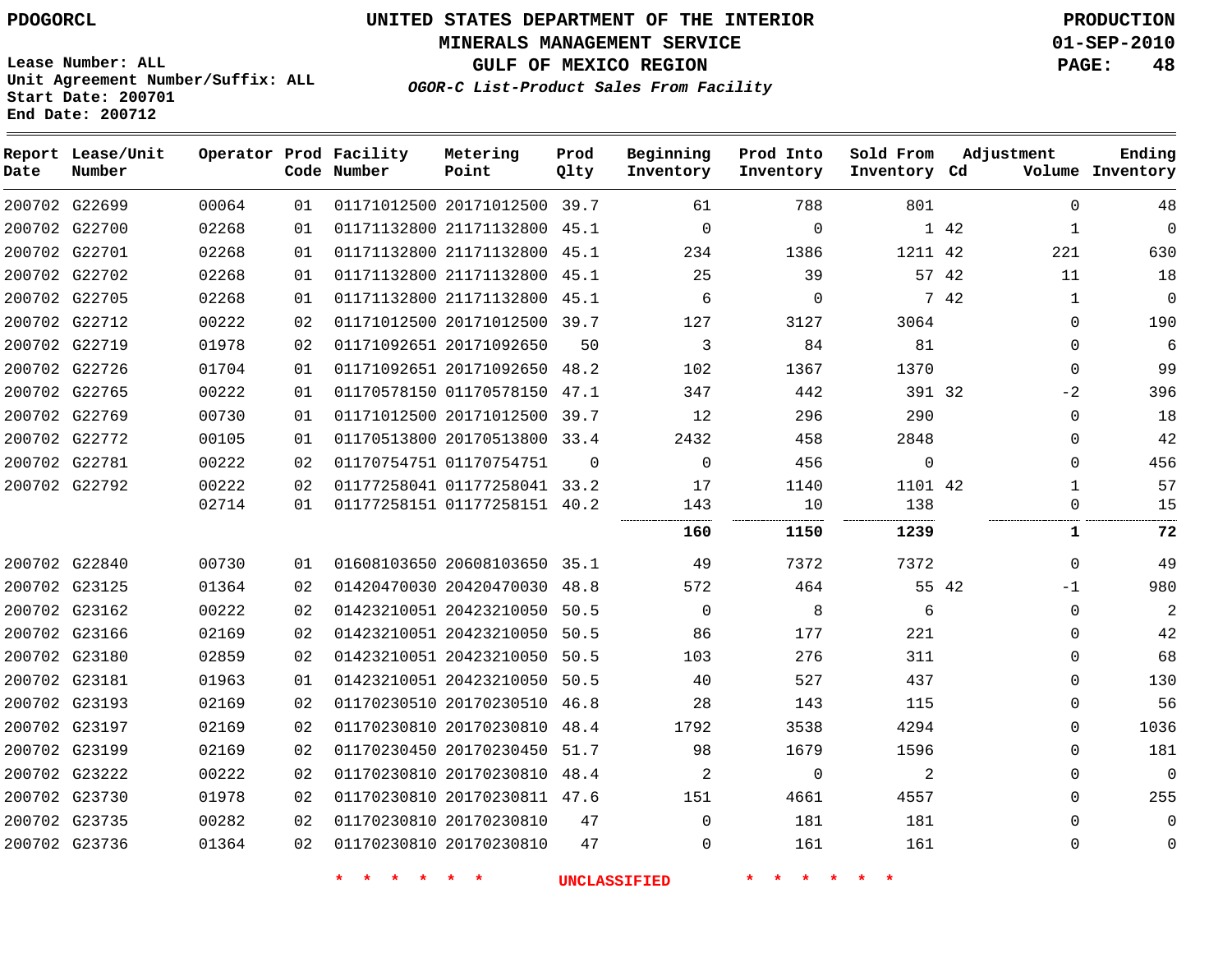Lease Number: ALL
Unit Agreement Number/Suffix: ALL
Start Date: 200701
End Date: 200712

# UNITED STATES DEPARTMENT OF THE INTERIOR
## MINERALS MANAGEMENT SERVICE
## GULF OF MEXICO REGION
### *OGOR-C List-Product Sales From Facility*

PRODUCTION
01-SEP-2010

| Report Date | Lease/Unit Number | Operator | Prod Code | Facility Number | Metering Point | Prod Qlty | Beginning Inventory | Prod Into Inventory | Sold From Inventory | Adjustment Cd | Adjustment Volume | Ending Inventory |
|---|---|---|---|---|---|---|---|---|---|---|---|---|
| 200702 | G22699 | 00064 | 01 | 01171012500 | 20171012500 | 39.7 | 61 | 788 | 801 | | 0 | 48 |
| 200702 | G22700 | 02268 | 01 | 01171132800 | 21171132800 | 45.1 | 0 | 0 | 1 | 42 | 1 | 0 |
| 200702 | G22701 | 02268 | 01 | 01171132800 | 21171132800 | 45.1 | 234 | 1386 | 1211 | 42 | 221 | 630 |
| 200702 | G22702 | 02268 | 01 | 01171132800 | 21171132800 | 45.1 | 25 | 39 | 57 | 42 | 11 | 18 |
| 200702 | G22705 | 02268 | 01 | 01171132800 | 21171132800 | 45.1 | 6 | 0 | 7 | 42 | 1 | 0 |
| 200702 | G22712 | 00222 | 02 | 01171012500 | 20171012500 | 39.7 | 127 | 3127 | 3064 | | 0 | 190 |
| 200702 | G22719 | 01978 | 02 | 01171092651 | 20171092650 | 50 | 3 | 84 | 81 | | 0 | 6 |
| 200702 | G22726 | 01704 | 01 | 01171092651 | 20171092650 | 48.2 | 102 | 1367 | 1370 | | 0 | 99 |
| 200702 | G22765 | 00222 | 01 | 01170578150 | 01170578150 | 47.1 | 347 | 442 | 391 | 32 | -2 | 396 |
| 200702 | G22769 | 00730 | 01 | 01171012500 | 20171012500 | 39.7 | 12 | 296 | 290 | | 0 | 18 |
| 200702 | G22772 | 00105 | 01 | 01170513800 | 20170513800 | 33.4 | 2432 | 458 | 2848 | | 0 | 42 |
| 200702 | G22781 | 00222 | 02 | 01170754751 | 01170754751 | 0 | 0 | 456 | 0 | | 0 | 456 |
| 200702 | G22792 | 00222 | 02 | 01177258041 | 01177258041 | 33.2 | 17 | 1140 | 1101 | 42 | 1 | 57 |
| | | 02714 | 01 | 01177258151 | 01177258151 | 40.2 | 143 | 10 | 138 | | 0 | 15 |
| | | | | | | | **160** | **1150** | **1239** | | **1** | **72** |
| 200702 | G22840 | 00730 | 01 | 01608103650 | 20608103650 | 35.1 | 49 | 7372 | 7372 | | 0 | 49 |
| 200702 | G23125 | 01364 | 02 | 01420470030 | 20420470030 | 48.8 | 572 | 464 | 55 | 42 | -1 | 980 |
| 200702 | G23162 | 00222 | 02 | 01423210051 | 20423210050 | 50.5 | 0 | 8 | 6 | | 0 | 2 |
| 200702 | G23166 | 02169 | 02 | 01423210051 | 20423210050 | 50.5 | 86 | 177 | 221 | | 0 | 42 |
| 200702 | G23180 | 02859 | 02 | 01423210051 | 20423210050 | 50.5 | 103 | 276 | 311 | | 0 | 68 |
| 200702 | G23181 | 01963 | 01 | 01423210051 | 20423210050 | 50.5 | 40 | 527 | 437 | | 0 | 130 |
| 200702 | G23193 | 02169 | 02 | 01170230510 | 20170230510 | 46.8 | 28 | 143 | 115 | | 0 | 56 |
| 200702 | G23197 | 02169 | 02 | 01170230810 | 20170230810 | 48.4 | 1792 | 3538 | 4294 | | 0 | 1036 |
| 200702 | G23199 | 02169 | 02 | 01170230450 | 20170230450 | 51.7 | 98 | 1679 | 1596 | | 0 | 181 |
| 200702 | G23222 | 00222 | 02 | 01170230810 | 20170230810 | 48.4 | 2 | 0 | 2 | | 0 | 0 |
| 200702 | G23730 | 01978 | 02 | 01170230810 | 20170230811 | 47.6 | 151 | 4661 | 4557 | | 0 | 255 |
| 200702 | G23735 | 00282 | 02 | 01170230810 | 20170230810 | 47 | 0 | 181 | 181 | | 0 | 0 |
| 200702 | G23736 | 01364 | 02 | 01170230810 | 20170230810 | 47 | 0 | 161 | 161 | | 0 | 0 |

* * * * * * UNCLASSIFIED * * * * * *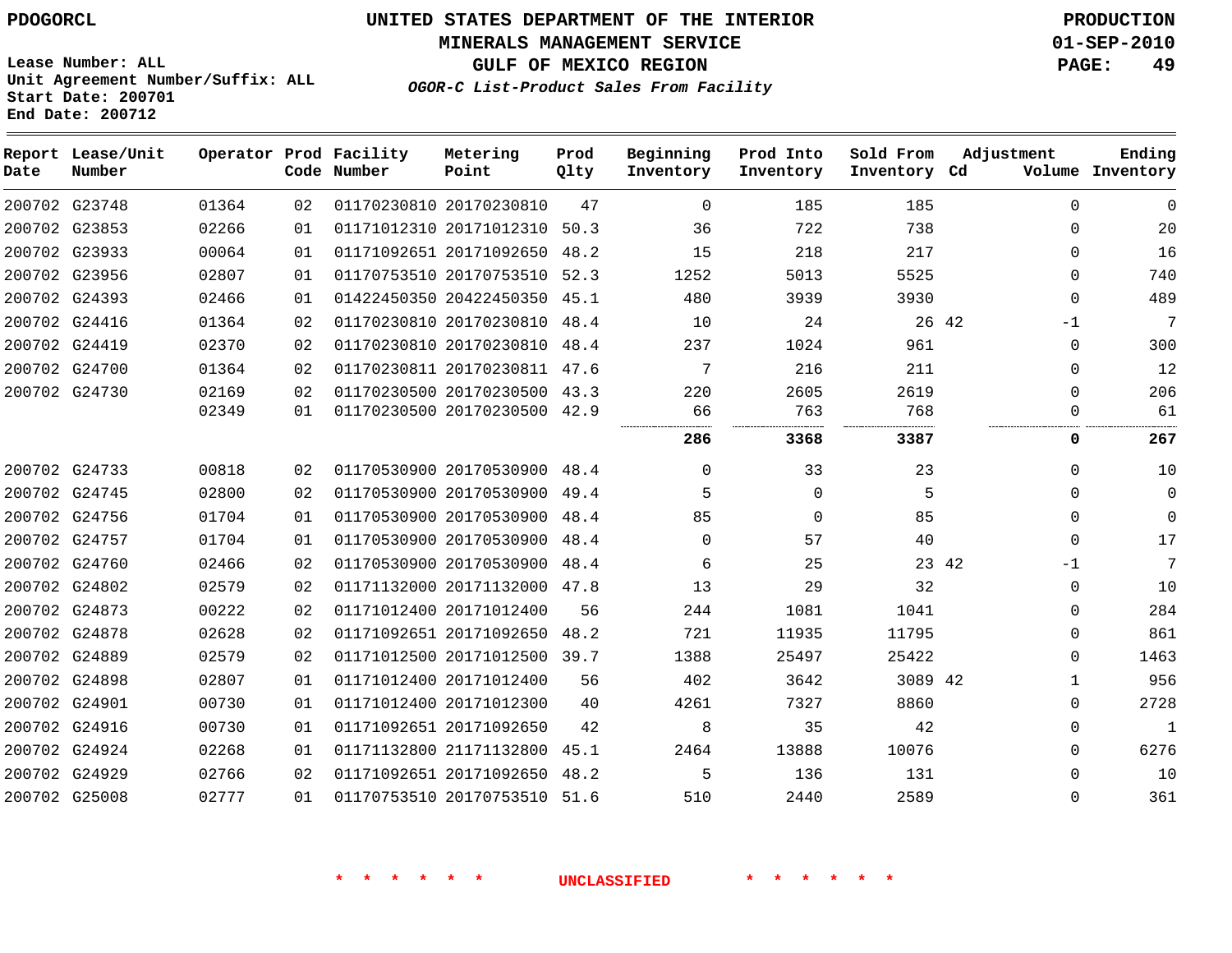PDOGORCL

# UNITED STATES DEPARTMENT OF THE INTERIOR
## MINERALS MANAGEMENT SERVICE
## GULF OF MEXICO REGION
### *OGOR-C List-Product Sales From Facility*

PRODUCTION
01-SEP-2010

Lease Number: ALL
Unit Agreement Number/Suffix: ALL
Start Date: 200701
End Date: 200712

| Report Date | Lease/Unit Number | Operator | Prod Code | Facility Number | Metering Point | Prod Qlty | Beginning Inventory | Prod Into Inventory | Sold From Inventory | Adjustment Cd | Adjustment Volume | Ending Inventory |
|---|---|---|---|---|---|---|---|---|---|---|---|---|
| 200702 | G23748 | 01364 | 02 | 01170230810 | 20170230810 | 47 | 0 | 185 | 185 | | 0 | 0 |
| 200702 | G23853 | 02266 | 01 | 01171012310 | 20171012310 | 50.3 | 36 | 722 | 738 | | 0 | 20 |
| 200702 | G23933 | 00064 | 01 | 01171092651 | 20171092650 | 48.2 | 15 | 218 | 217 | | 0 | 16 |
| 200702 | G23956 | 02807 | 01 | 01170753510 | 20170753510 | 52.3 | 1252 | 5013 | 5525 | | 0 | 740 |
| 200702 | G24393 | 02466 | 01 | 01422450350 | 20422450350 | 45.1 | 480 | 3939 | 3930 | | 0 | 489 |
| 200702 | G24416 | 01364 | 02 | 01170230810 | 20170230810 | 48.4 | 10 | 24 | 26 | 42 | -1 | 7 |
| 200702 | G24419 | 02370 | 02 | 01170230810 | 20170230810 | 48.4 | 237 | 1024 | 961 | | 0 | 300 |
| 200702 | G24700 | 01364 | 02 | 01170230811 | 20170230811 | 47.6 | 7 | 216 | 211 | | 0 | 12 |
| 200702 | G24730 | 02169 | 02 | 01170230500 | 20170230500 | 43.3 | 220 | 2605 | 2619 | | 0 | 206 |
| | | 02349 | 01 | 01170230500 | 20170230500 | 42.9 | 66 | 763 | 768 | | 0 | 61 |
| | | | | | | | **286** | **3368** | **3387** | | **0** | **267** |
| 200702 | G24733 | 00818 | 02 | 01170530900 | 20170530900 | 48.4 | 0 | 33 | 23 | | 0 | 10 |
| 200702 | G24745 | 02800 | 02 | 01170530900 | 20170530900 | 49.4 | 5 | 0 | 5 | | 0 | 0 |
| 200702 | G24756 | 01704 | 01 | 01170530900 | 20170530900 | 48.4 | 85 | 0 | 85 | | 0 | 0 |
| 200702 | G24757 | 01704 | 01 | 01170530900 | 20170530900 | 48.4 | 0 | 57 | 40 | | 0 | 17 |
| 200702 | G24760 | 02466 | 02 | 01170530900 | 20170530900 | 48.4 | 6 | 25 | 23 | 42 | -1 | 7 |
| 200702 | G24802 | 02579 | 02 | 01171132000 | 20171132000 | 47.8 | 13 | 29 | 32 | | 0 | 10 |
| 200702 | G24873 | 00222 | 02 | 01171012400 | 20171012400 | 56 | 244 | 1081 | 1041 | | 0 | 284 |
| 200702 | G24878 | 02628 | 02 | 01171092651 | 20171092650 | 48.2 | 721 | 11935 | 11795 | | 0 | 861 |
| 200702 | G24889 | 02579 | 02 | 01171012500 | 20171012500 | 39.7 | 1388 | 25497 | 25422 | | 0 | 1463 |
| 200702 | G24898 | 02807 | 01 | 01171012400 | 20171012400 | 56 | 402 | 3642 | 3089 | 42 | 1 | 956 |
| 200702 | G24901 | 00730 | 01 | 01171012400 | 20171012300 | 40 | 4261 | 7327 | 8860 | | 0 | 2728 |
| 200702 | G24916 | 00730 | 01 | 01171092651 | 20171092650 | 42 | 8 | 35 | 42 | | 0 | 1 |
| 200702 | G24924 | 02268 | 01 | 01171132800 | 21171132800 | 45.1 | 2464 | 13888 | 10076 | | 0 | 6276 |
| 200702 | G24929 | 02766 | 02 | 01171092651 | 20171092650 | 48.2 | 5 | 136 | 131 | | 0 | 10 |
| 200702 | G25008 | 02777 | 01 | 01170753510 | 20170753510 | 51.6 | 510 | 2440 | 2589 | | 0 | 361 |

\* \* \* \* \* \* UNCLASSIFIED \* \* \* \* \* \*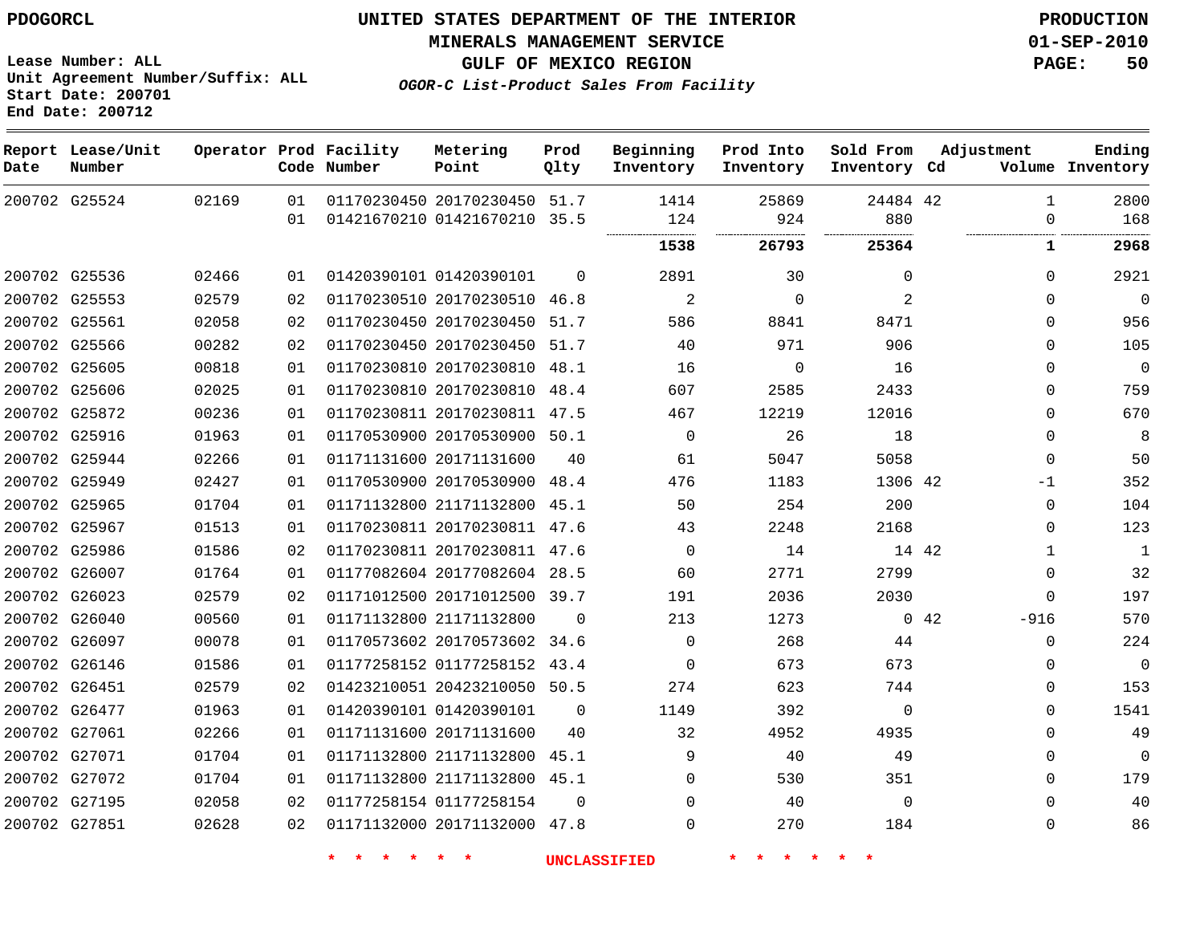PDOGORCL

# UNITED STATES DEPARTMENT OF THE INTERIOR
## MINERALS MANAGEMENT SERVICE
## GULF OF MEXICO REGION
### *OGOR-C List-Product Sales From Facility*

PRODUCTION
01-SEP-2010

Lease Number: ALL
Unit Agreement Number/Suffix: ALL
Start Date: 200701
End Date: 200712

| Report Date | Lease/Unit Number | Operator | Prod Code | Facility Number | Metering Point | Prod Qlty | Beginning Inventory | Prod Into Inventory | Sold From Inventory | Adjustment Cd | Adjustment Volume | Ending Inventory |
|---|---|---|---|---|---|---|---|---|---|---|---|---|
| 200702 | G25524 | 02169 | 01 | 01170230450 | 20170230450 | 51.7 | 1414 | 25869 | 24484 | 42 | 1 | 2800 |
| | | | 01 | 01421670210 | 01421670210 | 35.5 | 124 | 924 | 880 | | 0 | 168 |
| | | | | | | | **1538** | **26793** | **25364** | | **1** | **2968** |
| 200702 | G25536 | 02466 | 01 | 01420390101 | 01420390101 | 0 | 2891 | 30 | 0 | | 0 | 2921 |
| 200702 | G25553 | 02579 | 02 | 01170230510 | 20170230510 | 46.8 | 2 | 0 | 2 | | 0 | 0 |
| 200702 | G25561 | 02058 | 02 | 01170230450 | 20170230450 | 51.7 | 586 | 8841 | 8471 | | 0 | 956 |
| 200702 | G25566 | 00282 | 02 | 01170230450 | 20170230450 | 51.7 | 40 | 971 | 906 | | 0 | 105 |
| 200702 | G25605 | 00818 | 01 | 01170230810 | 20170230810 | 48.1 | 16 | 0 | 16 | | 0 | 0 |
| 200702 | G25606 | 02025 | 01 | 01170230810 | 20170230810 | 48.4 | 607 | 2585 | 2433 | | 0 | 759 |
| 200702 | G25872 | 00236 | 01 | 01170230811 | 20170230811 | 47.5 | 467 | 12219 | 12016 | | 0 | 670 |
| 200702 | G25916 | 01963 | 01 | 01170530900 | 20170530900 | 50.1 | 0 | 26 | 18 | | 0 | 8 |
| 200702 | G25944 | 02266 | 01 | 01171131600 | 20171131600 | 40 | 61 | 5047 | 5058 | | 0 | 50 |
| 200702 | G25949 | 02427 | 01 | 01170530900 | 20170530900 | 48.4 | 476 | 1183 | 1306 | 42 | -1 | 352 |
| 200702 | G25965 | 01704 | 01 | 01171132800 | 21171132800 | 45.1 | 50 | 254 | 200 | | 0 | 104 |
| 200702 | G25967 | 01513 | 01 | 01170230811 | 20170230811 | 47.6 | 43 | 2248 | 2168 | | 0 | 123 |
| 200702 | G25986 | 01586 | 02 | 01170230811 | 20170230811 | 47.6 | 0 | 14 | 14 | 42 | 1 | 1 |
| 200702 | G26007 | 01764 | 01 | 01177082604 | 20177082604 | 28.5 | 60 | 2771 | 2799 | | 0 | 32 |
| 200702 | G26023 | 02579 | 02 | 01171012500 | 20171012500 | 39.7 | 191 | 2036 | 2030 | | 0 | 197 |
| 200702 | G26040 | 00560 | 01 | 01171132800 | 21171132800 | 0 | 213 | 1273 | 0 | 42 | -916 | 570 |
| 200702 | G26097 | 00078 | 01 | 01170573602 | 20170573602 | 34.6 | 0 | 268 | 44 | | 0 | 224 |
| 200702 | G26146 | 01586 | 01 | 01177258152 | 01177258152 | 43.4 | 0 | 673 | 673 | | 0 | 0 |
| 200702 | G26451 | 02579 | 02 | 01423210051 | 20423210050 | 50.5 | 274 | 623 | 744 | | 0 | 153 |
| 200702 | G26477 | 01963 | 01 | 01420390101 | 01420390101 | 0 | 1149 | 392 | 0 | | 0 | 1541 |
| 200702 | G27061 | 02266 | 01 | 01171131600 | 20171131600 | 40 | 32 | 4952 | 4935 | | 0 | 49 |
| 200702 | G27071 | 01704 | 01 | 01171132800 | 21171132800 | 45.1 | 9 | 40 | 49 | | 0 | 0 |
| 200702 | G27072 | 01704 | 01 | 01171132800 | 21171132800 | 45.1 | 0 | 530 | 351 | | 0 | 179 |
| 200702 | G27195 | 02058 | 02 | 01177258154 | 01177258154 | 0 | 0 | 40 | 0 | | 0 | 40 |
| 200702 | G27851 | 02628 | 02 | 01171132000 | 20171132000 | 47.8 | 0 | 270 | 184 | | 0 | 86 |

* * * * * * UNCLASSIFIED * * * * * *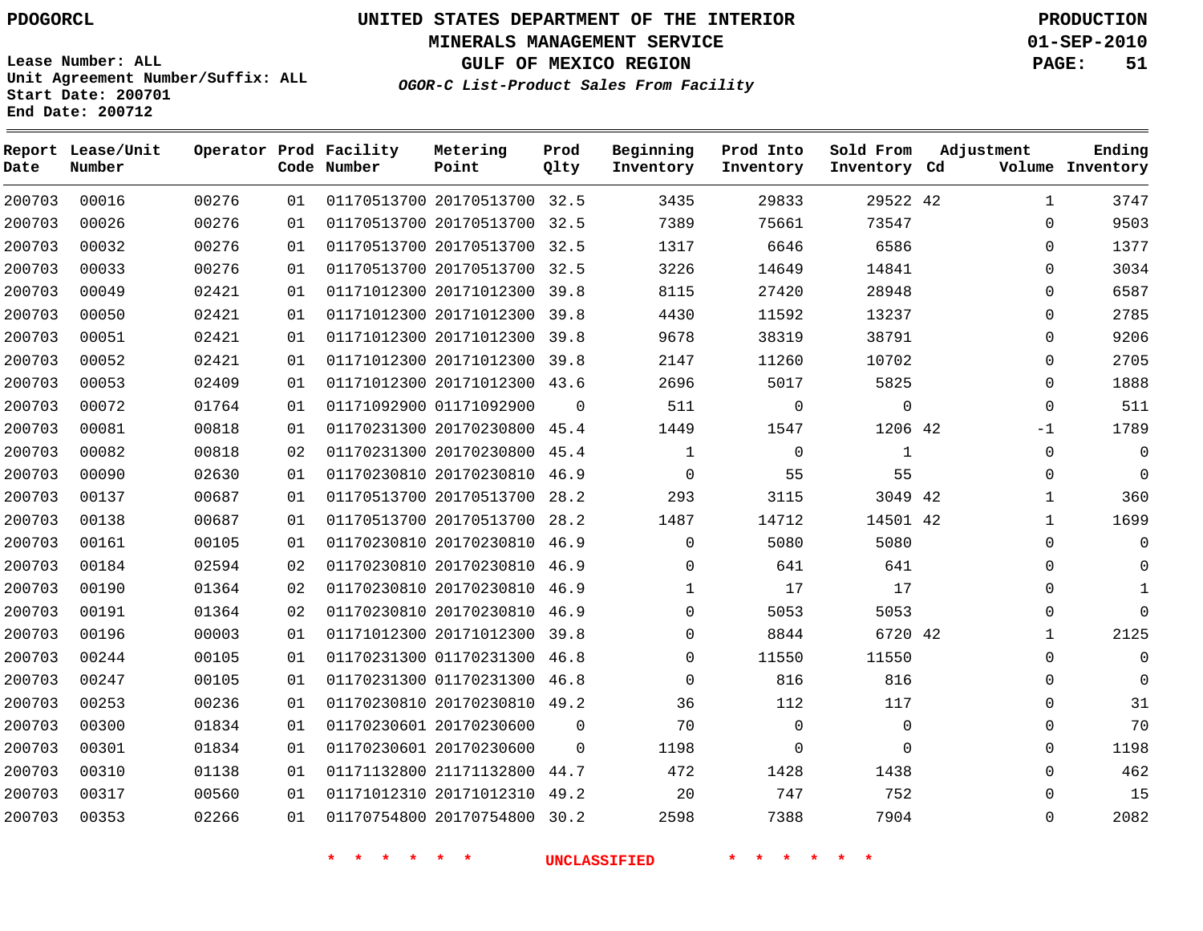PDOGORCL

Lease Number: ALL
Unit Agreement Number/Suffix: ALL
Start Date: 200701
End Date: 200712

# UNITED STATES DEPARTMENT OF THE INTERIOR
## MINERALS MANAGEMENT SERVICE
## GULF OF MEXICO REGION
### *OGOR-C List-Product Sales From Facility*

PRODUCTION
01-SEP-2010
PAGE: 51

| Report Date | Lease/Unit Number | Operator | Prod Code | Facility Number | Metering Point | Prod Qlty | Beginning Inventory | Prod Into Inventory | Sold From Inventory | Adjustment Cd | Volume | Ending Inventory |
|---|---|---|---|---|---|---|---|---|---|---|---|---|
| 200703 | 00016 | 00276 | 01 | 01170513700 | 20170513700 | 32.5 | 3435 | 29833 | 29522 | 42 | 1 | 3747 |
| 200703 | 00026 | 00276 | 01 | 01170513700 | 20170513700 | 32.5 | 7389 | 75661 | 73547 | | 0 | 9503 |
| 200703 | 00032 | 00276 | 01 | 01170513700 | 20170513700 | 32.5 | 1317 | 6646 | 6586 | | 0 | 1377 |
| 200703 | 00033 | 00276 | 01 | 01170513700 | 20170513700 | 32.5 | 3226 | 14649 | 14841 | | 0 | 3034 |
| 200703 | 00049 | 02421 | 01 | 01171012300 | 20171012300 | 39.8 | 8115 | 27420 | 28948 | | 0 | 6587 |
| 200703 | 00050 | 02421 | 01 | 01171012300 | 20171012300 | 39.8 | 4430 | 11592 | 13237 | | 0 | 2785 |
| 200703 | 00051 | 02421 | 01 | 01171012300 | 20171012300 | 39.8 | 9678 | 38319 | 38791 | | 0 | 9206 |
| 200703 | 00052 | 02421 | 01 | 01171012300 | 20171012300 | 39.8 | 2147 | 11260 | 10702 | | 0 | 2705 |
| 200703 | 00053 | 02409 | 01 | 01171012300 | 20171012300 | 43.6 | 2696 | 5017 | 5825 | | 0 | 1888 |
| 200703 | 00072 | 01764 | 01 | 01171092900 | 01171092900 | 0 | 511 | 0 | 0 | | 0 | 511 |
| 200703 | 00081 | 00818 | 01 | 01170231300 | 20170230800 | 45.4 | 1449 | 1547 | 1206 | 42 | -1 | 1789 |
| 200703 | 00082 | 00818 | 02 | 01170231300 | 20170230800 | 45.4 | 1 | 0 | 1 | | 0 | 0 |
| 200703 | 00090 | 02630 | 01 | 01170230810 | 20170230810 | 46.9 | 0 | 55 | 55 | | 0 | 0 |
| 200703 | 00137 | 00687 | 01 | 01170513700 | 20170513700 | 28.2 | 293 | 3115 | 3049 | 42 | 1 | 360 |
| 200703 | 00138 | 00687 | 01 | 01170513700 | 20170513700 | 28.2 | 1487 | 14712 | 14501 | 42 | 1 | 1699 |
| 200703 | 00161 | 00105 | 01 | 01170230810 | 20170230810 | 46.9 | 0 | 5080 | 5080 | | 0 | 0 |
| 200703 | 00184 | 02594 | 02 | 01170230810 | 20170230810 | 46.9 | 0 | 641 | 641 | | 0 | 0 |
| 200703 | 00190 | 01364 | 02 | 01170230810 | 20170230810 | 46.9 | 1 | 17 | 17 | | 0 | 1 |
| 200703 | 00191 | 01364 | 02 | 01170230810 | 20170230810 | 46.9 | 0 | 5053 | 5053 | | 0 | 0 |
| 200703 | 00196 | 00003 | 01 | 01171012300 | 20171012300 | 39.8 | 0 | 8844 | 6720 | 42 | 1 | 2125 |
| 200703 | 00244 | 00105 | 01 | 01170231300 | 01170231300 | 46.8 | 0 | 11550 | 11550 | | 0 | 0 |
| 200703 | 00247 | 00105 | 01 | 01170231300 | 01170231300 | 46.8 | 0 | 816 | 816 | | 0 | 0 |
| 200703 | 00253 | 00236 | 01 | 01170230810 | 20170230810 | 49.2 | 36 | 112 | 117 | | 0 | 31 |
| 200703 | 00300 | 01834 | 01 | 01170230601 | 20170230600 | 0 | 70 | 0 | 0 | | 0 | 70 |
| 200703 | 00301 | 01834 | 01 | 01170230601 | 20170230600 | 0 | 1198 | 0 | 0 | | 0 | 1198 |
| 200703 | 00310 | 01138 | 01 | 01171132800 | 21171132800 | 44.7 | 472 | 1428 | 1438 | | 0 | 462 |
| 200703 | 00317 | 00560 | 01 | 01171012310 | 20171012310 | 49.2 | 20 | 747 | 752 | | 0 | 15 |
| 200703 | 00353 | 02266 | 01 | 01170754800 | 20170754800 | 30.2 | 2598 | 7388 | 7904 | | 0 | 2082 |

* * * * * * UNCLASSIFIED * * * * * *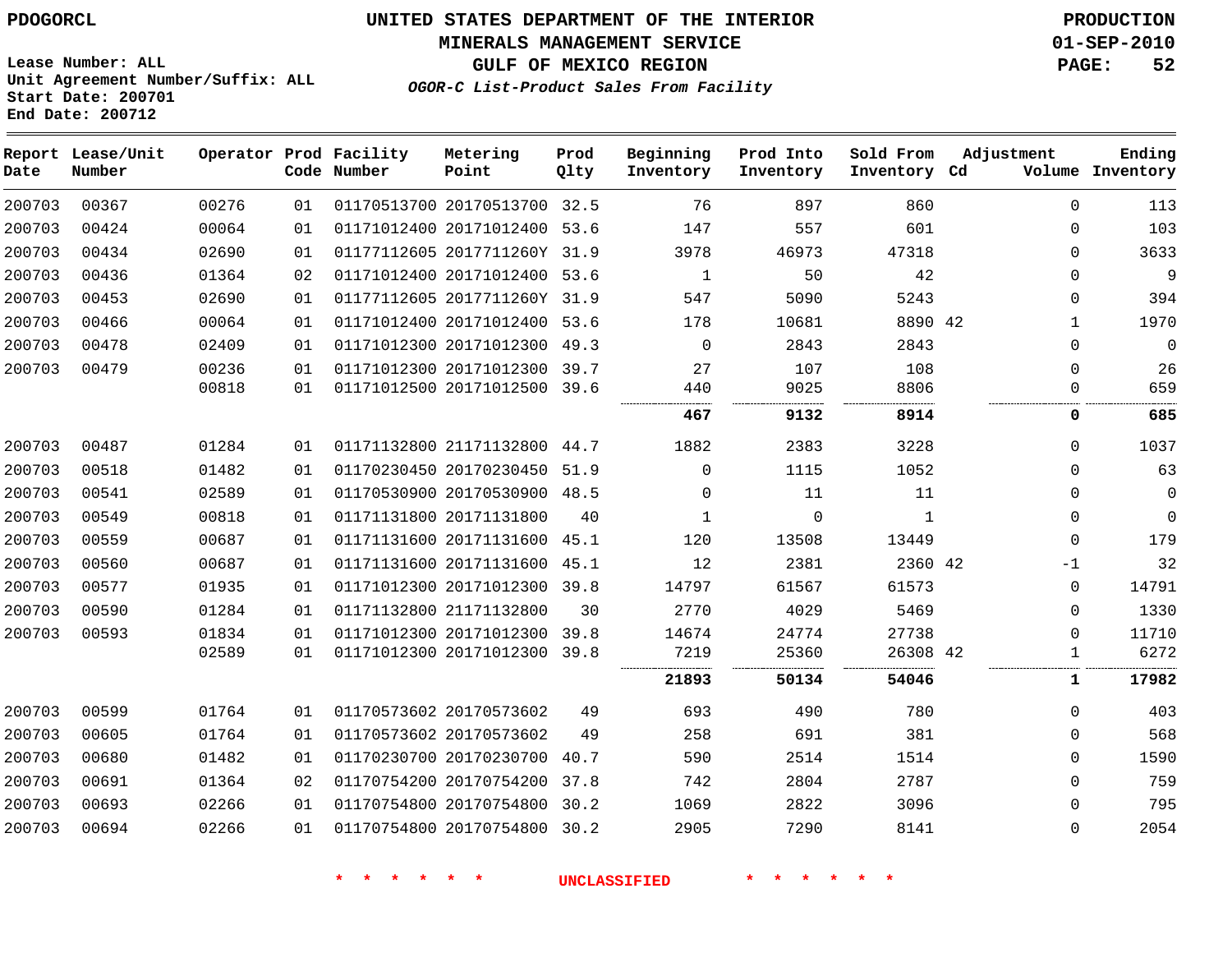PDOGORCL

Lease Number: ALL
Unit Agreement Number/Suffix: ALL
Start Date: 200701
End Date: 200712

# UNITED STATES DEPARTMENT OF THE INTERIOR
## MINERALS MANAGEMENT SERVICE
## GULF OF MEXICO REGION
### *OGOR-C List-Product Sales From Facility*

PRODUCTION
01-SEP-2010

| Report Date | Lease/Unit Number | Operator | Prod Code | Facility Number | Metering Point | Prod Qlty | Beginning Inventory | Prod Into Inventory | Sold From Inventory | Adjustment Cd | Adjustment Volume | Ending Inventory |
|---|---|---|---|---|---|---|---|---|---|---|---|---|
| 200703 | 00367 | 00276 | 01 | 01170513700 | 20170513700 | 32.5 | 76 | 897 | 860 | | 0 | 113 |
| 200703 | 00424 | 00064 | 01 | 01171012400 | 20171012400 | 53.6 | 147 | 557 | 601 | | 0 | 103 |
| 200703 | 00434 | 02690 | 01 | 01177112605 | 2017711260Y | 31.9 | 3978 | 46973 | 47318 | | 0 | 3633 |
| 200703 | 00436 | 01364 | 02 | 01171012400 | 20171012400 | 53.6 | 1 | 50 | 42 | | 0 | 9 |
| 200703 | 00453 | 02690 | 01 | 01177112605 | 2017711260Y | 31.9 | 547 | 5090 | 5243 | | 0 | 394 |
| 200703 | 00466 | 00064 | 01 | 01171012400 | 20171012400 | 53.6 | 178 | 10681 | 8890 | 42 | 1 | 1970 |
| 200703 | 00478 | 02409 | 01 | 01171012300 | 20171012300 | 49.3 | 0 | 2843 | 2843 | | 0 | 0 |
| 200703 | 00479 | 00236 | 01 | 01171012300 | 20171012300 | 39.7 | 27 | 107 | 108 | | 0 | 26 |
| | | 00818 | 01 | 01171012500 | 20171012500 | 39.6 | 440 | 9025 | 8806 | | 0 | 659 |
| | | | | | | | **467** | **9132** | **8914** | | **0** | **685** |
| 200703 | 00487 | 01284 | 01 | 01171132800 | 21171132800 | 44.7 | 1882 | 2383 | 3228 | | 0 | 1037 |
| 200703 | 00518 | 01482 | 01 | 01170230450 | 20170230450 | 51.9 | 0 | 1115 | 1052 | | 0 | 63 |
| 200703 | 00541 | 02589 | 01 | 01170530900 | 20170530900 | 48.5 | 0 | 11 | 11 | | 0 | 0 |
| 200703 | 00549 | 00818 | 01 | 01171131800 | 20171131800 | 40 | 1 | 0 | 1 | | 0 | 0 |
| 200703 | 00559 | 00687 | 01 | 01171131600 | 20171131600 | 45.1 | 120 | 13508 | 13449 | | 0 | 179 |
| 200703 | 00560 | 00687 | 01 | 01171131600 | 20171131600 | 45.1 | 12 | 2381 | 2360 | 42 | -1 | 32 |
| 200703 | 00577 | 01935 | 01 | 01171012300 | 20171012300 | 39.8 | 14797 | 61567 | 61573 | | 0 | 14791 |
| 200703 | 00590 | 01284 | 01 | 01171132800 | 21171132800 | 30 | 2770 | 4029 | 5469 | | 0 | 1330 |
| 200703 | 00593 | 01834 | 01 | 01171012300 | 20171012300 | 39.8 | 14674 | 24774 | 27738 | | 0 | 11710 |
| | | 02589 | 01 | 01171012300 | 20171012300 | 39.8 | 7219 | 25360 | 26308 | 42 | 1 | 6272 |
| | | | | | | | **21893** | **50134** | **54046** | | **1** | **17982** |
| 200703 | 00599 | 01764 | 01 | 01170573602 | 20170573602 | 49 | 693 | 490 | 780 | | 0 | 403 |
| 200703 | 00605 | 01764 | 01 | 01170573602 | 20170573602 | 49 | 258 | 691 | 381 | | 0 | 568 |
| 200703 | 00680 | 01482 | 01 | 01170230700 | 20170230700 | 40.7 | 590 | 2514 | 1514 | | 0 | 1590 |
| 200703 | 00691 | 01364 | 02 | 01170754200 | 20170754200 | 37.8 | 742 | 2804 | 2787 | | 0 | 759 |
| 200703 | 00693 | 02266 | 01 | 01170754800 | 20170754800 | 30.2 | 1069 | 2822 | 3096 | | 0 | 795 |
| 200703 | 00694 | 02266 | 01 | 01170754800 | 20170754800 | 30.2 | 2905 | 7290 | 8141 | | 0 | 2054 |

* * * * * * UNCLASSIFIED * * * * * *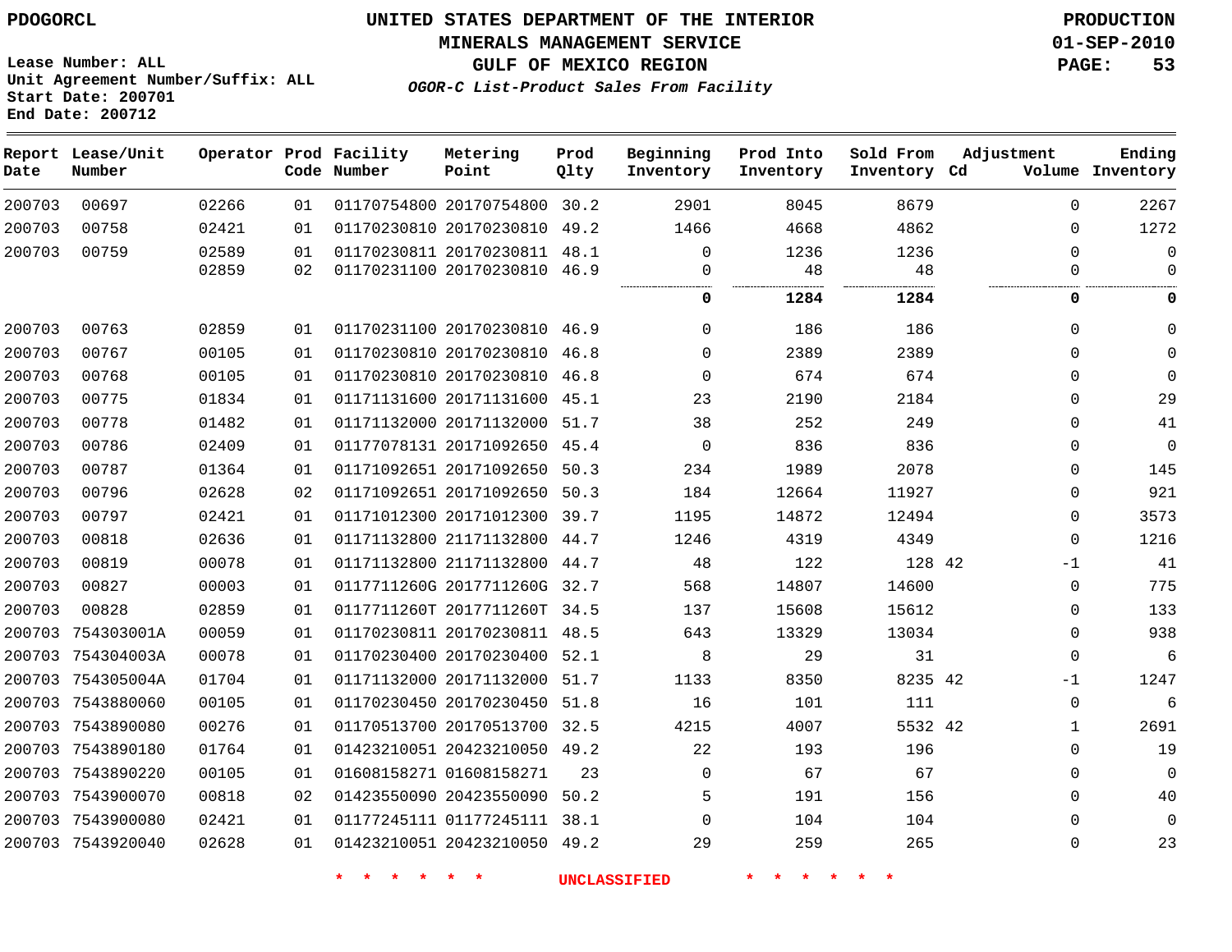PDOGORCL

**UNITED STATES DEPARTMENT OF THE INTERIOR**
**MINERALS MANAGEMENT SERVICE**
**GULF OF MEXICO REGION**
***OGOR-C List-Product Sales From Facility***

**PRODUCTION**
**01-SEP-2010**

Lease Number: ALL
Unit Agreement Number/Suffix: ALL
Start Date: 200701
End Date: 200712

| Report Date | Lease/Unit Number | Operator | Prod Code | Facility Number | Metering Point | Prod Qlty | Beginning Inventory | Prod Into Inventory | Sold From Inventory | Adjustment Cd | Adjustment Volume | Ending Inventory |
|---|---|---|---|---|---|---|---|---|---|---|---|---|
| 200703 | 00697 | 02266 | 01 | 01170754800 | 20170754800 | 30.2 | 2901 | 8045 | 8679 | | 0 | 2267 |
| 200703 | 00758 | 02421 | 01 | 01170230810 | 20170230810 | 49.2 | 1466 | 4668 | 4862 | | 0 | 1272 |
| 200703 | 00759 | 02589 | 01 | 01170230811 | 20170230811 | 48.1 | 0 | 1236 | 1236 | | 0 | 0 |
| | | 02859 | 02 | 01170231100 | 20170230810 | 46.9 | 0 | 48 | 48 | | 0 | 0 |
| | | | | | | | **0** | **1284** | **1284** | | **0** | **0** |
| 200703 | 00763 | 02859 | 01 | 01170231100 | 20170230810 | 46.9 | 0 | 186 | 186 | | 0 | 0 |
| 200703 | 00767 | 00105 | 01 | 01170230810 | 20170230810 | 46.8 | 0 | 2389 | 2389 | | 0 | 0 |
| 200703 | 00768 | 00105 | 01 | 01170230810 | 20170230810 | 46.8 | 0 | 674 | 674 | | 0 | 0 |
| 200703 | 00775 | 01834 | 01 | 01171131600 | 20171131600 | 45.1 | 23 | 2190 | 2184 | | 0 | 29 |
| 200703 | 00778 | 01482 | 01 | 01171132000 | 20171132000 | 51.7 | 38 | 252 | 249 | | 0 | 41 |
| 200703 | 00786 | 02409 | 01 | 01177078131 | 20171092650 | 45.4 | 0 | 836 | 836 | | 0 | 0 |
| 200703 | 00787 | 01364 | 01 | 01171092651 | 20171092650 | 50.3 | 234 | 1989 | 2078 | | 0 | 145 |
| 200703 | 00796 | 02628 | 02 | 01171092651 | 20171092650 | 50.3 | 184 | 12664 | 11927 | | 0 | 921 |
| 200703 | 00797 | 02421 | 01 | 01171012300 | 20171012300 | 39.7 | 1195 | 14872 | 12494 | | 0 | 3573 |
| 200703 | 00818 | 02636 | 01 | 01171132800 | 21171132800 | 44.7 | 1246 | 4319 | 4349 | | 0 | 1216 |
| 200703 | 00819 | 00078 | 01 | 01171132800 | 21171132800 | 44.7 | 48 | 122 | 128 | 42 | -1 | 41 |
| 200703 | 00827 | 00003 | 01 | 0117711260G | 2017711260G | 32.7 | 568 | 14807 | 14600 | | 0 | 775 |
| 200703 | 00828 | 02859 | 01 | 0117711260T | 2017711260T | 34.5 | 137 | 15608 | 15612 | | 0 | 133 |
| 200703 | 754303001A | 00059 | 01 | 01170230811 | 20170230811 | 48.5 | 643 | 13329 | 13034 | | 0 | 938 |
| 200703 | 754304003A | 00078 | 01 | 01170230400 | 20170230400 | 52.1 | 8 | 29 | 31 | | 0 | 6 |
| 200703 | 754305004A | 01704 | 01 | 01171132000 | 20171132000 | 51.7 | 1133 | 8350 | 8235 | 42 | -1 | 1247 |
| 200703 | 7543880060 | 00105 | 01 | 01170230450 | 20170230450 | 51.8 | 16 | 101 | 111 | | 0 | 6 |
| 200703 | 7543890080 | 00276 | 01 | 01170513700 | 20170513700 | 32.5 | 4215 | 4007 | 5532 | 42 | 1 | 2691 |
| 200703 | 7543890180 | 01764 | 01 | 01423210051 | 20423210050 | 49.2 | 22 | 193 | 196 | | 0 | 19 |
| 200703 | 7543890220 | 00105 | 01 | 01608158271 | 01608158271 | 23 | 0 | 67 | 67 | | 0 | 0 |
| 200703 | 7543900070 | 00818 | 02 | 01423550090 | 20423550090 | 50.2 | 5 | 191 | 156 | | 0 | 40 |
| 200703 | 7543900080 | 02421 | 01 | 01177245111 | 01177245111 | 38.1 | 0 | 104 | 104 | | 0 | 0 |
| 200703 | 7543920040 | 02628 | 01 | 01423210051 | 20423210050 | 49.2 | 29 | 259 | 265 | | 0 | 23 |

* * * * * * UNCLASSIFIED * * * * * *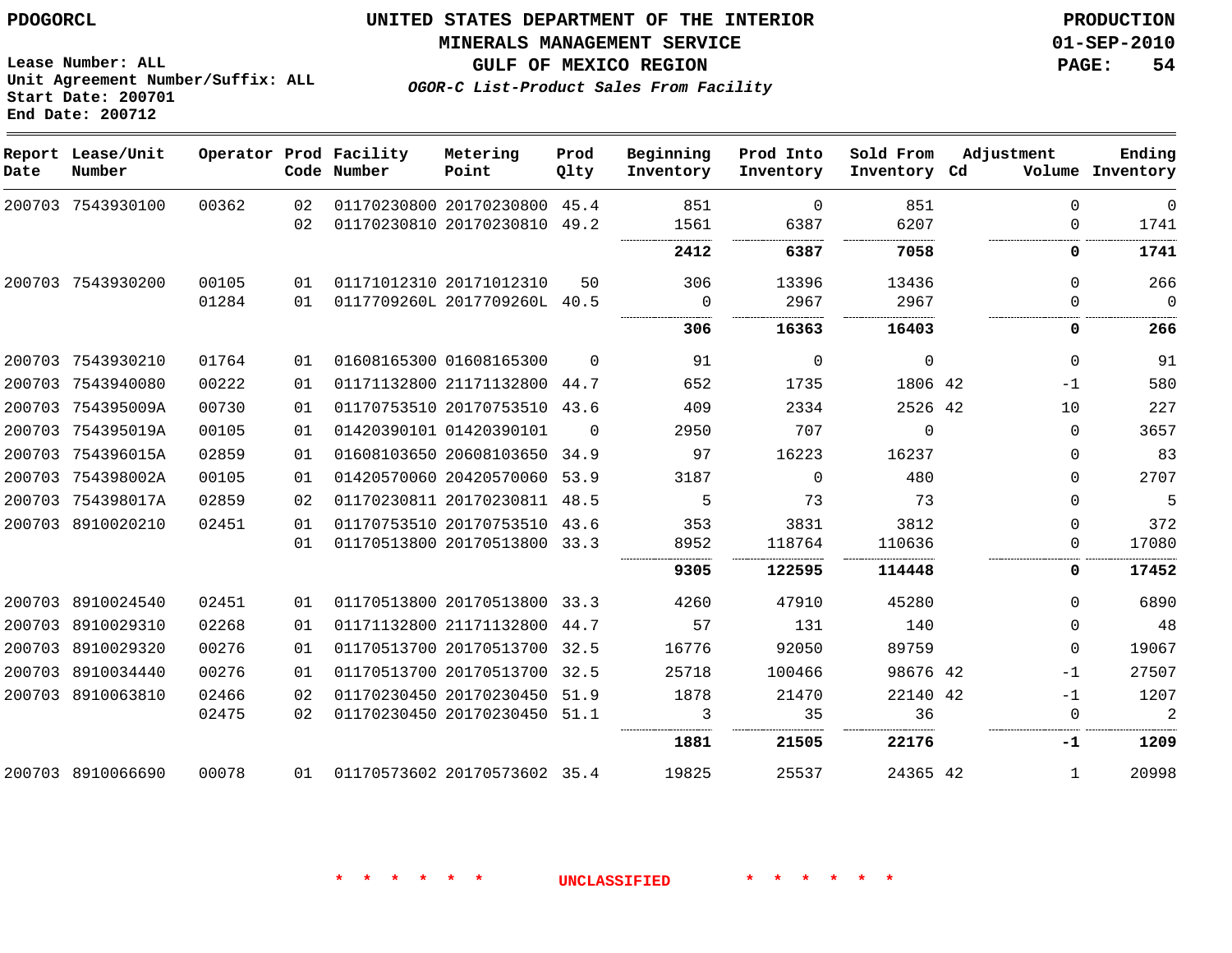PDOGORCL

**UNITED STATES DEPARTMENT OF THE INTERIOR**
**MINERALS MANAGEMENT SERVICE**
**GULF OF MEXICO REGION**
***OGOR-C List-Product Sales From Facility***

**PRODUCTION**
**01-SEP-2010**

Lease Number: ALL
Unit Agreement Number/Suffix: ALL
Start Date: 200701
End Date: 200712

| Report Date | Lease/Unit Number | Operator | Prod Code | Facility Number | Metering Point | Prod Qlty | Beginning Inventory | Prod Into Inventory | Sold From Inventory | Adjustment Cd | Adjustment Volume | Ending Inventory |
|---|---|---|---|---|---|---|---|---|---|---|---|---|
| 200703 | 7543930100 | 00362 | 02 | 01170230800 | 20170230800 | 45.4 | 851 | 0 | 851 | | 0 | 0 |
| | | | 02 | 01170230810 | 20170230810 | 49.2 | 1561 | 6387 | 6207 | | 0 | 1741 |
| | | | | | | | **2412** | **6387** | **7058** | | **0** | **1741** |
| 200703 | 7543930200 | 00105 | 01 | 01171012310 | 20171012310 | 50 | 306 | 13396 | 13436 | | 0 | 266 |
| | | 01284 | 01 | 0117709260L | 2017709260L | 40.5 | 0 | 2967 | 2967 | | 0 | 0 |
| | | | | | | | **306** | **16363** | **16403** | | **0** | **266** |
| 200703 | 7543930210 | 01764 | 01 | 01608165300 | 01608165300 | 0 | 91 | 0 | 0 | | 0 | 91 |
| 200703 | 7543940080 | 00222 | 01 | 01171132800 | 21171132800 | 44.7 | 652 | 1735 | 1806 | 42 | -1 | 580 |
| 200703 | 754395009A | 00730 | 01 | 01170753510 | 20170753510 | 43.6 | 409 | 2334 | 2526 | 42 | 10 | 227 |
| 200703 | 754395019A | 00105 | 01 | 01420390101 | 01420390101 | 0 | 2950 | 707 | 0 | | 0 | 3657 |
| 200703 | 754396015A | 02859 | 01 | 01608103650 | 20608103650 | 34.9 | 97 | 16223 | 16237 | | 0 | 83 |
| 200703 | 754398002A | 00105 | 01 | 01420570060 | 20420570060 | 53.9 | 3187 | 0 | 480 | | 0 | 2707 |
| 200703 | 754398017A | 02859 | 02 | 01170230811 | 20170230811 | 48.5 | 5 | 73 | 73 | | 0 | 5 |
| 200703 | 8910020210 | 02451 | 01 | 01170753510 | 20170753510 | 43.6 | 353 | 3831 | 3812 | | 0 | 372 |
| | | | 01 | 01170513800 | 20170513800 | 33.3 | 8952 | 118764 | 110636 | | 0 | 17080 |
| | | | | | | | **9305** | **122595** | **114448** | | **0** | **17452** |
| 200703 | 8910024540 | 02451 | 01 | 01170513800 | 20170513800 | 33.3 | 4260 | 47910 | 45280 | | 0 | 6890 |
| 200703 | 8910029310 | 02268 | 01 | 01171132800 | 21171132800 | 44.7 | 57 | 131 | 140 | | 0 | 48 |
| 200703 | 8910029320 | 00276 | 01 | 01170513700 | 20170513700 | 32.5 | 16776 | 92050 | 89759 | | 0 | 19067 |
| 200703 | 8910034440 | 00276 | 01 | 01170513700 | 20170513700 | 32.5 | 25718 | 100466 | 98676 | 42 | -1 | 27507 |
| 200703 | 8910063810 | 02466 | 02 | 01170230450 | 20170230450 | 51.9 | 1878 | 21470 | 22140 | 42 | -1 | 1207 |
| | | 02475 | 02 | 01170230450 | 20170230450 | 51.1 | 3 | 35 | 36 | | 0 | 2 |
| | | | | | | | **1881** | **21505** | **22176** | | **-1** | **1209** |
| 200703 | 8910066690 | 00078 | 01 | 01170573602 | 20170573602 | 35.4 | 19825 | 25537 | 24365 | 42 | 1 | 20998 |

\* \* \* \* \* \* UNCLASSIFIED \* \* \* \* \* \*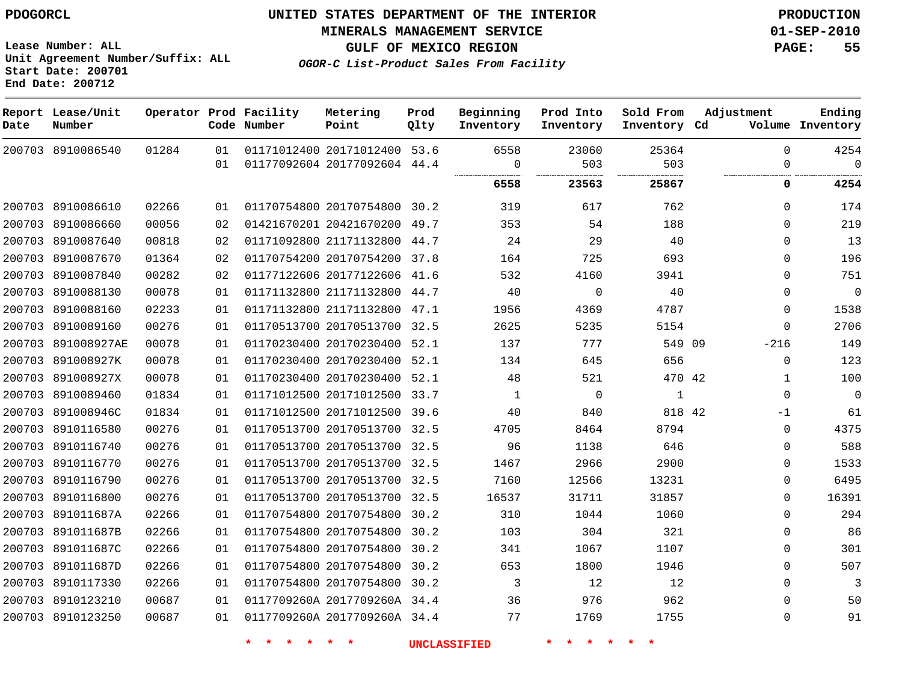UNITED STATES DEPARTMENT OF THE INTERIOR
MINERALS MANAGEMENT SERVICE
GULF OF MEXICO REGION
*OGOR-C List-Product Sales From Facility*

PDOGORCL

Lease Number: ALL
Unit Agreement Number/Suffix: ALL
Start Date: 200701
End Date: 200712

PRODUCTION
01-SEP-2010

| Report Date | Lease/Unit Number | Operator | Prod Code | Facility Number | Metering Point | Prod Qlty | Beginning Inventory | Prod Into Inventory | Sold From Inventory | Adjustment Cd | Adjustment Volume | Ending Inventory |
|---|---|---|---|---|---|---|---|---|---|---|---|---|
| 200703 | 8910086540 | 01284 | 01 | 01171012400 | 20171012400 | 53.6 | 6558 | 23060 | 25364 | | 0 | 4254 |
| | | | 01 | 01177092604 | 20177092604 | 44.4 | 0 | 503 | 503 | | 0 | 0 |
| | | | | | | | **6558** | **23563** | **25867** | | **0** | **4254** |
| 200703 | 8910086610 | 02266 | 01 | 01170754800 | 20170754800 | 30.2 | 319 | 617 | 762 | | 0 | 174 |
| 200703 | 8910086660 | 00056 | 02 | 01421670201 | 20421670200 | 49.7 | 353 | 54 | 188 | | 0 | 219 |
| 200703 | 8910087640 | 00818 | 02 | 01171092800 | 21171132800 | 44.7 | 24 | 29 | 40 | | 0 | 13 |
| 200703 | 8910087670 | 01364 | 02 | 01170754200 | 20170754200 | 37.8 | 164 | 725 | 693 | | 0 | 196 |
| 200703 | 8910087840 | 00282 | 02 | 01177122606 | 20177122606 | 41.6 | 532 | 4160 | 3941 | | 0 | 751 |
| 200703 | 8910088130 | 00078 | 01 | 01171132800 | 21171132800 | 44.7 | 40 | 0 | 40 | | 0 | 0 |
| 200703 | 8910088160 | 02233 | 01 | 01171132800 | 21171132800 | 47.1 | 1956 | 4369 | 4787 | | 0 | 1538 |
| 200703 | 8910089160 | 00276 | 01 | 01170513700 | 20170513700 | 32.5 | 2625 | 5235 | 5154 | | 0 | 2706 |
| 200703 | 891008927AE | 00078 | 01 | 01170230400 | 20170230400 | 52.1 | 137 | 777 | 549 | 09 | -216 | 149 |
| 200703 | 891008927K | 00078 | 01 | 01170230400 | 20170230400 | 52.1 | 134 | 645 | 656 | | 0 | 123 |
| 200703 | 891008927X | 00078 | 01 | 01170230400 | 20170230400 | 52.1 | 48 | 521 | 470 | 42 | 1 | 100 |
| 200703 | 8910089460 | 01834 | 01 | 01171012500 | 20171012500 | 33.7 | 1 | 0 | 1 | | 0 | 0 |
| 200703 | 891008946C | 01834 | 01 | 01171012500 | 20171012500 | 39.6 | 40 | 840 | 818 | 42 | -1 | 61 |
| 200703 | 8910116580 | 00276 | 01 | 01170513700 | 20170513700 | 32.5 | 4705 | 8464 | 8794 | | 0 | 4375 |
| 200703 | 8910116740 | 00276 | 01 | 01170513700 | 20170513700 | 32.5 | 96 | 1138 | 646 | | 0 | 588 |
| 200703 | 8910116770 | 00276 | 01 | 01170513700 | 20170513700 | 32.5 | 1467 | 2966 | 2900 | | 0 | 1533 |
| 200703 | 8910116790 | 00276 | 01 | 01170513700 | 20170513700 | 32.5 | 7160 | 12566 | 13231 | | 0 | 6495 |
| 200703 | 8910116800 | 00276 | 01 | 01170513700 | 20170513700 | 32.5 | 16537 | 31711 | 31857 | | 0 | 16391 |
| 200703 | 891011687A | 02266 | 01 | 01170754800 | 20170754800 | 30.2 | 310 | 1044 | 1060 | | 0 | 294 |
| 200703 | 891011687B | 02266 | 01 | 01170754800 | 20170754800 | 30.2 | 103 | 304 | 321 | | 0 | 86 |
| 200703 | 891011687C | 02266 | 01 | 01170754800 | 20170754800 | 30.2 | 341 | 1067 | 1107 | | 0 | 301 |
| 200703 | 891011687D | 02266 | 01 | 01170754800 | 20170754800 | 30.2 | 653 | 1800 | 1946 | | 0 | 507 |
| 200703 | 8910117330 | 02266 | 01 | 01170754800 | 20170754800 | 30.2 | 3 | 12 | 12 | | 0 | 3 |
| 200703 | 8910123210 | 00687 | 01 | 0117709260A | 2017709260A | 34.4 | 36 | 976 | 962 | | 0 | 50 |
| 200703 | 8910123250 | 00687 | 01 | 0117709260A | 2017709260A | 34.4 | 77 | 1769 | 1755 | | 0 | 91 |

* * * * * * UNCLASSIFIED * * * * * *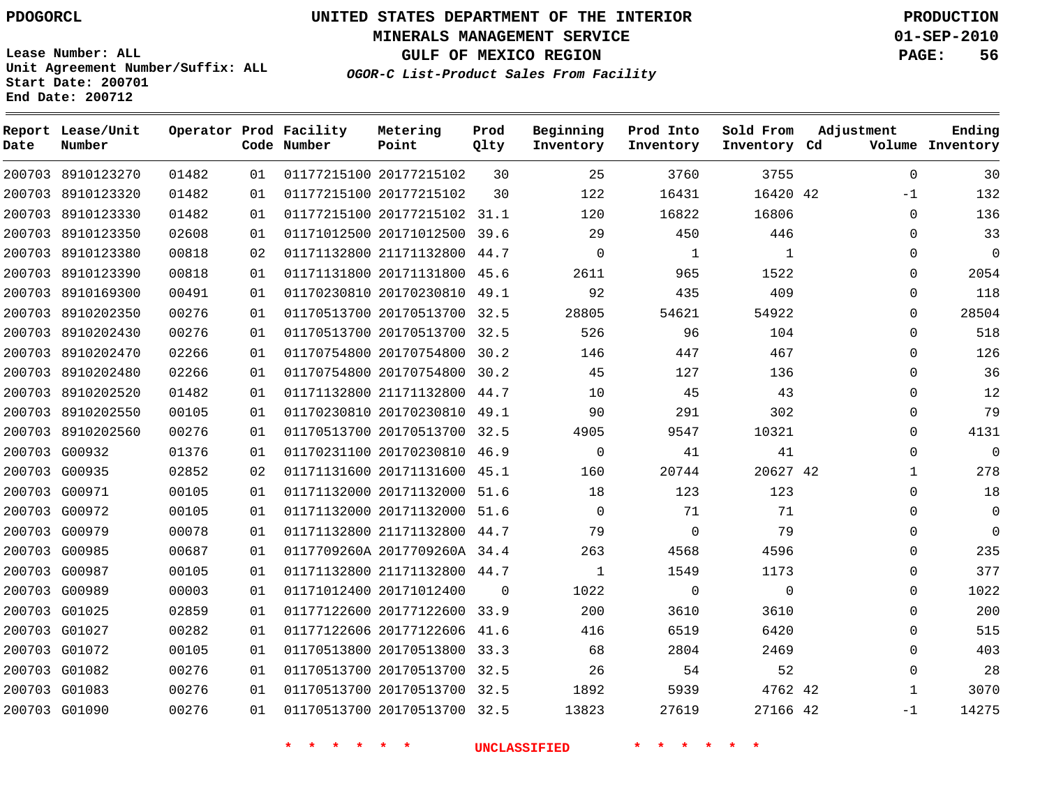PDOGORCL

# UNITED STATES DEPARTMENT OF THE INTERIOR
## MINERALS MANAGEMENT SERVICE
## GULF OF MEXICO REGION
### *OGOR-C List-Product Sales From Facility*

PRODUCTION
01-SEP-2010

Lease Number: ALL
Unit Agreement Number/Suffix: ALL
Start Date: 200701
End Date: 200712

| Report Date | Lease/Unit Number | Operator | Prod Code | Facility Number | Metering Point | Prod Qlty | Beginning Inventory | Prod Into Inventory | Sold From Inventory | Adjustment Cd | Volume | Ending Inventory |
|---|---|---|---|---|---|---|---|---|---|---|---|---|
| 200703 | 8910123270 | 01482 | 01 | 01177215100 | 20177215102 | 30 | 25 | 3760 | 3755 | | 0 | 30 |
| 200703 | 8910123320 | 01482 | 01 | 01177215100 | 20177215102 | 30 | 122 | 16431 | 16420 | 42 | -1 | 132 |
| 200703 | 8910123330 | 01482 | 01 | 01177215100 | 20177215102 | 31.1 | 120 | 16822 | 16806 | | 0 | 136 |
| 200703 | 8910123350 | 02608 | 01 | 01171012500 | 20171012500 | 39.6 | 29 | 450 | 446 | | 0 | 33 |
| 200703 | 8910123380 | 00818 | 02 | 01171132800 | 21171132800 | 44.7 | 0 | 1 | 1 | | 0 | 0 |
| 200703 | 8910123390 | 00818 | 01 | 01171131800 | 20171131800 | 45.6 | 2611 | 965 | 1522 | | 0 | 2054 |
| 200703 | 8910169300 | 00491 | 01 | 01170230810 | 20170230810 | 49.1 | 92 | 435 | 409 | | 0 | 118 |
| 200703 | 8910202350 | 00276 | 01 | 01170513700 | 20170513700 | 32.5 | 28805 | 54621 | 54922 | | 0 | 28504 |
| 200703 | 8910202430 | 00276 | 01 | 01170513700 | 20170513700 | 32.5 | 526 | 96 | 104 | | 0 | 518 |
| 200703 | 8910202470 | 02266 | 01 | 01170754800 | 20170754800 | 30.2 | 146 | 447 | 467 | | 0 | 126 |
| 200703 | 8910202480 | 02266 | 01 | 01170754800 | 20170754800 | 30.2 | 45 | 127 | 136 | | 0 | 36 |
| 200703 | 8910202520 | 01482 | 01 | 01171132800 | 21171132800 | 44.7 | 10 | 45 | 43 | | 0 | 12 |
| 200703 | 8910202550 | 00105 | 01 | 01170230810 | 20170230810 | 49.1 | 90 | 291 | 302 | | 0 | 79 |
| 200703 | 8910202560 | 00276 | 01 | 01170513700 | 20170513700 | 32.5 | 4905 | 9547 | 10321 | | 0 | 4131 |
| 200703 | G00932 | 01376 | 01 | 01170231100 | 20170230810 | 46.9 | 0 | 41 | 41 | | 0 | 0 |
| 200703 | G00935 | 02852 | 02 | 01171131600 | 20171131600 | 45.1 | 160 | 20744 | 20627 | 42 | 1 | 278 |
| 200703 | G00971 | 00105 | 01 | 01171132000 | 20171132000 | 51.6 | 18 | 123 | 123 | | 0 | 18 |
| 200703 | G00972 | 00105 | 01 | 01171132000 | 20171132000 | 51.6 | 0 | 71 | 71 | | 0 | 0 |
| 200703 | G00979 | 00078 | 01 | 01171132800 | 21171132800 | 44.7 | 79 | 0 | 79 | | 0 | 0 |
| 200703 | G00985 | 00687 | 01 | 0117709260A | 2017709260A | 34.4 | 263 | 4568 | 4596 | | 0 | 235 |
| 200703 | G00987 | 00105 | 01 | 01171132800 | 21171132800 | 44.7 | 1 | 1549 | 1173 | | 0 | 377 |
| 200703 | G00989 | 00003 | 01 | 01171012400 | 20171012400 | 0 | 1022 | 0 | 0 | | 0 | 1022 |
| 200703 | G01025 | 02859 | 01 | 01177122600 | 20177122600 | 33.9 | 200 | 3610 | 3610 | | 0 | 200 |
| 200703 | G01027 | 00282 | 01 | 01177122606 | 20177122606 | 41.6 | 416 | 6519 | 6420 | | 0 | 515 |
| 200703 | G01072 | 00105 | 01 | 01170513800 | 20170513800 | 33.3 | 68 | 2804 | 2469 | | 0 | 403 |
| 200703 | G01082 | 00276 | 01 | 01170513700 | 20170513700 | 32.5 | 26 | 54 | 52 | | 0 | 28 |
| 200703 | G01083 | 00276 | 01 | 01170513700 | 20170513700 | 32.5 | 1892 | 5939 | 4762 | 42 | 1 | 3070 |
| 200703 | G01090 | 00276 | 01 | 01170513700 | 20170513700 | 32.5 | 13823 | 27619 | 27166 | 42 | -1 | 14275 |

\* \* \* \* \* \* UNCLASSIFIED \* \* \* \* \* \*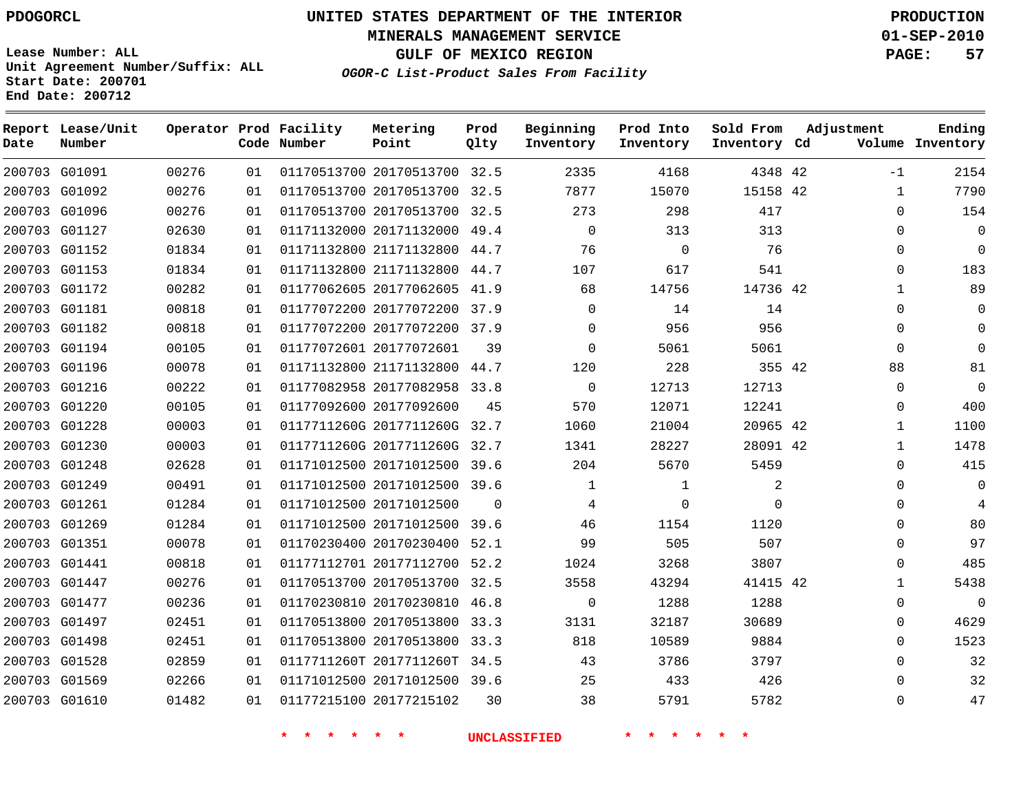PDOGORCL

# UNITED STATES DEPARTMENT OF THE INTERIOR
## MINERALS MANAGEMENT SERVICE
## GULF OF MEXICO REGION
### *OGOR-C List-Product Sales From Facility*

PRODUCTION
01-SEP-2010

Lease Number: ALL
Unit Agreement Number/Suffix: ALL
Start Date: 200701
End Date: 200712

| Report Date | Lease/Unit Number | Operator | Prod Code | Facility Number | Metering Point | Prod Qlty | Beginning Inventory | Prod Into Inventory | Sold From Inventory | Adjustment Cd | Adjustment Volume | Ending Inventory |
|---|---|---|---|---|---|---|---|---|---|---|---|---|
| 200703 | G01091 | 00276 | 01 | 01170513700 | 20170513700 | 32.5 | 2335 | 4168 | 4348 | 42 | -1 | 2154 |
| 200703 | G01092 | 00276 | 01 | 01170513700 | 20170513700 | 32.5 | 7877 | 15070 | 15158 | 42 | 1 | 7790 |
| 200703 | G01096 | 00276 | 01 | 01170513700 | 20170513700 | 32.5 | 273 | 298 | 417 | | 0 | 154 |
| 200703 | G01127 | 02630 | 01 | 01171132000 | 20171132000 | 49.4 | 0 | 313 | 313 | | 0 | 0 |
| 200703 | G01152 | 01834 | 01 | 01171132800 | 21171132800 | 44.7 | 76 | 0 | 76 | | 0 | 0 |
| 200703 | G01153 | 01834 | 01 | 01171132800 | 21171132800 | 44.7 | 107 | 617 | 541 | | 0 | 183 |
| 200703 | G01172 | 00282 | 01 | 01177062605 | 20177062605 | 41.9 | 68 | 14756 | 14736 | 42 | 1 | 89 |
| 200703 | G01181 | 00818 | 01 | 01177072200 | 20177072200 | 37.9 | 0 | 14 | 14 | | 0 | 0 |
| 200703 | G01182 | 00818 | 01 | 01177072200 | 20177072200 | 37.9 | 0 | 956 | 956 | | 0 | 0 |
| 200703 | G01194 | 00105 | 01 | 01177072601 | 20177072601 | 39 | 0 | 5061 | 5061 | | 0 | 0 |
| 200703 | G01196 | 00078 | 01 | 01171132800 | 21171132800 | 44.7 | 120 | 228 | 355 | 42 | 88 | 81 |
| 200703 | G01216 | 00222 | 01 | 01177082958 | 20177082958 | 33.8 | 0 | 12713 | 12713 | | 0 | 0 |
| 200703 | G01220 | 00105 | 01 | 01177092600 | 20177092600 | 45 | 570 | 12071 | 12241 | | 0 | 400 |
| 200703 | G01228 | 00003 | 01 | 0117711260G | 2017711260G | 32.7 | 1060 | 21004 | 20965 | 42 | 1 | 1100 |
| 200703 | G01230 | 00003 | 01 | 0117711260G | 2017711260G | 32.7 | 1341 | 28227 | 28091 | 42 | 1 | 1478 |
| 200703 | G01248 | 02628 | 01 | 01171012500 | 20171012500 | 39.6 | 204 | 5670 | 5459 | | 0 | 415 |
| 200703 | G01249 | 00491 | 01 | 01171012500 | 20171012500 | 39.6 | 1 | 1 | 2 | | 0 | 0 |
| 200703 | G01261 | 01284 | 01 | 01171012500 | 20171012500 | 0 | 4 | 0 | 0 | | 0 | 4 |
| 200703 | G01269 | 01284 | 01 | 01171012500 | 20171012500 | 39.6 | 46 | 1154 | 1120 | | 0 | 80 |
| 200703 | G01351 | 00078 | 01 | 01170230400 | 20170230400 | 52.1 | 99 | 505 | 507 | | 0 | 97 |
| 200703 | G01441 | 00818 | 01 | 01177112701 | 20177112700 | 52.2 | 1024 | 3268 | 3807 | | 0 | 485 |
| 200703 | G01447 | 00276 | 01 | 01170513700 | 20170513700 | 32.5 | 3558 | 43294 | 41415 | 42 | 1 | 5438 |
| 200703 | G01477 | 00236 | 01 | 01170230810 | 20170230810 | 46.8 | 0 | 1288 | 1288 | | 0 | 0 |
| 200703 | G01497 | 02451 | 01 | 01170513800 | 20170513800 | 33.3 | 3131 | 32187 | 30689 | | 0 | 4629 |
| 200703 | G01498 | 02451 | 01 | 01170513800 | 20170513800 | 33.3 | 818 | 10589 | 9884 | | 0 | 1523 |
| 200703 | G01528 | 02859 | 01 | 0117711260T | 2017711260T | 34.5 | 43 | 3786 | 3797 | | 0 | 32 |
| 200703 | G01569 | 02266 | 01 | 01171012500 | 20171012500 | 39.6 | 25 | 433 | 426 | | 0 | 32 |
| 200703 | G01610 | 01482 | 01 | 01177215100 | 20177215102 | 30 | 38 | 5791 | 5782 | | 0 | 47 |

\* \* \* \* \* \* UNCLASSIFIED \* \* \* \* \* \*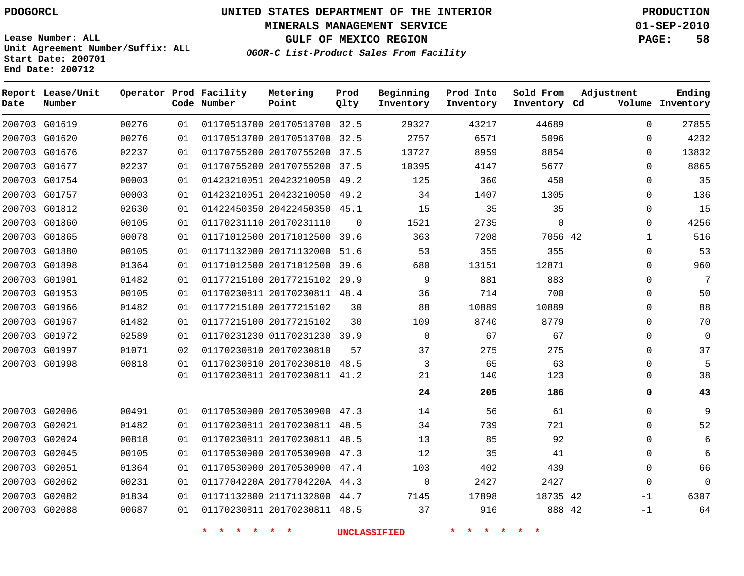PDOGORCL

# UNITED STATES DEPARTMENT OF THE INTERIOR
## MINERALS MANAGEMENT SERVICE
## GULF OF MEXICO REGION
### *OGOR-C List-Product Sales From Facility*

PRODUCTION
01-SEP-2010

Lease Number: ALL
Unit Agreement Number/Suffix: ALL
Start Date: 200701
End Date: 200712

| Report Date | Lease/Unit Number | Operator | Prod Code | Facility Number | Metering Point | Prod Qlty | Beginning Inventory | Prod Into Inventory | Sold From Inventory | Adjustment Cd | Volume | Ending Inventory |
|---|---|---|---|---|---|---|---|---|---|---|---|---|
| 200703 | G01619 | 00276 | 01 | 01170513700 | 20170513700 | 32.5 | 29327 | 43217 | 44689 | | 0 | 27855 |
| 200703 | G01620 | 00276 | 01 | 01170513700 | 20170513700 | 32.5 | 2757 | 6571 | 5096 | | 0 | 4232 |
| 200703 | G01676 | 02237 | 01 | 01170755200 | 20170755200 | 37.5 | 13727 | 8959 | 8854 | | 0 | 13832 |
| 200703 | G01677 | 02237 | 01 | 01170755200 | 20170755200 | 37.5 | 10395 | 4147 | 5677 | | 0 | 8865 |
| 200703 | G01754 | 00003 | 01 | 01423210051 | 20423210050 | 49.2 | 125 | 360 | 450 | | 0 | 35 |
| 200703 | G01757 | 00003 | 01 | 01423210051 | 20423210050 | 49.2 | 34 | 1407 | 1305 | | 0 | 136 |
| 200703 | G01812 | 02630 | 01 | 01422450350 | 20422450350 | 45.1 | 15 | 35 | 35 | | 0 | 15 |
| 200703 | G01860 | 00105 | 01 | 01170231110 | 20170231110 | 0 | 1521 | 2735 | 0 | | 0 | 4256 |
| 200703 | G01865 | 00078 | 01 | 01171012500 | 20171012500 | 39.6 | 363 | 7208 | 7056 | 42 | 1 | 516 |
| 200703 | G01880 | 00105 | 01 | 01171132000 | 20171132000 | 51.6 | 53 | 355 | 355 | | 0 | 53 |
| 200703 | G01898 | 01364 | 01 | 01171012500 | 20171012500 | 39.6 | 680 | 13151 | 12871 | | 0 | 960 |
| 200703 | G01901 | 01482 | 01 | 01177215100 | 20177215102 | 29.9 | 9 | 881 | 883 | | 0 | 7 |
| 200703 | G01953 | 00105 | 01 | 01170230811 | 20170230811 | 48.4 | 36 | 714 | 700 | | 0 | 50 |
| 200703 | G01966 | 01482 | 01 | 01177215100 | 20177215102 | 30 | 88 | 10889 | 10889 | | 0 | 88 |
| 200703 | G01967 | 01482 | 01 | 01177215100 | 20177215102 | 30 | 109 | 8740 | 8779 | | 0 | 70 |
| 200703 | G01972 | 02589 | 01 | 01170231230 | 01170231230 | 39.9 | 0 | 67 | 67 | | 0 | 0 |
| 200703 | G01997 | 01071 | 02 | 01170230810 | 20170230810 | 57 | 37 | 275 | 275 | | 0 | 37 |
| 200703 | G01998 | 00818 | 01 | 01170230810 | 20170230810 | 48.5 | 3 | 65 | 63 | | 0 | 5 |
| | | | 01 | 01170230811 | 20170230811 | 41.2 | 21 | 140 | 123 | | 0 | 38 |
| | | | | | | | **24** | **205** | **186** | | **0** | **43** |
| 200703 | G02006 | 00491 | 01 | 01170530900 | 20170530900 | 47.3 | 14 | 56 | 61 | | 0 | 9 |
| 200703 | G02021 | 01482 | 01 | 01170230811 | 20170230811 | 48.5 | 34 | 739 | 721 | | 0 | 52 |
| 200703 | G02024 | 00818 | 01 | 01170230811 | 20170230811 | 48.5 | 13 | 85 | 92 | | 0 | 6 |
| 200703 | G02045 | 00105 | 01 | 01170530900 | 20170530900 | 47.3 | 12 | 35 | 41 | | 0 | 6 |
| 200703 | G02051 | 01364 | 01 | 01170530900 | 20170530900 | 47.4 | 103 | 402 | 439 | | 0 | 66 |
| 200703 | G02062 | 00231 | 01 | 0117704220A | 2017704220A | 44.3 | 0 | 2427 | 2427 | | 0 | 0 |
| 200703 | G02082 | 01834 | 01 | 01171132800 | 21171132800 | 44.7 | 7145 | 17898 | 18735 | 42 | -1 | 6307 |
| 200703 | G02088 | 00687 | 01 | 01170230811 | 20170230811 | 48.5 | 37 | 916 | 888 | 42 | -1 | 64 |

* * * * * * UNCLASSIFIED * * * * * *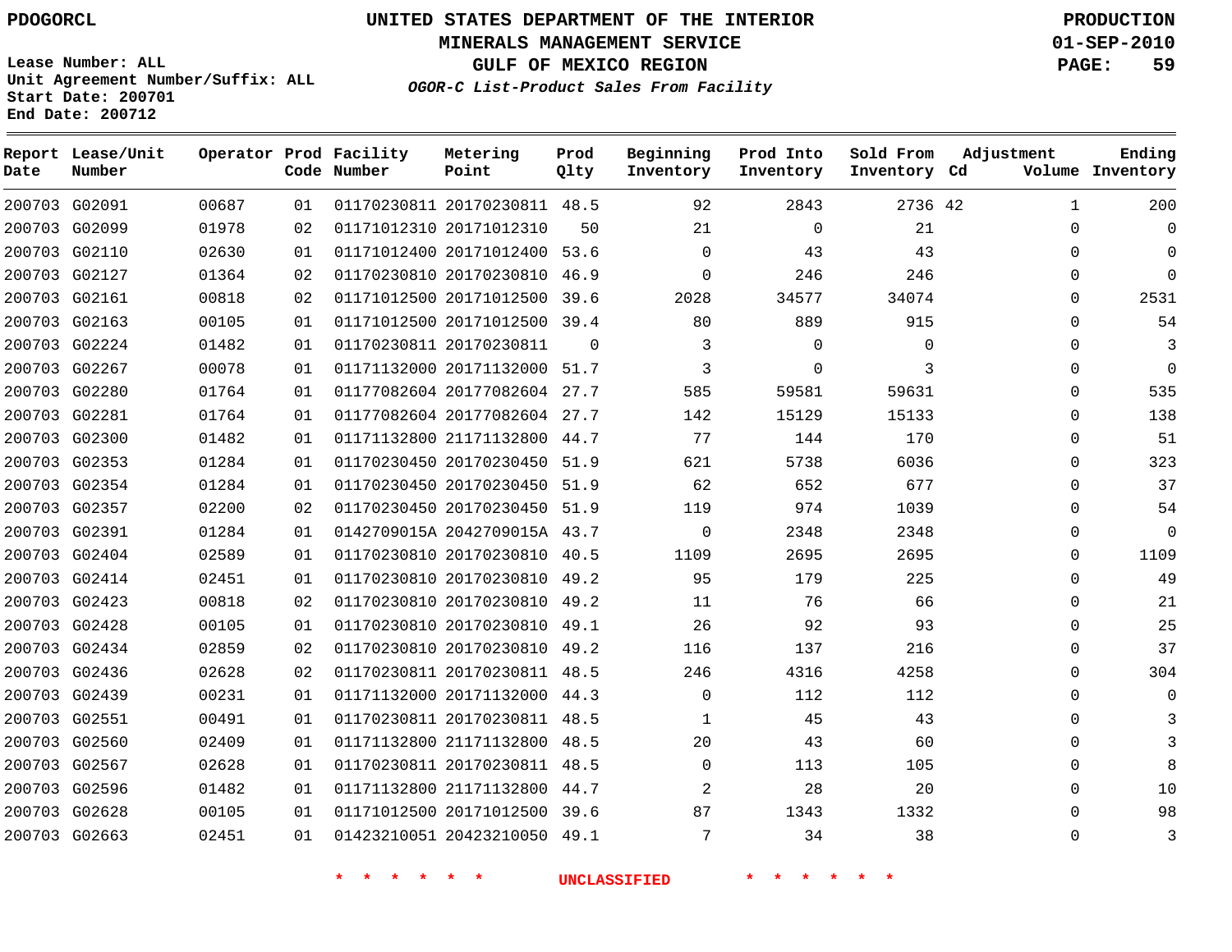PDOGORCL

# UNITED STATES DEPARTMENT OF THE INTERIOR
## MINERALS MANAGEMENT SERVICE
## GULF OF MEXICO REGION
### *OGOR-C List-Product Sales From Facility*

PRODUCTION
01-SEP-2010

Lease Number: ALL
Unit Agreement Number/Suffix: ALL
Start Date: 200701
End Date: 200712

| Report Date | Lease/Unit Number | Operator | Prod Code | Facility Number | Metering Point | Prod Qlty | Beginning Inventory | Prod Into Inventory | Sold From Inventory | Adjustment Cd | Adjustment Volume | Ending Inventory |
|---|---|---|---|---|---|---|---|---|---|---|---|---|
| 200703 | G02091 | 00687 | 01 | 01170230811 | 20170230811 | 48.5 | 92 | 2843 | 2736 | 42 | 1 | 200 |
| 200703 | G02099 | 01978 | 02 | 01171012310 | 20171012310 | 50 | 21 | 0 | 21 | | 0 | 0 |
| 200703 | G02110 | 02630 | 01 | 01171012400 | 20171012400 | 53.6 | 0 | 43 | 43 | | 0 | 0 |
| 200703 | G02127 | 01364 | 02 | 01170230810 | 20170230810 | 46.9 | 0 | 246 | 246 | | 0 | 0 |
| 200703 | G02161 | 00818 | 02 | 01171012500 | 20171012500 | 39.6 | 2028 | 34577 | 34074 | | 0 | 2531 |
| 200703 | G02163 | 00105 | 01 | 01171012500 | 20171012500 | 39.4 | 80 | 889 | 915 | | 0 | 54 |
| 200703 | G02224 | 01482 | 01 | 01170230811 | 20170230811 | 0 | 3 | 0 | 0 | | 0 | 3 |
| 200703 | G02267 | 00078 | 01 | 01171132000 | 20171132000 | 51.7 | 3 | 0 | 3 | | 0 | 0 |
| 200703 | G02280 | 01764 | 01 | 01177082604 | 20177082604 | 27.7 | 585 | 59581 | 59631 | | 0 | 535 |
| 200703 | G02281 | 01764 | 01 | 01177082604 | 20177082604 | 27.7 | 142 | 15129 | 15133 | | 0 | 138 |
| 200703 | G02300 | 01482 | 01 | 01171132800 | 21171132800 | 44.7 | 77 | 144 | 170 | | 0 | 51 |
| 200703 | G02353 | 01284 | 01 | 01170230450 | 20170230450 | 51.9 | 621 | 5738 | 6036 | | 0 | 323 |
| 200703 | G02354 | 01284 | 01 | 01170230450 | 20170230450 | 51.9 | 62 | 652 | 677 | | 0 | 37 |
| 200703 | G02357 | 02200 | 02 | 01170230450 | 20170230450 | 51.9 | 119 | 974 | 1039 | | 0 | 54 |
| 200703 | G02391 | 01284 | 01 | 0142709015A | 2042709015A | 43.7 | 0 | 2348 | 2348 | | 0 | 0 |
| 200703 | G02404 | 02589 | 01 | 01170230810 | 20170230810 | 40.5 | 1109 | 2695 | 2695 | | 0 | 1109 |
| 200703 | G02414 | 02451 | 01 | 01170230810 | 20170230810 | 49.2 | 95 | 179 | 225 | | 0 | 49 |
| 200703 | G02423 | 00818 | 02 | 01170230810 | 20170230810 | 49.2 | 11 | 76 | 66 | | 0 | 21 |
| 200703 | G02428 | 00105 | 01 | 01170230810 | 20170230810 | 49.1 | 26 | 92 | 93 | | 0 | 25 |
| 200703 | G02434 | 02859 | 02 | 01170230810 | 20170230810 | 49.2 | 116 | 137 | 216 | | 0 | 37 |
| 200703 | G02436 | 02628 | 02 | 01170230811 | 20170230811 | 48.5 | 246 | 4316 | 4258 | | 0 | 304 |
| 200703 | G02439 | 00231 | 01 | 01171132000 | 20171132000 | 44.3 | 0 | 112 | 112 | | 0 | 0 |
| 200703 | G02551 | 00491 | 01 | 01170230811 | 20170230811 | 48.5 | 1 | 45 | 43 | | 0 | 3 |
| 200703 | G02560 | 02409 | 01 | 01171132800 | 21171132800 | 48.5 | 20 | 43 | 60 | | 0 | 3 |
| 200703 | G02567 | 02628 | 01 | 01170230811 | 20170230811 | 48.5 | 0 | 113 | 105 | | 0 | 8 |
| 200703 | G02596 | 01482 | 01 | 01171132800 | 21171132800 | 44.7 | 2 | 28 | 20 | | 0 | 10 |
| 200703 | G02628 | 00105 | 01 | 01171012500 | 20171012500 | 39.6 | 87 | 1343 | 1332 | | 0 | 98 |
| 200703 | G02663 | 02451 | 01 | 01423210051 | 20423210050 | 49.1 | 7 | 34 | 38 | | 0 | 3 |

\* \* \* \* \* \* UNCLASSIFIED \* \* \* \* \* \*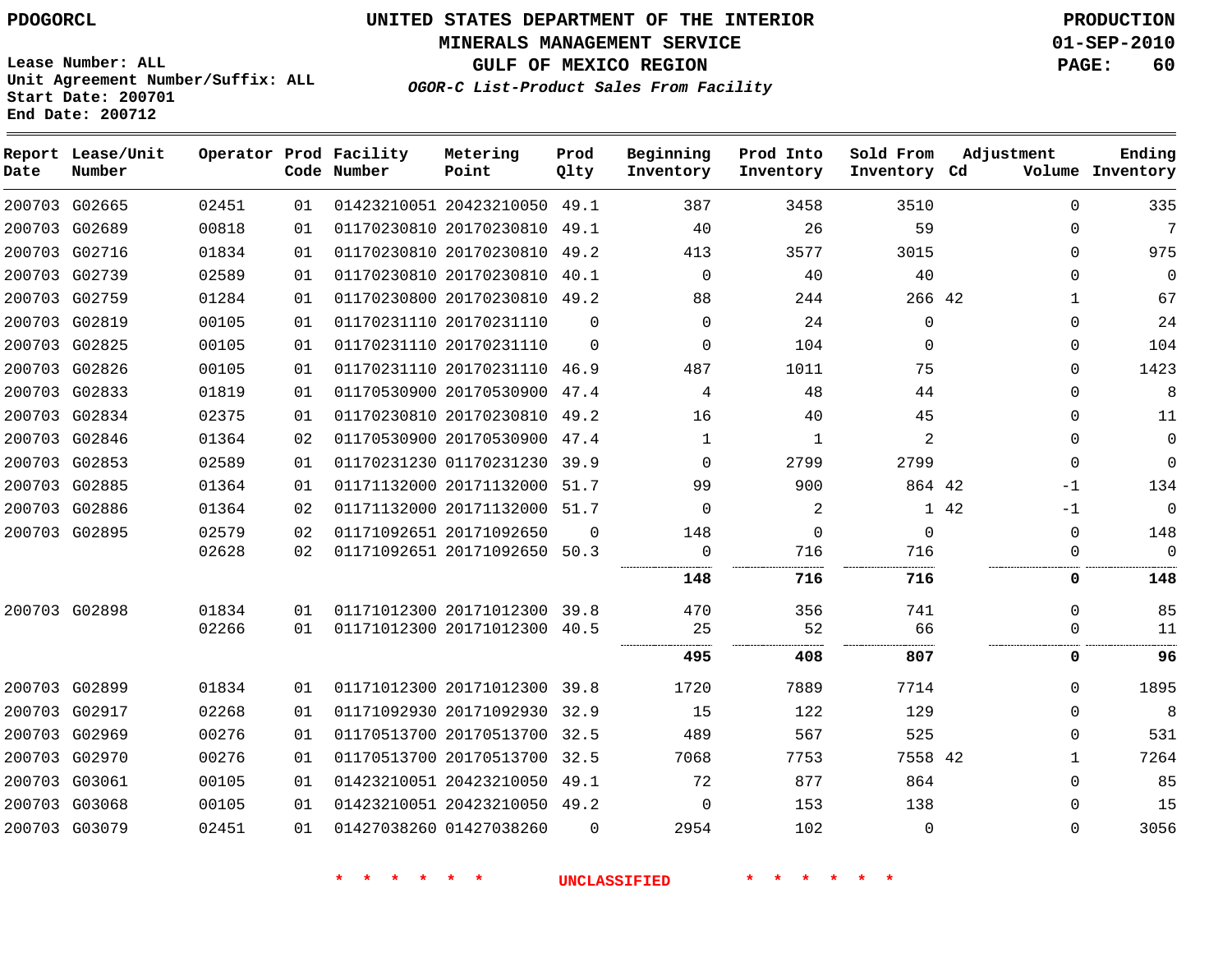PDOGORCL

# UNITED STATES DEPARTMENT OF THE INTERIOR
## MINERALS MANAGEMENT SERVICE
## GULF OF MEXICO REGION

*OGOR-C List-Product Sales From Facility*

PRODUCTION
01-SEP-2010

Lease Number: ALL
Unit Agreement Number/Suffix: ALL
Start Date: 200701
End Date: 200712

| Report Date | Lease/Unit Number | Operator | Prod Code | Facility Number | Metering Point | Prod Qlty | Beginning Inventory | Prod Into Inventory | Sold From Inventory | Adjustment Cd | Adjustment Volume | Ending Inventory |
|---|---|---|---|---|---|---|---|---|---|---|---|---|
| 200703 | G02665 | 02451 | 01 | 01423210051 | 20423210050 | 49.1 | 387 | 3458 | 3510 | | 0 | 335 |
| 200703 | G02689 | 00818 | 01 | 01170230810 | 20170230810 | 49.1 | 40 | 26 | 59 | | 0 | 7 |
| 200703 | G02716 | 01834 | 01 | 01170230810 | 20170230810 | 49.2 | 413 | 3577 | 3015 | | 0 | 975 |
| 200703 | G02739 | 02589 | 01 | 01170230810 | 20170230810 | 40.1 | 0 | 40 | 40 | | 0 | 0 |
| 200703 | G02759 | 01284 | 01 | 01170230800 | 20170230810 | 49.2 | 88 | 244 | 266 | 42 | 1 | 67 |
| 200703 | G02819 | 00105 | 01 | 01170231110 | 20170231110 | 0 | 0 | 24 | 0 | | 0 | 24 |
| 200703 | G02825 | 00105 | 01 | 01170231110 | 20170231110 | 0 | 0 | 104 | 0 | | 0 | 104 |
| 200703 | G02826 | 00105 | 01 | 01170231110 | 20170231110 | 46.9 | 487 | 1011 | 75 | | 0 | 1423 |
| 200703 | G02833 | 01819 | 01 | 01170530900 | 20170530900 | 47.4 | 4 | 48 | 44 | | 0 | 8 |
| 200703 | G02834 | 02375 | 01 | 01170230810 | 20170230810 | 49.2 | 16 | 40 | 45 | | 0 | 11 |
| 200703 | G02846 | 01364 | 02 | 01170530900 | 20170530900 | 47.4 | 1 | 1 | 2 | | 0 | 0 |
| 200703 | G02853 | 02589 | 01 | 01170231230 | 01170231230 | 39.9 | 0 | 2799 | 2799 | | 0 | 0 |
| 200703 | G02885 | 01364 | 01 | 01171132000 | 20171132000 | 51.7 | 99 | 900 | 864 | 42 | -1 | 134 |
| 200703 | G02886 | 01364 | 02 | 01171132000 | 20171132000 | 51.7 | 0 | 2 | 1 | 42 | -1 | 0 |
| 200703 | G02895 | 02579 | 02 | 01171092651 | 20171092650 | 0 | 148 | 0 | 0 | | 0 | 148 |
| | | 02628 | 02 | 01171092651 | 20171092650 | 50.3 | 0 | 716 | 716 | | 0 | 0 |
| | | | | | | | **148** | **716** | **716** | | **0** | **148** |
| 200703 | G02898 | 01834 | 01 | 01171012300 | 20171012300 | 39.8 | 470 | 356 | 741 | | 0 | 85 |
| | | 02266 | 01 | 01171012300 | 20171012300 | 40.5 | 25 | 52 | 66 | | 0 | 11 |
| | | | | | | | **495** | **408** | **807** | | **0** | **96** |
| 200703 | G02899 | 01834 | 01 | 01171012300 | 20171012300 | 39.8 | 1720 | 7889 | 7714 | | 0 | 1895 |
| 200703 | G02917 | 02268 | 01 | 01171092930 | 20171092930 | 32.9 | 15 | 122 | 129 | | 0 | 8 |
| 200703 | G02969 | 00276 | 01 | 01170513700 | 20170513700 | 32.5 | 489 | 567 | 525 | | 0 | 531 |
| 200703 | G02970 | 00276 | 01 | 01170513700 | 20170513700 | 32.5 | 7068 | 7753 | 7558 | 42 | 1 | 7264 |
| 200703 | G03061 | 00105 | 01 | 01423210051 | 20423210050 | 49.1 | 72 | 877 | 864 | | 0 | 85 |
| 200703 | G03068 | 00105 | 01 | 01423210051 | 20423210050 | 49.2 | 0 | 153 | 138 | | 0 | 15 |
| 200703 | G03079 | 02451 | 01 | 01427038260 | 01427038260 | 0 | 2954 | 102 | 0 | | 0 | 3056 |

\* \* \* \* \* \* UNCLASSIFIED \* \* \* \* \* \*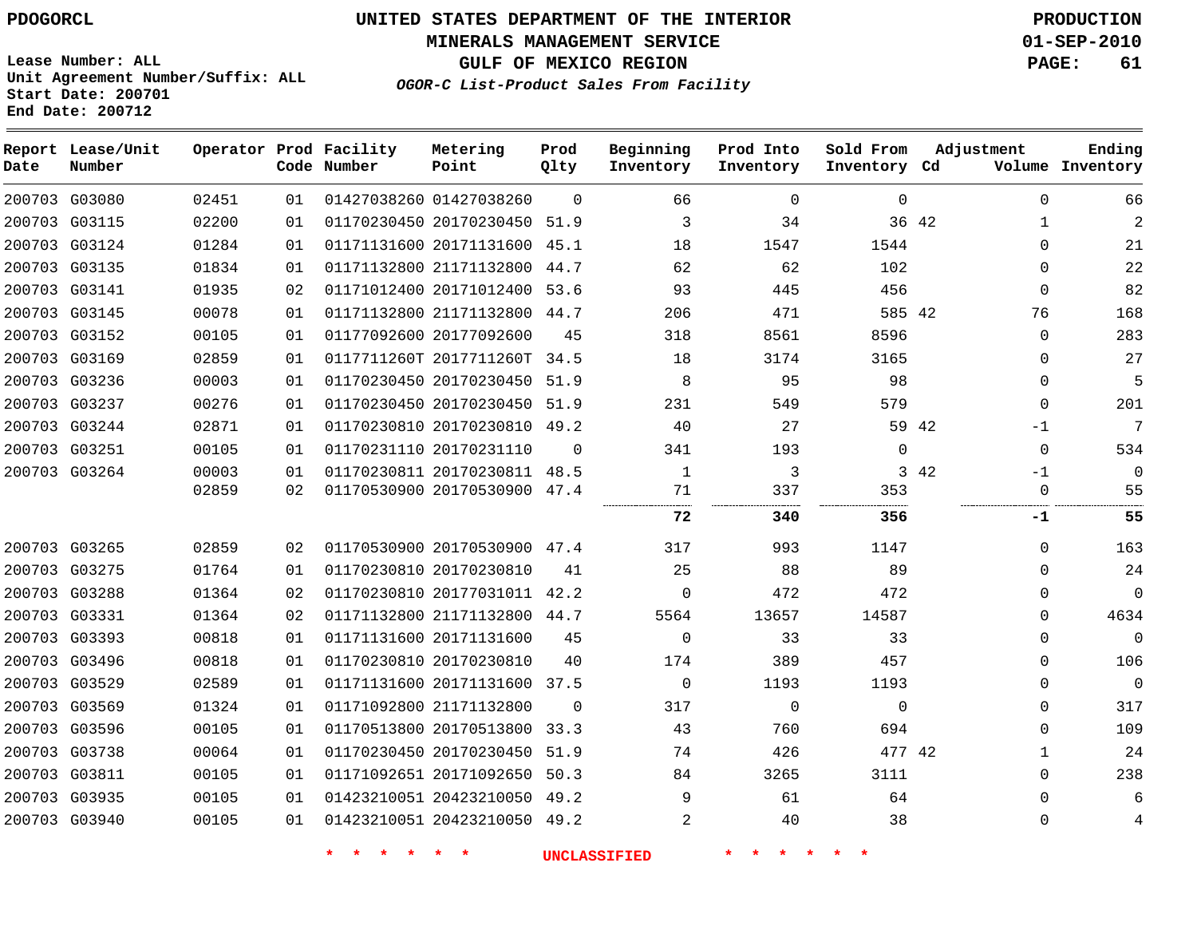PDOGORCL

# UNITED STATES DEPARTMENT OF THE INTERIOR
## MINERALS MANAGEMENT SERVICE
## GULF OF MEXICO REGION
### *OGOR-C List-Product Sales From Facility*

PRODUCTION
01-SEP-2010

Lease Number: ALL
Unit Agreement Number/Suffix: ALL
Start Date: 200701
End Date: 200712

| Report Date | Lease/Unit Number | Operator | Prod Code | Facility Number | Metering Point | Prod Qlty | Beginning Inventory | Prod Into Inventory | Sold From Inventory | Adjustment Cd | Adjustment Volume | Ending Inventory |
|---|---|---|---|---|---|---|---|---|---|---|---|---|
| 200703 | G03080 | 02451 | 01 | 01427038260 | 01427038260 | 0 | 66 | 0 | 0 | | 0 | 66 |
| 200703 | G03115 | 02200 | 01 | 01170230450 | 20170230450 | 51.9 | 3 | 34 | 36 | 42 | 1 | 2 |
| 200703 | G03124 | 01284 | 01 | 01171131600 | 20171131600 | 45.1 | 18 | 1547 | 1544 | | 0 | 21 |
| 200703 | G03135 | 01834 | 01 | 01171132800 | 21171132800 | 44.7 | 62 | 62 | 102 | | 0 | 22 |
| 200703 | G03141 | 01935 | 02 | 01171012400 | 20171012400 | 53.6 | 93 | 445 | 456 | | 0 | 82 |
| 200703 | G03145 | 00078 | 01 | 01171132800 | 21171132800 | 44.7 | 206 | 471 | 585 | 42 | 76 | 168 |
| 200703 | G03152 | 00105 | 01 | 01177092600 | 20177092600 | 45 | 318 | 8561 | 8596 | | 0 | 283 |
| 200703 | G03169 | 02859 | 01 | 0117711260T | 2017711260T | 34.5 | 18 | 3174 | 3165 | | 0 | 27 |
| 200703 | G03236 | 00003 | 01 | 01170230450 | 20170230450 | 51.9 | 8 | 95 | 98 | | 0 | 5 |
| 200703 | G03237 | 00276 | 01 | 01170230450 | 20170230450 | 51.9 | 231 | 549 | 579 | | 0 | 201 |
| 200703 | G03244 | 02871 | 01 | 01170230810 | 20170230810 | 49.2 | 40 | 27 | 59 | 42 | -1 | 7 |
| 200703 | G03251 | 00105 | 01 | 01170231110 | 20170231110 | 0 | 341 | 193 | 0 | | 0 | 534 |
| 200703 | G03264 | 00003 | 01 | 01170230811 | 20170230811 | 48.5 | 1 | 3 | 3 | 42 | -1 | 0 |
| | | 02859 | 02 | 01170530900 | 20170530900 | 47.4 | 71 | 337 | 353 | | 0 | 55 |
| | | | | | | | **72** | **340** | **356** | | **-1** | **55** |
| 200703 | G03265 | 02859 | 02 | 01170530900 | 20170530900 | 47.4 | 317 | 993 | 1147 | | 0 | 163 |
| 200703 | G03275 | 01764 | 01 | 01170230810 | 20170230810 | 41 | 25 | 88 | 89 | | 0 | 24 |
| 200703 | G03288 | 01364 | 02 | 01170230810 | 20177031011 | 42.2 | 0 | 472 | 472 | | 0 | 0 |
| 200703 | G03331 | 01364 | 02 | 01171132800 | 21171132800 | 44.7 | 5564 | 13657 | 14587 | | 0 | 4634 |
| 200703 | G03393 | 00818 | 01 | 01171131600 | 20171131600 | 45 | 0 | 33 | 33 | | 0 | 0 |
| 200703 | G03496 | 00818 | 01 | 01170230810 | 20170230810 | 40 | 174 | 389 | 457 | | 0 | 106 |
| 200703 | G03529 | 02589 | 01 | 01171131600 | 20171131600 | 37.5 | 0 | 1193 | 1193 | | 0 | 0 |
| 200703 | G03569 | 01324 | 01 | 01171092800 | 21171132800 | 0 | 317 | 0 | 0 | | 0 | 317 |
| 200703 | G03596 | 00105 | 01 | 01170513800 | 20170513800 | 33.3 | 43 | 760 | 694 | | 0 | 109 |
| 200703 | G03738 | 00064 | 01 | 01170230450 | 20170230450 | 51.9 | 74 | 426 | 477 | 42 | 1 | 24 |
| 200703 | G03811 | 00105 | 01 | 01171092651 | 20171092650 | 50.3 | 84 | 3265 | 3111 | | 0 | 238 |
| 200703 | G03935 | 00105 | 01 | 01423210051 | 20423210050 | 49.2 | 9 | 61 | 64 | | 0 | 6 |
| 200703 | G03940 | 00105 | 01 | 01423210051 | 20423210050 | 49.2 | 2 | 40 | 38 | | 0 | 4 |

* * * * * * UNCLASSIFIED * * * * * *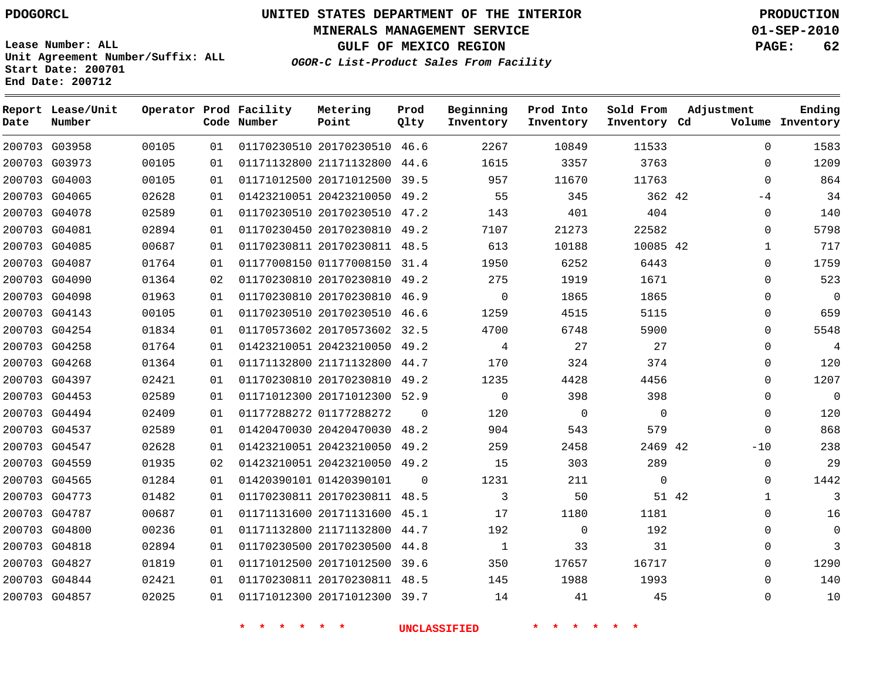PDOGORCL

# UNITED STATES DEPARTMENT OF THE INTERIOR
## MINERALS MANAGEMENT SERVICE
## GULF OF MEXICO REGION
### *OGOR-C List-Product Sales From Facility*

PRODUCTION
01-SEP-2010

Lease Number: ALL
Unit Agreement Number/Suffix: ALL
Start Date: 200701
End Date: 200712

| Report Date | Lease/Unit Number | Operator | Prod Code | Facility Number | Metering Point | Prod Qlty | Beginning Inventory | Prod Into Inventory | Sold From Inventory | Adjustment Cd | Adjustment Volume | Ending Inventory |
|---|---|---|---|---|---|---|---|---|---|---|---|---|
| 200703 | G03958 | 00105 | 01 | 01170230510 | 20170230510 | 46.6 | 2267 | 10849 | 11533 | | 0 | 1583 |
| 200703 | G03973 | 00105 | 01 | 01171132800 | 21171132800 | 44.6 | 1615 | 3357 | 3763 | | 0 | 1209 |
| 200703 | G04003 | 00105 | 01 | 01171012500 | 20171012500 | 39.5 | 957 | 11670 | 11763 | | 0 | 864 |
| 200703 | G04065 | 02628 | 01 | 01423210051 | 20423210050 | 49.2 | 55 | 345 | 362 | 42 | -4 | 34 |
| 200703 | G04078 | 02589 | 01 | 01170230510 | 20170230510 | 47.2 | 143 | 401 | 404 | | 0 | 140 |
| 200703 | G04081 | 02894 | 01 | 01170230450 | 20170230810 | 49.2 | 7107 | 21273 | 22582 | | 0 | 5798 |
| 200703 | G04085 | 00687 | 01 | 01170230811 | 20170230811 | 48.5 | 613 | 10188 | 10085 | 42 | 1 | 717 |
| 200703 | G04087 | 01764 | 01 | 01177008150 | 01177008150 | 31.4 | 1950 | 6252 | 6443 | | 0 | 1759 |
| 200703 | G04090 | 01364 | 02 | 01170230810 | 20170230810 | 49.2 | 275 | 1919 | 1671 | | 0 | 523 |
| 200703 | G04098 | 01963 | 01 | 01170230810 | 20170230810 | 46.9 | 0 | 1865 | 1865 | | 0 | 0 |
| 200703 | G04143 | 00105 | 01 | 01170230510 | 20170230510 | 46.6 | 1259 | 4515 | 5115 | | 0 | 659 |
| 200703 | G04254 | 01834 | 01 | 01170573602 | 20170573602 | 32.5 | 4700 | 6748 | 5900 | | 0 | 5548 |
| 200703 | G04258 | 01764 | 01 | 01423210051 | 20423210050 | 49.2 | 4 | 27 | 27 | | 0 | 4 |
| 200703 | G04268 | 01364 | 01 | 01171132800 | 21171132800 | 44.7 | 170 | 324 | 374 | | 0 | 120 |
| 200703 | G04397 | 02421 | 01 | 01170230810 | 20170230810 | 49.2 | 1235 | 4428 | 4456 | | 0 | 1207 |
| 200703 | G04453 | 02589 | 01 | 01171012300 | 20171012300 | 52.9 | 0 | 398 | 398 | | 0 | 0 |
| 200703 | G04494 | 02409 | 01 | 01177288272 | 01177288272 | 0 | 120 | 0 | 0 | | 0 | 120 |
| 200703 | G04537 | 02589 | 01 | 01420470030 | 20420470030 | 48.2 | 904 | 543 | 579 | | 0 | 868 |
| 200703 | G04547 | 02628 | 01 | 01423210051 | 20423210050 | 49.2 | 259 | 2458 | 2469 | 42 | -10 | 238 |
| 200703 | G04559 | 01935 | 02 | 01423210051 | 20423210050 | 49.2 | 15 | 303 | 289 | | 0 | 29 |
| 200703 | G04565 | 01284 | 01 | 01420390101 | 01420390101 | 0 | 1231 | 211 | 0 | | 0 | 1442 |
| 200703 | G04773 | 01482 | 01 | 01170230811 | 20170230811 | 48.5 | 3 | 50 | 51 | 42 | 1 | 3 |
| 200703 | G04787 | 00687 | 01 | 01171131600 | 20171131600 | 45.1 | 17 | 1180 | 1181 | | 0 | 16 |
| 200703 | G04800 | 00236 | 01 | 01171132800 | 21171132800 | 44.7 | 192 | 0 | 192 | | 0 | 0 |
| 200703 | G04818 | 02894 | 01 | 01170230500 | 20170230500 | 44.8 | 1 | 33 | 31 | | 0 | 3 |
| 200703 | G04827 | 01819 | 01 | 01171012500 | 20171012500 | 39.6 | 350 | 17657 | 16717 | | 0 | 1290 |
| 200703 | G04844 | 02421 | 01 | 01170230811 | 20170230811 | 48.5 | 145 | 1988 | 1993 | | 0 | 140 |
| 200703 | G04857 | 02025 | 01 | 01171012300 | 20171012300 | 39.7 | 14 | 41 | 45 | | 0 | 10 |

\* \* \* \* \* \* UNCLASSIFIED \* \* \* \* \* \*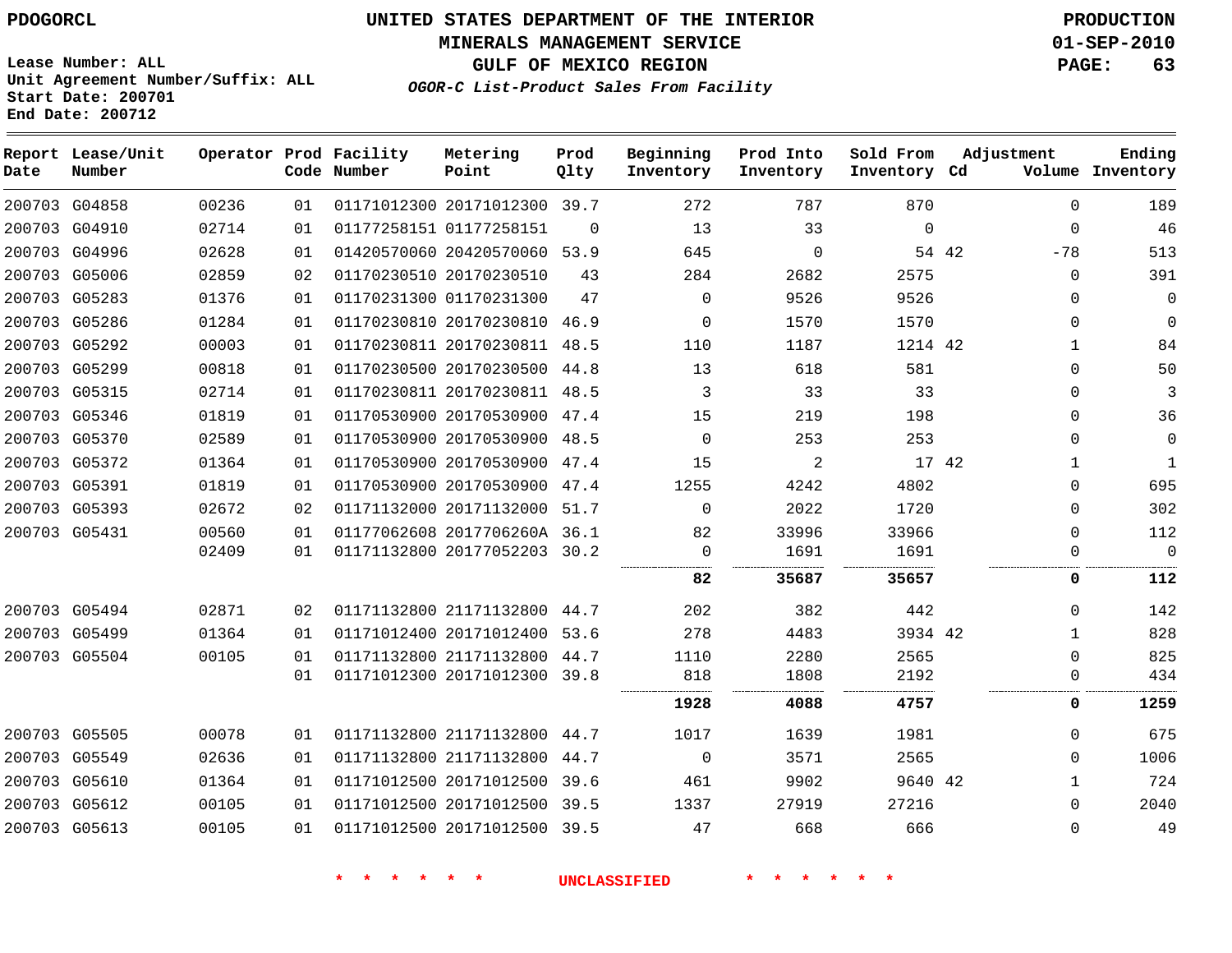PDOGORCL

# UNITED STATES DEPARTMENT OF THE INTERIOR
## MINERALS MANAGEMENT SERVICE
## GULF OF MEXICO REGION
### *OGOR-C List-Product Sales From Facility*

PRODUCTION
01-SEP-2010

Lease Number: ALL
Unit Agreement Number/Suffix: ALL
Start Date: 200701
End Date: 200712

| Report Date | Lease/Unit Number | Operator | Prod Code | Facility Number | Metering Point | Prod Qlty | Beginning Inventory | Prod Into Inventory | Sold From Inventory | Adjustment Cd | Adjustment Volume | Ending Inventory |
|---|---|---|---|---|---|---|---|---|---|---|---|---|
| 200703 | G04858 | 00236 | 01 | 01171012300 | 20171012300 | 39.7 | 272 | 787 | 870 | | 0 | 189 |
| 200703 | G04910 | 02714 | 01 | 01177258151 | 01177258151 | 0 | 13 | 33 | 0 | | 0 | 46 |
| 200703 | G04996 | 02628 | 01 | 01420570060 | 20420570060 | 53.9 | 645 | 0 | 54 | 42 | -78 | 513 |
| 200703 | G05006 | 02859 | 02 | 01170230510 | 20170230510 | 43 | 284 | 2682 | 2575 | | 0 | 391 |
| 200703 | G05283 | 01376 | 01 | 01170231300 | 01170231300 | 47 | 0 | 9526 | 9526 | | 0 | 0 |
| 200703 | G05286 | 01284 | 01 | 01170230810 | 20170230810 | 46.9 | 0 | 1570 | 1570 | | 0 | 0 |
| 200703 | G05292 | 00003 | 01 | 01170230811 | 20170230811 | 48.5 | 110 | 1187 | 1214 | 42 | 1 | 84 |
| 200703 | G05299 | 00818 | 01 | 01170230500 | 20170230500 | 44.8 | 13 | 618 | 581 | | 0 | 50 |
| 200703 | G05315 | 02714 | 01 | 01170230811 | 20170230811 | 48.5 | 3 | 33 | 33 | | 0 | 3 |
| 200703 | G05346 | 01819 | 01 | 01170530900 | 20170530900 | 47.4 | 15 | 219 | 198 | | 0 | 36 |
| 200703 | G05370 | 02589 | 01 | 01170530900 | 20170530900 | 48.5 | 0 | 253 | 253 | | 0 | 0 |
| 200703 | G05372 | 01364 | 01 | 01170530900 | 20170530900 | 47.4 | 15 | 2 | 17 | 42 | 1 | 1 |
| 200703 | G05391 | 01819 | 01 | 01170530900 | 20170530900 | 47.4 | 1255 | 4242 | 4802 | | 0 | 695 |
| 200703 | G05393 | 02672 | 02 | 01171132000 | 20171132000 | 51.7 | 0 | 2022 | 1720 | | 0 | 302 |
| 200703 | G05431 | 00560 | 01 | 01177062608 | 2017706260A | 36.1 | 82 | 33996 | 33966 | | 0 | 112 |
| | | 02409 | 01 | 01171132800 | 20177052203 | 30.2 | 0 | 1691 | 1691 | | 0 | 0 |
| | | | | | | | **82** | **35687** | **35657** | | **0** | **112** |
| 200703 | G05494 | 02871 | 02 | 01171132800 | 21171132800 | 44.7 | 202 | 382 | 442 | | 0 | 142 |
| 200703 | G05499 | 01364 | 01 | 01171012400 | 20171012400 | 53.6 | 278 | 4483 | 3934 | 42 | 1 | 828 |
| 200703 | G05504 | 00105 | 01 | 01171132800 | 21171132800 | 44.7 | 1110 | 2280 | 2565 | | 0 | 825 |
| | | | 01 | 01171012300 | 20171012300 | 39.8 | 818 | 1808 | 2192 | | 0 | 434 |
| | | | | | | | **1928** | **4088** | **4757** | | **0** | **1259** |
| 200703 | G05505 | 00078 | 01 | 01171132800 | 21171132800 | 44.7 | 1017 | 1639 | 1981 | | 0 | 675 |
| 200703 | G05549 | 02636 | 01 | 01171132800 | 21171132800 | 44.7 | 0 | 3571 | 2565 | | 0 | 1006 |
| 200703 | G05610 | 01364 | 01 | 01171012500 | 20171012500 | 39.6 | 461 | 9902 | 9640 | 42 | 1 | 724 |
| 200703 | G05612 | 00105 | 01 | 01171012500 | 20171012500 | 39.5 | 1337 | 27919 | 27216 | | 0 | 2040 |
| 200703 | G05613 | 00105 | 01 | 01171012500 | 20171012500 | 39.5 | 47 | 668 | 666 | | 0 | 49 |

\* \* \* \* \* \* UNCLASSIFIED \* \* \* \* \* \*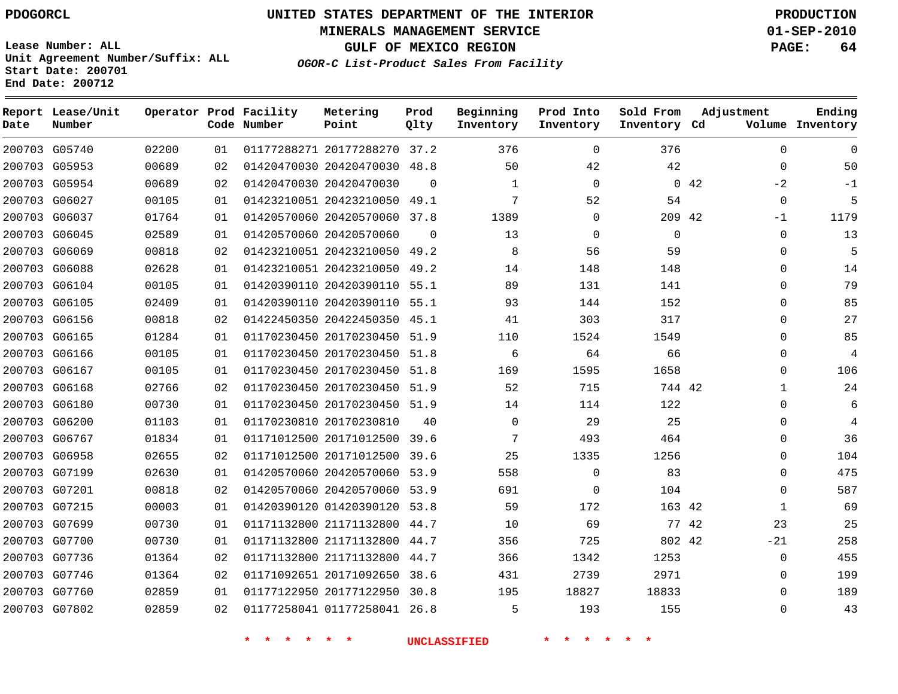PDOGORCL

# UNITED STATES DEPARTMENT OF THE INTERIOR
## MINERALS MANAGEMENT SERVICE
## GULF OF MEXICO REGION
### *OGOR-C List-Product Sales From Facility*

PRODUCTION
01-SEP-2010

Lease Number: ALL
Unit Agreement Number/Suffix: ALL
Start Date: 200701
End Date: 200712

| Report Date | Lease/Unit Number | Operator | Prod Code | Facility Number | Metering Point | Prod Qlty | Beginning Inventory | Prod Into Inventory | Sold From Inventory | Adjustment Cd | Adjustment Volume | Ending Inventory |
|---|---|---|---|---|---|---|---|---|---|---|---|---|
| 200703 | G05740 | 02200 | 01 | 01177288271 | 20177288270 | 37.2 | 376 | 0 | 376 | | 0 | 0 |
| 200703 | G05953 | 00689 | 02 | 01420470030 | 20420470030 | 48.8 | 50 | 42 | 42 | | 0 | 50 |
| 200703 | G05954 | 00689 | 02 | 01420470030 | 20420470030 | 0 | 1 | 0 | 0 | 42 | -2 | -1 |
| 200703 | G06027 | 00105 | 01 | 01423210051 | 20423210050 | 49.1 | 7 | 52 | 54 | | 0 | 5 |
| 200703 | G06037 | 01764 | 01 | 01420570060 | 20420570060 | 37.8 | 1389 | 0 | 209 | 42 | -1 | 1179 |
| 200703 | G06045 | 02589 | 01 | 01420570060 | 20420570060 | 0 | 13 | 0 | 0 | | 0 | 13 |
| 200703 | G06069 | 00818 | 02 | 01423210051 | 20423210050 | 49.2 | 8 | 56 | 59 | | 0 | 5 |
| 200703 | G06088 | 02628 | 01 | 01423210051 | 20423210050 | 49.2 | 14 | 148 | 148 | | 0 | 14 |
| 200703 | G06104 | 00105 | 01 | 01420390110 | 20420390110 | 55.1 | 89 | 131 | 141 | | 0 | 79 |
| 200703 | G06105 | 02409 | 01 | 01420390110 | 20420390110 | 55.1 | 93 | 144 | 152 | | 0 | 85 |
| 200703 | G06156 | 00818 | 02 | 01422450350 | 20422450350 | 45.1 | 41 | 303 | 317 | | 0 | 27 |
| 200703 | G06165 | 01284 | 01 | 01170230450 | 20170230450 | 51.9 | 110 | 1524 | 1549 | | 0 | 85 |
| 200703 | G06166 | 00105 | 01 | 01170230450 | 20170230450 | 51.8 | 6 | 64 | 66 | | 0 | 4 |
| 200703 | G06167 | 00105 | 01 | 01170230450 | 20170230450 | 51.8 | 169 | 1595 | 1658 | | 0 | 106 |
| 200703 | G06168 | 02766 | 02 | 01170230450 | 20170230450 | 51.9 | 52 | 715 | 744 | 42 | 1 | 24 |
| 200703 | G06180 | 00730 | 01 | 01170230450 | 20170230450 | 51.9 | 14 | 114 | 122 | | 0 | 6 |
| 200703 | G06200 | 01103 | 01 | 01170230810 | 20170230810 | 40 | 0 | 29 | 25 | | 0 | 4 |
| 200703 | G06767 | 01834 | 01 | 01171012500 | 20171012500 | 39.6 | 7 | 493 | 464 | | 0 | 36 |
| 200703 | G06958 | 02655 | 02 | 01171012500 | 20171012500 | 39.6 | 25 | 1335 | 1256 | | 0 | 104 |
| 200703 | G07199 | 02630 | 01 | 01420570060 | 20420570060 | 53.9 | 558 | 0 | 83 | | 0 | 475 |
| 200703 | G07201 | 00818 | 02 | 01420570060 | 20420570060 | 53.9 | 691 | 0 | 104 | | 0 | 587 |
| 200703 | G07215 | 00003 | 01 | 01420390120 | 01420390120 | 53.8 | 59 | 172 | 163 | 42 | 1 | 69 |
| 200703 | G07699 | 00730 | 01 | 01171132800 | 21171132800 | 44.7 | 10 | 69 | 77 | 42 | 23 | 25 |
| 200703 | G07700 | 00730 | 01 | 01171132800 | 21171132800 | 44.7 | 356 | 725 | 802 | 42 | -21 | 258 |
| 200703 | G07736 | 01364 | 02 | 01171132800 | 21171132800 | 44.7 | 366 | 1342 | 1253 | | 0 | 455 |
| 200703 | G07746 | 01364 | 02 | 01171092651 | 20171092650 | 38.6 | 431 | 2739 | 2971 | | 0 | 199 |
| 200703 | G07760 | 02859 | 01 | 01177122950 | 20177122950 | 30.8 | 195 | 18827 | 18833 | | 0 | 189 |
| 200703 | G07802 | 02859 | 02 | 01177258041 | 01177258041 | 26.8 | 5 | 193 | 155 | | 0 | 43 |

\* \* \* \* \* \* UNCLASSIFIED \* \* \* \* \* \*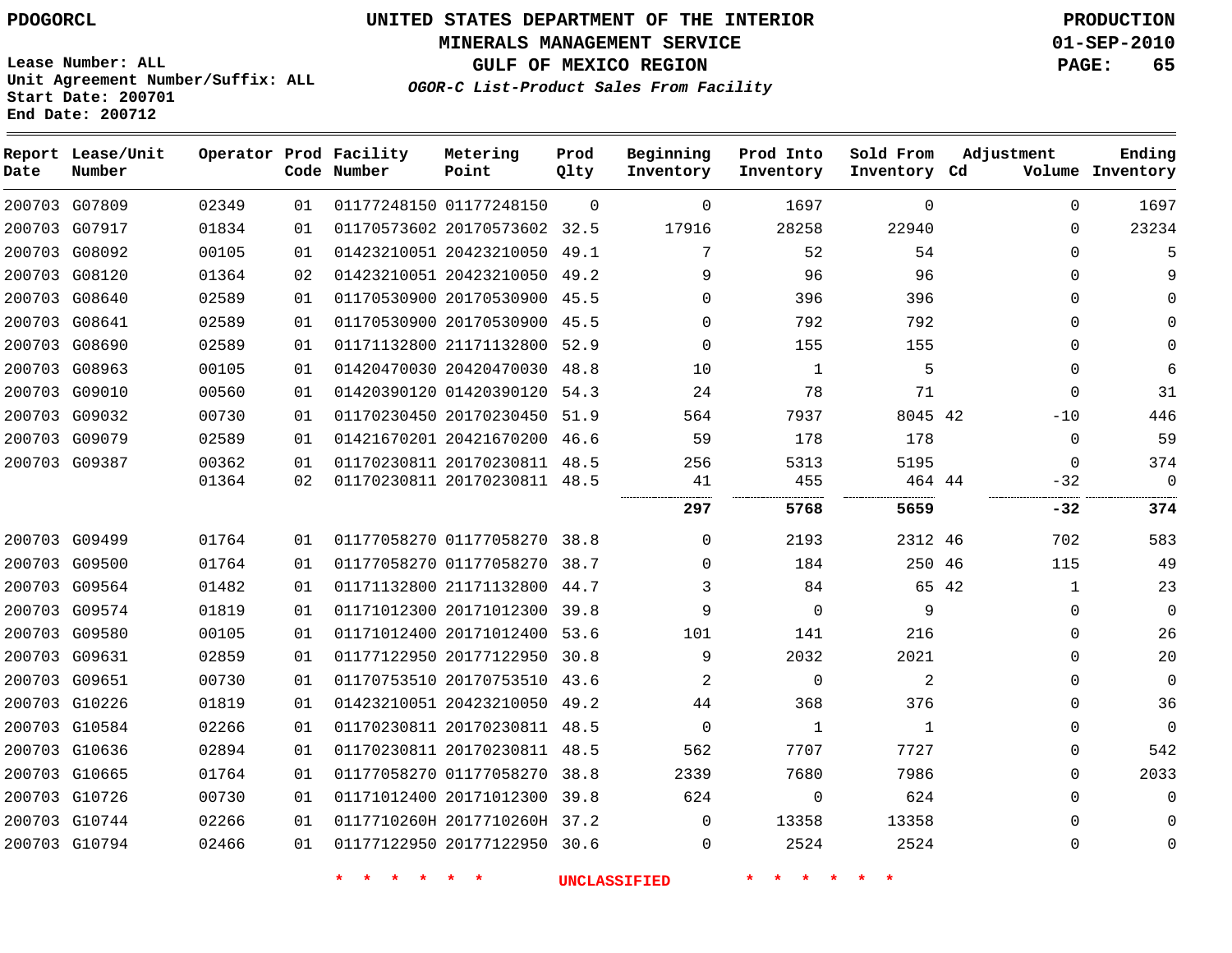PDOGORCL

# UNITED STATES DEPARTMENT OF THE INTERIOR
## MINERALS MANAGEMENT SERVICE
## GULF OF MEXICO REGION
### *OGOR-C List-Product Sales From Facility*

PRODUCTION
01-SEP-2010

Lease Number: ALL
Unit Agreement Number/Suffix: ALL
Start Date: 200701
End Date: 200712

| Report Date | Lease/Unit Number | Operator | Prod Code | Facility Number | Metering Point | Prod Qlty | Beginning Inventory | Prod Into Inventory | Sold From Inventory | Adjustment Cd | Adjustment Volume | Ending Inventory |
|---|---|---|---|---|---|---|---|---|---|---|---|---|
| 200703 | G07809 | 02349 | 01 | 01177248150 | 01177248150 | 0 | 0 | 1697 | 0 | | 0 | 1697 |
| 200703 | G07917 | 01834 | 01 | 01170573602 | 20170573602 | 32.5 | 17916 | 28258 | 22940 | | 0 | 23234 |
| 200703 | G08092 | 00105 | 01 | 01423210051 | 20423210050 | 49.1 | 7 | 52 | 54 | | 0 | 5 |
| 200703 | G08120 | 01364 | 02 | 01423210051 | 20423210050 | 49.2 | 9 | 96 | 96 | | 0 | 9 |
| 200703 | G08640 | 02589 | 01 | 01170530900 | 20170530900 | 45.5 | 0 | 396 | 396 | | 0 | 0 |
| 200703 | G08641 | 02589 | 01 | 01170530900 | 20170530900 | 45.5 | 0 | 792 | 792 | | 0 | 0 |
| 200703 | G08690 | 02589 | 01 | 01171132800 | 21171132800 | 52.9 | 0 | 155 | 155 | | 0 | 0 |
| 200703 | G08963 | 00105 | 01 | 01420470030 | 20420470030 | 48.8 | 10 | 1 | 5 | | 0 | 6 |
| 200703 | G09010 | 00560 | 01 | 01420390120 | 01420390120 | 54.3 | 24 | 78 | 71 | | 0 | 31 |
| 200703 | G09032 | 00730 | 01 | 01170230450 | 20170230450 | 51.9 | 564 | 7937 | 8045 | 42 | -10 | 446 |
| 200703 | G09079 | 02589 | 01 | 01421670201 | 20421670200 | 46.6 | 59 | 178 | 178 | | 0 | 59 |
| 200703 | G09387 | 00362 | 01 | 01170230811 | 20170230811 | 48.5 | 256 | 5313 | 5195 | | 0 | 374 |
| | | 01364 | 02 | 01170230811 | 20170230811 | 48.5 | 41 | 455 | 464 | 44 | -32 | 0 |
| | | | | | | | **297** | **5768** | **5659** | | **-32** | **374** |
| 200703 | G09499 | 01764 | 01 | 01177058270 | 01177058270 | 38.8 | 0 | 2193 | 2312 | 46 | 702 | 583 |
| 200703 | G09500 | 01764 | 01 | 01177058270 | 01177058270 | 38.7 | 0 | 184 | 250 | 46 | 115 | 49 |
| 200703 | G09564 | 01482 | 01 | 01171132800 | 21171132800 | 44.7 | 3 | 84 | 65 | 42 | 1 | 23 |
| 200703 | G09574 | 01819 | 01 | 01171012300 | 20171012300 | 39.8 | 9 | 0 | 9 | | 0 | 0 |
| 200703 | G09580 | 00105 | 01 | 01171012400 | 20171012400 | 53.6 | 101 | 141 | 216 | | 0 | 26 |
| 200703 | G09631 | 02859 | 01 | 01177122950 | 20177122950 | 30.8 | 9 | 2032 | 2021 | | 0 | 20 |
| 200703 | G09651 | 00730 | 01 | 01170753510 | 20170753510 | 43.6 | 2 | 0 | 2 | | 0 | 0 |
| 200703 | G10226 | 01819 | 01 | 01423210051 | 20423210050 | 49.2 | 44 | 368 | 376 | | 0 | 36 |
| 200703 | G10584 | 02266 | 01 | 01170230811 | 20170230811 | 48.5 | 0 | 1 | 1 | | 0 | 0 |
| 200703 | G10636 | 02894 | 01 | 01170230811 | 20170230811 | 48.5 | 562 | 7707 | 7727 | | 0 | 542 |
| 200703 | G10665 | 01764 | 01 | 01177058270 | 01177058270 | 38.8 | 2339 | 7680 | 7986 | | 0 | 2033 |
| 200703 | G10726 | 00730 | 01 | 01171012400 | 20171012300 | 39.8 | 624 | 0 | 624 | | 0 | 0 |
| 200703 | G10744 | 02266 | 01 | 0117710260H | 2017710260H | 37.2 | 0 | 13358 | 13358 | | 0 | 0 |
| 200703 | G10794 | 02466 | 01 | 01177122950 | 20177122950 | 30.6 | 0 | 2524 | 2524 | | 0 | 0 |

* * * * * * UNCLASSIFIED * * * * * *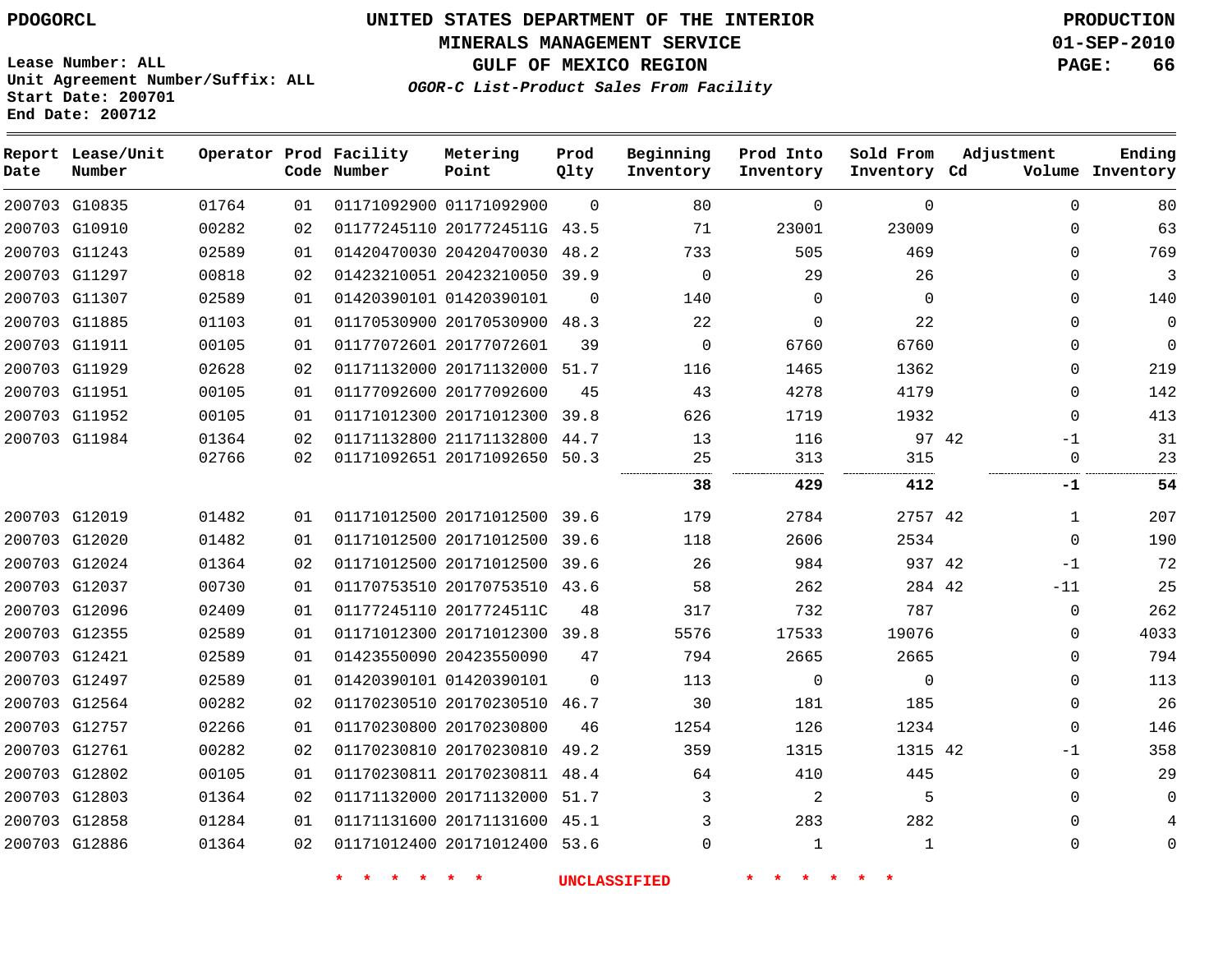PDOGORCL

# UNITED STATES DEPARTMENT OF THE INTERIOR
## MINERALS MANAGEMENT SERVICE
## GULF OF MEXICO REGION
### *OGOR-C List-Product Sales From Facility*

PRODUCTION
01-SEP-2010

Lease Number: ALL
Unit Agreement Number/Suffix: ALL
Start Date: 200701
End Date: 200712

| Report Date | Lease/Unit Number | Operator | Prod Code | Facility Number | Metering Point | Prod Qlty | Beginning Inventory | Prod Into Inventory | Sold From Inventory | Adjustment Cd | Adjustment Volume | Ending Inventory |
|---|---|---|---|---|---|---|---|---|---|---|---|---|
| 200703 | G10835 | 01764 | 01 | 01171092900 | 01171092900 | 0 | 80 | 0 | 0 | | 0 | 80 |
| 200703 | G10910 | 00282 | 02 | 01177245110 | 2017724511G | 43.5 | 71 | 23001 | 23009 | | 0 | 63 |
| 200703 | G11243 | 02589 | 01 | 01420470030 | 20420470030 | 48.2 | 733 | 505 | 469 | | 0 | 769 |
| 200703 | G11297 | 00818 | 02 | 01423210051 | 20423210050 | 39.9 | 0 | 29 | 26 | | 0 | 3 |
| 200703 | G11307 | 02589 | 01 | 01420390101 | 01420390101 | 0 | 140 | 0 | 0 | | 0 | 140 |
| 200703 | G11885 | 01103 | 01 | 01170530900 | 20170530900 | 48.3 | 22 | 0 | 22 | | 0 | 0 |
| 200703 | G11911 | 00105 | 01 | 01177072601 | 20177072601 | 39 | 0 | 6760 | 6760 | | 0 | 0 |
| 200703 | G11929 | 02628 | 02 | 01171132000 | 20171132000 | 51.7 | 116 | 1465 | 1362 | | 0 | 219 |
| 200703 | G11951 | 00105 | 01 | 01177092600 | 20177092600 | 45 | 43 | 4278 | 4179 | | 0 | 142 |
| 200703 | G11952 | 00105 | 01 | 01171012300 | 20171012300 | 39.8 | 626 | 1719 | 1932 | | 0 | 413 |
| 200703 | G11984 | 01364 | 02 | 01171132800 | 21171132800 | 44.7 | 13 | 116 | 97 | 42 | -1 | 31 |
| | | 02766 | 02 | 01171092651 | 20171092650 | 50.3 | 25 | 313 | 315 | | 0 | 23 |
| | | | | | | | **38** | **429** | **412** | | **-1** | **54** |
| 200703 | G12019 | 01482 | 01 | 01171012500 | 20171012500 | 39.6 | 179 | 2784 | 2757 | 42 | 1 | 207 |
| 200703 | G12020 | 01482 | 01 | 01171012500 | 20171012500 | 39.6 | 118 | 2606 | 2534 | | 0 | 190 |
| 200703 | G12024 | 01364 | 02 | 01171012500 | 20171012500 | 39.6 | 26 | 984 | 937 | 42 | -1 | 72 |
| 200703 | G12037 | 00730 | 01 | 01170753510 | 20170753510 | 43.6 | 58 | 262 | 284 | 42 | -11 | 25 |
| 200703 | G12096 | 02409 | 01 | 01177245110 | 2017724511C | 48 | 317 | 732 | 787 | | 0 | 262 |
| 200703 | G12355 | 02589 | 01 | 01171012300 | 20171012300 | 39.8 | 5576 | 17533 | 19076 | | 0 | 4033 |
| 200703 | G12421 | 02589 | 01 | 01423550090 | 20423550090 | 47 | 794 | 2665 | 2665 | | 0 | 794 |
| 200703 | G12497 | 02589 | 01 | 01420390101 | 01420390101 | 0 | 113 | 0 | 0 | | 0 | 113 |
| 200703 | G12564 | 00282 | 02 | 01170230510 | 20170230510 | 46.7 | 30 | 181 | 185 | | 0 | 26 |
| 200703 | G12757 | 02266 | 01 | 01170230800 | 20170230800 | 46 | 1254 | 126 | 1234 | | 0 | 146 |
| 200703 | G12761 | 00282 | 02 | 01170230810 | 20170230810 | 49.2 | 359 | 1315 | 1315 | 42 | -1 | 358 |
| 200703 | G12802 | 00105 | 01 | 01170230811 | 20170230811 | 48.4 | 64 | 410 | 445 | | 0 | 29 |
| 200703 | G12803 | 01364 | 02 | 01171132000 | 20171132000 | 51.7 | 3 | 2 | 5 | | 0 | 0 |
| 200703 | G12858 | 01284 | 01 | 01171131600 | 20171131600 | 45.1 | 3 | 283 | 282 | | 0 | 4 |
| 200703 | G12886 | 01364 | 02 | 01171012400 | 20171012400 | 53.6 | 0 | 1 | 1 | | 0 | 0 |

\* \* \* \* \* \* UNCLASSIFIED \* \* \* \* \* \*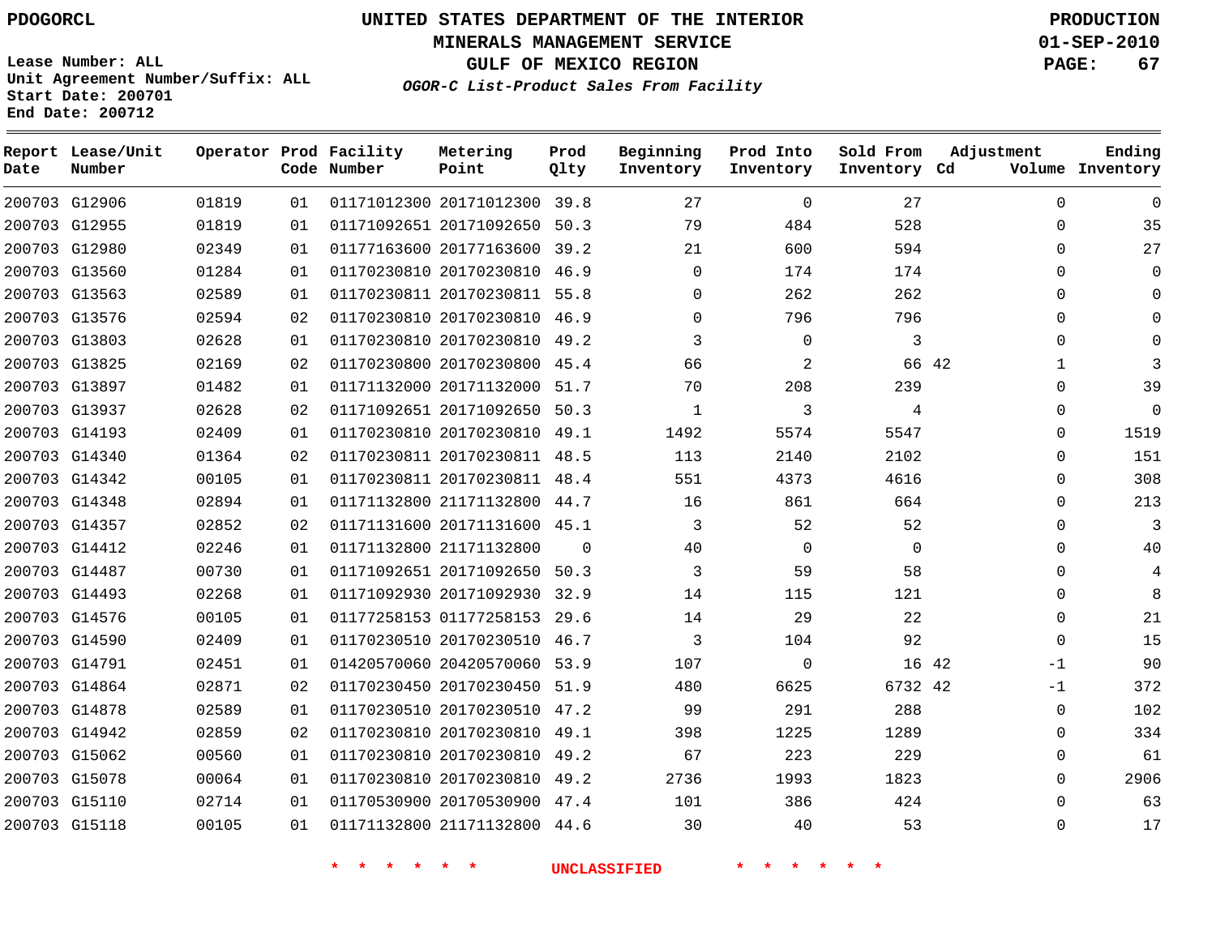PDOGORCL

# UNITED STATES DEPARTMENT OF THE INTERIOR
## MINERALS MANAGEMENT SERVICE
## GULF OF MEXICO REGION
### *OGOR-C List-Product Sales From Facility*

**PRODUCTION**
**01-SEP-2010**

Lease Number: ALL
Unit Agreement Number/Suffix: ALL
Start Date: 200701
End Date: 200712

| Report Date | Lease/Unit Number | Operator | Prod Code | Facility Number | Metering Point | Prod Qlty | Beginning Inventory | Prod Into Inventory | Sold From Inventory | Adjustment Cd | Adjustment Volume | Ending Inventory |
|---|---|---|---|---|---|---|---|---|---|---|---|---|
| 200703 | G12906 | 01819 | 01 | 01171012300 | 20171012300 | 39.8 | 27 | 0 | 27 | | 0 | 0 |
| 200703 | G12955 | 01819 | 01 | 01171092651 | 20171092650 | 50.3 | 79 | 484 | 528 | | 0 | 35 |
| 200703 | G12980 | 02349 | 01 | 01177163600 | 20177163600 | 39.2 | 21 | 600 | 594 | | 0 | 27 |
| 200703 | G13560 | 01284 | 01 | 01170230810 | 20170230810 | 46.9 | 0 | 174 | 174 | | 0 | 0 |
| 200703 | G13563 | 02589 | 01 | 01170230811 | 20170230811 | 55.8 | 0 | 262 | 262 | | 0 | 0 |
| 200703 | G13576 | 02594 | 02 | 01170230810 | 20170230810 | 46.9 | 0 | 796 | 796 | | 0 | 0 |
| 200703 | G13803 | 02628 | 01 | 01170230810 | 20170230810 | 49.2 | 3 | 0 | 3 | | 0 | 0 |
| 200703 | G13825 | 02169 | 02 | 01170230800 | 20170230800 | 45.4 | 66 | 2 | 66 | 42 | 1 | 3 |
| 200703 | G13897 | 01482 | 01 | 01171132000 | 20171132000 | 51.7 | 70 | 208 | 239 | | 0 | 39 |
| 200703 | G13937 | 02628 | 02 | 01171092651 | 20171092650 | 50.3 | 1 | 3 | 4 | | 0 | 0 |
| 200703 | G14193 | 02409 | 01 | 01170230810 | 20170230810 | 49.1 | 1492 | 5574 | 5547 | | 0 | 1519 |
| 200703 | G14340 | 01364 | 02 | 01170230811 | 20170230811 | 48.5 | 113 | 2140 | 2102 | | 0 | 151 |
| 200703 | G14342 | 00105 | 01 | 01170230811 | 20170230811 | 48.4 | 551 | 4373 | 4616 | | 0 | 308 |
| 200703 | G14348 | 02894 | 01 | 01171132800 | 21171132800 | 44.7 | 16 | 861 | 664 | | 0 | 213 |
| 200703 | G14357 | 02852 | 02 | 01171131600 | 20171131600 | 45.1 | 3 | 52 | 52 | | 0 | 3 |
| 200703 | G14412 | 02246 | 01 | 01171132800 | 21171132800 | 0 | 40 | 0 | 0 | | 0 | 40 |
| 200703 | G14487 | 00730 | 01 | 01171092651 | 20171092650 | 50.3 | 3 | 59 | 58 | | 0 | 4 |
| 200703 | G14493 | 02268 | 01 | 01171092930 | 20171092930 | 32.9 | 14 | 115 | 121 | | 0 | 8 |
| 200703 | G14576 | 00105 | 01 | 01177258153 | 01177258153 | 29.6 | 14 | 29 | 22 | | 0 | 21 |
| 200703 | G14590 | 02409 | 01 | 01170230510 | 20170230510 | 46.7 | 3 | 104 | 92 | | 0 | 15 |
| 200703 | G14791 | 02451 | 01 | 01420570060 | 20420570060 | 53.9 | 107 | 0 | 16 | 42 | -1 | 90 |
| 200703 | G14864 | 02871 | 02 | 01170230450 | 20170230450 | 51.9 | 480 | 6625 | 6732 | 42 | -1 | 372 |
| 200703 | G14878 | 02589 | 01 | 01170230510 | 20170230510 | 47.2 | 99 | 291 | 288 | | 0 | 102 |
| 200703 | G14942 | 02859 | 02 | 01170230810 | 20170230810 | 49.1 | 398 | 1225 | 1289 | | 0 | 334 |
| 200703 | G15062 | 00560 | 01 | 01170230810 | 20170230810 | 49.2 | 67 | 223 | 229 | | 0 | 61 |
| 200703 | G15078 | 00064 | 01 | 01170230810 | 20170230810 | 49.2 | 2736 | 1993 | 1823 | | 0 | 2906 |
| 200703 | G15110 | 02714 | 01 | 01170530900 | 20170530900 | 47.4 | 101 | 386 | 424 | | 0 | 63 |
| 200703 | G15118 | 00105 | 01 | 01171132800 | 21171132800 | 44.6 | 30 | 40 | 53 | | 0 | 17 |

* * * * * * UNCLASSIFIED * * * * * *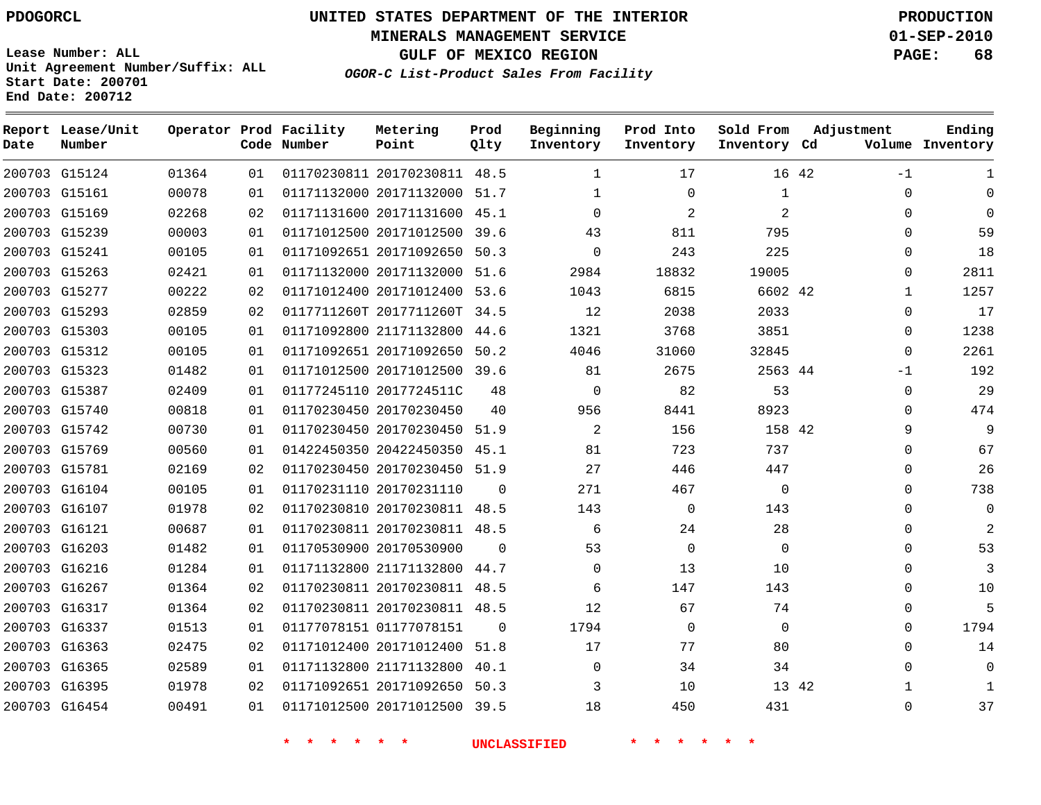PDOGORCL

# UNITED STATES DEPARTMENT OF THE INTERIOR
## MINERALS MANAGEMENT SERVICE
## GULF OF MEXICO REGION
### *OGOR-C List-Product Sales From Facility*

PRODUCTION
01-SEP-2010

Lease Number: ALL
Unit Agreement Number/Suffix: ALL
Start Date: 200701
End Date: 200712

| Report Date | Lease/Unit Number | Operator | Prod Code | Facility Number | Metering Point | Prod Qlty | Beginning Inventory | Prod Into Inventory | Sold From Inventory | Adjustment Cd | Adjustment Volume | Ending Inventory |
|---|---|---|---|---|---|---|---|---|---|---|---|---|
| 200703 | G15124 | 01364 | 01 | 01170230811 | 20170230811 | 48.5 | 1 | 17 | 16 | 42 | -1 | 1 |
| 200703 | G15161 | 00078 | 01 | 01171132000 | 20171132000 | 51.7 | 1 | 0 | 1 | | 0 | 0 |
| 200703 | G15169 | 02268 | 02 | 01171131600 | 20171131600 | 45.1 | 0 | 2 | 2 | | 0 | 0 |
| 200703 | G15239 | 00003 | 01 | 01171012500 | 20171012500 | 39.6 | 43 | 811 | 795 | | 0 | 59 |
| 200703 | G15241 | 00105 | 01 | 01171092651 | 20171092650 | 50.3 | 0 | 243 | 225 | | 0 | 18 |
| 200703 | G15263 | 02421 | 01 | 01171132000 | 20171132000 | 51.6 | 2984 | 18832 | 19005 | | 0 | 2811 |
| 200703 | G15277 | 00222 | 02 | 01171012400 | 20171012400 | 53.6 | 1043 | 6815 | 6602 | 42 | 1 | 1257 |
| 200703 | G15293 | 02859 | 02 | 0117711260T | 2017711260T | 34.5 | 12 | 2038 | 2033 | | 0 | 17 |
| 200703 | G15303 | 00105 | 01 | 01171092800 | 21171132800 | 44.6 | 1321 | 3768 | 3851 | | 0 | 1238 |
| 200703 | G15312 | 00105 | 01 | 01171092651 | 20171092650 | 50.2 | 4046 | 31060 | 32845 | | 0 | 2261 |
| 200703 | G15323 | 01482 | 01 | 01171012500 | 20171012500 | 39.6 | 81 | 2675 | 2563 | 44 | -1 | 192 |
| 200703 | G15387 | 02409 | 01 | 01177245110 | 2017724511C | 48 | 0 | 82 | 53 | | 0 | 29 |
| 200703 | G15740 | 00818 | 01 | 01170230450 | 20170230450 | 40 | 956 | 8441 | 8923 | | 0 | 474 |
| 200703 | G15742 | 00730 | 01 | 01170230450 | 20170230450 | 51.9 | 2 | 156 | 158 | 42 | 9 | 9 |
| 200703 | G15769 | 00560 | 01 | 01422450350 | 20422450350 | 45.1 | 81 | 723 | 737 | | 0 | 67 |
| 200703 | G15781 | 02169 | 02 | 01170230450 | 20170230450 | 51.9 | 27 | 446 | 447 | | 0 | 26 |
| 200703 | G16104 | 00105 | 01 | 01170231110 | 20170231110 | 0 | 271 | 467 | 0 | | 0 | 738 |
| 200703 | G16107 | 01978 | 02 | 01170230810 | 20170230811 | 48.5 | 143 | 0 | 143 | | 0 | 0 |
| 200703 | G16121 | 00687 | 01 | 01170230811 | 20170230811 | 48.5 | 6 | 24 | 28 | | 0 | 2 |
| 200703 | G16203 | 01482 | 01 | 01170530900 | 20170530900 | 0 | 53 | 0 | 0 | | 0 | 53 |
| 200703 | G16216 | 01284 | 01 | 01171132800 | 21171132800 | 44.7 | 0 | 13 | 10 | | 0 | 3 |
| 200703 | G16267 | 01364 | 02 | 01170230811 | 20170230811 | 48.5 | 6 | 147 | 143 | | 0 | 10 |
| 200703 | G16317 | 01364 | 02 | 01170230811 | 20170230811 | 48.5 | 12 | 67 | 74 | | 0 | 5 |
| 200703 | G16337 | 01513 | 01 | 01177078151 | 01177078151 | 0 | 1794 | 0 | 0 | | 0 | 1794 |
| 200703 | G16363 | 02475 | 02 | 01171012400 | 20171012400 | 51.8 | 17 | 77 | 80 | | 0 | 14 |
| 200703 | G16365 | 02589 | 01 | 01171132800 | 21171132800 | 40.1 | 0 | 34 | 34 | | 0 | 0 |
| 200703 | G16395 | 01978 | 02 | 01171092651 | 20171092650 | 50.3 | 3 | 10 | 13 | 42 | 1 | 1 |
| 200703 | G16454 | 00491 | 01 | 01171012500 | 20171012500 | 39.5 | 18 | 450 | 431 | | 0 | 37 |

\* \* \* \* \* \* UNCLASSIFIED \* \* \* \* \* \*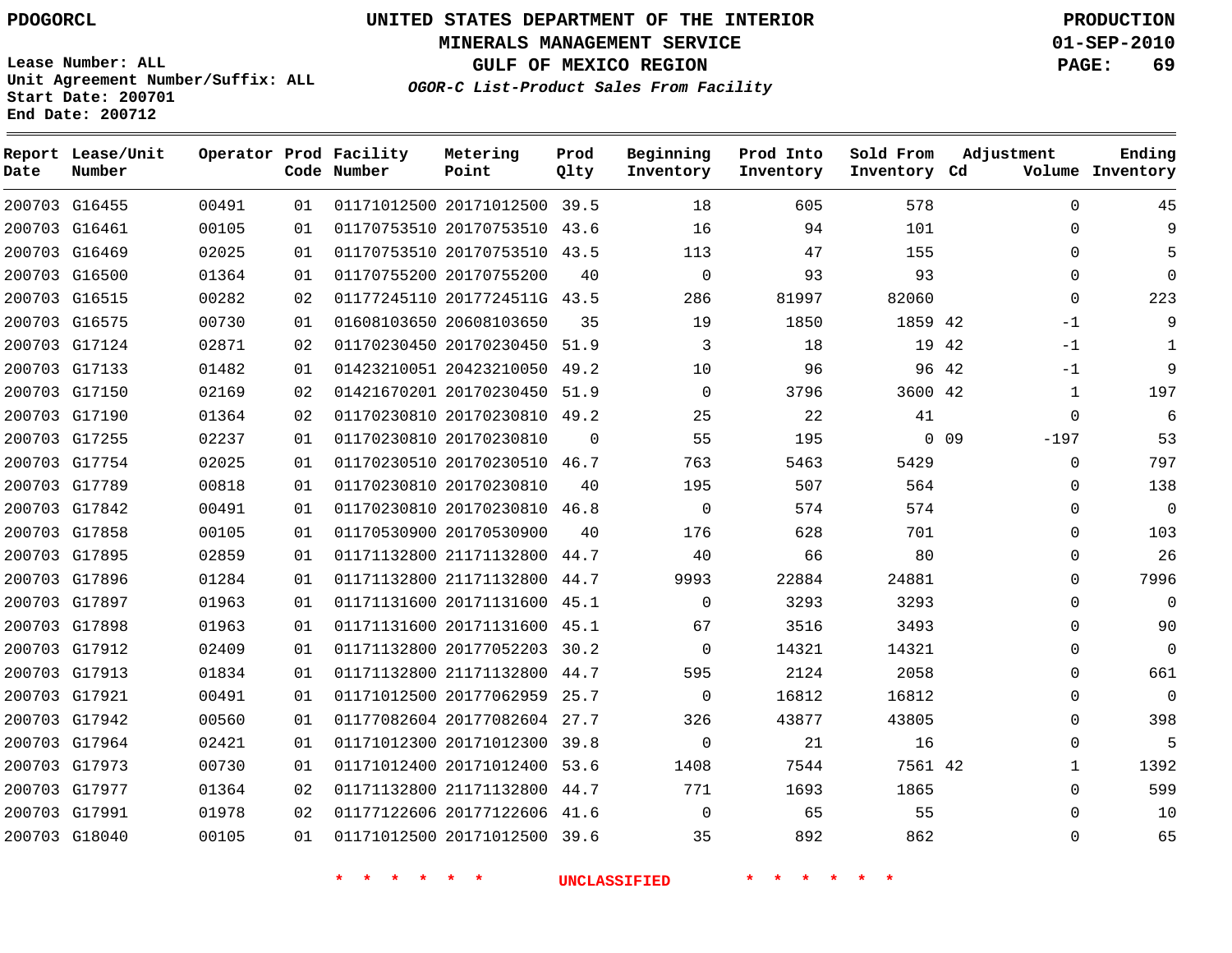PDOGORCL

# UNITED STATES DEPARTMENT OF THE INTERIOR
## MINERALS MANAGEMENT SERVICE
## GULF OF MEXICO REGION
### *OGOR-C List-Product Sales From Facility*

PRODUCTION
01-SEP-2010

Lease Number: ALL
Unit Agreement Number/Suffix: ALL
Start Date: 200701
End Date: 200712

| Report Date | Lease/Unit Number | Operator | Prod Code | Facility Number | Metering Point | Prod Qlty | Beginning Inventory | Prod Into Inventory | Sold From Inventory | Adjustment Cd | Volume | Ending Inventory |
|---|---|---|---|---|---|---|---|---|---|---|---|---|
| 200703 | G16455 | 00491 | 01 | 01171012500 | 20171012500 | 39.5 | 18 | 605 | 578 | | 0 | 45 |
| 200703 | G16461 | 00105 | 01 | 01170753510 | 20170753510 | 43.6 | 16 | 94 | 101 | | 0 | 9 |
| 200703 | G16469 | 02025 | 01 | 01170753510 | 20170753510 | 43.5 | 113 | 47 | 155 | | 0 | 5 |
| 200703 | G16500 | 01364 | 01 | 01170755200 | 20170755200 | 40 | 0 | 93 | 93 | | 0 | 0 |
| 200703 | G16515 | 00282 | 02 | 01177245110 | 2017724511G | 43.5 | 286 | 81997 | 82060 | | 0 | 223 |
| 200703 | G16575 | 00730 | 01 | 01608103650 | 20608103650 | 35 | 19 | 1850 | 1859 | 42 | -1 | 9 |
| 200703 | G17124 | 02871 | 02 | 01170230450 | 20170230450 | 51.9 | 3 | 18 | 19 | 42 | -1 | 1 |
| 200703 | G17133 | 01482 | 01 | 01423210051 | 20423210050 | 49.2 | 10 | 96 | 96 | 42 | -1 | 9 |
| 200703 | G17150 | 02169 | 02 | 01421670201 | 20170230450 | 51.9 | 0 | 3796 | 3600 | 42 | 1 | 197 |
| 200703 | G17190 | 01364 | 02 | 01170230810 | 20170230810 | 49.2 | 25 | 22 | 41 | | 0 | 6 |
| 200703 | G17255 | 02237 | 01 | 01170230810 | 20170230810 | 0 | 55 | 195 | 0 | 09 | -197 | 53 |
| 200703 | G17754 | 02025 | 01 | 01170230510 | 20170230510 | 46.7 | 763 | 5463 | 5429 | | 0 | 797 |
| 200703 | G17789 | 00818 | 01 | 01170230810 | 20170230810 | 40 | 195 | 507 | 564 | | 0 | 138 |
| 200703 | G17842 | 00491 | 01 | 01170230810 | 20170230810 | 46.8 | 0 | 574 | 574 | | 0 | 0 |
| 200703 | G17858 | 00105 | 01 | 01170530900 | 20170530900 | 40 | 176 | 628 | 701 | | 0 | 103 |
| 200703 | G17895 | 02859 | 01 | 01171132800 | 21171132800 | 44.7 | 40 | 66 | 80 | | 0 | 26 |
| 200703 | G17896 | 01284 | 01 | 01171132800 | 21171132800 | 44.7 | 9993 | 22884 | 24881 | | 0 | 7996 |
| 200703 | G17897 | 01963 | 01 | 01171131600 | 20171131600 | 45.1 | 0 | 3293 | 3293 | | 0 | 0 |
| 200703 | G17898 | 01963 | 01 | 01171131600 | 20171131600 | 45.1 | 67 | 3516 | 3493 | | 0 | 90 |
| 200703 | G17912 | 02409 | 01 | 01171132800 | 20177052203 | 30.2 | 0 | 14321 | 14321 | | 0 | 0 |
| 200703 | G17913 | 01834 | 01 | 01171132800 | 21171132800 | 44.7 | 595 | 2124 | 2058 | | 0 | 661 |
| 200703 | G17921 | 00491 | 01 | 01171012500 | 20177062959 | 25.7 | 0 | 16812 | 16812 | | 0 | 0 |
| 200703 | G17942 | 00560 | 01 | 01177082604 | 20177082604 | 27.7 | 326 | 43877 | 43805 | | 0 | 398 |
| 200703 | G17964 | 02421 | 01 | 01171012300 | 20171012300 | 39.8 | 0 | 21 | 16 | | 0 | 5 |
| 200703 | G17973 | 00730 | 01 | 01171012400 | 20171012400 | 53.6 | 1408 | 7544 | 7561 | 42 | 1 | 1392 |
| 200703 | G17977 | 01364 | 02 | 01171132800 | 21171132800 | 44.7 | 771 | 1693 | 1865 | | 0 | 599 |
| 200703 | G17991 | 01978 | 02 | 01177122606 | 20177122606 | 41.6 | 0 | 65 | 55 | | 0 | 10 |
| 200703 | G18040 | 00105 | 01 | 01171012500 | 20171012500 | 39.6 | 35 | 892 | 862 | | 0 | 65 |

* * * * * * UNCLASSIFIED * * * * * *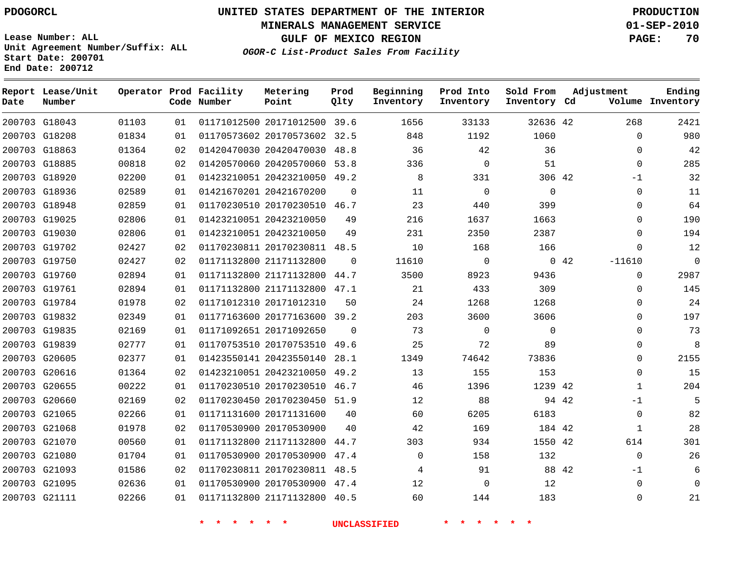PDOGORCL

Lease Number: ALL
Unit Agreement Number/Suffix: ALL
Start Date: 200701
End Date: 200712

# UNITED STATES DEPARTMENT OF THE INTERIOR
## MINERALS MANAGEMENT SERVICE
## GULF OF MEXICO REGION
### *OGOR-C List-Product Sales From Facility*

PRODUCTION
01-SEP-2010

| Report Date | Lease/Unit Number | Operator | Prod Code | Facility Number | Metering Point | Prod Qlty | Beginning Inventory | Prod Into Inventory | Sold From Inventory | Adjustment Cd | Adjustment Volume | Ending Inventory |
|---|---|---|---|---|---|---|---|---|---|---|---|---|
| 200703 | G18043 | 01103 | 01 | 01171012500 | 20171012500 | 39.6 | 1656 | 33133 | 32636 | 42 | 268 | 2421 |
| 200703 | G18208 | 01834 | 01 | 01170573602 | 20170573602 | 32.5 | 848 | 1192 | 1060 | | 0 | 980 |
| 200703 | G18863 | 01364 | 02 | 01420470030 | 20420470030 | 48.8 | 36 | 42 | 36 | | 0 | 42 |
| 200703 | G18885 | 00818 | 02 | 01420570060 | 20420570060 | 53.8 | 336 | 0 | 51 | | 0 | 285 |
| 200703 | G18920 | 02200 | 01 | 01423210051 | 20423210050 | 49.2 | 8 | 331 | 306 | 42 | -1 | 32 |
| 200703 | G18936 | 02589 | 01 | 01421670201 | 20421670200 | 0 | 11 | 0 | 0 | | 0 | 11 |
| 200703 | G18948 | 02859 | 01 | 01170230510 | 20170230510 | 46.7 | 23 | 440 | 399 | | 0 | 64 |
| 200703 | G19025 | 02806 | 01 | 01423210051 | 20423210050 | 49 | 216 | 1637 | 1663 | | 0 | 190 |
| 200703 | G19030 | 02806 | 01 | 01423210051 | 20423210050 | 49 | 231 | 2350 | 2387 | | 0 | 194 |
| 200703 | G19702 | 02427 | 02 | 01170230811 | 20170230811 | 48.5 | 10 | 168 | 166 | | 0 | 12 |
| 200703 | G19750 | 02427 | 02 | 01171132800 | 21171132800 | 0 | 11610 | 0 | 0 | 42 | -11610 | 0 |
| 200703 | G19760 | 02894 | 01 | 01171132800 | 21171132800 | 44.7 | 3500 | 8923 | 9436 | | 0 | 2987 |
| 200703 | G19761 | 02894 | 01 | 01171132800 | 21171132800 | 47.1 | 21 | 433 | 309 | | 0 | 145 |
| 200703 | G19784 | 01978 | 02 | 01171012310 | 20171012310 | 50 | 24 | 1268 | 1268 | | 0 | 24 |
| 200703 | G19832 | 02349 | 01 | 01177163600 | 20177163600 | 39.2 | 203 | 3600 | 3606 | | 0 | 197 |
| 200703 | G19835 | 02169 | 01 | 01171092651 | 20171092650 | 0 | 73 | 0 | 0 | | 0 | 73 |
| 200703 | G19839 | 02777 | 01 | 01170753510 | 20170753510 | 49.6 | 25 | 72 | 89 | | 0 | 8 |
| 200703 | G20605 | 02377 | 01 | 01423550141 | 20423550140 | 28.1 | 1349 | 74642 | 73836 | | 0 | 2155 |
| 200703 | G20616 | 01364 | 02 | 01423210051 | 20423210050 | 49.2 | 13 | 155 | 153 | | 0 | 15 |
| 200703 | G20655 | 00222 | 01 | 01170230510 | 20170230510 | 46.7 | 46 | 1396 | 1239 | 42 | 1 | 204 |
| 200703 | G20660 | 02169 | 02 | 01170230450 | 20170230450 | 51.9 | 12 | 88 | 94 | 42 | -1 | 5 |
| 200703 | G21065 | 02266 | 01 | 01171131600 | 20171131600 | 40 | 60 | 6205 | 6183 | | 0 | 82 |
| 200703 | G21068 | 01978 | 02 | 01170530900 | 20170530900 | 40 | 42 | 169 | 184 | 42 | 1 | 28 |
| 200703 | G21070 | 00560 | 01 | 01171132800 | 21171132800 | 44.7 | 303 | 934 | 1550 | 42 | 614 | 301 |
| 200703 | G21080 | 01704 | 01 | 01170530900 | 20170530900 | 47.4 | 0 | 158 | 132 | | 0 | 26 |
| 200703 | G21093 | 01586 | 02 | 01170230811 | 20170230811 | 48.5 | 4 | 91 | 88 | 42 | -1 | 6 |
| 200703 | G21095 | 02636 | 01 | 01170530900 | 20170530900 | 47.4 | 12 | 0 | 12 | | 0 | 0 |
| 200703 | G21111 | 02266 | 01 | 01171132800 | 21171132800 | 40.5 | 60 | 144 | 183 | | 0 | 21 |

\* \* \* \* \* \* UNCLASSIFIED \* \* \* \* \* \*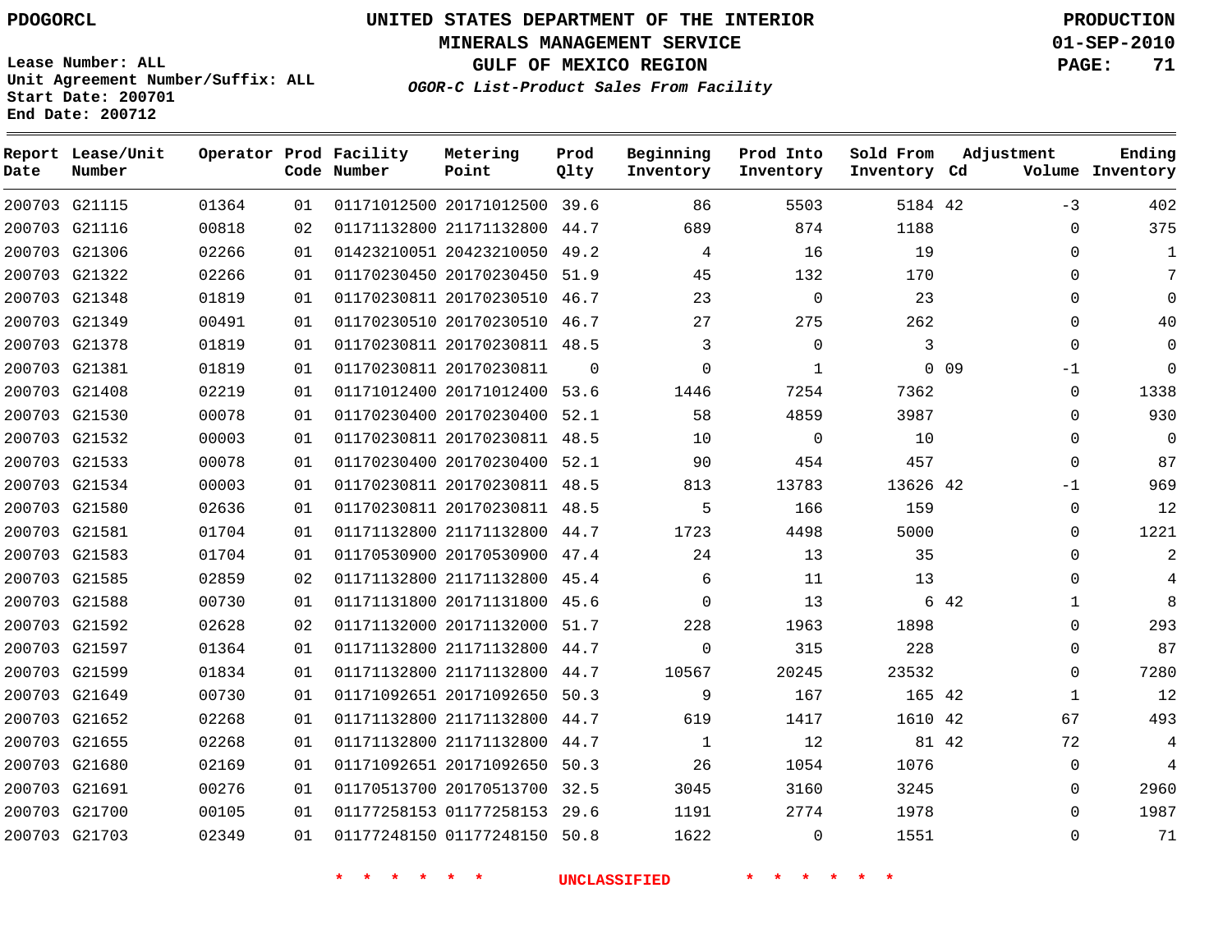PDOGORCL

Lease Number: ALL
Unit Agreement Number/Suffix: ALL
Start Date: 200701
End Date: 200712

# UNITED STATES DEPARTMENT OF THE INTERIOR
## MINERALS MANAGEMENT SERVICE
## GULF OF MEXICO REGION
### *OGOR-C List-Product Sales From Facility*

PRODUCTION
01-SEP-2010

| Report Date | Lease/Unit Number | Operator | Prod Code | Facility Number | Metering Point | Prod Qlty | Beginning Inventory | Prod Into Inventory | Sold From Inventory | Adjustment Cd | Adjustment Volume | Ending Inventory |
|---|---|---|---|---|---|---|---|---|---|---|---|---|
| 200703 | G21115 | 01364 | 01 | 01171012500 | 20171012500 | 39.6 | 86 | 5503 | 5184 | 42 | -3 | 402 |
| 200703 | G21116 | 00818 | 02 | 01171132800 | 21171132800 | 44.7 | 689 | 874 | 1188 | | 0 | 375 |
| 200703 | G21306 | 02266 | 01 | 01423210051 | 20423210050 | 49.2 | 4 | 16 | 19 | | 0 | 1 |
| 200703 | G21322 | 02266 | 01 | 01170230450 | 20170230450 | 51.9 | 45 | 132 | 170 | | 0 | 7 |
| 200703 | G21348 | 01819 | 01 | 01170230811 | 20170230510 | 46.7 | 23 | 0 | 23 | | 0 | 0 |
| 200703 | G21349 | 00491 | 01 | 01170230510 | 20170230510 | 46.7 | 27 | 275 | 262 | | 0 | 40 |
| 200703 | G21378 | 01819 | 01 | 01170230811 | 20170230811 | 48.5 | 3 | 0 | 3 | | 0 | 0 |
| 200703 | G21381 | 01819 | 01 | 01170230811 | 20170230811 | 0 | 0 | 1 | 0 | 09 | -1 | 0 |
| 200703 | G21408 | 02219 | 01 | 01171012400 | 20171012400 | 53.6 | 1446 | 7254 | 7362 | | 0 | 1338 |
| 200703 | G21530 | 00078 | 01 | 01170230400 | 20170230400 | 52.1 | 58 | 4859 | 3987 | | 0 | 930 |
| 200703 | G21532 | 00003 | 01 | 01170230811 | 20170230811 | 48.5 | 10 | 0 | 10 | | 0 | 0 |
| 200703 | G21533 | 00078 | 01 | 01170230400 | 20170230400 | 52.1 | 90 | 454 | 457 | | 0 | 87 |
| 200703 | G21534 | 00003 | 01 | 01170230811 | 20170230811 | 48.5 | 813 | 13783 | 13626 | 42 | -1 | 969 |
| 200703 | G21580 | 02636 | 01 | 01170230811 | 20170230811 | 48.5 | 5 | 166 | 159 | | 0 | 12 |
| 200703 | G21581 | 01704 | 01 | 01171132800 | 21171132800 | 44.7 | 1723 | 4498 | 5000 | | 0 | 1221 |
| 200703 | G21583 | 01704 | 01 | 01170530900 | 20170530900 | 47.4 | 24 | 13 | 35 | | 0 | 2 |
| 200703 | G21585 | 02859 | 02 | 01171132800 | 21171132800 | 45.4 | 6 | 11 | 13 | | 0 | 4 |
| 200703 | G21588 | 00730 | 01 | 01171131800 | 20171131800 | 45.6 | 0 | 13 | 6 | 42 | 1 | 8 |
| 200703 | G21592 | 02628 | 02 | 01171132000 | 20171132000 | 51.7 | 228 | 1963 | 1898 | | 0 | 293 |
| 200703 | G21597 | 01364 | 01 | 01171132800 | 21171132800 | 44.7 | 0 | 315 | 228 | | 0 | 87 |
| 200703 | G21599 | 01834 | 01 | 01171132800 | 21171132800 | 44.7 | 10567 | 20245 | 23532 | | 0 | 7280 |
| 200703 | G21649 | 00730 | 01 | 01171092651 | 20171092650 | 50.3 | 9 | 167 | 165 | 42 | 1 | 12 |
| 200703 | G21652 | 02268 | 01 | 01171132800 | 21171132800 | 44.7 | 619 | 1417 | 1610 | 42 | 67 | 493 |
| 200703 | G21655 | 02268 | 01 | 01171132800 | 21171132800 | 44.7 | 1 | 12 | 81 | 42 | 72 | 4 |
| 200703 | G21680 | 02169 | 01 | 01171092651 | 20171092650 | 50.3 | 26 | 1054 | 1076 | | 0 | 4 |
| 200703 | G21691 | 00276 | 01 | 01170513700 | 20170513700 | 32.5 | 3045 | 3160 | 3245 | | 0 | 2960 |
| 200703 | G21700 | 00105 | 01 | 01177258153 | 01177258153 | 29.6 | 1191 | 2774 | 1978 | | 0 | 1987 |
| 200703 | G21703 | 02349 | 01 | 01177248150 | 01177248150 | 50.8 | 1622 | 0 | 1551 | | 0 | 71 |

* * * * * * * UNCLASSIFIED * * * * * * *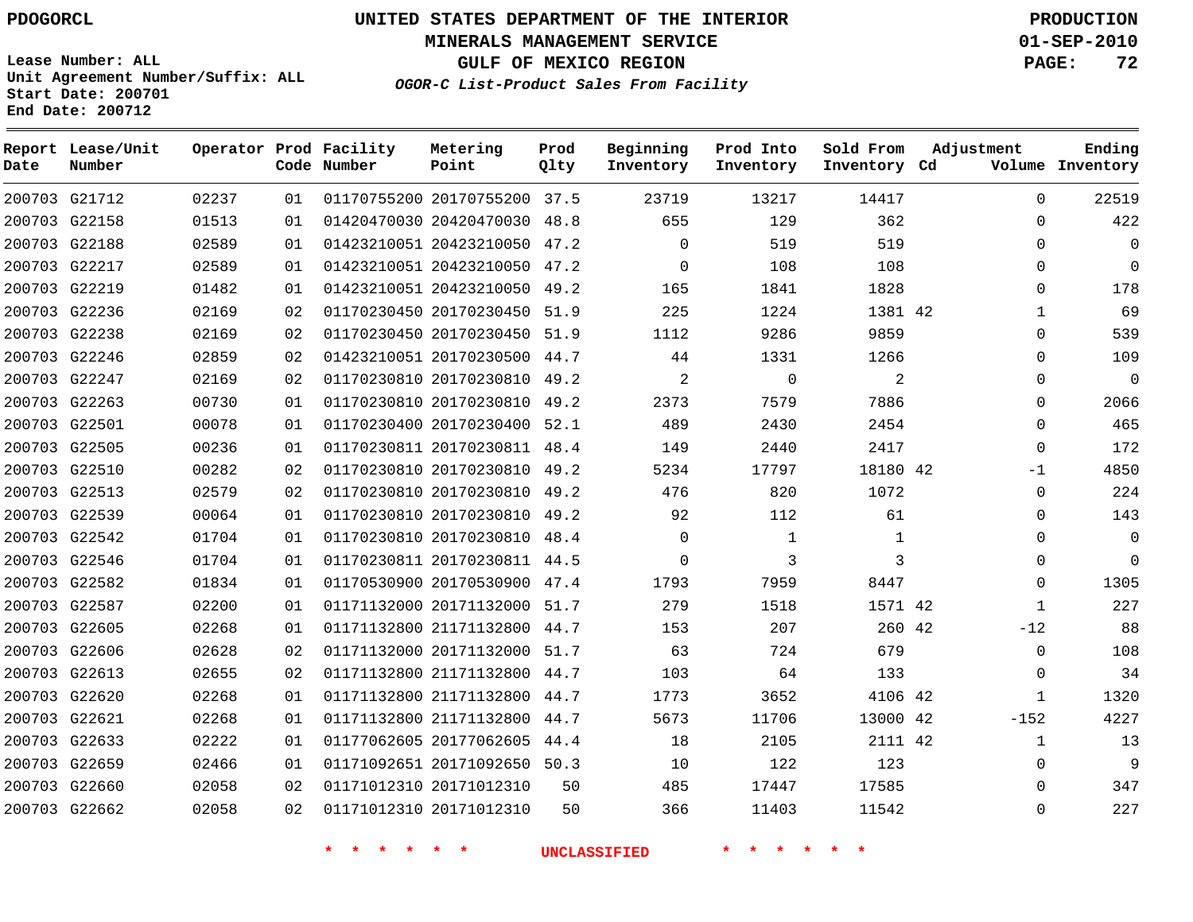Lease Number: ALL
Unit Agreement Number/Suffix: ALL
Start Date: 200701
End Date: 200712

# UNITED STATES DEPARTMENT OF THE INTERIOR
## MINERALS MANAGEMENT SERVICE
## GULF OF MEXICO REGION
### *OGOR-C List-Product Sales From Facility*

PRODUCTION
01-SEP-2010

| Report Date | Lease/Unit Number | Operator | Prod Code | Facility Number | Metering Point | Prod Qlty | Beginning Inventory | Prod Into Inventory | Sold From Inventory | Adjustment Cd | Adjustment Volume | Ending Inventory |
|---|---|---|---|---|---|---|---|---|---|---|---|---|
| 200703 | G21712 | 02237 | 01 | 01170755200 | 20170755200 | 37.5 | 23719 | 13217 | 14417 | | 0 | 22519 |
| 200703 | G22158 | 01513 | 01 | 01420470030 | 20420470030 | 48.8 | 655 | 129 | 362 | | 0 | 422 |
| 200703 | G22188 | 02589 | 01 | 01423210051 | 20423210050 | 47.2 | 0 | 519 | 519 | | 0 | 0 |
| 200703 | G22217 | 02589 | 01 | 01423210051 | 20423210050 | 47.2 | 0 | 108 | 108 | | 0 | 0 |
| 200703 | G22219 | 01482 | 01 | 01423210051 | 20423210050 | 49.2 | 165 | 1841 | 1828 | | 0 | 178 |
| 200703 | G22236 | 02169 | 02 | 01170230450 | 20170230450 | 51.9 | 225 | 1224 | 1381 | 42 | 1 | 69 |
| 200703 | G22238 | 02169 | 02 | 01170230450 | 20170230450 | 51.9 | 1112 | 9286 | 9859 | | 0 | 539 |
| 200703 | G22246 | 02859 | 02 | 01423210051 | 20170230500 | 44.7 | 44 | 1331 | 1266 | | 0 | 109 |
| 200703 | G22247 | 02169 | 02 | 01170230810 | 20170230810 | 49.2 | 2 | 0 | 2 | | 0 | 0 |
| 200703 | G22263 | 00730 | 01 | 01170230810 | 20170230810 | 49.2 | 2373 | 7579 | 7886 | | 0 | 2066 |
| 200703 | G22501 | 00078 | 01 | 01170230400 | 20170230400 | 52.1 | 489 | 2430 | 2454 | | 0 | 465 |
| 200703 | G22505 | 00236 | 01 | 01170230811 | 20170230811 | 48.4 | 149 | 2440 | 2417 | | 0 | 172 |
| 200703 | G22510 | 00282 | 02 | 01170230810 | 20170230810 | 49.2 | 5234 | 17797 | 18180 | 42 | -1 | 4850 |
| 200703 | G22513 | 02579 | 02 | 01170230810 | 20170230810 | 49.2 | 476 | 820 | 1072 | | 0 | 224 |
| 200703 | G22539 | 00064 | 01 | 01170230810 | 20170230810 | 49.2 | 92 | 112 | 61 | | 0 | 143 |
| 200703 | G22542 | 01704 | 01 | 01170230810 | 20170230810 | 48.4 | 0 | 1 | 1 | | 0 | 0 |
| 200703 | G22546 | 01704 | 01 | 01170230811 | 20170230811 | 44.5 | 0 | 3 | 3 | | 0 | 0 |
| 200703 | G22582 | 01834 | 01 | 01170530900 | 20170530900 | 47.4 | 1793 | 7959 | 8447 | | 0 | 1305 |
| 200703 | G22587 | 02200 | 01 | 01171132000 | 20171132000 | 51.7 | 279 | 1518 | 1571 | 42 | 1 | 227 |
| 200703 | G22605 | 02268 | 01 | 01171132800 | 21171132800 | 44.7 | 153 | 207 | 260 | 42 | -12 | 88 |
| 200703 | G22606 | 02628 | 02 | 01171132000 | 20171132000 | 51.7 | 63 | 724 | 679 | | 0 | 108 |
| 200703 | G22613 | 02655 | 02 | 01171132800 | 21171132800 | 44.7 | 103 | 64 | 133 | | 0 | 34 |
| 200703 | G22620 | 02268 | 01 | 01171132800 | 21171132800 | 44.7 | 1773 | 3652 | 4106 | 42 | 1 | 1320 |
| 200703 | G22621 | 02268 | 01 | 01171132800 | 21171132800 | 44.7 | 5673 | 11706 | 13000 | 42 | -152 | 4227 |
| 200703 | G22633 | 02222 | 01 | 01177062605 | 20177062605 | 44.4 | 18 | 2105 | 2111 | 42 | 1 | 13 |
| 200703 | G22659 | 02466 | 01 | 01171092651 | 20171092650 | 50.3 | 10 | 122 | 123 | | 0 | 9 |
| 200703 | G22660 | 02058 | 02 | 01171012310 | 20171012310 | 50 | 485 | 17447 | 17585 | | 0 | 347 |
| 200703 | G22662 | 02058 | 02 | 01171012310 | 20171012310 | 50 | 366 | 11403 | 11542 | | 0 | 227 |

* * * * * * UNCLASSIFIED * * * * * *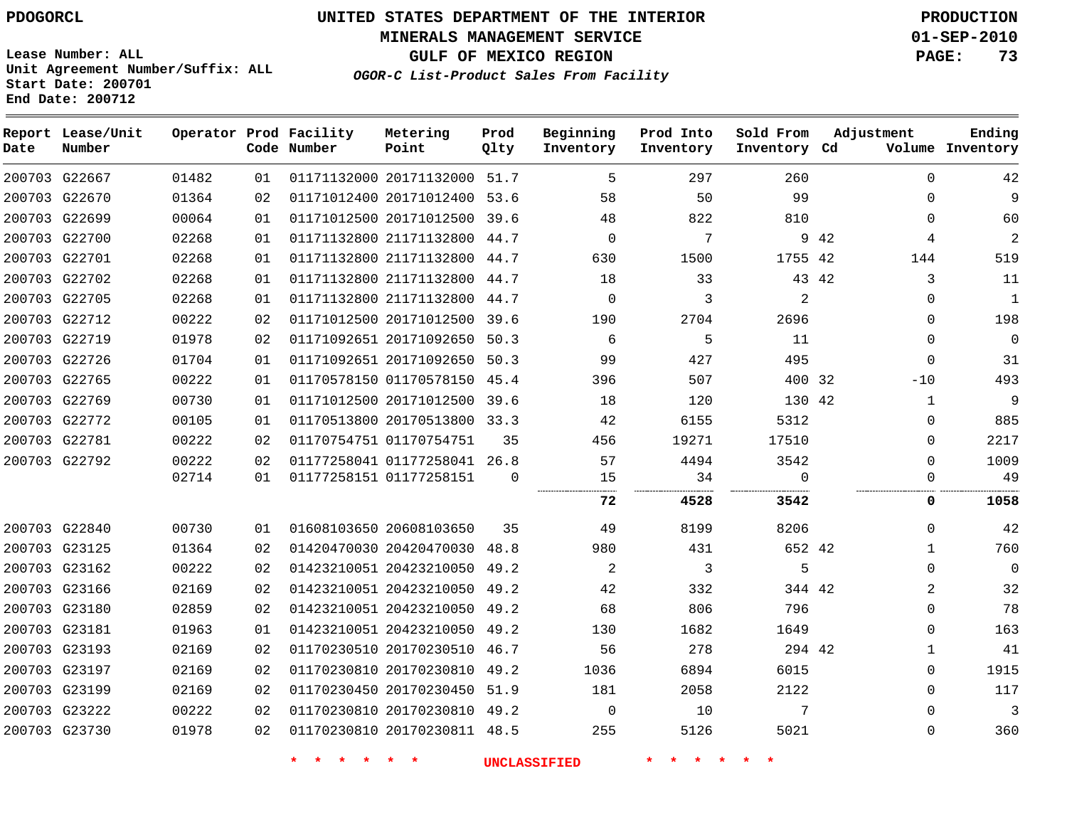PDOGORCL

# UNITED STATES DEPARTMENT OF THE INTERIOR
## MINERALS MANAGEMENT SERVICE
## GULF OF MEXICO REGION
### *OGOR-C List-Product Sales From Facility*

PRODUCTION
01-SEP-2010

Lease Number: ALL
Unit Agreement Number/Suffix: ALL
Start Date: 200701
End Date: 200712

| Report Date | Lease/Unit Number | Operator | Prod Code | Facility Number | Metering Point | Prod Qlty | Beginning Inventory | Prod Into Inventory | Sold From Inventory | Adjustment Cd | Adjustment Volume | Ending Inventory |
|---|---|---|---|---|---|---|---|---|---|---|---|---|
| 200703 | G22667 | 01482 | 01 | 01171132000 | 20171132000 | 51.7 | 5 | 297 | 260 | | 0 | 42 |
| 200703 | G22670 | 01364 | 02 | 01171012400 | 20171012400 | 53.6 | 58 | 50 | 99 | | 0 | 9 |
| 200703 | G22699 | 00064 | 01 | 01171012500 | 20171012500 | 39.6 | 48 | 822 | 810 | | 0 | 60 |
| 200703 | G22700 | 02268 | 01 | 01171132800 | 21171132800 | 44.7 | 0 | 7 | 9 | 42 | 4 | 2 |
| 200703 | G22701 | 02268 | 01 | 01171132800 | 21171132800 | 44.7 | 630 | 1500 | 1755 | 42 | 144 | 519 |
| 200703 | G22702 | 02268 | 01 | 01171132800 | 21171132800 | 44.7 | 18 | 33 | 43 | 42 | 3 | 11 |
| 200703 | G22705 | 02268 | 01 | 01171132800 | 21171132800 | 44.7 | 0 | 3 | 2 | | 0 | 1 |
| 200703 | G22712 | 00222 | 02 | 01171012500 | 20171012500 | 39.6 | 190 | 2704 | 2696 | | 0 | 198 |
| 200703 | G22719 | 01978 | 02 | 01171092651 | 20171092650 | 50.3 | 6 | 5 | 11 | | 0 | 0 |
| 200703 | G22726 | 01704 | 01 | 01171092651 | 20171092650 | 50.3 | 99 | 427 | 495 | | 0 | 31 |
| 200703 | G22765 | 00222 | 01 | 01170578150 | 01170578150 | 45.4 | 396 | 507 | 400 | 32 | -10 | 493 |
| 200703 | G22769 | 00730 | 01 | 01171012500 | 20171012500 | 39.6 | 18 | 120 | 130 | 42 | 1 | 9 |
| 200703 | G22772 | 00105 | 01 | 01170513800 | 20170513800 | 33.3 | 42 | 6155 | 5312 | | 0 | 885 |
| 200703 | G22781 | 00222 | 02 | 01170754751 | 01170754751 | 35 | 456 | 19271 | 17510 | | 0 | 2217 |
| 200703 | G22792 | 00222 | 02 | 01177258041 | 01177258041 | 26.8 | 57 | 4494 | 3542 | | 0 | 1009 |
| | | 02714 | 01 | 01177258151 | 01177258151 | 0 | 15 | 34 | 0 | | 0 | 49 |
| | | | | | | | **72** | **4528** | **3542** | | **0** | **1058** |
| 200703 | G22840 | 00730 | 01 | 01608103650 | 20608103650 | 35 | 49 | 8199 | 8206 | | 0 | 42 |
| 200703 | G23125 | 01364 | 02 | 01420470030 | 20420470030 | 48.8 | 980 | 431 | 652 | 42 | 1 | 760 |
| 200703 | G23162 | 00222 | 02 | 01423210051 | 20423210050 | 49.2 | 2 | 3 | 5 | | 0 | 0 |
| 200703 | G23166 | 02169 | 02 | 01423210051 | 20423210050 | 49.2 | 42 | 332 | 344 | 42 | 2 | 32 |
| 200703 | G23180 | 02859 | 02 | 01423210051 | 20423210050 | 49.2 | 68 | 806 | 796 | | 0 | 78 |
| 200703 | G23181 | 01963 | 01 | 01423210051 | 20423210050 | 49.2 | 130 | 1682 | 1649 | | 0 | 163 |
| 200703 | G23193 | 02169 | 02 | 01170230510 | 20170230510 | 46.7 | 56 | 278 | 294 | 42 | 1 | 41 |
| 200703 | G23197 | 02169 | 02 | 01170230810 | 20170230810 | 49.2 | 1036 | 6894 | 6015 | | 0 | 1915 |
| 200703 | G23199 | 02169 | 02 | 01170230450 | 20170230450 | 51.9 | 181 | 2058 | 2122 | | 0 | 117 |
| 200703 | G23222 | 00222 | 02 | 01170230810 | 20170230810 | 49.2 | 0 | 10 | 7 | | 0 | 3 |
| 200703 | G23730 | 01978 | 02 | 01170230810 | 20170230811 | 48.5 | 255 | 5126 | 5021 | | 0 | 360 |

* * * * * * UNCLASSIFIED * * * * * *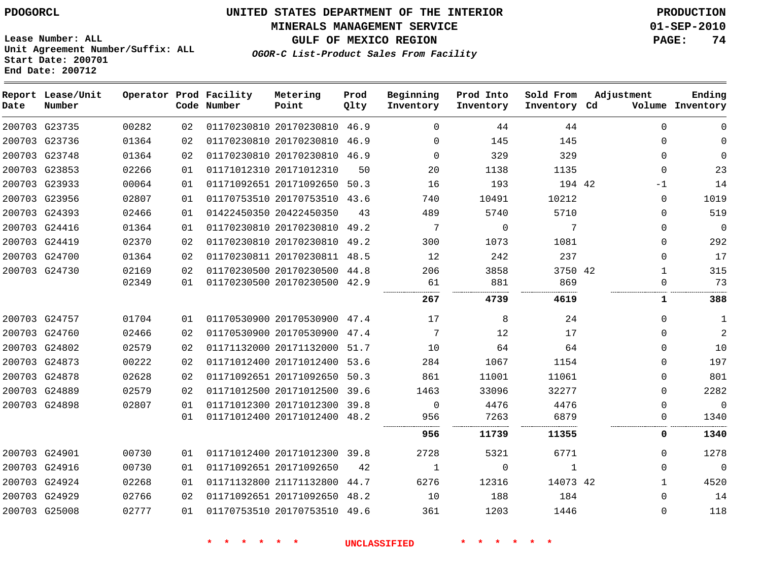PDOGORCL

# UNITED STATES DEPARTMENT OF THE INTERIOR
## MINERALS MANAGEMENT SERVICE
## GULF OF MEXICO REGION

PRODUCTION
01-SEP-2010

Lease Number: ALL
Unit Agreement Number/Suffix: ALL
Start Date: 200701
End Date: 200712

*OGOR-C List-Product Sales From Facility*

| Report Date | Lease/Unit Number | Operator | Prod Code | Facility Number | Metering Point | Prod Qlty | Beginning Inventory | Prod Into Inventory | Sold From Inventory | Adjustment Cd | Adjustment Volume | Ending Inventory |
|---|---|---|---|---|---|---|---|---|---|---|---|---|
| 200703 | G23735 | 00282 | 02 | 01170230810 | 20170230810 | 46.9 | 0 | 44 | 44 | | 0 | 0 |
| 200703 | G23736 | 01364 | 02 | 01170230810 | 20170230810 | 46.9 | 0 | 145 | 145 | | 0 | 0 |
| 200703 | G23748 | 01364 | 02 | 01170230810 | 20170230810 | 46.9 | 0 | 329 | 329 | | 0 | 0 |
| 200703 | G23853 | 02266 | 01 | 01171012310 | 20171012310 | 50 | 20 | 1138 | 1135 | | 0 | 23 |
| 200703 | G23933 | 00064 | 01 | 01171092651 | 20171092650 | 50.3 | 16 | 193 | 194 | 42 | -1 | 14 |
| 200703 | G23956 | 02807 | 01 | 01170753510 | 20170753510 | 43.6 | 740 | 10491 | 10212 | | 0 | 1019 |
| 200703 | G24393 | 02466 | 01 | 01422450350 | 20422450350 | 43 | 489 | 5740 | 5710 | | 0 | 519 |
| 200703 | G24416 | 01364 | 01 | 01170230810 | 20170230810 | 49.2 | 7 | 0 | 7 | | 0 | 0 |
| 200703 | G24419 | 02370 | 02 | 01170230810 | 20170230810 | 49.2 | 300 | 1073 | 1081 | | 0 | 292 |
| 200703 | G24700 | 01364 | 02 | 01170230811 | 20170230811 | 48.5 | 12 | 242 | 237 | | 0 | 17 |
| 200703 | G24730 | 02169 | 02 | 01170230500 | 20170230500 | 44.8 | 206 | 3858 | 3750 | 42 | 1 | 315 |
| | | 02349 | 01 | 01170230500 | 20170230500 | 42.9 | 61 | 881 | 869 | | 0 | 73 |
| | | | | | | | **267** | **4739** | **4619** | | **1** | **388** |
| 200703 | G24757 | 01704 | 01 | 01170530900 | 20170530900 | 47.4 | 17 | 8 | 24 | | 0 | 1 |
| 200703 | G24760 | 02466 | 02 | 01170530900 | 20170530900 | 47.4 | 7 | 12 | 17 | | 0 | 2 |
| 200703 | G24802 | 02579 | 02 | 01171132000 | 20171132000 | 51.7 | 10 | 64 | 64 | | 0 | 10 |
| 200703 | G24873 | 00222 | 02 | 01171012400 | 20171012400 | 53.6 | 284 | 1067 | 1154 | | 0 | 197 |
| 200703 | G24878 | 02628 | 02 | 01171092651 | 20171092650 | 50.3 | 861 | 11001 | 11061 | | 0 | 801 |
| 200703 | G24889 | 02579 | 02 | 01171012500 | 20171012500 | 39.6 | 1463 | 33096 | 32277 | | 0 | 2282 |
| 200703 | G24898 | 02807 | 01 | 01171012300 | 20171012300 | 39.8 | 0 | 4476 | 4476 | | 0 | 0 |
| | | | 01 | 01171012400 | 20171012400 | 48.2 | 956 | 7263 | 6879 | | 0 | 1340 |
| | | | | | | | **956** | **11739** | **11355** | | **0** | **1340** |
| 200703 | G24901 | 00730 | 01 | 01171012400 | 20171012300 | 39.8 | 2728 | 5321 | 6771 | | 0 | 1278 |
| 200703 | G24916 | 00730 | 01 | 01171092651 | 20171092650 | 42 | 1 | 0 | 1 | | 0 | 0 |
| 200703 | G24924 | 02268 | 01 | 01171132800 | 21171132800 | 44.7 | 6276 | 12316 | 14073 | 42 | 1 | 4520 |
| 200703 | G24929 | 02766 | 02 | 01171092651 | 20171092650 | 48.2 | 10 | 188 | 184 | | 0 | 14 |
| 200703 | G25008 | 02777 | 01 | 01170753510 | 20170753510 | 49.6 | 361 | 1203 | 1446 | | 0 | 118 |

* * * * * * UNCLASSIFIED * * * * * *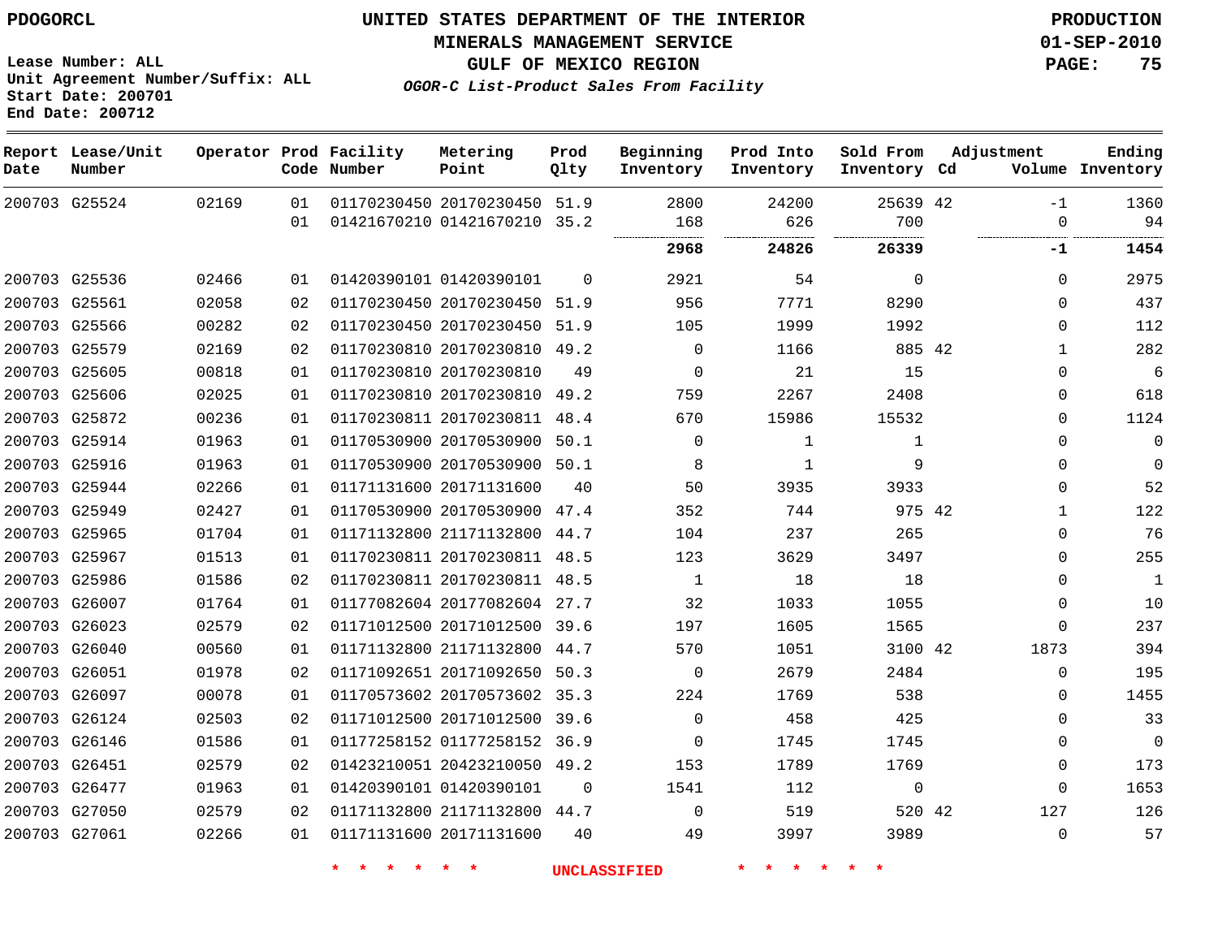**PDOGORCL**

# UNITED STATES DEPARTMENT OF THE INTERIOR
## MINERALS MANAGEMENT SERVICE
## GULF OF MEXICO REGION
### *OGOR-C List-Product Sales From Facility*

**PRODUCTION**
**01-SEP-2010**

Lease Number: ALL
Unit Agreement Number/Suffix: ALL
Start Date: 200701
End Date: 200712

| Report Date | Lease/Unit Number | Operator | Prod Code | Facility Number | Metering Point | Prod Qlty | Beginning Inventory | Prod Into Inventory | Sold From Inventory | Adjustment Cd | Adjustment Volume | Ending Inventory |
|---|---|---|---|---|---|---|---|---|---|---|---|---|
| 200703 | G25524 | 02169 | 01 | 01170230450 | 20170230450 | 51.9 | 2800 | 24200 | 25639 | 42 | -1 | 1360 |
| | | | 01 | 01421670210 | 01421670210 | 35.2 | 168 | 626 | 700 | | 0 | 94 |
| | | | | | | | **2968** | **24826** | **26339** | | **-1** | **1454** |
| 200703 | G25536 | 02466 | 01 | 01420390101 | 01420390101 | 0 | 2921 | 54 | 0 | | 0 | 2975 |
| 200703 | G25561 | 02058 | 02 | 01170230450 | 20170230450 | 51.9 | 956 | 7771 | 8290 | | 0 | 437 |
| 200703 | G25566 | 00282 | 02 | 01170230450 | 20170230450 | 51.9 | 105 | 1999 | 1992 | | 0 | 112 |
| 200703 | G25579 | 02169 | 02 | 01170230810 | 20170230810 | 49.2 | 0 | 1166 | 885 | 42 | 1 | 282 |
| 200703 | G25605 | 00818 | 01 | 01170230810 | 20170230810 | 49 | 0 | 21 | 15 | | 0 | 6 |
| 200703 | G25606 | 02025 | 01 | 01170230810 | 20170230810 | 49.2 | 759 | 2267 | 2408 | | 0 | 618 |
| 200703 | G25872 | 00236 | 01 | 01170230811 | 20170230811 | 48.4 | 670 | 15986 | 15532 | | 0 | 1124 |
| 200703 | G25914 | 01963 | 01 | 01170530900 | 20170530900 | 50.1 | 0 | 1 | 1 | | 0 | 0 |
| 200703 | G25916 | 01963 | 01 | 01170530900 | 20170530900 | 50.1 | 8 | 1 | 9 | | 0 | 0 |
| 200703 | G25944 | 02266 | 01 | 01171131600 | 20171131600 | 40 | 50 | 3935 | 3933 | | 0 | 52 |
| 200703 | G25949 | 02427 | 01 | 01170530900 | 20170530900 | 47.4 | 352 | 744 | 975 | 42 | 1 | 122 |
| 200703 | G25965 | 01704 | 01 | 01171132800 | 21171132800 | 44.7 | 104 | 237 | 265 | | 0 | 76 |
| 200703 | G25967 | 01513 | 01 | 01170230811 | 20170230811 | 48.5 | 123 | 3629 | 3497 | | 0 | 255 |
| 200703 | G25986 | 01586 | 02 | 01170230811 | 20170230811 | 48.5 | 1 | 18 | 18 | | 0 | 1 |
| 200703 | G26007 | 01764 | 01 | 01177082604 | 20177082604 | 27.7 | 32 | 1033 | 1055 | | 0 | 10 |
| 200703 | G26023 | 02579 | 02 | 01171012500 | 20171012500 | 39.6 | 197 | 1605 | 1565 | | 0 | 237 |
| 200703 | G26040 | 00560 | 01 | 01171132800 | 21171132800 | 44.7 | 570 | 1051 | 3100 | 42 | 1873 | 394 |
| 200703 | G26051 | 01978 | 02 | 01171092651 | 20171092650 | 50.3 | 0 | 2679 | 2484 | | 0 | 195 |
| 200703 | G26097 | 00078 | 01 | 01170573602 | 20170573602 | 35.3 | 224 | 1769 | 538 | | 0 | 1455 |
| 200703 | G26124 | 02503 | 02 | 01171012500 | 20171012500 | 39.6 | 0 | 458 | 425 | | 0 | 33 |
| 200703 | G26146 | 01586 | 01 | 01177258152 | 01177258152 | 36.9 | 0 | 1745 | 1745 | | 0 | 0 |
| 200703 | G26451 | 02579 | 02 | 01423210051 | 20423210050 | 49.2 | 153 | 1789 | 1769 | | 0 | 173 |
| 200703 | G26477 | 01963 | 01 | 01420390101 | 01420390101 | 0 | 1541 | 112 | 0 | | 0 | 1653 |
| 200703 | G27050 | 02579 | 02 | 01171132800 | 21171132800 | 44.7 | 0 | 519 | 520 | 42 | 127 | 126 |
| 200703 | G27061 | 02266 | 01 | 01171131600 | 20171131600 | 40 | 49 | 3997 | 3989 | | 0 | 57 |

\* \* \* \* \* \* UNCLASSIFIED \* \* \* \* \* \*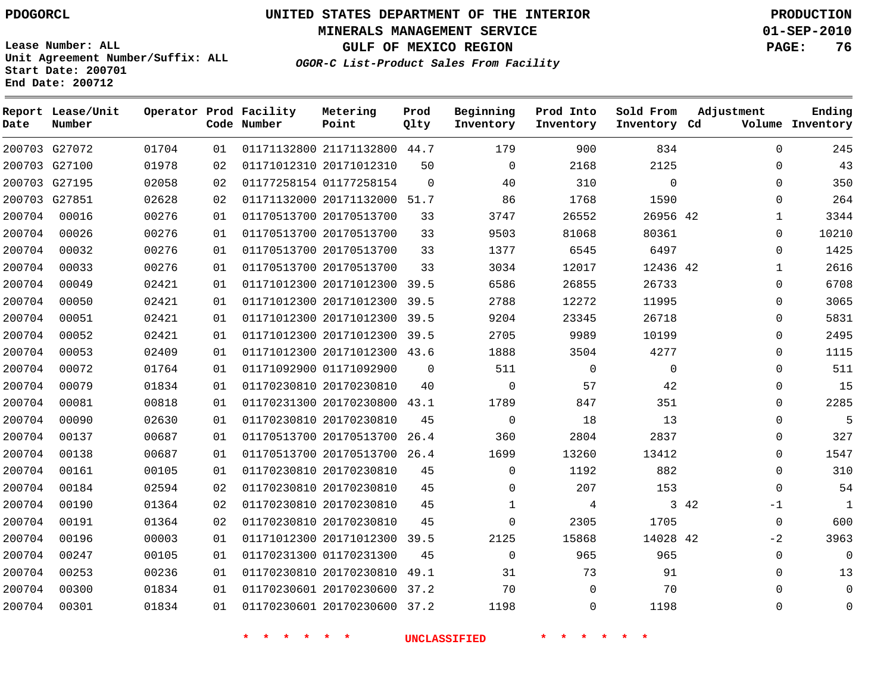PDOGORCL

# UNITED STATES DEPARTMENT OF THE INTERIOR
## MINERALS MANAGEMENT SERVICE
## GULF OF MEXICO REGION
### OGOR-C List-Product Sales From Facility

PRODUCTION
01-SEP-2010

Lease Number: ALL
Unit Agreement Number/Suffix: ALL
Start Date: 200701
End Date: 200712

| Report Date | Lease/Unit Number | Operator | Prod Code | Facility Number | Metering Point | Prod Qlty | Beginning Inventory | Prod Into Inventory | Sold From Inventory | Adjustment Cd | Volume | Ending Inventory |
|---|---|---|---|---|---|---|---|---|---|---|---|---|
| 200703 | G27072 | 01704 | 01 | 01171132800 | 21171132800 | 44.7 | 179 | 900 | 834 | | 0 | 245 |
| 200703 | G27100 | 01978 | 02 | 01171012310 | 20171012310 | 50 | 0 | 2168 | 2125 | | 0 | 43 |
| 200703 | G27195 | 02058 | 02 | 01177258154 | 01177258154 | 0 | 40 | 310 | 0 | | 0 | 350 |
| 200703 | G27851 | 02628 | 02 | 01171132000 | 20171132000 | 51.7 | 86 | 1768 | 1590 | | 0 | 264 |
| 200704 | 00016 | 00276 | 01 | 01170513700 | 20170513700 | 33 | 3747 | 26552 | 26956 | 42 | 1 | 3344 |
| 200704 | 00026 | 00276 | 01 | 01170513700 | 20170513700 | 33 | 9503 | 81068 | 80361 | | 0 | 10210 |
| 200704 | 00032 | 00276 | 01 | 01170513700 | 20170513700 | 33 | 1377 | 6545 | 6497 | | 0 | 1425 |
| 200704 | 00033 | 00276 | 01 | 01170513700 | 20170513700 | 33 | 3034 | 12017 | 12436 | 42 | 1 | 2616 |
| 200704 | 00049 | 02421 | 01 | 01171012300 | 20171012300 | 39.5 | 6586 | 26855 | 26733 | | 0 | 6708 |
| 200704 | 00050 | 02421 | 01 | 01171012300 | 20171012300 | 39.5 | 2788 | 12272 | 11995 | | 0 | 3065 |
| 200704 | 00051 | 02421 | 01 | 01171012300 | 20171012300 | 39.5 | 9204 | 23345 | 26718 | | 0 | 5831 |
| 200704 | 00052 | 02421 | 01 | 01171012300 | 20171012300 | 39.5 | 2705 | 9989 | 10199 | | 0 | 2495 |
| 200704 | 00053 | 02409 | 01 | 01171012300 | 20171012300 | 43.6 | 1888 | 3504 | 4277 | | 0 | 1115 |
| 200704 | 00072 | 01764 | 01 | 01171092900 | 01171092900 | 0 | 511 | 0 | 0 | | 0 | 511 |
| 200704 | 00079 | 01834 | 01 | 01170230810 | 20170230810 | 40 | 0 | 57 | 42 | | 0 | 15 |
| 200704 | 00081 | 00818 | 01 | 01170231300 | 20170230800 | 43.1 | 1789 | 847 | 351 | | 0 | 2285 |
| 200704 | 00090 | 02630 | 01 | 01170230810 | 20170230810 | 45 | 0 | 18 | 13 | | 0 | 5 |
| 200704 | 00137 | 00687 | 01 | 01170513700 | 20170513700 | 26.4 | 360 | 2804 | 2837 | | 0 | 327 |
| 200704 | 00138 | 00687 | 01 | 01170513700 | 20170513700 | 26.4 | 1699 | 13260 | 13412 | | 0 | 1547 |
| 200704 | 00161 | 00105 | 01 | 01170230810 | 20170230810 | 45 | 0 | 1192 | 882 | | 0 | 310 |
| 200704 | 00184 | 02594 | 02 | 01170230810 | 20170230810 | 45 | 0 | 207 | 153 | | 0 | 54 |
| 200704 | 00190 | 01364 | 02 | 01170230810 | 20170230810 | 45 | 1 | 4 | 3 | 42 | -1 | 1 |
| 200704 | 00191 | 01364 | 02 | 01170230810 | 20170230810 | 45 | 0 | 2305 | 1705 | | 0 | 600 |
| 200704 | 00196 | 00003 | 01 | 01171012300 | 20171012300 | 39.5 | 2125 | 15868 | 14028 | 42 | -2 | 3963 |
| 200704 | 00247 | 00105 | 01 | 01170231300 | 01170231300 | 45 | 0 | 965 | 965 | | 0 | 0 |
| 200704 | 00253 | 00236 | 01 | 01170230810 | 20170230810 | 49.1 | 31 | 73 | 91 | | 0 | 13 |
| 200704 | 00300 | 01834 | 01 | 01170230601 | 20170230600 | 37.2 | 70 | 0 | 70 | | 0 | 0 |
| 200704 | 00301 | 01834 | 01 | 01170230601 | 20170230600 | 37.2 | 1198 | 0 | 1198 | | 0 | 0 |

\* \* \* \* \* \* UNCLASSIFIED \* \* \* \* \* \*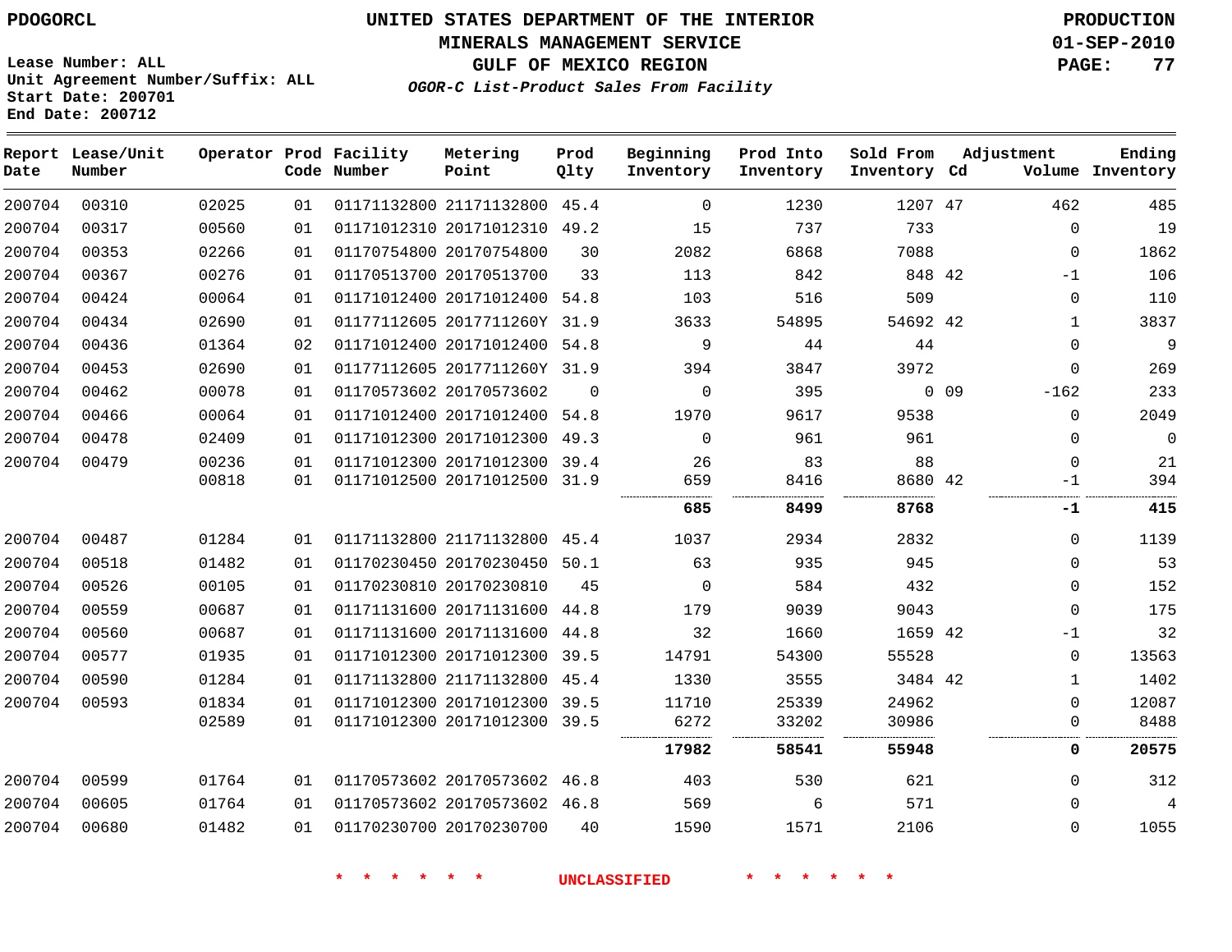PDOGORCL

**UNITED STATES DEPARTMENT OF THE INTERIOR**
**MINERALS MANAGEMENT SERVICE**
**GULF OF MEXICO REGION**
***OGOR-C List-Product Sales From Facility***

**PRODUCTION**
**01-SEP-2010**

Lease Number: ALL
Unit Agreement Number/Suffix: ALL
Start Date: 200701
End Date: 200712

| Report Date | Lease/Unit Number | Operator | Prod Code | Facility Number | Metering Point | Prod Qlty | Beginning Inventory | Prod Into Inventory | Sold From Inventory | Adjustment Cd | Volume | Ending Inventory |
|---|---|---|---|---|---|---|---|---|---|---|---|---|
| 200704 | 00310 | 02025 | 01 | 01171132800 | 21171132800 | 45.4 | 0 | 1230 | 1207 | 47 | 462 | 485 |
| 200704 | 00317 | 00560 | 01 | 01171012310 | 20171012310 | 49.2 | 15 | 737 | 733 | | 0 | 19 |
| 200704 | 00353 | 02266 | 01 | 01170754800 | 20170754800 | 30 | 2082 | 6868 | 7088 | | 0 | 1862 |
| 200704 | 00367 | 00276 | 01 | 01170513700 | 20170513700 | 33 | 113 | 842 | 848 | 42 | -1 | 106 |
| 200704 | 00424 | 00064 | 01 | 01171012400 | 20171012400 | 54.8 | 103 | 516 | 509 | | 0 | 110 |
| 200704 | 00434 | 02690 | 01 | 01177112605 | 2017711260Y | 31.9 | 3633 | 54895 | 54692 | 42 | 1 | 3837 |
| 200704 | 00436 | 01364 | 02 | 01171012400 | 20171012400 | 54.8 | 9 | 44 | 44 | | 0 | 9 |
| 200704 | 00453 | 02690 | 01 | 01177112605 | 2017711260Y | 31.9 | 394 | 3847 | 3972 | | 0 | 269 |
| 200704 | 00462 | 00078 | 01 | 01170573602 | 20170573602 | 0 | 0 | 395 | 0 | 09 | -162 | 233 |
| 200704 | 00466 | 00064 | 01 | 01171012400 | 20171012400 | 54.8 | 1970 | 9617 | 9538 | | 0 | 2049 |
| 200704 | 00478 | 02409 | 01 | 01171012300 | 20171012300 | 49.3 | 0 | 961 | 961 | | 0 | 0 |
| 200704 | 00479 | 00236 | 01 | 01171012300 | 20171012300 | 39.4 | 26 | 83 | 88 | | 0 | 21 |
| | | 00818 | 01 | 01171012500 | 20171012500 | 31.9 | 659 | 8416 | 8680 | 42 | -1 | 394 |
| | | | | | | | **685** | **8499** | **8768** | | **-1** | **415** |
| 200704 | 00487 | 01284 | 01 | 01171132800 | 21171132800 | 45.4 | 1037 | 2934 | 2832 | | 0 | 1139 |
| 200704 | 00518 | 01482 | 01 | 01170230450 | 20170230450 | 50.1 | 63 | 935 | 945 | | 0 | 53 |
| 200704 | 00526 | 00105 | 01 | 01170230810 | 20170230810 | 45 | 0 | 584 | 432 | | 0 | 152 |
| 200704 | 00559 | 00687 | 01 | 01171131600 | 20171131600 | 44.8 | 179 | 9039 | 9043 | | 0 | 175 |
| 200704 | 00560 | 00687 | 01 | 01171131600 | 20171131600 | 44.8 | 32 | 1660 | 1659 | 42 | -1 | 32 |
| 200704 | 00577 | 01935 | 01 | 01171012300 | 20171012300 | 39.5 | 14791 | 54300 | 55528 | | 0 | 13563 |
| 200704 | 00590 | 01284 | 01 | 01171132800 | 21171132800 | 45.4 | 1330 | 3555 | 3484 | 42 | 1 | 1402 |
| 200704 | 00593 | 01834 | 01 | 01171012300 | 20171012300 | 39.5 | 11710 | 25339 | 24962 | | 0 | 12087 |
| | | 02589 | 01 | 01171012300 | 20171012300 | 39.5 | 6272 | 33202 | 30986 | | 0 | 8488 |
| | | | | | | | **17982** | **58541** | **55948** | | **0** | **20575** |
| 200704 | 00599 | 01764 | 01 | 01170573602 | 20170573602 | 46.8 | 403 | 530 | 621 | | 0 | 312 |
| 200704 | 00605 | 01764 | 01 | 01170573602 | 20170573602 | 46.8 | 569 | 6 | 571 | | 0 | 4 |
| 200704 | 00680 | 01482 | 01 | 01170230700 | 20170230700 | 40 | 1590 | 1571 | 2106 | | 0 | 1055 |

\* \* \* \* \* \* UNCLASSIFIED \* \* \* \* \* \*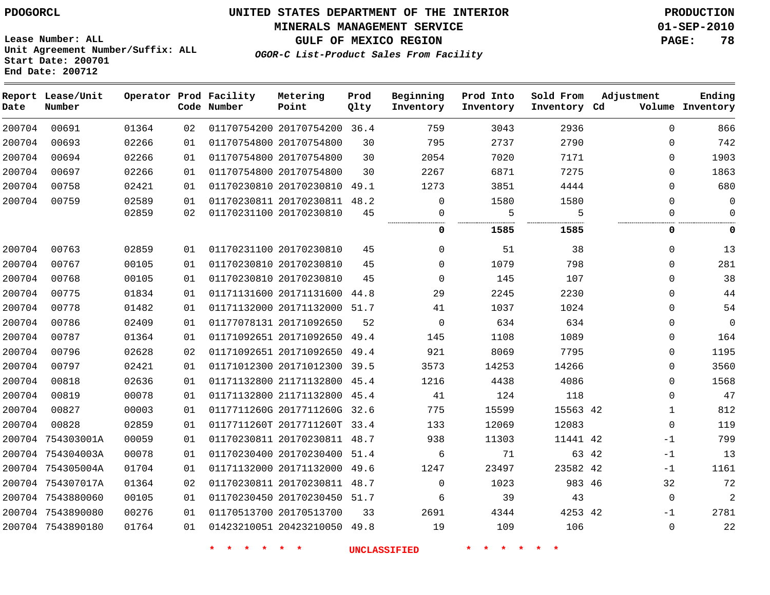PDOGORCL

# UNITED STATES DEPARTMENT OF THE INTERIOR
## MINERALS MANAGEMENT SERVICE
## GULF OF MEXICO REGION
### *OGOR-C List-Product Sales From Facility*

PRODUCTION
01-SEP-2010

Lease Number: ALL
Unit Agreement Number/Suffix: ALL
Start Date: 200701
End Date: 200712

| Report Date | Lease/Unit Number | Operator | Prod Code | Facility Number | Metering Point | Prod Qlty | Beginning Inventory | Prod Into Inventory | Sold From Inventory | Adjustment Cd | Volume | Ending Inventory |
|---|---|---|---|---|---|---|---|---|---|---|---|---|
| 200704 | 00691 | 01364 | 02 | 01170754200 | 20170754200 | 36.4 | 759 | 3043 | 2936 | | 0 | 866 |
| 200704 | 00693 | 02266 | 01 | 01170754800 | 20170754800 | 30 | 795 | 2737 | 2790 | | 0 | 742 |
| 200704 | 00694 | 02266 | 01 | 01170754800 | 20170754800 | 30 | 2054 | 7020 | 7171 | | 0 | 1903 |
| 200704 | 00697 | 02266 | 01 | 01170754800 | 20170754800 | 30 | 2267 | 6871 | 7275 | | 0 | 1863 |
| 200704 | 00758 | 02421 | 01 | 01170230810 | 20170230810 | 49.1 | 1273 | 3851 | 4444 | | 0 | 680 |
| 200704 | 00759 | 02589 | 01 | 01170230811 | 20170230811 | 48.2 | 0 | 1580 | 1580 | | 0 | 0 |
| | | 02859 | 02 | 01170231100 | 20170230810 | 45 | 0 | 5 | 5 | | 0 | 0 |
| | | | | | | | **0** | **1585** | **1585** | | **0** | **0** |
| 200704 | 00763 | 02859 | 01 | 01170231100 | 20170230810 | 45 | 0 | 51 | 38 | | 0 | 13 |
| 200704 | 00767 | 00105 | 01 | 01170230810 | 20170230810 | 45 | 0 | 1079 | 798 | | 0 | 281 |
| 200704 | 00768 | 00105 | 01 | 01170230810 | 20170230810 | 45 | 0 | 145 | 107 | | 0 | 38 |
| 200704 | 00775 | 01834 | 01 | 01171131600 | 20171131600 | 44.8 | 29 | 2245 | 2230 | | 0 | 44 |
| 200704 | 00778 | 01482 | 01 | 01171132000 | 20171132000 | 51.7 | 41 | 1037 | 1024 | | 0 | 54 |
| 200704 | 00786 | 02409 | 01 | 01177078131 | 20171092650 | 52 | 0 | 634 | 634 | | 0 | 0 |
| 200704 | 00787 | 01364 | 01 | 01171092651 | 20171092650 | 49.4 | 145 | 1108 | 1089 | | 0 | 164 |
| 200704 | 00796 | 02628 | 02 | 01171092651 | 20171092650 | 49.4 | 921 | 8069 | 7795 | | 0 | 1195 |
| 200704 | 00797 | 02421 | 01 | 01171012300 | 20171012300 | 39.5 | 3573 | 14253 | 14266 | | 0 | 3560 |
| 200704 | 00818 | 02636 | 01 | 01171132800 | 21171132800 | 45.4 | 1216 | 4438 | 4086 | | 0 | 1568 |
| 200704 | 00819 | 00078 | 01 | 01171132800 | 21171132800 | 45.4 | 41 | 124 | 118 | | 0 | 47 |
| 200704 | 00827 | 00003 | 01 | 0117711260G | 2017711260G | 32.6 | 775 | 15599 | 15563 | 42 | 1 | 812 |
| 200704 | 00828 | 02859 | 01 | 0117711260T | 2017711260T | 33.4 | 133 | 12069 | 12083 | | 0 | 119 |
| 200704 | 754303001A | 00059 | 01 | 01170230811 | 20170230811 | 48.7 | 938 | 11303 | 11441 | 42 | -1 | 799 |
| 200704 | 754304003A | 00078 | 01 | 01170230400 | 20170230400 | 51.4 | 6 | 71 | 63 | 42 | -1 | 13 |
| 200704 | 754305004A | 01704 | 01 | 01171132000 | 20171132000 | 49.6 | 1247 | 23497 | 23582 | 42 | -1 | 1161 |
| 200704 | 754307017A | 01364 | 02 | 01170230811 | 20170230811 | 48.7 | 0 | 1023 | 983 | 46 | 32 | 72 |
| 200704 | 7543880060 | 00105 | 01 | 01170230450 | 20170230450 | 51.7 | 6 | 39 | 43 | | 0 | 2 |
| 200704 | 7543890080 | 00276 | 01 | 01170513700 | 20170513700 | 33 | 2691 | 4344 | 4253 | 42 | -1 | 2781 |
| 200704 | 7543890180 | 01764 | 01 | 01423210051 | 20423210050 | 49.8 | 19 | 109 | 106 | | 0 | 22 |

* * * * * * UNCLASSIFIED * * * * * *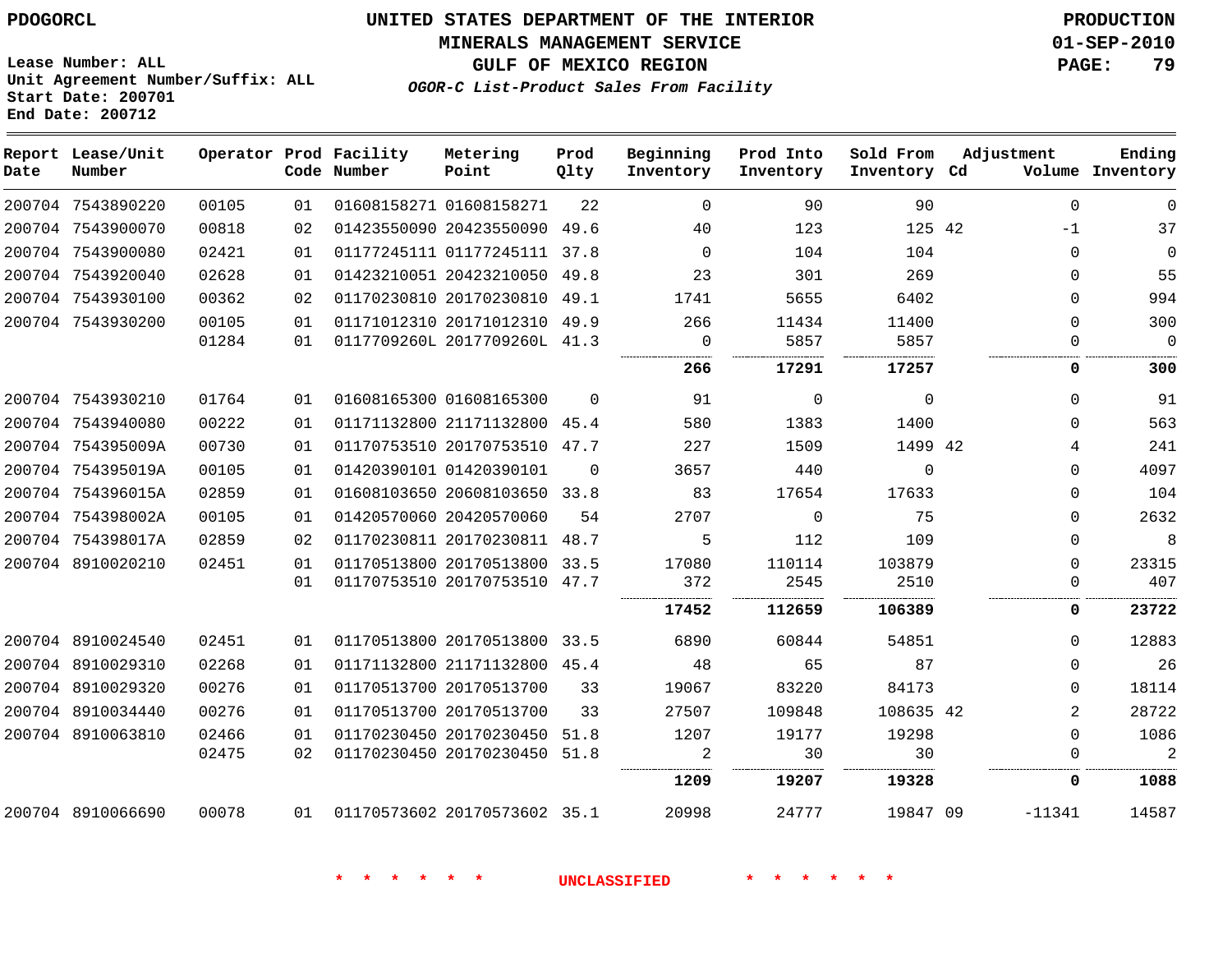PDOGORCL

# UNITED STATES DEPARTMENT OF THE INTERIOR
## MINERALS MANAGEMENT SERVICE
## GULF OF MEXICO REGION

**PRODUCTION**
**01-SEP-2010**
**PAGE: 79**

Lease Number: ALL
Unit Agreement Number/Suffix: ALL
Start Date: 200701
End Date: 200712

*OGOR-C List-Product Sales From Facility*

| Report Date | Lease/Unit Number | Operator | Prod Code | Facility Number | Metering Point | Prod Qlty | Beginning Inventory | Prod Into Inventory | Sold From Inventory | Adjustment Cd | Volume | Ending Inventory |
|---|---|---|---|---|---|---|---|---|---|---|---|---|
| 200704 | 7543890220 | 00105 | 01 | 01608158271 | 01608158271 | 22 | 0 | 90 | 90 | | 0 | 0 |
| 200704 | 7543900070 | 00818 | 02 | 01423550090 | 20423550090 | 49.6 | 40 | 123 | 125 | 42 | -1 | 37 |
| 200704 | 7543900080 | 02421 | 01 | 01177245111 | 01177245111 | 37.8 | 0 | 104 | 104 | | 0 | 0 |
| 200704 | 7543920040 | 02628 | 01 | 01423210051 | 20423210050 | 49.8 | 23 | 301 | 269 | | 0 | 55 |
| 200704 | 7543930100 | 00362 | 02 | 01170230810 | 20170230810 | 49.1 | 1741 | 5655 | 6402 | | 0 | 994 |
| 200704 | 7543930200 | 00105 | 01 | 01171012310 | 20171012310 | 49.9 | 266 | 11434 | 11400 | | 0 | 300 |
| | | 01284 | 01 | 0117709260L | 2017709260L | 41.3 | 0 | 5857 | 5857 | | 0 | 0 |
| | | | | | | | **266** | **17291** | **17257** | | **0** | **300** |
| 200704 | 7543930210 | 01764 | 01 | 01608165300 | 01608165300 | 0 | 91 | 0 | 0 | | 0 | 91 |
| 200704 | 7543940080 | 00222 | 01 | 01171132800 | 21171132800 | 45.4 | 580 | 1383 | 1400 | | 0 | 563 |
| 200704 | 754395009A | 00730 | 01 | 01170753510 | 20170753510 | 47.7 | 227 | 1509 | 1499 | 42 | 4 | 241 |
| 200704 | 754395019A | 00105 | 01 | 01420390101 | 01420390101 | 0 | 3657 | 440 | 0 | | 0 | 4097 |
| 200704 | 754396015A | 02859 | 01 | 01608103650 | 20608103650 | 33.8 | 83 | 17654 | 17633 | | 0 | 104 |
| 200704 | 754398002A | 00105 | 01 | 01420570060 | 20420570060 | 54 | 2707 | 0 | 75 | | 0 | 2632 |
| 200704 | 754398017A | 02859 | 02 | 01170230811 | 20170230811 | 48.7 | 5 | 112 | 109 | | 0 | 8 |
| 200704 | 8910020210 | 02451 | 01 | 01170513800 | 20170513800 | 33.5 | 17080 | 110114 | 103879 | | 0 | 23315 |
| | | | 01 | 01170753510 | 20170753510 | 47.7 | 372 | 2545 | 2510 | | 0 | 407 |
| | | | | | | | **17452** | **112659** | **106389** | | **0** | **23722** |
| 200704 | 8910024540 | 02451 | 01 | 01170513800 | 20170513800 | 33.5 | 6890 | 60844 | 54851 | | 0 | 12883 |
| 200704 | 8910029310 | 02268 | 01 | 01171132800 | 21171132800 | 45.4 | 48 | 65 | 87 | | 0 | 26 |
| 200704 | 8910029320 | 00276 | 01 | 01170513700 | 20170513700 | 33 | 19067 | 83220 | 84173 | | 0 | 18114 |
| 200704 | 8910034440 | 00276 | 01 | 01170513700 | 20170513700 | 33 | 27507 | 109848 | 108635 | 42 | 2 | 28722 |
| 200704 | 8910063810 | 02466 | 01 | 01170230450 | 20170230450 | 51.8 | 1207 | 19177 | 19298 | | 0 | 1086 |
| | | 02475 | 02 | 01170230450 | 20170230450 | 51.8 | 2 | 30 | 30 | | 0 | 2 |
| | | | | | | | **1209** | **19207** | **19328** | | **0** | **1088** |
| 200704 | 8910066690 | 00078 | 01 | 01170573602 | 20170573602 | 35.1 | 20998 | 24777 | 19847 | 09 | -11341 | 14587 |

* * * * * * UNCLASSIFIED * * * * * *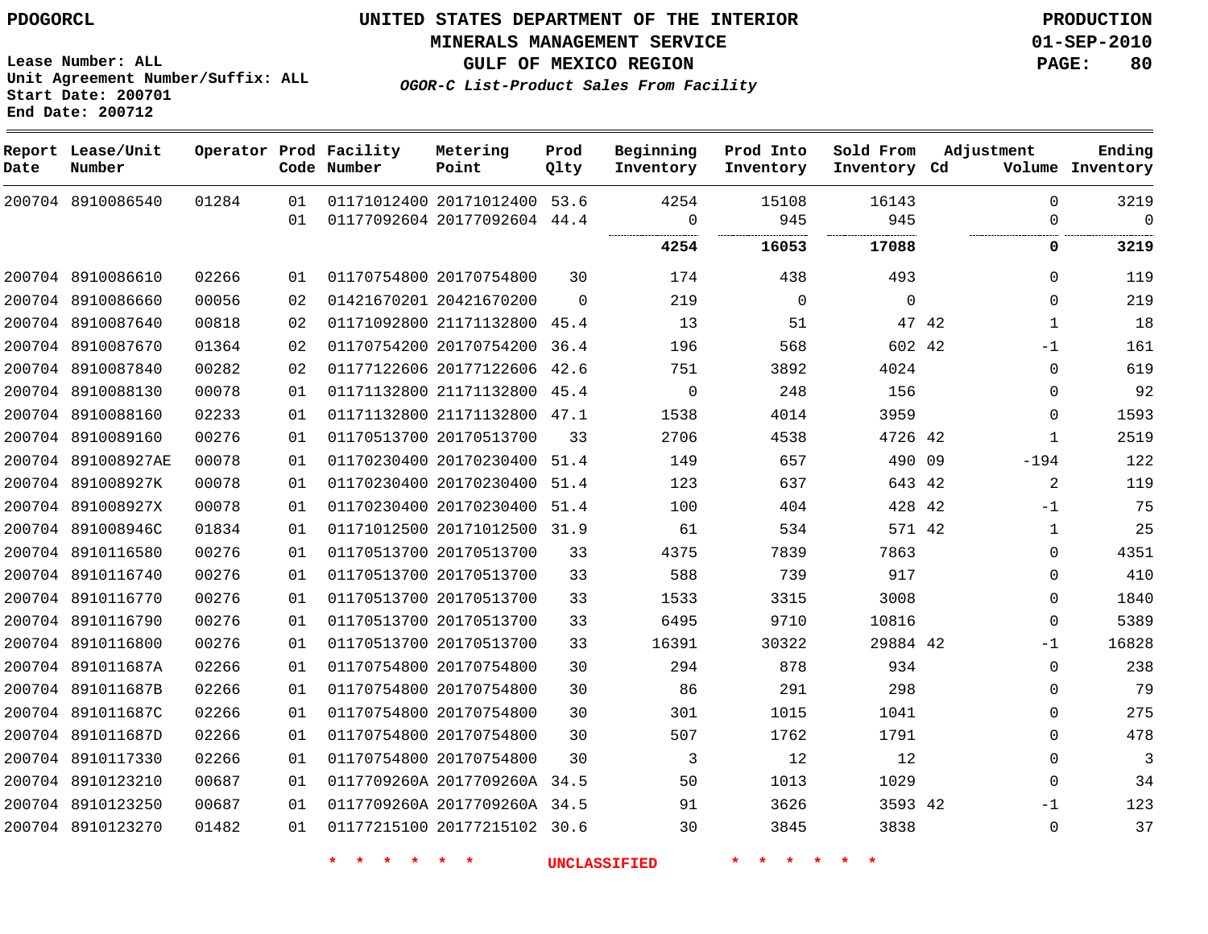PDOGORCL

# UNITED STATES DEPARTMENT OF THE INTERIOR
## MINERALS MANAGEMENT SERVICE
## GULF OF MEXICO REGION
### *OGOR-C List-Product Sales From Facility*

PRODUCTION
01-SEP-2010
PAGE: 80

Lease Number: ALL
Unit Agreement Number/Suffix: ALL
Start Date: 200701
End Date: 200712

| Report Date | Lease/Unit Number | Operator | Prod Code | Facility Number | Metering Point | Prod Qlty | Beginning Inventory | Prod Into Inventory | Sold From Inventory | Adjustment Cd | Adjustment Volume | Ending Inventory |
|---|---|---|---|---|---|---|---|---|---|---|---|---|
| 200704 | 8910086540 | 01284 | 01 | 01171012400 | 20171012400 | 53.6 | 4254 | 15108 | 16143 | | 0 | 3219 |
| | | | 01 | 01177092604 | 20177092604 | 44.4 | 0 | 945 | 945 | | 0 | 0 |
| | | | | | | | **4254** | **16053** | **17088** | | **0** | **3219** |
| 200704 | 8910086610 | 02266 | 01 | 01170754800 | 20170754800 | 30 | 174 | 438 | 493 | | 0 | 119 |
| 200704 | 8910086660 | 00056 | 02 | 01421670201 | 20421670200 | 0 | 219 | 0 | 0 | | 0 | 219 |
| 200704 | 8910087640 | 00818 | 02 | 01171092800 | 21171132800 | 45.4 | 13 | 51 | 47 | 42 | 1 | 18 |
| 200704 | 8910087670 | 01364 | 02 | 01170754200 | 20170754200 | 36.4 | 196 | 568 | 602 | 42 | -1 | 161 |
| 200704 | 8910087840 | 00282 | 02 | 01177122606 | 20177122606 | 42.6 | 751 | 3892 | 4024 | | 0 | 619 |
| 200704 | 8910088130 | 00078 | 01 | 01171132800 | 21171132800 | 45.4 | 0 | 248 | 156 | | 0 | 92 |
| 200704 | 8910088160 | 02233 | 01 | 01171132800 | 21171132800 | 47.1 | 1538 | 4014 | 3959 | | 0 | 1593 |
| 200704 | 8910089160 | 00276 | 01 | 01170513700 | 20170513700 | 33 | 2706 | 4538 | 4726 | 42 | 1 | 2519 |
| 200704 | 891008927AE | 00078 | 01 | 01170230400 | 20170230400 | 51.4 | 149 | 657 | 490 | 09 | -194 | 122 |
| 200704 | 891008927K | 00078 | 01 | 01170230400 | 20170230400 | 51.4 | 123 | 637 | 643 | 42 | 2 | 119 |
| 200704 | 891008927X | 00078 | 01 | 01170230400 | 20170230400 | 51.4 | 100 | 404 | 428 | 42 | -1 | 75 |
| 200704 | 891008946C | 01834 | 01 | 01171012500 | 20171012500 | 31.9 | 61 | 534 | 571 | 42 | 1 | 25 |
| 200704 | 8910116580 | 00276 | 01 | 01170513700 | 20170513700 | 33 | 4375 | 7839 | 7863 | | 0 | 4351 |
| 200704 | 8910116740 | 00276 | 01 | 01170513700 | 20170513700 | 33 | 588 | 739 | 917 | | 0 | 410 |
| 200704 | 8910116770 | 00276 | 01 | 01170513700 | 20170513700 | 33 | 1533 | 3315 | 3008 | | 0 | 1840 |
| 200704 | 8910116790 | 00276 | 01 | 01170513700 | 20170513700 | 33 | 6495 | 9710 | 10816 | | 0 | 5389 |
| 200704 | 8910116800 | 00276 | 01 | 01170513700 | 20170513700 | 33 | 16391 | 30322 | 29884 | 42 | -1 | 16828 |
| 200704 | 891011687A | 02266 | 01 | 01170754800 | 20170754800 | 30 | 294 | 878 | 934 | | 0 | 238 |
| 200704 | 891011687B | 02266 | 01 | 01170754800 | 20170754800 | 30 | 86 | 291 | 298 | | 0 | 79 |
| 200704 | 891011687C | 02266 | 01 | 01170754800 | 20170754800 | 30 | 301 | 1015 | 1041 | | 0 | 275 |
| 200704 | 891011687D | 02266 | 01 | 01170754800 | 20170754800 | 30 | 507 | 1762 | 1791 | | 0 | 478 |
| 200704 | 8910117330 | 02266 | 01 | 01170754800 | 20170754800 | 30 | 3 | 12 | 12 | | 0 | 3 |
| 200704 | 8910123210 | 00687 | 01 | 0117709260A | 2017709260A | 34.5 | 50 | 1013 | 1029 | | 0 | 34 |
| 200704 | 8910123250 | 00687 | 01 | 0117709260A | 2017709260A | 34.5 | 91 | 3626 | 3593 | 42 | -1 | 123 |
| 200704 | 8910123270 | 01482 | 01 | 01177215100 | 20177215102 | 30.6 | 30 | 3845 | 3838 | | 0 | 37 |

* * * * * * UNCLASSIFIED * * * * * *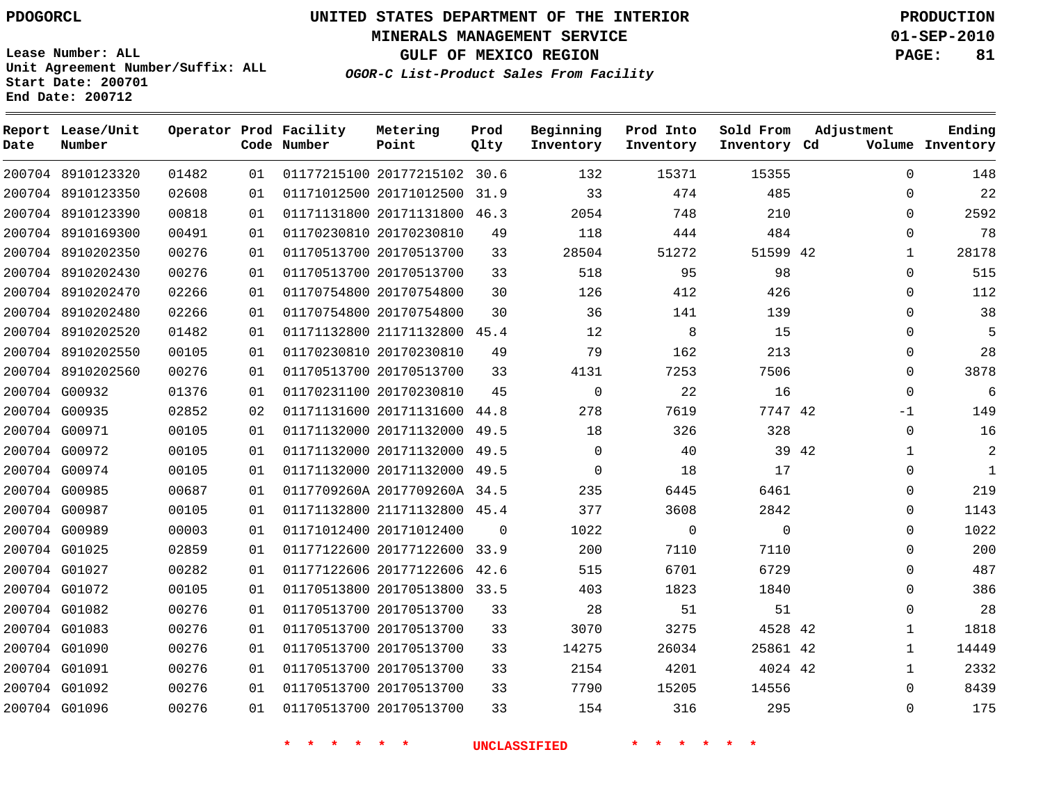PDOGORCL

# UNITED STATES DEPARTMENT OF THE INTERIOR
## MINERALS MANAGEMENT SERVICE
## GULF OF MEXICO REGION
### *OGOR-C List-Product Sales From Facility*

PRODUCTION
01-SEP-2010

Lease Number: ALL
Unit Agreement Number/Suffix: ALL
Start Date: 200701
End Date: 200712

| Report Date | Lease/Unit Number | Operator | Prod Code | Facility Number | Metering Point | Prod Qlty | Beginning Inventory | Prod Into Inventory | Sold From Inventory | Adjustment Cd | Adjustment Volume | Ending Inventory |
|---|---|---|---|---|---|---|---|---|---|---|---|---|
| 200704 | 8910123320 | 01482 | 01 | 01177215100 | 20177215102 | 30.6 | 132 | 15371 | 15355 | | 0 | 148 |
| 200704 | 8910123350 | 02608 | 01 | 01171012500 | 20171012500 | 31.9 | 33 | 474 | 485 | | 0 | 22 |
| 200704 | 8910123390 | 00818 | 01 | 01171131800 | 20171131800 | 46.3 | 2054 | 748 | 210 | | 0 | 2592 |
| 200704 | 8910169300 | 00491 | 01 | 01170230810 | 20170230810 | 49 | 118 | 444 | 484 | | 0 | 78 |
| 200704 | 8910202350 | 00276 | 01 | 01170513700 | 20170513700 | 33 | 28504 | 51272 | 51599 | 42 | 1 | 28178 |
| 200704 | 8910202430 | 00276 | 01 | 01170513700 | 20170513700 | 33 | 518 | 95 | 98 | | 0 | 515 |
| 200704 | 8910202470 | 02266 | 01 | 01170754800 | 20170754800 | 30 | 126 | 412 | 426 | | 0 | 112 |
| 200704 | 8910202480 | 02266 | 01 | 01170754800 | 20170754800 | 30 | 36 | 141 | 139 | | 0 | 38 |
| 200704 | 8910202520 | 01482 | 01 | 01171132800 | 21171132800 | 45.4 | 12 | 8 | 15 | | 0 | 5 |
| 200704 | 8910202550 | 00105 | 01 | 01170230810 | 20170230810 | 49 | 79 | 162 | 213 | | 0 | 28 |
| 200704 | 8910202560 | 00276 | 01 | 01170513700 | 20170513700 | 33 | 4131 | 7253 | 7506 | | 0 | 3878 |
| 200704 | G00932 | 01376 | 01 | 01170231100 | 20170230810 | 45 | 0 | 22 | 16 | | 0 | 6 |
| 200704 | G00935 | 02852 | 02 | 01171131600 | 20171131600 | 44.8 | 278 | 7619 | 7747 | 42 | -1 | 149 |
| 200704 | G00971 | 00105 | 01 | 01171132000 | 20171132000 | 49.5 | 18 | 326 | 328 | | 0 | 16 |
| 200704 | G00972 | 00105 | 01 | 01171132000 | 20171132000 | 49.5 | 0 | 40 | 39 | 42 | 1 | 2 |
| 200704 | G00974 | 00105 | 01 | 01171132000 | 20171132000 | 49.5 | 0 | 18 | 17 | | 0 | 1 |
| 200704 | G00985 | 00687 | 01 | 0117709260A | 2017709260A | 34.5 | 235 | 6445 | 6461 | | 0 | 219 |
| 200704 | G00987 | 00105 | 01 | 01171132800 | 21171132800 | 45.4 | 377 | 3608 | 2842 | | 0 | 1143 |
| 200704 | G00989 | 00003 | 01 | 01171012400 | 20171012400 | 0 | 1022 | 0 | 0 | | 0 | 1022 |
| 200704 | G01025 | 02859 | 01 | 01177122600 | 20177122600 | 33.9 | 200 | 7110 | 7110 | | 0 | 200 |
| 200704 | G01027 | 00282 | 01 | 01177122606 | 20177122606 | 42.6 | 515 | 6701 | 6729 | | 0 | 487 |
| 200704 | G01072 | 00105 | 01 | 01170513800 | 20170513800 | 33.5 | 403 | 1823 | 1840 | | 0 | 386 |
| 200704 | G01082 | 00276 | 01 | 01170513700 | 20170513700 | 33 | 28 | 51 | 51 | | 0 | 28 |
| 200704 | G01083 | 00276 | 01 | 01170513700 | 20170513700 | 33 | 3070 | 3275 | 4528 | 42 | 1 | 1818 |
| 200704 | G01090 | 00276 | 01 | 01170513700 | 20170513700 | 33 | 14275 | 26034 | 25861 | 42 | 1 | 14449 |
| 200704 | G01091 | 00276 | 01 | 01170513700 | 20170513700 | 33 | 2154 | 4201 | 4024 | 42 | 1 | 2332 |
| 200704 | G01092 | 00276 | 01 | 01170513700 | 20170513700 | 33 | 7790 | 15205 | 14556 | | 0 | 8439 |
| 200704 | G01096 | 00276 | 01 | 01170513700 | 20170513700 | 33 | 154 | 316 | 295 | | 0 | 175 |

\* \* \* \* \* \* UNCLASSIFIED \* \* \* \* \* \*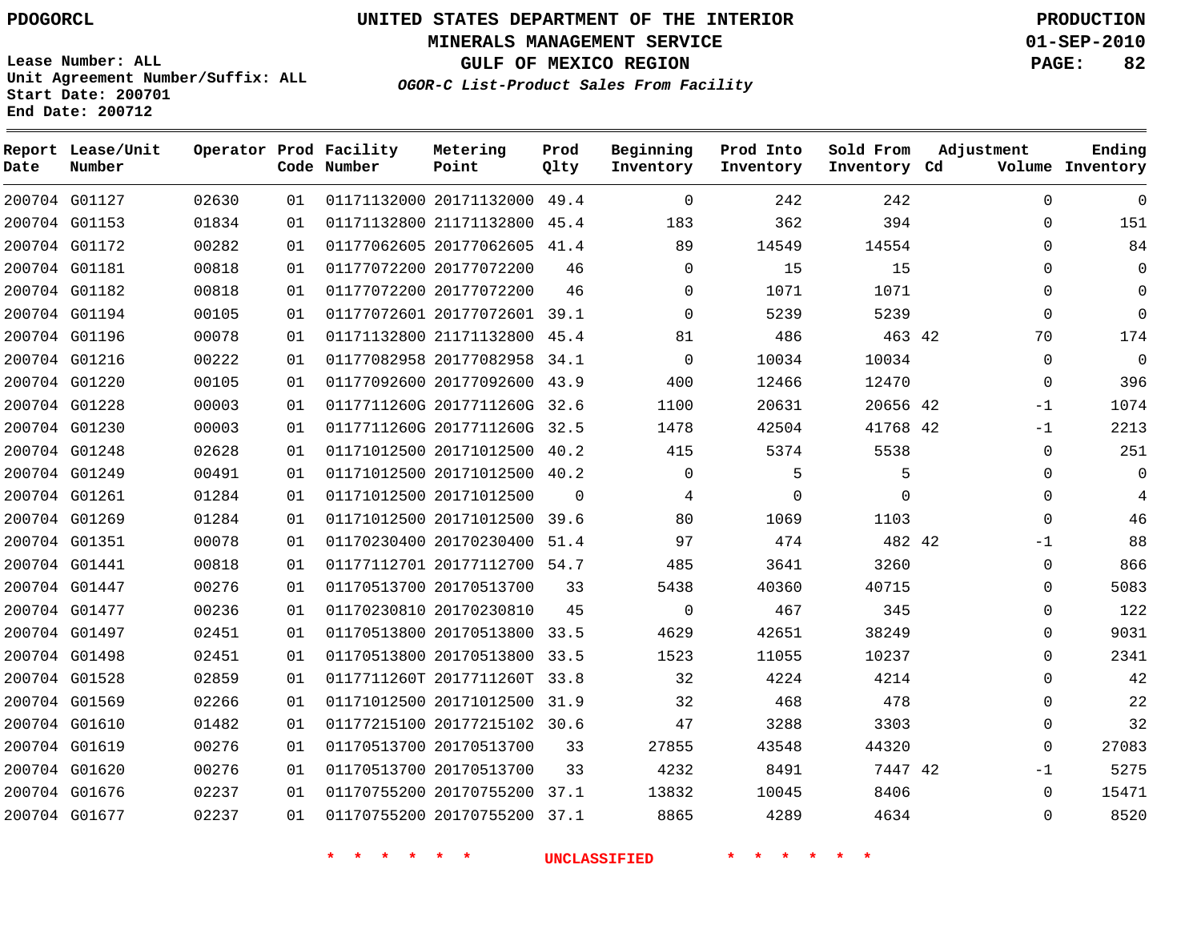PDOGORCL

Lease Number: ALL
Unit Agreement Number/Suffix: ALL
Start Date: 200701
End Date: 200712

# UNITED STATES DEPARTMENT OF THE INTERIOR
## MINERALS MANAGEMENT SERVICE
## GULF OF MEXICO REGION
### *OGOR-C List-Product Sales From Facility*

PRODUCTION
01-SEP-2010

| Report Date | Lease/Unit Number | Operator | Prod Code | Facility Number | Metering Point | Prod Qlty | Beginning Inventory | Prod Into Inventory | Sold From Inventory | Adjustment Cd | Adjustment Volume | Ending Inventory |
|---|---|---|---|---|---|---|---|---|---|---|---|---|
| 200704 | G01127 | 02630 | 01 | 01171132000 | 20171132000 | 49.4 | 0 | 242 | 242 | | 0 | 0 |
| 200704 | G01153 | 01834 | 01 | 01171132800 | 21171132800 | 45.4 | 183 | 362 | 394 | | 0 | 151 |
| 200704 | G01172 | 00282 | 01 | 01177062605 | 20177062605 | 41.4 | 89 | 14549 | 14554 | | 0 | 84 |
| 200704 | G01181 | 00818 | 01 | 01177072200 | 20177072200 | 46 | 0 | 15 | 15 | | 0 | 0 |
| 200704 | G01182 | 00818 | 01 | 01177072200 | 20177072200 | 46 | 0 | 1071 | 1071 | | 0 | 0 |
| 200704 | G01194 | 00105 | 01 | 01177072601 | 20177072601 | 39.1 | 0 | 5239 | 5239 | | 0 | 0 |
| 200704 | G01196 | 00078 | 01 | 01171132800 | 21171132800 | 45.4 | 81 | 486 | 463 | 42 | 70 | 174 |
| 200704 | G01216 | 00222 | 01 | 01177082958 | 20177082958 | 34.1 | 0 | 10034 | 10034 | | 0 | 0 |
| 200704 | G01220 | 00105 | 01 | 01177092600 | 20177092600 | 43.9 | 400 | 12466 | 12470 | | 0 | 396 |
| 200704 | G01228 | 00003 | 01 | 0117711260G | 2017711260G | 32.6 | 1100 | 20631 | 20656 | 42 | -1 | 1074 |
| 200704 | G01230 | 00003 | 01 | 0117711260G | 2017711260G | 32.5 | 1478 | 42504 | 41768 | 42 | -1 | 2213 |
| 200704 | G01248 | 02628 | 01 | 01171012500 | 20171012500 | 40.2 | 415 | 5374 | 5538 | | 0 | 251 |
| 200704 | G01249 | 00491 | 01 | 01171012500 | 20171012500 | 40.2 | 0 | 5 | 5 | | 0 | 0 |
| 200704 | G01261 | 01284 | 01 | 01171012500 | 20171012500 | 0 | 4 | 0 | 0 | | 0 | 4 |
| 200704 | G01269 | 01284 | 01 | 01171012500 | 20171012500 | 39.6 | 80 | 1069 | 1103 | | 0 | 46 |
| 200704 | G01351 | 00078 | 01 | 01170230400 | 20170230400 | 51.4 | 97 | 474 | 482 | 42 | -1 | 88 |
| 200704 | G01441 | 00818 | 01 | 01177112701 | 20177112700 | 54.7 | 485 | 3641 | 3260 | | 0 | 866 |
| 200704 | G01447 | 00276 | 01 | 01170513700 | 20170513700 | 33 | 5438 | 40360 | 40715 | | 0 | 5083 |
| 200704 | G01477 | 00236 | 01 | 01170230810 | 20170230810 | 45 | 0 | 467 | 345 | | 0 | 122 |
| 200704 | G01497 | 02451 | 01 | 01170513800 | 20170513800 | 33.5 | 4629 | 42651 | 38249 | | 0 | 9031 |
| 200704 | G01498 | 02451 | 01 | 01170513800 | 20170513800 | 33.5 | 1523 | 11055 | 10237 | | 0 | 2341 |
| 200704 | G01528 | 02859 | 01 | 0117711260T | 2017711260T | 33.8 | 32 | 4224 | 4214 | | 0 | 42 |
| 200704 | G01569 | 02266 | 01 | 01171012500 | 20171012500 | 31.9 | 32 | 468 | 478 | | 0 | 22 |
| 200704 | G01610 | 01482 | 01 | 01177215100 | 20177215102 | 30.6 | 47 | 3288 | 3303 | | 0 | 32 |
| 200704 | G01619 | 00276 | 01 | 01170513700 | 20170513700 | 33 | 27855 | 43548 | 44320 | | 0 | 27083 |
| 200704 | G01620 | 00276 | 01 | 01170513700 | 20170513700 | 33 | 4232 | 8491 | 7447 | 42 | -1 | 5275 |
| 200704 | G01676 | 02237 | 01 | 01170755200 | 20170755200 | 37.1 | 13832 | 10045 | 8406 | | 0 | 15471 |
| 200704 | G01677 | 02237 | 01 | 01170755200 | 20170755200 | 37.1 | 8865 | 4289 | 4634 | | 0 | 8520 |

* * * * * * UNCLASSIFIED * * * * * *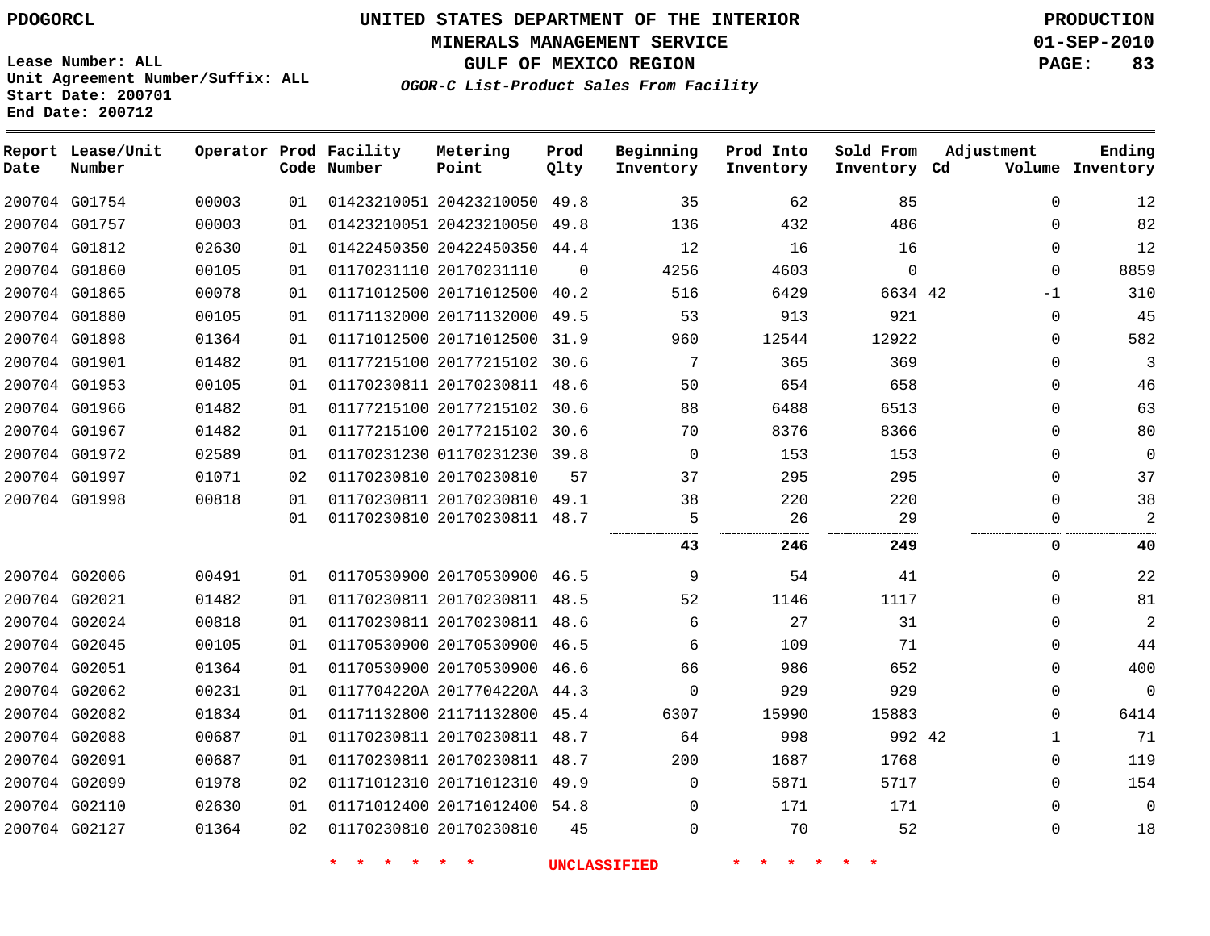PDOGORCL

# UNITED STATES DEPARTMENT OF THE INTERIOR
## MINERALS MANAGEMENT SERVICE
## GULF OF MEXICO REGION
### *OGOR-C List-Product Sales From Facility*

PRODUCTION
01-SEP-2010

Lease Number: ALL
Unit Agreement Number/Suffix: ALL
Start Date: 200701
End Date: 200712

| Report Date | Lease/Unit Number | Operator | Prod Code | Facility Number | Metering Point | Prod Qlty | Beginning Inventory | Prod Into Inventory | Sold From Inventory | Adjustment Cd | Adjustment Volume | Ending Inventory |
|---|---|---|---|---|---|---|---|---|---|---|---|---|
| 200704 | G01754 | 00003 | 01 | 01423210051 | 20423210050 | 49.8 | 35 | 62 | 85 | | 0 | 12 |
| 200704 | G01757 | 00003 | 01 | 01423210051 | 20423210050 | 49.8 | 136 | 432 | 486 | | 0 | 82 |
| 200704 | G01812 | 02630 | 01 | 01422450350 | 20422450350 | 44.4 | 12 | 16 | 16 | | 0 | 12 |
| 200704 | G01860 | 00105 | 01 | 01170231110 | 20170231110 | 0 | 4256 | 4603 | 0 | | 0 | 8859 |
| 200704 | G01865 | 00078 | 01 | 01171012500 | 20171012500 | 40.2 | 516 | 6429 | 6634 | 42 | -1 | 310 |
| 200704 | G01880 | 00105 | 01 | 01171132000 | 20171132000 | 49.5 | 53 | 913 | 921 | | 0 | 45 |
| 200704 | G01898 | 01364 | 01 | 01171012500 | 20171012500 | 31.9 | 960 | 12544 | 12922 | | 0 | 582 |
| 200704 | G01901 | 01482 | 01 | 01177215100 | 20177215102 | 30.6 | 7 | 365 | 369 | | 0 | 3 |
| 200704 | G01953 | 00105 | 01 | 01170230811 | 20170230811 | 48.6 | 50 | 654 | 658 | | 0 | 46 |
| 200704 | G01966 | 01482 | 01 | 01177215100 | 20177215102 | 30.6 | 88 | 6488 | 6513 | | 0 | 63 |
| 200704 | G01967 | 01482 | 01 | 01177215100 | 20177215102 | 30.6 | 70 | 8376 | 8366 | | 0 | 80 |
| 200704 | G01972 | 02589 | 01 | 01170231230 | 01170231230 | 39.8 | 0 | 153 | 153 | | 0 | 0 |
| 200704 | G01997 | 01071 | 02 | 01170230810 | 20170230810 | 57 | 37 | 295 | 295 | | 0 | 37 |
| 200704 | G01998 | 00818 | 01 | 01170230811 | 20170230810 | 49.1 | 38 | 220 | 220 | | 0 | 38 |
| | | | 01 | 01170230810 | 20170230811 | 48.7 | 5 | 26 | 29 | | 0 | 2 |
| | | | | | | | **43** | **246** | **249** | | **0** | **40** |
| 200704 | G02006 | 00491 | 01 | 01170530900 | 20170530900 | 46.5 | 9 | 54 | 41 | | 0 | 22 |
| 200704 | G02021 | 01482 | 01 | 01170230811 | 20170230811 | 48.5 | 52 | 1146 | 1117 | | 0 | 81 |
| 200704 | G02024 | 00818 | 01 | 01170230811 | 20170230811 | 48.6 | 6 | 27 | 31 | | 0 | 2 |
| 200704 | G02045 | 00105 | 01 | 01170530900 | 20170530900 | 46.5 | 6 | 109 | 71 | | 0 | 44 |
| 200704 | G02051 | 01364 | 01 | 01170530900 | 20170530900 | 46.6 | 66 | 986 | 652 | | 0 | 400 |
| 200704 | G02062 | 00231 | 01 | 0117704220A | 2017704220A | 44.3 | 0 | 929 | 929 | | 0 | 0 |
| 200704 | G02082 | 01834 | 01 | 01171132800 | 21171132800 | 45.4 | 6307 | 15990 | 15883 | | 0 | 6414 |
| 200704 | G02088 | 00687 | 01 | 01170230811 | 20170230811 | 48.7 | 64 | 998 | 992 | 42 | 1 | 71 |
| 200704 | G02091 | 00687 | 01 | 01170230811 | 20170230811 | 48.7 | 200 | 1687 | 1768 | | 0 | 119 |
| 200704 | G02099 | 01978 | 02 | 01171012310 | 20171012310 | 49.9 | 0 | 5871 | 5717 | | 0 | 154 |
| 200704 | G02110 | 02630 | 01 | 01171012400 | 20171012400 | 54.8 | 0 | 171 | 171 | | 0 | 0 |
| 200704 | G02127 | 01364 | 02 | 01170230810 | 20170230810 | 45 | 0 | 70 | 52 | | 0 | 18 |

* * * * * * UNCLASSIFIED * * * * * *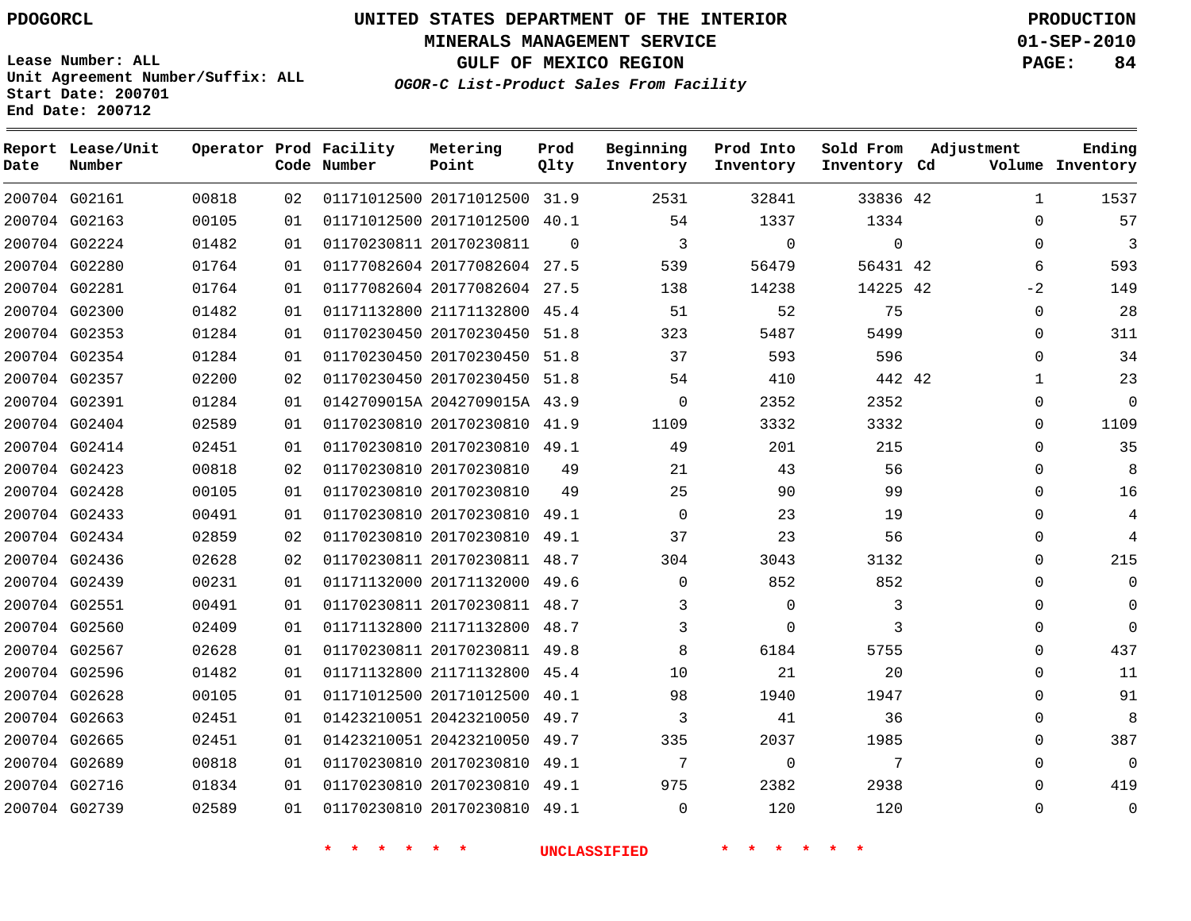PDOGORCL

# UNITED STATES DEPARTMENT OF THE INTERIOR
## MINERALS MANAGEMENT SERVICE
## GULF OF MEXICO REGION
### *OGOR-C List-Product Sales From Facility*

PRODUCTION
01-SEP-2010

Lease Number: ALL
Unit Agreement Number/Suffix: ALL
Start Date: 200701
End Date: 200712

| Report Date | Lease/Unit Number | Operator | Prod Code | Facility Number | Metering Point | Prod Qlty | Beginning Inventory | Prod Into Inventory | Sold From Inventory | Adjustment Cd | Volume | Ending Inventory |
|---|---|---|---|---|---|---|---|---|---|---|---|---|
| 200704 | G02161 | 00818 | 02 | 01171012500 | 20171012500 | 31.9 | 2531 | 32841 | 33836 | 42 | 1 | 1537 |
| 200704 | G02163 | 00105 | 01 | 01171012500 | 20171012500 | 40.1 | 54 | 1337 | 1334 | | 0 | 57 |
| 200704 | G02224 | 01482 | 01 | 01170230811 | 20170230811 | 0 | 3 | 0 | 0 | | 0 | 3 |
| 200704 | G02280 | 01764 | 01 | 01177082604 | 20177082604 | 27.5 | 539 | 56479 | 56431 | 42 | 6 | 593 |
| 200704 | G02281 | 01764 | 01 | 01177082604 | 20177082604 | 27.5 | 138 | 14238 | 14225 | 42 | -2 | 149 |
| 200704 | G02300 | 01482 | 01 | 01171132800 | 21171132800 | 45.4 | 51 | 52 | 75 | | 0 | 28 |
| 200704 | G02353 | 01284 | 01 | 01170230450 | 20170230450 | 51.8 | 323 | 5487 | 5499 | | 0 | 311 |
| 200704 | G02354 | 01284 | 01 | 01170230450 | 20170230450 | 51.8 | 37 | 593 | 596 | | 0 | 34 |
| 200704 | G02357 | 02200 | 02 | 01170230450 | 20170230450 | 51.8 | 54 | 410 | 442 | 42 | 1 | 23 |
| 200704 | G02391 | 01284 | 01 | 0142709015A | 2042709015A | 43.9 | 0 | 2352 | 2352 | | 0 | 0 |
| 200704 | G02404 | 02589 | 01 | 01170230810 | 20170230810 | 41.9 | 1109 | 3332 | 3332 | | 0 | 1109 |
| 200704 | G02414 | 02451 | 01 | 01170230810 | 20170230810 | 49.1 | 49 | 201 | 215 | | 0 | 35 |
| 200704 | G02423 | 00818 | 02 | 01170230810 | 20170230810 | 49 | 21 | 43 | 56 | | 0 | 8 |
| 200704 | G02428 | 00105 | 01 | 01170230810 | 20170230810 | 49 | 25 | 90 | 99 | | 0 | 16 |
| 200704 | G02433 | 00491 | 01 | 01170230810 | 20170230810 | 49.1 | 0 | 23 | 19 | | 0 | 4 |
| 200704 | G02434 | 02859 | 02 | 01170230810 | 20170230810 | 49.1 | 37 | 23 | 56 | | 0 | 4 |
| 200704 | G02436 | 02628 | 02 | 01170230811 | 20170230811 | 48.7 | 304 | 3043 | 3132 | | 0 | 215 |
| 200704 | G02439 | 00231 | 01 | 01171132000 | 20171132000 | 49.6 | 0 | 852 | 852 | | 0 | 0 |
| 200704 | G02551 | 00491 | 01 | 01170230811 | 20170230811 | 48.7 | 3 | 0 | 3 | | 0 | 0 |
| 200704 | G02560 | 02409 | 01 | 01171132800 | 21171132800 | 48.7 | 3 | 0 | 3 | | 0 | 0 |
| 200704 | G02567 | 02628 | 01 | 01170230811 | 20170230811 | 49.8 | 8 | 6184 | 5755 | | 0 | 437 |
| 200704 | G02596 | 01482 | 01 | 01171132800 | 21171132800 | 45.4 | 10 | 21 | 20 | | 0 | 11 |
| 200704 | G02628 | 00105 | 01 | 01171012500 | 20171012500 | 40.1 | 98 | 1940 | 1947 | | 0 | 91 |
| 200704 | G02663 | 02451 | 01 | 01423210051 | 20423210050 | 49.7 | 3 | 41 | 36 | | 0 | 8 |
| 200704 | G02665 | 02451 | 01 | 01423210051 | 20423210050 | 49.7 | 335 | 2037 | 1985 | | 0 | 387 |
| 200704 | G02689 | 00818 | 01 | 01170230810 | 20170230810 | 49.1 | 7 | 0 | 7 | | 0 | 0 |
| 200704 | G02716 | 01834 | 01 | 01170230810 | 20170230810 | 49.1 | 975 | 2382 | 2938 | | 0 | 419 |
| 200704 | G02739 | 02589 | 01 | 01170230810 | 20170230810 | 49.1 | 0 | 120 | 120 | | 0 | 0 |

\* \* \* \* \* \* UNCLASSIFIED \* \* \* \* \* \*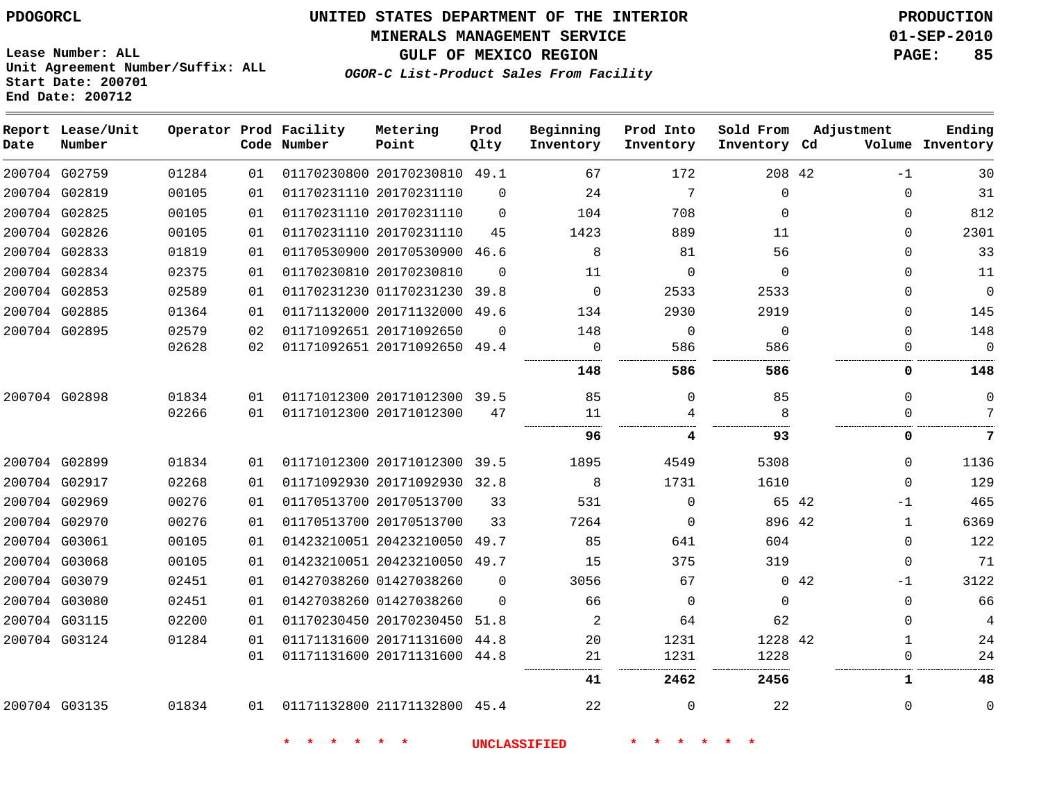PDOGORCL

Lease Number: ALL
Unit Agreement Number/Suffix: ALL
Start Date: 200701
End Date: 200712

# UNITED STATES DEPARTMENT OF THE INTERIOR
## MINERALS MANAGEMENT SERVICE
## GULF OF MEXICO REGION
### *OGOR-C List-Product Sales From Facility*

PRODUCTION
01-SEP-2010
PAGE: 85

| Report Date | Lease/Unit Number | Operator | Prod Code | Facility Number | Metering Point | Prod Qlty | Beginning Inventory | Prod Into Inventory | Sold From Inventory | Adjustment Cd | Adjustment Volume | Ending Inventory |
|---|---|---|---|---|---|---|---|---|---|---|---|---|
| 200704 | G02759 | 01284 | 01 | 01170230800 | 20170230810 | 49.1 | 67 | 172 | 208 | 42 | -1 | 30 |
| 200704 | G02819 | 00105 | 01 | 01170231110 | 20170231110 | 0 | 24 | 7 | 0 | | 0 | 31 |
| 200704 | G02825 | 00105 | 01 | 01170231110 | 20170231110 | 0 | 104 | 708 | 0 | | 0 | 812 |
| 200704 | G02826 | 00105 | 01 | 01170231110 | 20170231110 | 45 | 1423 | 889 | 11 | | 0 | 2301 |
| 200704 | G02833 | 01819 | 01 | 01170530900 | 20170530900 | 46.6 | 8 | 81 | 56 | | 0 | 33 |
| 200704 | G02834 | 02375 | 01 | 01170230810 | 20170230810 | 0 | 11 | 0 | 0 | | 0 | 11 |
| 200704 | G02853 | 02589 | 01 | 01170231230 | 01170231230 | 39.8 | 0 | 2533 | 2533 | | 0 | 0 |
| 200704 | G02885 | 01364 | 01 | 01171132000 | 20171132000 | 49.6 | 134 | 2930 | 2919 | | 0 | 145 |
| 200704 | G02895 | 02579 | 02 | 01171092651 | 20171092650 | 0 | 148 | 0 | 0 | | 0 | 148 |
| | | 02628 | 02 | 01171092651 | 20171092650 | 49.4 | 0 | 586 | 586 | | 0 | 0 |
| | | | | | | | **148** | **586** | **586** | | **0** | **148** |
| 200704 | G02898 | 01834 | 01 | 01171012300 | 20171012300 | 39.5 | 85 | 0 | 85 | | 0 | 0 |
| | | 02266 | 01 | 01171012300 | 20171012300 | 47 | 11 | 4 | 8 | | 0 | 7 |
| | | | | | | | **96** | **4** | **93** | | **0** | **7** |
| 200704 | G02899 | 01834 | 01 | 01171012300 | 20171012300 | 39.5 | 1895 | 4549 | 5308 | | 0 | 1136 |
| 200704 | G02917 | 02268 | 01 | 01171092930 | 20171092930 | 32.8 | 8 | 1731 | 1610 | | 0 | 129 |
| 200704 | G02969 | 00276 | 01 | 01170513700 | 20170513700 | 33 | 531 | 0 | 65 | 42 | -1 | 465 |
| 200704 | G02970 | 00276 | 01 | 01170513700 | 20170513700 | 33 | 7264 | 0 | 896 | 42 | 1 | 6369 |
| 200704 | G03061 | 00105 | 01 | 01423210051 | 20423210050 | 49.7 | 85 | 641 | 604 | | 0 | 122 |
| 200704 | G03068 | 00105 | 01 | 01423210051 | 20423210050 | 49.7 | 15 | 375 | 319 | | 0 | 71 |
| 200704 | G03079 | 02451 | 01 | 01427038260 | 01427038260 | 0 | 3056 | 67 | 0 | 42 | -1 | 3122 |
| 200704 | G03080 | 02451 | 01 | 01427038260 | 01427038260 | 0 | 66 | 0 | 0 | | 0 | 66 |
| 200704 | G03115 | 02200 | 01 | 01170230450 | 20170230450 | 51.8 | 2 | 64 | 62 | | 0 | 4 |
| 200704 | G03124 | 01284 | 01 | 01171131600 | 20171131600 | 44.8 | 20 | 1231 | 1228 | 42 | 1 | 24 |
| | | | 01 | 01171131600 | 20171131600 | 44.8 | 21 | 1231 | 1228 | | 0 | 24 |
| | | | | | | | **41** | **2462** | **2456** | | **1** | **48** |
| 200704 | G03135 | 01834 | 01 | 01171132800 | 21171132800 | 45.4 | 22 | 0 | 22 | | 0 | 0 |

\* \* \* \* \* \* UNCLASSIFIED \* \* \* \* \* \*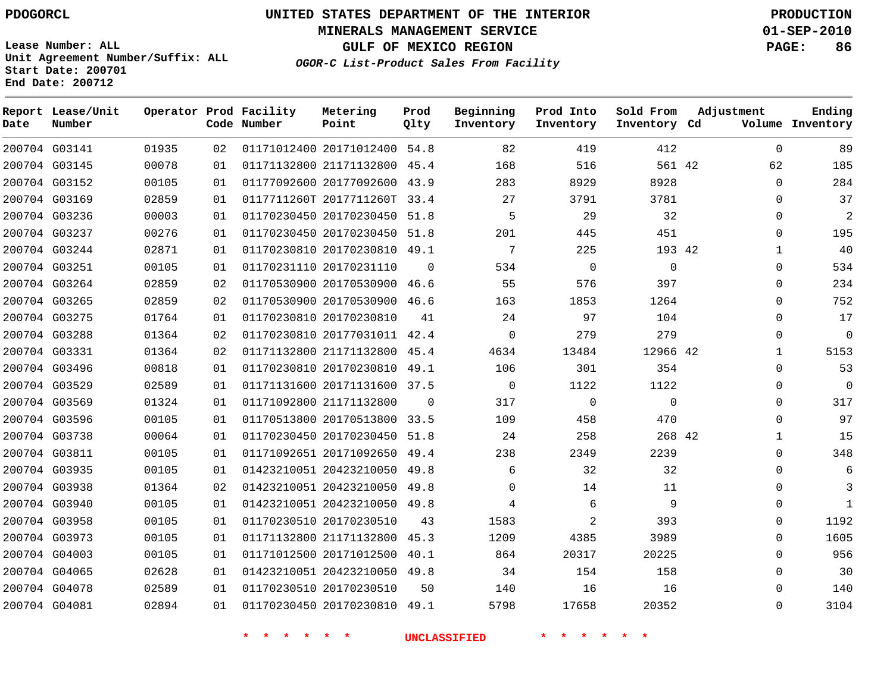PDOGORCL

# UNITED STATES DEPARTMENT OF THE INTERIOR
## MINERALS MANAGEMENT SERVICE
## GULF OF MEXICO REGION
### *OGOR-C List-Product Sales From Facility*

PRODUCTION
01-SEP-2010

Lease Number: ALL
Unit Agreement Number/Suffix: ALL
Start Date: 200701
End Date: 200712

| Report Date | Lease/Unit Number | Operator | Prod Code | Facility Number | Metering Point | Prod Qlty | Beginning Inventory | Prod Into Inventory | Sold From Inventory | Adjustment Cd | Adjustment Volume | Ending Inventory |
|---|---|---|---|---|---|---|---|---|---|---|---|---|
| 200704 | G03141 | 01935 | 02 | 01171012400 | 20171012400 | 54.8 | 82 | 419 | 412 | | 0 | 89 |
| 200704 | G03145 | 00078 | 01 | 01171132800 | 21171132800 | 45.4 | 168 | 516 | 561 | 42 | 62 | 185 |
| 200704 | G03152 | 00105 | 01 | 01177092600 | 20177092600 | 43.9 | 283 | 8929 | 8928 | | 0 | 284 |
| 200704 | G03169 | 02859 | 01 | 0117711260T | 2017711260T | 33.4 | 27 | 3791 | 3781 | | 0 | 37 |
| 200704 | G03236 | 00003 | 01 | 01170230450 | 20170230450 | 51.8 | 5 | 29 | 32 | | 0 | 2 |
| 200704 | G03237 | 00276 | 01 | 01170230450 | 20170230450 | 51.8 | 201 | 445 | 451 | | 0 | 195 |
| 200704 | G03244 | 02871 | 01 | 01170230810 | 20170230810 | 49.1 | 7 | 225 | 193 | 42 | 1 | 40 |
| 200704 | G03251 | 00105 | 01 | 01170231110 | 20170231110 | 0 | 534 | 0 | 0 | | 0 | 534 |
| 200704 | G03264 | 02859 | 02 | 01170530900 | 20170530900 | 46.6 | 55 | 576 | 397 | | 0 | 234 |
| 200704 | G03265 | 02859 | 02 | 01170530900 | 20170530900 | 46.6 | 163 | 1853 | 1264 | | 0 | 752 |
| 200704 | G03275 | 01764 | 01 | 01170230810 | 20170230810 | 41 | 24 | 97 | 104 | | 0 | 17 |
| 200704 | G03288 | 01364 | 02 | 01170230810 | 20177031011 | 42.4 | 0 | 279 | 279 | | 0 | 0 |
| 200704 | G03331 | 01364 | 02 | 01171132800 | 21171132800 | 45.4 | 4634 | 13484 | 12966 | 42 | 1 | 5153 |
| 200704 | G03496 | 00818 | 01 | 01170230810 | 20170230810 | 49.1 | 106 | 301 | 354 | | 0 | 53 |
| 200704 | G03529 | 02589 | 01 | 01171131600 | 20171131600 | 37.5 | 0 | 1122 | 1122 | | 0 | 0 |
| 200704 | G03569 | 01324 | 01 | 01171092800 | 21171132800 | 0 | 317 | 0 | 0 | | 0 | 317 |
| 200704 | G03596 | 00105 | 01 | 01170513800 | 20170513800 | 33.5 | 109 | 458 | 470 | | 0 | 97 |
| 200704 | G03738 | 00064 | 01 | 01170230450 | 20170230450 | 51.8 | 24 | 258 | 268 | 42 | 1 | 15 |
| 200704 | G03811 | 00105 | 01 | 01171092651 | 20171092650 | 49.4 | 238 | 2349 | 2239 | | 0 | 348 |
| 200704 | G03935 | 00105 | 01 | 01423210051 | 20423210050 | 49.8 | 6 | 32 | 32 | | 0 | 6 |
| 200704 | G03938 | 01364 | 02 | 01423210051 | 20423210050 | 49.8 | 0 | 14 | 11 | | 0 | 3 |
| 200704 | G03940 | 00105 | 01 | 01423210051 | 20423210050 | 49.8 | 4 | 6 | 9 | | 0 | 1 |
| 200704 | G03958 | 00105 | 01 | 01170230510 | 20170230510 | 43 | 1583 | 2 | 393 | | 0 | 1192 |
| 200704 | G03973 | 00105 | 01 | 01171132800 | 21171132800 | 45.3 | 1209 | 4385 | 3989 | | 0 | 1605 |
| 200704 | G04003 | 00105 | 01 | 01171012500 | 20171012500 | 40.1 | 864 | 20317 | 20225 | | 0 | 956 |
| 200704 | G04065 | 02628 | 01 | 01423210051 | 20423210050 | 49.8 | 34 | 154 | 158 | | 0 | 30 |
| 200704 | G04078 | 02589 | 01 | 01170230510 | 20170230510 | 50 | 140 | 16 | 16 | | 0 | 140 |
| 200704 | G04081 | 02894 | 01 | 01170230450 | 20170230810 | 49.1 | 5798 | 17658 | 20352 | | 0 | 3104 |

* * * * * * UNCLASSIFIED * * * * * *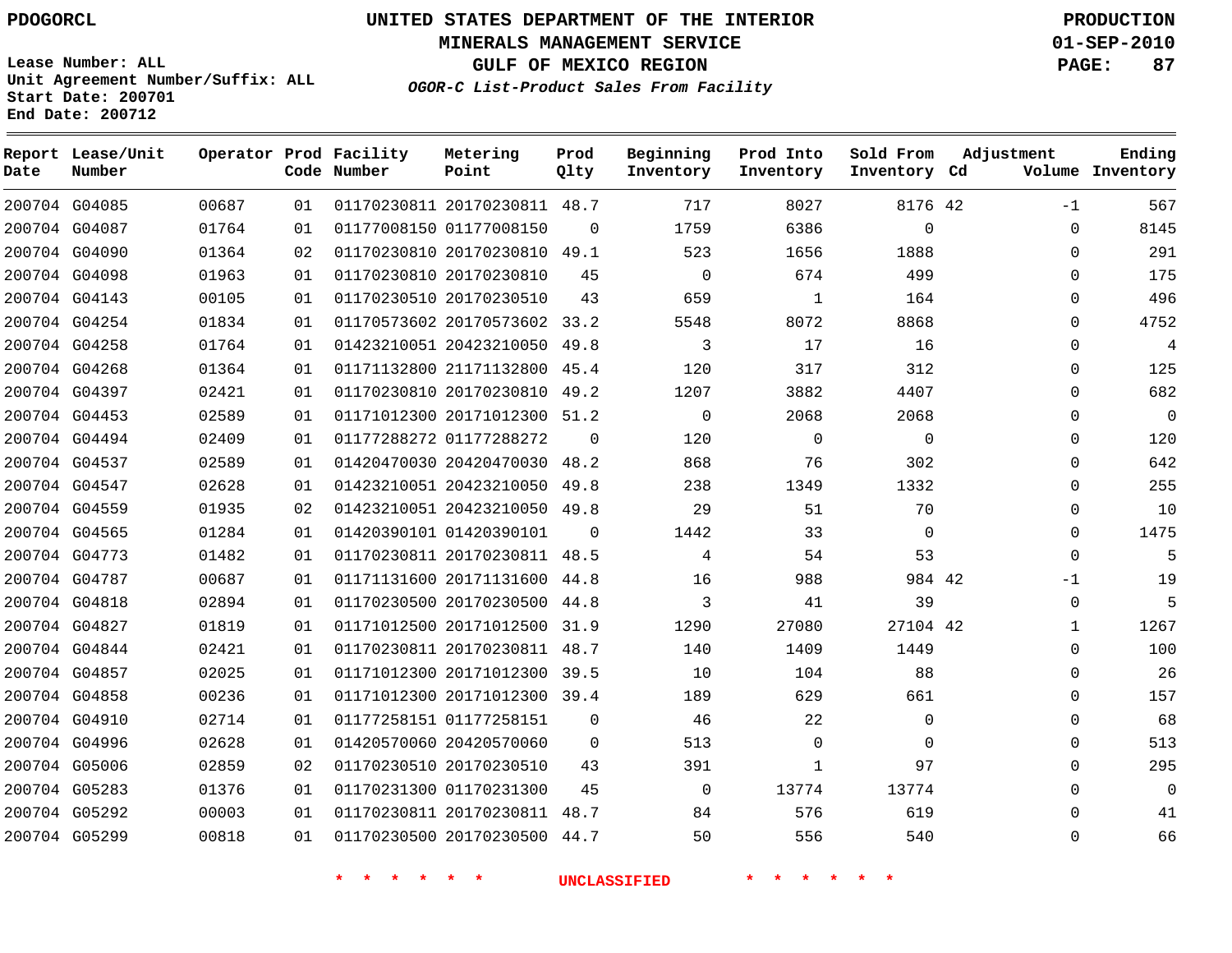PDOGORCL

# UNITED STATES DEPARTMENT OF THE INTERIOR
## MINERALS MANAGEMENT SERVICE
## GULF OF MEXICO REGION
### *OGOR-C List-Product Sales From Facility*

PRODUCTION
01-SEP-2010

Lease Number: ALL
Unit Agreement Number/Suffix: ALL
Start Date: 200701
End Date: 200712

| Report Date | Lease/Unit Number | Operator | Prod Code | Facility Number | Metering Point | Prod Qlty | Beginning Inventory | Prod Into Inventory | Sold From Inventory | Adjustment Cd | Adjustment Volume | Ending Inventory |
|---|---|---|---|---|---|---|---|---|---|---|---|---|
| 200704 | G04085 | 00687 | 01 | 01170230811 | 20170230811 | 48.7 | 717 | 8027 | 8176 | 42 | -1 | 567 |
| 200704 | G04087 | 01764 | 01 | 01177008150 | 01177008150 | 0 | 1759 | 6386 | 0 | | 0 | 8145 |
| 200704 | G04090 | 01364 | 02 | 01170230810 | 20170230810 | 49.1 | 523 | 1656 | 1888 | | 0 | 291 |
| 200704 | G04098 | 01963 | 01 | 01170230810 | 20170230810 | 45 | 0 | 674 | 499 | | 0 | 175 |
| 200704 | G04143 | 00105 | 01 | 01170230510 | 20170230510 | 43 | 659 | 1 | 164 | | 0 | 496 |
| 200704 | G04254 | 01834 | 01 | 01170573602 | 20170573602 | 33.2 | 5548 | 8072 | 8868 | | 0 | 4752 |
| 200704 | G04258 | 01764 | 01 | 01423210051 | 20423210050 | 49.8 | 3 | 17 | 16 | | 0 | 4 |
| 200704 | G04268 | 01364 | 01 | 01171132800 | 21171132800 | 45.4 | 120 | 317 | 312 | | 0 | 125 |
| 200704 | G04397 | 02421 | 01 | 01170230810 | 20170230810 | 49.2 | 1207 | 3882 | 4407 | | 0 | 682 |
| 200704 | G04453 | 02589 | 01 | 01171012300 | 20171012300 | 51.2 | 0 | 2068 | 2068 | | 0 | 0 |
| 200704 | G04494 | 02409 | 01 | 01177288272 | 01177288272 | 0 | 120 | 0 | 0 | | 0 | 120 |
| 200704 | G04537 | 02589 | 01 | 01420470030 | 20420470030 | 48.2 | 868 | 76 | 302 | | 0 | 642 |
| 200704 | G04547 | 02628 | 01 | 01423210051 | 20423210050 | 49.8 | 238 | 1349 | 1332 | | 0 | 255 |
| 200704 | G04559 | 01935 | 02 | 01423210051 | 20423210050 | 49.8 | 29 | 51 | 70 | | 0 | 10 |
| 200704 | G04565 | 01284 | 01 | 01420390101 | 01420390101 | 0 | 1442 | 33 | 0 | | 0 | 1475 |
| 200704 | G04773 | 01482 | 01 | 01170230811 | 20170230811 | 48.5 | 4 | 54 | 53 | | 0 | 5 |
| 200704 | G04787 | 00687 | 01 | 01171131600 | 20171131600 | 44.8 | 16 | 988 | 984 | 42 | -1 | 19 |
| 200704 | G04818 | 02894 | 01 | 01170230500 | 20170230500 | 44.8 | 3 | 41 | 39 | | 0 | 5 |
| 200704 | G04827 | 01819 | 01 | 01171012500 | 20171012500 | 31.9 | 1290 | 27080 | 27104 | 42 | 1 | 1267 |
| 200704 | G04844 | 02421 | 01 | 01170230811 | 20170230811 | 48.7 | 140 | 1409 | 1449 | | 0 | 100 |
| 200704 | G04857 | 02025 | 01 | 01171012300 | 20171012300 | 39.5 | 10 | 104 | 88 | | 0 | 26 |
| 200704 | G04858 | 00236 | 01 | 01171012300 | 20171012300 | 39.4 | 189 | 629 | 661 | | 0 | 157 |
| 200704 | G04910 | 02714 | 01 | 01177258151 | 01177258151 | 0 | 46 | 22 | 0 | | 0 | 68 |
| 200704 | G04996 | 02628 | 01 | 01420570060 | 20420570060 | 0 | 513 | 0 | 0 | | 0 | 513 |
| 200704 | G05006 | 02859 | 02 | 01170230510 | 20170230510 | 43 | 391 | 1 | 97 | | 0 | 295 |
| 200704 | G05283 | 01376 | 01 | 01170231300 | 01170231300 | 45 | 0 | 13774 | 13774 | | 0 | 0 |
| 200704 | G05292 | 00003 | 01 | 01170230811 | 20170230811 | 48.7 | 84 | 576 | 619 | | 0 | 41 |
| 200704 | G05299 | 00818 | 01 | 01170230500 | 20170230500 | 44.7 | 50 | 556 | 540 | | 0 | 66 |

\* \* \* \* \* \* UNCLASSIFIED \* \* \* \* \* \*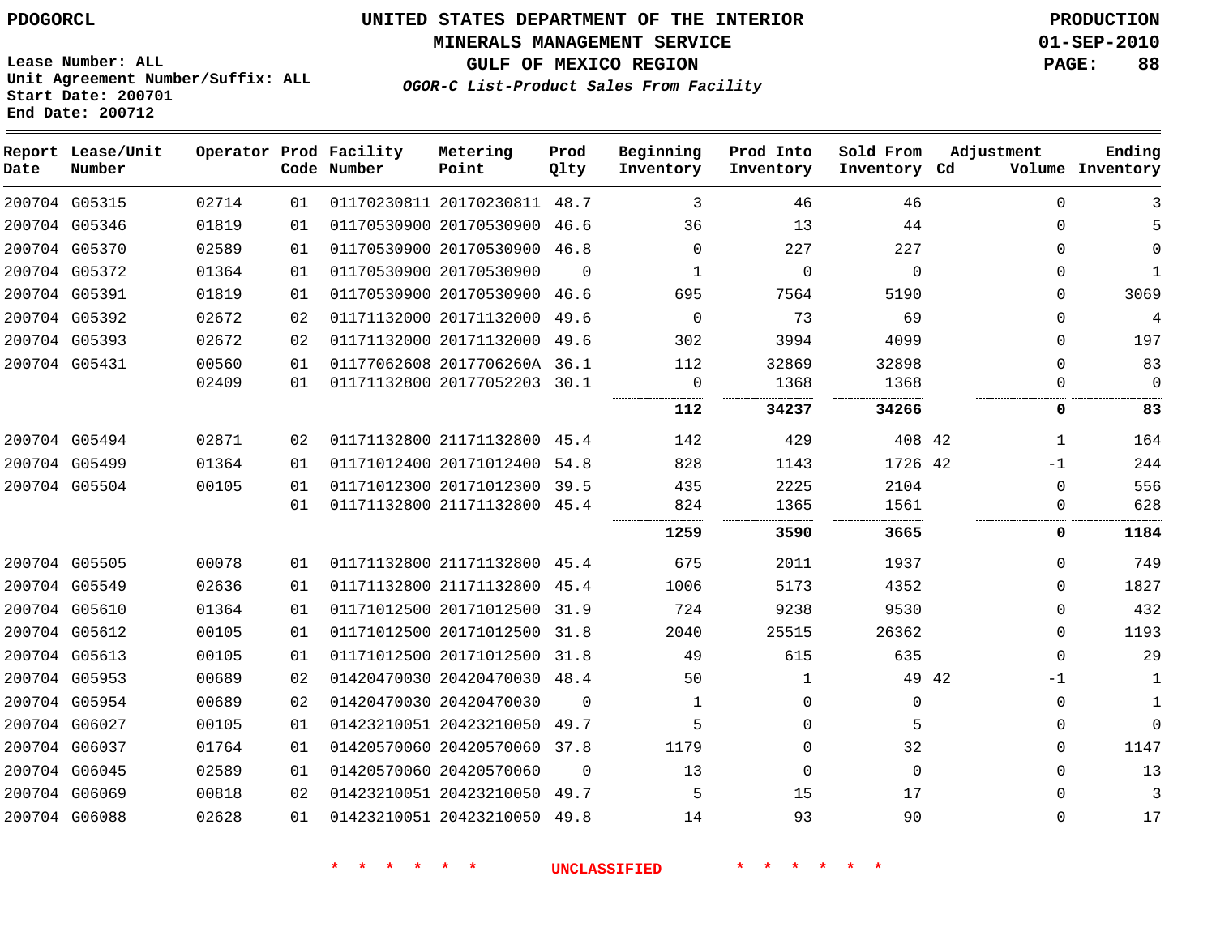Lease Number: ALL
Unit Agreement Number/Suffix: ALL
Start Date: 200701
End Date: 200712

# UNITED STATES DEPARTMENT OF THE INTERIOR
## MINERALS MANAGEMENT SERVICE
## GULF OF MEXICO REGION
### *OGOR-C List-Product Sales From Facility*

PRODUCTION
01-SEP-2010

| Report Date | Lease/Unit Number | Operator | Prod Code | Facility Number | Metering Point | Prod Qlty | Beginning Inventory | Prod Into Inventory | Sold From Inventory | Adjustment Cd | Adjustment Volume | Ending Inventory |
|---|---|---|---|---|---|---|---|---|---|---|---|---|
| 200704 | G05315 | 02714 | 01 | 01170230811 | 20170230811 | 48.7 | 3 | 46 | 46 | | 0 | 3 |
| 200704 | G05346 | 01819 | 01 | 01170530900 | 20170530900 | 46.6 | 36 | 13 | 44 | | 0 | 5 |
| 200704 | G05370 | 02589 | 01 | 01170530900 | 20170530900 | 46.8 | 0 | 227 | 227 | | 0 | 0 |
| 200704 | G05372 | 01364 | 01 | 01170530900 | 20170530900 | 0 | 1 | 0 | 0 | | 0 | 1 |
| 200704 | G05391 | 01819 | 01 | 01170530900 | 20170530900 | 46.6 | 695 | 7564 | 5190 | | 0 | 3069 |
| 200704 | G05392 | 02672 | 02 | 01171132000 | 20171132000 | 49.6 | 0 | 73 | 69 | | 0 | 4 |
| 200704 | G05393 | 02672 | 02 | 01171132000 | 20171132000 | 49.6 | 302 | 3994 | 4099 | | 0 | 197 |
| 200704 | G05431 | 00560 | 01 | 01177062608 | 2017706260A | 36.1 | 112 | 32869 | 32898 | | 0 | 83 |
| | | 02409 | 01 | 01171132800 | 20177052203 | 30.1 | 0 | 1368 | 1368 | | 0 | 0 |
| | | | | | | | **112** | **34237** | **34266** | | **0** | **83** |
| 200704 | G05494 | 02871 | 02 | 01171132800 | 21171132800 | 45.4 | 142 | 429 | 408 | 42 | 1 | 164 |
| 200704 | G05499 | 01364 | 01 | 01171012400 | 20171012400 | 54.8 | 828 | 1143 | 1726 | 42 | -1 | 244 |
| 200704 | G05504 | 00105 | 01 | 01171012300 | 20171012300 | 39.5 | 435 | 2225 | 2104 | | 0 | 556 |
| | | | 01 | 01171132800 | 21171132800 | 45.4 | 824 | 1365 | 1561 | | 0 | 628 |
| | | | | | | | **1259** | **3590** | **3665** | | **0** | **1184** |
| 200704 | G05505 | 00078 | 01 | 01171132800 | 21171132800 | 45.4 | 675 | 2011 | 1937 | | 0 | 749 |
| 200704 | G05549 | 02636 | 01 | 01171132800 | 21171132800 | 45.4 | 1006 | 5173 | 4352 | | 0 | 1827 |
| 200704 | G05610 | 01364 | 01 | 01171012500 | 20171012500 | 31.9 | 724 | 9238 | 9530 | | 0 | 432 |
| 200704 | G05612 | 00105 | 01 | 01171012500 | 20171012500 | 31.8 | 2040 | 25515 | 26362 | | 0 | 1193 |
| 200704 | G05613 | 00105 | 01 | 01171012500 | 20171012500 | 31.8 | 49 | 615 | 635 | | 0 | 29 |
| 200704 | G05953 | 00689 | 02 | 01420470030 | 20420470030 | 48.4 | 50 | 1 | 49 | 42 | -1 | 1 |
| 200704 | G05954 | 00689 | 02 | 01420470030 | 20420470030 | 0 | 1 | 0 | 0 | | 0 | 1 |
| 200704 | G06027 | 00105 | 01 | 01423210051 | 20423210050 | 49.7 | 5 | 0 | 5 | | 0 | 0 |
| 200704 | G06037 | 01764 | 01 | 01420570060 | 20420570060 | 37.8 | 1179 | 0 | 32 | | 0 | 1147 |
| 200704 | G06045 | 02589 | 01 | 01420570060 | 20420570060 | 0 | 13 | 0 | 0 | | 0 | 13 |
| 200704 | G06069 | 00818 | 02 | 01423210051 | 20423210050 | 49.7 | 5 | 15 | 17 | | 0 | 3 |
| 200704 | G06088 | 02628 | 01 | 01423210051 | 20423210050 | 49.8 | 14 | 93 | 90 | | 0 | 17 |

\* \* \* \* \* \* UNCLASSIFIED \* \* \* \* \* \*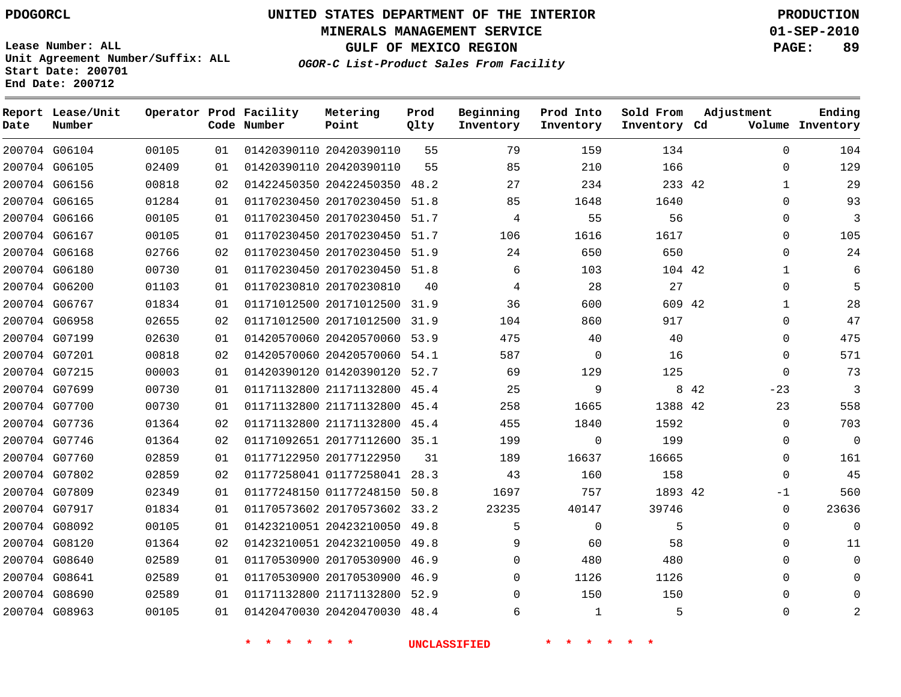# UNITED STATES DEPARTMENT OF THE INTERIOR
## MINERALS MANAGEMENT SERVICE
## GULF OF MEXICO REGION
### *OGOR-C List-Product Sales From Facility*

PDOGORCL

Lease Number: ALL
Unit Agreement Number/Suffix: ALL
Start Date: 200701
End Date: 200712

PRODUCTION
01-SEP-2010

| Report Date | Lease/Unit Number | Operator | Prod Code | Facility Number | Metering Point | Prod Qlty | Beginning Inventory | Prod Into Inventory | Sold From Inventory | Adjustment Cd | Volume | Ending Inventory |
|---|---|---|---|---|---|---|---|---|---|---|---|---|
| 200704 | G06104 | 00105 | 01 | 01420390110 | 20420390110 | 55 | 79 | 159 | 134 | | 0 | 104 |
| 200704 | G06105 | 02409 | 01 | 01420390110 | 20420390110 | 55 | 85 | 210 | 166 | | 0 | 129 |
| 200704 | G06156 | 00818 | 02 | 01422450350 | 20422450350 | 48.2 | 27 | 234 | 233 | 42 | 1 | 29 |
| 200704 | G06165 | 01284 | 01 | 01170230450 | 20170230450 | 51.8 | 85 | 1648 | 1640 | | 0 | 93 |
| 200704 | G06166 | 00105 | 01 | 01170230450 | 20170230450 | 51.7 | 4 | 55 | 56 | | 0 | 3 |
| 200704 | G06167 | 00105 | 01 | 01170230450 | 20170230450 | 51.7 | 106 | 1616 | 1617 | | 0 | 105 |
| 200704 | G06168 | 02766 | 02 | 01170230450 | 20170230450 | 51.9 | 24 | 650 | 650 | | 0 | 24 |
| 200704 | G06180 | 00730 | 01 | 01170230450 | 20170230450 | 51.8 | 6 | 103 | 104 | 42 | 1 | 6 |
| 200704 | G06200 | 01103 | 01 | 01170230810 | 20170230810 | 40 | 4 | 28 | 27 | | 0 | 5 |
| 200704 | G06767 | 01834 | 01 | 01171012500 | 20171012500 | 31.9 | 36 | 600 | 609 | 42 | 1 | 28 |
| 200704 | G06958 | 02655 | 02 | 01171012500 | 20171012500 | 31.9 | 104 | 860 | 917 | | 0 | 47 |
| 200704 | G07199 | 02630 | 01 | 01420570060 | 20420570060 | 53.9 | 475 | 40 | 40 | | 0 | 475 |
| 200704 | G07201 | 00818 | 02 | 01420570060 | 20420570060 | 54.1 | 587 | 0 | 16 | | 0 | 571 |
| 200704 | G07215 | 00003 | 01 | 01420390120 | 01420390120 | 52.7 | 69 | 129 | 125 | | 0 | 73 |
| 200704 | G07699 | 00730 | 01 | 01171132800 | 21171132800 | 45.4 | 25 | 9 | 8 | 42 | -23 | 3 |
| 200704 | G07700 | 00730 | 01 | 01171132800 | 21171132800 | 45.4 | 258 | 1665 | 1388 | 42 | 23 | 558 |
| 200704 | G07736 | 01364 | 02 | 01171132800 | 21171132800 | 45.4 | 455 | 1840 | 1592 | | 0 | 703 |
| 200704 | G07746 | 01364 | 02 | 01171092651 | 20177112600 | 35.1 | 199 | 0 | 199 | | 0 | 0 |
| 200704 | G07760 | 02859 | 01 | 01177122950 | 20177122950 | 31 | 189 | 16637 | 16665 | | 0 | 161 |
| 200704 | G07802 | 02859 | 02 | 01177258041 | 01177258041 | 28.3 | 43 | 160 | 158 | | 0 | 45 |
| 200704 | G07809 | 02349 | 01 | 01177248150 | 01177248150 | 50.8 | 1697 | 757 | 1893 | 42 | -1 | 560 |
| 200704 | G07917 | 01834 | 01 | 01170573602 | 20170573602 | 33.2 | 23235 | 40147 | 39746 | | 0 | 23636 |
| 200704 | G08092 | 00105 | 01 | 01423210051 | 20423210050 | 49.8 | 5 | 0 | 5 | | 0 | 0 |
| 200704 | G08120 | 01364 | 02 | 01423210051 | 20423210050 | 49.8 | 9 | 60 | 58 | | 0 | 11 |
| 200704 | G08640 | 02589 | 01 | 01170530900 | 20170530900 | 46.9 | 0 | 480 | 480 | | 0 | 0 |
| 200704 | G08641 | 02589 | 01 | 01170530900 | 20170530900 | 46.9 | 0 | 1126 | 1126 | | 0 | 0 |
| 200704 | G08690 | 02589 | 01 | 01171132800 | 21171132800 | 52.9 | 0 | 150 | 150 | | 0 | 0 |
| 200704 | G08963 | 00105 | 01 | 01420470030 | 20420470030 | 48.4 | 6 | 1 | 5 | | 0 | 2 |

\* \* \* \* \* \* UNCLASSIFIED \* \* \* \* \* \*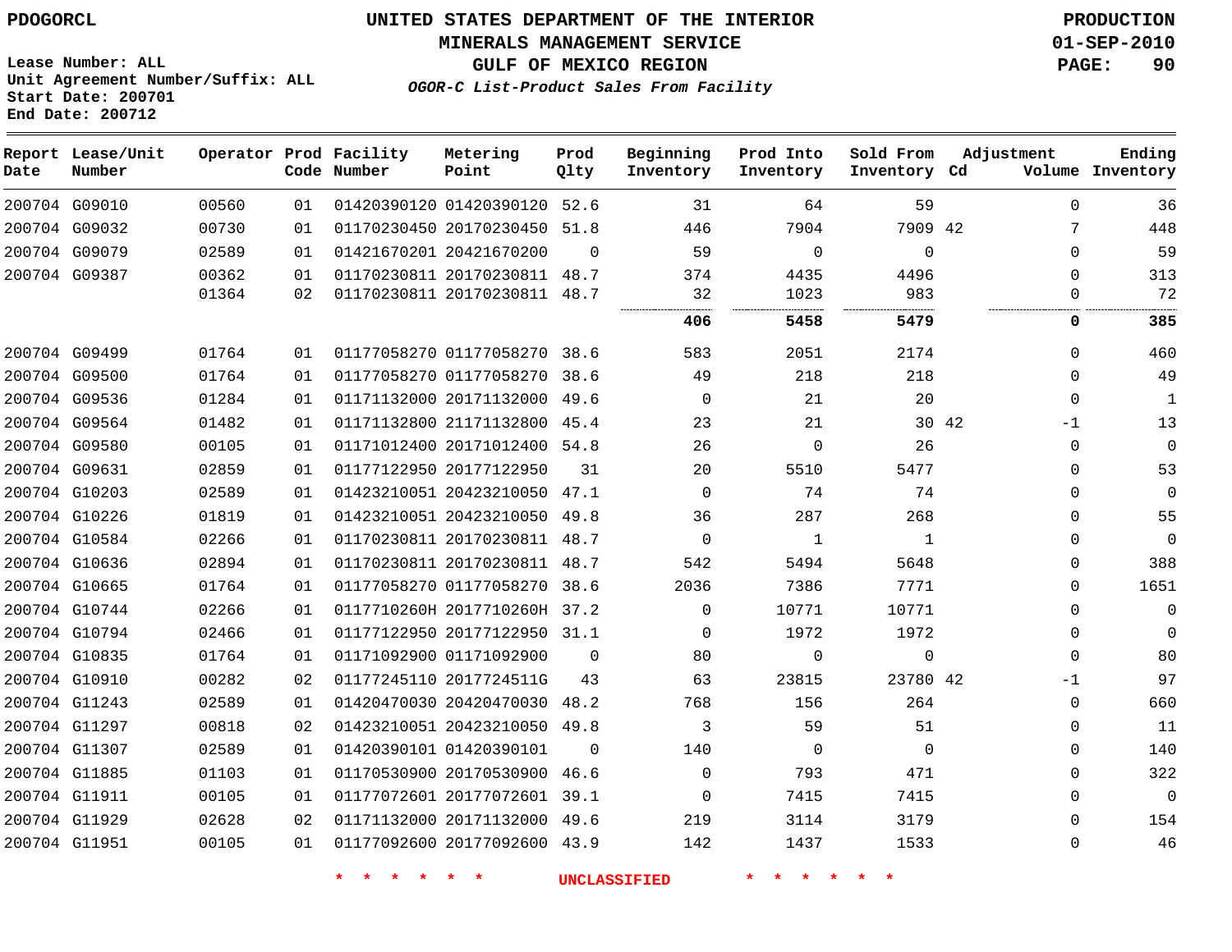PDOGORCL

Lease Number: ALL
Unit Agreement Number/Suffix: ALL
Start Date: 200701
End Date: 200712

# UNITED STATES DEPARTMENT OF THE INTERIOR
## MINERALS MANAGEMENT SERVICE
## GULF OF MEXICO REGION
### *OGOR-C List-Product Sales From Facility*

PRODUCTION
01-SEP-2010

| Report Date | Lease/Unit Number | Operator | Prod Code | Facility Number | Metering Point | Prod Qlty | Beginning Inventory | Prod Into Inventory | Sold From Inventory | Adjustment Cd | Adjustment Volume | Ending Inventory |
|---|---|---|---|---|---|---|---|---|---|---|---|---|
| 200704 | G09010 | 00560 | 01 | 01420390120 | 01420390120 | 52.6 | 31 | 64 | 59 | | 0 | 36 |
| 200704 | G09032 | 00730 | 01 | 01170230450 | 20170230450 | 51.8 | 446 | 7904 | 7909 | 42 | 7 | 448 |
| 200704 | G09079 | 02589 | 01 | 01421670201 | 20421670200 | 0 | 59 | 0 | 0 | | 0 | 59 |
| 200704 | G09387 | 00362 | 01 | 01170230811 | 20170230811 | 48.7 | 374 | 4435 | 4496 | | 0 | 313 |
| | | 01364 | 02 | 01170230811 | 20170230811 | 48.7 | 32 | 1023 | 983 | | 0 | 72 |
| | | | | | | | **406** | **5458** | **5479** | | **0** | **385** |
| 200704 | G09499 | 01764 | 01 | 01177058270 | 01177058270 | 38.6 | 583 | 2051 | 2174 | | 0 | 460 |
| 200704 | G09500 | 01764 | 01 | 01177058270 | 01177058270 | 38.6 | 49 | 218 | 218 | | 0 | 49 |
| 200704 | G09536 | 01284 | 01 | 01171132000 | 20171132000 | 49.6 | 0 | 21 | 20 | | 0 | 1 |
| 200704 | G09564 | 01482 | 01 | 01171132800 | 21171132800 | 45.4 | 23 | 21 | 30 | 42 | -1 | 13 |
| 200704 | G09580 | 00105 | 01 | 01171012400 | 20171012400 | 54.8 | 26 | 0 | 26 | | 0 | 0 |
| 200704 | G09631 | 02859 | 01 | 01177122950 | 20177122950 | 31 | 20 | 5510 | 5477 | | 0 | 53 |
| 200704 | G10203 | 02589 | 01 | 01423210051 | 20423210050 | 47.1 | 0 | 74 | 74 | | 0 | 0 |
| 200704 | G10226 | 01819 | 01 | 01423210051 | 20423210050 | 49.8 | 36 | 287 | 268 | | 0 | 55 |
| 200704 | G10584 | 02266 | 01 | 01170230811 | 20170230811 | 48.7 | 0 | 1 | 1 | | 0 | 0 |
| 200704 | G10636 | 02894 | 01 | 01170230811 | 20170230811 | 48.7 | 542 | 5494 | 5648 | | 0 | 388 |
| 200704 | G10665 | 01764 | 01 | 01177058270 | 01177058270 | 38.6 | 2036 | 7386 | 7771 | | 0 | 1651 |
| 200704 | G10744 | 02266 | 01 | 0117710260H | 2017710260H | 37.2 | 0 | 10771 | 10771 | | 0 | 0 |
| 200704 | G10794 | 02466 | 01 | 01177122950 | 20177122950 | 31.1 | 0 | 1972 | 1972 | | 0 | 0 |
| 200704 | G10835 | 01764 | 01 | 01171092900 | 01171092900 | 0 | 80 | 0 | 0 | | 0 | 80 |
| 200704 | G10910 | 00282 | 02 | 01177245110 | 2017724511G | 43 | 63 | 23815 | 23780 | 42 | -1 | 97 |
| 200704 | G11243 | 02589 | 01 | 01420470030 | 20420470030 | 48.2 | 768 | 156 | 264 | | 0 | 660 |
| 200704 | G11297 | 00818 | 02 | 01423210051 | 20423210050 | 49.8 | 3 | 59 | 51 | | 0 | 11 |
| 200704 | G11307 | 02589 | 01 | 01420390101 | 01420390101 | 0 | 140 | 0 | 0 | | 0 | 140 |
| 200704 | G11885 | 01103 | 01 | 01170530900 | 20170530900 | 46.6 | 0 | 793 | 471 | | 0 | 322 |
| 200704 | G11911 | 00105 | 01 | 01177072601 | 20177072601 | 39.1 | 0 | 7415 | 7415 | | 0 | 0 |
| 200704 | G11929 | 02628 | 02 | 01171132000 | 20171132000 | 49.6 | 219 | 3114 | 3179 | | 0 | 154 |
| 200704 | G11951 | 00105 | 01 | 01177092600 | 20177092600 | 43.9 | 142 | 1437 | 1533 | | 0 | 46 |

* * * * * * UNCLASSIFIED * * * * * *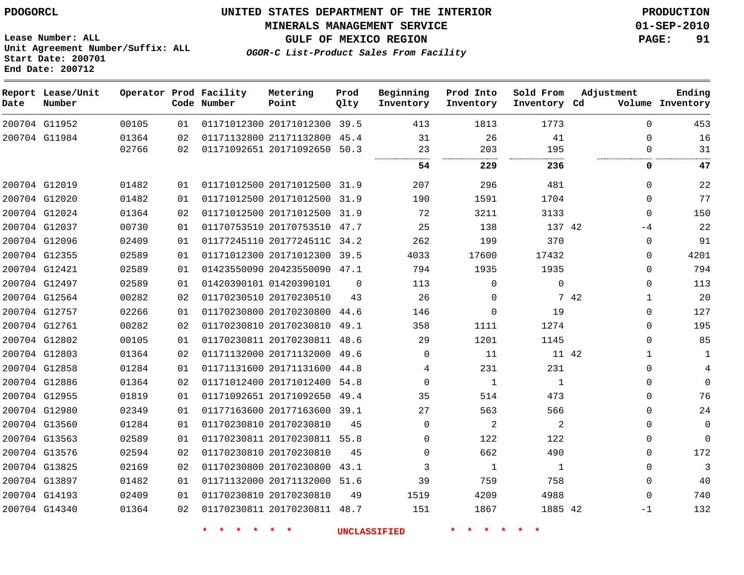PDOGORCL

**UNITED STATES DEPARTMENT OF THE INTERIOR**
**MINERALS MANAGEMENT SERVICE**
**GULF OF MEXICO REGION**
***OGOR-C List-Product Sales From Facility***

PRODUCTION
01-SEP-2010

Lease Number: ALL
Unit Agreement Number/Suffix: ALL
Start Date: 200701
End Date: 200712

| Report Date | Lease/Unit Number | Operator | Prod Code | Facility Number | Metering Point | Prod Qlty | Beginning Inventory | Prod Into Inventory | Sold From Inventory | Adjustment Cd | Adjustment Volume | Ending Inventory |
|---|---|---|---|---|---|---|---|---|---|---|---|---|
| 200704 | G11952 | 00105 | 01 | 01171012300 | 20171012300 | 39.5 | 413 | 1813 | 1773 | | 0 | 453 |
| 200704 | G11984 | 01364 | 02 | 01171132800 | 21171132800 | 45.4 | 31 | 26 | 41 | | 0 | 16 |
| | | 02766 | 02 | 01171092651 | 20171092650 | 50.3 | 23 | 203 | 195 | | 0 | 31 |
| | | | | | | | **54** | **229** | **236** | | **0** | **47** |
| 200704 | G12019 | 01482 | 01 | 01171012500 | 20171012500 | 31.9 | 207 | 296 | 481 | | 0 | 22 |
| 200704 | G12020 | 01482 | 01 | 01171012500 | 20171012500 | 31.9 | 190 | 1591 | 1704 | | 0 | 77 |
| 200704 | G12024 | 01364 | 02 | 01171012500 | 20171012500 | 31.9 | 72 | 3211 | 3133 | | 0 | 150 |
| 200704 | G12037 | 00730 | 01 | 01170753510 | 20170753510 | 47.7 | 25 | 138 | 137 | 42 | -4 | 22 |
| 200704 | G12096 | 02409 | 01 | 01177245110 | 2017724511C | 34.2 | 262 | 199 | 370 | | 0 | 91 |
| 200704 | G12355 | 02589 | 01 | 01171012300 | 20171012300 | 39.5 | 4033 | 17600 | 17432 | | 0 | 4201 |
| 200704 | G12421 | 02589 | 01 | 01423550090 | 20423550090 | 47.1 | 794 | 1935 | 1935 | | 0 | 794 |
| 200704 | G12497 | 02589 | 01 | 01420390101 | 01420390101 | 0 | 113 | 0 | 0 | | 0 | 113 |
| 200704 | G12564 | 00282 | 02 | 01170230510 | 20170230510 | 43 | 26 | 0 | 7 | 42 | 1 | 20 |
| 200704 | G12757 | 02266 | 01 | 01170230800 | 20170230800 | 44.6 | 146 | 0 | 19 | | 0 | 127 |
| 200704 | G12761 | 00282 | 02 | 01170230810 | 20170230810 | 49.1 | 358 | 1111 | 1274 | | 0 | 195 |
| 200704 | G12802 | 00105 | 01 | 01170230811 | 20170230811 | 48.6 | 29 | 1201 | 1145 | | 0 | 85 |
| 200704 | G12803 | 01364 | 02 | 01171132000 | 20171132000 | 49.6 | 0 | 11 | 11 | 42 | 1 | 1 |
| 200704 | G12858 | 01284 | 01 | 01171131600 | 20171131600 | 44.8 | 4 | 231 | 231 | | 0 | 4 |
| 200704 | G12886 | 01364 | 02 | 01171012400 | 20171012400 | 54.8 | 0 | 1 | 1 | | 0 | 0 |
| 200704 | G12955 | 01819 | 01 | 01171092651 | 20171092650 | 49.4 | 35 | 514 | 473 | | 0 | 76 |
| 200704 | G12980 | 02349 | 01 | 01177163600 | 20177163600 | 39.1 | 27 | 563 | 566 | | 0 | 24 |
| 200704 | G13560 | 01284 | 01 | 01170230810 | 20170230810 | 45 | 0 | 2 | 2 | | 0 | 0 |
| 200704 | G13563 | 02589 | 01 | 01170230811 | 20170230811 | 55.8 | 0 | 122 | 122 | | 0 | 0 |
| 200704 | G13576 | 02594 | 02 | 01170230810 | 20170230810 | 45 | 0 | 662 | 490 | | 0 | 172 |
| 200704 | G13825 | 02169 | 02 | 01170230800 | 20170230800 | 43.1 | 3 | 1 | 1 | | 0 | 3 |
| 200704 | G13897 | 01482 | 01 | 01171132000 | 20171132000 | 51.6 | 39 | 759 | 758 | | 0 | 40 |
| 200704 | G14193 | 02409 | 01 | 01170230810 | 20170230810 | 49 | 1519 | 4209 | 4988 | | 0 | 740 |
| 200704 | G14340 | 01364 | 02 | 01170230811 | 20170230811 | 48.7 | 151 | 1867 | 1885 | 42 | -1 | 132 |

\* \* \* \* \* \* UNCLASSIFIED \* \* \* \* \* \*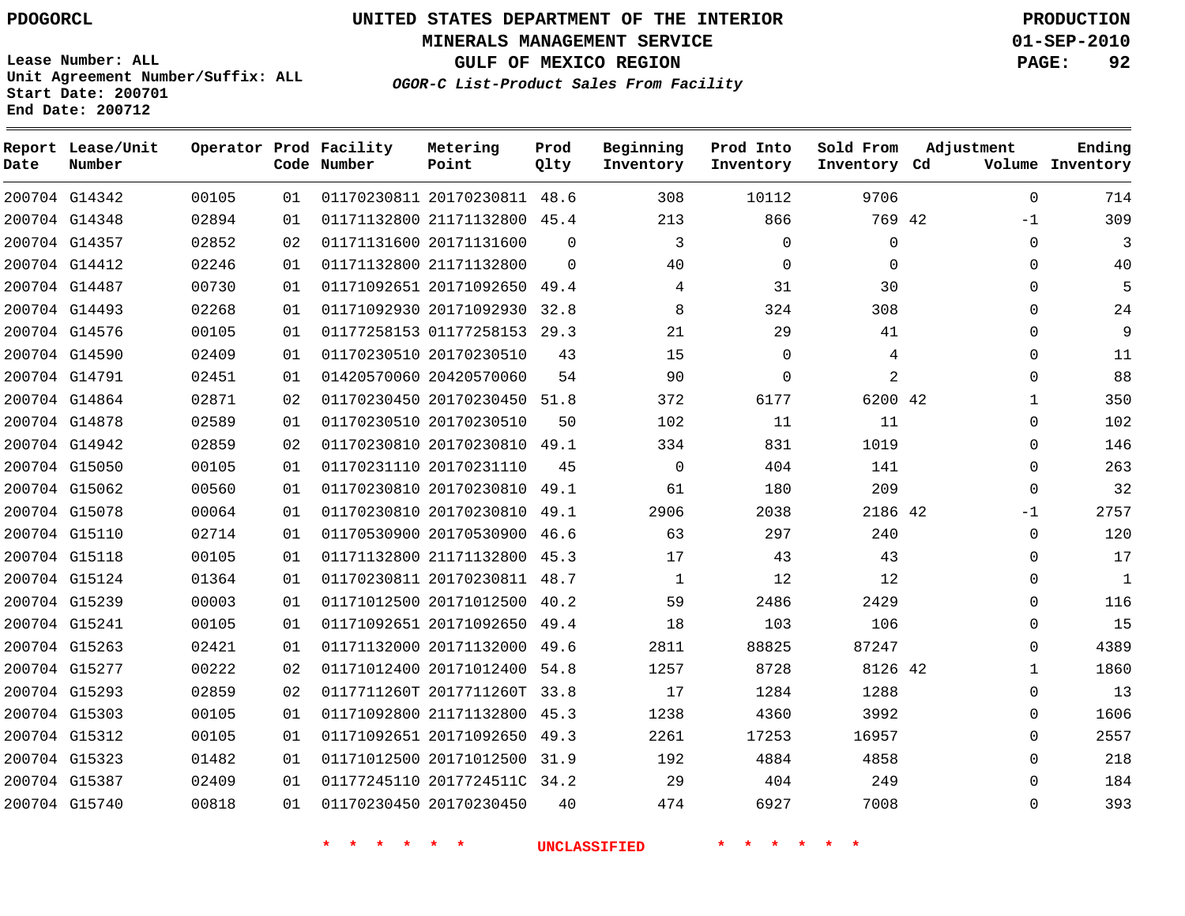PDOGORCL

# UNITED STATES DEPARTMENT OF THE INTERIOR
## MINERALS MANAGEMENT SERVICE
## GULF OF MEXICO REGION
### *OGOR-C List-Product Sales From Facility*

PRODUCTION
01-SEP-2010

Lease Number: ALL
Unit Agreement Number/Suffix: ALL
Start Date: 200701
End Date: 200712

| Report Date | Lease/Unit Number | Operator | Prod Code | Facility Number | Metering Point | Prod Qlty | Beginning Inventory | Prod Into Inventory | Sold From Inventory | Adjustment Cd | Adjustment Volume | Ending Inventory |
|---|---|---|---|---|---|---|---|---|---|---|---|---|
| 200704 | G14342 | 00105 | 01 | 01170230811 | 20170230811 | 48.6 | 308 | 10112 | 9706 | | 0 | 714 |
| 200704 | G14348 | 02894 | 01 | 01171132800 | 21171132800 | 45.4 | 213 | 866 | 769 | 42 | -1 | 309 |
| 200704 | G14357 | 02852 | 02 | 01171131600 | 20171131600 | 0 | 3 | 0 | 0 | | 0 | 3 |
| 200704 | G14412 | 02246 | 01 | 01171132800 | 21171132800 | 0 | 40 | 0 | 0 | | 0 | 40 |
| 200704 | G14487 | 00730 | 01 | 01171092651 | 20171092650 | 49.4 | 4 | 31 | 30 | | 0 | 5 |
| 200704 | G14493 | 02268 | 01 | 01171092930 | 20171092930 | 32.8 | 8 | 324 | 308 | | 0 | 24 |
| 200704 | G14576 | 00105 | 01 | 01177258153 | 01177258153 | 29.3 | 21 | 29 | 41 | | 0 | 9 |
| 200704 | G14590 | 02409 | 01 | 01170230510 | 20170230510 | 43 | 15 | 0 | 4 | | 0 | 11 |
| 200704 | G14791 | 02451 | 01 | 01420570060 | 20420570060 | 54 | 90 | 0 | 2 | | 0 | 88 |
| 200704 | G14864 | 02871 | 02 | 01170230450 | 20170230450 | 51.8 | 372 | 6177 | 6200 | 42 | 1 | 350 |
| 200704 | G14878 | 02589 | 01 | 01170230510 | 20170230510 | 50 | 102 | 11 | 11 | | 0 | 102 |
| 200704 | G14942 | 02859 | 02 | 01170230810 | 20170230810 | 49.1 | 334 | 831 | 1019 | | 0 | 146 |
| 200704 | G15050 | 00105 | 01 | 01170231110 | 20170231110 | 45 | 0 | 404 | 141 | | 0 | 263 |
| 200704 | G15062 | 00560 | 01 | 01170230810 | 20170230810 | 49.1 | 61 | 180 | 209 | | 0 | 32 |
| 200704 | G15078 | 00064 | 01 | 01170230810 | 20170230810 | 49.1 | 2906 | 2038 | 2186 | 42 | -1 | 2757 |
| 200704 | G15110 | 02714 | 01 | 01170530900 | 20170530900 | 46.6 | 63 | 297 | 240 | | 0 | 120 |
| 200704 | G15118 | 00105 | 01 | 01171132800 | 21171132800 | 45.3 | 17 | 43 | 43 | | 0 | 17 |
| 200704 | G15124 | 01364 | 01 | 01170230811 | 20170230811 | 48.7 | 1 | 12 | 12 | | 0 | 1 |
| 200704 | G15239 | 00003 | 01 | 01171012500 | 20171012500 | 40.2 | 59 | 2486 | 2429 | | 0 | 116 |
| 200704 | G15241 | 00105 | 01 | 01171092651 | 20171092650 | 49.4 | 18 | 103 | 106 | | 0 | 15 |
| 200704 | G15263 | 02421 | 01 | 01171132000 | 20171132000 | 49.6 | 2811 | 88825 | 87247 | | 0 | 4389 |
| 200704 | G15277 | 00222 | 02 | 01171012400 | 20171012400 | 54.8 | 1257 | 8728 | 8126 | 42 | 1 | 1860 |
| 200704 | G15293 | 02859 | 02 | 0117711260T | 2017711260T | 33.8 | 17 | 1284 | 1288 | | 0 | 13 |
| 200704 | G15303 | 00105 | 01 | 01171092800 | 21171132800 | 45.3 | 1238 | 4360 | 3992 | | 0 | 1606 |
| 200704 | G15312 | 00105 | 01 | 01171092651 | 20171092650 | 49.3 | 2261 | 17253 | 16957 | | 0 | 2557 |
| 200704 | G15323 | 01482 | 01 | 01171012500 | 20171012500 | 31.9 | 192 | 4884 | 4858 | | 0 | 218 |
| 200704 | G15387 | 02409 | 01 | 01177245110 | 2017724511C | 34.2 | 29 | 404 | 249 | | 0 | 184 |
| 200704 | G15740 | 00818 | 01 | 01170230450 | 20170230450 | 40 | 474 | 6927 | 7008 | | 0 | 393 |

* * * * * * UNCLASSIFIED * * * * * *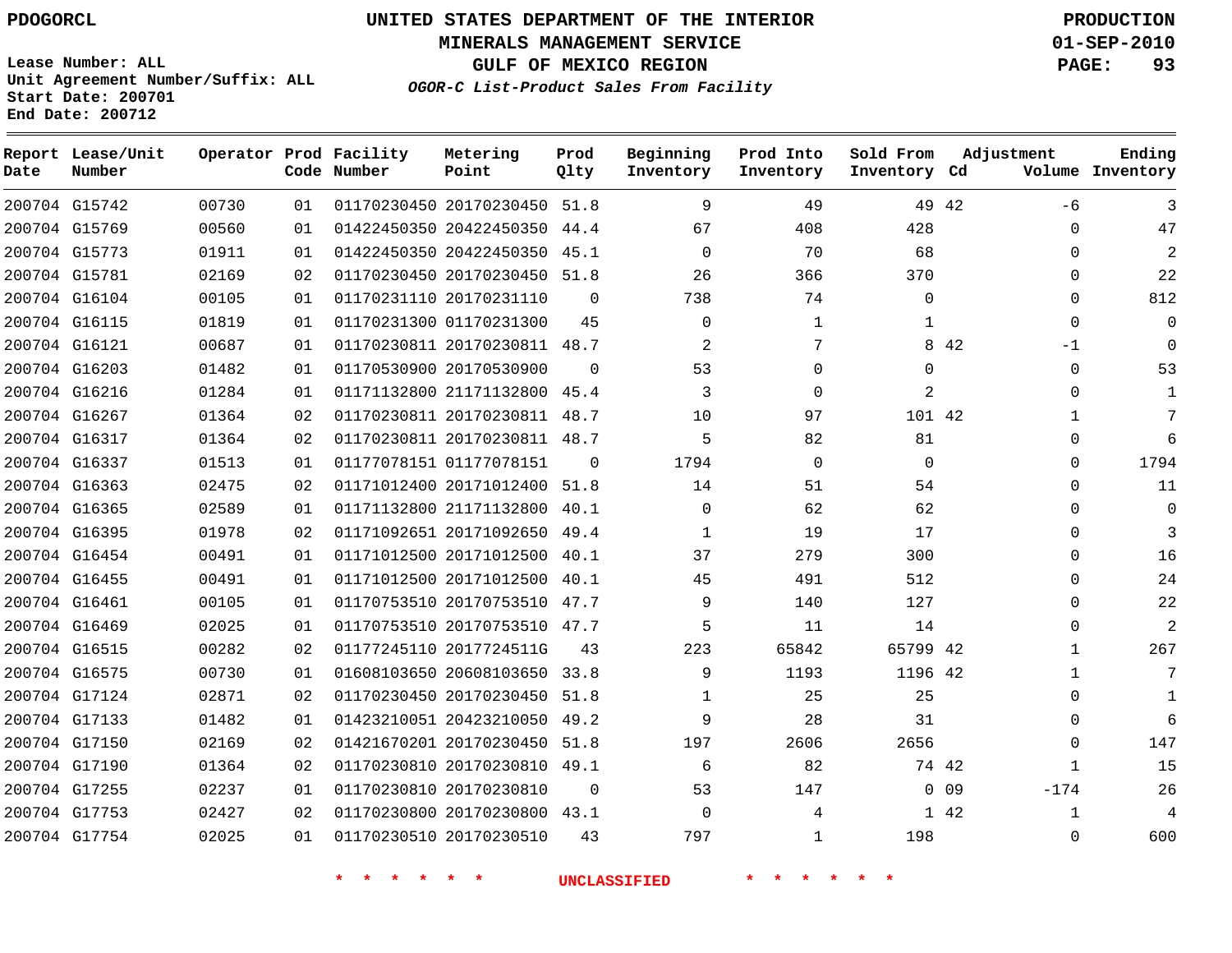PDOGORCL

**UNITED STATES DEPARTMENT OF THE INTERIOR**
**MINERALS MANAGEMENT SERVICE**
**GULF OF MEXICO REGION**
*OGOR-C List-Product Sales From Facility*

PRODUCTION
01-SEP-2010

Lease Number: ALL
Unit Agreement Number/Suffix: ALL
Start Date: 200701
End Date: 200712

| Report Date | Lease/Unit Number | Operator | Prod Code | Facility Number | Metering Point | Prod Qlty | Beginning Inventory | Prod Into Inventory | Sold From Inventory | Adjustment Cd | Adjustment Volume | Ending Inventory |
|---|---|---|---|---|---|---|---|---|---|---|---|---|
| 200704 | G15742 | 00730 | 01 | 01170230450 | 20170230450 | 51.8 | 9 | 49 | 49 | 42 | -6 | 3 |
| 200704 | G15769 | 00560 | 01 | 01422450350 | 20422450350 | 44.4 | 67 | 408 | 428 | | 0 | 47 |
| 200704 | G15773 | 01911 | 01 | 01422450350 | 20422450350 | 45.1 | 0 | 70 | 68 | | 0 | 2 |
| 200704 | G15781 | 02169 | 02 | 01170230450 | 20170230450 | 51.8 | 26 | 366 | 370 | | 0 | 22 |
| 200704 | G16104 | 00105 | 01 | 01170231110 | 20170231110 | 0 | 738 | 74 | 0 | | 0 | 812 |
| 200704 | G16115 | 01819 | 01 | 01170231300 | 01170231300 | 45 | 0 | 1 | 1 | | 0 | 0 |
| 200704 | G16121 | 00687 | 01 | 01170230811 | 20170230811 | 48.7 | 2 | 7 | 8 | 42 | -1 | 0 |
| 200704 | G16203 | 01482 | 01 | 01170530900 | 20170530900 | 0 | 53 | 0 | 0 | | 0 | 53 |
| 200704 | G16216 | 01284 | 01 | 01171132800 | 21171132800 | 45.4 | 3 | 0 | 2 | | 0 | 1 |
| 200704 | G16267 | 01364 | 02 | 01170230811 | 20170230811 | 48.7 | 10 | 97 | 101 | 42 | 1 | 7 |
| 200704 | G16317 | 01364 | 02 | 01170230811 | 20170230811 | 48.7 | 5 | 82 | 81 | | 0 | 6 |
| 200704 | G16337 | 01513 | 01 | 01177078151 | 01177078151 | 0 | 1794 | 0 | 0 | | 0 | 1794 |
| 200704 | G16363 | 02475 | 02 | 01171012400 | 20171012400 | 51.8 | 14 | 51 | 54 | | 0 | 11 |
| 200704 | G16365 | 02589 | 01 | 01171132800 | 21171132800 | 40.1 | 0 | 62 | 62 | | 0 | 0 |
| 200704 | G16395 | 01978 | 02 | 01171092651 | 20171092650 | 49.4 | 1 | 19 | 17 | | 0 | 3 |
| 200704 | G16454 | 00491 | 01 | 01171012500 | 20171012500 | 40.1 | 37 | 279 | 300 | | 0 | 16 |
| 200704 | G16455 | 00491 | 01 | 01171012500 | 20171012500 | 40.1 | 45 | 491 | 512 | | 0 | 24 |
| 200704 | G16461 | 00105 | 01 | 01170753510 | 20170753510 | 47.7 | 9 | 140 | 127 | | 0 | 22 |
| 200704 | G16469 | 02025 | 01 | 01170753510 | 20170753510 | 47.7 | 5 | 11 | 14 | | 0 | 2 |
| 200704 | G16515 | 00282 | 02 | 01177245110 | 2017724511G | 43 | 223 | 65842 | 65799 | 42 | 1 | 267 |
| 200704 | G16575 | 00730 | 01 | 01608103650 | 20608103650 | 33.8 | 9 | 1193 | 1196 | 42 | 1 | 7 |
| 200704 | G17124 | 02871 | 02 | 01170230450 | 20170230450 | 51.8 | 1 | 25 | 25 | | 0 | 1 |
| 200704 | G17133 | 01482 | 01 | 01423210051 | 20423210050 | 49.2 | 9 | 28 | 31 | | 0 | 6 |
| 200704 | G17150 | 02169 | 02 | 01421670201 | 20170230450 | 51.8 | 197 | 2606 | 2656 | | 0 | 147 |
| 200704 | G17190 | 01364 | 02 | 01170230810 | 20170230810 | 49.1 | 6 | 82 | 74 | 42 | 1 | 15 |
| 200704 | G17255 | 02237 | 01 | 01170230810 | 20170230810 | 0 | 53 | 147 | 0 | 09 | -174 | 26 |
| 200704 | G17753 | 02427 | 02 | 01170230800 | 20170230800 | 43.1 | 0 | 4 | 1 | 42 | 1 | 4 |
| 200704 | G17754 | 02025 | 01 | 01170230510 | 20170230510 | 43 | 797 | 1 | 198 | | 0 | 600 |

\* \* \* \* \* \* UNCLASSIFIED \* \* \* \* \* \*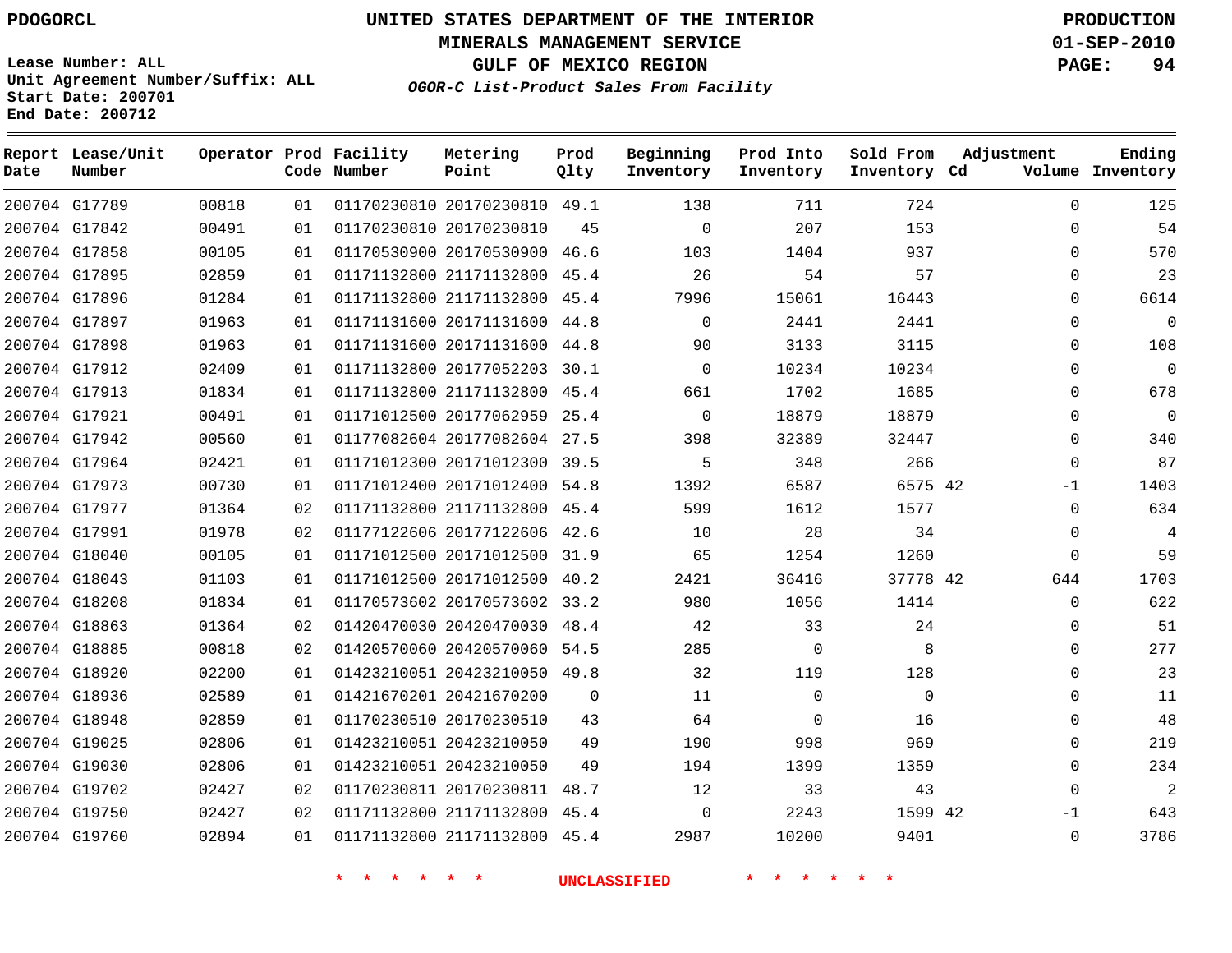PDOGORCL

# UNITED STATES DEPARTMENT OF THE INTERIOR
## MINERALS MANAGEMENT SERVICE
## GULF OF MEXICO REGION
### *OGOR-C List-Product Sales From Facility*

PRODUCTION
01-SEP-2010

Lease Number: ALL
Unit Agreement Number/Suffix: ALL
Start Date: 200701
End Date: 200712

| Report Date | Lease/Unit Number | Operator | Prod Code | Facility Number | Metering Point | Prod Qlty | Beginning Inventory | Prod Into Inventory | Sold From Inventory | Adjustment Cd | Volume | Ending Inventory |
|---|---|---|---|---|---|---|---|---|---|---|---|---|
| 200704 | G17789 | 00818 | 01 | 01170230810 | 20170230810 | 49.1 | 138 | 711 | 724 | | 0 | 125 |
| 200704 | G17842 | 00491 | 01 | 01170230810 | 20170230810 | 45 | 0 | 207 | 153 | | 0 | 54 |
| 200704 | G17858 | 00105 | 01 | 01170530900 | 20170530900 | 46.6 | 103 | 1404 | 937 | | 0 | 570 |
| 200704 | G17895 | 02859 | 01 | 01171132800 | 21171132800 | 45.4 | 26 | 54 | 57 | | 0 | 23 |
| 200704 | G17896 | 01284 | 01 | 01171132800 | 21171132800 | 45.4 | 7996 | 15061 | 16443 | | 0 | 6614 |
| 200704 | G17897 | 01963 | 01 | 01171131600 | 20171131600 | 44.8 | 0 | 2441 | 2441 | | 0 | 0 |
| 200704 | G17898 | 01963 | 01 | 01171131600 | 20171131600 | 44.8 | 90 | 3133 | 3115 | | 0 | 108 |
| 200704 | G17912 | 02409 | 01 | 01171132800 | 20177052203 | 30.1 | 0 | 10234 | 10234 | | 0 | 0 |
| 200704 | G17913 | 01834 | 01 | 01171132800 | 21171132800 | 45.4 | 661 | 1702 | 1685 | | 0 | 678 |
| 200704 | G17921 | 00491 | 01 | 01171012500 | 20177062959 | 25.4 | 0 | 18879 | 18879 | | 0 | 0 |
| 200704 | G17942 | 00560 | 01 | 01177082604 | 20177082604 | 27.5 | 398 | 32389 | 32447 | | 0 | 340 |
| 200704 | G17964 | 02421 | 01 | 01171012300 | 20171012300 | 39.5 | 5 | 348 | 266 | | 0 | 87 |
| 200704 | G17973 | 00730 | 01 | 01171012400 | 20171012400 | 54.8 | 1392 | 6587 | 6575 | 42 | -1 | 1403 |
| 200704 | G17977 | 01364 | 02 | 01171132800 | 21171132800 | 45.4 | 599 | 1612 | 1577 | | 0 | 634 |
| 200704 | G17991 | 01978 | 02 | 01177122606 | 20177122606 | 42.6 | 10 | 28 | 34 | | 0 | 4 |
| 200704 | G18040 | 00105 | 01 | 01171012500 | 20171012500 | 31.9 | 65 | 1254 | 1260 | | 0 | 59 |
| 200704 | G18043 | 01103 | 01 | 01171012500 | 20171012500 | 40.2 | 2421 | 36416 | 37778 | 42 | 644 | 1703 |
| 200704 | G18208 | 01834 | 01 | 01170573602 | 20170573602 | 33.2 | 980 | 1056 | 1414 | | 0 | 622 |
| 200704 | G18863 | 01364 | 02 | 01420470030 | 20420470030 | 48.4 | 42 | 33 | 24 | | 0 | 51 |
| 200704 | G18885 | 00818 | 02 | 01420570060 | 20420570060 | 54.5 | 285 | 0 | 8 | | 0 | 277 |
| 200704 | G18920 | 02200 | 01 | 01423210051 | 20423210050 | 49.8 | 32 | 119 | 128 | | 0 | 23 |
| 200704 | G18936 | 02589 | 01 | 01421670201 | 20421670200 | 0 | 11 | 0 | 0 | | 0 | 11 |
| 200704 | G18948 | 02859 | 01 | 01170230510 | 20170230510 | 43 | 64 | 0 | 16 | | 0 | 48 |
| 200704 | G19025 | 02806 | 01 | 01423210051 | 20423210050 | 49 | 190 | 998 | 969 | | 0 | 219 |
| 200704 | G19030 | 02806 | 01 | 01423210051 | 20423210050 | 49 | 194 | 1399 | 1359 | | 0 | 234 |
| 200704 | G19702 | 02427 | 02 | 01170230811 | 20170230811 | 48.7 | 12 | 33 | 43 | | 0 | 2 |
| 200704 | G19750 | 02427 | 02 | 01171132800 | 21171132800 | 45.4 | 0 | 2243 | 1599 | 42 | -1 | 643 |
| 200704 | G19760 | 02894 | 01 | 01171132800 | 21171132800 | 45.4 | 2987 | 10200 | 9401 | | 0 | 3786 |

\* \* \* \* \* \* UNCLASSIFIED \* \* \* \* \* \*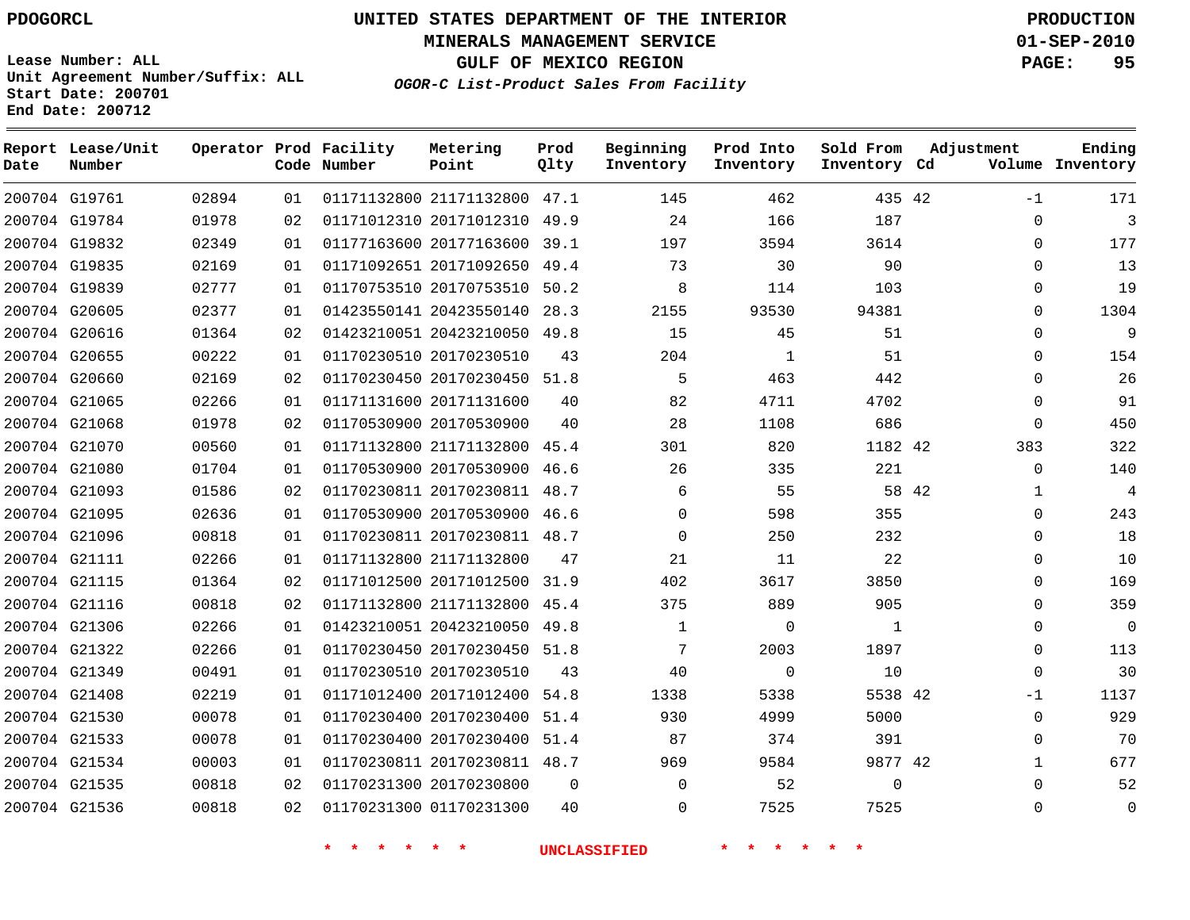PDOGORCL

# UNITED STATES DEPARTMENT OF THE INTERIOR
## MINERALS MANAGEMENT SERVICE
## GULF OF MEXICO REGION
### *OGOR-C List-Product Sales From Facility*

PRODUCTION
01-SEP-2010

Lease Number: ALL
Unit Agreement Number/Suffix: ALL
Start Date: 200701
End Date: 200712

| Report Date | Lease/Unit Number | Operator | Prod Code | Facility Number | Metering Point | Prod Qlty | Beginning Inventory | Prod Into Inventory | Sold From Inventory | Adjustment Cd | Adjustment Volume | Ending Inventory |
|---|---|---|---|---|---|---|---|---|---|---|---|---|
| 200704 | G19761 | 02894 | 01 | 01171132800 | 21171132800 | 47.1 | 145 | 462 | 435 | 42 | -1 | 171 |
| 200704 | G19784 | 01978 | 02 | 01171012310 | 20171012310 | 49.9 | 24 | 166 | 187 | | 0 | 3 |
| 200704 | G19832 | 02349 | 01 | 01177163600 | 20177163600 | 39.1 | 197 | 3594 | 3614 | | 0 | 177 |
| 200704 | G19835 | 02169 | 01 | 01171092651 | 20171092650 | 49.4 | 73 | 30 | 90 | | 0 | 13 |
| 200704 | G19839 | 02777 | 01 | 01170753510 | 20170753510 | 50.2 | 8 | 114 | 103 | | 0 | 19 |
| 200704 | G20605 | 02377 | 01 | 01423550141 | 20423550140 | 28.3 | 2155 | 93530 | 94381 | | 0 | 1304 |
| 200704 | G20616 | 01364 | 02 | 01423210051 | 20423210050 | 49.8 | 15 | 45 | 51 | | 0 | 9 |
| 200704 | G20655 | 00222 | 01 | 01170230510 | 20170230510 | 43 | 204 | 1 | 51 | | 0 | 154 |
| 200704 | G20660 | 02169 | 02 | 01170230450 | 20170230450 | 51.8 | 5 | 463 | 442 | | 0 | 26 |
| 200704 | G21065 | 02266 | 01 | 01171131600 | 20171131600 | 40 | 82 | 4711 | 4702 | | 0 | 91 |
| 200704 | G21068 | 01978 | 02 | 01170530900 | 20170530900 | 40 | 28 | 1108 | 686 | | 0 | 450 |
| 200704 | G21070 | 00560 | 01 | 01171132800 | 21171132800 | 45.4 | 301 | 820 | 1182 | 42 | 383 | 322 |
| 200704 | G21080 | 01704 | 01 | 01170530900 | 20170530900 | 46.6 | 26 | 335 | 221 | | 0 | 140 |
| 200704 | G21093 | 01586 | 02 | 01170230811 | 20170230811 | 48.7 | 6 | 55 | 58 | 42 | 1 | 4 |
| 200704 | G21095 | 02636 | 01 | 01170530900 | 20170530900 | 46.6 | 0 | 598 | 355 | | 0 | 243 |
| 200704 | G21096 | 00818 | 01 | 01170230811 | 20170230811 | 48.7 | 0 | 250 | 232 | | 0 | 18 |
| 200704 | G21111 | 02266 | 01 | 01171132800 | 21171132800 | 47 | 21 | 11 | 22 | | 0 | 10 |
| 200704 | G21115 | 01364 | 02 | 01171012500 | 20171012500 | 31.9 | 402 | 3617 | 3850 | | 0 | 169 |
| 200704 | G21116 | 00818 | 02 | 01171132800 | 21171132800 | 45.4 | 375 | 889 | 905 | | 0 | 359 |
| 200704 | G21306 | 02266 | 01 | 01423210051 | 20423210050 | 49.8 | 1 | 0 | 1 | | 0 | 0 |
| 200704 | G21322 | 02266 | 01 | 01170230450 | 20170230450 | 51.8 | 7 | 2003 | 1897 | | 0 | 113 |
| 200704 | G21349 | 00491 | 01 | 01170230510 | 20170230510 | 43 | 40 | 0 | 10 | | 0 | 30 |
| 200704 | G21408 | 02219 | 01 | 01171012400 | 20171012400 | 54.8 | 1338 | 5338 | 5538 | 42 | -1 | 1137 |
| 200704 | G21530 | 00078 | 01 | 01170230400 | 20170230400 | 51.4 | 930 | 4999 | 5000 | | 0 | 929 |
| 200704 | G21533 | 00078 | 01 | 01170230400 | 20170230400 | 51.4 | 87 | 374 | 391 | | 0 | 70 |
| 200704 | G21534 | 00003 | 01 | 01170230811 | 20170230811 | 48.7 | 969 | 9584 | 9877 | 42 | 1 | 677 |
| 200704 | G21535 | 00818 | 02 | 01170231300 | 20170230800 | 0 | 0 | 52 | 0 | | 0 | 52 |
| 200704 | G21536 | 00818 | 02 | 01170231300 | 01170231300 | 40 | 0 | 7525 | 7525 | | 0 | 0 |

\* \* \* \* \* \* \*  UNCLASSIFIED  \* \* \* \* \* \* \*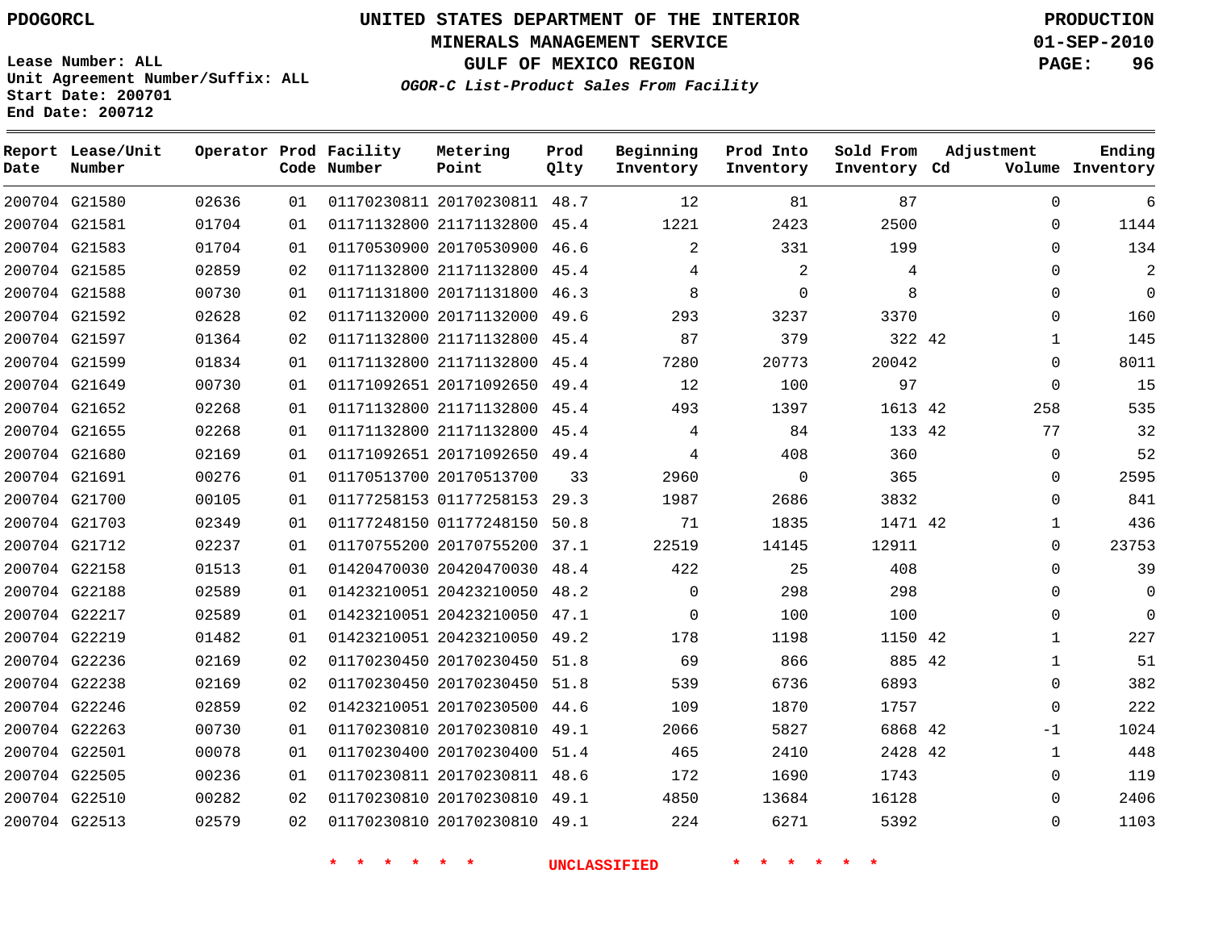PDOGORCL

# UNITED STATES DEPARTMENT OF THE INTERIOR
## MINERALS MANAGEMENT SERVICE
## GULF OF MEXICO REGION
### *OGOR-C List-Product Sales From Facility*

**PRODUCTION**
**01-SEP-2010**

Lease Number: ALL
Unit Agreement Number/Suffix: ALL
Start Date: 200701
End Date: 200712

| Report Date | Lease/Unit Number | Operator | Prod Code | Facility Number | Metering Point | Prod Qlty | Beginning Inventory | Prod Into Inventory | Sold From Inventory | Adjustment Cd | Adjustment Volume | Ending Inventory |
|---|---|---|---|---|---|---|---|---|---|---|---|---|
| 200704 | G21580 | 02636 | 01 | 01170230811 | 20170230811 | 48.7 | 12 | 81 | 87 | | 0 | 6 |
| 200704 | G21581 | 01704 | 01 | 01171132800 | 21171132800 | 45.4 | 1221 | 2423 | 2500 | | 0 | 1144 |
| 200704 | G21583 | 01704 | 01 | 01170530900 | 20170530900 | 46.6 | 2 | 331 | 199 | | 0 | 134 |
| 200704 | G21585 | 02859 | 02 | 01171132800 | 21171132800 | 45.4 | 4 | 2 | 4 | | 0 | 2 |
| 200704 | G21588 | 00730 | 01 | 01171131800 | 20171131800 | 46.3 | 8 | 0 | 8 | | 0 | 0 |
| 200704 | G21592 | 02628 | 02 | 01171132000 | 20171132000 | 49.6 | 293 | 3237 | 3370 | | 0 | 160 |
| 200704 | G21597 | 01364 | 02 | 01171132800 | 21171132800 | 45.4 | 87 | 379 | 322 | 42 | 1 | 145 |
| 200704 | G21599 | 01834 | 01 | 01171132800 | 21171132800 | 45.4 | 7280 | 20773 | 20042 | | 0 | 8011 |
| 200704 | G21649 | 00730 | 01 | 01171092651 | 20171092650 | 49.4 | 12 | 100 | 97 | | 0 | 15 |
| 200704 | G21652 | 02268 | 01 | 01171132800 | 21171132800 | 45.4 | 493 | 1397 | 1613 | 42 | 258 | 535 |
| 200704 | G21655 | 02268 | 01 | 01171132800 | 21171132800 | 45.4 | 4 | 84 | 133 | 42 | 77 | 32 |
| 200704 | G21680 | 02169 | 01 | 01171092651 | 20171092650 | 49.4 | 4 | 408 | 360 | | 0 | 52 |
| 200704 | G21691 | 00276 | 01 | 01170513700 | 20170513700 | 33 | 2960 | 0 | 365 | | 0 | 2595 |
| 200704 | G21700 | 00105 | 01 | 01177258153 | 01177258153 | 29.3 | 1987 | 2686 | 3832 | | 0 | 841 |
| 200704 | G21703 | 02349 | 01 | 01177248150 | 01177248150 | 50.8 | 71 | 1835 | 1471 | 42 | 1 | 436 |
| 200704 | G21712 | 02237 | 01 | 01170755200 | 20170755200 | 37.1 | 22519 | 14145 | 12911 | | 0 | 23753 |
| 200704 | G22158 | 01513 | 01 | 01420470030 | 20420470030 | 48.4 | 422 | 25 | 408 | | 0 | 39 |
| 200704 | G22188 | 02589 | 01 | 01423210051 | 20423210050 | 48.2 | 0 | 298 | 298 | | 0 | 0 |
| 200704 | G22217 | 02589 | 01 | 01423210051 | 20423210050 | 47.1 | 0 | 100 | 100 | | 0 | 0 |
| 200704 | G22219 | 01482 | 01 | 01423210051 | 20423210050 | 49.2 | 178 | 1198 | 1150 | 42 | 1 | 227 |
| 200704 | G22236 | 02169 | 02 | 01170230450 | 20170230450 | 51.8 | 69 | 866 | 885 | 42 | 1 | 51 |
| 200704 | G22238 | 02169 | 02 | 01170230450 | 20170230450 | 51.8 | 539 | 6736 | 6893 | | 0 | 382 |
| 200704 | G22246 | 02859 | 02 | 01423210051 | 20170230500 | 44.6 | 109 | 1870 | 1757 | | 0 | 222 |
| 200704 | G22263 | 00730 | 01 | 01170230810 | 20170230810 | 49.1 | 2066 | 5827 | 6868 | 42 | -1 | 1024 |
| 200704 | G22501 | 00078 | 01 | 01170230400 | 20170230400 | 51.4 | 465 | 2410 | 2428 | 42 | 1 | 448 |
| 200704 | G22505 | 00236 | 01 | 01170230811 | 20170230811 | 48.6 | 172 | 1690 | 1743 | | 0 | 119 |
| 200704 | G22510 | 00282 | 02 | 01170230810 | 20170230810 | 49.1 | 4850 | 13684 | 16128 | | 0 | 2406 |
| 200704 | G22513 | 02579 | 02 | 01170230810 | 20170230810 | 49.1 | 224 | 6271 | 5392 | | 0 | 1103 |

\* \* \* \* \* \* UNCLASSIFIED \* \* \* \* \* \*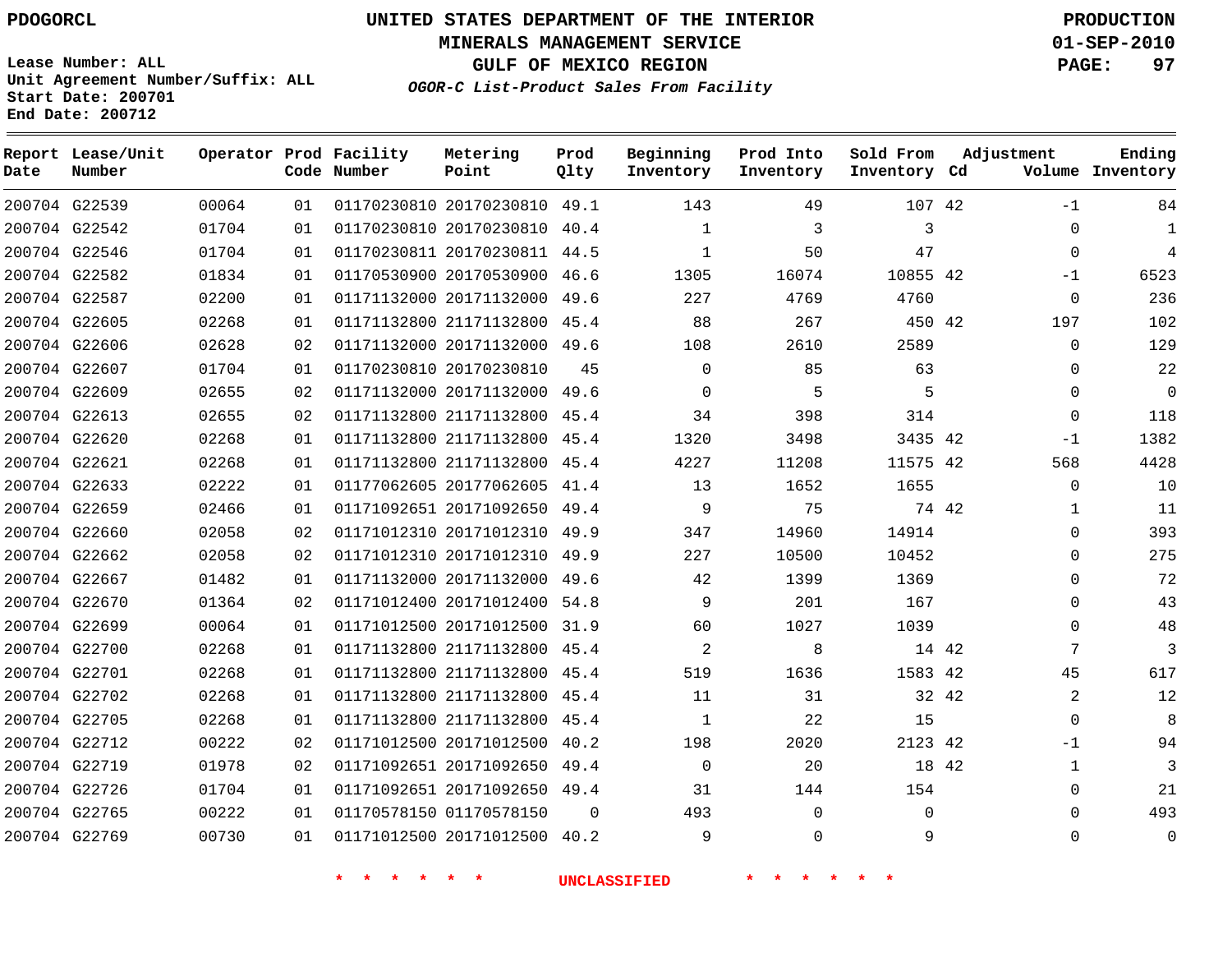PDOGORCL

# UNITED STATES DEPARTMENT OF THE INTERIOR
## MINERALS MANAGEMENT SERVICE
## GULF OF MEXICO REGION
### *OGOR-C List-Product Sales From Facility*

PRODUCTION
01-SEP-2010

Lease Number: ALL
Unit Agreement Number/Suffix: ALL
Start Date: 200701
End Date: 200712

| Report Date | Lease/Unit Number | Operator | Prod Code | Facility Number | Metering Point | Prod Qlty | Beginning Inventory | Prod Into Inventory | Sold From Inventory | Adjustment Cd | Adjustment Volume | Ending Inventory |
|---|---|---|---|---|---|---|---|---|---|---|---|---|
| 200704 | G22539 | 00064 | 01 | 01170230810 | 20170230810 | 49.1 | 143 | 49 | 107 | 42 | -1 | 84 |
| 200704 | G22542 | 01704 | 01 | 01170230810 | 20170230810 | 40.4 | 1 | 3 | 3 | | 0 | 1 |
| 200704 | G22546 | 01704 | 01 | 01170230811 | 20170230811 | 44.5 | 1 | 50 | 47 | | 0 | 4 |
| 200704 | G22582 | 01834 | 01 | 01170530900 | 20170530900 | 46.6 | 1305 | 16074 | 10855 | 42 | -1 | 6523 |
| 200704 | G22587 | 02200 | 01 | 01171132000 | 20171132000 | 49.6 | 227 | 4769 | 4760 | | 0 | 236 |
| 200704 | G22605 | 02268 | 01 | 01171132800 | 21171132800 | 45.4 | 88 | 267 | 450 | 42 | 197 | 102 |
| 200704 | G22606 | 02628 | 02 | 01171132000 | 20171132000 | 49.6 | 108 | 2610 | 2589 | | 0 | 129 |
| 200704 | G22607 | 01704 | 01 | 01170230810 | 20170230810 | 45 | 0 | 85 | 63 | | 0 | 22 |
| 200704 | G22609 | 02655 | 02 | 01171132000 | 20171132000 | 49.6 | 0 | 5 | 5 | | 0 | 0 |
| 200704 | G22613 | 02655 | 02 | 01171132800 | 21171132800 | 45.4 | 34 | 398 | 314 | | 0 | 118 |
| 200704 | G22620 | 02268 | 01 | 01171132800 | 21171132800 | 45.4 | 1320 | 3498 | 3435 | 42 | -1 | 1382 |
| 200704 | G22621 | 02268 | 01 | 01171132800 | 21171132800 | 45.4 | 4227 | 11208 | 11575 | 42 | 568 | 4428 |
| 200704 | G22633 | 02222 | 01 | 01177062605 | 20177062605 | 41.4 | 13 | 1652 | 1655 | | 0 | 10 |
| 200704 | G22659 | 02466 | 01 | 01171092651 | 20171092650 | 49.4 | 9 | 75 | 74 | 42 | 1 | 11 |
| 200704 | G22660 | 02058 | 02 | 01171012310 | 20171012310 | 49.9 | 347 | 14960 | 14914 | | 0 | 393 |
| 200704 | G22662 | 02058 | 02 | 01171012310 | 20171012310 | 49.9 | 227 | 10500 | 10452 | | 0 | 275 |
| 200704 | G22667 | 01482 | 01 | 01171132000 | 20171132000 | 49.6 | 42 | 1399 | 1369 | | 0 | 72 |
| 200704 | G22670 | 01364 | 02 | 01171012400 | 20171012400 | 54.8 | 9 | 201 | 167 | | 0 | 43 |
| 200704 | G22699 | 00064 | 01 | 01171012500 | 20171012500 | 31.9 | 60 | 1027 | 1039 | | 0 | 48 |
| 200704 | G22700 | 02268 | 01 | 01171132800 | 21171132800 | 45.4 | 2 | 8 | 14 | 42 | 7 | 3 |
| 200704 | G22701 | 02268 | 01 | 01171132800 | 21171132800 | 45.4 | 519 | 1636 | 1583 | 42 | 45 | 617 |
| 200704 | G22702 | 02268 | 01 | 01171132800 | 21171132800 | 45.4 | 11 | 31 | 32 | 42 | 2 | 12 |
| 200704 | G22705 | 02268 | 01 | 01171132800 | 21171132800 | 45.4 | 1 | 22 | 15 | | 0 | 8 |
| 200704 | G22712 | 00222 | 02 | 01171012500 | 20171012500 | 40.2 | 198 | 2020 | 2123 | 42 | -1 | 94 |
| 200704 | G22719 | 01978 | 02 | 01171092651 | 20171092650 | 49.4 | 0 | 20 | 18 | 42 | 1 | 3 |
| 200704 | G22726 | 01704 | 01 | 01171092651 | 20171092650 | 49.4 | 31 | 144 | 154 | | 0 | 21 |
| 200704 | G22765 | 00222 | 01 | 01170578150 | 01170578150 | 0 | 493 | 0 | 0 | | 0 | 493 |
| 200704 | G22769 | 00730 | 01 | 01171012500 | 20171012500 | 40.2 | 9 | 0 | 9 | | 0 | 0 |

\* \* \* \* \* \* UNCLASSIFIED \* \* \* \* \* \*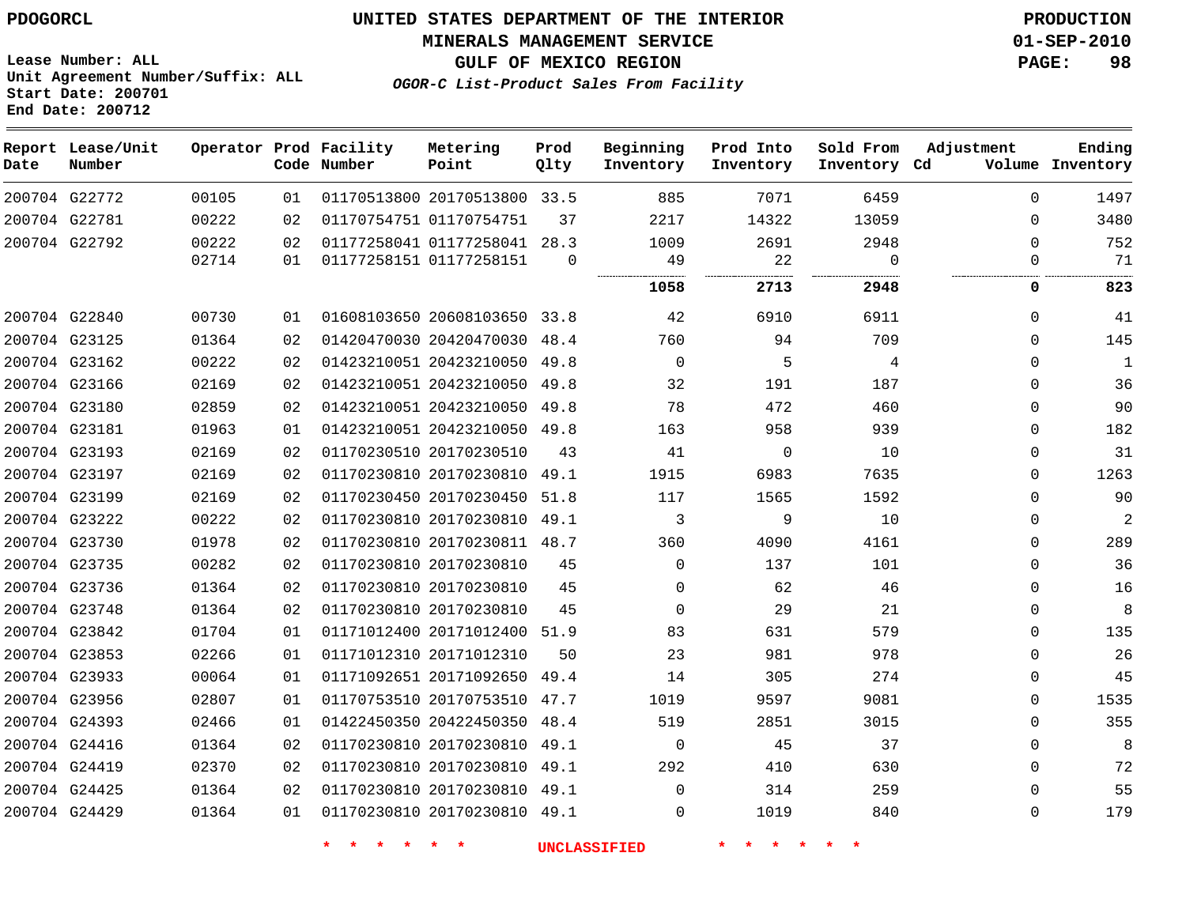PDOGORCL

# UNITED STATES DEPARTMENT OF THE INTERIOR
## MINERALS MANAGEMENT SERVICE
## GULF OF MEXICO REGION
### *OGOR-C List-Product Sales From Facility*

PRODUCTION
01-SEP-2010

Lease Number: ALL
Unit Agreement Number/Suffix: ALL
Start Date: 200701
End Date: 200712

| Report Date | Lease/Unit Number | Operator | Prod Code | Facility Number | Metering Point | Prod Qlty | Beginning Inventory | Prod Into Inventory | Sold From Inventory | Adjustment Cd | Adjustment Volume | Ending Inventory |
|---|---|---|---|---|---|---|---|---|---|---|---|---|
| 200704 | G22772 | 00105 | 01 | 01170513800 | 20170513800 | 33.5 | 885 | 7071 | 6459 | | 0 | 1497 |
| 200704 | G22781 | 00222 | 02 | 01170754751 | 01170754751 | 37 | 2217 | 14322 | 13059 | | 0 | 3480 |
| 200704 | G22792 | 00222 | 02 | 01177258041 | 01177258041 | 28.3 | 1009 | 2691 | 2948 | | 0 | 752 |
| | | 02714 | 01 | 01177258151 | 01177258151 | 0 | 49 | 22 | 0 | | 0 | 71 |
| | | | | | | | **1058** | **2713** | **2948** | | **0** | **823** |
| 200704 | G22840 | 00730 | 01 | 01608103650 | 20608103650 | 33.8 | 42 | 6910 | 6911 | | 0 | 41 |
| 200704 | G23125 | 01364 | 02 | 01420470030 | 20420470030 | 48.4 | 760 | 94 | 709 | | 0 | 145 |
| 200704 | G23162 | 00222 | 02 | 01423210051 | 20423210050 | 49.8 | 0 | 5 | 4 | | 0 | 1 |
| 200704 | G23166 | 02169 | 02 | 01423210051 | 20423210050 | 49.8 | 32 | 191 | 187 | | 0 | 36 |
| 200704 | G23180 | 02859 | 02 | 01423210051 | 20423210050 | 49.8 | 78 | 472 | 460 | | 0 | 90 |
| 200704 | G23181 | 01963 | 01 | 01423210051 | 20423210050 | 49.8 | 163 | 958 | 939 | | 0 | 182 |
| 200704 | G23193 | 02169 | 02 | 01170230510 | 20170230510 | 43 | 41 | 0 | 10 | | 0 | 31 |
| 200704 | G23197 | 02169 | 02 | 01170230810 | 20170230810 | 49.1 | 1915 | 6983 | 7635 | | 0 | 1263 |
| 200704 | G23199 | 02169 | 02 | 01170230450 | 20170230450 | 51.8 | 117 | 1565 | 1592 | | 0 | 90 |
| 200704 | G23222 | 00222 | 02 | 01170230810 | 20170230810 | 49.1 | 3 | 9 | 10 | | 0 | 2 |
| 200704 | G23730 | 01978 | 02 | 01170230810 | 20170230811 | 48.7 | 360 | 4090 | 4161 | | 0 | 289 |
| 200704 | G23735 | 00282 | 02 | 01170230810 | 20170230810 | 45 | 0 | 137 | 101 | | 0 | 36 |
| 200704 | G23736 | 01364 | 02 | 01170230810 | 20170230810 | 45 | 0 | 62 | 46 | | 0 | 16 |
| 200704 | G23748 | 01364 | 02 | 01170230810 | 20170230810 | 45 | 0 | 29 | 21 | | 0 | 8 |
| 200704 | G23842 | 01704 | 01 | 01171012400 | 20171012400 | 51.9 | 83 | 631 | 579 | | 0 | 135 |
| 200704 | G23853 | 02266 | 01 | 01171012310 | 20171012310 | 50 | 23 | 981 | 978 | | 0 | 26 |
| 200704 | G23933 | 00064 | 01 | 01171092651 | 20171092650 | 49.4 | 14 | 305 | 274 | | 0 | 45 |
| 200704 | G23956 | 02807 | 01 | 01170753510 | 20170753510 | 47.7 | 1019 | 9597 | 9081 | | 0 | 1535 |
| 200704 | G24393 | 02466 | 01 | 01422450350 | 20422450350 | 48.4 | 519 | 2851 | 3015 | | 0 | 355 |
| 200704 | G24416 | 01364 | 02 | 01170230810 | 20170230810 | 49.1 | 0 | 45 | 37 | | 0 | 8 |
| 200704 | G24419 | 02370 | 02 | 01170230810 | 20170230810 | 49.1 | 292 | 410 | 630 | | 0 | 72 |
| 200704 | G24425 | 01364 | 02 | 01170230810 | 20170230810 | 49.1 | 0 | 314 | 259 | | 0 | 55 |
| 200704 | G24429 | 01364 | 01 | 01170230810 | 20170230810 | 49.1 | 0 | 1019 | 840 | | 0 | 179 |

\* \* \* \* \* \* UNCLASSIFIED \* \* \* \* \* \*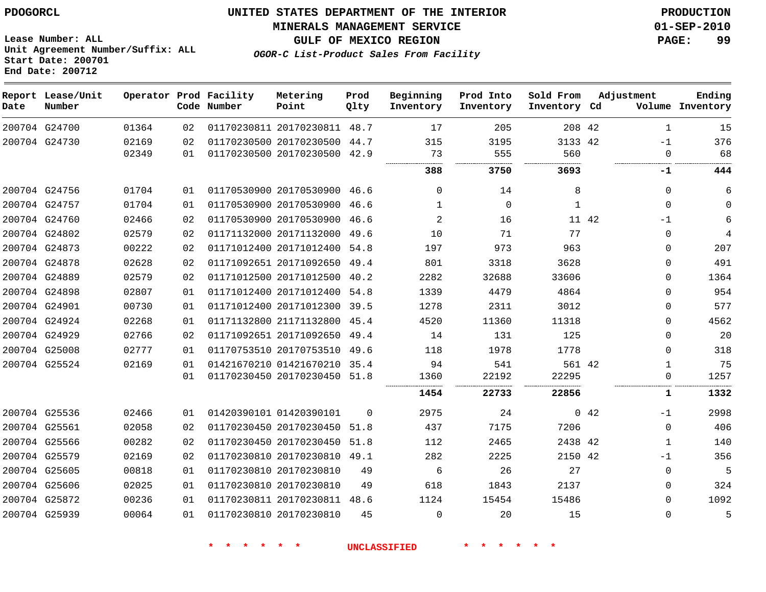PDOGORCL

**UNITED STATES DEPARTMENT OF THE INTERIOR**
**MINERALS MANAGEMENT SERVICE**
**GULF OF MEXICO REGION**
*OGOR-C List-Product Sales From Facility*

PRODUCTION
01-SEP-2010

Lease Number: ALL
Unit Agreement Number/Suffix: ALL
Start Date: 200701
End Date: 200712

| Report Date | Lease/Unit Number | Operator | Prod Code | Facility Number | Metering Point | Prod Qlty | Beginning Inventory | Prod Into Inventory | Sold From Inventory | Adjustment Cd | Adjustment Volume | Ending Inventory |
|---|---|---|---|---|---|---|---|---|---|---|---|---|
| 200704 | G24700 | 01364 | 02 | 01170230811 | 20170230811 | 48.7 | 17 | 205 | 208 | 42 | 1 | 15 |
| 200704 | G24730 | 02169 | 02 | 01170230500 | 20170230500 | 44.7 | 315 | 3195 | 3133 | 42 | -1 | 376 |
| | | 02349 | 01 | 01170230500 | 20170230500 | 42.9 | 73 | 555 | 560 | | 0 | 68 |
| | | | | | | | **388** | **3750** | **3693** | | **-1** | **444** |
| 200704 | G24756 | 01704 | 01 | 01170530900 | 20170530900 | 46.6 | 0 | 14 | 8 | | 0 | 6 |
| 200704 | G24757 | 01704 | 01 | 01170530900 | 20170530900 | 46.6 | 1 | 0 | 1 | | 0 | 0 |
| 200704 | G24760 | 02466 | 02 | 01170530900 | 20170530900 | 46.6 | 2 | 16 | 11 | 42 | -1 | 6 |
| 200704 | G24802 | 02579 | 02 | 01171132000 | 20171132000 | 49.6 | 10 | 71 | 77 | | 0 | 4 |
| 200704 | G24873 | 00222 | 02 | 01171012400 | 20171012400 | 54.8 | 197 | 973 | 963 | | 0 | 207 |
| 200704 | G24878 | 02628 | 02 | 01171092651 | 20171092650 | 49.4 | 801 | 3318 | 3628 | | 0 | 491 |
| 200704 | G24889 | 02579 | 02 | 01171012500 | 20171012500 | 40.2 | 2282 | 32688 | 33606 | | 0 | 1364 |
| 200704 | G24898 | 02807 | 01 | 01171012400 | 20171012400 | 54.8 | 1339 | 4479 | 4864 | | 0 | 954 |
| 200704 | G24901 | 00730 | 01 | 01171012400 | 20171012300 | 39.5 | 1278 | 2311 | 3012 | | 0 | 577 |
| 200704 | G24924 | 02268 | 01 | 01171132800 | 21171132800 | 45.4 | 4520 | 11360 | 11318 | | 0 | 4562 |
| 200704 | G24929 | 02766 | 02 | 01171092651 | 20171092650 | 49.4 | 14 | 131 | 125 | | 0 | 20 |
| 200704 | G25008 | 02777 | 01 | 01170753510 | 20170753510 | 49.6 | 118 | 1978 | 1778 | | 0 | 318 |
| 200704 | G25524 | 02169 | 01 | 01421670210 | 01421670210 | 35.4 | 94 | 541 | 561 | 42 | 1 | 75 |
| | | | 01 | 01170230450 | 20170230450 | 51.8 | 1360 | 22192 | 22295 | | 0 | 1257 |
| | | | | | | | **1454** | **22733** | **22856** | | **1** | **1332** |
| 200704 | G25536 | 02466 | 01 | 01420390101 | 01420390101 | 0 | 2975 | 24 | 0 | 42 | -1 | 2998 |
| 200704 | G25561 | 02058 | 02 | 01170230450 | 20170230450 | 51.8 | 437 | 7175 | 7206 | | 0 | 406 |
| 200704 | G25566 | 00282 | 02 | 01170230450 | 20170230450 | 51.8 | 112 | 2465 | 2438 | 42 | 1 | 140 |
| 200704 | G25579 | 02169 | 02 | 01170230810 | 20170230810 | 49.1 | 282 | 2225 | 2150 | 42 | -1 | 356 |
| 200704 | G25605 | 00818 | 01 | 01170230810 | 20170230810 | 49 | 6 | 26 | 27 | | 0 | 5 |
| 200704 | G25606 | 02025 | 01 | 01170230810 | 20170230810 | 49 | 618 | 1843 | 2137 | | 0 | 324 |
| 200704 | G25872 | 00236 | 01 | 01170230811 | 20170230811 | 48.6 | 1124 | 15454 | 15486 | | 0 | 1092 |
| 200704 | G25939 | 00064 | 01 | 01170230810 | 20170230810 | 45 | 0 | 20 | 15 | | 0 | 5 |

* * * * * * UNCLASSIFIED * * * * * *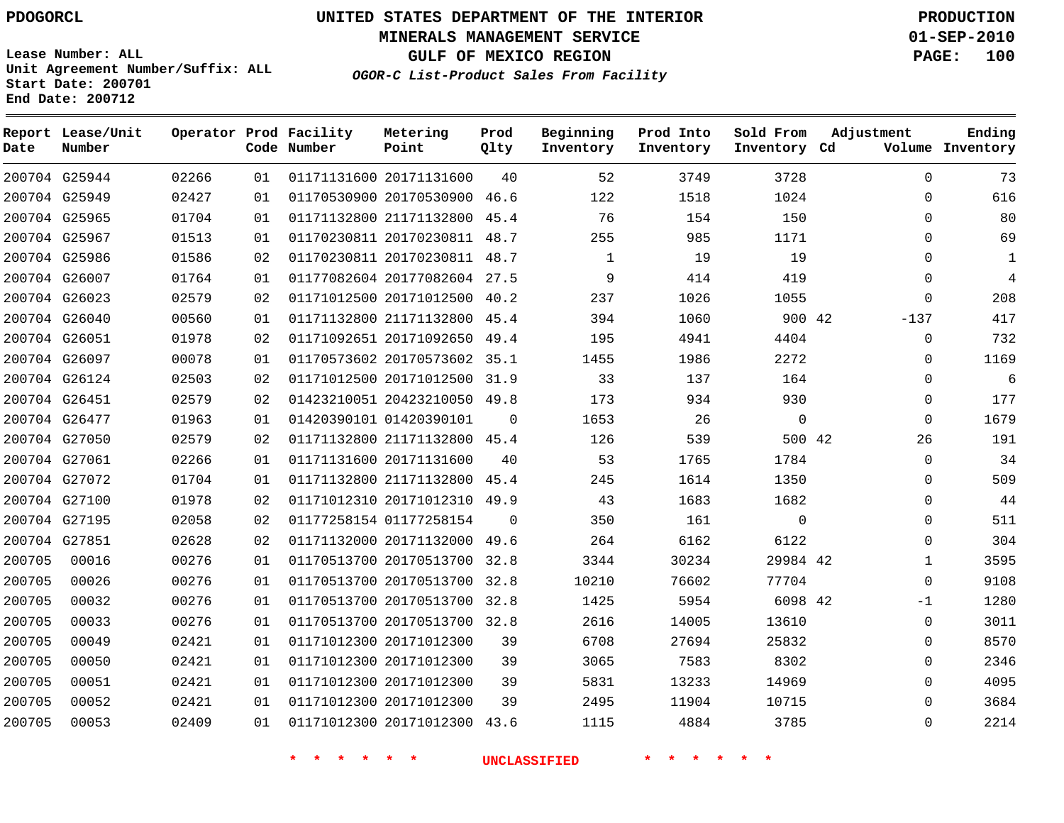PDOGORCL

Lease Number: ALL
Unit Agreement Number/Suffix: ALL
Start Date: 200701
End Date: 200712

# UNITED STATES DEPARTMENT OF THE INTERIOR
## MINERALS MANAGEMENT SERVICE
## GULF OF MEXICO REGION
### *OGOR-C List-Product Sales From Facility*

PRODUCTION
01-SEP-2010

| Report Date | Lease/Unit Number | Operator | Prod Code | Facility Number | Metering Point | Prod Qlty | Beginning Inventory | Prod Into Inventory | Sold From Inventory | Adjustment Cd | Adjustment Volume | Ending Inventory |
|---|---|---|---|---|---|---|---|---|---|---|---|---|
| 200704 | G25944 | 02266 | 01 | 01171131600 | 20171131600 | 40 | 52 | 3749 | 3728 | | 0 | 73 |
| 200704 | G25949 | 02427 | 01 | 01170530900 | 20170530900 | 46.6 | 122 | 1518 | 1024 | | 0 | 616 |
| 200704 | G25965 | 01704 | 01 | 01171132800 | 21171132800 | 45.4 | 76 | 154 | 150 | | 0 | 80 |
| 200704 | G25967 | 01513 | 01 | 01170230811 | 20170230811 | 48.7 | 255 | 985 | 1171 | | 0 | 69 |
| 200704 | G25986 | 01586 | 02 | 01170230811 | 20170230811 | 48.7 | 1 | 19 | 19 | | 0 | 1 |
| 200704 | G26007 | 01764 | 01 | 01177082604 | 20177082604 | 27.5 | 9 | 414 | 419 | | 0 | 4 |
| 200704 | G26023 | 02579 | 02 | 01171012500 | 20171012500 | 40.2 | 237 | 1026 | 1055 | | 0 | 208 |
| 200704 | G26040 | 00560 | 01 | 01171132800 | 21171132800 | 45.4 | 394 | 1060 | 900 | 42 | -137 | 417 |
| 200704 | G26051 | 01978 | 02 | 01171092651 | 20171092650 | 49.4 | 195 | 4941 | 4404 | | 0 | 732 |
| 200704 | G26097 | 00078 | 01 | 01170573602 | 20170573602 | 35.1 | 1455 | 1986 | 2272 | | 0 | 1169 |
| 200704 | G26124 | 02503 | 02 | 01171012500 | 20171012500 | 31.9 | 33 | 137 | 164 | | 0 | 6 |
| 200704 | G26451 | 02579 | 02 | 01423210051 | 20423210050 | 49.8 | 173 | 934 | 930 | | 0 | 177 |
| 200704 | G26477 | 01963 | 01 | 01420390101 | 01420390101 | 0 | 1653 | 26 | 0 | | 0 | 1679 |
| 200704 | G27050 | 02579 | 02 | 01171132800 | 21171132800 | 45.4 | 126 | 539 | 500 | 42 | 26 | 191 |
| 200704 | G27061 | 02266 | 01 | 01171131600 | 20171131600 | 40 | 53 | 1765 | 1784 | | 0 | 34 |
| 200704 | G27072 | 01704 | 01 | 01171132800 | 21171132800 | 45.4 | 245 | 1614 | 1350 | | 0 | 509 |
| 200704 | G27100 | 01978 | 02 | 01171012310 | 20171012310 | 49.9 | 43 | 1683 | 1682 | | 0 | 44 |
| 200704 | G27195 | 02058 | 02 | 01177258154 | 01177258154 | 0 | 350 | 161 | 0 | | 0 | 511 |
| 200704 | G27851 | 02628 | 02 | 01171132000 | 20171132000 | 49.6 | 264 | 6162 | 6122 | | 0 | 304 |
| 200705 | 00016 | 00276 | 01 | 01170513700 | 20170513700 | 32.8 | 3344 | 30234 | 29984 | 42 | 1 | 3595 |
| 200705 | 00026 | 00276 | 01 | 01170513700 | 20170513700 | 32.8 | 10210 | 76602 | 77704 | | 0 | 9108 |
| 200705 | 00032 | 00276 | 01 | 01170513700 | 20170513700 | 32.8 | 1425 | 5954 | 6098 | 42 | -1 | 1280 |
| 200705 | 00033 | 00276 | 01 | 01170513700 | 20170513700 | 32.8 | 2616 | 14005 | 13610 | | 0 | 3011 |
| 200705 | 00049 | 02421 | 01 | 01171012300 | 20171012300 | 39 | 6708 | 27694 | 25832 | | 0 | 8570 |
| 200705 | 00050 | 02421 | 01 | 01171012300 | 20171012300 | 39 | 3065 | 7583 | 8302 | | 0 | 2346 |
| 200705 | 00051 | 02421 | 01 | 01171012300 | 20171012300 | 39 | 5831 | 13233 | 14969 | | 0 | 4095 |
| 200705 | 00052 | 02421 | 01 | 01171012300 | 20171012300 | 39 | 2495 | 11904 | 10715 | | 0 | 3684 |
| 200705 | 00053 | 02409 | 01 | 01171012300 | 20171012300 | 43.6 | 1115 | 4884 | 3785 | | 0 | 2214 |

* * * * * * * UNCLASSIFIED * * * * * * *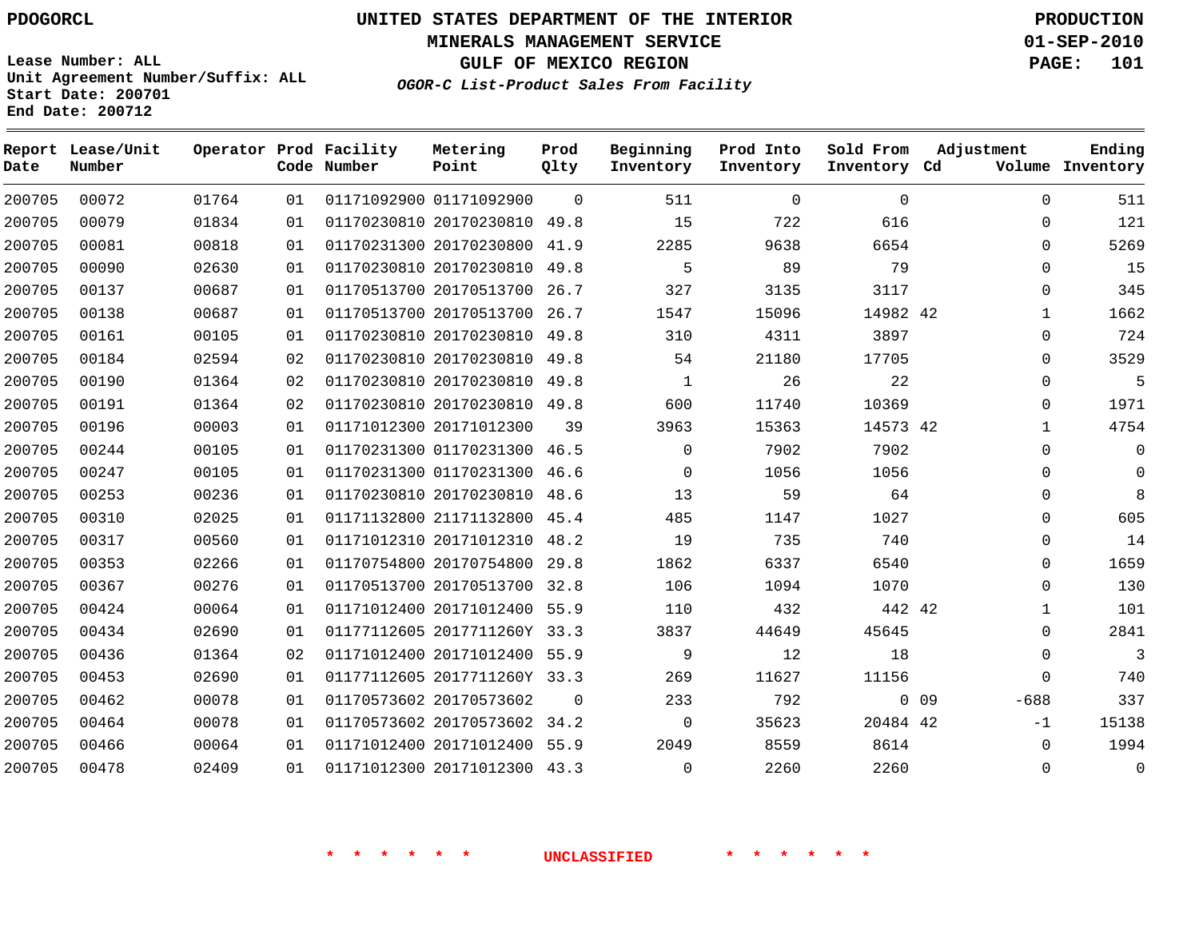UNITED STATES DEPARTMENT OF THE INTERIOR
MINERALS MANAGEMENT SERVICE
GULF OF MEXICO REGION
*OGOR-C List-Product Sales From Facility*

PDOGORCL

Lease Number: ALL
Unit Agreement Number/Suffix: ALL
Start Date: 200701
End Date: 200712

PRODUCTION
01-SEP-2010

| Report Date | Lease/Unit Number | Operator | Prod Code | Facility Number | Metering Point | Prod Qlty | Beginning Inventory | Prod Into Inventory | Sold From Inventory | Adjustment Cd | Adjustment Volume | Ending Inventory |
|---|---|---|---|---|---|---|---|---|---|---|---|---|
| 200705 | 00072 | 01764 | 01 | 01171092900 | 01171092900 | 0 | 511 | 0 | 0 | | 0 | 511 |
| 200705 | 00079 | 01834 | 01 | 01170230810 | 20170230810 | 49.8 | 15 | 722 | 616 | | 0 | 121 |
| 200705 | 00081 | 00818 | 01 | 01170231300 | 20170230800 | 41.9 | 2285 | 9638 | 6654 | | 0 | 5269 |
| 200705 | 00090 | 02630 | 01 | 01170230810 | 20170230810 | 49.8 | 5 | 89 | 79 | | 0 | 15 |
| 200705 | 00137 | 00687 | 01 | 01170513700 | 20170513700 | 26.7 | 327 | 3135 | 3117 | | 0 | 345 |
| 200705 | 00138 | 00687 | 01 | 01170513700 | 20170513700 | 26.7 | 1547 | 15096 | 14982 | 42 | 1 | 1662 |
| 200705 | 00161 | 00105 | 01 | 01170230810 | 20170230810 | 49.8 | 310 | 4311 | 3897 | | 0 | 724 |
| 200705 | 00184 | 02594 | 02 | 01170230810 | 20170230810 | 49.8 | 54 | 21180 | 17705 | | 0 | 3529 |
| 200705 | 00190 | 01364 | 02 | 01170230810 | 20170230810 | 49.8 | 1 | 26 | 22 | | 0 | 5 |
| 200705 | 00191 | 01364 | 02 | 01170230810 | 20170230810 | 49.8 | 600 | 11740 | 10369 | | 0 | 1971 |
| 200705 | 00196 | 00003 | 01 | 01171012300 | 20171012300 | 39 | 3963 | 15363 | 14573 | 42 | 1 | 4754 |
| 200705 | 00244 | 00105 | 01 | 01170231300 | 01170231300 | 46.5 | 0 | 7902 | 7902 | | 0 | 0 |
| 200705 | 00247 | 00105 | 01 | 01170231300 | 01170231300 | 46.6 | 0 | 1056 | 1056 | | 0 | 0 |
| 200705 | 00253 | 00236 | 01 | 01170230810 | 20170230810 | 48.6 | 13 | 59 | 64 | | 0 | 8 |
| 200705 | 00310 | 02025 | 01 | 01171132800 | 21171132800 | 45.4 | 485 | 1147 | 1027 | | 0 | 605 |
| 200705 | 00317 | 00560 | 01 | 01171012310 | 20171012310 | 48.2 | 19 | 735 | 740 | | 0 | 14 |
| 200705 | 00353 | 02266 | 01 | 01170754800 | 20170754800 | 29.8 | 1862 | 6337 | 6540 | | 0 | 1659 |
| 200705 | 00367 | 00276 | 01 | 01170513700 | 20170513700 | 32.8 | 106 | 1094 | 1070 | | 0 | 130 |
| 200705 | 00424 | 00064 | 01 | 01171012400 | 20171012400 | 55.9 | 110 | 432 | 442 | 42 | 1 | 101 |
| 200705 | 00434 | 02690 | 01 | 01177112605 | 2017711260Y | 33.3 | 3837 | 44649 | 45645 | | 0 | 2841 |
| 200705 | 00436 | 01364 | 02 | 01171012400 | 20171012400 | 55.9 | 9 | 12 | 18 | | 0 | 3 |
| 200705 | 00453 | 02690 | 01 | 01177112605 | 2017711260Y | 33.3 | 269 | 11627 | 11156 | | 0 | 740 |
| 200705 | 00462 | 00078 | 01 | 01170573602 | 20170573602 | 0 | 233 | 792 | 0 | 09 | -688 | 337 |
| 200705 | 00464 | 00078 | 01 | 01170573602 | 20170573602 | 34.2 | 0 | 35623 | 20484 | 42 | -1 | 15138 |
| 200705 | 00466 | 00064 | 01 | 01171012400 | 20171012400 | 55.9 | 2049 | 8559 | 8614 | | 0 | 1994 |
| 200705 | 00478 | 02409 | 01 | 01171012300 | 20171012300 | 43.3 | 0 | 2260 | 2260 | | 0 | 0 |

\* \* \* \* \* \* UNCLASSIFIED \* \* \* \* \* \*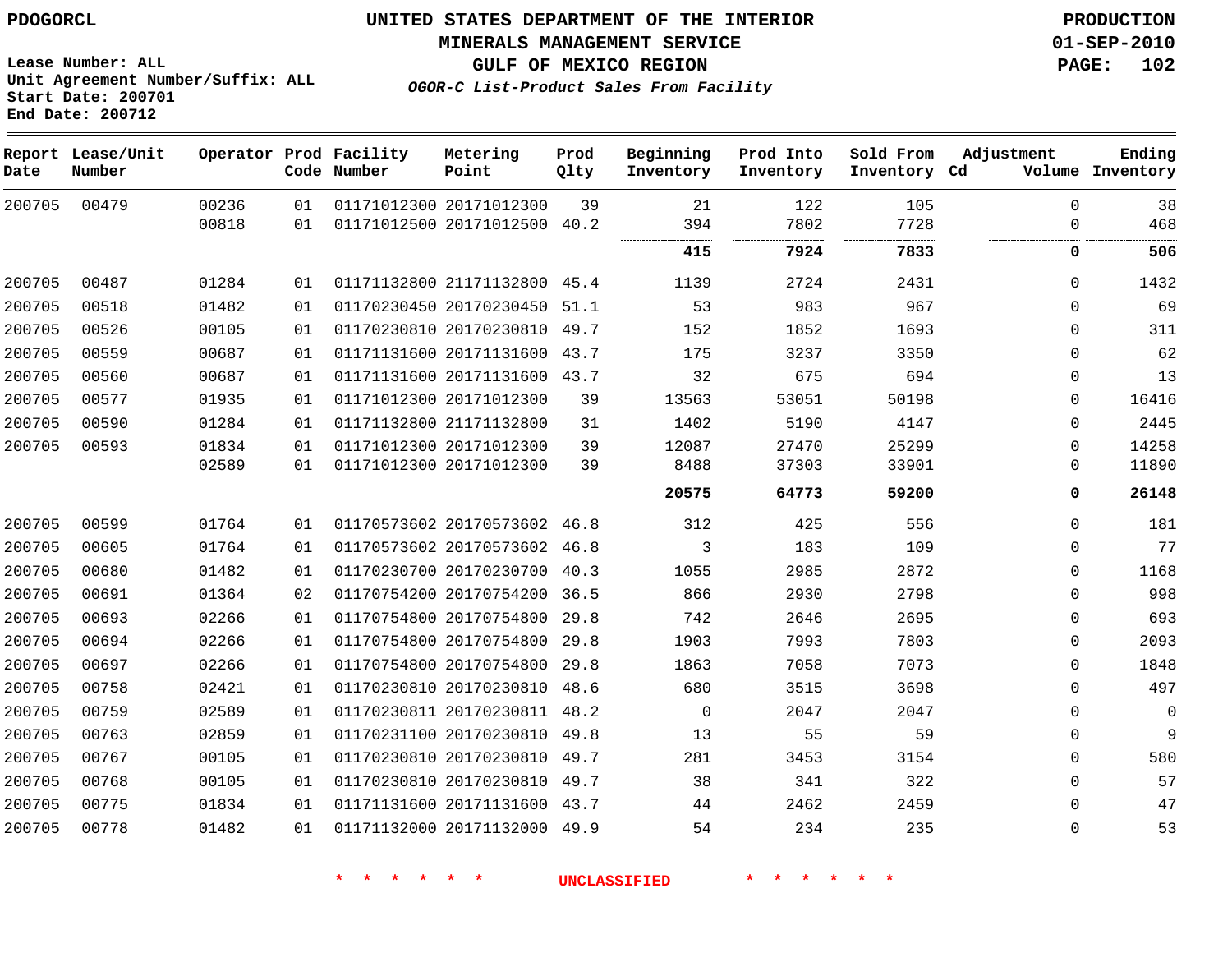PDOGORCL

Lease Number: ALL
Unit Agreement Number/Suffix: ALL
Start Date: 200701
End Date: 200712

# UNITED STATES DEPARTMENT OF THE INTERIOR
## MINERALS MANAGEMENT SERVICE
## GULF OF MEXICO REGION
### *OGOR-C List-Product Sales From Facility*

PRODUCTION
01-SEP-2010

| Report Date | Lease/Unit Number | Operator | Prod Code | Facility Number | Metering Point | Prod Qlty | Beginning Inventory | Prod Into Inventory | Sold From Inventory | Adjustment Cd | Volume | Ending Inventory |
|---|---|---|---|---|---|---|---|---|---|---|---|---|
| 200705 | 00479 | 00236 | 01 | 01171012300 | 20171012300 | 39 | 21 | 122 | 105 | | 0 | 38 |
| | | 00818 | 01 | 01171012500 | 20171012500 | 40.2 | 394 | 7802 | 7728 | | 0 | 468 |
| | | | | | | | **415** | **7924** | **7833** | | **0** | **506** |
| 200705 | 00487 | 01284 | 01 | 01171132800 | 21171132800 | 45.4 | 1139 | 2724 | 2431 | | 0 | 1432 |
| 200705 | 00518 | 01482 | 01 | 01170230450 | 20170230450 | 51.1 | 53 | 983 | 967 | | 0 | 69 |
| 200705 | 00526 | 00105 | 01 | 01170230810 | 20170230810 | 49.7 | 152 | 1852 | 1693 | | 0 | 311 |
| 200705 | 00559 | 00687 | 01 | 01171131600 | 20171131600 | 43.7 | 175 | 3237 | 3350 | | 0 | 62 |
| 200705 | 00560 | 00687 | 01 | 01171131600 | 20171131600 | 43.7 | 32 | 675 | 694 | | 0 | 13 |
| 200705 | 00577 | 01935 | 01 | 01171012300 | 20171012300 | 39 | 13563 | 53051 | 50198 | | 0 | 16416 |
| 200705 | 00590 | 01284 | 01 | 01171132800 | 21171132800 | 31 | 1402 | 5190 | 4147 | | 0 | 2445 |
| 200705 | 00593 | 01834 | 01 | 01171012300 | 20171012300 | 39 | 12087 | 27470 | 25299 | | 0 | 14258 |
| | | 02589 | 01 | 01171012300 | 20171012300 | 39 | 8488 | 37303 | 33901 | | 0 | 11890 |
| | | | | | | | **20575** | **64773** | **59200** | | **0** | **26148** |
| 200705 | 00599 | 01764 | 01 | 01170573602 | 20170573602 | 46.8 | 312 | 425 | 556 | | 0 | 181 |
| 200705 | 00605 | 01764 | 01 | 01170573602 | 20170573602 | 46.8 | 3 | 183 | 109 | | 0 | 77 |
| 200705 | 00680 | 01482 | 01 | 01170230700 | 20170230700 | 40.3 | 1055 | 2985 | 2872 | | 0 | 1168 |
| 200705 | 00691 | 01364 | 02 | 01170754200 | 20170754200 | 36.5 | 866 | 2930 | 2798 | | 0 | 998 |
| 200705 | 00693 | 02266 | 01 | 01170754800 | 20170754800 | 29.8 | 742 | 2646 | 2695 | | 0 | 693 |
| 200705 | 00694 | 02266 | 01 | 01170754800 | 20170754800 | 29.8 | 1903 | 7993 | 7803 | | 0 | 2093 |
| 200705 | 00697 | 02266 | 01 | 01170754800 | 20170754800 | 29.8 | 1863 | 7058 | 7073 | | 0 | 1848 |
| 200705 | 00758 | 02421 | 01 | 01170230810 | 20170230810 | 48.6 | 680 | 3515 | 3698 | | 0 | 497 |
| 200705 | 00759 | 02589 | 01 | 01170230811 | 20170230811 | 48.2 | 0 | 2047 | 2047 | | 0 | 0 |
| 200705 | 00763 | 02859 | 01 | 01170231100 | 20170230810 | 49.8 | 13 | 55 | 59 | | 0 | 9 |
| 200705 | 00767 | 00105 | 01 | 01170230810 | 20170230810 | 49.7 | 281 | 3453 | 3154 | | 0 | 580 |
| 200705 | 00768 | 00105 | 01 | 01170230810 | 20170230810 | 49.7 | 38 | 341 | 322 | | 0 | 57 |
| 200705 | 00775 | 01834 | 01 | 01171131600 | 20171131600 | 43.7 | 44 | 2462 | 2459 | | 0 | 47 |
| 200705 | 00778 | 01482 | 01 | 01171132000 | 20171132000 | 49.9 | 54 | 234 | 235 | | 0 | 53 |

* * * * * * UNCLASSIFIED * * * * * *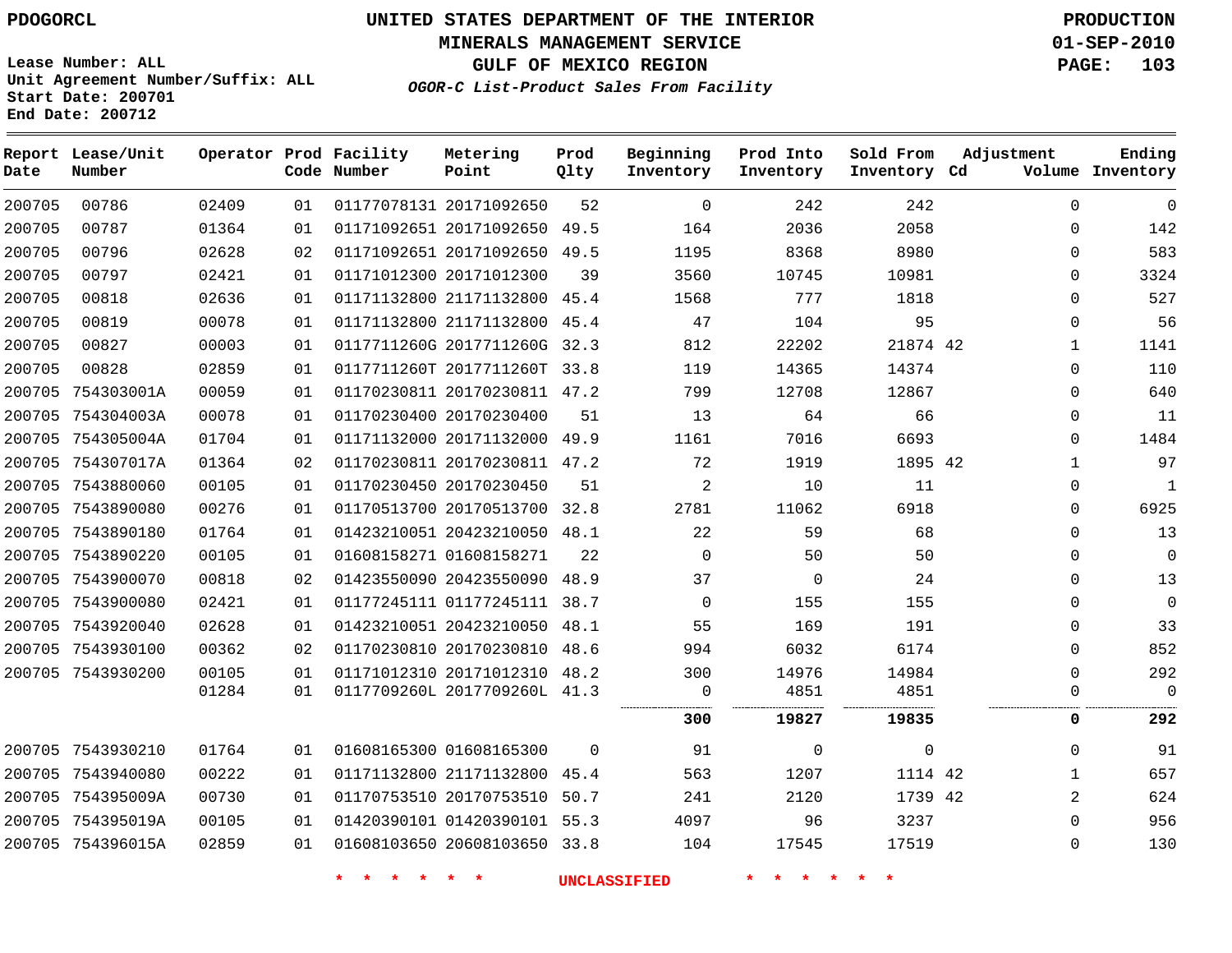PDOGORCL

# UNITED STATES DEPARTMENT OF THE INTERIOR
## MINERALS MANAGEMENT SERVICE
## GULF OF MEXICO REGION
### *OGOR-C List-Product Sales From Facility*

PRODUCTION
01-SEP-2010
PAGE: 103

Lease Number: ALL
Unit Agreement Number/Suffix: ALL
Start Date: 200701
End Date: 200712

| Report Date | Lease/Unit Number | Operator | Prod Code | Facility Number | Metering Point | Prod Qlty | Beginning Inventory | Prod Into Inventory | Sold From Inventory | Adjustment Cd | Adjustment Volume | Ending Inventory |
|---|---|---|---|---|---|---|---|---|---|---|---|---|
| 200705 | 00786 | 02409 | 01 | 01177078131 | 20171092650 | 52 | 0 | 242 | 242 | | 0 | 0 |
| 200705 | 00787 | 01364 | 01 | 01171092651 | 20171092650 | 49.5 | 164 | 2036 | 2058 | | 0 | 142 |
| 200705 | 00796 | 02628 | 02 | 01171092651 | 20171092650 | 49.5 | 1195 | 8368 | 8980 | | 0 | 583 |
| 200705 | 00797 | 02421 | 01 | 01171012300 | 20171012300 | 39 | 3560 | 10745 | 10981 | | 0 | 3324 |
| 200705 | 00818 | 02636 | 01 | 01171132800 | 21171132800 | 45.4 | 1568 | 777 | 1818 | | 0 | 527 |
| 200705 | 00819 | 00078 | 01 | 01171132800 | 21171132800 | 45.4 | 47 | 104 | 95 | | 0 | 56 |
| 200705 | 00827 | 00003 | 01 | 0117711260G | 2017711260G | 32.3 | 812 | 22202 | 21874 | 42 | 1 | 1141 |
| 200705 | 00828 | 02859 | 01 | 0117711260T | 2017711260T | 33.8 | 119 | 14365 | 14374 | | 0 | 110 |
| 200705 | 754303001A | 00059 | 01 | 01170230811 | 20170230811 | 47.2 | 799 | 12708 | 12867 | | 0 | 640 |
| 200705 | 754304003A | 00078 | 01 | 01170230400 | 20170230400 | 51 | 13 | 64 | 66 | | 0 | 11 |
| 200705 | 754305004A | 01704 | 01 | 01171132000 | 20171132000 | 49.9 | 1161 | 7016 | 6693 | | 0 | 1484 |
| 200705 | 754307017A | 01364 | 02 | 01170230811 | 20170230811 | 47.2 | 72 | 1919 | 1895 | 42 | 1 | 97 |
| 200705 | 7543880060 | 00105 | 01 | 01170230450 | 20170230450 | 51 | 2 | 10 | 11 | | 0 | 1 |
| 200705 | 7543890080 | 00276 | 01 | 01170513700 | 20170513700 | 32.8 | 2781 | 11062 | 6918 | | 0 | 6925 |
| 200705 | 7543890180 | 01764 | 01 | 01423210051 | 20423210050 | 48.1 | 22 | 59 | 68 | | 0 | 13 |
| 200705 | 7543890220 | 00105 | 01 | 01608158271 | 01608158271 | 22 | 0 | 50 | 50 | | 0 | 0 |
| 200705 | 7543900070 | 00818 | 02 | 01423550090 | 20423550090 | 48.9 | 37 | 0 | 24 | | 0 | 13 |
| 200705 | 7543900080 | 02421 | 01 | 01177245111 | 01177245111 | 38.7 | 0 | 155 | 155 | | 0 | 0 |
| 200705 | 7543920040 | 02628 | 01 | 01423210051 | 20423210050 | 48.1 | 55 | 169 | 191 | | 0 | 33 |
| 200705 | 7543930100 | 00362 | 02 | 01170230810 | 20170230810 | 48.6 | 994 | 6032 | 6174 | | 0 | 852 |
| 200705 | 7543930200 | 00105 | 01 | 01171012310 | 20171012310 | 48.2 | 300 | 14976 | 14984 | | 0 | 292 |
| | | 01284 | 01 | 0117709260L | 2017709260L | 41.3 | 0 | 4851 | 4851 | | 0 | 0 |
| | | | | | | | **300** | **19827** | **19835** | | **0** | **292** |
| 200705 | 7543930210 | 01764 | 01 | 01608165300 | 01608165300 | 0 | 91 | 0 | 0 | | 0 | 91 |
| 200705 | 7543940080 | 00222 | 01 | 01171132800 | 21171132800 | 45.4 | 563 | 1207 | 1114 | 42 | 1 | 657 |
| 200705 | 754395009A | 00730 | 01 | 01170753510 | 20170753510 | 50.7 | 241 | 2120 | 1739 | 42 | 2 | 624 |
| 200705 | 754395019A | 00105 | 01 | 01420390101 | 01420390101 | 55.3 | 4097 | 96 | 3237 | | 0 | 956 |
| 200705 | 754396015A | 02859 | 01 | 01608103650 | 20608103650 | 33.8 | 104 | 17545 | 17519 | | 0 | 130 |

\* \* \* \* \* \* UNCLASSIFIED \* \* \* \* \* \*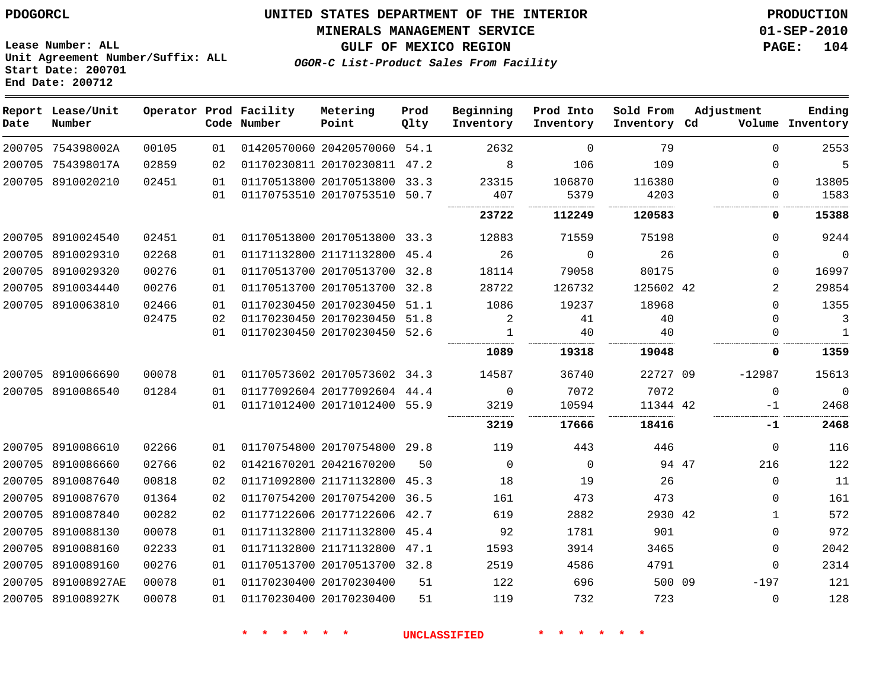Lease Number: ALL
Unit Agreement Number/Suffix: ALL
Start Date: 200701
End Date: 200712

# UNITED STATES DEPARTMENT OF THE INTERIOR
## MINERALS MANAGEMENT SERVICE
## GULF OF MEXICO REGION
### *OGOR-C List-Product Sales From Facility*

PRODUCTION
01-SEP-2010

| Report Date | Lease/Unit Number | Operator | Prod Code | Facility Number | Metering Point | Prod Qlty | Beginning Inventory | Prod Into Inventory | Sold From Inventory | Adjustment Cd | Adjustment Volume | Ending Inventory |
|---|---|---|---|---|---|---|---|---|---|---|---|---|
| 200705 | 754398002A | 00105 | 01 | 01420570060 | 20420570060 | 54.1 | 2632 | 0 | 79 | | 0 | 2553 |
| 200705 | 754398017A | 02859 | 02 | 01170230811 | 20170230811 | 47.2 | 8 | 106 | 109 | | 0 | 5 |
| 200705 | 8910020210 | 02451 | 01 | 01170513800 | 20170513800 | 33.3 | 23315 | 106870 | 116380 | | 0 | 13805 |
| | | | 01 | 01170753510 | 20170753510 | 50.7 | 407 | 5379 | 4203 | | 0 | 1583 |
| | | | | | | | **23722** | **112249** | **120583** | | **0** | **15388** |
| 200705 | 8910024540 | 02451 | 01 | 01170513800 | 20170513800 | 33.3 | 12883 | 71559 | 75198 | | 0 | 9244 |
| 200705 | 8910029310 | 02268 | 01 | 01171132800 | 21171132800 | 45.4 | 26 | 0 | 26 | | 0 | 0 |
| 200705 | 8910029320 | 00276 | 01 | 01170513700 | 20170513700 | 32.8 | 18114 | 79058 | 80175 | | 0 | 16997 |
| 200705 | 8910034440 | 00276 | 01 | 01170513700 | 20170513700 | 32.8 | 28722 | 126732 | 125602 | 42 | 2 | 29854 |
| 200705 | 8910063810 | 02466 | 01 | 01170230450 | 20170230450 | 51.1 | 1086 | 19237 | 18968 | | 0 | 1355 |
| | | 02475 | 02 | 01170230450 | 20170230450 | 51.8 | 2 | 41 | 40 | | 0 | 3 |
| | | | 01 | 01170230450 | 20170230450 | 52.6 | 1 | 40 | 40 | | 0 | 1 |
| | | | | | | | **1089** | **19318** | **19048** | | **0** | **1359** |
| 200705 | 8910066690 | 00078 | 01 | 01170573602 | 20170573602 | 34.3 | 14587 | 36740 | 22727 | 09 | -12987 | 15613 |
| 200705 | 8910086540 | 01284 | 01 | 01177092604 | 20177092604 | 44.4 | 0 | 7072 | 7072 | | 0 | 0 |
| | | | 01 | 01171012400 | 20171012400 | 55.9 | 3219 | 10594 | 11344 | 42 | -1 | 2468 |
| | | | | | | | **3219** | **17666** | **18416** | | **-1** | **2468** |
| 200705 | 8910086610 | 02266 | 01 | 01170754800 | 20170754800 | 29.8 | 119 | 443 | 446 | | 0 | 116 |
| 200705 | 8910086660 | 02766 | 02 | 01421670201 | 20421670200 | 50 | 0 | 0 | 94 | 47 | 216 | 122 |
| 200705 | 8910087640 | 00818 | 02 | 01171092800 | 21171132800 | 45.3 | 18 | 19 | 26 | | 0 | 11 |
| 200705 | 8910087670 | 01364 | 02 | 01170754200 | 20170754200 | 36.5 | 161 | 473 | 473 | | 0 | 161 |
| 200705 | 8910087840 | 00282 | 02 | 01177122606 | 20177122606 | 42.7 | 619 | 2882 | 2930 | 42 | 1 | 572 |
| 200705 | 8910088130 | 00078 | 01 | 01171132800 | 21171132800 | 45.4 | 92 | 1781 | 901 | | 0 | 972 |
| 200705 | 8910088160 | 02233 | 01 | 01171132800 | 21171132800 | 47.1 | 1593 | 3914 | 3465 | | 0 | 2042 |
| 200705 | 8910089160 | 00276 | 01 | 01170513700 | 20170513700 | 32.8 | 2519 | 4586 | 4791 | | 0 | 2314 |
| 200705 | 891008927AE | 00078 | 01 | 01170230400 | 20170230400 | 51 | 122 | 696 | 500 | 09 | -197 | 121 |
| 200705 | 891008927K | 00078 | 01 | 01170230400 | 20170230400 | 51 | 119 | 732 | 723 | | 0 | 128 |

\* \* \* \* \* \* UNCLASSIFIED \* \* \* \* \* \*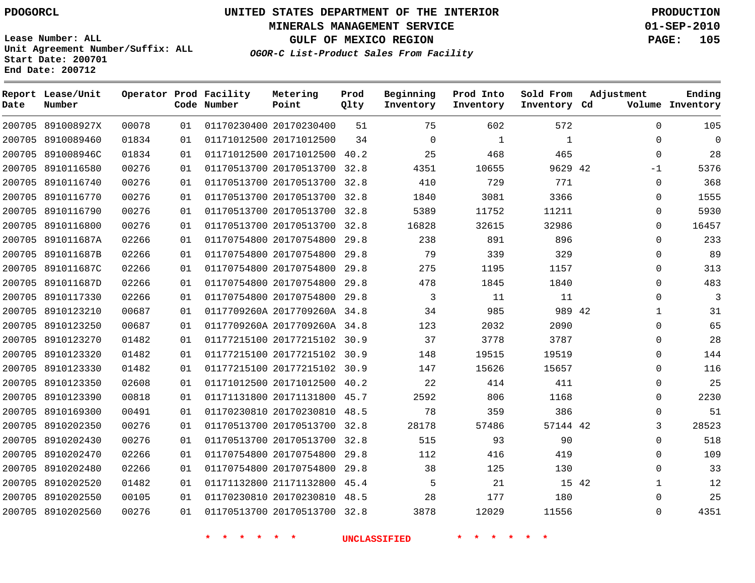PDOGORCL

Lease Number: ALL
Unit Agreement Number/Suffix: ALL
Start Date: 200701
End Date: 200712

# UNITED STATES DEPARTMENT OF THE INTERIOR
## MINERALS MANAGEMENT SERVICE
## GULF OF MEXICO REGION
### *OGOR-C List-Product Sales From Facility*

PRODUCTION
01-SEP-2010
PAGE: 105

| Report Date | Lease/Unit Number | Operator | Prod Code | Facility Number | Metering Point | Prod Qlty | Beginning Inventory | Prod Into Inventory | Sold From Inventory | Adjustment Cd | Adjustment Volume | Ending Inventory |
|---|---|---|---|---|---|---|---|---|---|---|---|---|
| 200705 | 891008927X | 00078 | 01 | 01170230400 | 20170230400 | 51 | 75 | 602 | 572 | | 0 | 105 |
| 200705 | 8910089460 | 01834 | 01 | 01171012500 | 20171012500 | 34 | 0 | 1 | 1 | | 0 | 0 |
| 200705 | 891008946C | 01834 | 01 | 01171012500 | 20171012500 | 40.2 | 25 | 468 | 465 | | 0 | 28 |
| 200705 | 8910116580 | 00276 | 01 | 01170513700 | 20170513700 | 32.8 | 4351 | 10655 | 9629 | 42 | -1 | 5376 |
| 200705 | 8910116740 | 00276 | 01 | 01170513700 | 20170513700 | 32.8 | 410 | 729 | 771 | | 0 | 368 |
| 200705 | 8910116770 | 00276 | 01 | 01170513700 | 20170513700 | 32.8 | 1840 | 3081 | 3366 | | 0 | 1555 |
| 200705 | 8910116790 | 00276 | 01 | 01170513700 | 20170513700 | 32.8 | 5389 | 11752 | 11211 | | 0 | 5930 |
| 200705 | 8910116800 | 00276 | 01 | 01170513700 | 20170513700 | 32.8 | 16828 | 32615 | 32986 | | 0 | 16457 |
| 200705 | 891011687A | 02266 | 01 | 01170754800 | 20170754800 | 29.8 | 238 | 891 | 896 | | 0 | 233 |
| 200705 | 891011687B | 02266 | 01 | 01170754800 | 20170754800 | 29.8 | 79 | 339 | 329 | | 0 | 89 |
| 200705 | 891011687C | 02266 | 01 | 01170754800 | 20170754800 | 29.8 | 275 | 1195 | 1157 | | 0 | 313 |
| 200705 | 891011687D | 02266 | 01 | 01170754800 | 20170754800 | 29.8 | 478 | 1845 | 1840 | | 0 | 483 |
| 200705 | 8910117330 | 02266 | 01 | 01170754800 | 20170754800 | 29.8 | 3 | 11 | 11 | | 0 | 3 |
| 200705 | 8910123210 | 00687 | 01 | 0117709260A | 2017709260A | 34.8 | 34 | 985 | 989 | 42 | 1 | 31 |
| 200705 | 8910123250 | 00687 | 01 | 0117709260A | 2017709260A | 34.8 | 123 | 2032 | 2090 | | 0 | 65 |
| 200705 | 8910123270 | 01482 | 01 | 01177215100 | 20177215102 | 30.9 | 37 | 3778 | 3787 | | 0 | 28 |
| 200705 | 8910123320 | 01482 | 01 | 01177215100 | 20177215102 | 30.9 | 148 | 19515 | 19519 | | 0 | 144 |
| 200705 | 8910123330 | 01482 | 01 | 01177215100 | 20177215102 | 30.9 | 147 | 15626 | 15657 | | 0 | 116 |
| 200705 | 8910123350 | 02608 | 01 | 01171012500 | 20171012500 | 40.2 | 22 | 414 | 411 | | 0 | 25 |
| 200705 | 8910123390 | 00818 | 01 | 01171131800 | 20171131800 | 45.7 | 2592 | 806 | 1168 | | 0 | 2230 |
| 200705 | 8910169300 | 00491 | 01 | 01170230810 | 20170230810 | 48.5 | 78 | 359 | 386 | | 0 | 51 |
| 200705 | 8910202350 | 00276 | 01 | 01170513700 | 20170513700 | 32.8 | 28178 | 57486 | 57144 | 42 | 3 | 28523 |
| 200705 | 8910202430 | 00276 | 01 | 01170513700 | 20170513700 | 32.8 | 515 | 93 | 90 | | 0 | 518 |
| 200705 | 8910202470 | 02266 | 01 | 01170754800 | 20170754800 | 29.8 | 112 | 416 | 419 | | 0 | 109 |
| 200705 | 8910202480 | 02266 | 01 | 01170754800 | 20170754800 | 29.8 | 38 | 125 | 130 | | 0 | 33 |
| 200705 | 8910202520 | 01482 | 01 | 01171132800 | 21171132800 | 45.4 | 5 | 21 | 15 | 42 | 1 | 12 |
| 200705 | 8910202550 | 00105 | 01 | 01170230810 | 20170230810 | 48.5 | 28 | 177 | 180 | | 0 | 25 |
| 200705 | 8910202560 | 00276 | 01 | 01170513700 | 20170513700 | 32.8 | 3878 | 12029 | 11556 | | 0 | 4351 |

* * * * * * UNCLASSIFIED * * * * * *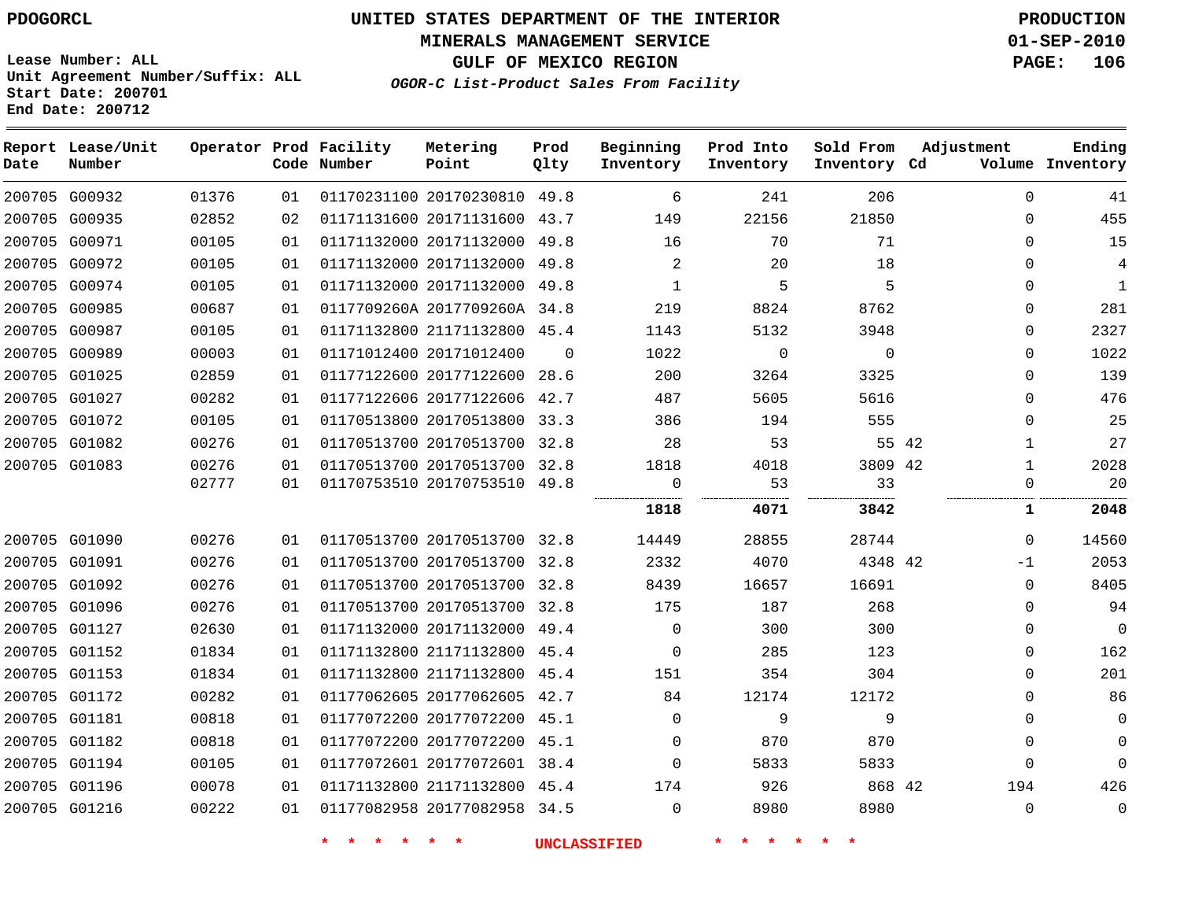PDOGORCL

# UNITED STATES DEPARTMENT OF THE INTERIOR
## MINERALS MANAGEMENT SERVICE
## GULF OF MEXICO REGION
### *OGOR-C List-Product Sales From Facility*

PRODUCTION
01-SEP-2010

Lease Number: ALL
Unit Agreement Number/Suffix: ALL
Start Date: 200701
End Date: 200712

| Report Date | Lease/Unit Number | Operator | Prod Code | Facility Number | Metering Point | Prod Qlty | Beginning Inventory | Prod Into Inventory | Sold From Inventory | Adjustment Cd | Adjustment Volume | Ending Inventory |
|---|---|---|---|---|---|---|---|---|---|---|---|---|
| 200705 | G00932 | 01376 | 01 | 01170231100 | 20170230810 | 49.8 | 6 | 241 | 206 | | 0 | 41 |
| 200705 | G00935 | 02852 | 02 | 01171131600 | 20171131600 | 43.7 | 149 | 22156 | 21850 | | 0 | 455 |
| 200705 | G00971 | 00105 | 01 | 01171132000 | 20171132000 | 49.8 | 16 | 70 | 71 | | 0 | 15 |
| 200705 | G00972 | 00105 | 01 | 01171132000 | 20171132000 | 49.8 | 2 | 20 | 18 | | 0 | 4 |
| 200705 | G00974 | 00105 | 01 | 01171132000 | 20171132000 | 49.8 | 1 | 5 | 5 | | 0 | 1 |
| 200705 | G00985 | 00687 | 01 | 0117709260A | 2017709260A | 34.8 | 219 | 8824 | 8762 | | 0 | 281 |
| 200705 | G00987 | 00105 | 01 | 01171132800 | 21171132800 | 45.4 | 1143 | 5132 | 3948 | | 0 | 2327 |
| 200705 | G00989 | 00003 | 01 | 01171012400 | 20171012400 | 0 | 1022 | 0 | 0 | | 0 | 1022 |
| 200705 | G01025 | 02859 | 01 | 01177122600 | 20177122600 | 28.6 | 200 | 3264 | 3325 | | 0 | 139 |
| 200705 | G01027 | 00282 | 01 | 01177122606 | 20177122606 | 42.7 | 487 | 5605 | 5616 | | 0 | 476 |
| 200705 | G01072 | 00105 | 01 | 01170513800 | 20170513800 | 33.3 | 386 | 194 | 555 | | 0 | 25 |
| 200705 | G01082 | 00276 | 01 | 01170513700 | 20170513700 | 32.8 | 28 | 53 | 55 | 42 | 1 | 27 |
| 200705 | G01083 | 00276 | 01 | 01170513700 | 20170513700 | 32.8 | 1818 | 4018 | 3809 | 42 | 1 | 2028 |
| | | 02777 | 01 | 01170753510 | 20170753510 | 49.8 | 0 | 53 | 33 | | 0 | 20 |
| | | | | | | | **1818** | **4071** | **3842** | | **1** | **2048** |
| 200705 | G01090 | 00276 | 01 | 01170513700 | 20170513700 | 32.8 | 14449 | 28855 | 28744 | | 0 | 14560 |
| 200705 | G01091 | 00276 | 01 | 01170513700 | 20170513700 | 32.8 | 2332 | 4070 | 4348 | 42 | -1 | 2053 |
| 200705 | G01092 | 00276 | 01 | 01170513700 | 20170513700 | 32.8 | 8439 | 16657 | 16691 | | 0 | 8405 |
| 200705 | G01096 | 00276 | 01 | 01170513700 | 20170513700 | 32.8 | 175 | 187 | 268 | | 0 | 94 |
| 200705 | G01127 | 02630 | 01 | 01171132000 | 20171132000 | 49.4 | 0 | 300 | 300 | | 0 | 0 |
| 200705 | G01152 | 01834 | 01 | 01171132800 | 21171132800 | 45.4 | 0 | 285 | 123 | | 0 | 162 |
| 200705 | G01153 | 01834 | 01 | 01171132800 | 21171132800 | 45.4 | 151 | 354 | 304 | | 0 | 201 |
| 200705 | G01172 | 00282 | 01 | 01177062605 | 20177062605 | 42.7 | 84 | 12174 | 12172 | | 0 | 86 |
| 200705 | G01181 | 00818 | 01 | 01177072200 | 20177072200 | 45.1 | 0 | 9 | 9 | | 0 | 0 |
| 200705 | G01182 | 00818 | 01 | 01177072200 | 20177072200 | 45.1 | 0 | 870 | 870 | | 0 | 0 |
| 200705 | G01194 | 00105 | 01 | 01177072601 | 20177072601 | 38.4 | 0 | 5833 | 5833 | | 0 | 0 |
| 200705 | G01196 | 00078 | 01 | 01171132800 | 21171132800 | 45.4 | 174 | 926 | 868 | 42 | 194 | 426 |
| 200705 | G01216 | 00222 | 01 | 01177082958 | 20177082958 | 34.5 | 0 | 8980 | 8980 | | 0 | 0 |

* * * * * * UNCLASSIFIED * * * * * *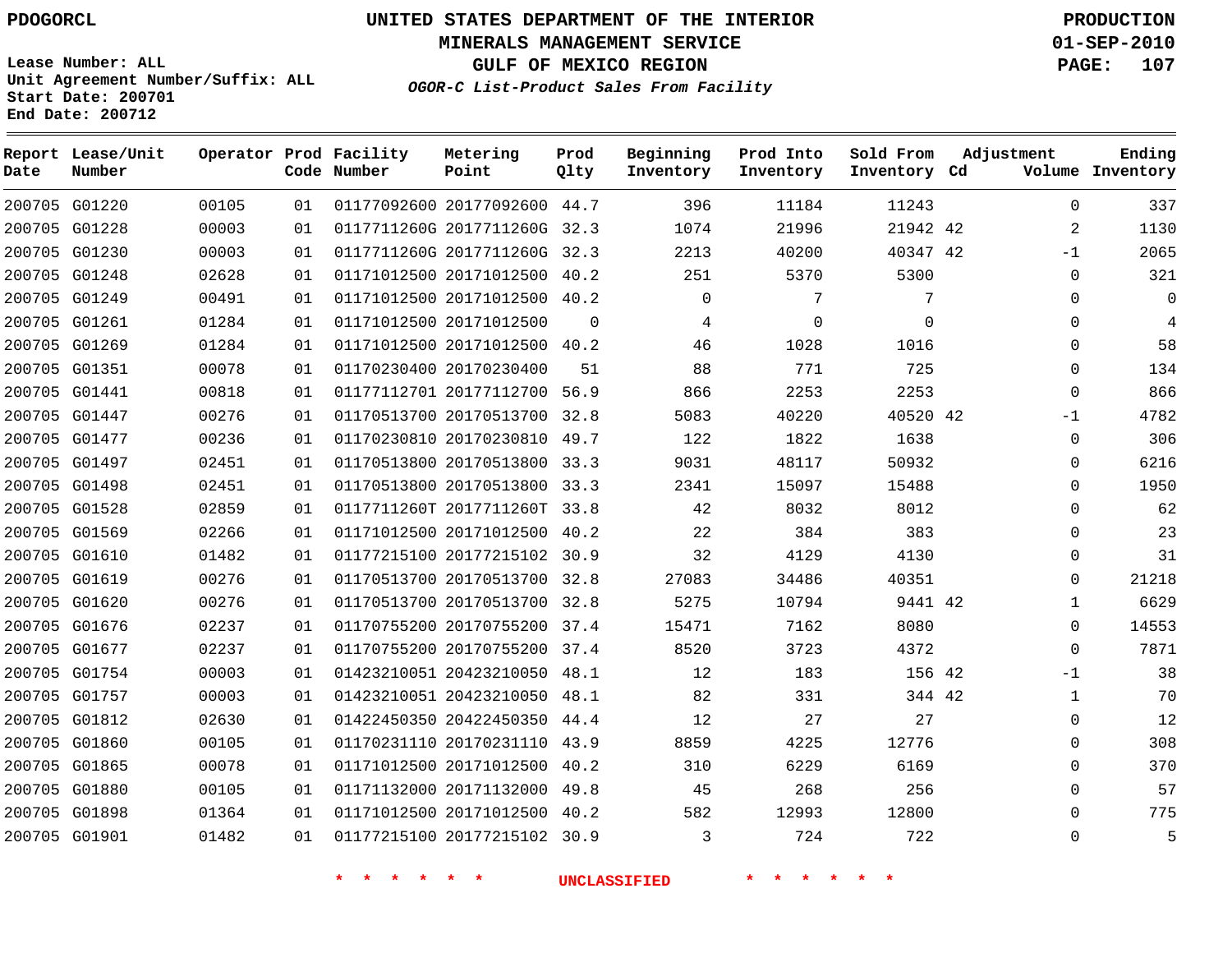PDOGORCL

# UNITED STATES DEPARTMENT OF THE INTERIOR
## MINERALS MANAGEMENT SERVICE
## GULF OF MEXICO REGION
### *OGOR-C List-Product Sales From Facility*

PRODUCTION
01-SEP-2010

Lease Number: ALL
Unit Agreement Number/Suffix: ALL
Start Date: 200701
End Date: 200712

| Report Date | Lease/Unit Number | Operator | Prod Code | Facility Number | Metering Point | Prod Qlty | Beginning Inventory | Prod Into Inventory | Sold From Inventory | Adjustment Cd | Volume | Ending Inventory |
|---|---|---|---|---|---|---|---|---|---|---|---|---|
| 200705 | G01220 | 00105 | 01 | 01177092600 | 20177092600 | 44.7 | 396 | 11184 | 11243 | | 0 | 337 |
| 200705 | G01228 | 00003 | 01 | 0117711260G | 2017711260G | 32.3 | 1074 | 21996 | 21942 | 42 | 2 | 1130 |
| 200705 | G01230 | 00003 | 01 | 0117711260G | 2017711260G | 32.3 | 2213 | 40200 | 40347 | 42 | -1 | 2065 |
| 200705 | G01248 | 02628 | 01 | 01171012500 | 20171012500 | 40.2 | 251 | 5370 | 5300 | | 0 | 321 |
| 200705 | G01249 | 00491 | 01 | 01171012500 | 20171012500 | 40.2 | 0 | 7 | 7 | | 0 | 0 |
| 200705 | G01261 | 01284 | 01 | 01171012500 | 20171012500 | 0 | 4 | 0 | 0 | | 0 | 4 |
| 200705 | G01269 | 01284 | 01 | 01171012500 | 20171012500 | 40.2 | 46 | 1028 | 1016 | | 0 | 58 |
| 200705 | G01351 | 00078 | 01 | 01170230400 | 20170230400 | 51 | 88 | 771 | 725 | | 0 | 134 |
| 200705 | G01441 | 00818 | 01 | 01177112701 | 20177112700 | 56.9 | 866 | 2253 | 2253 | | 0 | 866 |
| 200705 | G01447 | 00276 | 01 | 01170513700 | 20170513700 | 32.8 | 5083 | 40220 | 40520 | 42 | -1 | 4782 |
| 200705 | G01477 | 00236 | 01 | 01170230810 | 20170230810 | 49.7 | 122 | 1822 | 1638 | | 0 | 306 |
| 200705 | G01497 | 02451 | 01 | 01170513800 | 20170513800 | 33.3 | 9031 | 48117 | 50932 | | 0 | 6216 |
| 200705 | G01498 | 02451 | 01 | 01170513800 | 20170513800 | 33.3 | 2341 | 15097 | 15488 | | 0 | 1950 |
| 200705 | G01528 | 02859 | 01 | 0117711260T | 2017711260T | 33.8 | 42 | 8032 | 8012 | | 0 | 62 |
| 200705 | G01569 | 02266 | 01 | 01171012500 | 20171012500 | 40.2 | 22 | 384 | 383 | | 0 | 23 |
| 200705 | G01610 | 01482 | 01 | 01177215100 | 20177215102 | 30.9 | 32 | 4129 | 4130 | | 0 | 31 |
| 200705 | G01619 | 00276 | 01 | 01170513700 | 20170513700 | 32.8 | 27083 | 34486 | 40351 | | 0 | 21218 |
| 200705 | G01620 | 00276 | 01 | 01170513700 | 20170513700 | 32.8 | 5275 | 10794 | 9441 | 42 | 1 | 6629 |
| 200705 | G01676 | 02237 | 01 | 01170755200 | 20170755200 | 37.4 | 15471 | 7162 | 8080 | | 0 | 14553 |
| 200705 | G01677 | 02237 | 01 | 01170755200 | 20170755200 | 37.4 | 8520 | 3723 | 4372 | | 0 | 7871 |
| 200705 | G01754 | 00003 | 01 | 01423210051 | 20423210050 | 48.1 | 12 | 183 | 156 | 42 | -1 | 38 |
| 200705 | G01757 | 00003 | 01 | 01423210051 | 20423210050 | 48.1 | 82 | 331 | 344 | 42 | 1 | 70 |
| 200705 | G01812 | 02630 | 01 | 01422450350 | 20422450350 | 44.4 | 12 | 27 | 27 | | 0 | 12 |
| 200705 | G01860 | 00105 | 01 | 01170231110 | 20170231110 | 43.9 | 8859 | 4225 | 12776 | | 0 | 308 |
| 200705 | G01865 | 00078 | 01 | 01171012500 | 20171012500 | 40.2 | 310 | 6229 | 6169 | | 0 | 370 |
| 200705 | G01880 | 00105 | 01 | 01171132000 | 20171132000 | 49.8 | 45 | 268 | 256 | | 0 | 57 |
| 200705 | G01898 | 01364 | 01 | 01171012500 | 20171012500 | 40.2 | 582 | 12993 | 12800 | | 0 | 775 |
| 200705 | G01901 | 01482 | 01 | 01177215100 | 20177215102 | 30.9 | 3 | 724 | 722 | | 0 | 5 |

\* \* \* \* \* \* UNCLASSIFIED \* \* \* \* \* \*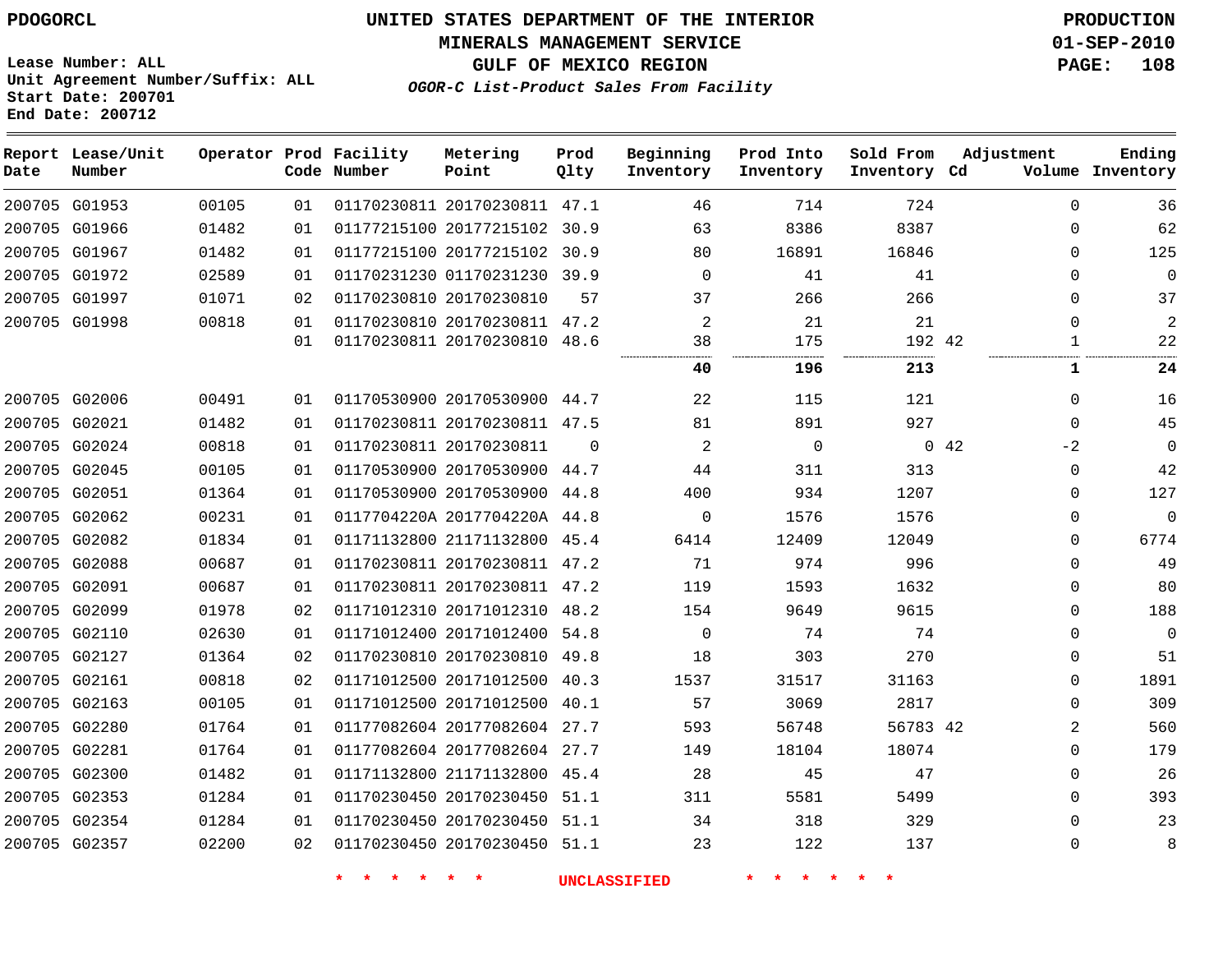PDOGORCL

**UNITED STATES DEPARTMENT OF THE INTERIOR**
**MINERALS MANAGEMENT SERVICE**
**GULF OF MEXICO REGION**
***OGOR-C List-Product Sales From Facility***

**PRODUCTION**
**01-SEP-2010**

Lease Number: ALL
Unit Agreement Number/Suffix: ALL
Start Date: 200701
End Date: 200712

| Report Date | Lease/Unit Number | Operator | Prod Code | Facility Number | Metering Point | Prod Qlty | Beginning Inventory | Prod Into Inventory | Sold From Inventory | Adjustment Cd | Adjustment Volume | Ending Inventory |
|---|---|---|---|---|---|---|---|---|---|---|---|---|
| 200705 | G01953 | 00105 | 01 | 01170230811 | 20170230811 | 47.1 | 46 | 714 | 724 | | 0 | 36 |
| 200705 | G01966 | 01482 | 01 | 01177215100 | 20177215102 | 30.9 | 63 | 8386 | 8387 | | 0 | 62 |
| 200705 | G01967 | 01482 | 01 | 01177215100 | 20177215102 | 30.9 | 80 | 16891 | 16846 | | 0 | 125 |
| 200705 | G01972 | 02589 | 01 | 01170231230 | 01170231230 | 39.9 | 0 | 41 | 41 | | 0 | 0 |
| 200705 | G01997 | 01071 | 02 | 01170230810 | 20170230810 | 57 | 37 | 266 | 266 | | 0 | 37 |
| 200705 | G01998 | 00818 | 01 | 01170230810 | 20170230811 | 47.2 | 2 | 21 | 21 | | 0 | 2 |
| | | | 01 | 01170230811 | 20170230810 | 48.6 | 38 | 175 | 192 | 42 | 1 | 22 |
| | | | | | | | **40** | **196** | **213** | | **1** | **24** |
| 200705 | G02006 | 00491 | 01 | 01170530900 | 20170530900 | 44.7 | 22 | 115 | 121 | | 0 | 16 |
| 200705 | G02021 | 01482 | 01 | 01170230811 | 20170230811 | 47.5 | 81 | 891 | 927 | | 0 | 45 |
| 200705 | G02024 | 00818 | 01 | 01170230811 | 20170230811 | 0 | 2 | 0 | 0 | 42 | -2 | 0 |
| 200705 | G02045 | 00105 | 01 | 01170530900 | 20170530900 | 44.7 | 44 | 311 | 313 | | 0 | 42 |
| 200705 | G02051 | 01364 | 01 | 01170530900 | 20170530900 | 44.8 | 400 | 934 | 1207 | | 0 | 127 |
| 200705 | G02062 | 00231 | 01 | 0117704220A | 2017704220A | 44.8 | 0 | 1576 | 1576 | | 0 | 0 |
| 200705 | G02082 | 01834 | 01 | 01171132800 | 21171132800 | 45.4 | 6414 | 12409 | 12049 | | 0 | 6774 |
| 200705 | G02088 | 00687 | 01 | 01170230811 | 20170230811 | 47.2 | 71 | 974 | 996 | | 0 | 49 |
| 200705 | G02091 | 00687 | 01 | 01170230811 | 20170230811 | 47.2 | 119 | 1593 | 1632 | | 0 | 80 |
| 200705 | G02099 | 01978 | 02 | 01171012310 | 20171012310 | 48.2 | 154 | 9649 | 9615 | | 0 | 188 |
| 200705 | G02110 | 02630 | 01 | 01171012400 | 20171012400 | 54.8 | 0 | 74 | 74 | | 0 | 0 |
| 200705 | G02127 | 01364 | 02 | 01170230810 | 20170230810 | 49.8 | 18 | 303 | 270 | | 0 | 51 |
| 200705 | G02161 | 00818 | 02 | 01171012500 | 20171012500 | 40.3 | 1537 | 31517 | 31163 | | 0 | 1891 |
| 200705 | G02163 | 00105 | 01 | 01171012500 | 20171012500 | 40.1 | 57 | 3069 | 2817 | | 0 | 309 |
| 200705 | G02280 | 01764 | 01 | 01177082604 | 20177082604 | 27.7 | 593 | 56748 | 56783 | 42 | 2 | 560 |
| 200705 | G02281 | 01764 | 01 | 01177082604 | 20177082604 | 27.7 | 149 | 18104 | 18074 | | 0 | 179 |
| 200705 | G02300 | 01482 | 01 | 01171132800 | 21171132800 | 45.4 | 28 | 45 | 47 | | 0 | 26 |
| 200705 | G02353 | 01284 | 01 | 01170230450 | 20170230450 | 51.1 | 311 | 5581 | 5499 | | 0 | 393 |
| 200705 | G02354 | 01284 | 01 | 01170230450 | 20170230450 | 51.1 | 34 | 318 | 329 | | 0 | 23 |
| 200705 | G02357 | 02200 | 02 | 01170230450 | 20170230450 | 51.1 | 23 | 122 | 137 | | 0 | 8 |

* * * * * * UNCLASSIFIED * * * * * *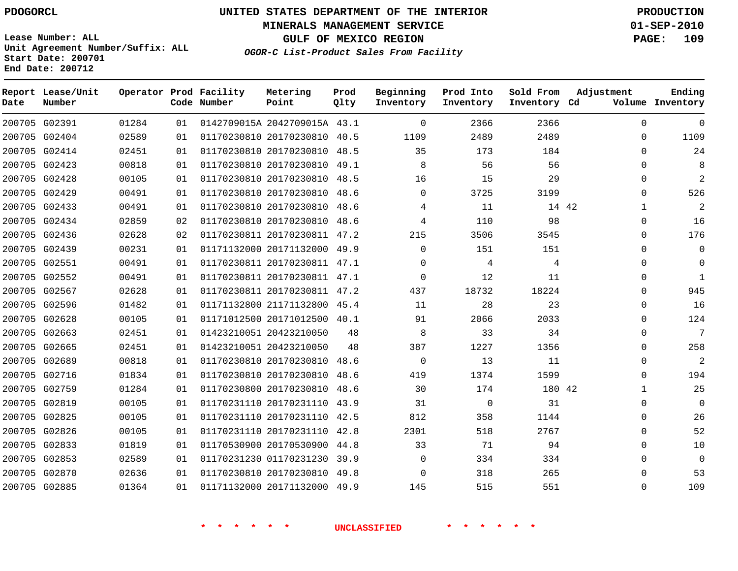PDOGORCL

# UNITED STATES DEPARTMENT OF THE INTERIOR
## MINERALS MANAGEMENT SERVICE
## GULF OF MEXICO REGION
### *OGOR-C List-Product Sales From Facility*

PRODUCTION
01-SEP-2010

Lease Number: ALL
Unit Agreement Number/Suffix: ALL
Start Date: 200701
End Date: 200712

| Report Date | Lease/Unit Number | Operator | Prod Code | Facility Number | Metering Point | Prod Qlty | Beginning Inventory | Prod Into Inventory | Sold From Inventory | Adjustment Cd | Volume | Ending Inventory |
|---|---|---|---|---|---|---|---|---|---|---|---|---|
| 200705 | G02391 | 01284 | 01 | 0142709015A | 2042709015A | 43.1 | 0 | 2366 | 2366 | | 0 | 0 |
| 200705 | G02404 | 02589 | 01 | 01170230810 | 20170230810 | 40.5 | 1109 | 2489 | 2489 | | 0 | 1109 |
| 200705 | G02414 | 02451 | 01 | 01170230810 | 20170230810 | 48.5 | 35 | 173 | 184 | | 0 | 24 |
| 200705 | G02423 | 00818 | 01 | 01170230810 | 20170230810 | 49.1 | 8 | 56 | 56 | | 0 | 8 |
| 200705 | G02428 | 00105 | 01 | 01170230810 | 20170230810 | 48.5 | 16 | 15 | 29 | | 0 | 2 |
| 200705 | G02429 | 00491 | 01 | 01170230810 | 20170230810 | 48.6 | 0 | 3725 | 3199 | | 0 | 526 |
| 200705 | G02433 | 00491 | 01 | 01170230810 | 20170230810 | 48.6 | 4 | 11 | 14 | 42 | 1 | 2 |
| 200705 | G02434 | 02859 | 02 | 01170230810 | 20170230810 | 48.6 | 4 | 110 | 98 | | 0 | 16 |
| 200705 | G02436 | 02628 | 02 | 01170230811 | 20170230811 | 47.2 | 215 | 3506 | 3545 | | 0 | 176 |
| 200705 | G02439 | 00231 | 01 | 01171132000 | 20171132000 | 49.9 | 0 | 151 | 151 | | 0 | 0 |
| 200705 | G02551 | 00491 | 01 | 01170230811 | 20170230811 | 47.1 | 0 | 4 | 4 | | 0 | 0 |
| 200705 | G02552 | 00491 | 01 | 01170230811 | 20170230811 | 47.1 | 0 | 12 | 11 | | 0 | 1 |
| 200705 | G02567 | 02628 | 01 | 01170230811 | 20170230811 | 47.2 | 437 | 18732 | 18224 | | 0 | 945 |
| 200705 | G02596 | 01482 | 01 | 01171132800 | 21171132800 | 45.4 | 11 | 28 | 23 | | 0 | 16 |
| 200705 | G02628 | 00105 | 01 | 01171012500 | 20171012500 | 40.1 | 91 | 2066 | 2033 | | 0 | 124 |
| 200705 | G02663 | 02451 | 01 | 01423210051 | 20423210050 | 48 | 8 | 33 | 34 | | 0 | 7 |
| 200705 | G02665 | 02451 | 01 | 01423210051 | 20423210050 | 48 | 387 | 1227 | 1356 | | 0 | 258 |
| 200705 | G02689 | 00818 | 01 | 01170230810 | 20170230810 | 48.6 | 0 | 13 | 11 | | 0 | 2 |
| 200705 | G02716 | 01834 | 01 | 01170230810 | 20170230810 | 48.6 | 419 | 1374 | 1599 | | 0 | 194 |
| 200705 | G02759 | 01284 | 01 | 01170230800 | 20170230810 | 48.6 | 30 | 174 | 180 | 42 | 1 | 25 |
| 200705 | G02819 | 00105 | 01 | 01170231110 | 20170231110 | 43.9 | 31 | 0 | 31 | | 0 | 0 |
| 200705 | G02825 | 00105 | 01 | 01170231110 | 20170231110 | 42.5 | 812 | 358 | 1144 | | 0 | 26 |
| 200705 | G02826 | 00105 | 01 | 01170231110 | 20170231110 | 42.8 | 2301 | 518 | 2767 | | 0 | 52 |
| 200705 | G02833 | 01819 | 01 | 01170530900 | 20170530900 | 44.8 | 33 | 71 | 94 | | 0 | 10 |
| 200705 | G02853 | 02589 | 01 | 01170231230 | 01170231230 | 39.9 | 0 | 334 | 334 | | 0 | 0 |
| 200705 | G02870 | 02636 | 01 | 01170230810 | 20170230810 | 49.8 | 0 | 318 | 265 | | 0 | 53 |
| 200705 | G02885 | 01364 | 01 | 01171132000 | 20171132000 | 49.9 | 145 | 515 | 551 | | 0 | 109 |

* * * * * * UNCLASSIFIED * * * * * *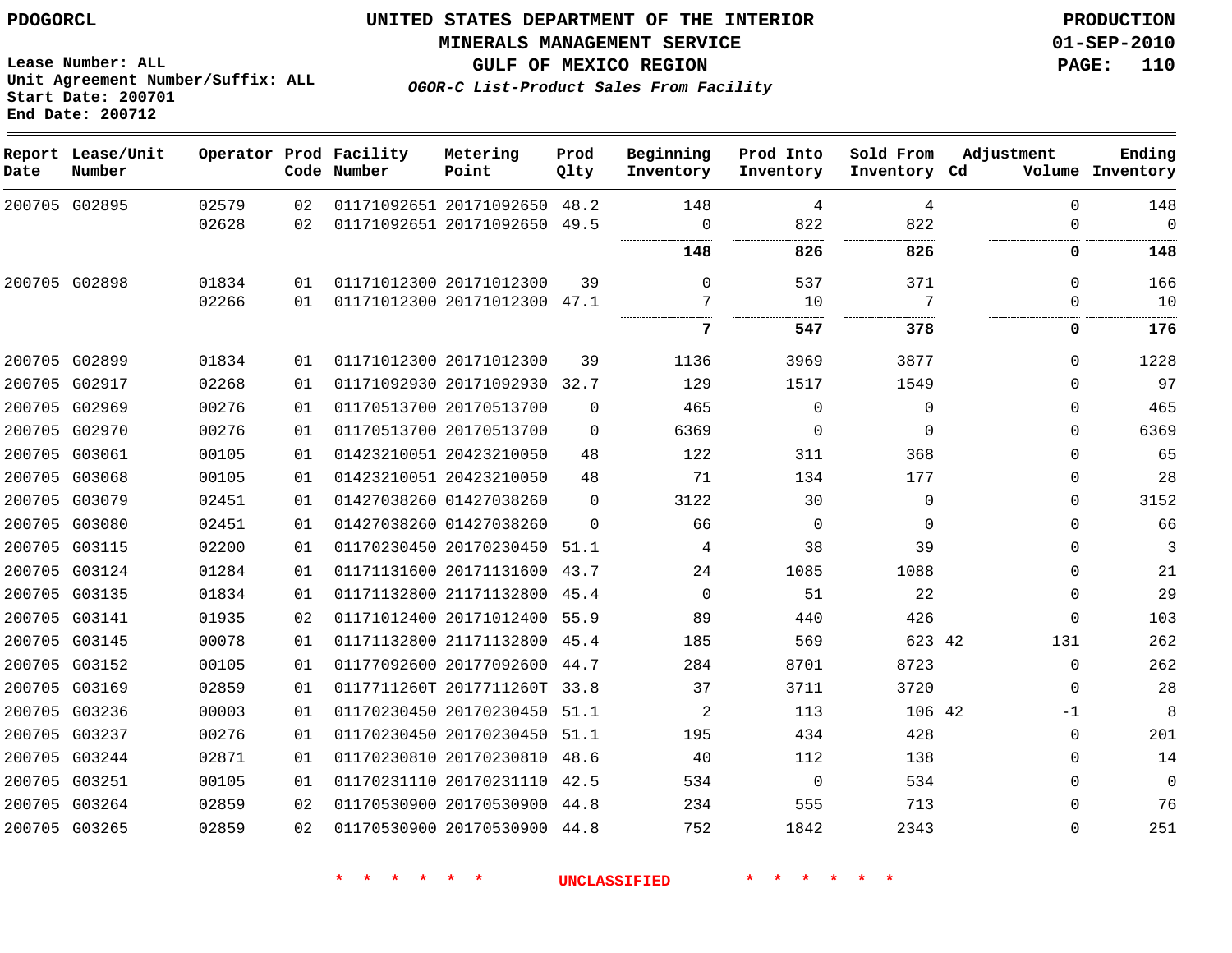PDOGORCL

Lease Number: ALL
Unit Agreement Number/Suffix: ALL
Start Date: 200701
End Date: 200712

# UNITED STATES DEPARTMENT OF THE INTERIOR
## MINERALS MANAGEMENT SERVICE
## GULF OF MEXICO REGION
### *OGOR-C List-Product Sales From Facility*

PRODUCTION
01-SEP-2010

| Report Date | Lease/Unit Number | Operator | Prod Code | Facility Number | Metering Point | Prod Qlty | Beginning Inventory | Prod Into Inventory | Sold From Inventory | Adjustment Cd | Volume | Ending Inventory |
|---|---|---|---|---|---|---|---|---|---|---|---|---|
| 200705 | G02895 | 02579 | 02 | 01171092651 | 20171092650 | 48.2 | 148 | 4 | 4 | | 0 | 148 |
| | | 02628 | 02 | 01171092651 | 20171092650 | 49.5 | 0 | 822 | 822 | | 0 | 0 |
| | | | | | | | **148** | **826** | **826** | | **0** | **148** |
| 200705 | G02898 | 01834 | 01 | 01171012300 | 20171012300 | 39 | 0 | 537 | 371 | | 0 | 166 |
| | | 02266 | 01 | 01171012300 | 20171012300 | 47.1 | 7 | 10 | 7 | | 0 | 10 |
| | | | | | | | **7** | **547** | **378** | | **0** | **176** |
| 200705 | G02899 | 01834 | 01 | 01171012300 | 20171012300 | 39 | 1136 | 3969 | 3877 | | 0 | 1228 |
| 200705 | G02917 | 02268 | 01 | 01171092930 | 20171092930 | 32.7 | 129 | 1517 | 1549 | | 0 | 97 |
| 200705 | G02969 | 00276 | 01 | 01170513700 | 20170513700 | 0 | 465 | 0 | 0 | | 0 | 465 |
| 200705 | G02970 | 00276 | 01 | 01170513700 | 20170513700 | 0 | 6369 | 0 | 0 | | 0 | 6369 |
| 200705 | G03061 | 00105 | 01 | 01423210051 | 20423210050 | 48 | 122 | 311 | 368 | | 0 | 65 |
| 200705 | G03068 | 00105 | 01 | 01423210051 | 20423210050 | 48 | 71 | 134 | 177 | | 0 | 28 |
| 200705 | G03079 | 02451 | 01 | 01427038260 | 01427038260 | 0 | 3122 | 30 | 0 | | 0 | 3152 |
| 200705 | G03080 | 02451 | 01 | 01427038260 | 01427038260 | 0 | 66 | 0 | 0 | | 0 | 66 |
| 200705 | G03115 | 02200 | 01 | 01170230450 | 20170230450 | 51.1 | 4 | 38 | 39 | | 0 | 3 |
| 200705 | G03124 | 01284 | 01 | 01171131600 | 20171131600 | 43.7 | 24 | 1085 | 1088 | | 0 | 21 |
| 200705 | G03135 | 01834 | 01 | 01171132800 | 21171132800 | 45.4 | 0 | 51 | 22 | | 0 | 29 |
| 200705 | G03141 | 01935 | 02 | 01171012400 | 20171012400 | 55.9 | 89 | 440 | 426 | | 0 | 103 |
| 200705 | G03145 | 00078 | 01 | 01171132800 | 21171132800 | 45.4 | 185 | 569 | 623 | 42 | 131 | 262 |
| 200705 | G03152 | 00105 | 01 | 01177092600 | 20177092600 | 44.7 | 284 | 8701 | 8723 | | 0 | 262 |
| 200705 | G03169 | 02859 | 01 | 0117711260T | 2017711260T | 33.8 | 37 | 3711 | 3720 | | 0 | 28 |
| 200705 | G03236 | 00003 | 01 | 01170230450 | 20170230450 | 51.1 | 2 | 113 | 106 | 42 | -1 | 8 |
| 200705 | G03237 | 00276 | 01 | 01170230450 | 20170230450 | 51.1 | 195 | 434 | 428 | | 0 | 201 |
| 200705 | G03244 | 02871 | 01 | 01170230810 | 20170230810 | 48.6 | 40 | 112 | 138 | | 0 | 14 |
| 200705 | G03251 | 00105 | 01 | 01170231110 | 20170231110 | 42.5 | 534 | 0 | 534 | | 0 | 0 |
| 200705 | G03264 | 02859 | 02 | 01170530900 | 20170530900 | 44.8 | 234 | 555 | 713 | | 0 | 76 |
| 200705 | G03265 | 02859 | 02 | 01170530900 | 20170530900 | 44.8 | 752 | 1842 | 2343 | | 0 | 251 |

\* \* \* \* \* \* UNCLASSIFIED \* \* \* \* \* \*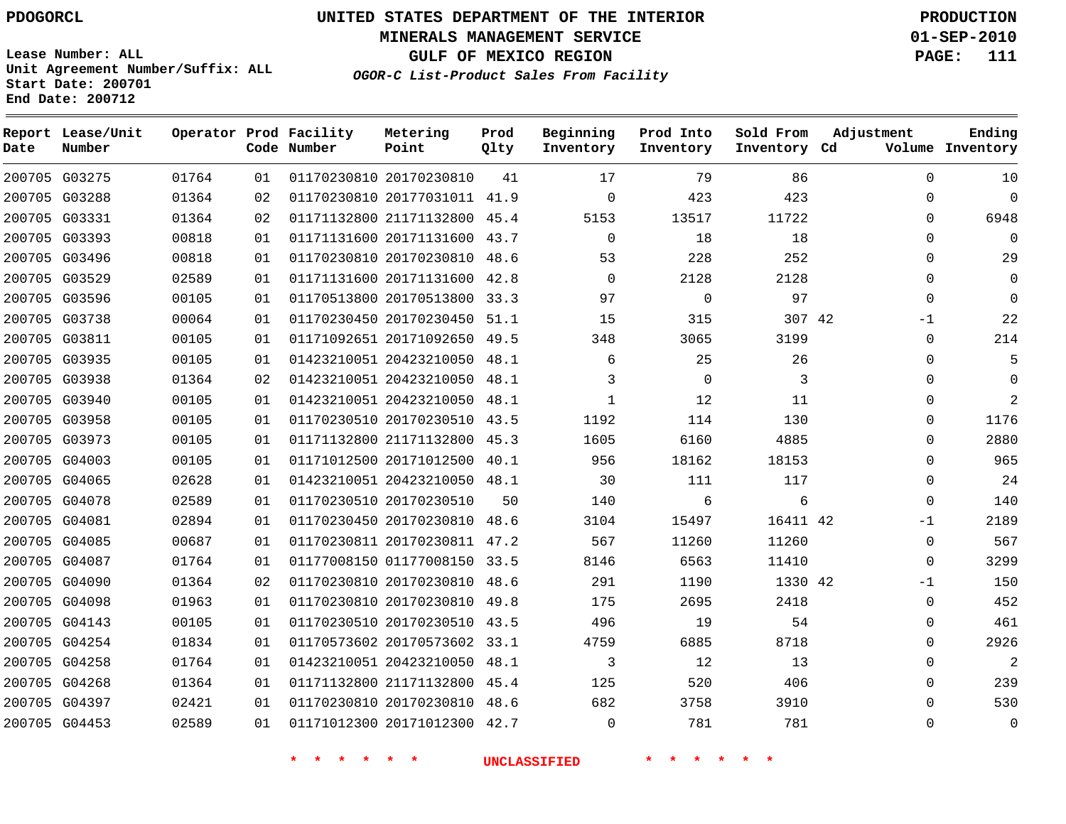PDOGORCL

# UNITED STATES DEPARTMENT OF THE INTERIOR
## MINERALS MANAGEMENT SERVICE
## GULF OF MEXICO REGION
### *OGOR-C List-Product Sales From Facility*

PRODUCTION
01-SEP-2010

Lease Number: ALL
Unit Agreement Number/Suffix: ALL
Start Date: 200701
End Date: 200712

| Report Date | Lease/Unit Number | Operator | Prod Code | Facility Number | Metering Point | Prod Qlty | Beginning Inventory | Prod Into Inventory | Sold From Inventory | Adjustment Cd | Adjustment Volume | Ending Inventory |
|---|---|---|---|---|---|---|---|---|---|---|---|---|
| 200705 | G03275 | 01764 | 01 | 01170230810 | 20170230810 | 41 | 17 | 79 | 86 | | 0 | 10 |
| 200705 | G03288 | 01364 | 02 | 01170230810 | 20177031011 | 41.9 | 0 | 423 | 423 | | 0 | 0 |
| 200705 | G03331 | 01364 | 02 | 01171132800 | 21171132800 | 45.4 | 5153 | 13517 | 11722 | | 0 | 6948 |
| 200705 | G03393 | 00818 | 01 | 01171131600 | 20171131600 | 43.7 | 0 | 18 | 18 | | 0 | 0 |
| 200705 | G03496 | 00818 | 01 | 01170230810 | 20170230810 | 48.6 | 53 | 228 | 252 | | 0 | 29 |
| 200705 | G03529 | 02589 | 01 | 01171131600 | 20171131600 | 42.8 | 0 | 2128 | 2128 | | 0 | 0 |
| 200705 | G03596 | 00105 | 01 | 01170513800 | 20170513800 | 33.3 | 97 | 0 | 97 | | 0 | 0 |
| 200705 | G03738 | 00064 | 01 | 01170230450 | 20170230450 | 51.1 | 15 | 315 | 307 | 42 | -1 | 22 |
| 200705 | G03811 | 00105 | 01 | 01171092651 | 20171092650 | 49.5 | 348 | 3065 | 3199 | | 0 | 214 |
| 200705 | G03935 | 00105 | 01 | 01423210051 | 20423210050 | 48.1 | 6 | 25 | 26 | | 0 | 5 |
| 200705 | G03938 | 01364 | 02 | 01423210051 | 20423210050 | 48.1 | 3 | 0 | 3 | | 0 | 0 |
| 200705 | G03940 | 00105 | 01 | 01423210051 | 20423210050 | 48.1 | 1 | 12 | 11 | | 0 | 2 |
| 200705 | G03958 | 00105 | 01 | 01170230510 | 20170230510 | 43.5 | 1192 | 114 | 130 | | 0 | 1176 |
| 200705 | G03973 | 00105 | 01 | 01171132800 | 21171132800 | 45.3 | 1605 | 6160 | 4885 | | 0 | 2880 |
| 200705 | G04003 | 00105 | 01 | 01171012500 | 20171012500 | 40.1 | 956 | 18162 | 18153 | | 0 | 965 |
| 200705 | G04065 | 02628 | 01 | 01423210051 | 20423210050 | 48.1 | 30 | 111 | 117 | | 0 | 24 |
| 200705 | G04078 | 02589 | 01 | 01170230510 | 20170230510 | 50 | 140 | 6 | 6 | | 0 | 140 |
| 200705 | G04081 | 02894 | 01 | 01170230450 | 20170230810 | 48.6 | 3104 | 15497 | 16411 | 42 | -1 | 2189 |
| 200705 | G04085 | 00687 | 01 | 01170230811 | 20170230811 | 47.2 | 567 | 11260 | 11260 | | 0 | 567 |
| 200705 | G04087 | 01764 | 01 | 01177008150 | 01177008150 | 33.5 | 8146 | 6563 | 11410 | | 0 | 3299 |
| 200705 | G04090 | 01364 | 02 | 01170230810 | 20170230810 | 48.6 | 291 | 1190 | 1330 | 42 | -1 | 150 |
| 200705 | G04098 | 01963 | 01 | 01170230810 | 20170230810 | 49.8 | 175 | 2695 | 2418 | | 0 | 452 |
| 200705 | G04143 | 00105 | 01 | 01170230510 | 20170230510 | 43.5 | 496 | 19 | 54 | | 0 | 461 |
| 200705 | G04254 | 01834 | 01 | 01170573602 | 20170573602 | 33.1 | 4759 | 6885 | 8718 | | 0 | 2926 |
| 200705 | G04258 | 01764 | 01 | 01423210051 | 20423210050 | 48.1 | 3 | 12 | 13 | | 0 | 2 |
| 200705 | G04268 | 01364 | 01 | 01171132800 | 21171132800 | 45.4 | 125 | 520 | 406 | | 0 | 239 |
| 200705 | G04397 | 02421 | 01 | 01170230810 | 20170230810 | 48.6 | 682 | 3758 | 3910 | | 0 | 530 |
| 200705 | G04453 | 02589 | 01 | 01171012300 | 20171012300 | 42.7 | 0 | 781 | 781 | | 0 | 0 |

* * * * * * UNCLASSIFIED * * * * * *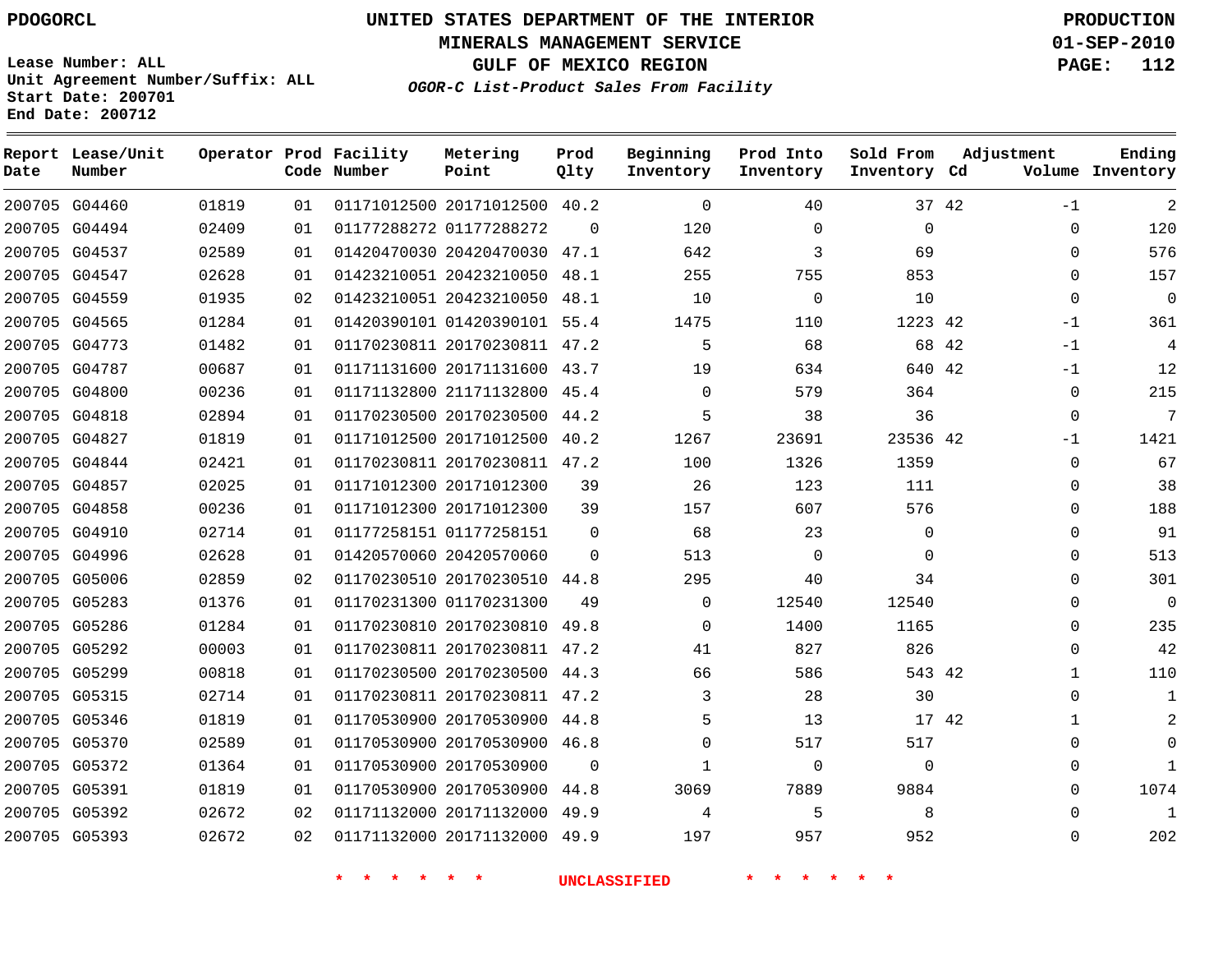PDOGORCL

# UNITED STATES DEPARTMENT OF THE INTERIOR
## MINERALS MANAGEMENT SERVICE
## GULF OF MEXICO REGION
### *OGOR-C List-Product Sales From Facility*

PRODUCTION
01-SEP-2010

Lease Number: ALL
Unit Agreement Number/Suffix: ALL
Start Date: 200701
End Date: 200712

| Report Date | Lease/Unit Number | Operator | Prod Code | Facility Number | Metering Point | Prod Qlty | Beginning Inventory | Prod Into Inventory | Sold From Inventory | Adjustment Cd | Adjustment Volume | Ending Inventory |
|---|---|---|---|---|---|---|---|---|---|---|---|---|
| 200705 | G04460 | 01819 | 01 | 01171012500 | 20171012500 | 40.2 | 0 | 40 | 37 | 42 | -1 | 2 |
| 200705 | G04494 | 02409 | 01 | 01177288272 | 01177288272 | 0 | 120 | 0 | 0 | | 0 | 120 |
| 200705 | G04537 | 02589 | 01 | 01420470030 | 20420470030 | 47.1 | 642 | 3 | 69 | | 0 | 576 |
| 200705 | G04547 | 02628 | 01 | 01423210051 | 20423210050 | 48.1 | 255 | 755 | 853 | | 0 | 157 |
| 200705 | G04559 | 01935 | 02 | 01423210051 | 20423210050 | 48.1 | 10 | 0 | 10 | | 0 | 0 |
| 200705 | G04565 | 01284 | 01 | 01420390101 | 01420390101 | 55.4 | 1475 | 110 | 1223 | 42 | -1 | 361 |
| 200705 | G04773 | 01482 | 01 | 01170230811 | 20170230811 | 47.2 | 5 | 68 | 68 | 42 | -1 | 4 |
| 200705 | G04787 | 00687 | 01 | 01171131600 | 20171131600 | 43.7 | 19 | 634 | 640 | 42 | -1 | 12 |
| 200705 | G04800 | 00236 | 01 | 01171132800 | 21171132800 | 45.4 | 0 | 579 | 364 | | 0 | 215 |
| 200705 | G04818 | 02894 | 01 | 01170230500 | 20170230500 | 44.2 | 5 | 38 | 36 | | 0 | 7 |
| 200705 | G04827 | 01819 | 01 | 01171012500 | 20171012500 | 40.2 | 1267 | 23691 | 23536 | 42 | -1 | 1421 |
| 200705 | G04844 | 02421 | 01 | 01170230811 | 20170230811 | 47.2 | 100 | 1326 | 1359 | | 0 | 67 |
| 200705 | G04857 | 02025 | 01 | 01171012300 | 20171012300 | 39 | 26 | 123 | 111 | | 0 | 38 |
| 200705 | G04858 | 00236 | 01 | 01171012300 | 20171012300 | 39 | 157 | 607 | 576 | | 0 | 188 |
| 200705 | G04910 | 02714 | 01 | 01177258151 | 01177258151 | 0 | 68 | 23 | 0 | | 0 | 91 |
| 200705 | G04996 | 02628 | 01 | 01420570060 | 20420570060 | 0 | 513 | 0 | 0 | | 0 | 513 |
| 200705 | G05006 | 02859 | 02 | 01170230510 | 20170230510 | 44.8 | 295 | 40 | 34 | | 0 | 301 |
| 200705 | G05283 | 01376 | 01 | 01170231300 | 01170231300 | 49 | 0 | 12540 | 12540 | | 0 | 0 |
| 200705 | G05286 | 01284 | 01 | 01170230810 | 20170230810 | 49.8 | 0 | 1400 | 1165 | | 0 | 235 |
| 200705 | G05292 | 00003 | 01 | 01170230811 | 20170230811 | 47.2 | 41 | 827 | 826 | | 0 | 42 |
| 200705 | G05299 | 00818 | 01 | 01170230500 | 20170230500 | 44.3 | 66 | 586 | 543 | 42 | 1 | 110 |
| 200705 | G05315 | 02714 | 01 | 01170230811 | 20170230811 | 47.2 | 3 | 28 | 30 | | 0 | 1 |
| 200705 | G05346 | 01819 | 01 | 01170530900 | 20170530900 | 44.8 | 5 | 13 | 17 | 42 | 1 | 2 |
| 200705 | G05370 | 02589 | 01 | 01170530900 | 20170530900 | 46.8 | 0 | 517 | 517 | | 0 | 0 |
| 200705 | G05372 | 01364 | 01 | 01170530900 | 20170530900 | 0 | 1 | 0 | 0 | | 0 | 1 |
| 200705 | G05391 | 01819 | 01 | 01170530900 | 20170530900 | 44.8 | 3069 | 7889 | 9884 | | 0 | 1074 |
| 200705 | G05392 | 02672 | 02 | 01171132000 | 20171132000 | 49.9 | 4 | 5 | 8 | | 0 | 1 |
| 200705 | G05393 | 02672 | 02 | 01171132000 | 20171132000 | 49.9 | 197 | 957 | 952 | | 0 | 202 |

\* \* \* \* \* \* UNCLASSIFIED \* \* \* \* \* \*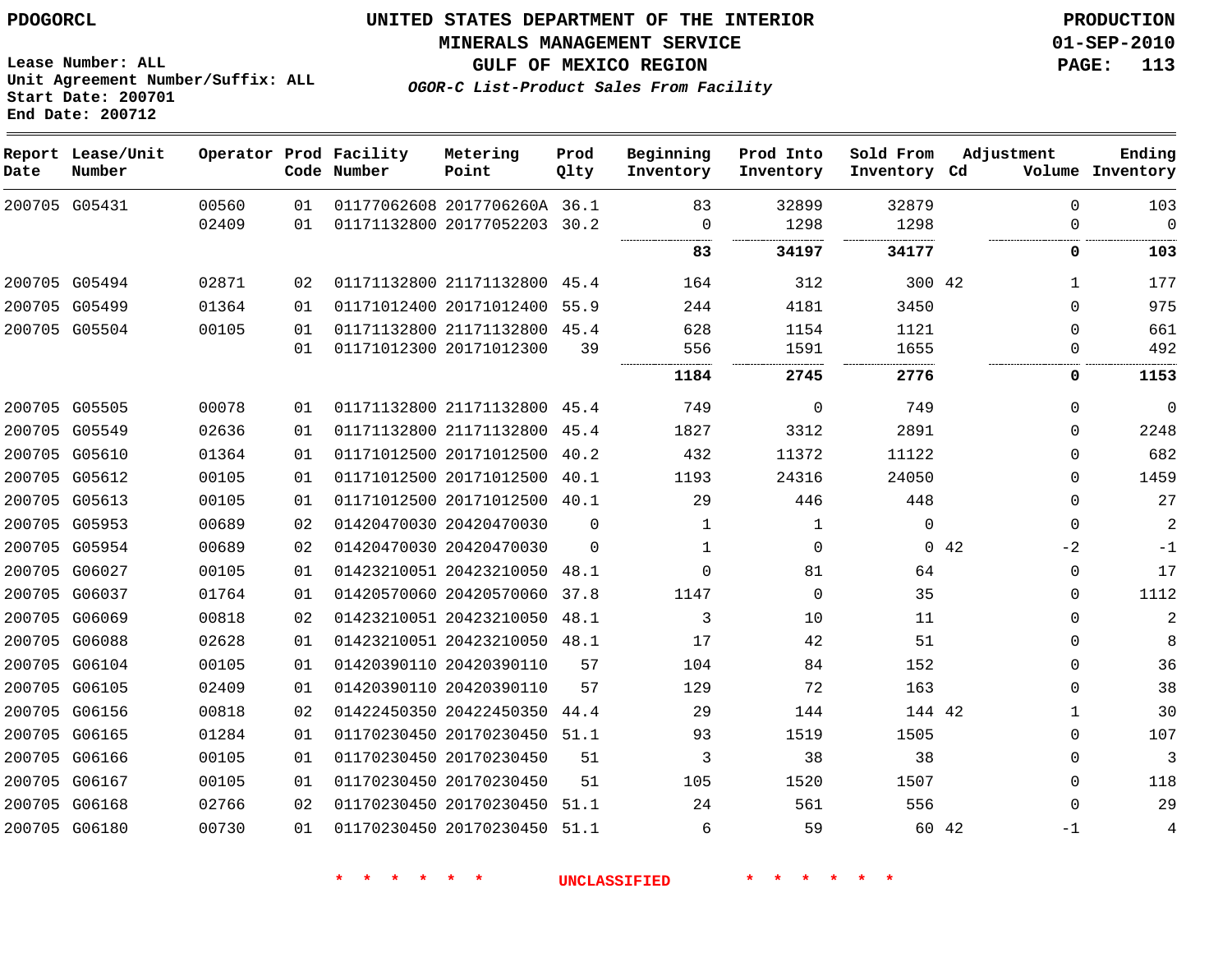PDOGORCL

Lease Number: ALL
Unit Agreement Number/Suffix: ALL
Start Date: 200701
End Date: 200712

# UNITED STATES DEPARTMENT OF THE INTERIOR
## MINERALS MANAGEMENT SERVICE
## GULF OF MEXICO REGION
### *OGOR-C List-Product Sales From Facility*

PRODUCTION
01-SEP-2010

| Report Date | Lease/Unit Number | Operator | Prod Code | Facility Number | Metering Point | Prod Qlty | Beginning Inventory | Prod Into Inventory | Sold From Inventory | Adjustment Cd | Adjustment Volume | Ending Inventory |
|---|---|---|---|---|---|---|---|---|---|---|---|---|
| 200705 | G05431 | 00560 | 01 | 01177062608 | 2017706260A | 36.1 | 83 | 32899 | 32879 | | 0 | 103 |
| | | 02409 | 01 | 01171132800 | 20177052203 | 30.2 | 0 | 1298 | 1298 | | 0 | 0 |
| | | | | | | | **83** | **34197** | **34177** | | **0** | **103** |
| 200705 | G05494 | 02871 | 02 | 01171132800 | 21171132800 | 45.4 | 164 | 312 | 300 | 42 | 1 | 177 |
| 200705 | G05499 | 01364 | 01 | 01171012400 | 20171012400 | 55.9 | 244 | 4181 | 3450 | | 0 | 975 |
| 200705 | G05504 | 00105 | 01 | 01171132800 | 21171132800 | 45.4 | 628 | 1154 | 1121 | | 0 | 661 |
| | | | 01 | 01171012300 | 20171012300 | 39 | 556 | 1591 | 1655 | | 0 | 492 |
| | | | | | | | **1184** | **2745** | **2776** | | **0** | **1153** |
| 200705 | G05505 | 00078 | 01 | 01171132800 | 21171132800 | 45.4 | 749 | 0 | 749 | | 0 | 0 |
| 200705 | G05549 | 02636 | 01 | 01171132800 | 21171132800 | 45.4 | 1827 | 3312 | 2891 | | 0 | 2248 |
| 200705 | G05610 | 01364 | 01 | 01171012500 | 20171012500 | 40.2 | 432 | 11372 | 11122 | | 0 | 682 |
| 200705 | G05612 | 00105 | 01 | 01171012500 | 20171012500 | 40.1 | 1193 | 24316 | 24050 | | 0 | 1459 |
| 200705 | G05613 | 00105 | 01 | 01171012500 | 20171012500 | 40.1 | 29 | 446 | 448 | | 0 | 27 |
| 200705 | G05953 | 00689 | 02 | 01420470030 | 20420470030 | 0 | 1 | 1 | 0 | | 0 | 2 |
| 200705 | G05954 | 00689 | 02 | 01420470030 | 20420470030 | 0 | 1 | 0 | 0 | 42 | -2 | -1 |
| 200705 | G06027 | 00105 | 01 | 01423210051 | 20423210050 | 48.1 | 0 | 81 | 64 | | 0 | 17 |
| 200705 | G06037 | 01764 | 01 | 01420570060 | 20420570060 | 37.8 | 1147 | 0 | 35 | | 0 | 1112 |
| 200705 | G06069 | 00818 | 02 | 01423210051 | 20423210050 | 48.1 | 3 | 10 | 11 | | 0 | 2 |
| 200705 | G06088 | 02628 | 01 | 01423210051 | 20423210050 | 48.1 | 17 | 42 | 51 | | 0 | 8 |
| 200705 | G06104 | 00105 | 01 | 01420390110 | 20420390110 | 57 | 104 | 84 | 152 | | 0 | 36 |
| 200705 | G06105 | 02409 | 01 | 01420390110 | 20420390110 | 57 | 129 | 72 | 163 | | 0 | 38 |
| 200705 | G06156 | 00818 | 02 | 01422450350 | 20422450350 | 44.4 | 29 | 144 | 144 | 42 | 1 | 30 |
| 200705 | G06165 | 01284 | 01 | 01170230450 | 20170230450 | 51.1 | 93 | 1519 | 1505 | | 0 | 107 |
| 200705 | G06166 | 00105 | 01 | 01170230450 | 20170230450 | 51 | 3 | 38 | 38 | | 0 | 3 |
| 200705 | G06167 | 00105 | 01 | 01170230450 | 20170230450 | 51 | 105 | 1520 | 1507 | | 0 | 118 |
| 200705 | G06168 | 02766 | 02 | 01170230450 | 20170230450 | 51.1 | 24 | 561 | 556 | | 0 | 29 |
| 200705 | G06180 | 00730 | 01 | 01170230450 | 20170230450 | 51.1 | 6 | 59 | 60 | 42 | -1 | 4 |

\* \* \* \* \* \* UNCLASSIFIED \* \* \* \* \* \*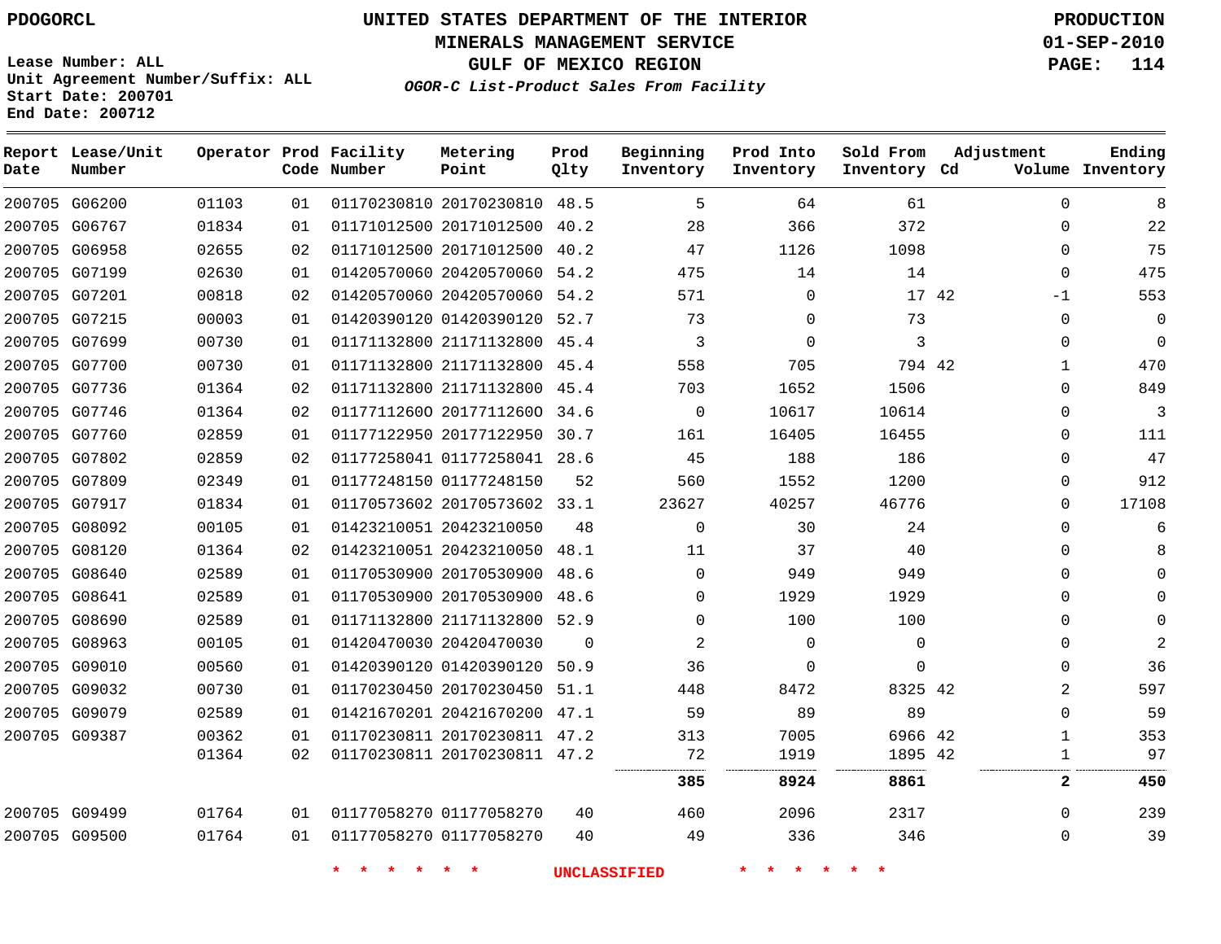PDOGORCL

# UNITED STATES DEPARTMENT OF THE INTERIOR
## MINERALS MANAGEMENT SERVICE
## GULF OF MEXICO REGION
### *OGOR-C List-Product Sales From Facility*

PRODUCTION
01-SEP-2010
PAGE: 114

Lease Number: ALL
Unit Agreement Number/Suffix: ALL
Start Date: 200701
End Date: 200712

| Report Date | Lease/Unit Number | Operator | Prod Code | Facility Number | Metering Point | Prod Qlty | Beginning Inventory | Prod Into Inventory | Sold From Inventory | Adjustment Cd | Adjustment Volume | Ending Inventory |
|---|---|---|---|---|---|---|---|---|---|---|---|---|
| 200705 | G06200 | 01103 | 01 | 01170230810 | 20170230810 | 48.5 | 5 | 64 | 61 | | 0 | 8 |
| 200705 | G06767 | 01834 | 01 | 01171012500 | 20171012500 | 40.2 | 28 | 366 | 372 | | 0 | 22 |
| 200705 | G06958 | 02655 | 02 | 01171012500 | 20171012500 | 40.2 | 47 | 1126 | 1098 | | 0 | 75 |
| 200705 | G07199 | 02630 | 01 | 01420570060 | 20420570060 | 54.2 | 475 | 14 | 14 | | 0 | 475 |
| 200705 | G07201 | 00818 | 02 | 01420570060 | 20420570060 | 54.2 | 571 | 0 | 17 | 42 | -1 | 553 |
| 200705 | G07215 | 00003 | 01 | 01420390120 | 01420390120 | 52.7 | 73 | 0 | 73 | | 0 | 0 |
| 200705 | G07699 | 00730 | 01 | 01171132800 | 21171132800 | 45.4 | 3 | 0 | 3 | | 0 | 0 |
| 200705 | G07700 | 00730 | 01 | 01171132800 | 21171132800 | 45.4 | 558 | 705 | 794 | 42 | 1 | 470 |
| 200705 | G07736 | 01364 | 02 | 01171132800 | 21171132800 | 45.4 | 703 | 1652 | 1506 | | 0 | 849 |
| 200705 | G07746 | 01364 | 02 | 01177112600 | 20177112600 | 34.6 | 0 | 10617 | 10614 | | 0 | 3 |
| 200705 | G07760 | 02859 | 01 | 01177122950 | 20177122950 | 30.7 | 161 | 16405 | 16455 | | 0 | 111 |
| 200705 | G07802 | 02859 | 02 | 01177258041 | 01177258041 | 28.6 | 45 | 188 | 186 | | 0 | 47 |
| 200705 | G07809 | 02349 | 01 | 01177248150 | 01177248150 | 52 | 560 | 1552 | 1200 | | 0 | 912 |
| 200705 | G07917 | 01834 | 01 | 01170573602 | 20170573602 | 33.1 | 23627 | 40257 | 46776 | | 0 | 17108 |
| 200705 | G08092 | 00105 | 01 | 01423210051 | 20423210050 | 48 | 0 | 30 | 24 | | 0 | 6 |
| 200705 | G08120 | 01364 | 02 | 01423210051 | 20423210050 | 48.1 | 11 | 37 | 40 | | 0 | 8 |
| 200705 | G08640 | 02589 | 01 | 01170530900 | 20170530900 | 48.6 | 0 | 949 | 949 | | 0 | 0 |
| 200705 | G08641 | 02589 | 01 | 01170530900 | 20170530900 | 48.6 | 0 | 1929 | 1929 | | 0 | 0 |
| 200705 | G08690 | 02589 | 01 | 01171132800 | 21171132800 | 52.9 | 0 | 100 | 100 | | 0 | 0 |
| 200705 | G08963 | 00105 | 01 | 01420470030 | 20420470030 | 0 | 2 | 0 | 0 | | 0 | 2 |
| 200705 | G09010 | 00560 | 01 | 01420390120 | 01420390120 | 50.9 | 36 | 0 | 0 | | 0 | 36 |
| 200705 | G09032 | 00730 | 01 | 01170230450 | 20170230450 | 51.1 | 448 | 8472 | 8325 | 42 | 2 | 597 |
| 200705 | G09079 | 02589 | 01 | 01421670201 | 20421670200 | 47.1 | 59 | 89 | 89 | | 0 | 59 |
| 200705 | G09387 | 00362 | 01 | 01170230811 | 20170230811 | 47.2 | 313 | 7005 | 6966 | 42 | 1 | 353 |
| | | 01364 | 02 | 01170230811 | 20170230811 | 47.2 | 72 | 1919 | 1895 | 42 | 1 | 97 |
| | | | | | | | **385** | **8924** | **8861** | | **2** | **450** |
| 200705 | G09499 | 01764 | 01 | 01177058270 | 01177058270 | 40 | 460 | 2096 | 2317 | | 0 | 239 |
| 200705 | G09500 | 01764 | 01 | 01177058270 | 01177058270 | 40 | 49 | 336 | 346 | | 0 | 39 |

* * * * * * UNCLASSIFIED * * * * * *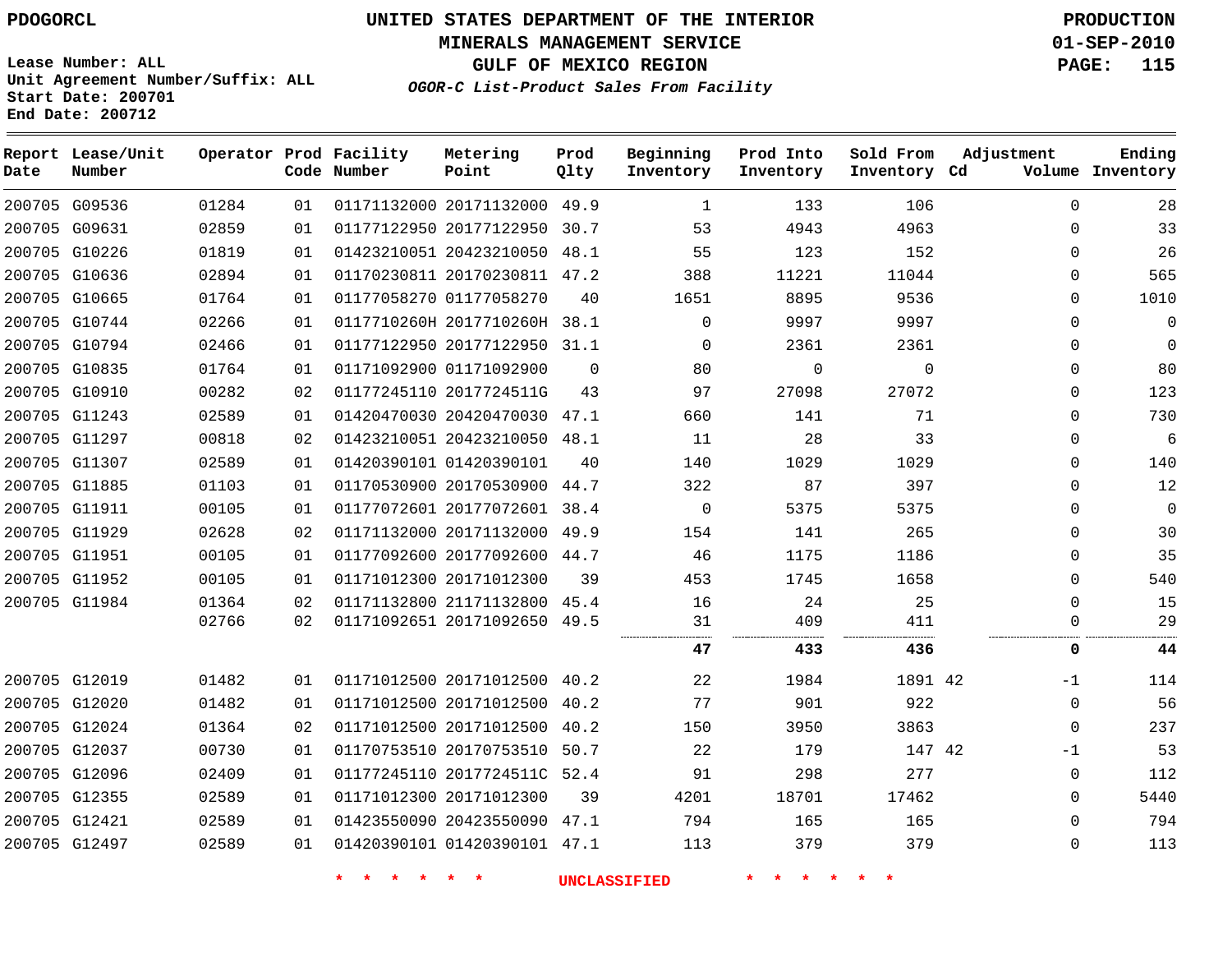PDOGORCL

# UNITED STATES DEPARTMENT OF THE INTERIOR
## MINERALS MANAGEMENT SERVICE
## GULF OF MEXICO REGION
### *OGOR-C List-Product Sales From Facility*

PRODUCTION
01-SEP-2010

Lease Number: ALL
Unit Agreement Number/Suffix: ALL
Start Date: 200701
End Date: 200712

| Report Date | Lease/Unit Number | Operator | Prod Code | Facility Number | Metering Point | Prod Qlty | Beginning Inventory | Prod Into Inventory | Sold From Inventory | Adjustment Cd | Volume | Ending Inventory |
|---|---|---|---|---|---|---|---|---|---|---|---|---|
| 200705 | G09536 | 01284 | 01 | 01171132000 | 20171132000 | 49.9 | 1 | 133 | 106 | | 0 | 28 |
| 200705 | G09631 | 02859 | 01 | 01177122950 | 20177122950 | 30.7 | 53 | 4943 | 4963 | | 0 | 33 |
| 200705 | G10226 | 01819 | 01 | 01423210051 | 20423210050 | 48.1 | 55 | 123 | 152 | | 0 | 26 |
| 200705 | G10636 | 02894 | 01 | 01170230811 | 20170230811 | 47.2 | 388 | 11221 | 11044 | | 0 | 565 |
| 200705 | G10665 | 01764 | 01 | 01177058270 | 01177058270 | 40 | 1651 | 8895 | 9536 | | 0 | 1010 |
| 200705 | G10744 | 02266 | 01 | 0117710260H | 2017710260H | 38.1 | 0 | 9997 | 9997 | | 0 | 0 |
| 200705 | G10794 | 02466 | 01 | 01177122950 | 20177122950 | 31.1 | 0 | 2361 | 2361 | | 0 | 0 |
| 200705 | G10835 | 01764 | 01 | 01171092900 | 01171092900 | 0 | 80 | 0 | 0 | | 0 | 80 |
| 200705 | G10910 | 00282 | 02 | 01177245110 | 2017724511G | 43 | 97 | 27098 | 27072 | | 0 | 123 |
| 200705 | G11243 | 02589 | 01 | 01420470030 | 20420470030 | 47.1 | 660 | 141 | 71 | | 0 | 730 |
| 200705 | G11297 | 00818 | 02 | 01423210051 | 20423210050 | 48.1 | 11 | 28 | 33 | | 0 | 6 |
| 200705 | G11307 | 02589 | 01 | 01420390101 | 01420390101 | 40 | 140 | 1029 | 1029 | | 0 | 140 |
| 200705 | G11885 | 01103 | 01 | 01170530900 | 20170530900 | 44.7 | 322 | 87 | 397 | | 0 | 12 |
| 200705 | G11911 | 00105 | 01 | 01177072601 | 20177072601 | 38.4 | 0 | 5375 | 5375 | | 0 | 0 |
| 200705 | G11929 | 02628 | 02 | 01171132000 | 20171132000 | 49.9 | 154 | 141 | 265 | | 0 | 30 |
| 200705 | G11951 | 00105 | 01 | 01177092600 | 20177092600 | 44.7 | 46 | 1175 | 1186 | | 0 | 35 |
| 200705 | G11952 | 00105 | 01 | 01171012300 | 20171012300 | 39 | 453 | 1745 | 1658 | | 0 | 540 |
| 200705 | G11984 | 01364 | 02 | 01171132800 | 21171132800 | 45.4 | 16 | 24 | 25 | | 0 | 15 |
| | | 02766 | 02 | 01171092651 | 20171092650 | 49.5 | 31 | 409 | 411 | | 0 | 29 |
| | | | | | | | **47** | **433** | **436** | | **0** | **44** |
| 200705 | G12019 | 01482 | 01 | 01171012500 | 20171012500 | 40.2 | 22 | 1984 | 1891 | 42 | -1 | 114 |
| 200705 | G12020 | 01482 | 01 | 01171012500 | 20171012500 | 40.2 | 77 | 901 | 922 | | 0 | 56 |
| 200705 | G12024 | 01364 | 02 | 01171012500 | 20171012500 | 40.2 | 150 | 3950 | 3863 | | 0 | 237 |
| 200705 | G12037 | 00730 | 01 | 01170753510 | 20170753510 | 50.7 | 22 | 179 | 147 | 42 | -1 | 53 |
| 200705 | G12096 | 02409 | 01 | 01177245110 | 2017724511C | 52.4 | 91 | 298 | 277 | | 0 | 112 |
| 200705 | G12355 | 02589 | 01 | 01171012300 | 20171012300 | 39 | 4201 | 18701 | 17462 | | 0 | 5440 |
| 200705 | G12421 | 02589 | 01 | 01423550090 | 20423550090 | 47.1 | 794 | 165 | 165 | | 0 | 794 |
| 200705 | G12497 | 02589 | 01 | 01420390101 | 01420390101 | 47.1 | 113 | 379 | 379 | | 0 | 113 |

\* \* \* \* \* \* UNCLASSIFIED \* \* \* \* \* \*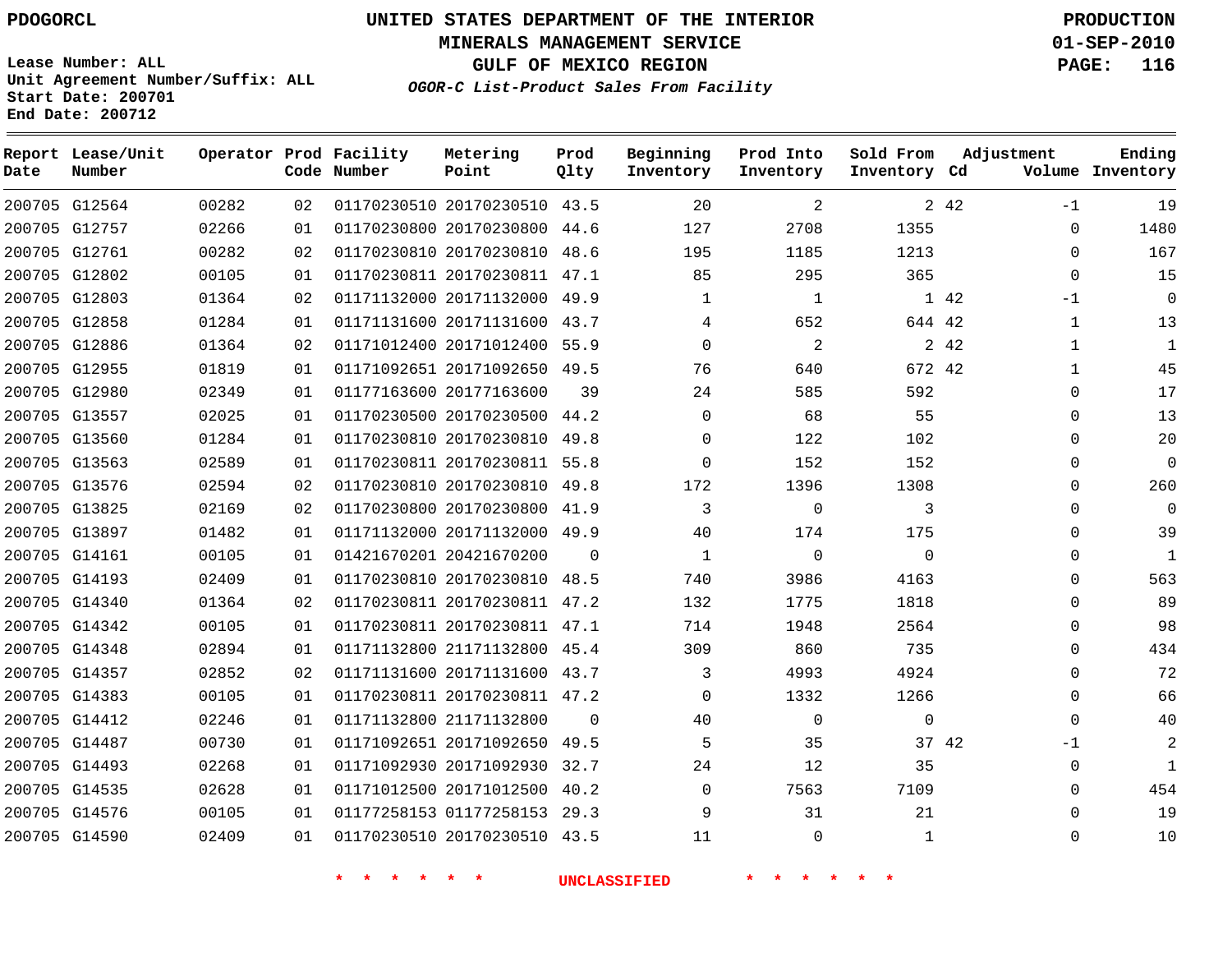PDOGORCL

# UNITED STATES DEPARTMENT OF THE INTERIOR
## MINERALS MANAGEMENT SERVICE
## GULF OF MEXICO REGION
### *OGOR-C List-Product Sales From Facility*

PRODUCTION
01-SEP-2010

Lease Number: ALL
Unit Agreement Number/Suffix: ALL
Start Date: 200701
End Date: 200712

| Report Date | Lease/Unit Number | Operator | Prod Code | Facility Number | Metering Point | Prod Qlty | Beginning Inventory | Prod Into Inventory | Sold From Inventory | Adjustment Cd | Adjustment Volume | Ending Inventory |
|---|---|---|---|---|---|---|---|---|---|---|---|---|
| 200705 | G12564 | 00282 | 02 | 01170230510 | 20170230510 | 43.5 | 20 | 2 | 2 | 42 | -1 | 19 |
| 200705 | G12757 | 02266 | 01 | 01170230800 | 20170230800 | 44.6 | 127 | 2708 | 1355 | | 0 | 1480 |
| 200705 | G12761 | 00282 | 02 | 01170230810 | 20170230810 | 48.6 | 195 | 1185 | 1213 | | 0 | 167 |
| 200705 | G12802 | 00105 | 01 | 01170230811 | 20170230811 | 47.1 | 85 | 295 | 365 | | 0 | 15 |
| 200705 | G12803 | 01364 | 02 | 01171132000 | 20171132000 | 49.9 | 1 | 1 | 1 | 42 | -1 | 0 |
| 200705 | G12858 | 01284 | 01 | 01171131600 | 20171131600 | 43.7 | 4 | 652 | 644 | 42 | 1 | 13 |
| 200705 | G12886 | 01364 | 02 | 01171012400 | 20171012400 | 55.9 | 0 | 2 | 2 | 42 | 1 | 1 |
| 200705 | G12955 | 01819 | 01 | 01171092651 | 20171092650 | 49.5 | 76 | 640 | 672 | 42 | 1 | 45 |
| 200705 | G12980 | 02349 | 01 | 01177163600 | 20177163600 | 39 | 24 | 585 | 592 | | 0 | 17 |
| 200705 | G13557 | 02025 | 01 | 01170230500 | 20170230500 | 44.2 | 0 | 68 | 55 | | 0 | 13 |
| 200705 | G13560 | 01284 | 01 | 01170230810 | 20170230810 | 49.8 | 0 | 122 | 102 | | 0 | 20 |
| 200705 | G13563 | 02589 | 01 | 01170230811 | 20170230811 | 55.8 | 0 | 152 | 152 | | 0 | 0 |
| 200705 | G13576 | 02594 | 02 | 01170230810 | 20170230810 | 49.8 | 172 | 1396 | 1308 | | 0 | 260 |
| 200705 | G13825 | 02169 | 02 | 01170230800 | 20170230800 | 41.9 | 3 | 0 | 3 | | 0 | 0 |
| 200705 | G13897 | 01482 | 01 | 01171132000 | 20171132000 | 49.9 | 40 | 174 | 175 | | 0 | 39 |
| 200705 | G14161 | 00105 | 01 | 01421670201 | 20421670200 | 0 | 1 | 0 | 0 | | 0 | 1 |
| 200705 | G14193 | 02409 | 01 | 01170230810 | 20170230810 | 48.5 | 740 | 3986 | 4163 | | 0 | 563 |
| 200705 | G14340 | 01364 | 02 | 01170230811 | 20170230811 | 47.2 | 132 | 1775 | 1818 | | 0 | 89 |
| 200705 | G14342 | 00105 | 01 | 01170230811 | 20170230811 | 47.1 | 714 | 1948 | 2564 | | 0 | 98 |
| 200705 | G14348 | 02894 | 01 | 01171132800 | 21171132800 | 45.4 | 309 | 860 | 735 | | 0 | 434 |
| 200705 | G14357 | 02852 | 02 | 01171131600 | 20171131600 | 43.7 | 3 | 4993 | 4924 | | 0 | 72 |
| 200705 | G14383 | 00105 | 01 | 01170230811 | 20170230811 | 47.2 | 0 | 1332 | 1266 | | 0 | 66 |
| 200705 | G14412 | 02246 | 01 | 01171132800 | 21171132800 | 0 | 40 | 0 | 0 | | 0 | 40 |
| 200705 | G14487 | 00730 | 01 | 01171092651 | 20171092650 | 49.5 | 5 | 35 | 37 | 42 | -1 | 2 |
| 200705 | G14493 | 02268 | 01 | 01171092930 | 20171092930 | 32.7 | 24 | 12 | 35 | | 0 | 1 |
| 200705 | G14535 | 02628 | 01 | 01171012500 | 20171012500 | 40.2 | 0 | 7563 | 7109 | | 0 | 454 |
| 200705 | G14576 | 00105 | 01 | 01177258153 | 01177258153 | 29.3 | 9 | 31 | 21 | | 0 | 19 |
| 200705 | G14590 | 02409 | 01 | 01170230510 | 20170230510 | 43.5 | 11 | 0 | 1 | | 0 | 10 |

\* \* \* \* \* \* UNCLASSIFIED \* \* \* \* \* \*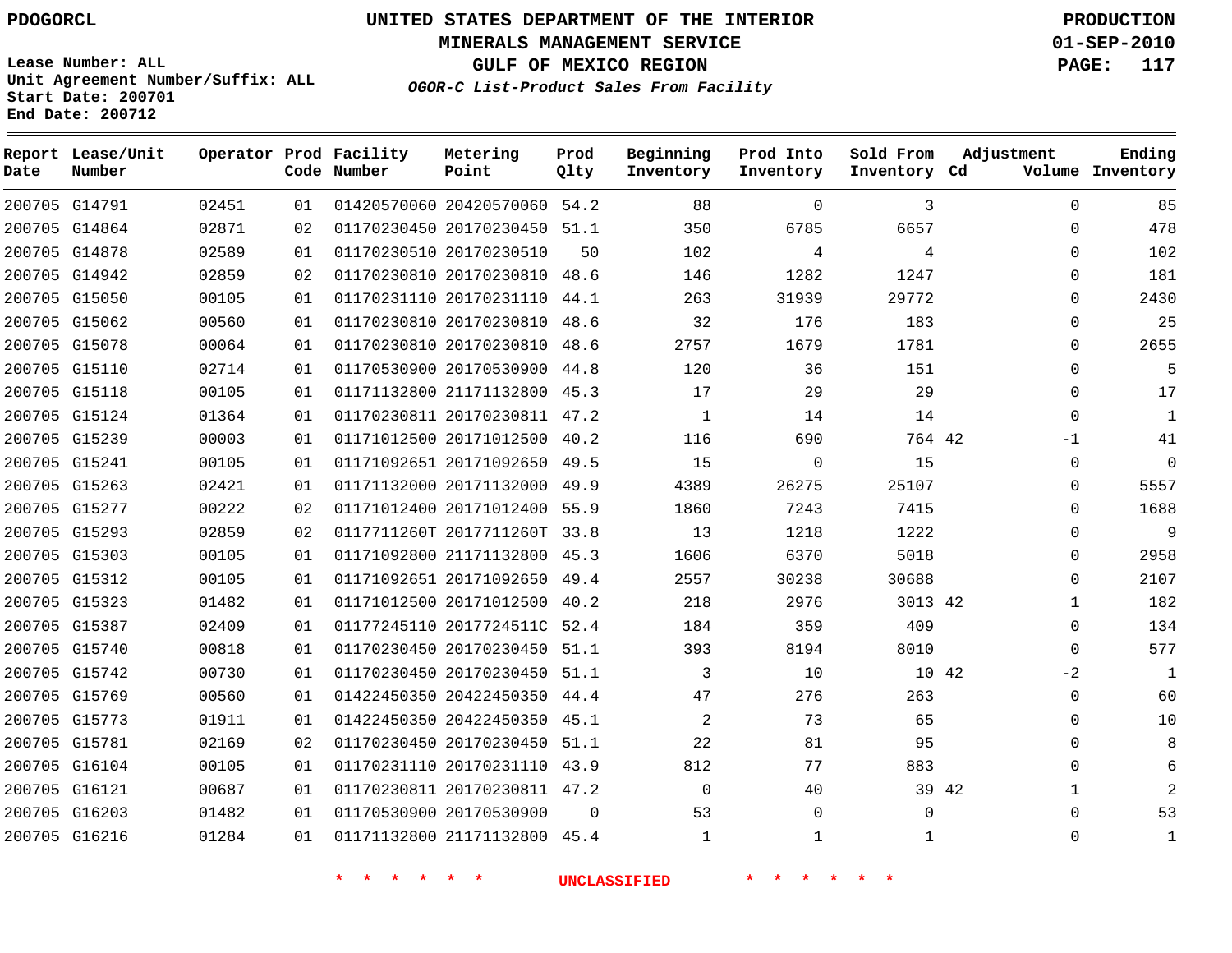PDOGORCL

Lease Number: ALL
Unit Agreement Number/Suffix: ALL
Start Date: 200701
End Date: 200712

# UNITED STATES DEPARTMENT OF THE INTERIOR
## MINERALS MANAGEMENT SERVICE
## GULF OF MEXICO REGION
### *OGOR-C List-Product Sales From Facility*

PRODUCTION
01-SEP-2010

| Report Date | Lease/Unit Number | Operator | Prod Code | Facility Number | Metering Point | Prod Qlty | Beginning Inventory | Prod Into Inventory | Sold From Inventory | Adjustment Cd | Adjustment Volume | Ending Inventory |
|---|---|---|---|---|---|---|---|---|---|---|---|---|
| 200705 | G14791 | 02451 | 01 | 01420570060 | 20420570060 | 54.2 | 88 | 0 | 3 | | 0 | 85 |
| 200705 | G14864 | 02871 | 02 | 01170230450 | 20170230450 | 51.1 | 350 | 6785 | 6657 | | 0 | 478 |
| 200705 | G14878 | 02589 | 01 | 01170230510 | 20170230510 | 50 | 102 | 4 | 4 | | 0 | 102 |
| 200705 | G14942 | 02859 | 02 | 01170230810 | 20170230810 | 48.6 | 146 | 1282 | 1247 | | 0 | 181 |
| 200705 | G15050 | 00105 | 01 | 01170231110 | 20170231110 | 44.1 | 263 | 31939 | 29772 | | 0 | 2430 |
| 200705 | G15062 | 00560 | 01 | 01170230810 | 20170230810 | 48.6 | 32 | 176 | 183 | | 0 | 25 |
| 200705 | G15078 | 00064 | 01 | 01170230810 | 20170230810 | 48.6 | 2757 | 1679 | 1781 | | 0 | 2655 |
| 200705 | G15110 | 02714 | 01 | 01170530900 | 20170530900 | 44.8 | 120 | 36 | 151 | | 0 | 5 |
| 200705 | G15118 | 00105 | 01 | 01171132800 | 21171132800 | 45.3 | 17 | 29 | 29 | | 0 | 17 |
| 200705 | G15124 | 01364 | 01 | 01170230811 | 20170230811 | 47.2 | 1 | 14 | 14 | | 0 | 1 |
| 200705 | G15239 | 00003 | 01 | 01171012500 | 20171012500 | 40.2 | 116 | 690 | 764 | 42 | -1 | 41 |
| 200705 | G15241 | 00105 | 01 | 01171092651 | 20171092650 | 49.5 | 15 | 0 | 15 | | 0 | 0 |
| 200705 | G15263 | 02421 | 01 | 01171132000 | 20171132000 | 49.9 | 4389 | 26275 | 25107 | | 0 | 5557 |
| 200705 | G15277 | 00222 | 02 | 01171012400 | 20171012400 | 55.9 | 1860 | 7243 | 7415 | | 0 | 1688 |
| 200705 | G15293 | 02859 | 02 | 0117711260T | 2017711260T | 33.8 | 13 | 1218 | 1222 | | 0 | 9 |
| 200705 | G15303 | 00105 | 01 | 01171092800 | 21171132800 | 45.3 | 1606 | 6370 | 5018 | | 0 | 2958 |
| 200705 | G15312 | 00105 | 01 | 01171092651 | 20171092650 | 49.4 | 2557 | 30238 | 30688 | | 0 | 2107 |
| 200705 | G15323 | 01482 | 01 | 01171012500 | 20171012500 | 40.2 | 218 | 2976 | 3013 | 42 | 1 | 182 |
| 200705 | G15387 | 02409 | 01 | 01177245110 | 2017724511C | 52.4 | 184 | 359 | 409 | | 0 | 134 |
| 200705 | G15740 | 00818 | 01 | 01170230450 | 20170230450 | 51.1 | 393 | 8194 | 8010 | | 0 | 577 |
| 200705 | G15742 | 00730 | 01 | 01170230450 | 20170230450 | 51.1 | 3 | 10 | 10 | 42 | -2 | 1 |
| 200705 | G15769 | 00560 | 01 | 01422450350 | 20422450350 | 44.4 | 47 | 276 | 263 | | 0 | 60 |
| 200705 | G15773 | 01911 | 01 | 01422450350 | 20422450350 | 45.1 | 2 | 73 | 65 | | 0 | 10 |
| 200705 | G15781 | 02169 | 02 | 01170230450 | 20170230450 | 51.1 | 22 | 81 | 95 | | 0 | 8 |
| 200705 | G16104 | 00105 | 01 | 01170231110 | 20170231110 | 43.9 | 812 | 77 | 883 | | 0 | 6 |
| 200705 | G16121 | 00687 | 01 | 01170230811 | 20170230811 | 47.2 | 0 | 40 | 39 | 42 | 1 | 2 |
| 200705 | G16203 | 01482 | 01 | 01170530900 | 20170530900 | 0 | 53 | 0 | 0 | | 0 | 53 |
| 200705 | G16216 | 01284 | 01 | 01171132800 | 21171132800 | 45.4 | 1 | 1 | 1 | | 0 | 1 |

* * * * * * UNCLASSIFIED * * * * * *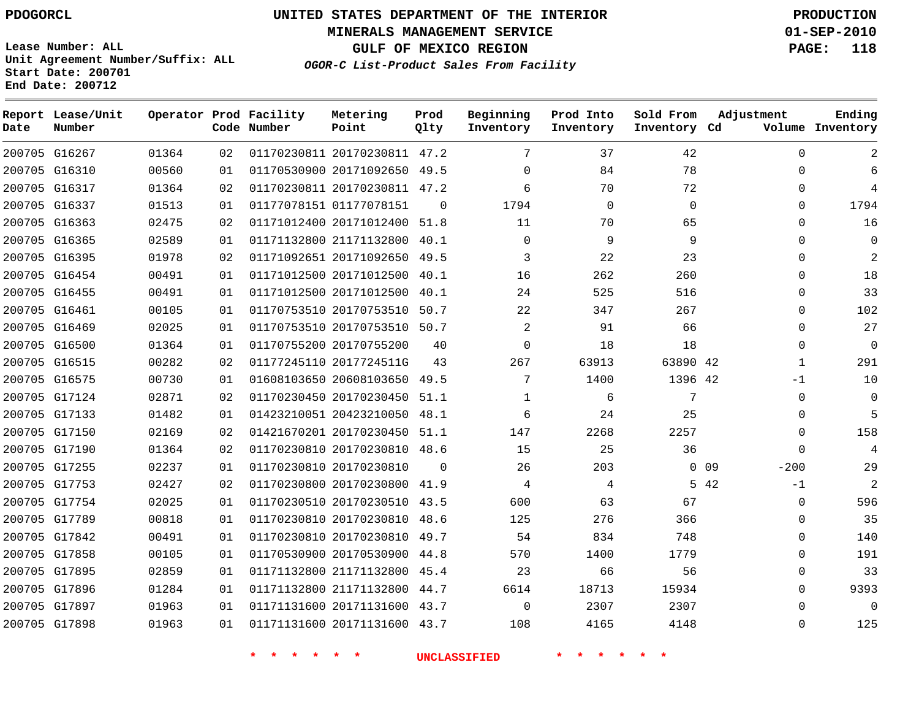PDOGORCL

# UNITED STATES DEPARTMENT OF THE INTERIOR
## MINERALS MANAGEMENT SERVICE
## GULF OF MEXICO REGION
### OGOR-C List-Product Sales From Facility

PRODUCTION
01-SEP-2010

Lease Number: ALL
Unit Agreement Number/Suffix: ALL
Start Date: 200701
End Date: 200712

| Report Date | Lease/Unit Number | Operator | Prod Code | Facility Number | Metering Point | Prod Qlty | Beginning Inventory | Prod Into Inventory | Sold From Inventory | Adjustment Cd | Adjustment Volume | Ending Inventory |
|---|---|---|---|---|---|---|---|---|---|---|---|---|
| 200705 | G16267 | 01364 | 02 | 01170230811 | 20170230811 | 47.2 | 7 | 37 | 42 | | 0 | 2 |
| 200705 | G16310 | 00560 | 01 | 01170530900 | 20171092650 | 49.5 | 0 | 84 | 78 | | 0 | 6 |
| 200705 | G16317 | 01364 | 02 | 01170230811 | 20170230811 | 47.2 | 6 | 70 | 72 | | 0 | 4 |
| 200705 | G16337 | 01513 | 01 | 01177078151 | 01177078151 | 0 | 1794 | 0 | 0 | | 0 | 1794 |
| 200705 | G16363 | 02475 | 02 | 01171012400 | 20171012400 | 51.8 | 11 | 70 | 65 | | 0 | 16 |
| 200705 | G16365 | 02589 | 01 | 01171132800 | 21171132800 | 40.1 | 0 | 9 | 9 | | 0 | 0 |
| 200705 | G16395 | 01978 | 02 | 01171092651 | 20171092650 | 49.5 | 3 | 22 | 23 | | 0 | 2 |
| 200705 | G16454 | 00491 | 01 | 01171012500 | 20171012500 | 40.1 | 16 | 262 | 260 | | 0 | 18 |
| 200705 | G16455 | 00491 | 01 | 01171012500 | 20171012500 | 40.1 | 24 | 525 | 516 | | 0 | 33 |
| 200705 | G16461 | 00105 | 01 | 01170753510 | 20170753510 | 50.7 | 22 | 347 | 267 | | 0 | 102 |
| 200705 | G16469 | 02025 | 01 | 01170753510 | 20170753510 | 50.7 | 2 | 91 | 66 | | 0 | 27 |
| 200705 | G16500 | 01364 | 01 | 01170755200 | 20170755200 | 40 | 0 | 18 | 18 | | 0 | 0 |
| 200705 | G16515 | 00282 | 02 | 01177245110 | 2017724511G | 43 | 267 | 63913 | 63890 | 42 | 1 | 291 |
| 200705 | G16575 | 00730 | 01 | 01608103650 | 20608103650 | 49.5 | 7 | 1400 | 1396 | 42 | -1 | 10 |
| 200705 | G17124 | 02871 | 02 | 01170230450 | 20170230450 | 51.1 | 1 | 6 | 7 | | 0 | 0 |
| 200705 | G17133 | 01482 | 01 | 01423210051 | 20423210050 | 48.1 | 6 | 24 | 25 | | 0 | 5 |
| 200705 | G17150 | 02169 | 02 | 01421670201 | 20170230450 | 51.1 | 147 | 2268 | 2257 | | 0 | 158 |
| 200705 | G17190 | 01364 | 02 | 01170230810 | 20170230810 | 48.6 | 15 | 25 | 36 | | 0 | 4 |
| 200705 | G17255 | 02237 | 01 | 01170230810 | 20170230810 | 0 | 26 | 203 | 0 | 09 | -200 | 29 |
| 200705 | G17753 | 02427 | 02 | 01170230800 | 20170230800 | 41.9 | 4 | 4 | 5 | 42 | -1 | 2 |
| 200705 | G17754 | 02025 | 01 | 01170230510 | 20170230510 | 43.5 | 600 | 63 | 67 | | 0 | 596 |
| 200705 | G17789 | 00818 | 01 | 01170230810 | 20170230810 | 48.6 | 125 | 276 | 366 | | 0 | 35 |
| 200705 | G17842 | 00491 | 01 | 01170230810 | 20170230810 | 49.7 | 54 | 834 | 748 | | 0 | 140 |
| 200705 | G17858 | 00105 | 01 | 01170530900 | 20170530900 | 44.8 | 570 | 1400 | 1779 | | 0 | 191 |
| 200705 | G17895 | 02859 | 01 | 01171132800 | 21171132800 | 45.4 | 23 | 66 | 56 | | 0 | 33 |
| 200705 | G17896 | 01284 | 01 | 01171132800 | 21171132800 | 44.7 | 6614 | 18713 | 15934 | | 0 | 9393 |
| 200705 | G17897 | 01963 | 01 | 01171131600 | 20171131600 | 43.7 | 0 | 2307 | 2307 | | 0 | 0 |
| 200705 | G17898 | 01963 | 01 | 01171131600 | 20171131600 | 43.7 | 108 | 4165 | 4148 | | 0 | 125 |

* * * * * * UNCLASSIFIED * * * * * *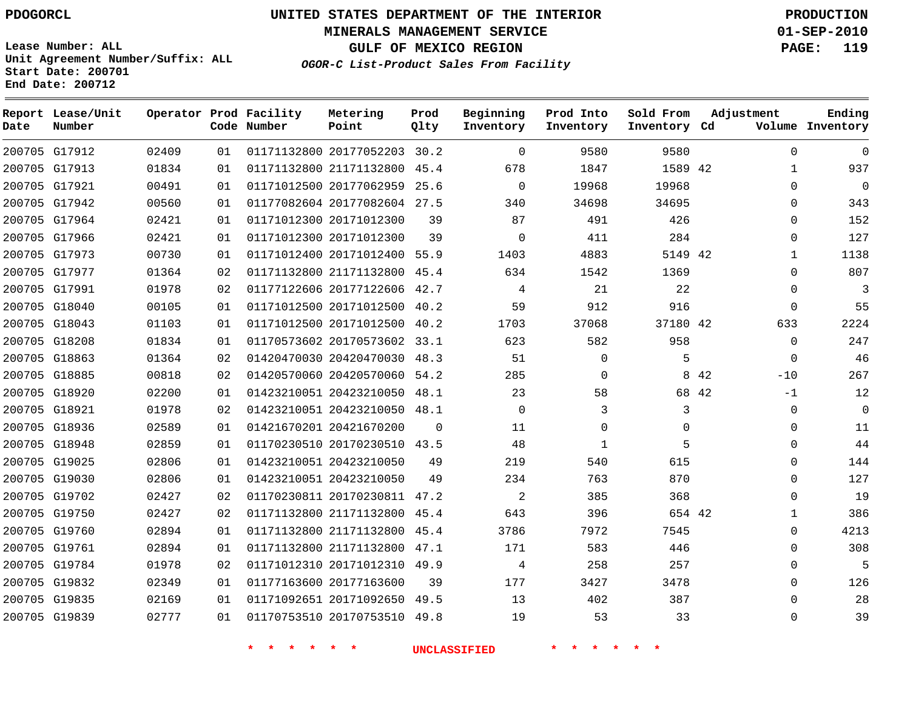PDOGORCL

**UNITED STATES DEPARTMENT OF THE INTERIOR**
**MINERALS MANAGEMENT SERVICE**
**GULF OF MEXICO REGION**
***OGOR-C List-Product Sales From Facility***

PRODUCTION
01-SEP-2010

Lease Number: ALL
Unit Agreement Number/Suffix: ALL
Start Date: 200701
End Date: 200712

| Report Date | Lease/Unit Number | Operator | Prod Code | Facility Number | Metering Point | Prod Qlty | Beginning Inventory | Prod Into Inventory | Sold From Inventory | Adjustment Cd | Adjustment Volume | Ending Inventory |
|---|---|---|---|---|---|---|---|---|---|---|---|---|
| 200705 | G17912 | 02409 | 01 | 01171132800 | 20177052203 | 30.2 | 0 | 9580 | 9580 | | 0 | 0 |
| 200705 | G17913 | 01834 | 01 | 01171132800 | 21171132800 | 45.4 | 678 | 1847 | 1589 | 42 | 1 | 937 |
| 200705 | G17921 | 00491 | 01 | 01171012500 | 20177062959 | 25.6 | 0 | 19968 | 19968 | | 0 | 0 |
| 200705 | G17942 | 00560 | 01 | 01177082604 | 20177082604 | 27.5 | 340 | 34698 | 34695 | | 0 | 343 |
| 200705 | G17964 | 02421 | 01 | 01171012300 | 20171012300 | 39 | 87 | 491 | 426 | | 0 | 152 |
| 200705 | G17966 | 02421 | 01 | 01171012300 | 20171012300 | 39 | 0 | 411 | 284 | | 0 | 127 |
| 200705 | G17973 | 00730 | 01 | 01171012400 | 20171012400 | 55.9 | 1403 | 4883 | 5149 | 42 | 1 | 1138 |
| 200705 | G17977 | 01364 | 02 | 01171132800 | 21171132800 | 45.4 | 634 | 1542 | 1369 | | 0 | 807 |
| 200705 | G17991 | 01978 | 02 | 01177122606 | 20177122606 | 42.7 | 4 | 21 | 22 | | 0 | 3 |
| 200705 | G18040 | 00105 | 01 | 01171012500 | 20171012500 | 40.2 | 59 | 912 | 916 | | 0 | 55 |
| 200705 | G18043 | 01103 | 01 | 01171012500 | 20171012500 | 40.2 | 1703 | 37068 | 37180 | 42 | 633 | 2224 |
| 200705 | G18208 | 01834 | 01 | 01170573602 | 20170573602 | 33.1 | 623 | 582 | 958 | | 0 | 247 |
| 200705 | G18863 | 01364 | 02 | 01420470030 | 20420470030 | 48.3 | 51 | 0 | 5 | | 0 | 46 |
| 200705 | G18885 | 00818 | 02 | 01420570060 | 20420570060 | 54.2 | 285 | 0 | 8 | 42 | -10 | 267 |
| 200705 | G18920 | 02200 | 01 | 01423210051 | 20423210050 | 48.1 | 23 | 58 | 68 | 42 | -1 | 12 |
| 200705 | G18921 | 01978 | 02 | 01423210051 | 20423210050 | 48.1 | 0 | 3 | 3 | | 0 | 0 |
| 200705 | G18936 | 02589 | 01 | 01421670201 | 20421670200 | 0 | 11 | 0 | 0 | | 0 | 11 |
| 200705 | G18948 | 02859 | 01 | 01170230510 | 20170230510 | 43.5 | 48 | 1 | 5 | | 0 | 44 |
| 200705 | G19025 | 02806 | 01 | 01423210051 | 20423210050 | 49 | 219 | 540 | 615 | | 0 | 144 |
| 200705 | G19030 | 02806 | 01 | 01423210051 | 20423210050 | 49 | 234 | 763 | 870 | | 0 | 127 |
| 200705 | G19702 | 02427 | 02 | 01170230811 | 20170230811 | 47.2 | 2 | 385 | 368 | | 0 | 19 |
| 200705 | G19750 | 02427 | 02 | 01171132800 | 21171132800 | 45.4 | 643 | 396 | 654 | 42 | 1 | 386 |
| 200705 | G19760 | 02894 | 01 | 01171132800 | 21171132800 | 45.4 | 3786 | 7972 | 7545 | | 0 | 4213 |
| 200705 | G19761 | 02894 | 01 | 01171132800 | 21171132800 | 47.1 | 171 | 583 | 446 | | 0 | 308 |
| 200705 | G19784 | 01978 | 02 | 01171012310 | 20171012310 | 49.9 | 4 | 258 | 257 | | 0 | 5 |
| 200705 | G19832 | 02349 | 01 | 01177163600 | 20177163600 | 39 | 177 | 3427 | 3478 | | 0 | 126 |
| 200705 | G19835 | 02169 | 01 | 01171092651 | 20171092650 | 49.5 | 13 | 402 | 387 | | 0 | 28 |
| 200705 | G19839 | 02777 | 01 | 01170753510 | 20170753510 | 49.8 | 19 | 53 | 33 | | 0 | 39 |

\* \* \* \* \* \* UNCLASSIFIED \* \* \* \* \* \*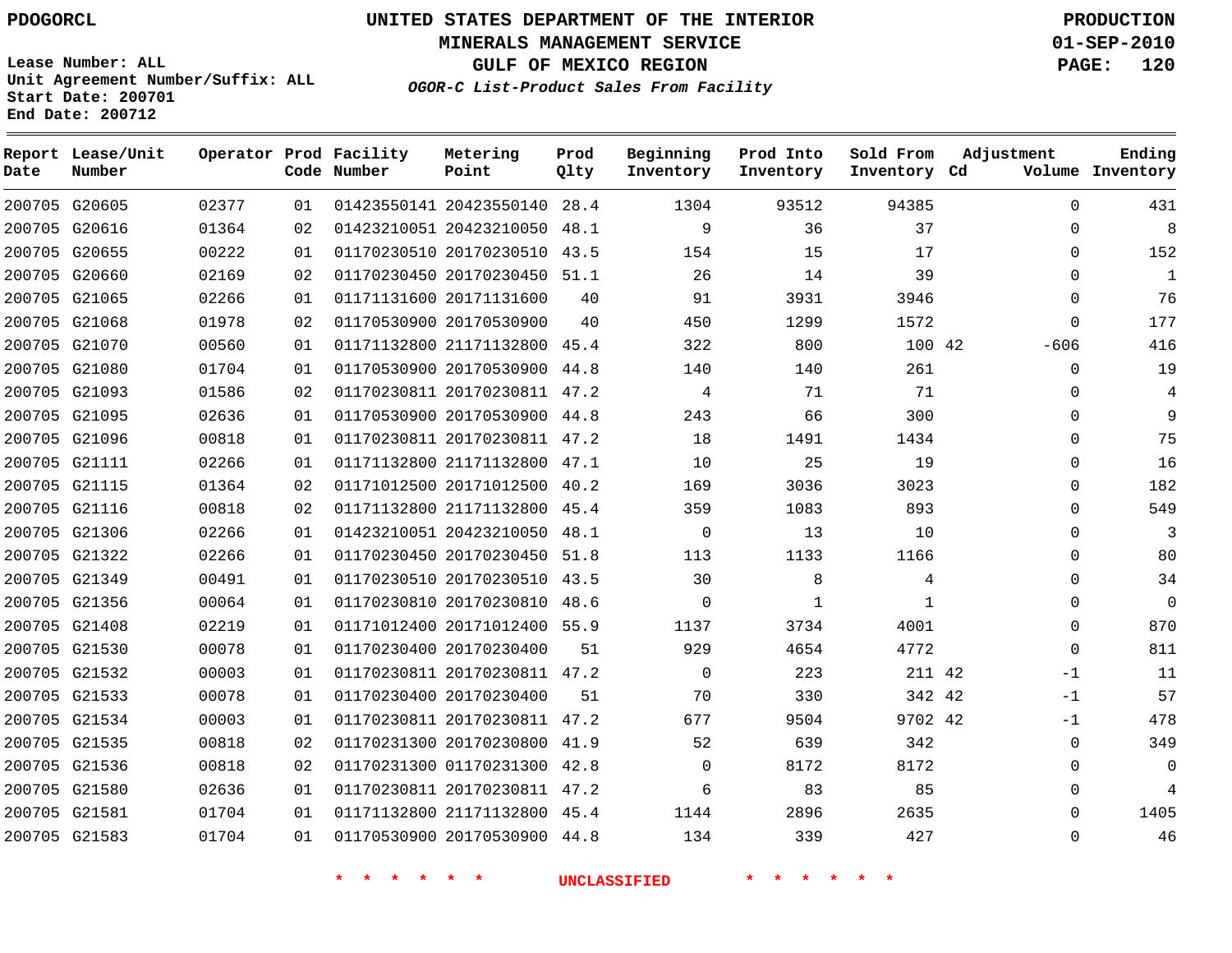PDOGORCL

# UNITED STATES DEPARTMENT OF THE INTERIOR
## MINERALS MANAGEMENT SERVICE
## GULF OF MEXICO REGION
### *OGOR-C List-Product Sales From Facility*

PRODUCTION
01-SEP-2010

Lease Number: ALL
Unit Agreement Number/Suffix: ALL
Start Date: 200701
End Date: 200712

| Report Date | Lease/Unit Number | Operator | Prod Code | Facility Number | Metering Point | Prod Qlty | Beginning Inventory | Prod Into Inventory | Sold From Inventory | Adjustment Cd | Adjustment Volume | Ending Inventory |
|---|---|---|---|---|---|---|---|---|---|---|---|---|
| 200705 | G20605 | 02377 | 01 | 01423550141 | 20423550140 | 28.4 | 1304 | 93512 | 94385 | | 0 | 431 |
| 200705 | G20616 | 01364 | 02 | 01423210051 | 20423210050 | 48.1 | 9 | 36 | 37 | | 0 | 8 |
| 200705 | G20655 | 00222 | 01 | 01170230510 | 20170230510 | 43.5 | 154 | 15 | 17 | | 0 | 152 |
| 200705 | G20660 | 02169 | 02 | 01170230450 | 20170230450 | 51.1 | 26 | 14 | 39 | | 0 | 1 |
| 200705 | G21065 | 02266 | 01 | 01171131600 | 20171131600 | 40 | 91 | 3931 | 3946 | | 0 | 76 |
| 200705 | G21068 | 01978 | 02 | 01170530900 | 20170530900 | 40 | 450 | 1299 | 1572 | | 0 | 177 |
| 200705 | G21070 | 00560 | 01 | 01171132800 | 21171132800 | 45.4 | 322 | 800 | 100 | 42 | -606 | 416 |
| 200705 | G21080 | 01704 | 01 | 01170530900 | 20170530900 | 44.8 | 140 | 140 | 261 | | 0 | 19 |
| 200705 | G21093 | 01586 | 02 | 01170230811 | 20170230811 | 47.2 | 4 | 71 | 71 | | 0 | 4 |
| 200705 | G21095 | 02636 | 01 | 01170530900 | 20170530900 | 44.8 | 243 | 66 | 300 | | 0 | 9 |
| 200705 | G21096 | 00818 | 01 | 01170230811 | 20170230811 | 47.2 | 18 | 1491 | 1434 | | 0 | 75 |
| 200705 | G21111 | 02266 | 01 | 01171132800 | 21171132800 | 47.1 | 10 | 25 | 19 | | 0 | 16 |
| 200705 | G21115 | 01364 | 02 | 01171012500 | 20171012500 | 40.2 | 169 | 3036 | 3023 | | 0 | 182 |
| 200705 | G21116 | 00818 | 02 | 01171132800 | 21171132800 | 45.4 | 359 | 1083 | 893 | | 0 | 549 |
| 200705 | G21306 | 02266 | 01 | 01423210051 | 20423210050 | 48.1 | 0 | 13 | 10 | | 0 | 3 |
| 200705 | G21322 | 02266 | 01 | 01170230450 | 20170230450 | 51.8 | 113 | 1133 | 1166 | | 0 | 80 |
| 200705 | G21349 | 00491 | 01 | 01170230510 | 20170230510 | 43.5 | 30 | 8 | 4 | | 0 | 34 |
| 200705 | G21356 | 00064 | 01 | 01170230810 | 20170230810 | 48.6 | 0 | 1 | 1 | | 0 | 0 |
| 200705 | G21408 | 02219 | 01 | 01171012400 | 20171012400 | 55.9 | 1137 | 3734 | 4001 | | 0 | 870 |
| 200705 | G21530 | 00078 | 01 | 01170230400 | 20170230400 | 51 | 929 | 4654 | 4772 | | 0 | 811 |
| 200705 | G21532 | 00003 | 01 | 01170230811 | 20170230811 | 47.2 | 0 | 223 | 211 | 42 | -1 | 11 |
| 200705 | G21533 | 00078 | 01 | 01170230400 | 20170230400 | 51 | 70 | 330 | 342 | 42 | -1 | 57 |
| 200705 | G21534 | 00003 | 01 | 01170230811 | 20170230811 | 47.2 | 677 | 9504 | 9702 | 42 | -1 | 478 |
| 200705 | G21535 | 00818 | 02 | 01170231300 | 20170230800 | 41.9 | 52 | 639 | 342 | | 0 | 349 |
| 200705 | G21536 | 00818 | 02 | 01170231300 | 01170231300 | 42.8 | 0 | 8172 | 8172 | | 0 | 0 |
| 200705 | G21580 | 02636 | 01 | 01170230811 | 20170230811 | 47.2 | 6 | 83 | 85 | | 0 | 4 |
| 200705 | G21581 | 01704 | 01 | 01171132800 | 21171132800 | 45.4 | 1144 | 2896 | 2635 | | 0 | 1405 |
| 200705 | G21583 | 01704 | 01 | 01170530900 | 20170530900 | 44.8 | 134 | 339 | 427 | | 0 | 46 |

* * * * * * UNCLASSIFIED * * * * * *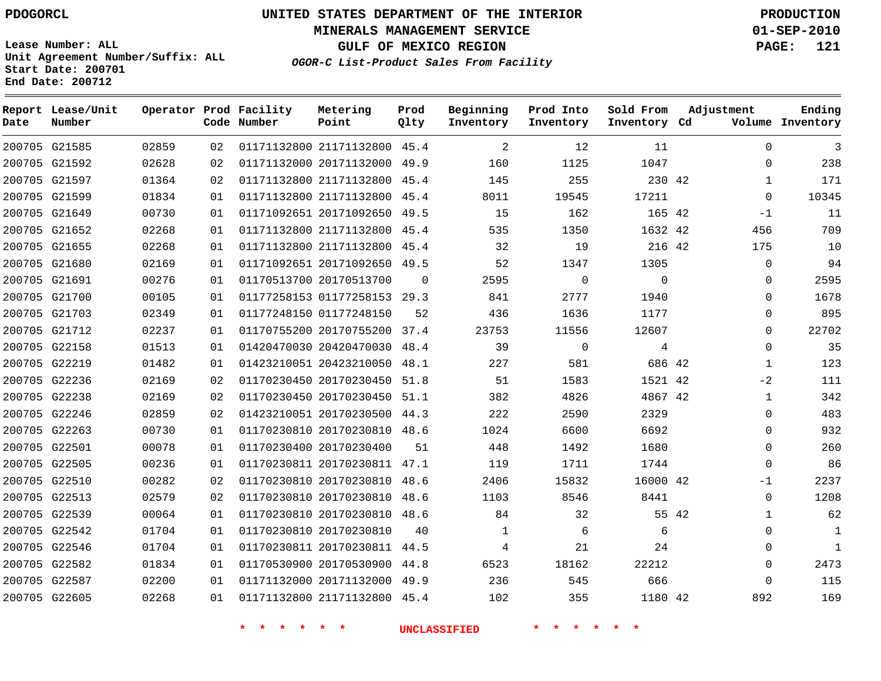Lease Number: ALL
Unit Agreement Number/Suffix: ALL
Start Date: 200701
End Date: 200712

# UNITED STATES DEPARTMENT OF THE INTERIOR
## MINERALS MANAGEMENT SERVICE
## GULF OF MEXICO REGION
### *OGOR-C List-Product Sales From Facility*

PRODUCTION
01-SEP-2010

| Report Date | Lease/Unit Number | Operator | Prod Code | Facility Number | Metering Point | Prod Qlty | Beginning Inventory | Prod Into Inventory | Sold From Inventory | Adjustment Cd | Volume | Ending Inventory |
|---|---|---|---|---|---|---|---|---|---|---|---|---|
| 200705 | G21585 | 02859 | 02 | 01171132800 | 21171132800 | 45.4 | 2 | 12 | 11 | | 0 | 3 |
| 200705 | G21592 | 02628 | 02 | 01171132000 | 20171132000 | 49.9 | 160 | 1125 | 1047 | | 0 | 238 |
| 200705 | G21597 | 01364 | 02 | 01171132800 | 21171132800 | 45.4 | 145 | 255 | 230 | 42 | 1 | 171 |
| 200705 | G21599 | 01834 | 01 | 01171132800 | 21171132800 | 45.4 | 8011 | 19545 | 17211 | | 0 | 10345 |
| 200705 | G21649 | 00730 | 01 | 01171092651 | 20171092650 | 49.5 | 15 | 162 | 165 | 42 | -1 | 11 |
| 200705 | G21652 | 02268 | 01 | 01171132800 | 21171132800 | 45.4 | 535 | 1350 | 1632 | 42 | 456 | 709 |
| 200705 | G21655 | 02268 | 01 | 01171132800 | 21171132800 | 45.4 | 32 | 19 | 216 | 42 | 175 | 10 |
| 200705 | G21680 | 02169 | 01 | 01171092651 | 20171092650 | 49.5 | 52 | 1347 | 1305 | | 0 | 94 |
| 200705 | G21691 | 00276 | 01 | 01170513700 | 20170513700 | 0 | 2595 | 0 | 0 | | 0 | 2595 |
| 200705 | G21700 | 00105 | 01 | 01177258153 | 01177258153 | 29.3 | 841 | 2777 | 1940 | | 0 | 1678 |
| 200705 | G21703 | 02349 | 01 | 01177248150 | 01177248150 | 52 | 436 | 1636 | 1177 | | 0 | 895 |
| 200705 | G21712 | 02237 | 01 | 01170755200 | 20170755200 | 37.4 | 23753 | 11556 | 12607 | | 0 | 22702 |
| 200705 | G22158 | 01513 | 01 | 01420470030 | 20420470030 | 48.4 | 39 | 0 | 4 | | 0 | 35 |
| 200705 | G22219 | 01482 | 01 | 01423210051 | 20423210050 | 48.1 | 227 | 581 | 686 | 42 | 1 | 123 |
| 200705 | G22236 | 02169 | 02 | 01170230450 | 20170230450 | 51.8 | 51 | 1583 | 1521 | 42 | -2 | 111 |
| 200705 | G22238 | 02169 | 02 | 01170230450 | 20170230450 | 51.1 | 382 | 4826 | 4867 | 42 | 1 | 342 |
| 200705 | G22246 | 02859 | 02 | 01423210051 | 20170230500 | 44.3 | 222 | 2590 | 2329 | | 0 | 483 |
| 200705 | G22263 | 00730 | 01 | 01170230810 | 20170230810 | 48.6 | 1024 | 6600 | 6692 | | 0 | 932 |
| 200705 | G22501 | 00078 | 01 | 01170230400 | 20170230400 | 51 | 448 | 1492 | 1680 | | 0 | 260 |
| 200705 | G22505 | 00236 | 01 | 01170230811 | 20170230811 | 47.1 | 119 | 1711 | 1744 | | 0 | 86 |
| 200705 | G22510 | 00282 | 02 | 01170230810 | 20170230810 | 48.6 | 2406 | 15832 | 16000 | 42 | -1 | 2237 |
| 200705 | G22513 | 02579 | 02 | 01170230810 | 20170230810 | 48.6 | 1103 | 8546 | 8441 | | 0 | 1208 |
| 200705 | G22539 | 00064 | 01 | 01170230810 | 20170230810 | 48.6 | 84 | 32 | 55 | 42 | 1 | 62 |
| 200705 | G22542 | 01704 | 01 | 01170230810 | 20170230810 | 40 | 1 | 6 | 6 | | 0 | 1 |
| 200705 | G22546 | 01704 | 01 | 01170230811 | 20170230811 | 44.5 | 4 | 21 | 24 | | 0 | 1 |
| 200705 | G22582 | 01834 | 01 | 01170530900 | 20170530900 | 44.8 | 6523 | 18162 | 22212 | | 0 | 2473 |
| 200705 | G22587 | 02200 | 01 | 01171132000 | 20171132000 | 49.9 | 236 | 545 | 666 | | 0 | 115 |
| 200705 | G22605 | 02268 | 01 | 01171132800 | 21171132800 | 45.4 | 102 | 355 | 1180 | 42 | 892 | 169 |

* * * * * * UNCLASSIFIED * * * * * *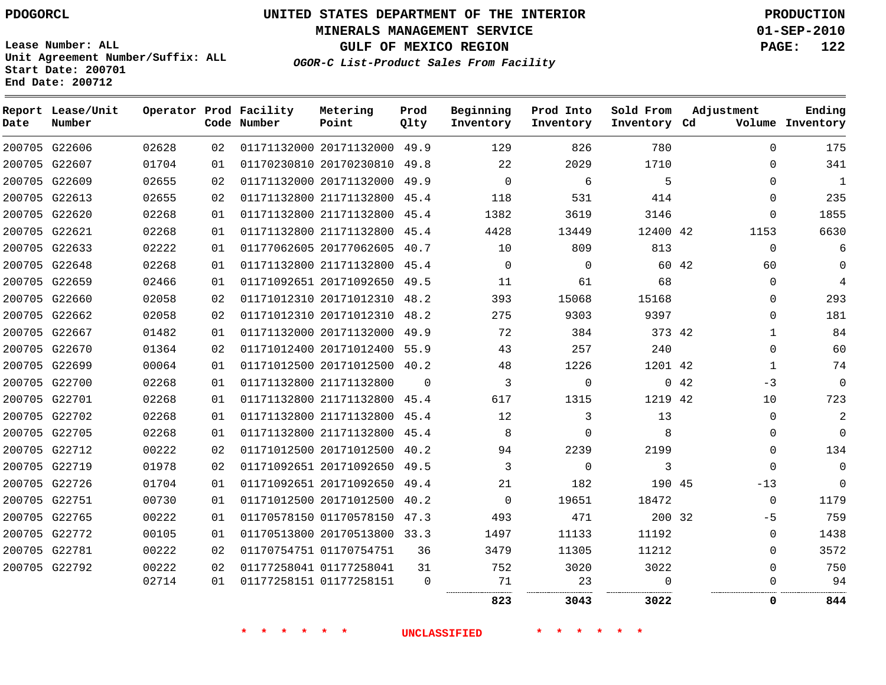PDOGORCL

# UNITED STATES DEPARTMENT OF THE INTERIOR
## MINERALS MANAGEMENT SERVICE
## GULF OF MEXICO REGION
### *OGOR-C List-Product Sales From Facility*

PRODUCTION
01-SEP-2010

Lease Number: ALL
Unit Agreement Number/Suffix: ALL
Start Date: 200701
End Date: 200712

| Report Date | Lease/Unit Number | Operator | Prod Code | Facility Number | Metering Point | Prod Qlty | Beginning Inventory | Prod Into Inventory | Sold From Inventory | Adjustment Cd | Adjustment Volume | Ending Inventory |
|---|---|---|---|---|---|---|---|---|---|---|---|---|
| 200705 | G22606 | 02628 | 02 | 01171132000 | 20171132000 | 49.9 | 129 | 826 | 780 | | 0 | 175 |
| 200705 | G22607 | 01704 | 01 | 01170230810 | 20170230810 | 49.8 | 22 | 2029 | 1710 | | 0 | 341 |
| 200705 | G22609 | 02655 | 02 | 01171132000 | 20171132000 | 49.9 | 0 | 6 | 5 | | 0 | 1 |
| 200705 | G22613 | 02655 | 02 | 01171132800 | 21171132800 | 45.4 | 118 | 531 | 414 | | 0 | 235 |
| 200705 | G22620 | 02268 | 01 | 01171132800 | 21171132800 | 45.4 | 1382 | 3619 | 3146 | | 0 | 1855 |
| 200705 | G22621 | 02268 | 01 | 01171132800 | 21171132800 | 45.4 | 4428 | 13449 | 12400 | 42 | 1153 | 6630 |
| 200705 | G22633 | 02222 | 01 | 01177062605 | 20177062605 | 40.7 | 10 | 809 | 813 | | 0 | 6 |
| 200705 | G22648 | 02268 | 01 | 01171132800 | 21171132800 | 45.4 | 0 | 0 | 60 | 42 | 60 | 0 |
| 200705 | G22659 | 02466 | 01 | 01171092651 | 20171092650 | 49.5 | 11 | 61 | 68 | | 0 | 4 |
| 200705 | G22660 | 02058 | 02 | 01171012310 | 20171012310 | 48.2 | 393 | 15068 | 15168 | | 0 | 293 |
| 200705 | G22662 | 02058 | 02 | 01171012310 | 20171012310 | 48.2 | 275 | 9303 | 9397 | | 0 | 181 |
| 200705 | G22667 | 01482 | 01 | 01171132000 | 20171132000 | 49.9 | 72 | 384 | 373 | 42 | 1 | 84 |
| 200705 | G22670 | 01364 | 02 | 01171012400 | 20171012400 | 55.9 | 43 | 257 | 240 | | 0 | 60 |
| 200705 | G22699 | 00064 | 01 | 01171012500 | 20171012500 | 40.2 | 48 | 1226 | 1201 | 42 | 1 | 74 |
| 200705 | G22700 | 02268 | 01 | 01171132800 | 21171132800 | 0 | 3 | 0 | 0 | 42 | -3 | 0 |
| 200705 | G22701 | 02268 | 01 | 01171132800 | 21171132800 | 45.4 | 617 | 1315 | 1219 | 42 | 10 | 723 |
| 200705 | G22702 | 02268 | 01 | 01171132800 | 21171132800 | 45.4 | 12 | 3 | 13 | | 0 | 2 |
| 200705 | G22705 | 02268 | 01 | 01171132800 | 21171132800 | 45.4 | 8 | 0 | 8 | | 0 | 0 |
| 200705 | G22712 | 00222 | 02 | 01171012500 | 20171012500 | 40.2 | 94 | 2239 | 2199 | | 0 | 134 |
| 200705 | G22719 | 01978 | 02 | 01171092651 | 20171092650 | 49.5 | 3 | 0 | 3 | | 0 | 0 |
| 200705 | G22726 | 01704 | 01 | 01171092651 | 20171092650 | 49.4 | 21 | 182 | 190 | 45 | -13 | 0 |
| 200705 | G22751 | 00730 | 01 | 01171012500 | 20171012500 | 40.2 | 0 | 19651 | 18472 | | 0 | 1179 |
| 200705 | G22765 | 00222 | 01 | 01170578150 | 01170578150 | 47.3 | 493 | 471 | 200 | 32 | -5 | 759 |
| 200705 | G22772 | 00105 | 01 | 01170513800 | 20170513800 | 33.3 | 1497 | 11133 | 11192 | | 0 | 1438 |
| 200705 | G22781 | 00222 | 02 | 01170754751 | 01170754751 | 36 | 3479 | 11305 | 11212 | | 0 | 3572 |
| 200705 | G22792 | 00222 | 02 | 01177258041 | 01177258041 | 31 | 752 | 3020 | 3022 | | 0 | 750 |
| | | 02714 | 01 | 01177258151 | 01177258151 | 0 | 71 | 23 | 0 | | 0 | 94 |
| | | | | | | | **823** | **3043** | **3022** | | **0** | **844** |

\* \* \* \* \* \* UNCLASSIFIED \* \* \* \* \* \*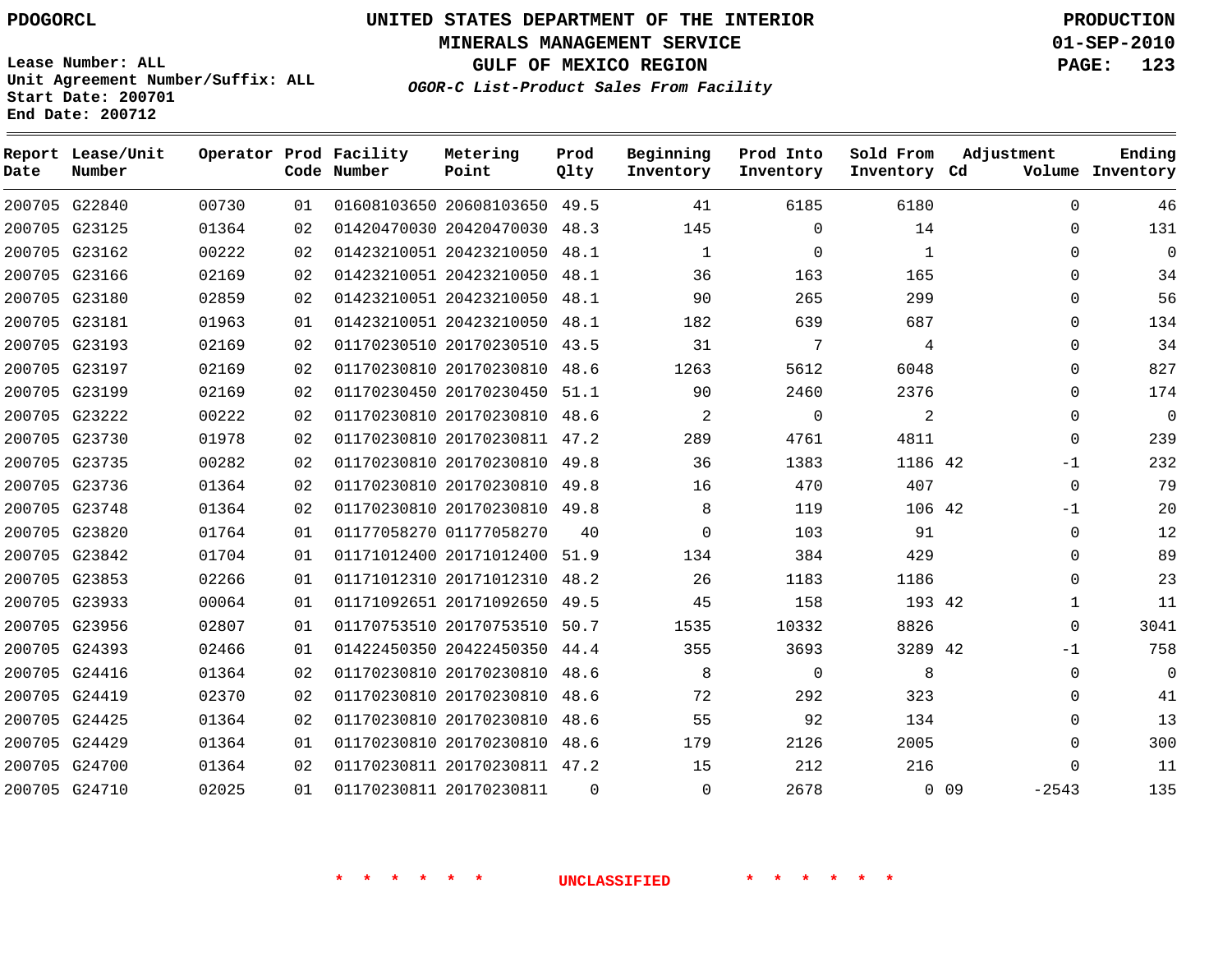PDOGORCL

Lease Number: ALL
Unit Agreement Number/Suffix: ALL
Start Date: 200701
End Date: 200712

# UNITED STATES DEPARTMENT OF THE INTERIOR
## MINERALS MANAGEMENT SERVICE
## GULF OF MEXICO REGION
### *OGOR-C List-Product Sales From Facility*

PRODUCTION
01-SEP-2010

| Report Date | Lease/Unit Number | Operator | Prod Code | Facility Number | Metering Point | Prod Qlty | Beginning Inventory | Prod Into Inventory | Sold From Inventory | Adjustment Cd | Adjustment Volume | Ending Inventory |
|---|---|---|---|---|---|---|---|---|---|---|---|---|
| 200705 | G22840 | 00730 | 01 | 01608103650 | 20608103650 | 49.5 | 41 | 6185 | 6180 | | 0 | 46 |
| 200705 | G23125 | 01364 | 02 | 01420470030 | 20420470030 | 48.3 | 145 | 0 | 14 | | 0 | 131 |
| 200705 | G23162 | 00222 | 02 | 01423210051 | 20423210050 | 48.1 | 1 | 0 | 1 | | 0 | 0 |
| 200705 | G23166 | 02169 | 02 | 01423210051 | 20423210050 | 48.1 | 36 | 163 | 165 | | 0 | 34 |
| 200705 | G23180 | 02859 | 02 | 01423210051 | 20423210050 | 48.1 | 90 | 265 | 299 | | 0 | 56 |
| 200705 | G23181 | 01963 | 01 | 01423210051 | 20423210050 | 48.1 | 182 | 639 | 687 | | 0 | 134 |
| 200705 | G23193 | 02169 | 02 | 01170230510 | 20170230510 | 43.5 | 31 | 7 | 4 | | 0 | 34 |
| 200705 | G23197 | 02169 | 02 | 01170230810 | 20170230810 | 48.6 | 1263 | 5612 | 6048 | | 0 | 827 |
| 200705 | G23199 | 02169 | 02 | 01170230450 | 20170230450 | 51.1 | 90 | 2460 | 2376 | | 0 | 174 |
| 200705 | G23222 | 00222 | 02 | 01170230810 | 20170230810 | 48.6 | 2 | 0 | 2 | | 0 | 0 |
| 200705 | G23730 | 01978 | 02 | 01170230810 | 20170230811 | 47.2 | 289 | 4761 | 4811 | | 0 | 239 |
| 200705 | G23735 | 00282 | 02 | 01170230810 | 20170230810 | 49.8 | 36 | 1383 | 1186 | 42 | -1 | 232 |
| 200705 | G23736 | 01364 | 02 | 01170230810 | 20170230810 | 49.8 | 16 | 470 | 407 | | 0 | 79 |
| 200705 | G23748 | 01364 | 02 | 01170230810 | 20170230810 | 49.8 | 8 | 119 | 106 | 42 | -1 | 20 |
| 200705 | G23820 | 01764 | 01 | 01177058270 | 01177058270 | 40 | 0 | 103 | 91 | | 0 | 12 |
| 200705 | G23842 | 01704 | 01 | 01171012400 | 20171012400 | 51.9 | 134 | 384 | 429 | | 0 | 89 |
| 200705 | G23853 | 02266 | 01 | 01171012310 | 20171012310 | 48.2 | 26 | 1183 | 1186 | | 0 | 23 |
| 200705 | G23933 | 00064 | 01 | 01171092651 | 20171092650 | 49.5 | 45 | 158 | 193 | 42 | 1 | 11 |
| 200705 | G23956 | 02807 | 01 | 01170753510 | 20170753510 | 50.7 | 1535 | 10332 | 8826 | | 0 | 3041 |
| 200705 | G24393 | 02466 | 01 | 01422450350 | 20422450350 | 44.4 | 355 | 3693 | 3289 | 42 | -1 | 758 |
| 200705 | G24416 | 01364 | 02 | 01170230810 | 20170230810 | 48.6 | 8 | 0 | 8 | | 0 | 0 |
| 200705 | G24419 | 02370 | 02 | 01170230810 | 20170230810 | 48.6 | 72 | 292 | 323 | | 0 | 41 |
| 200705 | G24425 | 01364 | 02 | 01170230810 | 20170230810 | 48.6 | 55 | 92 | 134 | | 0 | 13 |
| 200705 | G24429 | 01364 | 01 | 01170230810 | 20170230810 | 48.6 | 179 | 2126 | 2005 | | 0 | 300 |
| 200705 | G24700 | 01364 | 02 | 01170230811 | 20170230811 | 47.2 | 15 | 212 | 216 | | 0 | 11 |
| 200705 | G24710 | 02025 | 01 | 01170230811 | 20170230811 | 0 | 0 | 2678 | 0 | 09 | -2543 | 135 |

* * * * * * UNCLASSIFIED * * * * * *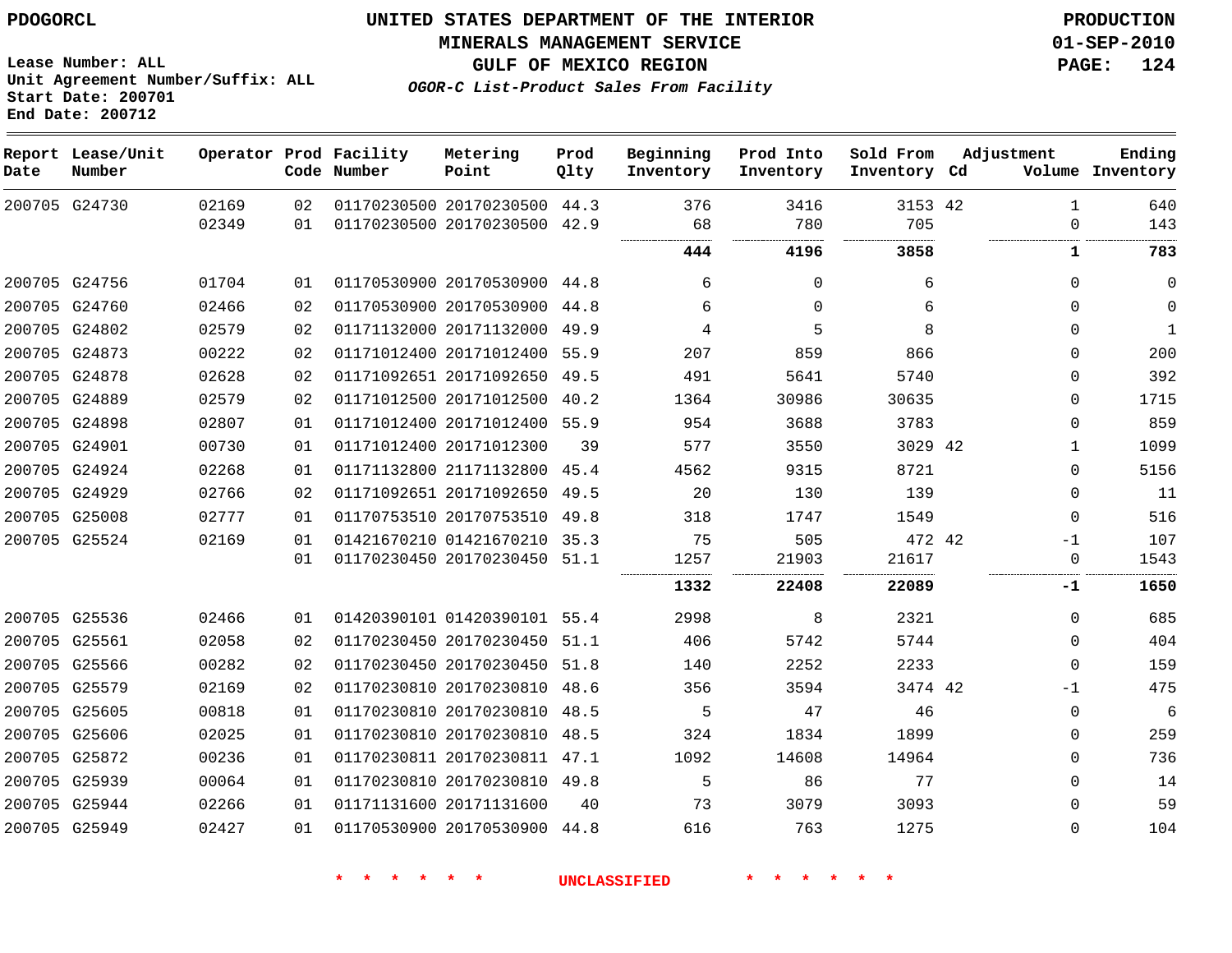PDOGORCL

Lease Number: ALL
Unit Agreement Number/Suffix: ALL
Start Date: 200701
End Date: 200712

# UNITED STATES DEPARTMENT OF THE INTERIOR
## MINERALS MANAGEMENT SERVICE
## GULF OF MEXICO REGION
### *OGOR-C List-Product Sales From Facility*

PRODUCTION
01-SEP-2010

| Report Date | Lease/Unit Number | Operator | Prod Code | Facility Number | Metering Point | Prod Qlty | Beginning Inventory | Prod Into Inventory | Sold From Inventory | Adjustment Cd | Volume | Ending Inventory |
|---|---|---|---|---|---|---|---|---|---|---|---|---|
| 200705 | G24730 | 02169 | 02 | 01170230500 | 20170230500 | 44.3 | 376 | 3416 | 3153 | 42 | 1 | 640 |
| | | 02349 | 01 | 01170230500 | 20170230500 | 42.9 | 68 | 780 | 705 | | 0 | 143 |
| | | | | | | | **444** | **4196** | **3858** | | **1** | **783** |
| 200705 | G24756 | 01704 | 01 | 01170530900 | 20170530900 | 44.8 | 6 | 0 | 6 | | 0 | 0 |
| 200705 | G24760 | 02466 | 02 | 01170530900 | 20170530900 | 44.8 | 6 | 0 | 6 | | 0 | 0 |
| 200705 | G24802 | 02579 | 02 | 01171132000 | 20171132000 | 49.9 | 4 | 5 | 8 | | 0 | 1 |
| 200705 | G24873 | 00222 | 02 | 01171012400 | 20171012400 | 55.9 | 207 | 859 | 866 | | 0 | 200 |
| 200705 | G24878 | 02628 | 02 | 01171092651 | 20171092650 | 49.5 | 491 | 5641 | 5740 | | 0 | 392 |
| 200705 | G24889 | 02579 | 02 | 01171012500 | 20171012500 | 40.2 | 1364 | 30986 | 30635 | | 0 | 1715 |
| 200705 | G24898 | 02807 | 01 | 01171012400 | 20171012400 | 55.9 | 954 | 3688 | 3783 | | 0 | 859 |
| 200705 | G24901 | 00730 | 01 | 01171012400 | 20171012300 | 39 | 577 | 3550 | 3029 | 42 | 1 | 1099 |
| 200705 | G24924 | 02268 | 01 | 01171132800 | 21171132800 | 45.4 | 4562 | 9315 | 8721 | | 0 | 5156 |
| 200705 | G24929 | 02766 | 02 | 01171092651 | 20171092650 | 49.5 | 20 | 130 | 139 | | 0 | 11 |
| 200705 | G25008 | 02777 | 01 | 01170753510 | 20170753510 | 49.8 | 318 | 1747 | 1549 | | 0 | 516 |
| 200705 | G25524 | 02169 | 01 | 01421670210 | 01421670210 | 35.3 | 75 | 505 | 472 | 42 | -1 | 107 |
| | | | 01 | 01170230450 | 20170230450 | 51.1 | 1257 | 21903 | 21617 | | 0 | 1543 |
| | | | | | | | **1332** | **22408** | **22089** | | **-1** | **1650** |
| 200705 | G25536 | 02466 | 01 | 01420390101 | 01420390101 | 55.4 | 2998 | 8 | 2321 | | 0 | 685 |
| 200705 | G25561 | 02058 | 02 | 01170230450 | 20170230450 | 51.1 | 406 | 5742 | 5744 | | 0 | 404 |
| 200705 | G25566 | 00282 | 02 | 01170230450 | 20170230450 | 51.8 | 140 | 2252 | 2233 | | 0 | 159 |
| 200705 | G25579 | 02169 | 02 | 01170230810 | 20170230810 | 48.6 | 356 | 3594 | 3474 | 42 | -1 | 475 |
| 200705 | G25605 | 00818 | 01 | 01170230810 | 20170230810 | 48.5 | 5 | 47 | 46 | | 0 | 6 |
| 200705 | G25606 | 02025 | 01 | 01170230810 | 20170230810 | 48.5 | 324 | 1834 | 1899 | | 0 | 259 |
| 200705 | G25872 | 00236 | 01 | 01170230811 | 20170230811 | 47.1 | 1092 | 14608 | 14964 | | 0 | 736 |
| 200705 | G25939 | 00064 | 01 | 01170230810 | 20170230810 | 49.8 | 5 | 86 | 77 | | 0 | 14 |
| 200705 | G25944 | 02266 | 01 | 01171131600 | 20171131600 | 40 | 73 | 3079 | 3093 | | 0 | 59 |
| 200705 | G25949 | 02427 | 01 | 01170530900 | 20170530900 | 44.8 | 616 | 763 | 1275 | | 0 | 104 |

* * * * * * UNCLASSIFIED * * * * * *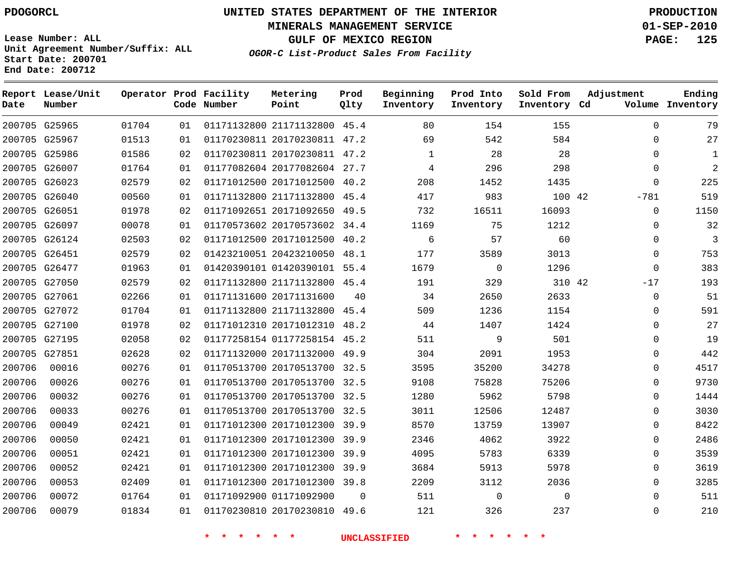PDOGORCL

Lease Number: ALL
Unit Agreement Number/Suffix: ALL
Start Date: 200701
End Date: 200712

# UNITED STATES DEPARTMENT OF THE INTERIOR
## MINERALS MANAGEMENT SERVICE
## GULF OF MEXICO REGION
### *OGOR-C List-Product Sales From Facility*

PRODUCTION
01-SEP-2010

| Report Date | Lease/Unit Number | Operator | Prod Code | Facility Number | Metering Point | Prod Qlty | Beginning Inventory | Prod Into Inventory | Sold From Inventory | Adjustment Cd | Adjustment Volume | Ending Inventory |
|---|---|---|---|---|---|---|---|---|---|---|---|---|
| 200705 | G25965 | 01704 | 01 | 01171132800 | 21171132800 | 45.4 | 80 | 154 | 155 | | 0 | 79 |
| 200705 | G25967 | 01513 | 01 | 01170230811 | 20170230811 | 47.2 | 69 | 542 | 584 | | 0 | 27 |
| 200705 | G25986 | 01586 | 02 | 01170230811 | 20170230811 | 47.2 | 1 | 28 | 28 | | 0 | 1 |
| 200705 | G26007 | 01764 | 01 | 01177082604 | 20177082604 | 27.7 | 4 | 296 | 298 | | 0 | 2 |
| 200705 | G26023 | 02579 | 02 | 01171012500 | 20171012500 | 40.2 | 208 | 1452 | 1435 | | 0 | 225 |
| 200705 | G26040 | 00560 | 01 | 01171132800 | 21171132800 | 45.4 | 417 | 983 | 100 | 42 | -781 | 519 |
| 200705 | G26051 | 01978 | 02 | 01171092651 | 20171092650 | 49.5 | 732 | 16511 | 16093 | | 0 | 1150 |
| 200705 | G26097 | 00078 | 01 | 01170573602 | 20170573602 | 34.4 | 1169 | 75 | 1212 | | 0 | 32 |
| 200705 | G26124 | 02503 | 02 | 01171012500 | 20171012500 | 40.2 | 6 | 57 | 60 | | 0 | 3 |
| 200705 | G26451 | 02579 | 02 | 01423210051 | 20423210050 | 48.1 | 177 | 3589 | 3013 | | 0 | 753 |
| 200705 | G26477 | 01963 | 01 | 01420390101 | 01420390101 | 55.4 | 1679 | 0 | 1296 | | 0 | 383 |
| 200705 | G27050 | 02579 | 02 | 01171132800 | 21171132800 | 45.4 | 191 | 329 | 310 | 42 | -17 | 193 |
| 200705 | G27061 | 02266 | 01 | 01171131600 | 20171131600 | 40 | 34 | 2650 | 2633 | | 0 | 51 |
| 200705 | G27072 | 01704 | 01 | 01171132800 | 21171132800 | 45.4 | 509 | 1236 | 1154 | | 0 | 591 |
| 200705 | G27100 | 01978 | 02 | 01171012310 | 20171012310 | 48.2 | 44 | 1407 | 1424 | | 0 | 27 |
| 200705 | G27195 | 02058 | 02 | 01177258154 | 01177258154 | 45.2 | 511 | 9 | 501 | | 0 | 19 |
| 200705 | G27851 | 02628 | 02 | 01171132000 | 20171132000 | 49.9 | 304 | 2091 | 1953 | | 0 | 442 |
| 200706 | 00016 | 00276 | 01 | 01170513700 | 20170513700 | 32.5 | 3595 | 35200 | 34278 | | 0 | 4517 |
| 200706 | 00026 | 00276 | 01 | 01170513700 | 20170513700 | 32.5 | 9108 | 75828 | 75206 | | 0 | 9730 |
| 200706 | 00032 | 00276 | 01 | 01170513700 | 20170513700 | 32.5 | 1280 | 5962 | 5798 | | 0 | 1444 |
| 200706 | 00033 | 00276 | 01 | 01170513700 | 20170513700 | 32.5 | 3011 | 12506 | 12487 | | 0 | 3030 |
| 200706 | 00049 | 02421 | 01 | 01171012300 | 20171012300 | 39.9 | 8570 | 13759 | 13907 | | 0 | 8422 |
| 200706 | 00050 | 02421 | 01 | 01171012300 | 20171012300 | 39.9 | 2346 | 4062 | 3922 | | 0 | 2486 |
| 200706 | 00051 | 02421 | 01 | 01171012300 | 20171012300 | 39.9 | 4095 | 5783 | 6339 | | 0 | 3539 |
| 200706 | 00052 | 02421 | 01 | 01171012300 | 20171012300 | 39.9 | 3684 | 5913 | 5978 | | 0 | 3619 |
| 200706 | 00053 | 02409 | 01 | 01171012300 | 20171012300 | 39.8 | 2209 | 3112 | 2036 | | 0 | 3285 |
| 200706 | 00072 | 01764 | 01 | 01171092900 | 01171092900 | 0 | 511 | 0 | 0 | | 0 | 511 |
| 200706 | 00079 | 01834 | 01 | 01170230810 | 20170230810 | 49.6 | 121 | 326 | 237 | | 0 | 210 |

\* \* \* \* \* \* UNCLASSIFIED \* \* \* \* \* \*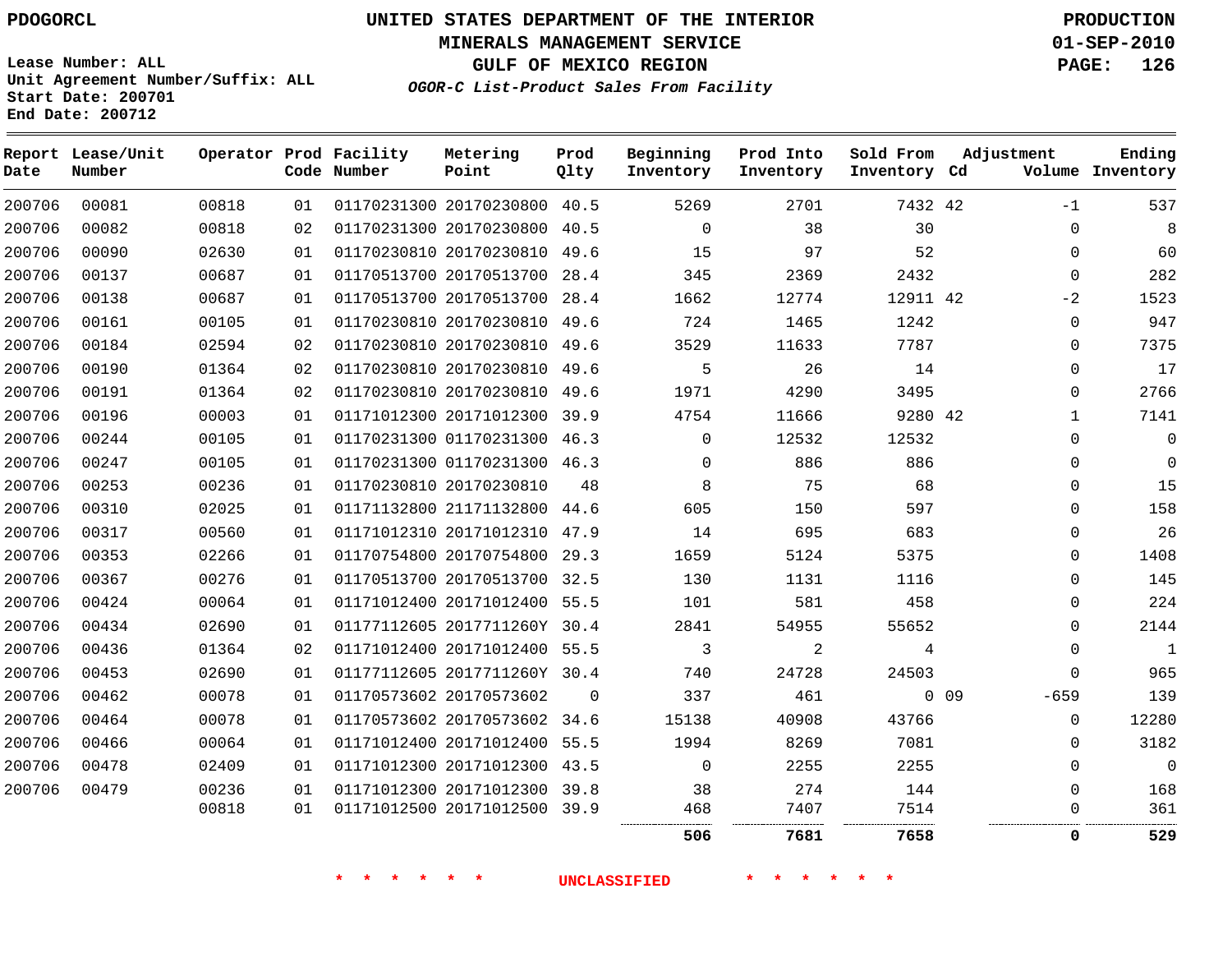PDOGORCL

# UNITED STATES DEPARTMENT OF THE INTERIOR
## MINERALS MANAGEMENT SERVICE
## GULF OF MEXICO REGION
### *OGOR-C List-Product Sales From Facility*

PRODUCTION
01-SEP-2010
PAGE: 126

Lease Number: ALL
Unit Agreement Number/Suffix: ALL
Start Date: 200701
End Date: 200712

| Report Date | Lease/Unit Number | Operator | Prod Code | Facility Number | Metering Point | Prod Qlty | Beginning Inventory | Prod Into Inventory | Sold From Inventory | Adjustment Cd | Volume | Ending Inventory |
|---|---|---|---|---|---|---|---|---|---|---|---|---|
| 200706 | 00081 | 00818 | 01 | 01170231300 | 20170230800 | 40.5 | 5269 | 2701 | 7432 | 42 | -1 | 537 |
| 200706 | 00082 | 00818 | 02 | 01170231300 | 20170230800 | 40.5 | 0 | 38 | 30 | | 0 | 8 |
| 200706 | 00090 | 02630 | 01 | 01170230810 | 20170230810 | 49.6 | 15 | 97 | 52 | | 0 | 60 |
| 200706 | 00137 | 00687 | 01 | 01170513700 | 20170513700 | 28.4 | 345 | 2369 | 2432 | | 0 | 282 |
| 200706 | 00138 | 00687 | 01 | 01170513700 | 20170513700 | 28.4 | 1662 | 12774 | 12911 | 42 | -2 | 1523 |
| 200706 | 00161 | 00105 | 01 | 01170230810 | 20170230810 | 49.6 | 724 | 1465 | 1242 | | 0 | 947 |
| 200706 | 00184 | 02594 | 02 | 01170230810 | 20170230810 | 49.6 | 3529 | 11633 | 7787 | | 0 | 7375 |
| 200706 | 00190 | 01364 | 02 | 01170230810 | 20170230810 | 49.6 | 5 | 26 | 14 | | 0 | 17 |
| 200706 | 00191 | 01364 | 02 | 01170230810 | 20170230810 | 49.6 | 1971 | 4290 | 3495 | | 0 | 2766 |
| 200706 | 00196 | 00003 | 01 | 01171012300 | 20171012300 | 39.9 | 4754 | 11666 | 9280 | 42 | 1 | 7141 |
| 200706 | 00244 | 00105 | 01 | 01170231300 | 01170231300 | 46.3 | 0 | 12532 | 12532 | | 0 | 0 |
| 200706 | 00247 | 00105 | 01 | 01170231300 | 01170231300 | 46.3 | 0 | 886 | 886 | | 0 | 0 |
| 200706 | 00253 | 00236 | 01 | 01170230810 | 20170230810 | 48 | 8 | 75 | 68 | | 0 | 15 |
| 200706 | 00310 | 02025 | 01 | 01171132800 | 21171132800 | 44.6 | 605 | 150 | 597 | | 0 | 158 |
| 200706 | 00317 | 00560 | 01 | 01171012310 | 20171012310 | 47.9 | 14 | 695 | 683 | | 0 | 26 |
| 200706 | 00353 | 02266 | 01 | 01170754800 | 20170754800 | 29.3 | 1659 | 5124 | 5375 | | 0 | 1408 |
| 200706 | 00367 | 00276 | 01 | 01170513700 | 20170513700 | 32.5 | 130 | 1131 | 1116 | | 0 | 145 |
| 200706 | 00424 | 00064 | 01 | 01171012400 | 20171012400 | 55.5 | 101 | 581 | 458 | | 0 | 224 |
| 200706 | 00434 | 02690 | 01 | 01177112605 | 2017711260Y | 30.4 | 2841 | 54955 | 55652 | | 0 | 2144 |
| 200706 | 00436 | 01364 | 02 | 01171012400 | 20171012400 | 55.5 | 3 | 2 | 4 | | 0 | 1 |
| 200706 | 00453 | 02690 | 01 | 01177112605 | 2017711260Y | 30.4 | 740 | 24728 | 24503 | | 0 | 965 |
| 200706 | 00462 | 00078 | 01 | 01170573602 | 20170573602 | 0 | 337 | 461 | 0 | 09 | -659 | 139 |
| 200706 | 00464 | 00078 | 01 | 01170573602 | 20170573602 | 34.6 | 15138 | 40908 | 43766 | | 0 | 12280 |
| 200706 | 00466 | 00064 | 01 | 01171012400 | 20171012400 | 55.5 | 1994 | 8269 | 7081 | | 0 | 3182 |
| 200706 | 00478 | 02409 | 01 | 01171012300 | 20171012300 | 43.5 | 0 | 2255 | 2255 | | 0 | 0 |
| 200706 | 00479 | 00236 | 01 | 01171012300 | 20171012300 | 39.8 | 38 | 274 | 144 | | 0 | 168 |
| | | 00818 | 01 | 01171012500 | 20171012500 | 39.9 | 468 | 7407 | 7514 | | 0 | 361 |
| | | | | | | | **506** | **7681** | **7658** | | **0** | **529** |

\* \* \* \* \* \* UNCLASSIFIED \* \* \* \* \* \*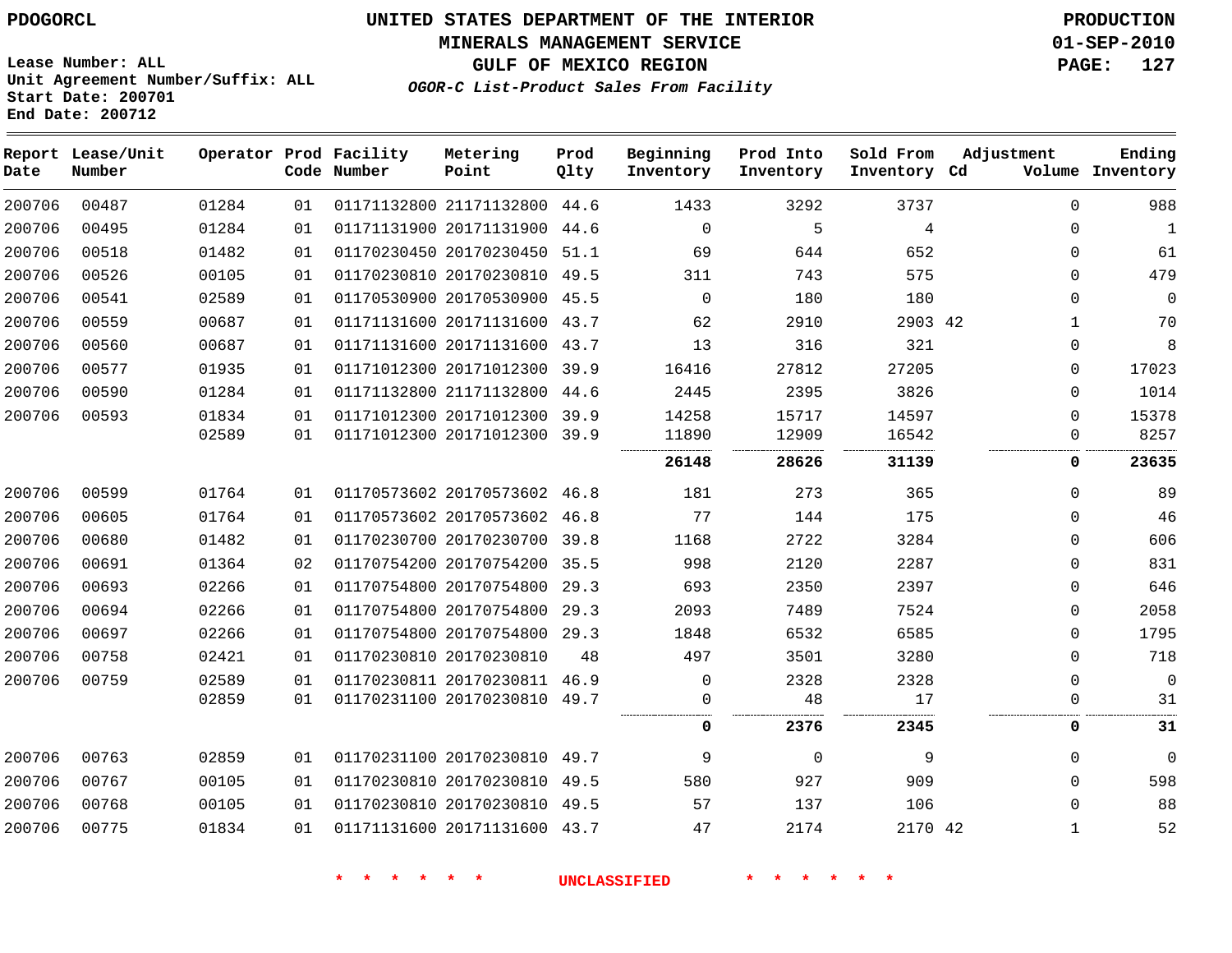**PDOGORCL**

**UNITED STATES DEPARTMENT OF THE INTERIOR**
**MINERALS MANAGEMENT SERVICE**
**GULF OF MEXICO REGION**
***OGOR-C List-Product Sales From Facility***

**PRODUCTION**
**01-SEP-2010**

**Lease Number: ALL**
**Unit Agreement Number/Suffix: ALL**
**Start Date: 200701**
**End Date: 200712**

| Report Date | Lease/Unit Number | Operator | Prod Code | Facility Number | Metering Point | Prod Qlty | Beginning Inventory | Prod Into Inventory | Sold From Inventory | Adjustment Cd | Adjustment Volume | Ending Inventory |
|---|---|---|---|---|---|---|---|---|---|---|---|---|
| 200706 | 00487 | 01284 | 01 | 01171132800 | 21171132800 | 44.6 | 1433 | 3292 | 3737 | | 0 | 988 |
| 200706 | 00495 | 01284 | 01 | 01171131900 | 20171131900 | 44.6 | 0 | 5 | 4 | | 0 | 1 |
| 200706 | 00518 | 01482 | 01 | 01170230450 | 20170230450 | 51.1 | 69 | 644 | 652 | | 0 | 61 |
| 200706 | 00526 | 00105 | 01 | 01170230810 | 20170230810 | 49.5 | 311 | 743 | 575 | | 0 | 479 |
| 200706 | 00541 | 02589 | 01 | 01170530900 | 20170530900 | 45.5 | 0 | 180 | 180 | | 0 | 0 |
| 200706 | 00559 | 00687 | 01 | 01171131600 | 20171131600 | 43.7 | 62 | 2910 | 2903 | 42 | 1 | 70 |
| 200706 | 00560 | 00687 | 01 | 01171131600 | 20171131600 | 43.7 | 13 | 316 | 321 | | 0 | 8 |
| 200706 | 00577 | 01935 | 01 | 01171012300 | 20171012300 | 39.9 | 16416 | 27812 | 27205 | | 0 | 17023 |
| 200706 | 00590 | 01284 | 01 | 01171132800 | 21171132800 | 44.6 | 2445 | 2395 | 3826 | | 0 | 1014 |
| 200706 | 00593 | 01834 | 01 | 01171012300 | 20171012300 | 39.9 | 14258 | 15717 | 14597 | | 0 | 15378 |
| | | 02589 | 01 | 01171012300 | 20171012300 | 39.9 | 11890 | 12909 | 16542 | | 0 | 8257 |
| | | | | | | | **26148** | **28626** | **31139** | | **0** | **23635** |
| 200706 | 00599 | 01764 | 01 | 01170573602 | 20170573602 | 46.8 | 181 | 273 | 365 | | 0 | 89 |
| 200706 | 00605 | 01764 | 01 | 01170573602 | 20170573602 | 46.8 | 77 | 144 | 175 | | 0 | 46 |
| 200706 | 00680 | 01482 | 01 | 01170230700 | 20170230700 | 39.8 | 1168 | 2722 | 3284 | | 0 | 606 |
| 200706 | 00691 | 01364 | 02 | 01170754200 | 20170754200 | 35.5 | 998 | 2120 | 2287 | | 0 | 831 |
| 200706 | 00693 | 02266 | 01 | 01170754800 | 20170754800 | 29.3 | 693 | 2350 | 2397 | | 0 | 646 |
| 200706 | 00694 | 02266 | 01 | 01170754800 | 20170754800 | 29.3 | 2093 | 7489 | 7524 | | 0 | 2058 |
| 200706 | 00697 | 02266 | 01 | 01170754800 | 20170754800 | 29.3 | 1848 | 6532 | 6585 | | 0 | 1795 |
| 200706 | 00758 | 02421 | 01 | 01170230810 | 20170230810 | 48 | 497 | 3501 | 3280 | | 0 | 718 |
| 200706 | 00759 | 02589 | 01 | 01170230811 | 20170230811 | 46.9 | 0 | 2328 | 2328 | | 0 | 0 |
| | | 02859 | 01 | 01170231100 | 20170230810 | 49.7 | 0 | 48 | 17 | | 0 | 31 |
| | | | | | | | **0** | **2376** | **2345** | | **0** | **31** |
| 200706 | 00763 | 02859 | 01 | 01170231100 | 20170230810 | 49.7 | 9 | 0 | 9 | | 0 | 0 |
| 200706 | 00767 | 00105 | 01 | 01170230810 | 20170230810 | 49.5 | 580 | 927 | 909 | | 0 | 598 |
| 200706 | 00768 | 00105 | 01 | 01170230810 | 20170230810 | 49.5 | 57 | 137 | 106 | | 0 | 88 |
| 200706 | 00775 | 01834 | 01 | 01171131600 | 20171131600 | 43.7 | 47 | 2174 | 2170 | 42 | 1 | 52 |

**\* \* \* \* \* \* UNCLASSIFIED \* \* \* \* \* \***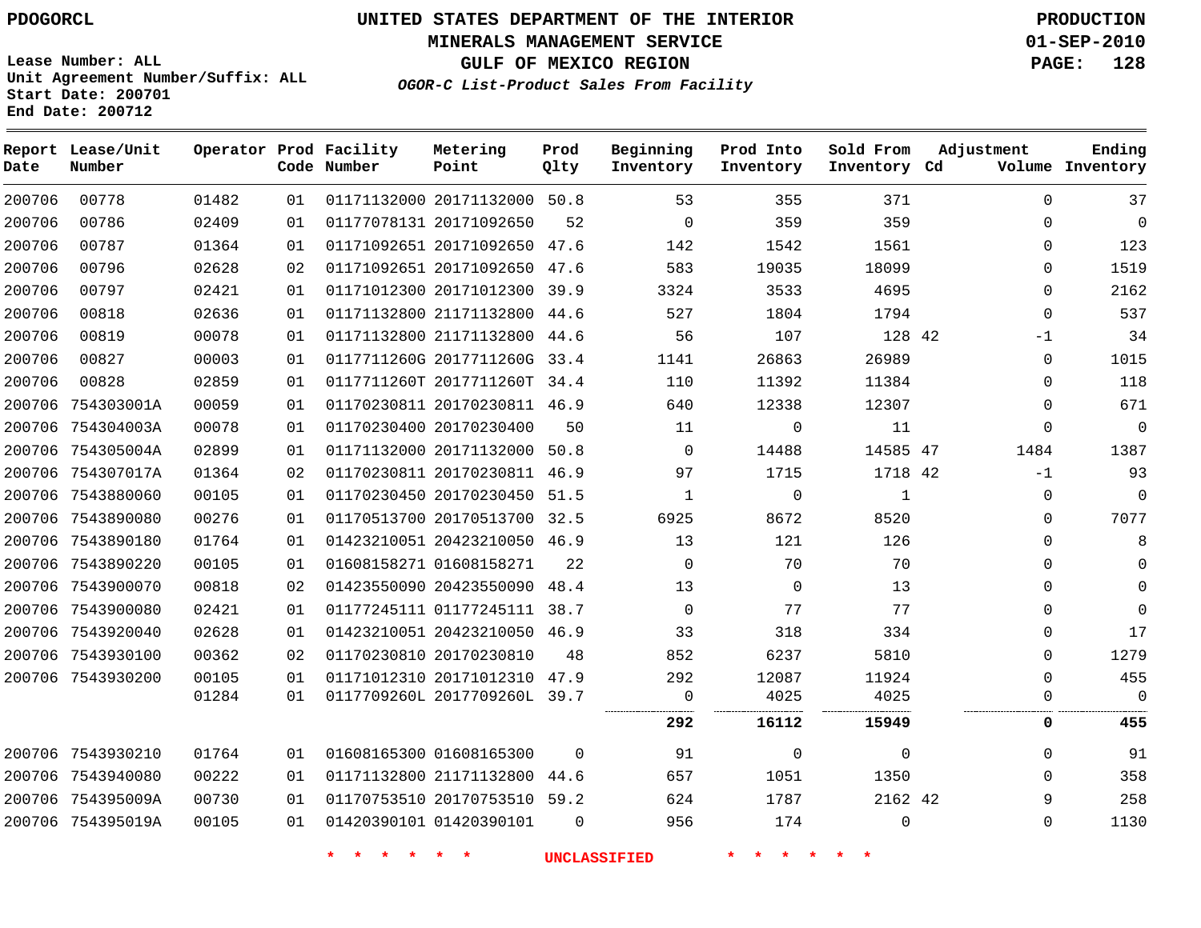PDOGORCL

# UNITED STATES DEPARTMENT OF THE INTERIOR
## MINERALS MANAGEMENT SERVICE
## GULF OF MEXICO REGION
### *OGOR-C List-Product Sales From Facility*

PRODUCTION
01-SEP-2010

Lease Number: ALL
Unit Agreement Number/Suffix: ALL
Start Date: 200701
End Date: 200712

| Report Date | Lease/Unit Number | Operator | Prod Code | Facility Number | Metering Point | Prod Qlty | Beginning Inventory | Prod Into Inventory | Sold From Inventory | Adjustment Cd | Adjustment Volume | Ending Inventory |
|---|---|---|---|---|---|---|---|---|---|---|---|---|
| 200706 | 00778 | 01482 | 01 | 01171132000 | 20171132000 | 50.8 | 53 | 355 | 371 | | 0 | 37 |
| 200706 | 00786 | 02409 | 01 | 01177078131 | 20171092650 | 52 | 0 | 359 | 359 | | 0 | 0 |
| 200706 | 00787 | 01364 | 01 | 01171092651 | 20171092650 | 47.6 | 142 | 1542 | 1561 | | 0 | 123 |
| 200706 | 00796 | 02628 | 02 | 01171092651 | 20171092650 | 47.6 | 583 | 19035 | 18099 | | 0 | 1519 |
| 200706 | 00797 | 02421 | 01 | 01171012300 | 20171012300 | 39.9 | 3324 | 3533 | 4695 | | 0 | 2162 |
| 200706 | 00818 | 02636 | 01 | 01171132800 | 21171132800 | 44.6 | 527 | 1804 | 1794 | | 0 | 537 |
| 200706 | 00819 | 00078 | 01 | 01171132800 | 21171132800 | 44.6 | 56 | 107 | 128 | 42 | -1 | 34 |
| 200706 | 00827 | 00003 | 01 | 0117711260G | 2017711260G | 33.4 | 1141 | 26863 | 26989 | | 0 | 1015 |
| 200706 | 00828 | 02859 | 01 | 0117711260T | 2017711260T | 34.4 | 110 | 11392 | 11384 | | 0 | 118 |
| 200706 | 754303001A | 00059 | 01 | 01170230811 | 20170230811 | 46.9 | 640 | 12338 | 12307 | | 0 | 671 |
| 200706 | 754304003A | 00078 | 01 | 01170230400 | 20170230400 | 50 | 11 | 0 | 11 | | 0 | 0 |
| 200706 | 754305004A | 02899 | 01 | 01171132000 | 20171132000 | 50.8 | 0 | 14488 | 14585 | 47 | 1484 | 1387 |
| 200706 | 754307017A | 01364 | 02 | 01170230811 | 20170230811 | 46.9 | 97 | 1715 | 1718 | 42 | -1 | 93 |
| 200706 | 7543880060 | 00105 | 01 | 01170230450 | 20170230450 | 51.5 | 1 | 0 | 1 | | 0 | 0 |
| 200706 | 7543890080 | 00276 | 01 | 01170513700 | 20170513700 | 32.5 | 6925 | 8672 | 8520 | | 0 | 7077 |
| 200706 | 7543890180 | 01764 | 01 | 01423210051 | 20423210050 | 46.9 | 13 | 121 | 126 | | 0 | 8 |
| 200706 | 7543890220 | 00105 | 01 | 01608158271 | 01608158271 | 22 | 0 | 70 | 70 | | 0 | 0 |
| 200706 | 7543900070 | 00818 | 02 | 01423550090 | 20423550090 | 48.4 | 13 | 0 | 13 | | 0 | 0 |
| 200706 | 7543900080 | 02421 | 01 | 01177245111 | 01177245111 | 38.7 | 0 | 77 | 77 | | 0 | 0 |
| 200706 | 7543920040 | 02628 | 01 | 01423210051 | 20423210050 | 46.9 | 33 | 318 | 334 | | 0 | 17 |
| 200706 | 7543930100 | 00362 | 02 | 01170230810 | 20170230810 | 48 | 852 | 6237 | 5810 | | 0 | 1279 |
| 200706 | 7543930200 | 00105 | 01 | 01171012310 | 20171012310 | 47.9 | 292 | 12087 | 11924 | | 0 | 455 |
| | | 01284 | 01 | 0117709260L | 2017709260L | 39.7 | 0 | 4025 | 4025 | | 0 | 0 |
| | | | | | | | **292** | **16112** | **15949** | | **0** | **455** |
| 200706 | 7543930210 | 01764 | 01 | 01608165300 | 01608165300 | 0 | 91 | 0 | 0 | | 0 | 91 |
| 200706 | 7543940080 | 00222 | 01 | 01171132800 | 21171132800 | 44.6 | 657 | 1051 | 1350 | | 0 | 358 |
| 200706 | 754395009A | 00730 | 01 | 01170753510 | 20170753510 | 59.2 | 624 | 1787 | 2162 | 42 | 9 | 258 |
| 200706 | 754395019A | 00105 | 01 | 01420390101 | 01420390101 | 0 | 956 | 174 | 0 | | 0 | 1130 |

\* \* \* \* \* \* UNCLASSIFIED \* \* \* \* \* \*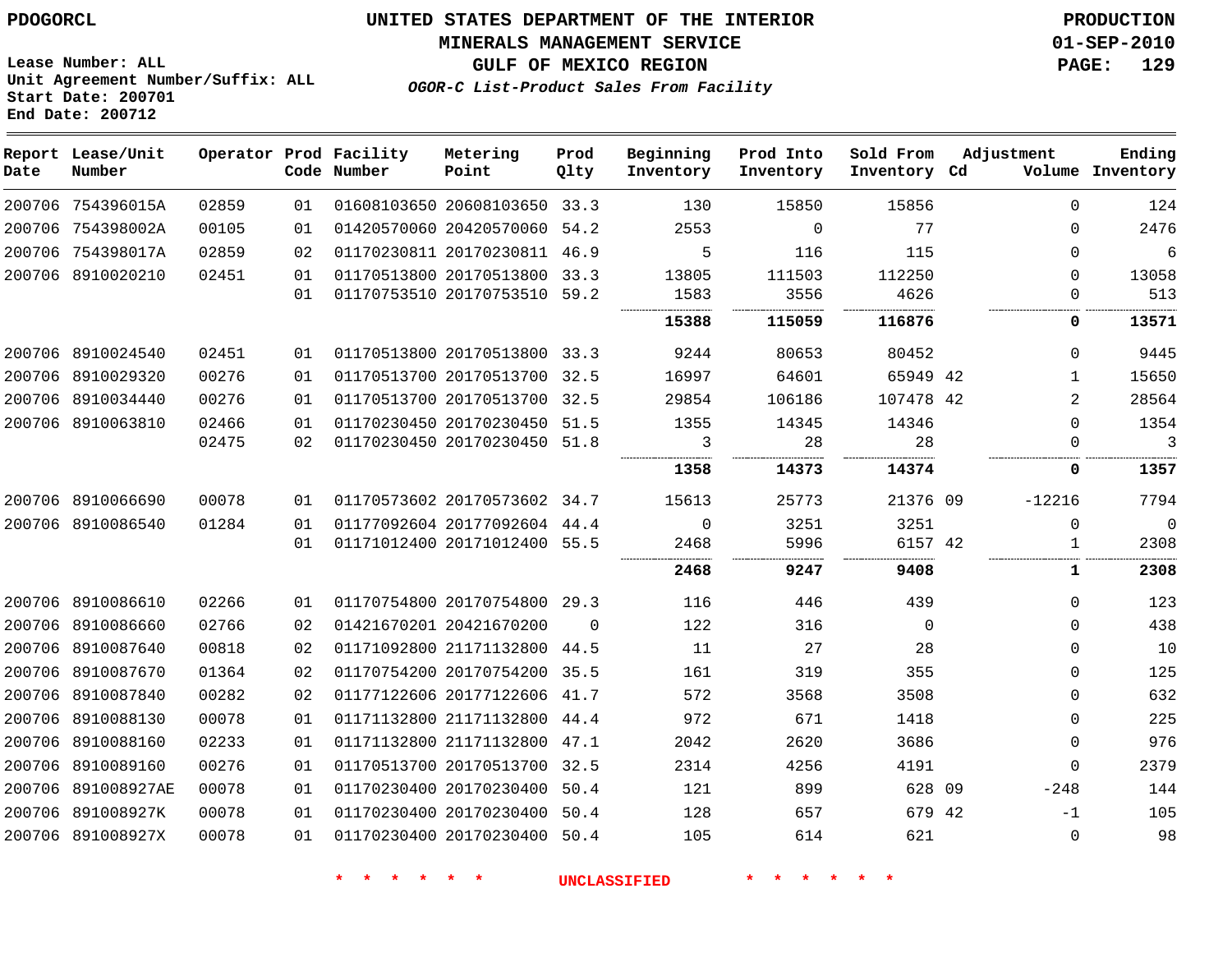PDOGORCL

**UNITED STATES DEPARTMENT OF THE INTERIOR**
**MINERALS MANAGEMENT SERVICE**
**GULF OF MEXICO REGION**
*OGOR-C List-Product Sales From Facility*

PRODUCTION
01-SEP-2010

Lease Number: ALL
Unit Agreement Number/Suffix: ALL
Start Date: 200701
End Date: 200712

| Report Date | Lease/Unit Number | Operator | Prod Code | Facility Number | Metering Point | Prod Qlty | Beginning Inventory | Prod Into Inventory | Sold From Inventory | Adjustment Cd | Adjustment Volume | Ending Inventory |
|---|---|---|---|---|---|---|---|---|---|---|---|---|
| 200706 | 754396015A | 02859 | 01 | 01608103650 | 20608103650 | 33.3 | 130 | 15850 | 15856 | | 0 | 124 |
| 200706 | 754398002A | 00105 | 01 | 01420570060 | 20420570060 | 54.2 | 2553 | 0 | 77 | | 0 | 2476 |
| 200706 | 754398017A | 02859 | 02 | 01170230811 | 20170230811 | 46.9 | 5 | 116 | 115 | | 0 | 6 |
| 200706 | 8910020210 | 02451 | 01 | 01170513800 | 20170513800 | 33.3 | 13805 | 111503 | 112250 | | 0 | 13058 |
| | | | 01 | 01170753510 | 20170753510 | 59.2 | 1583 | 3556 | 4626 | | 0 | 513 |
| | | | | | | | **15388** | **115059** | **116876** | | **0** | **13571** |
| 200706 | 8910024540 | 02451 | 01 | 01170513800 | 20170513800 | 33.3 | 9244 | 80653 | 80452 | | 0 | 9445 |
| 200706 | 8910029320 | 00276 | 01 | 01170513700 | 20170513700 | 32.5 | 16997 | 64601 | 65949 | 42 | 1 | 15650 |
| 200706 | 8910034440 | 00276 | 01 | 01170513700 | 20170513700 | 32.5 | 29854 | 106186 | 107478 | 42 | 2 | 28564 |
| 200706 | 8910063810 | 02466 | 01 | 01170230450 | 20170230450 | 51.5 | 1355 | 14345 | 14346 | | 0 | 1354 |
| | | 02475 | 02 | 01170230450 | 20170230450 | 51.8 | 3 | 28 | 28 | | 0 | 3 |
| | | | | | | | **1358** | **14373** | **14374** | | **0** | **1357** |
| 200706 | 8910066690 | 00078 | 01 | 01170573602 | 20170573602 | 34.7 | 15613 | 25773 | 21376 | 09 | -12216 | 7794 |
| 200706 | 8910086540 | 01284 | 01 | 01177092604 | 20177092604 | 44.4 | 0 | 3251 | 3251 | | 0 | 0 |
| | | | 01 | 01171012400 | 20171012400 | 55.5 | 2468 | 5996 | 6157 | 42 | 1 | 2308 |
| | | | | | | | **2468** | **9247** | **9408** | | **1** | **2308** |
| 200706 | 8910086610 | 02266 | 01 | 01170754800 | 20170754800 | 29.3 | 116 | 446 | 439 | | 0 | 123 |
| 200706 | 8910086660 | 02766 | 02 | 01421670201 | 20421670200 | 0 | 122 | 316 | 0 | | 0 | 438 |
| 200706 | 8910087640 | 00818 | 02 | 01171092800 | 21171132800 | 44.5 | 11 | 27 | 28 | | 0 | 10 |
| 200706 | 8910087670 | 01364 | 02 | 01170754200 | 20170754200 | 35.5 | 161 | 319 | 355 | | 0 | 125 |
| 200706 | 8910087840 | 00282 | 02 | 01177122606 | 20177122606 | 41.7 | 572 | 3568 | 3508 | | 0 | 632 |
| 200706 | 8910088130 | 00078 | 01 | 01171132800 | 21171132800 | 44.4 | 972 | 671 | 1418 | | 0 | 225 |
| 200706 | 8910088160 | 02233 | 01 | 01171132800 | 21171132800 | 47.1 | 2042 | 2620 | 3686 | | 0 | 976 |
| 200706 | 8910089160 | 00276 | 01 | 01170513700 | 20170513700 | 32.5 | 2314 | 4256 | 4191 | | 0 | 2379 |
| 200706 | 891008927AE | 00078 | 01 | 01170230400 | 20170230400 | 50.4 | 121 | 899 | 628 | 09 | -248 | 144 |
| 200706 | 891008927K | 00078 | 01 | 01170230400 | 20170230400 | 50.4 | 128 | 657 | 679 | 42 | -1 | 105 |
| 200706 | 891008927X | 00078 | 01 | 01170230400 | 20170230400 | 50.4 | 105 | 614 | 621 | | 0 | 98 |

* * * * * * UNCLASSIFIED * * * * * *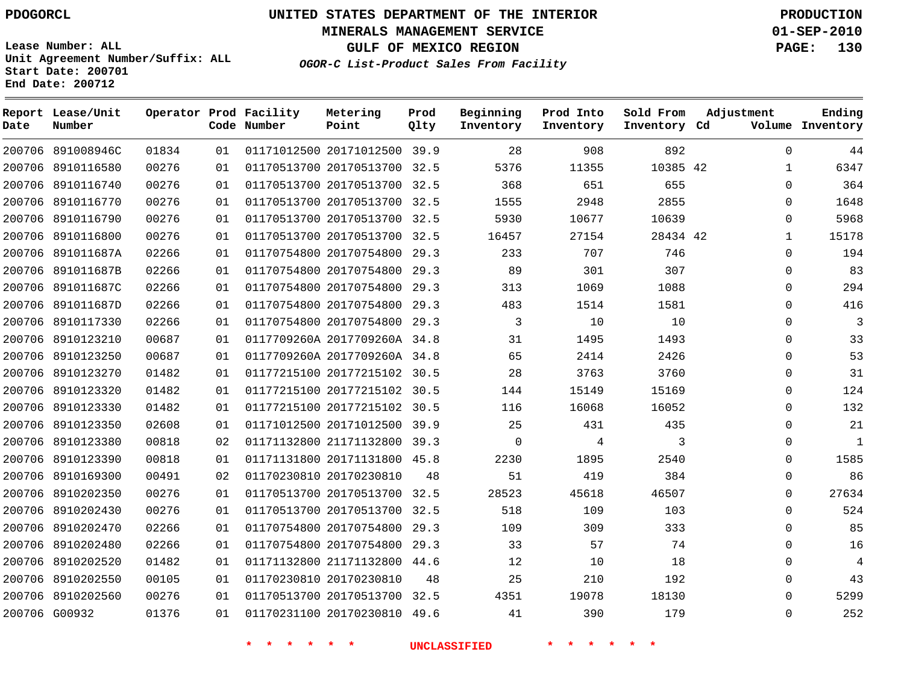PDOGORCL

# UNITED STATES DEPARTMENT OF THE INTERIOR
## MINERALS MANAGEMENT SERVICE
## GULF OF MEXICO REGION
### *OGOR-C List-Product Sales From Facility*

**PRODUCTION**
**01-SEP-2010**
**PAGE: 130**

Lease Number: ALL
Unit Agreement Number/Suffix: ALL
Start Date: 200701
End Date: 200712

| Report Date | Lease/Unit Number | Operator | Prod Code | Facility Number | Metering Point | Prod Qlty | Beginning Inventory | Prod Into Inventory | Sold From Inventory | Adjustment Cd | Adjustment Volume | Ending Inventory |
|---|---|---|---|---|---|---|---|---|---|---|---|---|
| 200706 | 891008946C | 01834 | 01 | 01171012500 | 20171012500 | 39.9 | 28 | 908 | 892 | | 0 | 44 |
| 200706 | 8910116580 | 00276 | 01 | 01170513700 | 20170513700 | 32.5 | 5376 | 11355 | 10385 | 42 | 1 | 6347 |
| 200706 | 8910116740 | 00276 | 01 | 01170513700 | 20170513700 | 32.5 | 368 | 651 | 655 | | 0 | 364 |
| 200706 | 8910116770 | 00276 | 01 | 01170513700 | 20170513700 | 32.5 | 1555 | 2948 | 2855 | | 0 | 1648 |
| 200706 | 8910116790 | 00276 | 01 | 01170513700 | 20170513700 | 32.5 | 5930 | 10677 | 10639 | | 0 | 5968 |
| 200706 | 8910116800 | 00276 | 01 | 01170513700 | 20170513700 | 32.5 | 16457 | 27154 | 28434 | 42 | 1 | 15178 |
| 200706 | 891011687A | 02266 | 01 | 01170754800 | 20170754800 | 29.3 | 233 | 707 | 746 | | 0 | 194 |
| 200706 | 891011687B | 02266 | 01 | 01170754800 | 20170754800 | 29.3 | 89 | 301 | 307 | | 0 | 83 |
| 200706 | 891011687C | 02266 | 01 | 01170754800 | 20170754800 | 29.3 | 313 | 1069 | 1088 | | 0 | 294 |
| 200706 | 891011687D | 02266 | 01 | 01170754800 | 20170754800 | 29.3 | 483 | 1514 | 1581 | | 0 | 416 |
| 200706 | 8910117330 | 02266 | 01 | 01170754800 | 20170754800 | 29.3 | 3 | 10 | 10 | | 0 | 3 |
| 200706 | 8910123210 | 00687 | 01 | 0117709260A | 2017709260A | 34.8 | 31 | 1495 | 1493 | | 0 | 33 |
| 200706 | 8910123250 | 00687 | 01 | 0117709260A | 2017709260A | 34.8 | 65 | 2414 | 2426 | | 0 | 53 |
| 200706 | 8910123270 | 01482 | 01 | 01177215100 | 20177215102 | 30.5 | 28 | 3763 | 3760 | | 0 | 31 |
| 200706 | 8910123320 | 01482 | 01 | 01177215100 | 20177215102 | 30.5 | 144 | 15149 | 15169 | | 0 | 124 |
| 200706 | 8910123330 | 01482 | 01 | 01177215100 | 20177215102 | 30.5 | 116 | 16068 | 16052 | | 0 | 132 |
| 200706 | 8910123350 | 02608 | 01 | 01171012500 | 20171012500 | 39.9 | 25 | 431 | 435 | | 0 | 21 |
| 200706 | 8910123380 | 00818 | 02 | 01171132800 | 21171132800 | 39.3 | 0 | 4 | 3 | | 0 | 1 |
| 200706 | 8910123390 | 00818 | 01 | 01171131800 | 20171131800 | 45.8 | 2230 | 1895 | 2540 | | 0 | 1585 |
| 200706 | 8910169300 | 00491 | 02 | 01170230810 | 20170230810 | 48 | 51 | 419 | 384 | | 0 | 86 |
| 200706 | 8910202350 | 00276 | 01 | 01170513700 | 20170513700 | 32.5 | 28523 | 45618 | 46507 | | 0 | 27634 |
| 200706 | 8910202430 | 00276 | 01 | 01170513700 | 20170513700 | 32.5 | 518 | 109 | 103 | | 0 | 524 |
| 200706 | 8910202470 | 02266 | 01 | 01170754800 | 20170754800 | 29.3 | 109 | 309 | 333 | | 0 | 85 |
| 200706 | 8910202480 | 02266 | 01 | 01170754800 | 20170754800 | 29.3 | 33 | 57 | 74 | | 0 | 16 |
| 200706 | 8910202520 | 01482 | 01 | 01171132800 | 21171132800 | 44.6 | 12 | 10 | 18 | | 0 | 4 |
| 200706 | 8910202550 | 00105 | 01 | 01170230810 | 20170230810 | 48 | 25 | 210 | 192 | | 0 | 43 |
| 200706 | 8910202560 | 00276 | 01 | 01170513700 | 20170513700 | 32.5 | 4351 | 19078 | 18130 | | 0 | 5299 |
| 200706 | G00932 | 01376 | 01 | 01170231100 | 20170230810 | 49.6 | 41 | 390 | 179 | | 0 | 252 |

\* \* \* \* \* \* UNCLASSIFIED \* \* \* \* \* \*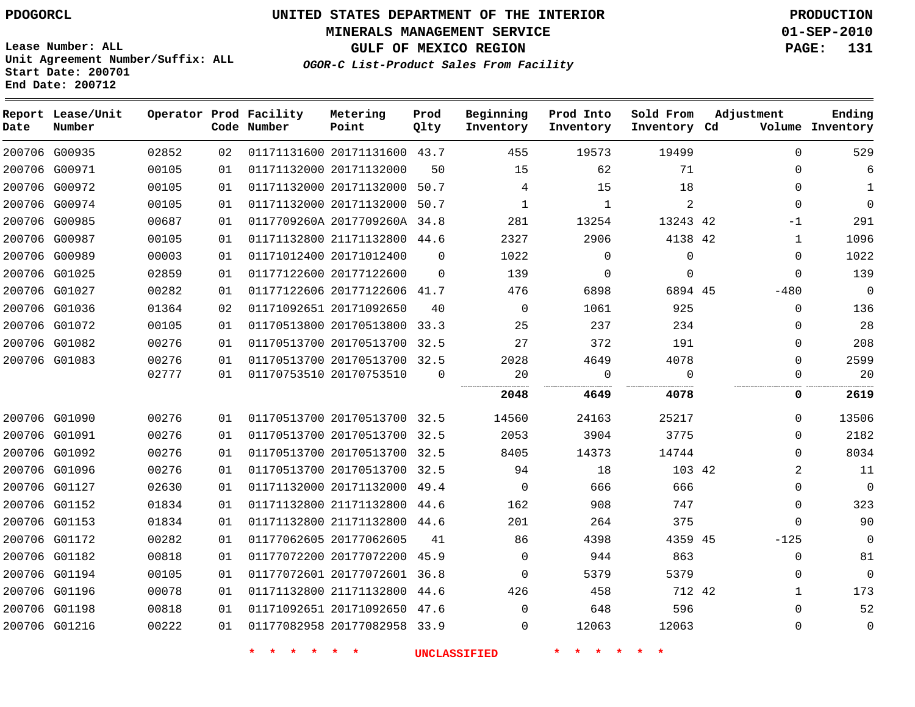PDOGORCL

# UNITED STATES DEPARTMENT OF THE INTERIOR
## MINERALS MANAGEMENT SERVICE
## GULF OF MEXICO REGION
### *OGOR-C List-Product Sales From Facility*

PRODUCTION
01-SEP-2010

Lease Number: ALL
Unit Agreement Number/Suffix: ALL
Start Date: 200701
End Date: 200712

| Report Date | Lease/Unit Number | Operator | Prod Code | Facility Number | Metering Point | Prod Qlty | Beginning Inventory | Prod Into Inventory | Sold From Inventory | Adjustment Cd | Volume | Ending Inventory |
|---|---|---|---|---|---|---|---|---|---|---|---|---|
| 200706 | G00935 | 02852 | 02 | 01171131600 | 20171131600 | 43.7 | 455 | 19573 | 19499 | | 0 | 529 |
| 200706 | G00971 | 00105 | 01 | 01171132000 | 20171132000 | 50 | 15 | 62 | 71 | | 0 | 6 |
| 200706 | G00972 | 00105 | 01 | 01171132000 | 20171132000 | 50.7 | 4 | 15 | 18 | | 0 | 1 |
| 200706 | G00974 | 00105 | 01 | 01171132000 | 20171132000 | 50.7 | 1 | 1 | 2 | | 0 | 0 |
| 200706 | G00985 | 00687 | 01 | 0117709260A | 2017709260A | 34.8 | 281 | 13254 | 13243 | 42 | -1 | 291 |
| 200706 | G00987 | 00105 | 01 | 01171132800 | 21171132800 | 44.6 | 2327 | 2906 | 4138 | 42 | 1 | 1096 |
| 200706 | G00989 | 00003 | 01 | 01171012400 | 20171012400 | 0 | 1022 | 0 | 0 | | 0 | 1022 |
| 200706 | G01025 | 02859 | 01 | 01177122600 | 20177122600 | 0 | 139 | 0 | 0 | | 0 | 139 |
| 200706 | G01027 | 00282 | 01 | 01177122606 | 20177122606 | 41.7 | 476 | 6898 | 6894 | 45 | -480 | 0 |
| 200706 | G01036 | 01364 | 02 | 01171092651 | 20171092650 | 40 | 0 | 1061 | 925 | | 0 | 136 |
| 200706 | G01072 | 00105 | 01 | 01170513800 | 20170513800 | 33.3 | 25 | 237 | 234 | | 0 | 28 |
| 200706 | G01082 | 00276 | 01 | 01170513700 | 20170513700 | 32.5 | 27 | 372 | 191 | | 0 | 208 |
| 200706 | G01083 | 00276 | 01 | 01170513700 | 20170513700 | 32.5 | 2028 | 4649 | 4078 | | 0 | 2599 |
| | | 02777 | 01 | 01170753510 | 20170753510 | 0 | 20 | 0 | 0 | | 0 | 20 |
| | | | | | | | **2048** | **4649** | **4078** | | **0** | **2619** |
| 200706 | G01090 | 00276 | 01 | 01170513700 | 20170513700 | 32.5 | 14560 | 24163 | 25217 | | 0 | 13506 |
| 200706 | G01091 | 00276 | 01 | 01170513700 | 20170513700 | 32.5 | 2053 | 3904 | 3775 | | 0 | 2182 |
| 200706 | G01092 | 00276 | 01 | 01170513700 | 20170513700 | 32.5 | 8405 | 14373 | 14744 | | 0 | 8034 |
| 200706 | G01096 | 00276 | 01 | 01170513700 | 20170513700 | 32.5 | 94 | 18 | 103 | 42 | 2 | 11 |
| 200706 | G01127 | 02630 | 01 | 01171132000 | 20171132000 | 49.4 | 0 | 666 | 666 | | 0 | 0 |
| 200706 | G01152 | 01834 | 01 | 01171132800 | 21171132800 | 44.6 | 162 | 908 | 747 | | 0 | 323 |
| 200706 | G01153 | 01834 | 01 | 01171132800 | 21171132800 | 44.6 | 201 | 264 | 375 | | 0 | 90 |
| 200706 | G01172 | 00282 | 01 | 01177062605 | 20177062605 | 41 | 86 | 4398 | 4359 | 45 | -125 | 0 |
| 200706 | G01182 | 00818 | 01 | 01177072200 | 20177072200 | 45.9 | 0 | 944 | 863 | | 0 | 81 |
| 200706 | G01194 | 00105 | 01 | 01177072601 | 20177072601 | 36.8 | 0 | 5379 | 5379 | | 0 | 0 |
| 200706 | G01196 | 00078 | 01 | 01171132800 | 21171132800 | 44.6 | 426 | 458 | 712 | 42 | 1 | 173 |
| 200706 | G01198 | 00818 | 01 | 01171092651 | 20171092650 | 47.6 | 0 | 648 | 596 | | 0 | 52 |
| 200706 | G01216 | 00222 | 01 | 01177082958 | 20177082958 | 33.9 | 0 | 12063 | 12063 | | 0 | 0 |

\* \* \* \* \* \* UNCLASSIFIED \* \* \* \* \* \*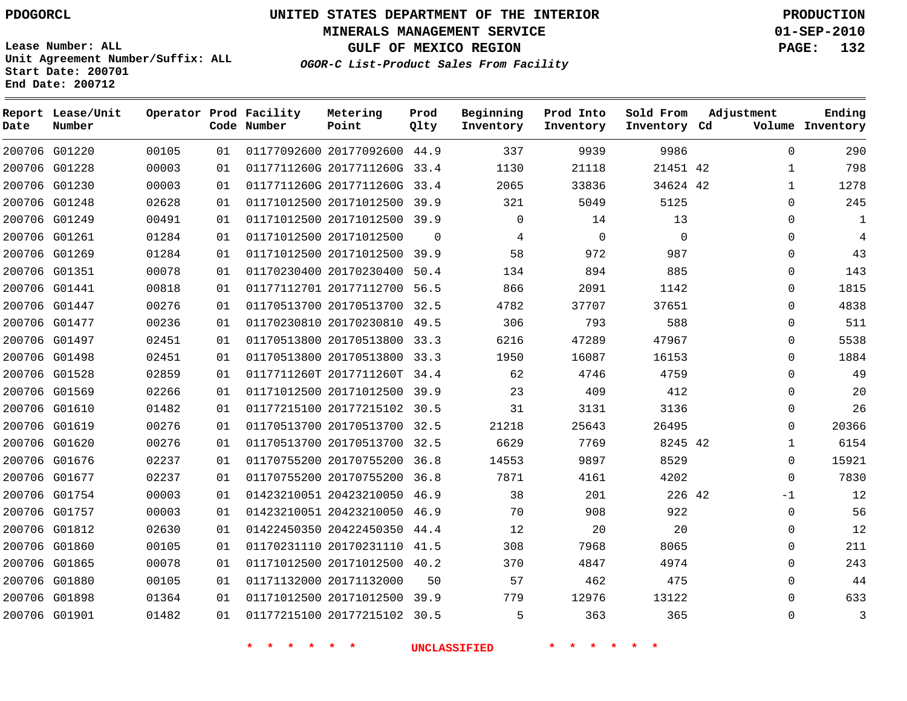PDOGORCL

# UNITED STATES DEPARTMENT OF THE INTERIOR
## MINERALS MANAGEMENT SERVICE
## GULF OF MEXICO REGION
### *OGOR-C List-Product Sales From Facility*

PRODUCTION
01-SEP-2010

Lease Number: ALL
Unit Agreement Number/Suffix: ALL
Start Date: 200701
End Date: 200712

| Report Date | Lease/Unit Number | Operator | Prod Code | Facility Number | Metering Point | Prod Qlty | Beginning Inventory | Prod Into Inventory | Sold From Inventory | Adjustment Cd | Adjustment Volume | Ending Inventory |
|---|---|---|---|---|---|---|---|---|---|---|---|---|
| 200706 | G01220 | 00105 | 01 | 01177092600 | 20177092600 | 44.9 | 337 | 9939 | 9986 | | 0 | 290 |
| 200706 | G01228 | 00003 | 01 | 0117711260G | 2017711260G | 33.4 | 1130 | 21118 | 21451 | 42 | 1 | 798 |
| 200706 | G01230 | 00003 | 01 | 0117711260G | 2017711260G | 33.4 | 2065 | 33836 | 34624 | 42 | 1 | 1278 |
| 200706 | G01248 | 02628 | 01 | 01171012500 | 20171012500 | 39.9 | 321 | 5049 | 5125 | | 0 | 245 |
| 200706 | G01249 | 00491 | 01 | 01171012500 | 20171012500 | 39.9 | 0 | 14 | 13 | | 0 | 1 |
| 200706 | G01261 | 01284 | 01 | 01171012500 | 20171012500 | 0 | 4 | 0 | 0 | | 0 | 4 |
| 200706 | G01269 | 01284 | 01 | 01171012500 | 20171012500 | 39.9 | 58 | 972 | 987 | | 0 | 43 |
| 200706 | G01351 | 00078 | 01 | 01170230400 | 20170230400 | 50.4 | 134 | 894 | 885 | | 0 | 143 |
| 200706 | G01441 | 00818 | 01 | 01177112701 | 20177112700 | 56.5 | 866 | 2091 | 1142 | | 0 | 1815 |
| 200706 | G01447 | 00276 | 01 | 01170513700 | 20170513700 | 32.5 | 4782 | 37707 | 37651 | | 0 | 4838 |
| 200706 | G01477 | 00236 | 01 | 01170230810 | 20170230810 | 49.5 | 306 | 793 | 588 | | 0 | 511 |
| 200706 | G01497 | 02451 | 01 | 01170513800 | 20170513800 | 33.3 | 6216 | 47289 | 47967 | | 0 | 5538 |
| 200706 | G01498 | 02451 | 01 | 01170513800 | 20170513800 | 33.3 | 1950 | 16087 | 16153 | | 0 | 1884 |
| 200706 | G01528 | 02859 | 01 | 0117711260T | 2017711260T | 34.4 | 62 | 4746 | 4759 | | 0 | 49 |
| 200706 | G01569 | 02266 | 01 | 01171012500 | 20171012500 | 39.9 | 23 | 409 | 412 | | 0 | 20 |
| 200706 | G01610 | 01482 | 01 | 01177215100 | 20177215102 | 30.5 | 31 | 3131 | 3136 | | 0 | 26 |
| 200706 | G01619 | 00276 | 01 | 01170513700 | 20170513700 | 32.5 | 21218 | 25643 | 26495 | | 0 | 20366 |
| 200706 | G01620 | 00276 | 01 | 01170513700 | 20170513700 | 32.5 | 6629 | 7769 | 8245 | 42 | 1 | 6154 |
| 200706 | G01676 | 02237 | 01 | 01170755200 | 20170755200 | 36.8 | 14553 | 9897 | 8529 | | 0 | 15921 |
| 200706 | G01677 | 02237 | 01 | 01170755200 | 20170755200 | 36.8 | 7871 | 4161 | 4202 | | 0 | 7830 |
| 200706 | G01754 | 00003 | 01 | 01423210051 | 20423210050 | 46.9 | 38 | 201 | 226 | 42 | -1 | 12 |
| 200706 | G01757 | 00003 | 01 | 01423210051 | 20423210050 | 46.9 | 70 | 908 | 922 | | 0 | 56 |
| 200706 | G01812 | 02630 | 01 | 01422450350 | 20422450350 | 44.4 | 12 | 20 | 20 | | 0 | 12 |
| 200706 | G01860 | 00105 | 01 | 01170231110 | 20170231110 | 41.5 | 308 | 7968 | 8065 | | 0 | 211 |
| 200706 | G01865 | 00078 | 01 | 01171012500 | 20171012500 | 40.2 | 370 | 4847 | 4974 | | 0 | 243 |
| 200706 | G01880 | 00105 | 01 | 01171132000 | 20171132000 | 50 | 57 | 462 | 475 | | 0 | 44 |
| 200706 | G01898 | 01364 | 01 | 01171012500 | 20171012500 | 39.9 | 779 | 12976 | 13122 | | 0 | 633 |
| 200706 | G01901 | 01482 | 01 | 01177215100 | 20177215102 | 30.5 | 5 | 363 | 365 | | 0 | 3 |

\* \* \* \* \* \* UNCLASSIFIED \* \* \* \* \* \*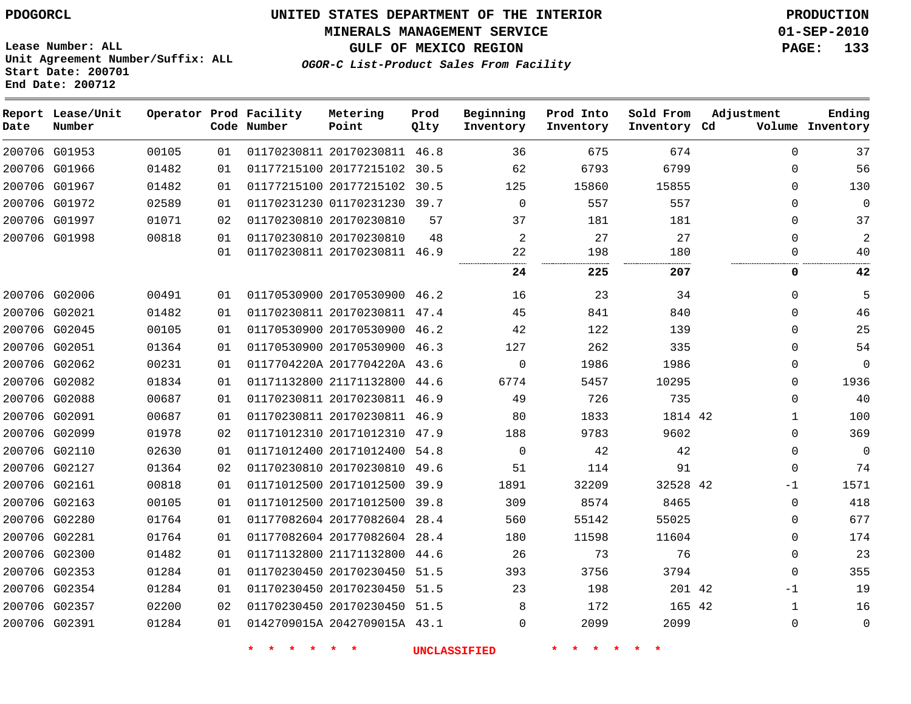PDOGORCL

**UNITED STATES DEPARTMENT OF THE INTERIOR**
**MINERALS MANAGEMENT SERVICE**
**GULF OF MEXICO REGION**
***OGOR-C List-Product Sales From Facility***

**PRODUCTION**
**01-SEP-2010**

Lease Number: ALL
Unit Agreement Number/Suffix: ALL
Start Date: 200701
End Date: 200712

| Report Date | Lease/Unit Number | Operator | Prod Code | Facility Number | Metering Point | Prod Qlty | Beginning Inventory | Prod Into Inventory | Sold From Inventory | Adjustment Cd | Adjustment Volume | Ending Inventory |
|---|---|---|---|---|---|---|---|---|---|---|---|---|
| 200706 | G01953 | 00105 | 01 | 01170230811 | 20170230811 | 46.8 | 36 | 675 | 674 | | 0 | 37 |
| 200706 | G01966 | 01482 | 01 | 01177215100 | 20177215102 | 30.5 | 62 | 6793 | 6799 | | 0 | 56 |
| 200706 | G01967 | 01482 | 01 | 01177215100 | 20177215102 | 30.5 | 125 | 15860 | 15855 | | 0 | 130 |
| 200706 | G01972 | 02589 | 01 | 01170231230 | 01170231230 | 39.7 | 0 | 557 | 557 | | 0 | 0 |
| 200706 | G01997 | 01071 | 02 | 01170230810 | 20170230810 | 57 | 37 | 181 | 181 | | 0 | 37 |
| 200706 | G01998 | 00818 | 01 | 01170230810 | 20170230810 | 48 | 2 | 27 | 27 | | 0 | 2 |
| | | | 01 | 01170230811 | 20170230811 | 46.9 | 22 | 198 | 180 | | 0 | 40 |
| | | | | | | | **24** | **225** | **207** | | **0** | **42** |
| 200706 | G02006 | 00491 | 01 | 01170530900 | 20170530900 | 46.2 | 16 | 23 | 34 | | 0 | 5 |
| 200706 | G02021 | 01482 | 01 | 01170230811 | 20170230811 | 47.4 | 45 | 841 | 840 | | 0 | 46 |
| 200706 | G02045 | 00105 | 01 | 01170530900 | 20170530900 | 46.2 | 42 | 122 | 139 | | 0 | 25 |
| 200706 | G02051 | 01364 | 01 | 01170530900 | 20170530900 | 46.3 | 127 | 262 | 335 | | 0 | 54 |
| 200706 | G02062 | 00231 | 01 | 0117704220A | 2017704220A | 43.6 | 0 | 1986 | 1986 | | 0 | 0 |
| 200706 | G02082 | 01834 | 01 | 01171132800 | 21171132800 | 44.6 | 6774 | 5457 | 10295 | | 0 | 1936 |
| 200706 | G02088 | 00687 | 01 | 01170230811 | 20170230811 | 46.9 | 49 | 726 | 735 | | 0 | 40 |
| 200706 | G02091 | 00687 | 01 | 01170230811 | 20170230811 | 46.9 | 80 | 1833 | 1814 | 42 | 1 | 100 |
| 200706 | G02099 | 01978 | 02 | 01171012310 | 20171012310 | 47.9 | 188 | 9783 | 9602 | | 0 | 369 |
| 200706 | G02110 | 02630 | 01 | 01171012400 | 20171012400 | 54.8 | 0 | 42 | 42 | | 0 | 0 |
| 200706 | G02127 | 01364 | 02 | 01170230810 | 20170230810 | 49.6 | 51 | 114 | 91 | | 0 | 74 |
| 200706 | G02161 | 00818 | 01 | 01171012500 | 20171012500 | 39.9 | 1891 | 32209 | 32528 | 42 | -1 | 1571 |
| 200706 | G02163 | 00105 | 01 | 01171012500 | 20171012500 | 39.8 | 309 | 8574 | 8465 | | 0 | 418 |
| 200706 | G02280 | 01764 | 01 | 01177082604 | 20177082604 | 28.4 | 560 | 55142 | 55025 | | 0 | 677 |
| 200706 | G02281 | 01764 | 01 | 01177082604 | 20177082604 | 28.4 | 180 | 11598 | 11604 | | 0 | 174 |
| 200706 | G02300 | 01482 | 01 | 01171132800 | 21171132800 | 44.6 | 26 | 73 | 76 | | 0 | 23 |
| 200706 | G02353 | 01284 | 01 | 01170230450 | 20170230450 | 51.5 | 393 | 3756 | 3794 | | 0 | 355 |
| 200706 | G02354 | 01284 | 01 | 01170230450 | 20170230450 | 51.5 | 23 | 198 | 201 | 42 | -1 | 19 |
| 200706 | G02357 | 02200 | 02 | 01170230450 | 20170230450 | 51.5 | 8 | 172 | 165 | 42 | 1 | 16 |
| 200706 | G02391 | 01284 | 01 | 0142709015A | 2042709015A | 43.1 | 0 | 2099 | 2099 | | 0 | 0 |

* * * * * * UNCLASSIFIED * * * * * *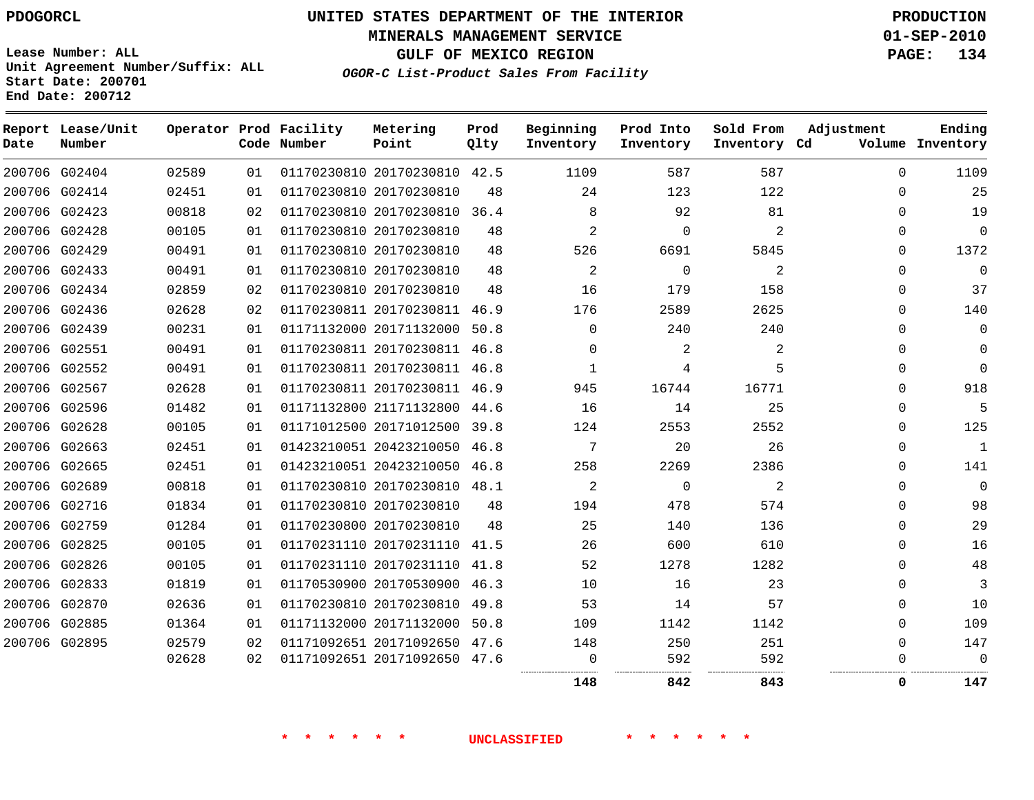PDOGORCL

# UNITED STATES DEPARTMENT OF THE INTERIOR
## MINERALS MANAGEMENT SERVICE
## GULF OF MEXICO REGION
### *OGOR-C List-Product Sales From Facility*

PRODUCTION
01-SEP-2010

Lease Number: ALL
Unit Agreement Number/Suffix: ALL
Start Date: 200701
End Date: 200712

| Report Date | Lease/Unit Number | Operator | Prod Code | Facility Number | Metering Point | Prod Qlty | Beginning Inventory | Prod Into Inventory | Sold From Inventory | Adjustment Cd | Volume | Ending Inventory |
|---|---|---|---|---|---|---|---|---|---|---|---|---|
| 200706 | G02404 | 02589 | 01 | 01170230810 | 20170230810 | 42.5 | 1109 | 587 | 587 | | 0 | 1109 |
| 200706 | G02414 | 02451 | 01 | 01170230810 | 20170230810 | 48 | 24 | 123 | 122 | | 0 | 25 |
| 200706 | G02423 | 00818 | 02 | 01170230810 | 20170230810 | 36.4 | 8 | 92 | 81 | | 0 | 19 |
| 200706 | G02428 | 00105 | 01 | 01170230810 | 20170230810 | 48 | 2 | 0 | 2 | | 0 | 0 |
| 200706 | G02429 | 00491 | 01 | 01170230810 | 20170230810 | 48 | 526 | 6691 | 5845 | | 0 | 1372 |
| 200706 | G02433 | 00491 | 01 | 01170230810 | 20170230810 | 48 | 2 | 0 | 2 | | 0 | 0 |
| 200706 | G02434 | 02859 | 02 | 01170230810 | 20170230810 | 48 | 16 | 179 | 158 | | 0 | 37 |
| 200706 | G02436 | 02628 | 02 | 01170230811 | 20170230811 | 46.9 | 176 | 2589 | 2625 | | 0 | 140 |
| 200706 | G02439 | 00231 | 01 | 01171132000 | 20171132000 | 50.8 | 0 | 240 | 240 | | 0 | 0 |
| 200706 | G02551 | 00491 | 01 | 01170230811 | 20170230811 | 46.8 | 0 | 2 | 2 | | 0 | 0 |
| 200706 | G02552 | 00491 | 01 | 01170230811 | 20170230811 | 46.8 | 1 | 4 | 5 | | 0 | 0 |
| 200706 | G02567 | 02628 | 01 | 01170230811 | 20170230811 | 46.9 | 945 | 16744 | 16771 | | 0 | 918 |
| 200706 | G02596 | 01482 | 01 | 01171132800 | 21171132800 | 44.6 | 16 | 14 | 25 | | 0 | 5 |
| 200706 | G02628 | 00105 | 01 | 01171012500 | 20171012500 | 39.8 | 124 | 2553 | 2552 | | 0 | 125 |
| 200706 | G02663 | 02451 | 01 | 01423210051 | 20423210050 | 46.8 | 7 | 20 | 26 | | 0 | 1 |
| 200706 | G02665 | 02451 | 01 | 01423210051 | 20423210050 | 46.8 | 258 | 2269 | 2386 | | 0 | 141 |
| 200706 | G02689 | 00818 | 01 | 01170230810 | 20170230810 | 48.1 | 2 | 0 | 2 | | 0 | 0 |
| 200706 | G02716 | 01834 | 01 | 01170230810 | 20170230810 | 48 | 194 | 478 | 574 | | 0 | 98 |
| 200706 | G02759 | 01284 | 01 | 01170230800 | 20170230810 | 48 | 25 | 140 | 136 | | 0 | 29 |
| 200706 | G02825 | 00105 | 01 | 01170231110 | 20170231110 | 41.5 | 26 | 600 | 610 | | 0 | 16 |
| 200706 | G02826 | 00105 | 01 | 01170231110 | 20170231110 | 41.8 | 52 | 1278 | 1282 | | 0 | 48 |
| 200706 | G02833 | 01819 | 01 | 01170530900 | 20170530900 | 46.3 | 10 | 16 | 23 | | 0 | 3 |
| 200706 | G02870 | 02636 | 01 | 01170230810 | 20170230810 | 49.8 | 53 | 14 | 57 | | 0 | 10 |
| 200706 | G02885 | 01364 | 01 | 01171132000 | 20171132000 | 50.8 | 109 | 1142 | 1142 | | 0 | 109 |
| 200706 | G02895 | 02579 | 02 | 01171092651 | 20171092650 | 47.6 | 148 | 250 | 251 | | 0 | 147 |
| | | 02628 | 02 | 01171092651 | 20171092650 | 47.6 | 0 | 592 | 592 | | 0 | 0 |
| | | | | | | | **148** | **842** | **843** | | **0** | **147** |

\* \* \* \* \* \* UNCLASSIFIED \* \* \* \* \* \*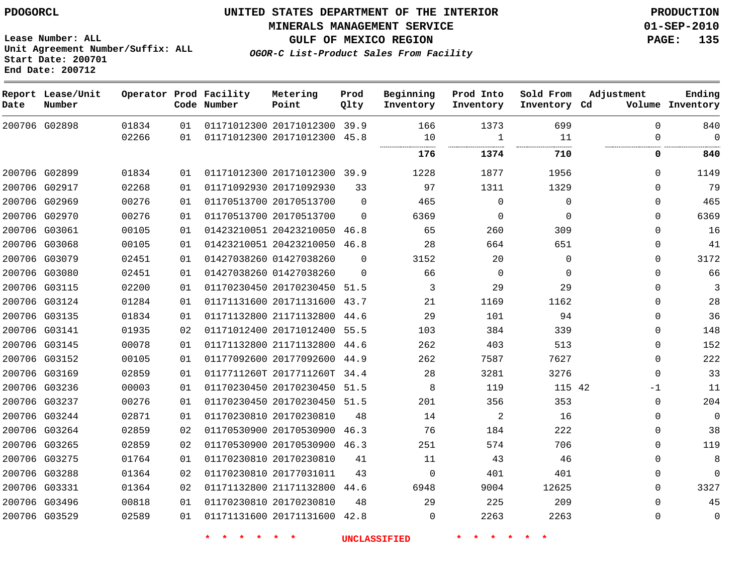PDOGORCL

Lease Number: ALL
Unit Agreement Number/Suffix: ALL
Start Date: 200701
End Date: 200712

# UNITED STATES DEPARTMENT OF THE INTERIOR
## MINERALS MANAGEMENT SERVICE
## GULF OF MEXICO REGION
### *OGOR-C List-Product Sales From Facility*

PRODUCTION
01-SEP-2010

| Report Date | Lease/Unit Number | Operator | Prod Code | Facility Number | Metering Point | Prod Qlty | Beginning Inventory | Prod Into Inventory | Sold From Inventory | Adjustment Cd | Volume | Ending Inventory |
|---|---|---|---|---|---|---|---|---|---|---|---|---|
| 200706 | G02898 | 01834 | 01 | 01171012300 | 20171012300 | 39.9 | 166 | 1373 | 699 | | 0 | 840 |
| | | 02266 | 01 | 01171012300 | 20171012300 | 45.8 | 10 | 1 | 11 | | 0 | 0 |
| | | | | | | | **176** | **1374** | **710** | | **0** | **840** |
| 200706 | G02899 | 01834 | 01 | 01171012300 | 20171012300 | 39.9 | 1228 | 1877 | 1956 | | 0 | 1149 |
| 200706 | G02917 | 02268 | 01 | 01171092930 | 20171092930 | 33 | 97 | 1311 | 1329 | | 0 | 79 |
| 200706 | G02969 | 00276 | 01 | 01170513700 | 20170513700 | 0 | 465 | 0 | 0 | | 0 | 465 |
| 200706 | G02970 | 00276 | 01 | 01170513700 | 20170513700 | 0 | 6369 | 0 | 0 | | 0 | 6369 |
| 200706 | G03061 | 00105 | 01 | 01423210051 | 20423210050 | 46.8 | 65 | 260 | 309 | | 0 | 16 |
| 200706 | G03068 | 00105 | 01 | 01423210051 | 20423210050 | 46.8 | 28 | 664 | 651 | | 0 | 41 |
| 200706 | G03079 | 02451 | 01 | 01427038260 | 01427038260 | 0 | 3152 | 20 | 0 | | 0 | 3172 |
| 200706 | G03080 | 02451 | 01 | 01427038260 | 01427038260 | 0 | 66 | 0 | 0 | | 0 | 66 |
| 200706 | G03115 | 02200 | 01 | 01170230450 | 20170230450 | 51.5 | 3 | 29 | 29 | | 0 | 3 |
| 200706 | G03124 | 01284 | 01 | 01171131600 | 20171131600 | 43.7 | 21 | 1169 | 1162 | | 0 | 28 |
| 200706 | G03135 | 01834 | 01 | 01171132800 | 21171132800 | 44.6 | 29 | 101 | 94 | | 0 | 36 |
| 200706 | G03141 | 01935 | 02 | 01171012400 | 20171012400 | 55.5 | 103 | 384 | 339 | | 0 | 148 |
| 200706 | G03145 | 00078 | 01 | 01171132800 | 21171132800 | 44.6 | 262 | 403 | 513 | | 0 | 152 |
| 200706 | G03152 | 00105 | 01 | 01177092600 | 20177092600 | 44.9 | 262 | 7587 | 7627 | | 0 | 222 |
| 200706 | G03169 | 02859 | 01 | 0117711260T | 2017711260T | 34.4 | 28 | 3281 | 3276 | | 0 | 33 |
| 200706 | G03236 | 00003 | 01 | 01170230450 | 20170230450 | 51.5 | 8 | 119 | 115 | 42 | -1 | 11 |
| 200706 | G03237 | 00276 | 01 | 01170230450 | 20170230450 | 51.5 | 201 | 356 | 353 | | 0 | 204 |
| 200706 | G03244 | 02871 | 01 | 01170230810 | 20170230810 | 48 | 14 | 2 | 16 | | 0 | 0 |
| 200706 | G03264 | 02859 | 02 | 01170530900 | 20170530900 | 46.3 | 76 | 184 | 222 | | 0 | 38 |
| 200706 | G03265 | 02859 | 02 | 01170530900 | 20170530900 | 46.3 | 251 | 574 | 706 | | 0 | 119 |
| 200706 | G03275 | 01764 | 01 | 01170230810 | 20170230810 | 41 | 11 | 43 | 46 | | 0 | 8 |
| 200706 | G03288 | 01364 | 02 | 01170230810 | 20177031011 | 43 | 0 | 401 | 401 | | 0 | 0 |
| 200706 | G03331 | 01364 | 02 | 01171132800 | 21171132800 | 44.6 | 6948 | 9004 | 12625 | | 0 | 3327 |
| 200706 | G03496 | 00818 | 01 | 01170230810 | 20170230810 | 48 | 29 | 225 | 209 | | 0 | 45 |
| 200706 | G03529 | 02589 | 01 | 01171131600 | 20171131600 | 42.8 | 0 | 2263 | 2263 | | 0 | 0 |

* * * * * * UNCLASSIFIED * * * * * *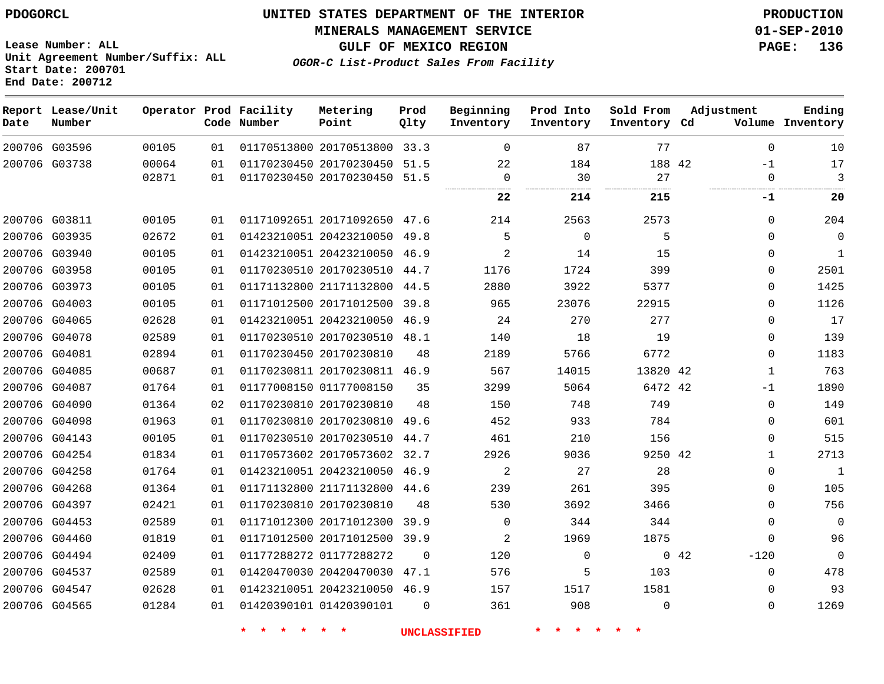PDOGORCL

# UNITED STATES DEPARTMENT OF THE INTERIOR
## MINERALS MANAGEMENT SERVICE
## GULF OF MEXICO REGION
### *OGOR-C List-Product Sales From Facility*

PRODUCTION
01-SEP-2010

Lease Number: ALL
Unit Agreement Number/Suffix: ALL
Start Date: 200701
End Date: 200712

| Report Date | Lease/Unit Number | Operator | Prod Code | Facility Number | Metering Point | Prod Qlty | Beginning Inventory | Prod Into Inventory | Sold From Inventory | Adjustment Cd | Volume | Ending Inventory |
|---|---|---|---|---|---|---|---|---|---|---|---|---|
| 200706 | G03596 | 00105 | 01 | 01170513800 | 20170513800 | 33.3 | 0 | 87 | 77 | | 0 | 10 |
| 200706 | G03738 | 00064 | 01 | 01170230450 | 20170230450 | 51.5 | 22 | 184 | 188 | 42 | -1 | 17 |
| | | 02871 | 01 | 01170230450 | 20170230450 | 51.5 | 0 | 30 | 27 | | 0 | 3 |
| | | | | | | | **22** | **214** | **215** | | **-1** | **20** |
| 200706 | G03811 | 00105 | 01 | 01171092651 | 20171092650 | 47.6 | 214 | 2563 | 2573 | | 0 | 204 |
| 200706 | G03935 | 02672 | 01 | 01423210051 | 20423210050 | 49.8 | 5 | 0 | 5 | | 0 | 0 |
| 200706 | G03940 | 00105 | 01 | 01423210051 | 20423210050 | 46.9 | 2 | 14 | 15 | | 0 | 1 |
| 200706 | G03958 | 00105 | 01 | 01170230510 | 20170230510 | 44.7 | 1176 | 1724 | 399 | | 0 | 2501 |
| 200706 | G03973 | 00105 | 01 | 01171132800 | 21171132800 | 44.5 | 2880 | 3922 | 5377 | | 0 | 1425 |
| 200706 | G04003 | 00105 | 01 | 01171012500 | 20171012500 | 39.8 | 965 | 23076 | 22915 | | 0 | 1126 |
| 200706 | G04065 | 02628 | 01 | 01423210051 | 20423210050 | 46.9 | 24 | 270 | 277 | | 0 | 17 |
| 200706 | G04078 | 02589 | 01 | 01170230510 | 20170230510 | 48.1 | 140 | 18 | 19 | | 0 | 139 |
| 200706 | G04081 | 02894 | 01 | 01170230450 | 20170230810 | 48 | 2189 | 5766 | 6772 | | 0 | 1183 |
| 200706 | G04085 | 00687 | 01 | 01170230811 | 20170230811 | 46.9 | 567 | 14015 | 13820 | 42 | 1 | 763 |
| 200706 | G04087 | 01764 | 01 | 01177008150 | 01177008150 | 35 | 3299 | 5064 | 6472 | 42 | -1 | 1890 |
| 200706 | G04090 | 01364 | 02 | 01170230810 | 20170230810 | 48 | 150 | 748 | 749 | | 0 | 149 |
| 200706 | G04098 | 01963 | 01 | 01170230810 | 20170230810 | 49.6 | 452 | 933 | 784 | | 0 | 601 |
| 200706 | G04143 | 00105 | 01 | 01170230510 | 20170230510 | 44.7 | 461 | 210 | 156 | | 0 | 515 |
| 200706 | G04254 | 01834 | 01 | 01170573602 | 20170573602 | 32.7 | 2926 | 9036 | 9250 | 42 | 1 | 2713 |
| 200706 | G04258 | 01764 | 01 | 01423210051 | 20423210050 | 46.9 | 2 | 27 | 28 | | 0 | 1 |
| 200706 | G04268 | 01364 | 01 | 01171132800 | 21171132800 | 44.6 | 239 | 261 | 395 | | 0 | 105 |
| 200706 | G04397 | 02421 | 01 | 01170230810 | 20170230810 | 48 | 530 | 3692 | 3466 | | 0 | 756 |
| 200706 | G04453 | 02589 | 01 | 01171012300 | 20171012300 | 39.9 | 0 | 344 | 344 | | 0 | 0 |
| 200706 | G04460 | 01819 | 01 | 01171012500 | 20171012500 | 39.9 | 2 | 1969 | 1875 | | 0 | 96 |
| 200706 | G04494 | 02409 | 01 | 01177288272 | 01177288272 | 0 | 120 | 0 | 0 | 42 | -120 | 0 |
| 200706 | G04537 | 02589 | 01 | 01420470030 | 20420470030 | 47.1 | 576 | 5 | 103 | | 0 | 478 |
| 200706 | G04547 | 02628 | 01 | 01423210051 | 20423210050 | 46.9 | 157 | 1517 | 1581 | | 0 | 93 |
| 200706 | G04565 | 01284 | 01 | 01420390101 | 01420390101 | 0 | 361 | 908 | 0 | | 0 | 1269 |

\* \* \* \* \* \* UNCLASSIFIED \* \* \* \* \* \*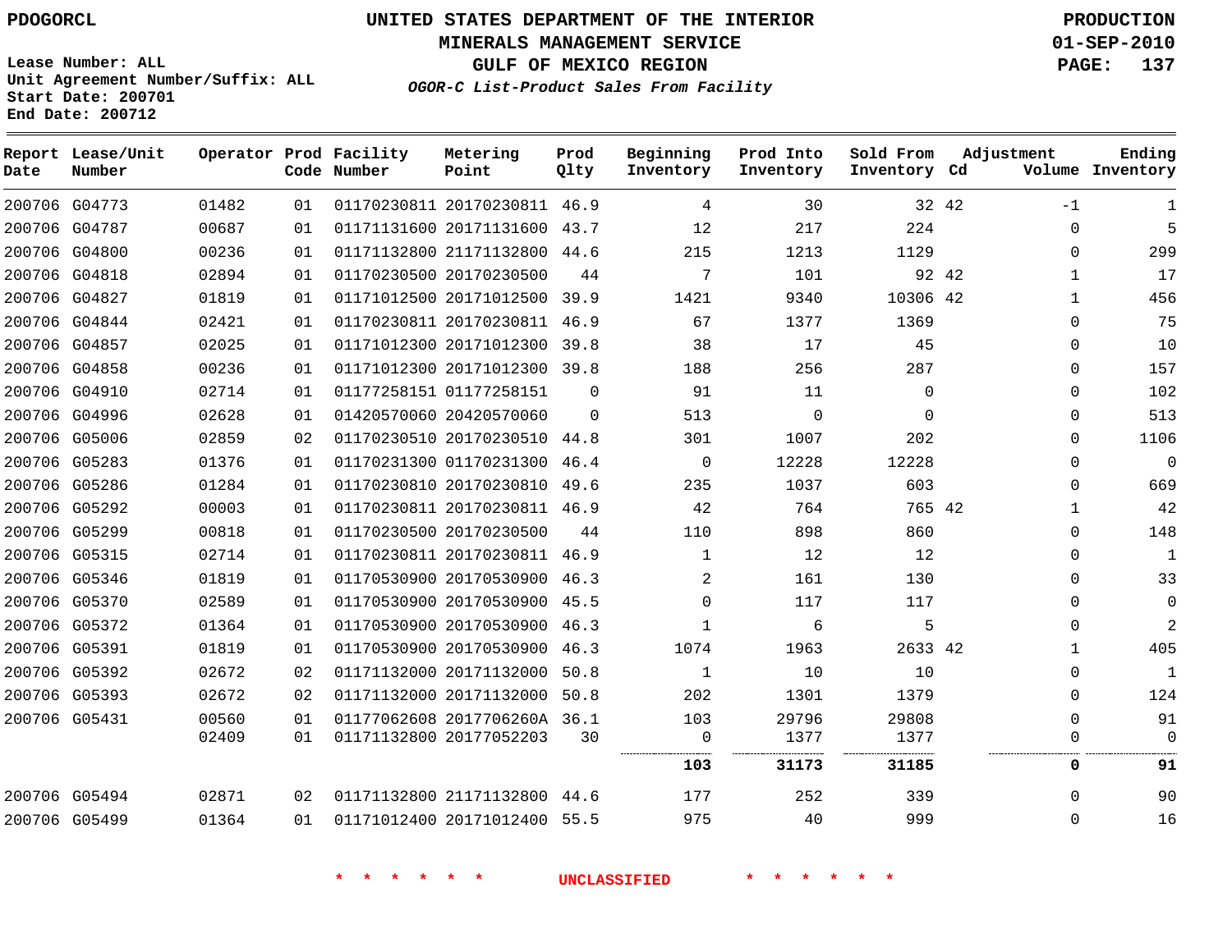PDOGORCL

**UNITED STATES DEPARTMENT OF THE INTERIOR**
**MINERALS MANAGEMENT SERVICE**
**GULF OF MEXICO REGION**
***OGOR-C List-Product Sales From Facility***

**PRODUCTION**
**01-SEP-2010**
**PAGE: 137**

Lease Number: ALL
Unit Agreement Number/Suffix: ALL
Start Date: 200701
End Date: 200712

| Report Date | Lease/Unit Number | Operator | Prod Code | Facility Number | Metering Point | Prod Qlty | Beginning Inventory | Prod Into Inventory | Sold From Inventory | Adjustment Cd | Adjustment Volume | Ending Inventory |
|---|---|---|---|---|---|---|---|---|---|---|---|---|
| 200706 | G04773 | 01482 | 01 | 01170230811 | 20170230811 | 46.9 | 4 | 30 | 32 | 42 | -1 | 1 |
| 200706 | G04787 | 00687 | 01 | 01171131600 | 20171131600 | 43.7 | 12 | 217 | 224 | | 0 | 5 |
| 200706 | G04800 | 00236 | 01 | 01171132800 | 21171132800 | 44.6 | 215 | 1213 | 1129 | | 0 | 299 |
| 200706 | G04818 | 02894 | 01 | 01170230500 | 20170230500 | 44 | 7 | 101 | 92 | 42 | 1 | 17 |
| 200706 | G04827 | 01819 | 01 | 01171012500 | 20171012500 | 39.9 | 1421 | 9340 | 10306 | 42 | 1 | 456 |
| 200706 | G04844 | 02421 | 01 | 01170230811 | 20170230811 | 46.9 | 67 | 1377 | 1369 | | 0 | 75 |
| 200706 | G04857 | 02025 | 01 | 01171012300 | 20171012300 | 39.8 | 38 | 17 | 45 | | 0 | 10 |
| 200706 | G04858 | 00236 | 01 | 01171012300 | 20171012300 | 39.8 | 188 | 256 | 287 | | 0 | 157 |
| 200706 | G04910 | 02714 | 01 | 01177258151 | 01177258151 | 0 | 91 | 11 | 0 | | 0 | 102 |
| 200706 | G04996 | 02628 | 01 | 01420570060 | 20420570060 | 0 | 513 | 0 | 0 | | 0 | 513 |
| 200706 | G05006 | 02859 | 02 | 01170230510 | 20170230510 | 44.8 | 301 | 1007 | 202 | | 0 | 1106 |
| 200706 | G05283 | 01376 | 01 | 01170231300 | 01170231300 | 46.4 | 0 | 12228 | 12228 | | 0 | 0 |
| 200706 | G05286 | 01284 | 01 | 01170230810 | 20170230810 | 49.6 | 235 | 1037 | 603 | | 0 | 669 |
| 200706 | G05292 | 00003 | 01 | 01170230811 | 20170230811 | 46.9 | 42 | 764 | 765 | 42 | 1 | 42 |
| 200706 | G05299 | 00818 | 01 | 01170230500 | 20170230500 | 44 | 110 | 898 | 860 | | 0 | 148 |
| 200706 | G05315 | 02714 | 01 | 01170230811 | 20170230811 | 46.9 | 1 | 12 | 12 | | 0 | 1 |
| 200706 | G05346 | 01819 | 01 | 01170530900 | 20170530900 | 46.3 | 2 | 161 | 130 | | 0 | 33 |
| 200706 | G05370 | 02589 | 01 | 01170530900 | 20170530900 | 45.5 | 0 | 117 | 117 | | 0 | 0 |
| 200706 | G05372 | 01364 | 01 | 01170530900 | 20170530900 | 46.3 | 1 | 6 | 5 | | 0 | 2 |
| 200706 | G05391 | 01819 | 01 | 01170530900 | 20170530900 | 46.3 | 1074 | 1963 | 2633 | 42 | 1 | 405 |
| 200706 | G05392 | 02672 | 02 | 01171132000 | 20171132000 | 50.8 | 1 | 10 | 10 | | 0 | 1 |
| 200706 | G05393 | 02672 | 02 | 01171132000 | 20171132000 | 50.8 | 202 | 1301 | 1379 | | 0 | 124 |
| 200706 | G05431 | 00560 | 01 | 01177062608 | 2017706260A | 36.1 | 103 | 29796 | 29808 | | 0 | 91 |
| | | 02409 | 01 | 01171132800 | 20177052203 | 30 | 0 | 1377 | 1377 | | 0 | 0 |
| | | | | | | | **103** | **31173** | **31185** | | **0** | **91** |
| 200706 | G05494 | 02871 | 02 | 01171132800 | 21171132800 | 44.6 | 177 | 252 | 339 | | 0 | 90 |
| 200706 | G05499 | 01364 | 01 | 01171012400 | 20171012400 | 55.5 | 975 | 40 | 999 | | 0 | 16 |

\* \* \* \* \* \* **UNCLASSIFIED** \* \* \* \* \* \*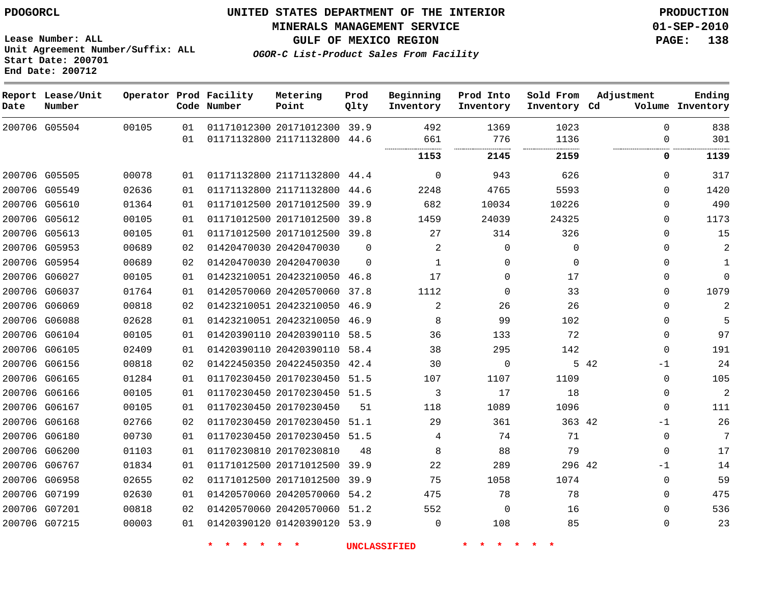PDOGORCL

# UNITED STATES DEPARTMENT OF THE INTERIOR
## MINERALS MANAGEMENT SERVICE
## GULF OF MEXICO REGION
### *OGOR-C List-Product Sales From Facility*

PRODUCTION
01-SEP-2010

Lease Number: ALL
Unit Agreement Number/Suffix: ALL
Start Date: 200701
End Date: 200712

| Report Date | Lease/Unit Number | Operator | Prod Code | Facility Number | Metering Point | Prod Qlty | Beginning Inventory | Prod Into Inventory | Sold From Inventory | Adjustment Cd | Adjustment Volume | Ending Inventory |
|---|---|---|---|---|---|---|---|---|---|---|---|---|
| 200706 | G05504 | 00105 | 01 | 01171012300 | 20171012300 | 39.9 | 492 | 1369 | 1023 | | 0 | 838 |
| | | | 01 | 01171132800 | 21171132800 | 44.6 | 661 | 776 | 1136 | | 0 | 301 |
| | | | | | | | **1153** | **2145** | **2159** | | **0** | **1139** |
| 200706 | G05505 | 00078 | 01 | 01171132800 | 21171132800 | 44.4 | 0 | 943 | 626 | | 0 | 317 |
| 200706 | G05549 | 02636 | 01 | 01171132800 | 21171132800 | 44.6 | 2248 | 4765 | 5593 | | 0 | 1420 |
| 200706 | G05610 | 01364 | 01 | 01171012500 | 20171012500 | 39.9 | 682 | 10034 | 10226 | | 0 | 490 |
| 200706 | G05612 | 00105 | 01 | 01171012500 | 20171012500 | 39.8 | 1459 | 24039 | 24325 | | 0 | 1173 |
| 200706 | G05613 | 00105 | 01 | 01171012500 | 20171012500 | 39.8 | 27 | 314 | 326 | | 0 | 15 |
| 200706 | G05953 | 00689 | 02 | 01420470030 | 20420470030 | 0 | 2 | 0 | 0 | | 0 | 2 |
| 200706 | G05954 | 00689 | 02 | 01420470030 | 20420470030 | 0 | 1 | 0 | 0 | | 0 | 1 |
| 200706 | G06027 | 00105 | 01 | 01423210051 | 20423210050 | 46.8 | 17 | 0 | 17 | | 0 | 0 |
| 200706 | G06037 | 01764 | 01 | 01420570060 | 20420570060 | 37.8 | 1112 | 0 | 33 | | 0 | 1079 |
| 200706 | G06069 | 00818 | 02 | 01423210051 | 20423210050 | 46.9 | 2 | 26 | 26 | | 0 | 2 |
| 200706 | G06088 | 02628 | 01 | 01423210051 | 20423210050 | 46.9 | 8 | 99 | 102 | | 0 | 5 |
| 200706 | G06104 | 00105 | 01 | 01420390110 | 20420390110 | 58.5 | 36 | 133 | 72 | | 0 | 97 |
| 200706 | G06105 | 02409 | 01 | 01420390110 | 20420390110 | 58.4 | 38 | 295 | 142 | | 0 | 191 |
| 200706 | G06156 | 00818 | 02 | 01422450350 | 20422450350 | 42.4 | 30 | 0 | 5 | 42 | -1 | 24 |
| 200706 | G06165 | 01284 | 01 | 01170230450 | 20170230450 | 51.5 | 107 | 1107 | 1109 | | 0 | 105 |
| 200706 | G06166 | 00105 | 01 | 01170230450 | 20170230450 | 51.5 | 3 | 17 | 18 | | 0 | 2 |
| 200706 | G06167 | 00105 | 01 | 01170230450 | 20170230450 | 51 | 118 | 1089 | 1096 | | 0 | 111 |
| 200706 | G06168 | 02766 | 02 | 01170230450 | 20170230450 | 51.1 | 29 | 361 | 363 | 42 | -1 | 26 |
| 200706 | G06180 | 00730 | 01 | 01170230450 | 20170230450 | 51.5 | 4 | 74 | 71 | | 0 | 7 |
| 200706 | G06200 | 01103 | 01 | 01170230810 | 20170230810 | 48 | 8 | 88 | 79 | | 0 | 17 |
| 200706 | G06767 | 01834 | 01 | 01171012500 | 20171012500 | 39.9 | 22 | 289 | 296 | 42 | -1 | 14 |
| 200706 | G06958 | 02655 | 02 | 01171012500 | 20171012500 | 39.9 | 75 | 1058 | 1074 | | 0 | 59 |
| 200706 | G07199 | 02630 | 01 | 01420570060 | 20420570060 | 54.2 | 475 | 78 | 78 | | 0 | 475 |
| 200706 | G07201 | 00818 | 02 | 01420570060 | 20420570060 | 51.2 | 552 | 0 | 16 | | 0 | 536 |
| 200706 | G07215 | 00003 | 01 | 01420390120 | 01420390120 | 53.9 | 0 | 108 | 85 | | 0 | 23 |

* * * * * * UNCLASSIFIED * * * * * *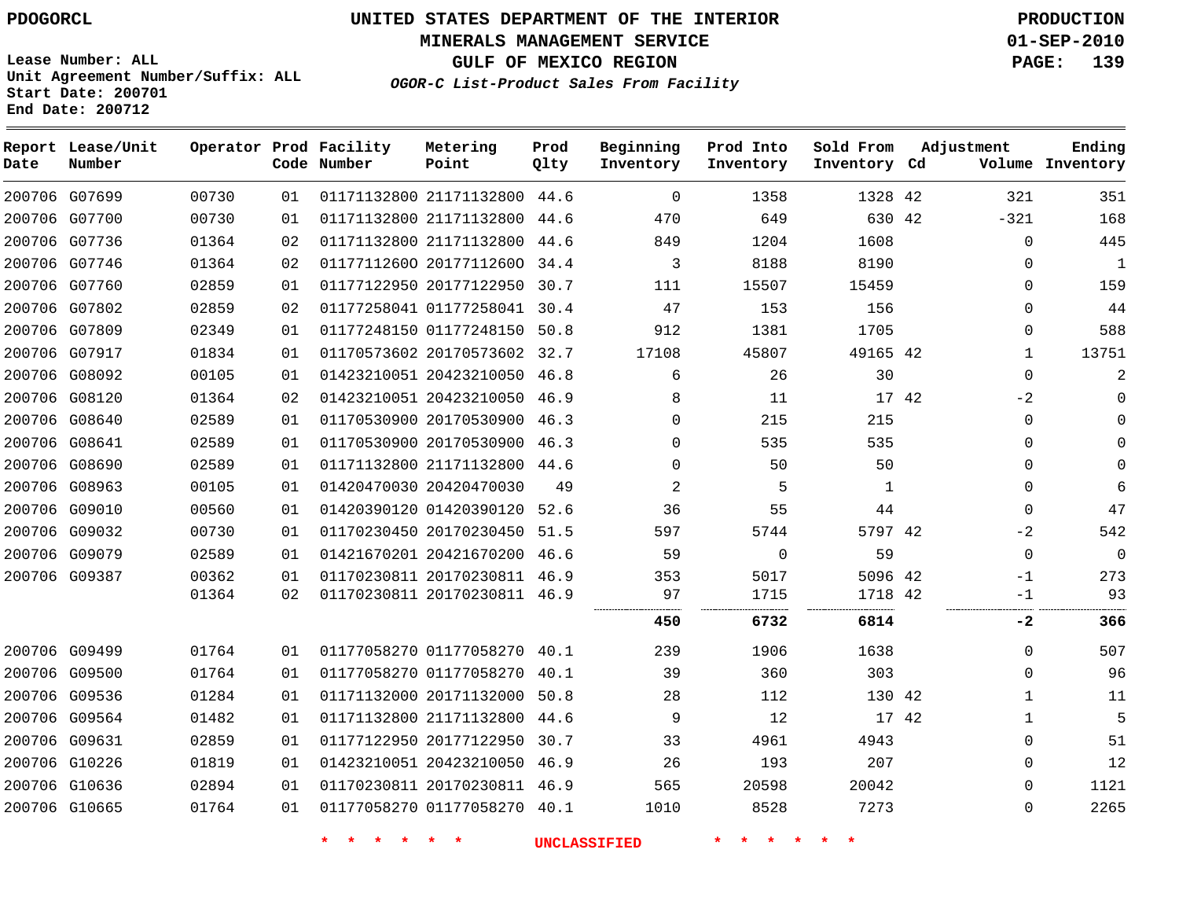PDOGORCL

# UNITED STATES DEPARTMENT OF THE INTERIOR
## MINERALS MANAGEMENT SERVICE
## GULF OF MEXICO REGION
### *OGOR-C List-Product Sales From Facility*

PRODUCTION
01-SEP-2010

Lease Number: ALL
Unit Agreement Number/Suffix: ALL
Start Date: 200701
End Date: 200712

| Report Date | Lease/Unit Number | Operator | Prod Code | Facility Number | Metering Point | Prod Qlty | Beginning Inventory | Prod Into Inventory | Sold From Inventory | Adjustment Cd | Adjustment Volume | Ending Inventory |
|---|---|---|---|---|---|---|---|---|---|---|---|---|
| 200706 | G07699 | 00730 | 01 | 01171132800 | 21171132800 | 44.6 | 0 | 1358 | 1328 | 42 | 321 | 351 |
| 200706 | G07700 | 00730 | 01 | 01171132800 | 21171132800 | 44.6 | 470 | 649 | 630 | 42 | -321 | 168 |
| 200706 | G07736 | 01364 | 02 | 01171132800 | 21171132800 | 44.6 | 849 | 1204 | 1608 | | 0 | 445 |
| 200706 | G07746 | 01364 | 02 | 01177112600 | 20177112600 | 34.4 | 3 | 8188 | 8190 | | 0 | 1 |
| 200706 | G07760 | 02859 | 01 | 01177122950 | 20177122950 | 30.7 | 111 | 15507 | 15459 | | 0 | 159 |
| 200706 | G07802 | 02859 | 02 | 01177258041 | 01177258041 | 30.4 | 47 | 153 | 156 | | 0 | 44 |
| 200706 | G07809 | 02349 | 01 | 01177248150 | 01177248150 | 50.8 | 912 | 1381 | 1705 | | 0 | 588 |
| 200706 | G07917 | 01834 | 01 | 01170573602 | 20170573602 | 32.7 | 17108 | 45807 | 49165 | 42 | 1 | 13751 |
| 200706 | G08092 | 00105 | 01 | 01423210051 | 20423210050 | 46.8 | 6 | 26 | 30 | | 0 | 2 |
| 200706 | G08120 | 01364 | 02 | 01423210051 | 20423210050 | 46.9 | 8 | 11 | 17 | 42 | -2 | 0 |
| 200706 | G08640 | 02589 | 01 | 01170530900 | 20170530900 | 46.3 | 0 | 215 | 215 | | 0 | 0 |
| 200706 | G08641 | 02589 | 01 | 01170530900 | 20170530900 | 46.3 | 0 | 535 | 535 | | 0 | 0 |
| 200706 | G08690 | 02589 | 01 | 01171132800 | 21171132800 | 44.6 | 0 | 50 | 50 | | 0 | 0 |
| 200706 | G08963 | 00105 | 01 | 01420470030 | 20420470030 | 49 | 2 | 5 | 1 | | 0 | 6 |
| 200706 | G09010 | 00560 | 01 | 01420390120 | 01420390120 | 52.6 | 36 | 55 | 44 | | 0 | 47 |
| 200706 | G09032 | 00730 | 01 | 01170230450 | 20170230450 | 51.5 | 597 | 5744 | 5797 | 42 | -2 | 542 |
| 200706 | G09079 | 02589 | 01 | 01421670201 | 20421670200 | 46.6 | 59 | 0 | 59 | | 0 | 0 |
| 200706 | G09387 | 00362 | 01 | 01170230811 | 20170230811 | 46.9 | 353 | 5017 | 5096 | 42 | -1 | 273 |
| | | 01364 | 02 | 01170230811 | 20170230811 | 46.9 | 97 | 1715 | 1718 | 42 | -1 | 93 |
| | | | | | | | **450** | **6732** | **6814** | | **-2** | **366** |
| 200706 | G09499 | 01764 | 01 | 01177058270 | 01177058270 | 40.1 | 239 | 1906 | 1638 | | 0 | 507 |
| 200706 | G09500 | 01764 | 01 | 01177058270 | 01177058270 | 40.1 | 39 | 360 | 303 | | 0 | 96 |
| 200706 | G09536 | 01284 | 01 | 01171132000 | 20171132000 | 50.8 | 28 | 112 | 130 | 42 | 1 | 11 |
| 200706 | G09564 | 01482 | 01 | 01171132800 | 21171132800 | 44.6 | 9 | 12 | 17 | 42 | 1 | 5 |
| 200706 | G09631 | 02859 | 01 | 01177122950 | 20177122950 | 30.7 | 33 | 4961 | 4943 | | 0 | 51 |
| 200706 | G10226 | 01819 | 01 | 01423210051 | 20423210050 | 46.9 | 26 | 193 | 207 | | 0 | 12 |
| 200706 | G10636 | 02894 | 01 | 01170230811 | 20170230811 | 46.9 | 565 | 20598 | 20042 | | 0 | 1121 |
| 200706 | G10665 | 01764 | 01 | 01177058270 | 01177058270 | 40.1 | 1010 | 8528 | 7273 | | 0 | 2265 |

\* \* \* \* \* \* UNCLASSIFIED \* \* \* \* \* \*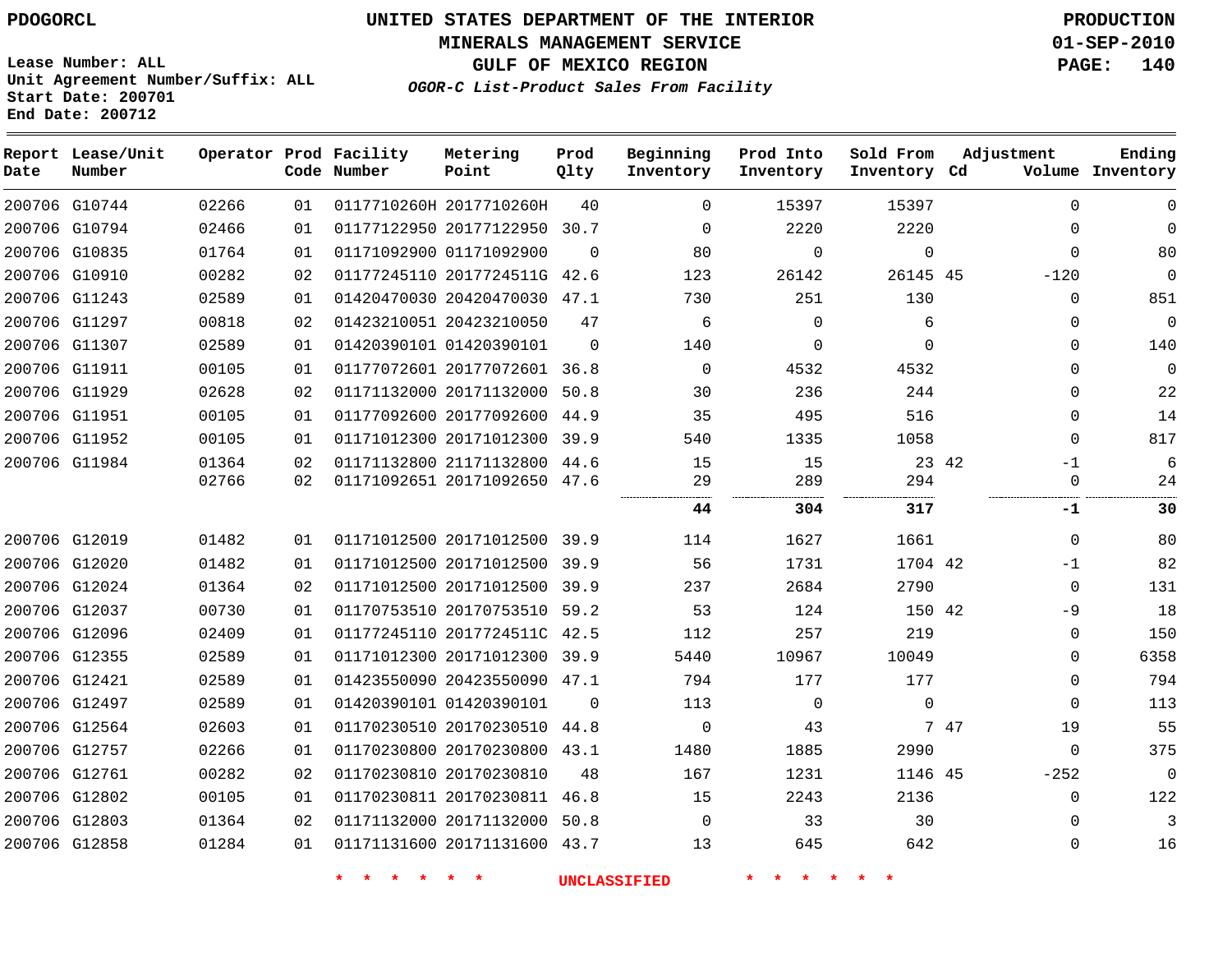PDOGORCL

Lease Number: ALL
Unit Agreement Number/Suffix: ALL
Start Date: 200701
End Date: 200712

# UNITED STATES DEPARTMENT OF THE INTERIOR
## MINERALS MANAGEMENT SERVICE
## GULF OF MEXICO REGION
### *OGOR-C List-Product Sales From Facility*

PRODUCTION
01-SEP-2010
PAGE: 140

| Report Date | Lease/Unit Number | Operator | Prod Code | Facility Number | Metering Point | Prod Qlty | Beginning Inventory | Prod Into Inventory | Sold From Inventory | Adjustment Cd | Adjustment Volume | Ending Inventory |
|---|---|---|---|---|---|---|---|---|---|---|---|---|
| 200706 | G10744 | 02266 | 01 | 0117710260H | 2017710260H | 40 | 0 | 15397 | 15397 | | 0 | 0 |
| 200706 | G10794 | 02466 | 01 | 01177122950 | 20177122950 | 30.7 | 0 | 2220 | 2220 | | 0 | 0 |
| 200706 | G10835 | 01764 | 01 | 01171092900 | 01171092900 | 0 | 80 | 0 | 0 | | 0 | 80 |
| 200706 | G10910 | 00282 | 02 | 01177245110 | 2017724511G | 42.6 | 123 | 26142 | 26145 | 45 | -120 | 0 |
| 200706 | G11243 | 02589 | 01 | 01420470030 | 20420470030 | 47.1 | 730 | 251 | 130 | | 0 | 851 |
| 200706 | G11297 | 00818 | 02 | 01423210051 | 20423210050 | 47 | 6 | 0 | 6 | | 0 | 0 |
| 200706 | G11307 | 02589 | 01 | 01420390101 | 01420390101 | 0 | 140 | 0 | 0 | | 0 | 140 |
| 200706 | G11911 | 00105 | 01 | 01177072601 | 20177072601 | 36.8 | 0 | 4532 | 4532 | | 0 | 0 |
| 200706 | G11929 | 02628 | 02 | 01171132000 | 20171132000 | 50.8 | 30 | 236 | 244 | | 0 | 22 |
| 200706 | G11951 | 00105 | 01 | 01177092600 | 20177092600 | 44.9 | 35 | 495 | 516 | | 0 | 14 |
| 200706 | G11952 | 00105 | 01 | 01171012300 | 20171012300 | 39.9 | 540 | 1335 | 1058 | | 0 | 817 |
| 200706 | G11984 | 01364 | 02 | 01171132800 | 21171132800 | 44.6 | 15 | 15 | 23 | 42 | -1 | 6 |
| | | 02766 | 02 | 01171092651 | 20171092650 | 47.6 | 29 | 289 | 294 | | 0 | 24 |
| | | | | | | | **44** | **304** | **317** | | **-1** | **30** |
| 200706 | G12019 | 01482 | 01 | 01171012500 | 20171012500 | 39.9 | 114 | 1627 | 1661 | | 0 | 80 |
| 200706 | G12020 | 01482 | 01 | 01171012500 | 20171012500 | 39.9 | 56 | 1731 | 1704 | 42 | -1 | 82 |
| 200706 | G12024 | 01364 | 02 | 01171012500 | 20171012500 | 39.9 | 237 | 2684 | 2790 | | 0 | 131 |
| 200706 | G12037 | 00730 | 01 | 01170753510 | 20170753510 | 59.2 | 53 | 124 | 150 | 42 | -9 | 18 |
| 200706 | G12096 | 02409 | 01 | 01177245110 | 2017724511C | 42.5 | 112 | 257 | 219 | | 0 | 150 |
| 200706 | G12355 | 02589 | 01 | 01171012300 | 20171012300 | 39.9 | 5440 | 10967 | 10049 | | 0 | 6358 |
| 200706 | G12421 | 02589 | 01 | 01423550090 | 20423550090 | 47.1 | 794 | 177 | 177 | | 0 | 794 |
| 200706 | G12497 | 02589 | 01 | 01420390101 | 01420390101 | 0 | 113 | 0 | 0 | | 0 | 113 |
| 200706 | G12564 | 02603 | 01 | 01170230510 | 20170230510 | 44.8 | 0 | 43 | 7 | 47 | 19 | 55 |
| 200706 | G12757 | 02266 | 01 | 01170230800 | 20170230800 | 43.1 | 1480 | 1885 | 2990 | | 0 | 375 |
| 200706 | G12761 | 00282 | 02 | 01170230810 | 20170230810 | 48 | 167 | 1231 | 1146 | 45 | -252 | 0 |
| 200706 | G12802 | 00105 | 01 | 01170230811 | 20170230811 | 46.8 | 15 | 2243 | 2136 | | 0 | 122 |
| 200706 | G12803 | 01364 | 02 | 01171132000 | 20171132000 | 50.8 | 0 | 33 | 30 | | 0 | 3 |
| 200706 | G12858 | 01284 | 01 | 01171131600 | 20171131600 | 43.7 | 13 | 645 | 642 | | 0 | 16 |

* * * * * * UNCLASSIFIED * * * * * *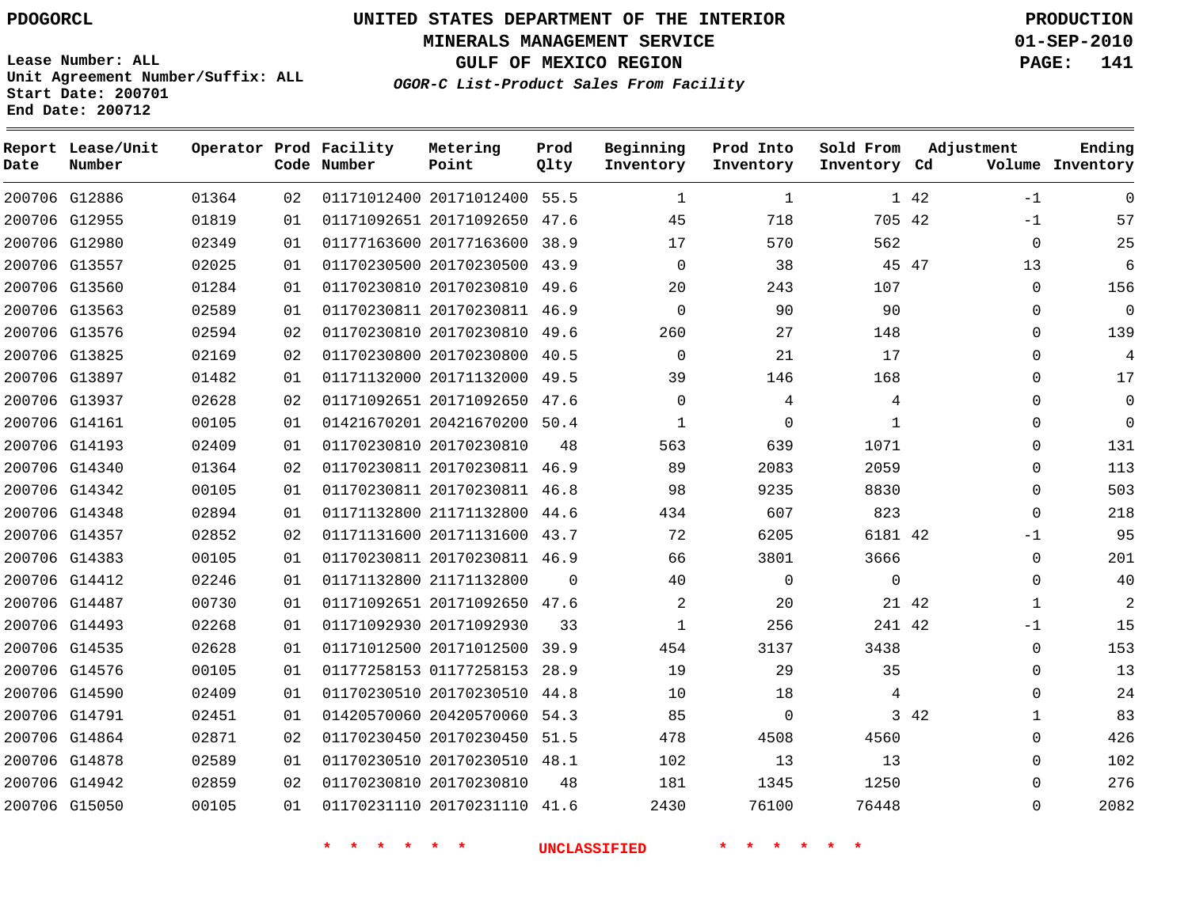PDOGORCL

# UNITED STATES DEPARTMENT OF THE INTERIOR
## MINERALS MANAGEMENT SERVICE
## GULF OF MEXICO REGION
### *OGOR-C List-Product Sales From Facility*

PRODUCTION
01-SEP-2010

Lease Number: ALL
Unit Agreement Number/Suffix: ALL
Start Date: 200701
End Date: 200712

| Report Date | Lease/Unit Number | Operator | Prod Code | Facility Number | Metering Point | Prod Qlty | Beginning Inventory | Prod Into Inventory | Sold From Inventory | Adjustment Cd | Adjustment Volume | Ending Inventory |
|---|---|---|---|---|---|---|---|---|---|---|---|---|
| 200706 | G12886 | 01364 | 02 | 01171012400 | 20171012400 | 55.5 | 1 | 1 | 1 | 42 | -1 | 0 |
| 200706 | G12955 | 01819 | 01 | 01171092651 | 20171092650 | 47.6 | 45 | 718 | 705 | 42 | -1 | 57 |
| 200706 | G12980 | 02349 | 01 | 01177163600 | 20177163600 | 38.9 | 17 | 570 | 562 | | 0 | 25 |
| 200706 | G13557 | 02025 | 01 | 01170230500 | 20170230500 | 43.9 | 0 | 38 | 45 | 47 | 13 | 6 |
| 200706 | G13560 | 01284 | 01 | 01170230810 | 20170230810 | 49.6 | 20 | 243 | 107 | | 0 | 156 |
| 200706 | G13563 | 02589 | 01 | 01170230811 | 20170230811 | 46.9 | 0 | 90 | 90 | | 0 | 0 |
| 200706 | G13576 | 02594 | 02 | 01170230810 | 20170230810 | 49.6 | 260 | 27 | 148 | | 0 | 139 |
| 200706 | G13825 | 02169 | 02 | 01170230800 | 20170230800 | 40.5 | 0 | 21 | 17 | | 0 | 4 |
| 200706 | G13897 | 01482 | 01 | 01171132000 | 20171132000 | 49.5 | 39 | 146 | 168 | | 0 | 17 |
| 200706 | G13937 | 02628 | 02 | 01171092651 | 20171092650 | 47.6 | 0 | 4 | 4 | | 0 | 0 |
| 200706 | G14161 | 00105 | 01 | 01421670201 | 20421670200 | 50.4 | 1 | 0 | 1 | | 0 | 0 |
| 200706 | G14193 | 02409 | 01 | 01170230810 | 20170230810 | 48 | 563 | 639 | 1071 | | 0 | 131 |
| 200706 | G14340 | 01364 | 02 | 01170230811 | 20170230811 | 46.9 | 89 | 2083 | 2059 | | 0 | 113 |
| 200706 | G14342 | 00105 | 01 | 01170230811 | 20170230811 | 46.8 | 98 | 9235 | 8830 | | 0 | 503 |
| 200706 | G14348 | 02894 | 01 | 01171132800 | 21171132800 | 44.6 | 434 | 607 | 823 | | 0 | 218 |
| 200706 | G14357 | 02852 | 02 | 01171131600 | 20171131600 | 43.7 | 72 | 6205 | 6181 | 42 | -1 | 95 |
| 200706 | G14383 | 00105 | 01 | 01170230811 | 20170230811 | 46.9 | 66 | 3801 | 3666 | | 0 | 201 |
| 200706 | G14412 | 02246 | 01 | 01171132800 | 21171132800 | 0 | 40 | 0 | 0 | | 0 | 40 |
| 200706 | G14487 | 00730 | 01 | 01171092651 | 20171092650 | 47.6 | 2 | 20 | 21 | 42 | 1 | 2 |
| 200706 | G14493 | 02268 | 01 | 01171092930 | 20171092930 | 33 | 1 | 256 | 241 | 42 | -1 | 15 |
| 200706 | G14535 | 02628 | 01 | 01171012500 | 20171012500 | 39.9 | 454 | 3137 | 3438 | | 0 | 153 |
| 200706 | G14576 | 00105 | 01 | 01177258153 | 01177258153 | 28.9 | 19 | 29 | 35 | | 0 | 13 |
| 200706 | G14590 | 02409 | 01 | 01170230510 | 20170230510 | 44.8 | 10 | 18 | 4 | | 0 | 24 |
| 200706 | G14791 | 02451 | 01 | 01420570060 | 20420570060 | 54.3 | 85 | 0 | 3 | 42 | 1 | 83 |
| 200706 | G14864 | 02871 | 02 | 01170230450 | 20170230450 | 51.5 | 478 | 4508 | 4560 | | 0 | 426 |
| 200706 | G14878 | 02589 | 01 | 01170230510 | 20170230510 | 48.1 | 102 | 13 | 13 | | 0 | 102 |
| 200706 | G14942 | 02859 | 02 | 01170230810 | 20170230810 | 48 | 181 | 1345 | 1250 | | 0 | 276 |
| 200706 | G15050 | 00105 | 01 | 01170231110 | 20170231110 | 41.6 | 2430 | 76100 | 76448 | | 0 | 2082 |

* * * * * * UNCLASSIFIED * * * * * *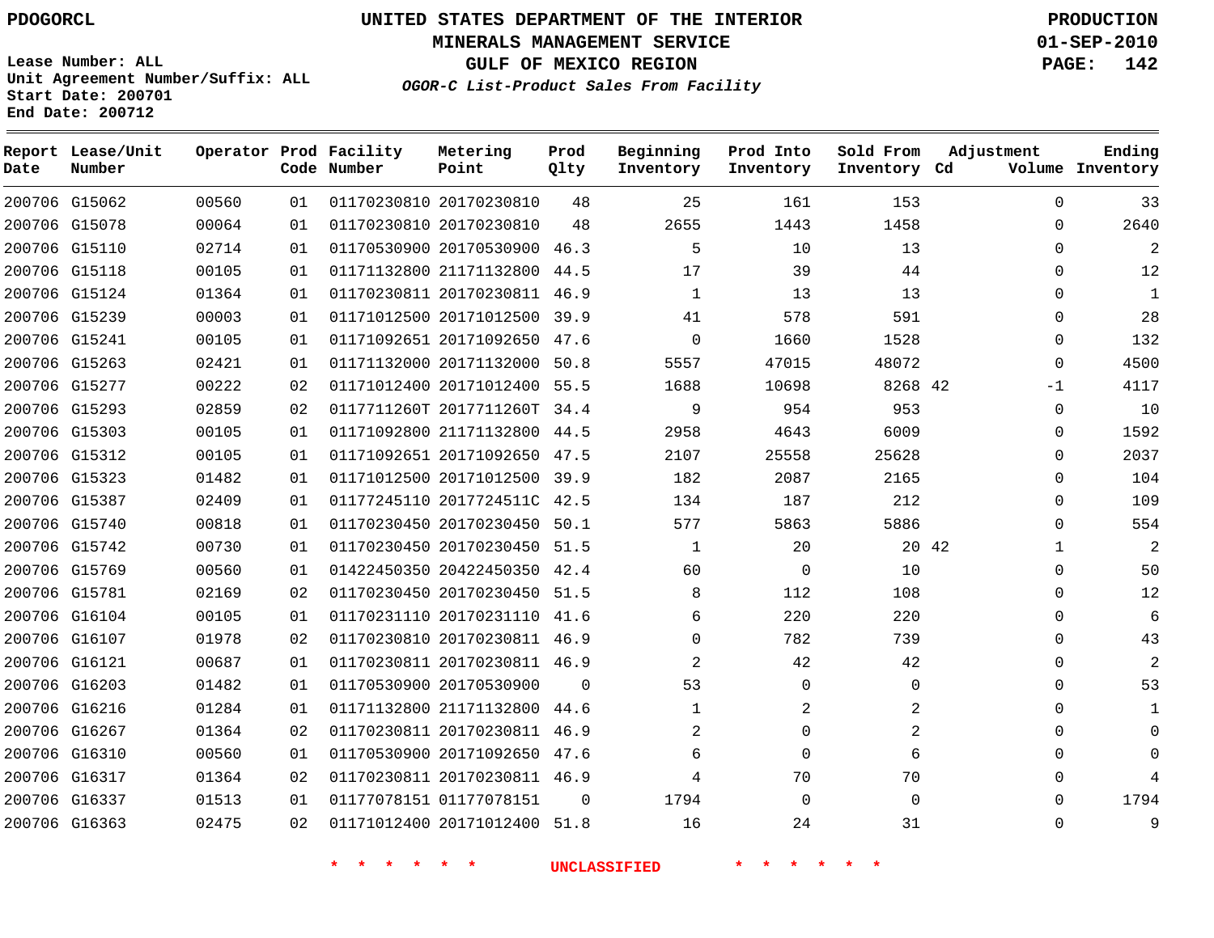PDOGORCL

# UNITED STATES DEPARTMENT OF THE INTERIOR
## MINERALS MANAGEMENT SERVICE
## GULF OF MEXICO REGION
### *OGOR-C List-Product Sales From Facility*

PRODUCTION
01-SEP-2010

Lease Number: ALL
Unit Agreement Number/Suffix: ALL
Start Date: 200701
End Date: 200712

| Report Date | Lease/Unit Number | Operator | Prod Code | Facility Number | Metering Point | Prod Qlty | Beginning Inventory | Prod Into Inventory | Sold From Inventory | Adjustment Cd | Adjustment Volume | Ending Inventory |
|---|---|---|---|---|---|---|---|---|---|---|---|---|
| 200706 | G15062 | 00560 | 01 | 01170230810 | 20170230810 | 48 | 25 | 161 | 153 | | 0 | 33 |
| 200706 | G15078 | 00064 | 01 | 01170230810 | 20170230810 | 48 | 2655 | 1443 | 1458 | | 0 | 2640 |
| 200706 | G15110 | 02714 | 01 | 01170530900 | 20170530900 | 46.3 | 5 | 10 | 13 | | 0 | 2 |
| 200706 | G15118 | 00105 | 01 | 01171132800 | 21171132800 | 44.5 | 17 | 39 | 44 | | 0 | 12 |
| 200706 | G15124 | 01364 | 01 | 01170230811 | 20170230811 | 46.9 | 1 | 13 | 13 | | 0 | 1 |
| 200706 | G15239 | 00003 | 01 | 01171012500 | 20171012500 | 39.9 | 41 | 578 | 591 | | 0 | 28 |
| 200706 | G15241 | 00105 | 01 | 01171092651 | 20171092650 | 47.6 | 0 | 1660 | 1528 | | 0 | 132 |
| 200706 | G15263 | 02421 | 01 | 01171132000 | 20171132000 | 50.8 | 5557 | 47015 | 48072 | | 0 | 4500 |
| 200706 | G15277 | 00222 | 02 | 01171012400 | 20171012400 | 55.5 | 1688 | 10698 | 8268 | 42 | -1 | 4117 |
| 200706 | G15293 | 02859 | 02 | 0117711260T | 2017711260T | 34.4 | 9 | 954 | 953 | | 0 | 10 |
| 200706 | G15303 | 00105 | 01 | 01171092800 | 21171132800 | 44.5 | 2958 | 4643 | 6009 | | 0 | 1592 |
| 200706 | G15312 | 00105 | 01 | 01171092651 | 20171092650 | 47.5 | 2107 | 25558 | 25628 | | 0 | 2037 |
| 200706 | G15323 | 01482 | 01 | 01171012500 | 20171012500 | 39.9 | 182 | 2087 | 2165 | | 0 | 104 |
| 200706 | G15387 | 02409 | 01 | 01177245110 | 2017724511C | 42.5 | 134 | 187 | 212 | | 0 | 109 |
| 200706 | G15740 | 00818 | 01 | 01170230450 | 20170230450 | 50.1 | 577 | 5863 | 5886 | | 0 | 554 |
| 200706 | G15742 | 00730 | 01 | 01170230450 | 20170230450 | 51.5 | 1 | 20 | 20 | 42 | 1 | 2 |
| 200706 | G15769 | 00560 | 01 | 01422450350 | 20422450350 | 42.4 | 60 | 0 | 10 | | 0 | 50 |
| 200706 | G15781 | 02169 | 02 | 01170230450 | 20170230450 | 51.5 | 8 | 112 | 108 | | 0 | 12 |
| 200706 | G16104 | 00105 | 01 | 01170231110 | 20170231110 | 41.6 | 6 | 220 | 220 | | 0 | 6 |
| 200706 | G16107 | 01978 | 02 | 01170230810 | 20170230811 | 46.9 | 0 | 782 | 739 | | 0 | 43 |
| 200706 | G16121 | 00687 | 01 | 01170230811 | 20170230811 | 46.9 | 2 | 42 | 42 | | 0 | 2 |
| 200706 | G16203 | 01482 | 01 | 01170530900 | 20170530900 | 0 | 53 | 0 | 0 | | 0 | 53 |
| 200706 | G16216 | 01284 | 01 | 01171132800 | 21171132800 | 44.6 | 1 | 2 | 2 | | 0 | 1 |
| 200706 | G16267 | 01364 | 02 | 01170230811 | 20170230811 | 46.9 | 2 | 0 | 2 | | 0 | 0 |
| 200706 | G16310 | 00560 | 01 | 01170530900 | 20171092650 | 47.6 | 6 | 0 | 6 | | 0 | 0 |
| 200706 | G16317 | 01364 | 02 | 01170230811 | 20170230811 | 46.9 | 4 | 70 | 70 | | 0 | 4 |
| 200706 | G16337 | 01513 | 01 | 01177078151 | 01177078151 | 0 | 1794 | 0 | 0 | | 0 | 1794 |
| 200706 | G16363 | 02475 | 02 | 01171012400 | 20171012400 | 51.8 | 16 | 24 | 31 | | 0 | 9 |

* * * * * * UNCLASSIFIED * * * * * *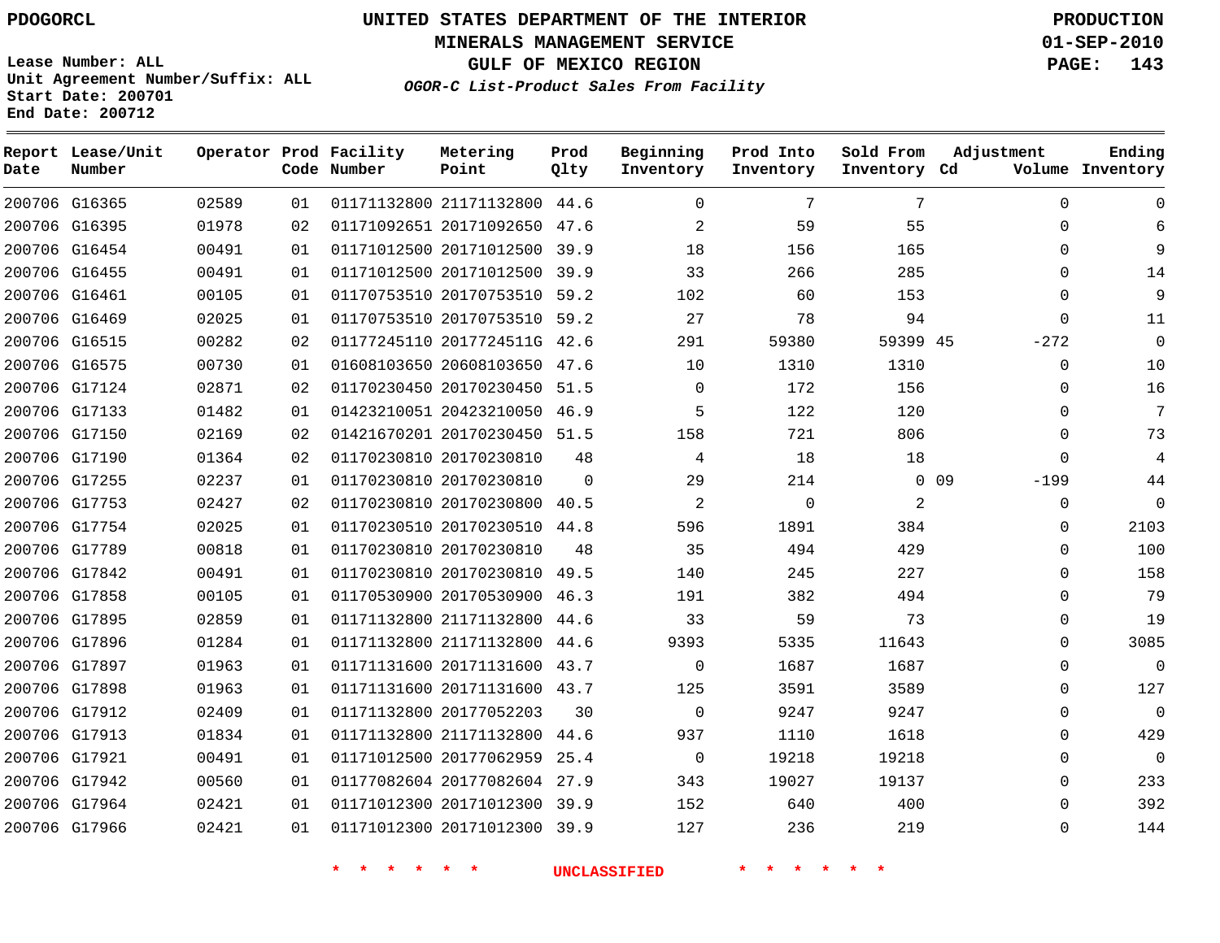PDOGORCL

# UNITED STATES DEPARTMENT OF THE INTERIOR
## MINERALS MANAGEMENT SERVICE
## GULF OF MEXICO REGION
### *OGOR-C List-Product Sales From Facility*

PRODUCTION
01-SEP-2010

Lease Number: ALL
Unit Agreement Number/Suffix: ALL
Start Date: 200701
End Date: 200712

| Report Date | Lease/Unit Number | Operator | Prod Code | Facility Number | Metering Point | Prod Qlty | Beginning Inventory | Prod Into Inventory | Sold From Inventory | Adjustment Cd | Adjustment Volume | Ending Inventory |
|---|---|---|---|---|---|---|---|---|---|---|---|---|
| 200706 | G16365 | 02589 | 01 | 01171132800 | 21171132800 | 44.6 | 0 | 7 | 7 | | 0 | 0 |
| 200706 | G16395 | 01978 | 02 | 01171092651 | 20171092650 | 47.6 | 2 | 59 | 55 | | 0 | 6 |
| 200706 | G16454 | 00491 | 01 | 01171012500 | 20171012500 | 39.9 | 18 | 156 | 165 | | 0 | 9 |
| 200706 | G16455 | 00491 | 01 | 01171012500 | 20171012500 | 39.9 | 33 | 266 | 285 | | 0 | 14 |
| 200706 | G16461 | 00105 | 01 | 01170753510 | 20170753510 | 59.2 | 102 | 60 | 153 | | 0 | 9 |
| 200706 | G16469 | 02025 | 01 | 01170753510 | 20170753510 | 59.2 | 27 | 78 | 94 | | 0 | 11 |
| 200706 | G16515 | 00282 | 02 | 01177245110 | 2017724511G | 42.6 | 291 | 59380 | 59399 | 45 | -272 | 0 |
| 200706 | G16575 | 00730 | 01 | 01608103650 | 20608103650 | 47.6 | 10 | 1310 | 1310 | | 0 | 10 |
| 200706 | G17124 | 02871 | 02 | 01170230450 | 20170230450 | 51.5 | 0 | 172 | 156 | | 0 | 16 |
| 200706 | G17133 | 01482 | 01 | 01423210051 | 20423210050 | 46.9 | 5 | 122 | 120 | | 0 | 7 |
| 200706 | G17150 | 02169 | 02 | 01421670201 | 20170230450 | 51.5 | 158 | 721 | 806 | | 0 | 73 |
| 200706 | G17190 | 01364 | 02 | 01170230810 | 20170230810 | 48 | 4 | 18 | 18 | | 0 | 4 |
| 200706 | G17255 | 02237 | 01 | 01170230810 | 20170230810 | 0 | 29 | 214 | 0 | 09 | -199 | 44 |
| 200706 | G17753 | 02427 | 02 | 01170230810 | 20170230800 | 40.5 | 2 | 0 | 2 | | 0 | 0 |
| 200706 | G17754 | 02025 | 01 | 01170230510 | 20170230510 | 44.8 | 596 | 1891 | 384 | | 0 | 2103 |
| 200706 | G17789 | 00818 | 01 | 01170230810 | 20170230810 | 48 | 35 | 494 | 429 | | 0 | 100 |
| 200706 | G17842 | 00491 | 01 | 01170230810 | 20170230810 | 49.5 | 140 | 245 | 227 | | 0 | 158 |
| 200706 | G17858 | 00105 | 01 | 01170530900 | 20170530900 | 46.3 | 191 | 382 | 494 | | 0 | 79 |
| 200706 | G17895 | 02859 | 01 | 01171132800 | 21171132800 | 44.6 | 33 | 59 | 73 | | 0 | 19 |
| 200706 | G17896 | 01284 | 01 | 01171132800 | 21171132800 | 44.6 | 9393 | 5335 | 11643 | | 0 | 3085 |
| 200706 | G17897 | 01963 | 01 | 01171131600 | 20171131600 | 43.7 | 0 | 1687 | 1687 | | 0 | 0 |
| 200706 | G17898 | 01963 | 01 | 01171131600 | 20171131600 | 43.7 | 125 | 3591 | 3589 | | 0 | 127 |
| 200706 | G17912 | 02409 | 01 | 01171132800 | 20177052203 | 30 | 0 | 9247 | 9247 | | 0 | 0 |
| 200706 | G17913 | 01834 | 01 | 01171132800 | 21171132800 | 44.6 | 937 | 1110 | 1618 | | 0 | 429 |
| 200706 | G17921 | 00491 | 01 | 01171012500 | 20177062959 | 25.4 | 0 | 19218 | 19218 | | 0 | 0 |
| 200706 | G17942 | 00560 | 01 | 01177082604 | 20177082604 | 27.9 | 343 | 19027 | 19137 | | 0 | 233 |
| 200706 | G17964 | 02421 | 01 | 01171012300 | 20171012300 | 39.9 | 152 | 640 | 400 | | 0 | 392 |
| 200706 | G17966 | 02421 | 01 | 01171012300 | 20171012300 | 39.9 | 127 | 236 | 219 | | 0 | 144 |

\* \* \* \* \* \* UNCLASSIFIED \* \* \* \* \* \*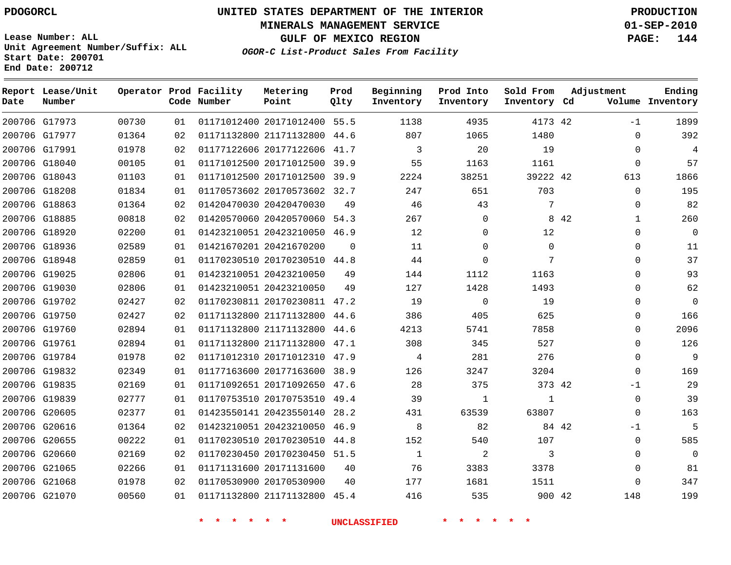PDOGORCL

# UNITED STATES DEPARTMENT OF THE INTERIOR
## MINERALS MANAGEMENT SERVICE
## GULF OF MEXICO REGION
### *OGOR-C List-Product Sales From Facility*

PRODUCTION
01-SEP-2010

Lease Number: ALL
Unit Agreement Number/Suffix: ALL
Start Date: 200701
End Date: 200712

| Report Date | Lease/Unit Number | Operator | Prod Code | Facility Number | Metering Point | Prod Qlty | Beginning Inventory | Prod Into Inventory | Sold From Inventory | Adjustment Cd | Adjustment Volume | Ending Inventory |
|---|---|---|---|---|---|---|---|---|---|---|---|---|
| 200706 | G17973 | 00730 | 01 | 01171012400 | 20171012400 | 55.5 | 1138 | 4935 | 4173 | 42 | -1 | 1899 |
| 200706 | G17977 | 01364 | 02 | 01171132800 | 21171132800 | 44.6 | 807 | 1065 | 1480 | | 0 | 392 |
| 200706 | G17991 | 01978 | 02 | 01177122606 | 20177122606 | 41.7 | 3 | 20 | 19 | | 0 | 4 |
| 200706 | G18040 | 00105 | 01 | 01171012500 | 20171012500 | 39.9 | 55 | 1163 | 1161 | | 0 | 57 |
| 200706 | G18043 | 01103 | 01 | 01171012500 | 20171012500 | 39.9 | 2224 | 38251 | 39222 | 42 | 613 | 1866 |
| 200706 | G18208 | 01834 | 01 | 01170573602 | 20170573602 | 32.7 | 247 | 651 | 703 | | 0 | 195 |
| 200706 | G18863 | 01364 | 02 | 01420470030 | 20420470030 | 49 | 46 | 43 | 7 | | 0 | 82 |
| 200706 | G18885 | 00818 | 02 | 01420570060 | 20420570060 | 54.3 | 267 | 0 | 8 | 42 | 1 | 260 |
| 200706 | G18920 | 02200 | 01 | 01423210051 | 20423210050 | 46.9 | 12 | 0 | 12 | | 0 | 0 |
| 200706 | G18936 | 02589 | 01 | 01421670201 | 20421670200 | 0 | 11 | 0 | 0 | | 0 | 11 |
| 200706 | G18948 | 02859 | 01 | 01170230510 | 20170230510 | 44.8 | 44 | 0 | 7 | | 0 | 37 |
| 200706 | G19025 | 02806 | 01 | 01423210051 | 20423210050 | 49 | 144 | 1112 | 1163 | | 0 | 93 |
| 200706 | G19030 | 02806 | 01 | 01423210051 | 20423210050 | 49 | 127 | 1428 | 1493 | | 0 | 62 |
| 200706 | G19702 | 02427 | 02 | 01170230811 | 20170230811 | 47.2 | 19 | 0 | 19 | | 0 | 0 |
| 200706 | G19750 | 02427 | 02 | 01171132800 | 21171132800 | 44.6 | 386 | 405 | 625 | | 0 | 166 |
| 200706 | G19760 | 02894 | 01 | 01171132800 | 21171132800 | 44.6 | 4213 | 5741 | 7858 | | 0 | 2096 |
| 200706 | G19761 | 02894 | 01 | 01171132800 | 21171132800 | 47.1 | 308 | 345 | 527 | | 0 | 126 |
| 200706 | G19784 | 01978 | 02 | 01171012310 | 20171012310 | 47.9 | 4 | 281 | 276 | | 0 | 9 |
| 200706 | G19832 | 02349 | 01 | 01177163600 | 20177163600 | 38.9 | 126 | 3247 | 3204 | | 0 | 169 |
| 200706 | G19835 | 02169 | 01 | 01171092651 | 20171092650 | 47.6 | 28 | 375 | 373 | 42 | -1 | 29 |
| 200706 | G19839 | 02777 | 01 | 01170753510 | 20170753510 | 49.4 | 39 | 1 | 1 | | 0 | 39 |
| 200706 | G20605 | 02377 | 01 | 01423550141 | 20423550140 | 28.2 | 431 | 63539 | 63807 | | 0 | 163 |
| 200706 | G20616 | 01364 | 02 | 01423210051 | 20423210050 | 46.9 | 8 | 82 | 84 | 42 | -1 | 5 |
| 200706 | G20655 | 00222 | 01 | 01170230510 | 20170230510 | 44.8 | 152 | 540 | 107 | | 0 | 585 |
| 200706 | G20660 | 02169 | 02 | 01170230450 | 20170230450 | 51.5 | 1 | 2 | 3 | | 0 | 0 |
| 200706 | G21065 | 02266 | 01 | 01171131600 | 20171131600 | 40 | 76 | 3383 | 3378 | | 0 | 81 |
| 200706 | G21068 | 01978 | 02 | 01170530900 | 20170530900 | 40 | 177 | 1681 | 1511 | | 0 | 347 |
| 200706 | G21070 | 00560 | 01 | 01171132800 | 21171132800 | 45.4 | 416 | 535 | 900 | 42 | 148 | 199 |

\* \* \* \* \* \* UNCLASSIFIED \* \* \* \* \* \*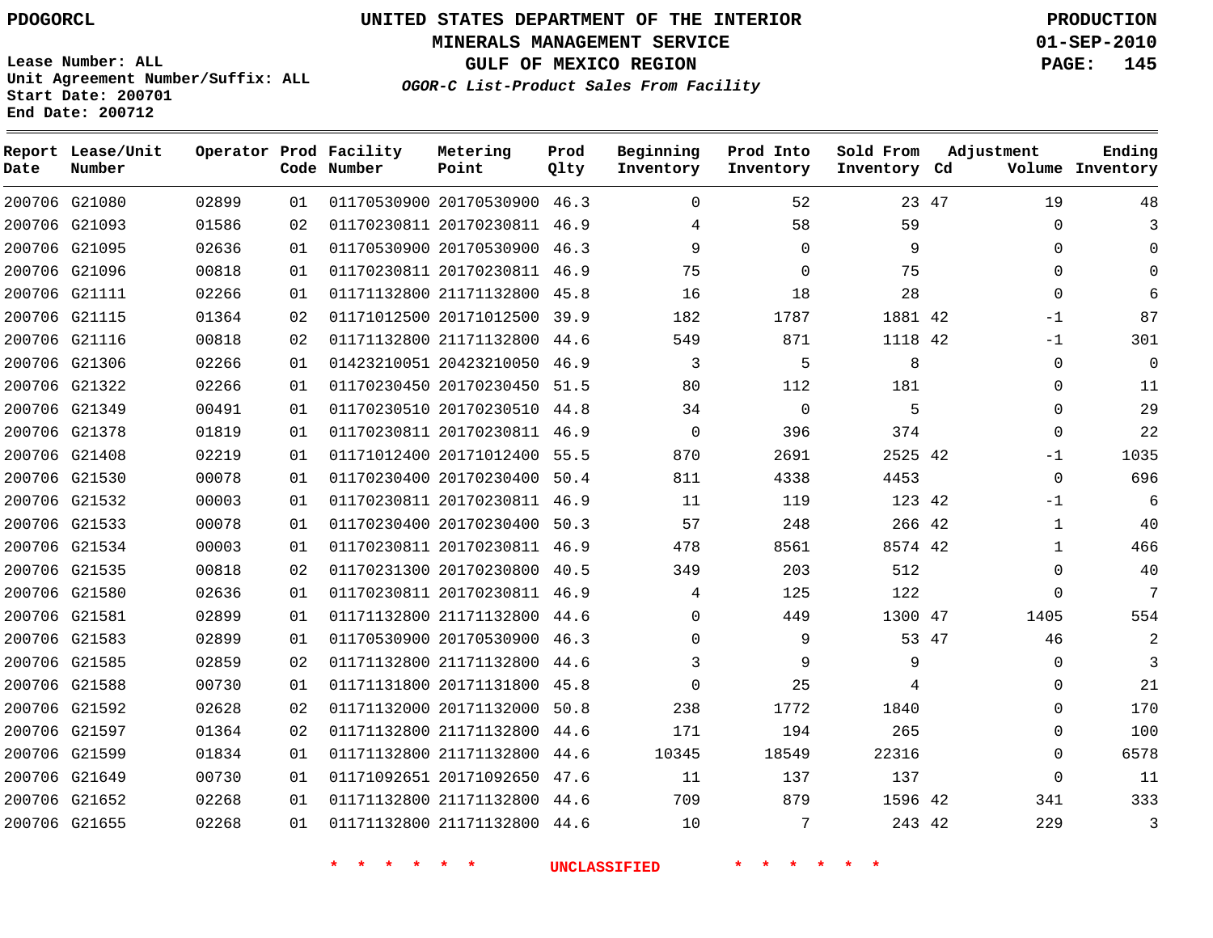PDOGORCL

Lease Number: ALL
Unit Agreement Number/Suffix: ALL
Start Date: 200701
End Date: 200712

# UNITED STATES DEPARTMENT OF THE INTERIOR
## MINERALS MANAGEMENT SERVICE
## GULF OF MEXICO REGION
### *OGOR-C List-Product Sales From Facility*

PRODUCTION
01-SEP-2010

| Report Date | Lease/Unit Number | Operator | Prod Code | Facility Number | Metering Point | Prod Qlty | Beginning Inventory | Prod Into Inventory | Sold From Inventory | Adjustment Cd | Volume | Ending Inventory |
|---|---|---|---|---|---|---|---|---|---|---|---|---|
| 200706 | G21080 | 02899 | 01 | 01170530900 | 20170530900 | 46.3 | 0 | 52 | 23 | 47 | 19 | 48 |
| 200706 | G21093 | 01586 | 02 | 01170230811 | 20170230811 | 46.9 | 4 | 58 | 59 | | 0 | 3 |
| 200706 | G21095 | 02636 | 01 | 01170530900 | 20170530900 | 46.3 | 9 | 0 | 9 | | 0 | 0 |
| 200706 | G21096 | 00818 | 01 | 01170230811 | 20170230811 | 46.9 | 75 | 0 | 75 | | 0 | 0 |
| 200706 | G21111 | 02266 | 01 | 01171132800 | 21171132800 | 45.8 | 16 | 18 | 28 | | 0 | 6 |
| 200706 | G21115 | 01364 | 02 | 01171012500 | 20171012500 | 39.9 | 182 | 1787 | 1881 | 42 | -1 | 87 |
| 200706 | G21116 | 00818 | 02 | 01171132800 | 21171132800 | 44.6 | 549 | 871 | 1118 | 42 | -1 | 301 |
| 200706 | G21306 | 02266 | 01 | 01423210051 | 20423210050 | 46.9 | 3 | 5 | 8 | | 0 | 0 |
| 200706 | G21322 | 02266 | 01 | 01170230450 | 20170230450 | 51.5 | 80 | 112 | 181 | | 0 | 11 |
| 200706 | G21349 | 00491 | 01 | 01170230510 | 20170230510 | 44.8 | 34 | 0 | 5 | | 0 | 29 |
| 200706 | G21378 | 01819 | 01 | 01170230811 | 20170230811 | 46.9 | 0 | 396 | 374 | | 0 | 22 |
| 200706 | G21408 | 02219 | 01 | 01171012400 | 20171012400 | 55.5 | 870 | 2691 | 2525 | 42 | -1 | 1035 |
| 200706 | G21530 | 00078 | 01 | 01170230400 | 20170230400 | 50.4 | 811 | 4338 | 4453 | | 0 | 696 |
| 200706 | G21532 | 00003 | 01 | 01170230811 | 20170230811 | 46.9 | 11 | 119 | 123 | 42 | -1 | 6 |
| 200706 | G21533 | 00078 | 01 | 01170230400 | 20170230400 | 50.3 | 57 | 248 | 266 | 42 | 1 | 40 |
| 200706 | G21534 | 00003 | 01 | 01170230811 | 20170230811 | 46.9 | 478 | 8561 | 8574 | 42 | 1 | 466 |
| 200706 | G21535 | 00818 | 02 | 01170231300 | 20170230800 | 40.5 | 349 | 203 | 512 | | 0 | 40 |
| 200706 | G21580 | 02636 | 01 | 01170230811 | 20170230811 | 46.9 | 4 | 125 | 122 | | 0 | 7 |
| 200706 | G21581 | 02899 | 01 | 01171132800 | 21171132800 | 44.6 | 0 | 449 | 1300 | 47 | 1405 | 554 |
| 200706 | G21583 | 02899 | 01 | 01170530900 | 20170530900 | 46.3 | 0 | 9 | 53 | 47 | 46 | 2 |
| 200706 | G21585 | 02859 | 02 | 01171132800 | 21171132800 | 44.6 | 3 | 9 | 9 | | 0 | 3 |
| 200706 | G21588 | 00730 | 01 | 01171131800 | 20171131800 | 45.8 | 0 | 25 | 4 | | 0 | 21 |
| 200706 | G21592 | 02628 | 02 | 01171132000 | 20171132000 | 50.8 | 238 | 1772 | 1840 | | 0 | 170 |
| 200706 | G21597 | 01364 | 02 | 01171132800 | 21171132800 | 44.6 | 171 | 194 | 265 | | 0 | 100 |
| 200706 | G21599 | 01834 | 01 | 01171132800 | 21171132800 | 44.6 | 10345 | 18549 | 22316 | | 0 | 6578 |
| 200706 | G21649 | 00730 | 01 | 01171092651 | 20171092650 | 47.6 | 11 | 137 | 137 | | 0 | 11 |
| 200706 | G21652 | 02268 | 01 | 01171132800 | 21171132800 | 44.6 | 709 | 879 | 1596 | 42 | 341 | 333 |
| 200706 | G21655 | 02268 | 01 | 01171132800 | 21171132800 | 44.6 | 10 | 7 | 243 | 42 | 229 | 3 |

* * * * * * * UNCLASSIFIED * * * * * * *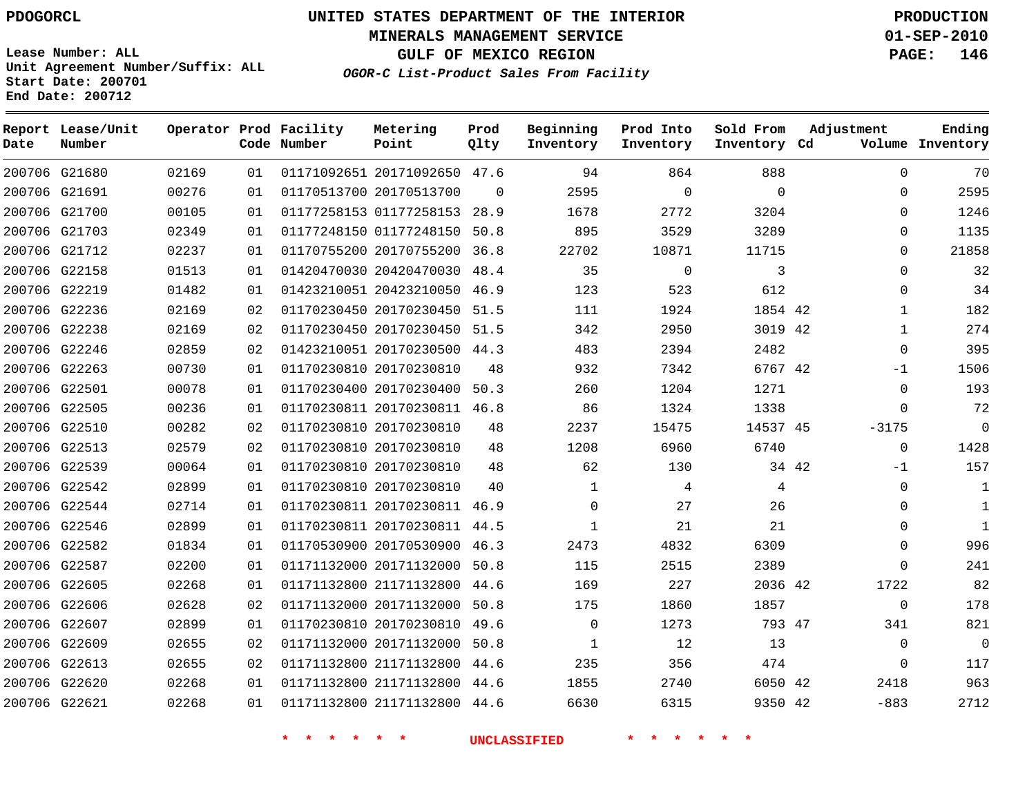PDOGORCL

# UNITED STATES DEPARTMENT OF THE INTERIOR
## MINERALS MANAGEMENT SERVICE
## GULF OF MEXICO REGION
### *OGOR-C List-Product Sales From Facility*

**PRODUCTION**
**01-SEP-2010**

Lease Number: ALL
Unit Agreement Number/Suffix: ALL
Start Date: 200701
End Date: 200712

| Report Date | Lease/Unit Number | Operator | Prod Code | Facility Number | Metering Point | Prod Qlty | Beginning Inventory | Prod Into Inventory | Sold From Inventory | Adjustment Cd | Adjustment Volume | Ending Inventory |
|---|---|---|---|---|---|---|---|---|---|---|---|---|
| 200706 | G21680 | 02169 | 01 | 01171092651 | 20171092650 | 47.6 | 94 | 864 | 888 | | 0 | 70 |
| 200706 | G21691 | 00276 | 01 | 01170513700 | 20170513700 | 0 | 2595 | 0 | 0 | | 0 | 2595 |
| 200706 | G21700 | 00105 | 01 | 01177258153 | 01177258153 | 28.9 | 1678 | 2772 | 3204 | | 0 | 1246 |
| 200706 | G21703 | 02349 | 01 | 01177248150 | 01177248150 | 50.8 | 895 | 3529 | 3289 | | 0 | 1135 |
| 200706 | G21712 | 02237 | 01 | 01170755200 | 20170755200 | 36.8 | 22702 | 10871 | 11715 | | 0 | 21858 |
| 200706 | G22158 | 01513 | 01 | 01420470030 | 20420470030 | 48.4 | 35 | 0 | 3 | | 0 | 32 |
| 200706 | G22219 | 01482 | 01 | 01423210051 | 20423210050 | 46.9 | 123 | 523 | 612 | | 0 | 34 |
| 200706 | G22236 | 02169 | 02 | 01170230450 | 20170230450 | 51.5 | 111 | 1924 | 1854 | 42 | 1 | 182 |
| 200706 | G22238 | 02169 | 02 | 01170230450 | 20170230450 | 51.5 | 342 | 2950 | 3019 | 42 | 1 | 274 |
| 200706 | G22246 | 02859 | 02 | 01423210051 | 20170230500 | 44.3 | 483 | 2394 | 2482 | | 0 | 395 |
| 200706 | G22263 | 00730 | 01 | 01170230810 | 20170230810 | 48 | 932 | 7342 | 6767 | 42 | -1 | 1506 |
| 200706 | G22501 | 00078 | 01 | 01170230400 | 20170230400 | 50.3 | 260 | 1204 | 1271 | | 0 | 193 |
| 200706 | G22505 | 00236 | 01 | 01170230811 | 20170230811 | 46.8 | 86 | 1324 | 1338 | | 0 | 72 |
| 200706 | G22510 | 00282 | 02 | 01170230810 | 20170230810 | 48 | 2237 | 15475 | 14537 | 45 | -3175 | 0 |
| 200706 | G22513 | 02579 | 02 | 01170230810 | 20170230810 | 48 | 1208 | 6960 | 6740 | | 0 | 1428 |
| 200706 | G22539 | 00064 | 01 | 01170230810 | 20170230810 | 48 | 62 | 130 | 34 | 42 | -1 | 157 |
| 200706 | G22542 | 02899 | 01 | 01170230810 | 20170230810 | 40 | 1 | 4 | 4 | | 0 | 1 |
| 200706 | G22544 | 02714 | 01 | 01170230811 | 20170230811 | 46.9 | 0 | 27 | 26 | | 0 | 1 |
| 200706 | G22546 | 02899 | 01 | 01170230811 | 20170230811 | 44.5 | 1 | 21 | 21 | | 0 | 1 |
| 200706 | G22582 | 01834 | 01 | 01170530900 | 20170530900 | 46.3 | 2473 | 4832 | 6309 | | 0 | 996 |
| 200706 | G22587 | 02200 | 01 | 01171132000 | 20171132000 | 50.8 | 115 | 2515 | 2389 | | 0 | 241 |
| 200706 | G22605 | 02268 | 01 | 01171132800 | 21171132800 | 44.6 | 169 | 227 | 2036 | 42 | 1722 | 82 |
| 200706 | G22606 | 02628 | 02 | 01171132000 | 20171132000 | 50.8 | 175 | 1860 | 1857 | | 0 | 178 |
| 200706 | G22607 | 02899 | 01 | 01170230810 | 20170230810 | 49.6 | 0 | 1273 | 793 | 47 | 341 | 821 |
| 200706 | G22609 | 02655 | 02 | 01171132000 | 20171132000 | 50.8 | 1 | 12 | 13 | | 0 | 0 |
| 200706 | G22613 | 02655 | 02 | 01171132800 | 21171132800 | 44.6 | 235 | 356 | 474 | | 0 | 117 |
| 200706 | G22620 | 02268 | 01 | 01171132800 | 21171132800 | 44.6 | 1855 | 2740 | 6050 | 42 | 2418 | 963 |
| 200706 | G22621 | 02268 | 01 | 01171132800 | 21171132800 | 44.6 | 6630 | 6315 | 9350 | 42 | -883 | 2712 |

\* \* \* \* \* \* UNCLASSIFIED \* \* \* \* \* \*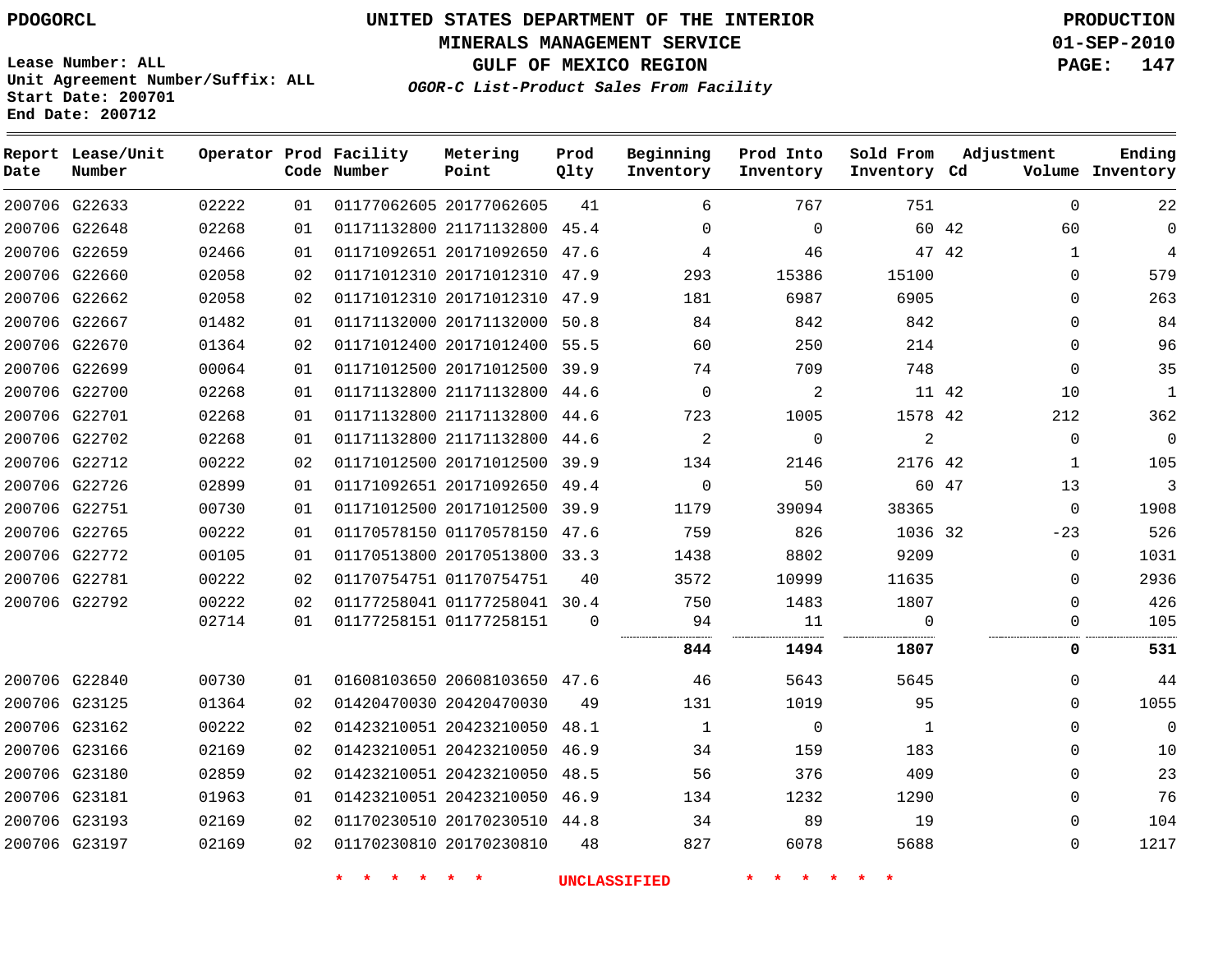PDOGORCL

Lease Number: ALL
Unit Agreement Number/Suffix: ALL
Start Date: 200701
End Date: 200712

# UNITED STATES DEPARTMENT OF THE INTERIOR
## MINERALS MANAGEMENT SERVICE
## GULF OF MEXICO REGION
### *OGOR-C List-Product Sales From Facility*

PRODUCTION
01-SEP-2010

| Report Date | Lease/Unit Number | Operator | Prod Code | Facility Number | Metering Point | Prod Qlty | Beginning Inventory | Prod Into Inventory | Sold From Inventory | Adjustment Cd | Adjustment Volume | Ending Inventory |
|---|---|---|---|---|---|---|---|---|---|---|---|---|
| 200706 | G22633 | 02222 | 01 | 01177062605 | 20177062605 | 41 | 6 | 767 | 751 | | 0 | 22 |
| 200706 | G22648 | 02268 | 01 | 01171132800 | 21171132800 | 45.4 | 0 | 0 | 60 | 42 | 60 | 0 |
| 200706 | G22659 | 02466 | 01 | 01171092651 | 20171092650 | 47.6 | 4 | 46 | 47 | 42 | 1 | 4 |
| 200706 | G22660 | 02058 | 02 | 01171012310 | 20171012310 | 47.9 | 293 | 15386 | 15100 | | 0 | 579 |
| 200706 | G22662 | 02058 | 02 | 01171012310 | 20171012310 | 47.9 | 181 | 6987 | 6905 | | 0 | 263 |
| 200706 | G22667 | 01482 | 01 | 01171132000 | 20171132000 | 50.8 | 84 | 842 | 842 | | 0 | 84 |
| 200706 | G22670 | 01364 | 02 | 01171012400 | 20171012400 | 55.5 | 60 | 250 | 214 | | 0 | 96 |
| 200706 | G22699 | 00064 | 01 | 01171012500 | 20171012500 | 39.9 | 74 | 709 | 748 | | 0 | 35 |
| 200706 | G22700 | 02268 | 01 | 01171132800 | 21171132800 | 44.6 | 0 | 2 | 11 | 42 | 10 | 1 |
| 200706 | G22701 | 02268 | 01 | 01171132800 | 21171132800 | 44.6 | 723 | 1005 | 1578 | 42 | 212 | 362 |
| 200706 | G22702 | 02268 | 01 | 01171132800 | 21171132800 | 44.6 | 2 | 0 | 2 | | 0 | 0 |
| 200706 | G22712 | 00222 | 02 | 01171012500 | 20171012500 | 39.9 | 134 | 2146 | 2176 | 42 | 1 | 105 |
| 200706 | G22726 | 02899 | 01 | 01171092651 | 20171092650 | 49.4 | 0 | 50 | 60 | 47 | 13 | 3 |
| 200706 | G22751 | 00730 | 01 | 01171012500 | 20171012500 | 39.9 | 1179 | 39094 | 38365 | | 0 | 1908 |
| 200706 | G22765 | 00222 | 01 | 01170578150 | 01170578150 | 47.6 | 759 | 826 | 1036 | 32 | -23 | 526 |
| 200706 | G22772 | 00105 | 01 | 01170513800 | 20170513800 | 33.3 | 1438 | 8802 | 9209 | | 0 | 1031 |
| 200706 | G22781 | 00222 | 02 | 01170754751 | 01170754751 | 40 | 3572 | 10999 | 11635 | | 0 | 2936 |
| 200706 | G22792 | 00222 | 02 | 01177258041 | 01177258041 | 30.4 | 750 | 1483 | 1807 | | 0 | 426 |
| | | 02714 | 01 | 01177258151 | 01177258151 | 0 | 94 | 11 | 0 | | 0 | 105 |
| | | | | | | | **844** | **1494** | **1807** | | **0** | **531** |
| 200706 | G22840 | 00730 | 01 | 01608103650 | 20608103650 | 47.6 | 46 | 5643 | 5645 | | 0 | 44 |
| 200706 | G23125 | 01364 | 02 | 01420470030 | 20420470030 | 49 | 131 | 1019 | 95 | | 0 | 1055 |
| 200706 | G23162 | 00222 | 02 | 01423210051 | 20423210050 | 48.1 | 1 | 0 | 1 | | 0 | 0 |
| 200706 | G23166 | 02169 | 02 | 01423210051 | 20423210050 | 46.9 | 34 | 159 | 183 | | 0 | 10 |
| 200706 | G23180 | 02859 | 02 | 01423210051 | 20423210050 | 48.5 | 56 | 376 | 409 | | 0 | 23 |
| 200706 | G23181 | 01963 | 01 | 01423210051 | 20423210050 | 46.9 | 134 | 1232 | 1290 | | 0 | 76 |
| 200706 | G23193 | 02169 | 02 | 01170230510 | 20170230510 | 44.8 | 34 | 89 | 19 | | 0 | 104 |
| 200706 | G23197 | 02169 | 02 | 01170230810 | 20170230810 | 48 | 827 | 6078 | 5688 | | 0 | 1217 |

* * * * * * UNCLASSIFIED * * * * * *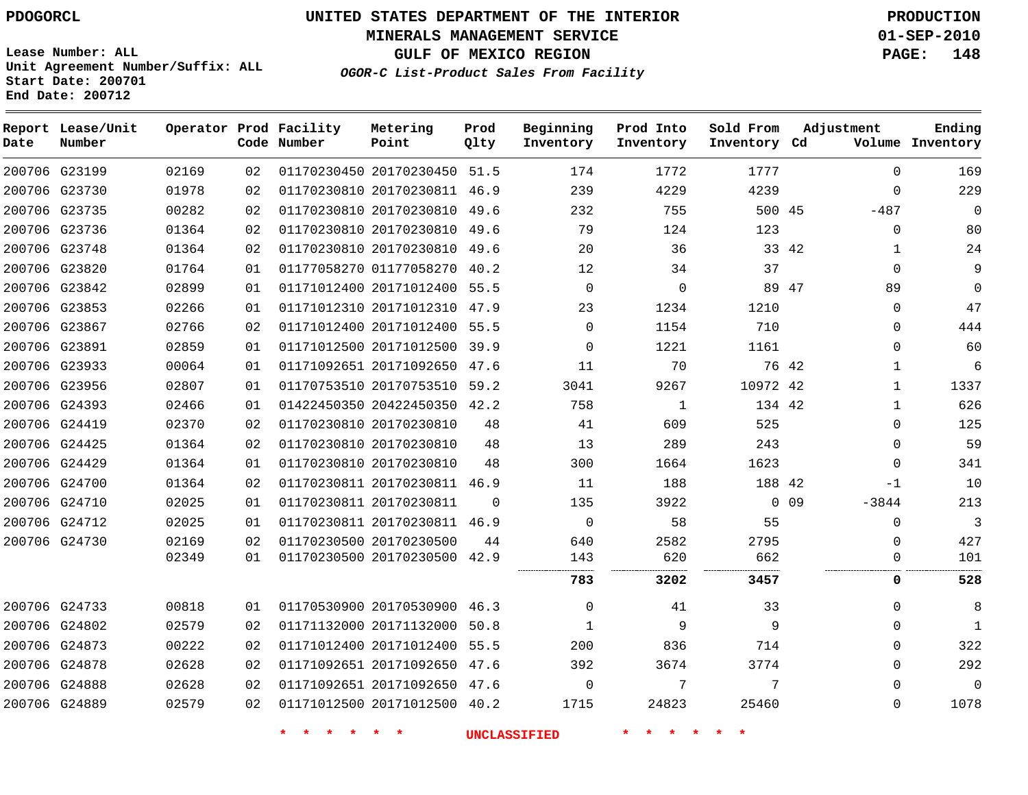PDOGORCL

# UNITED STATES DEPARTMENT OF THE INTERIOR
## MINERALS MANAGEMENT SERVICE
## GULF OF MEXICO REGION
### *OGOR-C List-Product Sales From Facility*

PRODUCTION
01-SEP-2010

Lease Number: ALL
Unit Agreement Number/Suffix: ALL
Start Date: 200701
End Date: 200712

| Report Date | Lease/Unit Number | Operator | Prod Code | Facility Number | Metering Point | Prod Qlty | Beginning Inventory | Prod Into Inventory | Sold From Inventory | Adjustment Cd | Adjustment Volume | Ending Inventory |
|---|---|---|---|---|---|---|---|---|---|---|---|---|
| 200706 | G23199 | 02169 | 02 | 01170230450 | 20170230450 | 51.5 | 174 | 1772 | 1777 | | 0 | 169 |
| 200706 | G23730 | 01978 | 02 | 01170230810 | 20170230811 | 46.9 | 239 | 4229 | 4239 | | 0 | 229 |
| 200706 | G23735 | 00282 | 02 | 01170230810 | 20170230810 | 49.6 | 232 | 755 | 500 | 45 | -487 | 0 |
| 200706 | G23736 | 01364 | 02 | 01170230810 | 20170230810 | 49.6 | 79 | 124 | 123 | | 0 | 80 |
| 200706 | G23748 | 01364 | 02 | 01170230810 | 20170230810 | 49.6 | 20 | 36 | 33 | 42 | 1 | 24 |
| 200706 | G23820 | 01764 | 01 | 01177058270 | 01177058270 | 40.2 | 12 | 34 | 37 | | 0 | 9 |
| 200706 | G23842 | 02899 | 01 | 01171012400 | 20171012400 | 55.5 | 0 | 0 | 89 | 47 | 89 | 0 |
| 200706 | G23853 | 02266 | 01 | 01171012310 | 20171012310 | 47.9 | 23 | 1234 | 1210 | | 0 | 47 |
| 200706 | G23867 | 02766 | 02 | 01171012400 | 20171012400 | 55.5 | 0 | 1154 | 710 | | 0 | 444 |
| 200706 | G23891 | 02859 | 01 | 01171012500 | 20171012500 | 39.9 | 0 | 1221 | 1161 | | 0 | 60 |
| 200706 | G23933 | 00064 | 01 | 01171092651 | 20171092650 | 47.6 | 11 | 70 | 76 | 42 | 1 | 6 |
| 200706 | G23956 | 02807 | 01 | 01170753510 | 20170753510 | 59.2 | 3041 | 9267 | 10972 | 42 | 1 | 1337 |
| 200706 | G24393 | 02466 | 01 | 01422450350 | 20422450350 | 42.2 | 758 | 1 | 134 | 42 | 1 | 626 |
| 200706 | G24419 | 02370 | 02 | 01170230810 | 20170230810 | 48 | 41 | 609 | 525 | | 0 | 125 |
| 200706 | G24425 | 01364 | 02 | 01170230810 | 20170230810 | 48 | 13 | 289 | 243 | | 0 | 59 |
| 200706 | G24429 | 01364 | 01 | 01170230810 | 20170230810 | 48 | 300 | 1664 | 1623 | | 0 | 341 |
| 200706 | G24700 | 01364 | 02 | 01170230811 | 20170230811 | 46.9 | 11 | 188 | 188 | 42 | -1 | 10 |
| 200706 | G24710 | 02025 | 01 | 01170230811 | 20170230811 | 0 | 135 | 3922 | 0 | 09 | -3844 | 213 |
| 200706 | G24712 | 02025 | 01 | 01170230811 | 20170230811 | 46.9 | 0 | 58 | 55 | | 0 | 3 |
| 200706 | G24730 | 02169 | 02 | 01170230500 | 20170230500 | 44 | 640 | 2582 | 2795 | | 0 | 427 |
| | | 02349 | 01 | 01170230500 | 20170230500 | 42.9 | 143 | 620 | 662 | | 0 | 101 |
| | | | | | | | **783** | **3202** | **3457** | | **0** | **528** |
| 200706 | G24733 | 00818 | 01 | 01170530900 | 20170530900 | 46.3 | 0 | 41 | 33 | | 0 | 8 |
| 200706 | G24802 | 02579 | 02 | 01171132000 | 20171132000 | 50.8 | 1 | 9 | 9 | | 0 | 1 |
| 200706 | G24873 | 00222 | 02 | 01171012400 | 20171012400 | 55.5 | 200 | 836 | 714 | | 0 | 322 |
| 200706 | G24878 | 02628 | 02 | 01171092651 | 20171092650 | 47.6 | 392 | 3674 | 3774 | | 0 | 292 |
| 200706 | G24888 | 02628 | 02 | 01171092651 | 20171092650 | 47.6 | 0 | 7 | 7 | | 0 | 0 |
| 200706 | G24889 | 02579 | 02 | 01171012500 | 20171012500 | 40.2 | 1715 | 24823 | 25460 | | 0 | 1078 |

\* \* \* \* \* \* UNCLASSIFIED \* \* \* \* \* \*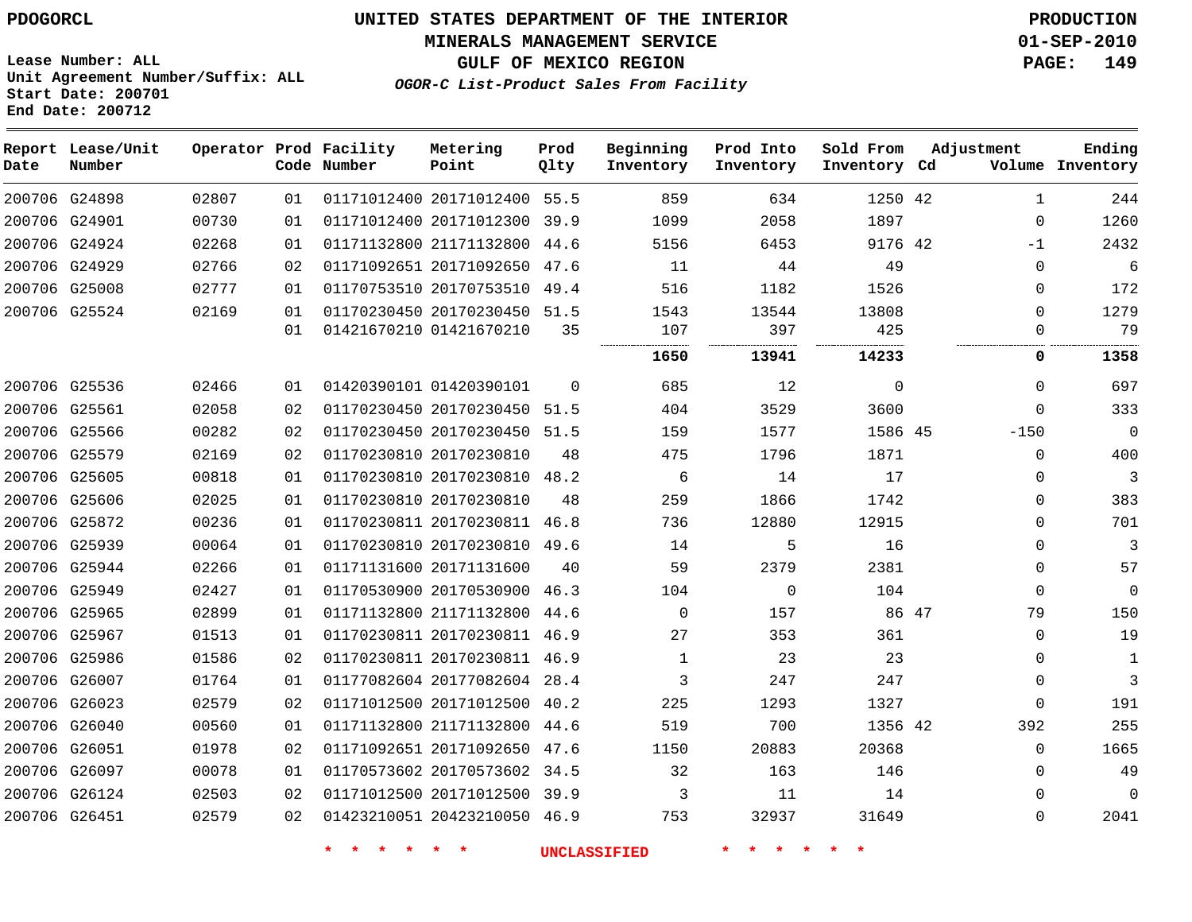PDOGORCL

# UNITED STATES DEPARTMENT OF THE INTERIOR
## MINERALS MANAGEMENT SERVICE
## GULF OF MEXICO REGION
### *OGOR-C List-Product Sales From Facility*

PRODUCTION
01-SEP-2010

Lease Number: ALL
Unit Agreement Number/Suffix: ALL
Start Date: 200701
End Date: 200712

| Report Date | Lease/Unit Number | Operator | Prod Code | Facility Number | Metering Point | Prod Qlty | Beginning Inventory | Prod Into Inventory | Sold From Inventory | Adjustment Cd | Volume | Ending Inventory |
|---|---|---|---|---|---|---|---|---|---|---|---|---|
| 200706 | G24898 | 02807 | 01 | 01171012400 | 20171012400 | 55.5 | 859 | 634 | 1250 | 42 | 1 | 244 |
| 200706 | G24901 | 00730 | 01 | 01171012400 | 20171012300 | 39.9 | 1099 | 2058 | 1897 | | 0 | 1260 |
| 200706 | G24924 | 02268 | 01 | 01171132800 | 21171132800 | 44.6 | 5156 | 6453 | 9176 | 42 | -1 | 2432 |
| 200706 | G24929 | 02766 | 02 | 01171092651 | 20171092650 | 47.6 | 11 | 44 | 49 | | 0 | 6 |
| 200706 | G25008 | 02777 | 01 | 01170753510 | 20170753510 | 49.4 | 516 | 1182 | 1526 | | 0 | 172 |
| 200706 | G25524 | 02169 | 01 | 01170230450 | 20170230450 | 51.5 | 1543 | 13544 | 13808 | | 0 | 1279 |
| | | | 01 | 01421670210 | 01421670210 | 35 | 107 | 397 | 425 | | 0 | 79 |
| | | | | | | | **1650** | **13941** | **14233** | | **0** | **1358** |
| 200706 | G25536 | 02466 | 01 | 01420390101 | 01420390101 | 0 | 685 | 12 | 0 | | 0 | 697 |
| 200706 | G25561 | 02058 | 02 | 01170230450 | 20170230450 | 51.5 | 404 | 3529 | 3600 | | 0 | 333 |
| 200706 | G25566 | 00282 | 02 | 01170230450 | 20170230450 | 51.5 | 159 | 1577 | 1586 | 45 | -150 | 0 |
| 200706 | G25579 | 02169 | 02 | 01170230810 | 20170230810 | 48 | 475 | 1796 | 1871 | | 0 | 400 |
| 200706 | G25605 | 00818 | 01 | 01170230810 | 20170230810 | 48.2 | 6 | 14 | 17 | | 0 | 3 |
| 200706 | G25606 | 02025 | 01 | 01170230810 | 20170230810 | 48 | 259 | 1866 | 1742 | | 0 | 383 |
| 200706 | G25872 | 00236 | 01 | 01170230811 | 20170230811 | 46.8 | 736 | 12880 | 12915 | | 0 | 701 |
| 200706 | G25939 | 00064 | 01 | 01170230810 | 20170230810 | 49.6 | 14 | 5 | 16 | | 0 | 3 |
| 200706 | G25944 | 02266 | 01 | 01171131600 | 20171131600 | 40 | 59 | 2379 | 2381 | | 0 | 57 |
| 200706 | G25949 | 02427 | 01 | 01170530900 | 20170530900 | 46.3 | 104 | 0 | 104 | | 0 | 0 |
| 200706 | G25965 | 02899 | 01 | 01171132800 | 21171132800 | 44.6 | 0 | 157 | 86 | 47 | 79 | 150 |
| 200706 | G25967 | 01513 | 01 | 01170230811 | 20170230811 | 46.9 | 27 | 353 | 361 | | 0 | 19 |
| 200706 | G25986 | 01586 | 02 | 01170230811 | 20170230811 | 46.9 | 1 | 23 | 23 | | 0 | 1 |
| 200706 | G26007 | 01764 | 01 | 01177082604 | 20177082604 | 28.4 | 3 | 247 | 247 | | 0 | 3 |
| 200706 | G26023 | 02579 | 02 | 01171012500 | 20171012500 | 40.2 | 225 | 1293 | 1327 | | 0 | 191 |
| 200706 | G26040 | 00560 | 01 | 01171132800 | 21171132800 | 44.6 | 519 | 700 | 1356 | 42 | 392 | 255 |
| 200706 | G26051 | 01978 | 02 | 01171092651 | 20171092650 | 47.6 | 1150 | 20883 | 20368 | | 0 | 1665 |
| 200706 | G26097 | 00078 | 01 | 01170573602 | 20170573602 | 34.5 | 32 | 163 | 146 | | 0 | 49 |
| 200706 | G26124 | 02503 | 02 | 01171012500 | 20171012500 | 39.9 | 3 | 11 | 14 | | 0 | 0 |
| 200706 | G26451 | 02579 | 02 | 01423210051 | 20423210050 | 46.9 | 753 | 32937 | 31649 | | 0 | 2041 |

* * * * * * UNCLASSIFIED * * * * * *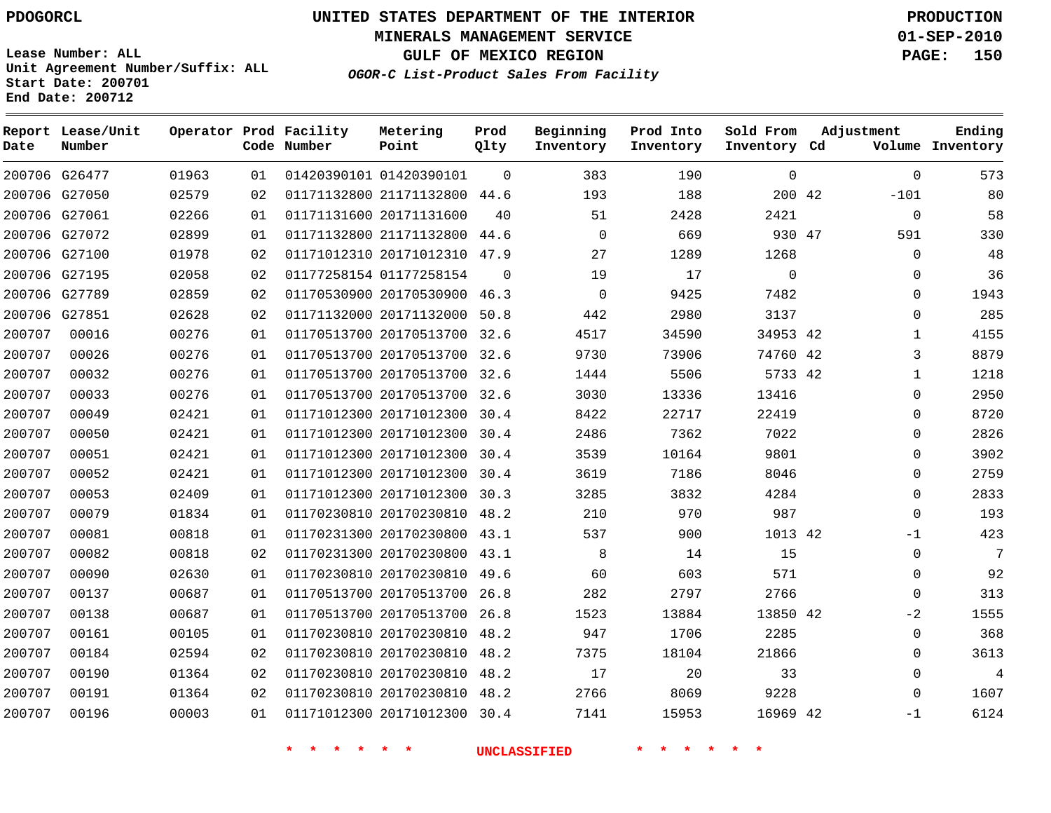PDOGORCL

# UNITED STATES DEPARTMENT OF THE INTERIOR
## MINERALS MANAGEMENT SERVICE
## GULF OF MEXICO REGION
### *OGOR-C List-Product Sales From Facility*

PRODUCTION
01-SEP-2010

Lease Number: ALL
Unit Agreement Number/Suffix: ALL
Start Date: 200701
End Date: 200712

| Report Date | Lease/Unit Number | Operator | Prod Code | Facility Number | Metering Point | Prod Qlty | Beginning Inventory | Prod Into Inventory | Sold From Inventory | Adjustment Cd | Adjustment Volume | Ending Inventory |
|---|---|---|---|---|---|---|---|---|---|---|---|---|
| 200706 | G26477 | 01963 | 01 | 01420390101 | 01420390101 | 0 | 383 | 190 | 0 | | 0 | 573 |
| 200706 | G27050 | 02579 | 02 | 01171132800 | 21171132800 | 44.6 | 193 | 188 | 200 | 42 | -101 | 80 |
| 200706 | G27061 | 02266 | 01 | 01171131600 | 20171131600 | 40 | 51 | 2428 | 2421 | | 0 | 58 |
| 200706 | G27072 | 02899 | 01 | 01171132800 | 21171132800 | 44.6 | 0 | 669 | 930 | 47 | 591 | 330 |
| 200706 | G27100 | 01978 | 02 | 01171012310 | 20171012310 | 47.9 | 27 | 1289 | 1268 | | 0 | 48 |
| 200706 | G27195 | 02058 | 02 | 01177258154 | 01177258154 | 0 | 19 | 17 | 0 | | 0 | 36 |
| 200706 | G27789 | 02859 | 02 | 01170530900 | 20170530900 | 46.3 | 0 | 9425 | 7482 | | 0 | 1943 |
| 200706 | G27851 | 02628 | 02 | 01171132000 | 20171132000 | 50.8 | 442 | 2980 | 3137 | | 0 | 285 |
| 200707 | 00016 | 00276 | 01 | 01170513700 | 20170513700 | 32.6 | 4517 | 34590 | 34953 | 42 | 1 | 4155 |
| 200707 | 00026 | 00276 | 01 | 01170513700 | 20170513700 | 32.6 | 9730 | 73906 | 74760 | 42 | 3 | 8879 |
| 200707 | 00032 | 00276 | 01 | 01170513700 | 20170513700 | 32.6 | 1444 | 5506 | 5733 | 42 | 1 | 1218 |
| 200707 | 00033 | 00276 | 01 | 01170513700 | 20170513700 | 32.6 | 3030 | 13336 | 13416 | | 0 | 2950 |
| 200707 | 00049 | 02421 | 01 | 01171012300 | 20171012300 | 30.4 | 8422 | 22717 | 22419 | | 0 | 8720 |
| 200707 | 00050 | 02421 | 01 | 01171012300 | 20171012300 | 30.4 | 2486 | 7362 | 7022 | | 0 | 2826 |
| 200707 | 00051 | 02421 | 01 | 01171012300 | 20171012300 | 30.4 | 3539 | 10164 | 9801 | | 0 | 3902 |
| 200707 | 00052 | 02421 | 01 | 01171012300 | 20171012300 | 30.4 | 3619 | 7186 | 8046 | | 0 | 2759 |
| 200707 | 00053 | 02409 | 01 | 01171012300 | 20171012300 | 30.3 | 3285 | 3832 | 4284 | | 0 | 2833 |
| 200707 | 00079 | 01834 | 01 | 01170230810 | 20170230810 | 48.2 | 210 | 970 | 987 | | 0 | 193 |
| 200707 | 00081 | 00818 | 01 | 01170231300 | 20170230800 | 43.1 | 537 | 900 | 1013 | 42 | -1 | 423 |
| 200707 | 00082 | 00818 | 02 | 01170231300 | 20170230800 | 43.1 | 8 | 14 | 15 | | 0 | 7 |
| 200707 | 00090 | 02630 | 01 | 01170230810 | 20170230810 | 49.6 | 60 | 603 | 571 | | 0 | 92 |
| 200707 | 00137 | 00687 | 01 | 01170513700 | 20170513700 | 26.8 | 282 | 2797 | 2766 | | 0 | 313 |
| 200707 | 00138 | 00687 | 01 | 01170513700 | 20170513700 | 26.8 | 1523 | 13884 | 13850 | 42 | -2 | 1555 |
| 200707 | 00161 | 00105 | 01 | 01170230810 | 20170230810 | 48.2 | 947 | 1706 | 2285 | | 0 | 368 |
| 200707 | 00184 | 02594 | 02 | 01170230810 | 20170230810 | 48.2 | 7375 | 18104 | 21866 | | 0 | 3613 |
| 200707 | 00190 | 01364 | 02 | 01170230810 | 20170230810 | 48.2 | 17 | 20 | 33 | | 0 | 4 |
| 200707 | 00191 | 01364 | 02 | 01170230810 | 20170230810 | 48.2 | 2766 | 8069 | 9228 | | 0 | 1607 |
| 200707 | 00196 | 00003 | 01 | 01171012300 | 20171012300 | 30.4 | 7141 | 15953 | 16969 | 42 | -1 | 6124 |

\* \* \* \* \* \* UNCLASSIFIED \* \* \* \* \* \*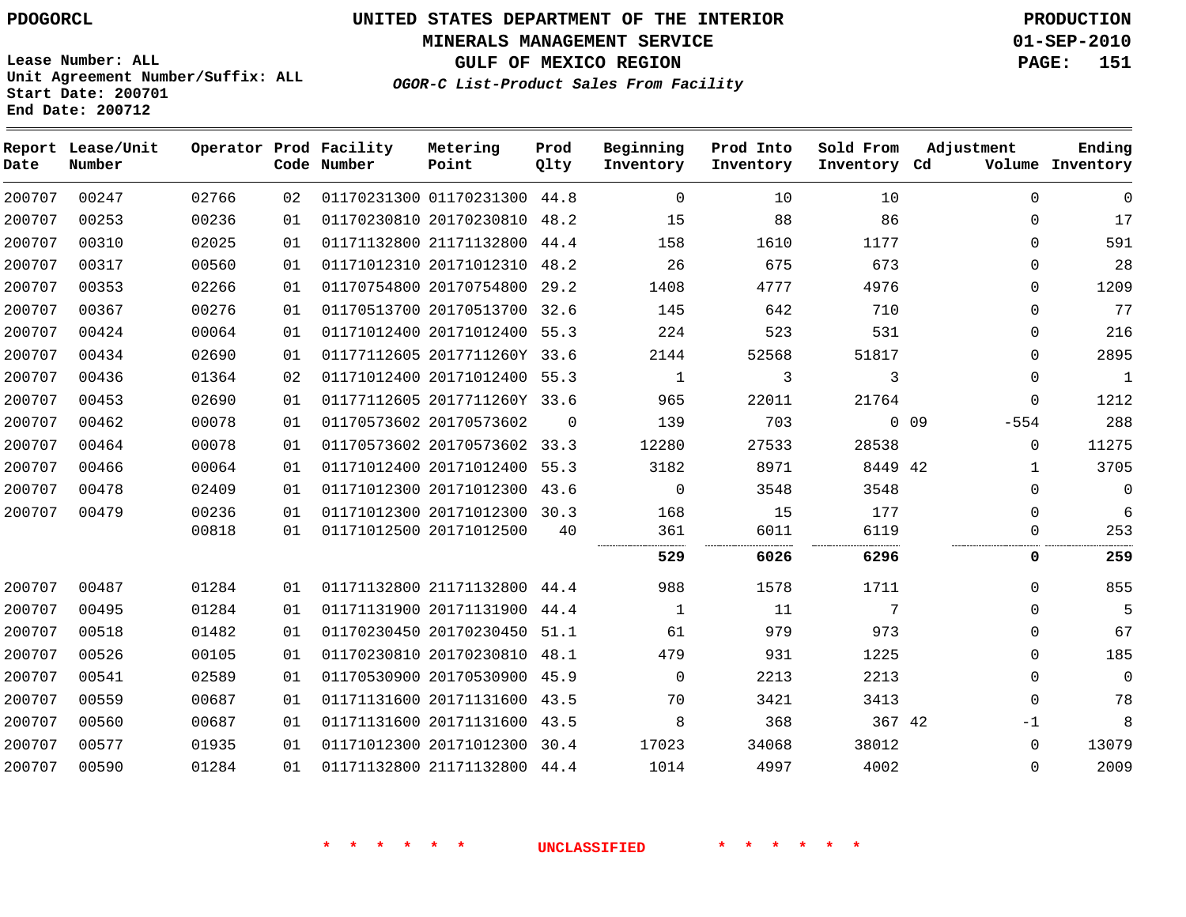# UNITED STATES DEPARTMENT OF THE INTERIOR
## MINERALS MANAGEMENT SERVICE
## GULF OF MEXICO REGION
### *OGOR-C List-Product Sales From Facility*

PDOGORCL

Lease Number: ALL
Unit Agreement Number/Suffix: ALL
Start Date: 200701
End Date: 200712

PRODUCTION
01-SEP-2010

| Report Date | Lease/Unit Number | Operator | Prod Code | Facility Number | Metering Point | Prod Qlty | Beginning Inventory | Prod Into Inventory | Sold From Inventory | Adjustment Cd | Adjustment Volume | Ending Inventory |
|---|---|---|---|---|---|---|---|---|---|---|---|---|
| 200707 | 00247 | 02766 | 02 | 01170231300 | 01170231300 | 44.8 | 0 | 10 | 10 | | 0 | 0 |
| 200707 | 00253 | 00236 | 01 | 01170230810 | 20170230810 | 48.2 | 15 | 88 | 86 | | 0 | 17 |
| 200707 | 00310 | 02025 | 01 | 01171132800 | 21171132800 | 44.4 | 158 | 1610 | 1177 | | 0 | 591 |
| 200707 | 00317 | 00560 | 01 | 01171012310 | 20171012310 | 48.2 | 26 | 675 | 673 | | 0 | 28 |
| 200707 | 00353 | 02266 | 01 | 01170754800 | 20170754800 | 29.2 | 1408 | 4777 | 4976 | | 0 | 1209 |
| 200707 | 00367 | 00276 | 01 | 01170513700 | 20170513700 | 32.6 | 145 | 642 | 710 | | 0 | 77 |
| 200707 | 00424 | 00064 | 01 | 01171012400 | 20171012400 | 55.3 | 224 | 523 | 531 | | 0 | 216 |
| 200707 | 00434 | 02690 | 01 | 01177112605 | 2017711260Y | 33.6 | 2144 | 52568 | 51817 | | 0 | 2895 |
| 200707 | 00436 | 01364 | 02 | 01171012400 | 20171012400 | 55.3 | 1 | 3 | 3 | | 0 | 1 |
| 200707 | 00453 | 02690 | 01 | 01177112605 | 2017711260Y | 33.6 | 965 | 22011 | 21764 | | 0 | 1212 |
| 200707 | 00462 | 00078 | 01 | 01170573602 | 20170573602 | 0 | 139 | 703 | 0 | 09 | -554 | 288 |
| 200707 | 00464 | 00078 | 01 | 01170573602 | 20170573602 | 33.3 | 12280 | 27533 | 28538 | | 0 | 11275 |
| 200707 | 00466 | 00064 | 01 | 01171012400 | 20171012400 | 55.3 | 3182 | 8971 | 8449 | 42 | 1 | 3705 |
| 200707 | 00478 | 02409 | 01 | 01171012300 | 20171012300 | 43.6 | 0 | 3548 | 3548 | | 0 | 0 |
| 200707 | 00479 | 00236 | 01 | 01171012300 | 20171012300 | 30.3 | 168 | 15 | 177 | | 0 | 6 |
| | | 00818 | 01 | 01171012500 | 20171012500 | 40 | 361 | 6011 | 6119 | | 0 | 253 |
| | | | | | | | **529** | **6026** | **6296** | | **0** | **259** |
| 200707 | 00487 | 01284 | 01 | 01171132800 | 21171132800 | 44.4 | 988 | 1578 | 1711 | | 0 | 855 |
| 200707 | 00495 | 01284 | 01 | 01171131900 | 20171131900 | 44.4 | 1 | 11 | 7 | | 0 | 5 |
| 200707 | 00518 | 01482 | 01 | 01170230450 | 20170230450 | 51.1 | 61 | 979 | 973 | | 0 | 67 |
| 200707 | 00526 | 00105 | 01 | 01170230810 | 20170230810 | 48.1 | 479 | 931 | 1225 | | 0 | 185 |
| 200707 | 00541 | 02589 | 01 | 01170530900 | 20170530900 | 45.9 | 0 | 2213 | 2213 | | 0 | 0 |
| 200707 | 00559 | 00687 | 01 | 01171131600 | 20171131600 | 43.5 | 70 | 3421 | 3413 | | 0 | 78 |
| 200707 | 00560 | 00687 | 01 | 01171131600 | 20171131600 | 43.5 | 8 | 368 | 367 | 42 | -1 | 8 |
| 200707 | 00577 | 01935 | 01 | 01171012300 | 20171012300 | 30.4 | 17023 | 34068 | 38012 | | 0 | 13079 |
| 200707 | 00590 | 01284 | 01 | 01171132800 | 21171132800 | 44.4 | 1014 | 4997 | 4002 | | 0 | 2009 |

\* \* \* \* \* \* UNCLASSIFIED \* \* \* \* \* \*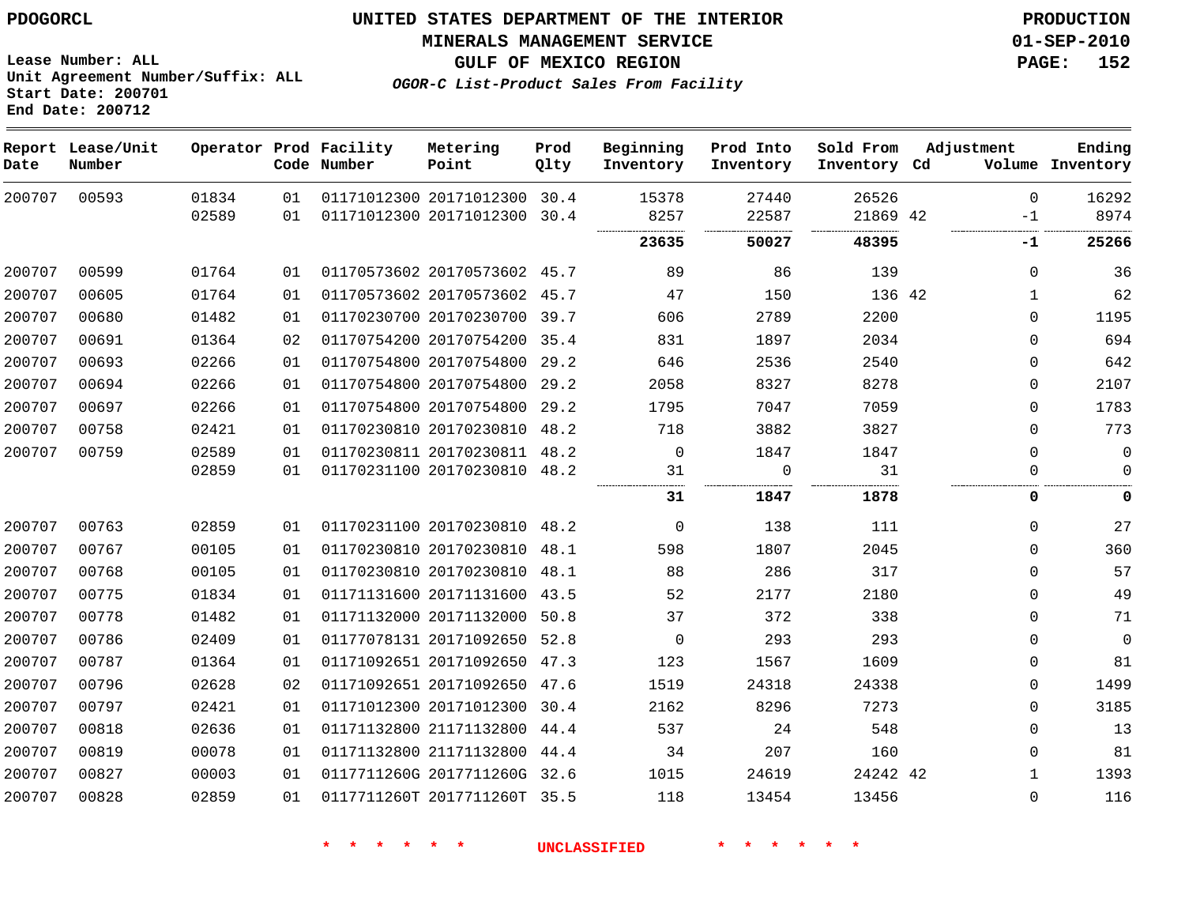Lease Number: ALL
Unit Agreement Number/Suffix: ALL
Start Date: 200701
End Date: 200712

# UNITED STATES DEPARTMENT OF THE INTERIOR
## MINERALS MANAGEMENT SERVICE
## GULF OF MEXICO REGION
### *OGOR-C List-Product Sales From Facility*

PRODUCTION
01-SEP-2010

| Report Date | Lease/Unit Number | Operator | Prod Code | Facility Number | Metering Point | Prod Qlty | Beginning Inventory | Prod Into Inventory | Sold From Inventory | Adjustment Cd | Volume | Ending Inventory |
|---|---|---|---|---|---|---|---|---|---|---|---|---|
| 200707 | 00593 | 01834 | 01 | 01171012300 | 20171012300 | 30.4 | 15378 | 27440 | 26526 | | 0 | 16292 |
| | | 02589 | 01 | 01171012300 | 20171012300 | 30.4 | 8257 | 22587 | 21869 | 42 | -1 | 8974 |
| | | | | | | | **23635** | **50027** | **48395** | | **-1** | **25266** |
| 200707 | 00599 | 01764 | 01 | 01170573602 | 20170573602 | 45.7 | 89 | 86 | 139 | | 0 | 36 |
| 200707 | 00605 | 01764 | 01 | 01170573602 | 20170573602 | 45.7 | 47 | 150 | 136 | 42 | 1 | 62 |
| 200707 | 00680 | 01482 | 01 | 01170230700 | 20170230700 | 39.7 | 606 | 2789 | 2200 | | 0 | 1195 |
| 200707 | 00691 | 01364 | 02 | 01170754200 | 20170754200 | 35.4 | 831 | 1897 | 2034 | | 0 | 694 |
| 200707 | 00693 | 02266 | 01 | 01170754800 | 20170754800 | 29.2 | 646 | 2536 | 2540 | | 0 | 642 |
| 200707 | 00694 | 02266 | 01 | 01170754800 | 20170754800 | 29.2 | 2058 | 8327 | 8278 | | 0 | 2107 |
| 200707 | 00697 | 02266 | 01 | 01170754800 | 20170754800 | 29.2 | 1795 | 7047 | 7059 | | 0 | 1783 |
| 200707 | 00758 | 02421 | 01 | 01170230810 | 20170230810 | 48.2 | 718 | 3882 | 3827 | | 0 | 773 |
| 200707 | 00759 | 02589 | 01 | 01170230811 | 20170230811 | 48.2 | 0 | 1847 | 1847 | | 0 | 0 |
| | | 02859 | 01 | 01170231100 | 20170230810 | 48.2 | 31 | 0 | 31 | | 0 | 0 |
| | | | | | | | **31** | **1847** | **1878** | | **0** | **0** |
| 200707 | 00763 | 02859 | 01 | 01170231100 | 20170230810 | 48.2 | 0 | 138 | 111 | | 0 | 27 |
| 200707 | 00767 | 00105 | 01 | 01170230810 | 20170230810 | 48.1 | 598 | 1807 | 2045 | | 0 | 360 |
| 200707 | 00768 | 00105 | 01 | 01170230810 | 20170230810 | 48.1 | 88 | 286 | 317 | | 0 | 57 |
| 200707 | 00775 | 01834 | 01 | 01171131600 | 20171131600 | 43.5 | 52 | 2177 | 2180 | | 0 | 49 |
| 200707 | 00778 | 01482 | 01 | 01171132000 | 20171132000 | 50.8 | 37 | 372 | 338 | | 0 | 71 |
| 200707 | 00786 | 02409 | 01 | 01177078131 | 20171092650 | 52.8 | 0 | 293 | 293 | | 0 | 0 |
| 200707 | 00787 | 01364 | 01 | 01171092651 | 20171092650 | 47.3 | 123 | 1567 | 1609 | | 0 | 81 |
| 200707 | 00796 | 02628 | 02 | 01171092651 | 20171092650 | 47.6 | 1519 | 24318 | 24338 | | 0 | 1499 |
| 200707 | 00797 | 02421 | 01 | 01171012300 | 20171012300 | 30.4 | 2162 | 8296 | 7273 | | 0 | 3185 |
| 200707 | 00818 | 02636 | 01 | 01171132800 | 21171132800 | 44.4 | 537 | 24 | 548 | | 0 | 13 |
| 200707 | 00819 | 00078 | 01 | 01171132800 | 21171132800 | 44.4 | 34 | 207 | 160 | | 0 | 81 |
| 200707 | 00827 | 00003 | 01 | 0117711260G | 2017711260G | 32.6 | 1015 | 24619 | 24242 | 42 | 1 | 1393 |
| 200707 | 00828 | 02859 | 01 | 0117711260T | 2017711260T | 35.5 | 118 | 13454 | 13456 | | 0 | 116 |

\* \* \* \* \* \* UNCLASSIFIED \* \* \* \* \* \*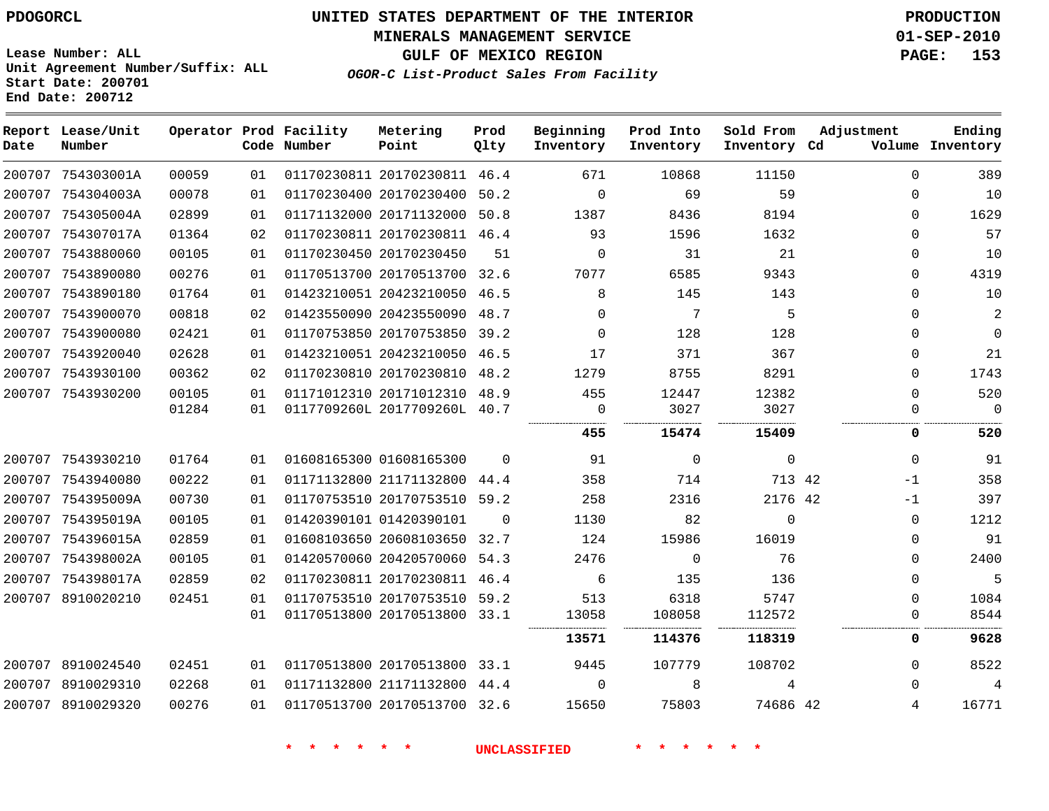PDOGORCL

# UNITED STATES DEPARTMENT OF THE INTERIOR
## MINERALS MANAGEMENT SERVICE
## GULF OF MEXICO REGION
### *OGOR-C List-Product Sales From Facility*

PRODUCTION
01-SEP-2010

Lease Number: ALL
Unit Agreement Number/Suffix: ALL
Start Date: 200701
End Date: 200712

| Report Date | Lease/Unit Number | Operator | Prod Code | Facility Number | Metering Point | Prod Qlty | Beginning Inventory | Prod Into Inventory | Sold From Inventory | Adjustment Cd | Adjustment Volume | Ending Inventory |
|---|---|---|---|---|---|---|---|---|---|---|---|---|
| 200707 | 754303001A | 00059 | 01 | 01170230811 | 20170230811 | 46.4 | 671 | 10868 | 11150 | | 0 | 389 |
| 200707 | 754304003A | 00078 | 01 | 01170230400 | 20170230400 | 50.2 | 0 | 69 | 59 | | 0 | 10 |
| 200707 | 754305004A | 02899 | 01 | 01171132000 | 20171132000 | 50.8 | 1387 | 8436 | 8194 | | 0 | 1629 |
| 200707 | 754307017A | 01364 | 02 | 01170230811 | 20170230811 | 46.4 | 93 | 1596 | 1632 | | 0 | 57 |
| 200707 | 7543880060 | 00105 | 01 | 01170230450 | 20170230450 | 51 | 0 | 31 | 21 | | 0 | 10 |
| 200707 | 7543890080 | 00276 | 01 | 01170513700 | 20170513700 | 32.6 | 7077 | 6585 | 9343 | | 0 | 4319 |
| 200707 | 7543890180 | 01764 | 01 | 01423210051 | 20423210050 | 46.5 | 8 | 145 | 143 | | 0 | 10 |
| 200707 | 7543900070 | 00818 | 02 | 01423550090 | 20423550090 | 48.7 | 0 | 7 | 5 | | 0 | 2 |
| 200707 | 7543900080 | 02421 | 01 | 01170753850 | 20170753850 | 39.2 | 0 | 128 | 128 | | 0 | 0 |
| 200707 | 7543920040 | 02628 | 01 | 01423210051 | 20423210050 | 46.5 | 17 | 371 | 367 | | 0 | 21 |
| 200707 | 7543930100 | 00362 | 02 | 01170230810 | 20170230810 | 48.2 | 1279 | 8755 | 8291 | | 0 | 1743 |
| 200707 | 7543930200 | 00105 | 01 | 01171012310 | 20171012310 | 48.9 | 455 | 12447 | 12382 | | 0 | 520 |
| | | 01284 | 01 | 0117709260L | 2017709260L | 40.7 | 0 | 3027 | 3027 | | 0 | 0 |
| | | | | | | | **455** | **15474** | **15409** | | **0** | **520** |
| 200707 | 7543930210 | 01764 | 01 | 01608165300 | 01608165300 | 0 | 91 | 0 | 0 | | 0 | 91 |
| 200707 | 7543940080 | 00222 | 01 | 01171132800 | 21171132800 | 44.4 | 358 | 714 | 713 | 42 | -1 | 358 |
| 200707 | 754395009A | 00730 | 01 | 01170753510 | 20170753510 | 59.2 | 258 | 2316 | 2176 | 42 | -1 | 397 |
| 200707 | 754395019A | 00105 | 01 | 01420390101 | 01420390101 | 0 | 1130 | 82 | 0 | | 0 | 1212 |
| 200707 | 754396015A | 02859 | 01 | 01608103650 | 20608103650 | 32.7 | 124 | 15986 | 16019 | | 0 | 91 |
| 200707 | 754398002A | 00105 | 01 | 01420570060 | 20420570060 | 54.3 | 2476 | 0 | 76 | | 0 | 2400 |
| 200707 | 754398017A | 02859 | 02 | 01170230811 | 20170230811 | 46.4 | 6 | 135 | 136 | | 0 | 5 |
| 200707 | 8910020210 | 02451 | 01 | 01170753510 | 20170753510 | 59.2 | 513 | 6318 | 5747 | | 0 | 1084 |
| | | | 01 | 01170513800 | 20170513800 | 33.1 | 13058 | 108058 | 112572 | | 0 | 8544 |
| | | | | | | | **13571** | **114376** | **118319** | | **0** | **9628** |
| 200707 | 8910024540 | 02451 | 01 | 01170513800 | 20170513800 | 33.1 | 9445 | 107779 | 108702 | | 0 | 8522 |
| 200707 | 8910029310 | 02268 | 01 | 01171132800 | 21171132800 | 44.4 | 0 | 8 | 4 | | 0 | 4 |
| 200707 | 8910029320 | 00276 | 01 | 01170513700 | 20170513700 | 32.6 | 15650 | 75803 | 74686 | 42 | 4 | 16771 |

* * * * * * UNCLASSIFIED * * * * * *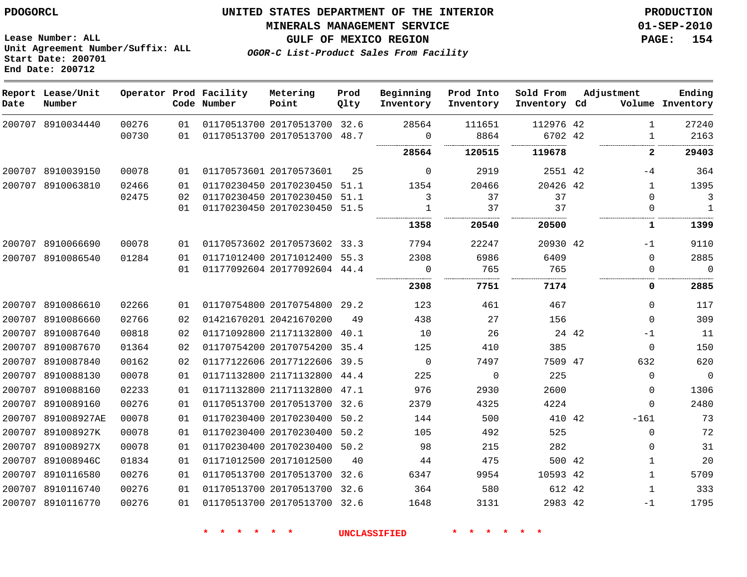Lease Number: ALL
Unit Agreement Number/Suffix: ALL
Start Date: 200701
End Date: 200712

# UNITED STATES DEPARTMENT OF THE INTERIOR
## MINERALS MANAGEMENT SERVICE
## GULF OF MEXICO REGION
### *OGOR-C List-Product Sales From Facility*

PRODUCTION
01-SEP-2010

| Report Date | Lease/Unit Number | Operator | Prod Code | Facility Number | Metering Point | Prod Qlty | Beginning Inventory | Prod Into Inventory | Sold From Inventory | Adjustment Cd | Volume | Ending Inventory |
|---|---|---|---|---|---|---|---|---|---|---|---|---|
| 200707 | 8910034440 | 00276 | 01 | 01170513700 | 20170513700 | 32.6 | 28564 | 111651 | 112976 | 42 | 1 | 27240 |
| | | 00730 | 01 | 01170513700 | 20170513700 | 48.7 | 0 | 8864 | 6702 | 42 | 1 | 2163 |
| | | | | | | | **28564** | **120515** | **119678** | | **2** | **29403** |
| 200707 | 8910039150 | 00078 | 01 | 01170573601 | 20170573601 | 25 | 0 | 2919 | 2551 | 42 | -4 | 364 |
| 200707 | 8910063810 | 02466 | 01 | 01170230450 | 20170230450 | 51.1 | 1354 | 20466 | 20426 | 42 | 1 | 1395 |
| | | 02475 | 02 | 01170230450 | 20170230450 | 51.1 | 3 | 37 | 37 | | 0 | 3 |
| | | | 01 | 01170230450 | 20170230450 | 51.5 | 1 | 37 | 37 | | 0 | 1 |
| | | | | | | | **1358** | **20540** | **20500** | | **1** | **1399** |
| 200707 | 8910066690 | 00078 | 01 | 01170573602 | 20170573602 | 33.3 | 7794 | 22247 | 20930 | 42 | -1 | 9110 |
| 200707 | 8910086540 | 01284 | 01 | 01171012400 | 20171012400 | 55.3 | 2308 | 6986 | 6409 | | 0 | 2885 |
| | | | 01 | 01177092604 | 20177092604 | 44.4 | 0 | 765 | 765 | | 0 | 0 |
| | | | | | | | **2308** | **7751** | **7174** | | **0** | **2885** |
| 200707 | 8910086610 | 02266 | 01 | 01170754800 | 20170754800 | 29.2 | 123 | 461 | 467 | | 0 | 117 |
| 200707 | 8910086660 | 02766 | 02 | 01421670201 | 20421670200 | 49 | 438 | 27 | 156 | | 0 | 309 |
| 200707 | 8910087640 | 00818 | 02 | 01171092800 | 21171132800 | 40.1 | 10 | 26 | 24 | 42 | -1 | 11 |
| 200707 | 8910087670 | 01364 | 02 | 01170754200 | 20170754200 | 35.4 | 125 | 410 | 385 | | 0 | 150 |
| 200707 | 8910087840 | 00162 | 02 | 01177122606 | 20177122606 | 39.5 | 0 | 7497 | 7509 | 47 | 632 | 620 |
| 200707 | 8910088130 | 00078 | 01 | 01171132800 | 21171132800 | 44.4 | 225 | 0 | 225 | | 0 | 0 |
| 200707 | 8910088160 | 02233 | 01 | 01171132800 | 21171132800 | 47.1 | 976 | 2930 | 2600 | | 0 | 1306 |
| 200707 | 8910089160 | 00276 | 01 | 01170513700 | 20170513700 | 32.6 | 2379 | 4325 | 4224 | | 0 | 2480 |
| 200707 | 891008927AE | 00078 | 01 | 01170230400 | 20170230400 | 50.2 | 144 | 500 | 410 | 42 | -161 | 73 |
| 200707 | 891008927K | 00078 | 01 | 01170230400 | 20170230400 | 50.2 | 105 | 492 | 525 | | 0 | 72 |
| 200707 | 891008927X | 00078 | 01 | 01170230400 | 20170230400 | 50.2 | 98 | 215 | 282 | | 0 | 31 |
| 200707 | 891008946C | 01834 | 01 | 01171012500 | 20171012500 | 40 | 44 | 475 | 500 | 42 | 1 | 20 |
| 200707 | 8910116580 | 00276 | 01 | 01170513700 | 20170513700 | 32.6 | 6347 | 9954 | 10593 | 42 | 1 | 5709 |
| 200707 | 8910116740 | 00276 | 01 | 01170513700 | 20170513700 | 32.6 | 364 | 580 | 612 | 42 | 1 | 333 |
| 200707 | 8910116770 | 00276 | 01 | 01170513700 | 20170513700 | 32.6 | 1648 | 3131 | 2983 | 42 | -1 | 1795 |

\* \* \* \* \* \* UNCLASSIFIED \* \* \* \* \* \*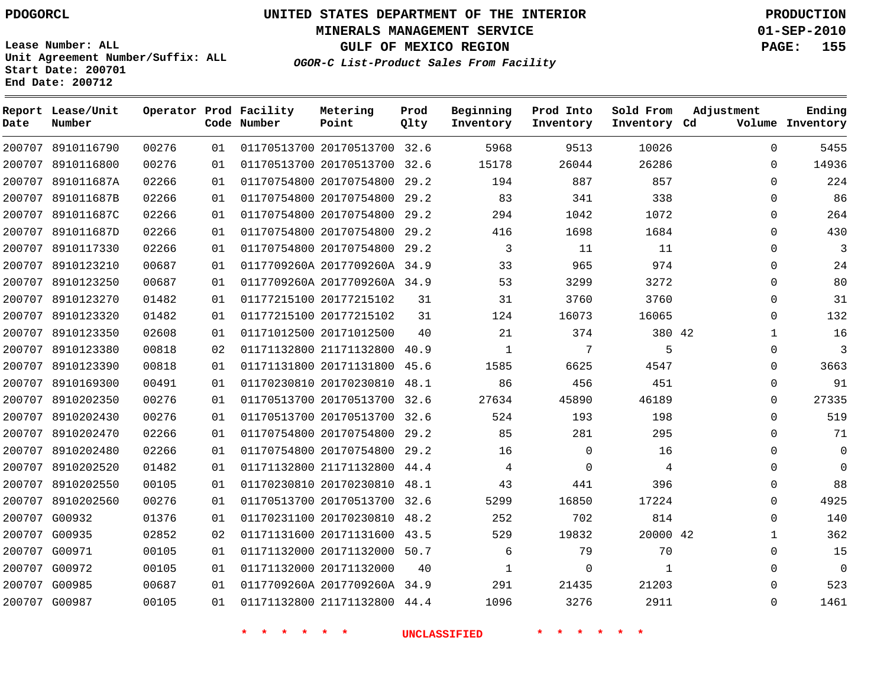PDOGORCL

# UNITED STATES DEPARTMENT OF THE INTERIOR
## MINERALS MANAGEMENT SERVICE
## GULF OF MEXICO REGION
### *OGOR-C List-Product Sales From Facility*

PRODUCTION
01-SEP-2010

Lease Number: ALL
Unit Agreement Number/Suffix: ALL
Start Date: 200701
End Date: 200712

| Report Date | Lease/Unit Number | Operator | Prod Code | Facility Number | Metering Point | Prod Qlty | Beginning Inventory | Prod Into Inventory | Sold From Inventory | Adjustment Cd | Adjustment Volume | Ending Inventory |
|---|---|---|---|---|---|---|---|---|---|---|---|---|
| 200707 | 8910116790 | 00276 | 01 | 01170513700 | 20170513700 | 32.6 | 5968 | 9513 | 10026 | | 0 | 5455 |
| 200707 | 8910116800 | 00276 | 01 | 01170513700 | 20170513700 | 32.6 | 15178 | 26044 | 26286 | | 0 | 14936 |
| 200707 | 891011687A | 02266 | 01 | 01170754800 | 20170754800 | 29.2 | 194 | 887 | 857 | | 0 | 224 |
| 200707 | 891011687B | 02266 | 01 | 01170754800 | 20170754800 | 29.2 | 83 | 341 | 338 | | 0 | 86 |
| 200707 | 891011687C | 02266 | 01 | 01170754800 | 20170754800 | 29.2 | 294 | 1042 | 1072 | | 0 | 264 |
| 200707 | 891011687D | 02266 | 01 | 01170754800 | 20170754800 | 29.2 | 416 | 1698 | 1684 | | 0 | 430 |
| 200707 | 8910117330 | 02266 | 01 | 01170754800 | 20170754800 | 29.2 | 3 | 11 | 11 | | 0 | 3 |
| 200707 | 8910123210 | 00687 | 01 | 0117709260A | 2017709260A | 34.9 | 33 | 965 | 974 | | 0 | 24 |
| 200707 | 8910123250 | 00687 | 01 | 0117709260A | 2017709260A | 34.9 | 53 | 3299 | 3272 | | 0 | 80 |
| 200707 | 8910123270 | 01482 | 01 | 01177215100 | 20177215102 | 31 | 31 | 3760 | 3760 | | 0 | 31 |
| 200707 | 8910123320 | 01482 | 01 | 01177215100 | 20177215102 | 31 | 124 | 16073 | 16065 | | 0 | 132 |
| 200707 | 8910123350 | 02608 | 01 | 01171012500 | 20171012500 | 40 | 21 | 374 | 380 | 42 | 1 | 16 |
| 200707 | 8910123380 | 00818 | 02 | 01171132800 | 21171132800 | 40.9 | 1 | 7 | 5 | | 0 | 3 |
| 200707 | 8910123390 | 00818 | 01 | 01171131800 | 20171131800 | 45.6 | 1585 | 6625 | 4547 | | 0 | 3663 |
| 200707 | 8910169300 | 00491 | 01 | 01170230810 | 20170230810 | 48.1 | 86 | 456 | 451 | | 0 | 91 |
| 200707 | 8910202350 | 00276 | 01 | 01170513700 | 20170513700 | 32.6 | 27634 | 45890 | 46189 | | 0 | 27335 |
| 200707 | 8910202430 | 00276 | 01 | 01170513700 | 20170513700 | 32.6 | 524 | 193 | 198 | | 0 | 519 |
| 200707 | 8910202470 | 02266 | 01 | 01170754800 | 20170754800 | 29.2 | 85 | 281 | 295 | | 0 | 71 |
| 200707 | 8910202480 | 02266 | 01 | 01170754800 | 20170754800 | 29.2 | 16 | 0 | 16 | | 0 | 0 |
| 200707 | 8910202520 | 01482 | 01 | 01171132800 | 21171132800 | 44.4 | 4 | 0 | 4 | | 0 | 0 |
| 200707 | 8910202550 | 00105 | 01 | 01170230810 | 20170230810 | 48.1 | 43 | 441 | 396 | | 0 | 88 |
| 200707 | 8910202560 | 00276 | 01 | 01170513700 | 20170513700 | 32.6 | 5299 | 16850 | 17224 | | 0 | 4925 |
| 200707 | G00932 | 01376 | 01 | 01170231100 | 20170230810 | 48.2 | 252 | 702 | 814 | | 0 | 140 |
| 200707 | G00935 | 02852 | 02 | 01171131600 | 20171131600 | 43.5 | 529 | 19832 | 20000 | 42 | 1 | 362 |
| 200707 | G00971 | 00105 | 01 | 01171132000 | 20171132000 | 50.7 | 6 | 79 | 70 | | 0 | 15 |
| 200707 | G00972 | 00105 | 01 | 01171132000 | 20171132000 | 40 | 1 | 0 | 1 | | 0 | 0 |
| 200707 | G00985 | 00687 | 01 | 0117709260A | 2017709260A | 34.9 | 291 | 21435 | 21203 | | 0 | 523 |
| 200707 | G00987 | 00105 | 01 | 01171132800 | 21171132800 | 44.4 | 1096 | 3276 | 2911 | | 0 | 1461 |

* * * * * * UNCLASSIFIED * * * * * *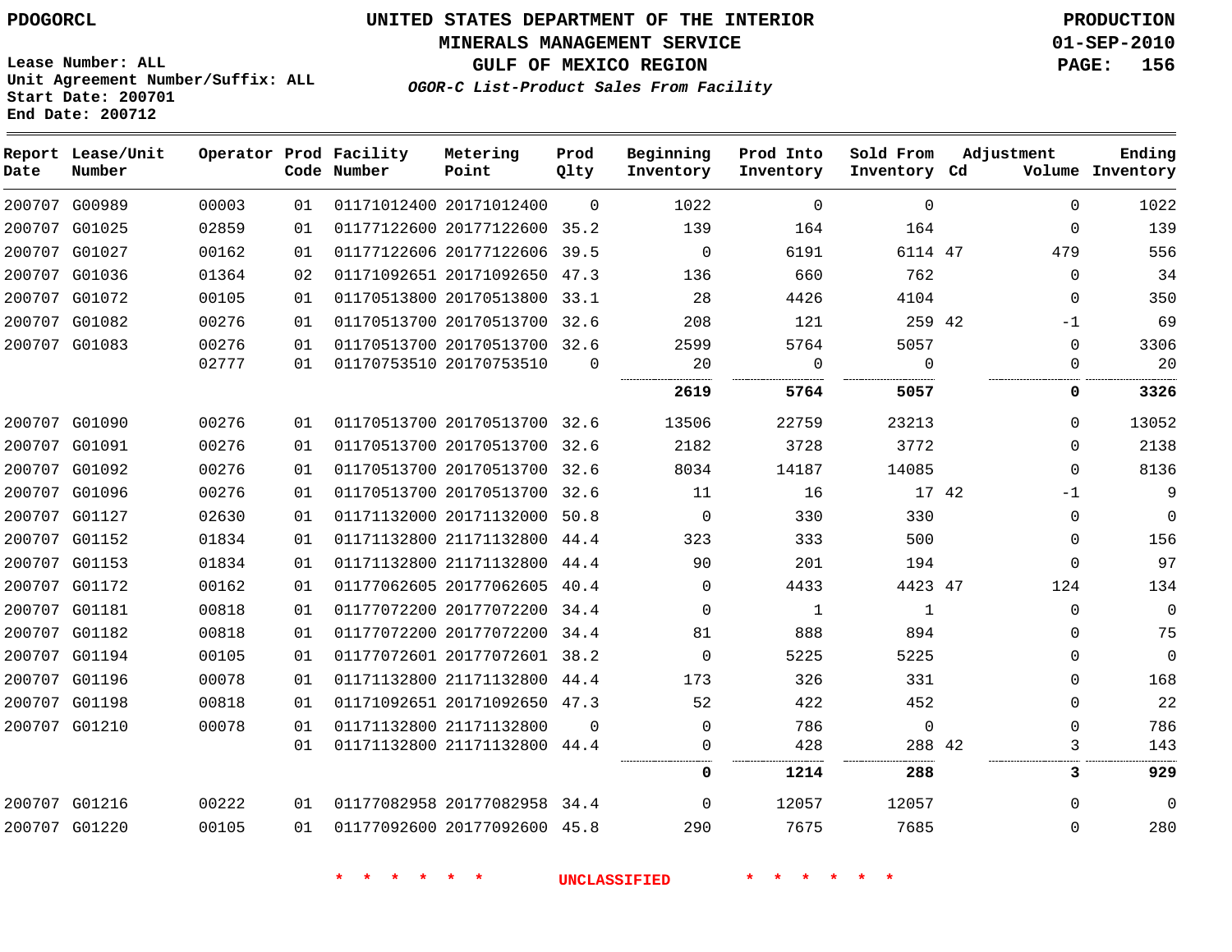**PDOGORCL**

**UNITED STATES DEPARTMENT OF THE INTERIOR**
**MINERALS MANAGEMENT SERVICE**
**GULF OF MEXICO REGION**
***OGOR-C List-Product Sales From Facility***

**PRODUCTION**
**01-SEP-2010**
**PAGE: 156**

**Lease Number: ALL**
**Unit Agreement Number/Suffix: ALL**
**Start Date: 200701**
**End Date: 200712**

| Report Date | Lease/Unit Number | Operator | Prod Code | Facility Number | Metering Point | Prod Qlty | Beginning Inventory | Prod Into Inventory | Sold From Inventory | Adjustment Cd | Adjustment Volume | Ending Inventory |
|---|---|---|---|---|---|---|---|---|---|---|---|---|
| 200707 | G00989 | 00003 | 01 | 01171012400 | 20171012400 | 0 | 1022 | 0 | 0 | | 0 | 1022 |
| 200707 | G01025 | 02859 | 01 | 01177122600 | 20177122600 | 35.2 | 139 | 164 | 164 | | 0 | 139 |
| 200707 | G01027 | 00162 | 01 | 01177122606 | 20177122606 | 39.5 | 0 | 6191 | 6114 | 47 | 479 | 556 |
| 200707 | G01036 | 01364 | 02 | 01171092651 | 20171092650 | 47.3 | 136 | 660 | 762 | | 0 | 34 |
| 200707 | G01072 | 00105 | 01 | 01170513800 | 20170513800 | 33.1 | 28 | 4426 | 4104 | | 0 | 350 |
| 200707 | G01082 | 00276 | 01 | 01170513700 | 20170513700 | 32.6 | 208 | 121 | 259 | 42 | -1 | 69 |
| 200707 | G01083 | 00276 | 01 | 01170513700 | 20170513700 | 32.6 | 2599 | 5764 | 5057 | | 0 | 3306 |
| | | 02777 | 01 | 01170753510 | 20170753510 | 0 | 20 | 0 | 0 | | 0 | 20 |
| | | | | | | | **2619** | **5764** | **5057** | | **0** | **3326** |
| 200707 | G01090 | 00276 | 01 | 01170513700 | 20170513700 | 32.6 | 13506 | 22759 | 23213 | | 0 | 13052 |
| 200707 | G01091 | 00276 | 01 | 01170513700 | 20170513700 | 32.6 | 2182 | 3728 | 3772 | | 0 | 2138 |
| 200707 | G01092 | 00276 | 01 | 01170513700 | 20170513700 | 32.6 | 8034 | 14187 | 14085 | | 0 | 8136 |
| 200707 | G01096 | 00276 | 01 | 01170513700 | 20170513700 | 32.6 | 11 | 16 | 17 | 42 | -1 | 9 |
| 200707 | G01127 | 02630 | 01 | 01171132000 | 20171132000 | 50.8 | 0 | 330 | 330 | | 0 | 0 |
| 200707 | G01152 | 01834 | 01 | 01171132800 | 21171132800 | 44.4 | 323 | 333 | 500 | | 0 | 156 |
| 200707 | G01153 | 01834 | 01 | 01171132800 | 21171132800 | 44.4 | 90 | 201 | 194 | | 0 | 97 |
| 200707 | G01172 | 00162 | 01 | 01177062605 | 20177062605 | 40.4 | 0 | 4433 | 4423 | 47 | 124 | 134 |
| 200707 | G01181 | 00818 | 01 | 01177072200 | 20177072200 | 34.4 | 0 | 1 | 1 | | 0 | 0 |
| 200707 | G01182 | 00818 | 01 | 01177072200 | 20177072200 | 34.4 | 81 | 888 | 894 | | 0 | 75 |
| 200707 | G01194 | 00105 | 01 | 01177072601 | 20177072601 | 38.2 | 0 | 5225 | 5225 | | 0 | 0 |
| 200707 | G01196 | 00078 | 01 | 01171132800 | 21171132800 | 44.4 | 173 | 326 | 331 | | 0 | 168 |
| 200707 | G01198 | 00818 | 01 | 01171092651 | 20171092650 | 47.3 | 52 | 422 | 452 | | 0 | 22 |
| 200707 | G01210 | 00078 | 01 | 01171132800 | 21171132800 | 0 | 0 | 786 | 0 | | 0 | 786 |
| | | | 01 | 01171132800 | 21171132800 | 44.4 | 0 | 428 | 288 | 42 | 3 | 143 |
| | | | | | | | **0** | **1214** | **288** | | **3** | **929** |
| 200707 | G01216 | 00222 | 01 | 01177082958 | 20177082958 | 34.4 | 0 | 12057 | 12057 | | 0 | 0 |
| 200707 | G01220 | 00105 | 01 | 01177092600 | 20177092600 | 45.8 | 290 | 7675 | 7685 | | 0 | 280 |

\* \* \* \* \* \* **UNCLASSIFIED** \* \* \* \* \* \*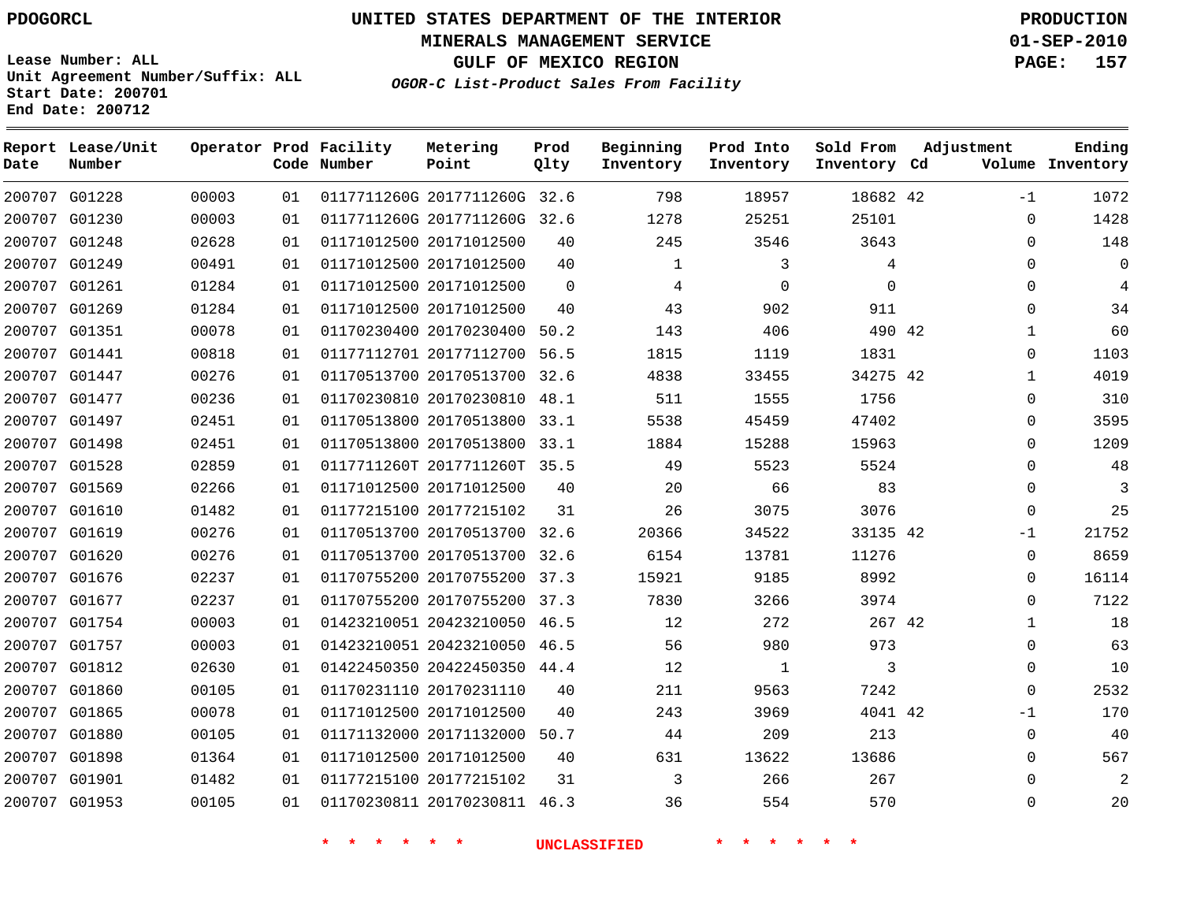PDOGORCL

**UNITED STATES DEPARTMENT OF THE INTERIOR**
**MINERALS MANAGEMENT SERVICE**
**GULF OF MEXICO REGION**
***OGOR-C List-Product Sales From Facility***

**PRODUCTION**
**01-SEP-2010**

Lease Number: ALL
Unit Agreement Number/Suffix: ALL
Start Date: 200701
End Date: 200712

| Report Date | Lease/Unit Number | Operator | Prod Code | Facility Number | Metering Point | Prod Qlty | Beginning Inventory | Prod Into Inventory | Sold From Inventory | Adjustment Cd | Adjustment Volume | Ending Inventory |
|---|---|---|---|---|---|---|---|---|---|---|---|---|
| 200707 | G01228 | 00003 | 01 | 0117711260G | 2017711260G | 32.6 | 798 | 18957 | 18682 | 42 | -1 | 1072 |
| 200707 | G01230 | 00003 | 01 | 0117711260G | 2017711260G | 32.6 | 1278 | 25251 | 25101 | | 0 | 1428 |
| 200707 | G01248 | 02628 | 01 | 01171012500 | 20171012500 | 40 | 245 | 3546 | 3643 | | 0 | 148 |
| 200707 | G01249 | 00491 | 01 | 01171012500 | 20171012500 | 40 | 1 | 3 | 4 | | 0 | 0 |
| 200707 | G01261 | 01284 | 01 | 01171012500 | 20171012500 | 0 | 4 | 0 | 0 | | 0 | 4 |
| 200707 | G01269 | 01284 | 01 | 01171012500 | 20171012500 | 40 | 43 | 902 | 911 | | 0 | 34 |
| 200707 | G01351 | 00078 | 01 | 01170230400 | 20170230400 | 50.2 | 143 | 406 | 490 | 42 | 1 | 60 |
| 200707 | G01441 | 00818 | 01 | 01177112701 | 20177112700 | 56.5 | 1815 | 1119 | 1831 | | 0 | 1103 |
| 200707 | G01447 | 00276 | 01 | 01170513700 | 20170513700 | 32.6 | 4838 | 33455 | 34275 | 42 | 1 | 4019 |
| 200707 | G01477 | 00236 | 01 | 01170230810 | 20170230810 | 48.1 | 511 | 1555 | 1756 | | 0 | 310 |
| 200707 | G01497 | 02451 | 01 | 01170513800 | 20170513800 | 33.1 | 5538 | 45459 | 47402 | | 0 | 3595 |
| 200707 | G01498 | 02451 | 01 | 01170513800 | 20170513800 | 33.1 | 1884 | 15288 | 15963 | | 0 | 1209 |
| 200707 | G01528 | 02859 | 01 | 0117711260T | 2017711260T | 35.5 | 49 | 5523 | 5524 | | 0 | 48 |
| 200707 | G01569 | 02266 | 01 | 01171012500 | 20171012500 | 40 | 20 | 66 | 83 | | 0 | 3 |
| 200707 | G01610 | 01482 | 01 | 01177215100 | 20177215102 | 31 | 26 | 3075 | 3076 | | 0 | 25 |
| 200707 | G01619 | 00276 | 01 | 01170513700 | 20170513700 | 32.6 | 20366 | 34522 | 33135 | 42 | -1 | 21752 |
| 200707 | G01620 | 00276 | 01 | 01170513700 | 20170513700 | 32.6 | 6154 | 13781 | 11276 | | 0 | 8659 |
| 200707 | G01676 | 02237 | 01 | 01170755200 | 20170755200 | 37.3 | 15921 | 9185 | 8992 | | 0 | 16114 |
| 200707 | G01677 | 02237 | 01 | 01170755200 | 20170755200 | 37.3 | 7830 | 3266 | 3974 | | 0 | 7122 |
| 200707 | G01754 | 00003 | 01 | 01423210051 | 20423210050 | 46.5 | 12 | 272 | 267 | 42 | 1 | 18 |
| 200707 | G01757 | 00003 | 01 | 01423210051 | 20423210050 | 46.5 | 56 | 980 | 973 | | 0 | 63 |
| 200707 | G01812 | 02630 | 01 | 01422450350 | 20422450350 | 44.4 | 12 | 1 | 3 | | 0 | 10 |
| 200707 | G01860 | 00105 | 01 | 01170231110 | 20170231110 | 40 | 211 | 9563 | 7242 | | 0 | 2532 |
| 200707 | G01865 | 00078 | 01 | 01171012500 | 20171012500 | 40 | 243 | 3969 | 4041 | 42 | -1 | 170 |
| 200707 | G01880 | 00105 | 01 | 01171132000 | 20171132000 | 50.7 | 44 | 209 | 213 | | 0 | 40 |
| 200707 | G01898 | 01364 | 01 | 01171012500 | 20171012500 | 40 | 631 | 13622 | 13686 | | 0 | 567 |
| 200707 | G01901 | 01482 | 01 | 01177215100 | 20177215102 | 31 | 3 | 266 | 267 | | 0 | 2 |
| 200707 | G01953 | 00105 | 01 | 01170230811 | 20170230811 | 46.3 | 36 | 554 | 570 | | 0 | 20 |

\* \* \* \* \* \* UNCLASSIFIED \* \* \* \* \* \*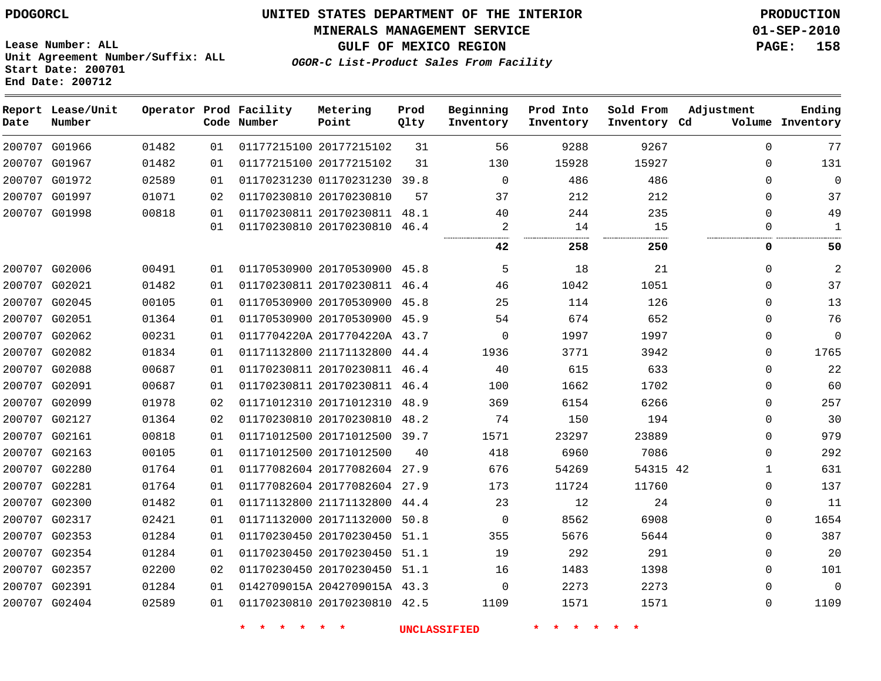PDOGORCL

# UNITED STATES DEPARTMENT OF THE INTERIOR
## MINERALS MANAGEMENT SERVICE
## GULF OF MEXICO REGION
### *OGOR-C List-Product Sales From Facility*

PRODUCTION
01-SEP-2010

Lease Number: ALL
Unit Agreement Number/Suffix: ALL
Start Date: 200701
End Date: 200712

| Report Date | Lease/Unit Number | Operator | Prod Code | Facility Number | Metering Point | Prod Qlty | Beginning Inventory | Prod Into Inventory | Sold From Inventory | Adjustment Cd | Adjustment Volume | Ending Inventory |
|---|---|---|---|---|---|---|---|---|---|---|---|---|
| 200707 | G01966 | 01482 | 01 | 01177215100 | 20177215102 | 31 | 56 | 9288 | 9267 | | 0 | 77 |
| 200707 | G01967 | 01482 | 01 | 01177215100 | 20177215102 | 31 | 130 | 15928 | 15927 | | 0 | 131 |
| 200707 | G01972 | 02589 | 01 | 01170231230 | 01170231230 | 39.8 | 0 | 486 | 486 | | 0 | 0 |
| 200707 | G01997 | 01071 | 02 | 01170230810 | 20170230810 | 57 | 37 | 212 | 212 | | 0 | 37 |
| 200707 | G01998 | 00818 | 01 | 01170230811 | 20170230811 | 48.1 | 40 | 244 | 235 | | 0 | 49 |
| | | | 01 | 01170230810 | 20170230810 | 46.4 | 2 | 14 | 15 | | 0 | 1 |
| | | | | | | | **42** | **258** | **250** | | **0** | **50** |
| 200707 | G02006 | 00491 | 01 | 01170530900 | 20170530900 | 45.8 | 5 | 18 | 21 | | 0 | 2 |
| 200707 | G02021 | 01482 | 01 | 01170230811 | 20170230811 | 46.4 | 46 | 1042 | 1051 | | 0 | 37 |
| 200707 | G02045 | 00105 | 01 | 01170530900 | 20170530900 | 45.8 | 25 | 114 | 126 | | 0 | 13 |
| 200707 | G02051 | 01364 | 01 | 01170530900 | 20170530900 | 45.9 | 54 | 674 | 652 | | 0 | 76 |
| 200707 | G02062 | 00231 | 01 | 0117704220A | 2017704220A | 43.7 | 0 | 1997 | 1997 | | 0 | 0 |
| 200707 | G02082 | 01834 | 01 | 01171132800 | 21171132800 | 44.4 | 1936 | 3771 | 3942 | | 0 | 1765 |
| 200707 | G02088 | 00687 | 01 | 01170230811 | 20170230811 | 46.4 | 40 | 615 | 633 | | 0 | 22 |
| 200707 | G02091 | 00687 | 01 | 01170230811 | 20170230811 | 46.4 | 100 | 1662 | 1702 | | 0 | 60 |
| 200707 | G02099 | 01978 | 02 | 01171012310 | 20171012310 | 48.9 | 369 | 6154 | 6266 | | 0 | 257 |
| 200707 | G02127 | 01364 | 02 | 01170230810 | 20170230810 | 48.2 | 74 | 150 | 194 | | 0 | 30 |
| 200707 | G02161 | 00818 | 01 | 01171012500 | 20171012500 | 39.7 | 1571 | 23297 | 23889 | | 0 | 979 |
| 200707 | G02163 | 00105 | 01 | 01171012500 | 20171012500 | 40 | 418 | 6960 | 7086 | | 0 | 292 |
| 200707 | G02280 | 01764 | 01 | 01177082604 | 20177082604 | 27.9 | 676 | 54269 | 54315 | 42 | 1 | 631 |
| 200707 | G02281 | 01764 | 01 | 01177082604 | 20177082604 | 27.9 | 173 | 11724 | 11760 | | 0 | 137 |
| 200707 | G02300 | 01482 | 01 | 01171132800 | 21171132800 | 44.4 | 23 | 12 | 24 | | 0 | 11 |
| 200707 | G02317 | 02421 | 01 | 01171132000 | 20171132000 | 50.8 | 0 | 8562 | 6908 | | 0 | 1654 |
| 200707 | G02353 | 01284 | 01 | 01170230450 | 20170230450 | 51.1 | 355 | 5676 | 5644 | | 0 | 387 |
| 200707 | G02354 | 01284 | 01 | 01170230450 | 20170230450 | 51.1 | 19 | 292 | 291 | | 0 | 20 |
| 200707 | G02357 | 02200 | 02 | 01170230450 | 20170230450 | 51.1 | 16 | 1483 | 1398 | | 0 | 101 |
| 200707 | G02391 | 01284 | 01 | 0142709015A | 2042709015A | 43.3 | 0 | 2273 | 2273 | | 0 | 0 |
| 200707 | G02404 | 02589 | 01 | 01170230810 | 20170230810 | 42.5 | 1109 | 1571 | 1571 | | 0 | 1109 |

\* \* \* \* \* \* UNCLASSIFIED \* \* \* \* \* \*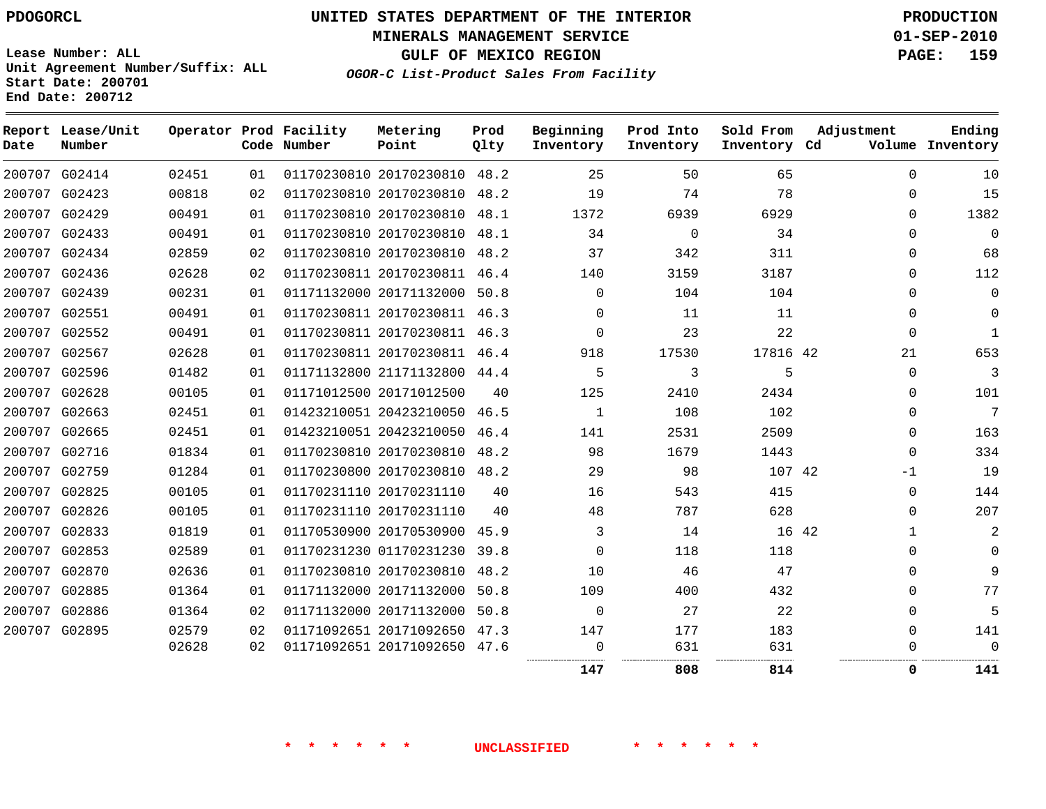PDOGORCL

# UNITED STATES DEPARTMENT OF THE INTERIOR
## MINERALS MANAGEMENT SERVICE
## GULF OF MEXICO REGION
### *OGOR-C List-Product Sales From Facility*

PRODUCTION
01-SEP-2010

Lease Number: ALL
Unit Agreement Number/Suffix: ALL
Start Date: 200701
End Date: 200712

| Report Date | Lease/Unit Number | Operator | Prod Code | Facility Number | Metering Point | Prod Qlty | Beginning Inventory | Prod Into Inventory | Sold From Inventory | Adjustment Cd | Volume | Ending Inventory |
|---|---|---|---|---|---|---|---|---|---|---|---|---|
| 200707 | G02414 | 02451 | 01 | 01170230810 | 20170230810 | 48.2 | 25 | 50 | 65 | | 0 | 10 |
| 200707 | G02423 | 00818 | 02 | 01170230810 | 20170230810 | 48.2 | 19 | 74 | 78 | | 0 | 15 |
| 200707 | G02429 | 00491 | 01 | 01170230810 | 20170230810 | 48.1 | 1372 | 6939 | 6929 | | 0 | 1382 |
| 200707 | G02433 | 00491 | 01 | 01170230810 | 20170230810 | 48.1 | 34 | 0 | 34 | | 0 | 0 |
| 200707 | G02434 | 02859 | 02 | 01170230810 | 20170230810 | 48.2 | 37 | 342 | 311 | | 0 | 68 |
| 200707 | G02436 | 02628 | 02 | 01170230811 | 20170230811 | 46.4 | 140 | 3159 | 3187 | | 0 | 112 |
| 200707 | G02439 | 00231 | 01 | 01171132000 | 20171132000 | 50.8 | 0 | 104 | 104 | | 0 | 0 |
| 200707 | G02551 | 00491 | 01 | 01170230811 | 20170230811 | 46.3 | 0 | 11 | 11 | | 0 | 0 |
| 200707 | G02552 | 00491 | 01 | 01170230811 | 20170230811 | 46.3 | 0 | 23 | 22 | | 0 | 1 |
| 200707 | G02567 | 02628 | 01 | 01170230811 | 20170230811 | 46.4 | 918 | 17530 | 17816 | 42 | 21 | 653 |
| 200707 | G02596 | 01482 | 01 | 01171132800 | 21171132800 | 44.4 | 5 | 3 | 5 | | 0 | 3 |
| 200707 | G02628 | 00105 | 01 | 01171012500 | 20171012500 | 40 | 125 | 2410 | 2434 | | 0 | 101 |
| 200707 | G02663 | 02451 | 01 | 01423210051 | 20423210050 | 46.5 | 1 | 108 | 102 | | 0 | 7 |
| 200707 | G02665 | 02451 | 01 | 01423210051 | 20423210050 | 46.4 | 141 | 2531 | 2509 | | 0 | 163 |
| 200707 | G02716 | 01834 | 01 | 01170230810 | 20170230810 | 48.2 | 98 | 1679 | 1443 | | 0 | 334 |
| 200707 | G02759 | 01284 | 01 | 01170230800 | 20170230810 | 48.2 | 29 | 98 | 107 | 42 | -1 | 19 |
| 200707 | G02825 | 00105 | 01 | 01170231110 | 20170231110 | 40 | 16 | 543 | 415 | | 0 | 144 |
| 200707 | G02826 | 00105 | 01 | 01170231110 | 20170231110 | 40 | 48 | 787 | 628 | | 0 | 207 |
| 200707 | G02833 | 01819 | 01 | 01170530900 | 20170530900 | 45.9 | 3 | 14 | 16 | 42 | 1 | 2 |
| 200707 | G02853 | 02589 | 01 | 01170231230 | 01170231230 | 39.8 | 0 | 118 | 118 | | 0 | 0 |
| 200707 | G02870 | 02636 | 01 | 01170230810 | 20170230810 | 48.2 | 10 | 46 | 47 | | 0 | 9 |
| 200707 | G02885 | 01364 | 01 | 01171132000 | 20171132000 | 50.8 | 109 | 400 | 432 | | 0 | 77 |
| 200707 | G02886 | 01364 | 02 | 01171132000 | 20171132000 | 50.8 | 0 | 27 | 22 | | 0 | 5 |
| 200707 | G02895 | 02579 | 02 | 01171092651 | 20171092650 | 47.3 | 147 | 177 | 183 | | 0 | 141 |
| | | 02628 | 02 | 01171092651 | 20171092650 | 47.6 | 0 | 631 | 631 | | 0 | 0 |
| | | | | | | | **147** | **808** | **814** | | **0** | **141** |

* * * * * * UNCLASSIFIED * * * * * *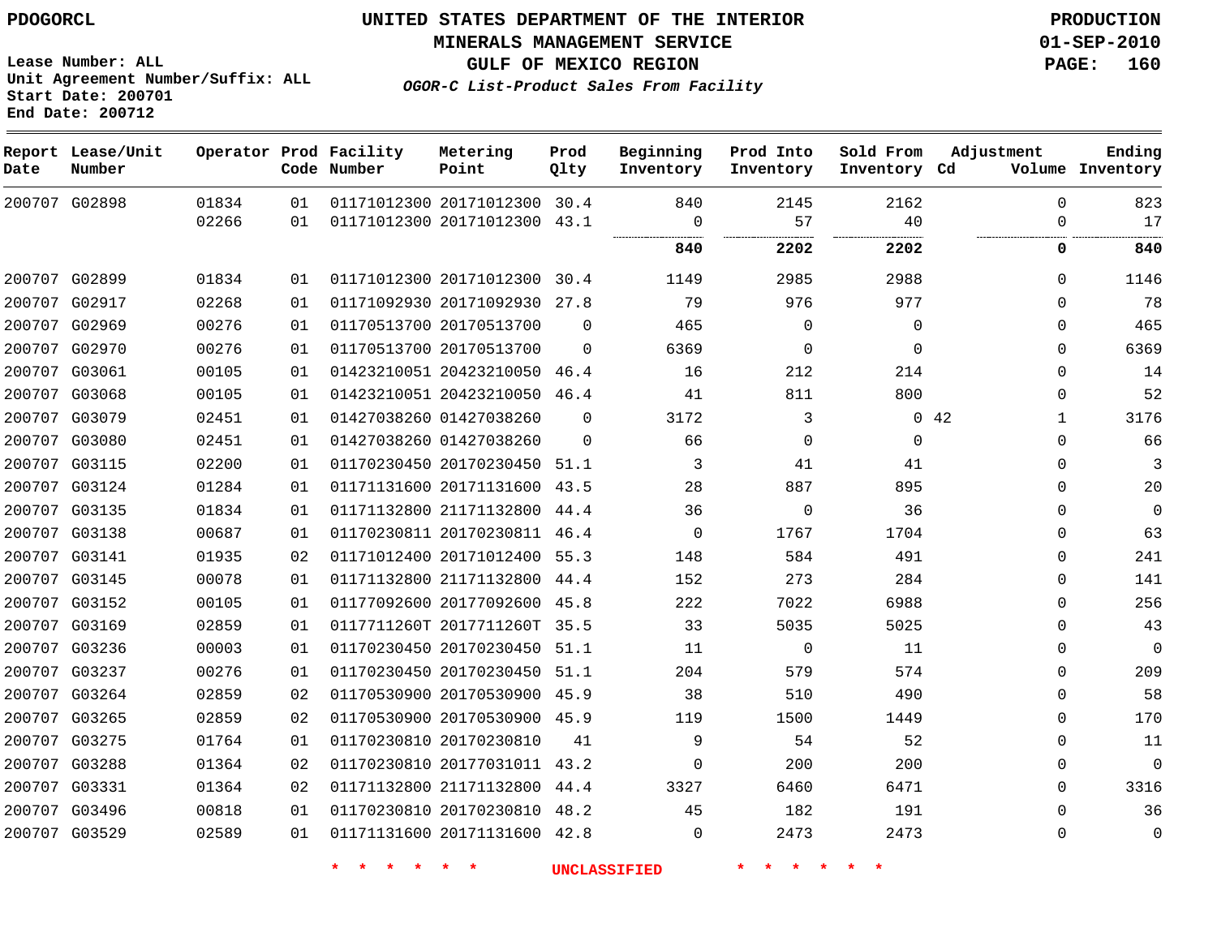PDOGORCL

# UNITED STATES DEPARTMENT OF THE INTERIOR
## MINERALS MANAGEMENT SERVICE
## GULF OF MEXICO REGION
### *OGOR-C List-Product Sales From Facility*

PRODUCTION
01-SEP-2010

Lease Number: ALL
Unit Agreement Number/Suffix: ALL
Start Date: 200701
End Date: 200712

| Report Date | Lease/Unit Number | Operator | Prod Code | Facility Number | Metering Point | Prod Qlty | Beginning Inventory | Prod Into Inventory | Sold From Inventory | Adjustment Cd | Adjustment Volume | Ending Inventory |
|---|---|---|---|---|---|---|---|---|---|---|---|---|
| 200707 | G02898 | 01834 | 01 | 01171012300 | 20171012300 | 30.4 | 840 | 2145 | 2162 | | 0 | 823 |
| | | 02266 | 01 | 01171012300 | 20171012300 | 43.1 | 0 | 57 | 40 | | 0 | 17 |
| | | | | | | | **840** | **2202** | **2202** | | **0** | **840** |
| 200707 | G02899 | 01834 | 01 | 01171012300 | 20171012300 | 30.4 | 1149 | 2985 | 2988 | | 0 | 1146 |
| 200707 | G02917 | 02268 | 01 | 01171092930 | 20171092930 | 27.8 | 79 | 976 | 977 | | 0 | 78 |
| 200707 | G02969 | 00276 | 01 | 01170513700 | 20170513700 | 0 | 465 | 0 | 0 | | 0 | 465 |
| 200707 | G02970 | 00276 | 01 | 01170513700 | 20170513700 | 0 | 6369 | 0 | 0 | | 0 | 6369 |
| 200707 | G03061 | 00105 | 01 | 01423210051 | 20423210050 | 46.4 | 16 | 212 | 214 | | 0 | 14 |
| 200707 | G03068 | 00105 | 01 | 01423210051 | 20423210050 | 46.4 | 41 | 811 | 800 | | 0 | 52 |
| 200707 | G03079 | 02451 | 01 | 01427038260 | 01427038260 | 0 | 3172 | 3 | 0 | 42 | 1 | 3176 |
| 200707 | G03080 | 02451 | 01 | 01427038260 | 01427038260 | 0 | 66 | 0 | 0 | | 0 | 66 |
| 200707 | G03115 | 02200 | 01 | 01170230450 | 20170230450 | 51.1 | 3 | 41 | 41 | | 0 | 3 |
| 200707 | G03124 | 01284 | 01 | 01171131600 | 20171131600 | 43.5 | 28 | 887 | 895 | | 0 | 20 |
| 200707 | G03135 | 01834 | 01 | 01171132800 | 21171132800 | 44.4 | 36 | 0 | 36 | | 0 | 0 |
| 200707 | G03138 | 00687 | 01 | 01170230811 | 20170230811 | 46.4 | 0 | 1767 | 1704 | | 0 | 63 |
| 200707 | G03141 | 01935 | 02 | 01171012400 | 20171012400 | 55.3 | 148 | 584 | 491 | | 0 | 241 |
| 200707 | G03145 | 00078 | 01 | 01171132800 | 21171132800 | 44.4 | 152 | 273 | 284 | | 0 | 141 |
| 200707 | G03152 | 00105 | 01 | 01177092600 | 20177092600 | 45.8 | 222 | 7022 | 6988 | | 0 | 256 |
| 200707 | G03169 | 02859 | 01 | 0117711260T | 2017711260T | 35.5 | 33 | 5035 | 5025 | | 0 | 43 |
| 200707 | G03236 | 00003 | 01 | 01170230450 | 20170230450 | 51.1 | 11 | 0 | 11 | | 0 | 0 |
| 200707 | G03237 | 00276 | 01 | 01170230450 | 20170230450 | 51.1 | 204 | 579 | 574 | | 0 | 209 |
| 200707 | G03264 | 02859 | 02 | 01170530900 | 20170530900 | 45.9 | 38 | 510 | 490 | | 0 | 58 |
| 200707 | G03265 | 02859 | 02 | 01170530900 | 20170530900 | 45.9 | 119 | 1500 | 1449 | | 0 | 170 |
| 200707 | G03275 | 01764 | 01 | 01170230810 | 20170230810 | 41 | 9 | 54 | 52 | | 0 | 11 |
| 200707 | G03288 | 01364 | 02 | 01170230810 | 20177031011 | 43.2 | 0 | 200 | 200 | | 0 | 0 |
| 200707 | G03331 | 01364 | 02 | 01171132800 | 21171132800 | 44.4 | 3327 | 6460 | 6471 | | 0 | 3316 |
| 200707 | G03496 | 00818 | 01 | 01170230810 | 20170230810 | 48.2 | 45 | 182 | 191 | | 0 | 36 |
| 200707 | G03529 | 02589 | 01 | 01171131600 | 20171131600 | 42.8 | 0 | 2473 | 2473 | | 0 | 0 |

* * * * * * UNCLASSIFIED * * * * * *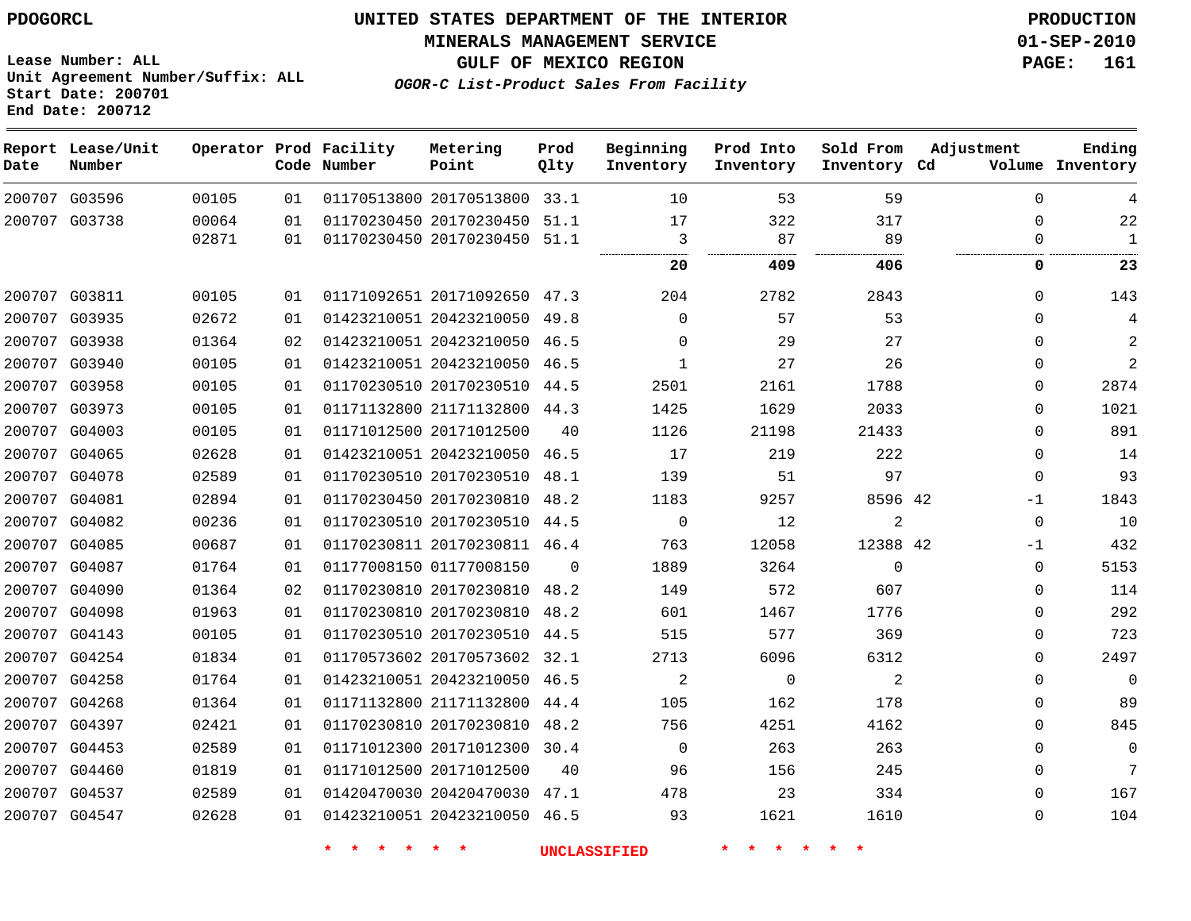PDOGORCL

# UNITED STATES DEPARTMENT OF THE INTERIOR
## MINERALS MANAGEMENT SERVICE
## GULF OF MEXICO REGION
### *OGOR-C List-Product Sales From Facility*

PRODUCTION
01-SEP-2010

Lease Number: ALL
Unit Agreement Number/Suffix: ALL
Start Date: 200701
End Date: 200712

| Report Date | Lease/Unit Number | Operator | Prod Code | Facility Number | Metering Point | Prod Qlty | Beginning Inventory | Prod Into Inventory | Sold From Inventory | Adjustment Cd | Adjustment Volume | Ending Inventory |
|---|---|---|---|---|---|---|---|---|---|---|---|---|
| 200707 | G03596 | 00105 | 01 | 01170513800 | 20170513800 | 33.1 | 10 | 53 | 59 | | 0 | 4 |
| 200707 | G03738 | 00064 | 01 | 01170230450 | 20170230450 | 51.1 | 17 | 322 | 317 | | 0 | 22 |
| | | 02871 | 01 | 01170230450 | 20170230450 | 51.1 | 3 | 87 | 89 | | 0 | 1 |
| | | | | | | | **20** | **409** | **406** | | **0** | **23** |
| 200707 | G03811 | 00105 | 01 | 01171092651 | 20171092650 | 47.3 | 204 | 2782 | 2843 | | 0 | 143 |
| 200707 | G03935 | 02672 | 01 | 01423210051 | 20423210050 | 49.8 | 0 | 57 | 53 | | 0 | 4 |
| 200707 | G03938 | 01364 | 02 | 01423210051 | 20423210050 | 46.5 | 0 | 29 | 27 | | 0 | 2 |
| 200707 | G03940 | 00105 | 01 | 01423210051 | 20423210050 | 46.5 | 1 | 27 | 26 | | 0 | 2 |
| 200707 | G03958 | 00105 | 01 | 01170230510 | 20170230510 | 44.5 | 2501 | 2161 | 1788 | | 0 | 2874 |
| 200707 | G03973 | 00105 | 01 | 01171132800 | 21171132800 | 44.3 | 1425 | 1629 | 2033 | | 0 | 1021 |
| 200707 | G04003 | 00105 | 01 | 01171012500 | 20171012500 | 40 | 1126 | 21198 | 21433 | | 0 | 891 |
| 200707 | G04065 | 02628 | 01 | 01423210051 | 20423210050 | 46.5 | 17 | 219 | 222 | | 0 | 14 |
| 200707 | G04078 | 02589 | 01 | 01170230510 | 20170230510 | 48.1 | 139 | 51 | 97 | | 0 | 93 |
| 200707 | G04081 | 02894 | 01 | 01170230450 | 20170230810 | 48.2 | 1183 | 9257 | 8596 | 42 | -1 | 1843 |
| 200707 | G04082 | 00236 | 01 | 01170230510 | 20170230510 | 44.5 | 0 | 12 | 2 | | 0 | 10 |
| 200707 | G04085 | 00687 | 01 | 01170230811 | 20170230811 | 46.4 | 763 | 12058 | 12388 | 42 | -1 | 432 |
| 200707 | G04087 | 01764 | 01 | 01177008150 | 01177008150 | 0 | 1889 | 3264 | 0 | | 0 | 5153 |
| 200707 | G04090 | 01364 | 02 | 01170230810 | 20170230810 | 48.2 | 149 | 572 | 607 | | 0 | 114 |
| 200707 | G04098 | 01963 | 01 | 01170230810 | 20170230810 | 48.2 | 601 | 1467 | 1776 | | 0 | 292 |
| 200707 | G04143 | 00105 | 01 | 01170230510 | 20170230510 | 44.5 | 515 | 577 | 369 | | 0 | 723 |
| 200707 | G04254 | 01834 | 01 | 01170573602 | 20170573602 | 32.1 | 2713 | 6096 | 6312 | | 0 | 2497 |
| 200707 | G04258 | 01764 | 01 | 01423210051 | 20423210050 | 46.5 | 2 | 0 | 2 | | 0 | 0 |
| 200707 | G04268 | 01364 | 01 | 01171132800 | 21171132800 | 44.4 | 105 | 162 | 178 | | 0 | 89 |
| 200707 | G04397 | 02421 | 01 | 01170230810 | 20170230810 | 48.2 | 756 | 4251 | 4162 | | 0 | 845 |
| 200707 | G04453 | 02589 | 01 | 01171012300 | 20171012300 | 30.4 | 0 | 263 | 263 | | 0 | 0 |
| 200707 | G04460 | 01819 | 01 | 01171012500 | 20171012500 | 40 | 96 | 156 | 245 | | 0 | 7 |
| 200707 | G04537 | 02589 | 01 | 01420470030 | 20420470030 | 47.1 | 478 | 23 | 334 | | 0 | 167 |
| 200707 | G04547 | 02628 | 01 | 01423210051 | 20423210050 | 46.5 | 93 | 1621 | 1610 | | 0 | 104 |

* * * * * * UNCLASSIFIED * * * * * *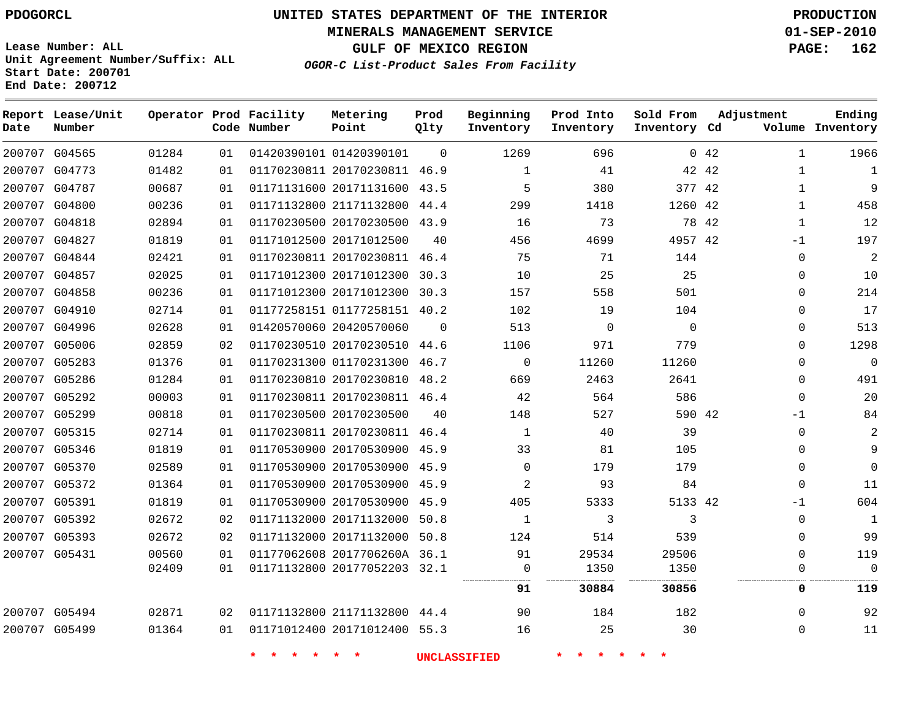PDOGORCL

# UNITED STATES DEPARTMENT OF THE INTERIOR
## MINERALS MANAGEMENT SERVICE
## GULF OF MEXICO REGION
### *OGOR-C List-Product Sales From Facility*

PRODUCTION
01-SEP-2010

Lease Number: ALL
Unit Agreement Number/Suffix: ALL
Start Date: 200701
End Date: 200712

| Report Date | Lease/Unit Number | Operator | Prod Code | Facility Number | Metering Point | Prod Qlty | Beginning Inventory | Prod Into Inventory | Sold From Inventory | Adjustment Cd | Volume | Ending Inventory |
|---|---|---|---|---|---|---|---|---|---|---|---|---|
| 200707 | G04565 | 01284 | 01 | 01420390101 | 01420390101 | 0 | 1269 | 696 | 0 | 42 | 1 | 1966 |
| 200707 | G04773 | 01482 | 01 | 01170230811 | 20170230811 | 46.9 | 1 | 41 | 42 | 42 | 1 | 1 |
| 200707 | G04787 | 00687 | 01 | 01171131600 | 20171131600 | 43.5 | 5 | 380 | 377 | 42 | 1 | 9 |
| 200707 | G04800 | 00236 | 01 | 01171132800 | 21171132800 | 44.4 | 299 | 1418 | 1260 | 42 | 1 | 458 |
| 200707 | G04818 | 02894 | 01 | 01170230500 | 20170230500 | 43.9 | 16 | 73 | 78 | 42 | 1 | 12 |
| 200707 | G04827 | 01819 | 01 | 01171012500 | 20171012500 | 40 | 456 | 4699 | 4957 | 42 | -1 | 197 |
| 200707 | G04844 | 02421 | 01 | 01170230811 | 20170230811 | 46.4 | 75 | 71 | 144 | | 0 | 2 |
| 200707 | G04857 | 02025 | 01 | 01171012300 | 20171012300 | 30.3 | 10 | 25 | 25 | | 0 | 10 |
| 200707 | G04858 | 00236 | 01 | 01171012300 | 20171012300 | 30.3 | 157 | 558 | 501 | | 0 | 214 |
| 200707 | G04910 | 02714 | 01 | 01177258151 | 01177258151 | 40.2 | 102 | 19 | 104 | | 0 | 17 |
| 200707 | G04996 | 02628 | 01 | 01420570060 | 20420570060 | 0 | 513 | 0 | 0 | | 0 | 513 |
| 200707 | G05006 | 02859 | 02 | 01170230510 | 20170230510 | 44.6 | 1106 | 971 | 779 | | 0 | 1298 |
| 200707 | G05283 | 01376 | 01 | 01170231300 | 01170231300 | 46.7 | 0 | 11260 | 11260 | | 0 | 0 |
| 200707 | G05286 | 01284 | 01 | 01170230810 | 20170230810 | 48.2 | 669 | 2463 | 2641 | | 0 | 491 |
| 200707 | G05292 | 00003 | 01 | 01170230811 | 20170230811 | 46.4 | 42 | 564 | 586 | | 0 | 20 |
| 200707 | G05299 | 00818 | 01 | 01170230500 | 20170230500 | 40 | 148 | 527 | 590 | 42 | -1 | 84 |
| 200707 | G05315 | 02714 | 01 | 01170230811 | 20170230811 | 46.4 | 1 | 40 | 39 | | 0 | 2 |
| 200707 | G05346 | 01819 | 01 | 01170530900 | 20170530900 | 45.9 | 33 | 81 | 105 | | 0 | 9 |
| 200707 | G05370 | 02589 | 01 | 01170530900 | 20170530900 | 45.9 | 0 | 179 | 179 | | 0 | 0 |
| 200707 | G05372 | 01364 | 01 | 01170530900 | 20170530900 | 45.9 | 2 | 93 | 84 | | 0 | 11 |
| 200707 | G05391 | 01819 | 01 | 01170530900 | 20170530900 | 45.9 | 405 | 5333 | 5133 | 42 | -1 | 604 |
| 200707 | G05392 | 02672 | 02 | 01171132000 | 20171132000 | 50.8 | 1 | 3 | 3 | | 0 | 1 |
| 200707 | G05393 | 02672 | 02 | 01171132000 | 20171132000 | 50.8 | 124 | 514 | 539 | | 0 | 99 |
| 200707 | G05431 | 00560 | 01 | 01177062608 | 2017706260A | 36.1 | 91 | 29534 | 29506 | | 0 | 119 |
| | | 02409 | 01 | 01171132800 | 20177052203 | 32.1 | 0 | 1350 | 1350 | | 0 | 0 |
| | | | | | | | **91** | **30884** | **30856** | | **0** | **119** |
| 200707 | G05494 | 02871 | 02 | 01171132800 | 21171132800 | 44.4 | 90 | 184 | 182 | | 0 | 92 |
| 200707 | G05499 | 01364 | 01 | 01171012400 | 20171012400 | 55.3 | 16 | 25 | 30 | | 0 | 11 |

\* \* \* \* \* \* UNCLASSIFIED \* \* \* \* \* \*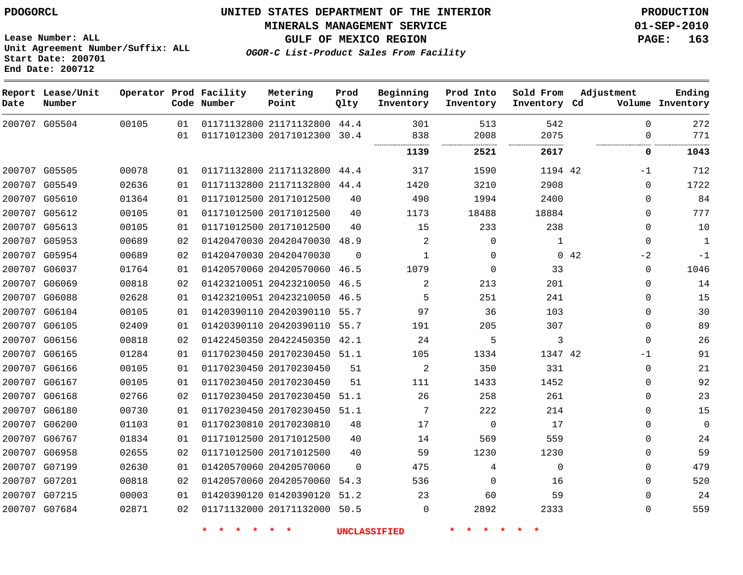PDOGORCL

Lease Number: ALL
Unit Agreement Number/Suffix: ALL
Start Date: 200701
End Date: 200712

# UNITED STATES DEPARTMENT OF THE INTERIOR
## MINERALS MANAGEMENT SERVICE
## GULF OF MEXICO REGION
### *OGOR-C List-Product Sales From Facility*

PRODUCTION
01-SEP-2010

| Report Date | Lease/Unit Number | Operator | Prod Code | Facility Number | Metering Point | Prod Qlty | Beginning Inventory | Prod Into Inventory | Sold From Inventory | Adjustment Cd | Adjustment Volume | Ending Inventory |
|---|---|---|---|---|---|---|---|---|---|---|---|---|
| 200707 | G05504 | 00105 | 01 | 01171132800 | 21171132800 | 44.4 | 301 | 513 | 542 | | 0 | 272 |
| | | | 01 | 01171012300 | 20171012300 | 30.4 | 838 | 2008 | 2075 | | 0 | 771 |
| | | | | | | | **1139** | **2521** | **2617** | | **0** | **1043** |
| 200707 | G05505 | 00078 | 01 | 01171132800 | 21171132800 | 44.4 | 317 | 1590 | 1194 | 42 | -1 | 712 |
| 200707 | G05549 | 02636 | 01 | 01171132800 | 21171132800 | 44.4 | 1420 | 3210 | 2908 | | 0 | 1722 |
| 200707 | G05610 | 01364 | 01 | 01171012500 | 20171012500 | 40 | 490 | 1994 | 2400 | | 0 | 84 |
| 200707 | G05612 | 00105 | 01 | 01171012500 | 20171012500 | 40 | 1173 | 18488 | 18884 | | 0 | 777 |
| 200707 | G05613 | 00105 | 01 | 01171012500 | 20171012500 | 40 | 15 | 233 | 238 | | 0 | 10 |
| 200707 | G05953 | 00689 | 02 | 01420470030 | 20420470030 | 48.9 | 2 | 0 | 1 | | 0 | 1 |
| 200707 | G05954 | 00689 | 02 | 01420470030 | 20420470030 | 0 | 1 | 0 | 0 | 42 | -2 | -1 |
| 200707 | G06037 | 01764 | 01 | 01420570060 | 20420570060 | 46.5 | 1079 | 0 | 33 | | 0 | 1046 |
| 200707 | G06069 | 00818 | 02 | 01423210051 | 20423210050 | 46.5 | 2 | 213 | 201 | | 0 | 14 |
| 200707 | G06088 | 02628 | 01 | 01423210051 | 20423210050 | 46.5 | 5 | 251 | 241 | | 0 | 15 |
| 200707 | G06104 | 00105 | 01 | 01420390110 | 20420390110 | 55.7 | 97 | 36 | 103 | | 0 | 30 |
| 200707 | G06105 | 02409 | 01 | 01420390110 | 20420390110 | 55.7 | 191 | 205 | 307 | | 0 | 89 |
| 200707 | G06156 | 00818 | 02 | 01422450350 | 20422450350 | 42.1 | 24 | 5 | 3 | | 0 | 26 |
| 200707 | G06165 | 01284 | 01 | 01170230450 | 20170230450 | 51.1 | 105 | 1334 | 1347 | 42 | -1 | 91 |
| 200707 | G06166 | 00105 | 01 | 01170230450 | 20170230450 | 51 | 2 | 350 | 331 | | 0 | 21 |
| 200707 | G06167 | 00105 | 01 | 01170230450 | 20170230450 | 51 | 111 | 1433 | 1452 | | 0 | 92 |
| 200707 | G06168 | 02766 | 02 | 01170230450 | 20170230450 | 51.1 | 26 | 258 | 261 | | 0 | 23 |
| 200707 | G06180 | 00730 | 01 | 01170230450 | 20170230450 | 51.1 | 7 | 222 | 214 | | 0 | 15 |
| 200707 | G06200 | 01103 | 01 | 01170230810 | 20170230810 | 48 | 17 | 0 | 17 | | 0 | 0 |
| 200707 | G06767 | 01834 | 01 | 01171012500 | 20171012500 | 40 | 14 | 569 | 559 | | 0 | 24 |
| 200707 | G06958 | 02655 | 02 | 01171012500 | 20171012500 | 40 | 59 | 1230 | 1230 | | 0 | 59 |
| 200707 | G07199 | 02630 | 01 | 01420570060 | 20420570060 | 0 | 475 | 4 | 0 | | 0 | 479 |
| 200707 | G07201 | 00818 | 02 | 01420570060 | 20420570060 | 54.3 | 536 | 0 | 16 | | 0 | 520 |
| 200707 | G07215 | 00003 | 01 | 01420390120 | 01420390120 | 51.2 | 23 | 60 | 59 | | 0 | 24 |
| 200707 | G07684 | 02871 | 02 | 01171132000 | 20171132000 | 50.5 | 0 | 2892 | 2333 | | 0 | 559 |

* * * * * * UNCLASSIFIED * * * * * *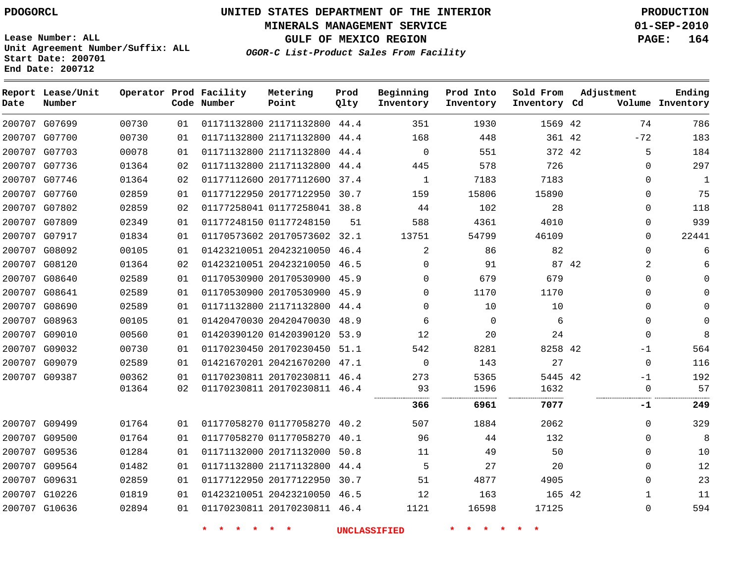PDOGORCL

# UNITED STATES DEPARTMENT OF THE INTERIOR
## MINERALS MANAGEMENT SERVICE
## GULF OF MEXICO REGION
### *OGOR-C List-Product Sales From Facility*

PRODUCTION
01-SEP-2010

Lease Number: ALL
Unit Agreement Number/Suffix: ALL
Start Date: 200701
End Date: 200712

| Report Date | Lease/Unit Number | Operator | Prod Code | Facility Number | Metering Point | Prod Qlty | Beginning Inventory | Prod Into Inventory | Sold From Inventory | Adjustment Cd | Adjustment Volume | Ending Inventory |
|---|---|---|---|---|---|---|---|---|---|---|---|---|
| 200707 | G07699 | 00730 | 01 | 01171132800 | 21171132800 | 44.4 | 351 | 1930 | 1569 | 42 | 74 | 786 |
| 200707 | G07700 | 00730 | 01 | 01171132800 | 21171132800 | 44.4 | 168 | 448 | 361 | 42 | -72 | 183 |
| 200707 | G07703 | 00078 | 01 | 01171132800 | 21171132800 | 44.4 | 0 | 551 | 372 | 42 | 5 | 184 |
| 200707 | G07736 | 01364 | 02 | 01171132800 | 21171132800 | 44.4 | 445 | 578 | 726 | | 0 | 297 |
| 200707 | G07746 | 01364 | 02 | 01177112600 | 20177112600 | 37.4 | 1 | 7183 | 7183 | | 0 | 1 |
| 200707 | G07760 | 02859 | 01 | 01177122950 | 20177122950 | 30.7 | 159 | 15806 | 15890 | | 0 | 75 |
| 200707 | G07802 | 02859 | 02 | 01177258041 | 01177258041 | 38.8 | 44 | 102 | 28 | | 0 | 118 |
| 200707 | G07809 | 02349 | 01 | 01177248150 | 01177248150 | 51 | 588 | 4361 | 4010 | | 0 | 939 |
| 200707 | G07917 | 01834 | 01 | 01170573602 | 20170573602 | 32.1 | 13751 | 54799 | 46109 | | 0 | 22441 |
| 200707 | G08092 | 00105 | 01 | 01423210051 | 20423210050 | 46.4 | 2 | 86 | 82 | | 0 | 6 |
| 200707 | G08120 | 01364 | 02 | 01423210051 | 20423210050 | 46.5 | 0 | 91 | 87 | 42 | 2 | 6 |
| 200707 | G08640 | 02589 | 01 | 01170530900 | 20170530900 | 45.9 | 0 | 679 | 679 | | 0 | 0 |
| 200707 | G08641 | 02589 | 01 | 01170530900 | 20170530900 | 45.9 | 0 | 1170 | 1170 | | 0 | 0 |
| 200707 | G08690 | 02589 | 01 | 01171132800 | 21171132800 | 44.4 | 0 | 10 | 10 | | 0 | 0 |
| 200707 | G08963 | 00105 | 01 | 01420470030 | 20420470030 | 48.9 | 6 | 0 | 6 | | 0 | 0 |
| 200707 | G09010 | 00560 | 01 | 01420390120 | 01420390120 | 53.9 | 12 | 20 | 24 | | 0 | 8 |
| 200707 | G09032 | 00730 | 01 | 01170230450 | 20170230450 | 51.1 | 542 | 8281 | 8258 | 42 | -1 | 564 |
| 200707 | G09079 | 02589 | 01 | 01421670201 | 20421670200 | 47.1 | 0 | 143 | 27 | | 0 | 116 |
| 200707 | G09387 | 00362 | 01 | 01170230811 | 20170230811 | 46.4 | 273 | 5365 | 5445 | 42 | -1 | 192 |
| | | 01364 | 02 | 01170230811 | 20170230811 | 46.4 | 93 | 1596 | 1632 | | 0 | 57 |
| | | | | | | | **366** | **6961** | **7077** | | **-1** | **249** |
| 200707 | G09499 | 01764 | 01 | 01177058270 | 01177058270 | 40.2 | 507 | 1884 | 2062 | | 0 | 329 |
| 200707 | G09500 | 01764 | 01 | 01177058270 | 01177058270 | 40.1 | 96 | 44 | 132 | | 0 | 8 |
| 200707 | G09536 | 01284 | 01 | 01171132000 | 20171132000 | 50.8 | 11 | 49 | 50 | | 0 | 10 |
| 200707 | G09564 | 01482 | 01 | 01171132800 | 21171132800 | 44.4 | 5 | 27 | 20 | | 0 | 12 |
| 200707 | G09631 | 02859 | 01 | 01177122950 | 20177122950 | 30.7 | 51 | 4877 | 4905 | | 0 | 23 |
| 200707 | G10226 | 01819 | 01 | 01423210051 | 20423210050 | 46.5 | 12 | 163 | 165 | 42 | 1 | 11 |
| 200707 | G10636 | 02894 | 01 | 01170230811 | 20170230811 | 46.4 | 1121 | 16598 | 17125 | | 0 | 594 |

* * * * * * UNCLASSIFIED * * * * * *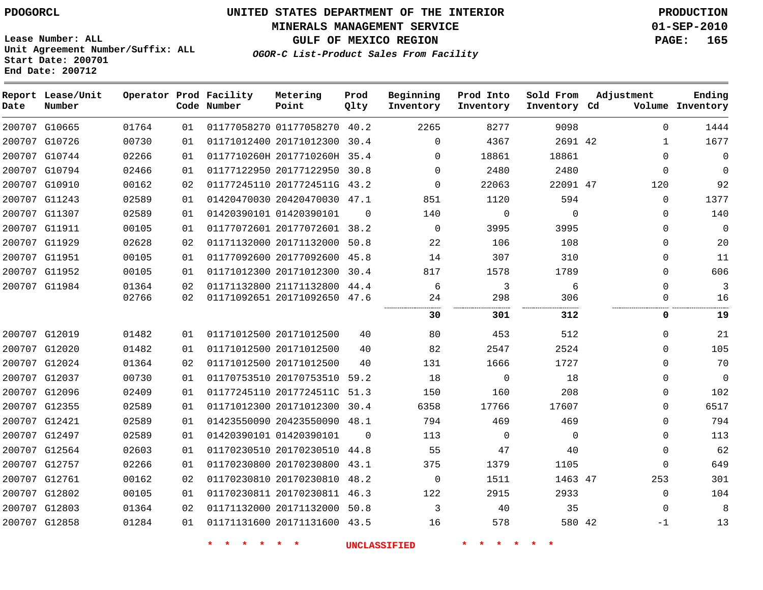PDOGORCL

# UNITED STATES DEPARTMENT OF THE INTERIOR
## MINERALS MANAGEMENT SERVICE
## GULF OF MEXICO REGION
### *OGOR-C List-Product Sales From Facility*

PRODUCTION
01-SEP-2010

Lease Number: ALL
Unit Agreement Number/Suffix: ALL
Start Date: 200701
End Date: 200712

| Report Date | Lease/Unit Number | Operator | Prod Code | Facility Number | Metering Point | Prod Qlty | Beginning Inventory | Prod Into Inventory | Sold From Inventory | Adjustment Cd | Volume | Ending Inventory |
|---|---|---|---|---|---|---|---|---|---|---|---|---|
| 200707 | G10665 | 01764 | 01 | 01177058270 | 01177058270 | 40.2 | 2265 | 8277 | 9098 | | 0 | 1444 |
| 200707 | G10726 | 00730 | 01 | 01171012400 | 20171012300 | 30.4 | 0 | 4367 | 2691 | 42 | 1 | 1677 |
| 200707 | G10744 | 02266 | 01 | 0117710260H | 2017710260H | 35.4 | 0 | 18861 | 18861 | | 0 | 0 |
| 200707 | G10794 | 02466 | 01 | 01177122950 | 20177122950 | 30.8 | 0 | 2480 | 2480 | | 0 | 0 |
| 200707 | G10910 | 00162 | 02 | 01177245110 | 2017724511G | 43.2 | 0 | 22063 | 22091 | 47 | 120 | 92 |
| 200707 | G11243 | 02589 | 01 | 01420470030 | 20420470030 | 47.1 | 851 | 1120 | 594 | | 0 | 1377 |
| 200707 | G11307 | 02589 | 01 | 01420390101 | 01420390101 | 0 | 140 | 0 | 0 | | 0 | 140 |
| 200707 | G11911 | 00105 | 01 | 01177072601 | 20177072601 | 38.2 | 0 | 3995 | 3995 | | 0 | 0 |
| 200707 | G11929 | 02628 | 02 | 01171132000 | 20171132000 | 50.8 | 22 | 106 | 108 | | 0 | 20 |
| 200707 | G11951 | 00105 | 01 | 01177092600 | 20177092600 | 45.8 | 14 | 307 | 310 | | 0 | 11 |
| 200707 | G11952 | 00105 | 01 | 01171012300 | 20171012300 | 30.4 | 817 | 1578 | 1789 | | 0 | 606 |
| 200707 | G11984 | 01364 | 02 | 01171132800 | 21171132800 | 44.4 | 6 | 3 | 6 | | 0 | 3 |
| | | 02766 | 02 | 01171092651 | 20171092650 | 47.6 | 24 | 298 | 306 | | 0 | 16 |
| | | | | | | | **30** | **301** | **312** | | **0** | **19** |
| 200707 | G12019 | 01482 | 01 | 01171012500 | 20171012500 | 40 | 80 | 453 | 512 | | 0 | 21 |
| 200707 | G12020 | 01482 | 01 | 01171012500 | 20171012500 | 40 | 82 | 2547 | 2524 | | 0 | 105 |
| 200707 | G12024 | 01364 | 02 | 01171012500 | 20171012500 | 40 | 131 | 1666 | 1727 | | 0 | 70 |
| 200707 | G12037 | 00730 | 01 | 01170753510 | 20170753510 | 59.2 | 18 | 0 | 18 | | 0 | 0 |
| 200707 | G12096 | 02409 | 01 | 01177245110 | 2017724511C | 51.3 | 150 | 160 | 208 | | 0 | 102 |
| 200707 | G12355 | 02589 | 01 | 01171012300 | 20171012300 | 30.4 | 6358 | 17766 | 17607 | | 0 | 6517 |
| 200707 | G12421 | 02589 | 01 | 01423550090 | 20423550090 | 48.1 | 794 | 469 | 469 | | 0 | 794 |
| 200707 | G12497 | 02589 | 01 | 01420390101 | 01420390101 | 0 | 113 | 0 | 0 | | 0 | 113 |
| 200707 | G12564 | 02603 | 01 | 01170230510 | 20170230510 | 44.8 | 55 | 47 | 40 | | 0 | 62 |
| 200707 | G12757 | 02266 | 01 | 01170230800 | 20170230800 | 43.1 | 375 | 1379 | 1105 | | 0 | 649 |
| 200707 | G12761 | 00162 | 02 | 01170230810 | 20170230810 | 48.2 | 0 | 1511 | 1463 | 47 | 253 | 301 |
| 200707 | G12802 | 00105 | 01 | 01170230811 | 20170230811 | 46.3 | 122 | 2915 | 2933 | | 0 | 104 |
| 200707 | G12803 | 01364 | 02 | 01171132000 | 20171132000 | 50.8 | 3 | 40 | 35 | | 0 | 8 |
| 200707 | G12858 | 01284 | 01 | 01171131600 | 20171131600 | 43.5 | 16 | 578 | 580 | 42 | -1 | 13 |

\* \* \* \* \* \* UNCLASSIFIED \* \* \* \* \* \*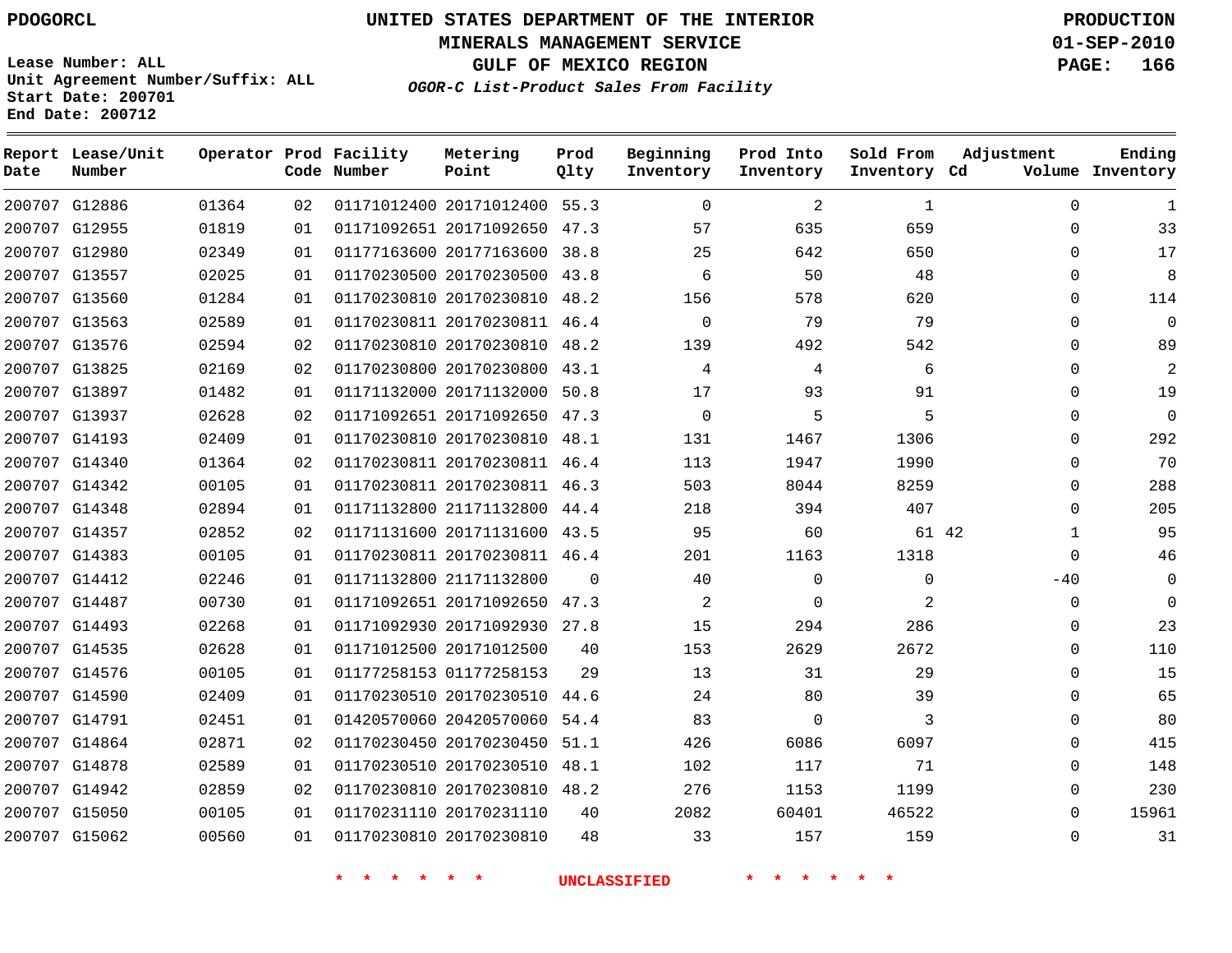PDOGORCL

# UNITED STATES DEPARTMENT OF THE INTERIOR
## MINERALS MANAGEMENT SERVICE
## GULF OF MEXICO REGION
### *OGOR-C List-Product Sales From Facility*

PRODUCTION
01-SEP-2010

Lease Number: ALL
Unit Agreement Number/Suffix: ALL
Start Date: 200701
End Date: 200712

| Report Date | Lease/Unit Number | Operator | Prod Code | Facility Number | Metering Point | Prod Qlty | Beginning Inventory | Prod Into Inventory | Sold From Inventory | Adjustment Cd | Adjustment Volume | Ending Inventory |
|---|---|---|---|---|---|---|---|---|---|---|---|---|
| 200707 | G12886 | 01364 | 02 | 01171012400 | 20171012400 | 55.3 | 0 | 2 | 1 | | 0 | 1 |
| 200707 | G12955 | 01819 | 01 | 01171092651 | 20171092650 | 47.3 | 57 | 635 | 659 | | 0 | 33 |
| 200707 | G12980 | 02349 | 01 | 01177163600 | 20177163600 | 38.8 | 25 | 642 | 650 | | 0 | 17 |
| 200707 | G13557 | 02025 | 01 | 01170230500 | 20170230500 | 43.8 | 6 | 50 | 48 | | 0 | 8 |
| 200707 | G13560 | 01284 | 01 | 01170230810 | 20170230810 | 48.2 | 156 | 578 | 620 | | 0 | 114 |
| 200707 | G13563 | 02589 | 01 | 01170230811 | 20170230811 | 46.4 | 0 | 79 | 79 | | 0 | 0 |
| 200707 | G13576 | 02594 | 02 | 01170230810 | 20170230810 | 48.2 | 139 | 492 | 542 | | 0 | 89 |
| 200707 | G13825 | 02169 | 02 | 01170230800 | 20170230800 | 43.1 | 4 | 4 | 6 | | 0 | 2 |
| 200707 | G13897 | 01482 | 01 | 01171132000 | 20171132000 | 50.8 | 17 | 93 | 91 | | 0 | 19 |
| 200707 | G13937 | 02628 | 02 | 01171092651 | 20171092650 | 47.3 | 0 | 5 | 5 | | 0 | 0 |
| 200707 | G14193 | 02409 | 01 | 01170230810 | 20170230810 | 48.1 | 131 | 1467 | 1306 | | 0 | 292 |
| 200707 | G14340 | 01364 | 02 | 01170230811 | 20170230811 | 46.4 | 113 | 1947 | 1990 | | 0 | 70 |
| 200707 | G14342 | 00105 | 01 | 01170230811 | 20170230811 | 46.3 | 503 | 8044 | 8259 | | 0 | 288 |
| 200707 | G14348 | 02894 | 01 | 01171132800 | 21171132800 | 44.4 | 218 | 394 | 407 | | 0 | 205 |
| 200707 | G14357 | 02852 | 02 | 01171131600 | 20171131600 | 43.5 | 95 | 60 | 61 | 42 | 1 | 95 |
| 200707 | G14383 | 00105 | 01 | 01170230811 | 20170230811 | 46.4 | 201 | 1163 | 1318 | | 0 | 46 |
| 200707 | G14412 | 02246 | 01 | 01171132800 | 21171132800 | 0 | 40 | 0 | 0 | | -40 | 0 |
| 200707 | G14487 | 00730 | 01 | 01171092651 | 20171092650 | 47.3 | 2 | 0 | 2 | | 0 | 0 |
| 200707 | G14493 | 02268 | 01 | 01171092930 | 20171092930 | 27.8 | 15 | 294 | 286 | | 0 | 23 |
| 200707 | G14535 | 02628 | 01 | 01171012500 | 20171012500 | 40 | 153 | 2629 | 2672 | | 0 | 110 |
| 200707 | G14576 | 00105 | 01 | 01177258153 | 01177258153 | 29 | 13 | 31 | 29 | | 0 | 15 |
| 200707 | G14590 | 02409 | 01 | 01170230510 | 20170230510 | 44.6 | 24 | 80 | 39 | | 0 | 65 |
| 200707 | G14791 | 02451 | 01 | 01420570060 | 20420570060 | 54.4 | 83 | 0 | 3 | | 0 | 80 |
| 200707 | G14864 | 02871 | 02 | 01170230450 | 20170230450 | 51.1 | 426 | 6086 | 6097 | | 0 | 415 |
| 200707 | G14878 | 02589 | 01 | 01170230510 | 20170230510 | 48.1 | 102 | 117 | 71 | | 0 | 148 |
| 200707 | G14942 | 02859 | 02 | 01170230810 | 20170230810 | 48.2 | 276 | 1153 | 1199 | | 0 | 230 |
| 200707 | G15050 | 00105 | 01 | 01170231110 | 20170231110 | 40 | 2082 | 60401 | 46522 | | 0 | 15961 |
| 200707 | G15062 | 00560 | 01 | 01170230810 | 20170230810 | 48 | 33 | 157 | 159 | | 0 | 31 |

\* \* \* \* \* \* UNCLASSIFIED \* \* \* \* \* \*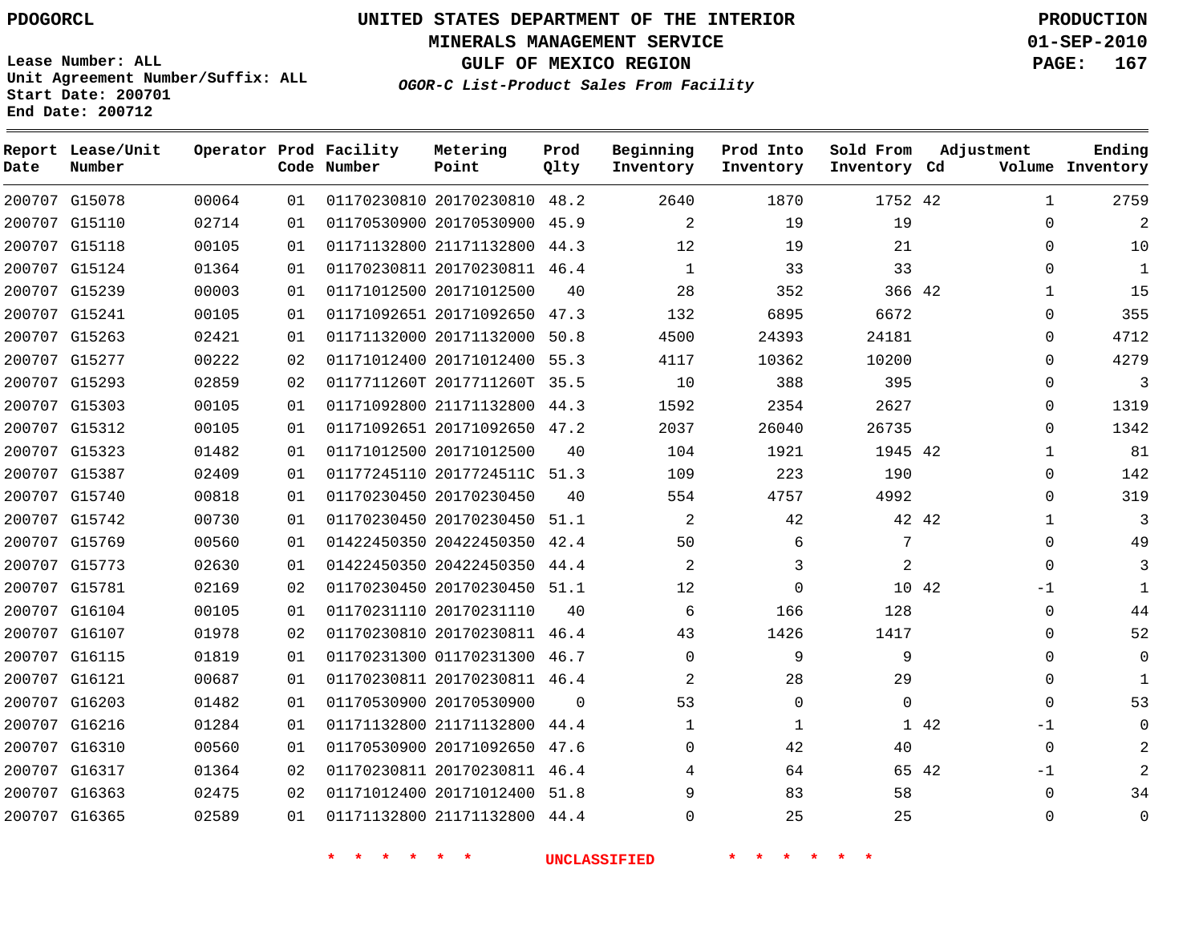PDOGORCL

Lease Number: ALL
Unit Agreement Number/Suffix: ALL
Start Date: 200701
End Date: 200712

# UNITED STATES DEPARTMENT OF THE INTERIOR
## MINERALS MANAGEMENT SERVICE
## GULF OF MEXICO REGION

***OGOR-C List-Product Sales From Facility***

PRODUCTION
01-SEP-2010

| Report Date | Lease/Unit Number | Operator | Prod Code | Facility Number | Metering Point | Prod Qlty | Beginning Inventory | Prod Into Inventory | Sold From Inventory | Adjustment Cd | Adjustment Volume | Ending Inventory |
|---|---|---|---|---|---|---|---|---|---|---|---|---|
| 200707 | G15078 | 00064 | 01 | 01170230810 | 20170230810 | 48.2 | 2640 | 1870 | 1752 | 42 | 1 | 2759 |
| 200707 | G15110 | 02714 | 01 | 01170530900 | 20170530900 | 45.9 | 2 | 19 | 19 | | 0 | 2 |
| 200707 | G15118 | 00105 | 01 | 01171132800 | 21171132800 | 44.3 | 12 | 19 | 21 | | 0 | 10 |
| 200707 | G15124 | 01364 | 01 | 01170230811 | 20170230811 | 46.4 | 1 | 33 | 33 | | 0 | 1 |
| 200707 | G15239 | 00003 | 01 | 01171012500 | 20171012500 | 40 | 28 | 352 | 366 | 42 | 1 | 15 |
| 200707 | G15241 | 00105 | 01 | 01171092651 | 20171092650 | 47.3 | 132 | 6895 | 6672 | | 0 | 355 |
| 200707 | G15263 | 02421 | 01 | 01171132000 | 20171132000 | 50.8 | 4500 | 24393 | 24181 | | 0 | 4712 |
| 200707 | G15277 | 00222 | 02 | 01171012400 | 20171012400 | 55.3 | 4117 | 10362 | 10200 | | 0 | 4279 |
| 200707 | G15293 | 02859 | 02 | 0117711260T | 2017711260T | 35.5 | 10 | 388 | 395 | | 0 | 3 |
| 200707 | G15303 | 00105 | 01 | 01171092800 | 21171132800 | 44.3 | 1592 | 2354 | 2627 | | 0 | 1319 |
| 200707 | G15312 | 00105 | 01 | 01171092651 | 20171092650 | 47.2 | 2037 | 26040 | 26735 | | 0 | 1342 |
| 200707 | G15323 | 01482 | 01 | 01171012500 | 20171012500 | 40 | 104 | 1921 | 1945 | 42 | 1 | 81 |
| 200707 | G15387 | 02409 | 01 | 01177245110 | 2017724511C | 51.3 | 109 | 223 | 190 | | 0 | 142 |
| 200707 | G15740 | 00818 | 01 | 01170230450 | 20170230450 | 40 | 554 | 4757 | 4992 | | 0 | 319 |
| 200707 | G15742 | 00730 | 01 | 01170230450 | 20170230450 | 51.1 | 2 | 42 | 42 | 42 | 1 | 3 |
| 200707 | G15769 | 00560 | 01 | 01422450350 | 20422450350 | 42.4 | 50 | 6 | 7 | | 0 | 49 |
| 200707 | G15773 | 02630 | 01 | 01422450350 | 20422450350 | 44.4 | 2 | 3 | 2 | | 0 | 3 |
| 200707 | G15781 | 02169 | 02 | 01170230450 | 20170230450 | 51.1 | 12 | 0 | 10 | 42 | -1 | 1 |
| 200707 | G16104 | 00105 | 01 | 01170231110 | 20170231110 | 40 | 6 | 166 | 128 | | 0 | 44 |
| 200707 | G16107 | 01978 | 02 | 01170230810 | 20170230811 | 46.4 | 43 | 1426 | 1417 | | 0 | 52 |
| 200707 | G16115 | 01819 | 01 | 01170231300 | 01170231300 | 46.7 | 0 | 9 | 9 | | 0 | 0 |
| 200707 | G16121 | 00687 | 01 | 01170230811 | 20170230811 | 46.4 | 2 | 28 | 29 | | 0 | 1 |
| 200707 | G16203 | 01482 | 01 | 01170530900 | 20170530900 | 0 | 53 | 0 | 0 | | 0 | 53 |
| 200707 | G16216 | 01284 | 01 | 01171132800 | 21171132800 | 44.4 | 1 | 1 | 1 | 42 | -1 | 0 |
| 200707 | G16310 | 00560 | 01 | 01170530900 | 20171092650 | 47.6 | 0 | 42 | 40 | | 0 | 2 |
| 200707 | G16317 | 01364 | 02 | 01170230811 | 20170230811 | 46.4 | 4 | 64 | 65 | 42 | -1 | 2 |
| 200707 | G16363 | 02475 | 02 | 01171012400 | 20171012400 | 51.8 | 9 | 83 | 58 | | 0 | 34 |
| 200707 | G16365 | 02589 | 01 | 01171132800 | 21171132800 | 44.4 | 0 | 25 | 25 | | 0 | 0 |

\* \* \* \* \* \* UNCLASSIFIED \* \* \* \* \* \*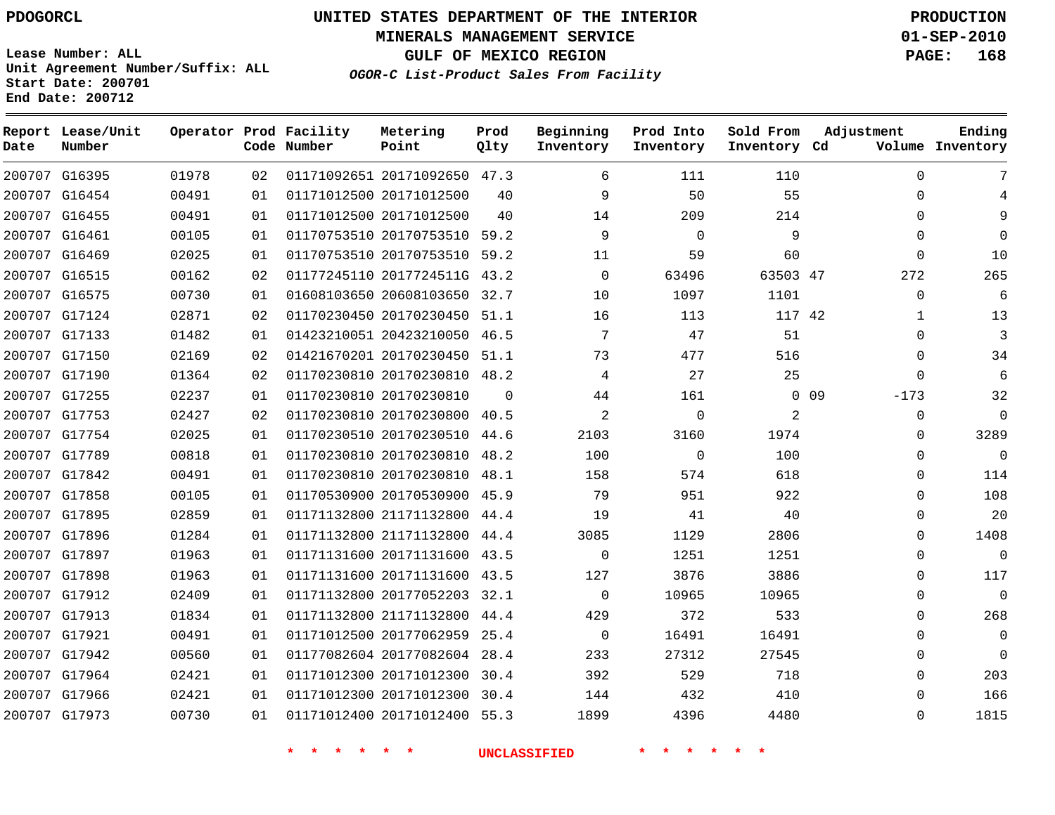PDOGORCL

# UNITED STATES DEPARTMENT OF THE INTERIOR
## MINERALS MANAGEMENT SERVICE
## GULF OF MEXICO REGION
### *OGOR-C List-Product Sales From Facility*

PRODUCTION
01-SEP-2010
PAGE: 168

Lease Number: ALL
Unit Agreement Number/Suffix: ALL
Start Date: 200701
End Date: 200712

| Report Date | Lease/Unit Number | Operator | Prod Code | Facility Number | Metering Point | Prod Qlty | Beginning Inventory | Prod Into Inventory | Sold From Inventory | Adjustment Cd | Adjustment Volume | Ending Inventory |
|---|---|---|---|---|---|---|---|---|---|---|---|---|
| 200707 | G16395 | 01978 | 02 | 01171092651 | 20171092650 | 47.3 | 6 | 111 | 110 | | 0 | 7 |
| 200707 | G16454 | 00491 | 01 | 01171012500 | 20171012500 | 40 | 9 | 50 | 55 | | 0 | 4 |
| 200707 | G16455 | 00491 | 01 | 01171012500 | 20171012500 | 40 | 14 | 209 | 214 | | 0 | 9 |
| 200707 | G16461 | 00105 | 01 | 01170753510 | 20170753510 | 59.2 | 9 | 0 | 9 | | 0 | 0 |
| 200707 | G16469 | 02025 | 01 | 01170753510 | 20170753510 | 59.2 | 11 | 59 | 60 | | 0 | 10 |
| 200707 | G16515 | 00162 | 02 | 01177245110 | 2017724511G | 43.2 | 0 | 63496 | 63503 | 47 | 272 | 265 |
| 200707 | G16575 | 00730 | 01 | 01608103650 | 20608103650 | 32.7 | 10 | 1097 | 1101 | | 0 | 6 |
| 200707 | G17124 | 02871 | 02 | 01170230450 | 20170230450 | 51.1 | 16 | 113 | 117 | 42 | 1 | 13 |
| 200707 | G17133 | 01482 | 01 | 01423210051 | 20423210050 | 46.5 | 7 | 47 | 51 | | 0 | 3 |
| 200707 | G17150 | 02169 | 02 | 01421670201 | 20170230450 | 51.1 | 73 | 477 | 516 | | 0 | 34 |
| 200707 | G17190 | 01364 | 02 | 01170230810 | 20170230810 | 48.2 | 4 | 27 | 25 | | 0 | 6 |
| 200707 | G17255 | 02237 | 01 | 01170230810 | 20170230810 | 0 | 44 | 161 | 0 | 09 | -173 | 32 |
| 200707 | G17753 | 02427 | 02 | 01170230810 | 20170230800 | 40.5 | 2 | 0 | 2 | | 0 | 0 |
| 200707 | G17754 | 02025 | 01 | 01170230510 | 20170230510 | 44.6 | 2103 | 3160 | 1974 | | 0 | 3289 |
| 200707 | G17789 | 00818 | 01 | 01170230810 | 20170230810 | 48.2 | 100 | 0 | 100 | | 0 | 0 |
| 200707 | G17842 | 00491 | 01 | 01170230810 | 20170230810 | 48.1 | 158 | 574 | 618 | | 0 | 114 |
| 200707 | G17858 | 00105 | 01 | 01170530900 | 20170530900 | 45.9 | 79 | 951 | 922 | | 0 | 108 |
| 200707 | G17895 | 02859 | 01 | 01171132800 | 21171132800 | 44.4 | 19 | 41 | 40 | | 0 | 20 |
| 200707 | G17896 | 01284 | 01 | 01171132800 | 21171132800 | 44.4 | 3085 | 1129 | 2806 | | 0 | 1408 |
| 200707 | G17897 | 01963 | 01 | 01171131600 | 20171131600 | 43.5 | 0 | 1251 | 1251 | | 0 | 0 |
| 200707 | G17898 | 01963 | 01 | 01171131600 | 20171131600 | 43.5 | 127 | 3876 | 3886 | | 0 | 117 |
| 200707 | G17912 | 02409 | 01 | 01171132800 | 20177052203 | 32.1 | 0 | 10965 | 10965 | | 0 | 0 |
| 200707 | G17913 | 01834 | 01 | 01171132800 | 21171132800 | 44.4 | 429 | 372 | 533 | | 0 | 268 |
| 200707 | G17921 | 00491 | 01 | 01171012500 | 20177062959 | 25.4 | 0 | 16491 | 16491 | | 0 | 0 |
| 200707 | G17942 | 00560 | 01 | 01177082604 | 20177082604 | 28.4 | 233 | 27312 | 27545 | | 0 | 0 |
| 200707 | G17964 | 02421 | 01 | 01171012300 | 20171012300 | 30.4 | 392 | 529 | 718 | | 0 | 203 |
| 200707 | G17966 | 02421 | 01 | 01171012300 | 20171012300 | 30.4 | 144 | 432 | 410 | | 0 | 166 |
| 200707 | G17973 | 00730 | 01 | 01171012400 | 20171012400 | 55.3 | 1899 | 4396 | 4480 | | 0 | 1815 |

\* \* \* \* \* \* UNCLASSIFIED \* \* \* \* \* \*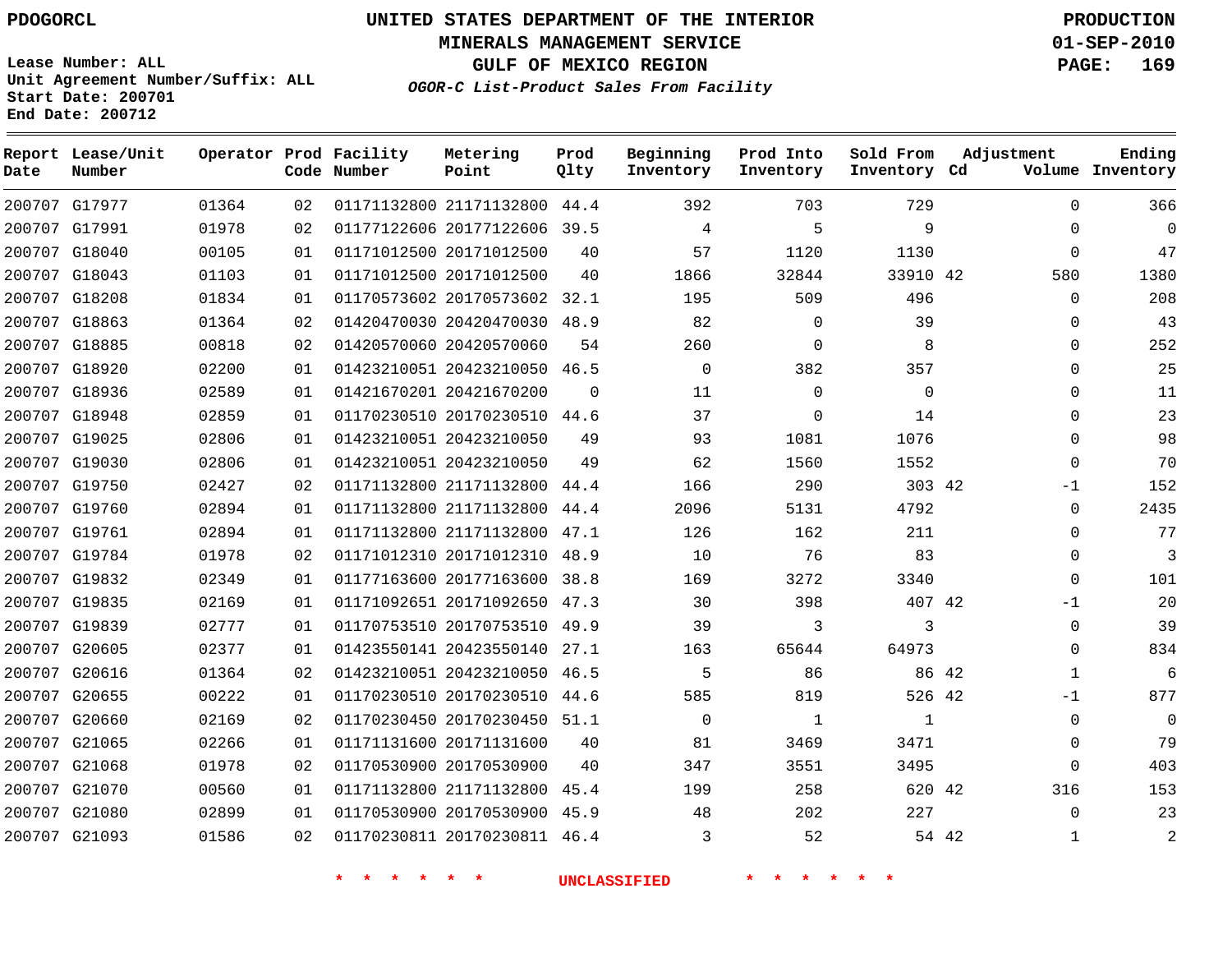PDOGORCL

**UNITED STATES DEPARTMENT OF THE INTERIOR**
**MINERALS MANAGEMENT SERVICE**
**GULF OF MEXICO REGION**
*OGOR-C List-Product Sales From Facility*

PRODUCTION
01-SEP-2010
PAGE: 169

Lease Number: ALL
Unit Agreement Number/Suffix: ALL
Start Date: 200701
End Date: 200712

| Report Date | Lease/Unit Number | Operator | Prod Code | Facility Number | Metering Point | Prod Qlty | Beginning Inventory | Prod Into Inventory | Sold From Inventory | Adjustment Cd | Adjustment Volume | Ending Inventory |
|---|---|---|---|---|---|---|---|---|---|---|---|---|
| 200707 | G17977 | 01364 | 02 | 01171132800 | 21171132800 | 44.4 | 392 | 703 | 729 | | 0 | 366 |
| 200707 | G17991 | 01978 | 02 | 01177122606 | 20177122606 | 39.5 | 4 | 5 | 9 | | 0 | 0 |
| 200707 | G18040 | 00105 | 01 | 01171012500 | 20171012500 | 40 | 57 | 1120 | 1130 | | 0 | 47 |
| 200707 | G18043 | 01103 | 01 | 01171012500 | 20171012500 | 40 | 1866 | 32844 | 33910 | 42 | 580 | 1380 |
| 200707 | G18208 | 01834 | 01 | 01170573602 | 20170573602 | 32.1 | 195 | 509 | 496 | | 0 | 208 |
| 200707 | G18863 | 01364 | 02 | 01420470030 | 20420470030 | 48.9 | 82 | 0 | 39 | | 0 | 43 |
| 200707 | G18885 | 00818 | 02 | 01420570060 | 20420570060 | 54 | 260 | 0 | 8 | | 0 | 252 |
| 200707 | G18920 | 02200 | 01 | 01423210051 | 20423210050 | 46.5 | 0 | 382 | 357 | | 0 | 25 |
| 200707 | G18936 | 02589 | 01 | 01421670201 | 20421670200 | 0 | 11 | 0 | 0 | | 0 | 11 |
| 200707 | G18948 | 02859 | 01 | 01170230510 | 20170230510 | 44.6 | 37 | 0 | 14 | | 0 | 23 |
| 200707 | G19025 | 02806 | 01 | 01423210051 | 20423210050 | 49 | 93 | 1081 | 1076 | | 0 | 98 |
| 200707 | G19030 | 02806 | 01 | 01423210051 | 20423210050 | 49 | 62 | 1560 | 1552 | | 0 | 70 |
| 200707 | G19750 | 02427 | 02 | 01171132800 | 21171132800 | 44.4 | 166 | 290 | 303 | 42 | -1 | 152 |
| 200707 | G19760 | 02894 | 01 | 01171132800 | 21171132800 | 44.4 | 2096 | 5131 | 4792 | | 0 | 2435 |
| 200707 | G19761 | 02894 | 01 | 01171132800 | 21171132800 | 47.1 | 126 | 162 | 211 | | 0 | 77 |
| 200707 | G19784 | 01978 | 02 | 01171012310 | 20171012310 | 48.9 | 10 | 76 | 83 | | 0 | 3 |
| 200707 | G19832 | 02349 | 01 | 01177163600 | 20177163600 | 38.8 | 169 | 3272 | 3340 | | 0 | 101 |
| 200707 | G19835 | 02169 | 01 | 01171092651 | 20171092650 | 47.3 | 30 | 398 | 407 | 42 | -1 | 20 |
| 200707 | G19839 | 02777 | 01 | 01170753510 | 20170753510 | 49.9 | 39 | 3 | 3 | | 0 | 39 |
| 200707 | G20605 | 02377 | 01 | 01423550141 | 20423550140 | 27.1 | 163 | 65644 | 64973 | | 0 | 834 |
| 200707 | G20616 | 01364 | 02 | 01423210051 | 20423210050 | 46.5 | 5 | 86 | 86 | 42 | 1 | 6 |
| 200707 | G20655 | 00222 | 01 | 01170230510 | 20170230510 | 44.6 | 585 | 819 | 526 | 42 | -1 | 877 |
| 200707 | G20660 | 02169 | 02 | 01170230450 | 20170230450 | 51.1 | 0 | 1 | 1 | | 0 | 0 |
| 200707 | G21065 | 02266 | 01 | 01171131600 | 20171131600 | 40 | 81 | 3469 | 3471 | | 0 | 79 |
| 200707 | G21068 | 01978 | 02 | 01170530900 | 20170530900 | 40 | 347 | 3551 | 3495 | | 0 | 403 |
| 200707 | G21070 | 00560 | 01 | 01171132800 | 21171132800 | 45.4 | 199 | 258 | 620 | 42 | 316 | 153 |
| 200707 | G21080 | 02899 | 01 | 01170530900 | 20170530900 | 45.9 | 48 | 202 | 227 | | 0 | 23 |
| 200707 | G21093 | 01586 | 02 | 01170230811 | 20170230811 | 46.4 | 3 | 52 | 54 | 42 | 1 | 2 |

\* \* \* \* \* \* UNCLASSIFIED \* \* \* \* \* \*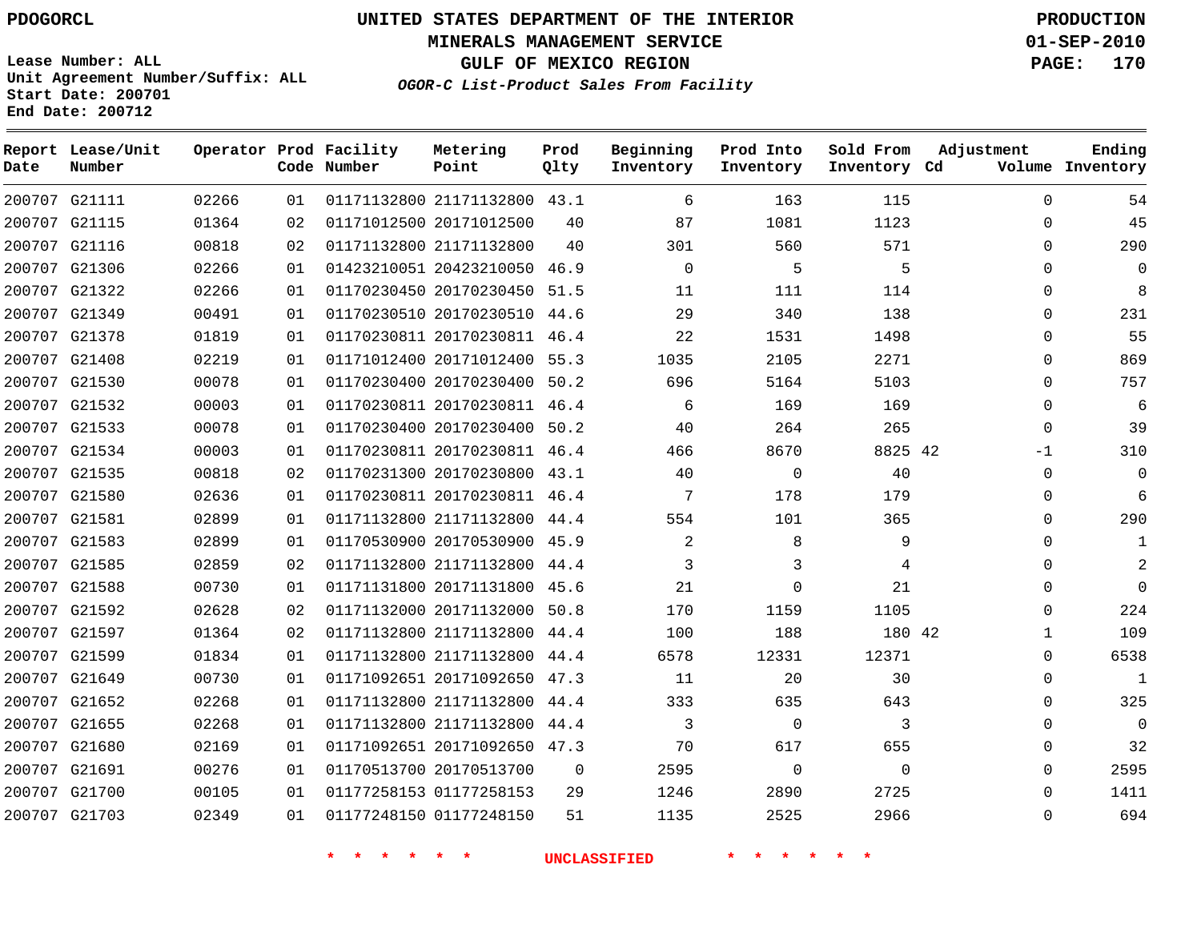**PDOGORCL**

**UNITED STATES DEPARTMENT OF THE INTERIOR**
**MINERALS MANAGEMENT SERVICE**
**GULF OF MEXICO REGION**
***OGOR-C List-Product Sales From Facility***

**PRODUCTION**
**01-SEP-2010**

**Lease Number: ALL**
**Unit Agreement Number/Suffix: ALL**
**Start Date: 200701**
**End Date: 200712**

| Report Date | Lease/Unit Number | Operator | Prod Code | Facility Number | Metering Point | Prod Qlty | Beginning Inventory | Prod Into Inventory | Sold From Inventory | Adjustment Cd | Adjustment Volume | Ending Inventory |
|---|---|---|---|---|---|---|---|---|---|---|---|---|
| 200707 | G21111 | 02266 | 01 | 01171132800 | 21171132800 | 43.1 | 6 | 163 | 115 | | 0 | 54 |
| 200707 | G21115 | 01364 | 02 | 01171012500 | 20171012500 | 40 | 87 | 1081 | 1123 | | 0 | 45 |
| 200707 | G21116 | 00818 | 02 | 01171132800 | 21171132800 | 40 | 301 | 560 | 571 | | 0 | 290 |
| 200707 | G21306 | 02266 | 01 | 01423210051 | 20423210050 | 46.9 | 0 | 5 | 5 | | 0 | 0 |
| 200707 | G21322 | 02266 | 01 | 01170230450 | 20170230450 | 51.5 | 11 | 111 | 114 | | 0 | 8 |
| 200707 | G21349 | 00491 | 01 | 01170230510 | 20170230510 | 44.6 | 29 | 340 | 138 | | 0 | 231 |
| 200707 | G21378 | 01819 | 01 | 01170230811 | 20170230811 | 46.4 | 22 | 1531 | 1498 | | 0 | 55 |
| 200707 | G21408 | 02219 | 01 | 01171012400 | 20171012400 | 55.3 | 1035 | 2105 | 2271 | | 0 | 869 |
| 200707 | G21530 | 00078 | 01 | 01170230400 | 20170230400 | 50.2 | 696 | 5164 | 5103 | | 0 | 757 |
| 200707 | G21532 | 00003 | 01 | 01170230811 | 20170230811 | 46.4 | 6 | 169 | 169 | | 0 | 6 |
| 200707 | G21533 | 00078 | 01 | 01170230400 | 20170230400 | 50.2 | 40 | 264 | 265 | | 0 | 39 |
| 200707 | G21534 | 00003 | 01 | 01170230811 | 20170230811 | 46.4 | 466 | 8670 | 8825 | 42 | -1 | 310 |
| 200707 | G21535 | 00818 | 02 | 01170231300 | 20170230800 | 43.1 | 40 | 0 | 40 | | 0 | 0 |
| 200707 | G21580 | 02636 | 01 | 01170230811 | 20170230811 | 46.4 | 7 | 178 | 179 | | 0 | 6 |
| 200707 | G21581 | 02899 | 01 | 01171132800 | 21171132800 | 44.4 | 554 | 101 | 365 | | 0 | 290 |
| 200707 | G21583 | 02899 | 01 | 01170530900 | 20170530900 | 45.9 | 2 | 8 | 9 | | 0 | 1 |
| 200707 | G21585 | 02859 | 02 | 01171132800 | 21171132800 | 44.4 | 3 | 3 | 4 | | 0 | 2 |
| 200707 | G21588 | 00730 | 01 | 01171131800 | 20171131800 | 45.6 | 21 | 0 | 21 | | 0 | 0 |
| 200707 | G21592 | 02628 | 02 | 01171132000 | 20171132000 | 50.8 | 170 | 1159 | 1105 | | 0 | 224 |
| 200707 | G21597 | 01364 | 02 | 01171132800 | 21171132800 | 44.4 | 100 | 188 | 180 | 42 | 1 | 109 |
| 200707 | G21599 | 01834 | 01 | 01171132800 | 21171132800 | 44.4 | 6578 | 12331 | 12371 | | 0 | 6538 |
| 200707 | G21649 | 00730 | 01 | 01171092651 | 20171092650 | 47.3 | 11 | 20 | 30 | | 0 | 1 |
| 200707 | G21652 | 02268 | 01 | 01171132800 | 21171132800 | 44.4 | 333 | 635 | 643 | | 0 | 325 |
| 200707 | G21655 | 02268 | 01 | 01171132800 | 21171132800 | 44.4 | 3 | 0 | 3 | | 0 | 0 |
| 200707 | G21680 | 02169 | 01 | 01171092651 | 20171092650 | 47.3 | 70 | 617 | 655 | | 0 | 32 |
| 200707 | G21691 | 00276 | 01 | 01170513700 | 20170513700 | 0 | 2595 | 0 | 0 | | 0 | 2595 |
| 200707 | G21700 | 00105 | 01 | 01177258153 | 01177258153 | 29 | 1246 | 2890 | 2725 | | 0 | 1411 |
| 200707 | G21703 | 02349 | 01 | 01177248150 | 01177248150 | 51 | 1135 | 2525 | 2966 | | 0 | 694 |

\* \* \* \* \* \* UNCLASSIFIED \* \* \* \* \* \*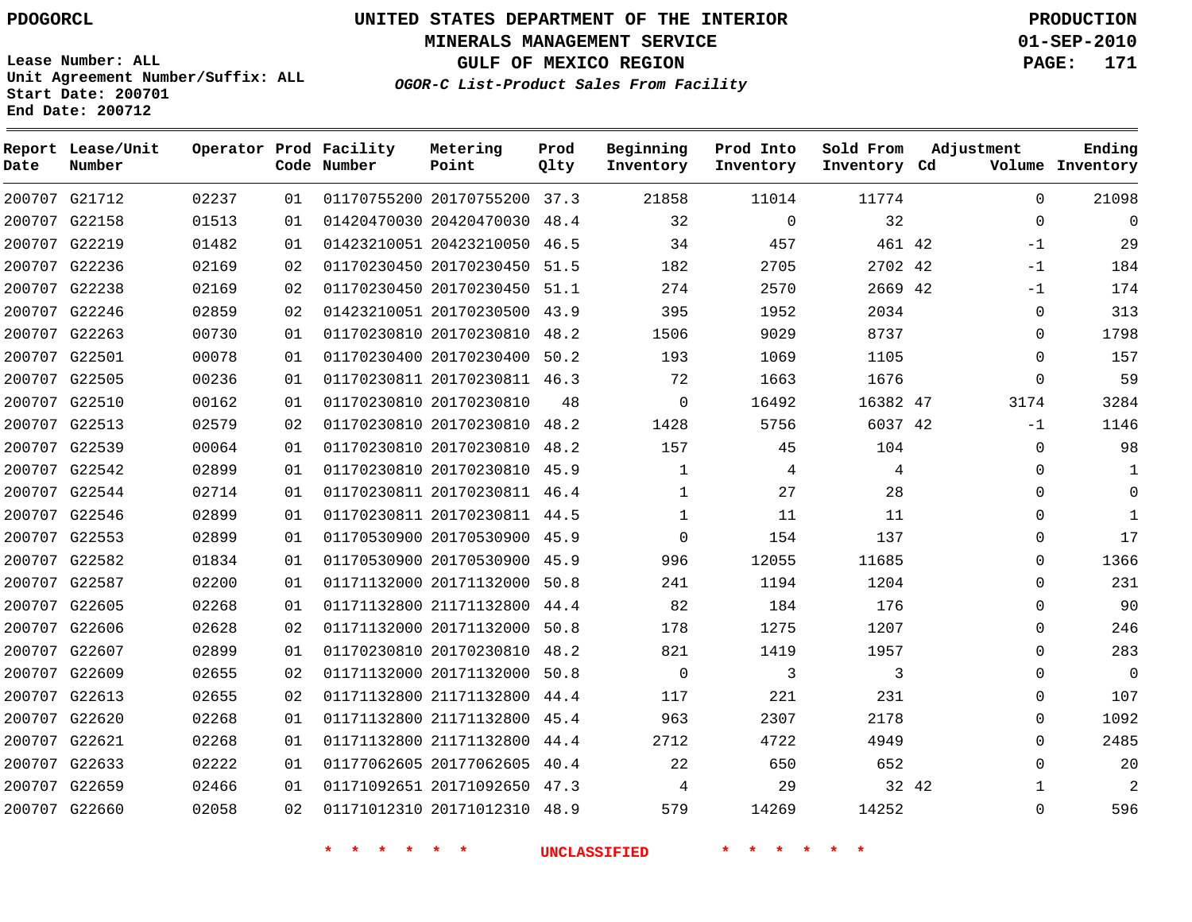PDOGORCL

# UNITED STATES DEPARTMENT OF THE INTERIOR
## MINERALS MANAGEMENT SERVICE
## GULF OF MEXICO REGION
### *OGOR-C List-Product Sales From Facility*

PRODUCTION
01-SEP-2010

Lease Number: ALL
Unit Agreement Number/Suffix: ALL
Start Date: 200701
End Date: 200712

| Report Date | Lease/Unit Number | Operator | Prod Code | Facility Number | Metering Point | Prod Qlty | Beginning Inventory | Prod Into Inventory | Sold From Inventory | Adjustment Cd | Adjustment Volume | Ending Inventory |
|---|---|---|---|---|---|---|---|---|---|---|---|---|
| 200707 | G21712 | 02237 | 01 | 01170755200 | 20170755200 | 37.3 | 21858 | 11014 | 11774 | | 0 | 21098 |
| 200707 | G22158 | 01513 | 01 | 01420470030 | 20420470030 | 48.4 | 32 | 0 | 32 | | 0 | 0 |
| 200707 | G22219 | 01482 | 01 | 01423210051 | 20423210050 | 46.5 | 34 | 457 | 461 | 42 | -1 | 29 |
| 200707 | G22236 | 02169 | 02 | 01170230450 | 20170230450 | 51.5 | 182 | 2705 | 2702 | 42 | -1 | 184 |
| 200707 | G22238 | 02169 | 02 | 01170230450 | 20170230450 | 51.1 | 274 | 2570 | 2669 | 42 | -1 | 174 |
| 200707 | G22246 | 02859 | 02 | 01423210051 | 20170230500 | 43.9 | 395 | 1952 | 2034 | | 0 | 313 |
| 200707 | G22263 | 00730 | 01 | 01170230810 | 20170230810 | 48.2 | 1506 | 9029 | 8737 | | 0 | 1798 |
| 200707 | G22501 | 00078 | 01 | 01170230400 | 20170230400 | 50.2 | 193 | 1069 | 1105 | | 0 | 157 |
| 200707 | G22505 | 00236 | 01 | 01170230811 | 20170230811 | 46.3 | 72 | 1663 | 1676 | | 0 | 59 |
| 200707 | G22510 | 00162 | 01 | 01170230810 | 20170230810 | 48 | 0 | 16492 | 16382 | 47 | 3174 | 3284 |
| 200707 | G22513 | 02579 | 02 | 01170230810 | 20170230810 | 48.2 | 1428 | 5756 | 6037 | 42 | -1 | 1146 |
| 200707 | G22539 | 00064 | 01 | 01170230810 | 20170230810 | 48.2 | 157 | 45 | 104 | | 0 | 98 |
| 200707 | G22542 | 02899 | 01 | 01170230810 | 20170230810 | 45.9 | 1 | 4 | 4 | | 0 | 1 |
| 200707 | G22544 | 02714 | 01 | 01170230811 | 20170230811 | 46.4 | 1 | 27 | 28 | | 0 | 0 |
| 200707 | G22546 | 02899 | 01 | 01170230811 | 20170230811 | 44.5 | 1 | 11 | 11 | | 0 | 1 |
| 200707 | G22553 | 02899 | 01 | 01170530900 | 20170530900 | 45.9 | 0 | 154 | 137 | | 0 | 17 |
| 200707 | G22582 | 01834 | 01 | 01170530900 | 20170530900 | 45.9 | 996 | 12055 | 11685 | | 0 | 1366 |
| 200707 | G22587 | 02200 | 01 | 01171132000 | 20171132000 | 50.8 | 241 | 1194 | 1204 | | 0 | 231 |
| 200707 | G22605 | 02268 | 01 | 01171132800 | 21171132800 | 44.4 | 82 | 184 | 176 | | 0 | 90 |
| 200707 | G22606 | 02628 | 02 | 01171132000 | 20171132000 | 50.8 | 178 | 1275 | 1207 | | 0 | 246 |
| 200707 | G22607 | 02899 | 01 | 01170230810 | 20170230810 | 48.2 | 821 | 1419 | 1957 | | 0 | 283 |
| 200707 | G22609 | 02655 | 02 | 01171132000 | 20171132000 | 50.8 | 0 | 3 | 3 | | 0 | 0 |
| 200707 | G22613 | 02655 | 02 | 01171132800 | 21171132800 | 44.4 | 117 | 221 | 231 | | 0 | 107 |
| 200707 | G22620 | 02268 | 01 | 01171132800 | 21171132800 | 45.4 | 963 | 2307 | 2178 | | 0 | 1092 |
| 200707 | G22621 | 02268 | 01 | 01171132800 | 21171132800 | 44.4 | 2712 | 4722 | 4949 | | 0 | 2485 |
| 200707 | G22633 | 02222 | 01 | 01177062605 | 20177062605 | 40.4 | 22 | 650 | 652 | | 0 | 20 |
| 200707 | G22659 | 02466 | 01 | 01171092651 | 20171092650 | 47.3 | 4 | 29 | 32 | 42 | 1 | 2 |
| 200707 | G22660 | 02058 | 02 | 01171012310 | 20171012310 | 48.9 | 579 | 14269 | 14252 | | 0 | 596 |

\* \* \* \* \* \* UNCLASSIFIED \* \* \* \* \* \*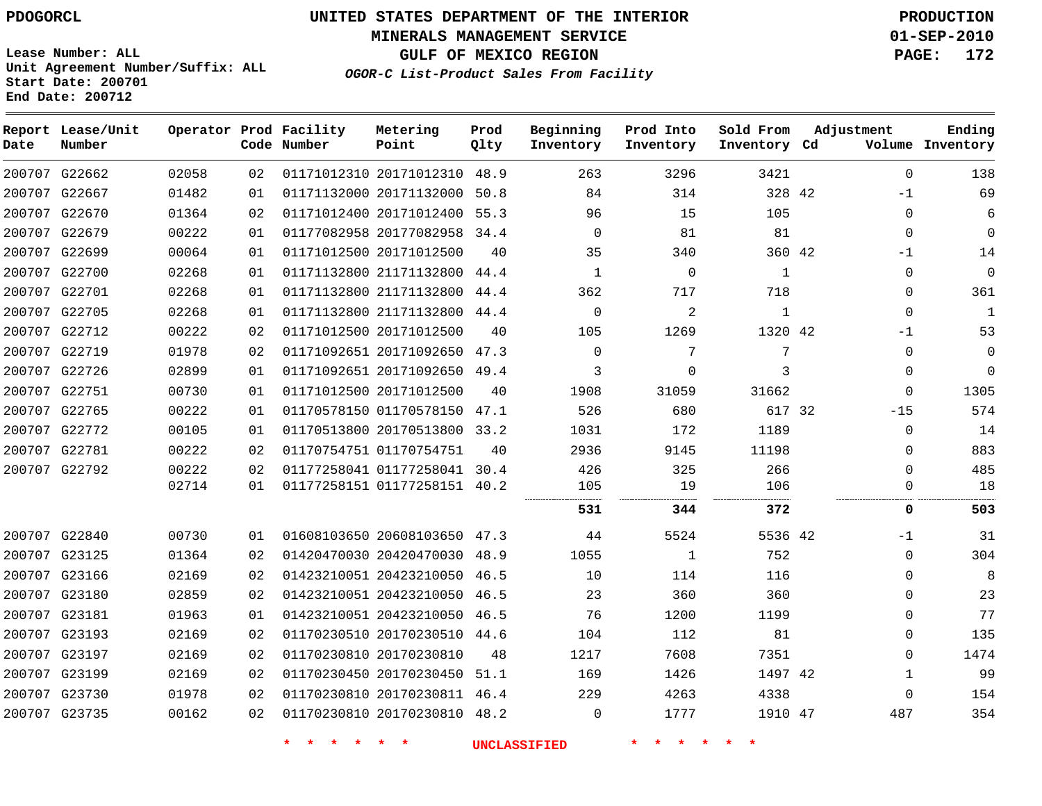PDOGORCL

# UNITED STATES DEPARTMENT OF THE INTERIOR
## MINERALS MANAGEMENT SERVICE
## GULF OF MEXICO REGION
### *OGOR-C List-Product Sales From Facility*

PRODUCTION
01-SEP-2010

Lease Number: ALL
Unit Agreement Number/Suffix: ALL
Start Date: 200701
End Date: 200712

| Report Date | Lease/Unit Number | Operator | Prod Code | Facility Number | Metering Point | Prod Qlty | Beginning Inventory | Prod Into Inventory | Sold From Inventory | Adjustment Cd | Volume | Ending Inventory |
|---|---|---|---|---|---|---|---|---|---|---|---|---|
| 200707 | G22662 | 02058 | 02 | 01171012310 | 20171012310 | 48.9 | 263 | 3296 | 3421 | | 0 | 138 |
| 200707 | G22667 | 01482 | 01 | 01171132000 | 20171132000 | 50.8 | 84 | 314 | 328 | 42 | -1 | 69 |
| 200707 | G22670 | 01364 | 02 | 01171012400 | 20171012400 | 55.3 | 96 | 15 | 105 | | 0 | 6 |
| 200707 | G22679 | 00222 | 01 | 01177082958 | 20177082958 | 34.4 | 0 | 81 | 81 | | 0 | 0 |
| 200707 | G22699 | 00064 | 01 | 01171012500 | 20171012500 | 40 | 35 | 340 | 360 | 42 | -1 | 14 |
| 200707 | G22700 | 02268 | 01 | 01171132800 | 21171132800 | 44.4 | 1 | 0 | 1 | | 0 | 0 |
| 200707 | G22701 | 02268 | 01 | 01171132800 | 21171132800 | 44.4 | 362 | 717 | 718 | | 0 | 361 |
| 200707 | G22705 | 02268 | 01 | 01171132800 | 21171132800 | 44.4 | 0 | 2 | 1 | | 0 | 1 |
| 200707 | G22712 | 00222 | 02 | 01171012500 | 20171012500 | 40 | 105 | 1269 | 1320 | 42 | -1 | 53 |
| 200707 | G22719 | 01978 | 02 | 01171092651 | 20171092650 | 47.3 | 0 | 7 | 7 | | 0 | 0 |
| 200707 | G22726 | 02899 | 01 | 01171092651 | 20171092650 | 49.4 | 3 | 0 | 3 | | 0 | 0 |
| 200707 | G22751 | 00730 | 01 | 01171012500 | 20171012500 | 40 | 1908 | 31059 | 31662 | | 0 | 1305 |
| 200707 | G22765 | 00222 | 01 | 01170578150 | 01170578150 | 47.1 | 526 | 680 | 617 | 32 | -15 | 574 |
| 200707 | G22772 | 00105 | 01 | 01170513800 | 20170513800 | 33.2 | 1031 | 172 | 1189 | | 0 | 14 |
| 200707 | G22781 | 00222 | 02 | 01170754751 | 01170754751 | 40 | 2936 | 9145 | 11198 | | 0 | 883 |
| 200707 | G22792 | 00222 | 02 | 01177258041 | 01177258041 | 30.4 | 426 | 325 | 266 | | 0 | 485 |
| | | 02714 | 01 | 01177258151 | 01177258151 | 40.2 | 105 | 19 | 106 | | 0 | 18 |
| | | | | | | | **531** | **344** | **372** | | **0** | **503** |
| 200707 | G22840 | 00730 | 01 | 01608103650 | 20608103650 | 47.3 | 44 | 5524 | 5536 | 42 | -1 | 31 |
| 200707 | G23125 | 01364 | 02 | 01420470030 | 20420470030 | 48.9 | 1055 | 1 | 752 | | 0 | 304 |
| 200707 | G23166 | 02169 | 02 | 01423210051 | 20423210050 | 46.5 | 10 | 114 | 116 | | 0 | 8 |
| 200707 | G23180 | 02859 | 02 | 01423210051 | 20423210050 | 46.5 | 23 | 360 | 360 | | 0 | 23 |
| 200707 | G23181 | 01963 | 01 | 01423210051 | 20423210050 | 46.5 | 76 | 1200 | 1199 | | 0 | 77 |
| 200707 | G23193 | 02169 | 02 | 01170230510 | 20170230510 | 44.6 | 104 | 112 | 81 | | 0 | 135 |
| 200707 | G23197 | 02169 | 02 | 01170230810 | 20170230810 | 48 | 1217 | 7608 | 7351 | | 0 | 1474 |
| 200707 | G23199 | 02169 | 02 | 01170230450 | 20170230450 | 51.1 | 169 | 1426 | 1497 | 42 | 1 | 99 |
| 200707 | G23730 | 01978 | 02 | 01170230810 | 20170230811 | 46.4 | 229 | 4263 | 4338 | | 0 | 154 |
| 200707 | G23735 | 00162 | 02 | 01170230810 | 20170230810 | 48.2 | 0 | 1777 | 1910 | 47 | 487 | 354 |

\* \* \* \* \* \* UNCLASSIFIED \* \* \* \* \* \*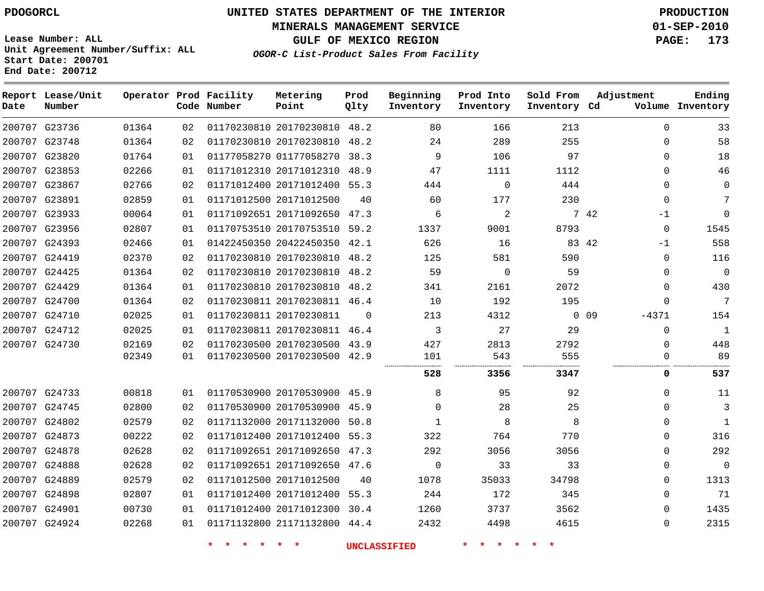PDOGORCL

Lease Number: ALL
Unit Agreement Number/Suffix: ALL
Start Date: 200701
End Date: 200712

# UNITED STATES DEPARTMENT OF THE INTERIOR
## MINERALS MANAGEMENT SERVICE
## GULF OF MEXICO REGION
### *OGOR-C List-Product Sales From Facility*

PRODUCTION
01-SEP-2010

| Report Date | Lease/Unit Number | Operator | Prod Code | Facility Number | Metering Point | Prod Qlty | Beginning Inventory | Prod Into Inventory | Sold From Inventory | Adjustment Cd | Adjustment Volume | Ending Inventory |
|---|---|---|---|---|---|---|---|---|---|---|---|---|
| 200707 | G23736 | 01364 | 02 | 01170230810 | 20170230810 | 48.2 | 80 | 166 | 213 | | 0 | 33 |
| 200707 | G23748 | 01364 | 02 | 01170230810 | 20170230810 | 48.2 | 24 | 289 | 255 | | 0 | 58 |
| 200707 | G23820 | 01764 | 01 | 01177058270 | 01177058270 | 38.3 | 9 | 106 | 97 | | 0 | 18 |
| 200707 | G23853 | 02266 | 01 | 01171012310 | 20171012310 | 48.9 | 47 | 1111 | 1112 | | 0 | 46 |
| 200707 | G23867 | 02766 | 02 | 01171012400 | 20171012400 | 55.3 | 444 | 0 | 444 | | 0 | 0 |
| 200707 | G23891 | 02859 | 01 | 01171012500 | 20171012500 | 40 | 60 | 177 | 230 | | 0 | 7 |
| 200707 | G23933 | 00064 | 01 | 01171092651 | 20171092650 | 47.3 | 6 | 2 | 7 | 42 | -1 | 0 |
| 200707 | G23956 | 02807 | 01 | 01170753510 | 20170753510 | 59.2 | 1337 | 9001 | 8793 | | 0 | 1545 |
| 200707 | G24393 | 02466 | 01 | 01422450350 | 20422450350 | 42.1 | 626 | 16 | 83 | 42 | -1 | 558 |
| 200707 | G24419 | 02370 | 02 | 01170230810 | 20170230810 | 48.2 | 125 | 581 | 590 | | 0 | 116 |
| 200707 | G24425 | 01364 | 02 | 01170230810 | 20170230810 | 48.2 | 59 | 0 | 59 | | 0 | 0 |
| 200707 | G24429 | 01364 | 01 | 01170230810 | 20170230810 | 48.2 | 341 | 2161 | 2072 | | 0 | 430 |
| 200707 | G24700 | 01364 | 02 | 01170230811 | 20170230811 | 46.4 | 10 | 192 | 195 | | 0 | 7 |
| 200707 | G24710 | 02025 | 01 | 01170230811 | 20170230811 | 0 | 213 | 4312 | 0 | 09 | -4371 | 154 |
| 200707 | G24712 | 02025 | 01 | 01170230811 | 20170230811 | 46.4 | 3 | 27 | 29 | | 0 | 1 |
| 200707 | G24730 | 02169 | 02 | 01170230500 | 20170230500 | 43.9 | 427 | 2813 | 2792 | | 0 | 448 |
| | | 02349 | 01 | 01170230500 | 20170230500 | 42.9 | 101 | 543 | 555 | | 0 | 89 |
| | | | | | | | **528** | **3356** | **3347** | | **0** | **537** |
| 200707 | G24733 | 00818 | 01 | 01170530900 | 20170530900 | 45.9 | 8 | 95 | 92 | | 0 | 11 |
| 200707 | G24745 | 02800 | 02 | 01170530900 | 20170530900 | 45.9 | 0 | 28 | 25 | | 0 | 3 |
| 200707 | G24802 | 02579 | 02 | 01171132000 | 20171132000 | 50.8 | 1 | 8 | 8 | | 0 | 1 |
| 200707 | G24873 | 00222 | 02 | 01171012400 | 20171012400 | 55.3 | 322 | 764 | 770 | | 0 | 316 |
| 200707 | G24878 | 02628 | 02 | 01171092651 | 20171092650 | 47.3 | 292 | 3056 | 3056 | | 0 | 292 |
| 200707 | G24888 | 02628 | 02 | 01171092651 | 20171092650 | 47.6 | 0 | 33 | 33 | | 0 | 0 |
| 200707 | G24889 | 02579 | 02 | 01171012500 | 20171012500 | 40 | 1078 | 35033 | 34798 | | 0 | 1313 |
| 200707 | G24898 | 02807 | 01 | 01171012400 | 20171012400 | 55.3 | 244 | 172 | 345 | | 0 | 71 |
| 200707 | G24901 | 00730 | 01 | 01171012400 | 20171012300 | 30.4 | 1260 | 3737 | 3562 | | 0 | 1435 |
| 200707 | G24924 | 02268 | 01 | 01171132800 | 21171132800 | 44.4 | 2432 | 4498 | 4615 | | 0 | 2315 |

* * * * * * UNCLASSIFIED * * * * * *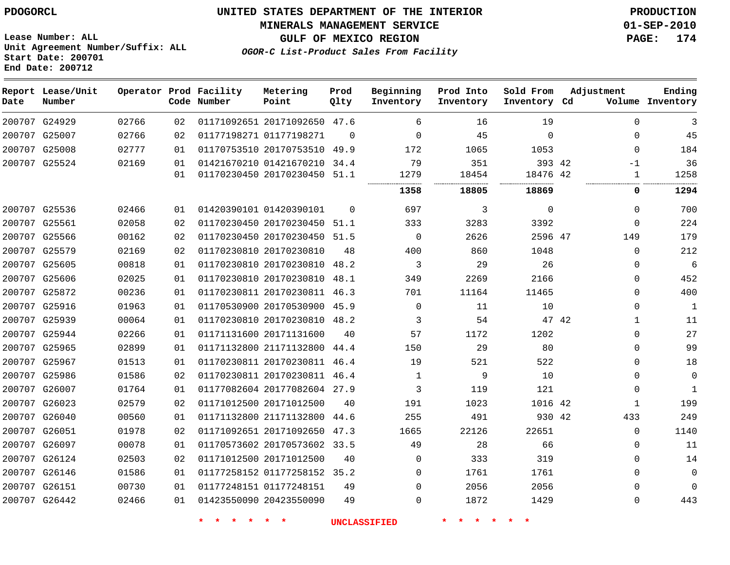PDOGORCL

Lease Number: ALL
Unit Agreement Number/Suffix: ALL
Start Date: 200701
End Date: 200712

# UNITED STATES DEPARTMENT OF THE INTERIOR
## MINERALS MANAGEMENT SERVICE
## GULF OF MEXICO REGION
### *OGOR-C List-Product Sales From Facility*

PRODUCTION
01-SEP-2010

| Report Date | Lease/Unit Number | Operator | Prod Code | Facility Number | Metering Point | Prod Qlty | Beginning Inventory | Prod Into Inventory | Sold From Inventory | Adjustment Cd | Adjustment Volume | Ending Inventory |
|---|---|---|---|---|---|---|---|---|---|---|---|---|
| 200707 | G24929 | 02766 | 02 | 01171092651 | 20171092650 | 47.6 | 6 | 16 | 19 | | 0 | 3 |
| 200707 | G25007 | 02766 | 02 | 01177198271 | 01177198271 | 0 | 0 | 45 | 0 | | 0 | 45 |
| 200707 | G25008 | 02777 | 01 | 01170753510 | 20170753510 | 49.9 | 172 | 1065 | 1053 | | 0 | 184 |
| 200707 | G25524 | 02169 | 01 | 01421670210 | 01421670210 | 34.4 | 79 | 351 | 393 | 42 | -1 | 36 |
| | | | 01 | 01170230450 | 20170230450 | 51.1 | 1279 | 18454 | 18476 | 42 | 1 | 1258 |
| | | | | | | | **1358** | **18805** | **18869** | | **0** | **1294** |
| 200707 | G25536 | 02466 | 01 | 01420390101 | 01420390101 | 0 | 697 | 3 | 0 | | 0 | 700 |
| 200707 | G25561 | 02058 | 02 | 01170230450 | 20170230450 | 51.1 | 333 | 3283 | 3392 | | 0 | 224 |
| 200707 | G25566 | 00162 | 02 | 01170230450 | 20170230450 | 51.5 | 0 | 2626 | 2596 | 47 | 149 | 179 |
| 200707 | G25579 | 02169 | 02 | 01170230810 | 20170230810 | 48 | 400 | 860 | 1048 | | 0 | 212 |
| 200707 | G25605 | 00818 | 01 | 01170230810 | 20170230810 | 48.2 | 3 | 29 | 26 | | 0 | 6 |
| 200707 | G25606 | 02025 | 01 | 01170230810 | 20170230810 | 48.1 | 349 | 2269 | 2166 | | 0 | 452 |
| 200707 | G25872 | 00236 | 01 | 01170230811 | 20170230811 | 46.3 | 701 | 11164 | 11465 | | 0 | 400 |
| 200707 | G25916 | 01963 | 01 | 01170530900 | 20170530900 | 45.9 | 0 | 11 | 10 | | 0 | 1 |
| 200707 | G25939 | 00064 | 01 | 01170230810 | 20170230810 | 48.2 | 3 | 54 | 47 | 42 | 1 | 11 |
| 200707 | G25944 | 02266 | 01 | 01171131600 | 20171131600 | 40 | 57 | 1172 | 1202 | | 0 | 27 |
| 200707 | G25965 | 02899 | 01 | 01171132800 | 21171132800 | 44.4 | 150 | 29 | 80 | | 0 | 99 |
| 200707 | G25967 | 01513 | 01 | 01170230811 | 20170230811 | 46.4 | 19 | 521 | 522 | | 0 | 18 |
| 200707 | G25986 | 01586 | 02 | 01170230811 | 20170230811 | 46.4 | 1 | 9 | 10 | | 0 | 0 |
| 200707 | G26007 | 01764 | 01 | 01177082604 | 20177082604 | 27.9 | 3 | 119 | 121 | | 0 | 1 |
| 200707 | G26023 | 02579 | 02 | 01171012500 | 20171012500 | 40 | 191 | 1023 | 1016 | 42 | 1 | 199 |
| 200707 | G26040 | 00560 | 01 | 01171132800 | 21171132800 | 44.6 | 255 | 491 | 930 | 42 | 433 | 249 |
| 200707 | G26051 | 01978 | 02 | 01171092651 | 20171092650 | 47.3 | 1665 | 22126 | 22651 | | 0 | 1140 |
| 200707 | G26097 | 00078 | 01 | 01170573602 | 20170573602 | 33.5 | 49 | 28 | 66 | | 0 | 11 |
| 200707 | G26124 | 02503 | 02 | 01171012500 | 20171012500 | 40 | 0 | 333 | 319 | | 0 | 14 |
| 200707 | G26146 | 01586 | 01 | 01177258152 | 01177258152 | 35.2 | 0 | 1761 | 1761 | | 0 | 0 |
| 200707 | G26151 | 00730 | 01 | 01177248151 | 01177248151 | 49 | 0 | 2056 | 2056 | | 0 | 0 |
| 200707 | G26442 | 02466 | 01 | 01423550090 | 20423550090 | 49 | 0 | 1872 | 1429 | | 0 | 443 |

\* \* \* \* \* \* UNCLASSIFIED \* \* \* \* \* \*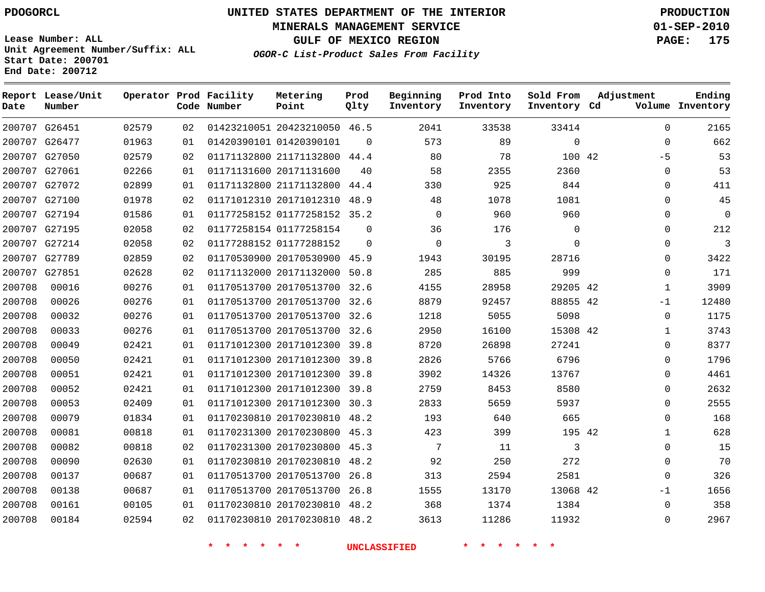PDOGORCL

# UNITED STATES DEPARTMENT OF THE INTERIOR
## MINERALS MANAGEMENT SERVICE
## GULF OF MEXICO REGION
### *OGOR-C List-Product Sales From Facility*

PRODUCTION
01-SEP-2010

Lease Number: ALL
Unit Agreement Number/Suffix: ALL
Start Date: 200701
End Date: 200712

| Report Date | Lease/Unit Number | Operator | Prod Code | Facility Number | Metering Point | Prod Qlty | Beginning Inventory | Prod Into Inventory | Sold From Inventory | Adjustment Cd | Volume | Ending Inventory |
|---|---|---|---|---|---|---|---|---|---|---|---|---|
| 200707 | G26451 | 02579 | 02 | 01423210051 | 20423210050 | 46.5 | 2041 | 33538 | 33414 | | 0 | 2165 |
| 200707 | G26477 | 01963 | 01 | 01420390101 | 01420390101 | 0 | 573 | 89 | 0 | | 0 | 662 |
| 200707 | G27050 | 02579 | 02 | 01171132800 | 21171132800 | 44.4 | 80 | 78 | 100 | 42 | -5 | 53 |
| 200707 | G27061 | 02266 | 01 | 01171131600 | 20171131600 | 40 | 58 | 2355 | 2360 | | 0 | 53 |
| 200707 | G27072 | 02899 | 01 | 01171132800 | 21171132800 | 44.4 | 330 | 925 | 844 | | 0 | 411 |
| 200707 | G27100 | 01978 | 02 | 01171012310 | 20171012310 | 48.9 | 48 | 1078 | 1081 | | 0 | 45 |
| 200707 | G27194 | 01586 | 01 | 01177258152 | 01177258152 | 35.2 | 0 | 960 | 960 | | 0 | 0 |
| 200707 | G27195 | 02058 | 02 | 01177258154 | 01177258154 | 0 | 36 | 176 | 0 | | 0 | 212 |
| 200707 | G27214 | 02058 | 02 | 01177288152 | 01177288152 | 0 | 0 | 3 | 0 | | 0 | 3 |
| 200707 | G27789 | 02859 | 02 | 01170530900 | 20170530900 | 45.9 | 1943 | 30195 | 28716 | | 0 | 3422 |
| 200707 | G27851 | 02628 | 02 | 01171132000 | 20171132000 | 50.8 | 285 | 885 | 999 | | 0 | 171 |
| 200708 | 00016 | 00276 | 01 | 01170513700 | 20170513700 | 32.6 | 4155 | 28958 | 29205 | 42 | 1 | 3909 |
| 200708 | 00026 | 00276 | 01 | 01170513700 | 20170513700 | 32.6 | 8879 | 92457 | 88855 | 42 | -1 | 12480 |
| 200708 | 00032 | 00276 | 01 | 01170513700 | 20170513700 | 32.6 | 1218 | 5055 | 5098 | | 0 | 1175 |
| 200708 | 00033 | 00276 | 01 | 01170513700 | 20170513700 | 32.6 | 2950 | 16100 | 15308 | 42 | 1 | 3743 |
| 200708 | 00049 | 02421 | 01 | 01171012300 | 20171012300 | 39.8 | 8720 | 26898 | 27241 | | 0 | 8377 |
| 200708 | 00050 | 02421 | 01 | 01171012300 | 20171012300 | 39.8 | 2826 | 5766 | 6796 | | 0 | 1796 |
| 200708 | 00051 | 02421 | 01 | 01171012300 | 20171012300 | 39.8 | 3902 | 14326 | 13767 | | 0 | 4461 |
| 200708 | 00052 | 02421 | 01 | 01171012300 | 20171012300 | 39.8 | 2759 | 8453 | 8580 | | 0 | 2632 |
| 200708 | 00053 | 02409 | 01 | 01171012300 | 20171012300 | 30.3 | 2833 | 5659 | 5937 | | 0 | 2555 |
| 200708 | 00079 | 01834 | 01 | 01170230810 | 20170230810 | 48.2 | 193 | 640 | 665 | | 0 | 168 |
| 200708 | 00081 | 00818 | 01 | 01170231300 | 20170230800 | 45.3 | 423 | 399 | 195 | 42 | 1 | 628 |
| 200708 | 00082 | 00818 | 02 | 01170231300 | 20170230800 | 45.3 | 7 | 11 | 3 | | 0 | 15 |
| 200708 | 00090 | 02630 | 01 | 01170230810 | 20170230810 | 48.2 | 92 | 250 | 272 | | 0 | 70 |
| 200708 | 00137 | 00687 | 01 | 01170513700 | 20170513700 | 26.8 | 313 | 2594 | 2581 | | 0 | 326 |
| 200708 | 00138 | 00687 | 01 | 01170513700 | 20170513700 | 26.8 | 1555 | 13170 | 13068 | 42 | -1 | 1656 |
| 200708 | 00161 | 00105 | 01 | 01170230810 | 20170230810 | 48.2 | 368 | 1374 | 1384 | | 0 | 358 |
| 200708 | 00184 | 02594 | 02 | 01170230810 | 20170230810 | 48.2 | 3613 | 11286 | 11932 | | 0 | 2967 |

* * * * * * UNCLASSIFIED * * * * * *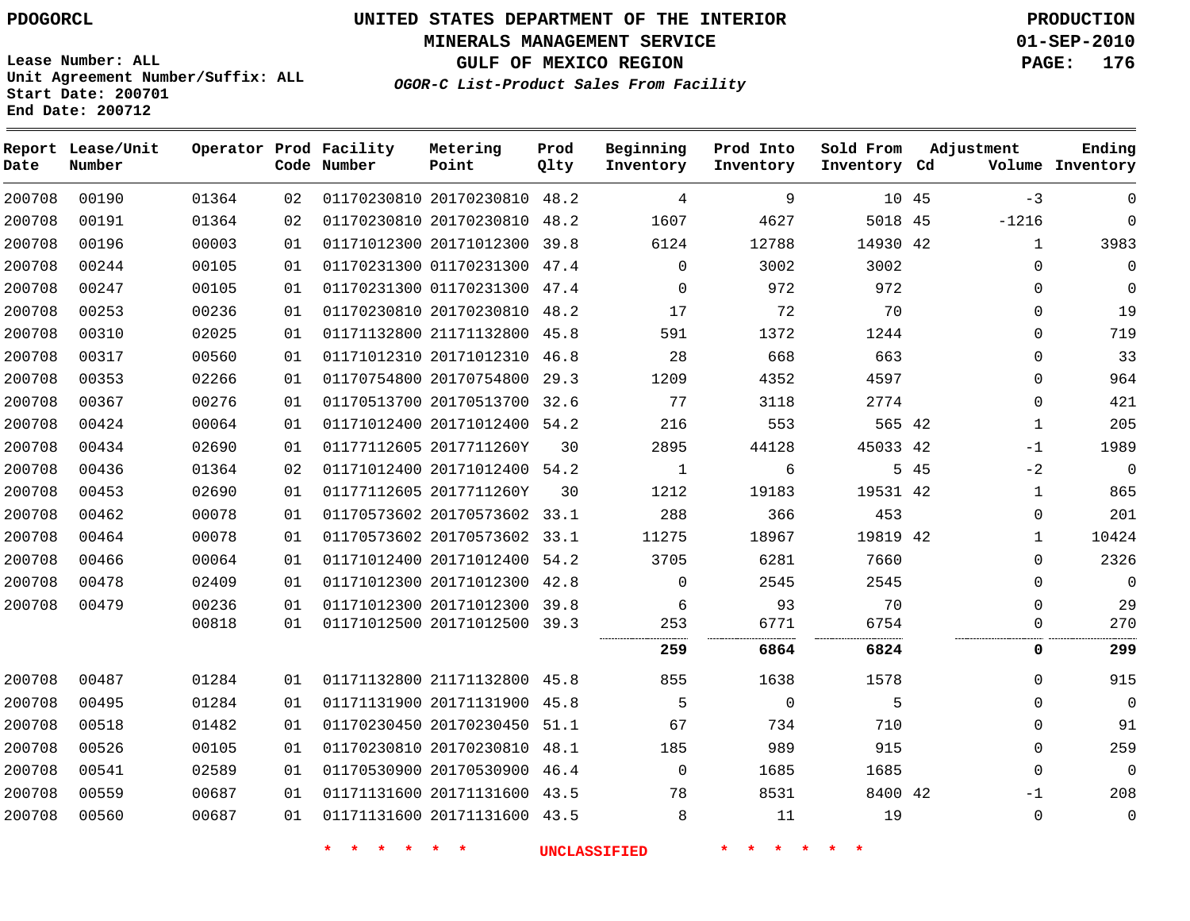PDOGORCL

# UNITED STATES DEPARTMENT OF THE INTERIOR
## MINERALS MANAGEMENT SERVICE
## GULF OF MEXICO REGION
### *OGOR-C List-Product Sales From Facility*

PRODUCTION
01-SEP-2010
PAGE: 176

Lease Number: ALL
Unit Agreement Number/Suffix: ALL
Start Date: 200701
End Date: 200712

| Report Date | Lease/Unit Number | Operator | Prod Code | Facility Number | Metering Point | Prod Qlty | Beginning Inventory | Prod Into Inventory | Sold From Inventory | Adjustment Cd | Adjustment Volume | Ending Inventory |
|---|---|---|---|---|---|---|---|---|---|---|---|---|
| 200708 | 00190 | 01364 | 02 | 01170230810 | 20170230810 | 48.2 | 4 | 9 | 10 | 45 | -3 | 0 |
| 200708 | 00191 | 01364 | 02 | 01170230810 | 20170230810 | 48.2 | 1607 | 4627 | 5018 | 45 | -1216 | 0 |
| 200708 | 00196 | 00003 | 01 | 01171012300 | 20171012300 | 39.8 | 6124 | 12788 | 14930 | 42 | 1 | 3983 |
| 200708 | 00244 | 00105 | 01 | 01170231300 | 01170231300 | 47.4 | 0 | 3002 | 3002 | | 0 | 0 |
| 200708 | 00247 | 00105 | 01 | 01170231300 | 01170231300 | 47.4 | 0 | 972 | 972 | | 0 | 0 |
| 200708 | 00253 | 00236 | 01 | 01170230810 | 20170230810 | 48.2 | 17 | 72 | 70 | | 0 | 19 |
| 200708 | 00310 | 02025 | 01 | 01171132800 | 21171132800 | 45.8 | 591 | 1372 | 1244 | | 0 | 719 |
| 200708 | 00317 | 00560 | 01 | 01171012310 | 20171012310 | 46.8 | 28 | 668 | 663 | | 0 | 33 |
| 200708 | 00353 | 02266 | 01 | 01170754800 | 20170754800 | 29.3 | 1209 | 4352 | 4597 | | 0 | 964 |
| 200708 | 00367 | 00276 | 01 | 01170513700 | 20170513700 | 32.6 | 77 | 3118 | 2774 | | 0 | 421 |
| 200708 | 00424 | 00064 | 01 | 01171012400 | 20171012400 | 54.2 | 216 | 553 | 565 | 42 | 1 | 205 |
| 200708 | 00434 | 02690 | 01 | 01177112605 | 2017711260Y | 30 | 2895 | 44128 | 45033 | 42 | -1 | 1989 |
| 200708 | 00436 | 01364 | 02 | 01171012400 | 20171012400 | 54.2 | 1 | 6 | 5 | 45 | -2 | 0 |
| 200708 | 00453 | 02690 | 01 | 01177112605 | 2017711260Y | 30 | 1212 | 19183 | 19531 | 42 | 1 | 865 |
| 200708 | 00462 | 00078 | 01 | 01170573602 | 20170573602 | 33.1 | 288 | 366 | 453 | | 0 | 201 |
| 200708 | 00464 | 00078 | 01 | 01170573602 | 20170573602 | 33.1 | 11275 | 18967 | 19819 | 42 | 1 | 10424 |
| 200708 | 00466 | 00064 | 01 | 01171012400 | 20171012400 | 54.2 | 3705 | 6281 | 7660 | | 0 | 2326 |
| 200708 | 00478 | 02409 | 01 | 01171012300 | 20171012300 | 42.8 | 0 | 2545 | 2545 | | 0 | 0 |
| 200708 | 00479 | 00236 | 01 | 01171012300 | 20171012300 | 39.8 | 6 | 93 | 70 | | 0 | 29 |
| | | 00818 | 01 | 01171012500 | 20171012500 | 39.3 | 253 | 6771 | 6754 | | 0 | 270 |
| | | | | | | | **259** | **6864** | **6824** | | **0** | **299** |
| 200708 | 00487 | 01284 | 01 | 01171132800 | 21171132800 | 45.8 | 855 | 1638 | 1578 | | 0 | 915 |
| 200708 | 00495 | 01284 | 01 | 01171131900 | 20171131900 | 45.8 | 5 | 0 | 5 | | 0 | 0 |
| 200708 | 00518 | 01482 | 01 | 01170230450 | 20170230450 | 51.1 | 67 | 734 | 710 | | 0 | 91 |
| 200708 | 00526 | 00105 | 01 | 01170230810 | 20170230810 | 48.1 | 185 | 989 | 915 | | 0 | 259 |
| 200708 | 00541 | 02589 | 01 | 01170530900 | 20170530900 | 46.4 | 0 | 1685 | 1685 | | 0 | 0 |
| 200708 | 00559 | 00687 | 01 | 01171131600 | 20171131600 | 43.5 | 78 | 8531 | 8400 | 42 | -1 | 208 |
| 200708 | 00560 | 00687 | 01 | 01171131600 | 20171131600 | 43.5 | 8 | 11 | 19 | | 0 | 0 |

\* \* \* \* \* \* UNCLASSIFIED \* \* \* \* \* \*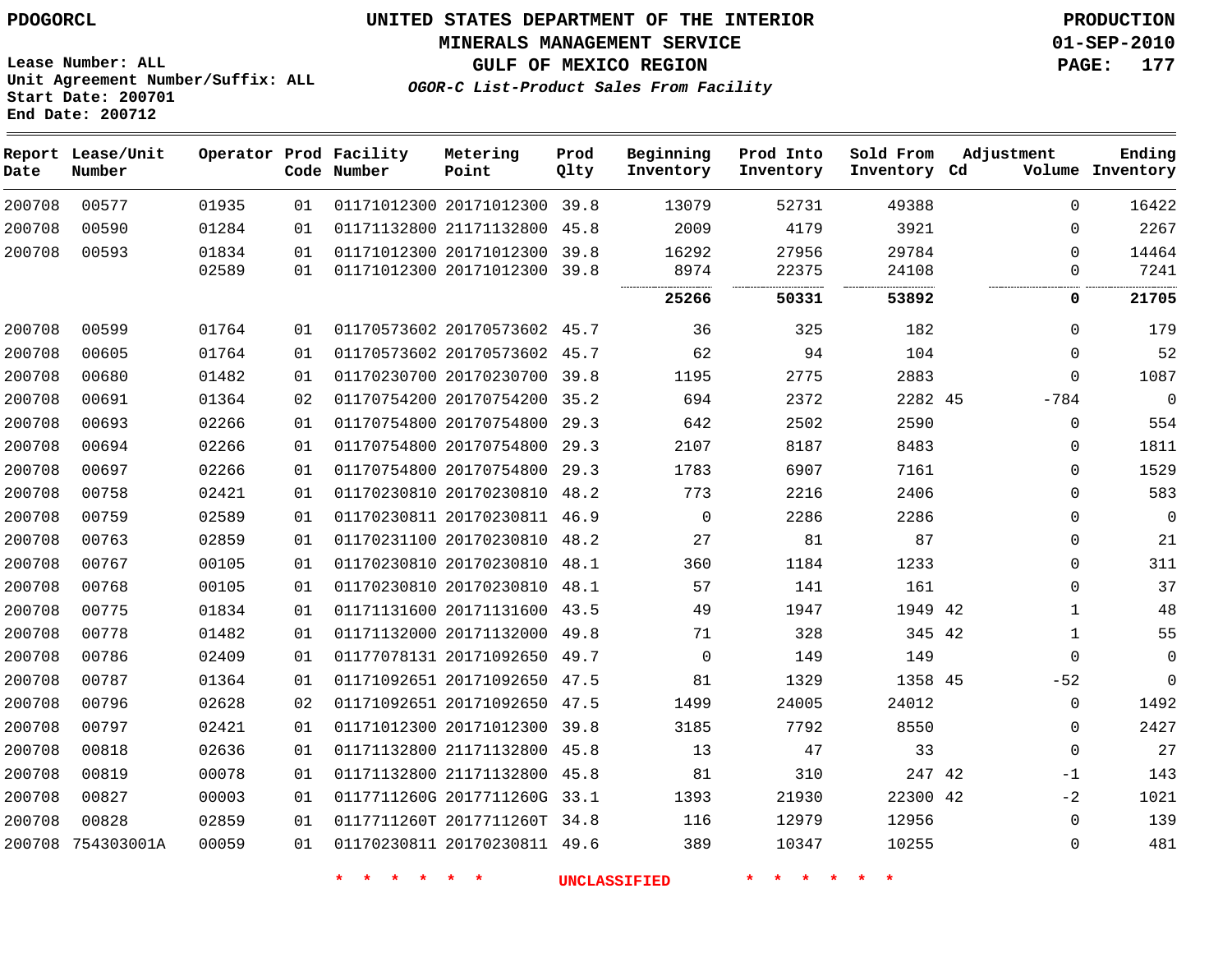PDOGORCL

Lease Number: ALL
Unit Agreement Number/Suffix: ALL
Start Date: 200701
End Date: 200712

# UNITED STATES DEPARTMENT OF THE INTERIOR
## MINERALS MANAGEMENT SERVICE
## GULF OF MEXICO REGION
### *OGOR-C List-Product Sales From Facility*

PRODUCTION
01-SEP-2010

| Report Date | Lease/Unit Number | Operator | Prod Code | Facility Number | Metering Point | Prod Qlty | Beginning Inventory | Prod Into Inventory | Sold From Inventory | Adjustment Cd | Volume | Ending Inventory |
|---|---|---|---|---|---|---|---|---|---|---|---|---|
| 200708 | 00577 | 01935 | 01 | 01171012300 | 20171012300 | 39.8 | 13079 | 52731 | 49388 | | 0 | 16422 |
| 200708 | 00590 | 01284 | 01 | 01171132800 | 21171132800 | 45.8 | 2009 | 4179 | 3921 | | 0 | 2267 |
| 200708 | 00593 | 01834 | 01 | 01171012300 | 20171012300 | 39.8 | 16292 | 27956 | 29784 | | 0 | 14464 |
| | | 02589 | 01 | 01171012300 | 20171012300 | 39.8 | 8974 | 22375 | 24108 | | 0 | 7241 |
| | | | | | | | **25266** | **50331** | **53892** | | **0** | **21705** |
| 200708 | 00599 | 01764 | 01 | 01170573602 | 20170573602 | 45.7 | 36 | 325 | 182 | | 0 | 179 |
| 200708 | 00605 | 01764 | 01 | 01170573602 | 20170573602 | 45.7 | 62 | 94 | 104 | | 0 | 52 |
| 200708 | 00680 | 01482 | 01 | 01170230700 | 20170230700 | 39.8 | 1195 | 2775 | 2883 | | 0 | 1087 |
| 200708 | 00691 | 01364 | 02 | 01170754200 | 20170754200 | 35.2 | 694 | 2372 | 2282 | 45 | -784 | 0 |
| 200708 | 00693 | 02266 | 01 | 01170754800 | 20170754800 | 29.3 | 642 | 2502 | 2590 | | 0 | 554 |
| 200708 | 00694 | 02266 | 01 | 01170754800 | 20170754800 | 29.3 | 2107 | 8187 | 8483 | | 0 | 1811 |
| 200708 | 00697 | 02266 | 01 | 01170754800 | 20170754800 | 29.3 | 1783 | 6907 | 7161 | | 0 | 1529 |
| 200708 | 00758 | 02421 | 01 | 01170230810 | 20170230810 | 48.2 | 773 | 2216 | 2406 | | 0 | 583 |
| 200708 | 00759 | 02589 | 01 | 01170230811 | 20170230811 | 46.9 | 0 | 2286 | 2286 | | 0 | 0 |
| 200708 | 00763 | 02859 | 01 | 01170231100 | 20170230810 | 48.2 | 27 | 81 | 87 | | 0 | 21 |
| 200708 | 00767 | 00105 | 01 | 01170230810 | 20170230810 | 48.1 | 360 | 1184 | 1233 | | 0 | 311 |
| 200708 | 00768 | 00105 | 01 | 01170230810 | 20170230810 | 48.1 | 57 | 141 | 161 | | 0 | 37 |
| 200708 | 00775 | 01834 | 01 | 01171131600 | 20171131600 | 43.5 | 49 | 1947 | 1949 | 42 | 1 | 48 |
| 200708 | 00778 | 01482 | 01 | 01171132000 | 20171132000 | 49.8 | 71 | 328 | 345 | 42 | 1 | 55 |
| 200708 | 00786 | 02409 | 01 | 01177078131 | 20171092650 | 49.7 | 0 | 149 | 149 | | 0 | 0 |
| 200708 | 00787 | 01364 | 01 | 01171092651 | 20171092650 | 47.5 | 81 | 1329 | 1358 | 45 | -52 | 0 |
| 200708 | 00796 | 02628 | 02 | 01171092651 | 20171092650 | 47.5 | 1499 | 24005 | 24012 | | 0 | 1492 |
| 200708 | 00797 | 02421 | 01 | 01171012300 | 20171012300 | 39.8 | 3185 | 7792 | 8550 | | 0 | 2427 |
| 200708 | 00818 | 02636 | 01 | 01171132800 | 21171132800 | 45.8 | 13 | 47 | 33 | | 0 | 27 |
| 200708 | 00819 | 00078 | 01 | 01171132800 | 21171132800 | 45.8 | 81 | 310 | 247 | 42 | -1 | 143 |
| 200708 | 00827 | 00003 | 01 | 0117711260G | 2017711260G | 33.1 | 1393 | 21930 | 22300 | 42 | -2 | 1021 |
| 200708 | 00828 | 02859 | 01 | 0117711260T | 2017711260T | 34.8 | 116 | 12979 | 12956 | | 0 | 139 |
| 200708 | 754303001A | 00059 | 01 | 01170230811 | 20170230811 | 49.6 | 389 | 10347 | 10255 | | 0 | 481 |

\* \* \* \* \* \* UNCLASSIFIED \* \* \* \* \* \*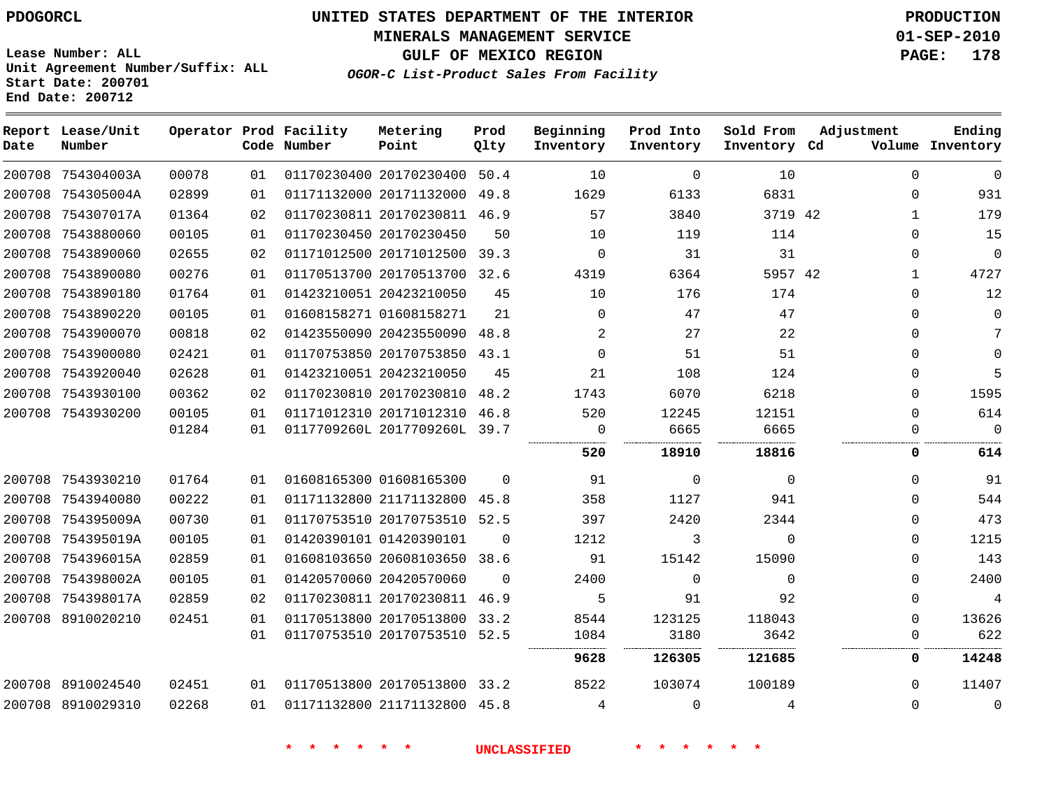PDOGORCL

Lease Number: ALL
Unit Agreement Number/Suffix: ALL
Start Date: 200701
End Date: 200712

# UNITED STATES DEPARTMENT OF THE INTERIOR
## MINERALS MANAGEMENT SERVICE
## GULF OF MEXICO REGION
### *OGOR-C List-Product Sales From Facility*

PRODUCTION
01-SEP-2010

| Report Date | Lease/Unit Number | Operator | Prod Code | Facility Number | Metering Point | Prod Qlty | Beginning Inventory | Prod Into Inventory | Sold From Inventory | Adjustment Cd | Adjustment Volume | Ending Inventory |
|---|---|---|---|---|---|---|---|---|---|---|---|---|
| 200708 | 754304003A | 00078 | 01 | 01170230400 | 20170230400 | 50.4 | 10 | 0 | 10 | | 0 | 0 |
| 200708 | 754305004A | 02899 | 01 | 01171132000 | 20171132000 | 49.8 | 1629 | 6133 | 6831 | | 0 | 931 |
| 200708 | 754307017A | 01364 | 02 | 01170230811 | 20170230811 | 46.9 | 57 | 3840 | 3719 | 42 | 1 | 179 |
| 200708 | 7543880060 | 00105 | 01 | 01170230450 | 20170230450 | 50 | 10 | 119 | 114 | | 0 | 15 |
| 200708 | 7543890060 | 02655 | 02 | 01171012500 | 20171012500 | 39.3 | 0 | 31 | 31 | | 0 | 0 |
| 200708 | 7543890080 | 00276 | 01 | 01170513700 | 20170513700 | 32.6 | 4319 | 6364 | 5957 | 42 | 1 | 4727 |
| 200708 | 7543890180 | 01764 | 01 | 01423210051 | 20423210050 | 45 | 10 | 176 | 174 | | 0 | 12 |
| 200708 | 7543890220 | 00105 | 01 | 01608158271 | 01608158271 | 21 | 0 | 47 | 47 | | 0 | 0 |
| 200708 | 7543900070 | 00818 | 02 | 01423550090 | 20423550090 | 48.8 | 2 | 27 | 22 | | 0 | 7 |
| 200708 | 7543900080 | 02421 | 01 | 01170753850 | 20170753850 | 43.1 | 0 | 51 | 51 | | 0 | 0 |
| 200708 | 7543920040 | 02628 | 01 | 01423210051 | 20423210050 | 45 | 21 | 108 | 124 | | 0 | 5 |
| 200708 | 7543930100 | 00362 | 02 | 01170230810 | 20170230810 | 48.2 | 1743 | 6070 | 6218 | | 0 | 1595 |
| 200708 | 7543930200 | 00105 | 01 | 01171012310 | 20171012310 | 46.8 | 520 | 12245 | 12151 | | 0 | 614 |
| | | 01284 | 01 | 0117709260L | 2017709260L | 39.7 | 0 | 6665 | 6665 | | 0 | 0 |
| | | | | | | | **520** | **18910** | **18816** | | **0** | **614** |
| 200708 | 7543930210 | 01764 | 01 | 01608165300 | 01608165300 | 0 | 91 | 0 | 0 | | 0 | 91 |
| 200708 | 7543940080 | 00222 | 01 | 01171132800 | 21171132800 | 45.8 | 358 | 1127 | 941 | | 0 | 544 |
| 200708 | 754395009A | 00730 | 01 | 01170753510 | 20170753510 | 52.5 | 397 | 2420 | 2344 | | 0 | 473 |
| 200708 | 754395019A | 00105 | 01 | 01420390101 | 01420390101 | 0 | 1212 | 3 | 0 | | 0 | 1215 |
| 200708 | 754396015A | 02859 | 01 | 01608103650 | 20608103650 | 38.6 | 91 | 15142 | 15090 | | 0 | 143 |
| 200708 | 754398002A | 00105 | 01 | 01420570060 | 20420570060 | 0 | 2400 | 0 | 0 | | 0 | 2400 |
| 200708 | 754398017A | 02859 | 02 | 01170230811 | 20170230811 | 46.9 | 5 | 91 | 92 | | 0 | 4 |
| 200708 | 8910020210 | 02451 | 01 | 01170513800 | 20170513800 | 33.2 | 8544 | 123125 | 118043 | | 0 | 13626 |
| | | | 01 | 01170753510 | 20170753510 | 52.5 | 1084 | 3180 | 3642 | | 0 | 622 |
| | | | | | | | **9628** | **126305** | **121685** | | **0** | **14248** |
| 200708 | 8910024540 | 02451 | 01 | 01170513800 | 20170513800 | 33.2 | 8522 | 103074 | 100189 | | 0 | 11407 |
| 200708 | 8910029310 | 02268 | 01 | 01171132800 | 21171132800 | 45.8 | 4 | 0 | 4 | | 0 | 0 |

\* \* \* \* \* \* UNCLASSIFIED \* \* \* \* \* \*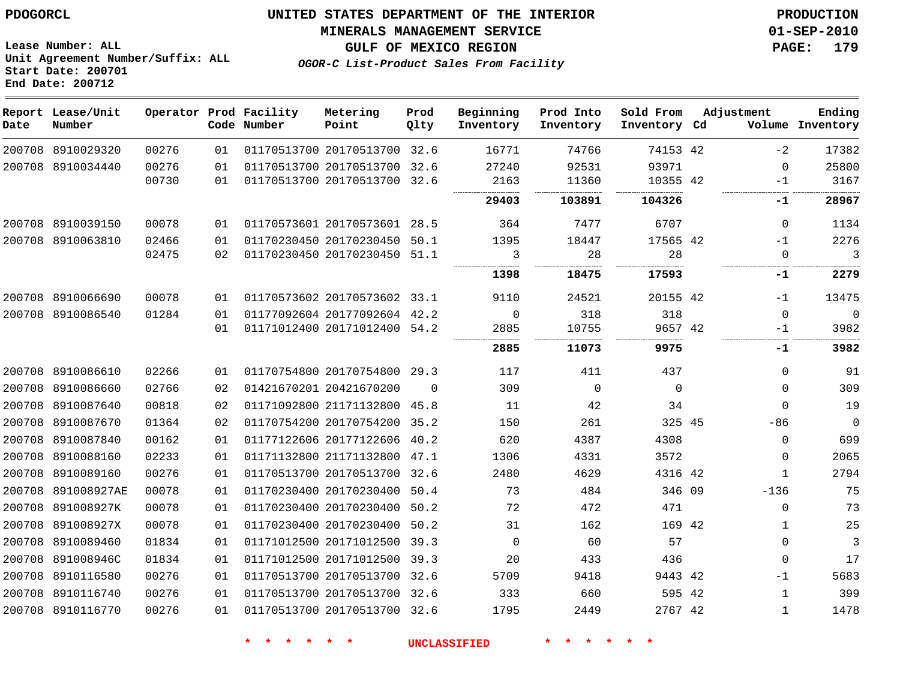**PDOGORCL**

**UNITED STATES DEPARTMENT OF THE INTERIOR**
**MINERALS MANAGEMENT SERVICE**
**GULF OF MEXICO REGION**
***OGOR-C List-Product Sales From Facility***

**PRODUCTION**
**01-SEP-2010**

**Lease Number: ALL**
**Unit Agreement Number/Suffix: ALL**
**Start Date: 200701**
**End Date: 200712**

| Report Date | Lease/Unit Number | Operator | Prod Code | Facility Number | Metering Point | Prod Qlty | Beginning Inventory | Prod Into Inventory | Sold From Inventory | Adjustment Cd | Volume | Ending Inventory |
|---|---|---|---|---|---|---|---|---|---|---|---|---|
| 200708 | 8910029320 | 00276 | 01 | 01170513700 | 20170513700 | 32.6 | 16771 | 74766 | 74153 | 42 | -2 | 17382 |
| 200708 | 8910034440 | 00276 | 01 | 01170513700 | 20170513700 | 32.6 | 27240 | 92531 | 93971 | | 0 | 25800 |
| | | 00730 | 01 | 01170513700 | 20170513700 | 32.6 | 2163 | 11360 | 10355 | 42 | -1 | 3167 |
| | | | | | | | **29403** | **103891** | **104326** | | **-1** | **28967** |
| 200708 | 8910039150 | 00078 | 01 | 01170573601 | 20170573601 | 28.5 | 364 | 7477 | 6707 | | 0 | 1134 |
| 200708 | 8910063810 | 02466 | 01 | 01170230450 | 20170230450 | 50.1 | 1395 | 18447 | 17565 | 42 | -1 | 2276 |
| | | 02475 | 02 | 01170230450 | 20170230450 | 51.1 | 3 | 28 | 28 | | 0 | 3 |
| | | | | | | | **1398** | **18475** | **17593** | | **-1** | **2279** |
| 200708 | 8910066690 | 00078 | 01 | 01170573602 | 20170573602 | 33.1 | 9110 | 24521 | 20155 | 42 | -1 | 13475 |
| 200708 | 8910086540 | 01284 | 01 | 01177092604 | 20177092604 | 42.2 | 0 | 318 | 318 | | 0 | 0 |
| | | | 01 | 01171012400 | 20171012400 | 54.2 | 2885 | 10755 | 9657 | 42 | -1 | 3982 |
| | | | | | | | **2885** | **11073** | **9975** | | **-1** | **3982** |
| 200708 | 8910086610 | 02266 | 01 | 01170754800 | 20170754800 | 29.3 | 117 | 411 | 437 | | 0 | 91 |
| 200708 | 8910086660 | 02766 | 02 | 01421670201 | 20421670200 | 0 | 309 | 0 | 0 | | 0 | 309 |
| 200708 | 8910087640 | 00818 | 02 | 01171092800 | 21171132800 | 45.8 | 11 | 42 | 34 | | 0 | 19 |
| 200708 | 8910087670 | 01364 | 02 | 01170754200 | 20170754200 | 35.2 | 150 | 261 | 325 | 45 | -86 | 0 |
| 200708 | 8910087840 | 00162 | 01 | 01177122606 | 20177122606 | 40.2 | 620 | 4387 | 4308 | | 0 | 699 |
| 200708 | 8910088160 | 02233 | 01 | 01171132800 | 21171132800 | 47.1 | 1306 | 4331 | 3572 | | 0 | 2065 |
| 200708 | 8910089160 | 00276 | 01 | 01170513700 | 20170513700 | 32.6 | 2480 | 4629 | 4316 | 42 | 1 | 2794 |
| 200708 | 891008927AE | 00078 | 01 | 01170230400 | 20170230400 | 50.4 | 73 | 484 | 346 | 09 | -136 | 75 |
| 200708 | 891008927K | 00078 | 01 | 01170230400 | 20170230400 | 50.2 | 72 | 472 | 471 | | 0 | 73 |
| 200708 | 891008927X | 00078 | 01 | 01170230400 | 20170230400 | 50.2 | 31 | 162 | 169 | 42 | 1 | 25 |
| 200708 | 8910089460 | 01834 | 01 | 01171012500 | 20171012500 | 39.3 | 0 | 60 | 57 | | 0 | 3 |
| 200708 | 891008946C | 01834 | 01 | 01171012500 | 20171012500 | 39.3 | 20 | 433 | 436 | | 0 | 17 |
| 200708 | 8910116580 | 00276 | 01 | 01170513700 | 20170513700 | 32.6 | 5709 | 9418 | 9443 | 42 | -1 | 5683 |
| 200708 | 8910116740 | 00276 | 01 | 01170513700 | 20170513700 | 32.6 | 333 | 660 | 595 | 42 | 1 | 399 |
| 200708 | 8910116770 | 00276 | 01 | 01170513700 | 20170513700 | 32.6 | 1795 | 2449 | 2767 | 42 | 1 | 1478 |

\* \* \* \* \* \* UNCLASSIFIED \* \* \* \* \* \*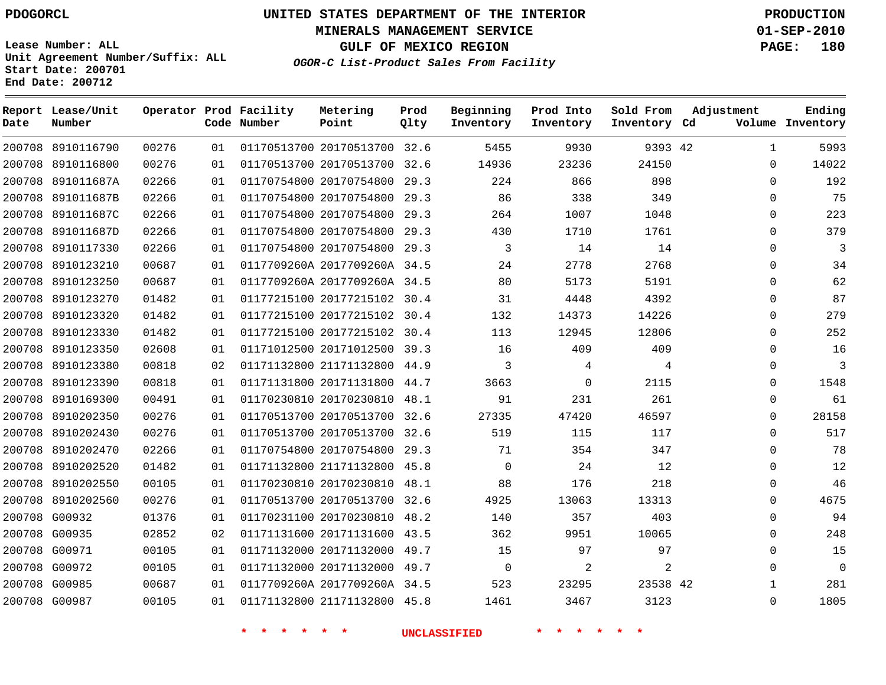PDOGORCL

# UNITED STATES DEPARTMENT OF THE INTERIOR
## MINERALS MANAGEMENT SERVICE
## GULF OF MEXICO REGION
### *OGOR-C List-Product Sales From Facility*

PRODUCTION
01-SEP-2010

Lease Number: ALL
Unit Agreement Number/Suffix: ALL
Start Date: 200701
End Date: 200712

| Report Date | Lease/Unit Number | Operator | Prod Code | Facility Number | Metering Point | Prod Qlty | Beginning Inventory | Prod Into Inventory | Sold From Inventory | Adjustment Cd | Adjustment Volume | Ending Inventory |
|---|---|---|---|---|---|---|---|---|---|---|---|---|
| 200708 | 8910116790 | 00276 | 01 | 01170513700 | 20170513700 | 32.6 | 5455 | 9930 | 9393 | 42 | 1 | 5993 |
| 200708 | 8910116800 | 00276 | 01 | 01170513700 | 20170513700 | 32.6 | 14936 | 23236 | 24150 | | 0 | 14022 |
| 200708 | 891011687A | 02266 | 01 | 01170754800 | 20170754800 | 29.3 | 224 | 866 | 898 | | 0 | 192 |
| 200708 | 891011687B | 02266 | 01 | 01170754800 | 20170754800 | 29.3 | 86 | 338 | 349 | | 0 | 75 |
| 200708 | 891011687C | 02266 | 01 | 01170754800 | 20170754800 | 29.3 | 264 | 1007 | 1048 | | 0 | 223 |
| 200708 | 891011687D | 02266 | 01 | 01170754800 | 20170754800 | 29.3 | 430 | 1710 | 1761 | | 0 | 379 |
| 200708 | 8910117330 | 02266 | 01 | 01170754800 | 20170754800 | 29.3 | 3 | 14 | 14 | | 0 | 3 |
| 200708 | 8910123210 | 00687 | 01 | 0117709260A | 2017709260A | 34.5 | 24 | 2778 | 2768 | | 0 | 34 |
| 200708 | 8910123250 | 00687 | 01 | 0117709260A | 2017709260A | 34.5 | 80 | 5173 | 5191 | | 0 | 62 |
| 200708 | 8910123270 | 01482 | 01 | 01177215100 | 20177215102 | 30.4 | 31 | 4448 | 4392 | | 0 | 87 |
| 200708 | 8910123320 | 01482 | 01 | 01177215100 | 20177215102 | 30.4 | 132 | 14373 | 14226 | | 0 | 279 |
| 200708 | 8910123330 | 01482 | 01 | 01177215100 | 20177215102 | 30.4 | 113 | 12945 | 12806 | | 0 | 252 |
| 200708 | 8910123350 | 02608 | 01 | 01171012500 | 20171012500 | 39.3 | 16 | 409 | 409 | | 0 | 16 |
| 200708 | 8910123380 | 00818 | 02 | 01171132800 | 21171132800 | 44.9 | 3 | 4 | 4 | | 0 | 3 |
| 200708 | 8910123390 | 00818 | 01 | 01171131800 | 20171131800 | 44.7 | 3663 | 0 | 2115 | | 0 | 1548 |
| 200708 | 8910169300 | 00491 | 01 | 01170230810 | 20170230810 | 48.1 | 91 | 231 | 261 | | 0 | 61 |
| 200708 | 8910202350 | 00276 | 01 | 01170513700 | 20170513700 | 32.6 | 27335 | 47420 | 46597 | | 0 | 28158 |
| 200708 | 8910202430 | 00276 | 01 | 01170513700 | 20170513700 | 32.6 | 519 | 115 | 117 | | 0 | 517 |
| 200708 | 8910202470 | 02266 | 01 | 01170754800 | 20170754800 | 29.3 | 71 | 354 | 347 | | 0 | 78 |
| 200708 | 8910202520 | 01482 | 01 | 01171132800 | 21171132800 | 45.8 | 0 | 24 | 12 | | 0 | 12 |
| 200708 | 8910202550 | 00105 | 01 | 01170230810 | 20170230810 | 48.1 | 88 | 176 | 218 | | 0 | 46 |
| 200708 | 8910202560 | 00276 | 01 | 01170513700 | 20170513700 | 32.6 | 4925 | 13063 | 13313 | | 0 | 4675 |
| 200708 | G00932 | 01376 | 01 | 01170231100 | 20170230810 | 48.2 | 140 | 357 | 403 | | 0 | 94 |
| 200708 | G00935 | 02852 | 02 | 01171131600 | 20171131600 | 43.5 | 362 | 9951 | 10065 | | 0 | 248 |
| 200708 | G00971 | 00105 | 01 | 01171132000 | 20171132000 | 49.7 | 15 | 97 | 97 | | 0 | 15 |
| 200708 | G00972 | 00105 | 01 | 01171132000 | 20171132000 | 49.7 | 0 | 2 | 2 | | 0 | 0 |
| 200708 | G00985 | 00687 | 01 | 0117709260A | 2017709260A | 34.5 | 523 | 23295 | 23538 | 42 | 1 | 281 |
| 200708 | G00987 | 00105 | 01 | 01171132800 | 21171132800 | 45.8 | 1461 | 3467 | 3123 | | 0 | 1805 |

* * * * * * * UNCLASSIFIED * * * * * * *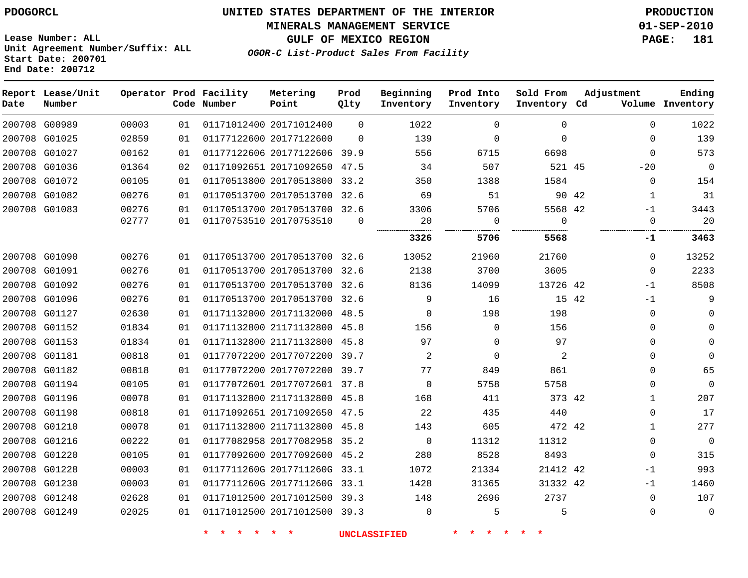PDOGORCL

**UNITED STATES DEPARTMENT OF THE INTERIOR**
**MINERALS MANAGEMENT SERVICE**
**GULF OF MEXICO REGION**
*OGOR-C List-Product Sales From Facility*

PRODUCTION
01-SEP-2010

Lease Number: ALL
Unit Agreement Number/Suffix: ALL
Start Date: 200701
End Date: 200712

| Report Date | Lease/Unit Number | Operator | Prod Code | Facility Number | Metering Point | Prod Qlty | Beginning Inventory | Prod Into Inventory | Sold From Inventory | Adjustment Cd | Adjustment Volume | Ending Inventory |
|---|---|---|---|---|---|---|---|---|---|---|---|---|
| 200708 | G00989 | 00003 | 01 | 01171012400 | 20171012400 | 0 | 1022 | 0 | 0 | | 0 | 1022 |
| 200708 | G01025 | 02859 | 01 | 01177122600 | 20177122600 | 0 | 139 | 0 | 0 | | 0 | 139 |
| 200708 | G01027 | 00162 | 01 | 01177122606 | 20177122606 | 39.9 | 556 | 6715 | 6698 | | 0 | 573 |
| 200708 | G01036 | 01364 | 02 | 01171092651 | 20171092650 | 47.5 | 34 | 507 | 521 | 45 | -20 | 0 |
| 200708 | G01072 | 00105 | 01 | 01170513800 | 20170513800 | 33.2 | 350 | 1388 | 1584 | | 0 | 154 |
| 200708 | G01082 | 00276 | 01 | 01170513700 | 20170513700 | 32.6 | 69 | 51 | 90 | 42 | 1 | 31 |
| 200708 | G01083 | 00276 | 01 | 01170513700 | 20170513700 | 32.6 | 3306 | 5706 | 5568 | 42 | -1 | 3443 |
| | | 02777 | 01 | 01170753510 | 20170753510 | 0 | 20 | 0 | 0 | | 0 | 20 |
| | | | | | | | **3326** | **5706** | **5568** | | **-1** | **3463** |
| 200708 | G01090 | 00276 | 01 | 01170513700 | 20170513700 | 32.6 | 13052 | 21960 | 21760 | | 0 | 13252 |
| 200708 | G01091 | 00276 | 01 | 01170513700 | 20170513700 | 32.6 | 2138 | 3700 | 3605 | | 0 | 2233 |
| 200708 | G01092 | 00276 | 01 | 01170513700 | 20170513700 | 32.6 | 8136 | 14099 | 13726 | 42 | -1 | 8508 |
| 200708 | G01096 | 00276 | 01 | 01170513700 | 20170513700 | 32.6 | 9 | 16 | 15 | 42 | -1 | 9 |
| 200708 | G01127 | 02630 | 01 | 01171132000 | 20171132000 | 48.5 | 0 | 198 | 198 | | 0 | 0 |
| 200708 | G01152 | 01834 | 01 | 01171132800 | 21171132800 | 45.8 | 156 | 0 | 156 | | 0 | 0 |
| 200708 | G01153 | 01834 | 01 | 01171132800 | 21171132800 | 45.8 | 97 | 0 | 97 | | 0 | 0 |
| 200708 | G01181 | 00818 | 01 | 01177072200 | 20177072200 | 39.7 | 2 | 0 | 2 | | 0 | 0 |
| 200708 | G01182 | 00818 | 01 | 01177072200 | 20177072200 | 39.7 | 77 | 849 | 861 | | 0 | 65 |
| 200708 | G01194 | 00105 | 01 | 01177072601 | 20177072601 | 37.8 | 0 | 5758 | 5758 | | 0 | 0 |
| 200708 | G01196 | 00078 | 01 | 01171132800 | 21171132800 | 45.8 | 168 | 411 | 373 | 42 | 1 | 207 |
| 200708 | G01198 | 00818 | 01 | 01171092651 | 20171092650 | 47.5 | 22 | 435 | 440 | | 0 | 17 |
| 200708 | G01210 | 00078 | 01 | 01171132800 | 21171132800 | 45.8 | 143 | 605 | 472 | 42 | 1 | 277 |
| 200708 | G01216 | 00222 | 01 | 01177082958 | 20177082958 | 35.2 | 0 | 11312 | 11312 | | 0 | 0 |
| 200708 | G01220 | 00105 | 01 | 01177092600 | 20177092600 | 45.2 | 280 | 8528 | 8493 | | 0 | 315 |
| 200708 | G01228 | 00003 | 01 | 0117711260G | 2017711260G | 33.1 | 1072 | 21334 | 21412 | 42 | -1 | 993 |
| 200708 | G01230 | 00003 | 01 | 0117711260G | 2017711260G | 33.1 | 1428 | 31365 | 31332 | 42 | -1 | 1460 |
| 200708 | G01248 | 02628 | 01 | 01171012500 | 20171012500 | 39.3 | 148 | 2696 | 2737 | | 0 | 107 |
| 200708 | G01249 | 02025 | 01 | 01171012500 | 20171012500 | 39.3 | 0 | 5 | 5 | | 0 | 0 |

* * * * * * UNCLASSIFIED * * * * * *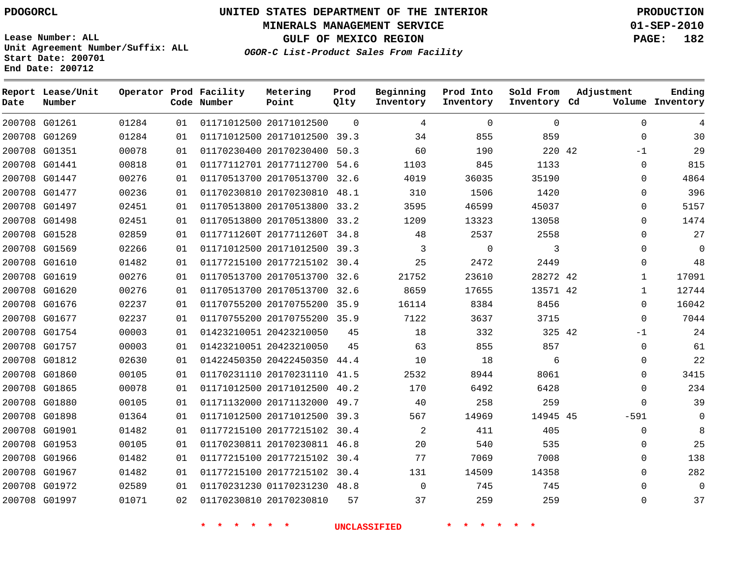PDOGORCL

# UNITED STATES DEPARTMENT OF THE INTERIOR
## MINERALS MANAGEMENT SERVICE
## GULF OF MEXICO REGION
### *OGOR-C List-Product Sales From Facility*

PRODUCTION
01-SEP-2010

Lease Number: ALL
Unit Agreement Number/Suffix: ALL
Start Date: 200701
End Date: 200712

| Report Date | Lease/Unit Number | Operator | Prod Code | Facility Number | Metering Point | Prod Qlty | Beginning Inventory | Prod Into Inventory | Sold From Inventory | Adjustment Cd | Adjustment Volume | Ending Inventory |
|---|---|---|---|---|---|---|---|---|---|---|---|---|
| 200708 | G01261 | 01284 | 01 | 01171012500 | 20171012500 | 0 | 4 | 0 | 0 | | 0 | 4 |
| 200708 | G01269 | 01284 | 01 | 01171012500 | 20171012500 | 39.3 | 34 | 855 | 859 | | 0 | 30 |
| 200708 | G01351 | 00078 | 01 | 01170230400 | 20170230400 | 50.3 | 60 | 190 | 220 | 42 | -1 | 29 |
| 200708 | G01441 | 00818 | 01 | 01177112701 | 20177112700 | 54.6 | 1103 | 845 | 1133 | | 0 | 815 |
| 200708 | G01447 | 00276 | 01 | 01170513700 | 20170513700 | 32.6 | 4019 | 36035 | 35190 | | 0 | 4864 |
| 200708 | G01477 | 00236 | 01 | 01170230810 | 20170230810 | 48.1 | 310 | 1506 | 1420 | | 0 | 396 |
| 200708 | G01497 | 02451 | 01 | 01170513800 | 20170513800 | 33.2 | 3595 | 46599 | 45037 | | 0 | 5157 |
| 200708 | G01498 | 02451 | 01 | 01170513800 | 20170513800 | 33.2 | 1209 | 13323 | 13058 | | 0 | 1474 |
| 200708 | G01528 | 02859 | 01 | 0117711260T | 2017711260T | 34.8 | 48 | 2537 | 2558 | | 0 | 27 |
| 200708 | G01569 | 02266 | 01 | 01171012500 | 20171012500 | 39.3 | 3 | 0 | 3 | | 0 | 0 |
| 200708 | G01610 | 01482 | 01 | 01177215100 | 20177215102 | 30.4 | 25 | 2472 | 2449 | | 0 | 48 |
| 200708 | G01619 | 00276 | 01 | 01170513700 | 20170513700 | 32.6 | 21752 | 23610 | 28272 | 42 | 1 | 17091 |
| 200708 | G01620 | 00276 | 01 | 01170513700 | 20170513700 | 32.6 | 8659 | 17655 | 13571 | 42 | 1 | 12744 |
| 200708 | G01676 | 02237 | 01 | 01170755200 | 20170755200 | 35.9 | 16114 | 8384 | 8456 | | 0 | 16042 |
| 200708 | G01677 | 02237 | 01 | 01170755200 | 20170755200 | 35.9 | 7122 | 3637 | 3715 | | 0 | 7044 |
| 200708 | G01754 | 00003 | 01 | 01423210051 | 20423210050 | 45 | 18 | 332 | 325 | 42 | -1 | 24 |
| 200708 | G01757 | 00003 | 01 | 01423210051 | 20423210050 | 45 | 63 | 855 | 857 | | 0 | 61 |
| 200708 | G01812 | 02630 | 01 | 01422450350 | 20422450350 | 44.4 | 10 | 18 | 6 | | 0 | 22 |
| 200708 | G01860 | 00105 | 01 | 01170231110 | 20170231110 | 41.5 | 2532 | 8944 | 8061 | | 0 | 3415 |
| 200708 | G01865 | 00078 | 01 | 01171012500 | 20171012500 | 40.2 | 170 | 6492 | 6428 | | 0 | 234 |
| 200708 | G01880 | 00105 | 01 | 01171132000 | 20171132000 | 49.7 | 40 | 258 | 259 | | 0 | 39 |
| 200708 | G01898 | 01364 | 01 | 01171012500 | 20171012500 | 39.3 | 567 | 14969 | 14945 | 45 | -591 | 0 |
| 200708 | G01901 | 01482 | 01 | 01177215100 | 20177215102 | 30.4 | 2 | 411 | 405 | | 0 | 8 |
| 200708 | G01953 | 00105 | 01 | 01170230811 | 20170230811 | 46.8 | 20 | 540 | 535 | | 0 | 25 |
| 200708 | G01966 | 01482 | 01 | 01177215100 | 20177215102 | 30.4 | 77 | 7069 | 7008 | | 0 | 138 |
| 200708 | G01967 | 01482 | 01 | 01177215100 | 20177215102 | 30.4 | 131 | 14509 | 14358 | | 0 | 282 |
| 200708 | G01972 | 02589 | 01 | 01170231230 | 01170231230 | 48.8 | 0 | 745 | 745 | | 0 | 0 |
| 200708 | G01997 | 01071 | 02 | 01170230810 | 20170230810 | 57 | 37 | 259 | 259 | | 0 | 37 |

\* \* \* \* \* \* UNCLASSIFIED \* \* \* \* \* \*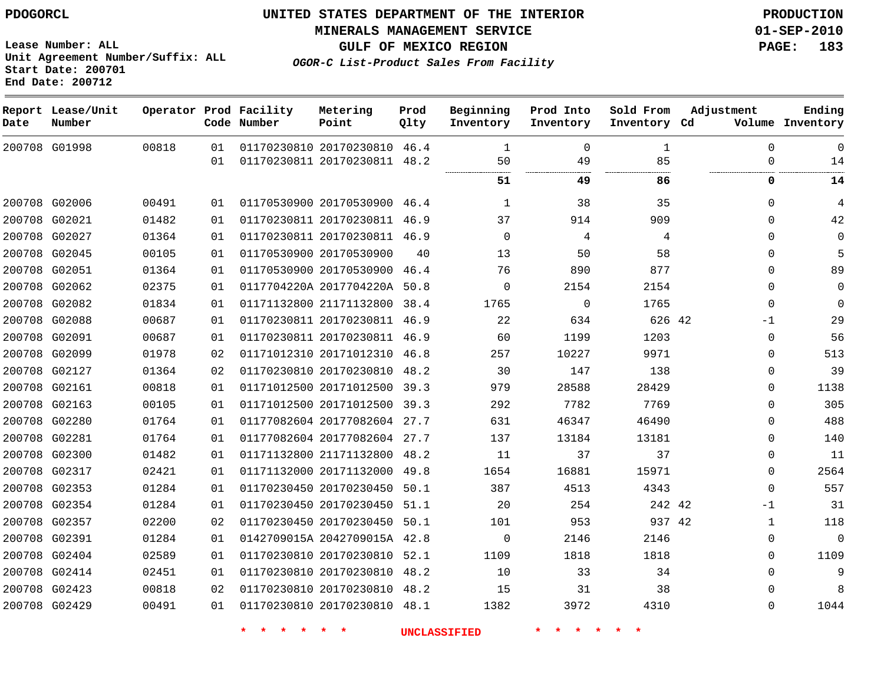PDOGORCL

# UNITED STATES DEPARTMENT OF THE INTERIOR
## MINERALS MANAGEMENT SERVICE
## GULF OF MEXICO REGION
### *OGOR-C List-Product Sales From Facility*

**PRODUCTION**
**01-SEP-2010**

Lease Number: ALL
Unit Agreement Number/Suffix: ALL
Start Date: 200701
End Date: 200712

| Report Date | Lease/Unit Number | Operator | Prod Code | Facility Number | Metering Point | Prod Qlty | Beginning Inventory | Prod Into Inventory | Sold From Inventory | Adjustment Cd | Volume | Ending Inventory |
|---|---|---|---|---|---|---|---|---|---|---|---|---|
| 200708 | G01998 | 00818 | 01 | 01170230810 | 20170230810 | 46.4 | 1 | 0 | 1 | | 0 | 0 |
| | | | 01 | 01170230811 | 20170230811 | 48.2 | 50 | 49 | 85 | | 0 | 14 |
| | | | | | | | **51** | **49** | **86** | | **0** | **14** |
| 200708 | G02006 | 00491 | 01 | 01170530900 | 20170530900 | 46.4 | 1 | 38 | 35 | | 0 | 4 |
| 200708 | G02021 | 01482 | 01 | 01170230811 | 20170230811 | 46.9 | 37 | 914 | 909 | | 0 | 42 |
| 200708 | G02027 | 01364 | 01 | 01170230811 | 20170230811 | 46.9 | 0 | 4 | 4 | | 0 | 0 |
| 200708 | G02045 | 00105 | 01 | 01170530900 | 20170530900 | 40 | 13 | 50 | 58 | | 0 | 5 |
| 200708 | G02051 | 01364 | 01 | 01170530900 | 20170530900 | 46.4 | 76 | 890 | 877 | | 0 | 89 |
| 200708 | G02062 | 02375 | 01 | 0117704220A | 2017704220A | 50.8 | 0 | 2154 | 2154 | | 0 | 0 |
| 200708 | G02082 | 01834 | 01 | 01171132800 | 21171132800 | 38.4 | 1765 | 0 | 1765 | | 0 | 0 |
| 200708 | G02088 | 00687 | 01 | 01170230811 | 20170230811 | 46.9 | 22 | 634 | 626 | 42 | -1 | 29 |
| 200708 | G02091 | 00687 | 01 | 01170230811 | 20170230811 | 46.9 | 60 | 1199 | 1203 | | 0 | 56 |
| 200708 | G02099 | 01978 | 02 | 01171012310 | 20171012310 | 46.8 | 257 | 10227 | 9971 | | 0 | 513 |
| 200708 | G02127 | 01364 | 02 | 01170230810 | 20170230810 | 48.2 | 30 | 147 | 138 | | 0 | 39 |
| 200708 | G02161 | 00818 | 01 | 01171012500 | 20171012500 | 39.3 | 979 | 28588 | 28429 | | 0 | 1138 |
| 200708 | G02163 | 00105 | 01 | 01171012500 | 20171012500 | 39.3 | 292 | 7782 | 7769 | | 0 | 305 |
| 200708 | G02280 | 01764 | 01 | 01177082604 | 20177082604 | 27.7 | 631 | 46347 | 46490 | | 0 | 488 |
| 200708 | G02281 | 01764 | 01 | 01177082604 | 20177082604 | 27.7 | 137 | 13184 | 13181 | | 0 | 140 |
| 200708 | G02300 | 01482 | 01 | 01171132800 | 21171132800 | 48.2 | 11 | 37 | 37 | | 0 | 11 |
| 200708 | G02317 | 02421 | 01 | 01171132000 | 20171132000 | 49.8 | 1654 | 16881 | 15971 | | 0 | 2564 |
| 200708 | G02353 | 01284 | 01 | 01170230450 | 20170230450 | 50.1 | 387 | 4513 | 4343 | | 0 | 557 |
| 200708 | G02354 | 01284 | 01 | 01170230450 | 20170230450 | 51.1 | 20 | 254 | 242 | 42 | -1 | 31 |
| 200708 | G02357 | 02200 | 02 | 01170230450 | 20170230450 | 50.1 | 101 | 953 | 937 | 42 | 1 | 118 |
| 200708 | G02391 | 01284 | 01 | 0142709015A | 2042709015A | 42.8 | 0 | 2146 | 2146 | | 0 | 0 |
| 200708 | G02404 | 02589 | 01 | 01170230810 | 20170230810 | 52.1 | 1109 | 1818 | 1818 | | 0 | 1109 |
| 200708 | G02414 | 02451 | 01 | 01170230810 | 20170230810 | 48.2 | 10 | 33 | 34 | | 0 | 9 |
| 200708 | G02423 | 00818 | 02 | 01170230810 | 20170230810 | 48.2 | 15 | 31 | 38 | | 0 | 8 |
| 200708 | G02429 | 00491 | 01 | 01170230810 | 20170230810 | 48.1 | 1382 | 3972 | 4310 | | 0 | 1044 |

* * * * * * UNCLASSIFIED * * * * * *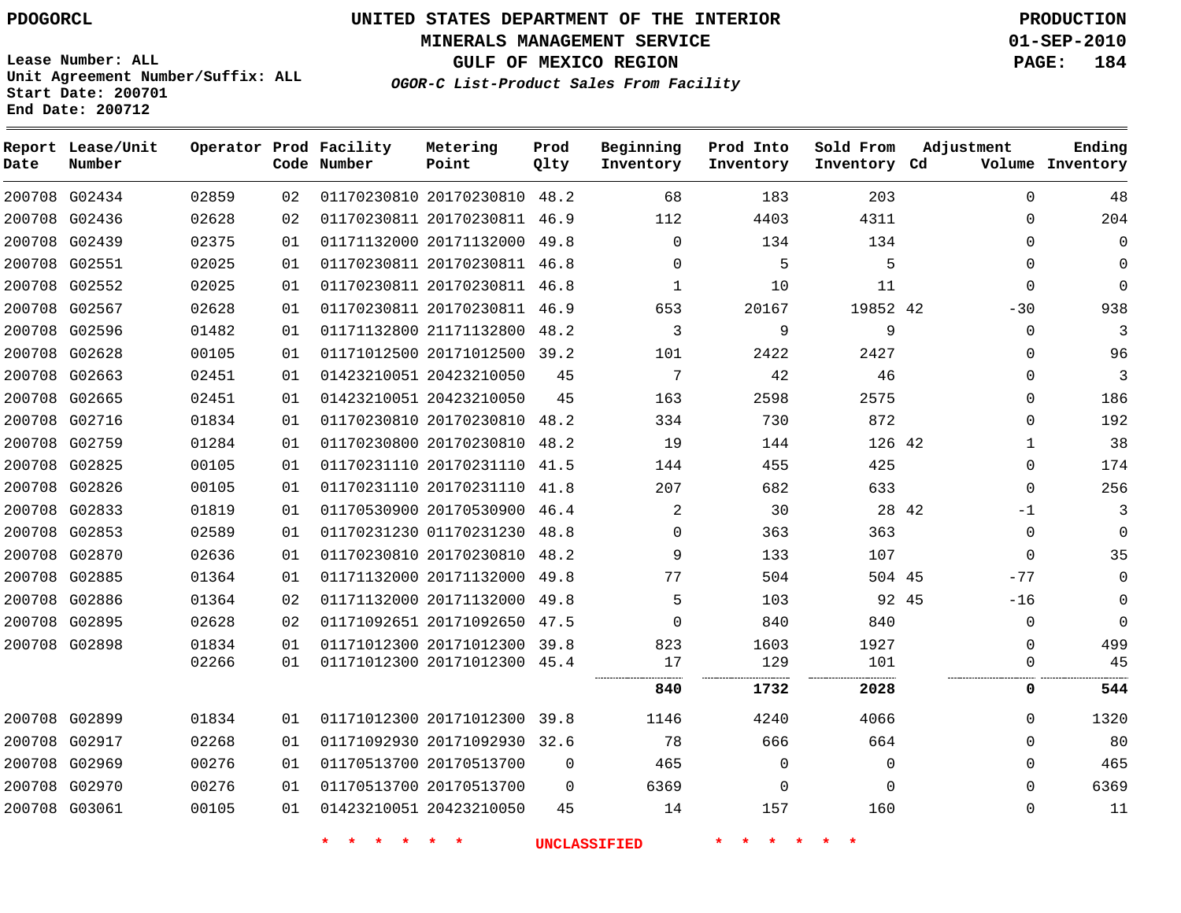PDOGORCL

# UNITED STATES DEPARTMENT OF THE INTERIOR
## MINERALS MANAGEMENT SERVICE
## GULF OF MEXICO REGION
### *OGOR-C List-Product Sales From Facility*

PRODUCTION
01-SEP-2010

Lease Number: ALL
Unit Agreement Number/Suffix: ALL
Start Date: 200701
End Date: 200712

| Report Date | Lease/Unit Number | Operator | Prod Code | Facility Number | Metering Point | Prod Qlty | Beginning Inventory | Prod Into Inventory | Sold From Inventory | Adjustment Cd | Adjustment Volume | Ending Inventory |
|---|---|---|---|---|---|---|---|---|---|---|---|---|
| 200708 | G02434 | 02859 | 02 | 01170230810 | 20170230810 | 48.2 | 68 | 183 | 203 | | 0 | 48 |
| 200708 | G02436 | 02628 | 02 | 01170230811 | 20170230811 | 46.9 | 112 | 4403 | 4311 | | 0 | 204 |
| 200708 | G02439 | 02375 | 01 | 01171132000 | 20171132000 | 49.8 | 0 | 134 | 134 | | 0 | 0 |
| 200708 | G02551 | 02025 | 01 | 01170230811 | 20170230811 | 46.8 | 0 | 5 | 5 | | 0 | 0 |
| 200708 | G02552 | 02025 | 01 | 01170230811 | 20170230811 | 46.8 | 1 | 10 | 11 | | 0 | 0 |
| 200708 | G02567 | 02628 | 01 | 01170230811 | 20170230811 | 46.9 | 653 | 20167 | 19852 | 42 | -30 | 938 |
| 200708 | G02596 | 01482 | 01 | 01171132800 | 21171132800 | 48.2 | 3 | 9 | 9 | | 0 | 3 |
| 200708 | G02628 | 00105 | 01 | 01171012500 | 20171012500 | 39.2 | 101 | 2422 | 2427 | | 0 | 96 |
| 200708 | G02663 | 02451 | 01 | 01423210051 | 20423210050 | 45 | 7 | 42 | 46 | | 0 | 3 |
| 200708 | G02665 | 02451 | 01 | 01423210051 | 20423210050 | 45 | 163 | 2598 | 2575 | | 0 | 186 |
| 200708 | G02716 | 01834 | 01 | 01170230810 | 20170230810 | 48.2 | 334 | 730 | 872 | | 0 | 192 |
| 200708 | G02759 | 01284 | 01 | 01170230800 | 20170230810 | 48.2 | 19 | 144 | 126 | 42 | 1 | 38 |
| 200708 | G02825 | 00105 | 01 | 01170231110 | 20170231110 | 41.5 | 144 | 455 | 425 | | 0 | 174 |
| 200708 | G02826 | 00105 | 01 | 01170231110 | 20170231110 | 41.8 | 207 | 682 | 633 | | 0 | 256 |
| 200708 | G02833 | 01819 | 01 | 01170530900 | 20170530900 | 46.4 | 2 | 30 | 28 | 42 | -1 | 3 |
| 200708 | G02853 | 02589 | 01 | 01170231230 | 01170231230 | 48.8 | 0 | 363 | 363 | | 0 | 0 |
| 200708 | G02870 | 02636 | 01 | 01170230810 | 20170230810 | 48.2 | 9 | 133 | 107 | | 0 | 35 |
| 200708 | G02885 | 01364 | 01 | 01171132000 | 20171132000 | 49.8 | 77 | 504 | 504 | 45 | -77 | 0 |
| 200708 | G02886 | 01364 | 02 | 01171132000 | 20171132000 | 49.8 | 5 | 103 | 92 | 45 | -16 | 0 |
| 200708 | G02895 | 02628 | 02 | 01171092651 | 20171092650 | 47.5 | 0 | 840 | 840 | | 0 | 0 |
| 200708 | G02898 | 01834 | 01 | 01171012300 | 20171012300 | 39.8 | 823 | 1603 | 1927 | | 0 | 499 |
| | | 02266 | 01 | 01171012300 | 20171012300 | 45.4 | 17 | 129 | 101 | | 0 | 45 |
| | | | | | | | **840** | **1732** | **2028** | | **0** | **544** |
| 200708 | G02899 | 01834 | 01 | 01171012300 | 20171012300 | 39.8 | 1146 | 4240 | 4066 | | 0 | 1320 |
| 200708 | G02917 | 02268 | 01 | 01171092930 | 20171092930 | 32.6 | 78 | 666 | 664 | | 0 | 80 |
| 200708 | G02969 | 00276 | 01 | 01170513700 | 20170513700 | 0 | 465 | 0 | 0 | | 0 | 465 |
| 200708 | G02970 | 00276 | 01 | 01170513700 | 20170513700 | 0 | 6369 | 0 | 0 | | 0 | 6369 |
| 200708 | G03061 | 00105 | 01 | 01423210051 | 20423210050 | 45 | 14 | 157 | 160 | | 0 | 11 |

* * * * * * UNCLASSIFIED * * * * * *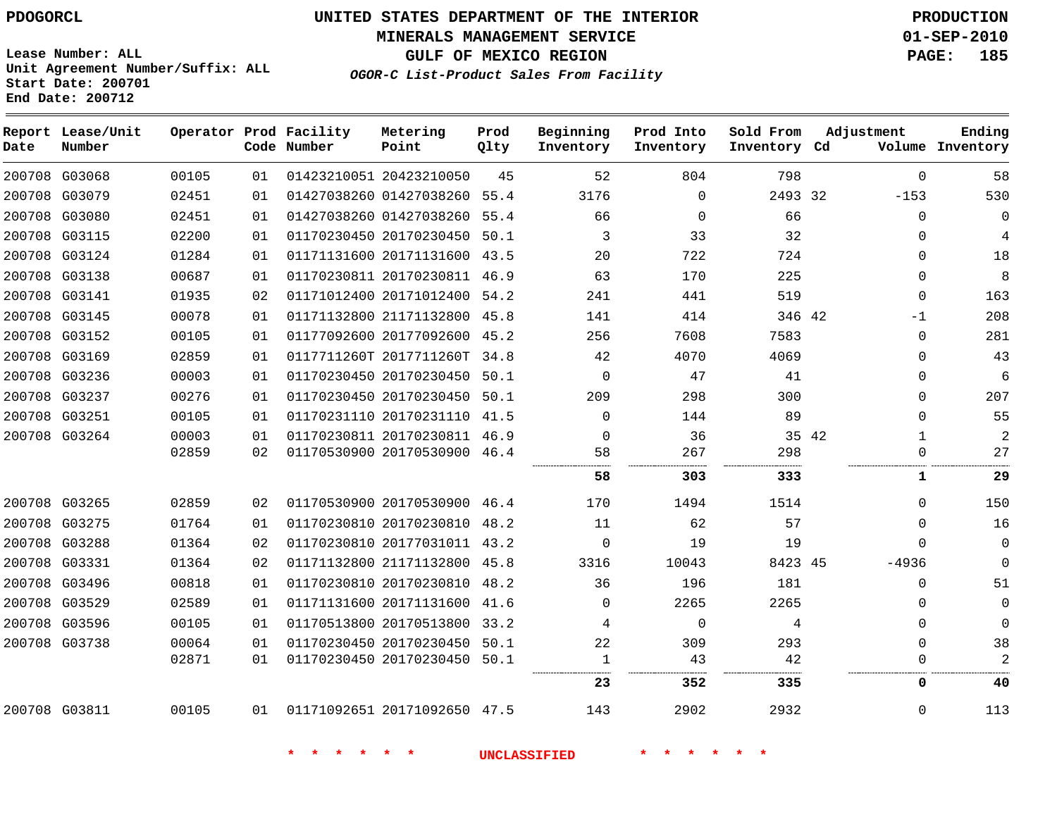PDOGORCL

# UNITED STATES DEPARTMENT OF THE INTERIOR
## MINERALS MANAGEMENT SERVICE
## GULF OF MEXICO REGION
### OGOR-C List-Product Sales From Facility

PRODUCTION
01-SEP-2010

Lease Number: ALL
Unit Agreement Number/Suffix: ALL
Start Date: 200701
End Date: 200712

| Report Date | Lease/Unit Number | Operator | Prod Code | Facility Number | Metering Point | Prod Qlty | Beginning Inventory | Prod Into Inventory | Sold From Inventory | Adjustment Cd | Adjustment Volume | Ending Inventory |
|---|---|---|---|---|---|---|---|---|---|---|---|---|
| 200708 | G03068 | 00105 | 01 | 01423210051 | 20423210050 | 45 | 52 | 804 | 798 | | 0 | 58 |
| 200708 | G03079 | 02451 | 01 | 01427038260 | 01427038260 | 55.4 | 3176 | 0 | 2493 | 32 | -153 | 530 |
| 200708 | G03080 | 02451 | 01 | 01427038260 | 01427038260 | 55.4 | 66 | 0 | 66 | | 0 | 0 |
| 200708 | G03115 | 02200 | 01 | 01170230450 | 20170230450 | 50.1 | 3 | 33 | 32 | | 0 | 4 |
| 200708 | G03124 | 01284 | 01 | 01171131600 | 20171131600 | 43.5 | 20 | 722 | 724 | | 0 | 18 |
| 200708 | G03138 | 00687 | 01 | 01170230811 | 20170230811 | 46.9 | 63 | 170 | 225 | | 0 | 8 |
| 200708 | G03141 | 01935 | 02 | 01171012400 | 20171012400 | 54.2 | 241 | 441 | 519 | | 0 | 163 |
| 200708 | G03145 | 00078 | 01 | 01171132800 | 21171132800 | 45.8 | 141 | 414 | 346 | 42 | -1 | 208 |
| 200708 | G03152 | 00105 | 01 | 01177092600 | 20177092600 | 45.2 | 256 | 7608 | 7583 | | 0 | 281 |
| 200708 | G03169 | 02859 | 01 | 0117711260T | 2017711260T | 34.8 | 42 | 4070 | 4069 | | 0 | 43 |
| 200708 | G03236 | 00003 | 01 | 01170230450 | 20170230450 | 50.1 | 0 | 47 | 41 | | 0 | 6 |
| 200708 | G03237 | 00276 | 01 | 01170230450 | 20170230450 | 50.1 | 209 | 298 | 300 | | 0 | 207 |
| 200708 | G03251 | 00105 | 01 | 01170231110 | 20170231110 | 41.5 | 0 | 144 | 89 | | 0 | 55 |
| 200708 | G03264 | 00003 | 01 | 01170230811 | 20170230811 | 46.9 | 0 | 36 | 35 | 42 | 1 | 2 |
| | | 02859 | 02 | 01170530900 | 20170530900 | 46.4 | 58 | 267 | 298 | | 0 | 27 |
| | | | | | | | **58** | **303** | **333** | | **1** | **29** |
| 200708 | G03265 | 02859 | 02 | 01170530900 | 20170530900 | 46.4 | 170 | 1494 | 1514 | | 0 | 150 |
| 200708 | G03275 | 01764 | 01 | 01170230810 | 20170230810 | 48.2 | 11 | 62 | 57 | | 0 | 16 |
| 200708 | G03288 | 01364 | 02 | 01170230810 | 20177031011 | 43.2 | 0 | 19 | 19 | | 0 | 0 |
| 200708 | G03331 | 01364 | 02 | 01171132800 | 21171132800 | 45.8 | 3316 | 10043 | 8423 | 45 | -4936 | 0 |
| 200708 | G03496 | 00818 | 01 | 01170230810 | 20170230810 | 48.2 | 36 | 196 | 181 | | 0 | 51 |
| 200708 | G03529 | 02589 | 01 | 01171131600 | 20171131600 | 41.6 | 0 | 2265 | 2265 | | 0 | 0 |
| 200708 | G03596 | 00105 | 01 | 01170513800 | 20170513800 | 33.2 | 4 | 0 | 4 | | 0 | 0 |
| 200708 | G03738 | 00064 | 01 | 01170230450 | 20170230450 | 50.1 | 22 | 309 | 293 | | 0 | 38 |
| | | 02871 | 01 | 01170230450 | 20170230450 | 50.1 | 1 | 43 | 42 | | 0 | 2 |
| | | | | | | | **23** | **352** | **335** | | **0** | **40** |
| 200708 | G03811 | 00105 | 01 | 01171092651 | 20171092650 | 47.5 | 143 | 2902 | 2932 | | 0 | 113 |

* * * * * * UNCLASSIFIED * * * * * *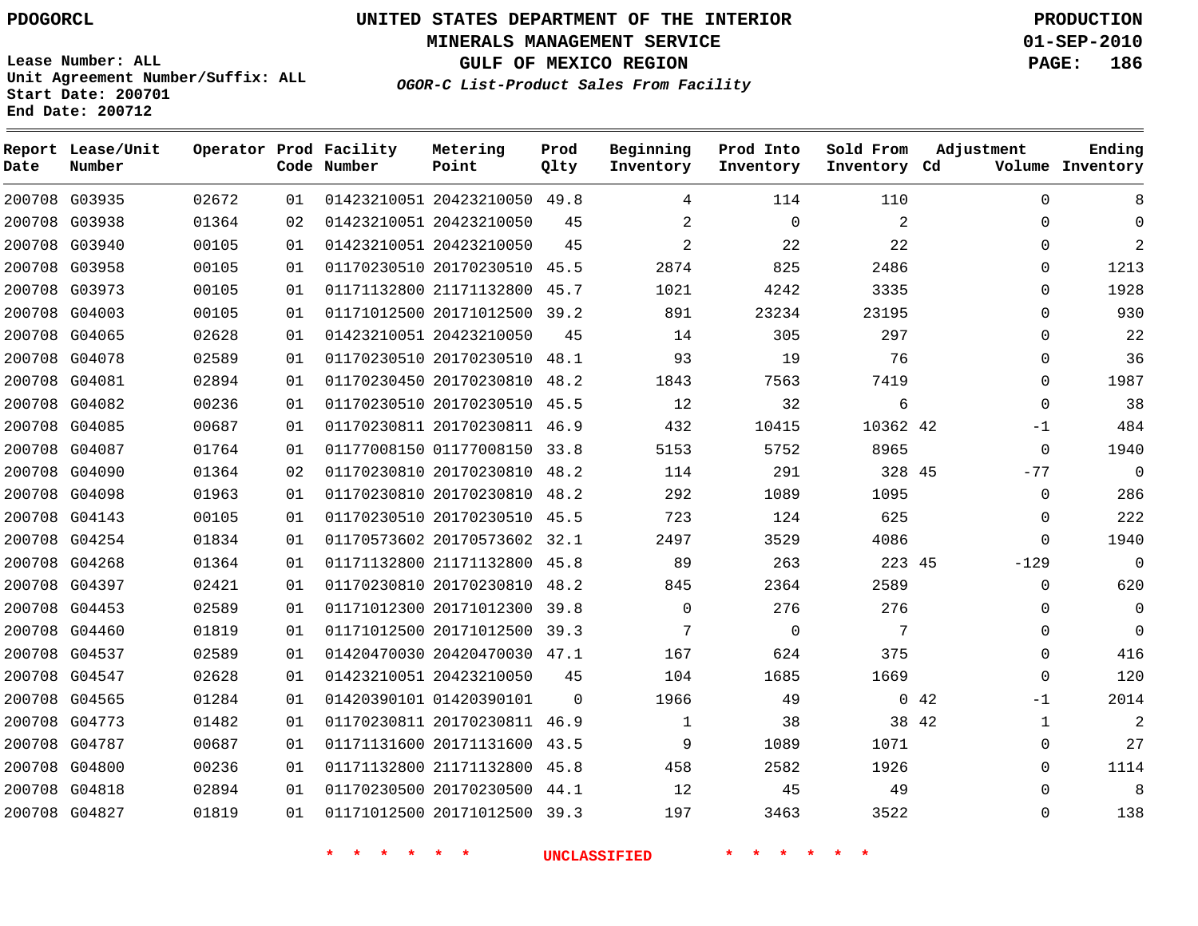PDOGORCL

**UNITED STATES DEPARTMENT OF THE INTERIOR**
**MINERALS MANAGEMENT SERVICE**
**GULF OF MEXICO REGION**
*OGOR-C List-Product Sales From Facility*

PRODUCTION
01-SEP-2010
PAGE: 186

Lease Number: ALL
Unit Agreement Number/Suffix: ALL
Start Date: 200701
End Date: 200712

| Report Date | Lease/Unit Number | Operator | Prod Code | Facility Number | Metering Point | Prod Qlty | Beginning Inventory | Prod Into Inventory | Sold From Inventory | Adjustment Cd | Adjustment Volume | Ending Inventory |
|---|---|---|---|---|---|---|---|---|---|---|---|---|
| 200708 | G03935 | 02672 | 01 | 01423210051 | 20423210050 | 49.8 | 4 | 114 | 110 | | 0 | 8 |
| 200708 | G03938 | 01364 | 02 | 01423210051 | 20423210050 | 45 | 2 | 0 | 2 | | 0 | 0 |
| 200708 | G03940 | 00105 | 01 | 01423210051 | 20423210050 | 45 | 2 | 22 | 22 | | 0 | 2 |
| 200708 | G03958 | 00105 | 01 | 01170230510 | 20170230510 | 45.5 | 2874 | 825 | 2486 | | 0 | 1213 |
| 200708 | G03973 | 00105 | 01 | 01171132800 | 21171132800 | 45.7 | 1021 | 4242 | 3335 | | 0 | 1928 |
| 200708 | G04003 | 00105 | 01 | 01171012500 | 20171012500 | 39.2 | 891 | 23234 | 23195 | | 0 | 930 |
| 200708 | G04065 | 02628 | 01 | 01423210051 | 20423210050 | 45 | 14 | 305 | 297 | | 0 | 22 |
| 200708 | G04078 | 02589 | 01 | 01170230510 | 20170230510 | 48.1 | 93 | 19 | 76 | | 0 | 36 |
| 200708 | G04081 | 02894 | 01 | 01170230450 | 20170230810 | 48.2 | 1843 | 7563 | 7419 | | 0 | 1987 |
| 200708 | G04082 | 00236 | 01 | 01170230510 | 20170230510 | 45.5 | 12 | 32 | 6 | | 0 | 38 |
| 200708 | G04085 | 00687 | 01 | 01170230811 | 20170230811 | 46.9 | 432 | 10415 | 10362 | 42 | -1 | 484 |
| 200708 | G04087 | 01764 | 01 | 01177008150 | 01177008150 | 33.8 | 5153 | 5752 | 8965 | | 0 | 1940 |
| 200708 | G04090 | 01364 | 02 | 01170230810 | 20170230810 | 48.2 | 114 | 291 | 328 | 45 | -77 | 0 |
| 200708 | G04098 | 01963 | 01 | 01170230810 | 20170230810 | 48.2 | 292 | 1089 | 1095 | | 0 | 286 |
| 200708 | G04143 | 00105 | 01 | 01170230510 | 20170230510 | 45.5 | 723 | 124 | 625 | | 0 | 222 |
| 200708 | G04254 | 01834 | 01 | 01170573602 | 20170573602 | 32.1 | 2497 | 3529 | 4086 | | 0 | 1940 |
| 200708 | G04268 | 01364 | 01 | 01171132800 | 21171132800 | 45.8 | 89 | 263 | 223 | 45 | -129 | 0 |
| 200708 | G04397 | 02421 | 01 | 01170230810 | 20170230810 | 48.2 | 845 | 2364 | 2589 | | 0 | 620 |
| 200708 | G04453 | 02589 | 01 | 01171012300 | 20171012300 | 39.8 | 0 | 276 | 276 | | 0 | 0 |
| 200708 | G04460 | 01819 | 01 | 01171012500 | 20171012500 | 39.3 | 7 | 0 | 7 | | 0 | 0 |
| 200708 | G04537 | 02589 | 01 | 01420470030 | 20420470030 | 47.1 | 167 | 624 | 375 | | 0 | 416 |
| 200708 | G04547 | 02628 | 01 | 01423210051 | 20423210050 | 45 | 104 | 1685 | 1669 | | 0 | 120 |
| 200708 | G04565 | 01284 | 01 | 01420390101 | 01420390101 | 0 | 1966 | 49 | 0 | 42 | -1 | 2014 |
| 200708 | G04773 | 01482 | 01 | 01170230811 | 20170230811 | 46.9 | 1 | 38 | 38 | 42 | 1 | 2 |
| 200708 | G04787 | 00687 | 01 | 01171131600 | 20171131600 | 43.5 | 9 | 1089 | 1071 | | 0 | 27 |
| 200708 | G04800 | 00236 | 01 | 01171132800 | 21171132800 | 45.8 | 458 | 2582 | 1926 | | 0 | 1114 |
| 200708 | G04818 | 02894 | 01 | 01170230500 | 20170230500 | 44.1 | 12 | 45 | 49 | | 0 | 8 |
| 200708 | G04827 | 01819 | 01 | 01171012500 | 20171012500 | 39.3 | 197 | 3463 | 3522 | | 0 | 138 |

* * * * * * UNCLASSIFIED * * * * * *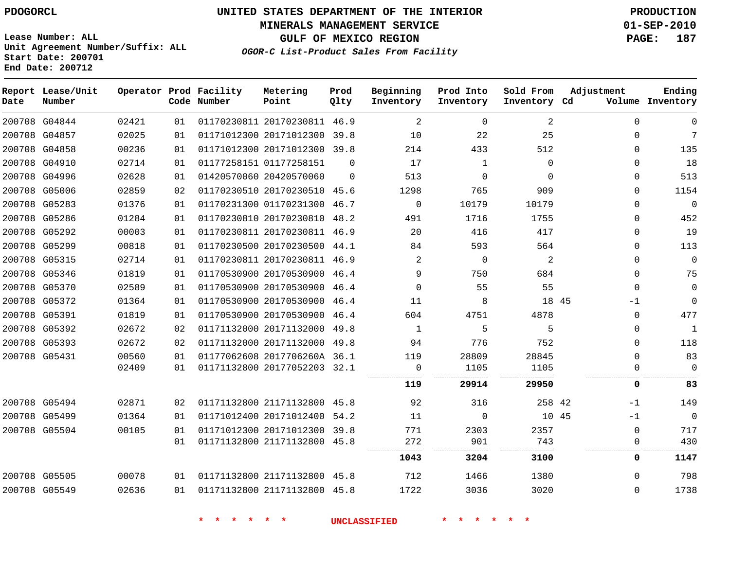PDOGORCL

Lease Number: ALL
Unit Agreement Number/Suffix: ALL
Start Date: 200701
End Date: 200712

# UNITED STATES DEPARTMENT OF THE INTERIOR
## MINERALS MANAGEMENT SERVICE
## GULF OF MEXICO REGION
### OGOR-C List-Product Sales From Facility

PRODUCTION
01-SEP-2010

| Report Date | Lease/Unit Number | Operator | Prod Code | Facility Number | Metering Point | Prod Qlty | Beginning Inventory | Prod Into Inventory | Sold From Inventory | Adjustment Cd | Volume | Ending Inventory |
|---|---|---|---|---|---|---|---|---|---|---|---|---|
| 200708 | G04844 | 02421 | 01 | 01170230811 | 20170230811 | 46.9 | 2 | 0 | 2 | | 0 | 0 |
| 200708 | G04857 | 02025 | 01 | 01171012300 | 20171012300 | 39.8 | 10 | 22 | 25 | | 0 | 7 |
| 200708 | G04858 | 00236 | 01 | 01171012300 | 20171012300 | 39.8 | 214 | 433 | 512 | | 0 | 135 |
| 200708 | G04910 | 02714 | 01 | 01177258151 | 01177258151 | 0 | 17 | 1 | 0 | | 0 | 18 |
| 200708 | G04996 | 02628 | 01 | 01420570060 | 20420570060 | 0 | 513 | 0 | 0 | | 0 | 513 |
| 200708 | G05006 | 02859 | 02 | 01170230510 | 20170230510 | 45.6 | 1298 | 765 | 909 | | 0 | 1154 |
| 200708 | G05283 | 01376 | 01 | 01170231300 | 01170231300 | 46.7 | 0 | 10179 | 10179 | | 0 | 0 |
| 200708 | G05286 | 01284 | 01 | 01170230810 | 20170230810 | 48.2 | 491 | 1716 | 1755 | | 0 | 452 |
| 200708 | G05292 | 00003 | 01 | 01170230811 | 20170230811 | 46.9 | 20 | 416 | 417 | | 0 | 19 |
| 200708 | G05299 | 00818 | 01 | 01170230500 | 20170230500 | 44.1 | 84 | 593 | 564 | | 0 | 113 |
| 200708 | G05315 | 02714 | 01 | 01170230811 | 20170230811 | 46.9 | 2 | 0 | 2 | | 0 | 0 |
| 200708 | G05346 | 01819 | 01 | 01170530900 | 20170530900 | 46.4 | 9 | 750 | 684 | | 0 | 75 |
| 200708 | G05370 | 02589 | 01 | 01170530900 | 20170530900 | 46.4 | 0 | 55 | 55 | | 0 | 0 |
| 200708 | G05372 | 01364 | 01 | 01170530900 | 20170530900 | 46.4 | 11 | 8 | 18 | 45 | -1 | 0 |
| 200708 | G05391 | 01819 | 01 | 01170530900 | 20170530900 | 46.4 | 604 | 4751 | 4878 | | 0 | 477 |
| 200708 | G05392 | 02672 | 02 | 01171132000 | 20171132000 | 49.8 | 1 | 5 | 5 | | 0 | 1 |
| 200708 | G05393 | 02672 | 02 | 01171132000 | 20171132000 | 49.8 | 94 | 776 | 752 | | 0 | 118 |
| 200708 | G05431 | 00560 | 01 | 01177062608 | 2017706260A | 36.1 | 119 | 28809 | 28845 | | 0 | 83 |
| | | 02409 | 01 | 01171132800 | 20177052203 | 32.1 | 0 | 1105 | 1105 | | 0 | 0 |
| | | | | | | | **119** | **29914** | **29950** | | **0** | **83** |
| 200708 | G05494 | 02871 | 02 | 01171132800 | 21171132800 | 45.8 | 92 | 316 | 258 | 42 | -1 | 149 |
| 200708 | G05499 | 01364 | 01 | 01171012400 | 20171012400 | 54.2 | 11 | 0 | 10 | 45 | -1 | 0 |
| 200708 | G05504 | 00105 | 01 | 01171012300 | 20171012300 | 39.8 | 771 | 2303 | 2357 | | 0 | 717 |
| | | | 01 | 01171132800 | 21171132800 | 45.8 | 272 | 901 | 743 | | 0 | 430 |
| | | | | | | | **1043** | **3204** | **3100** | | **0** | **1147** |
| 200708 | G05505 | 00078 | 01 | 01171132800 | 21171132800 | 45.8 | 712 | 1466 | 1380 | | 0 | 798 |
| 200708 | G05549 | 02636 | 01 | 01171132800 | 21171132800 | 45.8 | 1722 | 3036 | 3020 | | 0 | 1738 |

* * * * * * UNCLASSIFIED * * * * * *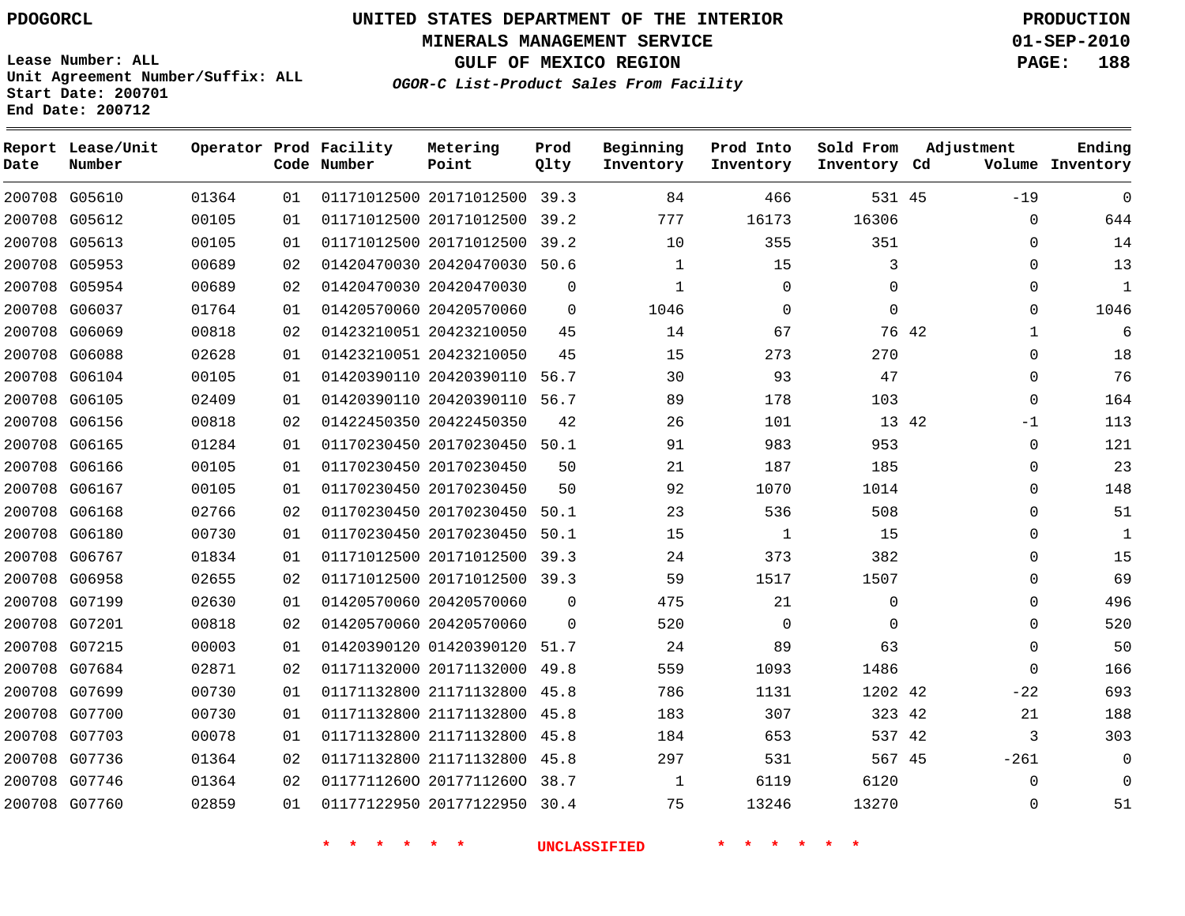PDOGORCL

# UNITED STATES DEPARTMENT OF THE INTERIOR
## MINERALS MANAGEMENT SERVICE
## GULF OF MEXICO REGION
### *OGOR-C List-Product Sales From Facility*

PRODUCTION
01-SEP-2010

Lease Number: ALL
Unit Agreement Number/Suffix: ALL
Start Date: 200701
End Date: 200712

| Report Date | Lease/Unit Number | Operator | Prod Code | Facility Number | Metering Point | Prod Qlty | Beginning Inventory | Prod Into Inventory | Sold From Inventory | Adjustment Cd | Volume | Ending Inventory |
|---|---|---|---|---|---|---|---|---|---|---|---|---|
| 200708 | G05610 | 01364 | 01 | 01171012500 | 20171012500 | 39.3 | 84 | 466 | 531 | 45 | -19 | 0 |
| 200708 | G05612 | 00105 | 01 | 01171012500 | 20171012500 | 39.2 | 777 | 16173 | 16306 | | 0 | 644 |
| 200708 | G05613 | 00105 | 01 | 01171012500 | 20171012500 | 39.2 | 10 | 355 | 351 | | 0 | 14 |
| 200708 | G05953 | 00689 | 02 | 01420470030 | 20420470030 | 50.6 | 1 | 15 | 3 | | 0 | 13 |
| 200708 | G05954 | 00689 | 02 | 01420470030 | 20420470030 | 0 | 1 | 0 | 0 | | 0 | 1 |
| 200708 | G06037 | 01764 | 01 | 01420570060 | 20420570060 | 0 | 1046 | 0 | 0 | | 0 | 1046 |
| 200708 | G06069 | 00818 | 02 | 01423210051 | 20423210050 | 45 | 14 | 67 | 76 | 42 | 1 | 6 |
| 200708 | G06088 | 02628 | 01 | 01423210051 | 20423210050 | 45 | 15 | 273 | 270 | | 0 | 18 |
| 200708 | G06104 | 00105 | 01 | 01420390110 | 20420390110 | 56.7 | 30 | 93 | 47 | | 0 | 76 |
| 200708 | G06105 | 02409 | 01 | 01420390110 | 20420390110 | 56.7 | 89 | 178 | 103 | | 0 | 164 |
| 200708 | G06156 | 00818 | 02 | 01422450350 | 20422450350 | 42 | 26 | 101 | 13 | 42 | -1 | 113 |
| 200708 | G06165 | 01284 | 01 | 01170230450 | 20170230450 | 50.1 | 91 | 983 | 953 | | 0 | 121 |
| 200708 | G06166 | 00105 | 01 | 01170230450 | 20170230450 | 50 | 21 | 187 | 185 | | 0 | 23 |
| 200708 | G06167 | 00105 | 01 | 01170230450 | 20170230450 | 50 | 92 | 1070 | 1014 | | 0 | 148 |
| 200708 | G06168 | 02766 | 02 | 01170230450 | 20170230450 | 50.1 | 23 | 536 | 508 | | 0 | 51 |
| 200708 | G06180 | 00730 | 01 | 01170230450 | 20170230450 | 50.1 | 15 | 1 | 15 | | 0 | 1 |
| 200708 | G06767 | 01834 | 01 | 01171012500 | 20171012500 | 39.3 | 24 | 373 | 382 | | 0 | 15 |
| 200708 | G06958 | 02655 | 02 | 01171012500 | 20171012500 | 39.3 | 59 | 1517 | 1507 | | 0 | 69 |
| 200708 | G07199 | 02630 | 01 | 01420570060 | 20420570060 | 0 | 475 | 21 | 0 | | 0 | 496 |
| 200708 | G07201 | 00818 | 02 | 01420570060 | 20420570060 | 0 | 520 | 0 | 0 | | 0 | 520 |
| 200708 | G07215 | 00003 | 01 | 01420390120 | 01420390120 | 51.7 | 24 | 89 | 63 | | 0 | 50 |
| 200708 | G07684 | 02871 | 02 | 01171132000 | 20171132000 | 49.8 | 559 | 1093 | 1486 | | 0 | 166 |
| 200708 | G07699 | 00730 | 01 | 01171132800 | 21171132800 | 45.8 | 786 | 1131 | 1202 | 42 | -22 | 693 |
| 200708 | G07700 | 00730 | 01 | 01171132800 | 21171132800 | 45.8 | 183 | 307 | 323 | 42 | 21 | 188 |
| 200708 | G07703 | 00078 | 01 | 01171132800 | 21171132800 | 45.8 | 184 | 653 | 537 | 42 | 3 | 303 |
| 200708 | G07736 | 01364 | 02 | 01171132800 | 21171132800 | 45.8 | 297 | 531 | 567 | 45 | -261 | 0 |
| 200708 | G07746 | 01364 | 02 | 0117711260O | 2017711260O | 38.7 | 1 | 6119 | 6120 | | 0 | 0 |
| 200708 | G07760 | 02859 | 01 | 01177122950 | 20177122950 | 30.4 | 75 | 13246 | 13270 | | 0 | 51 |

* * * * * * UNCLASSIFIED * * * * * *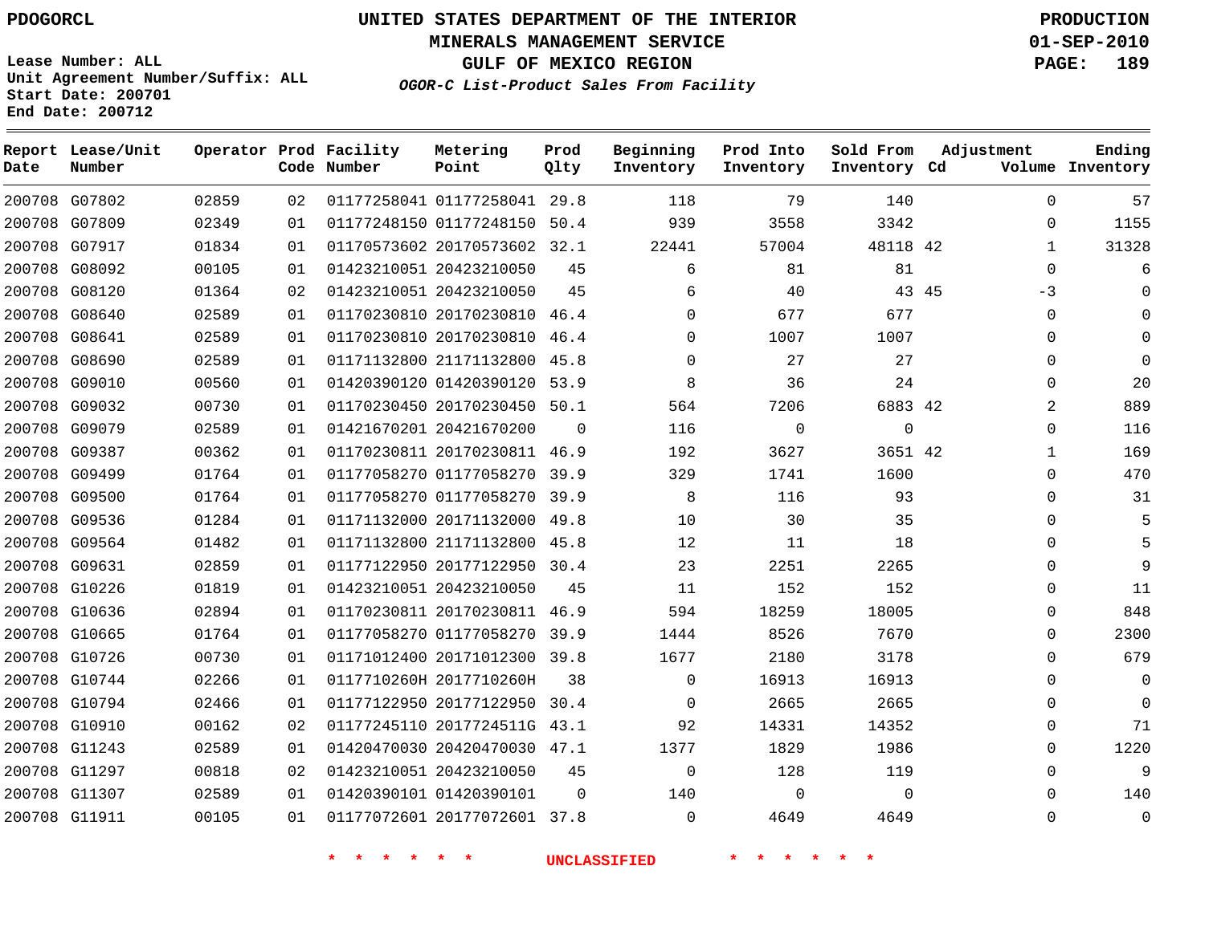PDOGORCL

# UNITED STATES DEPARTMENT OF THE INTERIOR
## MINERALS MANAGEMENT SERVICE
## GULF OF MEXICO REGION
### *OGOR-C List-Product Sales From Facility*

PRODUCTION
01-SEP-2010

Lease Number: ALL
Unit Agreement Number/Suffix: ALL
Start Date: 200701
End Date: 200712

| Report Date | Lease/Unit Number | Operator | Prod Code | Facility Number | Metering Point | Prod Qlty | Beginning Inventory | Prod Into Inventory | Sold From Inventory | Adjustment Cd | Volume | Ending Inventory |
|---|---|---|---|---|---|---|---|---|---|---|---|---|
| 200708 | G07802 | 02859 | 02 | 01177258041 | 01177258041 | 29.8 | 118 | 79 | 140 | | 0 | 57 |
| 200708 | G07809 | 02349 | 01 | 01177248150 | 01177248150 | 50.4 | 939 | 3558 | 3342 | | 0 | 1155 |
| 200708 | G07917 | 01834 | 01 | 01170573602 | 20170573602 | 32.1 | 22441 | 57004 | 48118 | 42 | 1 | 31328 |
| 200708 | G08092 | 00105 | 01 | 01423210051 | 20423210050 | 45 | 6 | 81 | 81 | | 0 | 6 |
| 200708 | G08120 | 01364 | 02 | 01423210051 | 20423210050 | 45 | 6 | 40 | 43 | 45 | -3 | 0 |
| 200708 | G08640 | 02589 | 01 | 01170230810 | 20170230810 | 46.4 | 0 | 677 | 677 | | 0 | 0 |
| 200708 | G08641 | 02589 | 01 | 01170230810 | 20170230810 | 46.4 | 0 | 1007 | 1007 | | 0 | 0 |
| 200708 | G08690 | 02589 | 01 | 01171132800 | 21171132800 | 45.8 | 0 | 27 | 27 | | 0 | 0 |
| 200708 | G09010 | 00560 | 01 | 01420390120 | 01420390120 | 53.9 | 8 | 36 | 24 | | 0 | 20 |
| 200708 | G09032 | 00730 | 01 | 01170230450 | 20170230450 | 50.1 | 564 | 7206 | 6883 | 42 | 2 | 889 |
| 200708 | G09079 | 02589 | 01 | 01421670201 | 20421670200 | 0 | 116 | 0 | 0 | | 0 | 116 |
| 200708 | G09387 | 00362 | 01 | 01170230811 | 20170230811 | 46.9 | 192 | 3627 | 3651 | 42 | 1 | 169 |
| 200708 | G09499 | 01764 | 01 | 01177058270 | 01177058270 | 39.9 | 329 | 1741 | 1600 | | 0 | 470 |
| 200708 | G09500 | 01764 | 01 | 01177058270 | 01177058270 | 39.9 | 8 | 116 | 93 | | 0 | 31 |
| 200708 | G09536 | 01284 | 01 | 01171132000 | 20171132000 | 49.8 | 10 | 30 | 35 | | 0 | 5 |
| 200708 | G09564 | 01482 | 01 | 01171132800 | 21171132800 | 45.8 | 12 | 11 | 18 | | 0 | 5 |
| 200708 | G09631 | 02859 | 01 | 01177122950 | 20177122950 | 30.4 | 23 | 2251 | 2265 | | 0 | 9 |
| 200708 | G10226 | 01819 | 01 | 01423210051 | 20423210050 | 45 | 11 | 152 | 152 | | 0 | 11 |
| 200708 | G10636 | 02894 | 01 | 01170230811 | 20170230811 | 46.9 | 594 | 18259 | 18005 | | 0 | 848 |
| 200708 | G10665 | 01764 | 01 | 01177058270 | 01177058270 | 39.9 | 1444 | 8526 | 7670 | | 0 | 2300 |
| 200708 | G10726 | 00730 | 01 | 01171012400 | 20171012300 | 39.8 | 1677 | 2180 | 3178 | | 0 | 679 |
| 200708 | G10744 | 02266 | 01 | 0117710260H | 2017710260H | 38 | 0 | 16913 | 16913 | | 0 | 0 |
| 200708 | G10794 | 02466 | 01 | 01177122950 | 20177122950 | 30.4 | 0 | 2665 | 2665 | | 0 | 0 |
| 200708 | G10910 | 00162 | 02 | 01177245110 | 2017724511G | 43.1 | 92 | 14331 | 14352 | | 0 | 71 |
| 200708 | G11243 | 02589 | 01 | 01420470030 | 20420470030 | 47.1 | 1377 | 1829 | 1986 | | 0 | 1220 |
| 200708 | G11297 | 00818 | 02 | 01423210051 | 20423210050 | 45 | 0 | 128 | 119 | | 0 | 9 |
| 200708 | G11307 | 02589 | 01 | 01420390101 | 01420390101 | 0 | 140 | 0 | 0 | | 0 | 140 |
| 200708 | G11911 | 00105 | 01 | 01177072601 | 20177072601 | 37.8 | 0 | 4649 | 4649 | | 0 | 0 |

\* \* \* \* \* \* UNCLASSIFIED \* \* \* \* \* \*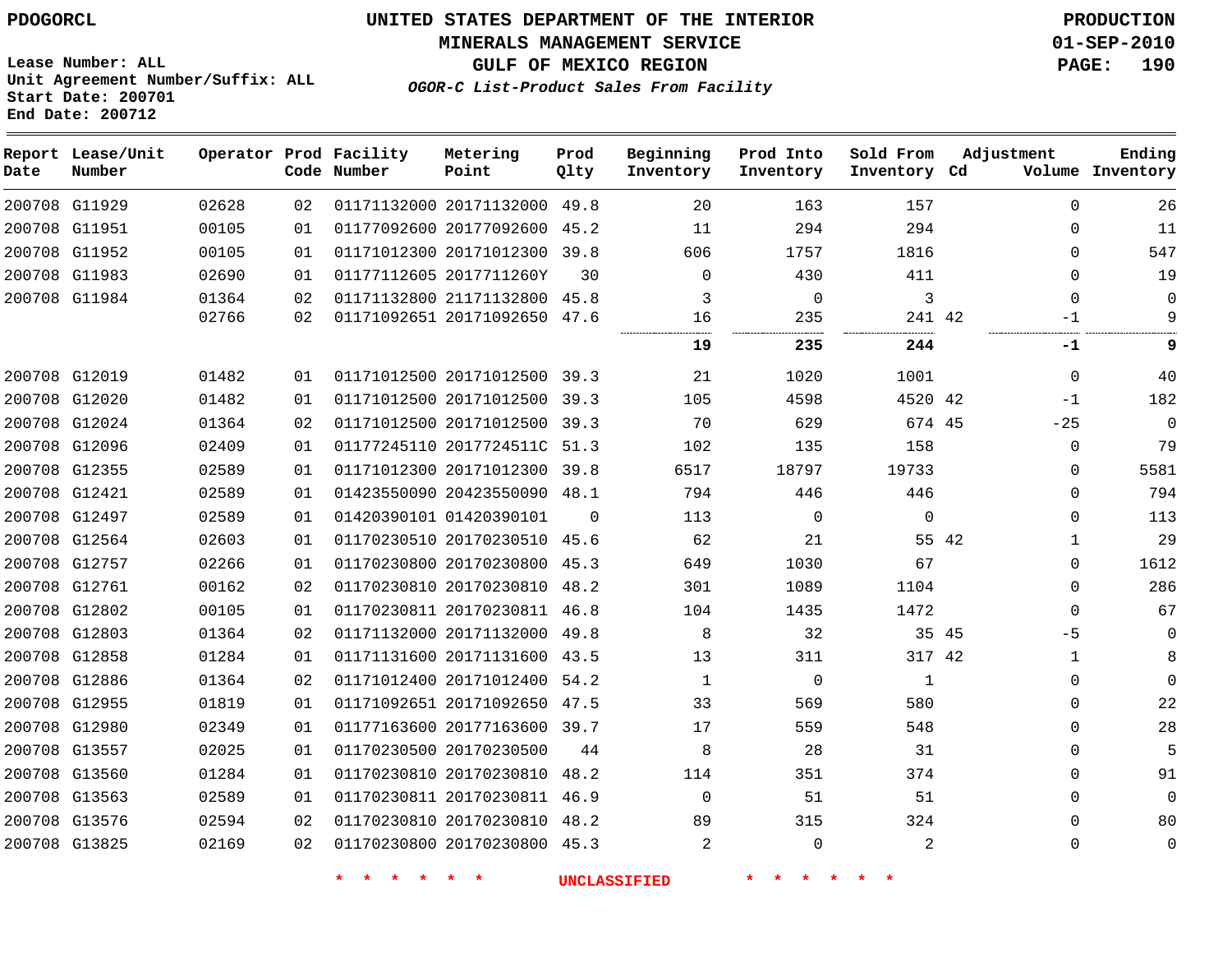PDOGORCL

**UNITED STATES DEPARTMENT OF THE INTERIOR**
**MINERALS MANAGEMENT SERVICE**
**GULF OF MEXICO REGION**
***OGOR-C List-Product Sales From Facility***

**PRODUCTION**
**01-SEP-2010**

Lease Number: ALL
Unit Agreement Number/Suffix: ALL
Start Date: 200701
End Date: 200712

| Report Date | Lease/Unit Number | Operator | Prod Code | Facility Number | Metering Point | Prod Qlty | Beginning Inventory | Prod Into Inventory | Sold From Inventory | Adjustment Cd | Adjustment Volume | Ending Inventory |
|---|---|---|---|---|---|---|---|---|---|---|---|---|
| 200708 | G11929 | 02628 | 02 | 01171132000 | 20171132000 | 49.8 | 20 | 163 | 157 | | 0 | 26 |
| 200708 | G11951 | 00105 | 01 | 01177092600 | 20177092600 | 45.2 | 11 | 294 | 294 | | 0 | 11 |
| 200708 | G11952 | 00105 | 01 | 01171012300 | 20171012300 | 39.8 | 606 | 1757 | 1816 | | 0 | 547 |
| 200708 | G11983 | 02690 | 01 | 01177112605 | 2017711260Y | 30 | 0 | 430 | 411 | | 0 | 19 |
| 200708 | G11984 | 01364 | 02 | 01171132800 | 21171132800 | 45.8 | 3 | 0 | 3 | | 0 | 0 |
| | | 02766 | 02 | 01171092651 | 20171092650 | 47.6 | 16 | 235 | 241 | 42 | -1 | 9 |
| | | | | | | | **19** | **235** | **244** | | **-1** | **9** |
| 200708 | G12019 | 01482 | 01 | 01171012500 | 20171012500 | 39.3 | 21 | 1020 | 1001 | | 0 | 40 |
| 200708 | G12020 | 01482 | 01 | 01171012500 | 20171012500 | 39.3 | 105 | 4598 | 4520 | 42 | -1 | 182 |
| 200708 | G12024 | 01364 | 02 | 01171012500 | 20171012500 | 39.3 | 70 | 629 | 674 | 45 | -25 | 0 |
| 200708 | G12096 | 02409 | 01 | 01177245110 | 2017724511C | 51.3 | 102 | 135 | 158 | | 0 | 79 |
| 200708 | G12355 | 02589 | 01 | 01171012300 | 20171012300 | 39.8 | 6517 | 18797 | 19733 | | 0 | 5581 |
| 200708 | G12421 | 02589 | 01 | 01423550090 | 20423550090 | 48.1 | 794 | 446 | 446 | | 0 | 794 |
| 200708 | G12497 | 02589 | 01 | 01420390101 | 01420390101 | 0 | 113 | 0 | 0 | | 0 | 113 |
| 200708 | G12564 | 02603 | 01 | 01170230510 | 20170230510 | 45.6 | 62 | 21 | 55 | 42 | 1 | 29 |
| 200708 | G12757 | 02266 | 01 | 01170230800 | 20170230800 | 45.3 | 649 | 1030 | 67 | | 0 | 1612 |
| 200708 | G12761 | 00162 | 02 | 01170230810 | 20170230810 | 48.2 | 301 | 1089 | 1104 | | 0 | 286 |
| 200708 | G12802 | 00105 | 01 | 01170230811 | 20170230811 | 46.8 | 104 | 1435 | 1472 | | 0 | 67 |
| 200708 | G12803 | 01364 | 02 | 01171132000 | 20171132000 | 49.8 | 8 | 32 | 35 | 45 | -5 | 0 |
| 200708 | G12858 | 01284 | 01 | 01171131600 | 20171131600 | 43.5 | 13 | 311 | 317 | 42 | 1 | 8 |
| 200708 | G12886 | 01364 | 02 | 01171012400 | 20171012400 | 54.2 | 1 | 0 | 1 | | 0 | 0 |
| 200708 | G12955 | 01819 | 01 | 01171092651 | 20171092650 | 47.5 | 33 | 569 | 580 | | 0 | 22 |
| 200708 | G12980 | 02349 | 01 | 01177163600 | 20177163600 | 39.7 | 17 | 559 | 548 | | 0 | 28 |
| 200708 | G13557 | 02025 | 01 | 01170230500 | 20170230500 | 44 | 8 | 28 | 31 | | 0 | 5 |
| 200708 | G13560 | 01284 | 01 | 01170230810 | 20170230810 | 48.2 | 114 | 351 | 374 | | 0 | 91 |
| 200708 | G13563 | 02589 | 01 | 01170230811 | 20170230811 | 46.9 | 0 | 51 | 51 | | 0 | 0 |
| 200708 | G13576 | 02594 | 02 | 01170230810 | 20170230810 | 48.2 | 89 | 315 | 324 | | 0 | 80 |
| 200708 | G13825 | 02169 | 02 | 01170230800 | 20170230800 | 45.3 | 2 | 0 | 2 | | 0 | 0 |

\* \* \* \* \* \* UNCLASSIFIED \* \* \* \* \* \*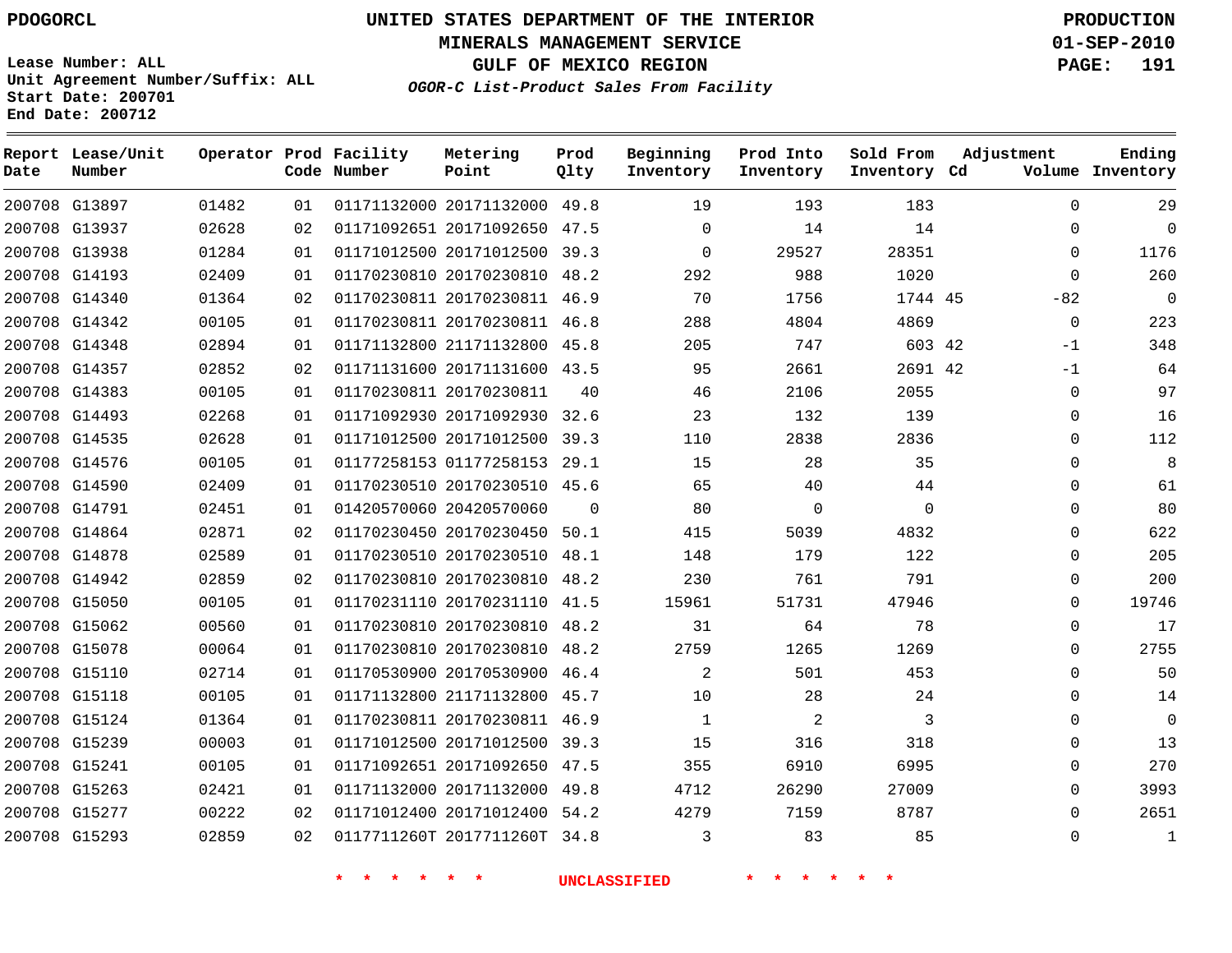PDOGORCL

# UNITED STATES DEPARTMENT OF THE INTERIOR
## MINERALS MANAGEMENT SERVICE
## GULF OF MEXICO REGION
### *OGOR-C List-Product Sales From Facility*

PRODUCTION
01-SEP-2010

Lease Number: ALL
Unit Agreement Number/Suffix: ALL
Start Date: 200701
End Date: 200712

| Report Date | Lease/Unit Number | Operator | Prod Code | Facility Number | Metering Point | Prod Qlty | Beginning Inventory | Prod Into Inventory | Sold From Inventory | Adjustment Cd | Adjustment Volume | Ending Inventory |
|---|---|---|---|---|---|---|---|---|---|---|---|---|
| 200708 | G13897 | 01482 | 01 | 01171132000 | 20171132000 | 49.8 | 19 | 193 | 183 | | 0 | 29 |
| 200708 | G13937 | 02628 | 02 | 01171092651 | 20171092650 | 47.5 | 0 | 14 | 14 | | 0 | 0 |
| 200708 | G13938 | 01284 | 01 | 01171012500 | 20171012500 | 39.3 | 0 | 29527 | 28351 | | 0 | 1176 |
| 200708 | G14193 | 02409 | 01 | 01170230810 | 20170230810 | 48.2 | 292 | 988 | 1020 | | 0 | 260 |
| 200708 | G14340 | 01364 | 02 | 01170230811 | 20170230811 | 46.9 | 70 | 1756 | 1744 | 45 | -82 | 0 |
| 200708 | G14342 | 00105 | 01 | 01170230811 | 20170230811 | 46.8 | 288 | 4804 | 4869 | | 0 | 223 |
| 200708 | G14348 | 02894 | 01 | 01171132800 | 21171132800 | 45.8 | 205 | 747 | 603 | 42 | -1 | 348 |
| 200708 | G14357 | 02852 | 02 | 01171131600 | 20171131600 | 43.5 | 95 | 2661 | 2691 | 42 | -1 | 64 |
| 200708 | G14383 | 00105 | 01 | 01170230811 | 20170230811 | 40 | 46 | 2106 | 2055 | | 0 | 97 |
| 200708 | G14493 | 02268 | 01 | 01171092930 | 20171092930 | 32.6 | 23 | 132 | 139 | | 0 | 16 |
| 200708 | G14535 | 02628 | 01 | 01171012500 | 20171012500 | 39.3 | 110 | 2838 | 2836 | | 0 | 112 |
| 200708 | G14576 | 00105 | 01 | 01177258153 | 01177258153 | 29.1 | 15 | 28 | 35 | | 0 | 8 |
| 200708 | G14590 | 02409 | 01 | 01170230510 | 20170230510 | 45.6 | 65 | 40 | 44 | | 0 | 61 |
| 200708 | G14791 | 02451 | 01 | 01420570060 | 20420570060 | 0 | 80 | 0 | 0 | | 0 | 80 |
| 200708 | G14864 | 02871 | 02 | 01170230450 | 20170230450 | 50.1 | 415 | 5039 | 4832 | | 0 | 622 |
| 200708 | G14878 | 02589 | 01 | 01170230510 | 20170230510 | 48.1 | 148 | 179 | 122 | | 0 | 205 |
| 200708 | G14942 | 02859 | 02 | 01170230810 | 20170230810 | 48.2 | 230 | 761 | 791 | | 0 | 200 |
| 200708 | G15050 | 00105 | 01 | 01170231110 | 20170231110 | 41.5 | 15961 | 51731 | 47946 | | 0 | 19746 |
| 200708 | G15062 | 00560 | 01 | 01170230810 | 20170230810 | 48.2 | 31 | 64 | 78 | | 0 | 17 |
| 200708 | G15078 | 00064 | 01 | 01170230810 | 20170230810 | 48.2 | 2759 | 1265 | 1269 | | 0 | 2755 |
| 200708 | G15110 | 02714 | 01 | 01170530900 | 20170530900 | 46.4 | 2 | 501 | 453 | | 0 | 50 |
| 200708 | G15118 | 00105 | 01 | 01171132800 | 21171132800 | 45.7 | 10 | 28 | 24 | | 0 | 14 |
| 200708 | G15124 | 01364 | 01 | 01170230811 | 20170230811 | 46.9 | 1 | 2 | 3 | | 0 | 0 |
| 200708 | G15239 | 00003 | 01 | 01171012500 | 20171012500 | 39.3 | 15 | 316 | 318 | | 0 | 13 |
| 200708 | G15241 | 00105 | 01 | 01171092651 | 20171092650 | 47.5 | 355 | 6910 | 6995 | | 0 | 270 |
| 200708 | G15263 | 02421 | 01 | 01171132000 | 20171132000 | 49.8 | 4712 | 26290 | 27009 | | 0 | 3993 |
| 200708 | G15277 | 00222 | 02 | 01171012400 | 20171012400 | 54.2 | 4279 | 7159 | 8787 | | 0 | 2651 |
| 200708 | G15293 | 02859 | 02 | 0117711260T | 2017711260T | 34.8 | 3 | 83 | 85 | | 0 | 1 |

\* \* \* \* \* \* UNCLASSIFIED \* \* \* \* \* \*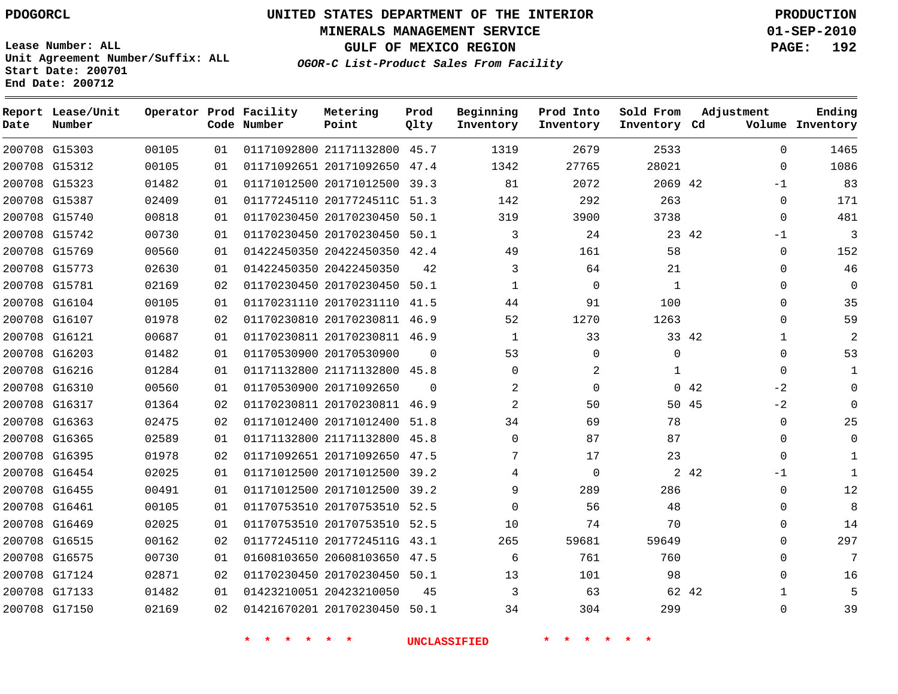PDOGORCL

# UNITED STATES DEPARTMENT OF THE INTERIOR
## MINERALS MANAGEMENT SERVICE
## GULF OF MEXICO REGION
### *OGOR-C List-Product Sales From Facility*

PRODUCTION
01-SEP-2010

Lease Number: ALL
Unit Agreement Number/Suffix: ALL
Start Date: 200701
End Date: 200712

| Report Date | Lease/Unit Number | Operator | Prod Code | Facility Number | Metering Point | Prod Qlty | Beginning Inventory | Prod Into Inventory | Sold From Inventory | Adjustment Cd | Adjustment Volume | Ending Inventory |
|---|---|---|---|---|---|---|---|---|---|---|---|---|
| 200708 | G15303 | 00105 | 01 | 01171092800 | 21171132800 | 45.7 | 1319 | 2679 | 2533 | | 0 | 1465 |
| 200708 | G15312 | 00105 | 01 | 01171092651 | 20171092650 | 47.4 | 1342 | 27765 | 28021 | | 0 | 1086 |
| 200708 | G15323 | 01482 | 01 | 01171012500 | 20171012500 | 39.3 | 81 | 2072 | 2069 | 42 | -1 | 83 |
| 200708 | G15387 | 02409 | 01 | 01177245110 | 2017724511C | 51.3 | 142 | 292 | 263 | | 0 | 171 |
| 200708 | G15740 | 00818 | 01 | 01170230450 | 20170230450 | 50.1 | 319 | 3900 | 3738 | | 0 | 481 |
| 200708 | G15742 | 00730 | 01 | 01170230450 | 20170230450 | 50.1 | 3 | 24 | 23 | 42 | -1 | 3 |
| 200708 | G15769 | 00560 | 01 | 01422450350 | 20422450350 | 42.4 | 49 | 161 | 58 | | 0 | 152 |
| 200708 | G15773 | 02630 | 01 | 01422450350 | 20422450350 | 42 | 3 | 64 | 21 | | 0 | 46 |
| 200708 | G15781 | 02169 | 02 | 01170230450 | 20170230450 | 50.1 | 1 | 0 | 1 | | 0 | 0 |
| 200708 | G16104 | 00105 | 01 | 01170231110 | 20170231110 | 41.5 | 44 | 91 | 100 | | 0 | 35 |
| 200708 | G16107 | 01978 | 02 | 01170230810 | 20170230811 | 46.9 | 52 | 1270 | 1263 | | 0 | 59 |
| 200708 | G16121 | 00687 | 01 | 01170230811 | 20170230811 | 46.9 | 1 | 33 | 33 | 42 | 1 | 2 |
| 200708 | G16203 | 01482 | 01 | 01170530900 | 20170530900 | 0 | 53 | 0 | 0 | | 0 | 53 |
| 200708 | G16216 | 01284 | 01 | 01171132800 | 21171132800 | 45.8 | 0 | 2 | 1 | | 0 | 1 |
| 200708 | G16310 | 00560 | 01 | 01170530900 | 20171092650 | 0 | 2 | 0 | 0 | 42 | -2 | 0 |
| 200708 | G16317 | 01364 | 02 | 01170230811 | 20170230811 | 46.9 | 2 | 50 | 50 | 45 | -2 | 0 |
| 200708 | G16363 | 02475 | 02 | 01171012400 | 20171012400 | 51.8 | 34 | 69 | 78 | | 0 | 25 |
| 200708 | G16365 | 02589 | 01 | 01171132800 | 21171132800 | 45.8 | 0 | 87 | 87 | | 0 | 0 |
| 200708 | G16395 | 01978 | 02 | 01171092651 | 20171092650 | 47.5 | 7 | 17 | 23 | | 0 | 1 |
| 200708 | G16454 | 02025 | 01 | 01171012500 | 20171012500 | 39.2 | 4 | 0 | 2 | 42 | -1 | 1 |
| 200708 | G16455 | 00491 | 01 | 01171012500 | 20171012500 | 39.2 | 9 | 289 | 286 | | 0 | 12 |
| 200708 | G16461 | 00105 | 01 | 01170753510 | 20170753510 | 52.5 | 0 | 56 | 48 | | 0 | 8 |
| 200708 | G16469 | 02025 | 01 | 01170753510 | 20170753510 | 52.5 | 10 | 74 | 70 | | 0 | 14 |
| 200708 | G16515 | 00162 | 02 | 01177245110 | 2017724511G | 43.1 | 265 | 59681 | 59649 | | 0 | 297 |
| 200708 | G16575 | 00730 | 01 | 01608103650 | 20608103650 | 47.5 | 6 | 761 | 760 | | 0 | 7 |
| 200708 | G17124 | 02871 | 02 | 01170230450 | 20170230450 | 50.1 | 13 | 101 | 98 | | 0 | 16 |
| 200708 | G17133 | 01482 | 01 | 01423210051 | 20423210050 | 45 | 3 | 63 | 62 | 42 | 1 | 5 |
| 200708 | G17150 | 02169 | 02 | 01421670201 | 20170230450 | 50.1 | 34 | 304 | 299 | | 0 | 39 |

* * * * * * UNCLASSIFIED * * * * * *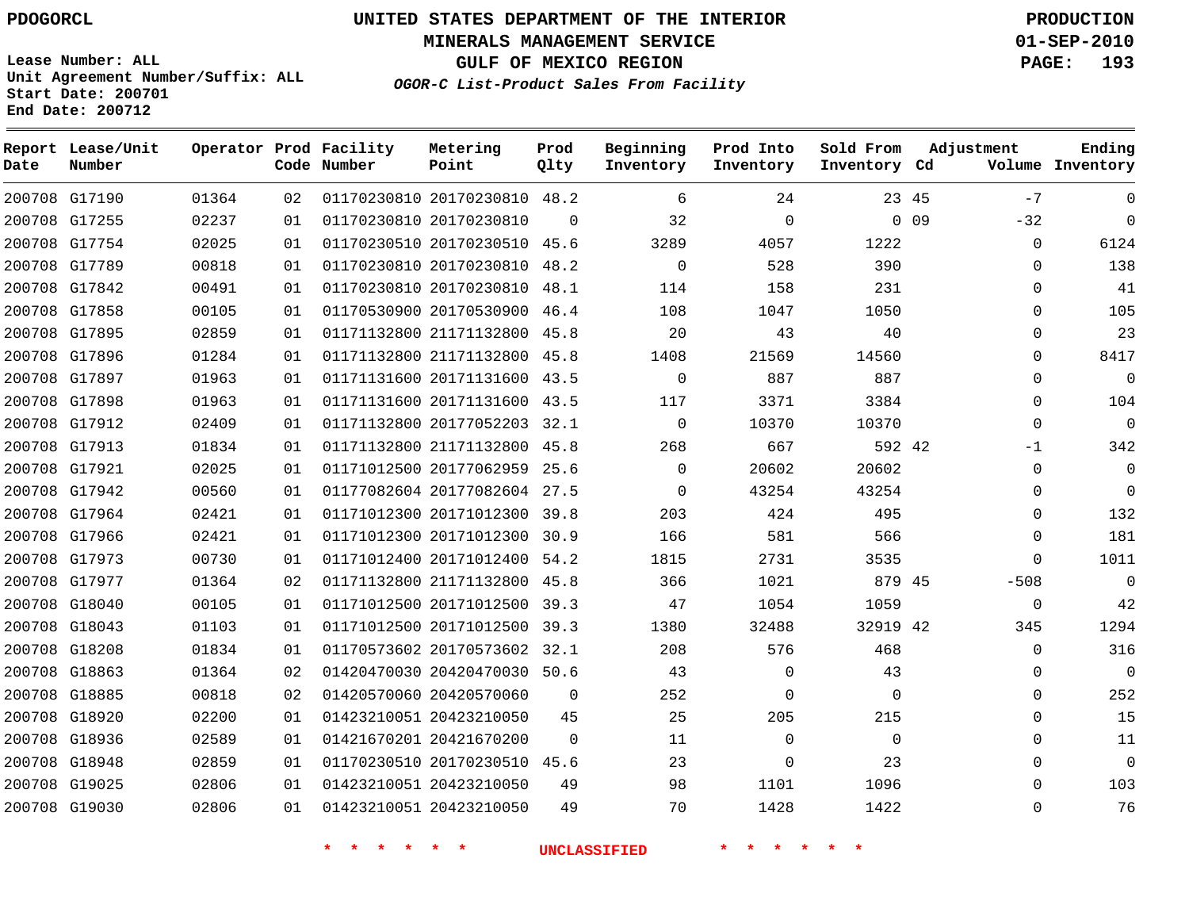**PDOGORCL**

**Lease Number: ALL**
**Unit Agreement Number/Suffix: ALL**
**Start Date: 200701**
**End Date: 200712**

# UNITED STATES DEPARTMENT OF THE INTERIOR
## MINERALS MANAGEMENT SERVICE
## GULF OF MEXICO REGION
### *OGOR-C List-Product Sales From Facility*

**PRODUCTION**
**01-SEP-2010**

| Report Date | Lease/Unit Number | Operator | Prod Code | Facility Number | Metering Point | Prod Qlty | Beginning Inventory | Prod Into Inventory | Sold From Inventory | Adjustment Cd | Adjustment Volume | Ending Inventory |
|---|---|---|---|---|---|---|---|---|---|---|---|---|
| 200708 | G17190 | 01364 | 02 | 01170230810 | 20170230810 | 48.2 | 6 | 24 | 23 | 45 | -7 | 0 |
| 200708 | G17255 | 02237 | 01 | 01170230810 | 20170230810 | 0 | 32 | 0 | 0 | 09 | -32 | 0 |
| 200708 | G17754 | 02025 | 01 | 01170230510 | 20170230510 | 45.6 | 3289 | 4057 | 1222 | | 0 | 6124 |
| 200708 | G17789 | 00818 | 01 | 01170230810 | 20170230810 | 48.2 | 0 | 528 | 390 | | 0 | 138 |
| 200708 | G17842 | 00491 | 01 | 01170230810 | 20170230810 | 48.1 | 114 | 158 | 231 | | 0 | 41 |
| 200708 | G17858 | 00105 | 01 | 01170530900 | 20170530900 | 46.4 | 108 | 1047 | 1050 | | 0 | 105 |
| 200708 | G17895 | 02859 | 01 | 01171132800 | 21171132800 | 45.8 | 20 | 43 | 40 | | 0 | 23 |
| 200708 | G17896 | 01284 | 01 | 01171132800 | 21171132800 | 45.8 | 1408 | 21569 | 14560 | | 0 | 8417 |
| 200708 | G17897 | 01963 | 01 | 01171131600 | 20171131600 | 43.5 | 0 | 887 | 887 | | 0 | 0 |
| 200708 | G17898 | 01963 | 01 | 01171131600 | 20171131600 | 43.5 | 117 | 3371 | 3384 | | 0 | 104 |
| 200708 | G17912 | 02409 | 01 | 01171132800 | 20177052203 | 32.1 | 0 | 10370 | 10370 | | 0 | 0 |
| 200708 | G17913 | 01834 | 01 | 01171132800 | 21171132800 | 45.8 | 268 | 667 | 592 | 42 | -1 | 342 |
| 200708 | G17921 | 02025 | 01 | 01171012500 | 20177062959 | 25.6 | 0 | 20602 | 20602 | | 0 | 0 |
| 200708 | G17942 | 00560 | 01 | 01177082604 | 20177082604 | 27.5 | 0 | 43254 | 43254 | | 0 | 0 |
| 200708 | G17964 | 02421 | 01 | 01171012300 | 20171012300 | 39.8 | 203 | 424 | 495 | | 0 | 132 |
| 200708 | G17966 | 02421 | 01 | 01171012300 | 20171012300 | 30.9 | 166 | 581 | 566 | | 0 | 181 |
| 200708 | G17973 | 00730 | 01 | 01171012400 | 20171012400 | 54.2 | 1815 | 2731 | 3535 | | 0 | 1011 |
| 200708 | G17977 | 01364 | 02 | 01171132800 | 21171132800 | 45.8 | 366 | 1021 | 879 | 45 | -508 | 0 |
| 200708 | G18040 | 00105 | 01 | 01171012500 | 20171012500 | 39.3 | 47 | 1054 | 1059 | | 0 | 42 |
| 200708 | G18043 | 01103 | 01 | 01171012500 | 20171012500 | 39.3 | 1380 | 32488 | 32919 | 42 | 345 | 1294 |
| 200708 | G18208 | 01834 | 01 | 01170573602 | 20170573602 | 32.1 | 208 | 576 | 468 | | 0 | 316 |
| 200708 | G18863 | 01364 | 02 | 01420470030 | 20420470030 | 50.6 | 43 | 0 | 43 | | 0 | 0 |
| 200708 | G18885 | 00818 | 02 | 01420570060 | 20420570060 | 0 | 252 | 0 | 0 | | 0 | 252 |
| 200708 | G18920 | 02200 | 01 | 01423210051 | 20423210050 | 45 | 25 | 205 | 215 | | 0 | 15 |
| 200708 | G18936 | 02589 | 01 | 01421670201 | 20421670200 | 0 | 11 | 0 | 0 | | 0 | 11 |
| 200708 | G18948 | 02859 | 01 | 01170230510 | 20170230510 | 45.6 | 23 | 0 | 23 | | 0 | 0 |
| 200708 | G19025 | 02806 | 01 | 01423210051 | 20423210050 | 49 | 98 | 1101 | 1096 | | 0 | 103 |
| 200708 | G19030 | 02806 | 01 | 01423210051 | 20423210050 | 49 | 70 | 1428 | 1422 | | 0 | 76 |

* * * * * * * UNCLASSIFIED * * * * * * *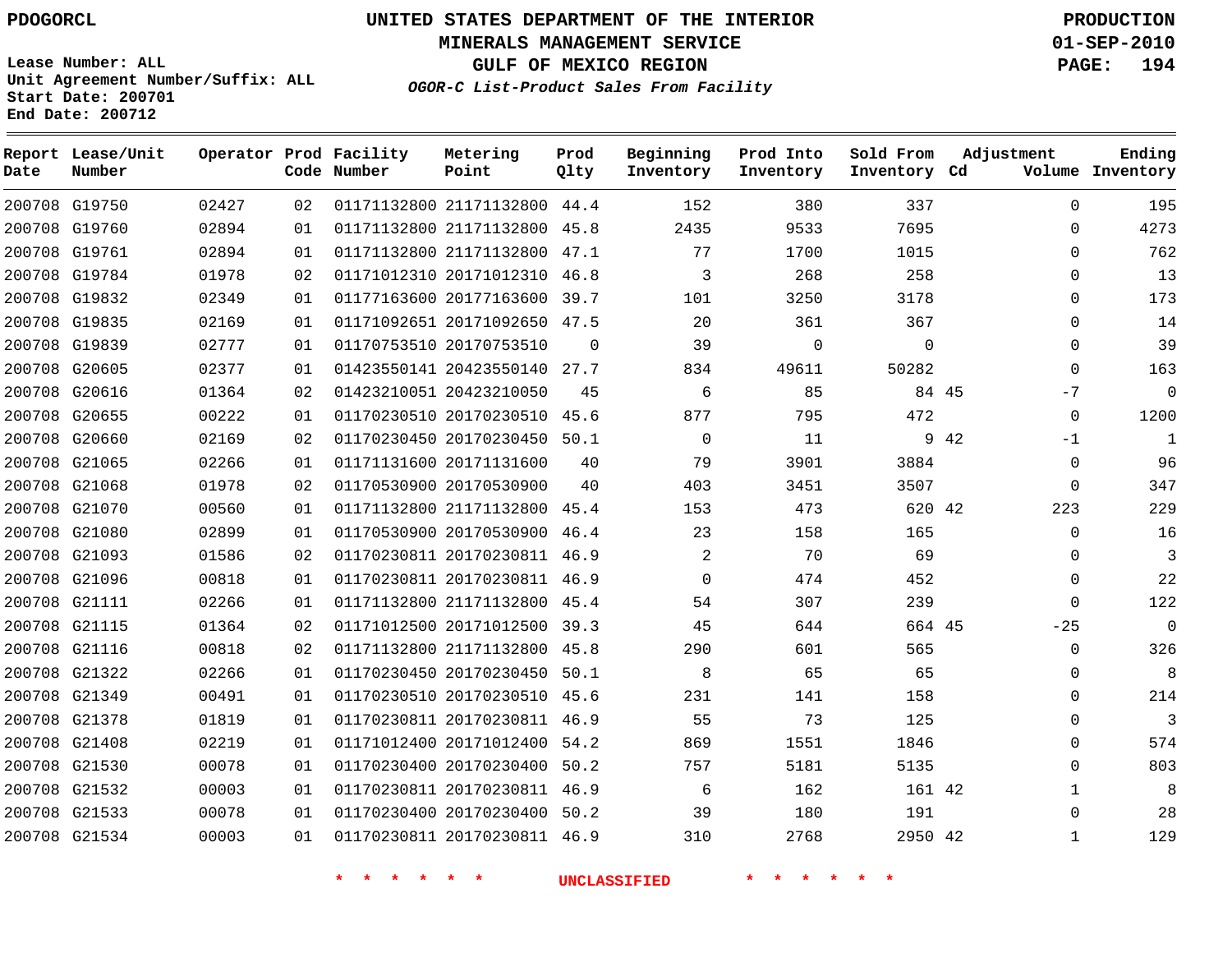PDOGORCL

Lease Number: ALL
Unit Agreement Number/Suffix: ALL
Start Date: 200701
End Date: 200712

# UNITED STATES DEPARTMENT OF THE INTERIOR
## MINERALS MANAGEMENT SERVICE
## GULF OF MEXICO REGION
### *OGOR-C List-Product Sales From Facility*

PRODUCTION
01-SEP-2010

| Report Date | Lease/Unit Number | Operator | Prod Code | Facility Number | Metering Point | Prod Qlty | Beginning Inventory | Prod Into Inventory | Sold From Inventory | Adjustment Cd | Adjustment Volume | Ending Inventory |
|---|---|---|---|---|---|---|---|---|---|---|---|---|
| 200708 | G19750 | 02427 | 02 | 01171132800 | 21171132800 | 44.4 | 152 | 380 | 337 | | 0 | 195 |
| 200708 | G19760 | 02894 | 01 | 01171132800 | 21171132800 | 45.8 | 2435 | 9533 | 7695 | | 0 | 4273 |
| 200708 | G19761 | 02894 | 01 | 01171132800 | 21171132800 | 47.1 | 77 | 1700 | 1015 | | 0 | 762 |
| 200708 | G19784 | 01978 | 02 | 01171012310 | 20171012310 | 46.8 | 3 | 268 | 258 | | 0 | 13 |
| 200708 | G19832 | 02349 | 01 | 01177163600 | 20177163600 | 39.7 | 101 | 3250 | 3178 | | 0 | 173 |
| 200708 | G19835 | 02169 | 01 | 01171092651 | 20171092650 | 47.5 | 20 | 361 | 367 | | 0 | 14 |
| 200708 | G19839 | 02777 | 01 | 01170753510 | 20170753510 | 0 | 39 | 0 | 0 | | 0 | 39 |
| 200708 | G20605 | 02377 | 01 | 01423550141 | 20423550140 | 27.7 | 834 | 49611 | 50282 | | 0 | 163 |
| 200708 | G20616 | 01364 | 02 | 01423210051 | 20423210050 | 45 | 6 | 85 | 84 | 45 | -7 | 0 |
| 200708 | G20655 | 00222 | 01 | 01170230510 | 20170230510 | 45.6 | 877 | 795 | 472 | | 0 | 1200 |
| 200708 | G20660 | 02169 | 02 | 01170230450 | 20170230450 | 50.1 | 0 | 11 | 9 | 42 | -1 | 1 |
| 200708 | G21065 | 02266 | 01 | 01171131600 | 20171131600 | 40 | 79 | 3901 | 3884 | | 0 | 96 |
| 200708 | G21068 | 01978 | 02 | 01170530900 | 20170530900 | 40 | 403 | 3451 | 3507 | | 0 | 347 |
| 200708 | G21070 | 00560 | 01 | 01171132800 | 21171132800 | 45.4 | 153 | 473 | 620 | 42 | 223 | 229 |
| 200708 | G21080 | 02899 | 01 | 01170530900 | 20170530900 | 46.4 | 23 | 158 | 165 | | 0 | 16 |
| 200708 | G21093 | 01586 | 02 | 01170230811 | 20170230811 | 46.9 | 2 | 70 | 69 | | 0 | 3 |
| 200708 | G21096 | 00818 | 01 | 01170230811 | 20170230811 | 46.9 | 0 | 474 | 452 | | 0 | 22 |
| 200708 | G21111 | 02266 | 01 | 01171132800 | 21171132800 | 45.4 | 54 | 307 | 239 | | 0 | 122 |
| 200708 | G21115 | 01364 | 02 | 01171012500 | 20171012500 | 39.3 | 45 | 644 | 664 | 45 | -25 | 0 |
| 200708 | G21116 | 00818 | 02 | 01171132800 | 21171132800 | 45.8 | 290 | 601 | 565 | | 0 | 326 |
| 200708 | G21322 | 02266 | 01 | 01170230450 | 20170230450 | 50.1 | 8 | 65 | 65 | | 0 | 8 |
| 200708 | G21349 | 00491 | 01 | 01170230510 | 20170230510 | 45.6 | 231 | 141 | 158 | | 0 | 214 |
| 200708 | G21378 | 01819 | 01 | 01170230811 | 20170230811 | 46.9 | 55 | 73 | 125 | | 0 | 3 |
| 200708 | G21408 | 02219 | 01 | 01171012400 | 20171012400 | 54.2 | 869 | 1551 | 1846 | | 0 | 574 |
| 200708 | G21530 | 00078 | 01 | 01170230400 | 20170230400 | 50.2 | 757 | 5181 | 5135 | | 0 | 803 |
| 200708 | G21532 | 00003 | 01 | 01170230811 | 20170230811 | 46.9 | 6 | 162 | 161 | 42 | 1 | 8 |
| 200708 | G21533 | 00078 | 01 | 01170230400 | 20170230400 | 50.2 | 39 | 180 | 191 | | 0 | 28 |
| 200708 | G21534 | 00003 | 01 | 01170230811 | 20170230811 | 46.9 | 310 | 2768 | 2950 | 42 | 1 | 129 |

* * * * * * * UNCLASSIFIED * * * * * * *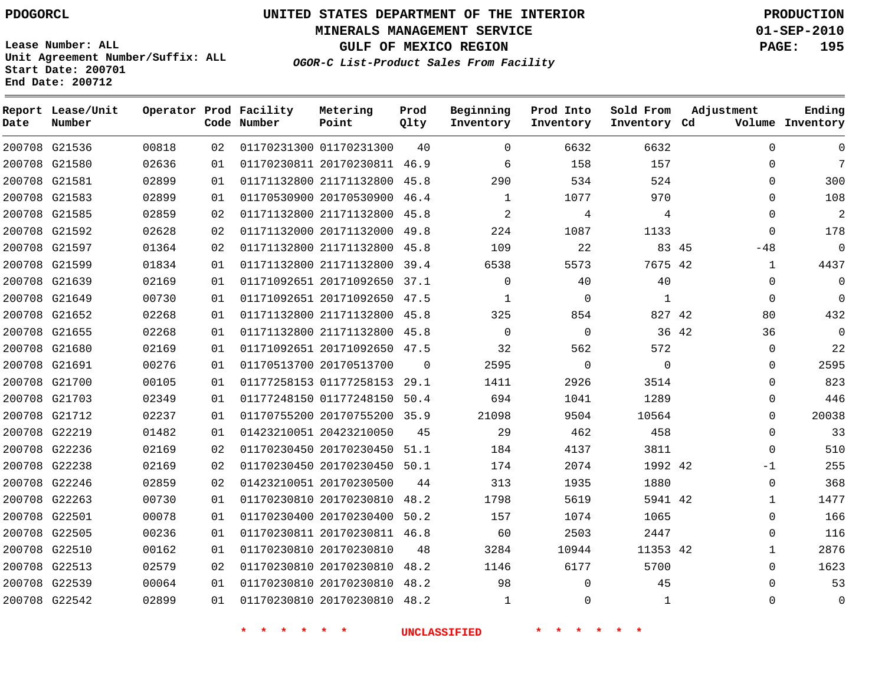**PDOGORCL**

**UNITED STATES DEPARTMENT OF THE INTERIOR**
**MINERALS MANAGEMENT SERVICE**
**GULF OF MEXICO REGION**
***OGOR-C List-Product Sales From Facility***

**PRODUCTION**
**01-SEP-2010**

Lease Number: ALL
Unit Agreement Number/Suffix: ALL
Start Date: 200701
End Date: 200712

| Report Date | Lease/Unit Number | Operator | Prod Code | Facility Number | Metering Point | Prod Qlty | Beginning Inventory | Prod Into Inventory | Sold From Inventory | Adjustment Cd | Adjustment Volume | Ending Inventory |
|---|---|---|---|---|---|---|---|---|---|---|---|---|
| 200708 | G21536 | 00818 | 02 | 01170231300 | 01170231300 | 40 | 0 | 6632 | 6632 | | 0 | 0 |
| 200708 | G21580 | 02636 | 01 | 01170230811 | 20170230811 | 46.9 | 6 | 158 | 157 | | 0 | 7 |
| 200708 | G21581 | 02899 | 01 | 01171132800 | 21171132800 | 45.8 | 290 | 534 | 524 | | 0 | 300 |
| 200708 | G21583 | 02899 | 01 | 01170530900 | 20170530900 | 46.4 | 1 | 1077 | 970 | | 0 | 108 |
| 200708 | G21585 | 02859 | 02 | 01171132800 | 21171132800 | 45.8 | 2 | 4 | 4 | | 0 | 2 |
| 200708 | G21592 | 02628 | 02 | 01171132000 | 20171132000 | 49.8 | 224 | 1087 | 1133 | | 0 | 178 |
| 200708 | G21597 | 01364 | 02 | 01171132800 | 21171132800 | 45.8 | 109 | 22 | 83 | 45 | -48 | 0 |
| 200708 | G21599 | 01834 | 01 | 01171132800 | 21171132800 | 39.4 | 6538 | 5573 | 7675 | 42 | 1 | 4437 |
| 200708 | G21639 | 02169 | 01 | 01171092651 | 20171092650 | 37.1 | 0 | 40 | 40 | | 0 | 0 |
| 200708 | G21649 | 00730 | 01 | 01171092651 | 20171092650 | 47.5 | 1 | 0 | 1 | | 0 | 0 |
| 200708 | G21652 | 02268 | 01 | 01171132800 | 21171132800 | 45.8 | 325 | 854 | 827 | 42 | 80 | 432 |
| 200708 | G21655 | 02268 | 01 | 01171132800 | 21171132800 | 45.8 | 0 | 0 | 36 | 42 | 36 | 0 |
| 200708 | G21680 | 02169 | 01 | 01171092651 | 20171092650 | 47.5 | 32 | 562 | 572 | | 0 | 22 |
| 200708 | G21691 | 00276 | 01 | 01170513700 | 20170513700 | 0 | 2595 | 0 | 0 | | 0 | 2595 |
| 200708 | G21700 | 00105 | 01 | 01177258153 | 01177258153 | 29.1 | 1411 | 2926 | 3514 | | 0 | 823 |
| 200708 | G21703 | 02349 | 01 | 01177248150 | 01177248150 | 50.4 | 694 | 1041 | 1289 | | 0 | 446 |
| 200708 | G21712 | 02237 | 01 | 01170755200 | 20170755200 | 35.9 | 21098 | 9504 | 10564 | | 0 | 20038 |
| 200708 | G22219 | 01482 | 01 | 01423210051 | 20423210050 | 45 | 29 | 462 | 458 | | 0 | 33 |
| 200708 | G22236 | 02169 | 02 | 01170230450 | 20170230450 | 51.1 | 184 | 4137 | 3811 | | 0 | 510 |
| 200708 | G22238 | 02169 | 02 | 01170230450 | 20170230450 | 50.1 | 174 | 2074 | 1992 | 42 | -1 | 255 |
| 200708 | G22246 | 02859 | 02 | 01423210051 | 20170230500 | 44 | 313 | 1935 | 1880 | | 0 | 368 |
| 200708 | G22263 | 00730 | 01 | 01170230810 | 20170230810 | 48.2 | 1798 | 5619 | 5941 | 42 | 1 | 1477 |
| 200708 | G22501 | 00078 | 01 | 01170230400 | 20170230400 | 50.2 | 157 | 1074 | 1065 | | 0 | 166 |
| 200708 | G22505 | 00236 | 01 | 01170230811 | 20170230811 | 46.8 | 60 | 2503 | 2447 | | 0 | 116 |
| 200708 | G22510 | 00162 | 01 | 01170230810 | 20170230810 | 48 | 3284 | 10944 | 11353 | 42 | 1 | 2876 |
| 200708 | G22513 | 02579 | 02 | 01170230810 | 20170230810 | 48.2 | 1146 | 6177 | 5700 | | 0 | 1623 |
| 200708 | G22539 | 00064 | 01 | 01170230810 | 20170230810 | 48.2 | 98 | 0 | 45 | | 0 | 53 |
| 200708 | G22542 | 02899 | 01 | 01170230810 | 20170230810 | 48.2 | 1 | 0 | 1 | | 0 | 0 |

\* \* \* \* \* \* UNCLASSIFIED \* \* \* \* \* \*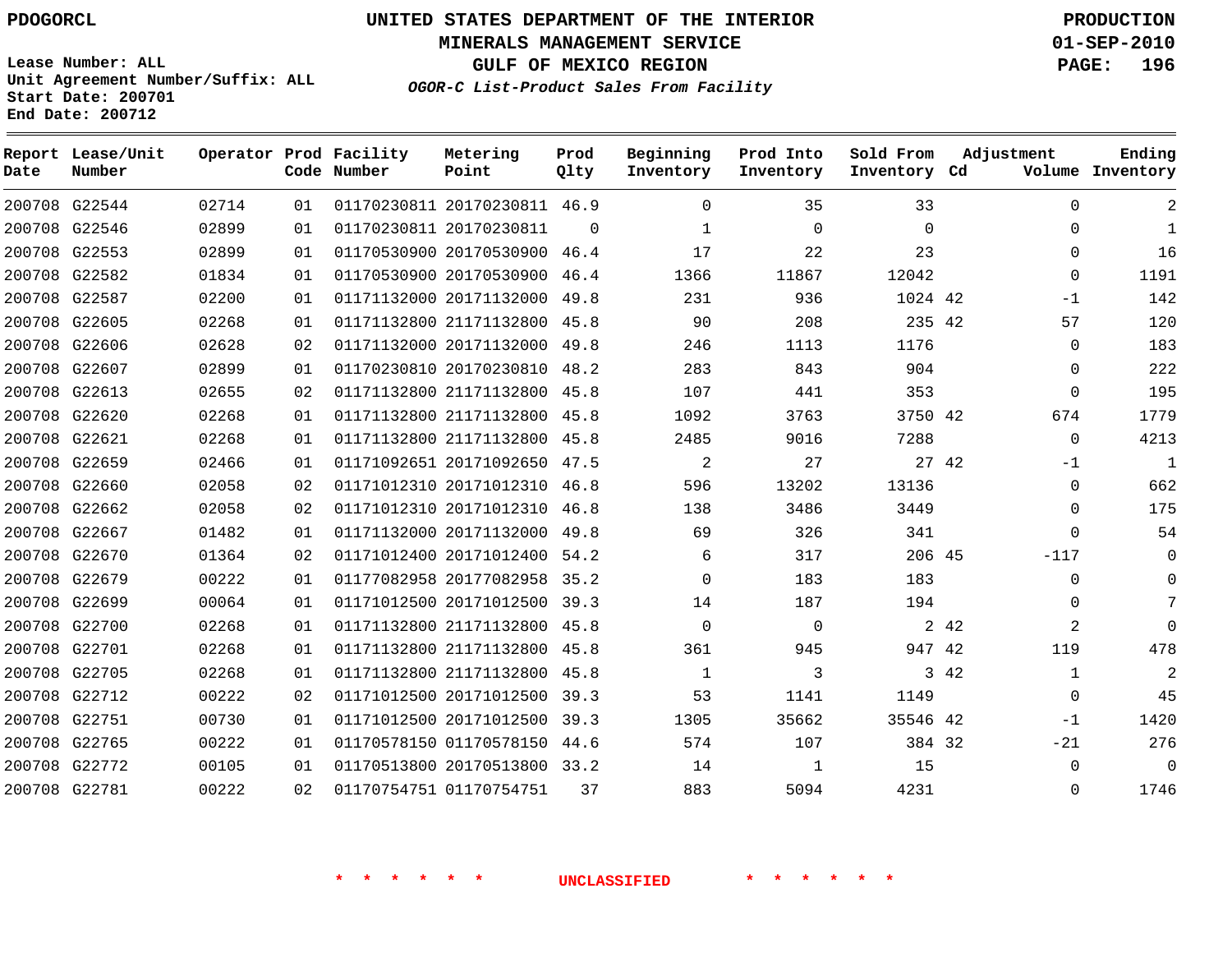PDOGORCL

Lease Number: ALL
Unit Agreement Number/Suffix: ALL
Start Date: 200701
End Date: 200712

# UNITED STATES DEPARTMENT OF THE INTERIOR
## MINERALS MANAGEMENT SERVICE
## GULF OF MEXICO REGION
### *OGOR-C List-Product Sales From Facility*

PRODUCTION
01-SEP-2010

| Report Date | Lease/Unit Number | Operator | Prod Code | Facility Number | Metering Point | Prod Qlty | Beginning Inventory | Prod Into Inventory | Sold From Inventory | Adjustment Cd | Adjustment Volume | Ending Inventory |
|---|---|---|---|---|---|---|---|---|---|---|---|---|
| 200708 | G22544 | 02714 | 01 | 01170230811 | 20170230811 | 46.9 | 0 | 35 | 33 | | 0 | 2 |
| 200708 | G22546 | 02899 | 01 | 01170230811 | 20170230811 | 0 | 1 | 0 | 0 | | 0 | 1 |
| 200708 | G22553 | 02899 | 01 | 01170530900 | 20170530900 | 46.4 | 17 | 22 | 23 | | 0 | 16 |
| 200708 | G22582 | 01834 | 01 | 01170530900 | 20170530900 | 46.4 | 1366 | 11867 | 12042 | | 0 | 1191 |
| 200708 | G22587 | 02200 | 01 | 01171132000 | 20171132000 | 49.8 | 231 | 936 | 1024 | 42 | -1 | 142 |
| 200708 | G22605 | 02268 | 01 | 01171132800 | 21171132800 | 45.8 | 90 | 208 | 235 | 42 | 57 | 120 |
| 200708 | G22606 | 02628 | 02 | 01171132000 | 20171132000 | 49.8 | 246 | 1113 | 1176 | | 0 | 183 |
| 200708 | G22607 | 02899 | 01 | 01170230810 | 20170230810 | 48.2 | 283 | 843 | 904 | | 0 | 222 |
| 200708 | G22613 | 02655 | 02 | 01171132800 | 21171132800 | 45.8 | 107 | 441 | 353 | | 0 | 195 |
| 200708 | G22620 | 02268 | 01 | 01171132800 | 21171132800 | 45.8 | 1092 | 3763 | 3750 | 42 | 674 | 1779 |
| 200708 | G22621 | 02268 | 01 | 01171132800 | 21171132800 | 45.8 | 2485 | 9016 | 7288 | | 0 | 4213 |
| 200708 | G22659 | 02466 | 01 | 01171092651 | 20171092650 | 47.5 | 2 | 27 | 27 | 42 | -1 | 1 |
| 200708 | G22660 | 02058 | 02 | 01171012310 | 20171012310 | 46.8 | 596 | 13202 | 13136 | | 0 | 662 |
| 200708 | G22662 | 02058 | 02 | 01171012310 | 20171012310 | 46.8 | 138 | 3486 | 3449 | | 0 | 175 |
| 200708 | G22667 | 01482 | 01 | 01171132000 | 20171132000 | 49.8 | 69 | 326 | 341 | | 0 | 54 |
| 200708 | G22670 | 01364 | 02 | 01171012400 | 20171012400 | 54.2 | 6 | 317 | 206 | 45 | -117 | 0 |
| 200708 | G22679 | 00222 | 01 | 01177082958 | 20177082958 | 35.2 | 0 | 183 | 183 | | 0 | 0 |
| 200708 | G22699 | 00064 | 01 | 01171012500 | 20171012500 | 39.3 | 14 | 187 | 194 | | 0 | 7 |
| 200708 | G22700 | 02268 | 01 | 01171132800 | 21171132800 | 45.8 | 0 | 0 | 2 | 42 | 2 | 0 |
| 200708 | G22701 | 02268 | 01 | 01171132800 | 21171132800 | 45.8 | 361 | 945 | 947 | 42 | 119 | 478 |
| 200708 | G22705 | 02268 | 01 | 01171132800 | 21171132800 | 45.8 | 1 | 3 | 3 | 42 | 1 | 2 |
| 200708 | G22712 | 00222 | 02 | 01171012500 | 20171012500 | 39.3 | 53 | 1141 | 1149 | | 0 | 45 |
| 200708 | G22751 | 00730 | 01 | 01171012500 | 20171012500 | 39.3 | 1305 | 35662 | 35546 | 42 | -1 | 1420 |
| 200708 | G22765 | 00222 | 01 | 01170578150 | 01170578150 | 44.6 | 574 | 107 | 384 | 32 | -21 | 276 |
| 200708 | G22772 | 00105 | 01 | 01170513800 | 20170513800 | 33.2 | 14 | 1 | 15 | | 0 | 0 |
| 200708 | G22781 | 00222 | 02 | 01170754751 | 01170754751 | 37 | 883 | 5094 | 4231 | | 0 | 1746 |

\* \* \* \* \* \* UNCLASSIFIED \* \* \* \* \* \*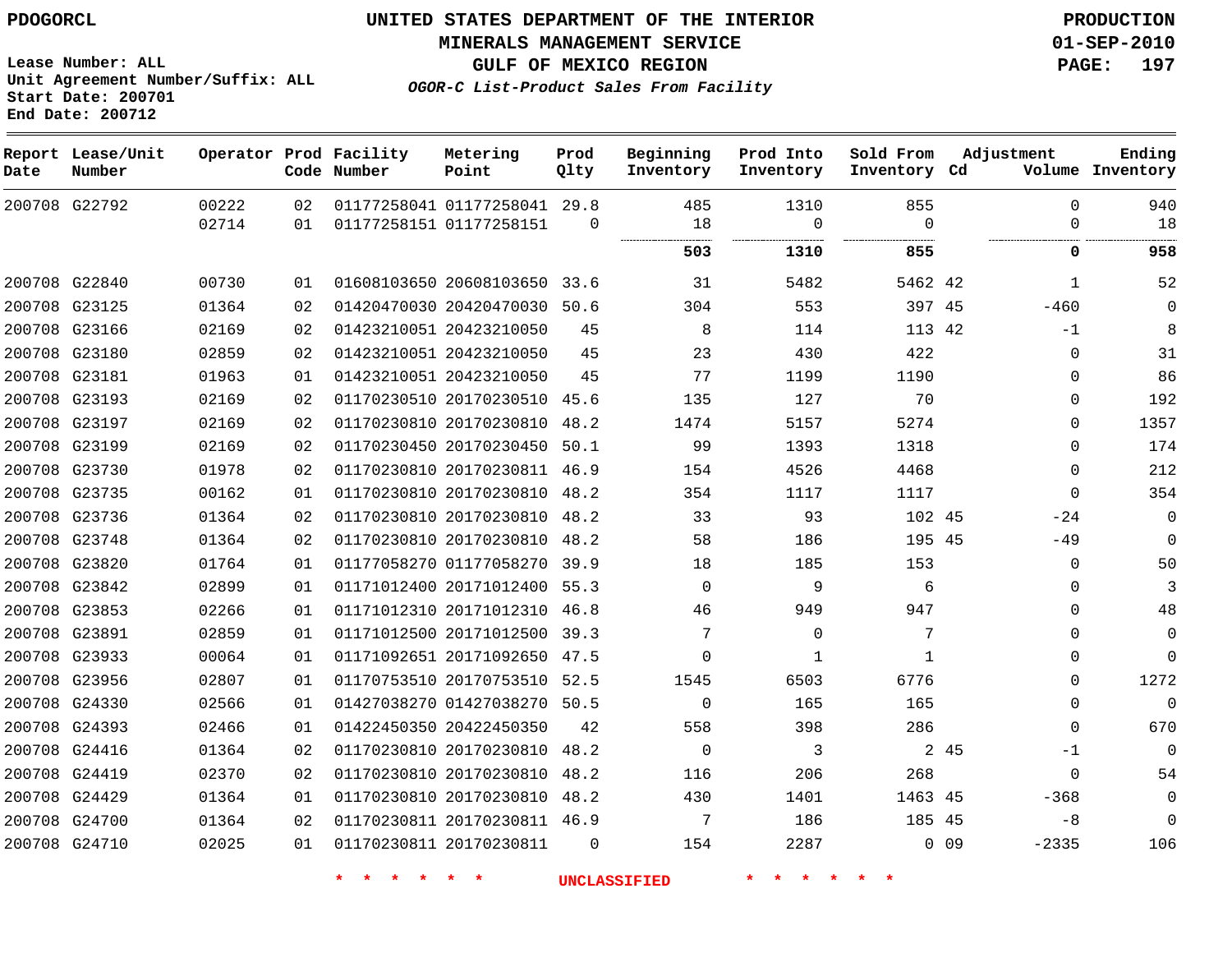PDOGORCL

**UNITED STATES DEPARTMENT OF THE INTERIOR**
**MINERALS MANAGEMENT SERVICE**
**GULF OF MEXICO REGION**
*OGOR-C List-Product Sales From Facility*

PRODUCTION
01-SEP-2010

Lease Number: ALL
Unit Agreement Number/Suffix: ALL
Start Date: 200701
End Date: 200712

| Report Date | Lease/Unit Number | Operator | Prod Code | Facility Number | Metering Point | Prod Qlty | Beginning Inventory | Prod Into Inventory | Sold From Inventory | Adjustment Cd | Adjustment Volume | Ending Inventory |
|---|---|---|---|---|---|---|---|---|---|---|---|---|
| 200708 | G22792 | 00222 | 02 | 01177258041 | 01177258041 | 29.8 | 485 | 1310 | 855 | | 0 | 940 |
| | | 02714 | 01 | 01177258151 | 01177258151 | 0 | 18 | 0 | 0 | | 0 | 18 |
| | | | | | | | **503** | **1310** | **855** | | **0** | **958** |
| 200708 | G22840 | 00730 | 01 | 01608103650 | 20608103650 | 33.6 | 31 | 5482 | 5462 | 42 | 1 | 52 |
| 200708 | G23125 | 01364 | 02 | 01420470030 | 20420470030 | 50.6 | 304 | 553 | 397 | 45 | -460 | 0 |
| 200708 | G23166 | 02169 | 02 | 01423210051 | 20423210050 | 45 | 8 | 114 | 113 | 42 | -1 | 8 |
| 200708 | G23180 | 02859 | 02 | 01423210051 | 20423210050 | 45 | 23 | 430 | 422 | | 0 | 31 |
| 200708 | G23181 | 01963 | 01 | 01423210051 | 20423210050 | 45 | 77 | 1199 | 1190 | | 0 | 86 |
| 200708 | G23193 | 02169 | 02 | 01170230510 | 20170230510 | 45.6 | 135 | 127 | 70 | | 0 | 192 |
| 200708 | G23197 | 02169 | 02 | 01170230810 | 20170230810 | 48.2 | 1474 | 5157 | 5274 | | 0 | 1357 |
| 200708 | G23199 | 02169 | 02 | 01170230450 | 20170230450 | 50.1 | 99 | 1393 | 1318 | | 0 | 174 |
| 200708 | G23730 | 01978 | 02 | 01170230810 | 20170230811 | 46.9 | 154 | 4526 | 4468 | | 0 | 212 |
| 200708 | G23735 | 00162 | 01 | 01170230810 | 20170230810 | 48.2 | 354 | 1117 | 1117 | | 0 | 354 |
| 200708 | G23736 | 01364 | 02 | 01170230810 | 20170230810 | 48.2 | 33 | 93 | 102 | 45 | -24 | 0 |
| 200708 | G23748 | 01364 | 02 | 01170230810 | 20170230810 | 48.2 | 58 | 186 | 195 | 45 | -49 | 0 |
| 200708 | G23820 | 01764 | 01 | 01177058270 | 01177058270 | 39.9 | 18 | 185 | 153 | | 0 | 50 |
| 200708 | G23842 | 02899 | 01 | 01171012400 | 20171012400 | 55.3 | 0 | 9 | 6 | | 0 | 3 |
| 200708 | G23853 | 02266 | 01 | 01171012310 | 20171012310 | 46.8 | 46 | 949 | 947 | | 0 | 48 |
| 200708 | G23891 | 02859 | 01 | 01171012500 | 20171012500 | 39.3 | 7 | 0 | 7 | | 0 | 0 |
| 200708 | G23933 | 00064 | 01 | 01171092651 | 20171092650 | 47.5 | 0 | 1 | 1 | | 0 | 0 |
| 200708 | G23956 | 02807 | 01 | 01170753510 | 20170753510 | 52.5 | 1545 | 6503 | 6776 | | 0 | 1272 |
| 200708 | G24330 | 02566 | 01 | 01427038270 | 01427038270 | 50.5 | 0 | 165 | 165 | | 0 | 0 |
| 200708 | G24393 | 02466 | 01 | 01422450350 | 20422450350 | 42 | 558 | 398 | 286 | | 0 | 670 |
| 200708 | G24416 | 01364 | 02 | 01170230810 | 20170230810 | 48.2 | 0 | 3 | 2 | 45 | -1 | 0 |
| 200708 | G24419 | 02370 | 02 | 01170230810 | 20170230810 | 48.2 | 116 | 206 | 268 | | 0 | 54 |
| 200708 | G24429 | 01364 | 01 | 01170230810 | 20170230810 | 48.2 | 430 | 1401 | 1463 | 45 | -368 | 0 |
| 200708 | G24700 | 01364 | 02 | 01170230811 | 20170230811 | 46.9 | 7 | 186 | 185 | 45 | -8 | 0 |
| 200708 | G24710 | 02025 | 01 | 01170230811 | 20170230811 | 0 | 154 | 2287 | 0 | 09 | -2335 | 106 |

\* \* \* \* \* \* UNCLASSIFIED \* \* \* \* \* \*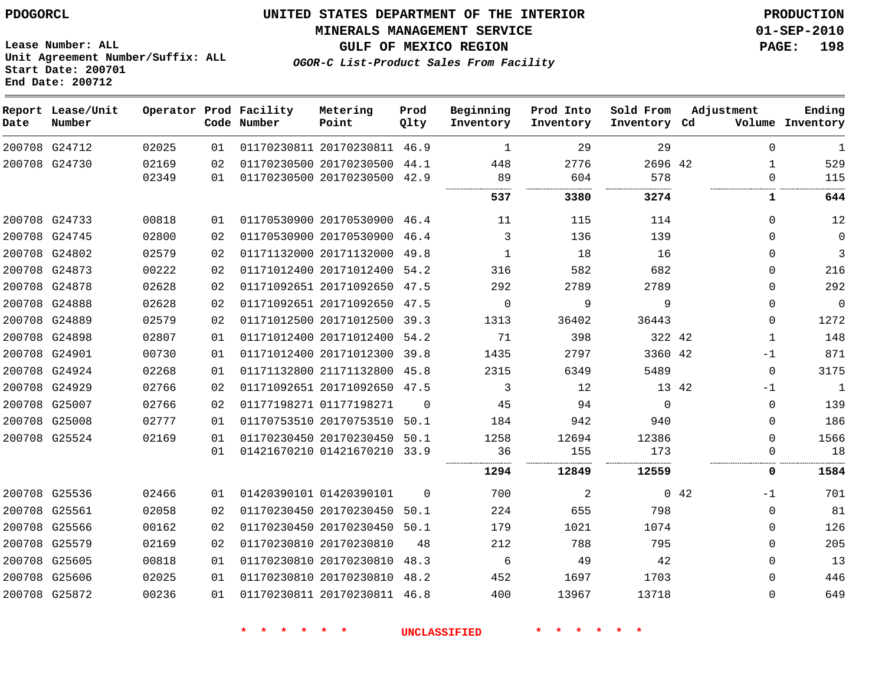PDOGORCL

Lease Number: ALL
Unit Agreement Number/Suffix: ALL
Start Date: 200701
End Date: 200712

# UNITED STATES DEPARTMENT OF THE INTERIOR
## MINERALS MANAGEMENT SERVICE
## GULF OF MEXICO REGION
### *OGOR-C List-Product Sales From Facility*

PRODUCTION
01-SEP-2010
PAGE: 198

| Report Date | Lease/Unit Number | Operator | Prod Code | Facility Number | Metering Point | Prod Qlty | Beginning Inventory | Prod Into Inventory | Sold From Inventory | Adjustment Cd | Adjustment Volume | Ending Inventory |
|---|---|---|---|---|---|---|---|---|---|---|---|---|
| 200708 | G24712 | 02025 | 01 | 01170230811 | 20170230811 | 46.9 | 1 | 29 | 29 | | 0 | 1 |
| 200708 | G24730 | 02169 | 02 | 01170230500 | 20170230500 | 44.1 | 448 | 2776 | 2696 | 42 | 1 | 529 |
| | | 02349 | 01 | 01170230500 | 20170230500 | 42.9 | 89 | 604 | 578 | | 0 | 115 |
| | | | | | | | **537** | **3380** | **3274** | | **1** | **644** |
| 200708 | G24733 | 00818 | 01 | 01170530900 | 20170530900 | 46.4 | 11 | 115 | 114 | | 0 | 12 |
| 200708 | G24745 | 02800 | 02 | 01170530900 | 20170530900 | 46.4 | 3 | 136 | 139 | | 0 | 0 |
| 200708 | G24802 | 02579 | 02 | 01171132000 | 20171132000 | 49.8 | 1 | 18 | 16 | | 0 | 3 |
| 200708 | G24873 | 00222 | 02 | 01171012400 | 20171012400 | 54.2 | 316 | 582 | 682 | | 0 | 216 |
| 200708 | G24878 | 02628 | 02 | 01171092651 | 20171092650 | 47.5 | 292 | 2789 | 2789 | | 0 | 292 |
| 200708 | G24888 | 02628 | 02 | 01171092651 | 20171092650 | 47.5 | 0 | 9 | 9 | | 0 | 0 |
| 200708 | G24889 | 02579 | 02 | 01171012500 | 20171012500 | 39.3 | 1313 | 36402 | 36443 | | 0 | 1272 |
| 200708 | G24898 | 02807 | 01 | 01171012400 | 20171012400 | 54.2 | 71 | 398 | 322 | 42 | 1 | 148 |
| 200708 | G24901 | 00730 | 01 | 01171012400 | 20171012300 | 39.8 | 1435 | 2797 | 3360 | 42 | -1 | 871 |
| 200708 | G24924 | 02268 | 01 | 01171132800 | 21171132800 | 45.8 | 2315 | 6349 | 5489 | | 0 | 3175 |
| 200708 | G24929 | 02766 | 02 | 01171092651 | 20171092650 | 47.5 | 3 | 12 | 13 | 42 | -1 | 1 |
| 200708 | G25007 | 02766 | 02 | 01177198271 | 01177198271 | 0 | 45 | 94 | 0 | | 0 | 139 |
| 200708 | G25008 | 02777 | 01 | 01170753510 | 20170753510 | 50.1 | 184 | 942 | 940 | | 0 | 186 |
| 200708 | G25524 | 02169 | 01 | 01170230450 | 20170230450 | 50.1 | 1258 | 12694 | 12386 | | 0 | 1566 |
| | | | 01 | 01421670210 | 01421670210 | 33.9 | 36 | 155 | 173 | | 0 | 18 |
| | | | | | | | **1294** | **12849** | **12559** | | **0** | **1584** |
| 200708 | G25536 | 02466 | 01 | 01420390101 | 01420390101 | 0 | 700 | 2 | 0 | 42 | -1 | 701 |
| 200708 | G25561 | 02058 | 02 | 01170230450 | 20170230450 | 50.1 | 224 | 655 | 798 | | 0 | 81 |
| 200708 | G25566 | 00162 | 02 | 01170230450 | 20170230450 | 50.1 | 179 | 1021 | 1074 | | 0 | 126 |
| 200708 | G25579 | 02169 | 02 | 01170230810 | 20170230810 | 48 | 212 | 788 | 795 | | 0 | 205 |
| 200708 | G25605 | 00818 | 01 | 01170230810 | 20170230810 | 48.3 | 6 | 49 | 42 | | 0 | 13 |
| 200708 | G25606 | 02025 | 01 | 01170230810 | 20170230810 | 48.2 | 452 | 1697 | 1703 | | 0 | 446 |
| 200708 | G25872 | 00236 | 01 | 01170230811 | 20170230811 | 46.8 | 400 | 13967 | 13718 | | 0 | 649 |

* * * * * * UNCLASSIFIED * * * * * *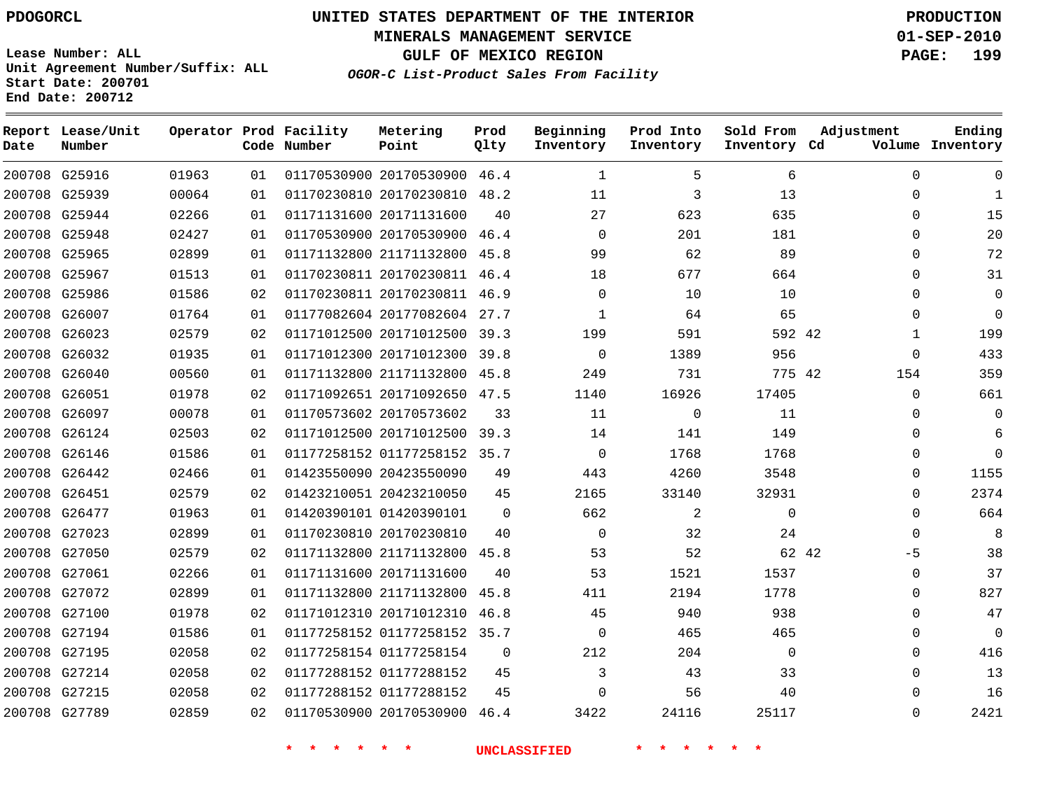PDOGORCL

Lease Number: ALL
Unit Agreement Number/Suffix: ALL
Start Date: 200701
End Date: 200712

# UNITED STATES DEPARTMENT OF THE INTERIOR
## MINERALS MANAGEMENT SERVICE
## GULF OF MEXICO REGION
### *OGOR-C List-Product Sales From Facility*

PRODUCTION
01-SEP-2010

| Report Date | Lease/Unit Number | Operator | Prod Code | Facility Number | Metering Point | Prod Qlty | Beginning Inventory | Prod Into Inventory | Sold From Inventory | Adjustment Cd | Adjustment Volume | Ending Inventory |
|---|---|---|---|---|---|---|---|---|---|---|---|---|
| 200708 | G25916 | 01963 | 01 | 01170530900 | 20170530900 | 46.4 | 1 | 5 | 6 | | 0 | 0 |
| 200708 | G25939 | 00064 | 01 | 01170230810 | 20170230810 | 48.2 | 11 | 3 | 13 | | 0 | 1 |
| 200708 | G25944 | 02266 | 01 | 01171131600 | 20171131600 | 40 | 27 | 623 | 635 | | 0 | 15 |
| 200708 | G25948 | 02427 | 01 | 01170530900 | 20170530900 | 46.4 | 0 | 201 | 181 | | 0 | 20 |
| 200708 | G25965 | 02899 | 01 | 01171132800 | 21171132800 | 45.8 | 99 | 62 | 89 | | 0 | 72 |
| 200708 | G25967 | 01513 | 01 | 01170230811 | 20170230811 | 46.4 | 18 | 677 | 664 | | 0 | 31 |
| 200708 | G25986 | 01586 | 02 | 01170230811 | 20170230811 | 46.9 | 0 | 10 | 10 | | 0 | 0 |
| 200708 | G26007 | 01764 | 01 | 01177082604 | 20177082604 | 27.7 | 1 | 64 | 65 | | 0 | 0 |
| 200708 | G26023 | 02579 | 02 | 01171012500 | 20171012500 | 39.3 | 199 | 591 | 592 | 42 | 1 | 199 |
| 200708 | G26032 | 01935 | 01 | 01171012300 | 20171012300 | 39.8 | 0 | 1389 | 956 | | 0 | 433 |
| 200708 | G26040 | 00560 | 01 | 01171132800 | 21171132800 | 45.8 | 249 | 731 | 775 | 42 | 154 | 359 |
| 200708 | G26051 | 01978 | 02 | 01171092651 | 20171092650 | 47.5 | 1140 | 16926 | 17405 | | 0 | 661 |
| 200708 | G26097 | 00078 | 01 | 01170573602 | 20170573602 | 33 | 11 | 0 | 11 | | 0 | 0 |
| 200708 | G26124 | 02503 | 02 | 01171012500 | 20171012500 | 39.3 | 14 | 141 | 149 | | 0 | 6 |
| 200708 | G26146 | 01586 | 01 | 01177258152 | 01177258152 | 35.7 | 0 | 1768 | 1768 | | 0 | 0 |
| 200708 | G26442 | 02466 | 01 | 01423550090 | 20423550090 | 49 | 443 | 4260 | 3548 | | 0 | 1155 |
| 200708 | G26451 | 02579 | 02 | 01423210051 | 20423210050 | 45 | 2165 | 33140 | 32931 | | 0 | 2374 |
| 200708 | G26477 | 01963 | 01 | 01420390101 | 01420390101 | 0 | 662 | 2 | 0 | | 0 | 664 |
| 200708 | G27023 | 02899 | 01 | 01170230810 | 20170230810 | 40 | 0 | 32 | 24 | | 0 | 8 |
| 200708 | G27050 | 02579 | 02 | 01171132800 | 21171132800 | 45.8 | 53 | 52 | 62 | 42 | -5 | 38 |
| 200708 | G27061 | 02266 | 01 | 01171131600 | 20171131600 | 40 | 53 | 1521 | 1537 | | 0 | 37 |
| 200708 | G27072 | 02899 | 01 | 01171132800 | 21171132800 | 45.8 | 411 | 2194 | 1778 | | 0 | 827 |
| 200708 | G27100 | 01978 | 02 | 01171012310 | 20171012310 | 46.8 | 45 | 940 | 938 | | 0 | 47 |
| 200708 | G27194 | 01586 | 01 | 01177258152 | 01177258152 | 35.7 | 0 | 465 | 465 | | 0 | 0 |
| 200708 | G27195 | 02058 | 02 | 01177258154 | 01177258154 | 0 | 212 | 204 | 0 | | 0 | 416 |
| 200708 | G27214 | 02058 | 02 | 01177288152 | 01177288152 | 45 | 3 | 43 | 33 | | 0 | 13 |
| 200708 | G27215 | 02058 | 02 | 01177288152 | 01177288152 | 45 | 0 | 56 | 40 | | 0 | 16 |
| 200708 | G27789 | 02859 | 02 | 01170530900 | 20170530900 | 46.4 | 3422 | 24116 | 25117 | | 0 | 2421 |

* * * * * * * UNCLASSIFIED * * * * * * *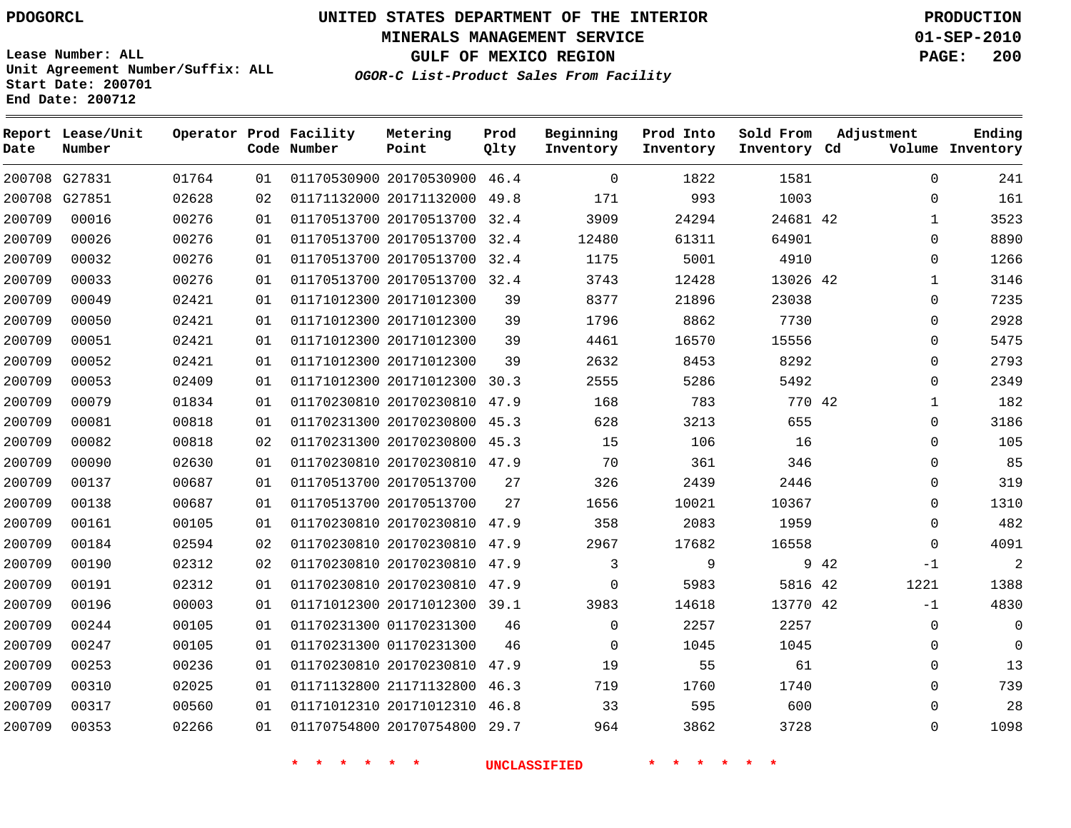PDOGORCL

# UNITED STATES DEPARTMENT OF THE INTERIOR
## MINERALS MANAGEMENT SERVICE
## GULF OF MEXICO REGION
### *OGOR-C List-Product Sales From Facility*

PRODUCTION
01-SEP-2010

Lease Number: ALL
Unit Agreement Number/Suffix: ALL
Start Date: 200701
End Date: 200712

| Report Date | Lease/Unit Number | Operator | Prod Code | Facility Number | Metering Point | Prod Qlty | Beginning Inventory | Prod Into Inventory | Sold From Inventory | Adjustment Cd | Adjustment Volume | Ending Inventory |
|---|---|---|---|---|---|---|---|---|---|---|---|---|
| 200708 | G27831 | 01764 | 01 | 01170530900 | 20170530900 | 46.4 | 0 | 1822 | 1581 | | 0 | 241 |
| 200708 | G27851 | 02628 | 02 | 01171132000 | 20171132000 | 49.8 | 171 | 993 | 1003 | | 0 | 161 |
| 200709 | 00016 | 00276 | 01 | 01170513700 | 20170513700 | 32.4 | 3909 | 24294 | 24681 | 42 | 1 | 3523 |
| 200709 | 00026 | 00276 | 01 | 01170513700 | 20170513700 | 32.4 | 12480 | 61311 | 64901 | | 0 | 8890 |
| 200709 | 00032 | 00276 | 01 | 01170513700 | 20170513700 | 32.4 | 1175 | 5001 | 4910 | | 0 | 1266 |
| 200709 | 00033 | 00276 | 01 | 01170513700 | 20170513700 | 32.4 | 3743 | 12428 | 13026 | 42 | 1 | 3146 |
| 200709 | 00049 | 02421 | 01 | 01171012300 | 20171012300 | 39 | 8377 | 21896 | 23038 | | 0 | 7235 |
| 200709 | 00050 | 02421 | 01 | 01171012300 | 20171012300 | 39 | 1796 | 8862 | 7730 | | 0 | 2928 |
| 200709 | 00051 | 02421 | 01 | 01171012300 | 20171012300 | 39 | 4461 | 16570 | 15556 | | 0 | 5475 |
| 200709 | 00052 | 02421 | 01 | 01171012300 | 20171012300 | 39 | 2632 | 8453 | 8292 | | 0 | 2793 |
| 200709 | 00053 | 02409 | 01 | 01171012300 | 20171012300 | 30.3 | 2555 | 5286 | 5492 | | 0 | 2349 |
| 200709 | 00079 | 01834 | 01 | 01170230810 | 20170230810 | 47.9 | 168 | 783 | 770 | 42 | 1 | 182 |
| 200709 | 00081 | 00818 | 01 | 01170231300 | 20170230800 | 45.3 | 628 | 3213 | 655 | | 0 | 3186 |
| 200709 | 00082 | 00818 | 02 | 01170231300 | 20170230800 | 45.3 | 15 | 106 | 16 | | 0 | 105 |
| 200709 | 00090 | 02630 | 01 | 01170230810 | 20170230810 | 47.9 | 70 | 361 | 346 | | 0 | 85 |
| 200709 | 00137 | 00687 | 01 | 01170513700 | 20170513700 | 27 | 326 | 2439 | 2446 | | 0 | 319 |
| 200709 | 00138 | 00687 | 01 | 01170513700 | 20170513700 | 27 | 1656 | 10021 | 10367 | | 0 | 1310 |
| 200709 | 00161 | 00105 | 01 | 01170230810 | 20170230810 | 47.9 | 358 | 2083 | 1959 | | 0 | 482 |
| 200709 | 00184 | 02594 | 02 | 01170230810 | 20170230810 | 47.9 | 2967 | 17682 | 16558 | | 0 | 4091 |
| 200709 | 00190 | 02312 | 02 | 01170230810 | 20170230810 | 47.9 | 3 | 9 | 9 | 42 | -1 | 2 |
| 200709 | 00191 | 02312 | 01 | 01170230810 | 20170230810 | 47.9 | 0 | 5983 | 5816 | 42 | 1221 | 1388 |
| 200709 | 00196 | 00003 | 01 | 01171012300 | 20171012300 | 39.1 | 3983 | 14618 | 13770 | 42 | -1 | 4830 |
| 200709 | 00244 | 00105 | 01 | 01170231300 | 01170231300 | 46 | 0 | 2257 | 2257 | | 0 | 0 |
| 200709 | 00247 | 00105 | 01 | 01170231300 | 01170231300 | 46 | 0 | 1045 | 1045 | | 0 | 0 |
| 200709 | 00253 | 00236 | 01 | 01170230810 | 20170230810 | 47.9 | 19 | 55 | 61 | | 0 | 13 |
| 200709 | 00310 | 02025 | 01 | 01171132800 | 21171132800 | 46.3 | 719 | 1760 | 1740 | | 0 | 739 |
| 200709 | 00317 | 00560 | 01 | 01171012310 | 20171012310 | 46.8 | 33 | 595 | 600 | | 0 | 28 |
| 200709 | 00353 | 02266 | 01 | 01170754800 | 20170754800 | 29.7 | 964 | 3862 | 3728 | | 0 | 1098 |

* * * * * * * UNCLASSIFIED * * * * * * *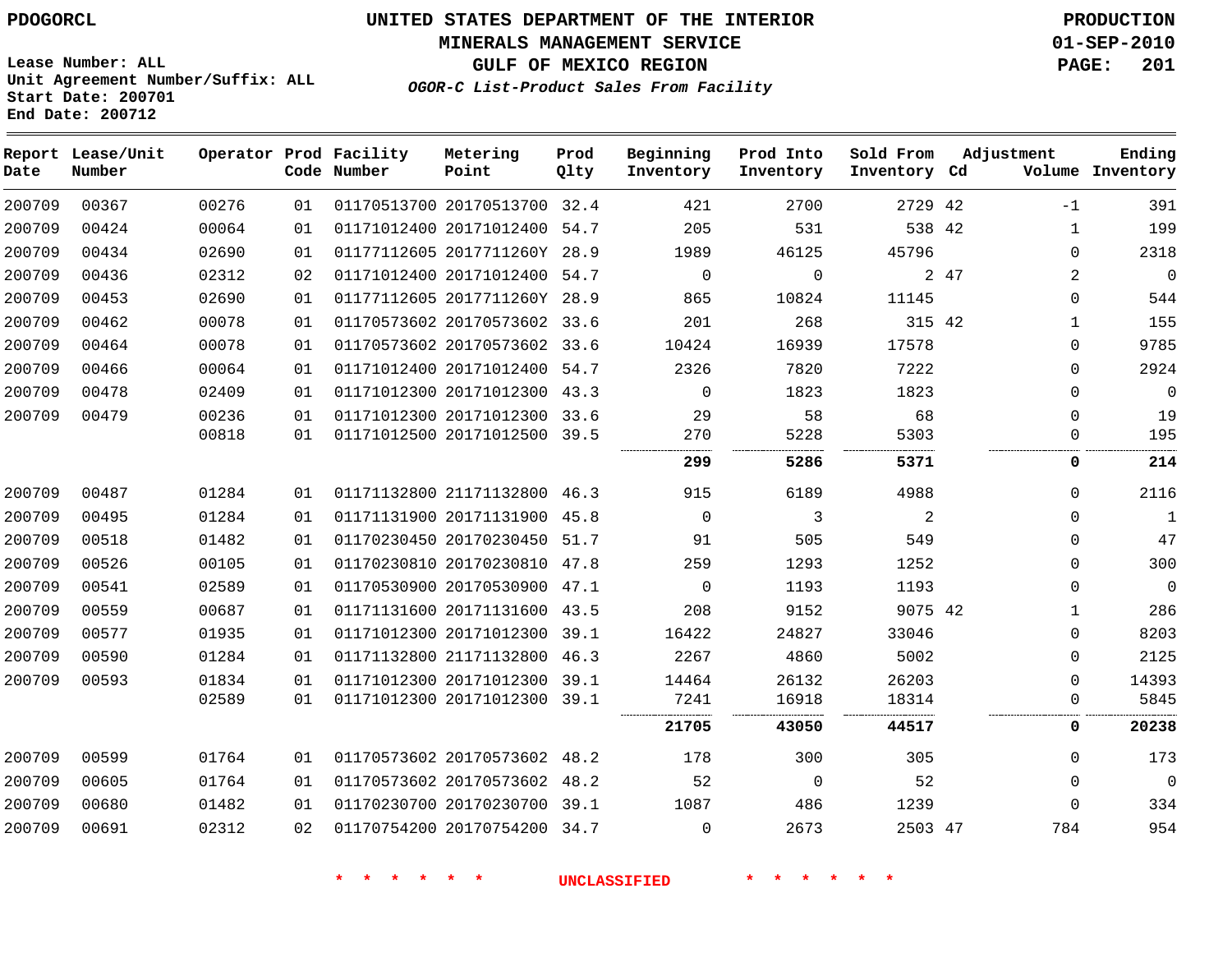PDOGORCL

Lease Number: ALL
Unit Agreement Number/Suffix: ALL
Start Date: 200701
End Date: 200712

# UNITED STATES DEPARTMENT OF THE INTERIOR
## MINERALS MANAGEMENT SERVICE
## GULF OF MEXICO REGION
### *OGOR-C List-Product Sales From Facility*

PRODUCTION
01-SEP-2010

| Report Date | Lease/Unit Number | Operator | Prod Code | Facility Number | Metering Point | Prod Qlty | Beginning Inventory | Prod Into Inventory | Sold From Inventory | Adjustment Cd | Volume | Ending Inventory |
|---|---|---|---|---|---|---|---|---|---|---|---|---|
| 200709 | 00367 | 00276 | 01 | 01170513700 | 20170513700 | 32.4 | 421 | 2700 | 2729 | 42 | -1 | 391 |
| 200709 | 00424 | 00064 | 01 | 01171012400 | 20171012400 | 54.7 | 205 | 531 | 538 | 42 | 1 | 199 |
| 200709 | 00434 | 02690 | 01 | 01177112605 | 2017711260Y | 28.9 | 1989 | 46125 | 45796 | | 0 | 2318 |
| 200709 | 00436 | 02312 | 02 | 01171012400 | 20171012400 | 54.7 | 0 | 0 | 2 | 47 | 2 | 0 |
| 200709 | 00453 | 02690 | 01 | 01177112605 | 2017711260Y | 28.9 | 865 | 10824 | 11145 | | 0 | 544 |
| 200709 | 00462 | 00078 | 01 | 01170573602 | 20170573602 | 33.6 | 201 | 268 | 315 | 42 | 1 | 155 |
| 200709 | 00464 | 00078 | 01 | 01170573602 | 20170573602 | 33.6 | 10424 | 16939 | 17578 | | 0 | 9785 |
| 200709 | 00466 | 00064 | 01 | 01171012400 | 20171012400 | 54.7 | 2326 | 7820 | 7222 | | 0 | 2924 |
| 200709 | 00478 | 02409 | 01 | 01171012300 | 20171012300 | 43.3 | 0 | 1823 | 1823 | | 0 | 0 |
| 200709 | 00479 | 00236 | 01 | 01171012300 | 20171012300 | 33.6 | 29 | 58 | 68 | | 0 | 19 |
| | | 00818 | 01 | 01171012500 | 20171012500 | 39.5 | 270 | 5228 | 5303 | | 0 | 195 |
| | | | | | | | **299** | **5286** | **5371** | | **0** | **214** |
| 200709 | 00487 | 01284 | 01 | 01171132800 | 21171132800 | 46.3 | 915 | 6189 | 4988 | | 0 | 2116 |
| 200709 | 00495 | 01284 | 01 | 01171131900 | 20171131900 | 45.8 | 0 | 3 | 2 | | 0 | 1 |
| 200709 | 00518 | 01482 | 01 | 01170230450 | 20170230450 | 51.7 | 91 | 505 | 549 | | 0 | 47 |
| 200709 | 00526 | 00105 | 01 | 01170230810 | 20170230810 | 47.8 | 259 | 1293 | 1252 | | 0 | 300 |
| 200709 | 00541 | 02589 | 01 | 01170530900 | 20170530900 | 47.1 | 0 | 1193 | 1193 | | 0 | 0 |
| 200709 | 00559 | 00687 | 01 | 01171131600 | 20171131600 | 43.5 | 208 | 9152 | 9075 | 42 | 1 | 286 |
| 200709 | 00577 | 01935 | 01 | 01171012300 | 20171012300 | 39.1 | 16422 | 24827 | 33046 | | 0 | 8203 |
| 200709 | 00590 | 01284 | 01 | 01171132800 | 21171132800 | 46.3 | 2267 | 4860 | 5002 | | 0 | 2125 |
| 200709 | 00593 | 01834 | 01 | 01171012300 | 20171012300 | 39.1 | 14464 | 26132 | 26203 | | 0 | 14393 |
| | | 02589 | 01 | 01171012300 | 20171012300 | 39.1 | 7241 | 16918 | 18314 | | 0 | 5845 |
| | | | | | | | **21705** | **43050** | **44517** | | **0** | **20238** |
| 200709 | 00599 | 01764 | 01 | 01170573602 | 20170573602 | 48.2 | 178 | 300 | 305 | | 0 | 173 |
| 200709 | 00605 | 01764 | 01 | 01170573602 | 20170573602 | 48.2 | 52 | 0 | 52 | | 0 | 0 |
| 200709 | 00680 | 01482 | 01 | 01170230700 | 20170230700 | 39.1 | 1087 | 486 | 1239 | | 0 | 334 |
| 200709 | 00691 | 02312 | 02 | 01170754200 | 20170754200 | 34.7 | 0 | 2673 | 2503 | 47 | 784 | 954 |

* * * * * * UNCLASSIFIED * * * * * *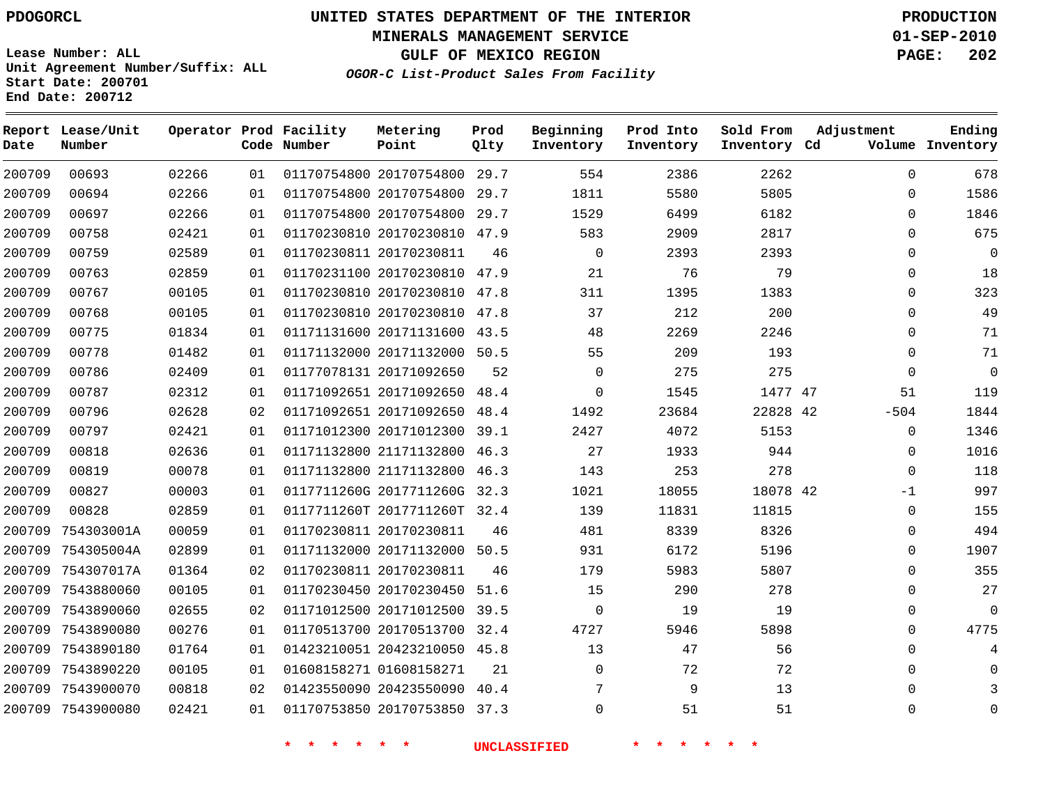PDOGORCL

Lease Number: ALL
Unit Agreement Number/Suffix: ALL
Start Date: 200701
End Date: 200712

# UNITED STATES DEPARTMENT OF THE INTERIOR
## MINERALS MANAGEMENT SERVICE
## GULF OF MEXICO REGION
### OGOR-C List-Product Sales From Facility

PRODUCTION
01-SEP-2010

| Report Date | Lease/Unit Number | Operator | Prod Code | Facility Number | Metering Point | Prod Qlty | Beginning Inventory | Prod Into Inventory | Sold From Inventory | Adjustment Cd | Volume | Ending Inventory |
|---|---|---|---|---|---|---|---|---|---|---|---|---|
| 200709 | 00693 | 02266 | 01 | 01170754800 | 20170754800 | 29.7 | 554 | 2386 | 2262 | | 0 | 678 |
| 200709 | 00694 | 02266 | 01 | 01170754800 | 20170754800 | 29.7 | 1811 | 5580 | 5805 | | 0 | 1586 |
| 200709 | 00697 | 02266 | 01 | 01170754800 | 20170754800 | 29.7 | 1529 | 6499 | 6182 | | 0 | 1846 |
| 200709 | 00758 | 02421 | 01 | 01170230810 | 20170230810 | 47.9 | 583 | 2909 | 2817 | | 0 | 675 |
| 200709 | 00759 | 02589 | 01 | 01170230811 | 20170230811 | 46 | 0 | 2393 | 2393 | | 0 | 0 |
| 200709 | 00763 | 02859 | 01 | 01170231100 | 20170230810 | 47.9 | 21 | 76 | 79 | | 0 | 18 |
| 200709 | 00767 | 00105 | 01 | 01170230810 | 20170230810 | 47.8 | 311 | 1395 | 1383 | | 0 | 323 |
| 200709 | 00768 | 00105 | 01 | 01170230810 | 20170230810 | 47.8 | 37 | 212 | 200 | | 0 | 49 |
| 200709 | 00775 | 01834 | 01 | 01171131600 | 20171131600 | 43.5 | 48 | 2269 | 2246 | | 0 | 71 |
| 200709 | 00778 | 01482 | 01 | 01171132000 | 20171132000 | 50.5 | 55 | 209 | 193 | | 0 | 71 |
| 200709 | 00786 | 02409 | 01 | 01177078131 | 20171092650 | 52 | 0 | 275 | 275 | | 0 | 0 |
| 200709 | 00787 | 02312 | 01 | 01171092651 | 20171092650 | 48.4 | 0 | 1545 | 1477 | 47 | 51 | 119 |
| 200709 | 00796 | 02628 | 02 | 01171092651 | 20171092650 | 48.4 | 1492 | 23684 | 22828 | 42 | -504 | 1844 |
| 200709 | 00797 | 02421 | 01 | 01171012300 | 20171012300 | 39.1 | 2427 | 4072 | 5153 | | 0 | 1346 |
| 200709 | 00818 | 02636 | 01 | 01171132800 | 21171132800 | 46.3 | 27 | 1933 | 944 | | 0 | 1016 |
| 200709 | 00819 | 00078 | 01 | 01171132800 | 21171132800 | 46.3 | 143 | 253 | 278 | | 0 | 118 |
| 200709 | 00827 | 00003 | 01 | 0117711260G | 2017711260G | 32.3 | 1021 | 18055 | 18078 | 42 | -1 | 997 |
| 200709 | 00828 | 02859 | 01 | 0117711260T | 2017711260T | 32.4 | 139 | 11831 | 11815 | | 0 | 155 |
| 200709 | 754303001A | 00059 | 01 | 01170230811 | 20170230811 | 46 | 481 | 8339 | 8326 | | 0 | 494 |
| 200709 | 754305004A | 02899 | 01 | 01171132000 | 20171132000 | 50.5 | 931 | 6172 | 5196 | | 0 | 1907 |
| 200709 | 754307017A | 01364 | 02 | 01170230811 | 20170230811 | 46 | 179 | 5983 | 5807 | | 0 | 355 |
| 200709 | 7543880060 | 00105 | 01 | 01170230450 | 20170230450 | 51.6 | 15 | 290 | 278 | | 0 | 27 |
| 200709 | 7543890060 | 02655 | 02 | 01171012500 | 20171012500 | 39.5 | 0 | 19 | 19 | | 0 | 0 |
| 200709 | 7543890080 | 00276 | 01 | 01170513700 | 20170513700 | 32.4 | 4727 | 5946 | 5898 | | 0 | 4775 |
| 200709 | 7543890180 | 01764 | 01 | 01423210051 | 20423210050 | 45.8 | 13 | 47 | 56 | | 0 | 4 |
| 200709 | 7543890220 | 00105 | 01 | 01608158271 | 01608158271 | 21 | 0 | 72 | 72 | | 0 | 0 |
| 200709 | 7543900070 | 00818 | 02 | 01423550090 | 20423550090 | 40.4 | 7 | 9 | 13 | | 0 | 3 |
| 200709 | 7543900080 | 02421 | 01 | 01170753850 | 20170753850 | 37.3 | 0 | 51 | 51 | | 0 | 0 |

* * * * * * UNCLASSIFIED * * * * * *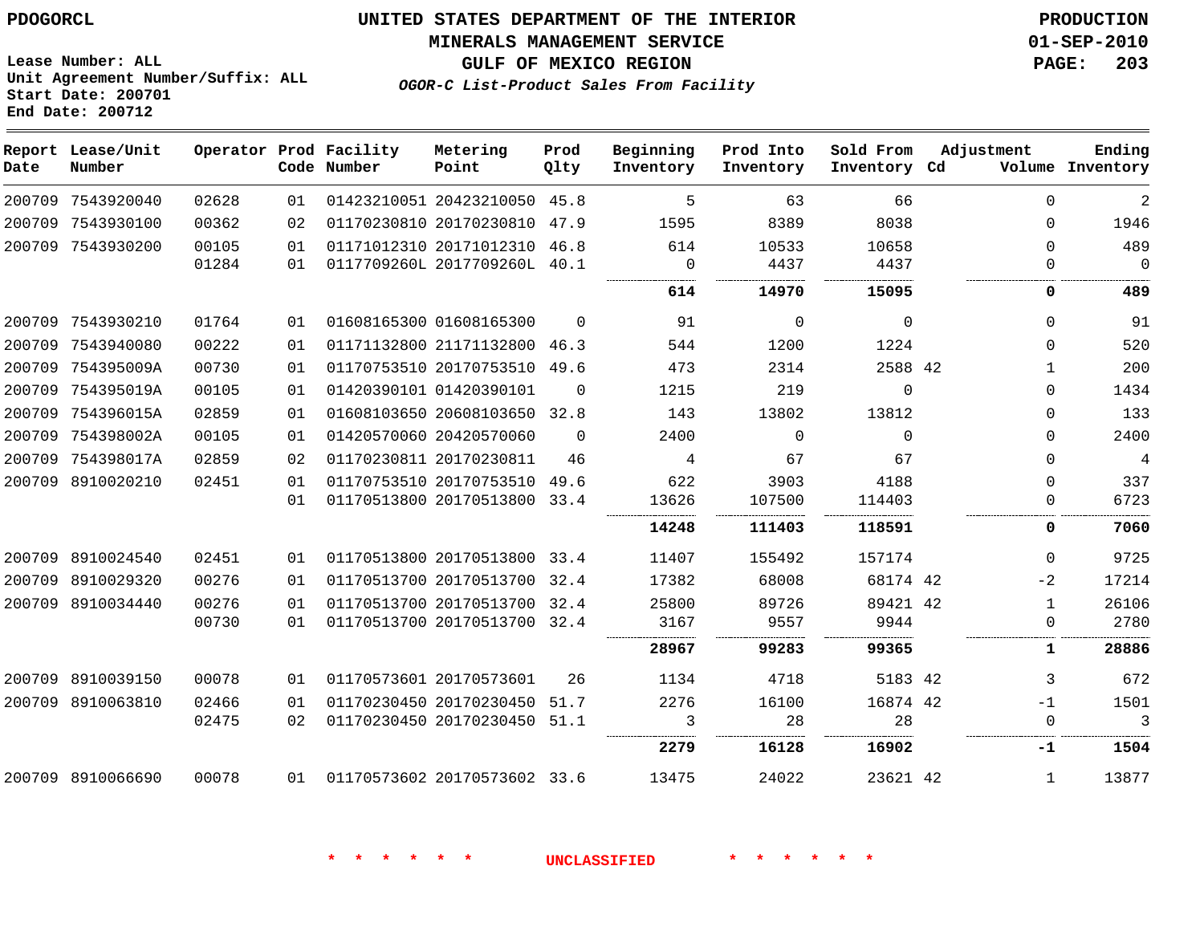PDOGORCL

**Lease Number: ALL**
**Unit Agreement Number/Suffix: ALL**
**Start Date: 200701**
**End Date: 200712**

# UNITED STATES DEPARTMENT OF THE INTERIOR
## MINERALS MANAGEMENT SERVICE
## GULF OF MEXICO REGION
### *OGOR-C List-Product Sales From Facility*

**PRODUCTION**
**01-SEP-2010**

| Report Date | Lease/Unit Number | Operator | Prod Code | Facility Number | Metering Point | Prod Qlty | Beginning Inventory | Prod Into Inventory | Sold From Inventory | Adjustment Cd | Adjustment Volume | Ending Inventory |
|---|---|---|---|---|---|---|---|---|---|---|---|---|
| 200709 | 7543920040 | 02628 | 01 | 01423210051 | 20423210050 | 45.8 | 5 | 63 | 66 | | 0 | 2 |
| 200709 | 7543930100 | 00362 | 02 | 01170230810 | 20170230810 | 47.9 | 1595 | 8389 | 8038 | | 0 | 1946 |
| 200709 | 7543930200 | 00105 | 01 | 01171012310 | 20171012310 | 46.8 | 614 | 10533 | 10658 | | 0 | 489 |
| | | 01284 | 01 | 0117709260L | 2017709260L | 40.1 | 0 | 4437 | 4437 | | 0 | 0 |
| | | | | | | | **614** | **14970** | **15095** | | **0** | **489** |
| 200709 | 7543930210 | 01764 | 01 | 01608165300 | 01608165300 | 0 | 91 | 0 | 0 | | 0 | 91 |
| 200709 | 7543940080 | 00222 | 01 | 01171132800 | 21171132800 | 46.3 | 544 | 1200 | 1224 | | 0 | 520 |
| 200709 | 754395009A | 00730 | 01 | 01170753510 | 20170753510 | 49.6 | 473 | 2314 | 2588 | 42 | 1 | 200 |
| 200709 | 754395019A | 00105 | 01 | 01420390101 | 01420390101 | 0 | 1215 | 219 | 0 | | 0 | 1434 |
| 200709 | 754396015A | 02859 | 01 | 01608103650 | 20608103650 | 32.8 | 143 | 13802 | 13812 | | 0 | 133 |
| 200709 | 754398002A | 00105 | 01 | 01420570060 | 20420570060 | 0 | 2400 | 0 | 0 | | 0 | 2400 |
| 200709 | 754398017A | 02859 | 02 | 01170230811 | 20170230811 | 46 | 4 | 67 | 67 | | 0 | 4 |
| 200709 | 8910020210 | 02451 | 01 | 01170753510 | 20170753510 | 49.6 | 622 | 3903 | 4188 | | 0 | 337 |
| | | | 01 | 01170513800 | 20170513800 | 33.4 | 13626 | 107500 | 114403 | | 0 | 6723 |
| | | | | | | | **14248** | **111403** | **118591** | | **0** | **7060** |
| 200709 | 8910024540 | 02451 | 01 | 01170513800 | 20170513800 | 33.4 | 11407 | 155492 | 157174 | | 0 | 9725 |
| 200709 | 8910029320 | 00276 | 01 | 01170513700 | 20170513700 | 32.4 | 17382 | 68008 | 68174 | 42 | -2 | 17214 |
| 200709 | 8910034440 | 00276 | 01 | 01170513700 | 20170513700 | 32.4 | 25800 | 89726 | 89421 | 42 | 1 | 26106 |
| | | 00730 | 01 | 01170513700 | 20170513700 | 32.4 | 3167 | 9557 | 9944 | | 0 | 2780 |
| | | | | | | | **28967** | **99283** | **99365** | | **1** | **28886** |
| 200709 | 8910039150 | 00078 | 01 | 01170573601 | 20170573601 | 26 | 1134 | 4718 | 5183 | 42 | 3 | 672 |
| 200709 | 8910063810 | 02466 | 01 | 01170230450 | 20170230450 | 51.7 | 2276 | 16100 | 16874 | 42 | -1 | 1501 |
| | | 02475 | 02 | 01170230450 | 20170230450 | 51.1 | 3 | 28 | 28 | | 0 | 3 |
| | | | | | | | **2279** | **16128** | **16902** | | **-1** | **1504** |
| 200709 | 8910066690 | 00078 | 01 | 01170573602 | 20170573602 | 33.6 | 13475 | 24022 | 23621 | 42 | 1 | 13877 |

\* \* \* \* \* \* UNCLASSIFIED \* \* \* \* \* \*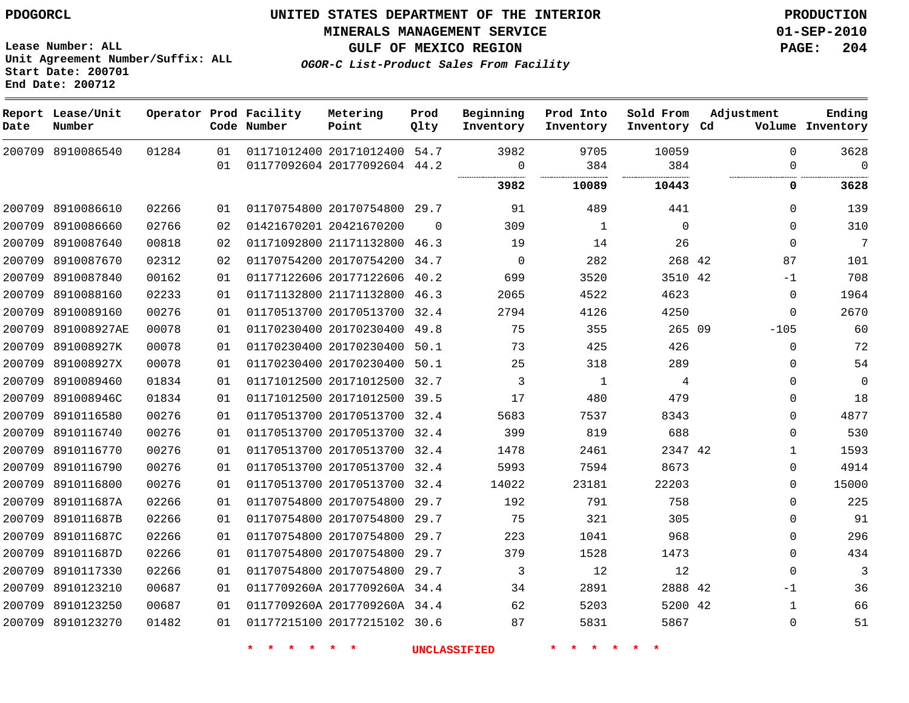PDOGORCL

# UNITED STATES DEPARTMENT OF THE INTERIOR
## MINERALS MANAGEMENT SERVICE
## GULF OF MEXICO REGION
### *OGOR-C List-Product Sales From Facility*

PRODUCTION
01-SEP-2010

Lease Number: ALL
Unit Agreement Number/Suffix: ALL
Start Date: 200701
End Date: 200712

| Report Date | Lease/Unit Number | Operator | Prod Code | Facility Number | Metering Point | Prod Qlty | Beginning Inventory | Prod Into Inventory | Sold From Inventory | Adjustment Cd | Adjustment Volume | Ending Inventory |
|---|---|---|---|---|---|---|---|---|---|---|---|---|
| 200709 | 8910086540 | 01284 | 01 | 01171012400 | 20171012400 | 54.7 | 3982 | 9705 | 10059 | | 0 | 3628 |
| | | | 01 | 01177092604 | 20177092604 | 44.2 | 0 | 384 | 384 | | 0 | 0 |
| | | | | | | | **3982** | **10089** | **10443** | | **0** | **3628** |
| 200709 | 8910086610 | 02266 | 01 | 01170754800 | 20170754800 | 29.7 | 91 | 489 | 441 | | 0 | 139 |
| 200709 | 8910086660 | 02766 | 02 | 01421670201 | 20421670200 | 0 | 309 | 1 | 0 | | 0 | 310 |
| 200709 | 8910087640 | 00818 | 02 | 01171092800 | 21171132800 | 46.3 | 19 | 14 | 26 | | 0 | 7 |
| 200709 | 8910087670 | 02312 | 02 | 01170754200 | 20170754200 | 34.7 | 0 | 282 | 268 | 42 | 87 | 101 |
| 200709 | 8910087840 | 00162 | 01 | 01177122606 | 20177122606 | 40.2 | 699 | 3520 | 3510 | 42 | -1 | 708 |
| 200709 | 8910088160 | 02233 | 01 | 01171132800 | 21171132800 | 46.3 | 2065 | 4522 | 4623 | | 0 | 1964 |
| 200709 | 8910089160 | 00276 | 01 | 01170513700 | 20170513700 | 32.4 | 2794 | 4126 | 4250 | | 0 | 2670 |
| 200709 | 891008927AE | 00078 | 01 | 01170230400 | 20170230400 | 49.8 | 75 | 355 | 265 | 09 | -105 | 60 |
| 200709 | 891008927K | 00078 | 01 | 01170230400 | 20170230400 | 50.1 | 73 | 425 | 426 | | 0 | 72 |
| 200709 | 891008927X | 00078 | 01 | 01170230400 | 20170230400 | 50.1 | 25 | 318 | 289 | | 0 | 54 |
| 200709 | 8910089460 | 01834 | 01 | 01171012500 | 20171012500 | 32.7 | 3 | 1 | 4 | | 0 | 0 |
| 200709 | 891008946C | 01834 | 01 | 01171012500 | 20171012500 | 39.5 | 17 | 480 | 479 | | 0 | 18 |
| 200709 | 8910116580 | 00276 | 01 | 01170513700 | 20170513700 | 32.4 | 5683 | 7537 | 8343 | | 0 | 4877 |
| 200709 | 8910116740 | 00276 | 01 | 01170513700 | 20170513700 | 32.4 | 399 | 819 | 688 | | 0 | 530 |
| 200709 | 8910116770 | 00276 | 01 | 01170513700 | 20170513700 | 32.4 | 1478 | 2461 | 2347 | 42 | 1 | 1593 |
| 200709 | 8910116790 | 00276 | 01 | 01170513700 | 20170513700 | 32.4 | 5993 | 7594 | 8673 | | 0 | 4914 |
| 200709 | 8910116800 | 00276 | 01 | 01170513700 | 20170513700 | 32.4 | 14022 | 23181 | 22203 | | 0 | 15000 |
| 200709 | 891011687A | 02266 | 01 | 01170754800 | 20170754800 | 29.7 | 192 | 791 | 758 | | 0 | 225 |
| 200709 | 891011687B | 02266 | 01 | 01170754800 | 20170754800 | 29.7 | 75 | 321 | 305 | | 0 | 91 |
| 200709 | 891011687C | 02266 | 01 | 01170754800 | 20170754800 | 29.7 | 223 | 1041 | 968 | | 0 | 296 |
| 200709 | 891011687D | 02266 | 01 | 01170754800 | 20170754800 | 29.7 | 379 | 1528 | 1473 | | 0 | 434 |
| 200709 | 8910117330 | 02266 | 01 | 01170754800 | 20170754800 | 29.7 | 3 | 12 | 12 | | 0 | 3 |
| 200709 | 8910123210 | 00687 | 01 | 0117709260A | 2017709260A | 34.4 | 34 | 2891 | 2888 | 42 | -1 | 36 |
| 200709 | 8910123250 | 00687 | 01 | 0117709260A | 2017709260A | 34.4 | 62 | 5203 | 5200 | 42 | 1 | 66 |
| 200709 | 8910123270 | 01482 | 01 | 01177215100 | 20177215102 | 30.6 | 87 | 5831 | 5867 | | 0 | 51 |

\* \* \* \* \* \* UNCLASSIFIED \* \* \* \* \* \*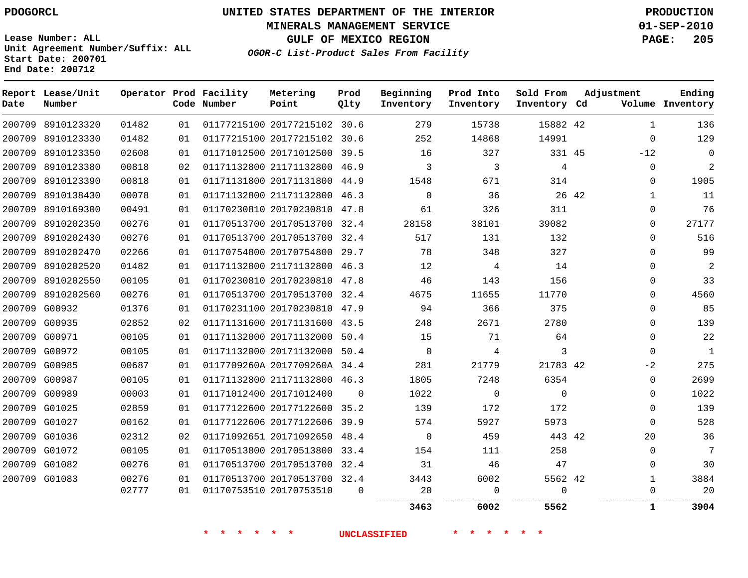PDOGORCL

# UNITED STATES DEPARTMENT OF THE INTERIOR
## MINERALS MANAGEMENT SERVICE
## GULF OF MEXICO REGION
### *OGOR-C List-Product Sales From Facility*

PRODUCTION
01-SEP-2010
PAGE: 205

Lease Number: ALL
Unit Agreement Number/Suffix: ALL
Start Date: 200701
End Date: 200712

| Report Date | Lease/Unit Number | Operator | Prod Code | Facility Number | Metering Point | Prod Qlty | Beginning Inventory | Prod Into Inventory | Sold From Inventory | Adjustment Cd | Adjustment Volume | Ending Inventory |
|---|---|---|---|---|---|---|---|---|---|---|---|---|
| 200709 | 8910123320 | 01482 | 01 | 01177215100 | 20177215102 | 30.6 | 279 | 15738 | 15882 | 42 | 1 | 136 |
| 200709 | 8910123330 | 01482 | 01 | 01177215100 | 20177215102 | 30.6 | 252 | 14868 | 14991 | | 0 | 129 |
| 200709 | 8910123350 | 02608 | 01 | 01171012500 | 20171012500 | 39.5 | 16 | 327 | 331 | 45 | -12 | 0 |
| 200709 | 8910123380 | 00818 | 02 | 01171132800 | 21171132800 | 46.9 | 3 | 3 | 4 | | 0 | 2 |
| 200709 | 8910123390 | 00818 | 01 | 01171131800 | 20171131800 | 44.9 | 1548 | 671 | 314 | | 0 | 1905 |
| 200709 | 8910138430 | 00078 | 01 | 01171132800 | 21171132800 | 46.3 | 0 | 36 | 26 | 42 | 1 | 11 |
| 200709 | 8910169300 | 00491 | 01 | 01170230810 | 20170230810 | 47.8 | 61 | 326 | 311 | | 0 | 76 |
| 200709 | 8910202350 | 00276 | 01 | 01170513700 | 20170513700 | 32.4 | 28158 | 38101 | 39082 | | 0 | 27177 |
| 200709 | 8910202430 | 00276 | 01 | 01170513700 | 20170513700 | 32.4 | 517 | 131 | 132 | | 0 | 516 |
| 200709 | 8910202470 | 02266 | 01 | 01170754800 | 20170754800 | 29.7 | 78 | 348 | 327 | | 0 | 99 |
| 200709 | 8910202520 | 01482 | 01 | 01171132800 | 21171132800 | 46.3 | 12 | 4 | 14 | | 0 | 2 |
| 200709 | 8910202550 | 00105 | 01 | 01170230810 | 20170230810 | 47.8 | 46 | 143 | 156 | | 0 | 33 |
| 200709 | 8910202560 | 00276 | 01 | 01170513700 | 20170513700 | 32.4 | 4675 | 11655 | 11770 | | 0 | 4560 |
| 200709 | G00932 | 01376 | 01 | 01170231100 | 20170230810 | 47.9 | 94 | 366 | 375 | | 0 | 85 |
| 200709 | G00935 | 02852 | 02 | 01171131600 | 20171131600 | 43.5 | 248 | 2671 | 2780 | | 0 | 139 |
| 200709 | G00971 | 00105 | 01 | 01171132000 | 20171132000 | 50.4 | 15 | 71 | 64 | | 0 | 22 |
| 200709 | G00972 | 00105 | 01 | 01171132000 | 20171132000 | 50.4 | 0 | 4 | 3 | | 0 | 1 |
| 200709 | G00985 | 00687 | 01 | 0117709260A | 2017709260A | 34.4 | 281 | 21779 | 21783 | 42 | -2 | 275 |
| 200709 | G00987 | 00105 | 01 | 01171132800 | 21171132800 | 46.3 | 1805 | 7248 | 6354 | | 0 | 2699 |
| 200709 | G00989 | 00003 | 01 | 01171012400 | 20171012400 | 0 | 1022 | 0 | 0 | | 0 | 1022 |
| 200709 | G01025 | 02859 | 01 | 01177122600 | 20177122600 | 35.2 | 139 | 172 | 172 | | 0 | 139 |
| 200709 | G01027 | 00162 | 01 | 01177122606 | 20177122606 | 39.9 | 574 | 5927 | 5973 | | 0 | 528 |
| 200709 | G01036 | 02312 | 02 | 01171092651 | 20171092650 | 48.4 | 0 | 459 | 443 | 42 | 20 | 36 |
| 200709 | G01072 | 00105 | 01 | 01170513800 | 20170513800 | 33.4 | 154 | 111 | 258 | | 0 | 7 |
| 200709 | G01082 | 00276 | 01 | 01170513700 | 20170513700 | 32.4 | 31 | 46 | 47 | | 0 | 30 |
| 200709 | G01083 | 00276 | 01 | 01170513700 | 20170513700 | 32.4 | 3443 | 6002 | 5562 | 42 | 1 | 3884 |
| | | 02777 | 01 | 01170753510 | 20170753510 | 0 | 20 | 0 | 0 | | 0 | 20 |
| | | | | | | | **3463** | **6002** | **5562** | | **1** | **3904** |

\* \* \* \* \* \* UNCLASSIFIED \* \* \* \* \* \*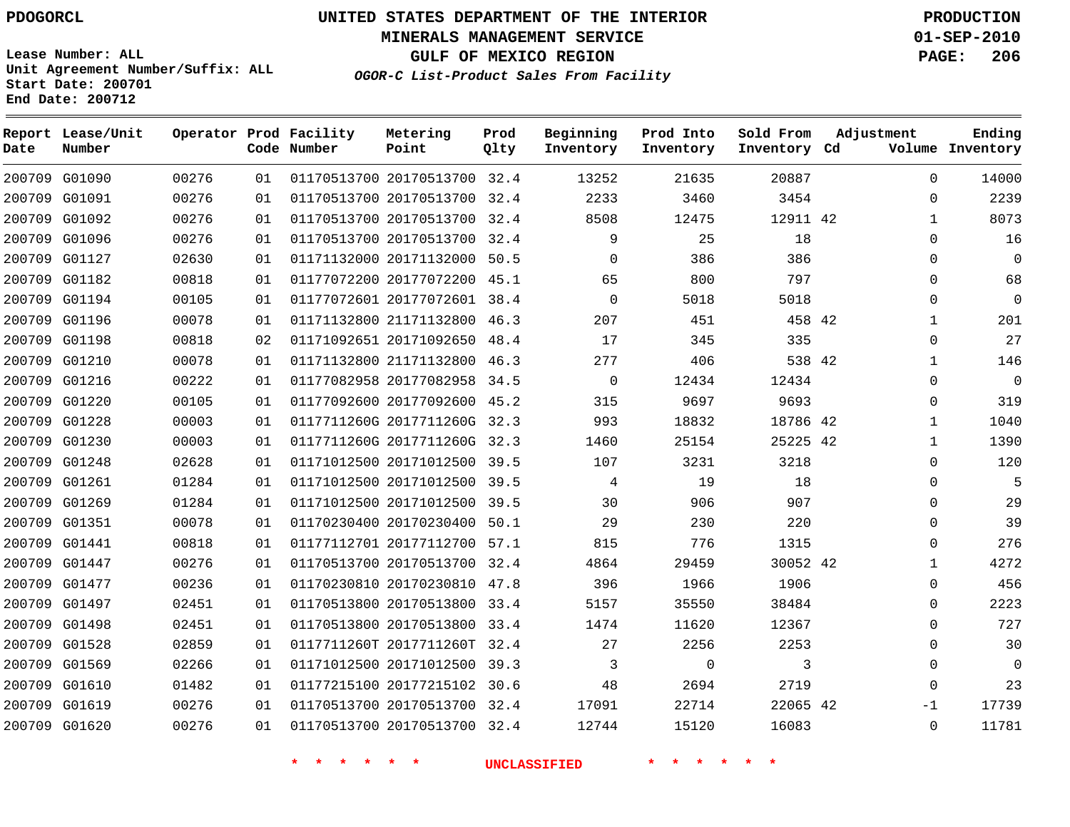PDOGORCL

# UNITED STATES DEPARTMENT OF THE INTERIOR
## MINERALS MANAGEMENT SERVICE
## GULF OF MEXICO REGION
### *OGOR-C List-Product Sales From Facility*

PRODUCTION
01-SEP-2010

Lease Number: ALL
Unit Agreement Number/Suffix: ALL
Start Date: 200701
End Date: 200712

| Report Date | Lease/Unit Number | Operator | Prod Code | Facility Number | Metering Point | Prod Qlty | Beginning Inventory | Prod Into Inventory | Sold From Inventory | Adjustment Cd | Volume | Ending Inventory |
|---|---|---|---|---|---|---|---|---|---|---|---|---|
| 200709 | G01090 | 00276 | 01 | 01170513700 | 20170513700 | 32.4 | 13252 | 21635 | 20887 | | 0 | 14000 |
| 200709 | G01091 | 00276 | 01 | 01170513700 | 20170513700 | 32.4 | 2233 | 3460 | 3454 | | 0 | 2239 |
| 200709 | G01092 | 00276 | 01 | 01170513700 | 20170513700 | 32.4 | 8508 | 12475 | 12911 | 42 | 1 | 8073 |
| 200709 | G01096 | 00276 | 01 | 01170513700 | 20170513700 | 32.4 | 9 | 25 | 18 | | 0 | 16 |
| 200709 | G01127 | 02630 | 01 | 01171132000 | 20171132000 | 50.5 | 0 | 386 | 386 | | 0 | 0 |
| 200709 | G01182 | 00818 | 01 | 01177072200 | 20177072200 | 45.1 | 65 | 800 | 797 | | 0 | 68 |
| 200709 | G01194 | 00105 | 01 | 01177072601 | 20177072601 | 38.4 | 0 | 5018 | 5018 | | 0 | 0 |
| 200709 | G01196 | 00078 | 01 | 01171132800 | 21171132800 | 46.3 | 207 | 451 | 458 | 42 | 1 | 201 |
| 200709 | G01198 | 00818 | 02 | 01171092651 | 20171092650 | 48.4 | 17 | 345 | 335 | | 0 | 27 |
| 200709 | G01210 | 00078 | 01 | 01171132800 | 21171132800 | 46.3 | 277 | 406 | 538 | 42 | 1 | 146 |
| 200709 | G01216 | 00222 | 01 | 01177082958 | 20177082958 | 34.5 | 0 | 12434 | 12434 | | 0 | 0 |
| 200709 | G01220 | 00105 | 01 | 01177092600 | 20177092600 | 45.2 | 315 | 9697 | 9693 | | 0 | 319 |
| 200709 | G01228 | 00003 | 01 | 0117711260G | 2017711260G | 32.3 | 993 | 18832 | 18786 | 42 | 1 | 1040 |
| 200709 | G01230 | 00003 | 01 | 0117711260G | 2017711260G | 32.3 | 1460 | 25154 | 25225 | 42 | 1 | 1390 |
| 200709 | G01248 | 02628 | 01 | 01171012500 | 20171012500 | 39.5 | 107 | 3231 | 3218 | | 0 | 120 |
| 200709 | G01261 | 01284 | 01 | 01171012500 | 20171012500 | 39.5 | 4 | 19 | 18 | | 0 | 5 |
| 200709 | G01269 | 01284 | 01 | 01171012500 | 20171012500 | 39.5 | 30 | 906 | 907 | | 0 | 29 |
| 200709 | G01351 | 00078 | 01 | 01170230400 | 20170230400 | 50.1 | 29 | 230 | 220 | | 0 | 39 |
| 200709 | G01441 | 00818 | 01 | 01177112701 | 20177112700 | 57.1 | 815 | 776 | 1315 | | 0 | 276 |
| 200709 | G01447 | 00276 | 01 | 01170513700 | 20170513700 | 32.4 | 4864 | 29459 | 30052 | 42 | 1 | 4272 |
| 200709 | G01477 | 00236 | 01 | 01170230810 | 20170230810 | 47.8 | 396 | 1966 | 1906 | | 0 | 456 |
| 200709 | G01497 | 02451 | 01 | 01170513800 | 20170513800 | 33.4 | 5157 | 35550 | 38484 | | 0 | 2223 |
| 200709 | G01498 | 02451 | 01 | 01170513800 | 20170513800 | 33.4 | 1474 | 11620 | 12367 | | 0 | 727 |
| 200709 | G01528 | 02859 | 01 | 0117711260T | 2017711260T | 32.4 | 27 | 2256 | 2253 | | 0 | 30 |
| 200709 | G01569 | 02266 | 01 | 01171012500 | 20171012500 | 39.3 | 3 | 0 | 3 | | 0 | 0 |
| 200709 | G01610 | 01482 | 01 | 01177215100 | 20177215102 | 30.6 | 48 | 2694 | 2719 | | 0 | 23 |
| 200709 | G01619 | 00276 | 01 | 01170513700 | 20170513700 | 32.4 | 17091 | 22714 | 22065 | 42 | -1 | 17739 |
| 200709 | G01620 | 00276 | 01 | 01170513700 | 20170513700 | 32.4 | 12744 | 15120 | 16083 | | 0 | 11781 |

* * * * * * UNCLASSIFIED * * * * * *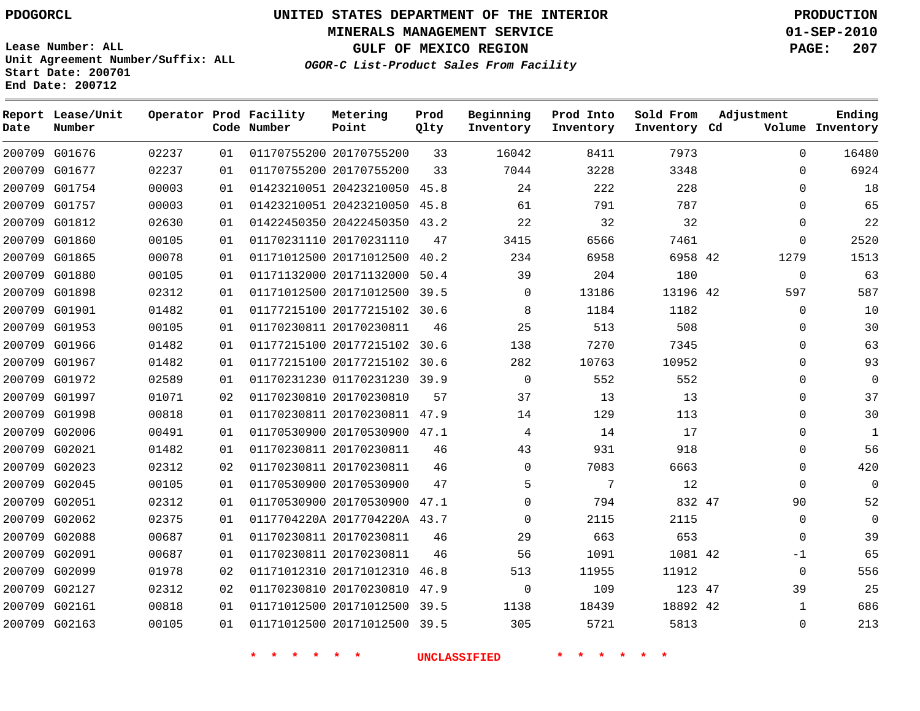PDOGORCL

**UNITED STATES DEPARTMENT OF THE INTERIOR**
**MINERALS MANAGEMENT SERVICE**
**GULF OF MEXICO REGION**
*OGOR-C List-Product Sales From Facility*

**PRODUCTION**
**01-SEP-2010**

Lease Number: ALL
Unit Agreement Number/Suffix: ALL
Start Date: 200701
End Date: 200712

| Report Date | Lease/Unit Number | Operator | Prod Code | Facility Number | Metering Point | Prod Qlty | Beginning Inventory | Prod Into Inventory | Sold From Inventory | Adjustment Cd | Adjustment Volume | Ending Inventory |
|---|---|---|---|---|---|---|---|---|---|---|---|---|
| 200709 | G01676 | 02237 | 01 | 01170755200 | 20170755200 | 33 | 16042 | 8411 | 7973 | | 0 | 16480 |
| 200709 | G01677 | 02237 | 01 | 01170755200 | 20170755200 | 33 | 7044 | 3228 | 3348 | | 0 | 6924 |
| 200709 | G01754 | 00003 | 01 | 01423210051 | 20423210050 | 45.8 | 24 | 222 | 228 | | 0 | 18 |
| 200709 | G01757 | 00003 | 01 | 01423210051 | 20423210050 | 45.8 | 61 | 791 | 787 | | 0 | 65 |
| 200709 | G01812 | 02630 | 01 | 01422450350 | 20422450350 | 43.2 | 22 | 32 | 32 | | 0 | 22 |
| 200709 | G01860 | 00105 | 01 | 01170231110 | 20170231110 | 47 | 3415 | 6566 | 7461 | | 0 | 2520 |
| 200709 | G01865 | 00078 | 01 | 01171012500 | 20171012500 | 40.2 | 234 | 6958 | 6958 | 42 | 1279 | 1513 |
| 200709 | G01880 | 00105 | 01 | 01171132000 | 20171132000 | 50.4 | 39 | 204 | 180 | | 0 | 63 |
| 200709 | G01898 | 02312 | 01 | 01171012500 | 20171012500 | 39.5 | 0 | 13186 | 13196 | 42 | 597 | 587 |
| 200709 | G01901 | 01482 | 01 | 01177215100 | 20177215102 | 30.6 | 8 | 1184 | 1182 | | 0 | 10 |
| 200709 | G01953 | 00105 | 01 | 01170230811 | 20170230811 | 46 | 25 | 513 | 508 | | 0 | 30 |
| 200709 | G01966 | 01482 | 01 | 01177215100 | 20177215102 | 30.6 | 138 | 7270 | 7345 | | 0 | 63 |
| 200709 | G01967 | 01482 | 01 | 01177215100 | 20177215102 | 30.6 | 282 | 10763 | 10952 | | 0 | 93 |
| 200709 | G01972 | 02589 | 01 | 01170231230 | 01170231230 | 39.9 | 0 | 552 | 552 | | 0 | 0 |
| 200709 | G01997 | 01071 | 02 | 01170230810 | 20170230810 | 57 | 37 | 13 | 13 | | 0 | 37 |
| 200709 | G01998 | 00818 | 01 | 01170230811 | 20170230811 | 47.9 | 14 | 129 | 113 | | 0 | 30 |
| 200709 | G02006 | 00491 | 01 | 01170530900 | 20170530900 | 47.1 | 4 | 14 | 17 | | 0 | 1 |
| 200709 | G02021 | 01482 | 01 | 01170230811 | 20170230811 | 46 | 43 | 931 | 918 | | 0 | 56 |
| 200709 | G02023 | 02312 | 02 | 01170230811 | 20170230811 | 46 | 0 | 7083 | 6663 | | 0 | 420 |
| 200709 | G02045 | 00105 | 01 | 01170530900 | 20170530900 | 47 | 5 | 7 | 12 | | 0 | 0 |
| 200709 | G02051 | 02312 | 01 | 01170530900 | 20170530900 | 47.1 | 0 | 794 | 832 | 47 | 90 | 52 |
| 200709 | G02062 | 02375 | 01 | 0117704220A | 2017704220A | 43.7 | 0 | 2115 | 2115 | | 0 | 0 |
| 200709 | G02088 | 00687 | 01 | 01170230811 | 20170230811 | 46 | 29 | 663 | 653 | | 0 | 39 |
| 200709 | G02091 | 00687 | 01 | 01170230811 | 20170230811 | 46 | 56 | 1091 | 1081 | 42 | -1 | 65 |
| 200709 | G02099 | 01978 | 02 | 01171012310 | 20171012310 | 46.8 | 513 | 11955 | 11912 | | 0 | 556 |
| 200709 | G02127 | 02312 | 02 | 01170230810 | 20170230810 | 47.9 | 0 | 109 | 123 | 47 | 39 | 25 |
| 200709 | G02161 | 00818 | 01 | 01171012500 | 20171012500 | 39.5 | 1138 | 18439 | 18892 | 42 | 1 | 686 |
| 200709 | G02163 | 00105 | 01 | 01171012500 | 20171012500 | 39.5 | 305 | 5721 | 5813 | | 0 | 213 |

* * * * * * * UNCLASSIFIED * * * * * * *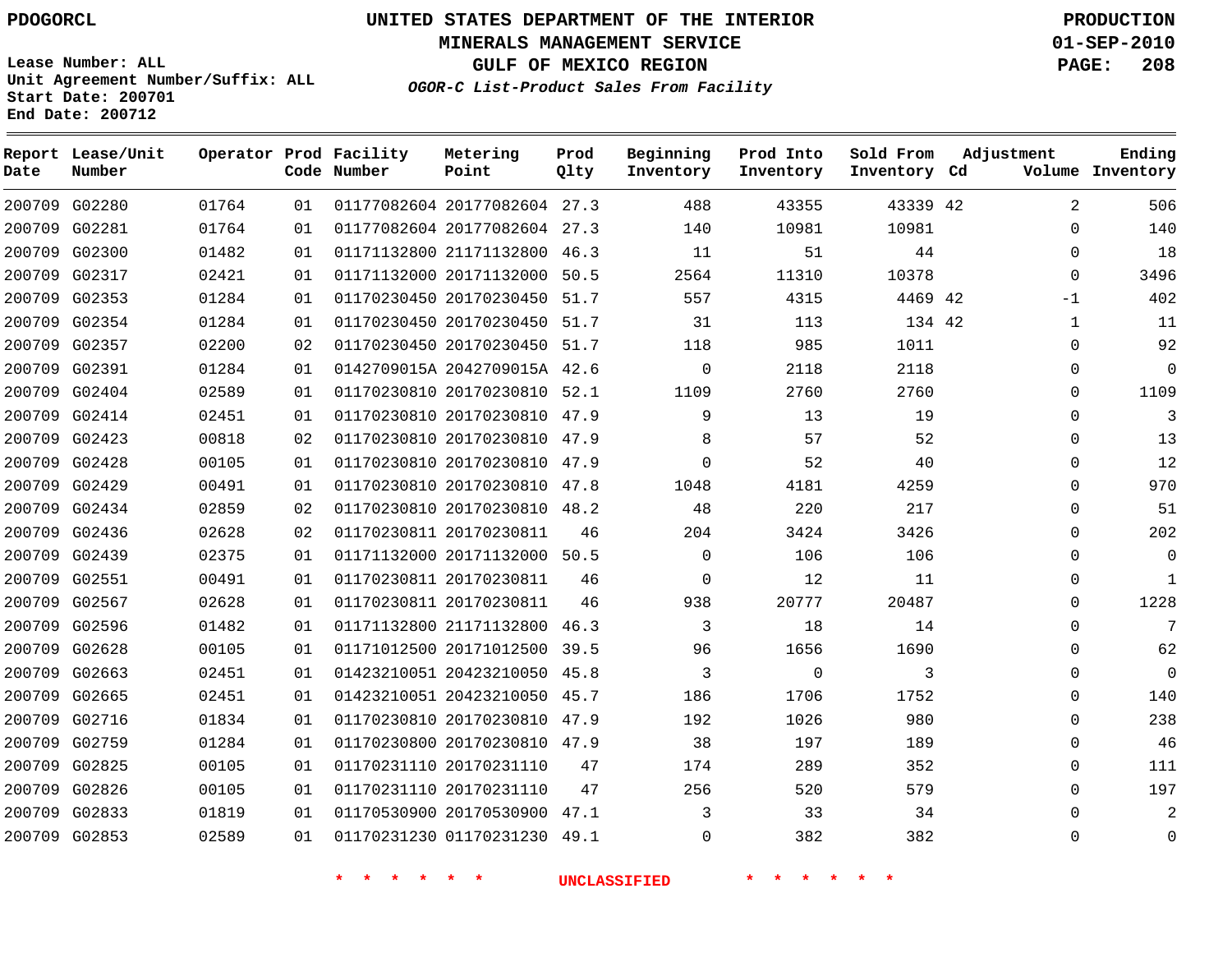PDOGORCL

Lease Number: ALL
Unit Agreement Number/Suffix: ALL
Start Date: 200701
End Date: 200712

# UNITED STATES DEPARTMENT OF THE INTERIOR
## MINERALS MANAGEMENT SERVICE
## GULF OF MEXICO REGION
### OGOR-C List-Product Sales From Facility

PRODUCTION
01-SEP-2010

| Report Date | Lease/Unit Number | Operator | Prod Code | Facility Number | Metering Point | Prod Qlty | Beginning Inventory | Prod Into Inventory | Sold From Inventory | Adjustment Cd | Volume | Ending Inventory |
|---|---|---|---|---|---|---|---|---|---|---|---|---|
| 200709 | G02280 | 01764 | 01 | 01177082604 | 20177082604 | 27.3 | 488 | 43355 | 43339 | 42 | 2 | 506 |
| 200709 | G02281 | 01764 | 01 | 01177082604 | 20177082604 | 27.3 | 140 | 10981 | 10981 | | 0 | 140 |
| 200709 | G02300 | 01482 | 01 | 01171132800 | 21171132800 | 46.3 | 11 | 51 | 44 | | 0 | 18 |
| 200709 | G02317 | 02421 | 01 | 01171132000 | 20171132000 | 50.5 | 2564 | 11310 | 10378 | | 0 | 3496 |
| 200709 | G02353 | 01284 | 01 | 01170230450 | 20170230450 | 51.7 | 557 | 4315 | 4469 | 42 | -1 | 402 |
| 200709 | G02354 | 01284 | 01 | 01170230450 | 20170230450 | 51.7 | 31 | 113 | 134 | 42 | 1 | 11 |
| 200709 | G02357 | 02200 | 02 | 01170230450 | 20170230450 | 51.7 | 118 | 985 | 1011 | | 0 | 92 |
| 200709 | G02391 | 01284 | 01 | 0142709015A | 2042709015A | 42.6 | 0 | 2118 | 2118 | | 0 | 0 |
| 200709 | G02404 | 02589 | 01 | 01170230810 | 20170230810 | 52.1 | 1109 | 2760 | 2760 | | 0 | 1109 |
| 200709 | G02414 | 02451 | 01 | 01170230810 | 20170230810 | 47.9 | 9 | 13 | 19 | | 0 | 3 |
| 200709 | G02423 | 00818 | 02 | 01170230810 | 20170230810 | 47.9 | 8 | 57 | 52 | | 0 | 13 |
| 200709 | G02428 | 00105 | 01 | 01170230810 | 20170230810 | 47.9 | 0 | 52 | 40 | | 0 | 12 |
| 200709 | G02429 | 00491 | 01 | 01170230810 | 20170230810 | 47.8 | 1048 | 4181 | 4259 | | 0 | 970 |
| 200709 | G02434 | 02859 | 02 | 01170230810 | 20170230810 | 48.2 | 48 | 220 | 217 | | 0 | 51 |
| 200709 | G02436 | 02628 | 02 | 01170230811 | 20170230811 | 46 | 204 | 3424 | 3426 | | 0 | 202 |
| 200709 | G02439 | 02375 | 01 | 01171132000 | 20171132000 | 50.5 | 0 | 106 | 106 | | 0 | 0 |
| 200709 | G02551 | 00491 | 01 | 01170230811 | 20170230811 | 46 | 0 | 12 | 11 | | 0 | 1 |
| 200709 | G02567 | 02628 | 01 | 01170230811 | 20170230811 | 46 | 938 | 20777 | 20487 | | 0 | 1228 |
| 200709 | G02596 | 01482 | 01 | 01171132800 | 21171132800 | 46.3 | 3 | 18 | 14 | | 0 | 7 |
| 200709 | G02628 | 00105 | 01 | 01171012500 | 20171012500 | 39.5 | 96 | 1656 | 1690 | | 0 | 62 |
| 200709 | G02663 | 02451 | 01 | 01423210051 | 20423210050 | 45.8 | 3 | 0 | 3 | | 0 | 0 |
| 200709 | G02665 | 02451 | 01 | 01423210051 | 20423210050 | 45.7 | 186 | 1706 | 1752 | | 0 | 140 |
| 200709 | G02716 | 01834 | 01 | 01170230810 | 20170230810 | 47.9 | 192 | 1026 | 980 | | 0 | 238 |
| 200709 | G02759 | 01284 | 01 | 01170230800 | 20170230810 | 47.9 | 38 | 197 | 189 | | 0 | 46 |
| 200709 | G02825 | 00105 | 01 | 01170231110 | 20170231110 | 47 | 174 | 289 | 352 | | 0 | 111 |
| 200709 | G02826 | 00105 | 01 | 01170231110 | 20170231110 | 47 | 256 | 520 | 579 | | 0 | 197 |
| 200709 | G02833 | 01819 | 01 | 01170530900 | 20170530900 | 47.1 | 3 | 33 | 34 | | 0 | 2 |
| 200709 | G02853 | 02589 | 01 | 01170231230 | 01170231230 | 49.1 | 0 | 382 | 382 | | 0 | 0 |

\* \* \* \* \* \* UNCLASSIFIED \* \* \* \* \* \*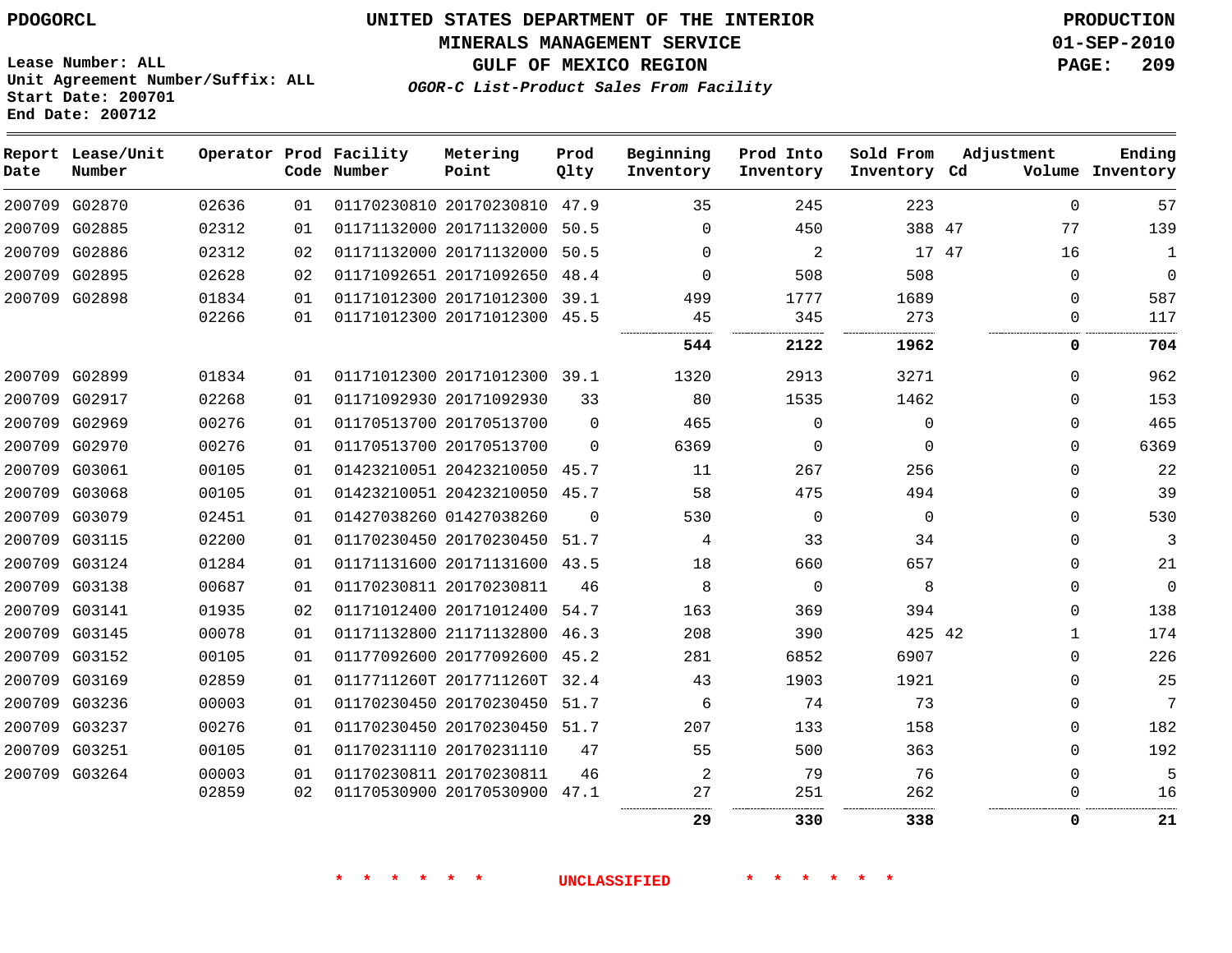PDOGORCL

Lease Number: ALL
Unit Agreement Number/Suffix: ALL
Start Date: 200701
End Date: 200712

# UNITED STATES DEPARTMENT OF THE INTERIOR
## MINERALS MANAGEMENT SERVICE
## GULF OF MEXICO REGION
### *OGOR-C List-Product Sales From Facility*

PRODUCTION
01-SEP-2010
PAGE: 209

| Report Date | Lease/Unit Number | Operator | Prod Code | Facility Number | Metering Point | Prod Qlty | Beginning Inventory | Prod Into Inventory | Sold From Inventory | Adjustment Cd | Volume | Ending Inventory |
|---|---|---|---|---|---|---|---|---|---|---|---|---|
| 200709 | G02870 | 02636 | 01 | 01170230810 | 20170230810 | 47.9 | 35 | 245 | 223 | | 0 | 57 |
| 200709 | G02885 | 02312 | 01 | 01171132000 | 20171132000 | 50.5 | 0 | 450 | 388 | 47 | 77 | 139 |
| 200709 | G02886 | 02312 | 02 | 01171132000 | 20171132000 | 50.5 | 0 | 2 | 17 | 47 | 16 | 1 |
| 200709 | G02895 | 02628 | 02 | 01171092651 | 20171092650 | 48.4 | 0 | 508 | 508 | | 0 | 0 |
| 200709 | G02898 | 01834 | 01 | 01171012300 | 20171012300 | 39.1 | 499 | 1777 | 1689 | | 0 | 587 |
| | | 02266 | 01 | 01171012300 | 20171012300 | 45.5 | 45 | 345 | 273 | | 0 | 117 |
| | | | | | | | **544** | **2122** | **1962** | | **0** | **704** |
| 200709 | G02899 | 01834 | 01 | 01171012300 | 20171012300 | 39.1 | 1320 | 2913 | 3271 | | 0 | 962 |
| 200709 | G02917 | 02268 | 01 | 01171092930 | 20171092930 | 33 | 80 | 1535 | 1462 | | 0 | 153 |
| 200709 | G02969 | 00276 | 01 | 01170513700 | 20170513700 | 0 | 465 | 0 | 0 | | 0 | 465 |
| 200709 | G02970 | 00276 | 01 | 01170513700 | 20170513700 | 0 | 6369 | 0 | 0 | | 0 | 6369 |
| 200709 | G03061 | 00105 | 01 | 01423210051 | 20423210050 | 45.7 | 11 | 267 | 256 | | 0 | 22 |
| 200709 | G03068 | 00105 | 01 | 01423210051 | 20423210050 | 45.7 | 58 | 475 | 494 | | 0 | 39 |
| 200709 | G03079 | 02451 | 01 | 01427038260 | 01427038260 | 0 | 530 | 0 | 0 | | 0 | 530 |
| 200709 | G03115 | 02200 | 01 | 01170230450 | 20170230450 | 51.7 | 4 | 33 | 34 | | 0 | 3 |
| 200709 | G03124 | 01284 | 01 | 01171131600 | 20171131600 | 43.5 | 18 | 660 | 657 | | 0 | 21 |
| 200709 | G03138 | 00687 | 01 | 01170230811 | 20170230811 | 46 | 8 | 0 | 8 | | 0 | 0 |
| 200709 | G03141 | 01935 | 02 | 01171012400 | 20171012400 | 54.7 | 163 | 369 | 394 | | 0 | 138 |
| 200709 | G03145 | 00078 | 01 | 01171132800 | 21171132800 | 46.3 | 208 | 390 | 425 | 42 | 1 | 174 |
| 200709 | G03152 | 00105 | 01 | 01177092600 | 20177092600 | 45.2 | 281 | 6852 | 6907 | | 0 | 226 |
| 200709 | G03169 | 02859 | 01 | 0117711260T | 2017711260T | 32.4 | 43 | 1903 | 1921 | | 0 | 25 |
| 200709 | G03236 | 00003 | 01 | 01170230450 | 20170230450 | 51.7 | 6 | 74 | 73 | | 0 | 7 |
| 200709 | G03237 | 00276 | 01 | 01170230450 | 20170230450 | 51.7 | 207 | 133 | 158 | | 0 | 182 |
| 200709 | G03251 | 00105 | 01 | 01170231110 | 20170231110 | 47 | 55 | 500 | 363 | | 0 | 192 |
| 200709 | G03264 | 00003 | 01 | 01170230811 | 20170230811 | 46 | 2 | 79 | 76 | | 0 | 5 |
| | | 02859 | 02 | 01170530900 | 20170530900 | 47.1 | 27 | 251 | 262 | | 0 | 16 |
| | | | | | | | **29** | **330** | **338** | | **0** | **21** |

\* \* \* \* \* \* UNCLASSIFIED \* \* \* \* \* \*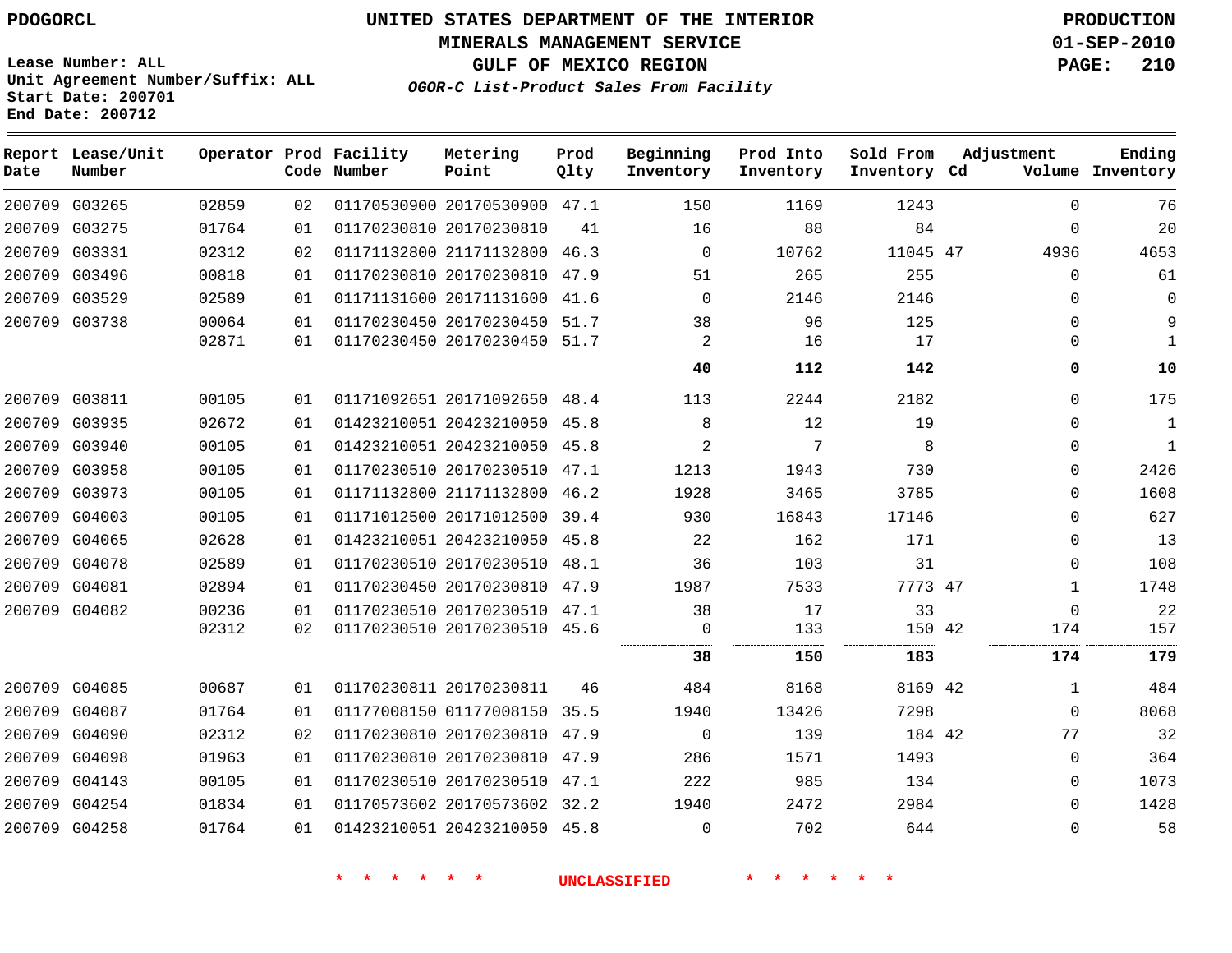Lease Number: ALL
Unit Agreement Number/Suffix: ALL
Start Date: 200701
End Date: 200712

# UNITED STATES DEPARTMENT OF THE INTERIOR
## MINERALS MANAGEMENT SERVICE
## GULF OF MEXICO REGION
### *OGOR-C List-Product Sales From Facility*

PRODUCTION
01-SEP-2010

| Report Date | Lease/Unit Number | Operator | Prod Code | Facility Number | Metering Point | Prod Qlty | Beginning Inventory | Prod Into Inventory | Sold From Inventory | Adjustment Cd | Volume | Ending Inventory |
|---|---|---|---|---|---|---|---|---|---|---|---|---|
| 200709 | G03265 | 02859 | 02 | 01170530900 | 20170530900 | 47.1 | 150 | 1169 | 1243 | | 0 | 76 |
| 200709 | G03275 | 01764 | 01 | 01170230810 | 20170230810 | 41 | 16 | 88 | 84 | | 0 | 20 |
| 200709 | G03331 | 02312 | 02 | 01171132800 | 21171132800 | 46.3 | 0 | 10762 | 11045 | 47 | 4936 | 4653 |
| 200709 | G03496 | 00818 | 01 | 01170230810 | 20170230810 | 47.9 | 51 | 265 | 255 | | 0 | 61 |
| 200709 | G03529 | 02589 | 01 | 01171131600 | 20171131600 | 41.6 | 0 | 2146 | 2146 | | 0 | 0 |
| 200709 | G03738 | 00064 | 01 | 01170230450 | 20170230450 | 51.7 | 38 | 96 | 125 | | 0 | 9 |
| | | 02871 | 01 | 01170230450 | 20170230450 | 51.7 | 2 | 16 | 17 | | 0 | 1 |
| | | | | | | | **40** | **112** | **142** | | **0** | **10** |
| 200709 | G03811 | 00105 | 01 | 01171092651 | 20171092650 | 48.4 | 113 | 2244 | 2182 | | 0 | 175 |
| 200709 | G03935 | 02672 | 01 | 01423210051 | 20423210050 | 45.8 | 8 | 12 | 19 | | 0 | 1 |
| 200709 | G03940 | 00105 | 01 | 01423210051 | 20423210050 | 45.8 | 2 | 7 | 8 | | 0 | 1 |
| 200709 | G03958 | 00105 | 01 | 01170230510 | 20170230510 | 47.1 | 1213 | 1943 | 730 | | 0 | 2426 |
| 200709 | G03973 | 00105 | 01 | 01171132800 | 21171132800 | 46.2 | 1928 | 3465 | 3785 | | 0 | 1608 |
| 200709 | G04003 | 00105 | 01 | 01171012500 | 20171012500 | 39.4 | 930 | 16843 | 17146 | | 0 | 627 |
| 200709 | G04065 | 02628 | 01 | 01423210051 | 20423210050 | 45.8 | 22 | 162 | 171 | | 0 | 13 |
| 200709 | G04078 | 02589 | 01 | 01170230510 | 20170230510 | 48.1 | 36 | 103 | 31 | | 0 | 108 |
| 200709 | G04081 | 02894 | 01 | 01170230450 | 20170230810 | 47.9 | 1987 | 7533 | 7773 | 47 | 1 | 1748 |
| 200709 | G04082 | 00236 | 01 | 01170230510 | 20170230510 | 47.1 | 38 | 17 | 33 | | 0 | 22 |
| | | 02312 | 02 | 01170230510 | 20170230510 | 45.6 | 0 | 133 | 150 | 42 | 174 | 157 |
| | | | | | | | **38** | **150** | **183** | | **174** | **179** |
| 200709 | G04085 | 00687 | 01 | 01170230811 | 20170230811 | 46 | 484 | 8168 | 8169 | 42 | 1 | 484 |
| 200709 | G04087 | 01764 | 01 | 01177008150 | 01177008150 | 35.5 | 1940 | 13426 | 7298 | | 0 | 8068 |
| 200709 | G04090 | 02312 | 02 | 01170230810 | 20170230810 | 47.9 | 0 | 139 | 184 | 42 | 77 | 32 |
| 200709 | G04098 | 01963 | 01 | 01170230810 | 20170230810 | 47.9 | 286 | 1571 | 1493 | | 0 | 364 |
| 200709 | G04143 | 00105 | 01 | 01170230510 | 20170230510 | 47.1 | 222 | 985 | 134 | | 0 | 1073 |
| 200709 | G04254 | 01834 | 01 | 01170573602 | 20170573602 | 32.2 | 1940 | 2472 | 2984 | | 0 | 1428 |
| 200709 | G04258 | 01764 | 01 | 01423210051 | 20423210050 | 45.8 | 0 | 702 | 644 | | 0 | 58 |

* * * * * * UNCLASSIFIED * * * * * *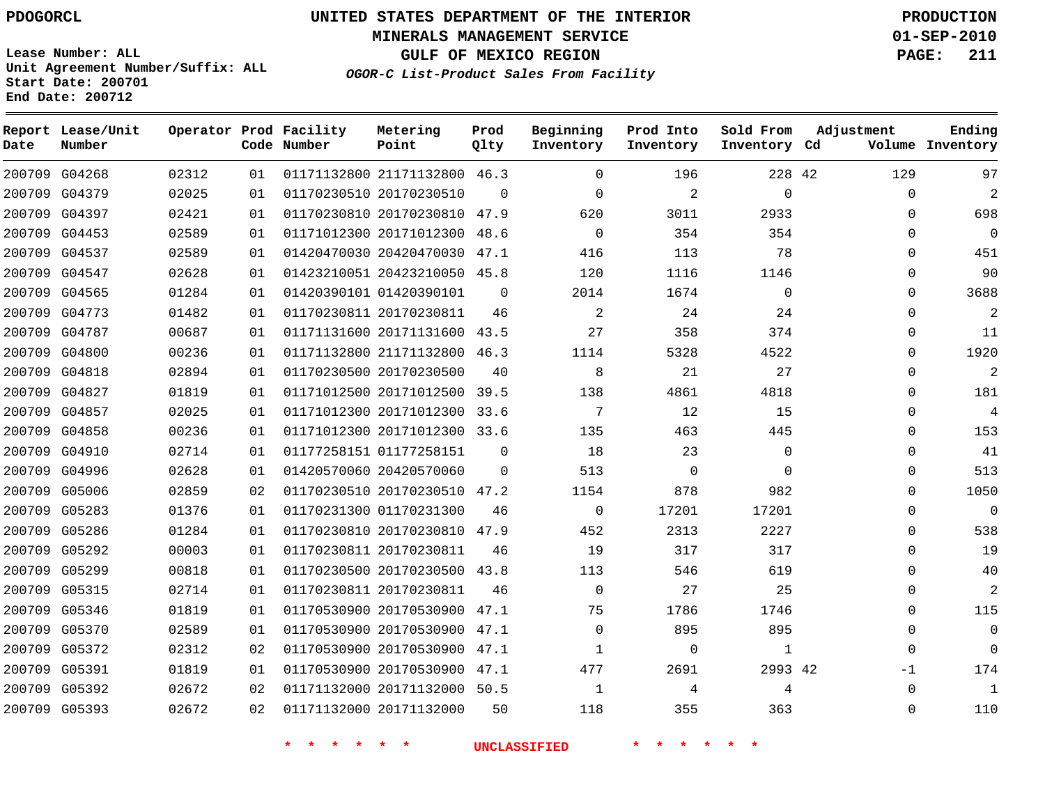PDOGORCL

# UNITED STATES DEPARTMENT OF THE INTERIOR
## MINERALS MANAGEMENT SERVICE
## GULF OF MEXICO REGION
### *OGOR-C List-Product Sales From Facility*

PRODUCTION
01-SEP-2010

Lease Number: ALL
Unit Agreement Number/Suffix: ALL
Start Date: 200701
End Date: 200712

| Report Date | Lease/Unit Number | Operator | Prod Code | Facility Number | Metering Point | Prod Qlty | Beginning Inventory | Prod Into Inventory | Sold From Inventory | Adjustment Cd | Adjustment Volume | Ending Inventory |
|---|---|---|---|---|---|---|---|---|---|---|---|---|
| 200709 | G04268 | 02312 | 01 | 01171132800 | 21171132800 | 46.3 | 0 | 196 | 228 | 42 | 129 | 97 |
| 200709 | G04379 | 02025 | 01 | 01170230510 | 20170230510 | 0 | 0 | 2 | 0 | | 0 | 2 |
| 200709 | G04397 | 02421 | 01 | 01170230810 | 20170230810 | 47.9 | 620 | 3011 | 2933 | | 0 | 698 |
| 200709 | G04453 | 02589 | 01 | 01171012300 | 20171012300 | 48.6 | 0 | 354 | 354 | | 0 | 0 |
| 200709 | G04537 | 02589 | 01 | 01420470030 | 20420470030 | 47.1 | 416 | 113 | 78 | | 0 | 451 |
| 200709 | G04547 | 02628 | 01 | 01423210051 | 20423210050 | 45.8 | 120 | 1116 | 1146 | | 0 | 90 |
| 200709 | G04565 | 01284 | 01 | 01420390101 | 01420390101 | 0 | 2014 | 1674 | 0 | | 0 | 3688 |
| 200709 | G04773 | 01482 | 01 | 01170230811 | 20170230811 | 46 | 2 | 24 | 24 | | 0 | 2 |
| 200709 | G04787 | 00687 | 01 | 01171131600 | 20171131600 | 43.5 | 27 | 358 | 374 | | 0 | 11 |
| 200709 | G04800 | 00236 | 01 | 01171132800 | 21171132800 | 46.3 | 1114 | 5328 | 4522 | | 0 | 1920 |
| 200709 | G04818 | 02894 | 01 | 01170230500 | 20170230500 | 40 | 8 | 21 | 27 | | 0 | 2 |
| 200709 | G04827 | 01819 | 01 | 01171012500 | 20171012500 | 39.5 | 138 | 4861 | 4818 | | 0 | 181 |
| 200709 | G04857 | 02025 | 01 | 01171012300 | 20171012300 | 33.6 | 7 | 12 | 15 | | 0 | 4 |
| 200709 | G04858 | 00236 | 01 | 01171012300 | 20171012300 | 33.6 | 135 | 463 | 445 | | 0 | 153 |
| 200709 | G04910 | 02714 | 01 | 01177258151 | 01177258151 | 0 | 18 | 23 | 0 | | 0 | 41 |
| 200709 | G04996 | 02628 | 01 | 01420570060 | 20420570060 | 0 | 513 | 0 | 0 | | 0 | 513 |
| 200709 | G05006 | 02859 | 02 | 01170230510 | 20170230510 | 47.2 | 1154 | 878 | 982 | | 0 | 1050 |
| 200709 | G05283 | 01376 | 01 | 01170231300 | 01170231300 | 46 | 0 | 17201 | 17201 | | 0 | 0 |
| 200709 | G05286 | 01284 | 01 | 01170230810 | 20170230810 | 47.9 | 452 | 2313 | 2227 | | 0 | 538 |
| 200709 | G05292 | 00003 | 01 | 01170230811 | 20170230811 | 46 | 19 | 317 | 317 | | 0 | 19 |
| 200709 | G05299 | 00818 | 01 | 01170230500 | 20170230500 | 43.8 | 113 | 546 | 619 | | 0 | 40 |
| 200709 | G05315 | 02714 | 01 | 01170230811 | 20170230811 | 46 | 0 | 27 | 25 | | 0 | 2 |
| 200709 | G05346 | 01819 | 01 | 01170530900 | 20170530900 | 47.1 | 75 | 1786 | 1746 | | 0 | 115 |
| 200709 | G05370 | 02589 | 01 | 01170530900 | 20170530900 | 47.1 | 0 | 895 | 895 | | 0 | 0 |
| 200709 | G05372 | 02312 | 02 | 01170530900 | 20170530900 | 47.1 | 1 | 0 | 1 | | 0 | 0 |
| 200709 | G05391 | 01819 | 01 | 01170530900 | 20170530900 | 47.1 | 477 | 2691 | 2993 | 42 | -1 | 174 |
| 200709 | G05392 | 02672 | 02 | 01171132000 | 20171132000 | 50.5 | 1 | 4 | 4 | | 0 | 1 |
| 200709 | G05393 | 02672 | 02 | 01171132000 | 20171132000 | 50 | 118 | 355 | 363 | | 0 | 110 |

* * * * * * UNCLASSIFIED * * * * * *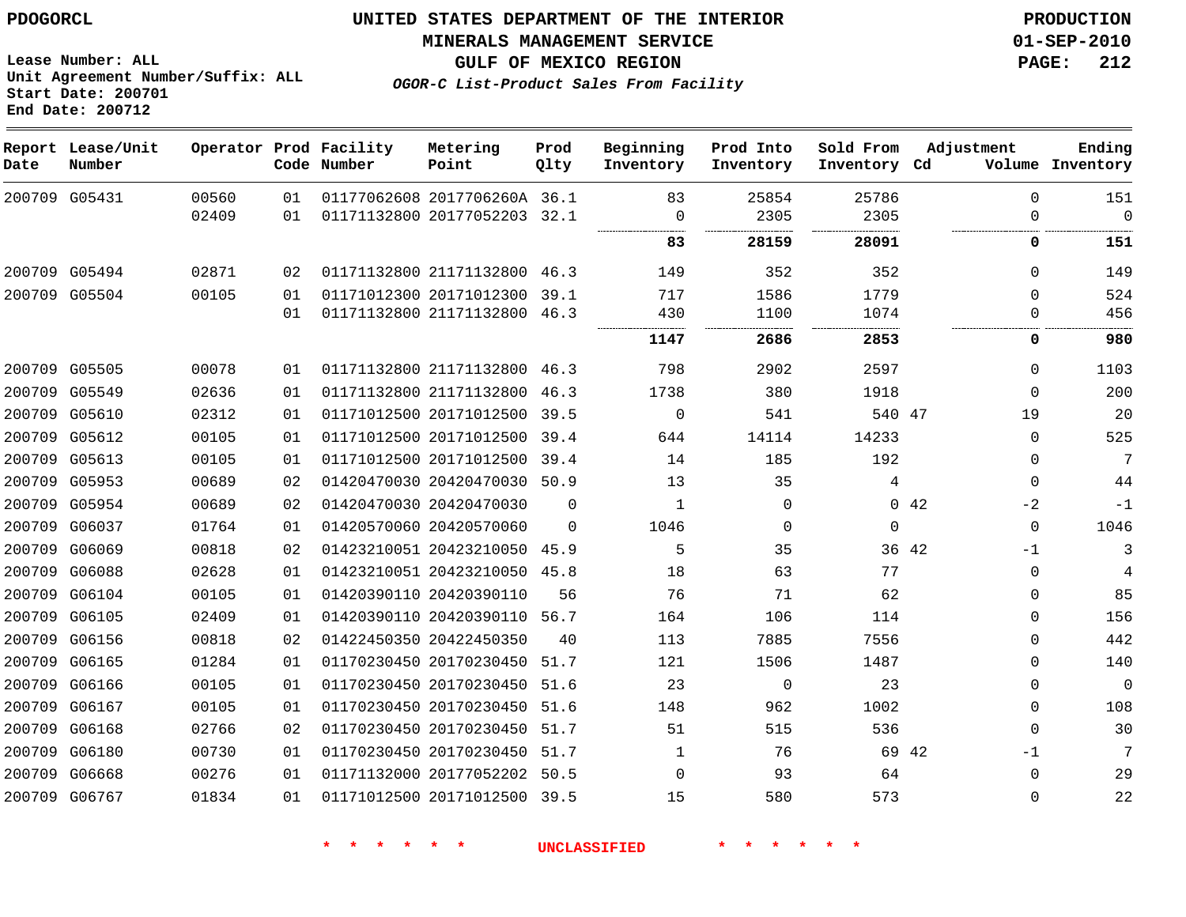**PDOGORCL**

Lease Number: ALL
Unit Agreement Number/Suffix: ALL
Start Date: 200701
End Date: 200712

# UNITED STATES DEPARTMENT OF THE INTERIOR
## MINERALS MANAGEMENT SERVICE
## GULF OF MEXICO REGION
### *OGOR-C List-Product Sales From Facility*

PRODUCTION
01-SEP-2010

| Report Date | Lease/Unit Number | Operator | Prod Code | Facility Number | Metering Point | Prod Qlty | Beginning Inventory | Prod Into Inventory | Sold From Inventory | Adjustment Cd | Adjustment Volume | Ending Inventory |
|---|---|---|---|---|---|---|---|---|---|---|---|---|
| 200709 | G05431 | 00560 | 01 | 01177062608 | 2017706260A | 36.1 | 83 | 25854 | 25786 | | 0 | 151 |
| | | 02409 | 01 | 01171132800 | 20177052203 | 32.1 | 0 | 2305 | 2305 | | 0 | 0 |
| | | | | | | | **83** | **28159** | **28091** | | **0** | **151** |
| 200709 | G05494 | 02871 | 02 | 01171132800 | 21171132800 | 46.3 | 149 | 352 | 352 | | 0 | 149 |
| 200709 | G05504 | 00105 | 01 | 01171012300 | 20171012300 | 39.1 | 717 | 1586 | 1779 | | 0 | 524 |
| | | | 01 | 01171132800 | 21171132800 | 46.3 | 430 | 1100 | 1074 | | 0 | 456 |
| | | | | | | | **1147** | **2686** | **2853** | | **0** | **980** |
| 200709 | G05505 | 00078 | 01 | 01171132800 | 21171132800 | 46.3 | 798 | 2902 | 2597 | | 0 | 1103 |
| 200709 | G05549 | 02636 | 01 | 01171132800 | 21171132800 | 46.3 | 1738 | 380 | 1918 | | 0 | 200 |
| 200709 | G05610 | 02312 | 01 | 01171012500 | 20171012500 | 39.5 | 0 | 541 | 540 | 47 | 19 | 20 |
| 200709 | G05612 | 00105 | 01 | 01171012500 | 20171012500 | 39.4 | 644 | 14114 | 14233 | | 0 | 525 |
| 200709 | G05613 | 00105 | 01 | 01171012500 | 20171012500 | 39.4 | 14 | 185 | 192 | | 0 | 7 |
| 200709 | G05953 | 00689 | 02 | 01420470030 | 20420470030 | 50.9 | 13 | 35 | 4 | | 0 | 44 |
| 200709 | G05954 | 00689 | 02 | 01420470030 | 20420470030 | 0 | 1 | 0 | 0 | 42 | -2 | -1 |
| 200709 | G06037 | 01764 | 01 | 01420570060 | 20420570060 | 0 | 1046 | 0 | 0 | | 0 | 1046 |
| 200709 | G06069 | 00818 | 02 | 01423210051 | 20423210050 | 45.9 | 5 | 35 | 36 | 42 | -1 | 3 |
| 200709 | G06088 | 02628 | 01 | 01423210051 | 20423210050 | 45.8 | 18 | 63 | 77 | | 0 | 4 |
| 200709 | G06104 | 00105 | 01 | 01420390110 | 20420390110 | 56 | 76 | 71 | 62 | | 0 | 85 |
| 200709 | G06105 | 02409 | 01 | 01420390110 | 20420390110 | 56.7 | 164 | 106 | 114 | | 0 | 156 |
| 200709 | G06156 | 00818 | 02 | 01422450350 | 20422450350 | 40 | 113 | 7885 | 7556 | | 0 | 442 |
| 200709 | G06165 | 01284 | 01 | 01170230450 | 20170230450 | 51.7 | 121 | 1506 | 1487 | | 0 | 140 |
| 200709 | G06166 | 00105 | 01 | 01170230450 | 20170230450 | 51.6 | 23 | 0 | 23 | | 0 | 0 |
| 200709 | G06167 | 00105 | 01 | 01170230450 | 20170230450 | 51.6 | 148 | 962 | 1002 | | 0 | 108 |
| 200709 | G06168 | 02766 | 02 | 01170230450 | 20170230450 | 51.7 | 51 | 515 | 536 | | 0 | 30 |
| 200709 | G06180 | 00730 | 01 | 01170230450 | 20170230450 | 51.7 | 1 | 76 | 69 | 42 | -1 | 7 |
| 200709 | G06668 | 00276 | 01 | 01171132000 | 20177052202 | 50.5 | 0 | 93 | 64 | | 0 | 29 |
| 200709 | G06767 | 01834 | 01 | 01171012500 | 20171012500 | 39.5 | 15 | 580 | 573 | | 0 | 22 |

\* \* \* \* \* \* UNCLASSIFIED \* \* \* \* \* \*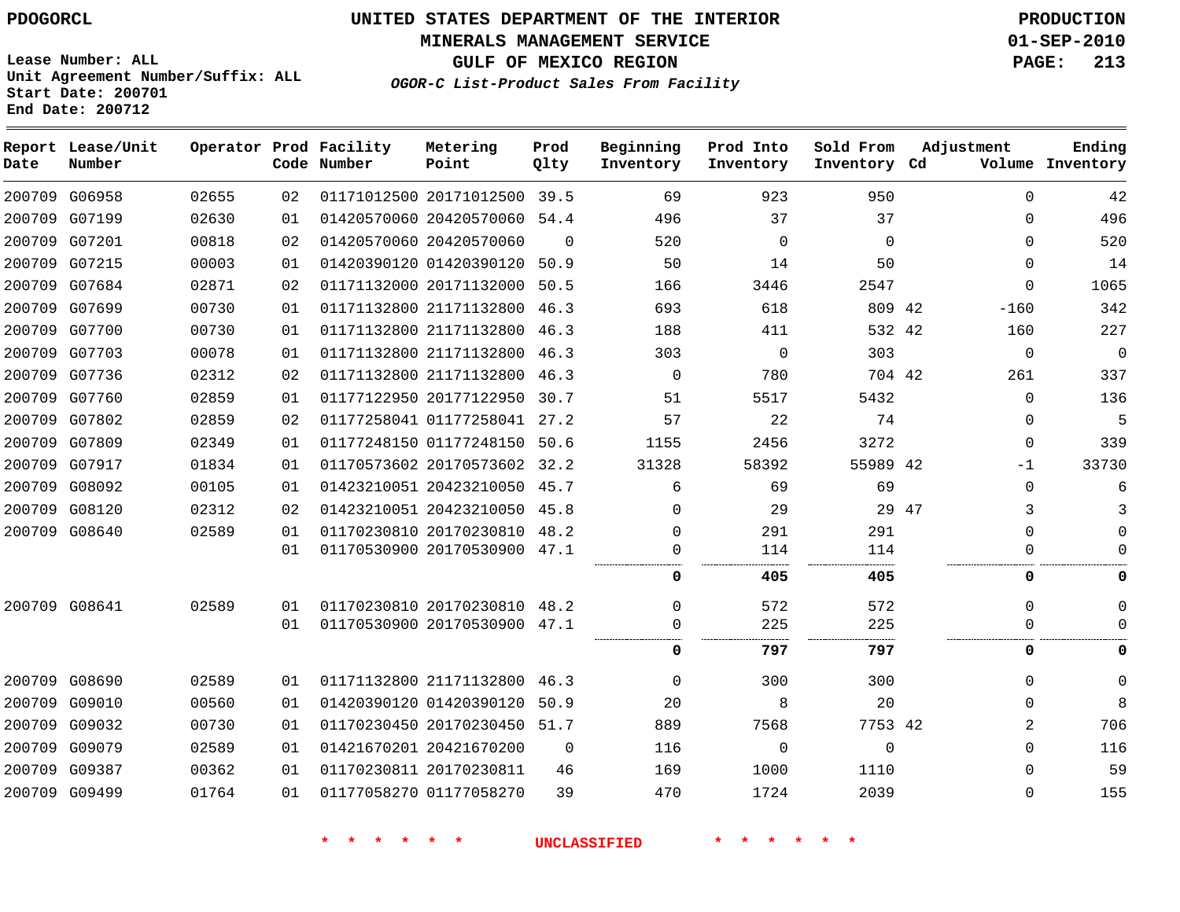PDOGORCL

Lease Number: ALL
Unit Agreement Number/Suffix: ALL
Start Date: 200701
End Date: 200712

# UNITED STATES DEPARTMENT OF THE INTERIOR
## MINERALS MANAGEMENT SERVICE
## GULF OF MEXICO REGION
### *OGOR-C List-Product Sales From Facility*

PRODUCTION
01-SEP-2010

| Report Date | Lease/Unit Number | Operator | Prod Code | Facility Number | Metering Point | Prod Qlty | Beginning Inventory | Prod Into Inventory | Sold From Inventory | Adjustment Cd | Adjustment Volume | Ending Inventory |
|---|---|---|---|---|---|---|---|---|---|---|---|---|
| 200709 | G06958 | 02655 | 02 | 01171012500 | 20171012500 | 39.5 | 69 | 923 | 950 | | 0 | 42 |
| 200709 | G07199 | 02630 | 01 | 01420570060 | 20420570060 | 54.4 | 496 | 37 | 37 | | 0 | 496 |
| 200709 | G07201 | 00818 | 02 | 01420570060 | 20420570060 | 0 | 520 | 0 | 0 | | 0 | 520 |
| 200709 | G07215 | 00003 | 01 | 01420390120 | 01420390120 | 50.9 | 50 | 14 | 50 | | 0 | 14 |
| 200709 | G07684 | 02871 | 02 | 01171132000 | 20171132000 | 50.5 | 166 | 3446 | 2547 | | 0 | 1065 |
| 200709 | G07699 | 00730 | 01 | 01171132800 | 21171132800 | 46.3 | 693 | 618 | 809 | 42 | -160 | 342 |
| 200709 | G07700 | 00730 | 01 | 01171132800 | 21171132800 | 46.3 | 188 | 411 | 532 | 42 | 160 | 227 |
| 200709 | G07703 | 00078 | 01 | 01171132800 | 21171132800 | 46.3 | 303 | 0 | 303 | | 0 | 0 |
| 200709 | G07736 | 02312 | 02 | 01171132800 | 21171132800 | 46.3 | 0 | 780 | 704 | 42 | 261 | 337 |
| 200709 | G07760 | 02859 | 01 | 01177122950 | 20177122950 | 30.7 | 51 | 5517 | 5432 | | 0 | 136 |
| 200709 | G07802 | 02859 | 02 | 01177258041 | 01177258041 | 27.2 | 57 | 22 | 74 | | 0 | 5 |
| 200709 | G07809 | 02349 | 01 | 01177248150 | 01177248150 | 50.6 | 1155 | 2456 | 3272 | | 0 | 339 |
| 200709 | G07917 | 01834 | 01 | 01170573602 | 20170573602 | 32.2 | 31328 | 58392 | 55989 | 42 | -1 | 33730 |
| 200709 | G08092 | 00105 | 01 | 01423210051 | 20423210050 | 45.7 | 6 | 69 | 69 | | 0 | 6 |
| 200709 | G08120 | 02312 | 02 | 01423210051 | 20423210050 | 45.8 | 0 | 29 | 29 | 47 | 3 | 3 |
| 200709 | G08640 | 02589 | 01 | 01170230810 | 20170230810 | 48.2 | 0 | 291 | 291 | | 0 | 0 |
| | | | 01 | 01170530900 | 20170530900 | 47.1 | 0 | 114 | 114 | | 0 | 0 |
| | | | | | | | **0** | **405** | **405** | | **0** | **0** |
| 200709 | G08641 | 02589 | 01 | 01170230810 | 20170230810 | 48.2 | 0 | 572 | 572 | | 0 | 0 |
| | | | 01 | 01170530900 | 20170530900 | 47.1 | 0 | 225 | 225 | | 0 | 0 |
| | | | | | | | **0** | **797** | **797** | | **0** | **0** |
| 200709 | G08690 | 02589 | 01 | 01171132800 | 21171132800 | 46.3 | 0 | 300 | 300 | | 0 | 0 |
| 200709 | G09010 | 00560 | 01 | 01420390120 | 01420390120 | 50.9 | 20 | 8 | 20 | | 0 | 8 |
| 200709 | G09032 | 00730 | 01 | 01170230450 | 20170230450 | 51.7 | 889 | 7568 | 7753 | 42 | 2 | 706 |
| 200709 | G09079 | 02589 | 01 | 01421670201 | 20421670200 | 0 | 116 | 0 | 0 | | 0 | 116 |
| 200709 | G09387 | 00362 | 01 | 01170230811 | 20170230811 | 46 | 169 | 1000 | 1110 | | 0 | 59 |
| 200709 | G09499 | 01764 | 01 | 01177058270 | 01177058270 | 39 | 470 | 1724 | 2039 | | 0 | 155 |

* * * * * * UNCLASSIFIED * * * * * *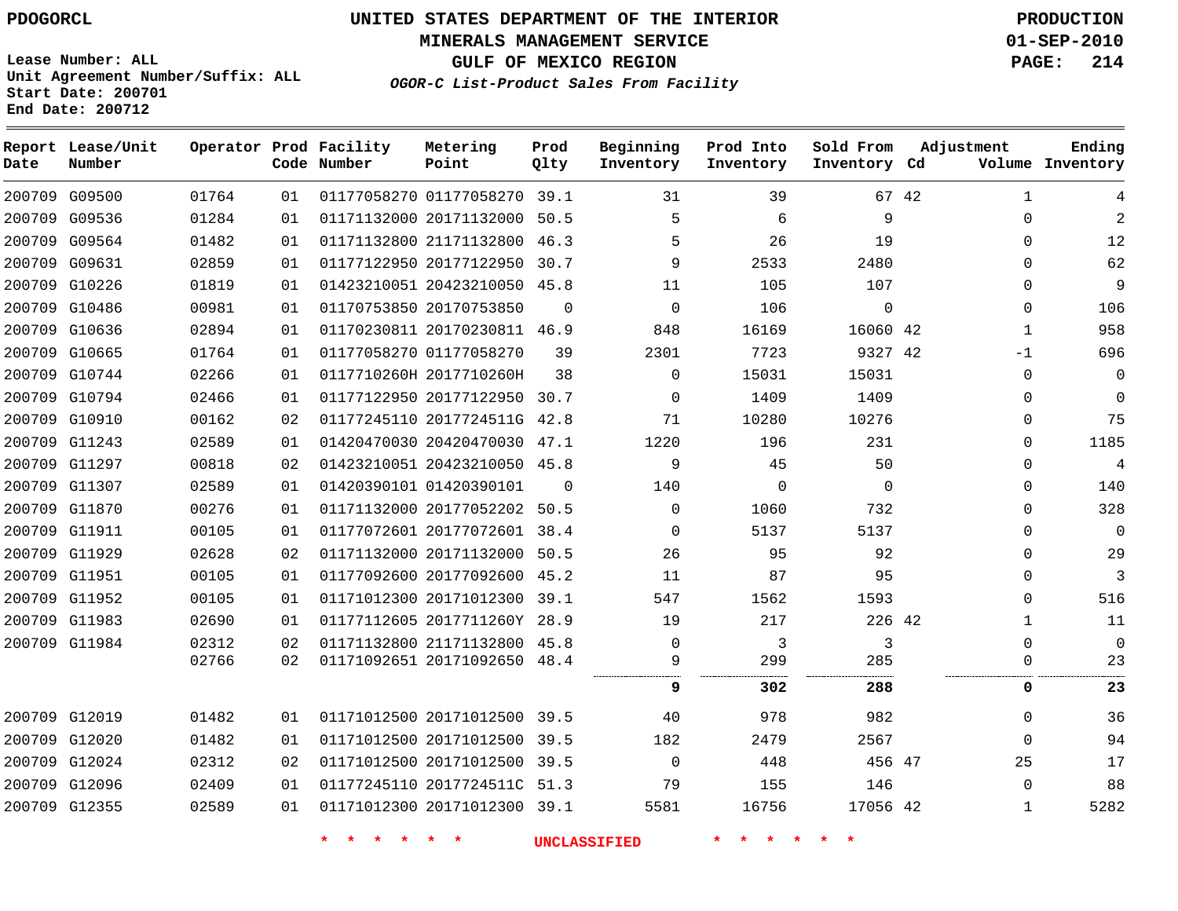Lease Number: ALL
Unit Agreement Number/Suffix: ALL
Start Date: 200701
End Date: 200712

# UNITED STATES DEPARTMENT OF THE INTERIOR
## MINERALS MANAGEMENT SERVICE
## GULF OF MEXICO REGION
### *OGOR-C List-Product Sales From Facility*

PRODUCTION
01-SEP-2010

| Report Date | Lease/Unit Number | Operator | Prod Code | Facility Number | Metering Point | Prod Qlty | Beginning Inventory | Prod Into Inventory | Sold From Inventory | Adjustment Cd | Adjustment Volume | Ending Inventory |
|---|---|---|---|---|---|---|---|---|---|---|---|---|
| 200709 | G09500 | 01764 | 01 | 01177058270 | 01177058270 | 39.1 | 31 | 39 | 67 | 42 | 1 | 4 |
| 200709 | G09536 | 01284 | 01 | 01171132000 | 20171132000 | 50.5 | 5 | 6 | 9 | | 0 | 2 |
| 200709 | G09564 | 01482 | 01 | 01171132800 | 21171132800 | 46.3 | 5 | 26 | 19 | | 0 | 12 |
| 200709 | G09631 | 02859 | 01 | 01177122950 | 20177122950 | 30.7 | 9 | 2533 | 2480 | | 0 | 62 |
| 200709 | G10226 | 01819 | 01 | 01423210051 | 20423210050 | 45.8 | 11 | 105 | 107 | | 0 | 9 |
| 200709 | G10486 | 00981 | 01 | 01170753850 | 20170753850 | 0 | 0 | 106 | 0 | | 0 | 106 |
| 200709 | G10636 | 02894 | 01 | 01170230811 | 20170230811 | 46.9 | 848 | 16169 | 16060 | 42 | 1 | 958 |
| 200709 | G10665 | 01764 | 01 | 01177058270 | 01177058270 | 39 | 2301 | 7723 | 9327 | 42 | -1 | 696 |
| 200709 | G10744 | 02266 | 01 | 0117710260H | 2017710260H | 38 | 0 | 15031 | 15031 | | 0 | 0 |
| 200709 | G10794 | 02466 | 01 | 01177122950 | 20177122950 | 30.7 | 0 | 1409 | 1409 | | 0 | 0 |
| 200709 | G10910 | 00162 | 02 | 01177245110 | 2017724511G | 42.8 | 71 | 10280 | 10276 | | 0 | 75 |
| 200709 | G11243 | 02589 | 01 | 01420470030 | 20420470030 | 47.1 | 1220 | 196 | 231 | | 0 | 1185 |
| 200709 | G11297 | 00818 | 02 | 01423210051 | 20423210050 | 45.8 | 9 | 45 | 50 | | 0 | 4 |
| 200709 | G11307 | 02589 | 01 | 01420390101 | 01420390101 | 0 | 140 | 0 | 0 | | 0 | 140 |
| 200709 | G11870 | 00276 | 01 | 01171132000 | 20177052202 | 50.5 | 0 | 1060 | 732 | | 0 | 328 |
| 200709 | G11911 | 00105 | 01 | 01177072601 | 20177072601 | 38.4 | 0 | 5137 | 5137 | | 0 | 0 |
| 200709 | G11929 | 02628 | 02 | 01171132000 | 20171132000 | 50.5 | 26 | 95 | 92 | | 0 | 29 |
| 200709 | G11951 | 00105 | 01 | 01177092600 | 20177092600 | 45.2 | 11 | 87 | 95 | | 0 | 3 |
| 200709 | G11952 | 00105 | 01 | 01171012300 | 20171012300 | 39.1 | 547 | 1562 | 1593 | | 0 | 516 |
| 200709 | G11983 | 02690 | 01 | 01177112605 | 2017711260Y | 28.9 | 19 | 217 | 226 | 42 | 1 | 11 |
| 200709 | G11984 | 02312 | 02 | 01171132800 | 21171132800 | 45.8 | 0 | 3 | 3 | | 0 | 0 |
| | | 02766 | 02 | 01171092651 | 20171092650 | 48.4 | 9 | 299 | 285 | | 0 | 23 |
| | | | | | | | **9** | **302** | **288** | | **0** | **23** |
| 200709 | G12019 | 01482 | 01 | 01171012500 | 20171012500 | 39.5 | 40 | 978 | 982 | | 0 | 36 |
| 200709 | G12020 | 01482 | 01 | 01171012500 | 20171012500 | 39.5 | 182 | 2479 | 2567 | | 0 | 94 |
| 200709 | G12024 | 02312 | 02 | 01171012500 | 20171012500 | 39.5 | 0 | 448 | 456 | 47 | 25 | 17 |
| 200709 | G12096 | 02409 | 01 | 01177245110 | 2017724511C | 51.3 | 79 | 155 | 146 | | 0 | 88 |
| 200709 | G12355 | 02589 | 01 | 01171012300 | 20171012300 | 39.1 | 5581 | 16756 | 17056 | 42 | 1 | 5282 |

\* \* \* \* \* \* UNCLASSIFIED \* \* \* \* \* \*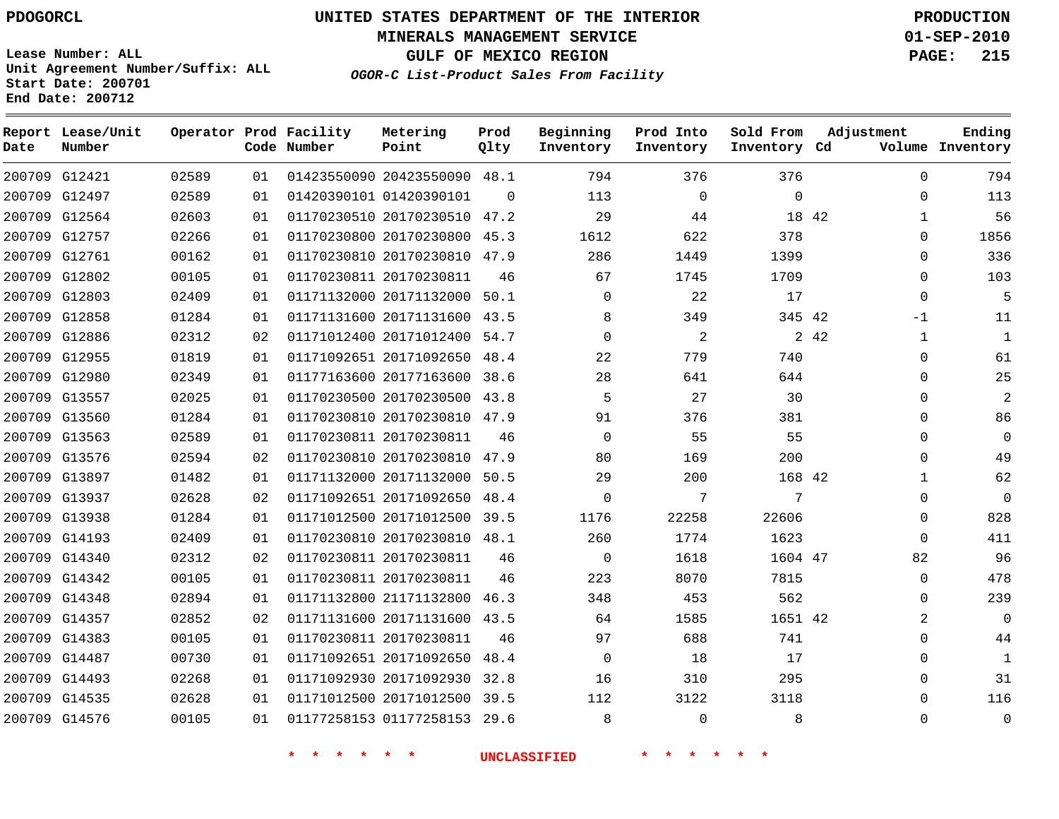PDOGORCL

Lease Number: ALL
Unit Agreement Number/Suffix: ALL
Start Date: 200701
End Date: 200712

# UNITED STATES DEPARTMENT OF THE INTERIOR
## MINERALS MANAGEMENT SERVICE
## GULF OF MEXICO REGION
### *OGOR-C List-Product Sales From Facility*

PRODUCTION
01-SEP-2010

| Report Date | Lease/Unit Number | Operator | Prod Code | Facility Number | Metering Point | Prod Qlty | Beginning Inventory | Prod Into Inventory | Sold From Inventory | Adjustment Cd | Adjustment Volume | Ending Inventory |
|---|---|---|---|---|---|---|---|---|---|---|---|---|
| 200709 | G12421 | 02589 | 01 | 01423550090 | 20423550090 | 48.1 | 794 | 376 | 376 | | 0 | 794 |
| 200709 | G12497 | 02589 | 01 | 01420390101 | 01420390101 | 0 | 113 | 0 | 0 | | 0 | 113 |
| 200709 | G12564 | 02603 | 01 | 01170230510 | 20170230510 | 47.2 | 29 | 44 | 18 | 42 | 1 | 56 |
| 200709 | G12757 | 02266 | 01 | 01170230800 | 20170230800 | 45.3 | 1612 | 622 | 378 | | 0 | 1856 |
| 200709 | G12761 | 00162 | 01 | 01170230810 | 20170230810 | 47.9 | 286 | 1449 | 1399 | | 0 | 336 |
| 200709 | G12802 | 00105 | 01 | 01170230811 | 20170230811 | 46 | 67 | 1745 | 1709 | | 0 | 103 |
| 200709 | G12803 | 02409 | 01 | 01171132000 | 20171132000 | 50.1 | 0 | 22 | 17 | | 0 | 5 |
| 200709 | G12858 | 01284 | 01 | 01171131600 | 20171131600 | 43.5 | 8 | 349 | 345 | 42 | -1 | 11 |
| 200709 | G12886 | 02312 | 02 | 01171012400 | 20171012400 | 54.7 | 0 | 2 | 2 | 42 | 1 | 1 |
| 200709 | G12955 | 01819 | 01 | 01171092651 | 20171092650 | 48.4 | 22 | 779 | 740 | | 0 | 61 |
| 200709 | G12980 | 02349 | 01 | 01177163600 | 20177163600 | 38.6 | 28 | 641 | 644 | | 0 | 25 |
| 200709 | G13557 | 02025 | 01 | 01170230500 | 20170230500 | 43.8 | 5 | 27 | 30 | | 0 | 2 |
| 200709 | G13560 | 01284 | 01 | 01170230810 | 20170230810 | 47.9 | 91 | 376 | 381 | | 0 | 86 |
| 200709 | G13563 | 02589 | 01 | 01170230811 | 20170230811 | 46 | 0 | 55 | 55 | | 0 | 0 |
| 200709 | G13576 | 02594 | 02 | 01170230810 | 20170230810 | 47.9 | 80 | 169 | 200 | | 0 | 49 |
| 200709 | G13897 | 01482 | 01 | 01171132000 | 20171132000 | 50.5 | 29 | 200 | 168 | 42 | 1 | 62 |
| 200709 | G13937 | 02628 | 02 | 01171092651 | 20171092650 | 48.4 | 0 | 7 | 7 | | 0 | 0 |
| 200709 | G13938 | 01284 | 01 | 01171012500 | 20171012500 | 39.5 | 1176 | 22258 | 22606 | | 0 | 828 |
| 200709 | G14193 | 02409 | 01 | 01170230810 | 20170230810 | 48.1 | 260 | 1774 | 1623 | | 0 | 411 |
| 200709 | G14340 | 02312 | 02 | 01170230811 | 20170230811 | 46 | 0 | 1618 | 1604 | 47 | 82 | 96 |
| 200709 | G14342 | 00105 | 01 | 01170230811 | 20170230811 | 46 | 223 | 8070 | 7815 | | 0 | 478 |
| 200709 | G14348 | 02894 | 01 | 01171132800 | 21171132800 | 46.3 | 348 | 453 | 562 | | 0 | 239 |
| 200709 | G14357 | 02852 | 02 | 01171131600 | 20171131600 | 43.5 | 64 | 1585 | 1651 | 42 | 2 | 0 |
| 200709 | G14383 | 00105 | 01 | 01170230811 | 20170230811 | 46 | 97 | 688 | 741 | | 0 | 44 |
| 200709 | G14487 | 00730 | 01 | 01171092651 | 20171092650 | 48.4 | 0 | 18 | 17 | | 0 | 1 |
| 200709 | G14493 | 02268 | 01 | 01171092930 | 20171092930 | 32.8 | 16 | 310 | 295 | | 0 | 31 |
| 200709 | G14535 | 02628 | 01 | 01171012500 | 20171012500 | 39.5 | 112 | 3122 | 3118 | | 0 | 116 |
| 200709 | G14576 | 00105 | 01 | 01177258153 | 01177258153 | 29.6 | 8 | 0 | 8 | | 0 | 0 |

* * * * * * UNCLASSIFIED * * * * * *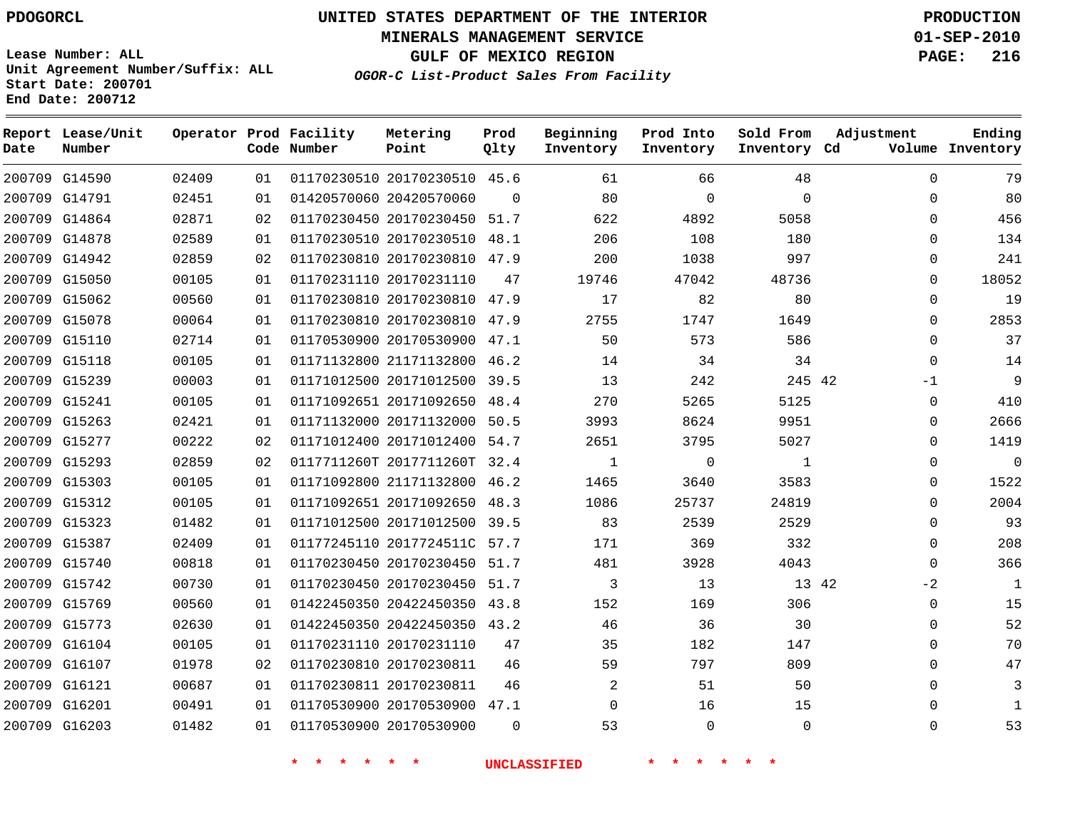PDOGORCL

**UNITED STATES DEPARTMENT OF THE INTERIOR**
**MINERALS MANAGEMENT SERVICE**
**GULF OF MEXICO REGION**
***OGOR-C List-Product Sales From Facility***

**PRODUCTION**
**01-SEP-2010**

Lease Number: ALL
Unit Agreement Number/Suffix: ALL
Start Date: 200701
End Date: 200712

| Report Date | Lease/Unit Number | Operator | Prod Code | Facility Number | Metering Point | Prod Qlty | Beginning Inventory | Prod Into Inventory | Sold From Inventory | Adjustment Cd | Volume | Ending Inventory |
|---|---|---|---|---|---|---|---|---|---|---|---|---|
| 200709 | G14590 | 02409 | 01 | 01170230510 | 20170230510 | 45.6 | 61 | 66 | 48 | | 0 | 79 |
| 200709 | G14791 | 02451 | 01 | 01420570060 | 20420570060 | 0 | 80 | 0 | 0 | | 0 | 80 |
| 200709 | G14864 | 02871 | 02 | 01170230450 | 20170230450 | 51.7 | 622 | 4892 | 5058 | | 0 | 456 |
| 200709 | G14878 | 02589 | 01 | 01170230510 | 20170230510 | 48.1 | 206 | 108 | 180 | | 0 | 134 |
| 200709 | G14942 | 02859 | 02 | 01170230810 | 20170230810 | 47.9 | 200 | 1038 | 997 | | 0 | 241 |
| 200709 | G15050 | 00105 | 01 | 01170231110 | 20170231110 | 47 | 19746 | 47042 | 48736 | | 0 | 18052 |
| 200709 | G15062 | 00560 | 01 | 01170230810 | 20170230810 | 47.9 | 17 | 82 | 80 | | 0 | 19 |
| 200709 | G15078 | 00064 | 01 | 01170230810 | 20170230810 | 47.9 | 2755 | 1747 | 1649 | | 0 | 2853 |
| 200709 | G15110 | 02714 | 01 | 01170530900 | 20170530900 | 47.1 | 50 | 573 | 586 | | 0 | 37 |
| 200709 | G15118 | 00105 | 01 | 01171132800 | 21171132800 | 46.2 | 14 | 34 | 34 | | 0 | 14 |
| 200709 | G15239 | 00003 | 01 | 01171012500 | 20171012500 | 39.5 | 13 | 242 | 245 | 42 | -1 | 9 |
| 200709 | G15241 | 00105 | 01 | 01171092651 | 20171092650 | 48.4 | 270 | 5265 | 5125 | | 0 | 410 |
| 200709 | G15263 | 02421 | 01 | 01171132000 | 20171132000 | 50.5 | 3993 | 8624 | 9951 | | 0 | 2666 |
| 200709 | G15277 | 00222 | 02 | 01171012400 | 20171012400 | 54.7 | 2651 | 3795 | 5027 | | 0 | 1419 |
| 200709 | G15293 | 02859 | 02 | 0117711260T | 2017711260T | 32.4 | 1 | 0 | 1 | | 0 | 0 |
| 200709 | G15303 | 00105 | 01 | 01171092800 | 21171132800 | 46.2 | 1465 | 3640 | 3583 | | 0 | 1522 |
| 200709 | G15312 | 00105 | 01 | 01171092651 | 20171092650 | 48.3 | 1086 | 25737 | 24819 | | 0 | 2004 |
| 200709 | G15323 | 01482 | 01 | 01171012500 | 20171012500 | 39.5 | 83 | 2539 | 2529 | | 0 | 93 |
| 200709 | G15387 | 02409 | 01 | 01177245110 | 2017724511C | 57.7 | 171 | 369 | 332 | | 0 | 208 |
| 200709 | G15740 | 00818 | 01 | 01170230450 | 20170230450 | 51.7 | 481 | 3928 | 4043 | | 0 | 366 |
| 200709 | G15742 | 00730 | 01 | 01170230450 | 20170230450 | 51.7 | 3 | 13 | 13 | 42 | -2 | 1 |
| 200709 | G15769 | 00560 | 01 | 01422450350 | 20422450350 | 43.8 | 152 | 169 | 306 | | 0 | 15 |
| 200709 | G15773 | 02630 | 01 | 01422450350 | 20422450350 | 43.2 | 46 | 36 | 30 | | 0 | 52 |
| 200709 | G16104 | 00105 | 01 | 01170231110 | 20170231110 | 47 | 35 | 182 | 147 | | 0 | 70 |
| 200709 | G16107 | 01978 | 02 | 01170230810 | 20170230811 | 46 | 59 | 797 | 809 | | 0 | 47 |
| 200709 | G16121 | 00687 | 01 | 01170230811 | 20170230811 | 46 | 2 | 51 | 50 | | 0 | 3 |
| 200709 | G16201 | 00491 | 01 | 01170530900 | 20170530900 | 47.1 | 0 | 16 | 15 | | 0 | 1 |
| 200709 | G16203 | 01482 | 01 | 01170530900 | 20170530900 | 0 | 53 | 0 | 0 | | 0 | 53 |

* * * * * * UNCLASSIFIED * * * * * *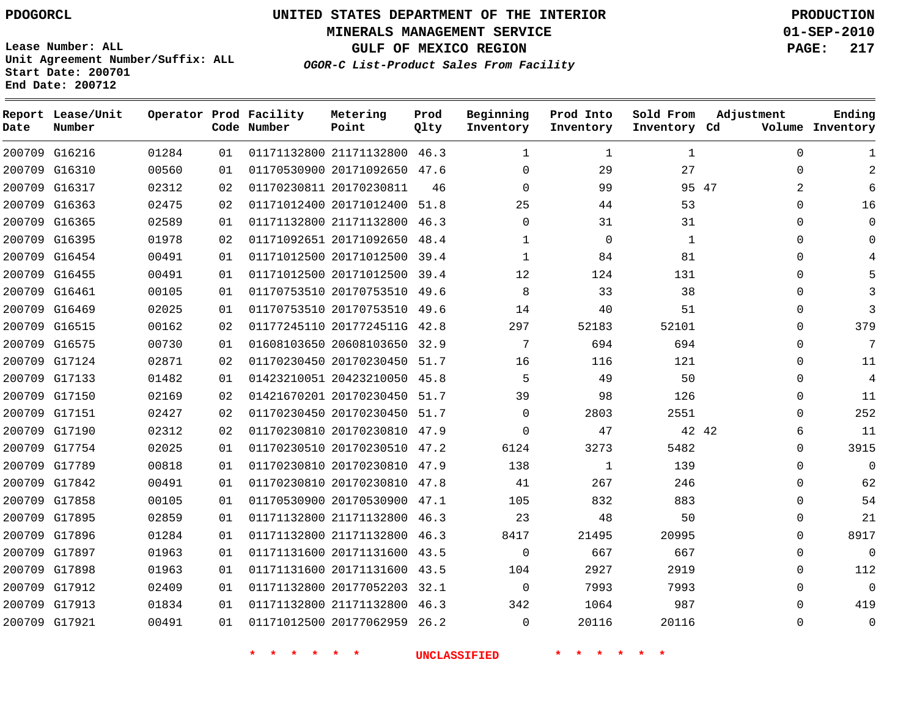PDOGORCL

# UNITED STATES DEPARTMENT OF THE INTERIOR
## MINERALS MANAGEMENT SERVICE
## GULF OF MEXICO REGION
### *OGOR-C List-Product Sales From Facility*

PRODUCTION
01-SEP-2010

Lease Number: ALL
Unit Agreement Number/Suffix: ALL
Start Date: 200701
End Date: 200712

| Report Date | Lease/Unit Number | Operator | Prod Code | Facility Number | Metering Point | Prod Qlty | Beginning Inventory | Prod Into Inventory | Sold From Inventory | Adjustment Cd | Adjustment Volume | Ending Inventory |
|---|---|---|---|---|---|---|---|---|---|---|---|---|
| 200709 | G16216 | 01284 | 01 | 01171132800 | 21171132800 | 46.3 | 1 | 1 | 1 | | 0 | 1 |
| 200709 | G16310 | 00560 | 01 | 01170530900 | 20171092650 | 47.6 | 0 | 29 | 27 | | 0 | 2 |
| 200709 | G16317 | 02312 | 02 | 01170230811 | 20170230811 | 46 | 0 | 99 | 95 | 47 | 2 | 6 |
| 200709 | G16363 | 02475 | 02 | 01171012400 | 20171012400 | 51.8 | 25 | 44 | 53 | | 0 | 16 |
| 200709 | G16365 | 02589 | 01 | 01171132800 | 21171132800 | 46.3 | 0 | 31 | 31 | | 0 | 0 |
| 200709 | G16395 | 01978 | 02 | 01171092651 | 20171092650 | 48.4 | 1 | 0 | 1 | | 0 | 0 |
| 200709 | G16454 | 00491 | 01 | 01171012500 | 20171012500 | 39.4 | 1 | 84 | 81 | | 0 | 4 |
| 200709 | G16455 | 00491 | 01 | 01171012500 | 20171012500 | 39.4 | 12 | 124 | 131 | | 0 | 5 |
| 200709 | G16461 | 00105 | 01 | 01170753510 | 20170753510 | 49.6 | 8 | 33 | 38 | | 0 | 3 |
| 200709 | G16469 | 02025 | 01 | 01170753510 | 20170753510 | 49.6 | 14 | 40 | 51 | | 0 | 3 |
| 200709 | G16515 | 00162 | 02 | 01177245110 | 2017724511G | 42.8 | 297 | 52183 | 52101 | | 0 | 379 |
| 200709 | G16575 | 00730 | 01 | 01608103650 | 20608103650 | 32.9 | 7 | 694 | 694 | | 0 | 7 |
| 200709 | G17124 | 02871 | 02 | 01170230450 | 20170230450 | 51.7 | 16 | 116 | 121 | | 0 | 11 |
| 200709 | G17133 | 01482 | 01 | 01423210051 | 20423210050 | 45.8 | 5 | 49 | 50 | | 0 | 4 |
| 200709 | G17150 | 02169 | 02 | 01421670201 | 20170230450 | 51.7 | 39 | 98 | 126 | | 0 | 11 |
| 200709 | G17151 | 02427 | 02 | 01170230450 | 20170230450 | 51.7 | 0 | 2803 | 2551 | | 0 | 252 |
| 200709 | G17190 | 02312 | 02 | 01170230810 | 20170230810 | 47.9 | 0 | 47 | 42 | 42 | 6 | 11 |
| 200709 | G17754 | 02025 | 01 | 01170230510 | 20170230510 | 47.2 | 6124 | 3273 | 5482 | | 0 | 3915 |
| 200709 | G17789 | 00818 | 01 | 01170230810 | 20170230810 | 47.9 | 138 | 1 | 139 | | 0 | 0 |
| 200709 | G17842 | 00491 | 01 | 01170230810 | 20170230810 | 47.8 | 41 | 267 | 246 | | 0 | 62 |
| 200709 | G17858 | 00105 | 01 | 01170530900 | 20170530900 | 47.1 | 105 | 832 | 883 | | 0 | 54 |
| 200709 | G17895 | 02859 | 01 | 01171132800 | 21171132800 | 46.3 | 23 | 48 | 50 | | 0 | 21 |
| 200709 | G17896 | 01284 | 01 | 01171132800 | 21171132800 | 46.3 | 8417 | 21495 | 20995 | | 0 | 8917 |
| 200709 | G17897 | 01963 | 01 | 01171131600 | 20171131600 | 43.5 | 0 | 667 | 667 | | 0 | 0 |
| 200709 | G17898 | 01963 | 01 | 01171131600 | 20171131600 | 43.5 | 104 | 2927 | 2919 | | 0 | 112 |
| 200709 | G17912 | 02409 | 01 | 01171132800 | 20177052203 | 32.1 | 0 | 7993 | 7993 | | 0 | 0 |
| 200709 | G17913 | 01834 | 01 | 01171132800 | 21171132800 | 46.3 | 342 | 1064 | 987 | | 0 | 419 |
| 200709 | G17921 | 00491 | 01 | 01171012500 | 20177062959 | 26.2 | 0 | 20116 | 20116 | | 0 | 0 |

* * * * * * UNCLASSIFIED * * * * * *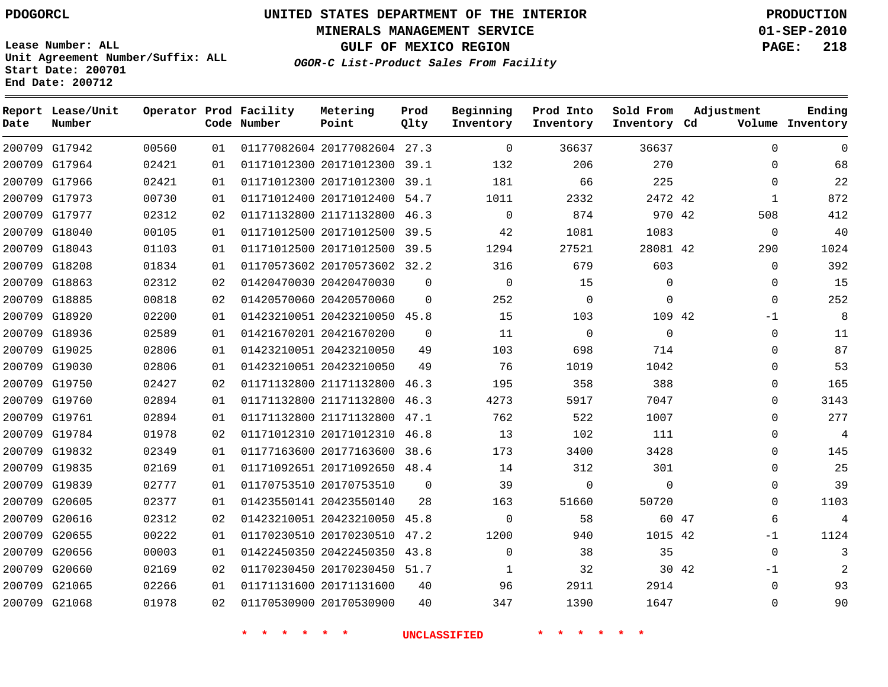PDOGORCL

# UNITED STATES DEPARTMENT OF THE INTERIOR
## MINERALS MANAGEMENT SERVICE
## GULF OF MEXICO REGION
### *OGOR-C List-Product Sales From Facility*

PRODUCTION
01-SEP-2010

Lease Number: ALL
Unit Agreement Number/Suffix: ALL
Start Date: 200701
End Date: 200712

| Report Date | Lease/Unit Number | Operator | Prod Code | Facility Number | Metering Point | Prod Qlty | Beginning Inventory | Prod Into Inventory | Sold From Inventory | Adjustment Cd | Adjustment Volume | Ending Inventory |
|---|---|---|---|---|---|---|---|---|---|---|---|---|
| 200709 | G17942 | 00560 | 01 | 01177082604 | 20177082604 | 27.3 | 0 | 36637 | 36637 | | 0 | 0 |
| 200709 | G17964 | 02421 | 01 | 01171012300 | 20171012300 | 39.1 | 132 | 206 | 270 | | 0 | 68 |
| 200709 | G17966 | 02421 | 01 | 01171012300 | 20171012300 | 39.1 | 181 | 66 | 225 | | 0 | 22 |
| 200709 | G17973 | 00730 | 01 | 01171012400 | 20171012400 | 54.7 | 1011 | 2332 | 2472 | 42 | 1 | 872 |
| 200709 | G17977 | 02312 | 02 | 01171132800 | 21171132800 | 46.3 | 0 | 874 | 970 | 42 | 508 | 412 |
| 200709 | G18040 | 00105 | 01 | 01171012500 | 20171012500 | 39.5 | 42 | 1081 | 1083 | | 0 | 40 |
| 200709 | G18043 | 01103 | 01 | 01171012500 | 20171012500 | 39.5 | 1294 | 27521 | 28081 | 42 | 290 | 1024 |
| 200709 | G18208 | 01834 | 01 | 01170573602 | 20170573602 | 32.2 | 316 | 679 | 603 | | 0 | 392 |
| 200709 | G18863 | 02312 | 02 | 01420470030 | 20420470030 | 0 | 0 | 15 | 0 | | 0 | 15 |
| 200709 | G18885 | 00818 | 02 | 01420570060 | 20420570060 | 0 | 252 | 0 | 0 | | 0 | 252 |
| 200709 | G18920 | 02200 | 01 | 01423210051 | 20423210050 | 45.8 | 15 | 103 | 109 | 42 | -1 | 8 |
| 200709 | G18936 | 02589 | 01 | 01421670201 | 20421670200 | 0 | 11 | 0 | 0 | | 0 | 11 |
| 200709 | G19025 | 02806 | 01 | 01423210051 | 20423210050 | 49 | 103 | 698 | 714 | | 0 | 87 |
| 200709 | G19030 | 02806 | 01 | 01423210051 | 20423210050 | 49 | 76 | 1019 | 1042 | | 0 | 53 |
| 200709 | G19750 | 02427 | 02 | 01171132800 | 21171132800 | 46.3 | 195 | 358 | 388 | | 0 | 165 |
| 200709 | G19760 | 02894 | 01 | 01171132800 | 21171132800 | 46.3 | 4273 | 5917 | 7047 | | 0 | 3143 |
| 200709 | G19761 | 02894 | 01 | 01171132800 | 21171132800 | 47.1 | 762 | 522 | 1007 | | 0 | 277 |
| 200709 | G19784 | 01978 | 02 | 01171012310 | 20171012310 | 46.8 | 13 | 102 | 111 | | 0 | 4 |
| 200709 | G19832 | 02349 | 01 | 01177163600 | 20177163600 | 38.6 | 173 | 3400 | 3428 | | 0 | 145 |
| 200709 | G19835 | 02169 | 01 | 01171092651 | 20171092650 | 48.4 | 14 | 312 | 301 | | 0 | 25 |
| 200709 | G19839 | 02777 | 01 | 01170753510 | 20170753510 | 0 | 39 | 0 | 0 | | 0 | 39 |
| 200709 | G20605 | 02377 | 01 | 01423550141 | 20423550140 | 28 | 163 | 51660 | 50720 | | 0 | 1103 |
| 200709 | G20616 | 02312 | 02 | 01423210051 | 20423210050 | 45.8 | 0 | 58 | 60 | 47 | 6 | 4 |
| 200709 | G20655 | 00222 | 01 | 01170230510 | 20170230510 | 47.2 | 1200 | 940 | 1015 | 42 | -1 | 1124 |
| 200709 | G20656 | 00003 | 01 | 01422450350 | 20422450350 | 43.8 | 0 | 38 | 35 | | 0 | 3 |
| 200709 | G20660 | 02169 | 02 | 01170230450 | 20170230450 | 51.7 | 1 | 32 | 30 | 42 | -1 | 2 |
| 200709 | G21065 | 02266 | 01 | 01171131600 | 20171131600 | 40 | 96 | 2911 | 2914 | | 0 | 93 |
| 200709 | G21068 | 01978 | 02 | 01170530900 | 20170530900 | 40 | 347 | 1390 | 1647 | | 0 | 90 |

\* \* \* \* \* \* UNCLASSIFIED \* \* \* \* \* \*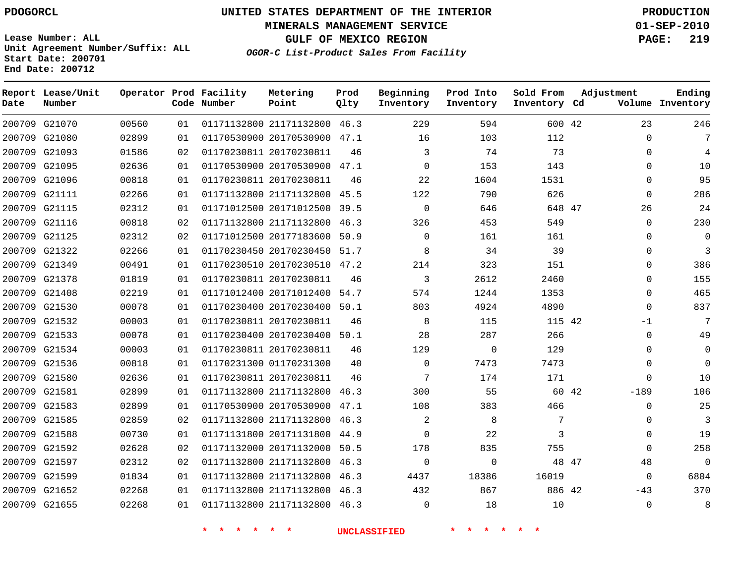PDOGORCL

**UNITED STATES DEPARTMENT OF THE INTERIOR**
**MINERALS MANAGEMENT SERVICE**
**GULF OF MEXICO REGION**
***OGOR-C List-Product Sales From Facility***

**PRODUCTION**
**01-SEP-2010**

Lease Number: ALL
Unit Agreement Number/Suffix: ALL
Start Date: 200701
End Date: 200712

| Report Date | Lease/Unit Number | Operator | Prod Code | Facility Number | Metering Point | Prod Qlty | Beginning Inventory | Prod Into Inventory | Sold From Inventory | Adjustment Cd | Adjustment Volume | Ending Inventory |
|---|---|---|---|---|---|---|---|---|---|---|---|---|
| 200709 | G21070 | 00560 | 01 | 01171132800 | 21171132800 | 46.3 | 229 | 594 | 600 | 42 | 23 | 246 |
| 200709 | G21080 | 02899 | 01 | 01170530900 | 20170530900 | 47.1 | 16 | 103 | 112 | | 0 | 7 |
| 200709 | G21093 | 01586 | 02 | 01170230811 | 20170230811 | 46 | 3 | 74 | 73 | | 0 | 4 |
| 200709 | G21095 | 02636 | 01 | 01170530900 | 20170530900 | 47.1 | 0 | 153 | 143 | | 0 | 10 |
| 200709 | G21096 | 00818 | 01 | 01170230811 | 20170230811 | 46 | 22 | 1604 | 1531 | | 0 | 95 |
| 200709 | G21111 | 02266 | 01 | 01171132800 | 21171132800 | 45.5 | 122 | 790 | 626 | | 0 | 286 |
| 200709 | G21115 | 02312 | 01 | 01171012500 | 20171012500 | 39.5 | 0 | 646 | 648 | 47 | 26 | 24 |
| 200709 | G21116 | 00818 | 02 | 01171132800 | 21171132800 | 46.3 | 326 | 453 | 549 | | 0 | 230 |
| 200709 | G21125 | 02312 | 02 | 01171012500 | 20177183600 | 50.9 | 0 | 161 | 161 | | 0 | 0 |
| 200709 | G21322 | 02266 | 01 | 01170230450 | 20170230450 | 51.7 | 8 | 34 | 39 | | 0 | 3 |
| 200709 | G21349 | 00491 | 01 | 01170230510 | 20170230510 | 47.2 | 214 | 323 | 151 | | 0 | 386 |
| 200709 | G21378 | 01819 | 01 | 01170230811 | 20170230811 | 46 | 3 | 2612 | 2460 | | 0 | 155 |
| 200709 | G21408 | 02219 | 01 | 01171012400 | 20171012400 | 54.7 | 574 | 1244 | 1353 | | 0 | 465 |
| 200709 | G21530 | 00078 | 01 | 01170230400 | 20170230400 | 50.1 | 803 | 4924 | 4890 | | 0 | 837 |
| 200709 | G21532 | 00003 | 01 | 01170230811 | 20170230811 | 46 | 8 | 115 | 115 | 42 | -1 | 7 |
| 200709 | G21533 | 00078 | 01 | 01170230400 | 20170230400 | 50.1 | 28 | 287 | 266 | | 0 | 49 |
| 200709 | G21534 | 00003 | 01 | 01170230811 | 20170230811 | 46 | 129 | 0 | 129 | | 0 | 0 |
| 200709 | G21536 | 00818 | 01 | 01170231300 | 01170231300 | 40 | 0 | 7473 | 7473 | | 0 | 0 |
| 200709 | G21580 | 02636 | 01 | 01170230811 | 20170230811 | 46 | 7 | 174 | 171 | | 0 | 10 |
| 200709 | G21581 | 02899 | 01 | 01171132800 | 21171132800 | 46.3 | 300 | 55 | 60 | 42 | -189 | 106 |
| 200709 | G21583 | 02899 | 01 | 01170530900 | 20170530900 | 47.1 | 108 | 383 | 466 | | 0 | 25 |
| 200709 | G21585 | 02859 | 02 | 01171132800 | 21171132800 | 46.3 | 2 | 8 | 7 | | 0 | 3 |
| 200709 | G21588 | 00730 | 01 | 01171131800 | 20171131800 | 44.9 | 0 | 22 | 3 | | 0 | 19 |
| 200709 | G21592 | 02628 | 02 | 01171132000 | 20171132000 | 50.5 | 178 | 835 | 755 | | 0 | 258 |
| 200709 | G21597 | 02312 | 02 | 01171132800 | 21171132800 | 46.3 | 0 | 0 | 48 | 47 | 48 | 0 |
| 200709 | G21599 | 01834 | 01 | 01171132800 | 21171132800 | 46.3 | 4437 | 18386 | 16019 | | 0 | 6804 |
| 200709 | G21652 | 02268 | 01 | 01171132800 | 21171132800 | 46.3 | 432 | 867 | 886 | 42 | -43 | 370 |
| 200709 | G21655 | 02268 | 01 | 01171132800 | 21171132800 | 46.3 | 0 | 18 | 10 | | 0 | 8 |

* * * * * * UNCLASSIFIED * * * * * *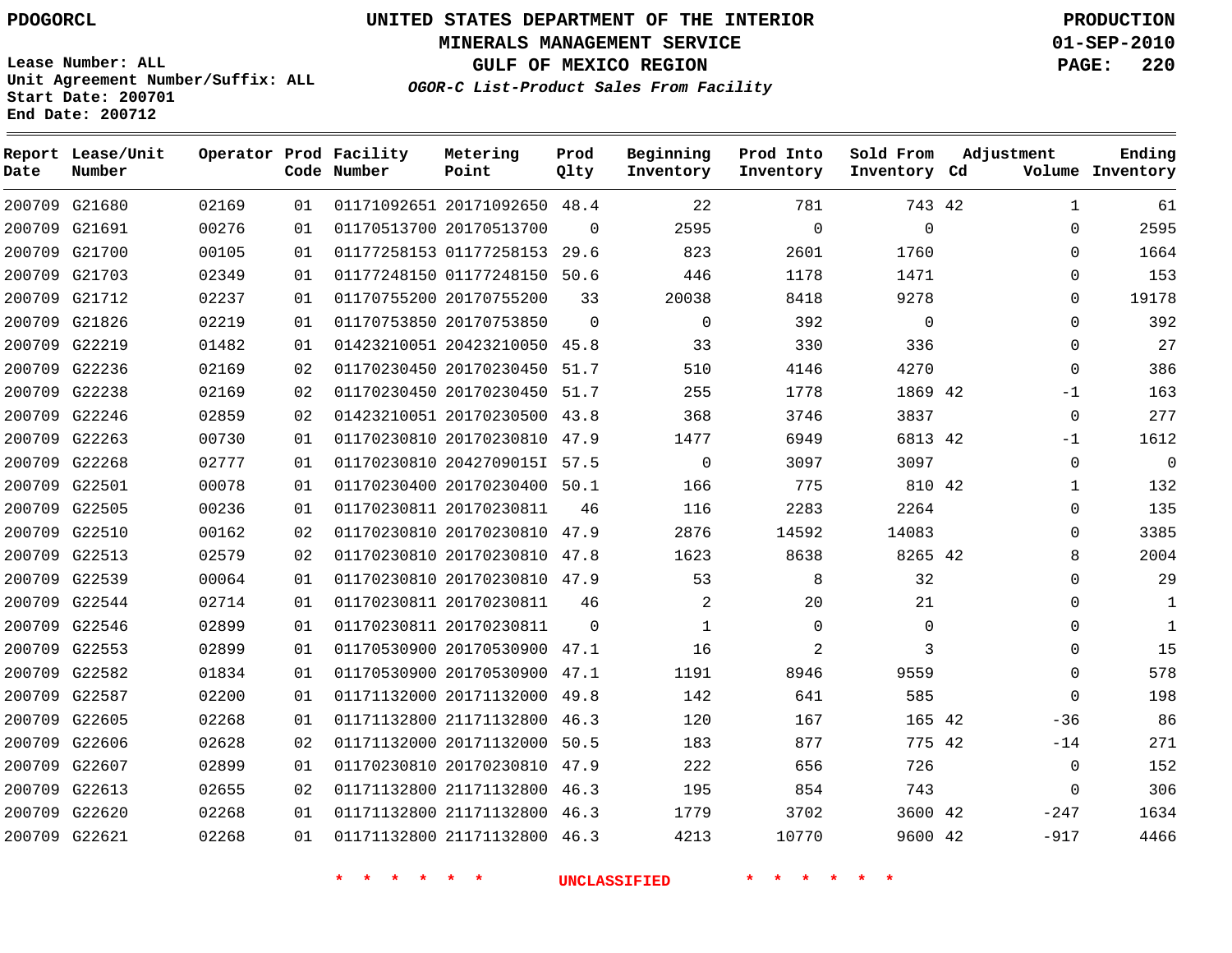PDOGORCL

Lease Number: ALL
Unit Agreement Number/Suffix: ALL
Start Date: 200701
End Date: 200712

# UNITED STATES DEPARTMENT OF THE INTERIOR
## MINERALS MANAGEMENT SERVICE
## GULF OF MEXICO REGION
### *OGOR-C List-Product Sales From Facility*

PRODUCTION
01-SEP-2010

| Report Date | Lease/Unit Number | Operator | Prod Code | Facility Number | Metering Point | Prod Qlty | Beginning Inventory | Prod Into Inventory | Sold From Inventory | Adjustment Cd | Adjustment Volume | Ending Inventory |
|---|---|---|---|---|---|---|---|---|---|---|---|---|
| 200709 | G21680 | 02169 | 01 | 01171092651 | 20171092650 | 48.4 | 22 | 781 | 743 | 42 | 1 | 61 |
| 200709 | G21691 | 00276 | 01 | 01170513700 | 20170513700 | 0 | 2595 | 0 | 0 | | 0 | 2595 |
| 200709 | G21700 | 00105 | 01 | 01177258153 | 01177258153 | 29.6 | 823 | 2601 | 1760 | | 0 | 1664 |
| 200709 | G21703 | 02349 | 01 | 01177248150 | 01177248150 | 50.6 | 446 | 1178 | 1471 | | 0 | 153 |
| 200709 | G21712 | 02237 | 01 | 01170755200 | 20170755200 | 33 | 20038 | 8418 | 9278 | | 0 | 19178 |
| 200709 | G21826 | 02219 | 01 | 01170753850 | 20170753850 | 0 | 0 | 392 | 0 | | 0 | 392 |
| 200709 | G22219 | 01482 | 01 | 01423210051 | 20423210050 | 45.8 | 33 | 330 | 336 | | 0 | 27 |
| 200709 | G22236 | 02169 | 02 | 01170230450 | 20170230450 | 51.7 | 510 | 4146 | 4270 | | 0 | 386 |
| 200709 | G22238 | 02169 | 02 | 01170230450 | 20170230450 | 51.7 | 255 | 1778 | 1869 | 42 | -1 | 163 |
| 200709 | G22246 | 02859 | 02 | 01423210051 | 20170230500 | 43.8 | 368 | 3746 | 3837 | | 0 | 277 |
| 200709 | G22263 | 00730 | 01 | 01170230810 | 20170230810 | 47.9 | 1477 | 6949 | 6813 | 42 | -1 | 1612 |
| 200709 | G22268 | 02777 | 01 | 01170230810 | 2042709015I | 57.5 | 0 | 3097 | 3097 | | 0 | 0 |
| 200709 | G22501 | 00078 | 01 | 01170230400 | 20170230400 | 50.1 | 166 | 775 | 810 | 42 | 1 | 132 |
| 200709 | G22505 | 00236 | 01 | 01170230811 | 20170230811 | 46 | 116 | 2283 | 2264 | | 0 | 135 |
| 200709 | G22510 | 00162 | 02 | 01170230810 | 20170230810 | 47.9 | 2876 | 14592 | 14083 | | 0 | 3385 |
| 200709 | G22513 | 02579 | 02 | 01170230810 | 20170230810 | 47.8 | 1623 | 8638 | 8265 | 42 | 8 | 2004 |
| 200709 | G22539 | 00064 | 01 | 01170230810 | 20170230810 | 47.9 | 53 | 8 | 32 | | 0 | 29 |
| 200709 | G22544 | 02714 | 01 | 01170230811 | 20170230811 | 46 | 2 | 20 | 21 | | 0 | 1 |
| 200709 | G22546 | 02899 | 01 | 01170230811 | 20170230811 | 0 | 1 | 0 | 0 | | 0 | 1 |
| 200709 | G22553 | 02899 | 01 | 01170530900 | 20170530900 | 47.1 | 16 | 2 | 3 | | 0 | 15 |
| 200709 | G22582 | 01834 | 01 | 01170530900 | 20170530900 | 47.1 | 1191 | 8946 | 9559 | | 0 | 578 |
| 200709 | G22587 | 02200 | 01 | 01171132000 | 20171132000 | 49.8 | 142 | 641 | 585 | | 0 | 198 |
| 200709 | G22605 | 02268 | 01 | 01171132800 | 21171132800 | 46.3 | 120 | 167 | 165 | 42 | -36 | 86 |
| 200709 | G22606 | 02628 | 02 | 01171132000 | 20171132000 | 50.5 | 183 | 877 | 775 | 42 | -14 | 271 |
| 200709 | G22607 | 02899 | 01 | 01170230810 | 20170230810 | 47.9 | 222 | 656 | 726 | | 0 | 152 |
| 200709 | G22613 | 02655 | 02 | 01171132800 | 21171132800 | 46.3 | 195 | 854 | 743 | | 0 | 306 |
| 200709 | G22620 | 02268 | 01 | 01171132800 | 21171132800 | 46.3 | 1779 | 3702 | 3600 | 42 | -247 | 1634 |
| 200709 | G22621 | 02268 | 01 | 01171132800 | 21171132800 | 46.3 | 4213 | 10770 | 9600 | 42 | -917 | 4466 |

\* \* \* \* \* \* UNCLASSIFIED \* \* \* \* \* \*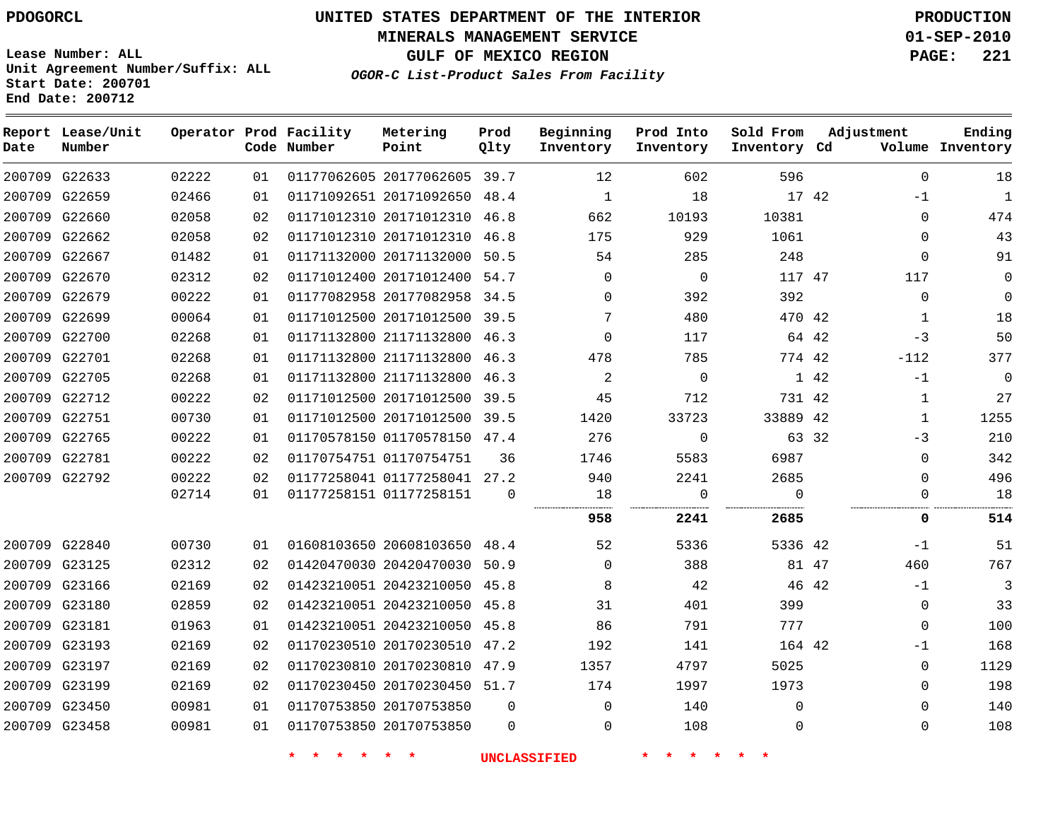PDOGORCL

Lease Number: ALL
Unit Agreement Number/Suffix: ALL
Start Date: 200701
End Date: 200712

# UNITED STATES DEPARTMENT OF THE INTERIOR
## MINERALS MANAGEMENT SERVICE
## GULF OF MEXICO REGION
### *OGOR-C List-Product Sales From Facility*

PRODUCTION
01-SEP-2010

| Report Date | Lease/Unit Number | Operator | Prod Code | Facility Number | Metering Point | Prod Qlty | Beginning Inventory | Prod Into Inventory | Sold From Inventory | Adjustment Cd | Volume | Ending Inventory |
|---|---|---|---|---|---|---|---|---|---|---|---|---|
| 200709 | G22633 | 02222 | 01 | 01177062605 | 20177062605 | 39.7 | 12 | 602 | 596 | | 0 | 18 |
| 200709 | G22659 | 02466 | 01 | 01171092651 | 20171092650 | 48.4 | 1 | 18 | 17 | 42 | -1 | 1 |
| 200709 | G22660 | 02058 | 02 | 01171012310 | 20171012310 | 46.8 | 662 | 10193 | 10381 | | 0 | 474 |
| 200709 | G22662 | 02058 | 02 | 01171012310 | 20171012310 | 46.8 | 175 | 929 | 1061 | | 0 | 43 |
| 200709 | G22667 | 01482 | 01 | 01171132000 | 20171132000 | 50.5 | 54 | 285 | 248 | | 0 | 91 |
| 200709 | G22670 | 02312 | 02 | 01171012400 | 20171012400 | 54.7 | 0 | 0 | 117 | 47 | 117 | 0 |
| 200709 | G22679 | 00222 | 01 | 01177082958 | 20177082958 | 34.5 | 0 | 392 | 392 | | 0 | 0 |
| 200709 | G22699 | 00064 | 01 | 01171012500 | 20171012500 | 39.5 | 7 | 480 | 470 | 42 | 1 | 18 |
| 200709 | G22700 | 02268 | 01 | 01171132800 | 21171132800 | 46.3 | 0 | 117 | 64 | 42 | -3 | 50 |
| 200709 | G22701 | 02268 | 01 | 01171132800 | 21171132800 | 46.3 | 478 | 785 | 774 | 42 | -112 | 377 |
| 200709 | G22705 | 02268 | 01 | 01171132800 | 21171132800 | 46.3 | 2 | 0 | 1 | 42 | -1 | 0 |
| 200709 | G22712 | 00222 | 02 | 01171012500 | 20171012500 | 39.5 | 45 | 712 | 731 | 42 | 1 | 27 |
| 200709 | G22751 | 00730 | 01 | 01171012500 | 20171012500 | 39.5 | 1420 | 33723 | 33889 | 42 | 1 | 1255 |
| 200709 | G22765 | 00222 | 01 | 01170578150 | 01170578150 | 47.4 | 276 | 0 | 63 | 32 | -3 | 210 |
| 200709 | G22781 | 00222 | 02 | 01170754751 | 01170754751 | 36 | 1746 | 5583 | 6987 | | 0 | 342 |
| 200709 | G22792 | 00222 | 02 | 01177258041 | 01177258041 | 27.2 | 940 | 2241 | 2685 | | 0 | 496 |
| | | 02714 | 01 | 01177258151 | 01177258151 | 0 | 18 | 0 | 0 | | 0 | 18 |
| | | | | | | | **958** | **2241** | **2685** | | **0** | **514** |
| 200709 | G22840 | 00730 | 01 | 01608103650 | 20608103650 | 48.4 | 52 | 5336 | 5336 | 42 | -1 | 51 |
| 200709 | G23125 | 02312 | 02 | 01420470030 | 20420470030 | 50.9 | 0 | 388 | 81 | 47 | 460 | 767 |
| 200709 | G23166 | 02169 | 02 | 01423210051 | 20423210050 | 45.8 | 8 | 42 | 46 | 42 | -1 | 3 |
| 200709 | G23180 | 02859 | 02 | 01423210051 | 20423210050 | 45.8 | 31 | 401 | 399 | | 0 | 33 |
| 200709 | G23181 | 01963 | 01 | 01423210051 | 20423210050 | 45.8 | 86 | 791 | 777 | | 0 | 100 |
| 200709 | G23193 | 02169 | 02 | 01170230510 | 20170230510 | 47.2 | 192 | 141 | 164 | 42 | -1 | 168 |
| 200709 | G23197 | 02169 | 02 | 01170230810 | 20170230810 | 47.9 | 1357 | 4797 | 5025 | | 0 | 1129 |
| 200709 | G23199 | 02169 | 02 | 01170230450 | 20170230450 | 51.7 | 174 | 1997 | 1973 | | 0 | 198 |
| 200709 | G23450 | 00981 | 01 | 01170753850 | 20170753850 | 0 | 0 | 140 | 0 | | 0 | 140 |
| 200709 | G23458 | 00981 | 01 | 01170753850 | 20170753850 | 0 | 0 | 108 | 0 | | 0 | 108 |

* * * * * * UNCLASSIFIED * * * * * *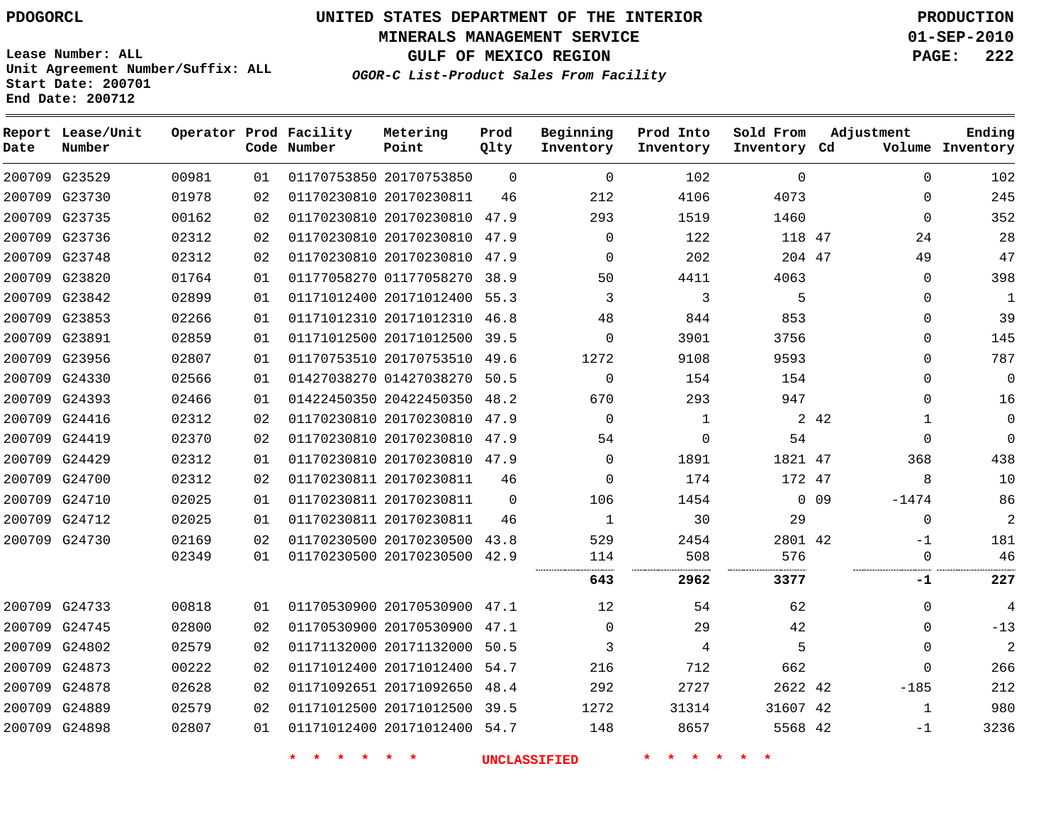PDOGORCL

Lease Number: ALL
Unit Agreement Number/Suffix: ALL
Start Date: 200701
End Date: 200712

# UNITED STATES DEPARTMENT OF THE INTERIOR
## MINERALS MANAGEMENT SERVICE
## GULF OF MEXICO REGION
### *OGOR-C List-Product Sales From Facility*

PRODUCTION
01-SEP-2010

| Report Date | Lease/Unit Number | Operator | Prod Code | Facility Number | Metering Point | Prod Qlty | Beginning Inventory | Prod Into Inventory | Sold From Inventory | Adjustment Cd | Adjustment Volume | Ending Inventory |
|---|---|---|---|---|---|---|---|---|---|---|---|---|
| 200709 | G23529 | 00981 | 01 | 01170753850 | 20170753850 | 0 | 0 | 102 | 0 | | 0 | 102 |
| 200709 | G23730 | 01978 | 02 | 01170230810 | 20170230811 | 46 | 212 | 4106 | 4073 | | 0 | 245 |
| 200709 | G23735 | 00162 | 02 | 01170230810 | 20170230810 | 47.9 | 293 | 1519 | 1460 | | 0 | 352 |
| 200709 | G23736 | 02312 | 02 | 01170230810 | 20170230810 | 47.9 | 0 | 122 | 118 | 47 | 24 | 28 |
| 200709 | G23748 | 02312 | 02 | 01170230810 | 20170230810 | 47.9 | 0 | 202 | 204 | 47 | 49 | 47 |
| 200709 | G23820 | 01764 | 01 | 01177058270 | 01177058270 | 38.9 | 50 | 4411 | 4063 | | 0 | 398 |
| 200709 | G23842 | 02899 | 01 | 01171012400 | 20171012400 | 55.3 | 3 | 3 | 5 | | 0 | 1 |
| 200709 | G23853 | 02266 | 01 | 01171012310 | 20171012310 | 46.8 | 48 | 844 | 853 | | 0 | 39 |
| 200709 | G23891 | 02859 | 01 | 01171012500 | 20171012500 | 39.5 | 0 | 3901 | 3756 | | 0 | 145 |
| 200709 | G23956 | 02807 | 01 | 01170753510 | 20170753510 | 49.6 | 1272 | 9108 | 9593 | | 0 | 787 |
| 200709 | G24330 | 02566 | 01 | 01427038270 | 01427038270 | 50.5 | 0 | 154 | 154 | | 0 | 0 |
| 200709 | G24393 | 02466 | 01 | 01422450350 | 20422450350 | 48.2 | 670 | 293 | 947 | | 0 | 16 |
| 200709 | G24416 | 02312 | 02 | 01170230810 | 20170230810 | 47.9 | 0 | 1 | 2 | 42 | 1 | 0 |
| 200709 | G24419 | 02370 | 02 | 01170230810 | 20170230810 | 47.9 | 54 | 0 | 54 | | 0 | 0 |
| 200709 | G24429 | 02312 | 01 | 01170230810 | 20170230810 | 47.9 | 0 | 1891 | 1821 | 47 | 368 | 438 |
| 200709 | G24700 | 02312 | 02 | 01170230811 | 20170230811 | 46 | 0 | 174 | 172 | 47 | 8 | 10 |
| 200709 | G24710 | 02025 | 01 | 01170230811 | 20170230811 | 0 | 106 | 1454 | 0 | 09 | -1474 | 86 |
| 200709 | G24712 | 02025 | 01 | 01170230811 | 20170230811 | 46 | 1 | 30 | 29 | | 0 | 2 |
| 200709 | G24730 | 02169 | 02 | 01170230500 | 20170230500 | 43.8 | 529 | 2454 | 2801 | 42 | -1 | 181 |
| | | 02349 | 01 | 01170230500 | 20170230500 | 42.9 | 114 | 508 | 576 | | 0 | 46 |
| | | | | | | | **643** | **2962** | **3377** | | **-1** | **227** |
| 200709 | G24733 | 00818 | 01 | 01170530900 | 20170530900 | 47.1 | 12 | 54 | 62 | | 0 | 4 |
| 200709 | G24745 | 02800 | 02 | 01170530900 | 20170530900 | 47.1 | 0 | 29 | 42 | | 0 | -13 |
| 200709 | G24802 | 02579 | 02 | 01171132000 | 20171132000 | 50.5 | 3 | 4 | 5 | | 0 | 2 |
| 200709 | G24873 | 00222 | 02 | 01171012400 | 20171012400 | 54.7 | 216 | 712 | 662 | | 0 | 266 |
| 200709 | G24878 | 02628 | 02 | 01171092651 | 20171092650 | 48.4 | 292 | 2727 | 2622 | 42 | -185 | 212 |
| 200709 | G24889 | 02579 | 02 | 01171012500 | 20171012500 | 39.5 | 1272 | 31314 | 31607 | 42 | 1 | 980 |
| 200709 | G24898 | 02807 | 01 | 01171012400 | 20171012400 | 54.7 | 148 | 8657 | 5568 | 42 | -1 | 3236 |

\* \* \* \* \* \* UNCLASSIFIED \* \* \* \* \* \*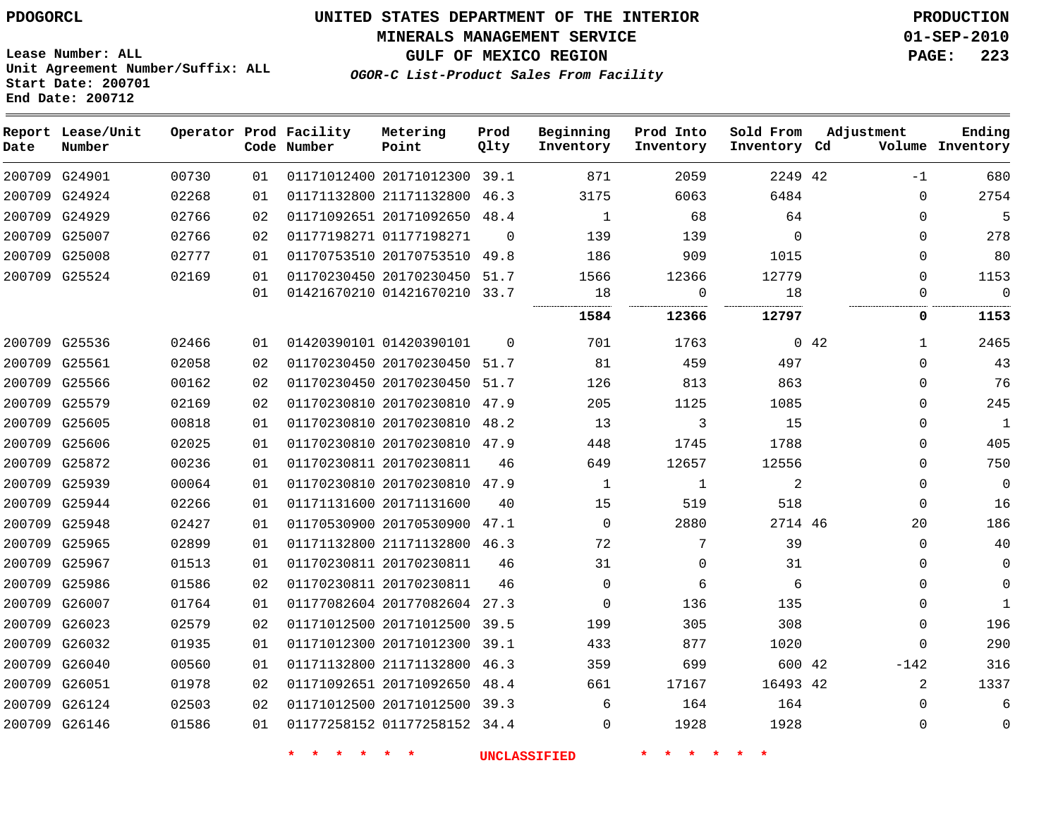PDOGORCL

Lease Number: ALL
Unit Agreement Number/Suffix: ALL
Start Date: 200701
End Date: 200712

# UNITED STATES DEPARTMENT OF THE INTERIOR
## MINERALS MANAGEMENT SERVICE
## GULF OF MEXICO REGION
### *OGOR-C List-Product Sales From Facility*

PRODUCTION
01-SEP-2010

| Report Date | Lease/Unit Number | Operator | Prod Code | Facility Number | Metering Point | Prod Qlty | Beginning Inventory | Prod Into Inventory | Sold From Inventory | Adjustment Cd | Adjustment Volume | Ending Inventory |
|---|---|---|---|---|---|---|---|---|---|---|---|---|
| 200709 | G24901 | 00730 | 01 | 01171012400 | 20171012300 | 39.1 | 871 | 2059 | 2249 | 42 | -1 | 680 |
| 200709 | G24924 | 02268 | 01 | 01171132800 | 21171132800 | 46.3 | 3175 | 6063 | 6484 | | 0 | 2754 |
| 200709 | G24929 | 02766 | 02 | 01171092651 | 20171092650 | 48.4 | 1 | 68 | 64 | | 0 | 5 |
| 200709 | G25007 | 02766 | 02 | 01177198271 | 01177198271 | 0 | 139 | 139 | 0 | | 0 | 278 |
| 200709 | G25008 | 02777 | 01 | 01170753510 | 20170753510 | 49.8 | 186 | 909 | 1015 | | 0 | 80 |
| 200709 | G25524 | 02169 | 01 | 01170230450 | 20170230450 | 51.7 | 1566 | 12366 | 12779 | | 0 | 1153 |
| | | | 01 | 01421670210 | 01421670210 | 33.7 | 18 | 0 | 18 | | 0 | 0 |
| | | | | | | | **1584** | **12366** | **12797** | | **0** | **1153** |
| 200709 | G25536 | 02466 | 01 | 01420390101 | 01420390101 | 0 | 701 | 1763 | 0 | 42 | 1 | 2465 |
| 200709 | G25561 | 02058 | 02 | 01170230450 | 20170230450 | 51.7 | 81 | 459 | 497 | | 0 | 43 |
| 200709 | G25566 | 00162 | 02 | 01170230450 | 20170230450 | 51.7 | 126 | 813 | 863 | | 0 | 76 |
| 200709 | G25579 | 02169 | 02 | 01170230810 | 20170230810 | 47.9 | 205 | 1125 | 1085 | | 0 | 245 |
| 200709 | G25605 | 00818 | 01 | 01170230810 | 20170230810 | 48.2 | 13 | 3 | 15 | | 0 | 1 |
| 200709 | G25606 | 02025 | 01 | 01170230810 | 20170230810 | 47.9 | 448 | 1745 | 1788 | | 0 | 405 |
| 200709 | G25872 | 00236 | 01 | 01170230811 | 20170230811 | 46 | 649 | 12657 | 12556 | | 0 | 750 |
| 200709 | G25939 | 00064 | 01 | 01170230810 | 20170230810 | 47.9 | 1 | 1 | 2 | | 0 | 0 |
| 200709 | G25944 | 02266 | 01 | 01171131600 | 20171131600 | 40 | 15 | 519 | 518 | | 0 | 16 |
| 200709 | G25948 | 02427 | 01 | 01170530900 | 20170530900 | 47.1 | 0 | 2880 | 2714 | 46 | 20 | 186 |
| 200709 | G25965 | 02899 | 01 | 01171132800 | 21171132800 | 46.3 | 72 | 7 | 39 | | 0 | 40 |
| 200709 | G25967 | 01513 | 01 | 01170230811 | 20170230811 | 46 | 31 | 0 | 31 | | 0 | 0 |
| 200709 | G25986 | 01586 | 02 | 01170230811 | 20170230811 | 46 | 0 | 6 | 6 | | 0 | 0 |
| 200709 | G26007 | 01764 | 01 | 01177082604 | 20177082604 | 27.3 | 0 | 136 | 135 | | 0 | 1 |
| 200709 | G26023 | 02579 | 02 | 01171012500 | 20171012500 | 39.5 | 199 | 305 | 308 | | 0 | 196 |
| 200709 | G26032 | 01935 | 01 | 01171012300 | 20171012300 | 39.1 | 433 | 877 | 1020 | | 0 | 290 |
| 200709 | G26040 | 00560 | 01 | 01171132800 | 21171132800 | 46.3 | 359 | 699 | 600 | 42 | -142 | 316 |
| 200709 | G26051 | 01978 | 02 | 01171092651 | 20171092650 | 48.4 | 661 | 17167 | 16493 | 42 | 2 | 1337 |
| 200709 | G26124 | 02503 | 02 | 01171012500 | 20171012500 | 39.3 | 6 | 164 | 164 | | 0 | 6 |
| 200709 | G26146 | 01586 | 01 | 01177258152 | 01177258152 | 34.4 | 0 | 1928 | 1928 | | 0 | 0 |

\* \* \* \* \* \* UNCLASSIFIED \* \* \* \* \* \*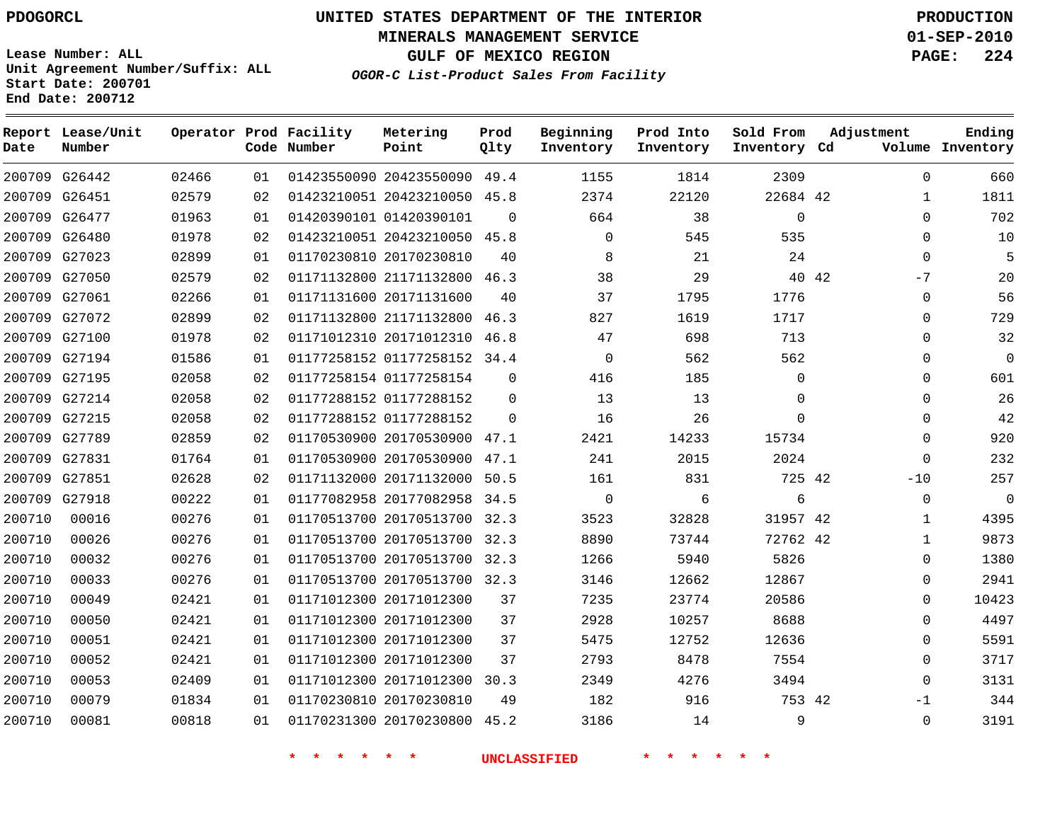PDOGORCL

Lease Number: ALL
Unit Agreement Number/Suffix: ALL
Start Date: 200701
End Date: 200712

# UNITED STATES DEPARTMENT OF THE INTERIOR
## MINERALS MANAGEMENT SERVICE
## GULF OF MEXICO REGION
### *OGOR-C List-Product Sales From Facility*

PRODUCTION
01-SEP-2010

| Report Date | Lease/Unit Number | Operator | Prod Code | Facility Number | Metering Point | Prod Qlty | Beginning Inventory | Prod Into Inventory | Sold From Inventory | Adjustment Cd | Volume | Ending Inventory |
|---|---|---|---|---|---|---|---|---|---|---|---|---|
| 200709 | G26442 | 02466 | 01 | 01423550090 | 20423550090 | 49.4 | 1155 | 1814 | 2309 | | 0 | 660 |
| 200709 | G26451 | 02579 | 02 | 01423210051 | 20423210050 | 45.8 | 2374 | 22120 | 22684 | 42 | 1 | 1811 |
| 200709 | G26477 | 01963 | 01 | 01420390101 | 01420390101 | 0 | 664 | 38 | 0 | | 0 | 702 |
| 200709 | G26480 | 01978 | 02 | 01423210051 | 20423210050 | 45.8 | 0 | 545 | 535 | | 0 | 10 |
| 200709 | G27023 | 02899 | 01 | 01170230810 | 20170230810 | 40 | 8 | 21 | 24 | | 0 | 5 |
| 200709 | G27050 | 02579 | 02 | 01171132800 | 21171132800 | 46.3 | 38 | 29 | 40 | 42 | -7 | 20 |
| 200709 | G27061 | 02266 | 01 | 01171131600 | 20171131600 | 40 | 37 | 1795 | 1776 | | 0 | 56 |
| 200709 | G27072 | 02899 | 02 | 01171132800 | 21171132800 | 46.3 | 827 | 1619 | 1717 | | 0 | 729 |
| 200709 | G27100 | 01978 | 02 | 01171012310 | 20171012310 | 46.8 | 47 | 698 | 713 | | 0 | 32 |
| 200709 | G27194 | 01586 | 01 | 01177258152 | 01177258152 | 34.4 | 0 | 562 | 562 | | 0 | 0 |
| 200709 | G27195 | 02058 | 02 | 01177258154 | 01177258154 | 0 | 416 | 185 | 0 | | 0 | 601 |
| 200709 | G27214 | 02058 | 02 | 01177288152 | 01177288152 | 0 | 13 | 13 | 0 | | 0 | 26 |
| 200709 | G27215 | 02058 | 02 | 01177288152 | 01177288152 | 0 | 16 | 26 | 0 | | 0 | 42 |
| 200709 | G27789 | 02859 | 02 | 01170530900 | 20170530900 | 47.1 | 2421 | 14233 | 15734 | | 0 | 920 |
| 200709 | G27831 | 01764 | 01 | 01170530900 | 20170530900 | 47.1 | 241 | 2015 | 2024 | | 0 | 232 |
| 200709 | G27851 | 02628 | 02 | 01171132000 | 20171132000 | 50.5 | 161 | 831 | 725 | 42 | -10 | 257 |
| 200709 | G27918 | 00222 | 01 | 01177082958 | 20177082958 | 34.5 | 0 | 6 | 6 | | 0 | 0 |
| 200710 | 00016 | 00276 | 01 | 01170513700 | 20170513700 | 32.3 | 3523 | 32828 | 31957 | 42 | 1 | 4395 |
| 200710 | 00026 | 00276 | 01 | 01170513700 | 20170513700 | 32.3 | 8890 | 73744 | 72762 | 42 | 1 | 9873 |
| 200710 | 00032 | 00276 | 01 | 01170513700 | 20170513700 | 32.3 | 1266 | 5940 | 5826 | | 0 | 1380 |
| 200710 | 00033 | 00276 | 01 | 01170513700 | 20170513700 | 32.3 | 3146 | 12662 | 12867 | | 0 | 2941 |
| 200710 | 00049 | 02421 | 01 | 01171012300 | 20171012300 | 37 | 7235 | 23774 | 20586 | | 0 | 10423 |
| 200710 | 00050 | 02421 | 01 | 01171012300 | 20171012300 | 37 | 2928 | 10257 | 8688 | | 0 | 4497 |
| 200710 | 00051 | 02421 | 01 | 01171012300 | 20171012300 | 37 | 5475 | 12752 | 12636 | | 0 | 5591 |
| 200710 | 00052 | 02421 | 01 | 01171012300 | 20171012300 | 37 | 2793 | 8478 | 7554 | | 0 | 3717 |
| 200710 | 00053 | 02409 | 01 | 01171012300 | 20171012300 | 30.3 | 2349 | 4276 | 3494 | | 0 | 3131 |
| 200710 | 00079 | 01834 | 01 | 01170230810 | 20170230810 | 49 | 182 | 916 | 753 | 42 | -1 | 344 |
| 200710 | 00081 | 00818 | 01 | 01170231300 | 20170230800 | 45.2 | 3186 | 14 | 9 | | 0 | 3191 |

\* \* \* \* \* \* UNCLASSIFIED \* \* \* \* \* \*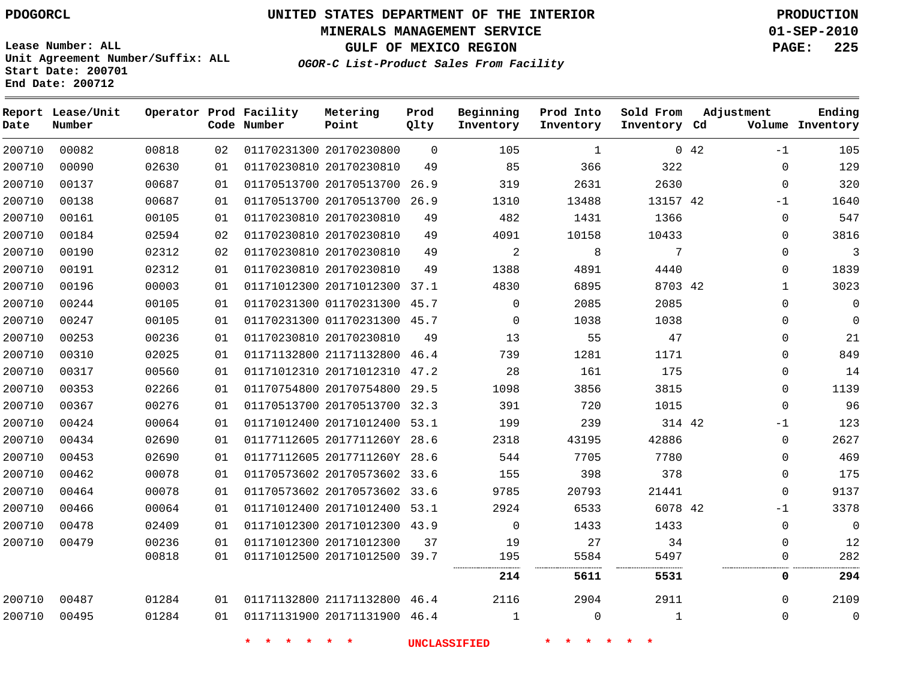PDOGORCL

# UNITED STATES DEPARTMENT OF THE INTERIOR
## MINERALS MANAGEMENT SERVICE
## GULF OF MEXICO REGION
### *OGOR-C List-Product Sales From Facility*

PRODUCTION
01-SEP-2010

Lease Number: ALL
Unit Agreement Number/Suffix: ALL
Start Date: 200701
End Date: 200712

| Report Date | Lease/Unit Number | Operator | Prod Code | Facility Number | Metering Point | Prod Qlty | Beginning Inventory | Prod Into Inventory | Sold From Inventory | Adjustment Cd | Adjustment Volume | Ending Inventory |
|---|---|---|---|---|---|---|---|---|---|---|---|---|
| 200710 | 00082 | 00818 | 02 | 01170231300 | 20170230800 | 0 | 105 | 1 | 0 | 42 | -1 | 105 |
| 200710 | 00090 | 02630 | 01 | 01170230810 | 20170230810 | 49 | 85 | 366 | 322 | | 0 | 129 |
| 200710 | 00137 | 00687 | 01 | 01170513700 | 20170513700 | 26.9 | 319 | 2631 | 2630 | | 0 | 320 |
| 200710 | 00138 | 00687 | 01 | 01170513700 | 20170513700 | 26.9 | 1310 | 13488 | 13157 | 42 | -1 | 1640 |
| 200710 | 00161 | 00105 | 01 | 01170230810 | 20170230810 | 49 | 482 | 1431 | 1366 | | 0 | 547 |
| 200710 | 00184 | 02594 | 02 | 01170230810 | 20170230810 | 49 | 4091 | 10158 | 10433 | | 0 | 3816 |
| 200710 | 00190 | 02312 | 02 | 01170230810 | 20170230810 | 49 | 2 | 8 | 7 | | 0 | 3 |
| 200710 | 00191 | 02312 | 01 | 01170230810 | 20170230810 | 49 | 1388 | 4891 | 4440 | | 0 | 1839 |
| 200710 | 00196 | 00003 | 01 | 01171012300 | 20171012300 | 37.1 | 4830 | 6895 | 8703 | 42 | 1 | 3023 |
| 200710 | 00244 | 00105 | 01 | 01170231300 | 01170231300 | 45.7 | 0 | 2085 | 2085 | | 0 | 0 |
| 200710 | 00247 | 00105 | 01 | 01170231300 | 01170231300 | 45.7 | 0 | 1038 | 1038 | | 0 | 0 |
| 200710 | 00253 | 00236 | 01 | 01170230810 | 20170230810 | 49 | 13 | 55 | 47 | | 0 | 21 |
| 200710 | 00310 | 02025 | 01 | 01171132800 | 21171132800 | 46.4 | 739 | 1281 | 1171 | | 0 | 849 |
| 200710 | 00317 | 00560 | 01 | 01171012310 | 20171012310 | 47.2 | 28 | 161 | 175 | | 0 | 14 |
| 200710 | 00353 | 02266 | 01 | 01170754800 | 20170754800 | 29.5 | 1098 | 3856 | 3815 | | 0 | 1139 |
| 200710 | 00367 | 00276 | 01 | 01170513700 | 20170513700 | 32.3 | 391 | 720 | 1015 | | 0 | 96 |
| 200710 | 00424 | 00064 | 01 | 01171012400 | 20171012400 | 53.1 | 199 | 239 | 314 | 42 | -1 | 123 |
| 200710 | 00434 | 02690 | 01 | 01177112605 | 2017711260Y | 28.6 | 2318 | 43195 | 42886 | | 0 | 2627 |
| 200710 | 00453 | 02690 | 01 | 01177112605 | 2017711260Y | 28.6 | 544 | 7705 | 7780 | | 0 | 469 |
| 200710 | 00462 | 00078 | 01 | 01170573602 | 20170573602 | 33.6 | 155 | 398 | 378 | | 0 | 175 |
| 200710 | 00464 | 00078 | 01 | 01170573602 | 20170573602 | 33.6 | 9785 | 20793 | 21441 | | 0 | 9137 |
| 200710 | 00466 | 00064 | 01 | 01171012400 | 20171012400 | 53.1 | 2924 | 6533 | 6078 | 42 | -1 | 3378 |
| 200710 | 00478 | 02409 | 01 | 01171012300 | 20171012300 | 43.9 | 0 | 1433 | 1433 | | 0 | 0 |
| 200710 | 00479 | 00236 | 01 | 01171012300 | 20171012300 | 37 | 19 | 27 | 34 | | 0 | 12 |
| | | 00818 | 01 | 01171012500 | 20171012500 | 39.7 | 195 | 5584 | 5497 | | 0 | 282 |
| | | | | | | | **214** | **5611** | **5531** | | **0** | **294** |
| 200710 | 00487 | 01284 | 01 | 01171132800 | 21171132800 | 46.4 | 2116 | 2904 | 2911 | | 0 | 2109 |
| 200710 | 00495 | 01284 | 01 | 01171131900 | 20171131900 | 46.4 | 1 | 0 | 1 | | 0 | 0 |

\* \* \* \* \* \* UNCLASSIFIED \* \* \* \* \* \*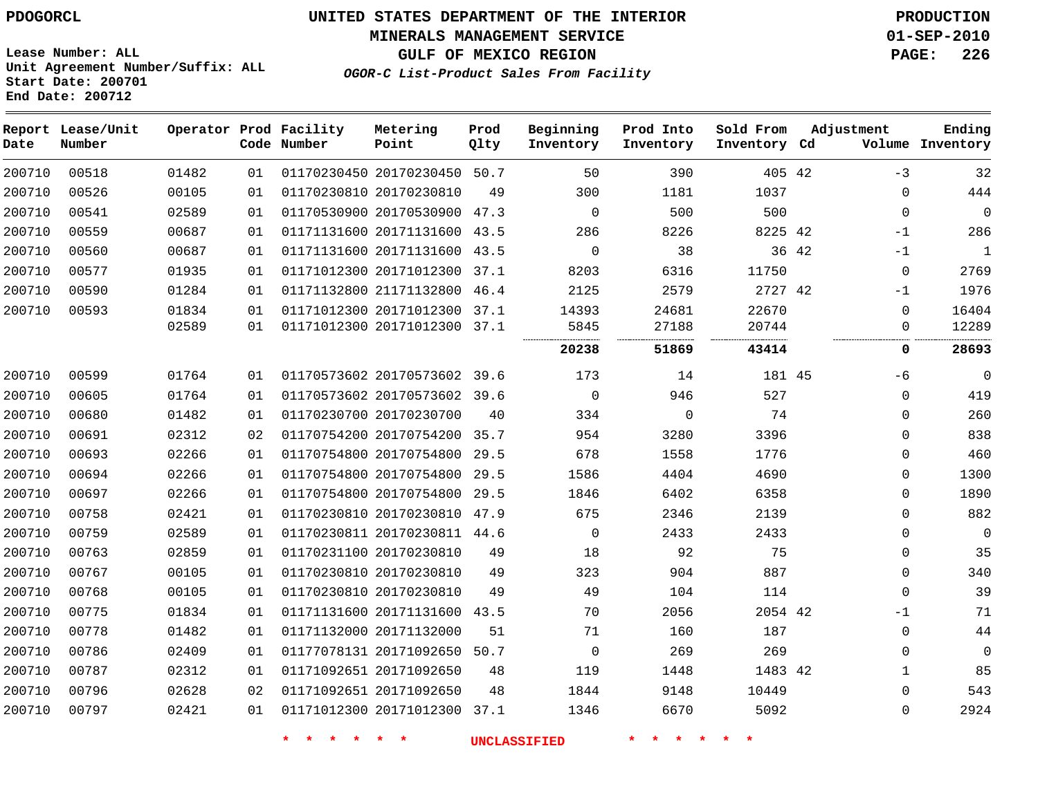PDOGORCL

Lease Number: ALL
Unit Agreement Number/Suffix: ALL
Start Date: 200701
End Date: 200712

# UNITED STATES DEPARTMENT OF THE INTERIOR
## MINERALS MANAGEMENT SERVICE
## GULF OF MEXICO REGION
### *OGOR-C List-Product Sales From Facility*

PRODUCTION
01-SEP-2010
PAGE: 226

| Report Date | Lease/Unit Number | Operator | Prod Code | Facility Number | Metering Point | Prod Qlty | Beginning Inventory | Prod Into Inventory | Sold From Inventory | Adjustment Cd | Volume | Ending Inventory |
|---|---|---|---|---|---|---|---|---|---|---|---|---|
| 200710 | 00518 | 01482 | 01 | 01170230450 | 20170230450 | 50.7 | 50 | 390 | 405 | 42 | -3 | 32 |
| 200710 | 00526 | 00105 | 01 | 01170230810 | 20170230810 | 49 | 300 | 1181 | 1037 | | 0 | 444 |
| 200710 | 00541 | 02589 | 01 | 01170530900 | 20170530900 | 47.3 | 0 | 500 | 500 | | 0 | 0 |
| 200710 | 00559 | 00687 | 01 | 01171131600 | 20171131600 | 43.5 | 286 | 8226 | 8225 | 42 | -1 | 286 |
| 200710 | 00560 | 00687 | 01 | 01171131600 | 20171131600 | 43.5 | 0 | 38 | 36 | 42 | -1 | 1 |
| 200710 | 00577 | 01935 | 01 | 01171012300 | 20171012300 | 37.1 | 8203 | 6316 | 11750 | | 0 | 2769 |
| 200710 | 00590 | 01284 | 01 | 01171132800 | 21171132800 | 46.4 | 2125 | 2579 | 2727 | 42 | -1 | 1976 |
| 200710 | 00593 | 01834 | 01 | 01171012300 | 20171012300 | 37.1 | 14393 | 24681 | 22670 | | 0 | 16404 |
| | | 02589 | 01 | 01171012300 | 20171012300 | 37.1 | 5845 | 27188 | 20744 | | 0 | 12289 |
| | | | | | | | **20238** | **51869** | **43414** | | **0** | **28693** |
| 200710 | 00599 | 01764 | 01 | 01170573602 | 20170573602 | 39.6 | 173 | 14 | 181 | 45 | -6 | 0 |
| 200710 | 00605 | 01764 | 01 | 01170573602 | 20170573602 | 39.6 | 0 | 946 | 527 | | 0 | 419 |
| 200710 | 00680 | 01482 | 01 | 01170230700 | 20170230700 | 40 | 334 | 0 | 74 | | 0 | 260 |
| 200710 | 00691 | 02312 | 02 | 01170754200 | 20170754200 | 35.7 | 954 | 3280 | 3396 | | 0 | 838 |
| 200710 | 00693 | 02266 | 01 | 01170754800 | 20170754800 | 29.5 | 678 | 1558 | 1776 | | 0 | 460 |
| 200710 | 00694 | 02266 | 01 | 01170754800 | 20170754800 | 29.5 | 1586 | 4404 | 4690 | | 0 | 1300 |
| 200710 | 00697 | 02266 | 01 | 01170754800 | 20170754800 | 29.5 | 1846 | 6402 | 6358 | | 0 | 1890 |
| 200710 | 00758 | 02421 | 01 | 01170230810 | 20170230810 | 47.9 | 675 | 2346 | 2139 | | 0 | 882 |
| 200710 | 00759 | 02589 | 01 | 01170230811 | 20170230811 | 44.6 | 0 | 2433 | 2433 | | 0 | 0 |
| 200710 | 00763 | 02859 | 01 | 01170231100 | 20170230810 | 49 | 18 | 92 | 75 | | 0 | 35 |
| 200710 | 00767 | 00105 | 01 | 01170230810 | 20170230810 | 49 | 323 | 904 | 887 | | 0 | 340 |
| 200710 | 00768 | 00105 | 01 | 01170230810 | 20170230810 | 49 | 49 | 104 | 114 | | 0 | 39 |
| 200710 | 00775 | 01834 | 01 | 01171131600 | 20171131600 | 43.5 | 70 | 2056 | 2054 | 42 | -1 | 71 |
| 200710 | 00778 | 01482 | 01 | 01171132000 | 20171132000 | 51 | 71 | 160 | 187 | | 0 | 44 |
| 200710 | 00786 | 02409 | 01 | 01177078131 | 20171092650 | 50.7 | 0 | 269 | 269 | | 0 | 0 |
| 200710 | 00787 | 02312 | 01 | 01171092651 | 20171092650 | 48 | 119 | 1448 | 1483 | 42 | 1 | 85 |
| 200710 | 00796 | 02628 | 02 | 01171092651 | 20171092650 | 48 | 1844 | 9148 | 10449 | | 0 | 543 |
| 200710 | 00797 | 02421 | 01 | 01171012300 | 20171012300 | 37.1 | 1346 | 6670 | 5092 | | 0 | 2924 |

* * * * * * UNCLASSIFIED * * * * * *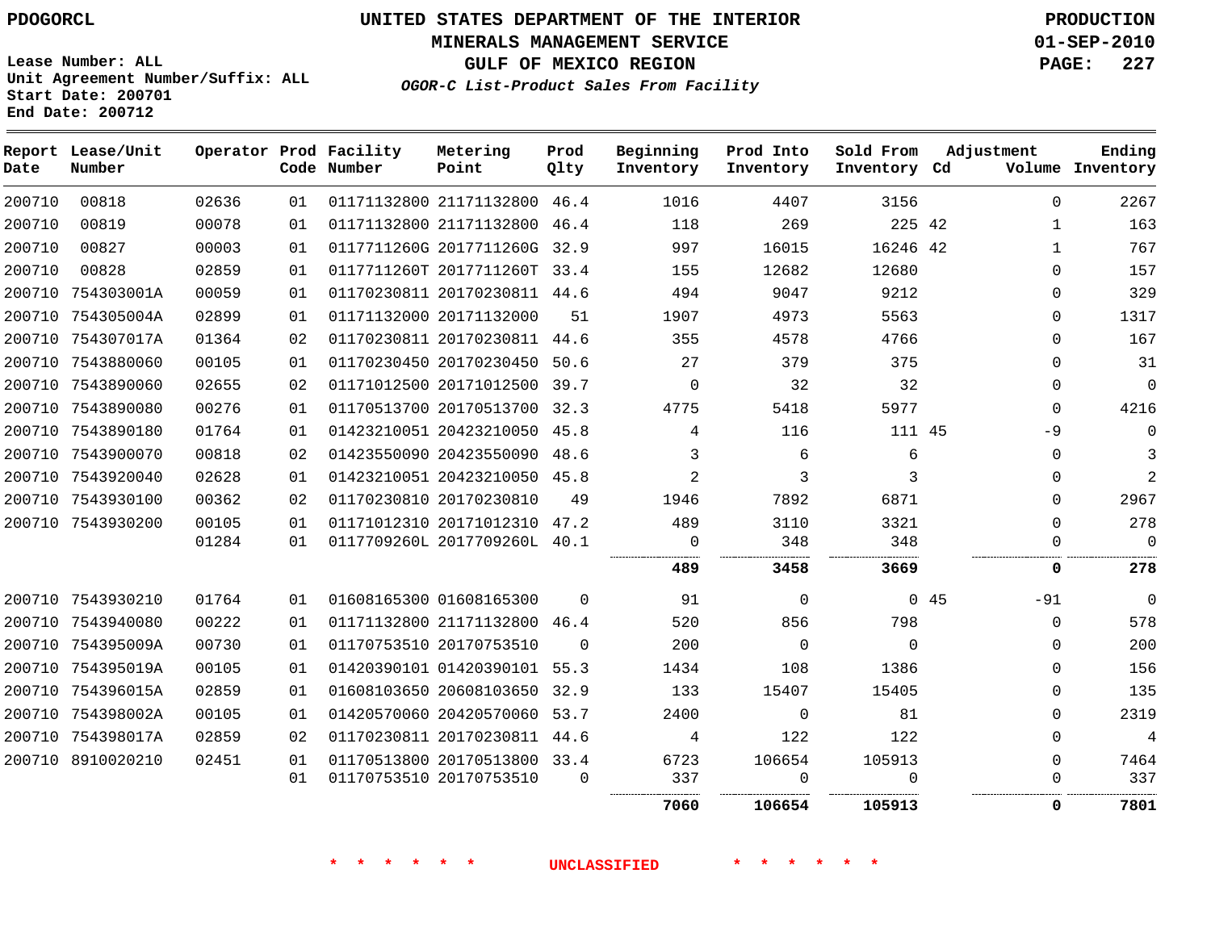**PDOGORCL**

# UNITED STATES DEPARTMENT OF THE INTERIOR
## MINERALS MANAGEMENT SERVICE
## GULF OF MEXICO REGION
### *OGOR-C List-Product Sales From Facility*

**PRODUCTION**
**01-SEP-2010**

Lease Number: ALL
Unit Agreement Number/Suffix: ALL
Start Date: 200701
End Date: 200712

| Report Date | Lease/Unit Number | Operator | Prod Code | Facility Number | Metering Point | Prod Qlty | Beginning Inventory | Prod Into Inventory | Sold From Inventory | Adjustment Cd | Adjustment Volume | Ending Inventory |
|---|---|---|---|---|---|---|---|---|---|---|---|---|
| 200710 | 00818 | 02636 | 01 | 01171132800 | 21171132800 | 46.4 | 1016 | 4407 | 3156 | | 0 | 2267 |
| 200710 | 00819 | 00078 | 01 | 01171132800 | 21171132800 | 46.4 | 118 | 269 | 225 | 42 | 1 | 163 |
| 200710 | 00827 | 00003 | 01 | 0117711260G | 2017711260G | 32.9 | 997 | 16015 | 16246 | 42 | 1 | 767 |
| 200710 | 00828 | 02859 | 01 | 0117711260T | 2017711260T | 33.4 | 155 | 12682 | 12680 | | 0 | 157 |
| 200710 | 754303001A | 00059 | 01 | 01170230811 | 20170230811 | 44.6 | 494 | 9047 | 9212 | | 0 | 329 |
| 200710 | 754305004A | 02899 | 01 | 01171132000 | 20171132000 | 51 | 1907 | 4973 | 5563 | | 0 | 1317 |
| 200710 | 754307017A | 01364 | 02 | 01170230811 | 20170230811 | 44.6 | 355 | 4578 | 4766 | | 0 | 167 |
| 200710 | 7543880060 | 00105 | 01 | 01170230450 | 20170230450 | 50.6 | 27 | 379 | 375 | | 0 | 31 |
| 200710 | 7543890060 | 02655 | 02 | 01171012500 | 20171012500 | 39.7 | 0 | 32 | 32 | | 0 | 0 |
| 200710 | 7543890080 | 00276 | 01 | 01170513700 | 20170513700 | 32.3 | 4775 | 5418 | 5977 | | 0 | 4216 |
| 200710 | 7543890180 | 01764 | 01 | 01423210051 | 20423210050 | 45.8 | 4 | 116 | 111 | 45 | -9 | 0 |
| 200710 | 7543900070 | 00818 | 02 | 01423550090 | 20423550090 | 48.6 | 3 | 6 | 6 | | 0 | 3 |
| 200710 | 7543920040 | 02628 | 01 | 01423210051 | 20423210050 | 45.8 | 2 | 3 | 3 | | 0 | 2 |
| 200710 | 7543930100 | 00362 | 02 | 01170230810 | 20170230810 | 49 | 1946 | 7892 | 6871 | | 0 | 2967 |
| 200710 | 7543930200 | 00105 | 01 | 01171012310 | 20171012310 | 47.2 | 489 | 3110 | 3321 | | 0 | 278 |
| | | 01284 | 01 | 0117709260L | 2017709260L | 40.1 | 0 | 348 | 348 | | 0 | 0 |
| | | | | | | | **489** | **3458** | **3669** | | **0** | **278** |
| 200710 | 7543930210 | 01764 | 01 | 01608165300 | 01608165300 | 0 | 91 | 0 | 0 | 45 | -91 | 0 |
| 200710 | 7543940080 | 00222 | 01 | 01171132800 | 21171132800 | 46.4 | 520 | 856 | 798 | | 0 | 578 |
| 200710 | 754395009A | 00730 | 01 | 01170753510 | 20170753510 | 0 | 200 | 0 | 0 | | 0 | 200 |
| 200710 | 754395019A | 00105 | 01 | 01420390101 | 01420390101 | 55.3 | 1434 | 108 | 1386 | | 0 | 156 |
| 200710 | 754396015A | 02859 | 01 | 01608103650 | 20608103650 | 32.9 | 133 | 15407 | 15405 | | 0 | 135 |
| 200710 | 754398002A | 00105 | 01 | 01420570060 | 20420570060 | 53.7 | 2400 | 0 | 81 | | 0 | 2319 |
| 200710 | 754398017A | 02859 | 02 | 01170230811 | 20170230811 | 44.6 | 4 | 122 | 122 | | 0 | 4 |
| 200710 | 8910020210 | 02451 | 01 | 01170513800 | 20170513800 | 33.4 | 6723 | 106654 | 105913 | | 0 | 7464 |
| | | | 01 | 01170753510 | 20170753510 | 0 | 337 | 0 | 0 | | 0 | 337 |
| | | | | | | | **7060** | **106654** | **105913** | | **0** | **7801** |

\* \* \* \* \* \* **UNCLASSIFIED** \* \* \* \* \* \*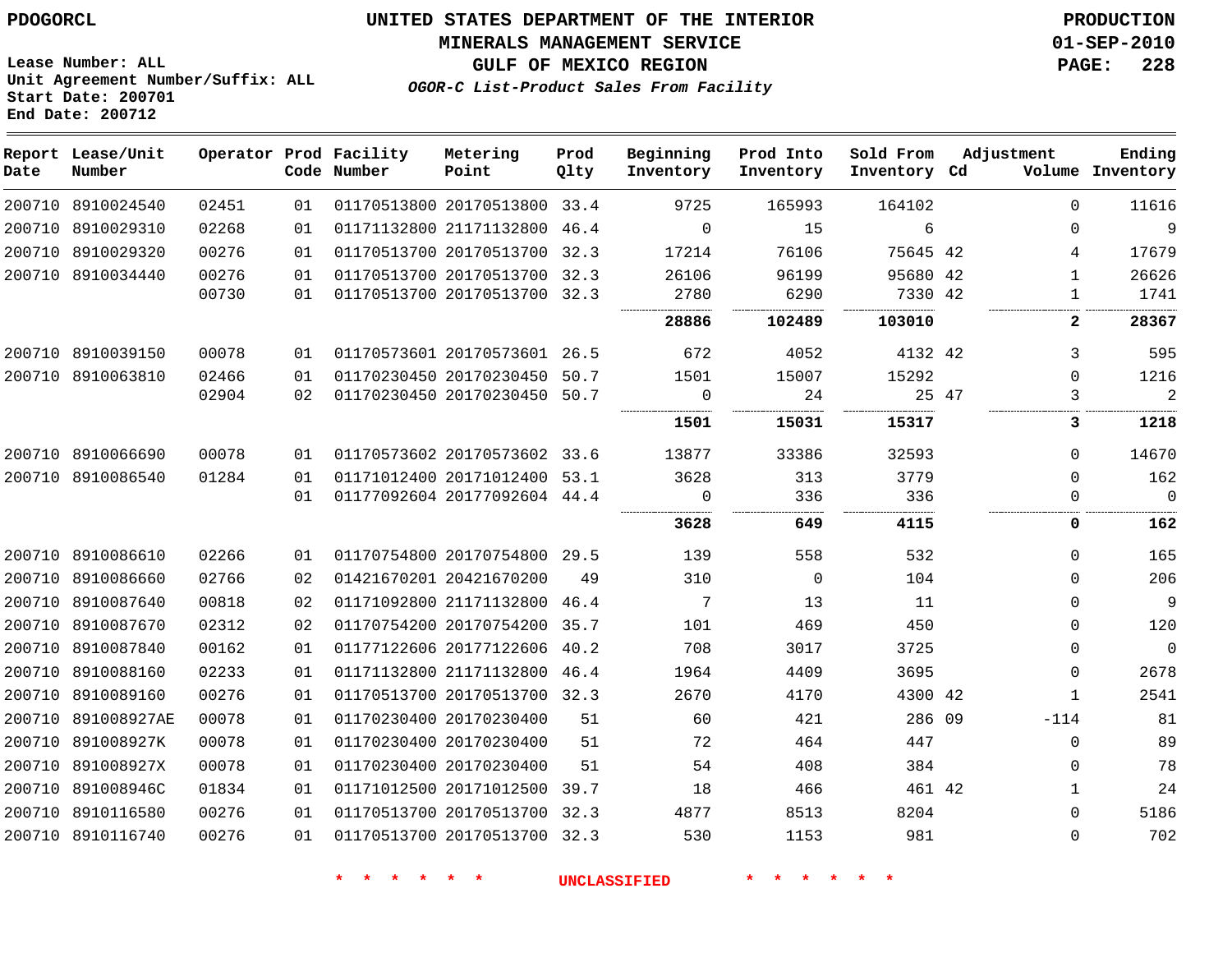Lease Number: ALL
Unit Agreement Number/Suffix: ALL
Start Date: 200701
End Date: 200712

# UNITED STATES DEPARTMENT OF THE INTERIOR
## MINERALS MANAGEMENT SERVICE
## GULF OF MEXICO REGION
### *OGOR-C List-Product Sales From Facility*

PRODUCTION
01-SEP-2010

| Report Date | Lease/Unit Number | Operator | Prod Code | Facility Number | Metering Point | Prod Qlty | Beginning Inventory | Prod Into Inventory | Sold From Inventory | Adjustment Cd | Volume | Ending Inventory |
|---|---|---|---|---|---|---|---|---|---|---|---|---|
| 200710 | 8910024540 | 02451 | 01 | 01170513800 | 20170513800 | 33.4 | 9725 | 165993 | 164102 | | 0 | 11616 |
| 200710 | 8910029310 | 02268 | 01 | 01171132800 | 21171132800 | 46.4 | 0 | 15 | 6 | | 0 | 9 |
| 200710 | 8910029320 | 00276 | 01 | 01170513700 | 20170513700 | 32.3 | 17214 | 76106 | 75645 | 42 | 4 | 17679 |
| 200710 | 8910034440 | 00276 | 01 | 01170513700 | 20170513700 | 32.3 | 26106 | 96199 | 95680 | 42 | 1 | 26626 |
| | | 00730 | 01 | 01170513700 | 20170513700 | 32.3 | 2780 | 6290 | 7330 | 42 | 1 | 1741 |
| | | | | | | | **28886** | **102489** | **103010** | | **2** | **28367** |
| 200710 | 8910039150 | 00078 | 01 | 01170573601 | 20170573601 | 26.5 | 672 | 4052 | 4132 | 42 | 3 | 595 |
| 200710 | 8910063810 | 02466 | 01 | 01170230450 | 20170230450 | 50.7 | 1501 | 15007 | 15292 | | 0 | 1216 |
| | | 02904 | 02 | 01170230450 | 20170230450 | 50.7 | 0 | 24 | 25 | 47 | 3 | 2 |
| | | | | | | | **1501** | **15031** | **15317** | | **3** | **1218** |
| 200710 | 8910066690 | 00078 | 01 | 01170573602 | 20170573602 | 33.6 | 13877 | 33386 | 32593 | | 0 | 14670 |
| 200710 | 8910086540 | 01284 | 01 | 01171012400 | 20171012400 | 53.1 | 3628 | 313 | 3779 | | 0 | 162 |
| | | | 01 | 01177092604 | 20177092604 | 44.4 | 0 | 336 | 336 | | 0 | 0 |
| | | | | | | | **3628** | **649** | **4115** | | **0** | **162** |
| 200710 | 8910086610 | 02266 | 01 | 01170754800 | 20170754800 | 29.5 | 139 | 558 | 532 | | 0 | 165 |
| 200710 | 8910086660 | 02766 | 02 | 01421670201 | 20421670200 | 49 | 310 | 0 | 104 | | 0 | 206 |
| 200710 | 8910087640 | 00818 | 02 | 01171092800 | 21171132800 | 46.4 | 7 | 13 | 11 | | 0 | 9 |
| 200710 | 8910087670 | 02312 | 02 | 01170754200 | 20170754200 | 35.7 | 101 | 469 | 450 | | 0 | 120 |
| 200710 | 8910087840 | 00162 | 01 | 01177122606 | 20177122606 | 40.2 | 708 | 3017 | 3725 | | 0 | 0 |
| 200710 | 8910088160 | 02233 | 01 | 01171132800 | 21171132800 | 46.4 | 1964 | 4409 | 3695 | | 0 | 2678 |
| 200710 | 8910089160 | 00276 | 01 | 01170513700 | 20170513700 | 32.3 | 2670 | 4170 | 4300 | 42 | 1 | 2541 |
| 200710 | 891008927AE | 00078 | 01 | 01170230400 | 20170230400 | 51 | 60 | 421 | 286 | 09 | -114 | 81 |
| 200710 | 891008927K | 00078 | 01 | 01170230400 | 20170230400 | 51 | 72 | 464 | 447 | | 0 | 89 |
| 200710 | 891008927X | 00078 | 01 | 01170230400 | 20170230400 | 51 | 54 | 408 | 384 | | 0 | 78 |
| 200710 | 891008946C | 01834 | 01 | 01171012500 | 20171012500 | 39.7 | 18 | 466 | 461 | 42 | 1 | 24 |
| 200710 | 8910116580 | 00276 | 01 | 01170513700 | 20170513700 | 32.3 | 4877 | 8513 | 8204 | | 0 | 5186 |
| 200710 | 8910116740 | 00276 | 01 | 01170513700 | 20170513700 | 32.3 | 530 | 1153 | 981 | | 0 | 702 |

\* \* \* \* \* \* UNCLASSIFIED \* \* \* \* \* \*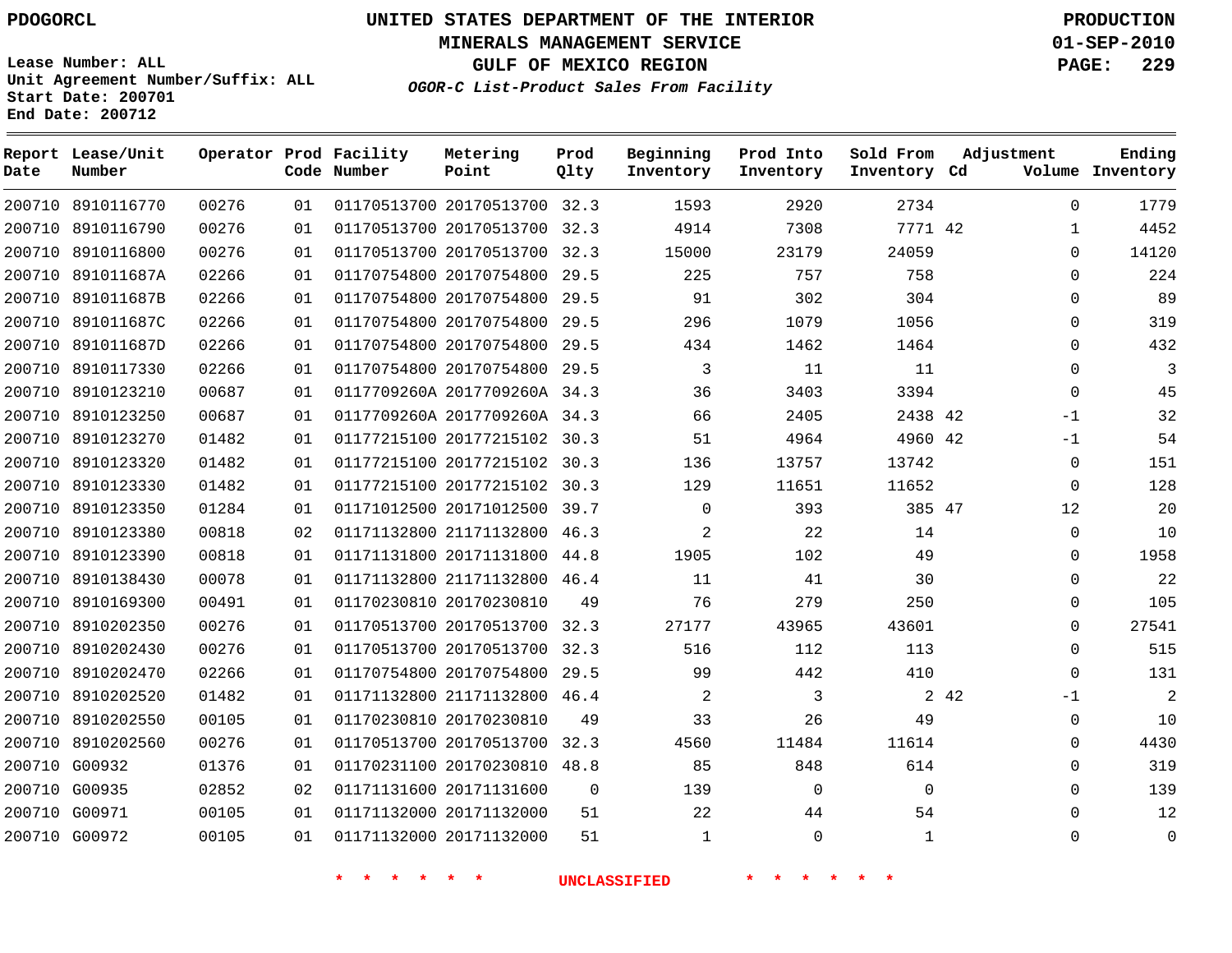PDOGORCL

# UNITED STATES DEPARTMENT OF THE INTERIOR
## MINERALS MANAGEMENT SERVICE
## GULF OF MEXICO REGION
### *OGOR-C List-Product Sales From Facility*

PRODUCTION
01-SEP-2010

Lease Number: ALL
Unit Agreement Number/Suffix: ALL
Start Date: 200701
End Date: 200712

| Report Date | Lease/Unit Number | Operator | Prod Code | Facility Number | Metering Point | Prod Qlty | Beginning Inventory | Prod Into Inventory | Sold From Inventory | Adjustment Cd | Adjustment Volume | Ending Inventory |
|---|---|---|---|---|---|---|---|---|---|---|---|---|
| 200710 | 8910116770 | 00276 | 01 | 01170513700 | 20170513700 | 32.3 | 1593 | 2920 | 2734 | | 0 | 1779 |
| 200710 | 8910116790 | 00276 | 01 | 01170513700 | 20170513700 | 32.3 | 4914 | 7308 | 7771 | 42 | 1 | 4452 |
| 200710 | 8910116800 | 00276 | 01 | 01170513700 | 20170513700 | 32.3 | 15000 | 23179 | 24059 | | 0 | 14120 |
| 200710 | 891011687A | 02266 | 01 | 01170754800 | 20170754800 | 29.5 | 225 | 757 | 758 | | 0 | 224 |
| 200710 | 891011687B | 02266 | 01 | 01170754800 | 20170754800 | 29.5 | 91 | 302 | 304 | | 0 | 89 |
| 200710 | 891011687C | 02266 | 01 | 01170754800 | 20170754800 | 29.5 | 296 | 1079 | 1056 | | 0 | 319 |
| 200710 | 891011687D | 02266 | 01 | 01170754800 | 20170754800 | 29.5 | 434 | 1462 | 1464 | | 0 | 432 |
| 200710 | 8910117330 | 02266 | 01 | 01170754800 | 20170754800 | 29.5 | 3 | 11 | 11 | | 0 | 3 |
| 200710 | 8910123210 | 00687 | 01 | 0117709260A | 2017709260A | 34.3 | 36 | 3403 | 3394 | | 0 | 45 |
| 200710 | 8910123250 | 00687 | 01 | 0117709260A | 2017709260A | 34.3 | 66 | 2405 | 2438 | 42 | -1 | 32 |
| 200710 | 8910123270 | 01482 | 01 | 01177215100 | 20177215102 | 30.3 | 51 | 4964 | 4960 | 42 | -1 | 54 |
| 200710 | 8910123320 | 01482 | 01 | 01177215100 | 20177215102 | 30.3 | 136 | 13757 | 13742 | | 0 | 151 |
| 200710 | 8910123330 | 01482 | 01 | 01177215100 | 20177215102 | 30.3 | 129 | 11651 | 11652 | | 0 | 128 |
| 200710 | 8910123350 | 01284 | 01 | 01171012500 | 20171012500 | 39.7 | 0 | 393 | 385 | 47 | 12 | 20 |
| 200710 | 8910123380 | 00818 | 02 | 01171132800 | 21171132800 | 46.3 | 2 | 22 | 14 | | 0 | 10 |
| 200710 | 8910123390 | 00818 | 01 | 01171131800 | 20171131800 | 44.8 | 1905 | 102 | 49 | | 0 | 1958 |
| 200710 | 8910138430 | 00078 | 01 | 01171132800 | 21171132800 | 46.4 | 11 | 41 | 30 | | 0 | 22 |
| 200710 | 8910169300 | 00491 | 01 | 01170230810 | 20170230810 | 49 | 76 | 279 | 250 | | 0 | 105 |
| 200710 | 8910202350 | 00276 | 01 | 01170513700 | 20170513700 | 32.3 | 27177 | 43965 | 43601 | | 0 | 27541 |
| 200710 | 8910202430 | 00276 | 01 | 01170513700 | 20170513700 | 32.3 | 516 | 112 | 113 | | 0 | 515 |
| 200710 | 8910202470 | 02266 | 01 | 01170754800 | 20170754800 | 29.5 | 99 | 442 | 410 | | 0 | 131 |
| 200710 | 8910202520 | 01482 | 01 | 01171132800 | 21171132800 | 46.4 | 2 | 3 | 2 | 42 | -1 | 2 |
| 200710 | 8910202550 | 00105 | 01 | 01170230810 | 20170230810 | 49 | 33 | 26 | 49 | | 0 | 10 |
| 200710 | 8910202560 | 00276 | 01 | 01170513700 | 20170513700 | 32.3 | 4560 | 11484 | 11614 | | 0 | 4430 |
| 200710 | G00932 | 01376 | 01 | 01170231100 | 20170230810 | 48.8 | 85 | 848 | 614 | | 0 | 319 |
| 200710 | G00935 | 02852 | 02 | 01171131600 | 20171131600 | 0 | 139 | 0 | 0 | | 0 | 139 |
| 200710 | G00971 | 00105 | 01 | 01171132000 | 20171132000 | 51 | 22 | 44 | 54 | | 0 | 12 |
| 200710 | G00972 | 00105 | 01 | 01171132000 | 20171132000 | 51 | 1 | 0 | 1 | | 0 | 0 |

\* \* \* \* \* \* UNCLASSIFIED \* \* \* \* \* \*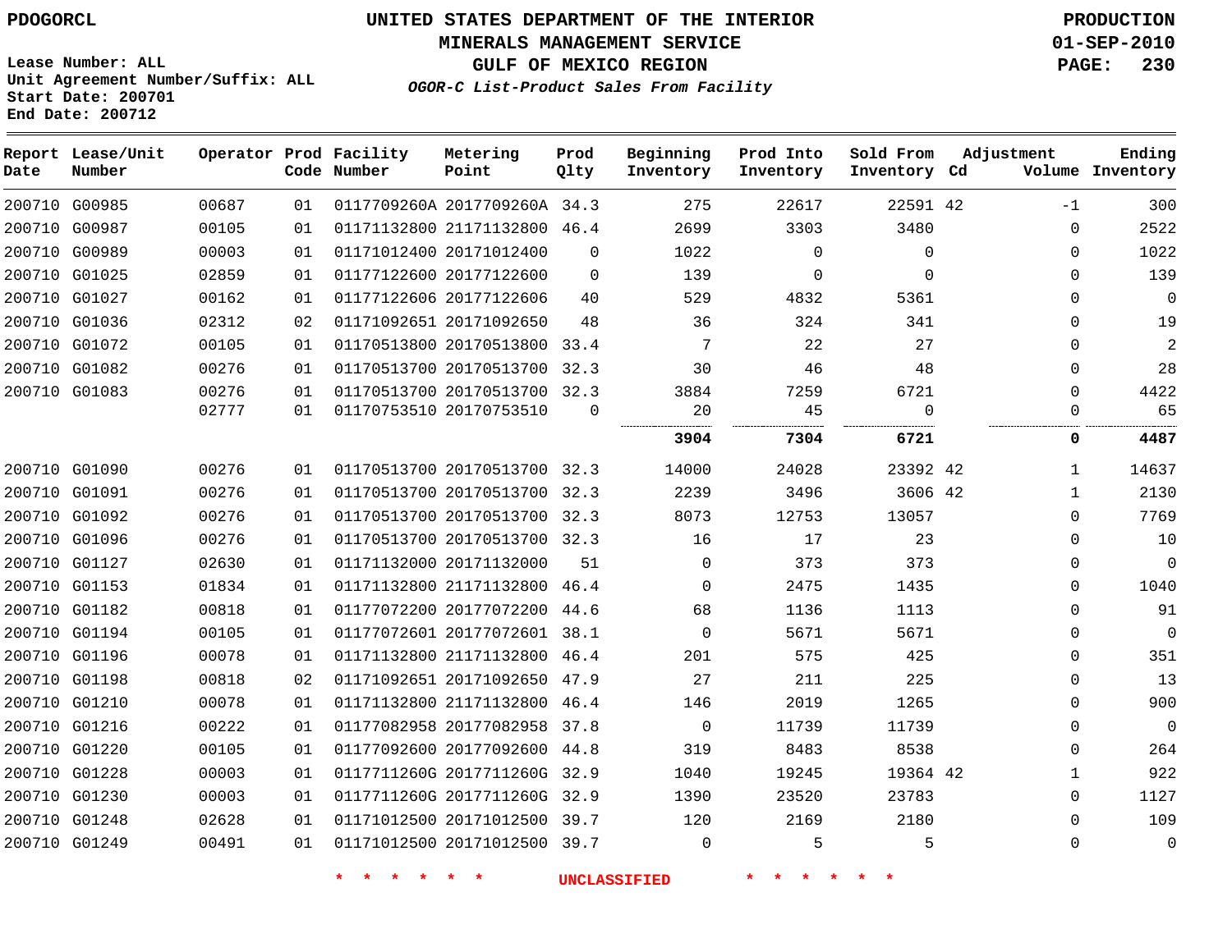**PDOGORCL**

**UNITED STATES DEPARTMENT OF THE INTERIOR**
**MINERALS MANAGEMENT SERVICE**
**GULF OF MEXICO REGION**
***OGOR-C List-Product Sales From Facility***

**PRODUCTION**
**01-SEP-2010**

**Lease Number: ALL**
**Unit Agreement Number/Suffix: ALL**
**Start Date: 200701**
**End Date: 200712**

| Report Date | Lease/Unit Number | Operator | Prod Code | Facility Number | Metering Point | Prod Qlty | Beginning Inventory | Prod Into Inventory | Sold From Inventory | Adjustment Cd | Adjustment Volume | Ending Inventory |
|---|---|---|---|---|---|---|---|---|---|---|---|---|
| 200710 | G00985 | 00687 | 01 | 0117709260A | 2017709260A | 34.3 | 275 | 22617 | 22591 | 42 | -1 | 300 |
| 200710 | G00987 | 00105 | 01 | 01171132800 | 21171132800 | 46.4 | 2699 | 3303 | 3480 | | 0 | 2522 |
| 200710 | G00989 | 00003 | 01 | 01171012400 | 20171012400 | 0 | 1022 | 0 | 0 | | 0 | 1022 |
| 200710 | G01025 | 02859 | 01 | 01177122600 | 20177122600 | 0 | 139 | 0 | 0 | | 0 | 139 |
| 200710 | G01027 | 00162 | 01 | 01177122606 | 20177122606 | 40 | 529 | 4832 | 5361 | | 0 | 0 |
| 200710 | G01036 | 02312 | 02 | 01171092651 | 20171092650 | 48 | 36 | 324 | 341 | | 0 | 19 |
| 200710 | G01072 | 00105 | 01 | 01170513800 | 20170513800 | 33.4 | 7 | 22 | 27 | | 0 | 2 |
| 200710 | G01082 | 00276 | 01 | 01170513700 | 20170513700 | 32.3 | 30 | 46 | 48 | | 0 | 28 |
| 200710 | G01083 | 00276 | 01 | 01170513700 | 20170513700 | 32.3 | 3884 | 7259 | 6721 | | 0 | 4422 |
| | | 02777 | 01 | 01170753510 | 20170753510 | 0 | 20 | 45 | 0 | | 0 | 65 |
| | | | | | | | **3904** | **7304** | **6721** | | **0** | **4487** |
| 200710 | G01090 | 00276 | 01 | 01170513700 | 20170513700 | 32.3 | 14000 | 24028 | 23392 | 42 | 1 | 14637 |
| 200710 | G01091 | 00276 | 01 | 01170513700 | 20170513700 | 32.3 | 2239 | 3496 | 3606 | 42 | 1 | 2130 |
| 200710 | G01092 | 00276 | 01 | 01170513700 | 20170513700 | 32.3 | 8073 | 12753 | 13057 | | 0 | 7769 |
| 200710 | G01096 | 00276 | 01 | 01170513700 | 20170513700 | 32.3 | 16 | 17 | 23 | | 0 | 10 |
| 200710 | G01127 | 02630 | 01 | 01171132000 | 20171132000 | 51 | 0 | 373 | 373 | | 0 | 0 |
| 200710 | G01153 | 01834 | 01 | 01171132800 | 21171132800 | 46.4 | 0 | 2475 | 1435 | | 0 | 1040 |
| 200710 | G01182 | 00818 | 01 | 01177072200 | 20177072200 | 44.6 | 68 | 1136 | 1113 | | 0 | 91 |
| 200710 | G01194 | 00105 | 01 | 01177072601 | 20177072601 | 38.1 | 0 | 5671 | 5671 | | 0 | 0 |
| 200710 | G01196 | 00078 | 01 | 01171132800 | 21171132800 | 46.4 | 201 | 575 | 425 | | 0 | 351 |
| 200710 | G01198 | 00818 | 02 | 01171092651 | 20171092650 | 47.9 | 27 | 211 | 225 | | 0 | 13 |
| 200710 | G01210 | 00078 | 01 | 01171132800 | 21171132800 | 46.4 | 146 | 2019 | 1265 | | 0 | 900 |
| 200710 | G01216 | 00222 | 01 | 01177082958 | 20177082958 | 37.8 | 0 | 11739 | 11739 | | 0 | 0 |
| 200710 | G01220 | 00105 | 01 | 01177092600 | 20177092600 | 44.8 | 319 | 8483 | 8538 | | 0 | 264 |
| 200710 | G01228 | 00003 | 01 | 0117711260G | 2017711260G | 32.9 | 1040 | 19245 | 19364 | 42 | 1 | 922 |
| 200710 | G01230 | 00003 | 01 | 0117711260G | 2017711260G | 32.9 | 1390 | 23520 | 23783 | | 0 | 1127 |
| 200710 | G01248 | 02628 | 01 | 01171012500 | 20171012500 | 39.7 | 120 | 2169 | 2180 | | 0 | 109 |
| 200710 | G01249 | 00491 | 01 | 01171012500 | 20171012500 | 39.7 | 0 | 5 | 5 | | 0 | 0 |

\* \* \* \* \* \* **UNCLASSIFIED** \* \* \* \* \* \*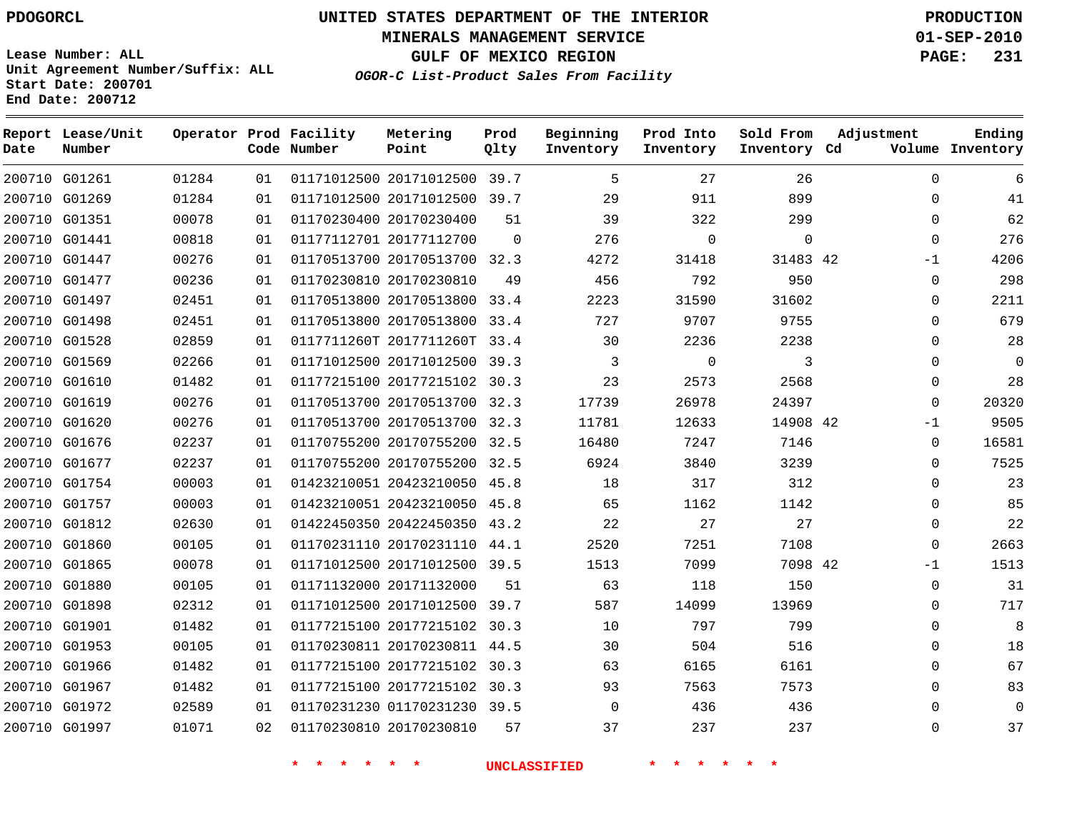PDOGORCL

# UNITED STATES DEPARTMENT OF THE INTERIOR
## MINERALS MANAGEMENT SERVICE
## GULF OF MEXICO REGION
### *OGOR-C List-Product Sales From Facility*

PRODUCTION
01-SEP-2010

Lease Number: ALL
Unit Agreement Number/Suffix: ALL
Start Date: 200701
End Date: 200712

| Report Date | Lease/Unit Number | Operator | Prod Code | Facility Number | Metering Point | Prod Qlty | Beginning Inventory | Prod Into Inventory | Sold From Inventory | Adjustment Cd | Adjustment Volume | Ending Inventory |
|---|---|---|---|---|---|---|---|---|---|---|---|---|
| 200710 | G01261 | 01284 | 01 | 01171012500 | 20171012500 | 39.7 | 5 | 27 | 26 | | 0 | 6 |
| 200710 | G01269 | 01284 | 01 | 01171012500 | 20171012500 | 39.7 | 29 | 911 | 899 | | 0 | 41 |
| 200710 | G01351 | 00078 | 01 | 01170230400 | 20170230400 | 51 | 39 | 322 | 299 | | 0 | 62 |
| 200710 | G01441 | 00818 | 01 | 01177112701 | 20177112700 | 0 | 276 | 0 | 0 | | 0 | 276 |
| 200710 | G01447 | 00276 | 01 | 01170513700 | 20170513700 | 32.3 | 4272 | 31418 | 31483 | 42 | -1 | 4206 |
| 200710 | G01477 | 00236 | 01 | 01170230810 | 20170230810 | 49 | 456 | 792 | 950 | | 0 | 298 |
| 200710 | G01497 | 02451 | 01 | 01170513800 | 20170513800 | 33.4 | 2223 | 31590 | 31602 | | 0 | 2211 |
| 200710 | G01498 | 02451 | 01 | 01170513800 | 20170513800 | 33.4 | 727 | 9707 | 9755 | | 0 | 679 |
| 200710 | G01528 | 02859 | 01 | 0117711260T | 2017711260T | 33.4 | 30 | 2236 | 2238 | | 0 | 28 |
| 200710 | G01569 | 02266 | 01 | 01171012500 | 20171012500 | 39.3 | 3 | 0 | 3 | | 0 | 0 |
| 200710 | G01610 | 01482 | 01 | 01177215100 | 20177215102 | 30.3 | 23 | 2573 | 2568 | | 0 | 28 |
| 200710 | G01619 | 00276 | 01 | 01170513700 | 20170513700 | 32.3 | 17739 | 26978 | 24397 | | 0 | 20320 |
| 200710 | G01620 | 00276 | 01 | 01170513700 | 20170513700 | 32.3 | 11781 | 12633 | 14908 | 42 | -1 | 9505 |
| 200710 | G01676 | 02237 | 01 | 01170755200 | 20170755200 | 32.5 | 16480 | 7247 | 7146 | | 0 | 16581 |
| 200710 | G01677 | 02237 | 01 | 01170755200 | 20170755200 | 32.5 | 6924 | 3840 | 3239 | | 0 | 7525 |
| 200710 | G01754 | 00003 | 01 | 01423210051 | 20423210050 | 45.8 | 18 | 317 | 312 | | 0 | 23 |
| 200710 | G01757 | 00003 | 01 | 01423210051 | 20423210050 | 45.8 | 65 | 1162 | 1142 | | 0 | 85 |
| 200710 | G01812 | 02630 | 01 | 01422450350 | 20422450350 | 43.2 | 22 | 27 | 27 | | 0 | 22 |
| 200710 | G01860 | 00105 | 01 | 01170231110 | 20170231110 | 44.1 | 2520 | 7251 | 7108 | | 0 | 2663 |
| 200710 | G01865 | 00078 | 01 | 01171012500 | 20171012500 | 39.5 | 1513 | 7099 | 7098 | 42 | -1 | 1513 |
| 200710 | G01880 | 00105 | 01 | 01171132000 | 20171132000 | 51 | 63 | 118 | 150 | | 0 | 31 |
| 200710 | G01898 | 02312 | 01 | 01171012500 | 20171012500 | 39.7 | 587 | 14099 | 13969 | | 0 | 717 |
| 200710 | G01901 | 01482 | 01 | 01177215100 | 20177215102 | 30.3 | 10 | 797 | 799 | | 0 | 8 |
| 200710 | G01953 | 00105 | 01 | 01170230811 | 20170230811 | 44.5 | 30 | 504 | 516 | | 0 | 18 |
| 200710 | G01966 | 01482 | 01 | 01177215100 | 20177215102 | 30.3 | 63 | 6165 | 6161 | | 0 | 67 |
| 200710 | G01967 | 01482 | 01 | 01177215100 | 20177215102 | 30.3 | 93 | 7563 | 7573 | | 0 | 83 |
| 200710 | G01972 | 02589 | 01 | 01170231230 | 01170231230 | 39.5 | 0 | 436 | 436 | | 0 | 0 |
| 200710 | G01997 | 01071 | 02 | 01170230810 | 20170230810 | 57 | 37 | 237 | 237 | | 0 | 37 |

* * * * * * UNCLASSIFIED * * * * * *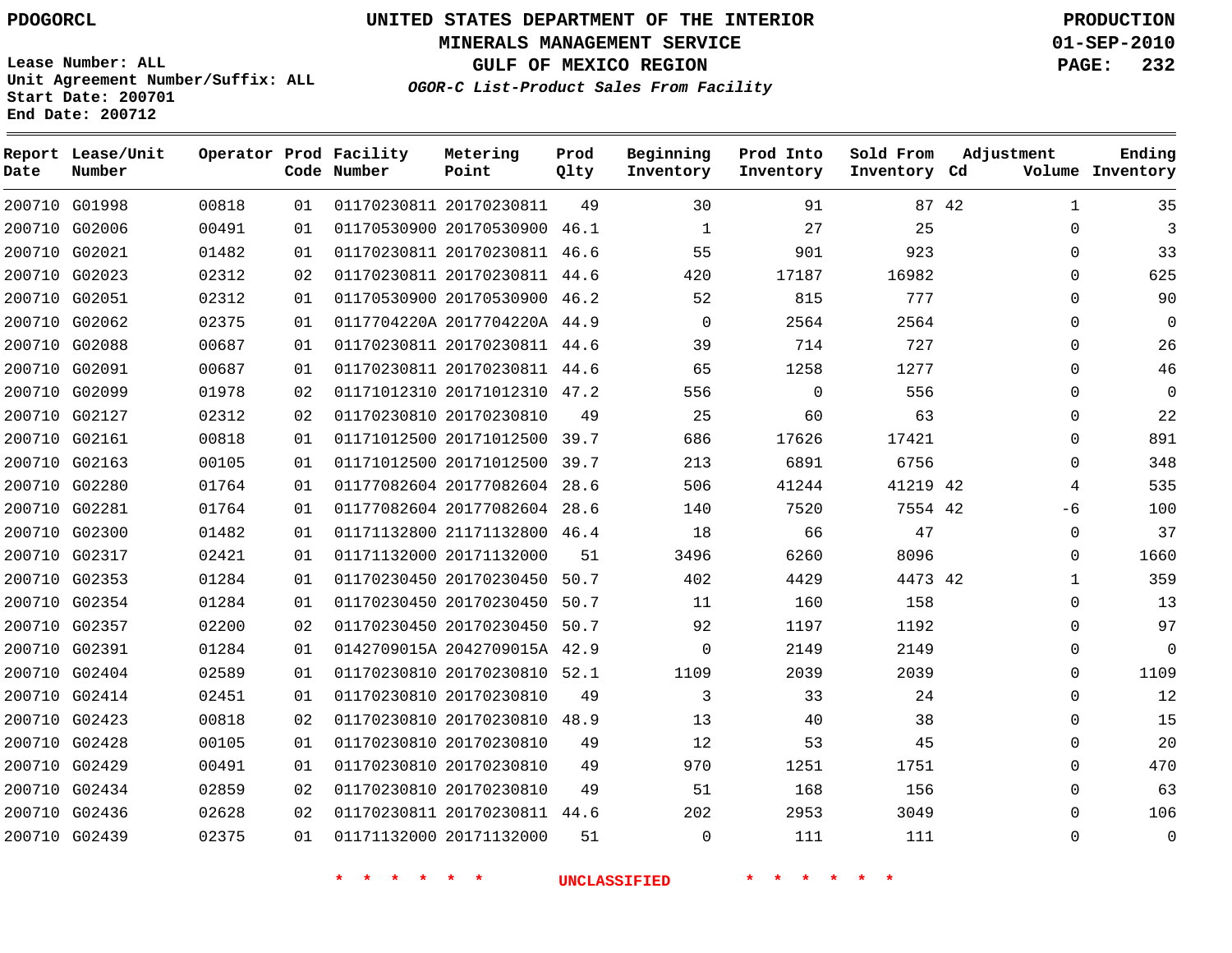PDOGORCL

# UNITED STATES DEPARTMENT OF THE INTERIOR
## MINERALS MANAGEMENT SERVICE
## GULF OF MEXICO REGION
### *OGOR-C List-Product Sales From Facility*

PRODUCTION
01-SEP-2010

Lease Number: ALL
Unit Agreement Number/Suffix: ALL
Start Date: 200701
End Date: 200712

| Report Date | Lease/Unit Number | Operator | Prod Code | Facility Number | Metering Point | Prod Qlty | Beginning Inventory | Prod Into Inventory | Sold From Inventory | Adjustment Cd | Adjustment Volume | Ending Inventory |
|---|---|---|---|---|---|---|---|---|---|---|---|---|
| 200710 | G01998 | 00818 | 01 | 01170230811 | 20170230811 | 49 | 30 | 91 | 87 | 42 | 1 | 35 |
| 200710 | G02006 | 00491 | 01 | 01170530900 | 20170530900 | 46.1 | 1 | 27 | 25 | | 0 | 3 |
| 200710 | G02021 | 01482 | 01 | 01170230811 | 20170230811 | 46.6 | 55 | 901 | 923 | | 0 | 33 |
| 200710 | G02023 | 02312 | 02 | 01170230811 | 20170230811 | 44.6 | 420 | 17187 | 16982 | | 0 | 625 |
| 200710 | G02051 | 02312 | 01 | 01170530900 | 20170530900 | 46.2 | 52 | 815 | 777 | | 0 | 90 |
| 200710 | G02062 | 02375 | 01 | 0117704220A | 2017704220A | 44.9 | 0 | 2564 | 2564 | | 0 | 0 |
| 200710 | G02088 | 00687 | 01 | 01170230811 | 20170230811 | 44.6 | 39 | 714 | 727 | | 0 | 26 |
| 200710 | G02091 | 00687 | 01 | 01170230811 | 20170230811 | 44.6 | 65 | 1258 | 1277 | | 0 | 46 |
| 200710 | G02099 | 01978 | 02 | 01171012310 | 20171012310 | 47.2 | 556 | 0 | 556 | | 0 | 0 |
| 200710 | G02127 | 02312 | 02 | 01170230810 | 20170230810 | 49 | 25 | 60 | 63 | | 0 | 22 |
| 200710 | G02161 | 00818 | 01 | 01171012500 | 20171012500 | 39.7 | 686 | 17626 | 17421 | | 0 | 891 |
| 200710 | G02163 | 00105 | 01 | 01171012500 | 20171012500 | 39.7 | 213 | 6891 | 6756 | | 0 | 348 |
| 200710 | G02280 | 01764 | 01 | 01177082604 | 20177082604 | 28.6 | 506 | 41244 | 41219 | 42 | 4 | 535 |
| 200710 | G02281 | 01764 | 01 | 01177082604 | 20177082604 | 28.6 | 140 | 7520 | 7554 | 42 | -6 | 100 |
| 200710 | G02300 | 01482 | 01 | 01171132800 | 21171132800 | 46.4 | 18 | 66 | 47 | | 0 | 37 |
| 200710 | G02317 | 02421 | 01 | 01171132000 | 20171132000 | 51 | 3496 | 6260 | 8096 | | 0 | 1660 |
| 200710 | G02353 | 01284 | 01 | 01170230450 | 20170230450 | 50.7 | 402 | 4429 | 4473 | 42 | 1 | 359 |
| 200710 | G02354 | 01284 | 01 | 01170230450 | 20170230450 | 50.7 | 11 | 160 | 158 | | 0 | 13 |
| 200710 | G02357 | 02200 | 02 | 01170230450 | 20170230450 | 50.7 | 92 | 1197 | 1192 | | 0 | 97 |
| 200710 | G02391 | 01284 | 01 | 0142709015A | 2042709015A | 42.9 | 0 | 2149 | 2149 | | 0 | 0 |
| 200710 | G02404 | 02589 | 01 | 01170230810 | 20170230810 | 52.1 | 1109 | 2039 | 2039 | | 0 | 1109 |
| 200710 | G02414 | 02451 | 01 | 01170230810 | 20170230810 | 49 | 3 | 33 | 24 | | 0 | 12 |
| 200710 | G02423 | 00818 | 02 | 01170230810 | 20170230810 | 48.9 | 13 | 40 | 38 | | 0 | 15 |
| 200710 | G02428 | 00105 | 01 | 01170230810 | 20170230810 | 49 | 12 | 53 | 45 | | 0 | 20 |
| 200710 | G02429 | 00491 | 01 | 01170230810 | 20170230810 | 49 | 970 | 1251 | 1751 | | 0 | 470 |
| 200710 | G02434 | 02859 | 02 | 01170230810 | 20170230810 | 49 | 51 | 168 | 156 | | 0 | 63 |
| 200710 | G02436 | 02628 | 02 | 01170230811 | 20170230811 | 44.6 | 202 | 2953 | 3049 | | 0 | 106 |
| 200710 | G02439 | 02375 | 01 | 01171132000 | 20171132000 | 51 | 0 | 111 | 111 | | 0 | 0 |

\* \* \* \* \* \* UNCLASSIFIED \* \* \* \* \* \*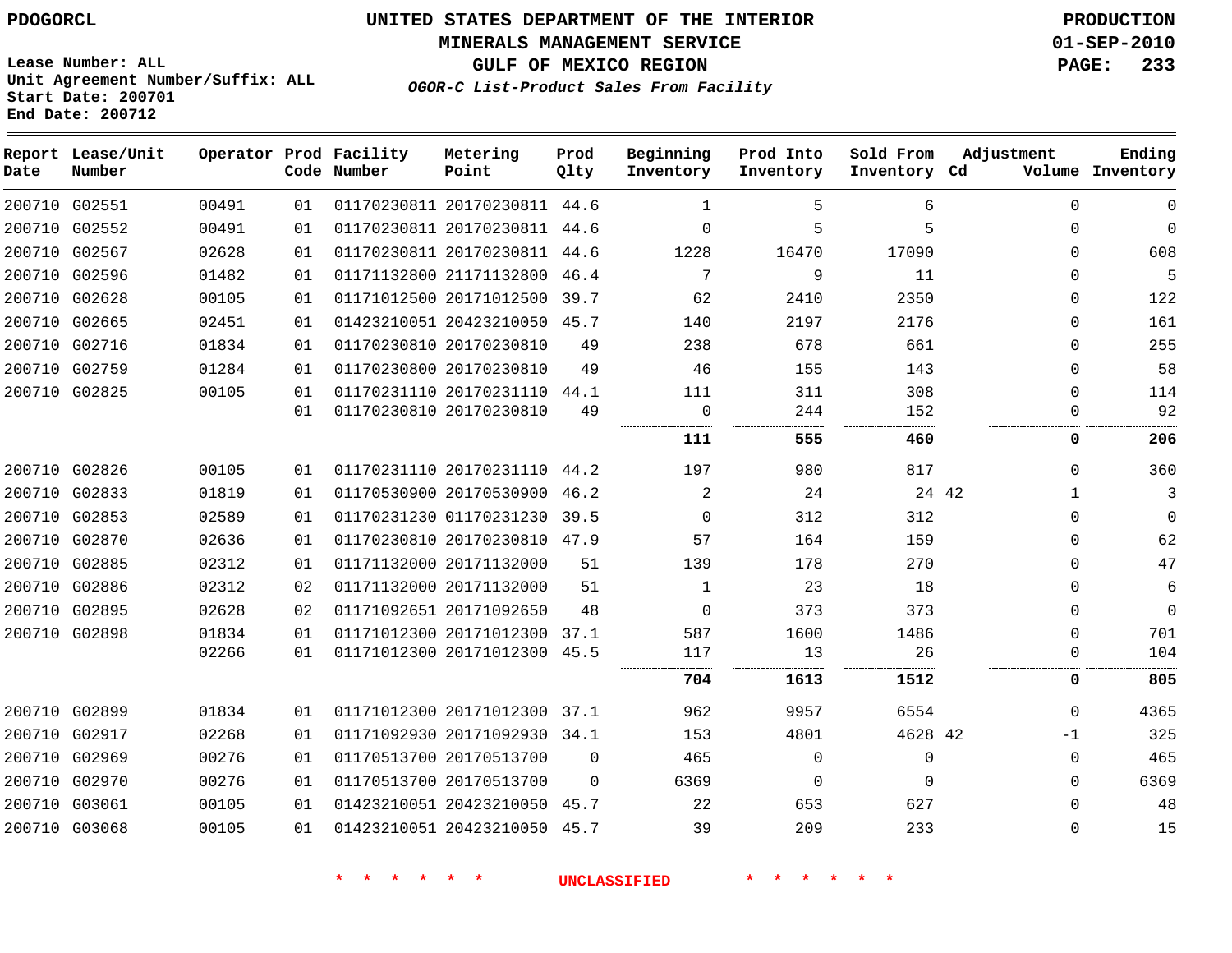Lease Number: ALL
Unit Agreement Number/Suffix: ALL
Start Date: 200701
End Date: 200712

# UNITED STATES DEPARTMENT OF THE INTERIOR
## MINERALS MANAGEMENT SERVICE
## GULF OF MEXICO REGION
### *OGOR-C List-Product Sales From Facility*

PRODUCTION
01-SEP-2010

| Report Date | Lease/Unit Number | Operator | Prod Code | Facility Number | Metering Point | Prod Qlty | Beginning Inventory | Prod Into Inventory | Sold From Inventory | Adjustment Cd | Adjustment Volume | Ending Inventory |
|---|---|---|---|---|---|---|---|---|---|---|---|---|
| 200710 | G02551 | 00491 | 01 | 01170230811 | 20170230811 | 44.6 | 1 | 5 | 6 | | 0 | 0 |
| 200710 | G02552 | 00491 | 01 | 01170230811 | 20170230811 | 44.6 | 0 | 5 | 5 | | 0 | 0 |
| 200710 | G02567 | 02628 | 01 | 01170230811 | 20170230811 | 44.6 | 1228 | 16470 | 17090 | | 0 | 608 |
| 200710 | G02596 | 01482 | 01 | 01171132800 | 21171132800 | 46.4 | 7 | 9 | 11 | | 0 | 5 |
| 200710 | G02628 | 00105 | 01 | 01171012500 | 20171012500 | 39.7 | 62 | 2410 | 2350 | | 0 | 122 |
| 200710 | G02665 | 02451 | 01 | 01423210051 | 20423210050 | 45.7 | 140 | 2197 | 2176 | | 0 | 161 |
| 200710 | G02716 | 01834 | 01 | 01170230810 | 20170230810 | 49 | 238 | 678 | 661 | | 0 | 255 |
| 200710 | G02759 | 01284 | 01 | 01170230800 | 20170230810 | 49 | 46 | 155 | 143 | | 0 | 58 |
| 200710 | G02825 | 00105 | 01 | 01170231110 | 20170231110 | 44.1 | 111 | 311 | 308 | | 0 | 114 |
| | | | 01 | 01170230810 | 20170230810 | 49 | 0 | 244 | 152 | | 0 | 92 |
| | | | | | | | **111** | **555** | **460** | | **0** | **206** |
| 200710 | G02826 | 00105 | 01 | 01170231110 | 20170231110 | 44.2 | 197 | 980 | 817 | | 0 | 360 |
| 200710 | G02833 | 01819 | 01 | 01170530900 | 20170530900 | 46.2 | 2 | 24 | 24 | 42 | 1 | 3 |
| 200710 | G02853 | 02589 | 01 | 01170231230 | 01170231230 | 39.5 | 0 | 312 | 312 | | 0 | 0 |
| 200710 | G02870 | 02636 | 01 | 01170230810 | 20170230810 | 47.9 | 57 | 164 | 159 | | 0 | 62 |
| 200710 | G02885 | 02312 | 01 | 01171132000 | 20171132000 | 51 | 139 | 178 | 270 | | 0 | 47 |
| 200710 | G02886 | 02312 | 02 | 01171132000 | 20171132000 | 51 | 1 | 23 | 18 | | 0 | 6 |
| 200710 | G02895 | 02628 | 02 | 01171092651 | 20171092650 | 48 | 0 | 373 | 373 | | 0 | 0 |
| 200710 | G02898 | 01834 | 01 | 01171012300 | 20171012300 | 37.1 | 587 | 1600 | 1486 | | 0 | 701 |
| | | 02266 | 01 | 01171012300 | 20171012300 | 45.5 | 117 | 13 | 26 | | 0 | 104 |
| | | | | | | | **704** | **1613** | **1512** | | **0** | **805** |
| 200710 | G02899 | 01834 | 01 | 01171012300 | 20171012300 | 37.1 | 962 | 9957 | 6554 | | 0 | 4365 |
| 200710 | G02917 | 02268 | 01 | 01171092930 | 20171092930 | 34.1 | 153 | 4801 | 4628 | 42 | -1 | 325 |
| 200710 | G02969 | 00276 | 01 | 01170513700 | 20170513700 | 0 | 465 | 0 | 0 | | 0 | 465 |
| 200710 | G02970 | 00276 | 01 | 01170513700 | 20170513700 | 0 | 6369 | 0 | 0 | | 0 | 6369 |
| 200710 | G03061 | 00105 | 01 | 01423210051 | 20423210050 | 45.7 | 22 | 653 | 627 | | 0 | 48 |
| 200710 | G03068 | 00105 | 01 | 01423210051 | 20423210050 | 45.7 | 39 | 209 | 233 | | 0 | 15 |

\* \* \* \* \* \* UNCLASSIFIED \* \* \* \* \* \*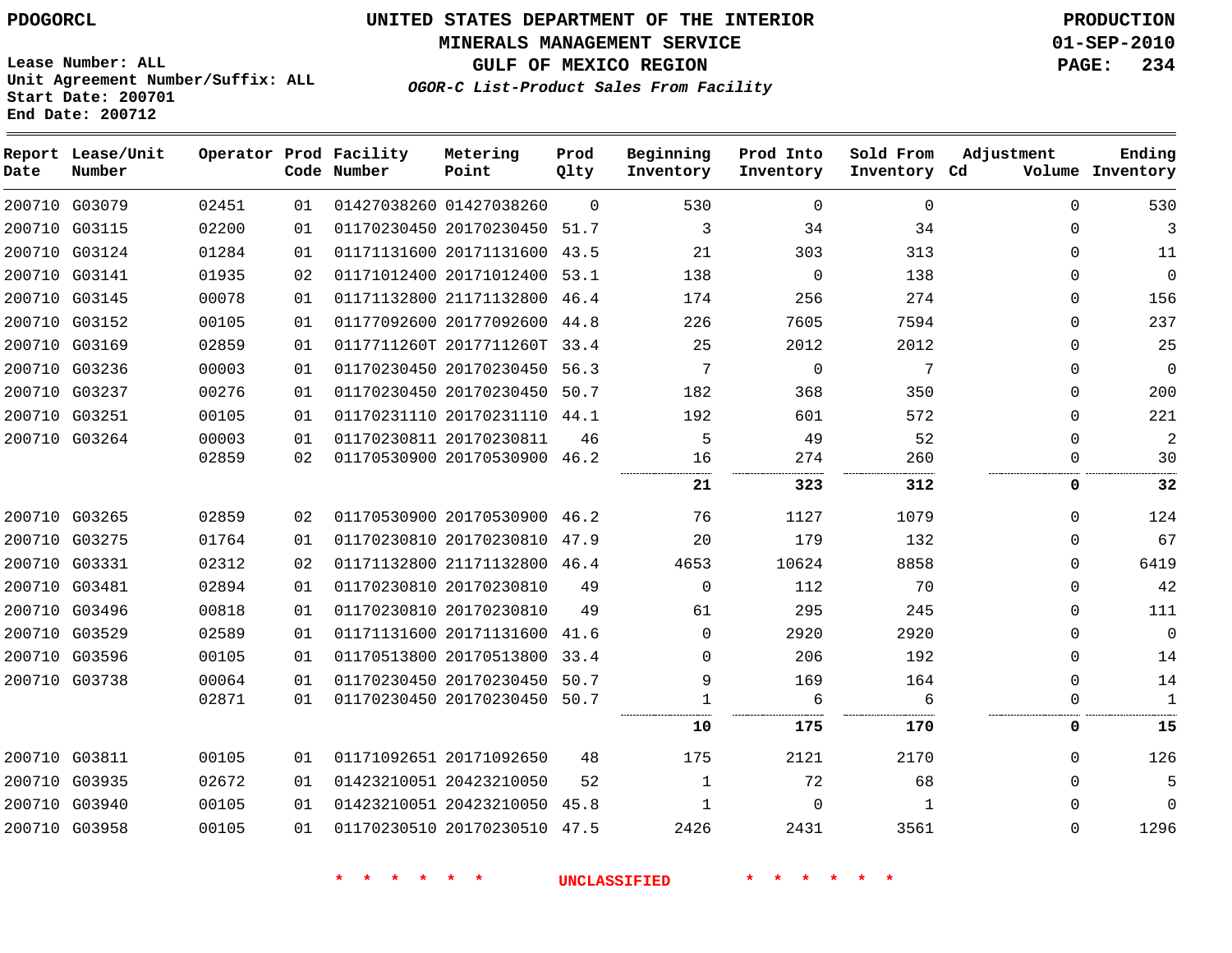PDOGORCL

Lease Number: ALL
Unit Agreement Number/Suffix: ALL
Start Date: 200701
End Date: 200712

# UNITED STATES DEPARTMENT OF THE INTERIOR
## MINERALS MANAGEMENT SERVICE
## GULF OF MEXICO REGION
### *OGOR-C List-Product Sales From Facility*

PRODUCTION
01-SEP-2010

| Report Date | Lease/Unit Number | Operator | Prod Code | Facility Number | Metering Point | Prod Qlty | Beginning Inventory | Prod Into Inventory | Sold From Inventory | Adjustment Cd | Volume | Ending Inventory |
|---|---|---|---|---|---|---|---|---|---|---|---|---|
| 200710 | G03079 | 02451 | 01 | 01427038260 | 01427038260 | 0 | 530 | 0 | 0 | | 0 | 530 |
| 200710 | G03115 | 02200 | 01 | 01170230450 | 20170230450 | 51.7 | 3 | 34 | 34 | | 0 | 3 |
| 200710 | G03124 | 01284 | 01 | 01171131600 | 20171131600 | 43.5 | 21 | 303 | 313 | | 0 | 11 |
| 200710 | G03141 | 01935 | 02 | 01171012400 | 20171012400 | 53.1 | 138 | 0 | 138 | | 0 | 0 |
| 200710 | G03145 | 00078 | 01 | 01171132800 | 21171132800 | 46.4 | 174 | 256 | 274 | | 0 | 156 |
| 200710 | G03152 | 00105 | 01 | 01177092600 | 20177092600 | 44.8 | 226 | 7605 | 7594 | | 0 | 237 |
| 200710 | G03169 | 02859 | 01 | 0117711260T | 2017711260T | 33.4 | 25 | 2012 | 2012 | | 0 | 25 |
| 200710 | G03236 | 00003 | 01 | 01170230450 | 20170230450 | 56.3 | 7 | 0 | 7 | | 0 | 0 |
| 200710 | G03237 | 00276 | 01 | 01170230450 | 20170230450 | 50.7 | 182 | 368 | 350 | | 0 | 200 |
| 200710 | G03251 | 00105 | 01 | 01170231110 | 20170231110 | 44.1 | 192 | 601 | 572 | | 0 | 221 |
| 200710 | G03264 | 00003 | 01 | 01170230811 | 20170230811 | 46 | 5 | 49 | 52 | | 0 | 2 |
| | | 02859 | 02 | 01170530900 | 20170530900 | 46.2 | 16 | 274 | 260 | | 0 | 30 |
| | | | | | | | **21** | **323** | **312** | | **0** | **32** |
| 200710 | G03265 | 02859 | 02 | 01170530900 | 20170530900 | 46.2 | 76 | 1127 | 1079 | | 0 | 124 |
| 200710 | G03275 | 01764 | 01 | 01170230810 | 20170230810 | 47.9 | 20 | 179 | 132 | | 0 | 67 |
| 200710 | G03331 | 02312 | 02 | 01171132800 | 21171132800 | 46.4 | 4653 | 10624 | 8858 | | 0 | 6419 |
| 200710 | G03481 | 02894 | 01 | 01170230810 | 20170230810 | 49 | 0 | 112 | 70 | | 0 | 42 |
| 200710 | G03496 | 00818 | 01 | 01170230810 | 20170230810 | 49 | 61 | 295 | 245 | | 0 | 111 |
| 200710 | G03529 | 02589 | 01 | 01171131600 | 20171131600 | 41.6 | 0 | 2920 | 2920 | | 0 | 0 |
| 200710 | G03596 | 00105 | 01 | 01170513800 | 20170513800 | 33.4 | 0 | 206 | 192 | | 0 | 14 |
| 200710 | G03738 | 00064 | 01 | 01170230450 | 20170230450 | 50.7 | 9 | 169 | 164 | | 0 | 14 |
| | | 02871 | 01 | 01170230450 | 20170230450 | 50.7 | 1 | 6 | 6 | | 0 | 1 |
| | | | | | | | **10** | **175** | **170** | | **0** | **15** |
| 200710 | G03811 | 00105 | 01 | 01171092651 | 20171092650 | 48 | 175 | 2121 | 2170 | | 0 | 126 |
| 200710 | G03935 | 02672 | 01 | 01423210051 | 20423210050 | 52 | 1 | 72 | 68 | | 0 | 5 |
| 200710 | G03940 | 00105 | 01 | 01423210051 | 20423210050 | 45.8 | 1 | 0 | 1 | | 0 | 0 |
| 200710 | G03958 | 00105 | 01 | 01170230510 | 20170230510 | 47.5 | 2426 | 2431 | 3561 | | 0 | 1296 |

\* \* \* \* \* \* UNCLASSIFIED \* \* \* \* \* \*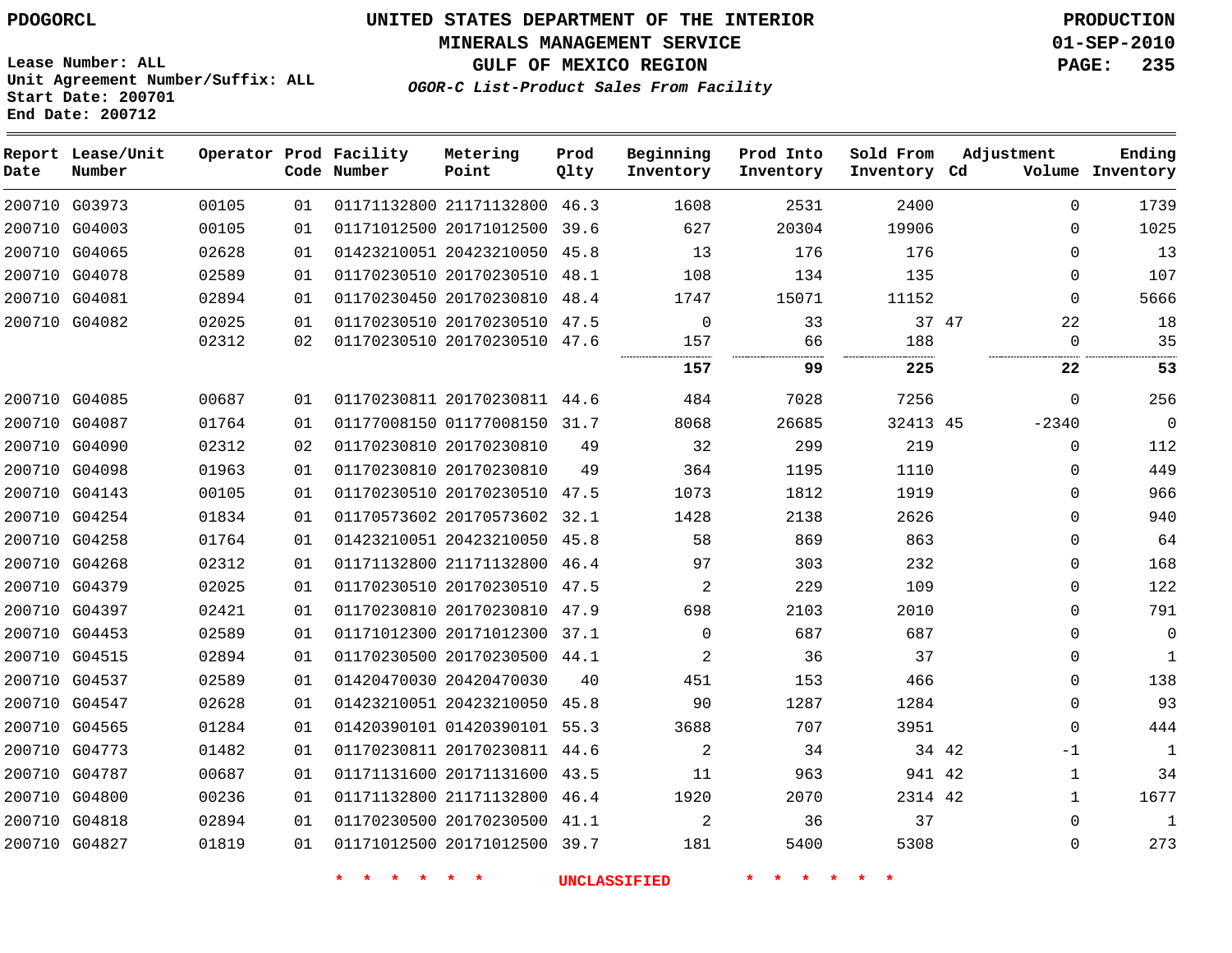PDOGORCL

**UNITED STATES DEPARTMENT OF THE INTERIOR**
**MINERALS MANAGEMENT SERVICE**
**GULF OF MEXICO REGION**
***OGOR-C List-Product Sales From Facility***

PRODUCTION
01-SEP-2010

Lease Number: ALL
Unit Agreement Number/Suffix: ALL
Start Date: 200701
End Date: 200712

| Report Date | Lease/Unit Number | Operator | Prod Code | Facility Number | Metering Point | Prod Qlty | Beginning Inventory | Prod Into Inventory | Sold From Inventory | Adjustment Cd | Adjustment Volume | Ending Inventory |
|---|---|---|---|---|---|---|---|---|---|---|---|---|
| 200710 | G03973 | 00105 | 01 | 01171132800 | 21171132800 | 46.3 | 1608 | 2531 | 2400 | | 0 | 1739 |
| 200710 | G04003 | 00105 | 01 | 01171012500 | 20171012500 | 39.6 | 627 | 20304 | 19906 | | 0 | 1025 |
| 200710 | G04065 | 02628 | 01 | 01423210051 | 20423210050 | 45.8 | 13 | 176 | 176 | | 0 | 13 |
| 200710 | G04078 | 02589 | 01 | 01170230510 | 20170230510 | 48.1 | 108 | 134 | 135 | | 0 | 107 |
| 200710 | G04081 | 02894 | 01 | 01170230450 | 20170230810 | 48.4 | 1747 | 15071 | 11152 | | 0 | 5666 |
| 200710 | G04082 | 02025 | 01 | 01170230510 | 20170230510 | 47.5 | 0 | 33 | 37 | 47 | 22 | 18 |
| | | 02312 | 02 | 01170230510 | 20170230510 | 47.6 | 157 | 66 | 188 | | 0 | 35 |
| | | | | | | | **157** | **99** | **225** | | **22** | **53** |
| 200710 | G04085 | 00687 | 01 | 01170230811 | 20170230811 | 44.6 | 484 | 7028 | 7256 | | 0 | 256 |
| 200710 | G04087 | 01764 | 01 | 01177008150 | 01177008150 | 31.7 | 8068 | 26685 | 32413 | 45 | -2340 | 0 |
| 200710 | G04090 | 02312 | 02 | 01170230810 | 20170230810 | 49 | 32 | 299 | 219 | | 0 | 112 |
| 200710 | G04098 | 01963 | 01 | 01170230810 | 20170230810 | 49 | 364 | 1195 | 1110 | | 0 | 449 |
| 200710 | G04143 | 00105 | 01 | 01170230510 | 20170230510 | 47.5 | 1073 | 1812 | 1919 | | 0 | 966 |
| 200710 | G04254 | 01834 | 01 | 01170573602 | 20170573602 | 32.1 | 1428 | 2138 | 2626 | | 0 | 940 |
| 200710 | G04258 | 01764 | 01 | 01423210051 | 20423210050 | 45.8 | 58 | 869 | 863 | | 0 | 64 |
| 200710 | G04268 | 02312 | 01 | 01171132800 | 21171132800 | 46.4 | 97 | 303 | 232 | | 0 | 168 |
| 200710 | G04379 | 02025 | 01 | 01170230510 | 20170230510 | 47.5 | 2 | 229 | 109 | | 0 | 122 |
| 200710 | G04397 | 02421 | 01 | 01170230810 | 20170230810 | 47.9 | 698 | 2103 | 2010 | | 0 | 791 |
| 200710 | G04453 | 02589 | 01 | 01171012300 | 20171012300 | 37.1 | 0 | 687 | 687 | | 0 | 0 |
| 200710 | G04515 | 02894 | 01 | 01170230500 | 20170230500 | 44.1 | 2 | 36 | 37 | | 0 | 1 |
| 200710 | G04537 | 02589 | 01 | 01420470030 | 20420470030 | 40 | 451 | 153 | 466 | | 0 | 138 |
| 200710 | G04547 | 02628 | 01 | 01423210051 | 20423210050 | 45.8 | 90 | 1287 | 1284 | | 0 | 93 |
| 200710 | G04565 | 01284 | 01 | 01420390101 | 01420390101 | 55.3 | 3688 | 707 | 3951 | | 0 | 444 |
| 200710 | G04773 | 01482 | 01 | 01170230811 | 20170230811 | 44.6 | 2 | 34 | 34 | 42 | -1 | 1 |
| 200710 | G04787 | 00687 | 01 | 01171131600 | 20171131600 | 43.5 | 11 | 963 | 941 | 42 | 1 | 34 |
| 200710 | G04800 | 00236 | 01 | 01171132800 | 21171132800 | 46.4 | 1920 | 2070 | 2314 | 42 | 1 | 1677 |
| 200710 | G04818 | 02894 | 01 | 01170230500 | 20170230500 | 41.1 | 2 | 36 | 37 | | 0 | 1 |
| 200710 | G04827 | 01819 | 01 | 01171012500 | 20171012500 | 39.7 | 181 | 5400 | 5308 | | 0 | 273 |

\* \* \* \* \* \* UNCLASSIFIED \* \* \* \* \* \*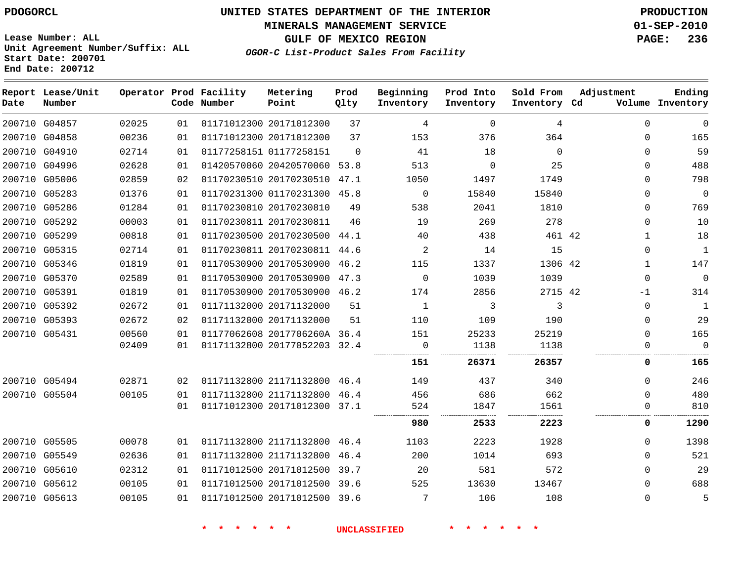PDOGORCL

**UNITED STATES DEPARTMENT OF THE INTERIOR**
**MINERALS MANAGEMENT SERVICE**
**GULF OF MEXICO REGION**
*OGOR-C List-Product Sales From Facility*

**PRODUCTION**
**01-SEP-2010**
**PAGE: 236**

Lease Number: ALL
Unit Agreement Number/Suffix: ALL
Start Date: 200701
End Date: 200712

| Report Date | Lease/Unit Number | Operator | Prod Code | Facility Number | Metering Point | Prod Qlty | Beginning Inventory | Prod Into Inventory | Sold From Inventory | Adjustment Cd | Adjustment Volume | Ending Inventory |
|---|---|---|---|---|---|---|---|---|---|---|---|---|
| 200710 | G04857 | 02025 | 01 | 01171012300 | 20171012300 | 37 | 4 | 0 | 4 | | 0 | 0 |
| 200710 | G04858 | 00236 | 01 | 01171012300 | 20171012300 | 37 | 153 | 376 | 364 | | 0 | 165 |
| 200710 | G04910 | 02714 | 01 | 01177258151 | 01177258151 | 0 | 41 | 18 | 0 | | 0 | 59 |
| 200710 | G04996 | 02628 | 01 | 01420570060 | 20420570060 | 53.8 | 513 | 0 | 25 | | 0 | 488 |
| 200710 | G05006 | 02859 | 02 | 01170230510 | 20170230510 | 47.1 | 1050 | 1497 | 1749 | | 0 | 798 |
| 200710 | G05283 | 01376 | 01 | 01170231300 | 01170231300 | 45.8 | 0 | 15840 | 15840 | | 0 | 0 |
| 200710 | G05286 | 01284 | 01 | 01170230810 | 20170230810 | 49 | 538 | 2041 | 1810 | | 0 | 769 |
| 200710 | G05292 | 00003 | 01 | 01170230811 | 20170230811 | 46 | 19 | 269 | 278 | | 0 | 10 |
| 200710 | G05299 | 00818 | 01 | 01170230500 | 20170230500 | 44.1 | 40 | 438 | 461 | 42 | 1 | 18 |
| 200710 | G05315 | 02714 | 01 | 01170230811 | 20170230811 | 44.6 | 2 | 14 | 15 | | 0 | 1 |
| 200710 | G05346 | 01819 | 01 | 01170530900 | 20170530900 | 46.2 | 115 | 1337 | 1306 | 42 | 1 | 147 |
| 200710 | G05370 | 02589 | 01 | 01170530900 | 20170530900 | 47.3 | 0 | 1039 | 1039 | | 0 | 0 |
| 200710 | G05391 | 01819 | 01 | 01170530900 | 20170530900 | 46.2 | 174 | 2856 | 2715 | 42 | -1 | 314 |
| 200710 | G05392 | 02672 | 01 | 01171132000 | 20171132000 | 51 | 1 | 3 | 3 | | 0 | 1 |
| 200710 | G05393 | 02672 | 02 | 01171132000 | 20171132000 | 51 | 110 | 109 | 190 | | 0 | 29 |
| 200710 | G05431 | 00560 | 01 | 01177062608 | 2017706260A | 36.4 | 151 | 25233 | 25219 | | 0 | 165 |
| | | 02409 | 01 | 01171132800 | 20177052203 | 32.4 | 0 | 1138 | 1138 | | 0 | 0 |
| | | | | | | | **151** | **26371** | **26357** | | **0** | **165** |
| 200710 | G05494 | 02871 | 02 | 01171132800 | 21171132800 | 46.4 | 149 | 437 | 340 | | 0 | 246 |
| 200710 | G05504 | 00105 | 01 | 01171132800 | 21171132800 | 46.4 | 456 | 686 | 662 | | 0 | 480 |
| | | | 01 | 01171012300 | 20171012300 | 37.1 | 524 | 1847 | 1561 | | 0 | 810 |
| | | | | | | | **980** | **2533** | **2223** | | **0** | **1290** |
| 200710 | G05505 | 00078 | 01 | 01171132800 | 21171132800 | 46.4 | 1103 | 2223 | 1928 | | 0 | 1398 |
| 200710 | G05549 | 02636 | 01 | 01171132800 | 21171132800 | 46.4 | 200 | 1014 | 693 | | 0 | 521 |
| 200710 | G05610 | 02312 | 01 | 01171012500 | 20171012500 | 39.7 | 20 | 581 | 572 | | 0 | 29 |
| 200710 | G05612 | 00105 | 01 | 01171012500 | 20171012500 | 39.6 | 525 | 13630 | 13467 | | 0 | 688 |
| 200710 | G05613 | 00105 | 01 | 01171012500 | 20171012500 | 39.6 | 7 | 106 | 108 | | 0 | 5 |

\* \* \* \* \* \* UNCLASSIFIED \* \* \* \* \* \*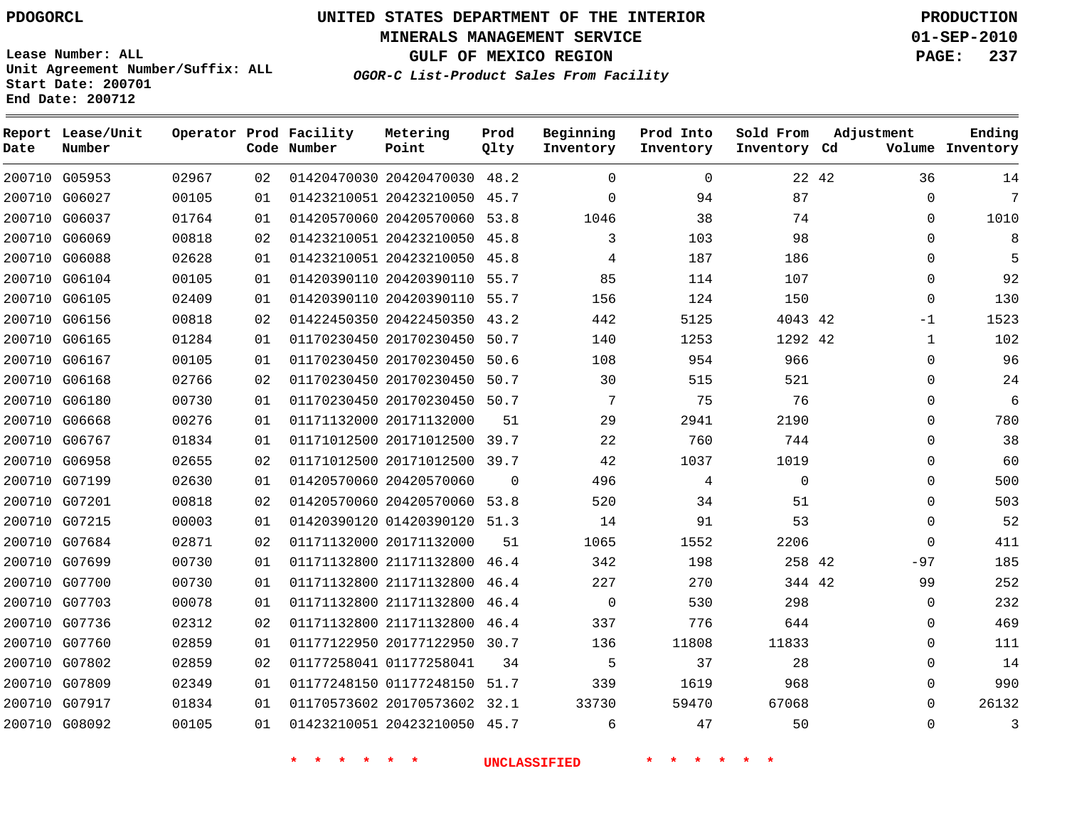PDOGORCL

# UNITED STATES DEPARTMENT OF THE INTERIOR
## MINERALS MANAGEMENT SERVICE
## GULF OF MEXICO REGION
### *OGOR-C List-Product Sales From Facility*

PRODUCTION
01-SEP-2010

Lease Number: ALL
Unit Agreement Number/Suffix: ALL
Start Date: 200701
End Date: 200712

| Report Date | Lease/Unit Number | Operator | Prod Code | Facility Number | Metering Point | Prod Qlty | Beginning Inventory | Prod Into Inventory | Sold From Inventory | Adjustment Cd | Adjustment Volume | Ending Inventory |
|---|---|---|---|---|---|---|---|---|---|---|---|---|
| 200710 | G05953 | 02967 | 02 | 01420470030 | 20420470030 | 48.2 | 0 | 0 | 22 | 42 | 36 | 14 |
| 200710 | G06027 | 00105 | 01 | 01423210051 | 20423210050 | 45.7 | 0 | 94 | 87 | | 0 | 7 |
| 200710 | G06037 | 01764 | 01 | 01420570060 | 20420570060 | 53.8 | 1046 | 38 | 74 | | 0 | 1010 |
| 200710 | G06069 | 00818 | 02 | 01423210051 | 20423210050 | 45.8 | 3 | 103 | 98 | | 0 | 8 |
| 200710 | G06088 | 02628 | 01 | 01423210051 | 20423210050 | 45.8 | 4 | 187 | 186 | | 0 | 5 |
| 200710 | G06104 | 00105 | 01 | 01420390110 | 20420390110 | 55.7 | 85 | 114 | 107 | | 0 | 92 |
| 200710 | G06105 | 02409 | 01 | 01420390110 | 20420390110 | 55.7 | 156 | 124 | 150 | | 0 | 130 |
| 200710 | G06156 | 00818 | 02 | 01422450350 | 20422450350 | 43.2 | 442 | 5125 | 4043 | 42 | -1 | 1523 |
| 200710 | G06165 | 01284 | 01 | 01170230450 | 20170230450 | 50.7 | 140 | 1253 | 1292 | 42 | 1 | 102 |
| 200710 | G06167 | 00105 | 01 | 01170230450 | 20170230450 | 50.6 | 108 | 954 | 966 | | 0 | 96 |
| 200710 | G06168 | 02766 | 02 | 01170230450 | 20170230450 | 50.7 | 30 | 515 | 521 | | 0 | 24 |
| 200710 | G06180 | 00730 | 01 | 01170230450 | 20170230450 | 50.7 | 7 | 75 | 76 | | 0 | 6 |
| 200710 | G06668 | 00276 | 01 | 01171132000 | 20171132000 | 51 | 29 | 2941 | 2190 | | 0 | 780 |
| 200710 | G06767 | 01834 | 01 | 01171012500 | 20171012500 | 39.7 | 22 | 760 | 744 | | 0 | 38 |
| 200710 | G06958 | 02655 | 02 | 01171012500 | 20171012500 | 39.7 | 42 | 1037 | 1019 | | 0 | 60 |
| 200710 | G07199 | 02630 | 01 | 01420570060 | 20420570060 | 0 | 496 | 4 | 0 | | 0 | 500 |
| 200710 | G07201 | 00818 | 02 | 01420570060 | 20420570060 | 53.8 | 520 | 34 | 51 | | 0 | 503 |
| 200710 | G07215 | 00003 | 01 | 01420390120 | 01420390120 | 51.3 | 14 | 91 | 53 | | 0 | 52 |
| 200710 | G07684 | 02871 | 02 | 01171132000 | 20171132000 | 51 | 1065 | 1552 | 2206 | | 0 | 411 |
| 200710 | G07699 | 00730 | 01 | 01171132800 | 21171132800 | 46.4 | 342 | 198 | 258 | 42 | -97 | 185 |
| 200710 | G07700 | 00730 | 01 | 01171132800 | 21171132800 | 46.4 | 227 | 270 | 344 | 42 | 99 | 252 |
| 200710 | G07703 | 00078 | 01 | 01171132800 | 21171132800 | 46.4 | 0 | 530 | 298 | | 0 | 232 |
| 200710 | G07736 | 02312 | 02 | 01171132800 | 21171132800 | 46.4 | 337 | 776 | 644 | | 0 | 469 |
| 200710 | G07760 | 02859 | 01 | 01177122950 | 20177122950 | 30.7 | 136 | 11808 | 11833 | | 0 | 111 |
| 200710 | G07802 | 02859 | 02 | 01177258041 | 01177258041 | 34 | 5 | 37 | 28 | | 0 | 14 |
| 200710 | G07809 | 02349 | 01 | 01177248150 | 01177248150 | 51.7 | 339 | 1619 | 968 | | 0 | 990 |
| 200710 | G07917 | 01834 | 01 | 01170573602 | 20170573602 | 32.1 | 33730 | 59470 | 67068 | | 0 | 26132 |
| 200710 | G08092 | 00105 | 01 | 01423210051 | 20423210050 | 45.7 | 6 | 47 | 50 | | 0 | 3 |

* * * * * * UNCLASSIFIED * * * * * *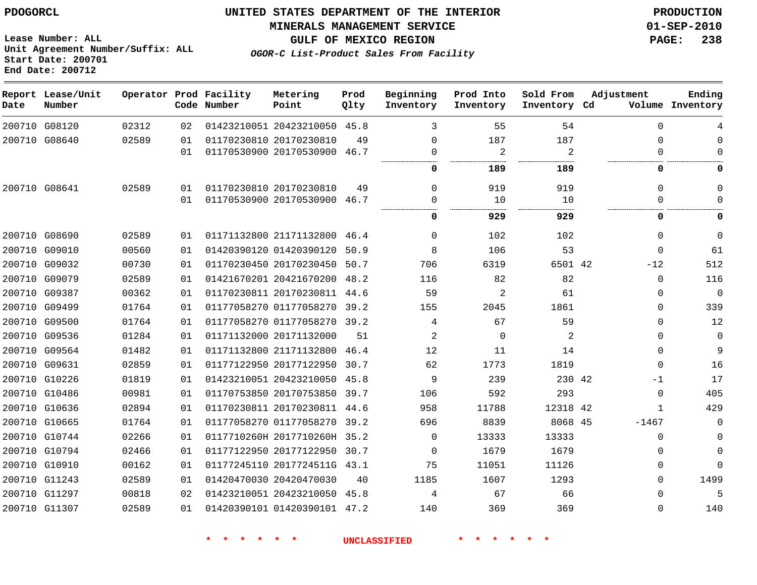PDOGORCL

Lease Number: ALL
Unit Agreement Number/Suffix: ALL
Start Date: 200701
End Date: 200712

# UNITED STATES DEPARTMENT OF THE INTERIOR
## MINERALS MANAGEMENT SERVICE
## GULF OF MEXICO REGION
### *OGOR-C List-Product Sales From Facility*

PRODUCTION
01-SEP-2010

| Report Date | Lease/Unit Number | Operator | Prod Code | Facility Number | Metering Point | Prod Qlty | Beginning Inventory | Prod Into Inventory | Sold From Inventory | Adjustment Cd | Adjustment Volume | Ending Inventory |
|---|---|---|---|---|---|---|---|---|---|---|---|---|
| 200710 | G08120 | 02312 | 02 | 01423210051 | 20423210050 | 45.8 | 3 | 55 | 54 | | 0 | 4 |
| 200710 | G08640 | 02589 | 01 | 01170230810 | 20170230810 | 49 | 0 | 187 | 187 | | 0 | 0 |
| | | | 01 | 01170530900 | 20170530900 | 46.7 | 0 | 2 | 2 | | 0 | 0 |
| | | | | | | | **0** | **189** | **189** | | **0** | **0** |
| 200710 | G08641 | 02589 | 01 | 01170230810 | 20170230810 | 49 | 0 | 919 | 919 | | 0 | 0 |
| | | | 01 | 01170530900 | 20170530900 | 46.7 | 0 | 10 | 10 | | 0 | 0 |
| | | | | | | | **0** | **929** | **929** | | **0** | **0** |
| 200710 | G08690 | 02589 | 01 | 01171132800 | 21171132800 | 46.4 | 0 | 102 | 102 | | 0 | 0 |
| 200710 | G09010 | 00560 | 01 | 01420390120 | 01420390120 | 50.9 | 8 | 106 | 53 | | 0 | 61 |
| 200710 | G09032 | 00730 | 01 | 01170230450 | 20170230450 | 50.7 | 706 | 6319 | 6501 | 42 | -12 | 512 |
| 200710 | G09079 | 02589 | 01 | 01421670201 | 20421670200 | 48.2 | 116 | 82 | 82 | | 0 | 116 |
| 200710 | G09387 | 00362 | 01 | 01170230811 | 20170230811 | 44.6 | 59 | 2 | 61 | | 0 | 0 |
| 200710 | G09499 | 01764 | 01 | 01177058270 | 01177058270 | 39.2 | 155 | 2045 | 1861 | | 0 | 339 |
| 200710 | G09500 | 01764 | 01 | 01177058270 | 01177058270 | 39.2 | 4 | 67 | 59 | | 0 | 12 |
| 200710 | G09536 | 01284 | 01 | 01171132000 | 20171132000 | 51 | 2 | 0 | 2 | | 0 | 0 |
| 200710 | G09564 | 01482 | 01 | 01171132800 | 21171132800 | 46.4 | 12 | 11 | 14 | | 0 | 9 |
| 200710 | G09631 | 02859 | 01 | 01177122950 | 20177122950 | 30.7 | 62 | 1773 | 1819 | | 0 | 16 |
| 200710 | G10226 | 01819 | 01 | 01423210051 | 20423210050 | 45.8 | 9 | 239 | 230 | 42 | -1 | 17 |
| 200710 | G10486 | 00981 | 01 | 01170753850 | 20170753850 | 39.7 | 106 | 592 | 293 | | 0 | 405 |
| 200710 | G10636 | 02894 | 01 | 01170230811 | 20170230811 | 44.6 | 958 | 11788 | 12318 | 42 | 1 | 429 |
| 200710 | G10665 | 01764 | 01 | 01177058270 | 01177058270 | 39.2 | 696 | 8839 | 8068 | 45 | -1467 | 0 |
| 200710 | G10744 | 02266 | 01 | 0117710260H | 2017710260H | 35.2 | 0 | 13333 | 13333 | | 0 | 0 |
| 200710 | G10794 | 02466 | 01 | 01177122950 | 20177122950 | 30.7 | 0 | 1679 | 1679 | | 0 | 0 |
| 200710 | G10910 | 00162 | 01 | 01177245110 | 2017724511G | 43.1 | 75 | 11051 | 11126 | | 0 | 0 |
| 200710 | G11243 | 02589 | 01 | 01420470030 | 20420470030 | 40 | 1185 | 1607 | 1293 | | 0 | 1499 |
| 200710 | G11297 | 00818 | 02 | 01423210051 | 20423210050 | 45.8 | 4 | 67 | 66 | | 0 | 5 |
| 200710 | G11307 | 02589 | 01 | 01420390101 | 01420390101 | 47.2 | 140 | 369 | 369 | | 0 | 140 |

\* \* \* \* \* \* UNCLASSIFIED \* \* \* \* \* \*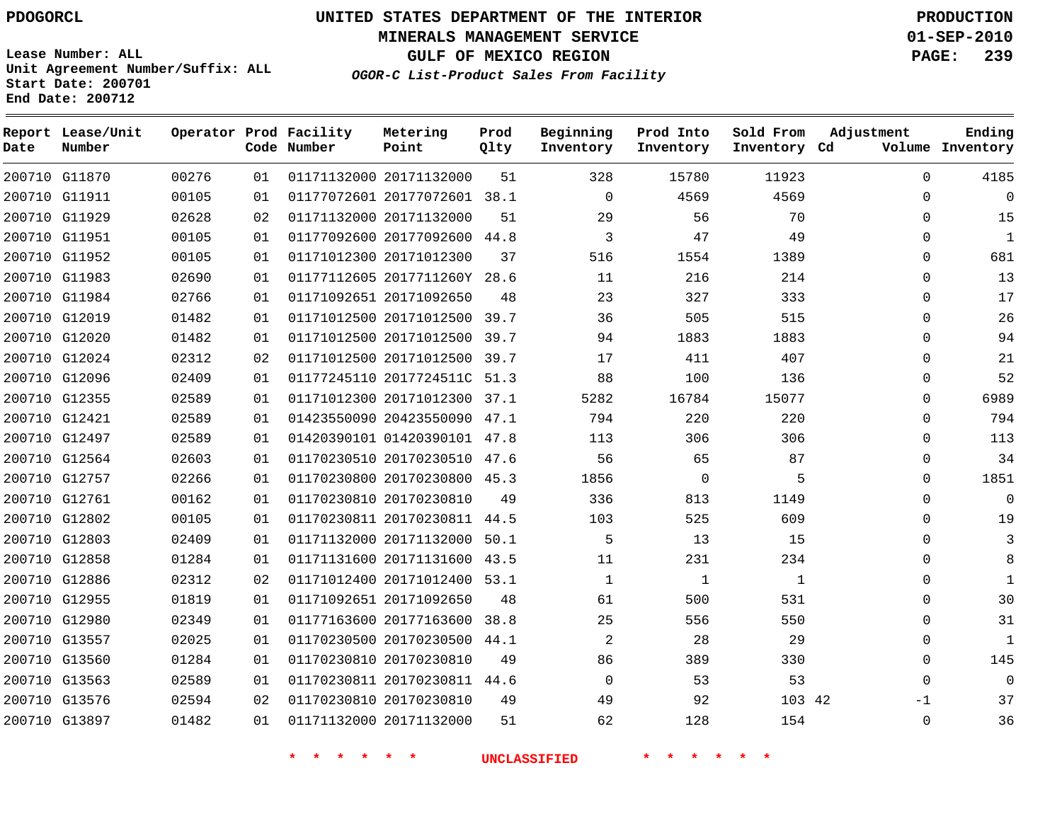PDOGORCL

# UNITED STATES DEPARTMENT OF THE INTERIOR
## MINERALS MANAGEMENT SERVICE
## GULF OF MEXICO REGION
### *OGOR-C List-Product Sales From Facility*

PRODUCTION
01-SEP-2010

Lease Number: ALL
Unit Agreement Number/Suffix: ALL
Start Date: 200701
End Date: 200712

| Report Date | Lease/Unit Number | Operator | Prod Code | Facility Number | Metering Point | Prod Qlty | Beginning Inventory | Prod Into Inventory | Sold From Inventory | Adjustment Cd | Volume | Ending Inventory |
|---|---|---|---|---|---|---|---|---|---|---|---|---|
| 200710 | G11870 | 00276 | 01 | 01171132000 | 20171132000 | 51 | 328 | 15780 | 11923 | | 0 | 4185 |
| 200710 | G11911 | 00105 | 01 | 01177072601 | 20177072601 | 38.1 | 0 | 4569 | 4569 | | 0 | 0 |
| 200710 | G11929 | 02628 | 02 | 01171132000 | 20171132000 | 51 | 29 | 56 | 70 | | 0 | 15 |
| 200710 | G11951 | 00105 | 01 | 01177092600 | 20177092600 | 44.8 | 3 | 47 | 49 | | 0 | 1 |
| 200710 | G11952 | 00105 | 01 | 01171012300 | 20171012300 | 37 | 516 | 1554 | 1389 | | 0 | 681 |
| 200710 | G11983 | 02690 | 01 | 01177112605 | 2017711260Y | 28.6 | 11 | 216 | 214 | | 0 | 13 |
| 200710 | G11984 | 02766 | 01 | 01171092651 | 20171092650 | 48 | 23 | 327 | 333 | | 0 | 17 |
| 200710 | G12019 | 01482 | 01 | 01171012500 | 20171012500 | 39.7 | 36 | 505 | 515 | | 0 | 26 |
| 200710 | G12020 | 01482 | 01 | 01171012500 | 20171012500 | 39.7 | 94 | 1883 | 1883 | | 0 | 94 |
| 200710 | G12024 | 02312 | 02 | 01171012500 | 20171012500 | 39.7 | 17 | 411 | 407 | | 0 | 21 |
| 200710 | G12096 | 02409 | 01 | 01177245110 | 2017724511C | 51.3 | 88 | 100 | 136 | | 0 | 52 |
| 200710 | G12355 | 02589 | 01 | 01171012300 | 20171012300 | 37.1 | 5282 | 16784 | 15077 | | 0 | 6989 |
| 200710 | G12421 | 02589 | 01 | 01423550090 | 20423550090 | 47.1 | 794 | 220 | 220 | | 0 | 794 |
| 200710 | G12497 | 02589 | 01 | 01420390101 | 01420390101 | 47.8 | 113 | 306 | 306 | | 0 | 113 |
| 200710 | G12564 | 02603 | 01 | 01170230510 | 20170230510 | 47.6 | 56 | 65 | 87 | | 0 | 34 |
| 200710 | G12757 | 02266 | 01 | 01170230800 | 20170230800 | 45.3 | 1856 | 0 | 5 | | 0 | 1851 |
| 200710 | G12761 | 00162 | 01 | 01170230810 | 20170230810 | 49 | 336 | 813 | 1149 | | 0 | 0 |
| 200710 | G12802 | 00105 | 01 | 01170230811 | 20170230811 | 44.5 | 103 | 525 | 609 | | 0 | 19 |
| 200710 | G12803 | 02409 | 01 | 01171132000 | 20171132000 | 50.1 | 5 | 13 | 15 | | 0 | 3 |
| 200710 | G12858 | 01284 | 01 | 01171131600 | 20171131600 | 43.5 | 11 | 231 | 234 | | 0 | 8 |
| 200710 | G12886 | 02312 | 02 | 01171012400 | 20171012400 | 53.1 | 1 | 1 | 1 | | 0 | 1 |
| 200710 | G12955 | 01819 | 01 | 01171092651 | 20171092650 | 48 | 61 | 500 | 531 | | 0 | 30 |
| 200710 | G12980 | 02349 | 01 | 01177163600 | 20177163600 | 38.8 | 25 | 556 | 550 | | 0 | 31 |
| 200710 | G13557 | 02025 | 01 | 01170230500 | 20170230500 | 44.1 | 2 | 28 | 29 | | 0 | 1 |
| 200710 | G13560 | 01284 | 01 | 01170230810 | 20170230810 | 49 | 86 | 389 | 330 | | 0 | 145 |
| 200710 | G13563 | 02589 | 01 | 01170230811 | 20170230811 | 44.6 | 0 | 53 | 53 | | 0 | 0 |
| 200710 | G13576 | 02594 | 02 | 01170230810 | 20170230810 | 49 | 49 | 92 | 103 | 42 | -1 | 37 |
| 200710 | G13897 | 01482 | 01 | 01171132000 | 20171132000 | 51 | 62 | 128 | 154 | | 0 | 36 |

\* \* \* \* \* \* UNCLASSIFIED \* \* \* \* \* \*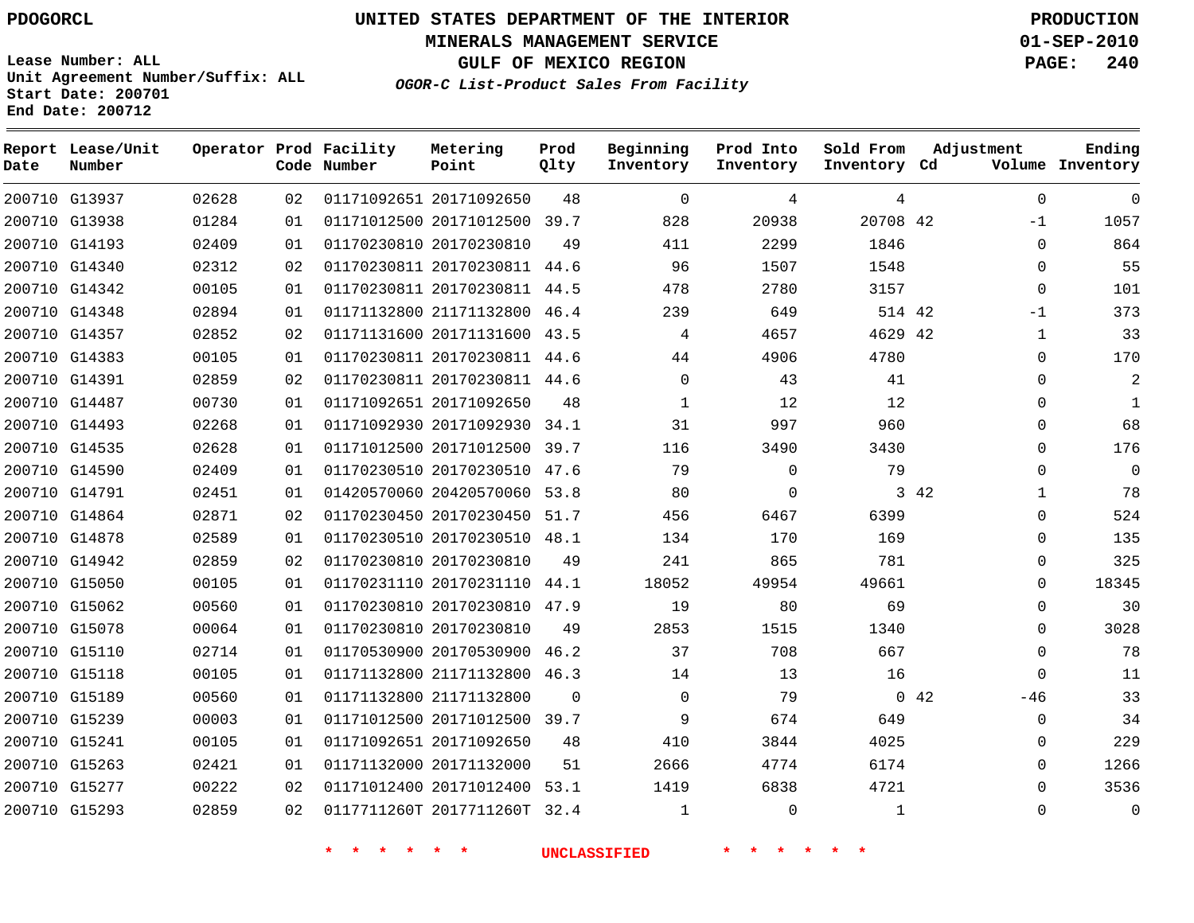PDOGORCL

# UNITED STATES DEPARTMENT OF THE INTERIOR
## MINERALS MANAGEMENT SERVICE
## GULF OF MEXICO REGION
### *OGOR-C List-Product Sales From Facility*

PRODUCTION
01-SEP-2010

Lease Number: ALL
Unit Agreement Number/Suffix: ALL
Start Date: 200701
End Date: 200712

| Report Date | Lease/Unit Number | Operator | Prod Code | Facility Number | Metering Point | Prod Qlty | Beginning Inventory | Prod Into Inventory | Sold From Inventory | Adjustment Cd | Adjustment Volume | Ending Inventory |
|---|---|---|---|---|---|---|---|---|---|---|---|---|
| 200710 | G13937 | 02628 | 02 | 01171092651 | 20171092650 | 48 | 0 | 4 | 4 | | 0 | 0 |
| 200710 | G13938 | 01284 | 01 | 01171012500 | 20171012500 | 39.7 | 828 | 20938 | 20708 | 42 | -1 | 1057 |
| 200710 | G14193 | 02409 | 01 | 01170230810 | 20170230810 | 49 | 411 | 2299 | 1846 | | 0 | 864 |
| 200710 | G14340 | 02312 | 02 | 01170230811 | 20170230811 | 44.6 | 96 | 1507 | 1548 | | 0 | 55 |
| 200710 | G14342 | 00105 | 01 | 01170230811 | 20170230811 | 44.5 | 478 | 2780 | 3157 | | 0 | 101 |
| 200710 | G14348 | 02894 | 01 | 01171132800 | 21171132800 | 46.4 | 239 | 649 | 514 | 42 | -1 | 373 |
| 200710 | G14357 | 02852 | 02 | 01171131600 | 20171131600 | 43.5 | 4 | 4657 | 4629 | 42 | 1 | 33 |
| 200710 | G14383 | 00105 | 01 | 01170230811 | 20170230811 | 44.6 | 44 | 4906 | 4780 | | 0 | 170 |
| 200710 | G14391 | 02859 | 02 | 01170230811 | 20170230811 | 44.6 | 0 | 43 | 41 | | 0 | 2 |
| 200710 | G14487 | 00730 | 01 | 01171092651 | 20171092650 | 48 | 1 | 12 | 12 | | 0 | 1 |
| 200710 | G14493 | 02268 | 01 | 01171092930 | 20171092930 | 34.1 | 31 | 997 | 960 | | 0 | 68 |
| 200710 | G14535 | 02628 | 01 | 01171012500 | 20171012500 | 39.7 | 116 | 3490 | 3430 | | 0 | 176 |
| 200710 | G14590 | 02409 | 01 | 01170230510 | 20170230510 | 47.6 | 79 | 0 | 79 | | 0 | 0 |
| 200710 | G14791 | 02451 | 01 | 01420570060 | 20420570060 | 53.8 | 80 | 0 | 3 | 42 | 1 | 78 |
| 200710 | G14864 | 02871 | 02 | 01170230450 | 20170230450 | 51.7 | 456 | 6467 | 6399 | | 0 | 524 |
| 200710 | G14878 | 02589 | 01 | 01170230510 | 20170230510 | 48.1 | 134 | 170 | 169 | | 0 | 135 |
| 200710 | G14942 | 02859 | 02 | 01170230810 | 20170230810 | 49 | 241 | 865 | 781 | | 0 | 325 |
| 200710 | G15050 | 00105 | 01 | 01170231110 | 20170231110 | 44.1 | 18052 | 49954 | 49661 | | 0 | 18345 |
| 200710 | G15062 | 00560 | 01 | 01170230810 | 20170230810 | 47.9 | 19 | 80 | 69 | | 0 | 30 |
| 200710 | G15078 | 00064 | 01 | 01170230810 | 20170230810 | 49 | 2853 | 1515 | 1340 | | 0 | 3028 |
| 200710 | G15110 | 02714 | 01 | 01170530900 | 20170530900 | 46.2 | 37 | 708 | 667 | | 0 | 78 |
| 200710 | G15118 | 00105 | 01 | 01171132800 | 21171132800 | 46.3 | 14 | 13 | 16 | | 0 | 11 |
| 200710 | G15189 | 00560 | 01 | 01171132800 | 21171132800 | 0 | 0 | 79 | 0 | 42 | -46 | 33 |
| 200710 | G15239 | 00003 | 01 | 01171012500 | 20171012500 | 39.7 | 9 | 674 | 649 | | 0 | 34 |
| 200710 | G15241 | 00105 | 01 | 01171092651 | 20171092650 | 48 | 410 | 3844 | 4025 | | 0 | 229 |
| 200710 | G15263 | 02421 | 01 | 01171132000 | 20171132000 | 51 | 2666 | 4774 | 6174 | | 0 | 1266 |
| 200710 | G15277 | 00222 | 02 | 01171012400 | 20171012400 | 53.1 | 1419 | 6838 | 4721 | | 0 | 3536 |
| 200710 | G15293 | 02859 | 02 | 0117711260T | 2017711260T | 32.4 | 1 | 0 | 1 | | 0 | 0 |

\* \* \* \* \* \* UNCLASSIFIED \* \* \* \* \* \*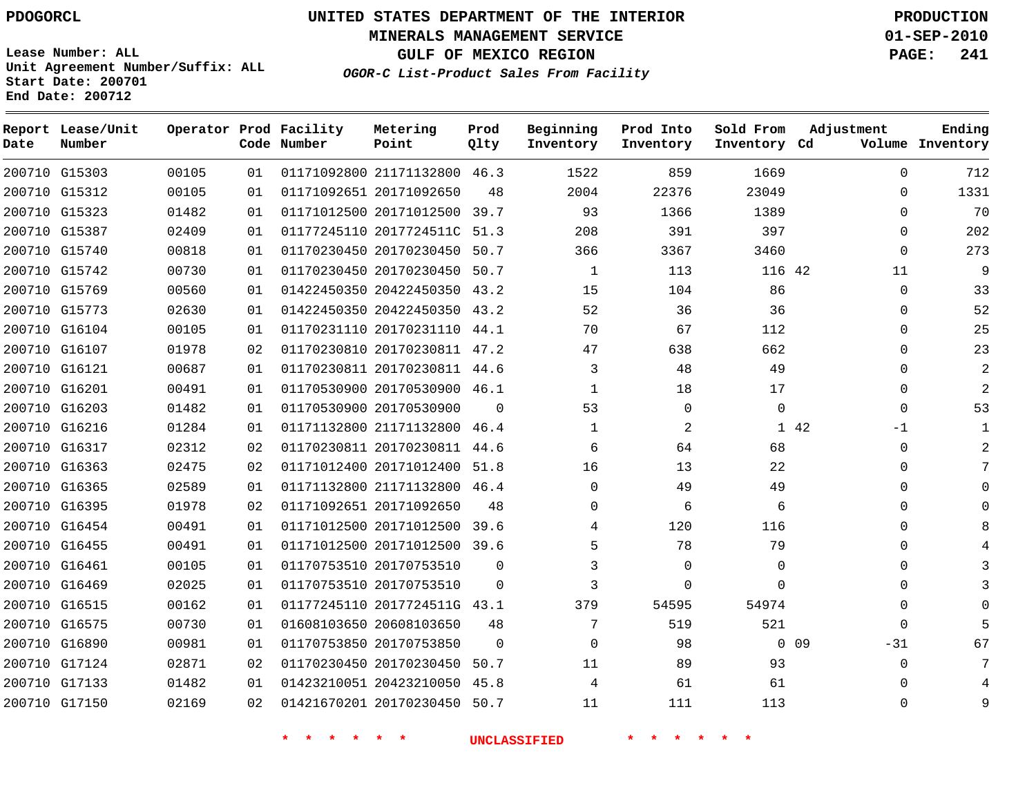PDOGORCL

Lease Number: ALL
Unit Agreement Number/Suffix: ALL
Start Date: 200701
End Date: 200712

# UNITED STATES DEPARTMENT OF THE INTERIOR
## MINERALS MANAGEMENT SERVICE
## GULF OF MEXICO REGION
### *OGOR-C List-Product Sales From Facility*

PRODUCTION
01-SEP-2010

| Report Date | Lease/Unit Number | Operator | Prod Code | Facility Number | Metering Point | Prod Qlty | Beginning Inventory | Prod Into Inventory | Sold From Inventory | Adjustment Cd | Volume | Ending Inventory |
|---|---|---|---|---|---|---|---|---|---|---|---|---|
| 200710 | G15303 | 00105 | 01 | 01171092800 | 21171132800 | 46.3 | 1522 | 859 | 1669 | | 0 | 712 |
| 200710 | G15312 | 00105 | 01 | 01171092651 | 20171092650 | 48 | 2004 | 22376 | 23049 | | 0 | 1331 |
| 200710 | G15323 | 01482 | 01 | 01171012500 | 20171012500 | 39.7 | 93 | 1366 | 1389 | | 0 | 70 |
| 200710 | G15387 | 02409 | 01 | 01177245110 | 2017724511C | 51.3 | 208 | 391 | 397 | | 0 | 202 |
| 200710 | G15740 | 00818 | 01 | 01170230450 | 20170230450 | 50.7 | 366 | 3367 | 3460 | | 0 | 273 |
| 200710 | G15742 | 00730 | 01 | 01170230450 | 20170230450 | 50.7 | 1 | 113 | 116 | 42 | 11 | 9 |
| 200710 | G15769 | 00560 | 01 | 01422450350 | 20422450350 | 43.2 | 15 | 104 | 86 | | 0 | 33 |
| 200710 | G15773 | 02630 | 01 | 01422450350 | 20422450350 | 43.2 | 52 | 36 | 36 | | 0 | 52 |
| 200710 | G16104 | 00105 | 01 | 01170231110 | 20170231110 | 44.1 | 70 | 67 | 112 | | 0 | 25 |
| 200710 | G16107 | 01978 | 02 | 01170230810 | 20170230811 | 47.2 | 47 | 638 | 662 | | 0 | 23 |
| 200710 | G16121 | 00687 | 01 | 01170230811 | 20170230811 | 44.6 | 3 | 48 | 49 | | 0 | 2 |
| 200710 | G16201 | 00491 | 01 | 01170530900 | 20170530900 | 46.1 | 1 | 18 | 17 | | 0 | 2 |
| 200710 | G16203 | 01482 | 01 | 01170530900 | 20170530900 | 0 | 53 | 0 | 0 | | 0 | 53 |
| 200710 | G16216 | 01284 | 01 | 01171132800 | 21171132800 | 46.4 | 1 | 2 | 1 | 42 | -1 | 1 |
| 200710 | G16317 | 02312 | 02 | 01170230811 | 20170230811 | 44.6 | 6 | 64 | 68 | | 0 | 2 |
| 200710 | G16363 | 02475 | 02 | 01171012400 | 20171012400 | 51.8 | 16 | 13 | 22 | | 0 | 7 |
| 200710 | G16365 | 02589 | 01 | 01171132800 | 21171132800 | 46.4 | 0 | 49 | 49 | | 0 | 0 |
| 200710 | G16395 | 01978 | 02 | 01171092651 | 20171092650 | 48 | 0 | 6 | 6 | | 0 | 0 |
| 200710 | G16454 | 00491 | 01 | 01171012500 | 20171012500 | 39.6 | 4 | 120 | 116 | | 0 | 8 |
| 200710 | G16455 | 00491 | 01 | 01171012500 | 20171012500 | 39.6 | 5 | 78 | 79 | | 0 | 4 |
| 200710 | G16461 | 00105 | 01 | 01170753510 | 20170753510 | 0 | 3 | 0 | 0 | | 0 | 3 |
| 200710 | G16469 | 02025 | 01 | 01170753510 | 20170753510 | 0 | 3 | 0 | 0 | | 0 | 3 |
| 200710 | G16515 | 00162 | 01 | 01177245110 | 2017724511G | 43.1 | 379 | 54595 | 54974 | | 0 | 0 |
| 200710 | G16575 | 00730 | 01 | 01608103650 | 20608103650 | 48 | 7 | 519 | 521 | | 0 | 5 |
| 200710 | G16890 | 00981 | 01 | 01170753850 | 20170753850 | 0 | 0 | 98 | 0 | 09 | -31 | 67 |
| 200710 | G17124 | 02871 | 02 | 01170230450 | 20170230450 | 50.7 | 11 | 89 | 93 | | 0 | 7 |
| 200710 | G17133 | 01482 | 01 | 01423210051 | 20423210050 | 45.8 | 4 | 61 | 61 | | 0 | 4 |
| 200710 | G17150 | 02169 | 02 | 01421670201 | 20170230450 | 50.7 | 11 | 111 | 113 | | 0 | 9 |

\* \* \* \* \* \* UNCLASSIFIED \* \* \* \* \* \*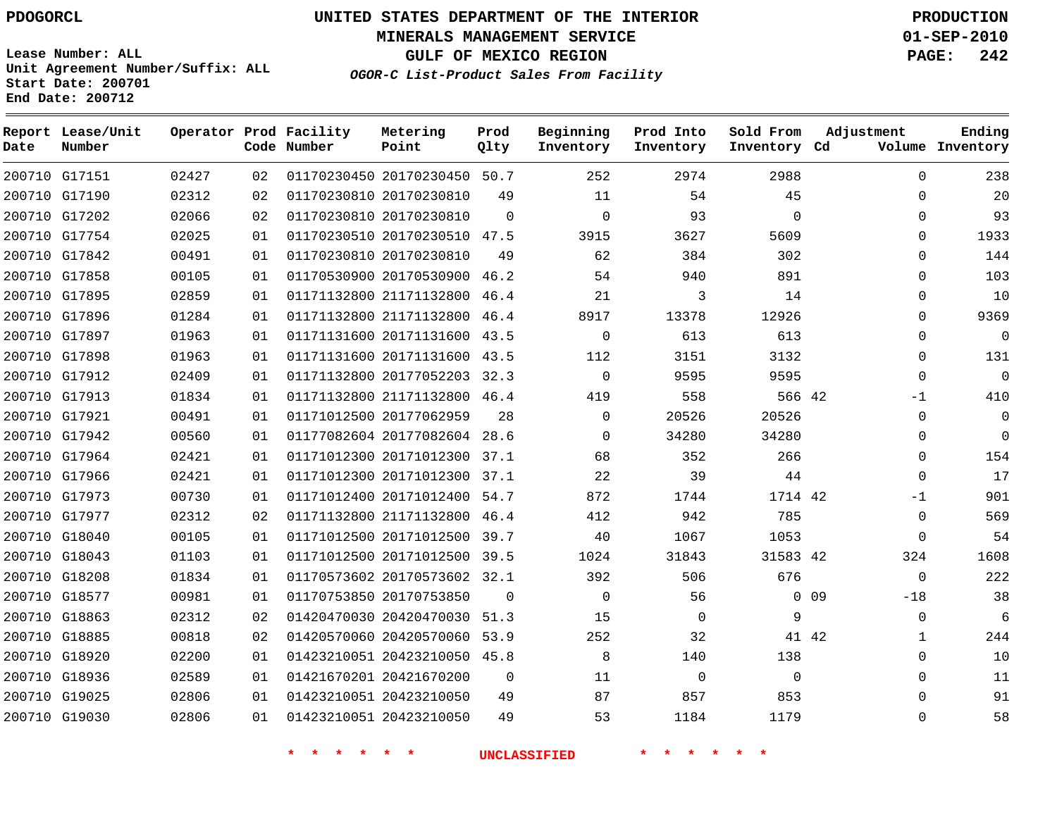UNITED STATES DEPARTMENT OF THE INTERIOR
MINERALS MANAGEMENT SERVICE
GULF OF MEXICO REGION

**OGOR-C List-Product Sales From Facility**

PDOGORCL

Lease Number: ALL
Unit Agreement Number/Suffix: ALL
Start Date: 200701
End Date: 200712

PRODUCTION
01-SEP-2010

| Report Date | Lease/Unit Number | Operator | Prod Code | Facility Number | Metering Point | Prod Qlty | Beginning Inventory | Prod Into Inventory | Sold From Inventory | Adjustment Cd | Adjustment Volume | Ending Inventory |
|---|---|---|---|---|---|---|---|---|---|---|---|---|
| 200710 | G17151 | 02427 | 02 | 01170230450 | 20170230450 | 50.7 | 252 | 2974 | 2988 | | 0 | 238 |
| 200710 | G17190 | 02312 | 02 | 01170230810 | 20170230810 | 49 | 11 | 54 | 45 | | 0 | 20 |
| 200710 | G17202 | 02066 | 02 | 01170230810 | 20170230810 | 0 | 0 | 93 | 0 | | 0 | 93 |
| 200710 | G17754 | 02025 | 01 | 01170230510 | 20170230510 | 47.5 | 3915 | 3627 | 5609 | | 0 | 1933 |
| 200710 | G17842 | 00491 | 01 | 01170230810 | 20170230810 | 49 | 62 | 384 | 302 | | 0 | 144 |
| 200710 | G17858 | 00105 | 01 | 01170530900 | 20170530900 | 46.2 | 54 | 940 | 891 | | 0 | 103 |
| 200710 | G17895 | 02859 | 01 | 01171132800 | 21171132800 | 46.4 | 21 | 3 | 14 | | 0 | 10 |
| 200710 | G17896 | 01284 | 01 | 01171132800 | 21171132800 | 46.4 | 8917 | 13378 | 12926 | | 0 | 9369 |
| 200710 | G17897 | 01963 | 01 | 01171131600 | 20171131600 | 43.5 | 0 | 613 | 613 | | 0 | 0 |
| 200710 | G17898 | 01963 | 01 | 01171131600 | 20171131600 | 43.5 | 112 | 3151 | 3132 | | 0 | 131 |
| 200710 | G17912 | 02409 | 01 | 01171132800 | 20177052203 | 32.3 | 0 | 9595 | 9595 | | 0 | 0 |
| 200710 | G17913 | 01834 | 01 | 01171132800 | 21171132800 | 46.4 | 419 | 558 | 566 | 42 | -1 | 410 |
| 200710 | G17921 | 00491 | 01 | 01171012500 | 20177062959 | 28 | 0 | 20526 | 20526 | | 0 | 0 |
| 200710 | G17942 | 00560 | 01 | 01177082604 | 20177082604 | 28.6 | 0 | 34280 | 34280 | | 0 | 0 |
| 200710 | G17964 | 02421 | 01 | 01171012300 | 20171012300 | 37.1 | 68 | 352 | 266 | | 0 | 154 |
| 200710 | G17966 | 02421 | 01 | 01171012300 | 20171012300 | 37.1 | 22 | 39 | 44 | | 0 | 17 |
| 200710 | G17973 | 00730 | 01 | 01171012400 | 20171012400 | 54.7 | 872 | 1744 | 1714 | 42 | -1 | 901 |
| 200710 | G17977 | 02312 | 02 | 01171132800 | 21171132800 | 46.4 | 412 | 942 | 785 | | 0 | 569 |
| 200710 | G18040 | 00105 | 01 | 01171012500 | 20171012500 | 39.7 | 40 | 1067 | 1053 | | 0 | 54 |
| 200710 | G18043 | 01103 | 01 | 01171012500 | 20171012500 | 39.5 | 1024 | 31843 | 31583 | 42 | 324 | 1608 |
| 200710 | G18208 | 01834 | 01 | 01170573602 | 20170573602 | 32.1 | 392 | 506 | 676 | | 0 | 222 |
| 200710 | G18577 | 00981 | 01 | 01170753850 | 20170753850 | 0 | 0 | 56 | 0 | 09 | -18 | 38 |
| 200710 | G18863 | 02312 | 02 | 01420470030 | 20420470030 | 51.3 | 15 | 0 | 9 | | 0 | 6 |
| 200710 | G18885 | 00818 | 02 | 01420570060 | 20420570060 | 53.9 | 252 | 32 | 41 | 42 | 1 | 244 |
| 200710 | G18920 | 02200 | 01 | 01423210051 | 20423210050 | 45.8 | 8 | 140 | 138 | | 0 | 10 |
| 200710 | G18936 | 02589 | 01 | 01421670201 | 20421670200 | 0 | 11 | 0 | 0 | | 0 | 11 |
| 200710 | G19025 | 02806 | 01 | 01423210051 | 20423210050 | 49 | 87 | 857 | 853 | | 0 | 91 |
| 200710 | G19030 | 02806 | 01 | 01423210051 | 20423210050 | 49 | 53 | 1184 | 1179 | | 0 | 58 |

* * * * * * UNCLASSIFIED * * * * * *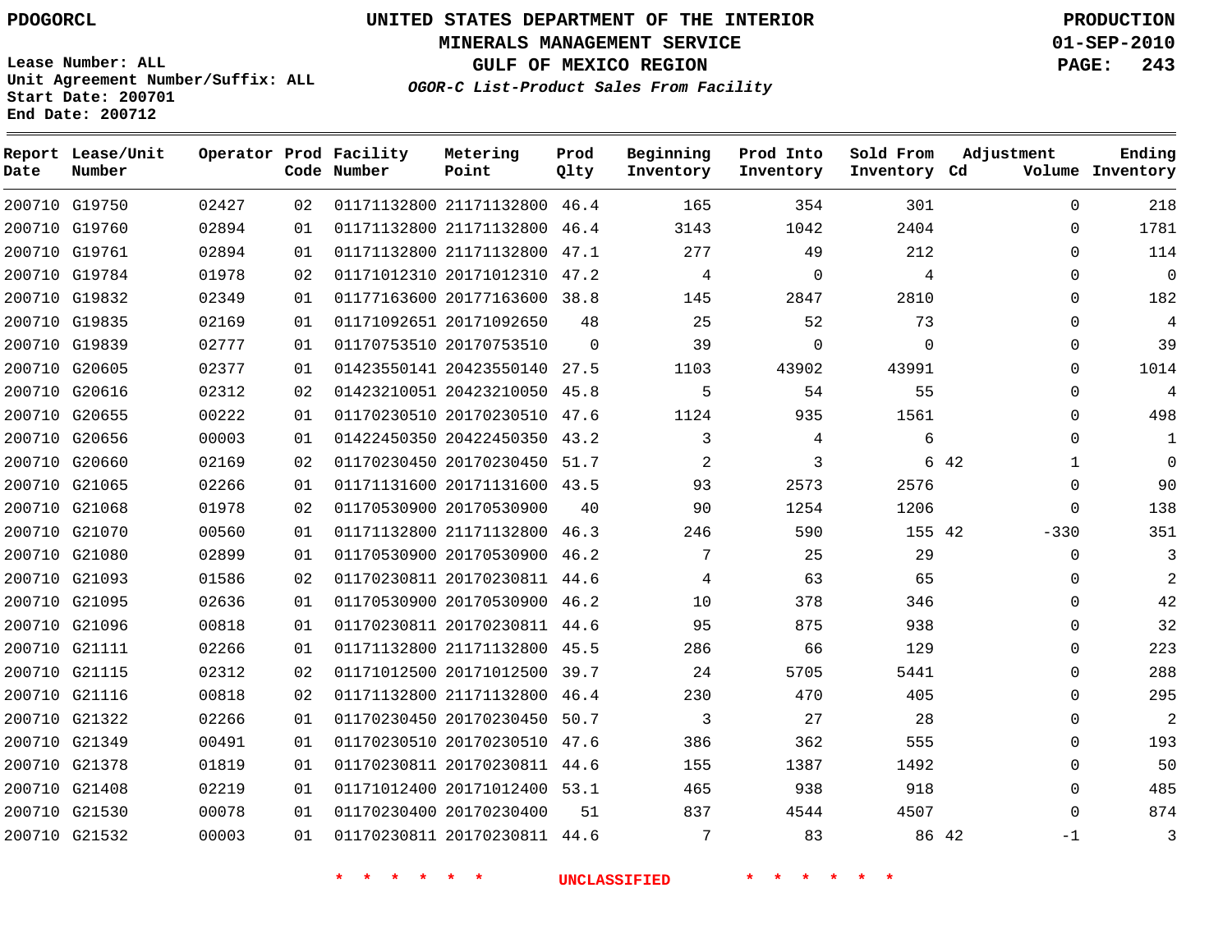PDOGORCL

Lease Number: ALL
Unit Agreement Number/Suffix: ALL
Start Date: 200701
End Date: 200712

# UNITED STATES DEPARTMENT OF THE INTERIOR
## MINERALS MANAGEMENT SERVICE
## GULF OF MEXICO REGION
### *OGOR-C List-Product Sales From Facility*

PRODUCTION
01-SEP-2010

| Report Date | Lease/Unit Number | Operator | Prod Code | Facility Number | Metering Point | Prod Qlty | Beginning Inventory | Prod Into Inventory | Sold From Inventory | Adjustment Cd | Adjustment Volume | Ending Inventory |
|---|---|---|---|---|---|---|---|---|---|---|---|---|
| 200710 | G19750 | 02427 | 02 | 01171132800 | 21171132800 | 46.4 | 165 | 354 | 301 | | 0 | 218 |
| 200710 | G19760 | 02894 | 01 | 01171132800 | 21171132800 | 46.4 | 3143 | 1042 | 2404 | | 0 | 1781 |
| 200710 | G19761 | 02894 | 01 | 01171132800 | 21171132800 | 47.1 | 277 | 49 | 212 | | 0 | 114 |
| 200710 | G19784 | 01978 | 02 | 01171012310 | 20171012310 | 47.2 | 4 | 0 | 4 | | 0 | 0 |
| 200710 | G19832 | 02349 | 01 | 01177163600 | 20177163600 | 38.8 | 145 | 2847 | 2810 | | 0 | 182 |
| 200710 | G19835 | 02169 | 01 | 01171092651 | 20171092650 | 48 | 25 | 52 | 73 | | 0 | 4 |
| 200710 | G19839 | 02777 | 01 | 01170753510 | 20170753510 | 0 | 39 | 0 | 0 | | 0 | 39 |
| 200710 | G20605 | 02377 | 01 | 01423550141 | 20423550140 | 27.5 | 1103 | 43902 | 43991 | | 0 | 1014 |
| 200710 | G20616 | 02312 | 02 | 01423210051 | 20423210050 | 45.8 | 5 | 54 | 55 | | 0 | 4 |
| 200710 | G20655 | 00222 | 01 | 01170230510 | 20170230510 | 47.6 | 1124 | 935 | 1561 | | 0 | 498 |
| 200710 | G20656 | 00003 | 01 | 01422450350 | 20422450350 | 43.2 | 3 | 4 | 6 | | 0 | 1 |
| 200710 | G20660 | 02169 | 02 | 01170230450 | 20170230450 | 51.7 | 2 | 3 | 6 | 42 | 1 | 0 |
| 200710 | G21065 | 02266 | 01 | 01171131600 | 20171131600 | 43.5 | 93 | 2573 | 2576 | | 0 | 90 |
| 200710 | G21068 | 01978 | 02 | 01170530900 | 20170530900 | 40 | 90 | 1254 | 1206 | | 0 | 138 |
| 200710 | G21070 | 00560 | 01 | 01171132800 | 21171132800 | 46.3 | 246 | 590 | 155 | 42 | -330 | 351 |
| 200710 | G21080 | 02899 | 01 | 01170530900 | 20170530900 | 46.2 | 7 | 25 | 29 | | 0 | 3 |
| 200710 | G21093 | 01586 | 02 | 01170230811 | 20170230811 | 44.6 | 4 | 63 | 65 | | 0 | 2 |
| 200710 | G21095 | 02636 | 01 | 01170530900 | 20170530900 | 46.2 | 10 | 378 | 346 | | 0 | 42 |
| 200710 | G21096 | 00818 | 01 | 01170230811 | 20170230811 | 44.6 | 95 | 875 | 938 | | 0 | 32 |
| 200710 | G21111 | 02266 | 01 | 01171132800 | 21171132800 | 45.5 | 286 | 66 | 129 | | 0 | 223 |
| 200710 | G21115 | 02312 | 02 | 01171012500 | 20171012500 | 39.7 | 24 | 5705 | 5441 | | 0 | 288 |
| 200710 | G21116 | 00818 | 02 | 01171132800 | 21171132800 | 46.4 | 230 | 470 | 405 | | 0 | 295 |
| 200710 | G21322 | 02266 | 01 | 01170230450 | 20170230450 | 50.7 | 3 | 27 | 28 | | 0 | 2 |
| 200710 | G21349 | 00491 | 01 | 01170230510 | 20170230510 | 47.6 | 386 | 362 | 555 | | 0 | 193 |
| 200710 | G21378 | 01819 | 01 | 01170230811 | 20170230811 | 44.6 | 155 | 1387 | 1492 | | 0 | 50 |
| 200710 | G21408 | 02219 | 01 | 01171012400 | 20171012400 | 53.1 | 465 | 938 | 918 | | 0 | 485 |
| 200710 | G21530 | 00078 | 01 | 01170230400 | 20170230400 | 51 | 837 | 4544 | 4507 | | 0 | 874 |
| 200710 | G21532 | 00003 | 01 | 01170230811 | 20170230811 | 44.6 | 7 | 83 | 86 | 42 | -1 | 3 |

\* \* \* \* \* \* UNCLASSIFIED \* \* \* \* \* \*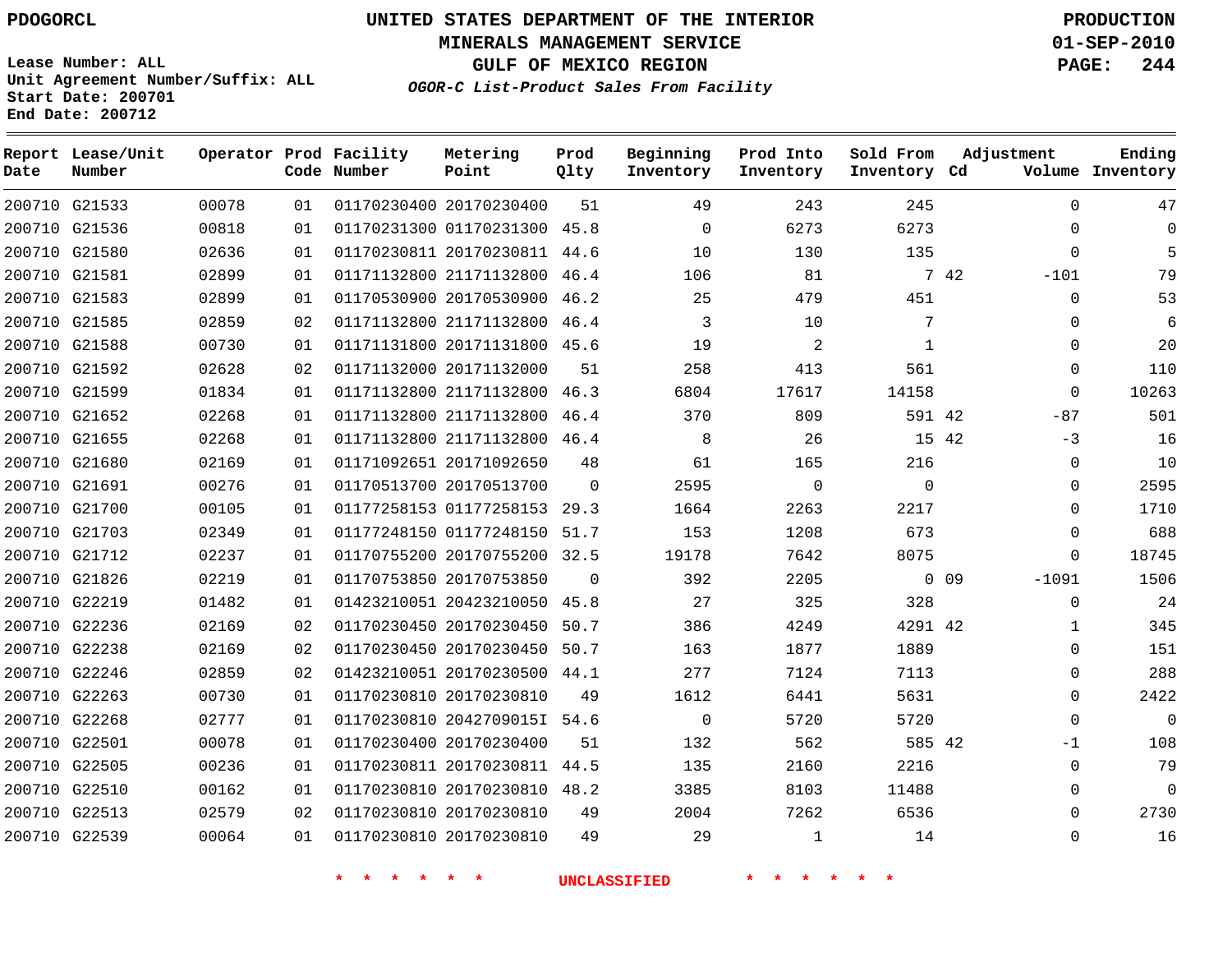PDOGORCL

# UNITED STATES DEPARTMENT OF THE INTERIOR
## MINERALS MANAGEMENT SERVICE
## GULF OF MEXICO REGION
### *OGOR-C List-Product Sales From Facility*

PRODUCTION
01-SEP-2010
PAGE: 244

Lease Number: ALL
Unit Agreement Number/Suffix: ALL
Start Date: 200701
End Date: 200712

| Report Date | Lease/Unit Number | Operator | Prod Code | Facility Number | Metering Point | Prod Qlty | Beginning Inventory | Prod Into Inventory | Sold From Inventory | Adjustment Cd | Adjustment Volume | Ending Inventory |
|---|---|---|---|---|---|---|---|---|---|---|---|---|
| 200710 | G21533 | 00078 | 01 | 01170230400 | 20170230400 | 51 | 49 | 243 | 245 | | 0 | 47 |
| 200710 | G21536 | 00818 | 01 | 01170231300 | 01170231300 | 45.8 | 0 | 6273 | 6273 | | 0 | 0 |
| 200710 | G21580 | 02636 | 01 | 01170230811 | 20170230811 | 44.6 | 10 | 130 | 135 | | 0 | 5 |
| 200710 | G21581 | 02899 | 01 | 01171132800 | 21171132800 | 46.4 | 106 | 81 | 7 | 42 | -101 | 79 |
| 200710 | G21583 | 02899 | 01 | 01170530900 | 20170530900 | 46.2 | 25 | 479 | 451 | | 0 | 53 |
| 200710 | G21585 | 02859 | 02 | 01171132800 | 21171132800 | 46.4 | 3 | 10 | 7 | | 0 | 6 |
| 200710 | G21588 | 00730 | 01 | 01171131800 | 20171131800 | 45.6 | 19 | 2 | 1 | | 0 | 20 |
| 200710 | G21592 | 02628 | 02 | 01171132000 | 20171132000 | 51 | 258 | 413 | 561 | | 0 | 110 |
| 200710 | G21599 | 01834 | 01 | 01171132800 | 21171132800 | 46.3 | 6804 | 17617 | 14158 | | 0 | 10263 |
| 200710 | G21652 | 02268 | 01 | 01171132800 | 21171132800 | 46.4 | 370 | 809 | 591 | 42 | -87 | 501 |
| 200710 | G21655 | 02268 | 01 | 01171132800 | 21171132800 | 46.4 | 8 | 26 | 15 | 42 | -3 | 16 |
| 200710 | G21680 | 02169 | 01 | 01171092651 | 20171092650 | 48 | 61 | 165 | 216 | | 0 | 10 |
| 200710 | G21691 | 00276 | 01 | 01170513700 | 20170513700 | 0 | 2595 | 0 | 0 | | 0 | 2595 |
| 200710 | G21700 | 00105 | 01 | 01177258153 | 01177258153 | 29.3 | 1664 | 2263 | 2217 | | 0 | 1710 |
| 200710 | G21703 | 02349 | 01 | 01177248150 | 01177248150 | 51.7 | 153 | 1208 | 673 | | 0 | 688 |
| 200710 | G21712 | 02237 | 01 | 01170755200 | 20170755200 | 32.5 | 19178 | 7642 | 8075 | | 0 | 18745 |
| 200710 | G21826 | 02219 | 01 | 01170753850 | 20170753850 | 0 | 392 | 2205 | 0 | 09 | -1091 | 1506 |
| 200710 | G22219 | 01482 | 01 | 01423210051 | 20423210050 | 45.8 | 27 | 325 | 328 | | 0 | 24 |
| 200710 | G22236 | 02169 | 02 | 01170230450 | 20170230450 | 50.7 | 386 | 4249 | 4291 | 42 | 1 | 345 |
| 200710 | G22238 | 02169 | 02 | 01170230450 | 20170230450 | 50.7 | 163 | 1877 | 1889 | | 0 | 151 |
| 200710 | G22246 | 02859 | 02 | 01423210051 | 20170230500 | 44.1 | 277 | 7124 | 7113 | | 0 | 288 |
| 200710 | G22263 | 00730 | 01 | 01170230810 | 20170230810 | 49 | 1612 | 6441 | 5631 | | 0 | 2422 |
| 200710 | G22268 | 02777 | 01 | 01170230810 | 2042709015I | 54.6 | 0 | 5720 | 5720 | | 0 | 0 |
| 200710 | G22501 | 00078 | 01 | 01170230400 | 20170230400 | 51 | 132 | 562 | 585 | 42 | -1 | 108 |
| 200710 | G22505 | 00236 | 01 | 01170230811 | 20170230811 | 44.5 | 135 | 2160 | 2216 | | 0 | 79 |
| 200710 | G22510 | 00162 | 01 | 01170230810 | 20170230810 | 48.2 | 3385 | 8103 | 11488 | | 0 | 0 |
| 200710 | G22513 | 02579 | 02 | 01170230810 | 20170230810 | 49 | 2004 | 7262 | 6536 | | 0 | 2730 |
| 200710 | G22539 | 00064 | 01 | 01170230810 | 20170230810 | 49 | 29 | 1 | 14 | | 0 | 16 |

* * * * * * UNCLASSIFIED * * * * * *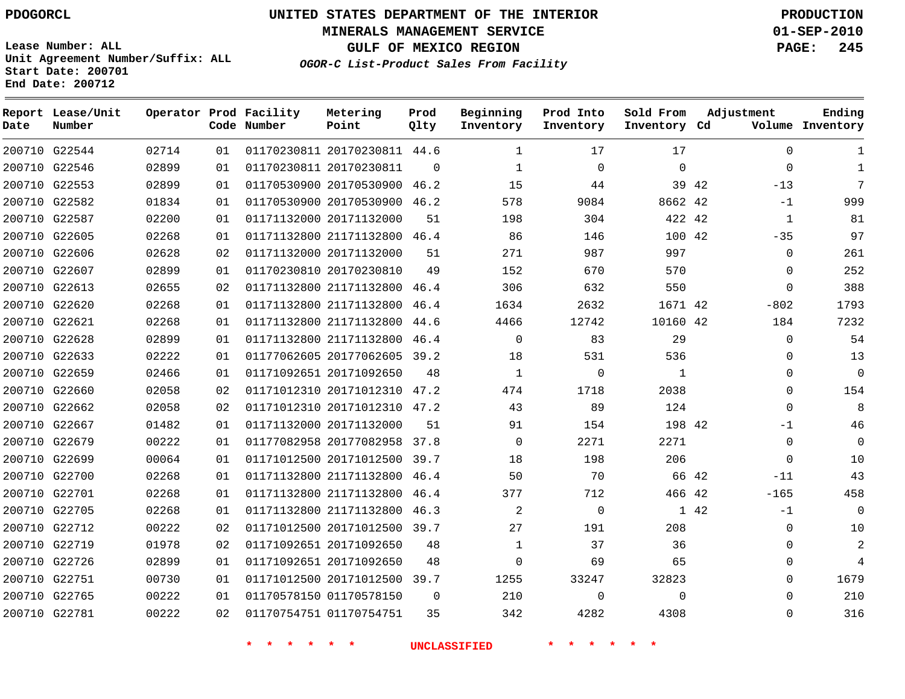PDOGORCL

# UNITED STATES DEPARTMENT OF THE INTERIOR
## MINERALS MANAGEMENT SERVICE
## GULF OF MEXICO REGION
### *OGOR-C List-Product Sales From Facility*

**PRODUCTION**
**01-SEP-2010**

Lease Number: ALL
Unit Agreement Number/Suffix: ALL
Start Date: 200701
End Date: 200712

| Report Date | Lease/Unit Number | Operator | Prod Code | Facility Number | Metering Point | Prod Qlty | Beginning Inventory | Prod Into Inventory | Sold From Inventory | Adjustment Cd | Adjustment Volume | Ending Inventory |
|---|---|---|---|---|---|---|---|---|---|---|---|---|
| 200710 | G22544 | 02714 | 01 | 01170230811 | 20170230811 | 44.6 | 1 | 17 | 17 | | 0 | 1 |
| 200710 | G22546 | 02899 | 01 | 01170230811 | 20170230811 | 0 | 1 | 0 | 0 | | 0 | 1 |
| 200710 | G22553 | 02899 | 01 | 01170530900 | 20170530900 | 46.2 | 15 | 44 | 39 | 42 | -13 | 7 |
| 200710 | G22582 | 01834 | 01 | 01170530900 | 20170530900 | 46.2 | 578 | 9084 | 8662 | 42 | -1 | 999 |
| 200710 | G22587 | 02200 | 01 | 01171132000 | 20171132000 | 51 | 198 | 304 | 422 | 42 | 1 | 81 |
| 200710 | G22605 | 02268 | 01 | 01171132800 | 21171132800 | 46.4 | 86 | 146 | 100 | 42 | -35 | 97 |
| 200710 | G22606 | 02628 | 02 | 01171132000 | 20171132000 | 51 | 271 | 987 | 997 | | 0 | 261 |
| 200710 | G22607 | 02899 | 01 | 01170230810 | 20170230810 | 49 | 152 | 670 | 570 | | 0 | 252 |
| 200710 | G22613 | 02655 | 02 | 01171132800 | 21171132800 | 46.4 | 306 | 632 | 550 | | 0 | 388 |
| 200710 | G22620 | 02268 | 01 | 01171132800 | 21171132800 | 46.4 | 1634 | 2632 | 1671 | 42 | -802 | 1793 |
| 200710 | G22621 | 02268 | 01 | 01171132800 | 21171132800 | 44.6 | 4466 | 12742 | 10160 | 42 | 184 | 7232 |
| 200710 | G22628 | 02899 | 01 | 01171132800 | 21171132800 | 46.4 | 0 | 83 | 29 | | 0 | 54 |
| 200710 | G22633 | 02222 | 01 | 01177062605 | 20177062605 | 39.2 | 18 | 531 | 536 | | 0 | 13 |
| 200710 | G22659 | 02466 | 01 | 01171092651 | 20171092650 | 48 | 1 | 0 | 1 | | 0 | 0 |
| 200710 | G22660 | 02058 | 02 | 01171012310 | 20171012310 | 47.2 | 474 | 1718 | 2038 | | 0 | 154 |
| 200710 | G22662 | 02058 | 02 | 01171012310 | 20171012310 | 47.2 | 43 | 89 | 124 | | 0 | 8 |
| 200710 | G22667 | 01482 | 01 | 01171132000 | 20171132000 | 51 | 91 | 154 | 198 | 42 | -1 | 46 |
| 200710 | G22679 | 00222 | 01 | 01177082958 | 20177082958 | 37.8 | 0 | 2271 | 2271 | | 0 | 0 |
| 200710 | G22699 | 00064 | 01 | 01171012500 | 20171012500 | 39.7 | 18 | 198 | 206 | | 0 | 10 |
| 200710 | G22700 | 02268 | 01 | 01171132800 | 21171132800 | 46.4 | 50 | 70 | 66 | 42 | -11 | 43 |
| 200710 | G22701 | 02268 | 01 | 01171132800 | 21171132800 | 46.4 | 377 | 712 | 466 | 42 | -165 | 458 |
| 200710 | G22705 | 02268 | 01 | 01171132800 | 21171132800 | 46.3 | 2 | 0 | 1 | 42 | -1 | 0 |
| 200710 | G22712 | 00222 | 02 | 01171012500 | 20171012500 | 39.7 | 27 | 191 | 208 | | 0 | 10 |
| 200710 | G22719 | 01978 | 02 | 01171092651 | 20171092650 | 48 | 1 | 37 | 36 | | 0 | 2 |
| 200710 | G22726 | 02899 | 01 | 01171092651 | 20171092650 | 48 | 0 | 69 | 65 | | 0 | 4 |
| 200710 | G22751 | 00730 | 01 | 01171012500 | 20171012500 | 39.7 | 1255 | 33247 | 32823 | | 0 | 1679 |
| 200710 | G22765 | 00222 | 01 | 01170578150 | 01170578150 | 0 | 210 | 0 | 0 | | 0 | 210 |
| 200710 | G22781 | 00222 | 02 | 01170754751 | 01170754751 | 35 | 342 | 4282 | 4308 | | 0 | 316 |

\* \* \* \* \* \* UNCLASSIFIED \* \* \* \* \* \*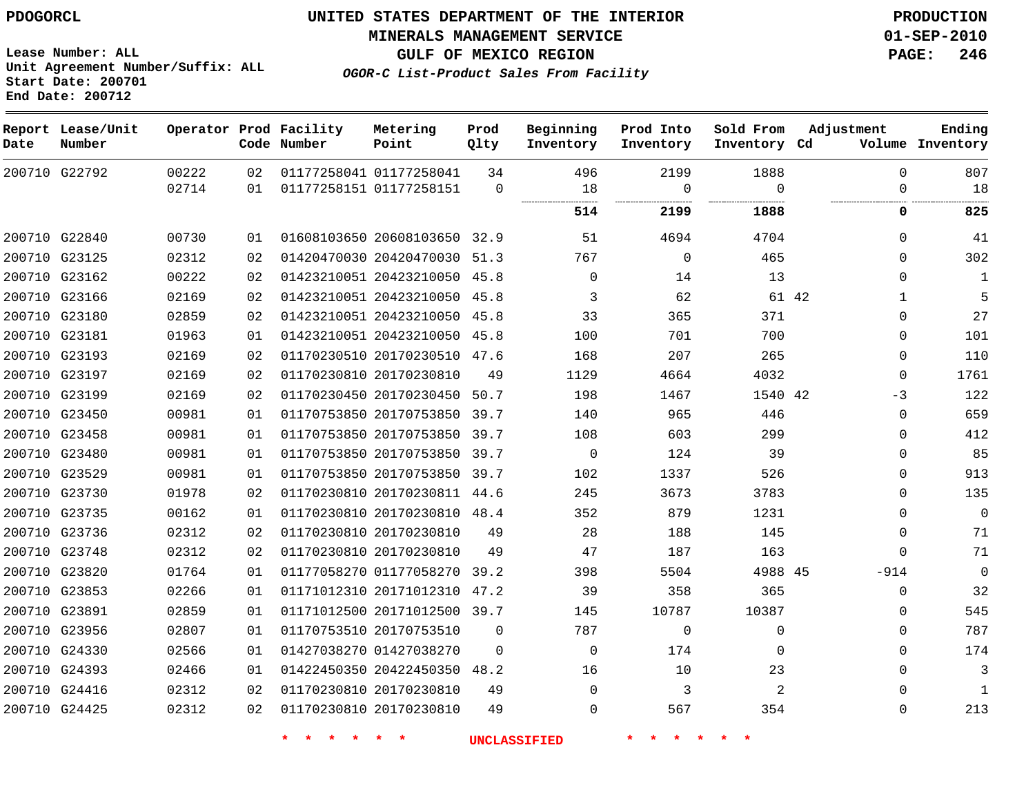PDOGORCL

**UNITED STATES DEPARTMENT OF THE INTERIOR**
**MINERALS MANAGEMENT SERVICE**
**GULF OF MEXICO REGION**
*OGOR-C List-Product Sales From Facility*

PRODUCTION
01-SEP-2010

Lease Number: ALL
Unit Agreement Number/Suffix: ALL
Start Date: 200701
End Date: 200712

| Report Date | Lease/Unit Number | Operator | Prod Code | Facility Number | Metering Point | Prod Qlty | Beginning Inventory | Prod Into Inventory | Sold From Inventory | Adjustment Cd | Adjustment Volume | Ending Inventory |
|---|---|---|---|---|---|---|---|---|---|---|---|---|
| 200710 | G22792 | 00222 | 02 | 01177258041 | 01177258041 | 34 | 496 | 2199 | 1888 | | 0 | 807 |
| | | 02714 | 01 | 01177258151 | 01177258151 | 0 | 18 | 0 | 0 | | 0 | 18 |
| | | | | | | | **514** | **2199** | **1888** | | **0** | **825** |
| 200710 | G22840 | 00730 | 01 | 01608103650 | 20608103650 | 32.9 | 51 | 4694 | 4704 | | 0 | 41 |
| 200710 | G23125 | 02312 | 02 | 01420470030 | 20420470030 | 51.3 | 767 | 0 | 465 | | 0 | 302 |
| 200710 | G23162 | 00222 | 02 | 01423210051 | 20423210050 | 45.8 | 0 | 14 | 13 | | 0 | 1 |
| 200710 | G23166 | 02169 | 02 | 01423210051 | 20423210050 | 45.8 | 3 | 62 | 61 | 42 | 1 | 5 |
| 200710 | G23180 | 02859 | 02 | 01423210051 | 20423210050 | 45.8 | 33 | 365 | 371 | | 0 | 27 |
| 200710 | G23181 | 01963 | 01 | 01423210051 | 20423210050 | 45.8 | 100 | 701 | 700 | | 0 | 101 |
| 200710 | G23193 | 02169 | 02 | 01170230510 | 20170230510 | 47.6 | 168 | 207 | 265 | | 0 | 110 |
| 200710 | G23197 | 02169 | 02 | 01170230810 | 20170230810 | 49 | 1129 | 4664 | 4032 | | 0 | 1761 |
| 200710 | G23199 | 02169 | 02 | 01170230450 | 20170230450 | 50.7 | 198 | 1467 | 1540 | 42 | -3 | 122 |
| 200710 | G23450 | 00981 | 01 | 01170753850 | 20170753850 | 39.7 | 140 | 965 | 446 | | 0 | 659 |
| 200710 | G23458 | 00981 | 01 | 01170753850 | 20170753850 | 39.7 | 108 | 603 | 299 | | 0 | 412 |
| 200710 | G23480 | 00981 | 01 | 01170753850 | 20170753850 | 39.7 | 0 | 124 | 39 | | 0 | 85 |
| 200710 | G23529 | 00981 | 01 | 01170753850 | 20170753850 | 39.7 | 102 | 1337 | 526 | | 0 | 913 |
| 200710 | G23730 | 01978 | 02 | 01170230810 | 20170230811 | 44.6 | 245 | 3673 | 3783 | | 0 | 135 |
| 200710 | G23735 | 00162 | 01 | 01170230810 | 20170230810 | 48.4 | 352 | 879 | 1231 | | 0 | 0 |
| 200710 | G23736 | 02312 | 02 | 01170230810 | 20170230810 | 49 | 28 | 188 | 145 | | 0 | 71 |
| 200710 | G23748 | 02312 | 02 | 01170230810 | 20170230810 | 49 | 47 | 187 | 163 | | 0 | 71 |
| 200710 | G23820 | 01764 | 01 | 01177058270 | 01177058270 | 39.2 | 398 | 5504 | 4988 | 45 | -914 | 0 |
| 200710 | G23853 | 02266 | 01 | 01171012310 | 20171012310 | 47.2 | 39 | 358 | 365 | | 0 | 32 |
| 200710 | G23891 | 02859 | 01 | 01171012500 | 20171012500 | 39.7 | 145 | 10787 | 10387 | | 0 | 545 |
| 200710 | G23956 | 02807 | 01 | 01170753510 | 20170753510 | 0 | 787 | 0 | 0 | | 0 | 787 |
| 200710 | G24330 | 02566 | 01 | 01427038270 | 01427038270 | 0 | 0 | 174 | 0 | | 0 | 174 |
| 200710 | G24393 | 02466 | 01 | 01422450350 | 20422450350 | 48.2 | 16 | 10 | 23 | | 0 | 3 |
| 200710 | G24416 | 02312 | 02 | 01170230810 | 20170230810 | 49 | 0 | 3 | 2 | | 0 | 1 |
| 200710 | G24425 | 02312 | 02 | 01170230810 | 20170230810 | 49 | 0 | 567 | 354 | | 0 | 213 |

* * * * * * UNCLASSIFIED * * * * * *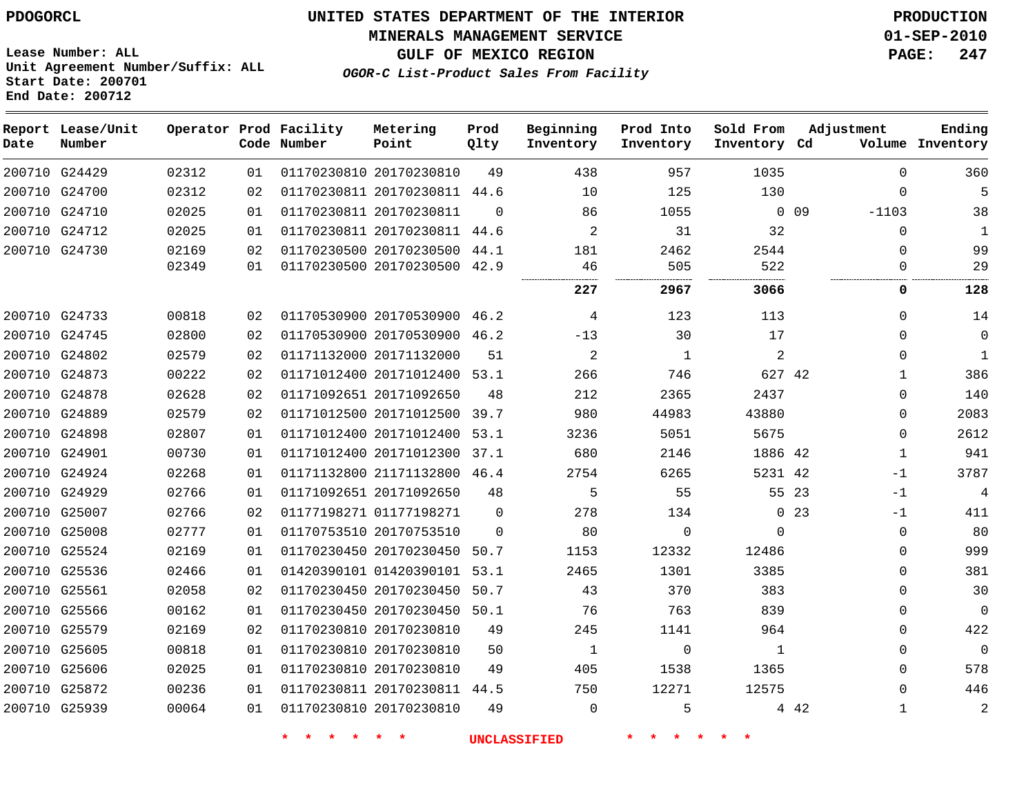PDOGORCL

Lease Number: ALL
Unit Agreement Number/Suffix: ALL
Start Date: 200701
End Date: 200712

# UNITED STATES DEPARTMENT OF THE INTERIOR
## MINERALS MANAGEMENT SERVICE
## GULF OF MEXICO REGION
### *OGOR-C List-Product Sales From Facility*

PRODUCTION
01-SEP-2010

| Report Date | Lease/Unit Number | Operator | Prod Code | Facility Number | Metering Point | Prod Qlty | Beginning Inventory | Prod Into Inventory | Sold From Inventory | Adjustment Cd | Adjustment Volume | Ending Inventory |
|---|---|---|---|---|---|---|---|---|---|---|---|---|
| 200710 | G24429 | 02312 | 01 | 01170230810 | 20170230810 | 49 | 438 | 957 | 1035 | | 0 | 360 |
| 200710 | G24700 | 02312 | 02 | 01170230811 | 20170230811 | 44.6 | 10 | 125 | 130 | | 0 | 5 |
| 200710 | G24710 | 02025 | 01 | 01170230811 | 20170230811 | 0 | 86 | 1055 | 0 | 09 | -1103 | 38 |
| 200710 | G24712 | 02025 | 01 | 01170230811 | 20170230811 | 44.6 | 2 | 31 | 32 | | 0 | 1 |
| 200710 | G24730 | 02169 | 02 | 01170230500 | 20170230500 | 44.1 | 181 | 2462 | 2544 | | 0 | 99 |
| | | 02349 | 01 | 01170230500 | 20170230500 | 42.9 | 46 | 505 | 522 | | 0 | 29 |
| | | | | | | | **227** | **2967** | **3066** | | **0** | **128** |
| 200710 | G24733 | 00818 | 02 | 01170530900 | 20170530900 | 46.2 | 4 | 123 | 113 | | 0 | 14 |
| 200710 | G24745 | 02800 | 02 | 01170530900 | 20170530900 | 46.2 | -13 | 30 | 17 | | 0 | 0 |
| 200710 | G24802 | 02579 | 02 | 01171132000 | 20171132000 | 51 | 2 | 1 | 2 | | 0 | 1 |
| 200710 | G24873 | 00222 | 02 | 01171012400 | 20171012400 | 53.1 | 266 | 746 | 627 | 42 | 1 | 386 |
| 200710 | G24878 | 02628 | 02 | 01171092651 | 20171092650 | 48 | 212 | 2365 | 2437 | | 0 | 140 |
| 200710 | G24889 | 02579 | 02 | 01171012500 | 20171012500 | 39.7 | 980 | 44983 | 43880 | | 0 | 2083 |
| 200710 | G24898 | 02807 | 01 | 01171012400 | 20171012400 | 53.1 | 3236 | 5051 | 5675 | | 0 | 2612 |
| 200710 | G24901 | 00730 | 01 | 01171012400 | 20171012300 | 37.1 | 680 | 2146 | 1886 | 42 | 1 | 941 |
| 200710 | G24924 | 02268 | 01 | 01171132800 | 21171132800 | 46.4 | 2754 | 6265 | 5231 | 42 | -1 | 3787 |
| 200710 | G24929 | 02766 | 01 | 01171092651 | 20171092650 | 48 | 5 | 55 | 55 | 23 | -1 | 4 |
| 200710 | G25007 | 02766 | 02 | 01177198271 | 01177198271 | 0 | 278 | 134 | 0 | 23 | -1 | 411 |
| 200710 | G25008 | 02777 | 01 | 01170753510 | 20170753510 | 0 | 80 | 0 | 0 | | 0 | 80 |
| 200710 | G25524 | 02169 | 01 | 01170230450 | 20170230450 | 50.7 | 1153 | 12332 | 12486 | | 0 | 999 |
| 200710 | G25536 | 02466 | 01 | 01420390101 | 01420390101 | 53.1 | 2465 | 1301 | 3385 | | 0 | 381 |
| 200710 | G25561 | 02058 | 02 | 01170230450 | 20170230450 | 50.7 | 43 | 370 | 383 | | 0 | 30 |
| 200710 | G25566 | 00162 | 01 | 01170230450 | 20170230450 | 50.1 | 76 | 763 | 839 | | 0 | 0 |
| 200710 | G25579 | 02169 | 02 | 01170230810 | 20170230810 | 49 | 245 | 1141 | 964 | | 0 | 422 |
| 200710 | G25605 | 00818 | 01 | 01170230810 | 20170230810 | 50 | 1 | 0 | 1 | | 0 | 0 |
| 200710 | G25606 | 02025 | 01 | 01170230810 | 20170230810 | 49 | 405 | 1538 | 1365 | | 0 | 578 |
| 200710 | G25872 | 00236 | 01 | 01170230811 | 20170230811 | 44.5 | 750 | 12271 | 12575 | | 0 | 446 |
| 200710 | G25939 | 00064 | 01 | 01170230810 | 20170230810 | 49 | 0 | 5 | 4 | 42 | 1 | 2 |

\* \* \* \* \* \* UNCLASSIFIED \* \* \* \* \* \*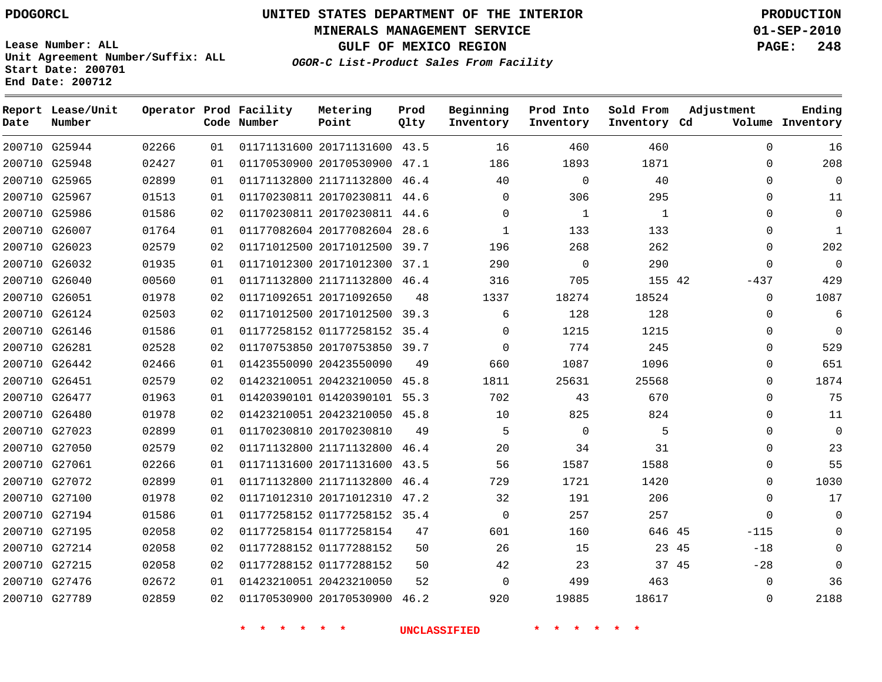PDOGORCL

Lease Number: ALL
Unit Agreement Number/Suffix: ALL
Start Date: 200701
End Date: 200712

# UNITED STATES DEPARTMENT OF THE INTERIOR
## MINERALS MANAGEMENT SERVICE
## GULF OF MEXICO REGION
### *OGOR-C List-Product Sales From Facility*

PRODUCTION
01-SEP-2010

| Report Date | Lease/Unit Number | Operator | Prod Code | Facility Number | Metering Point | Prod Qlty | Beginning Inventory | Prod Into Inventory | Sold From Inventory | Adjustment Cd | Adjustment Volume | Ending Inventory |
|---|---|---|---|---|---|---|---|---|---|---|---|---|
| 200710 | G25944 | 02266 | 01 | 01171131600 | 20171131600 | 43.5 | 16 | 460 | 460 | | 0 | 16 |
| 200710 | G25948 | 02427 | 01 | 01170530900 | 20170530900 | 47.1 | 186 | 1893 | 1871 | | 0 | 208 |
| 200710 | G25965 | 02899 | 01 | 01171132800 | 21171132800 | 46.4 | 40 | 0 | 40 | | 0 | 0 |
| 200710 | G25967 | 01513 | 01 | 01170230811 | 20170230811 | 44.6 | 0 | 306 | 295 | | 0 | 11 |
| 200710 | G25986 | 01586 | 02 | 01170230811 | 20170230811 | 44.6 | 0 | 1 | 1 | | 0 | 0 |
| 200710 | G26007 | 01764 | 01 | 01177082604 | 20177082604 | 28.6 | 1 | 133 | 133 | | 0 | 1 |
| 200710 | G26023 | 02579 | 02 | 01171012500 | 20171012500 | 39.7 | 196 | 268 | 262 | | 0 | 202 |
| 200710 | G26032 | 01935 | 01 | 01171012300 | 20171012300 | 37.1 | 290 | 0 | 290 | | 0 | 0 |
| 200710 | G26040 | 00560 | 01 | 01171132800 | 21171132800 | 46.4 | 316 | 705 | 155 | 42 | -437 | 429 |
| 200710 | G26051 | 01978 | 02 | 01171092651 | 20171092650 | 48 | 1337 | 18274 | 18524 | | 0 | 1087 |
| 200710 | G26124 | 02503 | 02 | 01171012500 | 20171012500 | 39.3 | 6 | 128 | 128 | | 0 | 6 |
| 200710 | G26146 | 01586 | 01 | 01177258152 | 01177258152 | 35.4 | 0 | 1215 | 1215 | | 0 | 0 |
| 200710 | G26281 | 02528 | 02 | 01170753850 | 20170753850 | 39.7 | 0 | 774 | 245 | | 0 | 529 |
| 200710 | G26442 | 02466 | 01 | 01423550090 | 20423550090 | 49 | 660 | 1087 | 1096 | | 0 | 651 |
| 200710 | G26451 | 02579 | 02 | 01423210051 | 20423210050 | 45.8 | 1811 | 25631 | 25568 | | 0 | 1874 |
| 200710 | G26477 | 01963 | 01 | 01420390101 | 01420390101 | 55.3 | 702 | 43 | 670 | | 0 | 75 |
| 200710 | G26480 | 01978 | 02 | 01423210051 | 20423210050 | 45.8 | 10 | 825 | 824 | | 0 | 11 |
| 200710 | G27023 | 02899 | 01 | 01170230810 | 20170230810 | 49 | 5 | 0 | 5 | | 0 | 0 |
| 200710 | G27050 | 02579 | 02 | 01171132800 | 21171132800 | 46.4 | 20 | 34 | 31 | | 0 | 23 |
| 200710 | G27061 | 02266 | 01 | 01171131600 | 20171131600 | 43.5 | 56 | 1587 | 1588 | | 0 | 55 |
| 200710 | G27072 | 02899 | 01 | 01171132800 | 21171132800 | 46.4 | 729 | 1721 | 1420 | | 0 | 1030 |
| 200710 | G27100 | 01978 | 02 | 01171012310 | 20171012310 | 47.2 | 32 | 191 | 206 | | 0 | 17 |
| 200710 | G27194 | 01586 | 01 | 01177258152 | 01177258152 | 35.4 | 0 | 257 | 257 | | 0 | 0 |
| 200710 | G27195 | 02058 | 02 | 01177258154 | 01177258154 | 47 | 601 | 160 | 646 | 45 | -115 | 0 |
| 200710 | G27214 | 02058 | 02 | 01177288152 | 01177288152 | 50 | 26 | 15 | 23 | 45 | -18 | 0 |
| 200710 | G27215 | 02058 | 02 | 01177288152 | 01177288152 | 50 | 42 | 23 | 37 | 45 | -28 | 0 |
| 200710 | G27476 | 02672 | 01 | 01423210051 | 20423210050 | 52 | 0 | 499 | 463 | | 0 | 36 |
| 200710 | G27789 | 02859 | 02 | 01170530900 | 20170530900 | 46.2 | 920 | 19885 | 18617 | | 0 | 2188 |

\* \* \* \* \* \* UNCLASSIFIED \* \* \* \* \* \*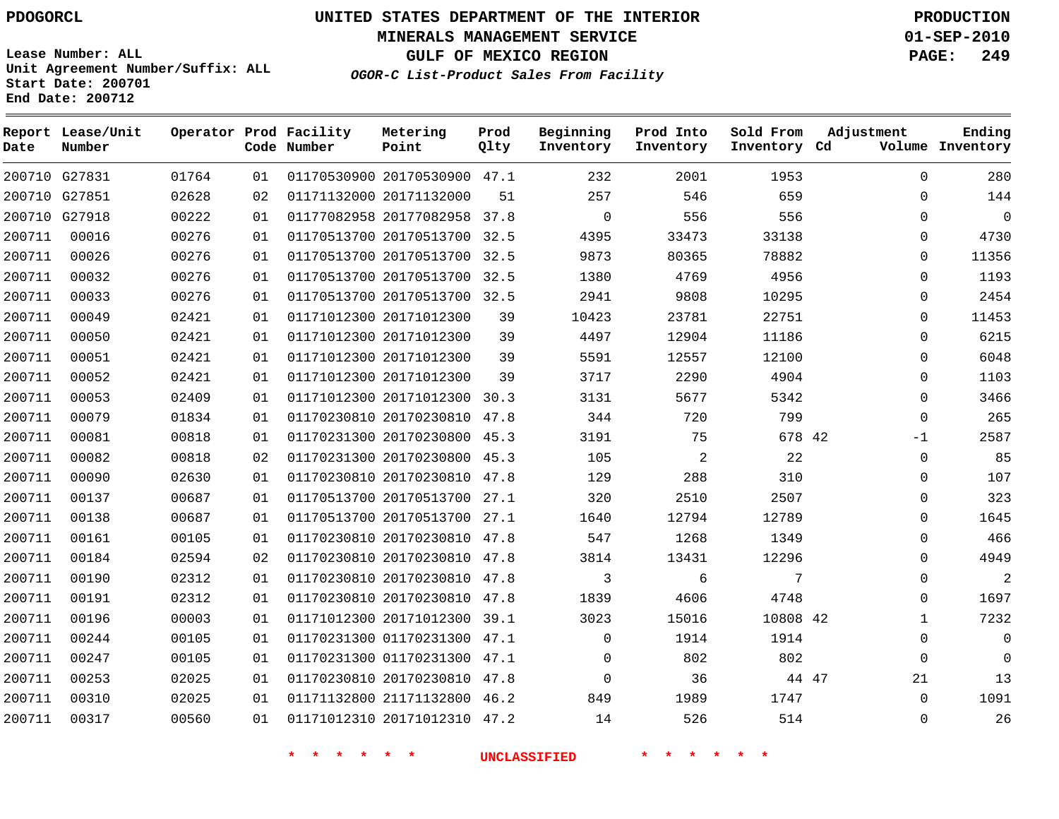PDOGORCL

Lease Number: ALL
Unit Agreement Number/Suffix: ALL
Start Date: 200701
End Date: 200712

# UNITED STATES DEPARTMENT OF THE INTERIOR
## MINERALS MANAGEMENT SERVICE
## GULF OF MEXICO REGION
### OGOR-C List-Product Sales From Facility

PRODUCTION
01-SEP-2010
PAGE: 249

| Report Date | Lease/Unit Number | Operator | Prod Code | Facility Number | Metering Point | Prod Qlty | Beginning Inventory | Prod Into Inventory | Sold From Inventory | Adjustment Cd | Adjustment Volume | Ending Inventory |
|---|---|---|---|---|---|---|---|---|---|---|---|---|
| 200710 | G27831 | 01764 | 01 | 01170530900 | 20170530900 | 47.1 | 232 | 2001 | 1953 | | 0 | 280 |
| 200710 | G27851 | 02628 | 02 | 01171132000 | 20171132000 | 51 | 257 | 546 | 659 | | 0 | 144 |
| 200710 | G27918 | 00222 | 01 | 01177082958 | 20177082958 | 37.8 | 0 | 556 | 556 | | 0 | 0 |
| 200711 | 00016 | 00276 | 01 | 01170513700 | 20170513700 | 32.5 | 4395 | 33473 | 33138 | | 0 | 4730 |
| 200711 | 00026 | 00276 | 01 | 01170513700 | 20170513700 | 32.5 | 9873 | 80365 | 78882 | | 0 | 11356 |
| 200711 | 00032 | 00276 | 01 | 01170513700 | 20170513700 | 32.5 | 1380 | 4769 | 4956 | | 0 | 1193 |
| 200711 | 00033 | 00276 | 01 | 01170513700 | 20170513700 | 32.5 | 2941 | 9808 | 10295 | | 0 | 2454 |
| 200711 | 00049 | 02421 | 01 | 01171012300 | 20171012300 | 39 | 10423 | 23781 | 22751 | | 0 | 11453 |
| 200711 | 00050 | 02421 | 01 | 01171012300 | 20171012300 | 39 | 4497 | 12904 | 11186 | | 0 | 6215 |
| 200711 | 00051 | 02421 | 01 | 01171012300 | 20171012300 | 39 | 5591 | 12557 | 12100 | | 0 | 6048 |
| 200711 | 00052 | 02421 | 01 | 01171012300 | 20171012300 | 39 | 3717 | 2290 | 4904 | | 0 | 1103 |
| 200711 | 00053 | 02409 | 01 | 01171012300 | 20171012300 | 30.3 | 3131 | 5677 | 5342 | | 0 | 3466 |
| 200711 | 00079 | 01834 | 01 | 01170230810 | 20170230810 | 47.8 | 344 | 720 | 799 | | 0 | 265 |
| 200711 | 00081 | 00818 | 01 | 01170231300 | 20170230800 | 45.3 | 3191 | 75 | 678 | 42 | -1 | 2587 |
| 200711 | 00082 | 00818 | 02 | 01170231300 | 20170230800 | 45.3 | 105 | 2 | 22 | | 0 | 85 |
| 200711 | 00090 | 02630 | 01 | 01170230810 | 20170230810 | 47.8 | 129 | 288 | 310 | | 0 | 107 |
| 200711 | 00137 | 00687 | 01 | 01170513700 | 20170513700 | 27.1 | 320 | 2510 | 2507 | | 0 | 323 |
| 200711 | 00138 | 00687 | 01 | 01170513700 | 20170513700 | 27.1 | 1640 | 12794 | 12789 | | 0 | 1645 |
| 200711 | 00161 | 00105 | 01 | 01170230810 | 20170230810 | 47.8 | 547 | 1268 | 1349 | | 0 | 466 |
| 200711 | 00184 | 02594 | 02 | 01170230810 | 20170230810 | 47.8 | 3814 | 13431 | 12296 | | 0 | 4949 |
| 200711 | 00190 | 02312 | 01 | 01170230810 | 20170230810 | 47.8 | 3 | 6 | 7 | | 0 | 2 |
| 200711 | 00191 | 02312 | 01 | 01170230810 | 20170230810 | 47.8 | 1839 | 4606 | 4748 | | 0 | 1697 |
| 200711 | 00196 | 00003 | 01 | 01171012300 | 20171012300 | 39.1 | 3023 | 15016 | 10808 | 42 | 1 | 7232 |
| 200711 | 00244 | 00105 | 01 | 01170231300 | 01170231300 | 47.1 | 0 | 1914 | 1914 | | 0 | 0 |
| 200711 | 00247 | 00105 | 01 | 01170231300 | 01170231300 | 47.1 | 0 | 802 | 802 | | 0 | 0 |
| 200711 | 00253 | 02025 | 01 | 01170230810 | 20170230810 | 47.8 | 0 | 36 | 44 | 47 | 21 | 13 |
| 200711 | 00310 | 02025 | 01 | 01171132800 | 21171132800 | 46.2 | 849 | 1989 | 1747 | | 0 | 1091 |
| 200711 | 00317 | 00560 | 01 | 01171012310 | 20171012310 | 47.2 | 14 | 526 | 514 | | 0 | 26 |

* * * * * * UNCLASSIFIED * * * * * *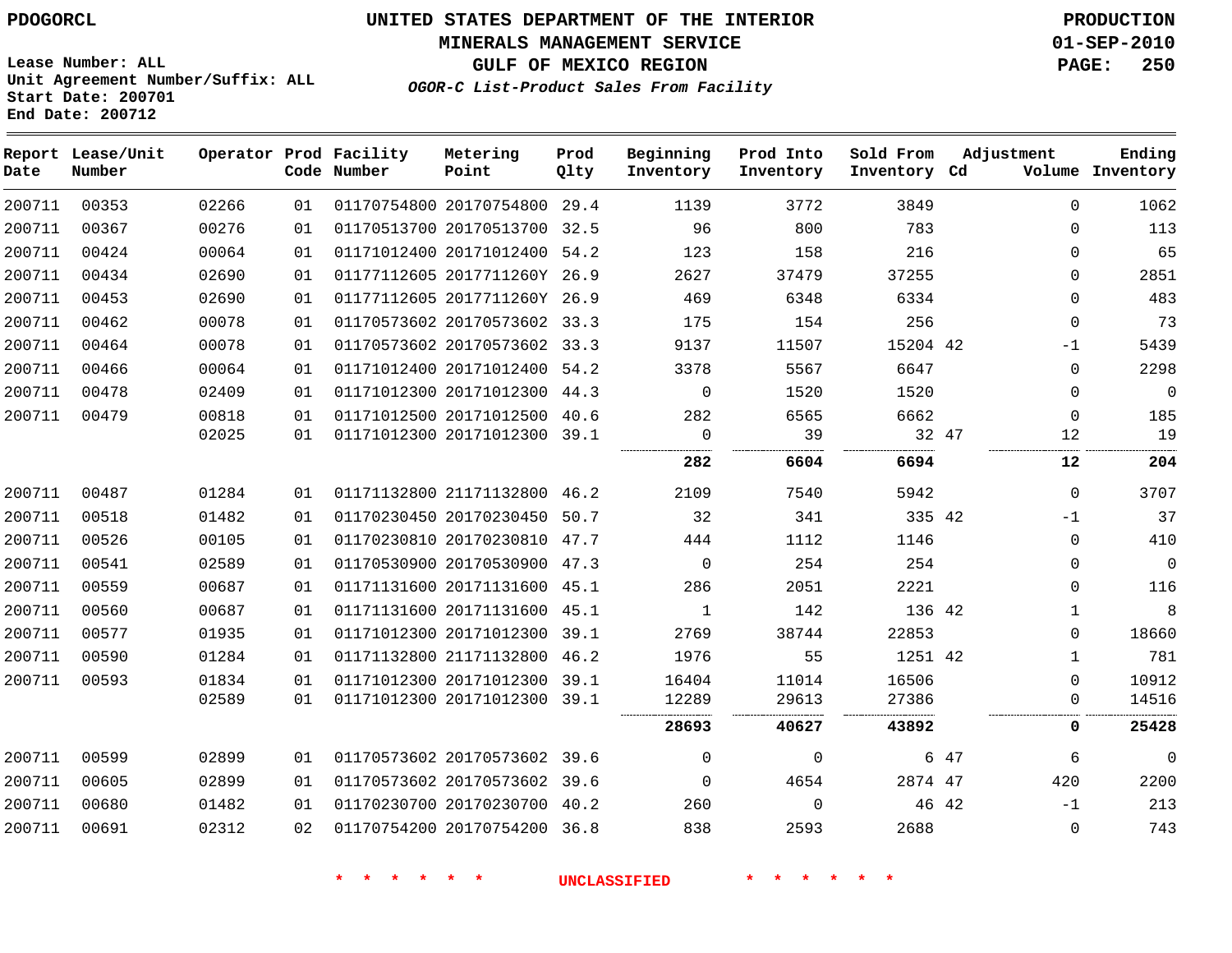PDOGORCL

# UNITED STATES DEPARTMENT OF THE INTERIOR
## MINERALS MANAGEMENT SERVICE
## GULF OF MEXICO REGION
### *OGOR-C List-Product Sales From Facility*

PRODUCTION
01-SEP-2010

Lease Number: ALL
Unit Agreement Number/Suffix: ALL
Start Date: 200701
End Date: 200712

| Report Date | Lease/Unit Number | Operator | Prod Code | Facility Number | Metering Point | Prod Qlty | Beginning Inventory | Prod Into Inventory | Sold From Inventory | Adjustment Cd | Volume | Ending Inventory |
|---|---|---|---|---|---|---|---|---|---|---|---|---|
| 200711 | 00353 | 02266 | 01 | 01170754800 | 20170754800 | 29.4 | 1139 | 3772 | 3849 | | 0 | 1062 |
| 200711 | 00367 | 00276 | 01 | 01170513700 | 20170513700 | 32.5 | 96 | 800 | 783 | | 0 | 113 |
| 200711 | 00424 | 00064 | 01 | 01171012400 | 20171012400 | 54.2 | 123 | 158 | 216 | | 0 | 65 |
| 200711 | 00434 | 02690 | 01 | 01177112605 | 2017711260Y | 26.9 | 2627 | 37479 | 37255 | | 0 | 2851 |
| 200711 | 00453 | 02690 | 01 | 01177112605 | 2017711260Y | 26.9 | 469 | 6348 | 6334 | | 0 | 483 |
| 200711 | 00462 | 00078 | 01 | 01170573602 | 20170573602 | 33.3 | 175 | 154 | 256 | | 0 | 73 |
| 200711 | 00464 | 00078 | 01 | 01170573602 | 20170573602 | 33.3 | 9137 | 11507 | 15204 | 42 | -1 | 5439 |
| 200711 | 00466 | 00064 | 01 | 01171012400 | 20171012400 | 54.2 | 3378 | 5567 | 6647 | | 0 | 2298 |
| 200711 | 00478 | 02409 | 01 | 01171012300 | 20171012300 | 44.3 | 0 | 1520 | 1520 | | 0 | 0 |
| 200711 | 00479 | 00818 | 01 | 01171012500 | 20171012500 | 40.6 | 282 | 6565 | 6662 | | 0 | 185 |
| | | 02025 | 01 | 01171012300 | 20171012300 | 39.1 | 0 | 39 | 32 | 47 | 12 | 19 |
| | | | | | | | **282** | **6604** | **6694** | | **12** | **204** |
| 200711 | 00487 | 01284 | 01 | 01171132800 | 21171132800 | 46.2 | 2109 | 7540 | 5942 | | 0 | 3707 |
| 200711 | 00518 | 01482 | 01 | 01170230450 | 20170230450 | 50.7 | 32 | 341 | 335 | 42 | -1 | 37 |
| 200711 | 00526 | 00105 | 01 | 01170230810 | 20170230810 | 47.7 | 444 | 1112 | 1146 | | 0 | 410 |
| 200711 | 00541 | 02589 | 01 | 01170530900 | 20170530900 | 47.3 | 0 | 254 | 254 | | 0 | 0 |
| 200711 | 00559 | 00687 | 01 | 01171131600 | 20171131600 | 45.1 | 286 | 2051 | 2221 | | 0 | 116 |
| 200711 | 00560 | 00687 | 01 | 01171131600 | 20171131600 | 45.1 | 1 | 142 | 136 | 42 | 1 | 8 |
| 200711 | 00577 | 01935 | 01 | 01171012300 | 20171012300 | 39.1 | 2769 | 38744 | 22853 | | 0 | 18660 |
| 200711 | 00590 | 01284 | 01 | 01171132800 | 21171132800 | 46.2 | 1976 | 55 | 1251 | 42 | 1 | 781 |
| 200711 | 00593 | 01834 | 01 | 01171012300 | 20171012300 | 39.1 | 16404 | 11014 | 16506 | | 0 | 10912 |
| | | 02589 | 01 | 01171012300 | 20171012300 | 39.1 | 12289 | 29613 | 27386 | | 0 | 14516 |
| | | | | | | | **28693** | **40627** | **43892** | | **0** | **25428** |
| 200711 | 00599 | 02899 | 01 | 01170573602 | 20170573602 | 39.6 | 0 | 0 | 6 | 47 | 6 | 0 |
| 200711 | 00605 | 02899 | 01 | 01170573602 | 20170573602 | 39.6 | 0 | 4654 | 2874 | 47 | 420 | 2200 |
| 200711 | 00680 | 01482 | 01 | 01170230700 | 20170230700 | 40.2 | 260 | 0 | 46 | 42 | -1 | 213 |
| 200711 | 00691 | 02312 | 02 | 01170754200 | 20170754200 | 36.8 | 838 | 2593 | 2688 | | 0 | 743 |

* * * * * * UNCLASSIFIED * * * * * *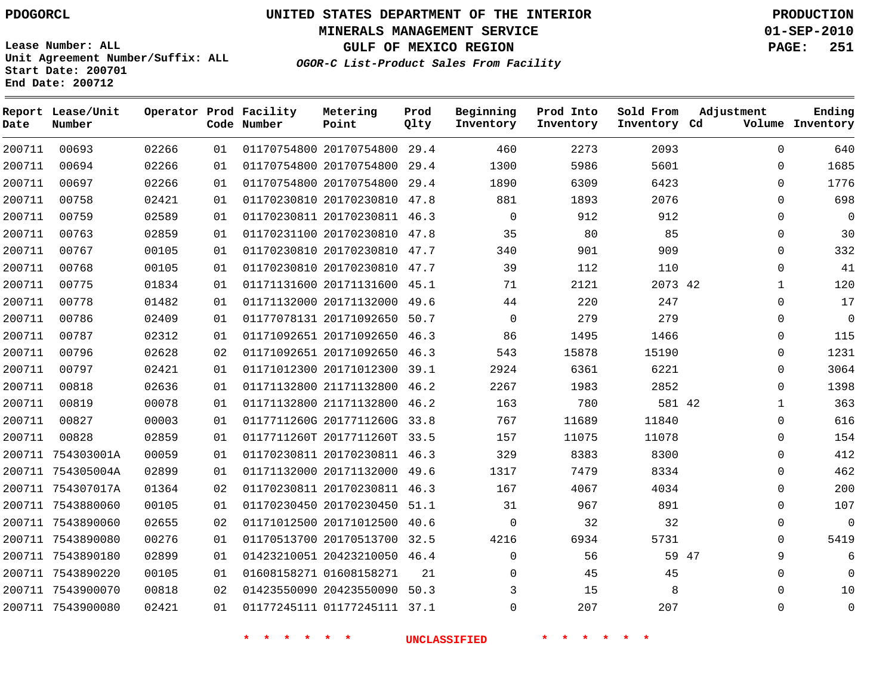PDOGORCL

Lease Number: ALL
Unit Agreement Number/Suffix: ALL
Start Date: 200701
End Date: 200712

# UNITED STATES DEPARTMENT OF THE INTERIOR
## MINERALS MANAGEMENT SERVICE
## GULF OF MEXICO REGION
### *OGOR-C List-Product Sales From Facility*

PRODUCTION
01-SEP-2010

| Report Date | Lease/Unit Number | Operator | Prod Code | Facility Number | Metering Point | Prod Qlty | Beginning Inventory | Prod Into Inventory | Sold From Inventory | Adjustment Cd | Adjustment Volume | Ending Inventory |
|---|---|---|---|---|---|---|---|---|---|---|---|---|
| 200711 | 00693 | 02266 | 01 | 01170754800 | 20170754800 | 29.4 | 460 | 2273 | 2093 | | 0 | 640 |
| 200711 | 00694 | 02266 | 01 | 01170754800 | 20170754800 | 29.4 | 1300 | 5986 | 5601 | | 0 | 1685 |
| 200711 | 00697 | 02266 | 01 | 01170754800 | 20170754800 | 29.4 | 1890 | 6309 | 6423 | | 0 | 1776 |
| 200711 | 00758 | 02421 | 01 | 01170230810 | 20170230810 | 47.8 | 881 | 1893 | 2076 | | 0 | 698 |
| 200711 | 00759 | 02589 | 01 | 01170230811 | 20170230811 | 46.3 | 0 | 912 | 912 | | 0 | 0 |
| 200711 | 00763 | 02859 | 01 | 01170231100 | 20170230810 | 47.8 | 35 | 80 | 85 | | 0 | 30 |
| 200711 | 00767 | 00105 | 01 | 01170230810 | 20170230810 | 47.7 | 340 | 901 | 909 | | 0 | 332 |
| 200711 | 00768 | 00105 | 01 | 01170230810 | 20170230810 | 47.7 | 39 | 112 | 110 | | 0 | 41 |
| 200711 | 00775 | 01834 | 01 | 01171131600 | 20171131600 | 45.1 | 71 | 2121 | 2073 | 42 | 1 | 120 |
| 200711 | 00778 | 01482 | 01 | 01171132000 | 20171132000 | 49.6 | 44 | 220 | 247 | | 0 | 17 |
| 200711 | 00786 | 02409 | 01 | 01177078131 | 20171092650 | 50.7 | 0 | 279 | 279 | | 0 | 0 |
| 200711 | 00787 | 02312 | 01 | 01171092651 | 20171092650 | 46.3 | 86 | 1495 | 1466 | | 0 | 115 |
| 200711 | 00796 | 02628 | 02 | 01171092651 | 20171092650 | 46.3 | 543 | 15878 | 15190 | | 0 | 1231 |
| 200711 | 00797 | 02421 | 01 | 01171012300 | 20171012300 | 39.1 | 2924 | 6361 | 6221 | | 0 | 3064 |
| 200711 | 00818 | 02636 | 01 | 01171132800 | 21171132800 | 46.2 | 2267 | 1983 | 2852 | | 0 | 1398 |
| 200711 | 00819 | 00078 | 01 | 01171132800 | 21171132800 | 46.2 | 163 | 780 | 581 | 42 | 1 | 363 |
| 200711 | 00827 | 00003 | 01 | 0117711260G | 2017711260G | 33.8 | 767 | 11689 | 11840 | | 0 | 616 |
| 200711 | 00828 | 02859 | 01 | 0117711260T | 2017711260T | 33.5 | 157 | 11075 | 11078 | | 0 | 154 |
| 200711 | 754303001A | 00059 | 01 | 01170230811 | 20170230811 | 46.3 | 329 | 8383 | 8300 | | 0 | 412 |
| 200711 | 754305004A | 02899 | 01 | 01171132000 | 20171132000 | 49.6 | 1317 | 7479 | 8334 | | 0 | 462 |
| 200711 | 754307017A | 01364 | 02 | 01170230811 | 20170230811 | 46.3 | 167 | 4067 | 4034 | | 0 | 200 |
| 200711 | 7543880060 | 00105 | 01 | 01170230450 | 20170230450 | 51.1 | 31 | 967 | 891 | | 0 | 107 |
| 200711 | 7543890060 | 02655 | 02 | 01171012500 | 20171012500 | 40.6 | 0 | 32 | 32 | | 0 | 0 |
| 200711 | 7543890080 | 00276 | 01 | 01170513700 | 20170513700 | 32.5 | 4216 | 6934 | 5731 | | 0 | 5419 |
| 200711 | 7543890180 | 02899 | 01 | 01423210051 | 20423210050 | 46.4 | 0 | 56 | 59 | 47 | 9 | 6 |
| 200711 | 7543890220 | 00105 | 01 | 01608158271 | 01608158271 | 21 | 0 | 45 | 45 | | 0 | 0 |
| 200711 | 7543900070 | 00818 | 02 | 01423550090 | 20423550090 | 50.3 | 3 | 15 | 8 | | 0 | 10 |
| 200711 | 7543900080 | 02421 | 01 | 01177245111 | 01177245111 | 37.1 | 0 | 207 | 207 | | 0 | 0 |

\* \* \* \* \* \* UNCLASSIFIED \* \* \* \* \* \*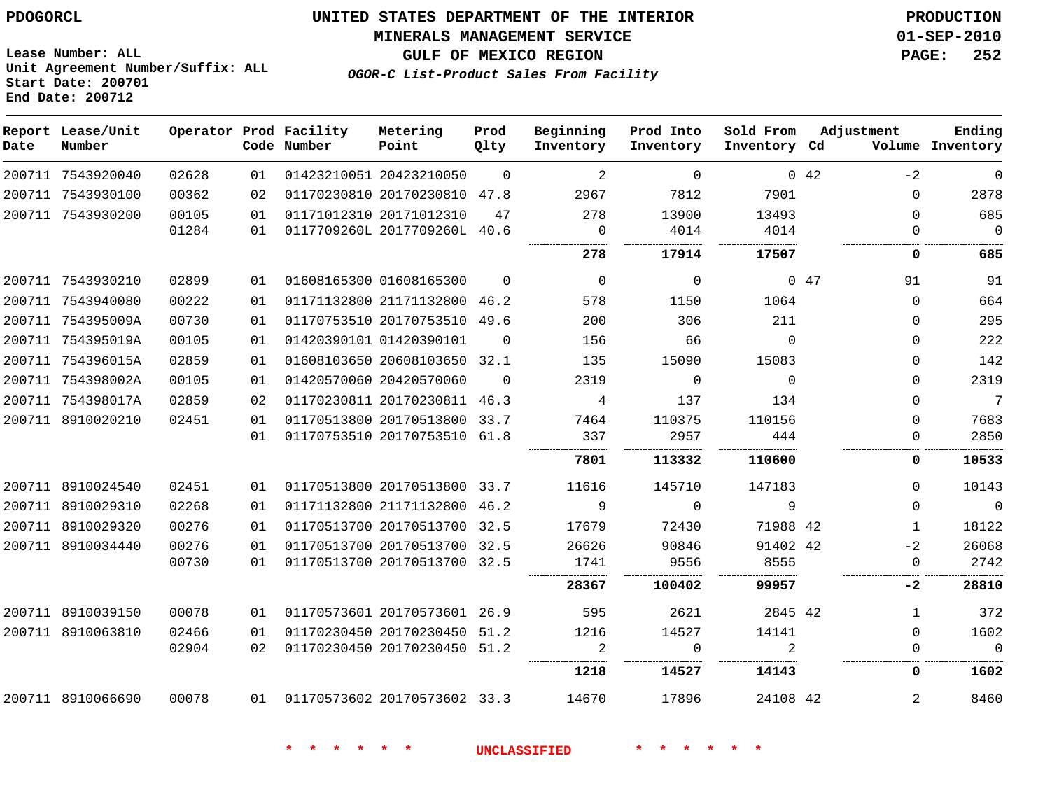PDOGORCL

# UNITED STATES DEPARTMENT OF THE INTERIOR
## MINERALS MANAGEMENT SERVICE
## GULF OF MEXICO REGION
### *OGOR-C List-Product Sales From Facility*

PRODUCTION
01-SEP-2010

Lease Number: ALL
Unit Agreement Number/Suffix: ALL
Start Date: 200701
End Date: 200712

| Report Date | Lease/Unit Number | Operator | Prod Code | Facility Number | Metering Point | Prod Qlty | Beginning Inventory | Prod Into Inventory | Sold From Inventory | Adjustment Cd | Volume | Ending Inventory |
|---|---|---|---|---|---|---|---|---|---|---|---|---|
| 200711 | 7543920040 | 02628 | 01 | 01423210051 | 20423210050 | 0 | 2 | 0 | 0 | 42 | -2 | 0 |
| 200711 | 7543930100 | 00362 | 02 | 01170230810 | 20170230810 | 47.8 | 2967 | 7812 | 7901 | | 0 | 2878 |
| 200711 | 7543930200 | 00105 | 01 | 01171012310 | 20171012310 | 47 | 278 | 13900 | 13493 | | 0 | 685 |
| | | 01284 | 01 | 0117709260L | 2017709260L | 40.6 | 0 | 4014 | 4014 | | 0 | 0 |
| | | | | | | | **278** | **17914** | **17507** | | **0** | **685** |
| 200711 | 7543930210 | 02899 | 01 | 01608165300 | 01608165300 | 0 | 0 | 0 | 0 | 47 | 91 | 91 |
| 200711 | 7543940080 | 00222 | 01 | 01171132800 | 21171132800 | 46.2 | 578 | 1150 | 1064 | | 0 | 664 |
| 200711 | 754395009A | 00730 | 01 | 01170753510 | 20170753510 | 49.6 | 200 | 306 | 211 | | 0 | 295 |
| 200711 | 754395019A | 00105 | 01 | 01420390101 | 01420390101 | 0 | 156 | 66 | 0 | | 0 | 222 |
| 200711 | 754396015A | 02859 | 01 | 01608103650 | 20608103650 | 32.1 | 135 | 15090 | 15083 | | 0 | 142 |
| 200711 | 754398002A | 00105 | 01 | 01420570060 | 20420570060 | 0 | 2319 | 0 | 0 | | 0 | 2319 |
| 200711 | 754398017A | 02859 | 02 | 01170230811 | 20170230811 | 46.3 | 4 | 137 | 134 | | 0 | 7 |
| 200711 | 8910020210 | 02451 | 01 | 01170513800 | 20170513800 | 33.7 | 7464 | 110375 | 110156 | | 0 | 7683 |
| | | | 01 | 01170753510 | 20170753510 | 61.8 | 337 | 2957 | 444 | | 0 | 2850 |
| | | | | | | | **7801** | **113332** | **110600** | | **0** | **10533** |
| 200711 | 8910024540 | 02451 | 01 | 01170513800 | 20170513800 | 33.7 | 11616 | 145710 | 147183 | | 0 | 10143 |
| 200711 | 8910029310 | 02268 | 01 | 01171132800 | 21171132800 | 46.2 | 9 | 0 | 9 | | 0 | 0 |
| 200711 | 8910029320 | 00276 | 01 | 01170513700 | 20170513700 | 32.5 | 17679 | 72430 | 71988 | 42 | 1 | 18122 |
| 200711 | 8910034440 | 00276 | 01 | 01170513700 | 20170513700 | 32.5 | 26626 | 90846 | 91402 | 42 | -2 | 26068 |
| | | 00730 | 01 | 01170513700 | 20170513700 | 32.5 | 1741 | 9556 | 8555 | | 0 | 2742 |
| | | | | | | | **28367** | **100402** | **99957** | | **-2** | **28810** |
| 200711 | 8910039150 | 00078 | 01 | 01170573601 | 20170573601 | 26.9 | 595 | 2621 | 2845 | 42 | 1 | 372 |
| 200711 | 8910063810 | 02466 | 01 | 01170230450 | 20170230450 | 51.2 | 1216 | 14527 | 14141 | | 0 | 1602 |
| | | 02904 | 02 | 01170230450 | 20170230450 | 51.2 | 2 | 0 | 2 | | 0 | 0 |
| | | | | | | | **1218** | **14527** | **14143** | | **0** | **1602** |
| 200711 | 8910066690 | 00078 | 01 | 01170573602 | 20170573602 | 33.3 | 14670 | 17896 | 24108 | 42 | 2 | 8460 |

* * * * * * UNCLASSIFIED * * * * * *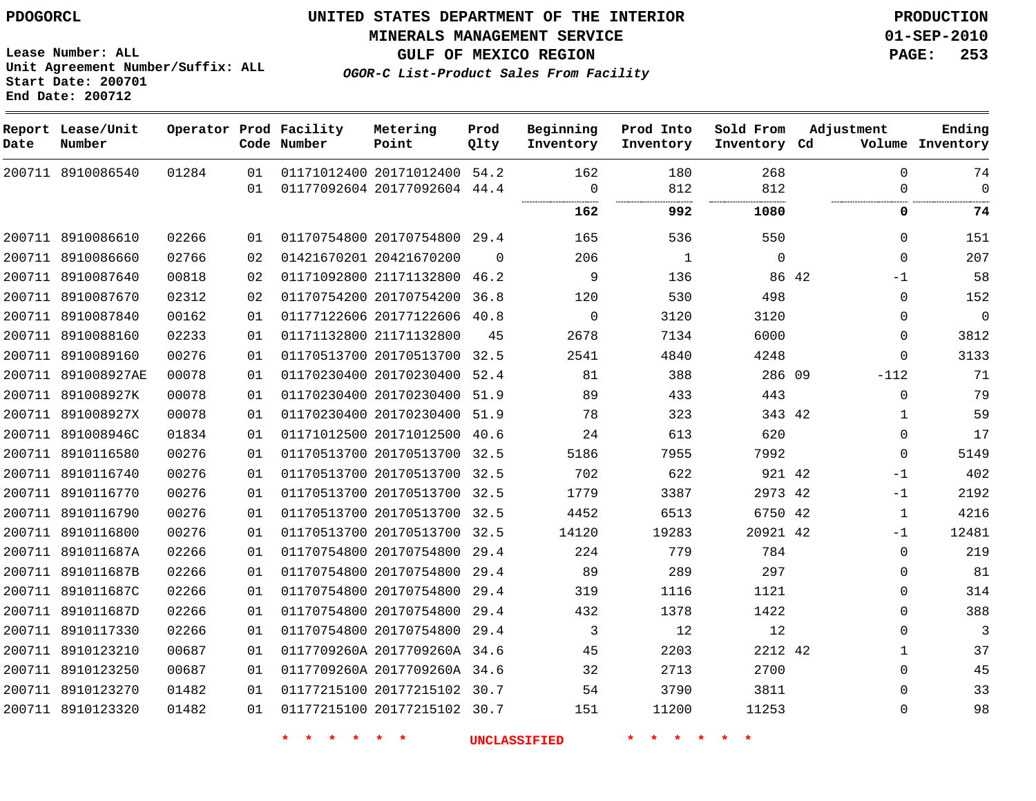PDOGORCL

# UNITED STATES DEPARTMENT OF THE INTERIOR
## MINERALS MANAGEMENT SERVICE
## GULF OF MEXICO REGION
### *OGOR-C List-Product Sales From Facility*

PRODUCTION
01-SEP-2010

Lease Number: ALL
Unit Agreement Number/Suffix: ALL
Start Date: 200701
End Date: 200712

| Report Date | Lease/Unit Number | Operator | Prod Code | Facility Number | Metering Point | Prod Qlty | Beginning Inventory | Prod Into Inventory | Sold From Inventory | Adjustment Cd | Adjustment Volume | Ending Inventory |
|---|---|---|---|---|---|---|---|---|---|---|---|---|
| 200711 | 8910086540 | 01284 | 01 | 01171012400 | 20171012400 | 54.2 | 162 | 180 | 268 | | 0 | 74 |
| | | | 01 | 01177092604 | 20177092604 | 44.4 | 0 | 812 | 812 | | 0 | 0 |
| | | | | | | | **162** | **992** | **1080** | | **0** | **74** |
| 200711 | 8910086610 | 02266 | 01 | 01170754800 | 20170754800 | 29.4 | 165 | 536 | 550 | | 0 | 151 |
| 200711 | 8910086660 | 02766 | 02 | 01421670201 | 20421670200 | 0 | 206 | 1 | 0 | | 0 | 207 |
| 200711 | 8910087640 | 00818 | 02 | 01171092800 | 21171132800 | 46.2 | 9 | 136 | 86 | 42 | -1 | 58 |
| 200711 | 8910087670 | 02312 | 02 | 01170754200 | 20170754200 | 36.8 | 120 | 530 | 498 | | 0 | 152 |
| 200711 | 8910087840 | 00162 | 01 | 01177122606 | 20177122606 | 40.8 | 0 | 3120 | 3120 | | 0 | 0 |
| 200711 | 8910088160 | 02233 | 01 | 01171132800 | 21171132800 | 45 | 2678 | 7134 | 6000 | | 0 | 3812 |
| 200711 | 8910089160 | 00276 | 01 | 01170513700 | 20170513700 | 32.5 | 2541 | 4840 | 4248 | | 0 | 3133 |
| 200711 | 891008927AE | 00078 | 01 | 01170230400 | 20170230400 | 52.4 | 81 | 388 | 286 | 09 | -112 | 71 |
| 200711 | 891008927K | 00078 | 01 | 01170230400 | 20170230400 | 51.9 | 89 | 433 | 443 | | 0 | 79 |
| 200711 | 891008927X | 00078 | 01 | 01170230400 | 20170230400 | 51.9 | 78 | 323 | 343 | 42 | 1 | 59 |
| 200711 | 891008946C | 01834 | 01 | 01171012500 | 20171012500 | 40.6 | 24 | 613 | 620 | | 0 | 17 |
| 200711 | 8910116580 | 00276 | 01 | 01170513700 | 20170513700 | 32.5 | 5186 | 7955 | 7992 | | 0 | 5149 |
| 200711 | 8910116740 | 00276 | 01 | 01170513700 | 20170513700 | 32.5 | 702 | 622 | 921 | 42 | -1 | 402 |
| 200711 | 8910116770 | 00276 | 01 | 01170513700 | 20170513700 | 32.5 | 1779 | 3387 | 2973 | 42 | -1 | 2192 |
| 200711 | 8910116790 | 00276 | 01 | 01170513700 | 20170513700 | 32.5 | 4452 | 6513 | 6750 | 42 | 1 | 4216 |
| 200711 | 8910116800 | 00276 | 01 | 01170513700 | 20170513700 | 32.5 | 14120 | 19283 | 20921 | 42 | -1 | 12481 |
| 200711 | 891011687A | 02266 | 01 | 01170754800 | 20170754800 | 29.4 | 224 | 779 | 784 | | 0 | 219 |
| 200711 | 891011687B | 02266 | 01 | 01170754800 | 20170754800 | 29.4 | 89 | 289 | 297 | | 0 | 81 |
| 200711 | 891011687C | 02266 | 01 | 01170754800 | 20170754800 | 29.4 | 319 | 1116 | 1121 | | 0 | 314 |
| 200711 | 891011687D | 02266 | 01 | 01170754800 | 20170754800 | 29.4 | 432 | 1378 | 1422 | | 0 | 388 |
| 200711 | 8910117330 | 02266 | 01 | 01170754800 | 20170754800 | 29.4 | 3 | 12 | 12 | | 0 | 3 |
| 200711 | 8910123210 | 00687 | 01 | 0117709260A | 2017709260A | 34.6 | 45 | 2203 | 2212 | 42 | 1 | 37 |
| 200711 | 8910123250 | 00687 | 01 | 0117709260A | 2017709260A | 34.6 | 32 | 2713 | 2700 | | 0 | 45 |
| 200711 | 8910123270 | 01482 | 01 | 01177215100 | 20177215102 | 30.7 | 54 | 3790 | 3811 | | 0 | 33 |
| 200711 | 8910123320 | 01482 | 01 | 01177215100 | 20177215102 | 30.7 | 151 | 11200 | 11253 | | 0 | 98 |

* * * * * * UNCLASSIFIED * * * * * *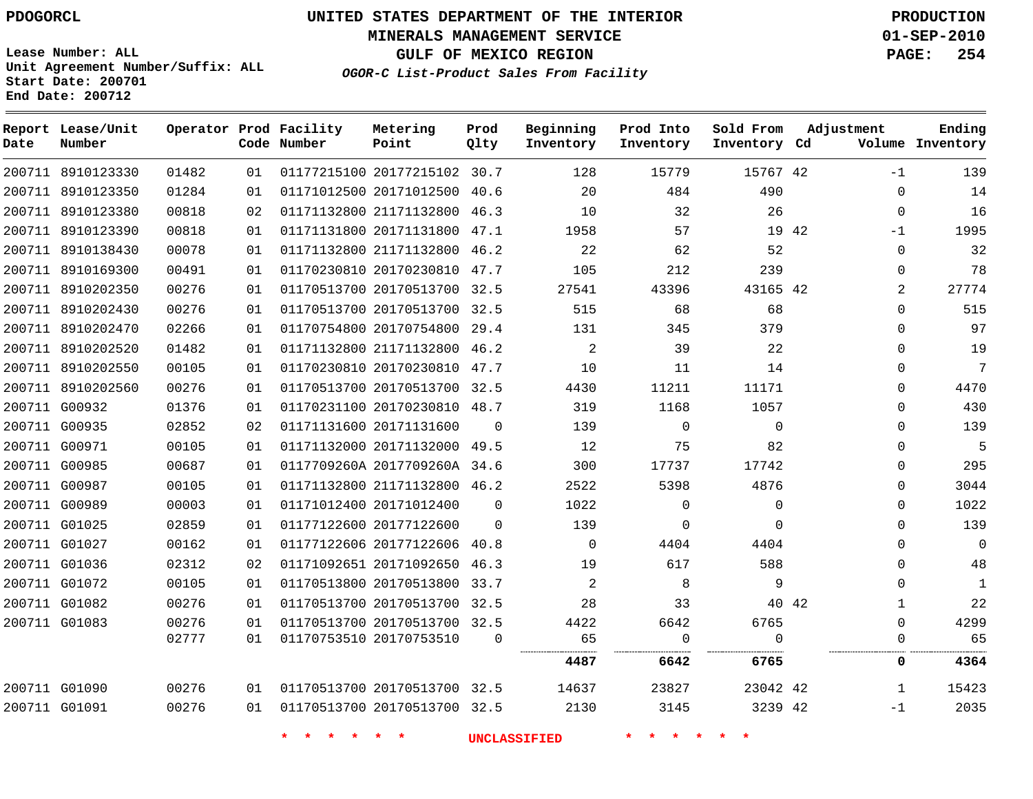PDOGORCL

# UNITED STATES DEPARTMENT OF THE INTERIOR
## MINERALS MANAGEMENT SERVICE
## GULF OF MEXICO REGION
### *OGOR-C List-Product Sales From Facility*

PRODUCTION
01-SEP-2010
PAGE: 254

Lease Number: ALL
Unit Agreement Number/Suffix: ALL
Start Date: 200701
End Date: 200712

| Report Date | Lease/Unit Number | Operator | Prod Code | Facility Number | Metering Point | Prod Qlty | Beginning Inventory | Prod Into Inventory | Sold From Inventory | Adjustment Cd | Adjustment Volume | Ending Inventory |
|---|---|---|---|---|---|---|---|---|---|---|---|---|
| 200711 | 8910123330 | 01482 | 01 | 01177215100 | 20177215102 | 30.7 | 128 | 15779 | 15767 | 42 | -1 | 139 |
| 200711 | 8910123350 | 01284 | 01 | 01171012500 | 20171012500 | 40.6 | 20 | 484 | 490 | | 0 | 14 |
| 200711 | 8910123380 | 00818 | 02 | 01171132800 | 21171132800 | 46.3 | 10 | 32 | 26 | | 0 | 16 |
| 200711 | 8910123390 | 00818 | 01 | 01171131800 | 20171131800 | 47.1 | 1958 | 57 | 19 | 42 | -1 | 1995 |
| 200711 | 8910138430 | 00078 | 01 | 01171132800 | 21171132800 | 46.2 | 22 | 62 | 52 | | 0 | 32 |
| 200711 | 8910169300 | 00491 | 01 | 01170230810 | 20170230810 | 47.7 | 105 | 212 | 239 | | 0 | 78 |
| 200711 | 8910202350 | 00276 | 01 | 01170513700 | 20170513700 | 32.5 | 27541 | 43396 | 43165 | 42 | 2 | 27774 |
| 200711 | 8910202430 | 00276 | 01 | 01170513700 | 20170513700 | 32.5 | 515 | 68 | 68 | | 0 | 515 |
| 200711 | 8910202470 | 02266 | 01 | 01170754800 | 20170754800 | 29.4 | 131 | 345 | 379 | | 0 | 97 |
| 200711 | 8910202520 | 01482 | 01 | 01171132800 | 21171132800 | 46.2 | 2 | 39 | 22 | | 0 | 19 |
| 200711 | 8910202550 | 00105 | 01 | 01170230810 | 20170230810 | 47.7 | 10 | 11 | 14 | | 0 | 7 |
| 200711 | 8910202560 | 00276 | 01 | 01170513700 | 20170513700 | 32.5 | 4430 | 11211 | 11171 | | 0 | 4470 |
| 200711 | G00932 | 01376 | 01 | 01170231100 | 20170230810 | 48.7 | 319 | 1168 | 1057 | | 0 | 430 |
| 200711 | G00935 | 02852 | 02 | 01171131600 | 20171131600 | 0 | 139 | 0 | 0 | | 0 | 139 |
| 200711 | G00971 | 00105 | 01 | 01171132000 | 20171132000 | 49.5 | 12 | 75 | 82 | | 0 | 5 |
| 200711 | G00985 | 00687 | 01 | 0117709260A | 2017709260A | 34.6 | 300 | 17737 | 17742 | | 0 | 295 |
| 200711 | G00987 | 00105 | 01 | 01171132800 | 21171132800 | 46.2 | 2522 | 5398 | 4876 | | 0 | 3044 |
| 200711 | G00989 | 00003 | 01 | 01171012400 | 20171012400 | 0 | 1022 | 0 | 0 | | 0 | 1022 |
| 200711 | G01025 | 02859 | 01 | 01177122600 | 20177122600 | 0 | 139 | 0 | 0 | | 0 | 139 |
| 200711 | G01027 | 00162 | 01 | 01177122606 | 20177122606 | 40.8 | 0 | 4404 | 4404 | | 0 | 0 |
| 200711 | G01036 | 02312 | 02 | 01171092651 | 20171092650 | 46.3 | 19 | 617 | 588 | | 0 | 48 |
| 200711 | G01072 | 00105 | 01 | 01170513800 | 20170513800 | 33.7 | 2 | 8 | 9 | | 0 | 1 |
| 200711 | G01082 | 00276 | 01 | 01170513700 | 20170513700 | 32.5 | 28 | 33 | 40 | 42 | 1 | 22 |
| 200711 | G01083 | 00276 | 01 | 01170513700 | 20170513700 | 32.5 | 4422 | 6642 | 6765 | | 0 | 4299 |
| | | 02777 | 01 | 01170753510 | 20170753510 | 0 | 65 | 0 | 0 | | 0 | 65 |
| | | | | | | | **4487** | **6642** | **6765** | | **0** | **4364** |
| 200711 | G01090 | 00276 | 01 | 01170513700 | 20170513700 | 32.5 | 14637 | 23827 | 23042 | 42 | 1 | 15423 |
| 200711 | G01091 | 00276 | 01 | 01170513700 | 20170513700 | 32.5 | 2130 | 3145 | 3239 | 42 | -1 | 2035 |

\* \* \* \* \* \* UNCLASSIFIED \* \* \* \* \* \*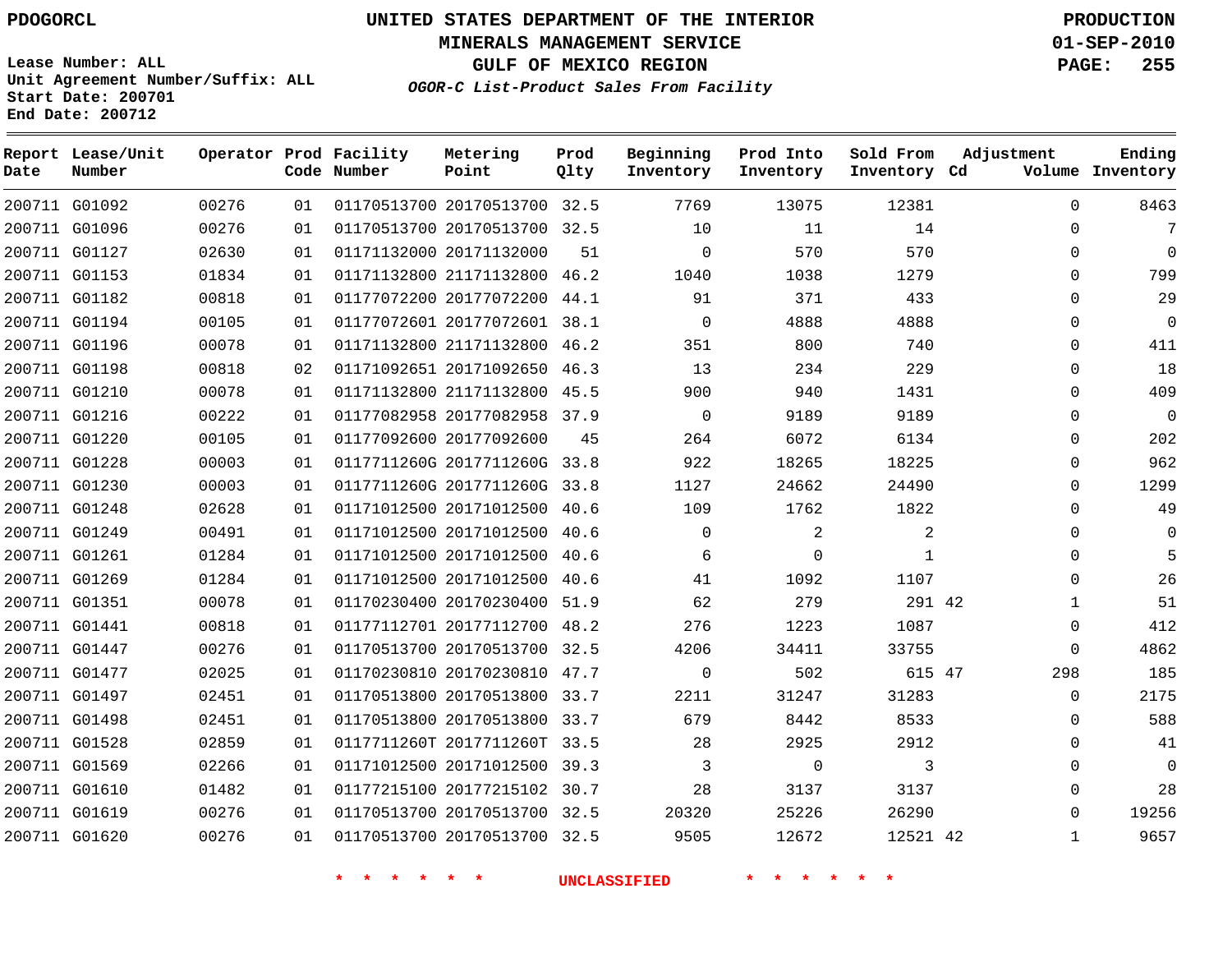PDOGORCL

# UNITED STATES DEPARTMENT OF THE INTERIOR
## MINERALS MANAGEMENT SERVICE
## GULF OF MEXICO REGION
### *OGOR-C List-Product Sales From Facility*

PRODUCTION
01-SEP-2010

Lease Number: ALL
Unit Agreement Number/Suffix: ALL
Start Date: 200701
End Date: 200712

| Report Date | Lease/Unit Number | Operator | Prod Code | Facility Number | Metering Point | Prod Qlty | Beginning Inventory | Prod Into Inventory | Sold From Inventory | Adjustment Cd | Volume | Ending Inventory |
|---|---|---|---|---|---|---|---|---|---|---|---|---|
| 200711 | G01092 | 00276 | 01 | 01170513700 | 20170513700 | 32.5 | 7769 | 13075 | 12381 | | 0 | 8463 |
| 200711 | G01096 | 00276 | 01 | 01170513700 | 20170513700 | 32.5 | 10 | 11 | 14 | | 0 | 7 |
| 200711 | G01127 | 02630 | 01 | 01171132000 | 20171132000 | 51 | 0 | 570 | 570 | | 0 | 0 |
| 200711 | G01153 | 01834 | 01 | 01171132800 | 21171132800 | 46.2 | 1040 | 1038 | 1279 | | 0 | 799 |
| 200711 | G01182 | 00818 | 01 | 01177072200 | 20177072200 | 44.1 | 91 | 371 | 433 | | 0 | 29 |
| 200711 | G01194 | 00105 | 01 | 01177072601 | 20177072601 | 38.1 | 0 | 4888 | 4888 | | 0 | 0 |
| 200711 | G01196 | 00078 | 01 | 01171132800 | 21171132800 | 46.2 | 351 | 800 | 740 | | 0 | 411 |
| 200711 | G01198 | 00818 | 02 | 01171092651 | 20171092650 | 46.3 | 13 | 234 | 229 | | 0 | 18 |
| 200711 | G01210 | 00078 | 01 | 01171132800 | 21171132800 | 45.5 | 900 | 940 | 1431 | | 0 | 409 |
| 200711 | G01216 | 00222 | 01 | 01177082958 | 20177082958 | 37.9 | 0 | 9189 | 9189 | | 0 | 0 |
| 200711 | G01220 | 00105 | 01 | 01177092600 | 20177092600 | 45 | 264 | 6072 | 6134 | | 0 | 202 |
| 200711 | G01228 | 00003 | 01 | 0117711260G | 2017711260G | 33.8 | 922 | 18265 | 18225 | | 0 | 962 |
| 200711 | G01230 | 00003 | 01 | 0117711260G | 2017711260G | 33.8 | 1127 | 24662 | 24490 | | 0 | 1299 |
| 200711 | G01248 | 02628 | 01 | 01171012500 | 20171012500 | 40.6 | 109 | 1762 | 1822 | | 0 | 49 |
| 200711 | G01249 | 00491 | 01 | 01171012500 | 20171012500 | 40.6 | 0 | 2 | 2 | | 0 | 0 |
| 200711 | G01261 | 01284 | 01 | 01171012500 | 20171012500 | 40.6 | 6 | 0 | 1 | | 0 | 5 |
| 200711 | G01269 | 01284 | 01 | 01171012500 | 20171012500 | 40.6 | 41 | 1092 | 1107 | | 0 | 26 |
| 200711 | G01351 | 00078 | 01 | 01170230400 | 20170230400 | 51.9 | 62 | 279 | 291 | 42 | 1 | 51 |
| 200711 | G01441 | 00818 | 01 | 01177112701 | 20177112700 | 48.2 | 276 | 1223 | 1087 | | 0 | 412 |
| 200711 | G01447 | 00276 | 01 | 01170513700 | 20170513700 | 32.5 | 4206 | 34411 | 33755 | | 0 | 4862 |
| 200711 | G01477 | 02025 | 01 | 01170230810 | 20170230810 | 47.7 | 0 | 502 | 615 | 47 | 298 | 185 |
| 200711 | G01497 | 02451 | 01 | 01170513800 | 20170513800 | 33.7 | 2211 | 31247 | 31283 | | 0 | 2175 |
| 200711 | G01498 | 02451 | 01 | 01170513800 | 20170513800 | 33.7 | 679 | 8442 | 8533 | | 0 | 588 |
| 200711 | G01528 | 02859 | 01 | 0117711260T | 2017711260T | 33.5 | 28 | 2925 | 2912 | | 0 | 41 |
| 200711 | G01569 | 02266 | 01 | 01171012500 | 20171012500 | 39.3 | 3 | 0 | 3 | | 0 | 0 |
| 200711 | G01610 | 01482 | 01 | 01177215100 | 20177215102 | 30.7 | 28 | 3137 | 3137 | | 0 | 28 |
| 200711 | G01619 | 00276 | 01 | 01170513700 | 20170513700 | 32.5 | 20320 | 25226 | 26290 | | 0 | 19256 |
| 200711 | G01620 | 00276 | 01 | 01170513700 | 20170513700 | 32.5 | 9505 | 12672 | 12521 | 42 | 1 | 9657 |

\* \* \* \* \* \* UNCLASSIFIED \* \* \* \* \* \*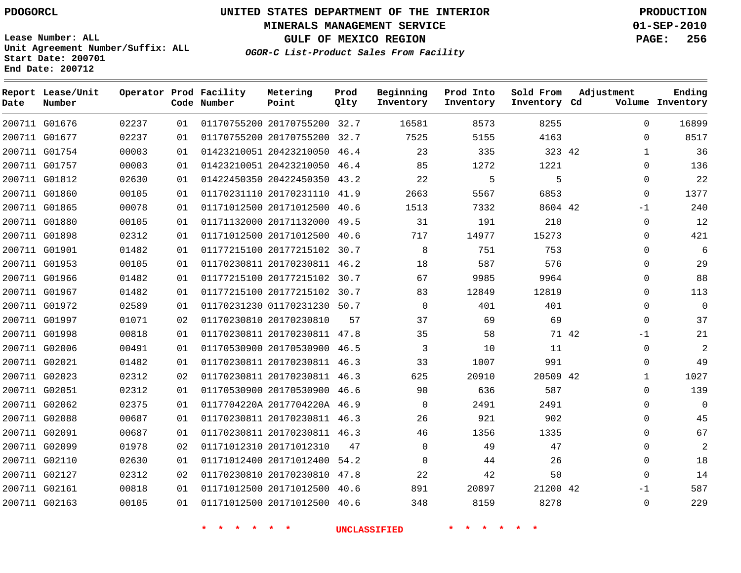PDOGORCL

# UNITED STATES DEPARTMENT OF THE INTERIOR
## MINERALS MANAGEMENT SERVICE
## GULF OF MEXICO REGION
### *OGOR-C List-Product Sales From Facility*

PRODUCTION
01-SEP-2010

Lease Number: ALL
Unit Agreement Number/Suffix: ALL
Start Date: 200701
End Date: 200712

| Report Date | Lease/Unit Number | Operator | Prod Code | Facility Number | Metering Point | Prod Qlty | Beginning Inventory | Prod Into Inventory | Sold From Inventory | Adjustment Cd | Volume | Ending Inventory |
|---|---|---|---|---|---|---|---|---|---|---|---|---|
| 200711 | G01676 | 02237 | 01 | 01170755200 | 20170755200 | 32.7 | 16581 | 8573 | 8255 | | 0 | 16899 |
| 200711 | G01677 | 02237 | 01 | 01170755200 | 20170755200 | 32.7 | 7525 | 5155 | 4163 | | 0 | 8517 |
| 200711 | G01754 | 00003 | 01 | 01423210051 | 20423210050 | 46.4 | 23 | 335 | 323 | 42 | 1 | 36 |
| 200711 | G01757 | 00003 | 01 | 01423210051 | 20423210050 | 46.4 | 85 | 1272 | 1221 | | 0 | 136 |
| 200711 | G01812 | 02630 | 01 | 01422450350 | 20422450350 | 43.2 | 22 | 5 | 5 | | 0 | 22 |
| 200711 | G01860 | 00105 | 01 | 01170231110 | 20170231110 | 41.9 | 2663 | 5567 | 6853 | | 0 | 1377 |
| 200711 | G01865 | 00078 | 01 | 01171012500 | 20171012500 | 40.6 | 1513 | 7332 | 8604 | 42 | -1 | 240 |
| 200711 | G01880 | 00105 | 01 | 01171132000 | 20171132000 | 49.5 | 31 | 191 | 210 | | 0 | 12 |
| 200711 | G01898 | 02312 | 01 | 01171012500 | 20171012500 | 40.6 | 717 | 14977 | 15273 | | 0 | 421 |
| 200711 | G01901 | 01482 | 01 | 01177215100 | 20177215102 | 30.7 | 8 | 751 | 753 | | 0 | 6 |
| 200711 | G01953 | 00105 | 01 | 01170230811 | 20170230811 | 46.2 | 18 | 587 | 576 | | 0 | 29 |
| 200711 | G01966 | 01482 | 01 | 01177215100 | 20177215102 | 30.7 | 67 | 9985 | 9964 | | 0 | 88 |
| 200711 | G01967 | 01482 | 01 | 01177215100 | 20177215102 | 30.7 | 83 | 12849 | 12819 | | 0 | 113 |
| 200711 | G01972 | 02589 | 01 | 01170231230 | 01170231230 | 50.7 | 0 | 401 | 401 | | 0 | 0 |
| 200711 | G01997 | 01071 | 02 | 01170230810 | 20170230810 | 57 | 37 | 69 | 69 | | 0 | 37 |
| 200711 | G01998 | 00818 | 01 | 01170230811 | 20170230811 | 47.8 | 35 | 58 | 71 | 42 | -1 | 21 |
| 200711 | G02006 | 00491 | 01 | 01170530900 | 20170530900 | 46.5 | 3 | 10 | 11 | | 0 | 2 |
| 200711 | G02021 | 01482 | 01 | 01170230811 | 20170230811 | 46.3 | 33 | 1007 | 991 | | 0 | 49 |
| 200711 | G02023 | 02312 | 02 | 01170230811 | 20170230811 | 46.3 | 625 | 20910 | 20509 | 42 | 1 | 1027 |
| 200711 | G02051 | 02312 | 01 | 01170530900 | 20170530900 | 46.6 | 90 | 636 | 587 | | 0 | 139 |
| 200711 | G02062 | 02375 | 01 | 0117704220A | 2017704220A | 46.9 | 0 | 2491 | 2491 | | 0 | 0 |
| 200711 | G02088 | 00687 | 01 | 01170230811 | 20170230811 | 46.3 | 26 | 921 | 902 | | 0 | 45 |
| 200711 | G02091 | 00687 | 01 | 01170230811 | 20170230811 | 46.3 | 46 | 1356 | 1335 | | 0 | 67 |
| 200711 | G02099 | 01978 | 02 | 01171012310 | 20171012310 | 47 | 0 | 49 | 47 | | 0 | 2 |
| 200711 | G02110 | 02630 | 01 | 01171012400 | 20171012400 | 54.2 | 0 | 44 | 26 | | 0 | 18 |
| 200711 | G02127 | 02312 | 02 | 01170230810 | 20170230810 | 47.8 | 22 | 42 | 50 | | 0 | 14 |
| 200711 | G02161 | 00818 | 01 | 01171012500 | 20171012500 | 40.6 | 891 | 20897 | 21200 | 42 | -1 | 587 |
| 200711 | G02163 | 00105 | 01 | 01171012500 | 20171012500 | 40.6 | 348 | 8159 | 8278 | | 0 | 229 |

\* \* \* \* \* \* UNCLASSIFIED \* \* \* \* \* \*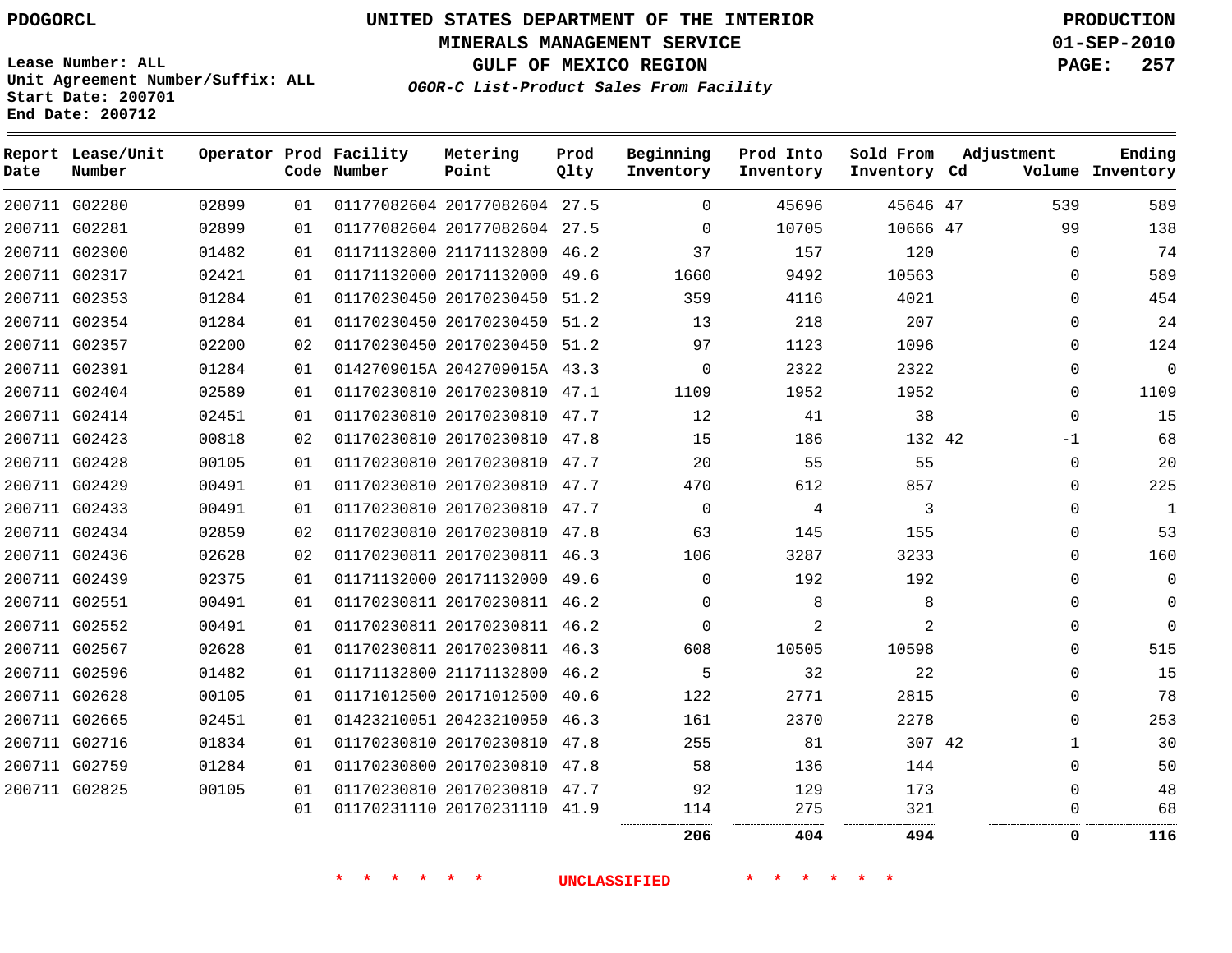PDOGORCL

# UNITED STATES DEPARTMENT OF THE INTERIOR
## MINERALS MANAGEMENT SERVICE
## GULF OF MEXICO REGION
### *OGOR-C List-Product Sales From Facility*

PRODUCTION
01-SEP-2010

Lease Number: ALL
Unit Agreement Number/Suffix: ALL
Start Date: 200701
End Date: 200712

| Report Date | Lease/Unit Number | Operator | Prod Code | Facility Number | Metering Point | Prod Qlty | Beginning Inventory | Prod Into Inventory | Sold From Inventory | Adjustment Cd | Adjustment Volume | Ending Inventory |
|---|---|---|---|---|---|---|---|---|---|---|---|---|
| 200711 | G02280 | 02899 | 01 | 01177082604 | 20177082604 | 27.5 | 0 | 45696 | 45646 | 47 | 539 | 589 |
| 200711 | G02281 | 02899 | 01 | 01177082604 | 20177082604 | 27.5 | 0 | 10705 | 10666 | 47 | 99 | 138 |
| 200711 | G02300 | 01482 | 01 | 01171132800 | 21171132800 | 46.2 | 37 | 157 | 120 | | 0 | 74 |
| 200711 | G02317 | 02421 | 01 | 01171132000 | 20171132000 | 49.6 | 1660 | 9492 | 10563 | | 0 | 589 |
| 200711 | G02353 | 01284 | 01 | 01170230450 | 20170230450 | 51.2 | 359 | 4116 | 4021 | | 0 | 454 |
| 200711 | G02354 | 01284 | 01 | 01170230450 | 20170230450 | 51.2 | 13 | 218 | 207 | | 0 | 24 |
| 200711 | G02357 | 02200 | 02 | 01170230450 | 20170230450 | 51.2 | 97 | 1123 | 1096 | | 0 | 124 |
| 200711 | G02391 | 01284 | 01 | 0142709015A | 2042709015A | 43.3 | 0 | 2322 | 2322 | | 0 | 0 |
| 200711 | G02404 | 02589 | 01 | 01170230810 | 20170230810 | 47.1 | 1109 | 1952 | 1952 | | 0 | 1109 |
| 200711 | G02414 | 02451 | 01 | 01170230810 | 20170230810 | 47.7 | 12 | 41 | 38 | | 0 | 15 |
| 200711 | G02423 | 00818 | 02 | 01170230810 | 20170230810 | 47.8 | 15 | 186 | 132 | 42 | -1 | 68 |
| 200711 | G02428 | 00105 | 01 | 01170230810 | 20170230810 | 47.7 | 20 | 55 | 55 | | 0 | 20 |
| 200711 | G02429 | 00491 | 01 | 01170230810 | 20170230810 | 47.7 | 470 | 612 | 857 | | 0 | 225 |
| 200711 | G02433 | 00491 | 01 | 01170230810 | 20170230810 | 47.7 | 0 | 4 | 3 | | 0 | 1 |
| 200711 | G02434 | 02859 | 02 | 01170230810 | 20170230810 | 47.8 | 63 | 145 | 155 | | 0 | 53 |
| 200711 | G02436 | 02628 | 02 | 01170230811 | 20170230811 | 46.3 | 106 | 3287 | 3233 | | 0 | 160 |
| 200711 | G02439 | 02375 | 01 | 01171132000 | 20171132000 | 49.6 | 0 | 192 | 192 | | 0 | 0 |
| 200711 | G02551 | 00491 | 01 | 01170230811 | 20170230811 | 46.2 | 0 | 8 | 8 | | 0 | 0 |
| 200711 | G02552 | 00491 | 01 | 01170230811 | 20170230811 | 46.2 | 0 | 2 | 2 | | 0 | 0 |
| 200711 | G02567 | 02628 | 01 | 01170230811 | 20170230811 | 46.3 | 608 | 10505 | 10598 | | 0 | 515 |
| 200711 | G02596 | 01482 | 01 | 01171132800 | 21171132800 | 46.2 | 5 | 32 | 22 | | 0 | 15 |
| 200711 | G02628 | 00105 | 01 | 01171012500 | 20171012500 | 40.6 | 122 | 2771 | 2815 | | 0 | 78 |
| 200711 | G02665 | 02451 | 01 | 01423210051 | 20423210050 | 46.3 | 161 | 2370 | 2278 | | 0 | 253 |
| 200711 | G02716 | 01834 | 01 | 01170230810 | 20170230810 | 47.8 | 255 | 81 | 307 | 42 | 1 | 30 |
| 200711 | G02759 | 01284 | 01 | 01170230800 | 20170230810 | 47.8 | 58 | 136 | 144 | | 0 | 50 |
| 200711 | G02825 | 00105 | 01 | 01170230810 | 20170230810 | 47.7 | 92 | 129 | 173 | | 0 | 48 |
| | | | 01 | 01170231110 | 20170231110 | 41.9 | 114 | 275 | 321 | | 0 | 68 |
| | | | | | | | **206** | **404** | **494** | | **0** | **116** |

\* \* \* \* \* \* UNCLASSIFIED \* \* \* \* \* \*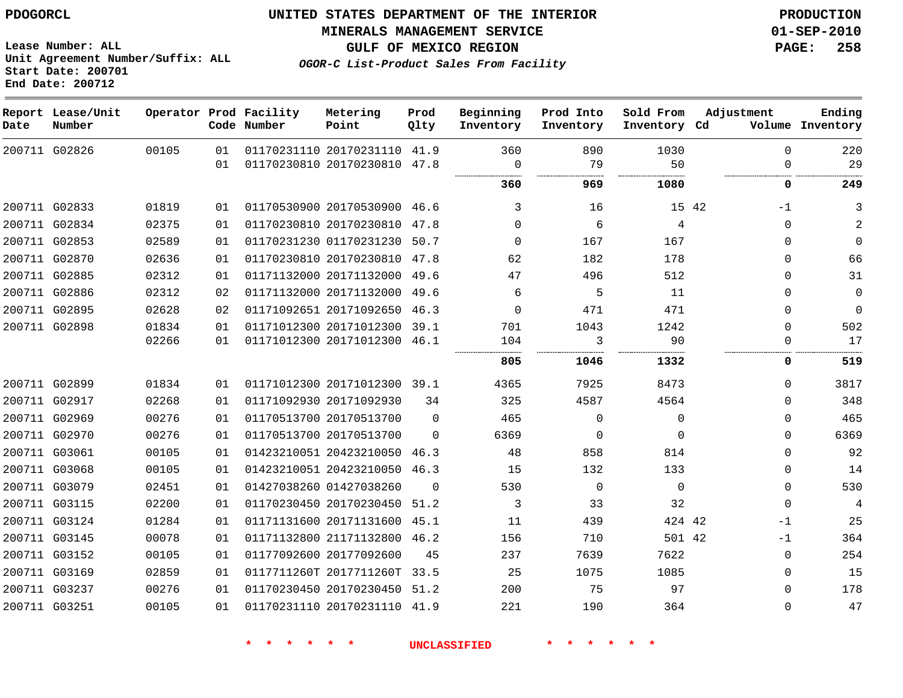PDOGORCL

Lease Number: ALL
Unit Agreement Number/Suffix: ALL
Start Date: 200701
End Date: 200712

# UNITED STATES DEPARTMENT OF THE INTERIOR
## MINERALS MANAGEMENT SERVICE
## GULF OF MEXICO REGION
### *OGOR-C List-Product Sales From Facility*

PRODUCTION
01-SEP-2010

| Report Date | Lease/Unit Number | Operator | Prod Code | Facility Number | Metering Point | Prod Qlty | Beginning Inventory | Prod Into Inventory | Sold From Inventory | Adjustment Cd | Volume | Ending Inventory |
|---|---|---|---|---|---|---|---|---|---|---|---|---|
| 200711 | G02826 | 00105 | 01 | 01170231110 | 20170231110 | 41.9 | 360 | 890 | 1030 | | 0 | 220 |
| | | | 01 | 01170230810 | 20170230810 | 47.8 | 0 | 79 | 50 | | 0 | 29 |
| | | | | | | | **360** | **969** | **1080** | | **0** | **249** |
| 200711 | G02833 | 01819 | 01 | 01170530900 | 20170530900 | 46.6 | 3 | 16 | 15 | 42 | -1 | 3 |
| 200711 | G02834 | 02375 | 01 | 01170230810 | 20170230810 | 47.8 | 0 | 6 | 4 | | 0 | 2 |
| 200711 | G02853 | 02589 | 01 | 01170231230 | 01170231230 | 50.7 | 0 | 167 | 167 | | 0 | 0 |
| 200711 | G02870 | 02636 | 01 | 01170230810 | 20170230810 | 47.8 | 62 | 182 | 178 | | 0 | 66 |
| 200711 | G02885 | 02312 | 01 | 01171132000 | 20171132000 | 49.6 | 47 | 496 | 512 | | 0 | 31 |
| 200711 | G02886 | 02312 | 02 | 01171132000 | 20171132000 | 49.6 | 6 | 5 | 11 | | 0 | 0 |
| 200711 | G02895 | 02628 | 02 | 01171092651 | 20171092650 | 46.3 | 0 | 471 | 471 | | 0 | 0 |
| 200711 | G02898 | 01834 | 01 | 01171012300 | 20171012300 | 39.1 | 701 | 1043 | 1242 | | 0 | 502 |
| | | 02266 | 01 | 01171012300 | 20171012300 | 46.1 | 104 | 3 | 90 | | 0 | 17 |
| | | | | | | | **805** | **1046** | **1332** | | **0** | **519** |
| 200711 | G02899 | 01834 | 01 | 01171012300 | 20171012300 | 39.1 | 4365 | 7925 | 8473 | | 0 | 3817 |
| 200711 | G02917 | 02268 | 01 | 01171092930 | 20171092930 | 34 | 325 | 4587 | 4564 | | 0 | 348 |
| 200711 | G02969 | 00276 | 01 | 01170513700 | 20170513700 | 0 | 465 | 0 | 0 | | 0 | 465 |
| 200711 | G02970 | 00276 | 01 | 01170513700 | 20170513700 | 0 | 6369 | 0 | 0 | | 0 | 6369 |
| 200711 | G03061 | 00105 | 01 | 01423210051 | 20423210050 | 46.3 | 48 | 858 | 814 | | 0 | 92 |
| 200711 | G03068 | 00105 | 01 | 01423210051 | 20423210050 | 46.3 | 15 | 132 | 133 | | 0 | 14 |
| 200711 | G03079 | 02451 | 01 | 01427038260 | 01427038260 | 0 | 530 | 0 | 0 | | 0 | 530 |
| 200711 | G03115 | 02200 | 01 | 01170230450 | 20170230450 | 51.2 | 3 | 33 | 32 | | 0 | 4 |
| 200711 | G03124 | 01284 | 01 | 01171131600 | 20171131600 | 45.1 | 11 | 439 | 424 | 42 | -1 | 25 |
| 200711 | G03145 | 00078 | 01 | 01171132800 | 21171132800 | 46.2 | 156 | 710 | 501 | 42 | -1 | 364 |
| 200711 | G03152 | 00105 | 01 | 01177092600 | 20177092600 | 45 | 237 | 7639 | 7622 | | 0 | 254 |
| 200711 | G03169 | 02859 | 01 | 0117711260T | 2017711260T | 33.5 | 25 | 1075 | 1085 | | 0 | 15 |
| 200711 | G03237 | 00276 | 01 | 01170230450 | 20170230450 | 51.2 | 200 | 75 | 97 | | 0 | 178 |
| 200711 | G03251 | 00105 | 01 | 01170231110 | 20170231110 | 41.9 | 221 | 190 | 364 | | 0 | 47 |

* * * * * * UNCLASSIFIED * * * * * *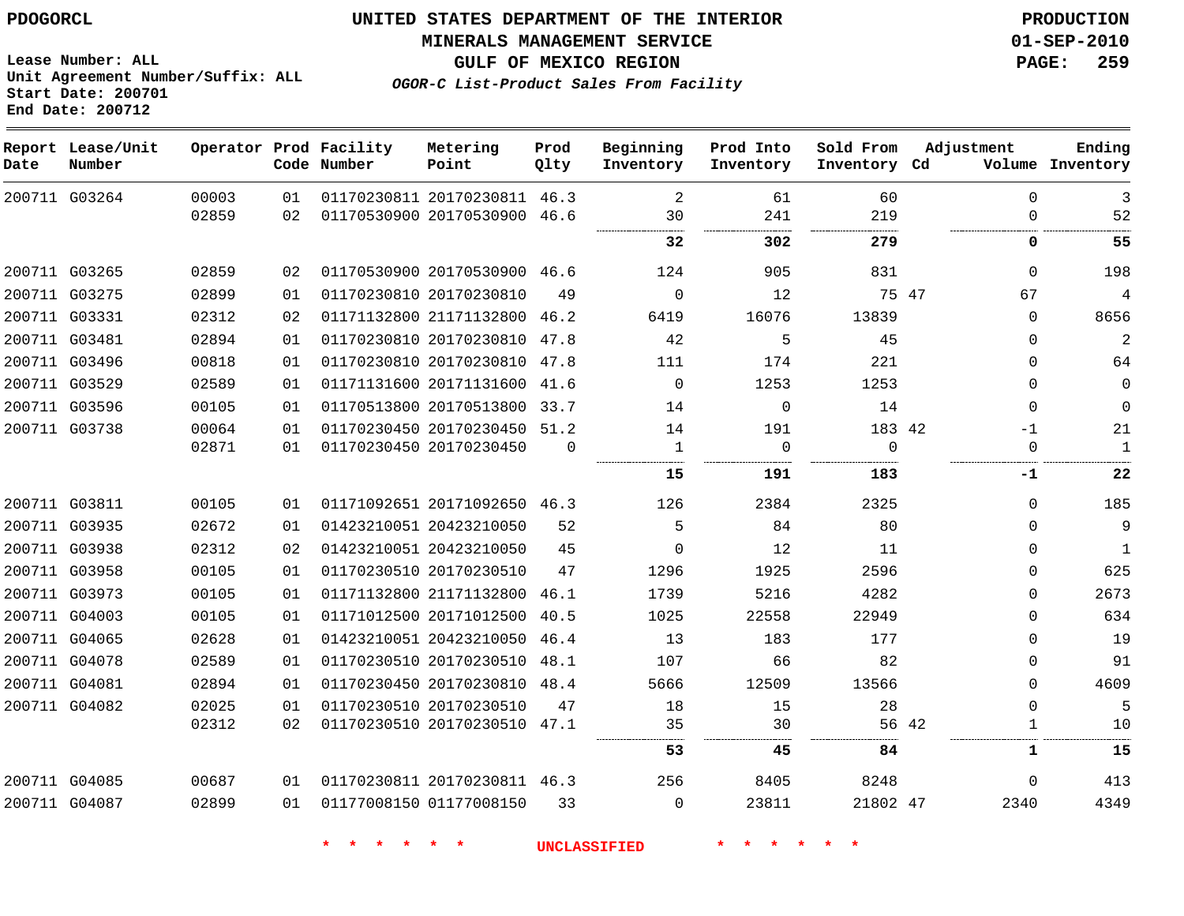PDOGORCL

Lease Number: ALL
Unit Agreement Number/Suffix: ALL
Start Date: 200701
End Date: 200712

# UNITED STATES DEPARTMENT OF THE INTERIOR
## MINERALS MANAGEMENT SERVICE
## GULF OF MEXICO REGION
### *OGOR-C List-Product Sales From Facility*

PRODUCTION
01-SEP-2010

| Report Date | Lease/Unit Number | Operator | Prod Code | Facility Number | Metering Point | Prod Qlty | Beginning Inventory | Prod Into Inventory | Sold From Inventory | Adjustment Cd | Volume | Ending Inventory |
|---|---|---|---|---|---|---|---|---|---|---|---|---|
| 200711 | G03264 | 00003 | 01 | 01170230811 | 20170230811 | 46.3 | 2 | 61 | 60 | | 0 | 3 |
| | | 02859 | 02 | 01170530900 | 20170530900 | 46.6 | 30 | 241 | 219 | | 0 | 52 |
| | | | | | | | **32** | **302** | **279** | | **0** | **55** |
| 200711 | G03265 | 02859 | 02 | 01170530900 | 20170530900 | 46.6 | 124 | 905 | 831 | | 0 | 198 |
| 200711 | G03275 | 02899 | 01 | 01170230810 | 20170230810 | 49 | 0 | 12 | 75 | 47 | 67 | 4 |
| 200711 | G03331 | 02312 | 02 | 01171132800 | 21171132800 | 46.2 | 6419 | 16076 | 13839 | | 0 | 8656 |
| 200711 | G03481 | 02894 | 01 | 01170230810 | 20170230810 | 47.8 | 42 | 5 | 45 | | 0 | 2 |
| 200711 | G03496 | 00818 | 01 | 01170230810 | 20170230810 | 47.8 | 111 | 174 | 221 | | 0 | 64 |
| 200711 | G03529 | 02589 | 01 | 01171131600 | 20171131600 | 41.6 | 0 | 1253 | 1253 | | 0 | 0 |
| 200711 | G03596 | 00105 | 01 | 01170513800 | 20170513800 | 33.7 | 14 | 0 | 14 | | 0 | 0 |
| 200711 | G03738 | 00064 | 01 | 01170230450 | 20170230450 | 51.2 | 14 | 191 | 183 | 42 | -1 | 21 |
| | | 02871 | 01 | 01170230450 | 20170230450 | 0 | 1 | 0 | 0 | | 0 | 1 |
| | | | | | | | **15** | **191** | **183** | | **-1** | **22** |
| 200711 | G03811 | 00105 | 01 | 01171092651 | 20171092650 | 46.3 | 126 | 2384 | 2325 | | 0 | 185 |
| 200711 | G03935 | 02672 | 01 | 01423210051 | 20423210050 | 52 | 5 | 84 | 80 | | 0 | 9 |
| 200711 | G03938 | 02312 | 02 | 01423210051 | 20423210050 | 45 | 0 | 12 | 11 | | 0 | 1 |
| 200711 | G03958 | 00105 | 01 | 01170230510 | 20170230510 | 47 | 1296 | 1925 | 2596 | | 0 | 625 |
| 200711 | G03973 | 00105 | 01 | 01171132800 | 21171132800 | 46.1 | 1739 | 5216 | 4282 | | 0 | 2673 |
| 200711 | G04003 | 00105 | 01 | 01171012500 | 20171012500 | 40.5 | 1025 | 22558 | 22949 | | 0 | 634 |
| 200711 | G04065 | 02628 | 01 | 01423210051 | 20423210050 | 46.4 | 13 | 183 | 177 | | 0 | 19 |
| 200711 | G04078 | 02589 | 01 | 01170230510 | 20170230510 | 48.1 | 107 | 66 | 82 | | 0 | 91 |
| 200711 | G04081 | 02894 | 01 | 01170230450 | 20170230810 | 48.4 | 5666 | 12509 | 13566 | | 0 | 4609 |
| 200711 | G04082 | 02025 | 01 | 01170230510 | 20170230510 | 47 | 18 | 15 | 28 | | 0 | 5 |
| | | 02312 | 02 | 01170230510 | 20170230510 | 47.1 | 35 | 30 | 56 | 42 | 1 | 10 |
| | | | | | | | **53** | **45** | **84** | | **1** | **15** |
| 200711 | G04085 | 00687 | 01 | 01170230811 | 20170230811 | 46.3 | 256 | 8405 | 8248 | | 0 | 413 |
| 200711 | G04087 | 02899 | 01 | 01177008150 | 01177008150 | 33 | 0 | 23811 | 21802 | 47 | 2340 | 4349 |

* * * * * * * UNCLASSIFIED * * * * * * *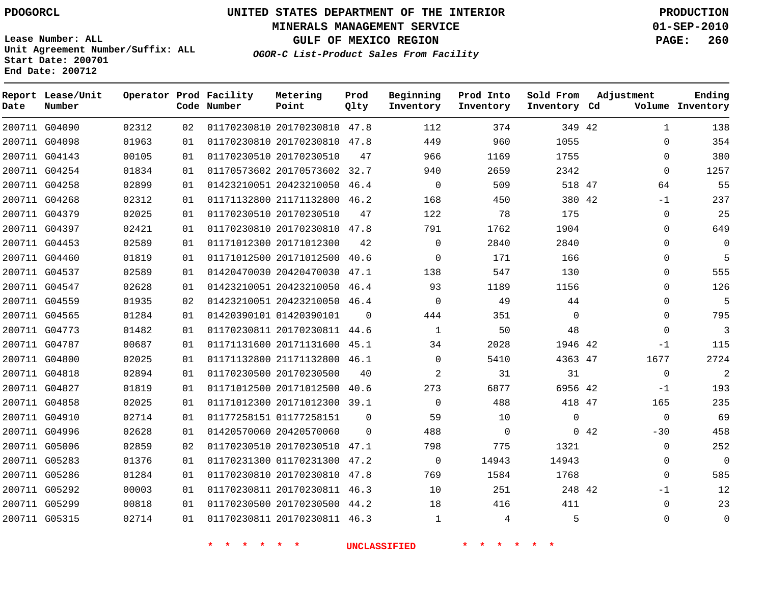PDOGORCL

# UNITED STATES DEPARTMENT OF THE INTERIOR
## MINERALS MANAGEMENT SERVICE
## GULF OF MEXICO REGION
### *OGOR-C List-Product Sales From Facility*

PRODUCTION
01-SEP-2010

Lease Number: ALL
Unit Agreement Number/Suffix: ALL
Start Date: 200701
End Date: 200712

| Report Date | Lease/Unit Number | Operator | Prod Code | Facility Number | Metering Point | Prod Qlty | Beginning Inventory | Prod Into Inventory | Sold From Inventory | Adjustment Cd | Adjustment Volume | Ending Inventory |
|---|---|---|---|---|---|---|---|---|---|---|---|---|
| 200711 | G04090 | 02312 | 02 | 01170230810 | 20170230810 | 47.8 | 112 | 374 | 349 | 42 | 1 | 138 |
| 200711 | G04098 | 01963 | 01 | 01170230810 | 20170230810 | 47.8 | 449 | 960 | 1055 | | 0 | 354 |
| 200711 | G04143 | 00105 | 01 | 01170230510 | 20170230510 | 47 | 966 | 1169 | 1755 | | 0 | 380 |
| 200711 | G04254 | 01834 | 01 | 01170573602 | 20170573602 | 32.7 | 940 | 2659 | 2342 | | 0 | 1257 |
| 200711 | G04258 | 02899 | 01 | 01423210051 | 20423210050 | 46.4 | 0 | 509 | 518 | 47 | 64 | 55 |
| 200711 | G04268 | 02312 | 01 | 01171132800 | 21171132800 | 46.2 | 168 | 450 | 380 | 42 | -1 | 237 |
| 200711 | G04379 | 02025 | 01 | 01170230510 | 20170230510 | 47 | 122 | 78 | 175 | | 0 | 25 |
| 200711 | G04397 | 02421 | 01 | 01170230810 | 20170230810 | 47.8 | 791 | 1762 | 1904 | | 0 | 649 |
| 200711 | G04453 | 02589 | 01 | 01171012300 | 20171012300 | 42 | 0 | 2840 | 2840 | | 0 | 0 |
| 200711 | G04460 | 01819 | 01 | 01171012500 | 20171012500 | 40.6 | 0 | 171 | 166 | | 0 | 5 |
| 200711 | G04537 | 02589 | 01 | 01420470030 | 20420470030 | 47.1 | 138 | 547 | 130 | | 0 | 555 |
| 200711 | G04547 | 02628 | 01 | 01423210051 | 20423210050 | 46.4 | 93 | 1189 | 1156 | | 0 | 126 |
| 200711 | G04559 | 01935 | 02 | 01423210051 | 20423210050 | 46.4 | 0 | 49 | 44 | | 0 | 5 |
| 200711 | G04565 | 01284 | 01 | 01420390101 | 01420390101 | 0 | 444 | 351 | 0 | | 0 | 795 |
| 200711 | G04773 | 01482 | 01 | 01170230811 | 20170230811 | 44.6 | 1 | 50 | 48 | | 0 | 3 |
| 200711 | G04787 | 00687 | 01 | 01171131600 | 20171131600 | 45.1 | 34 | 2028 | 1946 | 42 | -1 | 115 |
| 200711 | G04800 | 02025 | 01 | 01171132800 | 21171132800 | 46.1 | 0 | 5410 | 4363 | 47 | 1677 | 2724 |
| 200711 | G04818 | 02894 | 01 | 01170230500 | 20170230500 | 40 | 2 | 31 | 31 | | 0 | 2 |
| 200711 | G04827 | 01819 | 01 | 01171012500 | 20171012500 | 40.6 | 273 | 6877 | 6956 | 42 | -1 | 193 |
| 200711 | G04858 | 02025 | 01 | 01171012300 | 20171012300 | 39.1 | 0 | 488 | 418 | 47 | 165 | 235 |
| 200711 | G04910 | 02714 | 01 | 01177258151 | 01177258151 | 0 | 59 | 10 | 0 | | 0 | 69 |
| 200711 | G04996 | 02628 | 01 | 01420570060 | 20420570060 | 0 | 488 | 0 | 0 | 42 | -30 | 458 |
| 200711 | G05006 | 02859 | 02 | 01170230510 | 20170230510 | 47.1 | 798 | 775 | 1321 | | 0 | 252 |
| 200711 | G05283 | 01376 | 01 | 01170231300 | 01170231300 | 47.2 | 0 | 14943 | 14943 | | 0 | 0 |
| 200711 | G05286 | 01284 | 01 | 01170230810 | 20170230810 | 47.8 | 769 | 1584 | 1768 | | 0 | 585 |
| 200711 | G05292 | 00003 | 01 | 01170230811 | 20170230811 | 46.3 | 10 | 251 | 248 | 42 | -1 | 12 |
| 200711 | G05299 | 00818 | 01 | 01170230500 | 20170230500 | 44.2 | 18 | 416 | 411 | | 0 | 23 |
| 200711 | G05315 | 02714 | 01 | 01170230811 | 20170230811 | 46.3 | 1 | 4 | 5 | | 0 | 0 |

\* \* \* \* \* \* UNCLASSIFIED \* \* \* \* \* \*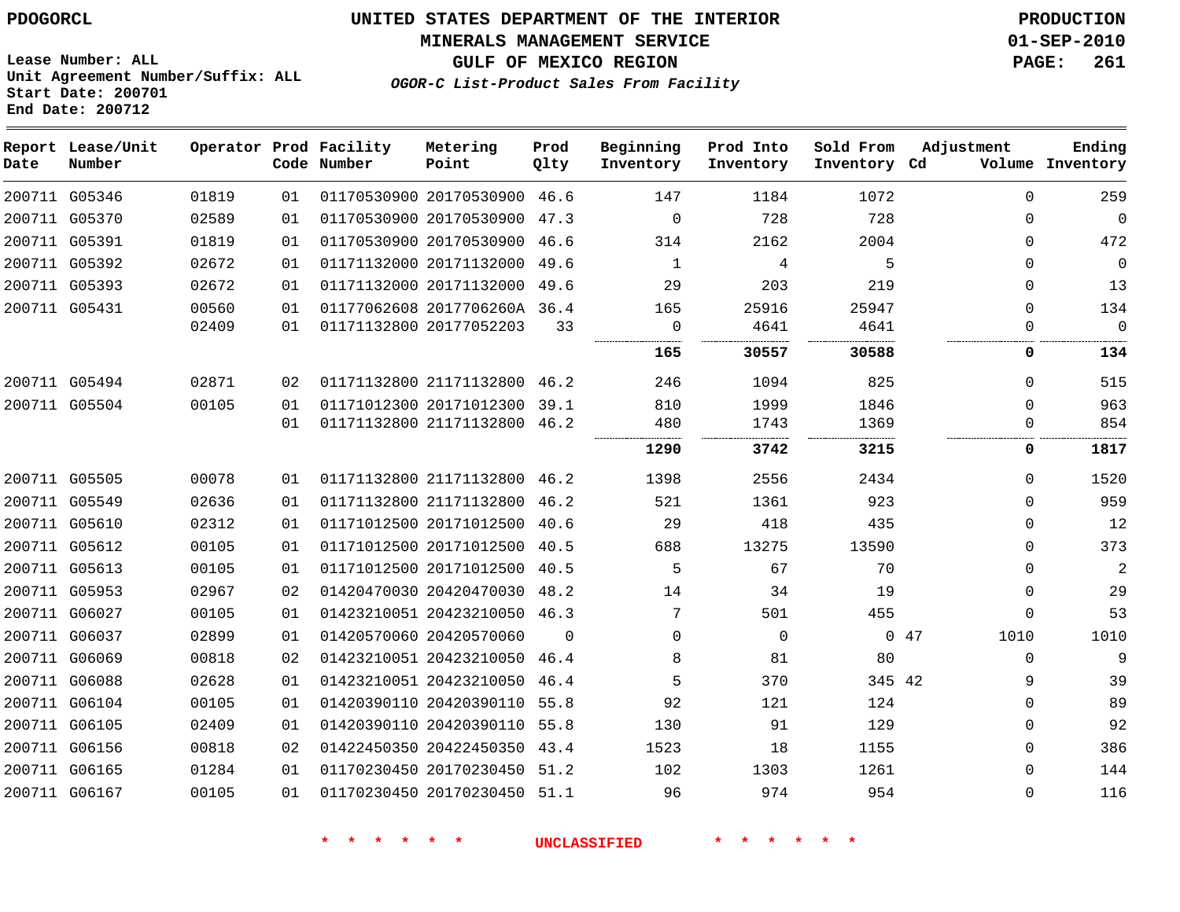PDOGORCL

**UNITED STATES DEPARTMENT OF THE INTERIOR**
**MINERALS MANAGEMENT SERVICE**
**GULF OF MEXICO REGION**
*OGOR-C List-Product Sales From Facility*

PRODUCTION
01-SEP-2010

Lease Number: ALL
Unit Agreement Number/Suffix: ALL
Start Date: 200701
End Date: 200712

| Report Date | Lease/Unit Number | Operator | Prod Code | Facility Number | Metering Point | Prod Qlty | Beginning Inventory | Prod Into Inventory | Sold From Inventory | Adjustment Cd | Adjustment Volume | Ending Inventory |
|---|---|---|---|---|---|---|---|---|---|---|---|---|
| 200711 | G05346 | 01819 | 01 | 01170530900 | 20170530900 | 46.6 | 147 | 1184 | 1072 | | 0 | 259 |
| 200711 | G05370 | 02589 | 01 | 01170530900 | 20170530900 | 47.3 | 0 | 728 | 728 | | 0 | 0 |
| 200711 | G05391 | 01819 | 01 | 01170530900 | 20170530900 | 46.6 | 314 | 2162 | 2004 | | 0 | 472 |
| 200711 | G05392 | 02672 | 01 | 01171132000 | 20171132000 | 49.6 | 1 | 4 | 5 | | 0 | 0 |
| 200711 | G05393 | 02672 | 01 | 01171132000 | 20171132000 | 49.6 | 29 | 203 | 219 | | 0 | 13 |
| 200711 | G05431 | 00560 | 01 | 01177062608 | 2017706260A | 36.4 | 165 | 25916 | 25947 | | 0 | 134 |
| | | 02409 | 01 | 01171132800 | 20177052203 | 33 | 0 | 4641 | 4641 | | 0 | 0 |
| | | | | | | | **165** | **30557** | **30588** | | **0** | **134** |
| 200711 | G05494 | 02871 | 02 | 01171132800 | 21171132800 | 46.2 | 246 | 1094 | 825 | | 0 | 515 |
| 200711 | G05504 | 00105 | 01 | 01171012300 | 20171012300 | 39.1 | 810 | 1999 | 1846 | | 0 | 963 |
| | | | 01 | 01171132800 | 21171132800 | 46.2 | 480 | 1743 | 1369 | | 0 | 854 |
| | | | | | | | **1290** | **3742** | **3215** | | **0** | **1817** |
| 200711 | G05505 | 00078 | 01 | 01171132800 | 21171132800 | 46.2 | 1398 | 2556 | 2434 | | 0 | 1520 |
| 200711 | G05549 | 02636 | 01 | 01171132800 | 21171132800 | 46.2 | 521 | 1361 | 923 | | 0 | 959 |
| 200711 | G05610 | 02312 | 01 | 01171012500 | 20171012500 | 40.6 | 29 | 418 | 435 | | 0 | 12 |
| 200711 | G05612 | 00105 | 01 | 01171012500 | 20171012500 | 40.5 | 688 | 13275 | 13590 | | 0 | 373 |
| 200711 | G05613 | 00105 | 01 | 01171012500 | 20171012500 | 40.5 | 5 | 67 | 70 | | 0 | 2 |
| 200711 | G05953 | 02967 | 02 | 01420470030 | 20420470030 | 48.2 | 14 | 34 | 19 | | 0 | 29 |
| 200711 | G06027 | 00105 | 01 | 01423210051 | 20423210050 | 46.3 | 7 | 501 | 455 | | 0 | 53 |
| 200711 | G06037 | 02899 | 01 | 01420570060 | 20420570060 | 0 | 0 | 0 | 0 | 47 | 1010 | 1010 |
| 200711 | G06069 | 00818 | 02 | 01423210051 | 20423210050 | 46.4 | 8 | 81 | 80 | | 0 | 9 |
| 200711 | G06088 | 02628 | 01 | 01423210051 | 20423210050 | 46.4 | 5 | 370 | 345 | 42 | 9 | 39 |
| 200711 | G06104 | 00105 | 01 | 01420390110 | 20420390110 | 55.8 | 92 | 121 | 124 | | 0 | 89 |
| 200711 | G06105 | 02409 | 01 | 01420390110 | 20420390110 | 55.8 | 130 | 91 | 129 | | 0 | 92 |
| 200711 | G06156 | 00818 | 02 | 01422450350 | 20422450350 | 43.4 | 1523 | 18 | 1155 | | 0 | 386 |
| 200711 | G06165 | 01284 | 01 | 01170230450 | 20170230450 | 51.2 | 102 | 1303 | 1261 | | 0 | 144 |
| 200711 | G06167 | 00105 | 01 | 01170230450 | 20170230450 | 51.1 | 96 | 974 | 954 | | 0 | 116 |

* * * * * * UNCLASSIFIED * * * * * *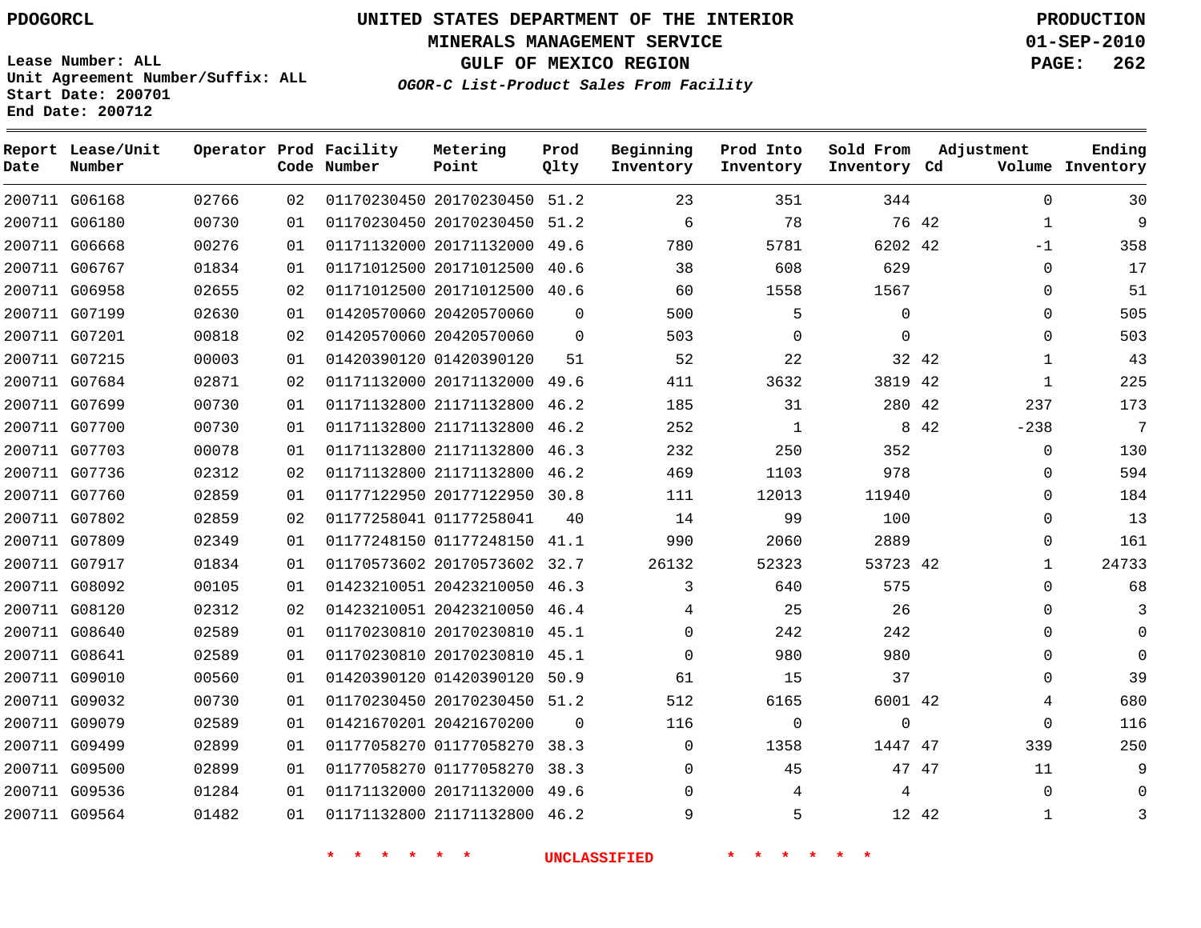PDOGORCL

# UNITED STATES DEPARTMENT OF THE INTERIOR
## MINERALS MANAGEMENT SERVICE
## GULF OF MEXICO REGION
### *OGOR-C List-Product Sales From Facility*

PRODUCTION
01-SEP-2010

Lease Number: ALL
Unit Agreement Number/Suffix: ALL
Start Date: 200701
End Date: 200712

| Report Date | Lease/Unit Number | Operator | Prod Code | Facility Number | Metering Point | Prod Qlty | Beginning Inventory | Prod Into Inventory | Sold From Inventory | Adjustment Cd | Volume | Ending Inventory |
|---|---|---|---|---|---|---|---|---|---|---|---|---|
| 200711 | G06168 | 02766 | 02 | 01170230450 | 20170230450 | 51.2 | 23 | 351 | 344 | | 0 | 30 |
| 200711 | G06180 | 00730 | 01 | 01170230450 | 20170230450 | 51.2 | 6 | 78 | 76 | 42 | 1 | 9 |
| 200711 | G06668 | 00276 | 01 | 01171132000 | 20171132000 | 49.6 | 780 | 5781 | 6202 | 42 | -1 | 358 |
| 200711 | G06767 | 01834 | 01 | 01171012500 | 20171012500 | 40.6 | 38 | 608 | 629 | | 0 | 17 |
| 200711 | G06958 | 02655 | 02 | 01171012500 | 20171012500 | 40.6 | 60 | 1558 | 1567 | | 0 | 51 |
| 200711 | G07199 | 02630 | 01 | 01420570060 | 20420570060 | 0 | 500 | 5 | 0 | | 0 | 505 |
| 200711 | G07201 | 00818 | 02 | 01420570060 | 20420570060 | 0 | 503 | 0 | 0 | | 0 | 503 |
| 200711 | G07215 | 00003 | 01 | 01420390120 | 01420390120 | 51 | 52 | 22 | 32 | 42 | 1 | 43 |
| 200711 | G07684 | 02871 | 02 | 01171132000 | 20171132000 | 49.6 | 411 | 3632 | 3819 | 42 | 1 | 225 |
| 200711 | G07699 | 00730 | 01 | 01171132800 | 21171132800 | 46.2 | 185 | 31 | 280 | 42 | 237 | 173 |
| 200711 | G07700 | 00730 | 01 | 01171132800 | 21171132800 | 46.2 | 252 | 1 | 8 | 42 | -238 | 7 |
| 200711 | G07703 | 00078 | 01 | 01171132800 | 21171132800 | 46.3 | 232 | 250 | 352 | | 0 | 130 |
| 200711 | G07736 | 02312 | 02 | 01171132800 | 21171132800 | 46.2 | 469 | 1103 | 978 | | 0 | 594 |
| 200711 | G07760 | 02859 | 01 | 01177122950 | 20177122950 | 30.8 | 111 | 12013 | 11940 | | 0 | 184 |
| 200711 | G07802 | 02859 | 02 | 01177258041 | 01177258041 | 40 | 14 | 99 | 100 | | 0 | 13 |
| 200711 | G07809 | 02349 | 01 | 01177248150 | 01177248150 | 41.1 | 990 | 2060 | 2889 | | 0 | 161 |
| 200711 | G07917 | 01834 | 01 | 01170573602 | 20170573602 | 32.7 | 26132 | 52323 | 53723 | 42 | 1 | 24733 |
| 200711 | G08092 | 00105 | 01 | 01423210051 | 20423210050 | 46.3 | 3 | 640 | 575 | | 0 | 68 |
| 200711 | G08120 | 02312 | 02 | 01423210051 | 20423210050 | 46.4 | 4 | 25 | 26 | | 0 | 3 |
| 200711 | G08640 | 02589 | 01 | 01170230810 | 20170230810 | 45.1 | 0 | 242 | 242 | | 0 | 0 |
| 200711 | G08641 | 02589 | 01 | 01170230810 | 20170230810 | 45.1 | 0 | 980 | 980 | | 0 | 0 |
| 200711 | G09010 | 00560 | 01 | 01420390120 | 01420390120 | 50.9 | 61 | 15 | 37 | | 0 | 39 |
| 200711 | G09032 | 00730 | 01 | 01170230450 | 20170230450 | 51.2 | 512 | 6165 | 6001 | 42 | 4 | 680 |
| 200711 | G09079 | 02589 | 01 | 01421670201 | 20421670200 | 0 | 116 | 0 | 0 | | 0 | 116 |
| 200711 | G09499 | 02899 | 01 | 01177058270 | 01177058270 | 38.3 | 0 | 1358 | 1447 | 47 | 339 | 250 |
| 200711 | G09500 | 02899 | 01 | 01177058270 | 01177058270 | 38.3 | 0 | 45 | 47 | 47 | 11 | 9 |
| 200711 | G09536 | 01284 | 01 | 01171132000 | 20171132000 | 49.6 | 0 | 4 | 4 | | 0 | 0 |
| 200711 | G09564 | 01482 | 01 | 01171132800 | 21171132800 | 46.2 | 9 | 5 | 12 | 42 | 1 | 3 |

\* \* \* \* \* \* UNCLASSIFIED \* \* \* \* \* \*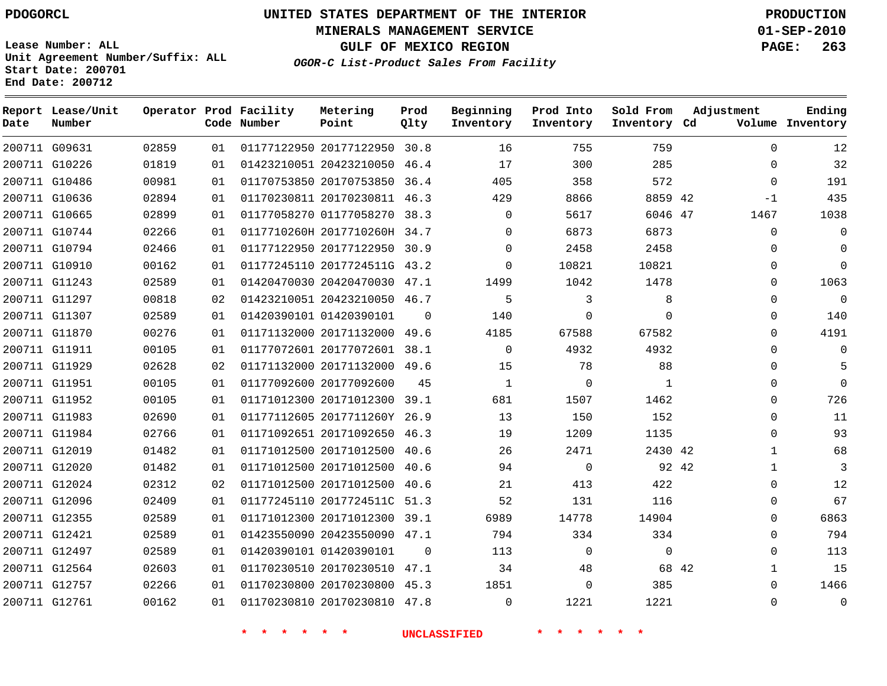PDOGORCL

# UNITED STATES DEPARTMENT OF THE INTERIOR
## MINERALS MANAGEMENT SERVICE
## GULF OF MEXICO REGION

PRODUCTION
01-SEP-2010
PAGE: 263

Lease Number: ALL
Unit Agreement Number/Suffix: ALL
Start Date: 200701
End Date: 200712

*OGOR-C List-Product Sales From Facility*

| Report Date | Lease/Unit Number | Operator | Prod Code | Facility Number | Metering Point | Prod Qlty | Beginning Inventory | Prod Into Inventory | Sold From Inventory | Adjustment Cd | Adjustment Volume | Ending Inventory |
|---|---|---|---|---|---|---|---|---|---|---|---|---|
| 200711 | G09631 | 02859 | 01 | 01177122950 | 20177122950 | 30.8 | 16 | 755 | 759 | | 0 | 12 |
| 200711 | G10226 | 01819 | 01 | 01423210051 | 20423210050 | 46.4 | 17 | 300 | 285 | | 0 | 32 |
| 200711 | G10486 | 00981 | 01 | 01170753850 | 20170753850 | 36.4 | 405 | 358 | 572 | | 0 | 191 |
| 200711 | G10636 | 02894 | 01 | 01170230811 | 20170230811 | 46.3 | 429 | 8866 | 8859 | 42 | -1 | 435 |
| 200711 | G10665 | 02899 | 01 | 01177058270 | 01177058270 | 38.3 | 0 | 5617 | 6046 | 47 | 1467 | 1038 |
| 200711 | G10744 | 02266 | 01 | 0117710260H | 2017710260H | 34.7 | 0 | 6873 | 6873 | | 0 | 0 |
| 200711 | G10794 | 02466 | 01 | 01177122950 | 20177122950 | 30.9 | 0 | 2458 | 2458 | | 0 | 0 |
| 200711 | G10910 | 00162 | 01 | 01177245110 | 2017724511G | 43.2 | 0 | 10821 | 10821 | | 0 | 0 |
| 200711 | G11243 | 02589 | 01 | 01420470030 | 20420470030 | 47.1 | 1499 | 1042 | 1478 | | 0 | 1063 |
| 200711 | G11297 | 00818 | 02 | 01423210051 | 20423210050 | 46.7 | 5 | 3 | 8 | | 0 | 0 |
| 200711 | G11307 | 02589 | 01 | 01420390101 | 01420390101 | 0 | 140 | 0 | 0 | | 0 | 140 |
| 200711 | G11870 | 00276 | 01 | 01171132000 | 20171132000 | 49.6 | 4185 | 67588 | 67582 | | 0 | 4191 |
| 200711 | G11911 | 00105 | 01 | 01177072601 | 20177072601 | 38.1 | 0 | 4932 | 4932 | | 0 | 0 |
| 200711 | G11929 | 02628 | 02 | 01171132000 | 20171132000 | 49.6 | 15 | 78 | 88 | | 0 | 5 |
| 200711 | G11951 | 00105 | 01 | 01177092600 | 20177092600 | 45 | 1 | 0 | 1 | | 0 | 0 |
| 200711 | G11952 | 00105 | 01 | 01171012300 | 20171012300 | 39.1 | 681 | 1507 | 1462 | | 0 | 726 |
| 200711 | G11983 | 02690 | 01 | 01177112605 | 2017711260Y | 26.9 | 13 | 150 | 152 | | 0 | 11 |
| 200711 | G11984 | 02766 | 01 | 01171092651 | 20171092650 | 46.3 | 19 | 1209 | 1135 | | 0 | 93 |
| 200711 | G12019 | 01482 | 01 | 01171012500 | 20171012500 | 40.6 | 26 | 2471 | 2430 | 42 | 1 | 68 |
| 200711 | G12020 | 01482 | 01 | 01171012500 | 20171012500 | 40.6 | 94 | 0 | 92 | 42 | 1 | 3 |
| 200711 | G12024 | 02312 | 02 | 01171012500 | 20171012500 | 40.6 | 21 | 413 | 422 | | 0 | 12 |
| 200711 | G12096 | 02409 | 01 | 01177245110 | 2017724511C | 51.3 | 52 | 131 | 116 | | 0 | 67 |
| 200711 | G12355 | 02589 | 01 | 01171012300 | 20171012300 | 39.1 | 6989 | 14778 | 14904 | | 0 | 6863 |
| 200711 | G12421 | 02589 | 01 | 01423550090 | 20423550090 | 47.1 | 794 | 334 | 334 | | 0 | 794 |
| 200711 | G12497 | 02589 | 01 | 01420390101 | 01420390101 | 0 | 113 | 0 | 0 | | 0 | 113 |
| 200711 | G12564 | 02603 | 01 | 01170230510 | 20170230510 | 47.1 | 34 | 48 | 68 | 42 | 1 | 15 |
| 200711 | G12757 | 02266 | 01 | 01170230800 | 20170230800 | 45.3 | 1851 | 0 | 385 | | 0 | 1466 |
| 200711 | G12761 | 00162 | 01 | 01170230810 | 20170230810 | 47.8 | 0 | 1221 | 1221 | | 0 | 0 |

\* \* \* \* \* \* UNCLASSIFIED \* \* \* \* \* \*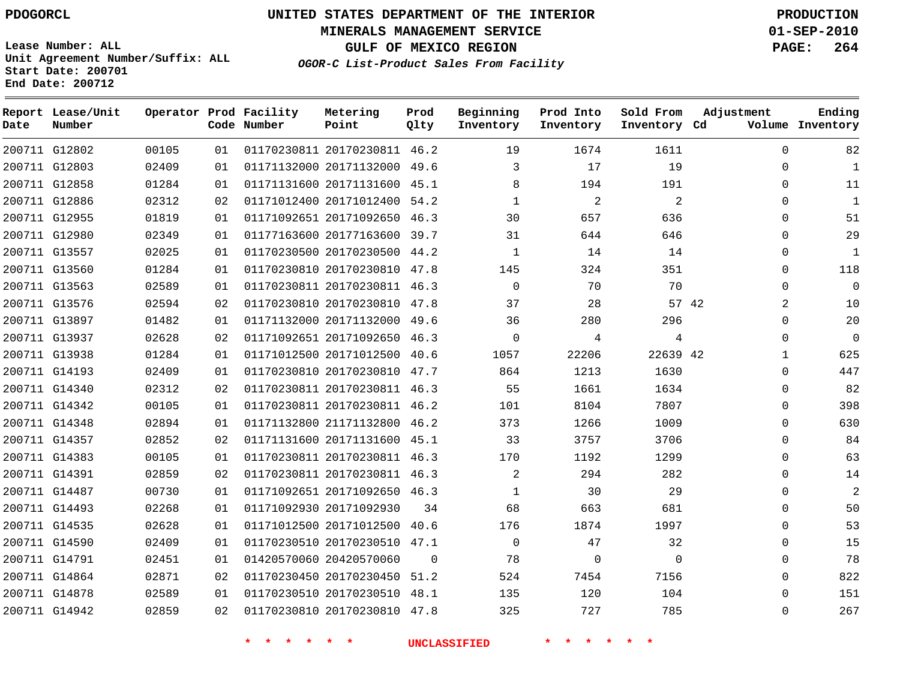PDOGORCL

**UNITED STATES DEPARTMENT OF THE INTERIOR**
**MINERALS MANAGEMENT SERVICE**
**GULF OF MEXICO REGION**
*OGOR-C List-Product Sales From Facility*

**PRODUCTION**
**01-SEP-2010**

Lease Number: ALL
Unit Agreement Number/Suffix: ALL
Start Date: 200701
End Date: 200712

| Report Date | Lease/Unit Number | Operator | Prod Code | Facility Number | Metering Point | Prod Qlty | Beginning Inventory | Prod Into Inventory | Sold From Inventory | Adjustment Cd | Adjustment Volume | Ending Inventory |
|---|---|---|---|---|---|---|---|---|---|---|---|---|
| 200711 | G12802 | 00105 | 01 | 01170230811 | 20170230811 | 46.2 | 19 | 1674 | 1611 | | 0 | 82 |
| 200711 | G12803 | 02409 | 01 | 01171132000 | 20171132000 | 49.6 | 3 | 17 | 19 | | 0 | 1 |
| 200711 | G12858 | 01284 | 01 | 01171131600 | 20171131600 | 45.1 | 8 | 194 | 191 | | 0 | 11 |
| 200711 | G12886 | 02312 | 02 | 01171012400 | 20171012400 | 54.2 | 1 | 2 | 2 | | 0 | 1 |
| 200711 | G12955 | 01819 | 01 | 01171092651 | 20171092650 | 46.3 | 30 | 657 | 636 | | 0 | 51 |
| 200711 | G12980 | 02349 | 01 | 01177163600 | 20177163600 | 39.7 | 31 | 644 | 646 | | 0 | 29 |
| 200711 | G13557 | 02025 | 01 | 01170230500 | 20170230500 | 44.2 | 1 | 14 | 14 | | 0 | 1 |
| 200711 | G13560 | 01284 | 01 | 01170230810 | 20170230810 | 47.8 | 145 | 324 | 351 | | 0 | 118 |
| 200711 | G13563 | 02589 | 01 | 01170230811 | 20170230811 | 46.3 | 0 | 70 | 70 | | 0 | 0 |
| 200711 | G13576 | 02594 | 02 | 01170230810 | 20170230810 | 47.8 | 37 | 28 | 57 | 42 | 2 | 10 |
| 200711 | G13897 | 01482 | 01 | 01171132000 | 20171132000 | 49.6 | 36 | 280 | 296 | | 0 | 20 |
| 200711 | G13937 | 02628 | 02 | 01171092651 | 20171092650 | 46.3 | 0 | 4 | 4 | | 0 | 0 |
| 200711 | G13938 | 01284 | 01 | 01171012500 | 20171012500 | 40.6 | 1057 | 22206 | 22639 | 42 | 1 | 625 |
| 200711 | G14193 | 02409 | 01 | 01170230810 | 20170230810 | 47.7 | 864 | 1213 | 1630 | | 0 | 447 |
| 200711 | G14340 | 02312 | 02 | 01170230811 | 20170230811 | 46.3 | 55 | 1661 | 1634 | | 0 | 82 |
| 200711 | G14342 | 00105 | 01 | 01170230811 | 20170230811 | 46.2 | 101 | 8104 | 7807 | | 0 | 398 |
| 200711 | G14348 | 02894 | 01 | 01171132800 | 21171132800 | 46.2 | 373 | 1266 | 1009 | | 0 | 630 |
| 200711 | G14357 | 02852 | 02 | 01171131600 | 20171131600 | 45.1 | 33 | 3757 | 3706 | | 0 | 84 |
| 200711 | G14383 | 00105 | 01 | 01170230811 | 20170230811 | 46.3 | 170 | 1192 | 1299 | | 0 | 63 |
| 200711 | G14391 | 02859 | 02 | 01170230811 | 20170230811 | 46.3 | 2 | 294 | 282 | | 0 | 14 |
| 200711 | G14487 | 00730 | 01 | 01171092651 | 20171092650 | 46.3 | 1 | 30 | 29 | | 0 | 2 |
| 200711 | G14493 | 02268 | 01 | 01171092930 | 20171092930 | 34 | 68 | 663 | 681 | | 0 | 50 |
| 200711 | G14535 | 02628 | 01 | 01171012500 | 20171012500 | 40.6 | 176 | 1874 | 1997 | | 0 | 53 |
| 200711 | G14590 | 02409 | 01 | 01170230510 | 20170230510 | 47.1 | 0 | 47 | 32 | | 0 | 15 |
| 200711 | G14791 | 02451 | 01 | 01420570060 | 20420570060 | 0 | 78 | 0 | 0 | | 0 | 78 |
| 200711 | G14864 | 02871 | 02 | 01170230450 | 20170230450 | 51.2 | 524 | 7454 | 7156 | | 0 | 822 |
| 200711 | G14878 | 02589 | 01 | 01170230510 | 20170230510 | 48.1 | 135 | 120 | 104 | | 0 | 151 |
| 200711 | G14942 | 02859 | 02 | 01170230810 | 20170230810 | 47.8 | 325 | 727 | 785 | | 0 | 267 |

* * * * * * UNCLASSIFIED * * * * * *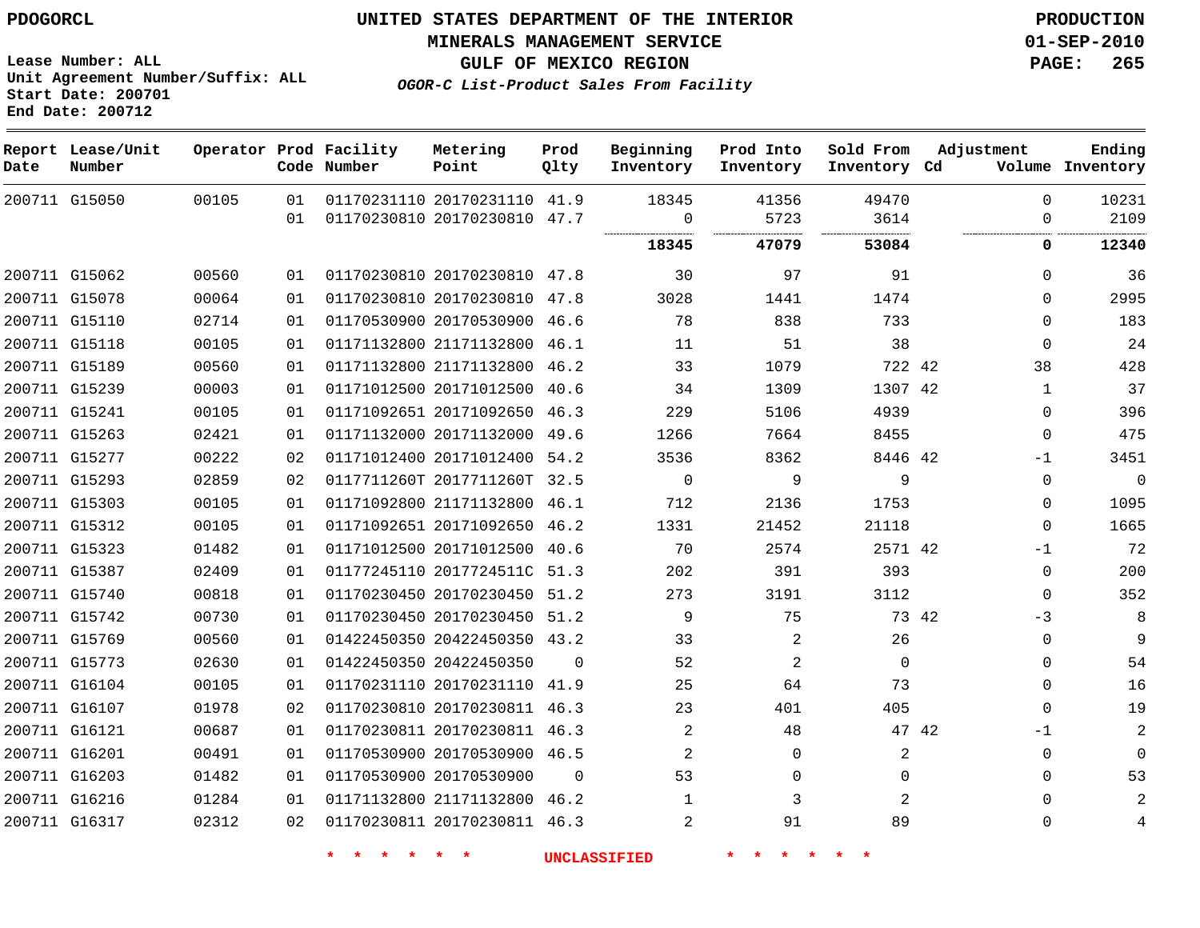PDOGORCL

# UNITED STATES DEPARTMENT OF THE INTERIOR
## MINERALS MANAGEMENT SERVICE
## GULF OF MEXICO REGION
### *OGOR-C List-Product Sales From Facility*

PRODUCTION
01-SEP-2010

Lease Number: ALL
Unit Agreement Number/Suffix: ALL
Start Date: 200701
End Date: 200712

| Report Date | Lease/Unit Number | Operator | Prod Code | Facility Number | Metering Point | Prod Qlty | Beginning Inventory | Prod Into Inventory | Sold From Inventory | Adjustment Cd | Adjustment Volume | Ending Inventory |
|---|---|---|---|---|---|---|---|---|---|---|---|---|
| 200711 | G15050 | 00105 | 01 | 01170231110 | 20170231110 | 41.9 | 18345 | 41356 | 49470 | | 0 | 10231 |
| | | | 01 | 01170230810 | 20170230810 | 47.7 | 0 | 5723 | 3614 | | 0 | 2109 |
| | | | | | | | **18345** | **47079** | **53084** | | **0** | **12340** |
| 200711 | G15062 | 00560 | 01 | 01170230810 | 20170230810 | 47.8 | 30 | 97 | 91 | | 0 | 36 |
| 200711 | G15078 | 00064 | 01 | 01170230810 | 20170230810 | 47.8 | 3028 | 1441 | 1474 | | 0 | 2995 |
| 200711 | G15110 | 02714 | 01 | 01170530900 | 20170530900 | 46.6 | 78 | 838 | 733 | | 0 | 183 |
| 200711 | G15118 | 00105 | 01 | 01171132800 | 21171132800 | 46.1 | 11 | 51 | 38 | | 0 | 24 |
| 200711 | G15189 | 00560 | 01 | 01171132800 | 21171132800 | 46.2 | 33 | 1079 | 722 | 42 | 38 | 428 |
| 200711 | G15239 | 00003 | 01 | 01171012500 | 20171012500 | 40.6 | 34 | 1309 | 1307 | 42 | 1 | 37 |
| 200711 | G15241 | 00105 | 01 | 01171092651 | 20171092650 | 46.3 | 229 | 5106 | 4939 | | 0 | 396 |
| 200711 | G15263 | 02421 | 01 | 01171132000 | 20171132000 | 49.6 | 1266 | 7664 | 8455 | | 0 | 475 |
| 200711 | G15277 | 00222 | 02 | 01171012400 | 20171012400 | 54.2 | 3536 | 8362 | 8446 | 42 | -1 | 3451 |
| 200711 | G15293 | 02859 | 02 | 0117711260T | 2017711260T | 32.5 | 0 | 9 | 9 | | 0 | 0 |
| 200711 | G15303 | 00105 | 01 | 01171092800 | 21171132800 | 46.1 | 712 | 2136 | 1753 | | 0 | 1095 |
| 200711 | G15312 | 00105 | 01 | 01171092651 | 20171092650 | 46.2 | 1331 | 21452 | 21118 | | 0 | 1665 |
| 200711 | G15323 | 01482 | 01 | 01171012500 | 20171012500 | 40.6 | 70 | 2574 | 2571 | 42 | -1 | 72 |
| 200711 | G15387 | 02409 | 01 | 01177245110 | 2017724511C | 51.3 | 202 | 391 | 393 | | 0 | 200 |
| 200711 | G15740 | 00818 | 01 | 01170230450 | 20170230450 | 51.2 | 273 | 3191 | 3112 | | 0 | 352 |
| 200711 | G15742 | 00730 | 01 | 01170230450 | 20170230450 | 51.2 | 9 | 75 | 73 | 42 | -3 | 8 |
| 200711 | G15769 | 00560 | 01 | 01422450350 | 20422450350 | 43.2 | 33 | 2 | 26 | | 0 | 9 |
| 200711 | G15773 | 02630 | 01 | 01422450350 | 20422450350 | 0 | 52 | 2 | 0 | | 0 | 54 |
| 200711 | G16104 | 00105 | 01 | 01170231110 | 20170231110 | 41.9 | 25 | 64 | 73 | | 0 | 16 |
| 200711 | G16107 | 01978 | 02 | 01170230810 | 20170230811 | 46.3 | 23 | 401 | 405 | | 0 | 19 |
| 200711 | G16121 | 00687 | 01 | 01170230811 | 20170230811 | 46.3 | 2 | 48 | 47 | 42 | -1 | 2 |
| 200711 | G16201 | 00491 | 01 | 01170530900 | 20170530900 | 46.5 | 2 | 0 | 2 | | 0 | 0 |
| 200711 | G16203 | 01482 | 01 | 01170530900 | 20170530900 | 0 | 53 | 0 | 0 | | 0 | 53 |
| 200711 | G16216 | 01284 | 01 | 01171132800 | 21171132800 | 46.2 | 1 | 3 | 2 | | 0 | 2 |
| 200711 | G16317 | 02312 | 02 | 01170230811 | 20170230811 | 46.3 | 2 | 91 | 89 | | 0 | 4 |

* * * * * * UNCLASSIFIED * * * * * *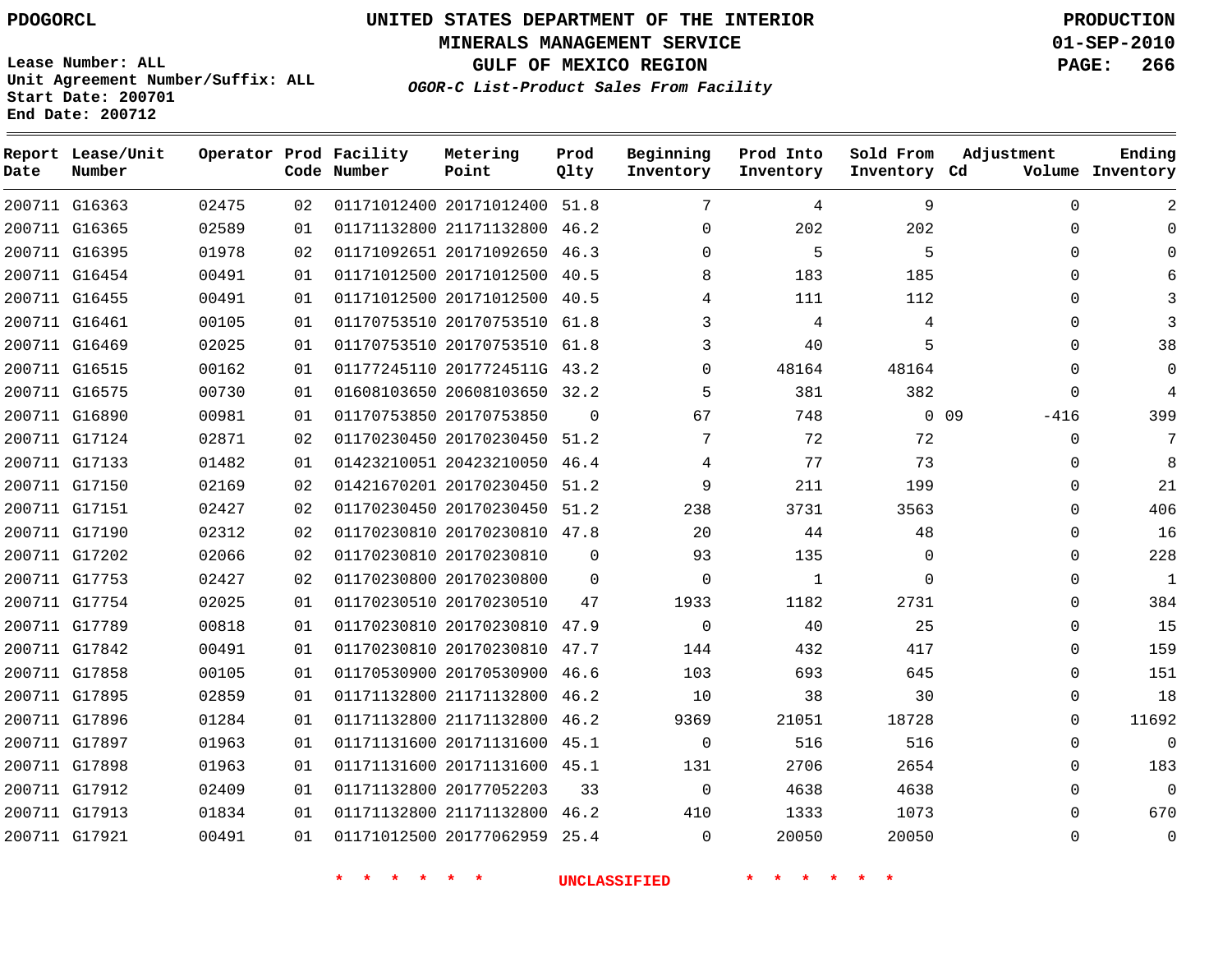PDOGORCL

Lease Number: ALL
Unit Agreement Number/Suffix: ALL
Start Date: 200701
End Date: 200712

# UNITED STATES DEPARTMENT OF THE INTERIOR
## MINERALS MANAGEMENT SERVICE
## GULF OF MEXICO REGION
### *OGOR-C List-Product Sales From Facility*

PRODUCTION
01-SEP-2010

| Report Date | Lease/Unit Number | Operator | Prod Code | Facility Number | Metering Point | Prod Qlty | Beginning Inventory | Prod Into Inventory | Sold From Inventory | Adjustment Cd | Adjustment Volume | Ending Inventory |
|---|---|---|---|---|---|---|---|---|---|---|---|---|
| 200711 | G16363 | 02475 | 02 | 01171012400 | 20171012400 | 51.8 | 7 | 4 | 9 | | 0 | 2 |
| 200711 | G16365 | 02589 | 01 | 01171132800 | 21171132800 | 46.2 | 0 | 202 | 202 | | 0 | 0 |
| 200711 | G16395 | 01978 | 02 | 01171092651 | 20171092650 | 46.3 | 0 | 5 | 5 | | 0 | 0 |
| 200711 | G16454 | 00491 | 01 | 01171012500 | 20171012500 | 40.5 | 8 | 183 | 185 | | 0 | 6 |
| 200711 | G16455 | 00491 | 01 | 01171012500 | 20171012500 | 40.5 | 4 | 111 | 112 | | 0 | 3 |
| 200711 | G16461 | 00105 | 01 | 01170753510 | 20170753510 | 61.8 | 3 | 4 | 4 | | 0 | 3 |
| 200711 | G16469 | 02025 | 01 | 01170753510 | 20170753510 | 61.8 | 3 | 40 | 5 | | 0 | 38 |
| 200711 | G16515 | 00162 | 01 | 01177245110 | 2017724511G | 43.2 | 0 | 48164 | 48164 | | 0 | 0 |
| 200711 | G16575 | 00730 | 01 | 01608103650 | 20608103650 | 32.2 | 5 | 381 | 382 | | 0 | 4 |
| 200711 | G16890 | 00981 | 01 | 01170753850 | 20170753850 | 0 | 67 | 748 | 0 | 09 | -416 | 399 |
| 200711 | G17124 | 02871 | 02 | 01170230450 | 20170230450 | 51.2 | 7 | 72 | 72 | | 0 | 7 |
| 200711 | G17133 | 01482 | 01 | 01423210051 | 20423210050 | 46.4 | 4 | 77 | 73 | | 0 | 8 |
| 200711 | G17150 | 02169 | 02 | 01421670201 | 20170230450 | 51.2 | 9 | 211 | 199 | | 0 | 21 |
| 200711 | G17151 | 02427 | 02 | 01170230450 | 20170230450 | 51.2 | 238 | 3731 | 3563 | | 0 | 406 |
| 200711 | G17190 | 02312 | 02 | 01170230810 | 20170230810 | 47.8 | 20 | 44 | 48 | | 0 | 16 |
| 200711 | G17202 | 02066 | 02 | 01170230810 | 20170230810 | 0 | 93 | 135 | 0 | | 0 | 228 |
| 200711 | G17753 | 02427 | 02 | 01170230800 | 20170230800 | 0 | 0 | 1 | 0 | | 0 | 1 |
| 200711 | G17754 | 02025 | 01 | 01170230510 | 20170230510 | 47 | 1933 | 1182 | 2731 | | 0 | 384 |
| 200711 | G17789 | 00818 | 01 | 01170230810 | 20170230810 | 47.9 | 0 | 40 | 25 | | 0 | 15 |
| 200711 | G17842 | 00491 | 01 | 01170230810 | 20170230810 | 47.7 | 144 | 432 | 417 | | 0 | 159 |
| 200711 | G17858 | 00105 | 01 | 01170530900 | 20170530900 | 46.6 | 103 | 693 | 645 | | 0 | 151 |
| 200711 | G17895 | 02859 | 01 | 01171132800 | 21171132800 | 46.2 | 10 | 38 | 30 | | 0 | 18 |
| 200711 | G17896 | 01284 | 01 | 01171132800 | 21171132800 | 46.2 | 9369 | 21051 | 18728 | | 0 | 11692 |
| 200711 | G17897 | 01963 | 01 | 01171131600 | 20171131600 | 45.1 | 0 | 516 | 516 | | 0 | 0 |
| 200711 | G17898 | 01963 | 01 | 01171131600 | 20171131600 | 45.1 | 131 | 2706 | 2654 | | 0 | 183 |
| 200711 | G17912 | 02409 | 01 | 01171132800 | 20177052203 | 33 | 0 | 4638 | 4638 | | 0 | 0 |
| 200711 | G17913 | 01834 | 01 | 01171132800 | 21171132800 | 46.2 | 410 | 1333 | 1073 | | 0 | 670 |
| 200711 | G17921 | 00491 | 01 | 01171012500 | 20177062959 | 25.4 | 0 | 20050 | 20050 | | 0 | 0 |

* * * * * * UNCLASSIFIED * * * * * *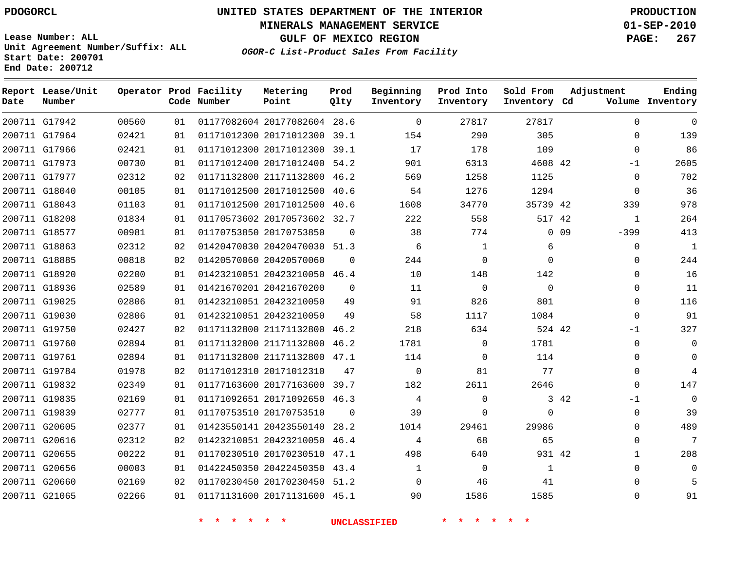PDOGORCL

# UNITED STATES DEPARTMENT OF THE INTERIOR
## MINERALS MANAGEMENT SERVICE
## GULF OF MEXICO REGION
### *OGOR-C List-Product Sales From Facility*

PRODUCTION
01-SEP-2010

Lease Number: ALL
Unit Agreement Number/Suffix: ALL
Start Date: 200701
End Date: 200712

| Report Date | Lease/Unit Number | Operator | Prod Code | Facility Number | Metering Point | Prod Qlty | Beginning Inventory | Prod Into Inventory | Sold From Inventory | Adjustment Cd | Volume | Ending Inventory |
|---|---|---|---|---|---|---|---|---|---|---|---|---|
| 200711 | G17942 | 00560 | 01 | 01177082604 | 20177082604 | 28.6 | 0 | 27817 | 27817 | | 0 | 0 |
| 200711 | G17964 | 02421 | 01 | 01171012300 | 20171012300 | 39.1 | 154 | 290 | 305 | | 0 | 139 |
| 200711 | G17966 | 02421 | 01 | 01171012300 | 20171012300 | 39.1 | 17 | 178 | 109 | | 0 | 86 |
| 200711 | G17973 | 00730 | 01 | 01171012400 | 20171012400 | 54.2 | 901 | 6313 | 4608 | 42 | -1 | 2605 |
| 200711 | G17977 | 02312 | 02 | 01171132800 | 21171132800 | 46.2 | 569 | 1258 | 1125 | | 0 | 702 |
| 200711 | G18040 | 00105 | 01 | 01171012500 | 20171012500 | 40.6 | 54 | 1276 | 1294 | | 0 | 36 |
| 200711 | G18043 | 01103 | 01 | 01171012500 | 20171012500 | 40.6 | 1608 | 34770 | 35739 | 42 | 339 | 978 |
| 200711 | G18208 | 01834 | 01 | 01170573602 | 20170573602 | 32.7 | 222 | 558 | 517 | 42 | 1 | 264 |
| 200711 | G18577 | 00981 | 01 | 01170753850 | 20170753850 | 0 | 38 | 774 | 0 | 09 | -399 | 413 |
| 200711 | G18863 | 02312 | 02 | 01420470030 | 20420470030 | 51.3 | 6 | 1 | 6 | | 0 | 1 |
| 200711 | G18885 | 00818 | 02 | 01420570060 | 20420570060 | 0 | 244 | 0 | 0 | | 0 | 244 |
| 200711 | G18920 | 02200 | 01 | 01423210051 | 20423210050 | 46.4 | 10 | 148 | 142 | | 0 | 16 |
| 200711 | G18936 | 02589 | 01 | 01421670201 | 20421670200 | 0 | 11 | 0 | 0 | | 0 | 11 |
| 200711 | G19025 | 02806 | 01 | 01423210051 | 20423210050 | 49 | 91 | 826 | 801 | | 0 | 116 |
| 200711 | G19030 | 02806 | 01 | 01423210051 | 20423210050 | 49 | 58 | 1117 | 1084 | | 0 | 91 |
| 200711 | G19750 | 02427 | 02 | 01171132800 | 21171132800 | 46.2 | 218 | 634 | 524 | 42 | -1 | 327 |
| 200711 | G19760 | 02894 | 01 | 01171132800 | 21171132800 | 46.2 | 1781 | 0 | 1781 | | 0 | 0 |
| 200711 | G19761 | 02894 | 01 | 01171132800 | 21171132800 | 47.1 | 114 | 0 | 114 | | 0 | 0 |
| 200711 | G19784 | 01978 | 02 | 01171012310 | 20171012310 | 47 | 0 | 81 | 77 | | 0 | 4 |
| 200711 | G19832 | 02349 | 01 | 01177163600 | 20177163600 | 39.7 | 182 | 2611 | 2646 | | 0 | 147 |
| 200711 | G19835 | 02169 | 01 | 01171092651 | 20171092650 | 46.3 | 4 | 0 | 3 | 42 | -1 | 0 |
| 200711 | G19839 | 02777 | 01 | 01170753510 | 20170753510 | 0 | 39 | 0 | 0 | | 0 | 39 |
| 200711 | G20605 | 02377 | 01 | 01423550141 | 20423550140 | 28.2 | 1014 | 29461 | 29986 | | 0 | 489 |
| 200711 | G20616 | 02312 | 02 | 01423210051 | 20423210050 | 46.4 | 4 | 68 | 65 | | 0 | 7 |
| 200711 | G20655 | 00222 | 01 | 01170230510 | 20170230510 | 47.1 | 498 | 640 | 931 | 42 | 1 | 208 |
| 200711 | G20656 | 00003 | 01 | 01422450350 | 20422450350 | 43.4 | 1 | 0 | 1 | | 0 | 0 |
| 200711 | G20660 | 02169 | 02 | 01170230450 | 20170230450 | 51.2 | 0 | 46 | 41 | | 0 | 5 |
| 200711 | G21065 | 02266 | 01 | 01171131600 | 20171131600 | 45.1 | 90 | 1586 | 1585 | | 0 | 91 |

* * * * * * UNCLASSIFIED * * * * * *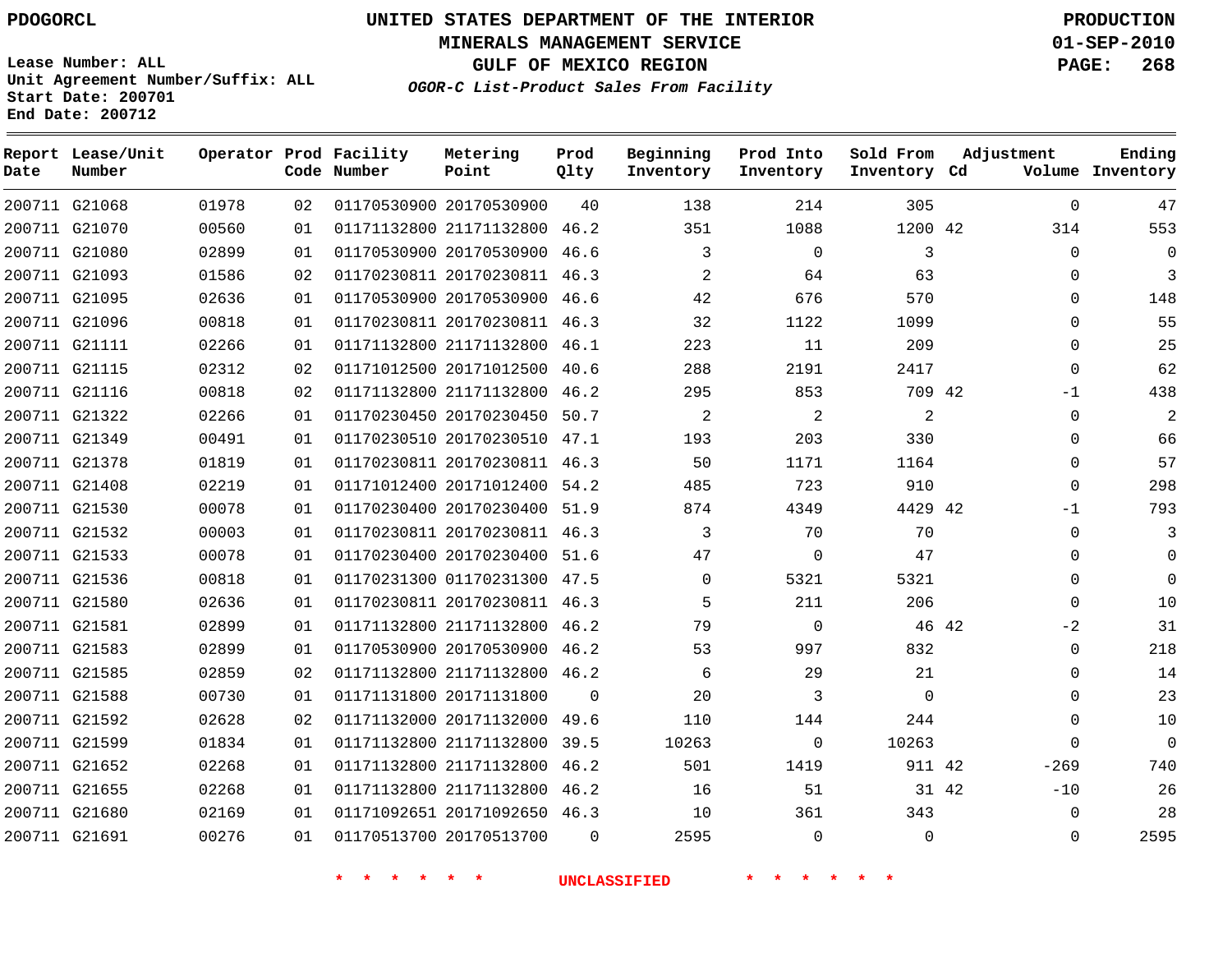PDOGORCL

**UNITED STATES DEPARTMENT OF THE INTERIOR**
**MINERALS MANAGEMENT SERVICE**
**GULF OF MEXICO REGION**
*OGOR-C List-Product Sales From Facility*

PRODUCTION
01-SEP-2010

Lease Number: ALL
Unit Agreement Number/Suffix: ALL
Start Date: 200701
End Date: 200712

| Report Date | Lease/Unit Number | Operator | Prod Code | Facility Number | Metering Point | Prod Qlty | Beginning Inventory | Prod Into Inventory | Sold From Inventory | Adjustment Cd | Adjustment Volume | Ending Inventory |
|---|---|---|---|---|---|---|---|---|---|---|---|---|
| 200711 | G21068 | 01978 | 02 | 01170530900 | 20170530900 | 40 | 138 | 214 | 305 | | 0 | 47 |
| 200711 | G21070 | 00560 | 01 | 01171132800 | 21171132800 | 46.2 | 351 | 1088 | 1200 | 42 | 314 | 553 |
| 200711 | G21080 | 02899 | 01 | 01170530900 | 20170530900 | 46.6 | 3 | 0 | 3 | | 0 | 0 |
| 200711 | G21093 | 01586 | 02 | 01170230811 | 20170230811 | 46.3 | 2 | 64 | 63 | | 0 | 3 |
| 200711 | G21095 | 02636 | 01 | 01170530900 | 20170530900 | 46.6 | 42 | 676 | 570 | | 0 | 148 |
| 200711 | G21096 | 00818 | 01 | 01170230811 | 20170230811 | 46.3 | 32 | 1122 | 1099 | | 0 | 55 |
| 200711 | G21111 | 02266 | 01 | 01171132800 | 21171132800 | 46.1 | 223 | 11 | 209 | | 0 | 25 |
| 200711 | G21115 | 02312 | 02 | 01171012500 | 20171012500 | 40.6 | 288 | 2191 | 2417 | | 0 | 62 |
| 200711 | G21116 | 00818 | 02 | 01171132800 | 21171132800 | 46.2 | 295 | 853 | 709 | 42 | -1 | 438 |
| 200711 | G21322 | 02266 | 01 | 01170230450 | 20170230450 | 50.7 | 2 | 2 | 2 | | 0 | 2 |
| 200711 | G21349 | 00491 | 01 | 01170230510 | 20170230510 | 47.1 | 193 | 203 | 330 | | 0 | 66 |
| 200711 | G21378 | 01819 | 01 | 01170230811 | 20170230811 | 46.3 | 50 | 1171 | 1164 | | 0 | 57 |
| 200711 | G21408 | 02219 | 01 | 01171012400 | 20171012400 | 54.2 | 485 | 723 | 910 | | 0 | 298 |
| 200711 | G21530 | 00078 | 01 | 01170230400 | 20170230400 | 51.9 | 874 | 4349 | 4429 | 42 | -1 | 793 |
| 200711 | G21532 | 00003 | 01 | 01170230811 | 20170230811 | 46.3 | 3 | 70 | 70 | | 0 | 3 |
| 200711 | G21533 | 00078 | 01 | 01170230400 | 20170230400 | 51.6 | 47 | 0 | 47 | | 0 | 0 |
| 200711 | G21536 | 00818 | 01 | 01170231300 | 01170231300 | 47.5 | 0 | 5321 | 5321 | | 0 | 0 |
| 200711 | G21580 | 02636 | 01 | 01170230811 | 20170230811 | 46.3 | 5 | 211 | 206 | | 0 | 10 |
| 200711 | G21581 | 02899 | 01 | 01171132800 | 21171132800 | 46.2 | 79 | 0 | 46 | 42 | -2 | 31 |
| 200711 | G21583 | 02899 | 01 | 01170530900 | 20170530900 | 46.2 | 53 | 997 | 832 | | 0 | 218 |
| 200711 | G21585 | 02859 | 02 | 01171132800 | 21171132800 | 46.2 | 6 | 29 | 21 | | 0 | 14 |
| 200711 | G21588 | 00730 | 01 | 01171131800 | 20171131800 | 0 | 20 | 3 | 0 | | 0 | 23 |
| 200711 | G21592 | 02628 | 02 | 01171132000 | 20171132000 | 49.6 | 110 | 144 | 244 | | 0 | 10 |
| 200711 | G21599 | 01834 | 01 | 01171132800 | 21171132800 | 39.5 | 10263 | 0 | 10263 | | 0 | 0 |
| 200711 | G21652 | 02268 | 01 | 01171132800 | 21171132800 | 46.2 | 501 | 1419 | 911 | 42 | -269 | 740 |
| 200711 | G21655 | 02268 | 01 | 01171132800 | 21171132800 | 46.2 | 16 | 51 | 31 | 42 | -10 | 26 |
| 200711 | G21680 | 02169 | 01 | 01171092651 | 20171092650 | 46.3 | 10 | 361 | 343 | | 0 | 28 |
| 200711 | G21691 | 00276 | 01 | 01170513700 | 20170513700 | 0 | 2595 | 0 | 0 | | 0 | 2595 |

\* \* \* \* \* \* UNCLASSIFIED \* \* \* \* \* \*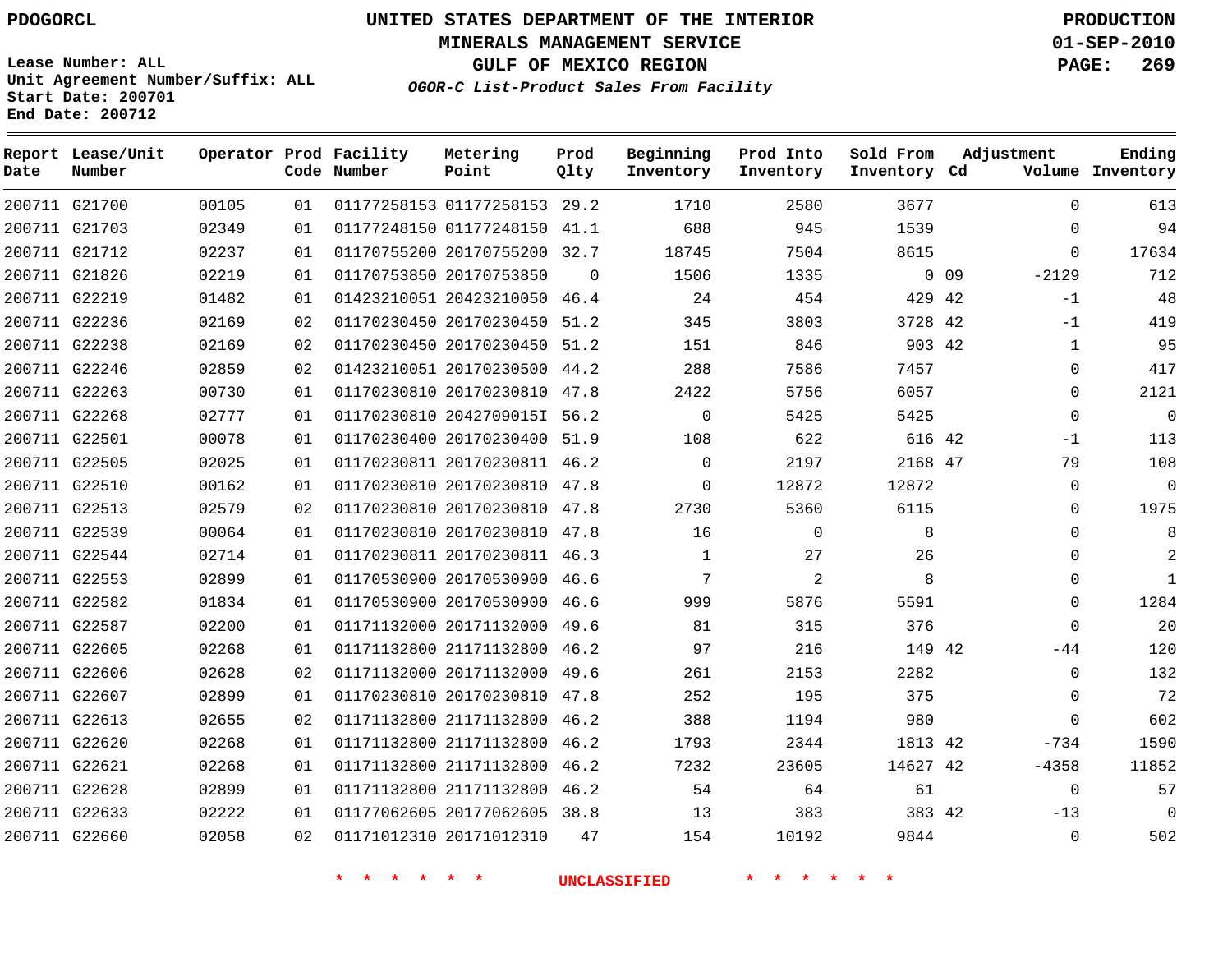PDOGORCL

# UNITED STATES DEPARTMENT OF THE INTERIOR
## MINERALS MANAGEMENT SERVICE
## GULF OF MEXICO REGION
### *OGOR-C List-Product Sales From Facility*

**PRODUCTION**
**01-SEP-2010**

Lease Number: ALL
Unit Agreement Number/Suffix: ALL
Start Date: 200701
End Date: 200712

| Report Date | Lease/Unit Number | Operator | Prod Code | Facility Number | Metering Point | Prod Qlty | Beginning Inventory | Prod Into Inventory | Sold From Inventory | Adjustment Cd | Adjustment Volume | Ending Inventory |
|---|---|---|---|---|---|---|---|---|---|---|---|---|
| 200711 | G21700 | 00105 | 01 | 01177258153 | 01177258153 | 29.2 | 1710 | 2580 | 3677 | | 0 | 613 |
| 200711 | G21703 | 02349 | 01 | 01177248150 | 01177248150 | 41.1 | 688 | 945 | 1539 | | 0 | 94 |
| 200711 | G21712 | 02237 | 01 | 01170755200 | 20170755200 | 32.7 | 18745 | 7504 | 8615 | | 0 | 17634 |
| 200711 | G21826 | 02219 | 01 | 01170753850 | 20170753850 | 0 | 1506 | 1335 | 0 | 09 | -2129 | 712 |
| 200711 | G22219 | 01482 | 01 | 01423210051 | 20423210050 | 46.4 | 24 | 454 | 429 | 42 | -1 | 48 |
| 200711 | G22236 | 02169 | 02 | 01170230450 | 20170230450 | 51.2 | 345 | 3803 | 3728 | 42 | -1 | 419 |
| 200711 | G22238 | 02169 | 02 | 01170230450 | 20170230450 | 51.2 | 151 | 846 | 903 | 42 | 1 | 95 |
| 200711 | G22246 | 02859 | 02 | 01423210051 | 20170230500 | 44.2 | 288 | 7586 | 7457 | | 0 | 417 |
| 200711 | G22263 | 00730 | 01 | 01170230810 | 20170230810 | 47.8 | 2422 | 5756 | 6057 | | 0 | 2121 |
| 200711 | G22268 | 02777 | 01 | 01170230810 | 2042709015I | 56.2 | 0 | 5425 | 5425 | | 0 | 0 |
| 200711 | G22501 | 00078 | 01 | 01170230400 | 20170230400 | 51.9 | 108 | 622 | 616 | 42 | -1 | 113 |
| 200711 | G22505 | 02025 | 01 | 01170230811 | 20170230811 | 46.2 | 0 | 2197 | 2168 | 47 | 79 | 108 |
| 200711 | G22510 | 00162 | 01 | 01170230810 | 20170230810 | 47.8 | 0 | 12872 | 12872 | | 0 | 0 |
| 200711 | G22513 | 02579 | 02 | 01170230810 | 20170230810 | 47.8 | 2730 | 5360 | 6115 | | 0 | 1975 |
| 200711 | G22539 | 00064 | 01 | 01170230810 | 20170230810 | 47.8 | 16 | 0 | 8 | | 0 | 8 |
| 200711 | G22544 | 02714 | 01 | 01170230811 | 20170230811 | 46.3 | 1 | 27 | 26 | | 0 | 2 |
| 200711 | G22553 | 02899 | 01 | 01170530900 | 20170530900 | 46.6 | 7 | 2 | 8 | | 0 | 1 |
| 200711 | G22582 | 01834 | 01 | 01170530900 | 20170530900 | 46.6 | 999 | 5876 | 5591 | | 0 | 1284 |
| 200711 | G22587 | 02200 | 01 | 01171132000 | 20171132000 | 49.6 | 81 | 315 | 376 | | 0 | 20 |
| 200711 | G22605 | 02268 | 01 | 01171132800 | 21171132800 | 46.2 | 97 | 216 | 149 | 42 | -44 | 120 |
| 200711 | G22606 | 02628 | 02 | 01171132000 | 20171132000 | 49.6 | 261 | 2153 | 2282 | | 0 | 132 |
| 200711 | G22607 | 02899 | 01 | 01170230810 | 20170230810 | 47.8 | 252 | 195 | 375 | | 0 | 72 |
| 200711 | G22613 | 02655 | 02 | 01171132800 | 21171132800 | 46.2 | 388 | 1194 | 980 | | 0 | 602 |
| 200711 | G22620 | 02268 | 01 | 01171132800 | 21171132800 | 46.2 | 1793 | 2344 | 1813 | 42 | -734 | 1590 |
| 200711 | G22621 | 02268 | 01 | 01171132800 | 21171132800 | 46.2 | 7232 | 23605 | 14627 | 42 | -4358 | 11852 |
| 200711 | G22628 | 02899 | 01 | 01171132800 | 21171132800 | 46.2 | 54 | 64 | 61 | | 0 | 57 |
| 200711 | G22633 | 02222 | 01 | 01177062605 | 20177062605 | 38.8 | 13 | 383 | 383 | 42 | -13 | 0 |
| 200711 | G22660 | 02058 | 02 | 01171012310 | 20171012310 | 47 | 154 | 10192 | 9844 | | 0 | 502 |

* * * * * * UNCLASSIFIED * * * * * *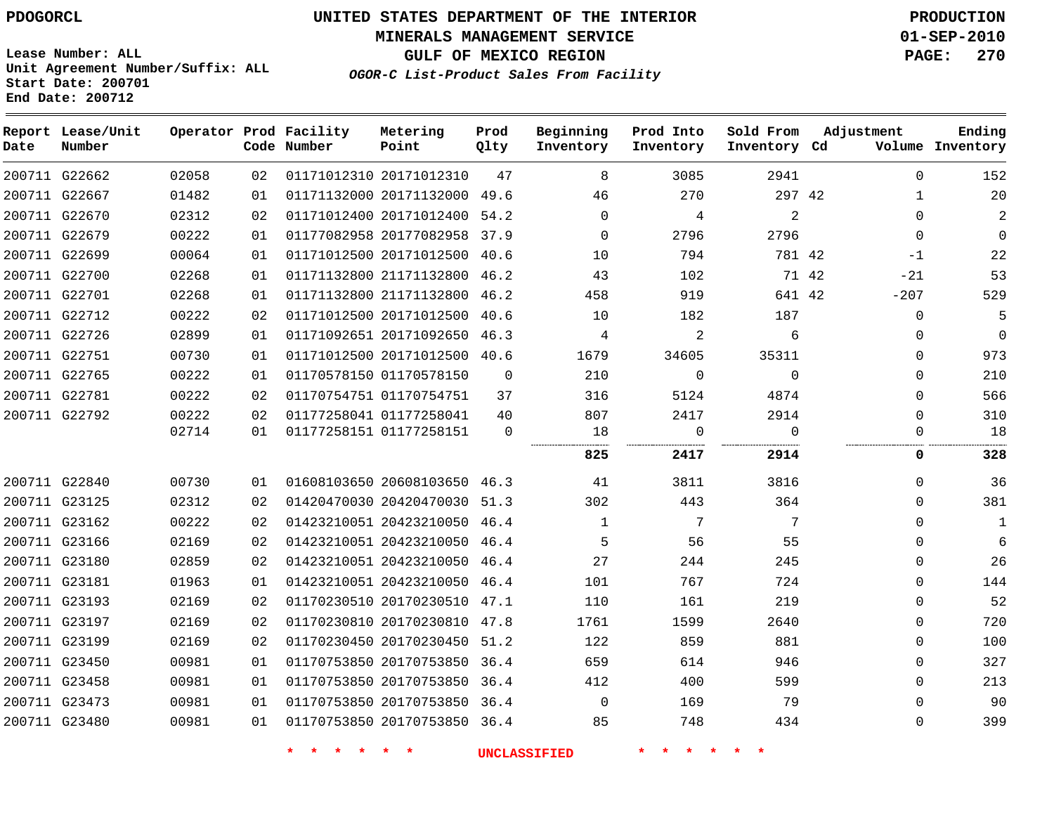Lease Number: ALL
Unit Agreement Number/Suffix: ALL
Start Date: 200701
End Date: 200712

# UNITED STATES DEPARTMENT OF THE INTERIOR
## MINERALS MANAGEMENT SERVICE
## GULF OF MEXICO REGION
### *OGOR-C List-Product Sales From Facility*

PRODUCTION
01-SEP-2010

| Report Date | Lease/Unit Number | Operator | Prod Code | Facility Number | Metering Point | Prod Qlty | Beginning Inventory | Prod Into Inventory | Sold From Inventory | Adjustment Cd | Adjustment Volume | Ending Inventory |
|---|---|---|---|---|---|---|---|---|---|---|---|---|
| 200711 | G22662 | 02058 | 02 | 01171012310 | 20171012310 | 47 | 8 | 3085 | 2941 | | 0 | 152 |
| 200711 | G22667 | 01482 | 01 | 01171132000 | 20171132000 | 49.6 | 46 | 270 | 297 | 42 | 1 | 20 |
| 200711 | G22670 | 02312 | 02 | 01171012400 | 20171012400 | 54.2 | 0 | 4 | 2 | | 0 | 2 |
| 200711 | G22679 | 00222 | 01 | 01177082958 | 20177082958 | 37.9 | 0 | 2796 | 2796 | | 0 | 0 |
| 200711 | G22699 | 00064 | 01 | 01171012500 | 20171012500 | 40.6 | 10 | 794 | 781 | 42 | -1 | 22 |
| 200711 | G22700 | 02268 | 01 | 01171132800 | 21171132800 | 46.2 | 43 | 102 | 71 | 42 | -21 | 53 |
| 200711 | G22701 | 02268 | 01 | 01171132800 | 21171132800 | 46.2 | 458 | 919 | 641 | 42 | -207 | 529 |
| 200711 | G22712 | 00222 | 02 | 01171012500 | 20171012500 | 40.6 | 10 | 182 | 187 | | 0 | 5 |
| 200711 | G22726 | 02899 | 01 | 01171092651 | 20171092650 | 46.3 | 4 | 2 | 6 | | 0 | 0 |
| 200711 | G22751 | 00730 | 01 | 01171012500 | 20171012500 | 40.6 | 1679 | 34605 | 35311 | | 0 | 973 |
| 200711 | G22765 | 00222 | 01 | 01170578150 | 01170578150 | 0 | 210 | 0 | 0 | | 0 | 210 |
| 200711 | G22781 | 00222 | 02 | 01170754751 | 01170754751 | 37 | 316 | 5124 | 4874 | | 0 | 566 |
| 200711 | G22792 | 00222 | 02 | 01177258041 | 01177258041 | 40 | 807 | 2417 | 2914 | | 0 | 310 |
| | | 02714 | 01 | 01177258151 | 01177258151 | 0 | 18 | 0 | 0 | | 0 | 18 |
| | | | | | | | **825** | **2417** | **2914** | | **0** | **328** |
| 200711 | G22840 | 00730 | 01 | 01608103650 | 20608103650 | 46.3 | 41 | 3811 | 3816 | | 0 | 36 |
| 200711 | G23125 | 02312 | 02 | 01420470030 | 20420470030 | 51.3 | 302 | 443 | 364 | | 0 | 381 |
| 200711 | G23162 | 00222 | 02 | 01423210051 | 20423210050 | 46.4 | 1 | 7 | 7 | | 0 | 1 |
| 200711 | G23166 | 02169 | 02 | 01423210051 | 20423210050 | 46.4 | 5 | 56 | 55 | | 0 | 6 |
| 200711 | G23180 | 02859 | 02 | 01423210051 | 20423210050 | 46.4 | 27 | 244 | 245 | | 0 | 26 |
| 200711 | G23181 | 01963 | 01 | 01423210051 | 20423210050 | 46.4 | 101 | 767 | 724 | | 0 | 144 |
| 200711 | G23193 | 02169 | 02 | 01170230510 | 20170230510 | 47.1 | 110 | 161 | 219 | | 0 | 52 |
| 200711 | G23197 | 02169 | 02 | 01170230810 | 20170230810 | 47.8 | 1761 | 1599 | 2640 | | 0 | 720 |
| 200711 | G23199 | 02169 | 02 | 01170230450 | 20170230450 | 51.2 | 122 | 859 | 881 | | 0 | 100 |
| 200711 | G23450 | 00981 | 01 | 01170753850 | 20170753850 | 36.4 | 659 | 614 | 946 | | 0 | 327 |
| 200711 | G23458 | 00981 | 01 | 01170753850 | 20170753850 | 36.4 | 412 | 400 | 599 | | 0 | 213 |
| 200711 | G23473 | 00981 | 01 | 01170753850 | 20170753850 | 36.4 | 0 | 169 | 79 | | 0 | 90 |
| 200711 | G23480 | 00981 | 01 | 01170753850 | 20170753850 | 36.4 | 85 | 748 | 434 | | 0 | 399 |

* * * * * * UNCLASSIFIED * * * * * *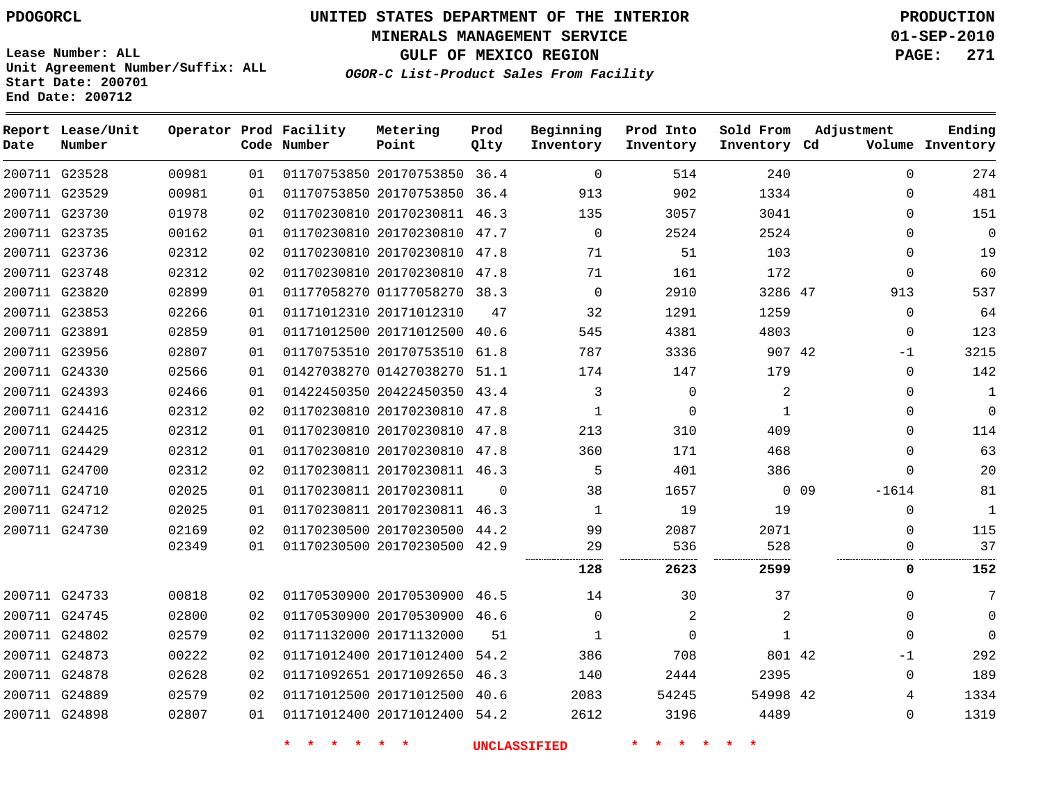PDOGORCL

Lease Number: ALL
Unit Agreement Number/Suffix: ALL
Start Date: 200701
End Date: 200712

# UNITED STATES DEPARTMENT OF THE INTERIOR
## MINERALS MANAGEMENT SERVICE
## GULF OF MEXICO REGION
### *OGOR-C List-Product Sales From Facility*

PRODUCTION
01-SEP-2010

| Report Date | Lease/Unit Number | Operator | Prod Code | Facility Number | Metering Point | Prod Qlty | Beginning Inventory | Prod Into Inventory | Sold From Inventory | Adjustment Cd | Adjustment Volume | Ending Inventory |
|---|---|---|---|---|---|---|---|---|---|---|---|---|
| 200711 | G23528 | 00981 | 01 | 01170753850 | 20170753850 | 36.4 | 0 | 514 | 240 | | 0 | 274 |
| 200711 | G23529 | 00981 | 01 | 01170753850 | 20170753850 | 36.4 | 913 | 902 | 1334 | | 0 | 481 |
| 200711 | G23730 | 01978 | 02 | 01170230810 | 20170230811 | 46.3 | 135 | 3057 | 3041 | | 0 | 151 |
| 200711 | G23735 | 00162 | 01 | 01170230810 | 20170230810 | 47.7 | 0 | 2524 | 2524 | | 0 | 0 |
| 200711 | G23736 | 02312 | 02 | 01170230810 | 20170230810 | 47.8 | 71 | 51 | 103 | | 0 | 19 |
| 200711 | G23748 | 02312 | 02 | 01170230810 | 20170230810 | 47.8 | 71 | 161 | 172 | | 0 | 60 |
| 200711 | G23820 | 02899 | 01 | 01177058270 | 01177058270 | 38.3 | 0 | 2910 | 3286 | 47 | 913 | 537 |
| 200711 | G23853 | 02266 | 01 | 01171012310 | 20171012310 | 47 | 32 | 1291 | 1259 | | 0 | 64 |
| 200711 | G23891 | 02859 | 01 | 01171012500 | 20171012500 | 40.6 | 545 | 4381 | 4803 | | 0 | 123 |
| 200711 | G23956 | 02807 | 01 | 01170753510 | 20170753510 | 61.8 | 787 | 3336 | 907 | 42 | -1 | 3215 |
| 200711 | G24330 | 02566 | 01 | 01427038270 | 01427038270 | 51.1 | 174 | 147 | 179 | | 0 | 142 |
| 200711 | G24393 | 02466 | 01 | 01422450350 | 20422450350 | 43.4 | 3 | 0 | 2 | | 0 | 1 |
| 200711 | G24416 | 02312 | 02 | 01170230810 | 20170230810 | 47.8 | 1 | 0 | 1 | | 0 | 0 |
| 200711 | G24425 | 02312 | 01 | 01170230810 | 20170230810 | 47.8 | 213 | 310 | 409 | | 0 | 114 |
| 200711 | G24429 | 02312 | 01 | 01170230810 | 20170230810 | 47.8 | 360 | 171 | 468 | | 0 | 63 |
| 200711 | G24700 | 02312 | 02 | 01170230811 | 20170230811 | 46.3 | 5 | 401 | 386 | | 0 | 20 |
| 200711 | G24710 | 02025 | 01 | 01170230811 | 20170230811 | 0 | 38 | 1657 | 0 | 09 | -1614 | 81 |
| 200711 | G24712 | 02025 | 01 | 01170230811 | 20170230811 | 46.3 | 1 | 19 | 19 | | 0 | 1 |
| 200711 | G24730 | 02169 | 02 | 01170230500 | 20170230500 | 44.2 | 99 | 2087 | 2071 | | 0 | 115 |
| | | 02349 | 01 | 01170230500 | 20170230500 | 42.9 | 29 | 536 | 528 | | 0 | 37 |
| | | | | | | | **128** | **2623** | **2599** | | **0** | **152** |
| 200711 | G24733 | 00818 | 02 | 01170530900 | 20170530900 | 46.5 | 14 | 30 | 37 | | 0 | 7 |
| 200711 | G24745 | 02800 | 02 | 01170530900 | 20170530900 | 46.6 | 0 | 2 | 2 | | 0 | 0 |
| 200711 | G24802 | 02579 | 02 | 01171132000 | 20171132000 | 51 | 1 | 0 | 1 | | 0 | 0 |
| 200711 | G24873 | 00222 | 02 | 01171012400 | 20171012400 | 54.2 | 386 | 708 | 801 | 42 | -1 | 292 |
| 200711 | G24878 | 02628 | 02 | 01171092651 | 20171092650 | 46.3 | 140 | 2444 | 2395 | | 0 | 189 |
| 200711 | G24889 | 02579 | 02 | 01171012500 | 20171012500 | 40.6 | 2083 | 54245 | 54998 | 42 | 4 | 1334 |
| 200711 | G24898 | 02807 | 01 | 01171012400 | 20171012400 | 54.2 | 2612 | 3196 | 4489 | | 0 | 1319 |

* * * * * * UNCLASSIFIED * * * * * *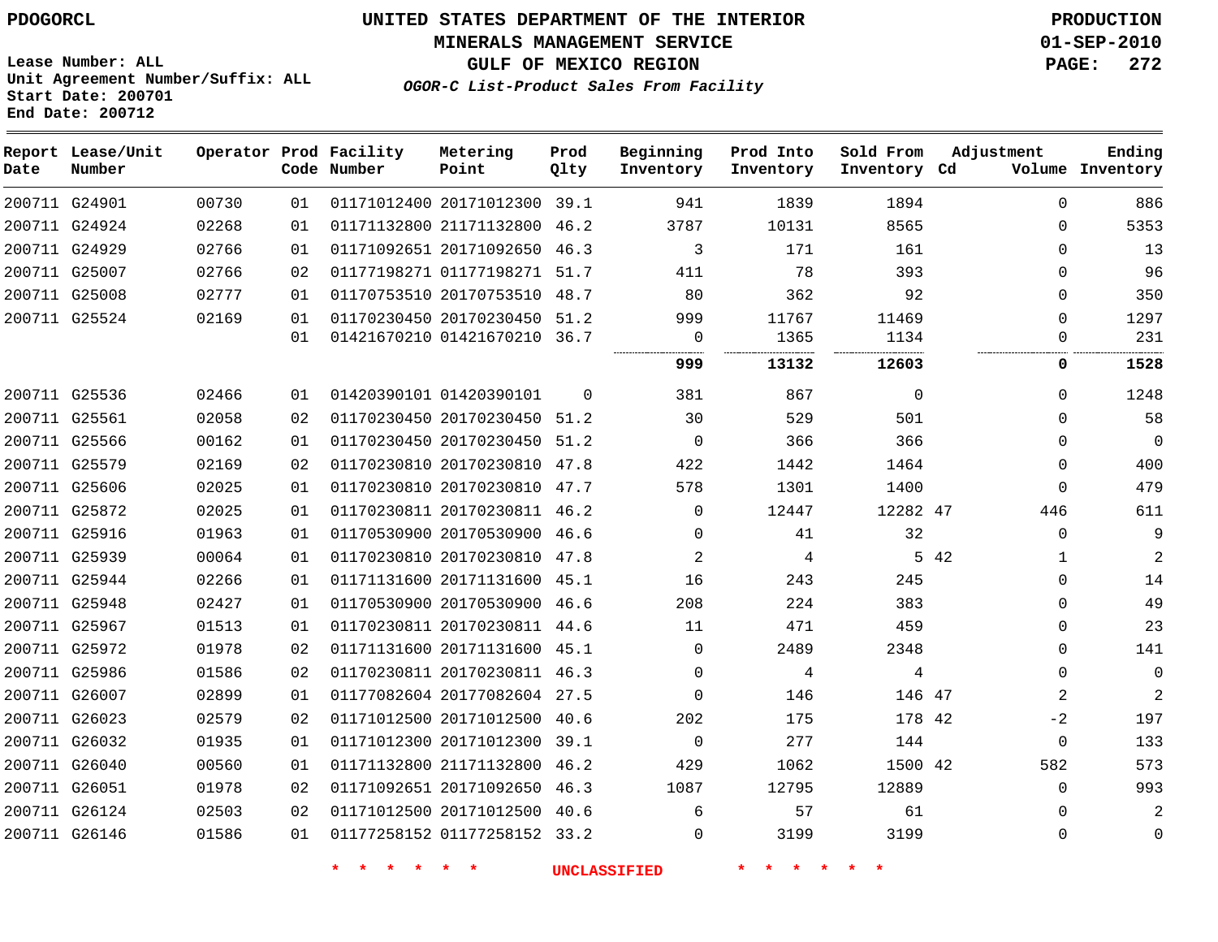PDOGORCL

**UNITED STATES DEPARTMENT OF THE INTERIOR**
**MINERALS MANAGEMENT SERVICE**
**GULF OF MEXICO REGION**
*OGOR-C List-Product Sales From Facility*

PRODUCTION
01-SEP-2010
PAGE: 272

Lease Number: ALL
Unit Agreement Number/Suffix: ALL
Start Date: 200701
End Date: 200712

| Report Date | Lease/Unit Number | Operator | Prod Code | Facility Number | Metering Point | Prod Qlty | Beginning Inventory | Prod Into Inventory | Sold From Inventory | Adjustment Cd | Volume | Ending Inventory |
|---|---|---|---|---|---|---|---|---|---|---|---|---|
| 200711 | G24901 | 00730 | 01 | 01171012400 | 20171012300 | 39.1 | 941 | 1839 | 1894 | | 0 | 886 |
| 200711 | G24924 | 02268 | 01 | 01171132800 | 21171132800 | 46.2 | 3787 | 10131 | 8565 | | 0 | 5353 |
| 200711 | G24929 | 02766 | 01 | 01171092651 | 20171092650 | 46.3 | 3 | 171 | 161 | | 0 | 13 |
| 200711 | G25007 | 02766 | 02 | 01177198271 | 01177198271 | 51.7 | 411 | 78 | 393 | | 0 | 96 |
| 200711 | G25008 | 02777 | 01 | 01170753510 | 20170753510 | 48.7 | 80 | 362 | 92 | | 0 | 350 |
| 200711 | G25524 | 02169 | 01 | 01170230450 | 20170230450 | 51.2 | 999 | 11767 | 11469 | | 0 | 1297 |
| | | | 01 | 01421670210 | 01421670210 | 36.7 | 0 | 1365 | 1134 | | 0 | 231 |
| | | | | | | | **999** | **13132** | **12603** | | **0** | **1528** |
| 200711 | G25536 | 02466 | 01 | 01420390101 | 01420390101 | 0 | 381 | 867 | 0 | | 0 | 1248 |
| 200711 | G25561 | 02058 | 02 | 01170230450 | 20170230450 | 51.2 | 30 | 529 | 501 | | 0 | 58 |
| 200711 | G25566 | 00162 | 01 | 01170230450 | 20170230450 | 51.2 | 0 | 366 | 366 | | 0 | 0 |
| 200711 | G25579 | 02169 | 02 | 01170230810 | 20170230810 | 47.8 | 422 | 1442 | 1464 | | 0 | 400 |
| 200711 | G25606 | 02025 | 01 | 01170230810 | 20170230810 | 47.7 | 578 | 1301 | 1400 | | 0 | 479 |
| 200711 | G25872 | 02025 | 01 | 01170230811 | 20170230811 | 46.2 | 0 | 12447 | 12282 | 47 | 446 | 611 |
| 200711 | G25916 | 01963 | 01 | 01170530900 | 20170530900 | 46.6 | 0 | 41 | 32 | | 0 | 9 |
| 200711 | G25939 | 00064 | 01 | 01170230810 | 20170230810 | 47.8 | 2 | 4 | 5 | 42 | 1 | 2 |
| 200711 | G25944 | 02266 | 01 | 01171131600 | 20171131600 | 45.1 | 16 | 243 | 245 | | 0 | 14 |
| 200711 | G25948 | 02427 | 01 | 01170530900 | 20170530900 | 46.6 | 208 | 224 | 383 | | 0 | 49 |
| 200711 | G25967 | 01513 | 01 | 01170230811 | 20170230811 | 44.6 | 11 | 471 | 459 | | 0 | 23 |
| 200711 | G25972 | 01978 | 02 | 01171131600 | 20171131600 | 45.1 | 0 | 2489 | 2348 | | 0 | 141 |
| 200711 | G25986 | 01586 | 02 | 01170230811 | 20170230811 | 46.3 | 0 | 4 | 4 | | 0 | 0 |
| 200711 | G26007 | 02899 | 01 | 01177082604 | 20177082604 | 27.5 | 0 | 146 | 146 | 47 | 2 | 2 |
| 200711 | G26023 | 02579 | 02 | 01171012500 | 20171012500 | 40.6 | 202 | 175 | 178 | 42 | -2 | 197 |
| 200711 | G26032 | 01935 | 01 | 01171012300 | 20171012300 | 39.1 | 0 | 277 | 144 | | 0 | 133 |
| 200711 | G26040 | 00560 | 01 | 01171132800 | 21171132800 | 46.2 | 429 | 1062 | 1500 | 42 | 582 | 573 |
| 200711 | G26051 | 01978 | 02 | 01171092651 | 20171092650 | 46.3 | 1087 | 12795 | 12889 | | 0 | 993 |
| 200711 | G26124 | 02503 | 02 | 01171012500 | 20171012500 | 40.6 | 6 | 57 | 61 | | 0 | 2 |
| 200711 | G26146 | 01586 | 01 | 01177258152 | 01177258152 | 33.2 | 0 | 3199 | 3199 | | 0 | 0 |

\* \* \* \* \* \* UNCLASSIFIED \* \* \* \* \* \*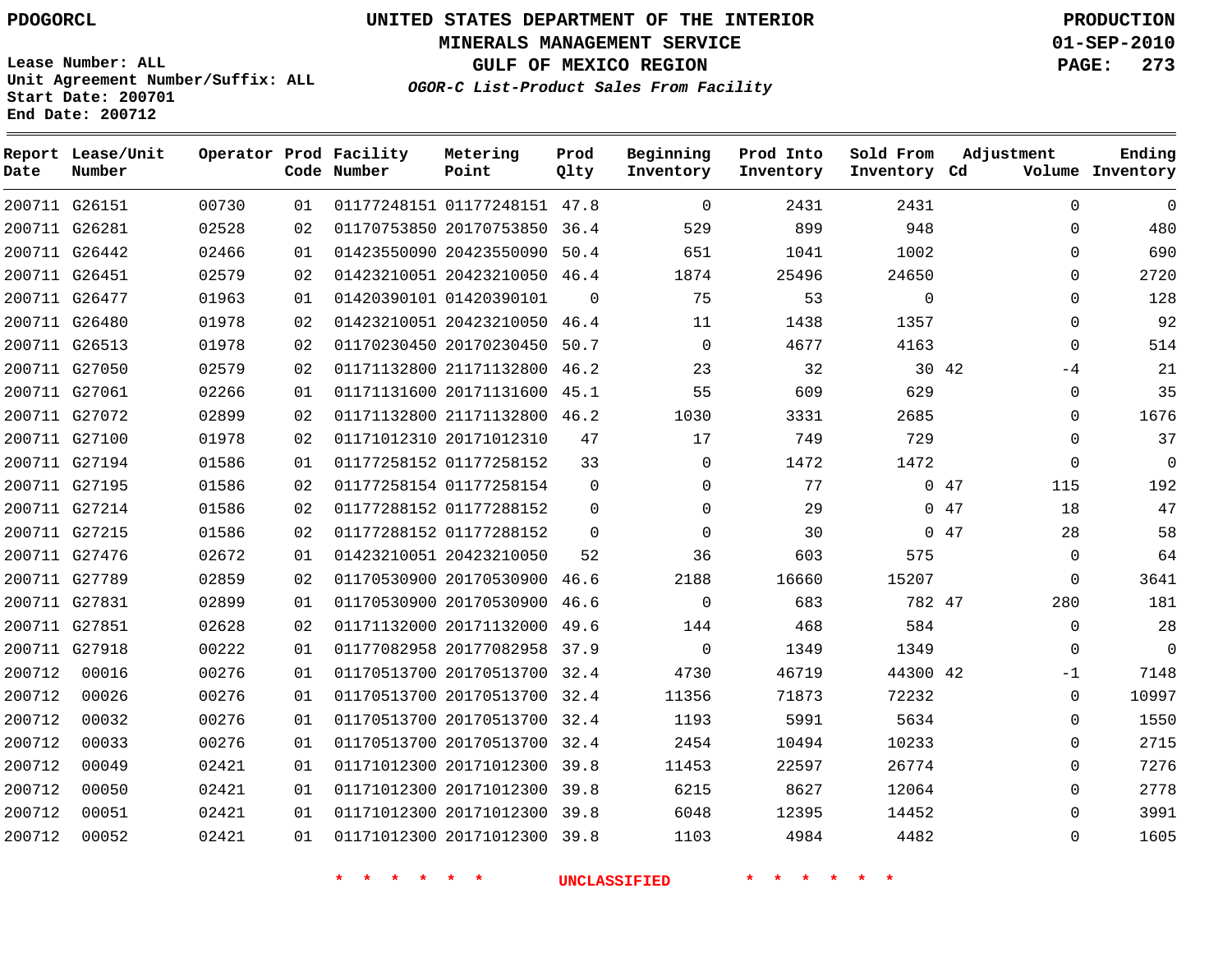PDOGORCL

Lease Number: ALL
Unit Agreement Number/Suffix: ALL
Start Date: 200701
End Date: 200712

# UNITED STATES DEPARTMENT OF THE INTERIOR
## MINERALS MANAGEMENT SERVICE
## GULF OF MEXICO REGION
### *OGOR-C List-Product Sales From Facility*

PRODUCTION
01-SEP-2010

| Report Date | Lease/Unit Number | Operator | Prod Code | Facility Number | Metering Point | Prod Qlty | Beginning Inventory | Prod Into Inventory | Sold From Inventory | Adjustment Cd | Adjustment Volume | Ending Inventory |
|---|---|---|---|---|---|---|---|---|---|---|---|---|
| 200711 | G26151 | 00730 | 01 | 01177248151 | 01177248151 | 47.8 | 0 | 2431 | 2431 | | 0 | 0 |
| 200711 | G26281 | 02528 | 02 | 01170753850 | 20170753850 | 36.4 | 529 | 899 | 948 | | 0 | 480 |
| 200711 | G26442 | 02466 | 01 | 01423550090 | 20423550090 | 50.4 | 651 | 1041 | 1002 | | 0 | 690 |
| 200711 | G26451 | 02579 | 02 | 01423210051 | 20423210050 | 46.4 | 1874 | 25496 | 24650 | | 0 | 2720 |
| 200711 | G26477 | 01963 | 01 | 01420390101 | 01420390101 | 0 | 75 | 53 | 0 | | 0 | 128 |
| 200711 | G26480 | 01978 | 02 | 01423210051 | 20423210050 | 46.4 | 11 | 1438 | 1357 | | 0 | 92 |
| 200711 | G26513 | 01978 | 02 | 01170230450 | 20170230450 | 50.7 | 0 | 4677 | 4163 | | 0 | 514 |
| 200711 | G27050 | 02579 | 02 | 01171132800 | 21171132800 | 46.2 | 23 | 32 | 30 | 42 | -4 | 21 |
| 200711 | G27061 | 02266 | 01 | 01171131600 | 20171131600 | 45.1 | 55 | 609 | 629 | | 0 | 35 |
| 200711 | G27072 | 02899 | 02 | 01171132800 | 21171132800 | 46.2 | 1030 | 3331 | 2685 | | 0 | 1676 |
| 200711 | G27100 | 01978 | 02 | 01171012310 | 20171012310 | 47 | 17 | 749 | 729 | | 0 | 37 |
| 200711 | G27194 | 01586 | 01 | 01177258152 | 01177258152 | 33 | 0 | 1472 | 1472 | | 0 | 0 |
| 200711 | G27195 | 01586 | 02 | 01177258154 | 01177258154 | 0 | 0 | 77 | 0 | 47 | 115 | 192 |
| 200711 | G27214 | 01586 | 02 | 01177288152 | 01177288152 | 0 | 0 | 29 | 0 | 47 | 18 | 47 |
| 200711 | G27215 | 01586 | 02 | 01177288152 | 01177288152 | 0 | 0 | 30 | 0 | 47 | 28 | 58 |
| 200711 | G27476 | 02672 | 01 | 01423210051 | 20423210050 | 52 | 36 | 603 | 575 | | 0 | 64 |
| 200711 | G27789 | 02859 | 02 | 01170530900 | 20170530900 | 46.6 | 2188 | 16660 | 15207 | | 0 | 3641 |
| 200711 | G27831 | 02899 | 01 | 01170530900 | 20170530900 | 46.6 | 0 | 683 | 782 | 47 | 280 | 181 |
| 200711 | G27851 | 02628 | 02 | 01171132000 | 20171132000 | 49.6 | 144 | 468 | 584 | | 0 | 28 |
| 200711 | G27918 | 00222 | 01 | 01177082958 | 20177082958 | 37.9 | 0 | 1349 | 1349 | | 0 | 0 |
| 200712 | 00016 | 00276 | 01 | 01170513700 | 20170513700 | 32.4 | 4730 | 46719 | 44300 | 42 | -1 | 7148 |
| 200712 | 00026 | 00276 | 01 | 01170513700 | 20170513700 | 32.4 | 11356 | 71873 | 72232 | | 0 | 10997 |
| 200712 | 00032 | 00276 | 01 | 01170513700 | 20170513700 | 32.4 | 1193 | 5991 | 5634 | | 0 | 1550 |
| 200712 | 00033 | 00276 | 01 | 01170513700 | 20170513700 | 32.4 | 2454 | 10494 | 10233 | | 0 | 2715 |
| 200712 | 00049 | 02421 | 01 | 01171012300 | 20171012300 | 39.8 | 11453 | 22597 | 26774 | | 0 | 7276 |
| 200712 | 00050 | 02421 | 01 | 01171012300 | 20171012300 | 39.8 | 6215 | 8627 | 12064 | | 0 | 2778 |
| 200712 | 00051 | 02421 | 01 | 01171012300 | 20171012300 | 39.8 | 6048 | 12395 | 14452 | | 0 | 3991 |
| 200712 | 00052 | 02421 | 01 | 01171012300 | 20171012300 | 39.8 | 1103 | 4984 | 4482 | | 0 | 1605 |

* * * * * * * UNCLASSIFIED * * * * * * *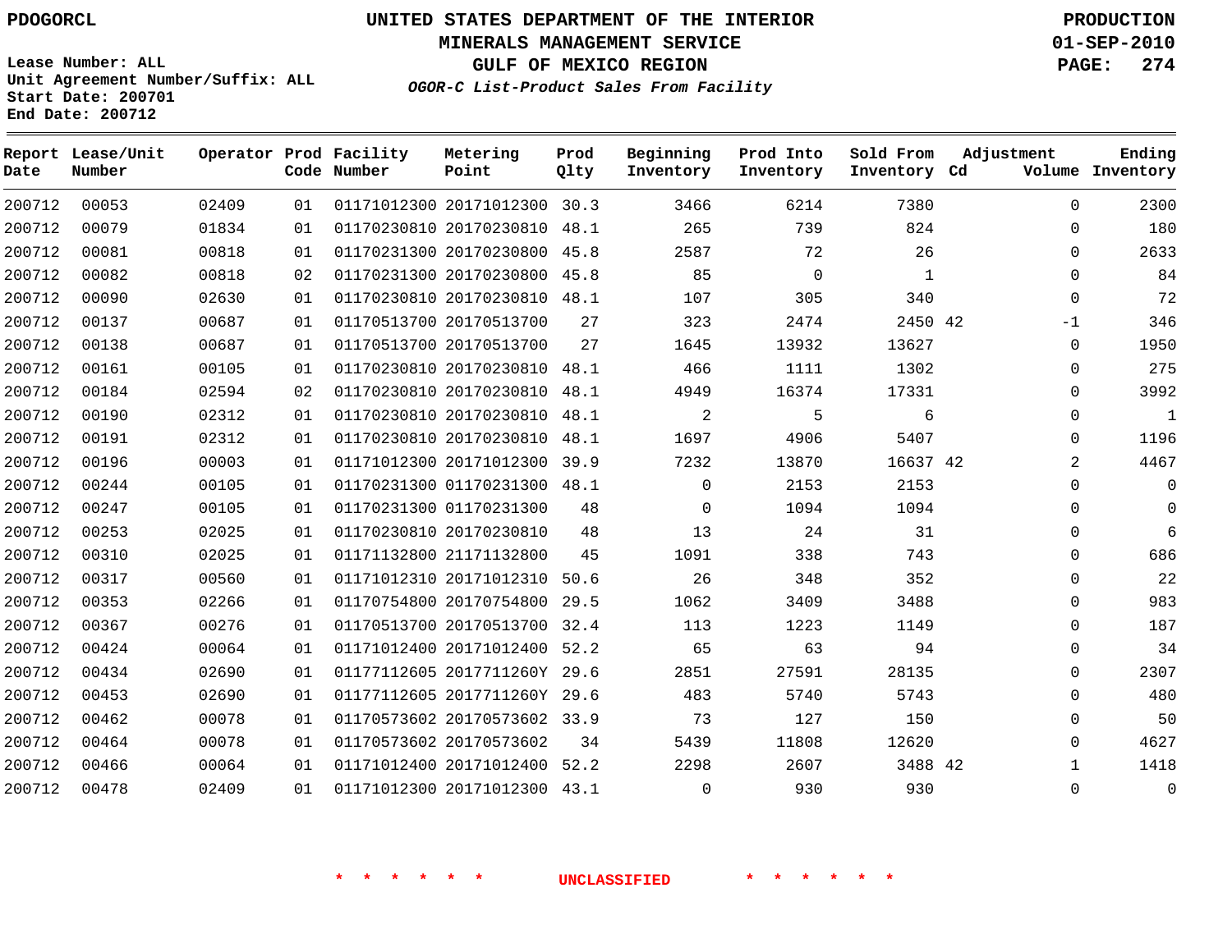PDOGORCL

**UNITED STATES DEPARTMENT OF THE INTERIOR**
**MINERALS MANAGEMENT SERVICE**
**GULF OF MEXICO REGION**
*OGOR-C List-Product Sales From Facility*

PRODUCTION
01-SEP-2010
PAGE: 274

Lease Number: ALL
Unit Agreement Number/Suffix: ALL
Start Date: 200701
End Date: 200712

| Report Date | Lease/Unit Number | Operator | Prod Code | Facility Number | Metering Point | Prod Qlty | Beginning Inventory | Prod Into Inventory | Sold From Inventory | Adjustment Cd | Adjustment Volume | Ending Inventory |
|---|---|---|---|---|---|---|---|---|---|---|---|---|
| 200712 | 00053 | 02409 | 01 | 01171012300 | 20171012300 | 30.3 | 3466 | 6214 | 7380 | | 0 | 2300 |
| 200712 | 00079 | 01834 | 01 | 01170230810 | 20170230810 | 48.1 | 265 | 739 | 824 | | 0 | 180 |
| 200712 | 00081 | 00818 | 01 | 01170231300 | 20170230800 | 45.8 | 2587 | 72 | 26 | | 0 | 2633 |
| 200712 | 00082 | 00818 | 02 | 01170231300 | 20170230800 | 45.8 | 85 | 0 | 1 | | 0 | 84 |
| 200712 | 00090 | 02630 | 01 | 01170230810 | 20170230810 | 48.1 | 107 | 305 | 340 | | 0 | 72 |
| 200712 | 00137 | 00687 | 01 | 01170513700 | 20170513700 | 27 | 323 | 2474 | 2450 | 42 | -1 | 346 |
| 200712 | 00138 | 00687 | 01 | 01170513700 | 20170513700 | 27 | 1645 | 13932 | 13627 | | 0 | 1950 |
| 200712 | 00161 | 00105 | 01 | 01170230810 | 20170230810 | 48.1 | 466 | 1111 | 1302 | | 0 | 275 |
| 200712 | 00184 | 02594 | 02 | 01170230810 | 20170230810 | 48.1 | 4949 | 16374 | 17331 | | 0 | 3992 |
| 200712 | 00190 | 02312 | 01 | 01170230810 | 20170230810 | 48.1 | 2 | 5 | 6 | | 0 | 1 |
| 200712 | 00191 | 02312 | 01 | 01170230810 | 20170230810 | 48.1 | 1697 | 4906 | 5407 | | 0 | 1196 |
| 200712 | 00196 | 00003 | 01 | 01171012300 | 20171012300 | 39.9 | 7232 | 13870 | 16637 | 42 | 2 | 4467 |
| 200712 | 00244 | 00105 | 01 | 01170231300 | 01170231300 | 48.1 | 0 | 2153 | 2153 | | 0 | 0 |
| 200712 | 00247 | 00105 | 01 | 01170231300 | 01170231300 | 48 | 0 | 1094 | 1094 | | 0 | 0 |
| 200712 | 00253 | 02025 | 01 | 01170230810 | 20170230810 | 48 | 13 | 24 | 31 | | 0 | 6 |
| 200712 | 00310 | 02025 | 01 | 01171132800 | 21171132800 | 45 | 1091 | 338 | 743 | | 0 | 686 |
| 200712 | 00317 | 00560 | 01 | 01171012310 | 20171012310 | 50.6 | 26 | 348 | 352 | | 0 | 22 |
| 200712 | 00353 | 02266 | 01 | 01170754800 | 20170754800 | 29.5 | 1062 | 3409 | 3488 | | 0 | 983 |
| 200712 | 00367 | 00276 | 01 | 01170513700 | 20170513700 | 32.4 | 113 | 1223 | 1149 | | 0 | 187 |
| 200712 | 00424 | 00064 | 01 | 01171012400 | 20171012400 | 52.2 | 65 | 63 | 94 | | 0 | 34 |
| 200712 | 00434 | 02690 | 01 | 01177112605 | 2017711260Y | 29.6 | 2851 | 27591 | 28135 | | 0 | 2307 |
| 200712 | 00453 | 02690 | 01 | 01177112605 | 2017711260Y | 29.6 | 483 | 5740 | 5743 | | 0 | 480 |
| 200712 | 00462 | 00078 | 01 | 01170573602 | 20170573602 | 33.9 | 73 | 127 | 150 | | 0 | 50 |
| 200712 | 00464 | 00078 | 01 | 01170573602 | 20170573602 | 34 | 5439 | 11808 | 12620 | | 0 | 4627 |
| 200712 | 00466 | 00064 | 01 | 01171012400 | 20171012400 | 52.2 | 2298 | 2607 | 3488 | 42 | 1 | 1418 |
| 200712 | 00478 | 02409 | 01 | 01171012300 | 20171012300 | 43.1 | 0 | 930 | 930 | | 0 | 0 |

\* \* \* \* \* \* UNCLASSIFIED \* \* \* \* \* \*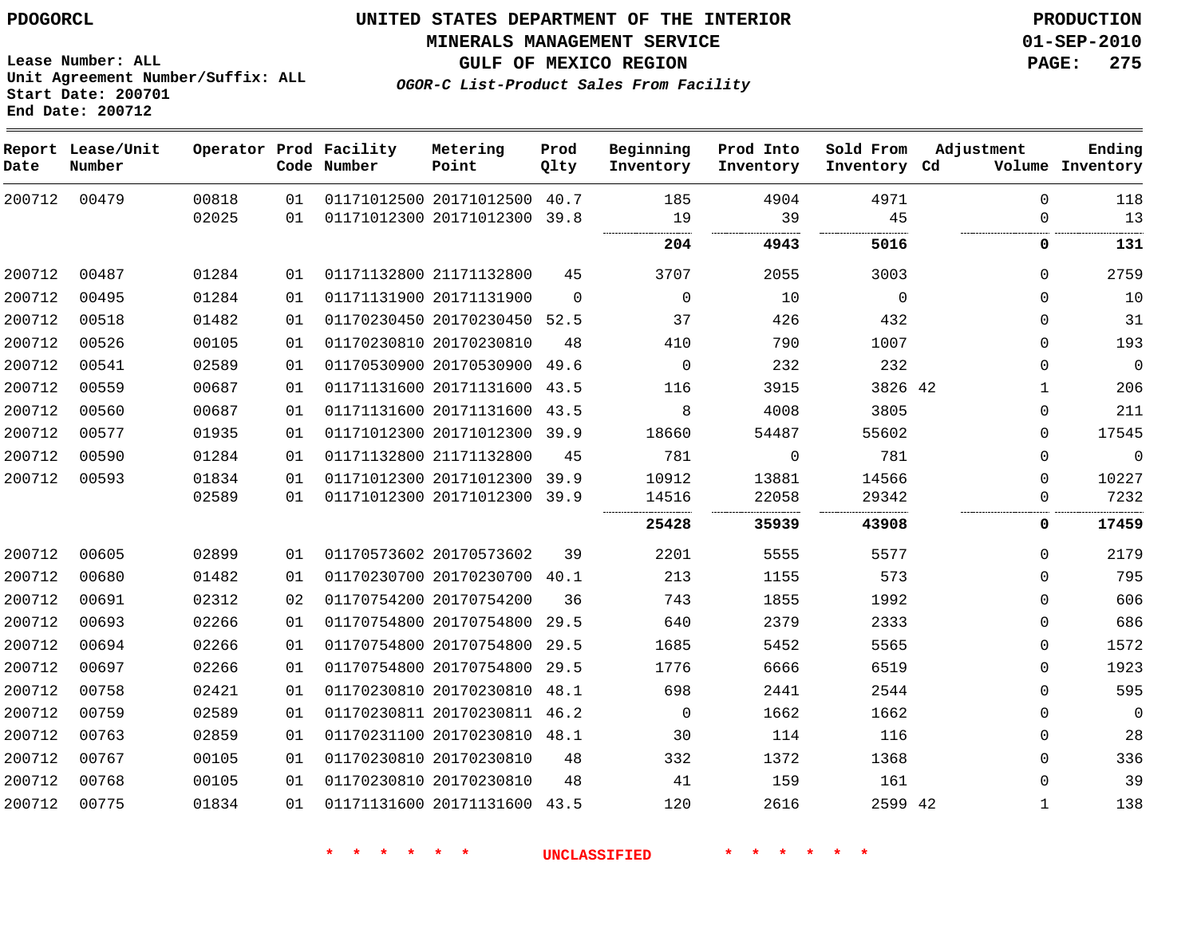PDOGORCL

**UNITED STATES DEPARTMENT OF THE INTERIOR**
**MINERALS MANAGEMENT SERVICE**
**GULF OF MEXICO REGION**
***OGOR-C List-Product Sales From Facility***

**PRODUCTION**
**01-SEP-2010**

Lease Number: ALL
Unit Agreement Number/Suffix: ALL
Start Date: 200701
End Date: 200712

| Report Date | Lease/Unit Number | Operator | Prod Code | Facility Number | Metering Point | Prod Qlty | Beginning Inventory | Prod Into Inventory | Sold From Inventory | Adjustment Cd | Adjustment Volume | Ending Inventory |
|---|---|---|---|---|---|---|---|---|---|---|---|---|
| 200712 | 00479 | 00818 | 01 | 01171012500 | 20171012500 | 40.7 | 185 | 4904 | 4971 | | 0 | 118 |
| | | 02025 | 01 | 01171012300 | 20171012300 | 39.8 | 19 | 39 | 45 | | 0 | 13 |
| | | | | | | | **204** | **4943** | **5016** | | **0** | **131** |
| 200712 | 00487 | 01284 | 01 | 01171132800 | 21171132800 | 45 | 3707 | 2055 | 3003 | | 0 | 2759 |
| 200712 | 00495 | 01284 | 01 | 01171131900 | 20171131900 | 0 | 0 | 10 | 0 | | 0 | 10 |
| 200712 | 00518 | 01482 | 01 | 01170230450 | 20170230450 | 52.5 | 37 | 426 | 432 | | 0 | 31 |
| 200712 | 00526 | 00105 | 01 | 01170230810 | 20170230810 | 48 | 410 | 790 | 1007 | | 0 | 193 |
| 200712 | 00541 | 02589 | 01 | 01170530900 | 20170530900 | 49.6 | 0 | 232 | 232 | | 0 | 0 |
| 200712 | 00559 | 00687 | 01 | 01171131600 | 20171131600 | 43.5 | 116 | 3915 | 3826 | 42 | 1 | 206 |
| 200712 | 00560 | 00687 | 01 | 01171131600 | 20171131600 | 43.5 | 8 | 4008 | 3805 | | 0 | 211 |
| 200712 | 00577 | 01935 | 01 | 01171012300 | 20171012300 | 39.9 | 18660 | 54487 | 55602 | | 0 | 17545 |
| 200712 | 00590 | 01284 | 01 | 01171132800 | 21171132800 | 45 | 781 | 0 | 781 | | 0 | 0 |
| 200712 | 00593 | 01834 | 01 | 01171012300 | 20171012300 | 39.9 | 10912 | 13881 | 14566 | | 0 | 10227 |
| | | 02589 | 01 | 01171012300 | 20171012300 | 39.9 | 14516 | 22058 | 29342 | | 0 | 7232 |
| | | | | | | | **25428** | **35939** | **43908** | | **0** | **17459** |
| 200712 | 00605 | 02899 | 01 | 01170573602 | 20170573602 | 39 | 2201 | 5555 | 5577 | | 0 | 2179 |
| 200712 | 00680 | 01482 | 01 | 01170230700 | 20170230700 | 40.1 | 213 | 1155 | 573 | | 0 | 795 |
| 200712 | 00691 | 02312 | 02 | 01170754200 | 20170754200 | 36 | 743 | 1855 | 1992 | | 0 | 606 |
| 200712 | 00693 | 02266 | 01 | 01170754800 | 20170754800 | 29.5 | 640 | 2379 | 2333 | | 0 | 686 |
| 200712 | 00694 | 02266 | 01 | 01170754800 | 20170754800 | 29.5 | 1685 | 5452 | 5565 | | 0 | 1572 |
| 200712 | 00697 | 02266 | 01 | 01170754800 | 20170754800 | 29.5 | 1776 | 6666 | 6519 | | 0 | 1923 |
| 200712 | 00758 | 02421 | 01 | 01170230810 | 20170230810 | 48.1 | 698 | 2441 | 2544 | | 0 | 595 |
| 200712 | 00759 | 02589 | 01 | 01170230811 | 20170230811 | 46.2 | 0 | 1662 | 1662 | | 0 | 0 |
| 200712 | 00763 | 02859 | 01 | 01170231100 | 20170230810 | 48.1 | 30 | 114 | 116 | | 0 | 28 |
| 200712 | 00767 | 00105 | 01 | 01170230810 | 20170230810 | 48 | 332 | 1372 | 1368 | | 0 | 336 |
| 200712 | 00768 | 00105 | 01 | 01170230810 | 20170230810 | 48 | 41 | 159 | 161 | | 0 | 39 |
| 200712 | 00775 | 01834 | 01 | 01171131600 | 20171131600 | 43.5 | 120 | 2616 | 2599 | 42 | 1 | 138 |

\* \* \* \* \* \* UNCLASSIFIED \* \* \* \* \* \*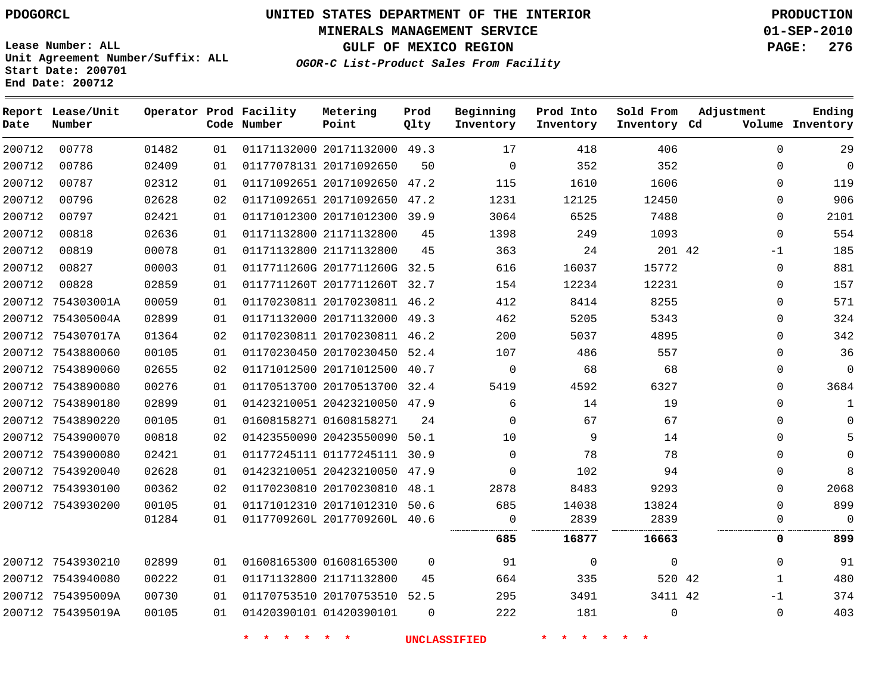PDOGORCL

# UNITED STATES DEPARTMENT OF THE INTERIOR
## MINERALS MANAGEMENT SERVICE
## GULF OF MEXICO REGION
### *OGOR-C List-Product Sales From Facility*

PRODUCTION
01-SEP-2010

Lease Number: ALL
Unit Agreement Number/Suffix: ALL
Start Date: 200701
End Date: 200712

| Report Date | Lease/Unit Number | Operator | Prod Code | Facility Number | Metering Point | Prod Qlty | Beginning Inventory | Prod Into Inventory | Sold From Inventory | Adjustment Cd | Adjustment Volume | Ending Inventory |
|---|---|---|---|---|---|---|---|---|---|---|---|---|
| 200712 | 00778 | 01482 | 01 | 01171132000 | 20171132000 | 49.3 | 17 | 418 | 406 | | 0 | 29 |
| 200712 | 00786 | 02409 | 01 | 01177078131 | 20171092650 | 50 | 0 | 352 | 352 | | 0 | 0 |
| 200712 | 00787 | 02312 | 01 | 01171092651 | 20171092650 | 47.2 | 115 | 1610 | 1606 | | 0 | 119 |
| 200712 | 00796 | 02628 | 02 | 01171092651 | 20171092650 | 47.2 | 1231 | 12125 | 12450 | | 0 | 906 |
| 200712 | 00797 | 02421 | 01 | 01171012300 | 20171012300 | 39.9 | 3064 | 6525 | 7488 | | 0 | 2101 |
| 200712 | 00818 | 02636 | 01 | 01171132800 | 21171132800 | 45 | 1398 | 249 | 1093 | | 0 | 554 |
| 200712 | 00819 | 00078 | 01 | 01171132800 | 21171132800 | 45 | 363 | 24 | 201 | 42 | -1 | 185 |
| 200712 | 00827 | 00003 | 01 | 0117711260G | 2017711260G | 32.5 | 616 | 16037 | 15772 | | 0 | 881 |
| 200712 | 00828 | 02859 | 01 | 0117711260T | 2017711260T | 32.7 | 154 | 12234 | 12231 | | 0 | 157 |
| 200712 | 754303001A | 00059 | 01 | 01170230811 | 20170230811 | 46.2 | 412 | 8414 | 8255 | | 0 | 571 |
| 200712 | 754305004A | 02899 | 01 | 01171132000 | 20171132000 | 49.3 | 462 | 5205 | 5343 | | 0 | 324 |
| 200712 | 754307017A | 01364 | 02 | 01170230811 | 20170230811 | 46.2 | 200 | 5037 | 4895 | | 0 | 342 |
| 200712 | 7543880060 | 00105 | 01 | 01170230450 | 20170230450 | 52.4 | 107 | 486 | 557 | | 0 | 36 |
| 200712 | 7543890060 | 02655 | 02 | 01171012500 | 20171012500 | 40.7 | 0 | 68 | 68 | | 0 | 0 |
| 200712 | 7543890080 | 00276 | 01 | 01170513700 | 20170513700 | 32.4 | 5419 | 4592 | 6327 | | 0 | 3684 |
| 200712 | 7543890180 | 02899 | 01 | 01423210051 | 20423210050 | 47.9 | 6 | 14 | 19 | | 0 | 1 |
| 200712 | 7543890220 | 00105 | 01 | 01608158271 | 01608158271 | 24 | 0 | 67 | 67 | | 0 | 0 |
| 200712 | 7543900070 | 00818 | 02 | 01423550090 | 20423550090 | 50.1 | 10 | 9 | 14 | | 0 | 5 |
| 200712 | 7543900080 | 02421 | 01 | 01177245111 | 01177245111 | 30.9 | 0 | 78 | 78 | | 0 | 0 |
| 200712 | 7543920040 | 02628 | 01 | 01423210051 | 20423210050 | 47.9 | 0 | 102 | 94 | | 0 | 8 |
| 200712 | 7543930100 | 00362 | 02 | 01170230810 | 20170230810 | 48.1 | 2878 | 8483 | 9293 | | 0 | 2068 |
| 200712 | 7543930200 | 00105 | 01 | 01171012310 | 20171012310 | 50.6 | 685 | 14038 | 13824 | | 0 | 899 |
| | | 01284 | 01 | 0117709260L | 2017709260L | 40.6 | 0 | 2839 | 2839 | | 0 | 0 |
| | | | | | | | **685** | **16877** | **16663** | | **0** | **899** |
| 200712 | 7543930210 | 02899 | 01 | 01608165300 | 01608165300 | 0 | 91 | 0 | 0 | | 0 | 91 |
| 200712 | 7543940080 | 00222 | 01 | 01171132800 | 21171132800 | 45 | 664 | 335 | 520 | 42 | 1 | 480 |
| 200712 | 754395009A | 00730 | 01 | 01170753510 | 20170753510 | 52.5 | 295 | 3491 | 3411 | 42 | -1 | 374 |
| 200712 | 754395019A | 00105 | 01 | 01420390101 | 01420390101 | 0 | 222 | 181 | 0 | | 0 | 403 |

* * * * * * UNCLASSIFIED * * * * * *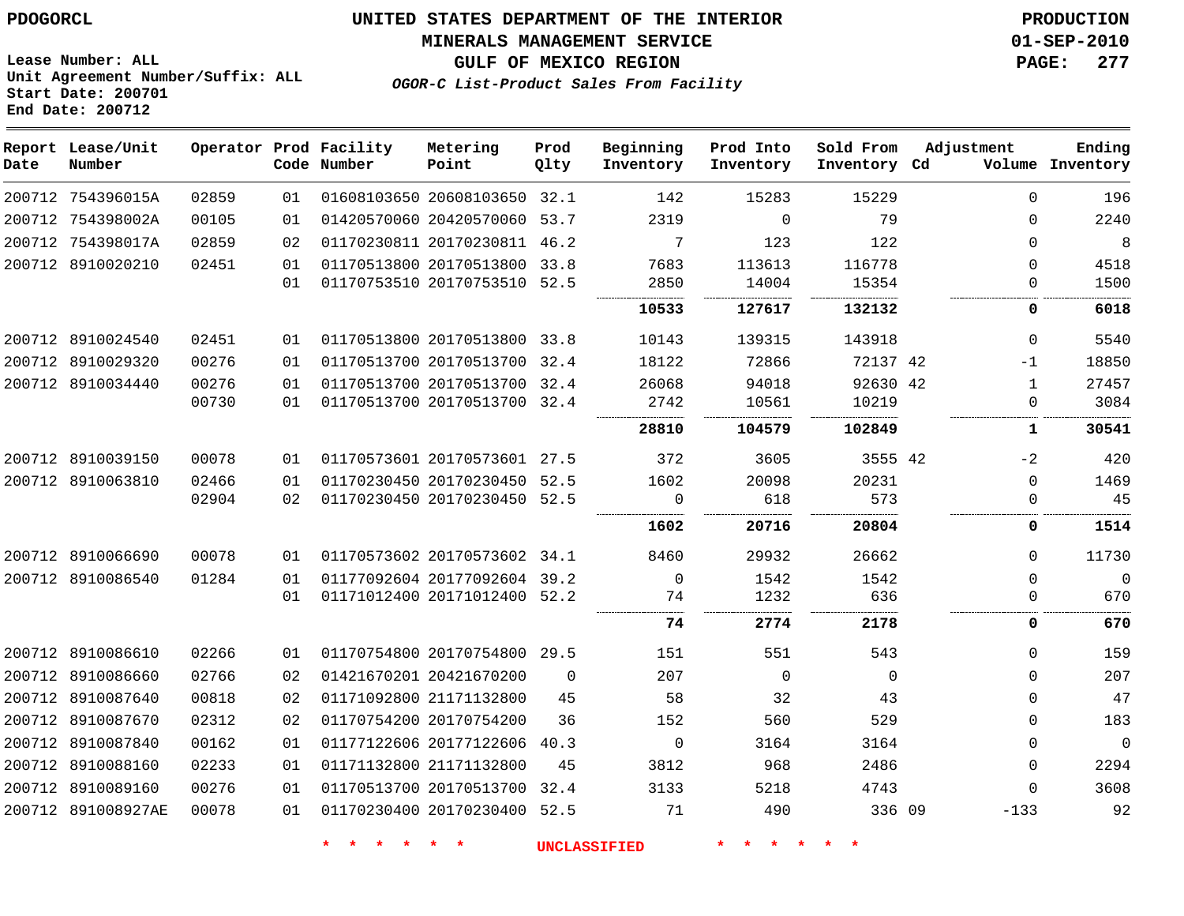PDOGORCL

Lease Number: ALL
Unit Agreement Number/Suffix: ALL
Start Date: 200701
End Date: 200712

# UNITED STATES DEPARTMENT OF THE INTERIOR
## MINERALS MANAGEMENT SERVICE
## GULF OF MEXICO REGION
### *OGOR-C List-Product Sales From Facility*

PRODUCTION
01-SEP-2010
PAGE: 277

| Report Date | Lease/Unit Number | Operator | Prod Code | Facility Number | Metering Point | Prod Qlty | Beginning Inventory | Prod Into Inventory | Sold From Inventory | Adjustment Cd | Adjustment Volume | Ending Inventory |
|---|---|---|---|---|---|---|---|---|---|---|---|---|
| 200712 | 754396015A | 02859 | 01 | 01608103650 | 20608103650 | 32.1 | 142 | 15283 | 15229 | | 0 | 196 |
| 200712 | 754398002A | 00105 | 01 | 01420570060 | 20420570060 | 53.7 | 2319 | 0 | 79 | | 0 | 2240 |
| 200712 | 754398017A | 02859 | 02 | 01170230811 | 20170230811 | 46.2 | 7 | 123 | 122 | | 0 | 8 |
| 200712 | 8910020210 | 02451 | 01 | 01170513800 | 20170513800 | 33.8 | 7683 | 113613 | 116778 | | 0 | 4518 |
| | | | 01 | 01170753510 | 20170753510 | 52.5 | 2850 | 14004 | 15354 | | 0 | 1500 |
| | | | | | | | **10533** | **127617** | **132132** | | **0** | **6018** |
| 200712 | 8910024540 | 02451 | 01 | 01170513800 | 20170513800 | 33.8 | 10143 | 139315 | 143918 | | 0 | 5540 |
| 200712 | 8910029320 | 00276 | 01 | 01170513700 | 20170513700 | 32.4 | 18122 | 72866 | 72137 | 42 | -1 | 18850 |
| 200712 | 8910034440 | 00276 | 01 | 01170513700 | 20170513700 | 32.4 | 26068 | 94018 | 92630 | 42 | 1 | 27457 |
| | | 00730 | 01 | 01170513700 | 20170513700 | 32.4 | 2742 | 10561 | 10219 | | 0 | 3084 |
| | | | | | | | **28810** | **104579** | **102849** | | **1** | **30541** |
| 200712 | 8910039150 | 00078 | 01 | 01170573601 | 20170573601 | 27.5 | 372 | 3605 | 3555 | 42 | -2 | 420 |
| 200712 | 8910063810 | 02466 | 01 | 01170230450 | 20170230450 | 52.5 | 1602 | 20098 | 20231 | | 0 | 1469 |
| | | 02904 | 02 | 01170230450 | 20170230450 | 52.5 | 0 | 618 | 573 | | 0 | 45 |
| | | | | | | | **1602** | **20716** | **20804** | | **0** | **1514** |
| 200712 | 8910066690 | 00078 | 01 | 01170573602 | 20170573602 | 34.1 | 8460 | 29932 | 26662 | | 0 | 11730 |
| 200712 | 8910086540 | 01284 | 01 | 01177092604 | 20177092604 | 39.2 | 0 | 1542 | 1542 | | 0 | 0 |
| | | | 01 | 01171012400 | 20171012400 | 52.2 | 74 | 1232 | 636 | | 0 | 670 |
| | | | | | | | **74** | **2774** | **2178** | | **0** | **670** |
| 200712 | 8910086610 | 02266 | 01 | 01170754800 | 20170754800 | 29.5 | 151 | 551 | 543 | | 0 | 159 |
| 200712 | 8910086660 | 02766 | 02 | 01421670201 | 20421670200 | 0 | 207 | 0 | 0 | | 0 | 207 |
| 200712 | 8910087640 | 00818 | 02 | 01171092800 | 21171132800 | 45 | 58 | 32 | 43 | | 0 | 47 |
| 200712 | 8910087670 | 02312 | 02 | 01170754200 | 20170754200 | 36 | 152 | 560 | 529 | | 0 | 183 |
| 200712 | 8910087840 | 00162 | 01 | 01177122606 | 20177122606 | 40.3 | 0 | 3164 | 3164 | | 0 | 0 |
| 200712 | 8910088160 | 02233 | 01 | 01171132800 | 21171132800 | 45 | 3812 | 968 | 2486 | | 0 | 2294 |
| 200712 | 8910089160 | 00276 | 01 | 01170513700 | 20170513700 | 32.4 | 3133 | 5218 | 4743 | | 0 | 3608 |
| 200712 | 891008927AE | 00078 | 01 | 01170230400 | 20170230400 | 52.5 | 71 | 490 | 336 | 09 | -133 | 92 |

* * * * * * UNCLASSIFIED * * * * * *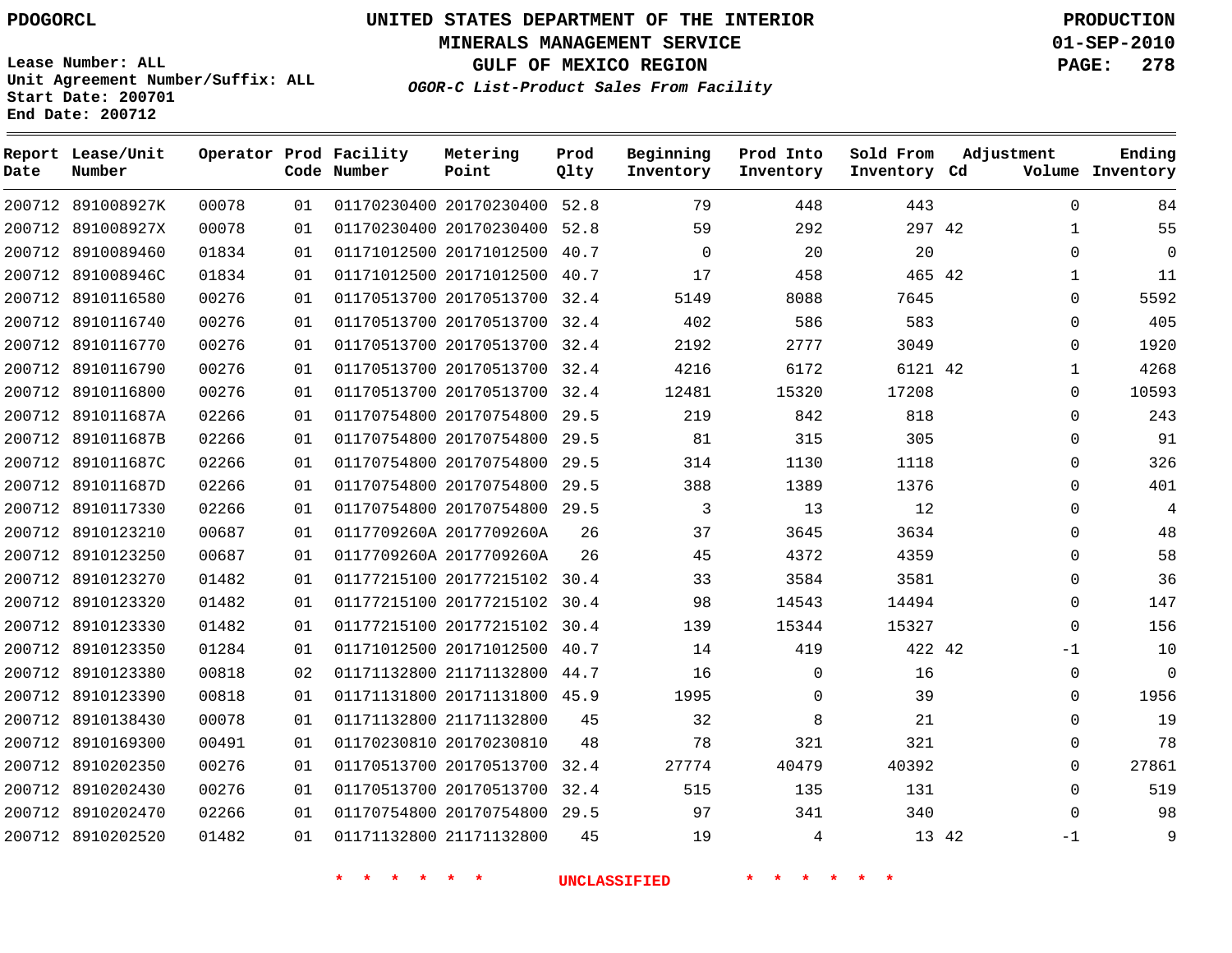PDOGORCL

**UNITED STATES DEPARTMENT OF THE INTERIOR**
**MINERALS MANAGEMENT SERVICE**
**GULF OF MEXICO REGION**
***OGOR-C List-Product Sales From Facility***

PRODUCTION
01-SEP-2010

Lease Number: ALL
Unit Agreement Number/Suffix: ALL
Start Date: 200701
End Date: 200712

| Report Date | Lease/Unit Number | Operator | Prod Code | Facility Number | Metering Point | Prod Qlty | Beginning Inventory | Prod Into Inventory | Sold From Inventory | Adjustment Cd | Adjustment Volume | Ending Inventory |
|---|---|---|---|---|---|---|---|---|---|---|---|---|
| 200712 | 891008927K | 00078 | 01 | 01170230400 | 20170230400 | 52.8 | 79 | 448 | 443 | | 0 | 84 |
| 200712 | 891008927X | 00078 | 01 | 01170230400 | 20170230400 | 52.8 | 59 | 292 | 297 | 42 | 1 | 55 |
| 200712 | 8910089460 | 01834 | 01 | 01171012500 | 20171012500 | 40.7 | 0 | 20 | 20 | | 0 | 0 |
| 200712 | 891008946C | 01834 | 01 | 01171012500 | 20171012500 | 40.7 | 17 | 458 | 465 | 42 | 1 | 11 |
| 200712 | 8910116580 | 00276 | 01 | 01170513700 | 20170513700 | 32.4 | 5149 | 8088 | 7645 | | 0 | 5592 |
| 200712 | 8910116740 | 00276 | 01 | 01170513700 | 20170513700 | 32.4 | 402 | 586 | 583 | | 0 | 405 |
| 200712 | 8910116770 | 00276 | 01 | 01170513700 | 20170513700 | 32.4 | 2192 | 2777 | 3049 | | 0 | 1920 |
| 200712 | 8910116790 | 00276 | 01 | 01170513700 | 20170513700 | 32.4 | 4216 | 6172 | 6121 | 42 | 1 | 4268 |
| 200712 | 8910116800 | 00276 | 01 | 01170513700 | 20170513700 | 32.4 | 12481 | 15320 | 17208 | | 0 | 10593 |
| 200712 | 891011687A | 02266 | 01 | 01170754800 | 20170754800 | 29.5 | 219 | 842 | 818 | | 0 | 243 |
| 200712 | 891011687B | 02266 | 01 | 01170754800 | 20170754800 | 29.5 | 81 | 315 | 305 | | 0 | 91 |
| 200712 | 891011687C | 02266 | 01 | 01170754800 | 20170754800 | 29.5 | 314 | 1130 | 1118 | | 0 | 326 |
| 200712 | 891011687D | 02266 | 01 | 01170754800 | 20170754800 | 29.5 | 388 | 1389 | 1376 | | 0 | 401 |
| 200712 | 8910117330 | 02266 | 01 | 01170754800 | 20170754800 | 29.5 | 3 | 13 | 12 | | 0 | 4 |
| 200712 | 8910123210 | 00687 | 01 | 0117709260A | 2017709260A | 26 | 37 | 3645 | 3634 | | 0 | 48 |
| 200712 | 8910123250 | 00687 | 01 | 0117709260A | 2017709260A | 26 | 45 | 4372 | 4359 | | 0 | 58 |
| 200712 | 8910123270 | 01482 | 01 | 01177215100 | 20177215102 | 30.4 | 33 | 3584 | 3581 | | 0 | 36 |
| 200712 | 8910123320 | 01482 | 01 | 01177215100 | 20177215102 | 30.4 | 98 | 14543 | 14494 | | 0 | 147 |
| 200712 | 8910123330 | 01482 | 01 | 01177215100 | 20177215102 | 30.4 | 139 | 15344 | 15327 | | 0 | 156 |
| 200712 | 8910123350 | 01284 | 01 | 01171012500 | 20171012500 | 40.7 | 14 | 419 | 422 | 42 | -1 | 10 |
| 200712 | 8910123380 | 00818 | 02 | 01171132800 | 21171132800 | 44.7 | 16 | 0 | 16 | | 0 | 0 |
| 200712 | 8910123390 | 00818 | 01 | 01171131800 | 20171131800 | 45.9 | 1995 | 0 | 39 | | 0 | 1956 |
| 200712 | 8910138430 | 00078 | 01 | 01171132800 | 21171132800 | 45 | 32 | 8 | 21 | | 0 | 19 |
| 200712 | 8910169300 | 00491 | 01 | 01170230810 | 20170230810 | 48 | 78 | 321 | 321 | | 0 | 78 |
| 200712 | 8910202350 | 00276 | 01 | 01170513700 | 20170513700 | 32.4 | 27774 | 40479 | 40392 | | 0 | 27861 |
| 200712 | 8910202430 | 00276 | 01 | 01170513700 | 20170513700 | 32.4 | 515 | 135 | 131 | | 0 | 519 |
| 200712 | 8910202470 | 02266 | 01 | 01170754800 | 20170754800 | 29.5 | 97 | 341 | 340 | | 0 | 98 |
| 200712 | 8910202520 | 01482 | 01 | 01171132800 | 21171132800 | 45 | 19 | 4 | 13 | 42 | -1 | 9 |

\* \* \* \* \* \* UNCLASSIFIED \* \* \* \* \* \*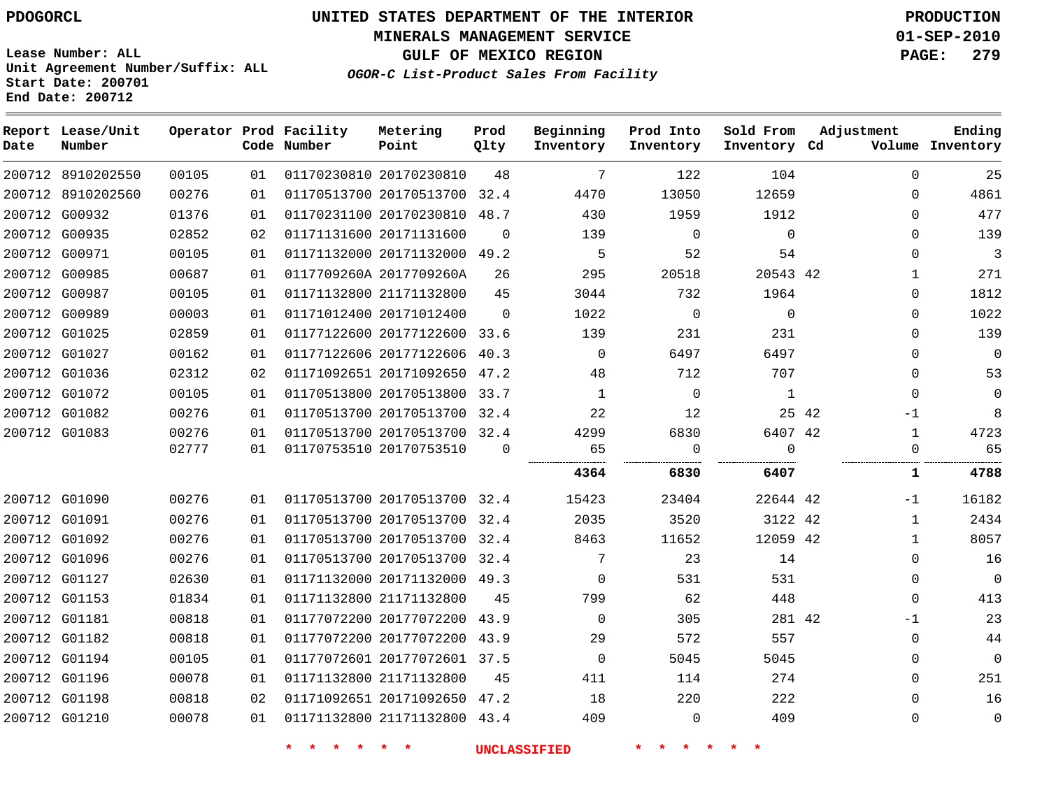PDOGORCL

# UNITED STATES DEPARTMENT OF THE INTERIOR
## MINERALS MANAGEMENT SERVICE
## GULF OF MEXICO REGION
### *OGOR-C List-Product Sales From Facility*

PRODUCTION
01-SEP-2010

Lease Number: ALL
Unit Agreement Number/Suffix: ALL
Start Date: 200701
End Date: 200712

| Report Date | Lease/Unit Number | Operator | Prod Code | Facility Number | Metering Point | Prod Qlty | Beginning Inventory | Prod Into Inventory | Sold From Inventory | Adjustment Cd | Adjustment Volume | Ending Inventory |
|---|---|---|---|---|---|---|---|---|---|---|---|---|
| 200712 | 8910202550 | 00105 | 01 | 01170230810 | 20170230810 | 48 | 7 | 122 | 104 | | 0 | 25 |
| 200712 | 8910202560 | 00276 | 01 | 01170513700 | 20170513700 | 32.4 | 4470 | 13050 | 12659 | | 0 | 4861 |
| 200712 | G00932 | 01376 | 01 | 01170231100 | 20170230810 | 48.7 | 430 | 1959 | 1912 | | 0 | 477 |
| 200712 | G00935 | 02852 | 02 | 01171131600 | 20171131600 | 0 | 139 | 0 | 0 | | 0 | 139 |
| 200712 | G00971 | 00105 | 01 | 01171132000 | 20171132000 | 49.2 | 5 | 52 | 54 | | 0 | 3 |
| 200712 | G00985 | 00687 | 01 | 0117709260A | 2017709260A | 26 | 295 | 20518 | 20543 | 42 | 1 | 271 |
| 200712 | G00987 | 00105 | 01 | 01171132800 | 21171132800 | 45 | 3044 | 732 | 1964 | | 0 | 1812 |
| 200712 | G00989 | 00003 | 01 | 01171012400 | 20171012400 | 0 | 1022 | 0 | 0 | | 0 | 1022 |
| 200712 | G01025 | 02859 | 01 | 01177122600 | 20177122600 | 33.6 | 139 | 231 | 231 | | 0 | 139 |
| 200712 | G01027 | 00162 | 01 | 01177122606 | 20177122606 | 40.3 | 0 | 6497 | 6497 | | 0 | 0 |
| 200712 | G01036 | 02312 | 02 | 01171092651 | 20171092650 | 47.2 | 48 | 712 | 707 | | 0 | 53 |
| 200712 | G01072 | 00105 | 01 | 01170513800 | 20170513800 | 33.7 | 1 | 0 | 1 | | 0 | 0 |
| 200712 | G01082 | 00276 | 01 | 01170513700 | 20170513700 | 32.4 | 22 | 12 | 25 | 42 | -1 | 8 |
| 200712 | G01083 | 00276 | 01 | 01170513700 | 20170513700 | 32.4 | 4299 | 6830 | 6407 | 42 | 1 | 4723 |
| | | 02777 | 01 | 01170753510 | 20170753510 | 0 | 65 | 0 | 0 | | 0 | 65 |
| | | | | | | | **4364** | **6830** | **6407** | | **1** | **4788** |
| 200712 | G01090 | 00276 | 01 | 01170513700 | 20170513700 | 32.4 | 15423 | 23404 | 22644 | 42 | -1 | 16182 |
| 200712 | G01091 | 00276 | 01 | 01170513700 | 20170513700 | 32.4 | 2035 | 3520 | 3122 | 42 | 1 | 2434 |
| 200712 | G01092 | 00276 | 01 | 01170513700 | 20170513700 | 32.4 | 8463 | 11652 | 12059 | 42 | 1 | 8057 |
| 200712 | G01096 | 00276 | 01 | 01170513700 | 20170513700 | 32.4 | 7 | 23 | 14 | | 0 | 16 |
| 200712 | G01127 | 02630 | 01 | 01171132000 | 20171132000 | 49.3 | 0 | 531 | 531 | | 0 | 0 |
| 200712 | G01153 | 01834 | 01 | 01171132800 | 21171132800 | 45 | 799 | 62 | 448 | | 0 | 413 |
| 200712 | G01181 | 00818 | 01 | 01177072200 | 20177072200 | 43.9 | 0 | 305 | 281 | 42 | -1 | 23 |
| 200712 | G01182 | 00818 | 01 | 01177072200 | 20177072200 | 43.9 | 29 | 572 | 557 | | 0 | 44 |
| 200712 | G01194 | 00105 | 01 | 01177072601 | 20177072601 | 37.5 | 0 | 5045 | 5045 | | 0 | 0 |
| 200712 | G01196 | 00078 | 01 | 01171132800 | 21171132800 | 45 | 411 | 114 | 274 | | 0 | 251 |
| 200712 | G01198 | 00818 | 02 | 01171092651 | 20171092650 | 47.2 | 18 | 220 | 222 | | 0 | 16 |
| 200712 | G01210 | 00078 | 01 | 01171132800 | 21171132800 | 43.4 | 409 | 0 | 409 | | 0 | 0 |

* * * * * * UNCLASSIFIED * * * * * *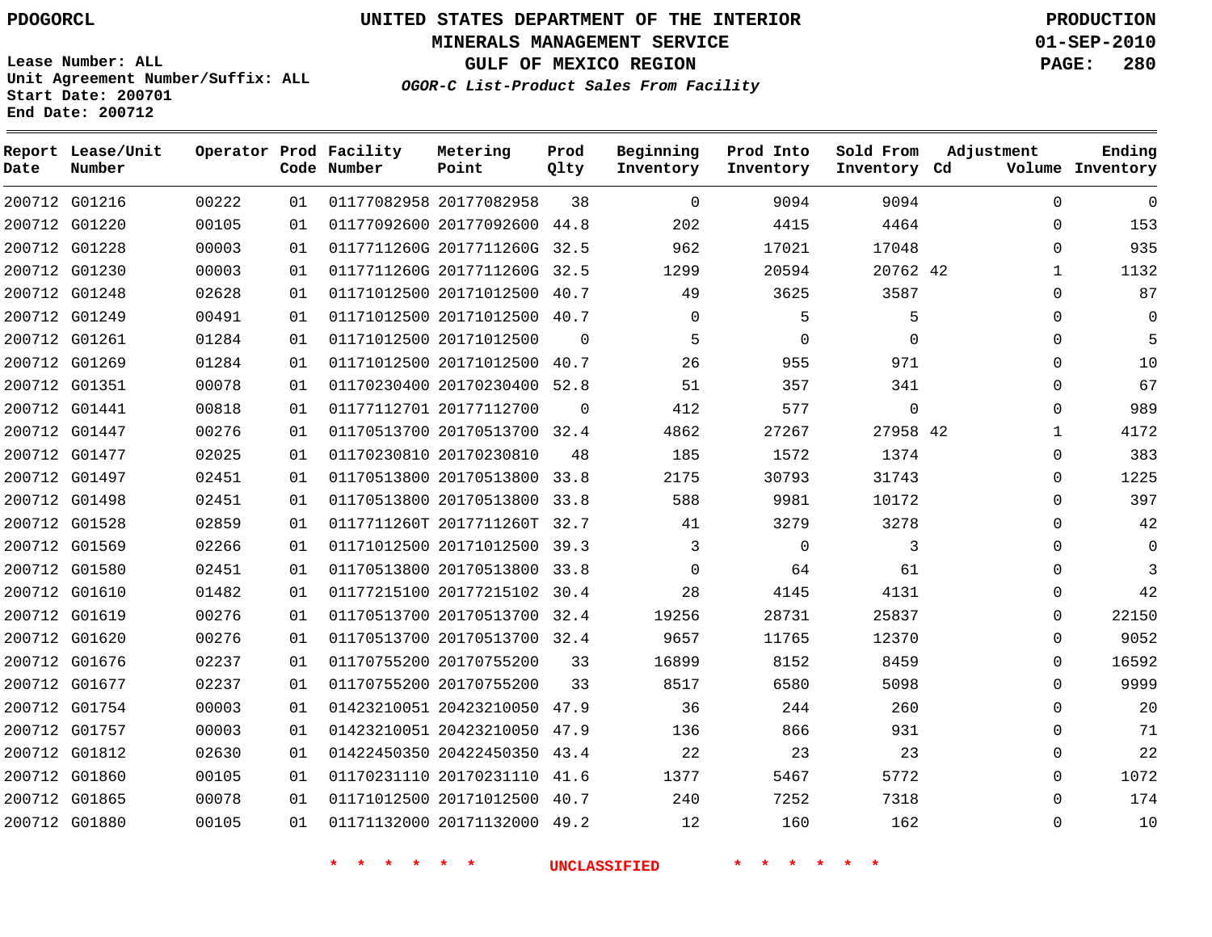PDOGORCL

# UNITED STATES DEPARTMENT OF THE INTERIOR
## MINERALS MANAGEMENT SERVICE
## GULF OF MEXICO REGION
### *OGOR-C List-Product Sales From Facility*

PRODUCTION
01-SEP-2010

Lease Number: ALL
Unit Agreement Number/Suffix: ALL
Start Date: 200701
End Date: 200712

| Report Date | Lease/Unit Number | Operator | Prod Code | Facility Number | Metering Point | Prod Qlty | Beginning Inventory | Prod Into Inventory | Sold From Inventory | Adjustment Cd | Volume | Ending Inventory |
|---|---|---|---|---|---|---|---|---|---|---|---|---|
| 200712 | G01216 | 00222 | 01 | 01177082958 | 20177082958 | 38 | 0 | 9094 | 9094 | | 0 | 0 |
| 200712 | G01220 | 00105 | 01 | 01177092600 | 20177092600 | 44.8 | 202 | 4415 | 4464 | | 0 | 153 |
| 200712 | G01228 | 00003 | 01 | 0117711260G | 2017711260G | 32.5 | 962 | 17021 | 17048 | | 0 | 935 |
| 200712 | G01230 | 00003 | 01 | 0117711260G | 2017711260G | 32.5 | 1299 | 20594 | 20762 | 42 | 1 | 1132 |
| 200712 | G01248 | 02628 | 01 | 01171012500 | 20171012500 | 40.7 | 49 | 3625 | 3587 | | 0 | 87 |
| 200712 | G01249 | 00491 | 01 | 01171012500 | 20171012500 | 40.7 | 0 | 5 | 5 | | 0 | 0 |
| 200712 | G01261 | 01284 | 01 | 01171012500 | 20171012500 | 0 | 5 | 0 | 0 | | 0 | 5 |
| 200712 | G01269 | 01284 | 01 | 01171012500 | 20171012500 | 40.7 | 26 | 955 | 971 | | 0 | 10 |
| 200712 | G01351 | 00078 | 01 | 01170230400 | 20170230400 | 52.8 | 51 | 357 | 341 | | 0 | 67 |
| 200712 | G01441 | 00818 | 01 | 01177112701 | 20177112700 | 0 | 412 | 577 | 0 | | 0 | 989 |
| 200712 | G01447 | 00276 | 01 | 01170513700 | 20170513700 | 32.4 | 4862 | 27267 | 27958 | 42 | 1 | 4172 |
| 200712 | G01477 | 02025 | 01 | 01170230810 | 20170230810 | 48 | 185 | 1572 | 1374 | | 0 | 383 |
| 200712 | G01497 | 02451 | 01 | 01170513800 | 20170513800 | 33.8 | 2175 | 30793 | 31743 | | 0 | 1225 |
| 200712 | G01498 | 02451 | 01 | 01170513800 | 20170513800 | 33.8 | 588 | 9981 | 10172 | | 0 | 397 |
| 200712 | G01528 | 02859 | 01 | 0117711260T | 2017711260T | 32.7 | 41 | 3279 | 3278 | | 0 | 42 |
| 200712 | G01569 | 02266 | 01 | 01171012500 | 20171012500 | 39.3 | 3 | 0 | 3 | | 0 | 0 |
| 200712 | G01580 | 02451 | 01 | 01170513800 | 20170513800 | 33.8 | 0 | 64 | 61 | | 0 | 3 |
| 200712 | G01610 | 01482 | 01 | 01177215100 | 20177215102 | 30.4 | 28 | 4145 | 4131 | | 0 | 42 |
| 200712 | G01619 | 00276 | 01 | 01170513700 | 20170513700 | 32.4 | 19256 | 28731 | 25837 | | 0 | 22150 |
| 200712 | G01620 | 00276 | 01 | 01170513700 | 20170513700 | 32.4 | 9657 | 11765 | 12370 | | 0 | 9052 |
| 200712 | G01676 | 02237 | 01 | 01170755200 | 20170755200 | 33 | 16899 | 8152 | 8459 | | 0 | 16592 |
| 200712 | G01677 | 02237 | 01 | 01170755200 | 20170755200 | 33 | 8517 | 6580 | 5098 | | 0 | 9999 |
| 200712 | G01754 | 00003 | 01 | 01423210051 | 20423210050 | 47.9 | 36 | 244 | 260 | | 0 | 20 |
| 200712 | G01757 | 00003 | 01 | 01423210051 | 20423210050 | 47.9 | 136 | 866 | 931 | | 0 | 71 |
| 200712 | G01812 | 02630 | 01 | 01422450350 | 20422450350 | 43.4 | 22 | 23 | 23 | | 0 | 22 |
| 200712 | G01860 | 00105 | 01 | 01170231110 | 20170231110 | 41.6 | 1377 | 5467 | 5772 | | 0 | 1072 |
| 200712 | G01865 | 00078 | 01 | 01171012500 | 20171012500 | 40.7 | 240 | 7252 | 7318 | | 0 | 174 |
| 200712 | G01880 | 00105 | 01 | 01171132000 | 20171132000 | 49.2 | 12 | 160 | 162 | | 0 | 10 |

* * * * * * UNCLASSIFIED * * * * * *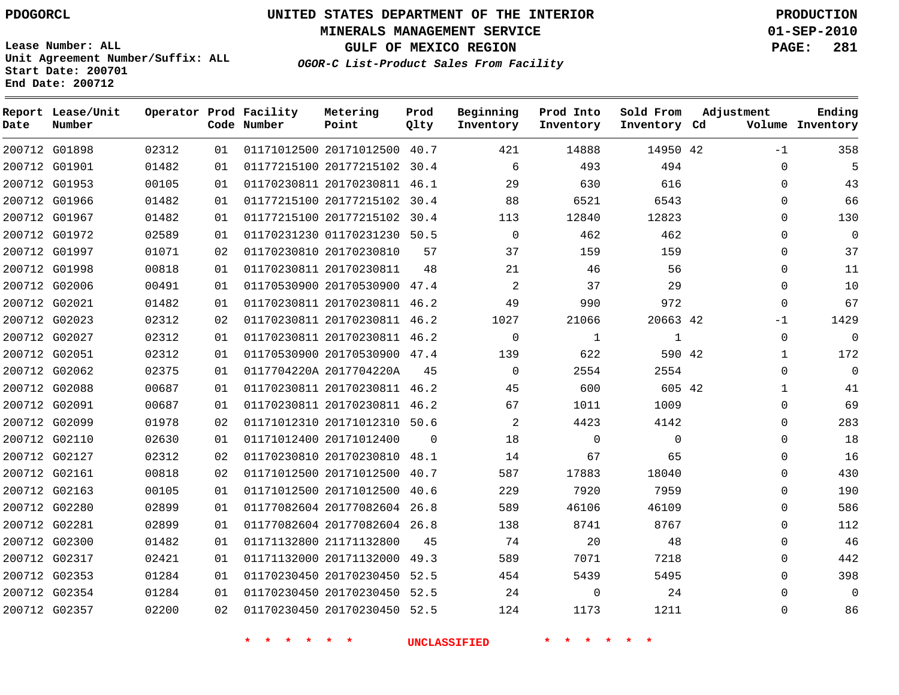PDOGORCL

# UNITED STATES DEPARTMENT OF THE INTERIOR
## MINERALS MANAGEMENT SERVICE
## GULF OF MEXICO REGION
### *OGOR-C List-Product Sales From Facility*

PRODUCTION
01-SEP-2010

Lease Number: ALL
Unit Agreement Number/Suffix: ALL
Start Date: 200701
End Date: 200712

| Report Date | Lease/Unit Number | Operator | Prod Code | Facility Number | Metering Point | Prod Qlty | Beginning Inventory | Prod Into Inventory | Sold From Inventory | Adjustment Cd | Volume | Ending Inventory |
|---|---|---|---|---|---|---|---|---|---|---|---|---|
| 200712 | G01898 | 02312 | 01 | 01171012500 | 20171012500 | 40.7 | 421 | 14888 | 14950 | 42 | -1 | 358 |
| 200712 | G01901 | 01482 | 01 | 01177215100 | 20177215102 | 30.4 | 6 | 493 | 494 | | 0 | 5 |
| 200712 | G01953 | 00105 | 01 | 01170230811 | 20170230811 | 46.1 | 29 | 630 | 616 | | 0 | 43 |
| 200712 | G01966 | 01482 | 01 | 01177215100 | 20177215102 | 30.4 | 88 | 6521 | 6543 | | 0 | 66 |
| 200712 | G01967 | 01482 | 01 | 01177215100 | 20177215102 | 30.4 | 113 | 12840 | 12823 | | 0 | 130 |
| 200712 | G01972 | 02589 | 01 | 01170231230 | 01170231230 | 50.5 | 0 | 462 | 462 | | 0 | 0 |
| 200712 | G01997 | 01071 | 02 | 01170230810 | 20170230810 | 57 | 37 | 159 | 159 | | 0 | 37 |
| 200712 | G01998 | 00818 | 01 | 01170230811 | 20170230811 | 48 | 21 | 46 | 56 | | 0 | 11 |
| 200712 | G02006 | 00491 | 01 | 01170530900 | 20170530900 | 47.4 | 2 | 37 | 29 | | 0 | 10 |
| 200712 | G02021 | 01482 | 01 | 01170230811 | 20170230811 | 46.2 | 49 | 990 | 972 | | 0 | 67 |
| 200712 | G02023 | 02312 | 02 | 01170230811 | 20170230811 | 46.2 | 1027 | 21066 | 20663 | 42 | -1 | 1429 |
| 200712 | G02027 | 02312 | 01 | 01170230811 | 20170230811 | 46.2 | 0 | 1 | 1 | | 0 | 0 |
| 200712 | G02051 | 02312 | 01 | 01170530900 | 20170530900 | 47.4 | 139 | 622 | 590 | 42 | 1 | 172 |
| 200712 | G02062 | 02375 | 01 | 0117704220A | 2017704220A | 45 | 0 | 2554 | 2554 | | 0 | 0 |
| 200712 | G02088 | 00687 | 01 | 01170230811 | 20170230811 | 46.2 | 45 | 600 | 605 | 42 | 1 | 41 |
| 200712 | G02091 | 00687 | 01 | 01170230811 | 20170230811 | 46.2 | 67 | 1011 | 1009 | | 0 | 69 |
| 200712 | G02099 | 01978 | 02 | 01171012310 | 20171012310 | 50.6 | 2 | 4423 | 4142 | | 0 | 283 |
| 200712 | G02110 | 02630 | 01 | 01171012400 | 20171012400 | 0 | 18 | 0 | 0 | | 0 | 18 |
| 200712 | G02127 | 02312 | 02 | 01170230810 | 20170230810 | 48.1 | 14 | 67 | 65 | | 0 | 16 |
| 200712 | G02161 | 00818 | 02 | 01171012500 | 20171012500 | 40.7 | 587 | 17883 | 18040 | | 0 | 430 |
| 200712 | G02163 | 00105 | 01 | 01171012500 | 20171012500 | 40.6 | 229 | 7920 | 7959 | | 0 | 190 |
| 200712 | G02280 | 02899 | 01 | 01177082604 | 20177082604 | 26.8 | 589 | 46106 | 46109 | | 0 | 586 |
| 200712 | G02281 | 02899 | 01 | 01177082604 | 20177082604 | 26.8 | 138 | 8741 | 8767 | | 0 | 112 |
| 200712 | G02300 | 01482 | 01 | 01171132800 | 21171132800 | 45 | 74 | 20 | 48 | | 0 | 46 |
| 200712 | G02317 | 02421 | 01 | 01171132000 | 20171132000 | 49.3 | 589 | 7071 | 7218 | | 0 | 442 |
| 200712 | G02353 | 01284 | 01 | 01170230450 | 20170230450 | 52.5 | 454 | 5439 | 5495 | | 0 | 398 |
| 200712 | G02354 | 01284 | 01 | 01170230450 | 20170230450 | 52.5 | 24 | 0 | 24 | | 0 | 0 |
| 200712 | G02357 | 02200 | 02 | 01170230450 | 20170230450 | 52.5 | 124 | 1173 | 1211 | | 0 | 86 |

\* \* \* \* \* \* UNCLASSIFIED \* \* \* \* \* \*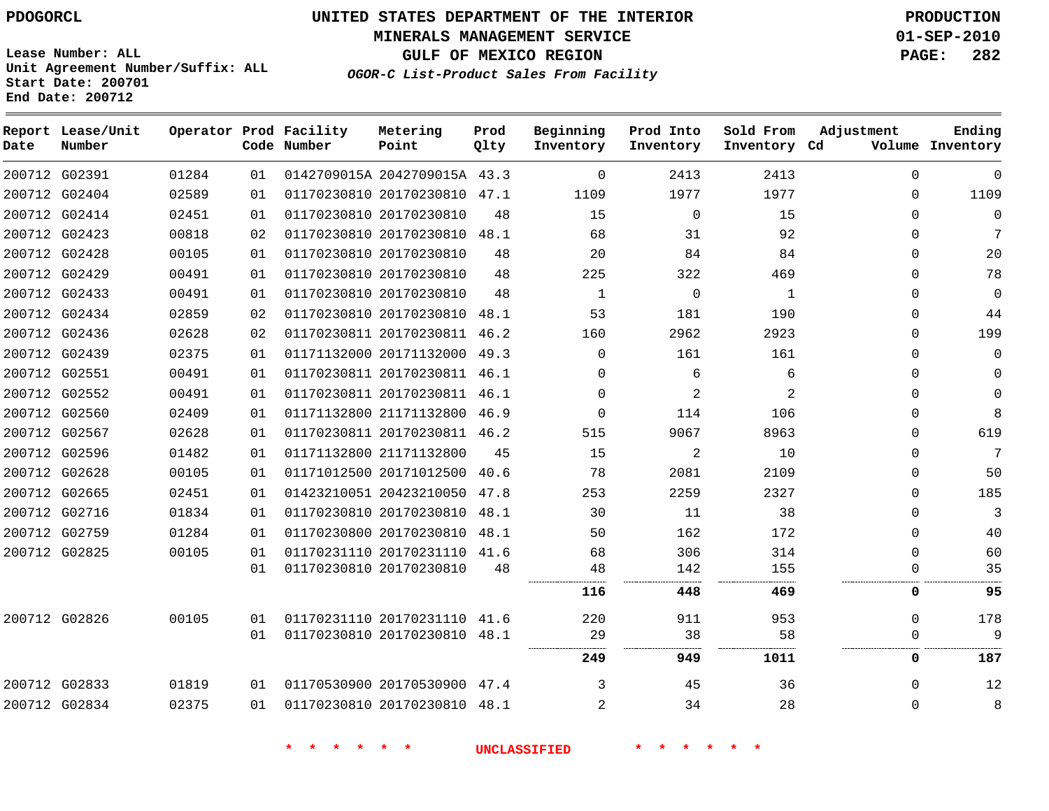PDOGORCL

Lease Number: ALL
Unit Agreement Number/Suffix: ALL
Start Date: 200701
End Date: 200712

# UNITED STATES DEPARTMENT OF THE INTERIOR
## MINERALS MANAGEMENT SERVICE
## GULF OF MEXICO REGION
### *OGOR-C List-Product Sales From Facility*

PRODUCTION
01-SEP-2010

| Report Date | Lease/Unit Number | Operator | Prod Code | Facility Number | Metering Point | Prod Qlty | Beginning Inventory | Prod Into Inventory | Sold From Inventory | Adjustment Cd | Volume | Ending Inventory |
|---|---|---|---|---|---|---|---|---|---|---|---|---|
| 200712 | G02391 | 01284 | 01 | 0142709015A | 2042709015A | 43.3 | 0 | 2413 | 2413 | | 0 | 0 |
| 200712 | G02404 | 02589 | 01 | 01170230810 | 20170230810 | 47.1 | 1109 | 1977 | 1977 | | 0 | 1109 |
| 200712 | G02414 | 02451 | 01 | 01170230810 | 20170230810 | 48 | 15 | 0 | 15 | | 0 | 0 |
| 200712 | G02423 | 00818 | 02 | 01170230810 | 20170230810 | 48.1 | 68 | 31 | 92 | | 0 | 7 |
| 200712 | G02428 | 00105 | 01 | 01170230810 | 20170230810 | 48 | 20 | 84 | 84 | | 0 | 20 |
| 200712 | G02429 | 00491 | 01 | 01170230810 | 20170230810 | 48 | 225 | 322 | 469 | | 0 | 78 |
| 200712 | G02433 | 00491 | 01 | 01170230810 | 20170230810 | 48 | 1 | 0 | 1 | | 0 | 0 |
| 200712 | G02434 | 02859 | 02 | 01170230810 | 20170230810 | 48.1 | 53 | 181 | 190 | | 0 | 44 |
| 200712 | G02436 | 02628 | 02 | 01170230811 | 20170230811 | 46.2 | 160 | 2962 | 2923 | | 0 | 199 |
| 200712 | G02439 | 02375 | 01 | 01171132000 | 20171132000 | 49.3 | 0 | 161 | 161 | | 0 | 0 |
| 200712 | G02551 | 00491 | 01 | 01170230811 | 20170230811 | 46.1 | 0 | 6 | 6 | | 0 | 0 |
| 200712 | G02552 | 00491 | 01 | 01170230811 | 20170230811 | 46.1 | 0 | 2 | 2 | | 0 | 0 |
| 200712 | G02560 | 02409 | 01 | 01171132800 | 21171132800 | 46.9 | 0 | 114 | 106 | | 0 | 8 |
| 200712 | G02567 | 02628 | 01 | 01170230811 | 20170230811 | 46.2 | 515 | 9067 | 8963 | | 0 | 619 |
| 200712 | G02596 | 01482 | 01 | 01171132800 | 21171132800 | 45 | 15 | 2 | 10 | | 0 | 7 |
| 200712 | G02628 | 00105 | 01 | 01171012500 | 20171012500 | 40.6 | 78 | 2081 | 2109 | | 0 | 50 |
| 200712 | G02665 | 02451 | 01 | 01423210051 | 20423210050 | 47.8 | 253 | 2259 | 2327 | | 0 | 185 |
| 200712 | G02716 | 01834 | 01 | 01170230810 | 20170230810 | 48.1 | 30 | 11 | 38 | | 0 | 3 |
| 200712 | G02759 | 01284 | 01 | 01170230800 | 20170230810 | 48.1 | 50 | 162 | 172 | | 0 | 40 |
| 200712 | G02825 | 00105 | 01 | 01170231110 | 20170231110 | 41.6 | 68 | 306 | 314 | | 0 | 60 |
| | | | 01 | 01170230810 | 20170230810 | 48 | 48 | 142 | 155 | | 0 | 35 |
| | | | | | | | **116** | **448** | **469** | | **0** | **95** |
| 200712 | G02826 | 00105 | 01 | 01170231110 | 20170231110 | 41.6 | 220 | 911 | 953 | | 0 | 178 |
| | | | 01 | 01170230810 | 20170230810 | 48.1 | 29 | 38 | 58 | | 0 | 9 |
| | | | | | | | **249** | **949** | **1011** | | **0** | **187** |
| 200712 | G02833 | 01819 | 01 | 01170530900 | 20170530900 | 47.4 | 3 | 45 | 36 | | 0 | 12 |
| 200712 | G02834 | 02375 | 01 | 01170230810 | 20170230810 | 48.1 | 2 | 34 | 28 | | 0 | 8 |

\* \* \* \* \* \* UNCLASSIFIED \* \* \* \* \* \*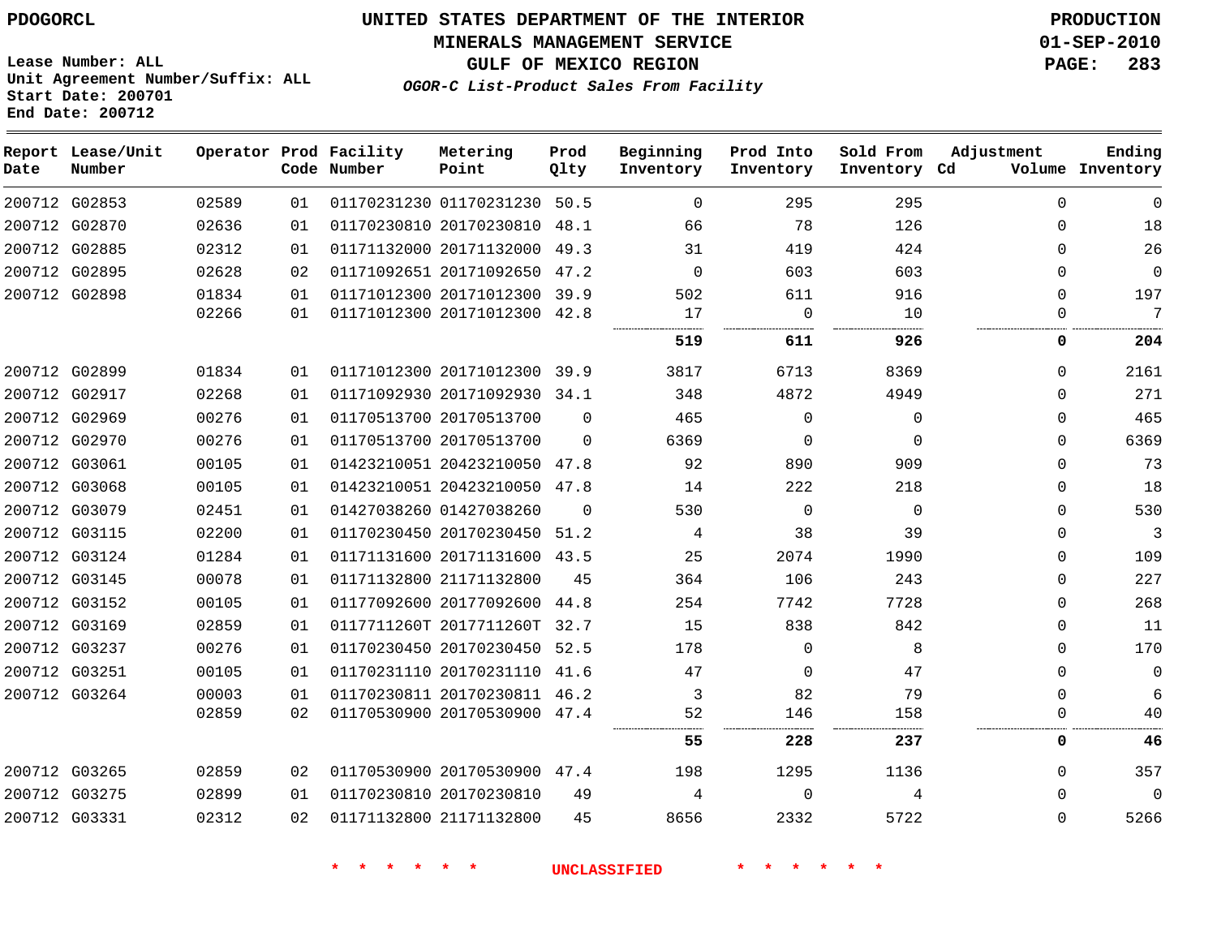PDOGORCL

Lease Number: ALL
Unit Agreement Number/Suffix: ALL
Start Date: 200701
End Date: 200712

# UNITED STATES DEPARTMENT OF THE INTERIOR
## MINERALS MANAGEMENT SERVICE
## GULF OF MEXICO REGION
### *OGOR-C List-Product Sales From Facility*

PRODUCTION
01-SEP-2010

| Report Date | Lease/Unit Number | Operator | Prod Code | Facility Number | Metering Point | Prod Qlty | Beginning Inventory | Prod Into Inventory | Sold From Inventory | Adjustment Cd | Volume | Ending Inventory |
|---|---|---|---|---|---|---|---|---|---|---|---|---|
| 200712 | G02853 | 02589 | 01 | 01170231230 | 01170231230 | 50.5 | 0 | 295 | 295 | | 0 | 0 |
| 200712 | G02870 | 02636 | 01 | 01170230810 | 20170230810 | 48.1 | 66 | 78 | 126 | | 0 | 18 |
| 200712 | G02885 | 02312 | 01 | 01171132000 | 20171132000 | 49.3 | 31 | 419 | 424 | | 0 | 26 |
| 200712 | G02895 | 02628 | 02 | 01171092651 | 20171092650 | 47.2 | 0 | 603 | 603 | | 0 | 0 |
| 200712 | G02898 | 01834 | 01 | 01171012300 | 20171012300 | 39.9 | 502 | 611 | 916 | | 0 | 197 |
| | | 02266 | 01 | 01171012300 | 20171012300 | 42.8 | 17 | 0 | 10 | | 0 | 7 |
| | | | | | | | **519** | **611** | **926** | | **0** | **204** |
| 200712 | G02899 | 01834 | 01 | 01171012300 | 20171012300 | 39.9 | 3817 | 6713 | 8369 | | 0 | 2161 |
| 200712 | G02917 | 02268 | 01 | 01171092930 | 20171092930 | 34.1 | 348 | 4872 | 4949 | | 0 | 271 |
| 200712 | G02969 | 00276 | 01 | 01170513700 | 20170513700 | 0 | 465 | 0 | 0 | | 0 | 465 |
| 200712 | G02970 | 00276 | 01 | 01170513700 | 20170513700 | 0 | 6369 | 0 | 0 | | 0 | 6369 |
| 200712 | G03061 | 00105 | 01 | 01423210051 | 20423210050 | 47.8 | 92 | 890 | 909 | | 0 | 73 |
| 200712 | G03068 | 00105 | 01 | 01423210051 | 20423210050 | 47.8 | 14 | 222 | 218 | | 0 | 18 |
| 200712 | G03079 | 02451 | 01 | 01427038260 | 01427038260 | 0 | 530 | 0 | 0 | | 0 | 530 |
| 200712 | G03115 | 02200 | 01 | 01170230450 | 20170230450 | 51.2 | 4 | 38 | 39 | | 0 | 3 |
| 200712 | G03124 | 01284 | 01 | 01171131600 | 20171131600 | 43.5 | 25 | 2074 | 1990 | | 0 | 109 |
| 200712 | G03145 | 00078 | 01 | 01171132800 | 21171132800 | 45 | 364 | 106 | 243 | | 0 | 227 |
| 200712 | G03152 | 00105 | 01 | 01177092600 | 20177092600 | 44.8 | 254 | 7742 | 7728 | | 0 | 268 |
| 200712 | G03169 | 02859 | 01 | 0117711260T | 2017711260T | 32.7 | 15 | 838 | 842 | | 0 | 11 |
| 200712 | G03237 | 00276 | 01 | 01170230450 | 20170230450 | 52.5 | 178 | 0 | 8 | | 0 | 170 |
| 200712 | G03251 | 00105 | 01 | 01170231110 | 20170231110 | 41.6 | 47 | 0 | 47 | | 0 | 0 |
| 200712 | G03264 | 00003 | 01 | 01170230811 | 20170230811 | 46.2 | 3 | 82 | 79 | | 0 | 6 |
| | | 02859 | 02 | 01170530900 | 20170530900 | 47.4 | 52 | 146 | 158 | | 0 | 40 |
| | | | | | | | **55** | **228** | **237** | | **0** | **46** |
| 200712 | G03265 | 02859 | 02 | 01170530900 | 20170530900 | 47.4 | 198 | 1295 | 1136 | | 0 | 357 |
| 200712 | G03275 | 02899 | 01 | 01170230810 | 20170230810 | 49 | 4 | 0 | 4 | | 0 | 0 |
| 200712 | G03331 | 02312 | 02 | 01171132800 | 21171132800 | 45 | 8656 | 2332 | 5722 | | 0 | 5266 |

* * * * * * UNCLASSIFIED * * * * * *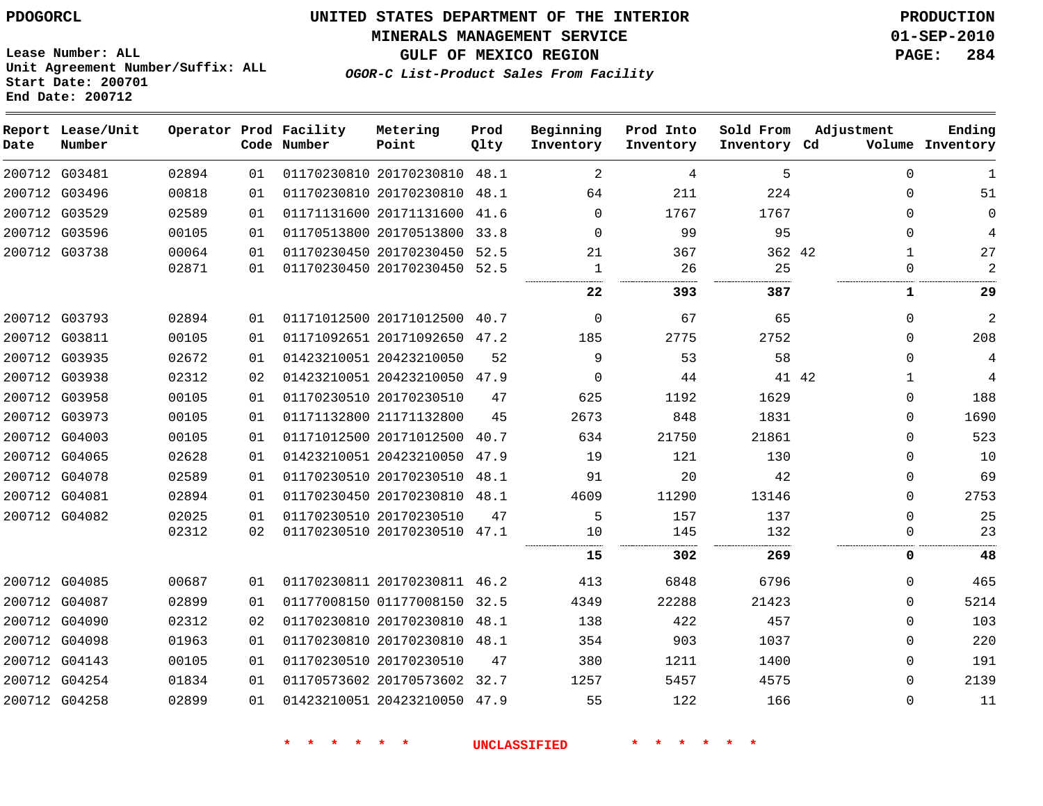PDOGORCL

# UNITED STATES DEPARTMENT OF THE INTERIOR
## MINERALS MANAGEMENT SERVICE
## GULF OF MEXICO REGION
### *OGOR-C List-Product Sales From Facility*

PRODUCTION
01-SEP-2010

Lease Number: ALL
Unit Agreement Number/Suffix: ALL
Start Date: 200701
End Date: 200712

| Report Date | Lease/Unit Number | Operator | Prod Code | Facility Number | Metering Point | Prod Qlty | Beginning Inventory | Prod Into Inventory | Sold From Inventory | Adjustment Cd | Adjustment Volume | Ending Inventory |
|---|---|---|---|---|---|---|---|---|---|---|---|---|
| 200712 | G03481 | 02894 | 01 | 01170230810 | 20170230810 | 48.1 | 2 | 4 | 5 | | 0 | 1 |
| 200712 | G03496 | 00818 | 01 | 01170230810 | 20170230810 | 48.1 | 64 | 211 | 224 | | 0 | 51 |
| 200712 | G03529 | 02589 | 01 | 01171131600 | 20171131600 | 41.6 | 0 | 1767 | 1767 | | 0 | 0 |
| 200712 | G03596 | 00105 | 01 | 01170513800 | 20170513800 | 33.8 | 0 | 99 | 95 | | 0 | 4 |
| 200712 | G03738 | 00064 | 01 | 01170230450 | 20170230450 | 52.5 | 21 | 367 | 362 | 42 | 1 | 27 |
| | | 02871 | 01 | 01170230450 | 20170230450 | 52.5 | 1 | 26 | 25 | | 0 | 2 |
| | | | | | | | **22** | **393** | **387** | | **1** | **29** |
| 200712 | G03793 | 02894 | 01 | 01171012500 | 20171012500 | 40.7 | 0 | 67 | 65 | | 0 | 2 |
| 200712 | G03811 | 00105 | 01 | 01171092651 | 20171092650 | 47.2 | 185 | 2775 | 2752 | | 0 | 208 |
| 200712 | G03935 | 02672 | 01 | 01423210051 | 20423210050 | 52 | 9 | 53 | 58 | | 0 | 4 |
| 200712 | G03938 | 02312 | 02 | 01423210051 | 20423210050 | 47.9 | 0 | 44 | 41 | 42 | 1 | 4 |
| 200712 | G03958 | 00105 | 01 | 01170230510 | 20170230510 | 47 | 625 | 1192 | 1629 | | 0 | 188 |
| 200712 | G03973 | 00105 | 01 | 01171132800 | 21171132800 | 45 | 2673 | 848 | 1831 | | 0 | 1690 |
| 200712 | G04003 | 00105 | 01 | 01171012500 | 20171012500 | 40.7 | 634 | 21750 | 21861 | | 0 | 523 |
| 200712 | G04065 | 02628 | 01 | 01423210051 | 20423210050 | 47.9 | 19 | 121 | 130 | | 0 | 10 |
| 200712 | G04078 | 02589 | 01 | 01170230510 | 20170230510 | 48.1 | 91 | 20 | 42 | | 0 | 69 |
| 200712 | G04081 | 02894 | 01 | 01170230450 | 20170230810 | 48.1 | 4609 | 11290 | 13146 | | 0 | 2753 |
| 200712 | G04082 | 02025 | 01 | 01170230510 | 20170230510 | 47 | 5 | 157 | 137 | | 0 | 25 |
| | | 02312 | 02 | 01170230510 | 20170230510 | 47.1 | 10 | 145 | 132 | | 0 | 23 |
| | | | | | | | **15** | **302** | **269** | | **0** | **48** |
| 200712 | G04085 | 00687 | 01 | 01170230811 | 20170230811 | 46.2 | 413 | 6848 | 6796 | | 0 | 465 |
| 200712 | G04087 | 02899 | 01 | 01177008150 | 01177008150 | 32.5 | 4349 | 22288 | 21423 | | 0 | 5214 |
| 200712 | G04090 | 02312 | 02 | 01170230810 | 20170230810 | 48.1 | 138 | 422 | 457 | | 0 | 103 |
| 200712 | G04098 | 01963 | 01 | 01170230810 | 20170230810 | 48.1 | 354 | 903 | 1037 | | 0 | 220 |
| 200712 | G04143 | 00105 | 01 | 01170230510 | 20170230510 | 47 | 380 | 1211 | 1400 | | 0 | 191 |
| 200712 | G04254 | 01834 | 01 | 01170573602 | 20170573602 | 32.7 | 1257 | 5457 | 4575 | | 0 | 2139 |
| 200712 | G04258 | 02899 | 01 | 01423210051 | 20423210050 | 47.9 | 55 | 122 | 166 | | 0 | 11 |

\* \* \* \* \* \* UNCLASSIFIED \* \* \* \* \* \*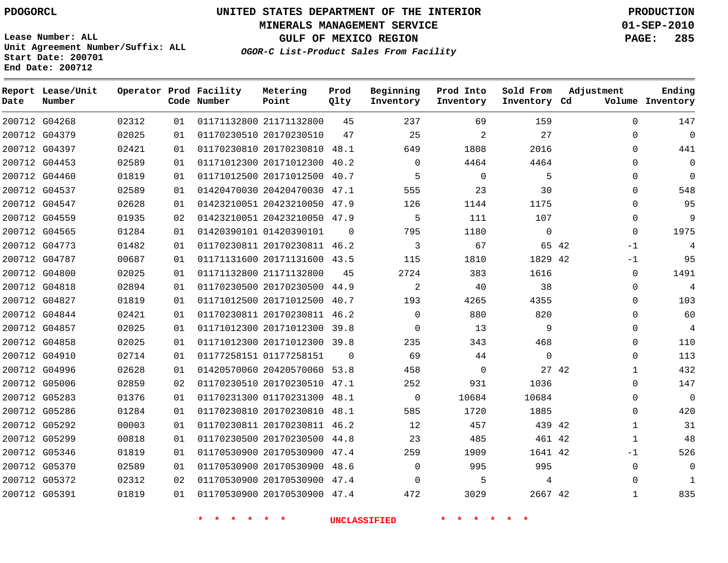PDOGORCL

Lease Number: ALL
Unit Agreement Number/Suffix: ALL
Start Date: 200701
End Date: 200712

# UNITED STATES DEPARTMENT OF THE INTERIOR
## MINERALS MANAGEMENT SERVICE
## GULF OF MEXICO REGION
### *OGOR-C List-Product Sales From Facility*

PRODUCTION
01-SEP-2010

| Report Date | Lease/Unit Number | Operator | Prod Code | Facility Number | Metering Point | Prod Qlty | Beginning Inventory | Prod Into Inventory | Sold From Inventory | Adjustment Cd | Volume | Ending Inventory |
|---|---|---|---|---|---|---|---|---|---|---|---|---|
| 200712 | G04268 | 02312 | 01 | 01171132800 | 21171132800 | 45 | 237 | 69 | 159 | | 0 | 147 |
| 200712 | G04379 | 02025 | 01 | 01170230510 | 20170230510 | 47 | 25 | 2 | 27 | | 0 | 0 |
| 200712 | G04397 | 02421 | 01 | 01170230810 | 20170230810 | 48.1 | 649 | 1808 | 2016 | | 0 | 441 |
| 200712 | G04453 | 02589 | 01 | 01171012300 | 20171012300 | 40.2 | 0 | 4464 | 4464 | | 0 | 0 |
| 200712 | G04460 | 01819 | 01 | 01171012500 | 20171012500 | 40.7 | 5 | 0 | 5 | | 0 | 0 |
| 200712 | G04537 | 02589 | 01 | 01420470030 | 20420470030 | 47.1 | 555 | 23 | 30 | | 0 | 548 |
| 200712 | G04547 | 02628 | 01 | 01423210051 | 20423210050 | 47.9 | 126 | 1144 | 1175 | | 0 | 95 |
| 200712 | G04559 | 01935 | 02 | 01423210051 | 20423210050 | 47.9 | 5 | 111 | 107 | | 0 | 9 |
| 200712 | G04565 | 01284 | 01 | 01420390101 | 01420390101 | 0 | 795 | 1180 | 0 | | 0 | 1975 |
| 200712 | G04773 | 01482 | 01 | 01170230811 | 20170230811 | 46.2 | 3 | 67 | 65 | 42 | -1 | 4 |
| 200712 | G04787 | 00687 | 01 | 01171131600 | 20171131600 | 43.5 | 115 | 1810 | 1829 | 42 | -1 | 95 |
| 200712 | G04800 | 02025 | 01 | 01171132800 | 21171132800 | 45 | 2724 | 383 | 1616 | | 0 | 1491 |
| 200712 | G04818 | 02894 | 01 | 01170230500 | 20170230500 | 44.9 | 2 | 40 | 38 | | 0 | 4 |
| 200712 | G04827 | 01819 | 01 | 01171012500 | 20171012500 | 40.7 | 193 | 4265 | 4355 | | 0 | 103 |
| 200712 | G04844 | 02421 | 01 | 01170230811 | 20170230811 | 46.2 | 0 | 880 | 820 | | 0 | 60 |
| 200712 | G04857 | 02025 | 01 | 01171012300 | 20171012300 | 39.8 | 0 | 13 | 9 | | 0 | 4 |
| 200712 | G04858 | 02025 | 01 | 01171012300 | 20171012300 | 39.8 | 235 | 343 | 468 | | 0 | 110 |
| 200712 | G04910 | 02714 | 01 | 01177258151 | 01177258151 | 0 | 69 | 44 | 0 | | 0 | 113 |
| 200712 | G04996 | 02628 | 01 | 01420570060 | 20420570060 | 53.8 | 458 | 0 | 27 | 42 | 1 | 432 |
| 200712 | G05006 | 02859 | 02 | 01170230510 | 20170230510 | 47.1 | 252 | 931 | 1036 | | 0 | 147 |
| 200712 | G05283 | 01376 | 01 | 01170231300 | 01170231300 | 48.1 | 0 | 10684 | 10684 | | 0 | 0 |
| 200712 | G05286 | 01284 | 01 | 01170230810 | 20170230810 | 48.1 | 585 | 1720 | 1885 | | 0 | 420 |
| 200712 | G05292 | 00003 | 01 | 01170230811 | 20170230811 | 46.2 | 12 | 457 | 439 | 42 | 1 | 31 |
| 200712 | G05299 | 00818 | 01 | 01170230500 | 20170230500 | 44.8 | 23 | 485 | 461 | 42 | 1 | 48 |
| 200712 | G05346 | 01819 | 01 | 01170530900 | 20170530900 | 47.4 | 259 | 1909 | 1641 | 42 | -1 | 526 |
| 200712 | G05370 | 02589 | 01 | 01170530900 | 20170530900 | 48.6 | 0 | 995 | 995 | | 0 | 0 |
| 200712 | G05372 | 02312 | 02 | 01170530900 | 20170530900 | 47.4 | 0 | 5 | 4 | | 0 | 1 |
| 200712 | G05391 | 01819 | 01 | 01170530900 | 20170530900 | 47.4 | 472 | 3029 | 2667 | 42 | 1 | 835 |

\* \* \* \* \* \* UNCLASSIFIED \* \* \* \* \* \*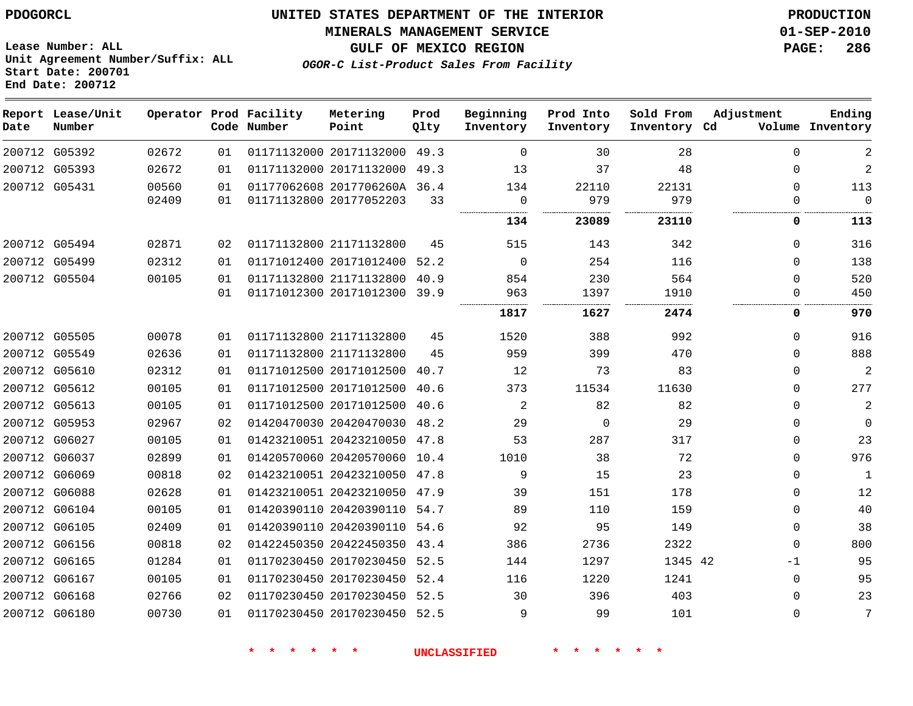PDOGORCL

Lease Number: ALL
Unit Agreement Number/Suffix: ALL
Start Date: 200701
End Date: 200712

# UNITED STATES DEPARTMENT OF THE INTERIOR
## MINERALS MANAGEMENT SERVICE
## GULF OF MEXICO REGION
### *OGOR-C List-Product Sales From Facility*

PRODUCTION
01-SEP-2010

| Report Date | Lease/Unit Number | Operator | Prod Code | Facility Number | Metering Point | Prod Qlty | Beginning Inventory | Prod Into Inventory | Sold From Inventory | Adjustment Cd | Adjustment Volume | Ending Inventory |
|---|---|---|---|---|---|---|---|---|---|---|---|---|
| 200712 | G05392 | 02672 | 01 | 01171132000 | 20171132000 | 49.3 | 0 | 30 | 28 | | 0 | 2 |
| 200712 | G05393 | 02672 | 01 | 01171132000 | 20171132000 | 49.3 | 13 | 37 | 48 | | 0 | 2 |
| 200712 | G05431 | 00560 | 01 | 01177062608 | 2017706260A | 36.4 | 134 | 22110 | 22131 | | 0 | 113 |
| | | 02409 | 01 | 01171132800 | 20177052203 | 33 | 0 | 979 | 979 | | 0 | 0 |
| | | | | | | | **134** | **23089** | **23110** | | **0** | **113** |
| 200712 | G05494 | 02871 | 02 | 01171132800 | 21171132800 | 45 | 515 | 143 | 342 | | 0 | 316 |
| 200712 | G05499 | 02312 | 01 | 01171012400 | 20171012400 | 52.2 | 0 | 254 | 116 | | 0 | 138 |
| 200712 | G05504 | 00105 | 01 | 01171132800 | 21171132800 | 40.9 | 854 | 230 | 564 | | 0 | 520 |
| | | | 01 | 01171012300 | 20171012300 | 39.9 | 963 | 1397 | 1910 | | 0 | 450 |
| | | | | | | | **1817** | **1627** | **2474** | | **0** | **970** |
| 200712 | G05505 | 00078 | 01 | 01171132800 | 21171132800 | 45 | 1520 | 388 | 992 | | 0 | 916 |
| 200712 | G05549 | 02636 | 01 | 01171132800 | 21171132800 | 45 | 959 | 399 | 470 | | 0 | 888 |
| 200712 | G05610 | 02312 | 01 | 01171012500 | 20171012500 | 40.7 | 12 | 73 | 83 | | 0 | 2 |
| 200712 | G05612 | 00105 | 01 | 01171012500 | 20171012500 | 40.6 | 373 | 11534 | 11630 | | 0 | 277 |
| 200712 | G05613 | 00105 | 01 | 01171012500 | 20171012500 | 40.6 | 2 | 82 | 82 | | 0 | 2 |
| 200712 | G05953 | 02967 | 02 | 01420470030 | 20420470030 | 48.2 | 29 | 0 | 29 | | 0 | 0 |
| 200712 | G06027 | 00105 | 01 | 01423210051 | 20423210050 | 47.8 | 53 | 287 | 317 | | 0 | 23 |
| 200712 | G06037 | 02899 | 01 | 01420570060 | 20420570060 | 10.4 | 1010 | 38 | 72 | | 0 | 976 |
| 200712 | G06069 | 00818 | 02 | 01423210051 | 20423210050 | 47.8 | 9 | 15 | 23 | | 0 | 1 |
| 200712 | G06088 | 02628 | 01 | 01423210051 | 20423210050 | 47.9 | 39 | 151 | 178 | | 0 | 12 |
| 200712 | G06104 | 00105 | 01 | 01420390110 | 20420390110 | 54.7 | 89 | 110 | 159 | | 0 | 40 |
| 200712 | G06105 | 02409 | 01 | 01420390110 | 20420390110 | 54.6 | 92 | 95 | 149 | | 0 | 38 |
| 200712 | G06156 | 00818 | 02 | 01422450350 | 20422450350 | 43.4 | 386 | 2736 | 2322 | | 0 | 800 |
| 200712 | G06165 | 01284 | 01 | 01170230450 | 20170230450 | 52.5 | 144 | 1297 | 1345 | 42 | -1 | 95 |
| 200712 | G06167 | 00105 | 01 | 01170230450 | 20170230450 | 52.4 | 116 | 1220 | 1241 | | 0 | 95 |
| 200712 | G06168 | 02766 | 02 | 01170230450 | 20170230450 | 52.5 | 30 | 396 | 403 | | 0 | 23 |
| 200712 | G06180 | 00730 | 01 | 01170230450 | 20170230450 | 52.5 | 9 | 99 | 101 | | 0 | 7 |

* * * * * * UNCLASSIFIED * * * * * *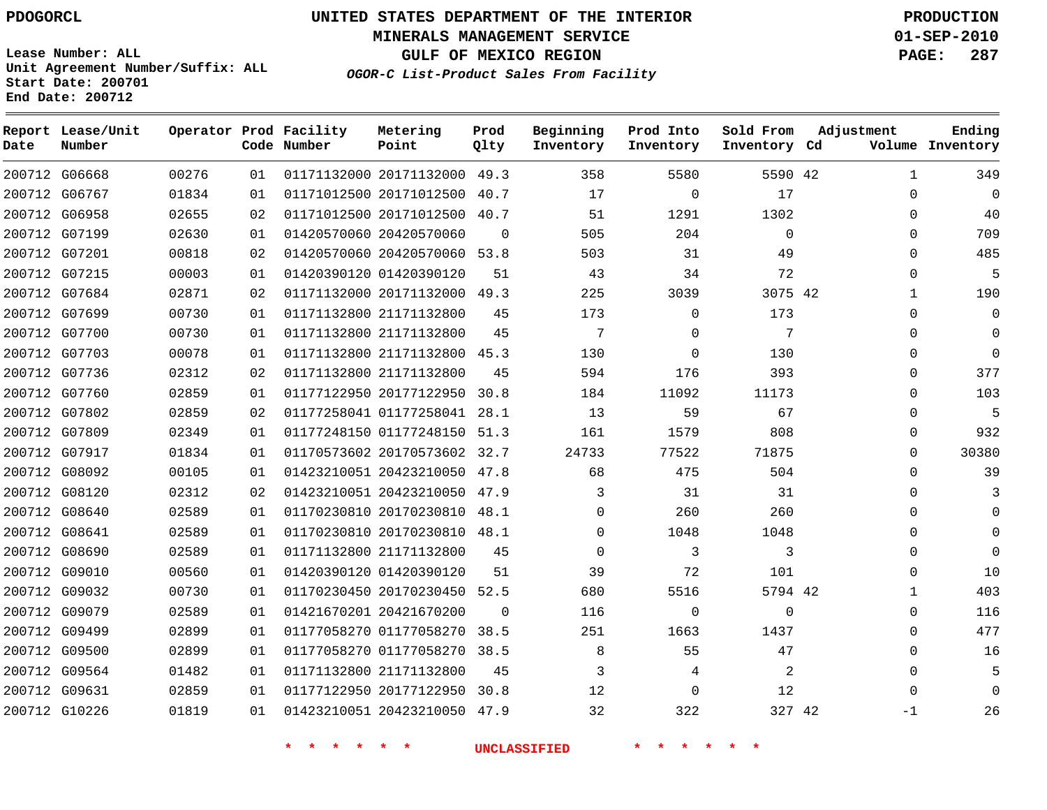PDOGORCL

**UNITED STATES DEPARTMENT OF THE INTERIOR**
**MINERALS MANAGEMENT SERVICE**
**GULF OF MEXICO REGION**
*OGOR-C List-Product Sales From Facility*

PRODUCTION
01-SEP-2010

Lease Number: ALL
Unit Agreement Number/Suffix: ALL
Start Date: 200701
End Date: 200712

| Report Date | Lease/Unit Number | Operator | Prod Code | Facility Number | Metering Point | Prod Qlty | Beginning Inventory | Prod Into Inventory | Sold From Inventory | Adjustment Cd | Adjustment Volume | Ending Inventory |
|---|---|---|---|---|---|---|---|---|---|---|---|---|
| 200712 | G06668 | 00276 | 01 | 01171132000 | 20171132000 | 49.3 | 358 | 5580 | 5590 | 42 | 1 | 349 |
| 200712 | G06767 | 01834 | 01 | 01171012500 | 20171012500 | 40.7 | 17 | 0 | 17 | | 0 | 0 |
| 200712 | G06958 | 02655 | 02 | 01171012500 | 20171012500 | 40.7 | 51 | 1291 | 1302 | | 0 | 40 |
| 200712 | G07199 | 02630 | 01 | 01420570060 | 20420570060 | 0 | 505 | 204 | 0 | | 0 | 709 |
| 200712 | G07201 | 00818 | 02 | 01420570060 | 20420570060 | 53.8 | 503 | 31 | 49 | | 0 | 485 |
| 200712 | G07215 | 00003 | 01 | 01420390120 | 01420390120 | 51 | 43 | 34 | 72 | | 0 | 5 |
| 200712 | G07684 | 02871 | 02 | 01171132000 | 20171132000 | 49.3 | 225 | 3039 | 3075 | 42 | 1 | 190 |
| 200712 | G07699 | 00730 | 01 | 01171132800 | 21171132800 | 45 | 173 | 0 | 173 | | 0 | 0 |
| 200712 | G07700 | 00730 | 01 | 01171132800 | 21171132800 | 45 | 7 | 0 | 7 | | 0 | 0 |
| 200712 | G07703 | 00078 | 01 | 01171132800 | 21171132800 | 45.3 | 130 | 0 | 130 | | 0 | 0 |
| 200712 | G07736 | 02312 | 02 | 01171132800 | 21171132800 | 45 | 594 | 176 | 393 | | 0 | 377 |
| 200712 | G07760 | 02859 | 01 | 01177122950 | 20177122950 | 30.8 | 184 | 11092 | 11173 | | 0 | 103 |
| 200712 | G07802 | 02859 | 02 | 01177258041 | 01177258041 | 28.1 | 13 | 59 | 67 | | 0 | 5 |
| 200712 | G07809 | 02349 | 01 | 01177248150 | 01177248150 | 51.3 | 161 | 1579 | 808 | | 0 | 932 |
| 200712 | G07917 | 01834 | 01 | 01170573602 | 20170573602 | 32.7 | 24733 | 77522 | 71875 | | 0 | 30380 |
| 200712 | G08092 | 00105 | 01 | 01423210051 | 20423210050 | 47.8 | 68 | 475 | 504 | | 0 | 39 |
| 200712 | G08120 | 02312 | 02 | 01423210051 | 20423210050 | 47.9 | 3 | 31 | 31 | | 0 | 3 |
| 200712 | G08640 | 02589 | 01 | 01170230810 | 20170230810 | 48.1 | 0 | 260 | 260 | | 0 | 0 |
| 200712 | G08641 | 02589 | 01 | 01170230810 | 20170230810 | 48.1 | 0 | 1048 | 1048 | | 0 | 0 |
| 200712 | G08690 | 02589 | 01 | 01171132800 | 21171132800 | 45 | 0 | 3 | 3 | | 0 | 0 |
| 200712 | G09010 | 00560 | 01 | 01420390120 | 01420390120 | 51 | 39 | 72 | 101 | | 0 | 10 |
| 200712 | G09032 | 00730 | 01 | 01170230450 | 20170230450 | 52.5 | 680 | 5516 | 5794 | 42 | 1 | 403 |
| 200712 | G09079 | 02589 | 01 | 01421670201 | 20421670200 | 0 | 116 | 0 | 0 | | 0 | 116 |
| 200712 | G09499 | 02899 | 01 | 01177058270 | 01177058270 | 38.5 | 251 | 1663 | 1437 | | 0 | 477 |
| 200712 | G09500 | 02899 | 01 | 01177058270 | 01177058270 | 38.5 | 8 | 55 | 47 | | 0 | 16 |
| 200712 | G09564 | 01482 | 01 | 01171132800 | 21171132800 | 45 | 3 | 4 | 2 | | 0 | 5 |
| 200712 | G09631 | 02859 | 01 | 01177122950 | 20177122950 | 30.8 | 12 | 0 | 12 | | 0 | 0 |
| 200712 | G10226 | 01819 | 01 | 01423210051 | 20423210050 | 47.9 | 32 | 322 | 327 | 42 | -1 | 26 |

\* \* \* \* \* \* UNCLASSIFIED \* \* \* \* \* \*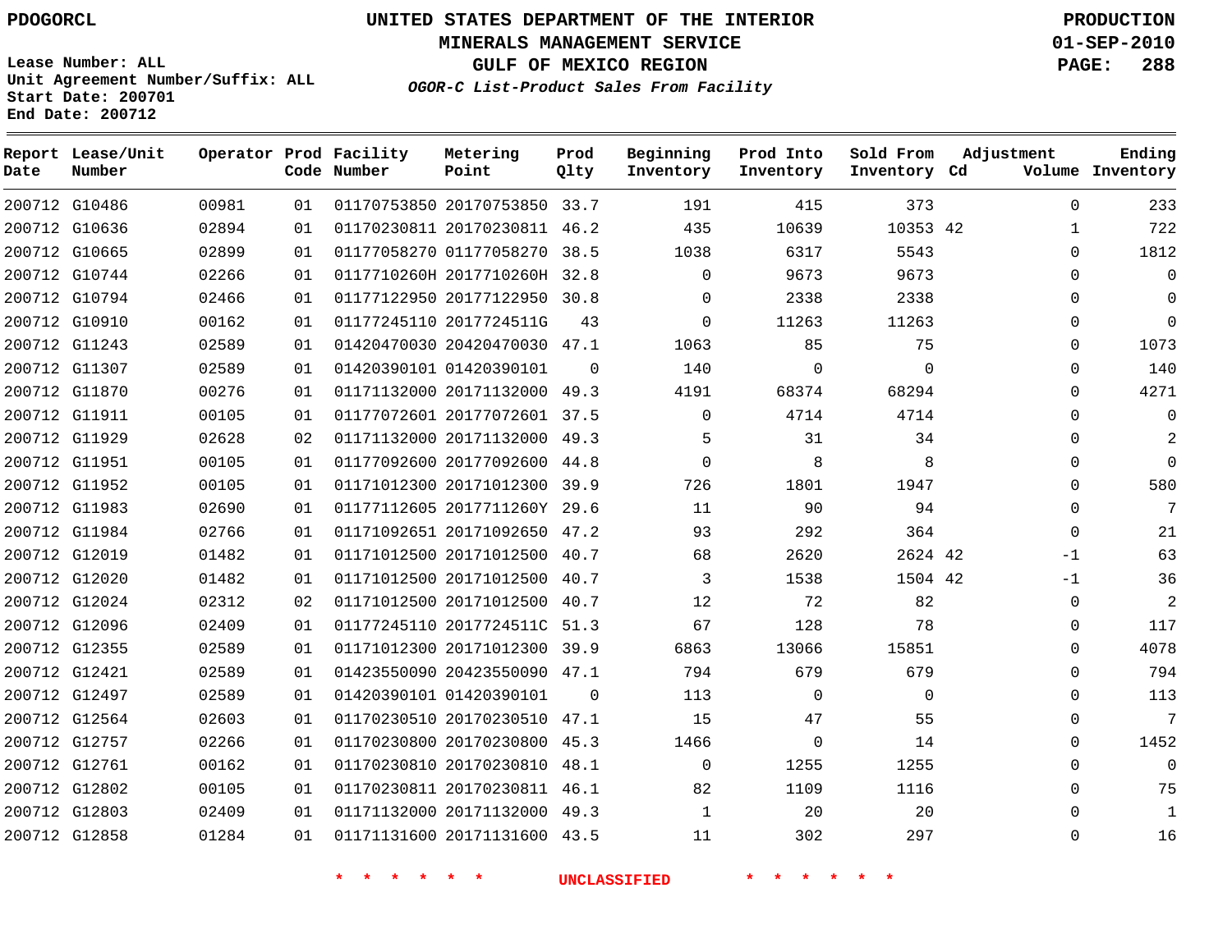PDOGORCL

**UNITED STATES DEPARTMENT OF THE INTERIOR**
**MINERALS MANAGEMENT SERVICE**
**GULF OF MEXICO REGION**
***OGOR-C List-Product Sales From Facility***

**PRODUCTION**
**01-SEP-2010**

Lease Number: ALL
Unit Agreement Number/Suffix: ALL
Start Date: 200701
End Date: 200712

| Report Date | Lease/Unit Number | Operator | Prod Code | Facility Number | Metering Point | Prod Qlty | Beginning Inventory | Prod Into Inventory | Sold From Inventory | Adjustment Cd | Volume | Ending Inventory |
|---|---|---|---|---|---|---|---|---|---|---|---|---|
| 200712 | G10486 | 00981 | 01 | 01170753850 | 20170753850 | 33.7 | 191 | 415 | 373 | | 0 | 233 |
| 200712 | G10636 | 02894 | 01 | 01170230811 | 20170230811 | 46.2 | 435 | 10639 | 10353 | 42 | 1 | 722 |
| 200712 | G10665 | 02899 | 01 | 01177058270 | 01177058270 | 38.5 | 1038 | 6317 | 5543 | | 0 | 1812 |
| 200712 | G10744 | 02266 | 01 | 0117710260H | 2017710260H | 32.8 | 0 | 9673 | 9673 | | 0 | 0 |
| 200712 | G10794 | 02466 | 01 | 01177122950 | 20177122950 | 30.8 | 0 | 2338 | 2338 | | 0 | 0 |
| 200712 | G10910 | 00162 | 01 | 01177245110 | 2017724511G | 43 | 0 | 11263 | 11263 | | 0 | 0 |
| 200712 | G11243 | 02589 | 01 | 01420470030 | 20420470030 | 47.1 | 1063 | 85 | 75 | | 0 | 1073 |
| 200712 | G11307 | 02589 | 01 | 01420390101 | 01420390101 | 0 | 140 | 0 | 0 | | 0 | 140 |
| 200712 | G11870 | 00276 | 01 | 01171132000 | 20171132000 | 49.3 | 4191 | 68374 | 68294 | | 0 | 4271 |
| 200712 | G11911 | 00105 | 01 | 01177072601 | 20177072601 | 37.5 | 0 | 4714 | 4714 | | 0 | 0 |
| 200712 | G11929 | 02628 | 02 | 01171132000 | 20171132000 | 49.3 | 5 | 31 | 34 | | 0 | 2 |
| 200712 | G11951 | 00105 | 01 | 01177092600 | 20177092600 | 44.8 | 0 | 8 | 8 | | 0 | 0 |
| 200712 | G11952 | 00105 | 01 | 01171012300 | 20171012300 | 39.9 | 726 | 1801 | 1947 | | 0 | 580 |
| 200712 | G11983 | 02690 | 01 | 01177112605 | 2017711260Y | 29.6 | 11 | 90 | 94 | | 0 | 7 |
| 200712 | G11984 | 02766 | 01 | 01171092651 | 20171092650 | 47.2 | 93 | 292 | 364 | | 0 | 21 |
| 200712 | G12019 | 01482 | 01 | 01171012500 | 20171012500 | 40.7 | 68 | 2620 | 2624 | 42 | -1 | 63 |
| 200712 | G12020 | 01482 | 01 | 01171012500 | 20171012500 | 40.7 | 3 | 1538 | 1504 | 42 | -1 | 36 |
| 200712 | G12024 | 02312 | 02 | 01171012500 | 20171012500 | 40.7 | 12 | 72 | 82 | | 0 | 2 |
| 200712 | G12096 | 02409 | 01 | 01177245110 | 2017724511C | 51.3 | 67 | 128 | 78 | | 0 | 117 |
| 200712 | G12355 | 02589 | 01 | 01171012300 | 20171012300 | 39.9 | 6863 | 13066 | 15851 | | 0 | 4078 |
| 200712 | G12421 | 02589 | 01 | 01423550090 | 20423550090 | 47.1 | 794 | 679 | 679 | | 0 | 794 |
| 200712 | G12497 | 02589 | 01 | 01420390101 | 01420390101 | 0 | 113 | 0 | 0 | | 0 | 113 |
| 200712 | G12564 | 02603 | 01 | 01170230510 | 20170230510 | 47.1 | 15 | 47 | 55 | | 0 | 7 |
| 200712 | G12757 | 02266 | 01 | 01170230800 | 20170230800 | 45.3 | 1466 | 0 | 14 | | 0 | 1452 |
| 200712 | G12761 | 00162 | 01 | 01170230810 | 20170230810 | 48.1 | 0 | 1255 | 1255 | | 0 | 0 |
| 200712 | G12802 | 00105 | 01 | 01170230811 | 20170230811 | 46.1 | 82 | 1109 | 1116 | | 0 | 75 |
| 200712 | G12803 | 02409 | 01 | 01171132000 | 20171132000 | 49.3 | 1 | 20 | 20 | | 0 | 1 |
| 200712 | G12858 | 01284 | 01 | 01171131600 | 20171131600 | 43.5 | 11 | 302 | 297 | | 0 | 16 |

\* \* \* \* \* \* UNCLASSIFIED \* \* \* \* \* \*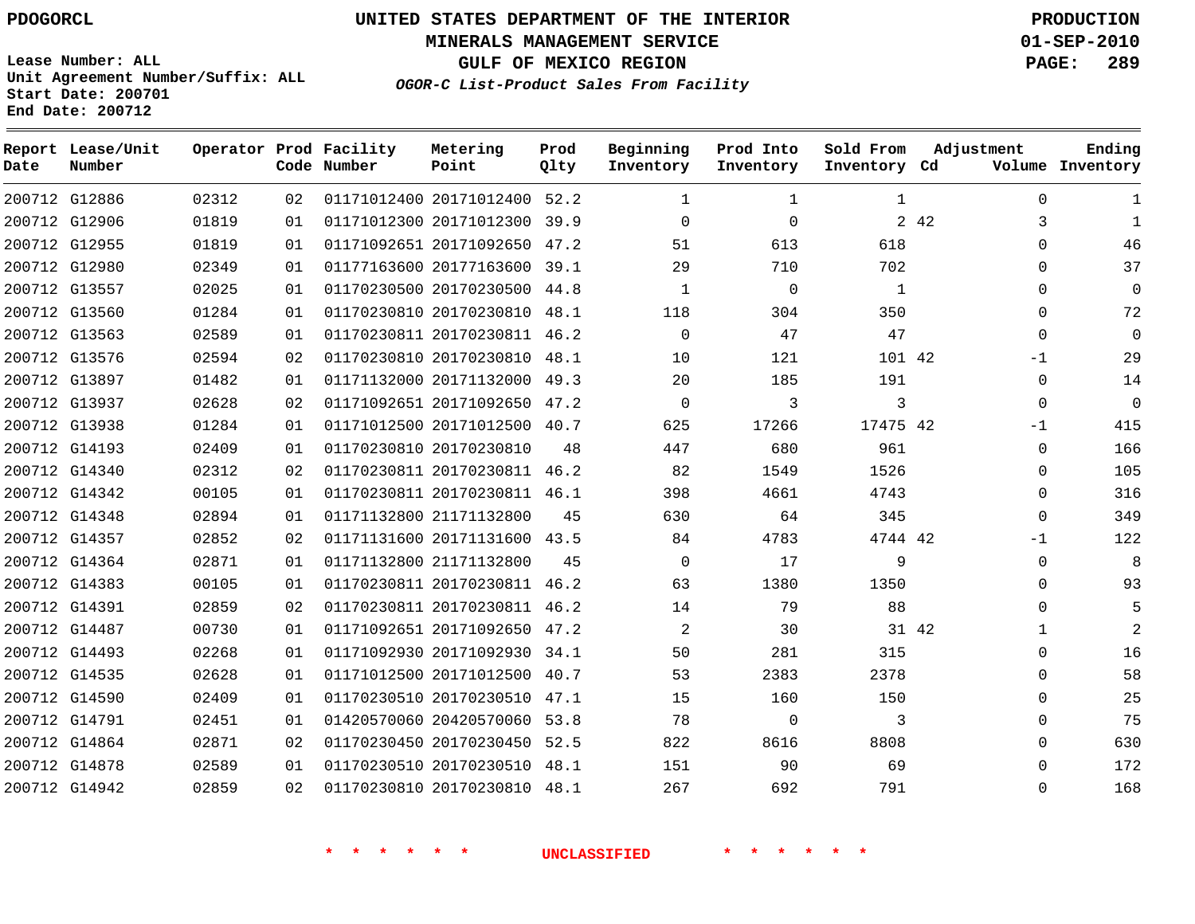PDOGORCL

Lease Number: ALL
Unit Agreement Number/Suffix: ALL
Start Date: 200701
End Date: 200712

# UNITED STATES DEPARTMENT OF THE INTERIOR
## MINERALS MANAGEMENT SERVICE
## GULF OF MEXICO REGION
### *OGOR-C List-Product Sales From Facility*

PRODUCTION
01-SEP-2010

| Report Date | Lease/Unit Number | Operator | Prod Code | Facility Number | Metering Point | Prod Qlty | Beginning Inventory | Prod Into Inventory | Sold From Inventory | Adjustment Cd | Adjustment Volume | Ending Inventory |
|---|---|---|---|---|---|---|---|---|---|---|---|---|
| 200712 | G12886 | 02312 | 02 | 01171012400 | 20171012400 | 52.2 | 1 | 1 | 1 | | 0 | 1 |
| 200712 | G12906 | 01819 | 01 | 01171012300 | 20171012300 | 39.9 | 0 | 0 | 2 | 42 | 3 | 1 |
| 200712 | G12955 | 01819 | 01 | 01171092651 | 20171092650 | 47.2 | 51 | 613 | 618 | | 0 | 46 |
| 200712 | G12980 | 02349 | 01 | 01177163600 | 20177163600 | 39.1 | 29 | 710 | 702 | | 0 | 37 |
| 200712 | G13557 | 02025 | 01 | 01170230500 | 20170230500 | 44.8 | 1 | 0 | 1 | | 0 | 0 |
| 200712 | G13560 | 01284 | 01 | 01170230810 | 20170230810 | 48.1 | 118 | 304 | 350 | | 0 | 72 |
| 200712 | G13563 | 02589 | 01 | 01170230811 | 20170230811 | 46.2 | 0 | 47 | 47 | | 0 | 0 |
| 200712 | G13576 | 02594 | 02 | 01170230810 | 20170230810 | 48.1 | 10 | 121 | 101 | 42 | -1 | 29 |
| 200712 | G13897 | 01482 | 01 | 01171132000 | 20171132000 | 49.3 | 20 | 185 | 191 | | 0 | 14 |
| 200712 | G13937 | 02628 | 02 | 01171092651 | 20171092650 | 47.2 | 0 | 3 | 3 | | 0 | 0 |
| 200712 | G13938 | 01284 | 01 | 01171012500 | 20171012500 | 40.7 | 625 | 17266 | 17475 | 42 | -1 | 415 |
| 200712 | G14193 | 02409 | 01 | 01170230810 | 20170230810 | 48 | 447 | 680 | 961 | | 0 | 166 |
| 200712 | G14340 | 02312 | 02 | 01170230811 | 20170230811 | 46.2 | 82 | 1549 | 1526 | | 0 | 105 |
| 200712 | G14342 | 00105 | 01 | 01170230811 | 20170230811 | 46.1 | 398 | 4661 | 4743 | | 0 | 316 |
| 200712 | G14348 | 02894 | 01 | 01171132800 | 21171132800 | 45 | 630 | 64 | 345 | | 0 | 349 |
| 200712 | G14357 | 02852 | 02 | 01171131600 | 20171131600 | 43.5 | 84 | 4783 | 4744 | 42 | -1 | 122 |
| 200712 | G14364 | 02871 | 01 | 01171132800 | 21171132800 | 45 | 0 | 17 | 9 | | 0 | 8 |
| 200712 | G14383 | 00105 | 01 | 01170230811 | 20170230811 | 46.2 | 63 | 1380 | 1350 | | 0 | 93 |
| 200712 | G14391 | 02859 | 02 | 01170230811 | 20170230811 | 46.2 | 14 | 79 | 88 | | 0 | 5 |
| 200712 | G14487 | 00730 | 01 | 01171092651 | 20171092650 | 47.2 | 2 | 30 | 31 | 42 | 1 | 2 |
| 200712 | G14493 | 02268 | 01 | 01171092930 | 20171092930 | 34.1 | 50 | 281 | 315 | | 0 | 16 |
| 200712 | G14535 | 02628 | 01 | 01171012500 | 20171012500 | 40.7 | 53 | 2383 | 2378 | | 0 | 58 |
| 200712 | G14590 | 02409 | 01 | 01170230510 | 20170230510 | 47.1 | 15 | 160 | 150 | | 0 | 25 |
| 200712 | G14791 | 02451 | 01 | 01420570060 | 20420570060 | 53.8 | 78 | 0 | 3 | | 0 | 75 |
| 200712 | G14864 | 02871 | 02 | 01170230450 | 20170230450 | 52.5 | 822 | 8616 | 8808 | | 0 | 630 |
| 200712 | G14878 | 02589 | 01 | 01170230510 | 20170230510 | 48.1 | 151 | 90 | 69 | | 0 | 172 |
| 200712 | G14942 | 02859 | 02 | 01170230810 | 20170230810 | 48.1 | 267 | 692 | 791 | | 0 | 168 |

* * * * * * UNCLASSIFIED * * * * * *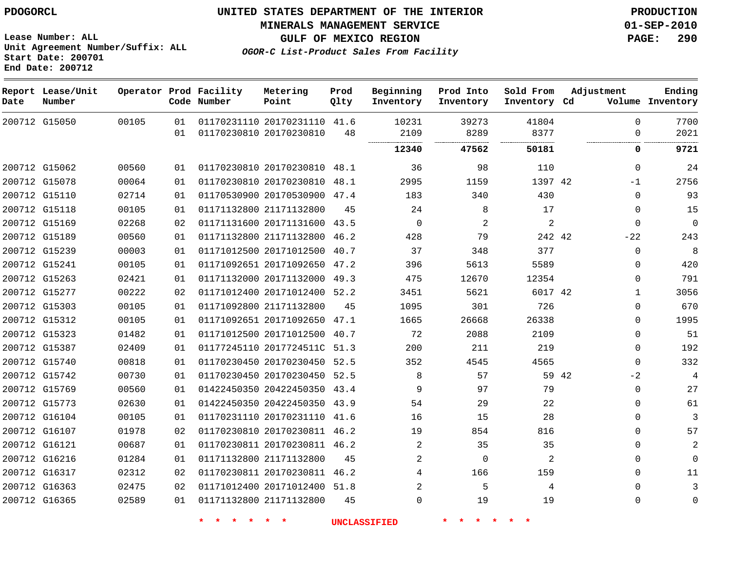PDOGORCL

**UNITED STATES DEPARTMENT OF THE INTERIOR**
**MINERALS MANAGEMENT SERVICE**
**GULF OF MEXICO REGION**
*OGOR-C List-Product Sales From Facility*

**PRODUCTION**
**01-SEP-2010**

Lease Number: ALL
Unit Agreement Number/Suffix: ALL
Start Date: 200701
End Date: 200712

| Report Date | Lease/Unit Number | Operator | Prod Code | Facility Number | Metering Point | Prod Qlty | Beginning Inventory | Prod Into Inventory | Sold From Inventory | Adjustment Cd | Adjustment Volume | Ending Inventory |
|---|---|---|---|---|---|---|---|---|---|---|---|---|
| 200712 | G15050 | 00105 | 01 | 01170231110 | 20170231110 | 41.6 | 10231 | 39273 | 41804 | | 0 | 7700 |
| | | | 01 | 01170230810 | 20170230810 | 48 | 2109 | 8289 | 8377 | | 0 | 2021 |
| | | | | | | | **12340** | **47562** | **50181** | | **0** | **9721** |
| 200712 | G15062 | 00560 | 01 | 01170230810 | 20170230810 | 48.1 | 36 | 98 | 110 | | 0 | 24 |
| 200712 | G15078 | 00064 | 01 | 01170230810 | 20170230810 | 48.1 | 2995 | 1159 | 1397 | 42 | -1 | 2756 |
| 200712 | G15110 | 02714 | 01 | 01170530900 | 20170530900 | 47.4 | 183 | 340 | 430 | | 0 | 93 |
| 200712 | G15118 | 00105 | 01 | 01171132800 | 21171132800 | 45 | 24 | 8 | 17 | | 0 | 15 |
| 200712 | G15169 | 02268 | 02 | 01171131600 | 20171131600 | 43.5 | 0 | 2 | 2 | | 0 | 0 |
| 200712 | G15189 | 00560 | 01 | 01171132800 | 21171132800 | 46.2 | 428 | 79 | 242 | 42 | -22 | 243 |
| 200712 | G15239 | 00003 | 01 | 01171012500 | 20171012500 | 40.7 | 37 | 348 | 377 | | 0 | 8 |
| 200712 | G15241 | 00105 | 01 | 01171092651 | 20171092650 | 47.2 | 396 | 5613 | 5589 | | 0 | 420 |
| 200712 | G15263 | 02421 | 01 | 01171132000 | 20171132000 | 49.3 | 475 | 12670 | 12354 | | 0 | 791 |
| 200712 | G15277 | 00222 | 02 | 01171012400 | 20171012400 | 52.2 | 3451 | 5621 | 6017 | 42 | 1 | 3056 |
| 200712 | G15303 | 00105 | 01 | 01171092800 | 21171132800 | 45 | 1095 | 301 | 726 | | 0 | 670 |
| 200712 | G15312 | 00105 | 01 | 01171092651 | 20171092650 | 47.1 | 1665 | 26668 | 26338 | | 0 | 1995 |
| 200712 | G15323 | 01482 | 01 | 01171012500 | 20171012500 | 40.7 | 72 | 2088 | 2109 | | 0 | 51 |
| 200712 | G15387 | 02409 | 01 | 01177245110 | 2017724511C | 51.3 | 200 | 211 | 219 | | 0 | 192 |
| 200712 | G15740 | 00818 | 01 | 01170230450 | 20170230450 | 52.5 | 352 | 4545 | 4565 | | 0 | 332 |
| 200712 | G15742 | 00730 | 01 | 01170230450 | 20170230450 | 52.5 | 8 | 57 | 59 | 42 | -2 | 4 |
| 200712 | G15769 | 00560 | 01 | 01422450350 | 20422450350 | 43.4 | 9 | 97 | 79 | | 0 | 27 |
| 200712 | G15773 | 02630 | 01 | 01422450350 | 20422450350 | 43.9 | 54 | 29 | 22 | | 0 | 61 |
| 200712 | G16104 | 00105 | 01 | 01170231110 | 20170231110 | 41.6 | 16 | 15 | 28 | | 0 | 3 |
| 200712 | G16107 | 01978 | 02 | 01170230810 | 20170230811 | 46.2 | 19 | 854 | 816 | | 0 | 57 |
| 200712 | G16121 | 00687 | 01 | 01170230811 | 20170230811 | 46.2 | 2 | 35 | 35 | | 0 | 2 |
| 200712 | G16216 | 01284 | 01 | 01171132800 | 21171132800 | 45 | 2 | 0 | 2 | | 0 | 0 |
| 200712 | G16317 | 02312 | 02 | 01170230811 | 20170230811 | 46.2 | 4 | 166 | 159 | | 0 | 11 |
| 200712 | G16363 | 02475 | 02 | 01171012400 | 20171012400 | 51.8 | 2 | 5 | 4 | | 0 | 3 |
| 200712 | G16365 | 02589 | 01 | 01171132800 | 21171132800 | 45 | 0 | 19 | 19 | | 0 | 0 |

* * * * * * UNCLASSIFIED * * * * * *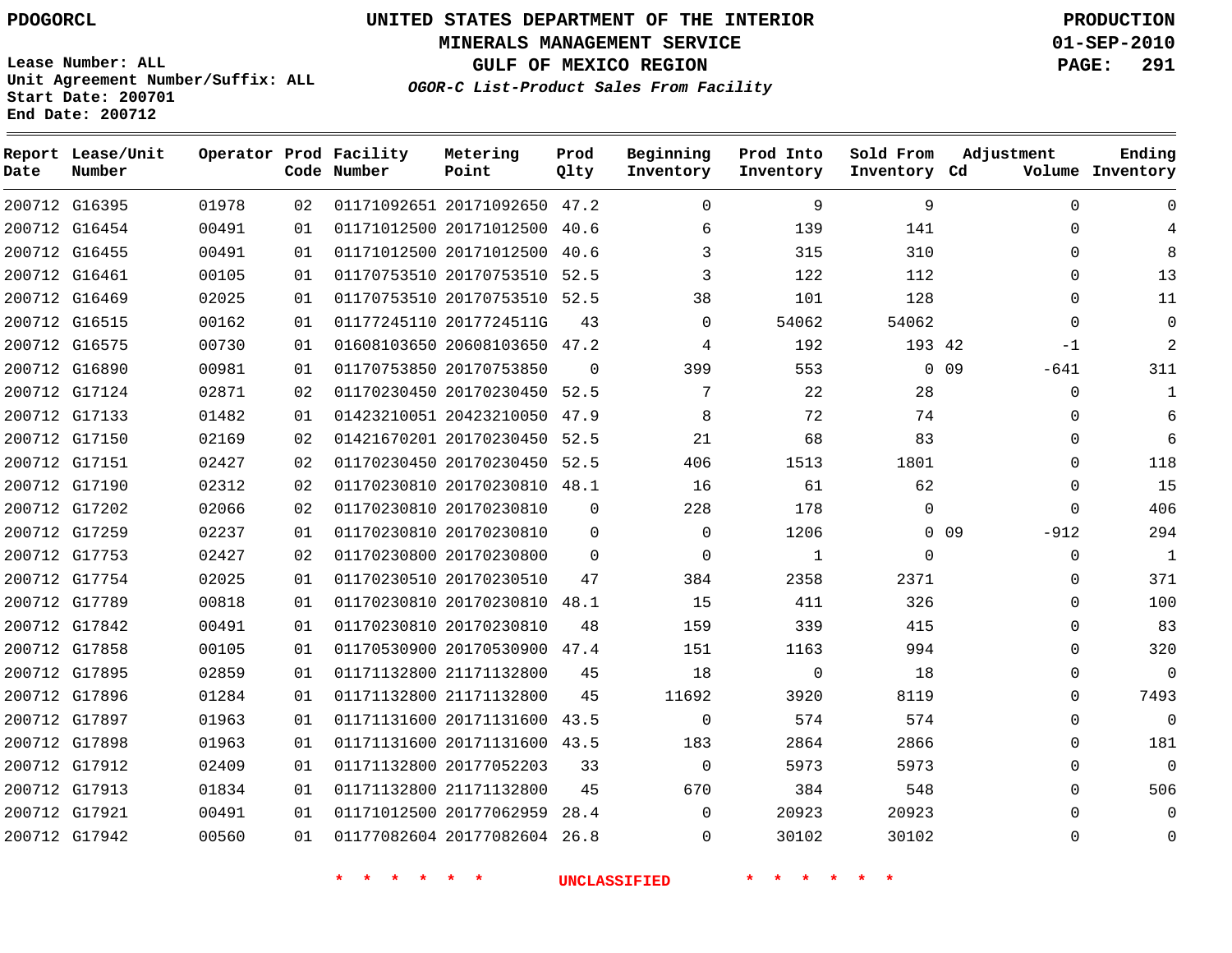PDOGORCL

# UNITED STATES DEPARTMENT OF THE INTERIOR
## MINERALS MANAGEMENT SERVICE
## GULF OF MEXICO REGION
### *OGOR-C List-Product Sales From Facility*

PRODUCTION
01-SEP-2010

Lease Number: ALL
Unit Agreement Number/Suffix: ALL
Start Date: 200701
End Date: 200712

| Report Date | Lease/Unit Number | Operator | Prod Code | Facility Number | Metering Point | Prod Qlty | Beginning Inventory | Prod Into Inventory | Sold From Inventory | Adjustment Cd | Adjustment Volume | Ending Inventory |
|---|---|---|---|---|---|---|---|---|---|---|---|---|
| 200712 | G16395 | 01978 | 02 | 01171092651 | 20171092650 | 47.2 | 0 | 9 | 9 | | 0 | 0 |
| 200712 | G16454 | 00491 | 01 | 01171012500 | 20171012500 | 40.6 | 6 | 139 | 141 | | 0 | 4 |
| 200712 | G16455 | 00491 | 01 | 01171012500 | 20171012500 | 40.6 | 3 | 315 | 310 | | 0 | 8 |
| 200712 | G16461 | 00105 | 01 | 01170753510 | 20170753510 | 52.5 | 3 | 122 | 112 | | 0 | 13 |
| 200712 | G16469 | 02025 | 01 | 01170753510 | 20170753510 | 52.5 | 38 | 101 | 128 | | 0 | 11 |
| 200712 | G16515 | 00162 | 01 | 01177245110 | 2017724511G | 43 | 0 | 54062 | 54062 | | 0 | 0 |
| 200712 | G16575 | 00730 | 01 | 01608103650 | 20608103650 | 47.2 | 4 | 192 | 193 | 42 | -1 | 2 |
| 200712 | G16890 | 00981 | 01 | 01170753850 | 20170753850 | 0 | 399 | 553 | 0 | 09 | -641 | 311 |
| 200712 | G17124 | 02871 | 02 | 01170230450 | 20170230450 | 52.5 | 7 | 22 | 28 | | 0 | 1 |
| 200712 | G17133 | 01482 | 01 | 01423210051 | 20423210050 | 47.9 | 8 | 72 | 74 | | 0 | 6 |
| 200712 | G17150 | 02169 | 02 | 01421670201 | 20170230450 | 52.5 | 21 | 68 | 83 | | 0 | 6 |
| 200712 | G17151 | 02427 | 02 | 01170230450 | 20170230450 | 52.5 | 406 | 1513 | 1801 | | 0 | 118 |
| 200712 | G17190 | 02312 | 02 | 01170230810 | 20170230810 | 48.1 | 16 | 61 | 62 | | 0 | 15 |
| 200712 | G17202 | 02066 | 02 | 01170230810 | 20170230810 | 0 | 228 | 178 | 0 | | 0 | 406 |
| 200712 | G17259 | 02237 | 01 | 01170230810 | 20170230810 | 0 | 0 | 1206 | 0 | 09 | -912 | 294 |
| 200712 | G17753 | 02427 | 02 | 01170230800 | 20170230800 | 0 | 0 | 1 | 0 | | 0 | 1 |
| 200712 | G17754 | 02025 | 01 | 01170230510 | 20170230510 | 47 | 384 | 2358 | 2371 | | 0 | 371 |
| 200712 | G17789 | 00818 | 01 | 01170230810 | 20170230810 | 48.1 | 15 | 411 | 326 | | 0 | 100 |
| 200712 | G17842 | 00491 | 01 | 01170230810 | 20170230810 | 48 | 159 | 339 | 415 | | 0 | 83 |
| 200712 | G17858 | 00105 | 01 | 01170530900 | 20170530900 | 47.4 | 151 | 1163 | 994 | | 0 | 320 |
| 200712 | G17895 | 02859 | 01 | 01171132800 | 21171132800 | 45 | 18 | 0 | 18 | | 0 | 0 |
| 200712 | G17896 | 01284 | 01 | 01171132800 | 21171132800 | 45 | 11692 | 3920 | 8119 | | 0 | 7493 |
| 200712 | G17897 | 01963 | 01 | 01171131600 | 20171131600 | 43.5 | 0 | 574 | 574 | | 0 | 0 |
| 200712 | G17898 | 01963 | 01 | 01171131600 | 20171131600 | 43.5 | 183 | 2864 | 2866 | | 0 | 181 |
| 200712 | G17912 | 02409 | 01 | 01171132800 | 20177052203 | 33 | 0 | 5973 | 5973 | | 0 | 0 |
| 200712 | G17913 | 01834 | 01 | 01171132800 | 21171132800 | 45 | 670 | 384 | 548 | | 0 | 506 |
| 200712 | G17921 | 00491 | 01 | 01171012500 | 20177062959 | 28.4 | 0 | 20923 | 20923 | | 0 | 0 |
| 200712 | G17942 | 00560 | 01 | 01177082604 | 20177082604 | 26.8 | 0 | 30102 | 30102 | | 0 | 0 |

\* \* \* \* \* \* UNCLASSIFIED \* \* \* \* \* \*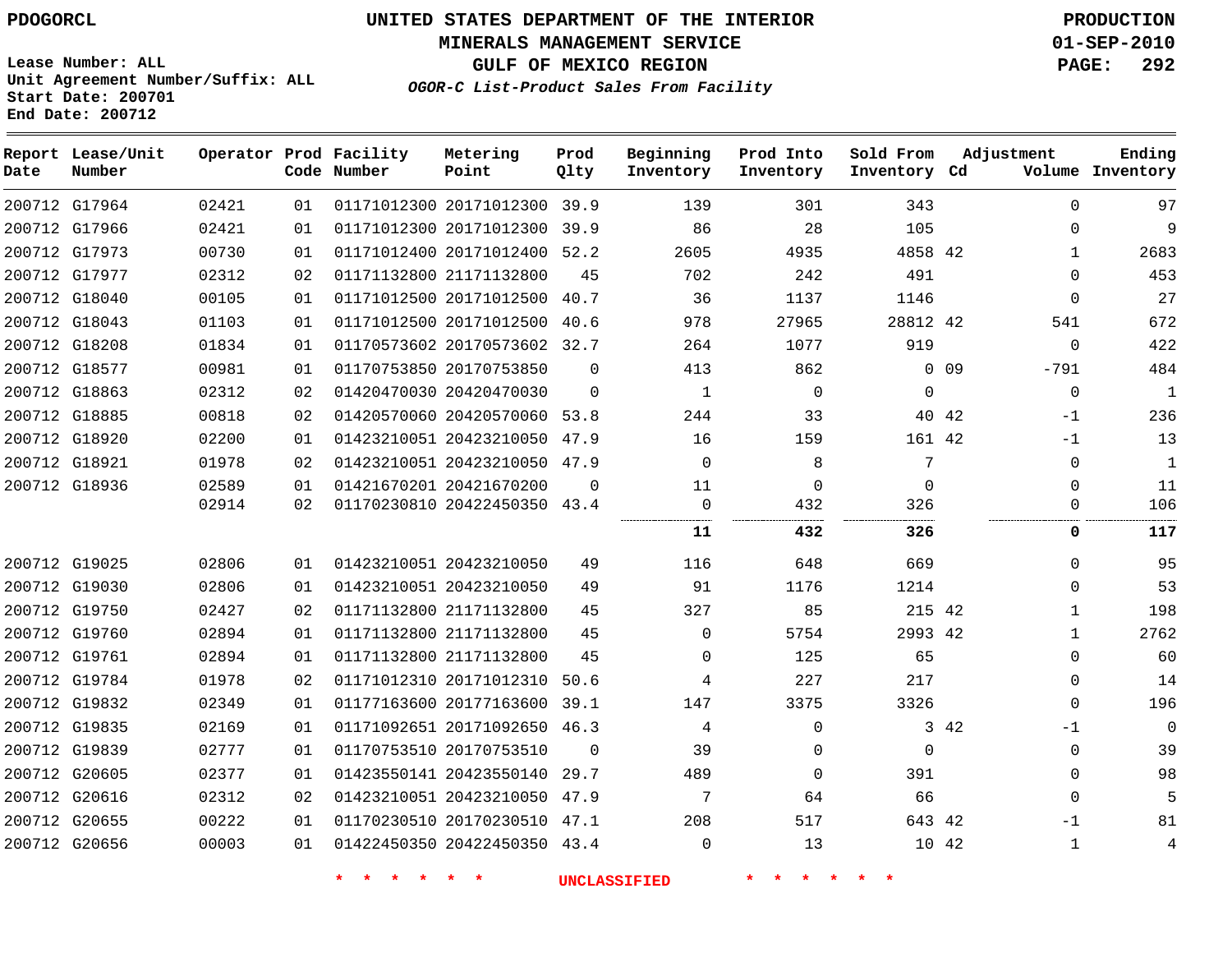PDOGORCL

**UNITED STATES DEPARTMENT OF THE INTERIOR**
**MINERALS MANAGEMENT SERVICE**
**GULF OF MEXICO REGION**
*OGOR-C List-Product Sales From Facility*

**PRODUCTION**
**01-SEP-2010**

Lease Number: ALL
Unit Agreement Number/Suffix: ALL
Start Date: 200701
End Date: 200712

| Report Date | Lease/Unit Number | Operator | Prod Code | Facility Number | Metering Point | Prod Qlty | Beginning Inventory | Prod Into Inventory | Sold From Inventory | Adjustment Cd | Adjustment Volume | Ending Inventory |
|---|---|---|---|---|---|---|---|---|---|---|---|---|
| 200712 | G17964 | 02421 | 01 | 01171012300 | 20171012300 | 39.9 | 139 | 301 | 343 | | 0 | 97 |
| 200712 | G17966 | 02421 | 01 | 01171012300 | 20171012300 | 39.9 | 86 | 28 | 105 | | 0 | 9 |
| 200712 | G17973 | 00730 | 01 | 01171012400 | 20171012400 | 52.2 | 2605 | 4935 | 4858 | 42 | 1 | 2683 |
| 200712 | G17977 | 02312 | 02 | 01171132800 | 21171132800 | 45 | 702 | 242 | 491 | | 0 | 453 |
| 200712 | G18040 | 00105 | 01 | 01171012500 | 20171012500 | 40.7 | 36 | 1137 | 1146 | | 0 | 27 |
| 200712 | G18043 | 01103 | 01 | 01171012500 | 20171012500 | 40.6 | 978 | 27965 | 28812 | 42 | 541 | 672 |
| 200712 | G18208 | 01834 | 01 | 01170573602 | 20170573602 | 32.7 | 264 | 1077 | 919 | | 0 | 422 |
| 200712 | G18577 | 00981 | 01 | 01170753850 | 20170753850 | 0 | 413 | 862 | 0 | 09 | -791 | 484 |
| 200712 | G18863 | 02312 | 02 | 01420470030 | 20420470030 | 0 | 1 | 0 | 0 | | 0 | 1 |
| 200712 | G18885 | 00818 | 02 | 01420570060 | 20420570060 | 53.8 | 244 | 33 | 40 | 42 | -1 | 236 |
| 200712 | G18920 | 02200 | 01 | 01423210051 | 20423210050 | 47.9 | 16 | 159 | 161 | 42 | -1 | 13 |
| 200712 | G18921 | 01978 | 02 | 01423210051 | 20423210050 | 47.9 | 0 | 8 | 7 | | 0 | 1 |
| 200712 | G18936 | 02589 | 01 | 01421670201 | 20421670200 | 0 | 11 | 0 | 0 | | 0 | 11 |
| | | 02914 | 02 | 01170230810 | 20422450350 | 43.4 | 0 | 432 | 326 | | 0 | 106 |
| | | | | | | | **11** | **432** | **326** | | **0** | **117** |
| 200712 | G19025 | 02806 | 01 | 01423210051 | 20423210050 | 49 | 116 | 648 | 669 | | 0 | 95 |
| 200712 | G19030 | 02806 | 01 | 01423210051 | 20423210050 | 49 | 91 | 1176 | 1214 | | 0 | 53 |
| 200712 | G19750 | 02427 | 02 | 01171132800 | 21171132800 | 45 | 327 | 85 | 215 | 42 | 1 | 198 |
| 200712 | G19760 | 02894 | 01 | 01171132800 | 21171132800 | 45 | 0 | 5754 | 2993 | 42 | 1 | 2762 |
| 200712 | G19761 | 02894 | 01 | 01171132800 | 21171132800 | 45 | 0 | 125 | 65 | | 0 | 60 |
| 200712 | G19784 | 01978 | 02 | 01171012310 | 20171012310 | 50.6 | 4 | 227 | 217 | | 0 | 14 |
| 200712 | G19832 | 02349 | 01 | 01177163600 | 20177163600 | 39.1 | 147 | 3375 | 3326 | | 0 | 196 |
| 200712 | G19835 | 02169 | 01 | 01171092651 | 20171092650 | 46.3 | 4 | 0 | 3 | 42 | -1 | 0 |
| 200712 | G19839 | 02777 | 01 | 01170753510 | 20170753510 | 0 | 39 | 0 | 0 | | 0 | 39 |
| 200712 | G20605 | 02377 | 01 | 01423550141 | 20423550140 | 29.7 | 489 | 0 | 391 | | 0 | 98 |
| 200712 | G20616 | 02312 | 02 | 01423210051 | 20423210050 | 47.9 | 7 | 64 | 66 | | 0 | 5 |
| 200712 | G20655 | 00222 | 01 | 01170230510 | 20170230510 | 47.1 | 208 | 517 | 643 | 42 | -1 | 81 |
| 200712 | G20656 | 00003 | 01 | 01422450350 | 20422450350 | 43.4 | 0 | 13 | 10 | 42 | 1 | 4 |

* * * * * * UNCLASSIFIED * * * * * *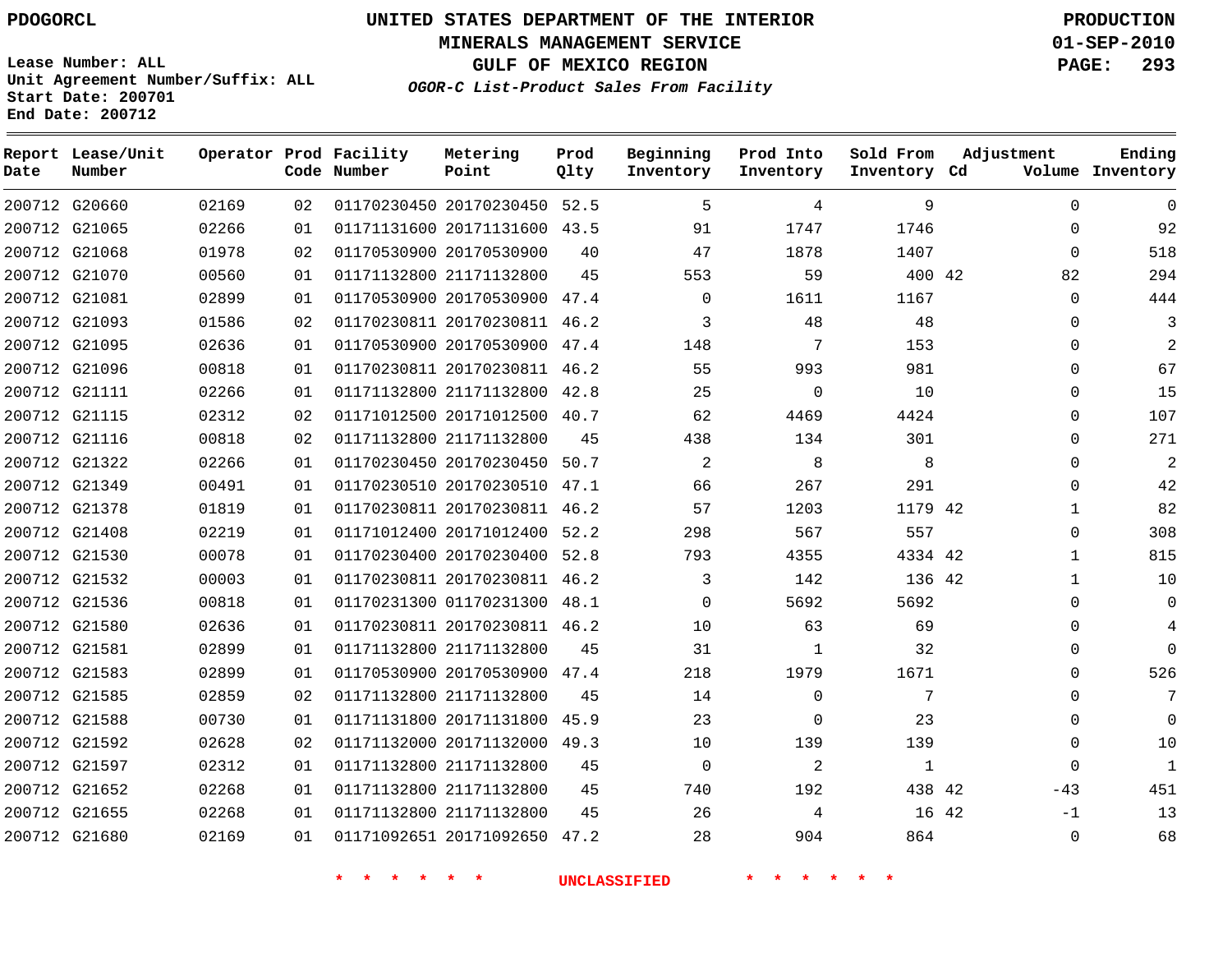PDOGORCL

# UNITED STATES DEPARTMENT OF THE INTERIOR
## MINERALS MANAGEMENT SERVICE
## GULF OF MEXICO REGION
### *OGOR-C List-Product Sales From Facility*

PRODUCTION
01-SEP-2010

Lease Number: ALL
Unit Agreement Number/Suffix: ALL
Start Date: 200701
End Date: 200712

| Report Date | Lease/Unit Number | Operator | Prod Code | Facility Number | Metering Point | Prod Qlty | Beginning Inventory | Prod Into Inventory | Sold From Inventory | Adjustment Cd | Adjustment Volume | Ending Inventory |
|---|---|---|---|---|---|---|---|---|---|---|---|---|
| 200712 | G20660 | 02169 | 02 | 01170230450 | 20170230450 | 52.5 | 5 | 4 | 9 | | 0 | 0 |
| 200712 | G21065 | 02266 | 01 | 01171131600 | 20171131600 | 43.5 | 91 | 1747 | 1746 | | 0 | 92 |
| 200712 | G21068 | 01978 | 02 | 01170530900 | 20170530900 | 40 | 47 | 1878 | 1407 | | 0 | 518 |
| 200712 | G21070 | 00560 | 01 | 01171132800 | 21171132800 | 45 | 553 | 59 | 400 | 42 | 82 | 294 |
| 200712 | G21081 | 02899 | 01 | 01170530900 | 20170530900 | 47.4 | 0 | 1611 | 1167 | | 0 | 444 |
| 200712 | G21093 | 01586 | 02 | 01170230811 | 20170230811 | 46.2 | 3 | 48 | 48 | | 0 | 3 |
| 200712 | G21095 | 02636 | 01 | 01170530900 | 20170530900 | 47.4 | 148 | 7 | 153 | | 0 | 2 |
| 200712 | G21096 | 00818 | 01 | 01170230811 | 20170230811 | 46.2 | 55 | 993 | 981 | | 0 | 67 |
| 200712 | G21111 | 02266 | 01 | 01171132800 | 21171132800 | 42.8 | 25 | 0 | 10 | | 0 | 15 |
| 200712 | G21115 | 02312 | 02 | 01171012500 | 20171012500 | 40.7 | 62 | 4469 | 4424 | | 0 | 107 |
| 200712 | G21116 | 00818 | 02 | 01171132800 | 21171132800 | 45 | 438 | 134 | 301 | | 0 | 271 |
| 200712 | G21322 | 02266 | 01 | 01170230450 | 20170230450 | 50.7 | 2 | 8 | 8 | | 0 | 2 |
| 200712 | G21349 | 00491 | 01 | 01170230510 | 20170230510 | 47.1 | 66 | 267 | 291 | | 0 | 42 |
| 200712 | G21378 | 01819 | 01 | 01170230811 | 20170230811 | 46.2 | 57 | 1203 | 1179 | 42 | 1 | 82 |
| 200712 | G21408 | 02219 | 01 | 01171012400 | 20171012400 | 52.2 | 298 | 567 | 557 | | 0 | 308 |
| 200712 | G21530 | 00078 | 01 | 01170230400 | 20170230400 | 52.8 | 793 | 4355 | 4334 | 42 | 1 | 815 |
| 200712 | G21532 | 00003 | 01 | 01170230811 | 20170230811 | 46.2 | 3 | 142 | 136 | 42 | 1 | 10 |
| 200712 | G21536 | 00818 | 01 | 01170231300 | 01170231300 | 48.1 | 0 | 5692 | 5692 | | 0 | 0 |
| 200712 | G21580 | 02636 | 01 | 01170230811 | 20170230811 | 46.2 | 10 | 63 | 69 | | 0 | 4 |
| 200712 | G21581 | 02899 | 01 | 01171132800 | 21171132800 | 45 | 31 | 1 | 32 | | 0 | 0 |
| 200712 | G21583 | 02899 | 01 | 01170530900 | 20170530900 | 47.4 | 218 | 1979 | 1671 | | 0 | 526 |
| 200712 | G21585 | 02859 | 02 | 01171132800 | 21171132800 | 45 | 14 | 0 | 7 | | 0 | 7 |
| 200712 | G21588 | 00730 | 01 | 01171131800 | 20171131800 | 45.9 | 23 | 0 | 23 | | 0 | 0 |
| 200712 | G21592 | 02628 | 02 | 01171132000 | 20171132000 | 49.3 | 10 | 139 | 139 | | 0 | 10 |
| 200712 | G21597 | 02312 | 01 | 01171132800 | 21171132800 | 45 | 0 | 2 | 1 | | 0 | 1 |
| 200712 | G21652 | 02268 | 01 | 01171132800 | 21171132800 | 45 | 740 | 192 | 438 | 42 | -43 | 451 |
| 200712 | G21655 | 02268 | 01 | 01171132800 | 21171132800 | 45 | 26 | 4 | 16 | 42 | -1 | 13 |
| 200712 | G21680 | 02169 | 01 | 01171092651 | 20171092650 | 47.2 | 28 | 904 | 864 | | 0 | 68 |

\* \* \* \* \* \* UNCLASSIFIED \* \* \* \* \* \*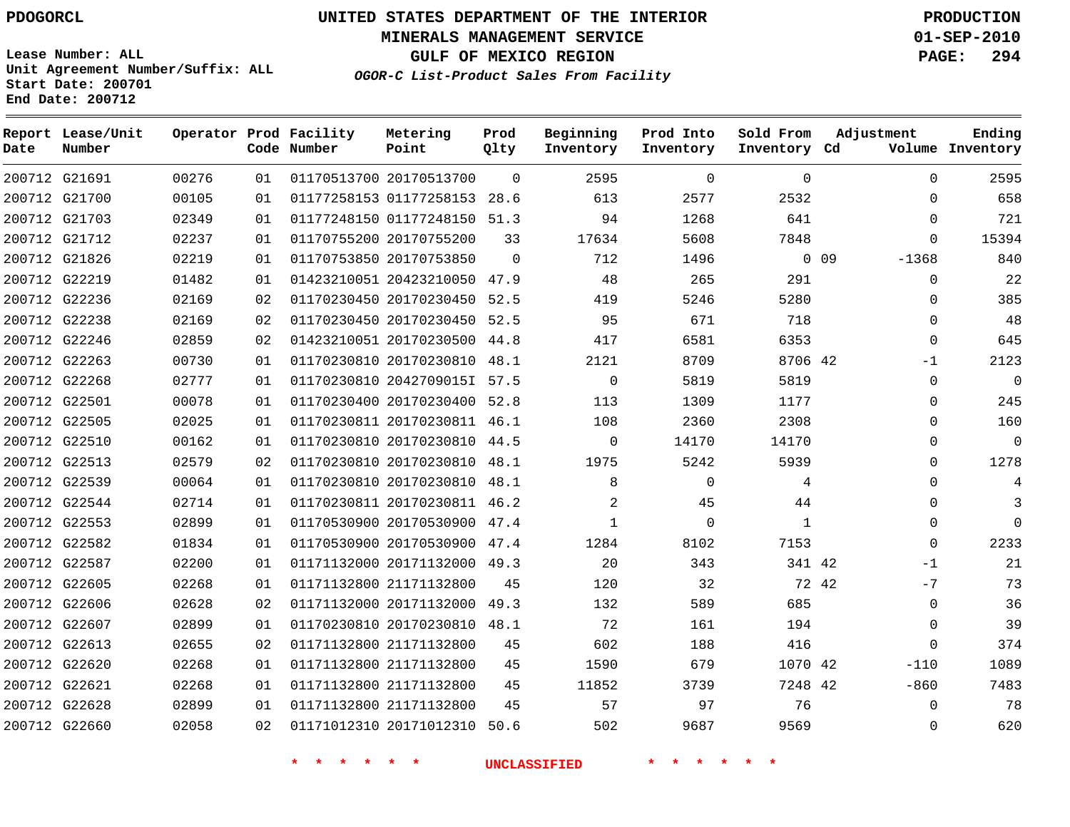PDOGORCL

# UNITED STATES DEPARTMENT OF THE INTERIOR
## MINERALS MANAGEMENT SERVICE
## GULF OF MEXICO REGION
### *OGOR-C List-Product Sales From Facility*

**PRODUCTION**
**01-SEP-2010**

Lease Number: ALL
Unit Agreement Number/Suffix: ALL
Start Date: 200701
End Date: 200712

| Report Date | Lease/Unit Number | Operator | Prod Code | Facility Number | Metering Point | Prod Qlty | Beginning Inventory | Prod Into Inventory | Sold From Inventory | Adjustment Cd | Volume | Ending Inventory |
|---|---|---|---|---|---|---|---|---|---|---|---|---|
| 200712 | G21691 | 00276 | 01 | 01170513700 | 20170513700 | 0 | 2595 | 0 | 0 | | 0 | 2595 |
| 200712 | G21700 | 00105 | 01 | 01177258153 | 01177258153 | 28.6 | 613 | 2577 | 2532 | | 0 | 658 |
| 200712 | G21703 | 02349 | 01 | 01177248150 | 01177248150 | 51.3 | 94 | 1268 | 641 | | 0 | 721 |
| 200712 | G21712 | 02237 | 01 | 01170755200 | 20170755200 | 33 | 17634 | 5608 | 7848 | | 0 | 15394 |
| 200712 | G21826 | 02219 | 01 | 01170753850 | 20170753850 | 0 | 712 | 1496 | 0 | 09 | -1368 | 840 |
| 200712 | G22219 | 01482 | 01 | 01423210051 | 20423210050 | 47.9 | 48 | 265 | 291 | | 0 | 22 |
| 200712 | G22236 | 02169 | 02 | 01170230450 | 20170230450 | 52.5 | 419 | 5246 | 5280 | | 0 | 385 |
| 200712 | G22238 | 02169 | 02 | 01170230450 | 20170230450 | 52.5 | 95 | 671 | 718 | | 0 | 48 |
| 200712 | G22246 | 02859 | 02 | 01423210051 | 20170230500 | 44.8 | 417 | 6581 | 6353 | | 0 | 645 |
| 200712 | G22263 | 00730 | 01 | 01170230810 | 20170230810 | 48.1 | 2121 | 8709 | 8706 | 42 | -1 | 2123 |
| 200712 | G22268 | 02777 | 01 | 01170230810 | 2042709015I | 57.5 | 0 | 5819 | 5819 | | 0 | 0 |
| 200712 | G22501 | 00078 | 01 | 01170230400 | 20170230400 | 52.8 | 113 | 1309 | 1177 | | 0 | 245 |
| 200712 | G22505 | 02025 | 01 | 01170230811 | 20170230811 | 46.1 | 108 | 2360 | 2308 | | 0 | 160 |
| 200712 | G22510 | 00162 | 01 | 01170230810 | 20170230810 | 44.5 | 0 | 14170 | 14170 | | 0 | 0 |
| 200712 | G22513 | 02579 | 02 | 01170230810 | 20170230810 | 48.1 | 1975 | 5242 | 5939 | | 0 | 1278 |
| 200712 | G22539 | 00064 | 01 | 01170230810 | 20170230810 | 48.1 | 8 | 0 | 4 | | 0 | 4 |
| 200712 | G22544 | 02714 | 01 | 01170230811 | 20170230811 | 46.2 | 2 | 45 | 44 | | 0 | 3 |
| 200712 | G22553 | 02899 | 01 | 01170530900 | 20170530900 | 47.4 | 1 | 0 | 1 | | 0 | 0 |
| 200712 | G22582 | 01834 | 01 | 01170530900 | 20170530900 | 47.4 | 1284 | 8102 | 7153 | | 0 | 2233 |
| 200712 | G22587 | 02200 | 01 | 01171132000 | 20171132000 | 49.3 | 20 | 343 | 341 | 42 | -1 | 21 |
| 200712 | G22605 | 02268 | 01 | 01171132800 | 21171132800 | 45 | 120 | 32 | 72 | 42 | -7 | 73 |
| 200712 | G22606 | 02628 | 02 | 01171132000 | 20171132000 | 49.3 | 132 | 589 | 685 | | 0 | 36 |
| 200712 | G22607 | 02899 | 01 | 01170230810 | 20170230810 | 48.1 | 72 | 161 | 194 | | 0 | 39 |
| 200712 | G22613 | 02655 | 02 | 01171132800 | 21171132800 | 45 | 602 | 188 | 416 | | 0 | 374 |
| 200712 | G22620 | 02268 | 01 | 01171132800 | 21171132800 | 45 | 1590 | 679 | 1070 | 42 | -110 | 1089 |
| 200712 | G22621 | 02268 | 01 | 01171132800 | 21171132800 | 45 | 11852 | 3739 | 7248 | 42 | -860 | 7483 |
| 200712 | G22628 | 02899 | 01 | 01171132800 | 21171132800 | 45 | 57 | 97 | 76 | | 0 | 78 |
| 200712 | G22660 | 02058 | 02 | 01171012310 | 20171012310 | 50.6 | 502 | 9687 | 9569 | | 0 | 620 |

\* \* \* \* \* \* UNCLASSIFIED \* \* \* \* \* \*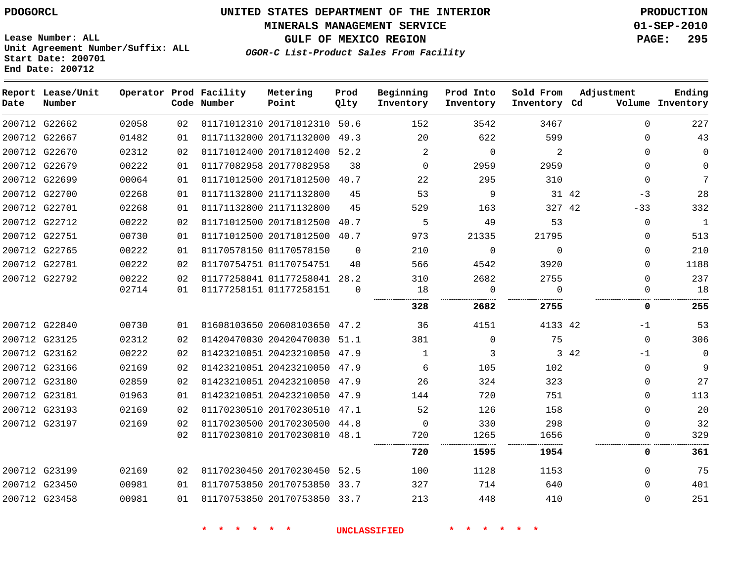PDOGORCL

Lease Number: ALL
Unit Agreement Number/Suffix: ALL
Start Date: 200701
End Date: 200712

# UNITED STATES DEPARTMENT OF THE INTERIOR
## MINERALS MANAGEMENT SERVICE
## GULF OF MEXICO REGION
### *OGOR-C List-Product Sales From Facility*

PRODUCTION
01-SEP-2010

| Report Date | Lease/Unit Number | Operator | Prod Code | Facility Number | Metering Point | Prod Qlty | Beginning Inventory | Prod Into Inventory | Sold From Inventory | Adjustment Cd | Adjustment Volume | Ending Inventory |
|---|---|---|---|---|---|---|---|---|---|---|---|---|
| 200712 | G22662 | 02058 | 02 | 01171012310 | 20171012310 | 50.6 | 152 | 3542 | 3467 | | 0 | 227 |
| 200712 | G22667 | 01482 | 01 | 01171132000 | 20171132000 | 49.3 | 20 | 622 | 599 | | 0 | 43 |
| 200712 | G22670 | 02312 | 02 | 01171012400 | 20171012400 | 52.2 | 2 | 0 | 2 | | 0 | 0 |
| 200712 | G22679 | 00222 | 01 | 01177082958 | 20177082958 | 38 | 0 | 2959 | 2959 | | 0 | 0 |
| 200712 | G22699 | 00064 | 01 | 01171012500 | 20171012500 | 40.7 | 22 | 295 | 310 | | 0 | 7 |
| 200712 | G22700 | 02268 | 01 | 01171132800 | 21171132800 | 45 | 53 | 9 | 31 | 42 | -3 | 28 |
| 200712 | G22701 | 02268 | 01 | 01171132800 | 21171132800 | 45 | 529 | 163 | 327 | 42 | -33 | 332 |
| 200712 | G22712 | 00222 | 02 | 01171012500 | 20171012500 | 40.7 | 5 | 49 | 53 | | 0 | 1 |
| 200712 | G22751 | 00730 | 01 | 01171012500 | 20171012500 | 40.7 | 973 | 21335 | 21795 | | 0 | 513 |
| 200712 | G22765 | 00222 | 01 | 01170578150 | 01170578150 | 0 | 210 | 0 | 0 | | 0 | 210 |
| 200712 | G22781 | 00222 | 02 | 01170754751 | 01170754751 | 40 | 566 | 4542 | 3920 | | 0 | 1188 |
| 200712 | G22792 | 00222 | 02 | 01177258041 | 01177258041 | 28.2 | 310 | 2682 | 2755 | | 0 | 237 |
| | | 02714 | 01 | 01177258151 | 01177258151 | 0 | 18 | 0 | 0 | | 0 | 18 |
| | | | | | | | **328** | **2682** | **2755** | | **0** | **255** |
| 200712 | G22840 | 00730 | 01 | 01608103650 | 20608103650 | 47.2 | 36 | 4151 | 4133 | 42 | -1 | 53 |
| 200712 | G23125 | 02312 | 02 | 01420470030 | 20420470030 | 51.1 | 381 | 0 | 75 | | 0 | 306 |
| 200712 | G23162 | 00222 | 02 | 01423210051 | 20423210050 | 47.9 | 1 | 3 | 3 | 42 | -1 | 0 |
| 200712 | G23166 | 02169 | 02 | 01423210051 | 20423210050 | 47.9 | 6 | 105 | 102 | | 0 | 9 |
| 200712 | G23180 | 02859 | 02 | 01423210051 | 20423210050 | 47.9 | 26 | 324 | 323 | | 0 | 27 |
| 200712 | G23181 | 01963 | 01 | 01423210051 | 20423210050 | 47.9 | 144 | 720 | 751 | | 0 | 113 |
| 200712 | G23193 | 02169 | 02 | 01170230510 | 20170230510 | 47.1 | 52 | 126 | 158 | | 0 | 20 |
| 200712 | G23197 | 02169 | 02 | 01170230500 | 20170230500 | 44.8 | 0 | 330 | 298 | | 0 | 32 |
| | | | 02 | 01170230810 | 20170230810 | 48.1 | 720 | 1265 | 1656 | | 0 | 329 |
| | | | | | | | **720** | **1595** | **1954** | | **0** | **361** |
| 200712 | G23199 | 02169 | 02 | 01170230450 | 20170230450 | 52.5 | 100 | 1128 | 1153 | | 0 | 75 |
| 200712 | G23450 | 00981 | 01 | 01170753850 | 20170753850 | 33.7 | 327 | 714 | 640 | | 0 | 401 |
| 200712 | G23458 | 00981 | 01 | 01170753850 | 20170753850 | 33.7 | 213 | 448 | 410 | | 0 | 251 |

\* \* \* \* \* \* UNCLASSIFIED \* \* \* \* \* \*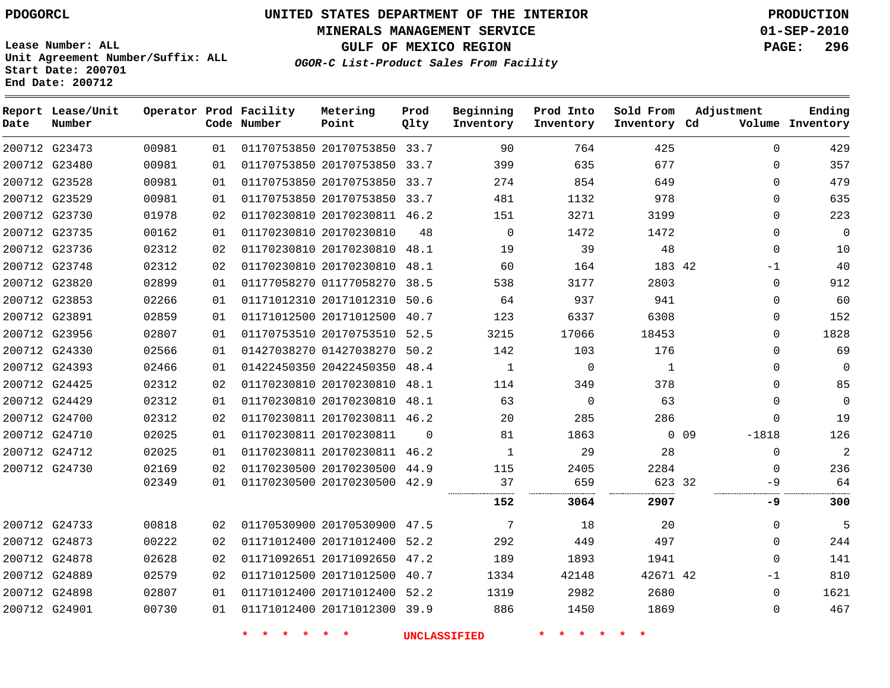PDOGORCL

# UNITED STATES DEPARTMENT OF THE INTERIOR
## MINERALS MANAGEMENT SERVICE
## GULF OF MEXICO REGION
### *OGOR-C List-Product Sales From Facility*

PRODUCTION
01-SEP-2010

Lease Number: ALL
Unit Agreement Number/Suffix: ALL
Start Date: 200701
End Date: 200712

| Report Date | Lease/Unit Number | Operator | Prod Code | Facility Number | Metering Point | Prod Qlty | Beginning Inventory | Prod Into Inventory | Sold From Inventory | Adjustment Cd | Volume | Ending Inventory |
|---|---|---|---|---|---|---|---|---|---|---|---|---|
| 200712 | G23473 | 00981 | 01 | 01170753850 | 20170753850 | 33.7 | 90 | 764 | 425 | | 0 | 429 |
| 200712 | G23480 | 00981 | 01 | 01170753850 | 20170753850 | 33.7 | 399 | 635 | 677 | | 0 | 357 |
| 200712 | G23528 | 00981 | 01 | 01170753850 | 20170753850 | 33.7 | 274 | 854 | 649 | | 0 | 479 |
| 200712 | G23529 | 00981 | 01 | 01170753850 | 20170753850 | 33.7 | 481 | 1132 | 978 | | 0 | 635 |
| 200712 | G23730 | 01978 | 02 | 01170230810 | 20170230811 | 46.2 | 151 | 3271 | 3199 | | 0 | 223 |
| 200712 | G23735 | 00162 | 01 | 01170230810 | 20170230810 | 48 | 0 | 1472 | 1472 | | 0 | 0 |
| 200712 | G23736 | 02312 | 02 | 01170230810 | 20170230810 | 48.1 | 19 | 39 | 48 | | 0 | 10 |
| 200712 | G23748 | 02312 | 02 | 01170230810 | 20170230810 | 48.1 | 60 | 164 | 183 | 42 | -1 | 40 |
| 200712 | G23820 | 02899 | 01 | 01177058270 | 01177058270 | 38.5 | 538 | 3177 | 2803 | | 0 | 912 |
| 200712 | G23853 | 02266 | 01 | 01171012310 | 20171012310 | 50.6 | 64 | 937 | 941 | | 0 | 60 |
| 200712 | G23891 | 02859 | 01 | 01171012500 | 20171012500 | 40.7 | 123 | 6337 | 6308 | | 0 | 152 |
| 200712 | G23956 | 02807 | 01 | 01170753510 | 20170753510 | 52.5 | 3215 | 17066 | 18453 | | 0 | 1828 |
| 200712 | G24330 | 02566 | 01 | 01427038270 | 01427038270 | 50.2 | 142 | 103 | 176 | | 0 | 69 |
| 200712 | G24393 | 02466 | 01 | 01422450350 | 20422450350 | 48.4 | 1 | 0 | 1 | | 0 | 0 |
| 200712 | G24425 | 02312 | 02 | 01170230810 | 20170230810 | 48.1 | 114 | 349 | 378 | | 0 | 85 |
| 200712 | G24429 | 02312 | 01 | 01170230810 | 20170230810 | 48.1 | 63 | 0 | 63 | | 0 | 0 |
| 200712 | G24700 | 02312 | 02 | 01170230811 | 20170230811 | 46.2 | 20 | 285 | 286 | | 0 | 19 |
| 200712 | G24710 | 02025 | 01 | 01170230811 | 20170230811 | 0 | 81 | 1863 | 0 | 09 | -1818 | 126 |
| 200712 | G24712 | 02025 | 01 | 01170230811 | 20170230811 | 46.2 | 1 | 29 | 28 | | 0 | 2 |
| 200712 | G24730 | 02169 | 02 | 01170230500 | 20170230500 | 44.9 | 115 | 2405 | 2284 | | 0 | 236 |
| | | 02349 | 01 | 01170230500 | 20170230500 | 42.9 | 37 | 659 | 623 | 32 | -9 | 64 |
| | | | | | | | **152** | **3064** | **2907** | | **-9** | **300** |
| 200712 | G24733 | 00818 | 02 | 01170530900 | 20170530900 | 47.5 | 7 | 18 | 20 | | 0 | 5 |
| 200712 | G24873 | 00222 | 02 | 01171012400 | 20171012400 | 52.2 | 292 | 449 | 497 | | 0 | 244 |
| 200712 | G24878 | 02628 | 02 | 01171092651 | 20171092650 | 47.2 | 189 | 1893 | 1941 | | 0 | 141 |
| 200712 | G24889 | 02579 | 02 | 01171012500 | 20171012500 | 40.7 | 1334 | 42148 | 42671 | 42 | -1 | 810 |
| 200712 | G24898 | 02807 | 01 | 01171012400 | 20171012400 | 52.2 | 1319 | 2982 | 2680 | | 0 | 1621 |
| 200712 | G24901 | 00730 | 01 | 01171012400 | 20171012300 | 39.9 | 886 | 1450 | 1869 | | 0 | 467 |

\* \* \* \* \* \* UNCLASSIFIED \* \* \* \* \* \*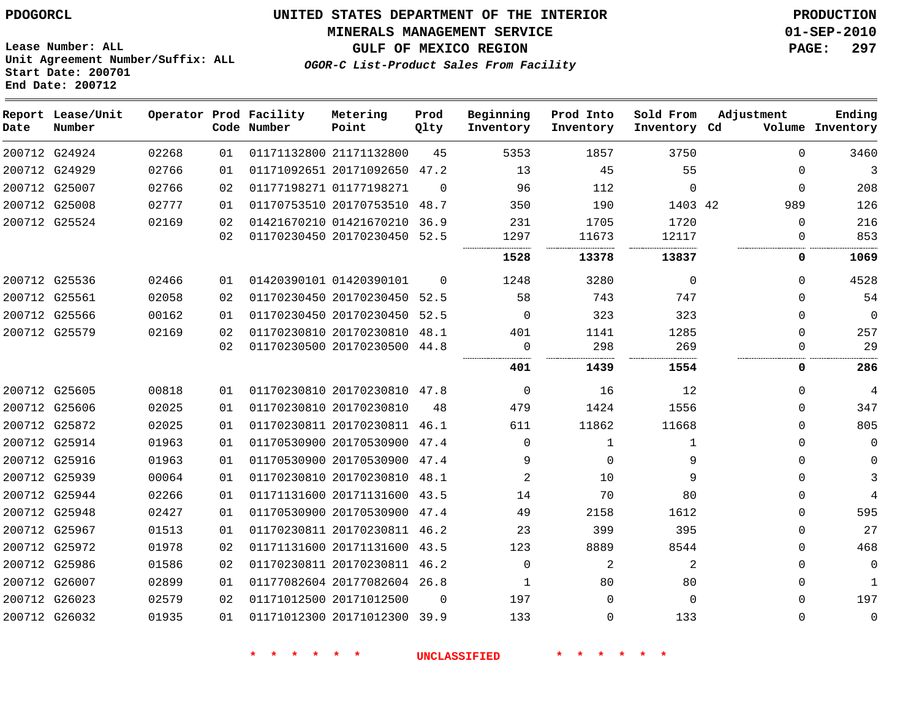PDOGORCL

Lease Number: ALL
Unit Agreement Number/Suffix: ALL
Start Date: 200701
End Date: 200712

# UNITED STATES DEPARTMENT OF THE INTERIOR
## MINERALS MANAGEMENT SERVICE
## GULF OF MEXICO REGION
### *OGOR-C List-Product Sales From Facility*

PRODUCTION
01-SEP-2010

| Report Date | Lease/Unit Number | Operator | Prod Code | Facility Number | Metering Point | Prod Qlty | Beginning Inventory | Prod Into Inventory | Sold From Inventory | Adjustment Cd | Volume | Ending Inventory |
|---|---|---|---|---|---|---|---|---|---|---|---|---|
| 200712 | G24924 | 02268 | 01 | 01171132800 | 21171132800 | 45 | 5353 | 1857 | 3750 | | 0 | 3460 |
| 200712 | G24929 | 02766 | 01 | 01171092651 | 20171092650 | 47.2 | 13 | 45 | 55 | | 0 | 3 |
| 200712 | G25007 | 02766 | 02 | 01177198271 | 01177198271 | 0 | 96 | 112 | 0 | | 0 | 208 |
| 200712 | G25008 | 02777 | 01 | 01170753510 | 20170753510 | 48.7 | 350 | 190 | 1403 | 42 | 989 | 126 |
| 200712 | G25524 | 02169 | 02 | 01421670210 | 01421670210 | 36.9 | 231 | 1705 | 1720 | | 0 | 216 |
| | | | 02 | 01170230450 | 20170230450 | 52.5 | 1297 | 11673 | 12117 | | 0 | 853 |
| | | | | | | | **1528** | **13378** | **13837** | | **0** | **1069** |
| 200712 | G25536 | 02466 | 01 | 01420390101 | 01420390101 | 0 | 1248 | 3280 | 0 | | 0 | 4528 |
| 200712 | G25561 | 02058 | 02 | 01170230450 | 20170230450 | 52.5 | 58 | 743 | 747 | | 0 | 54 |
| 200712 | G25566 | 00162 | 01 | 01170230450 | 20170230450 | 52.5 | 0 | 323 | 323 | | 0 | 0 |
| 200712 | G25579 | 02169 | 02 | 01170230810 | 20170230810 | 48.1 | 401 | 1141 | 1285 | | 0 | 257 |
| | | | 02 | 01170230500 | 20170230500 | 44.8 | 0 | 298 | 269 | | 0 | 29 |
| | | | | | | | **401** | **1439** | **1554** | | **0** | **286** |
| 200712 | G25605 | 00818 | 01 | 01170230810 | 20170230810 | 47.8 | 0 | 16 | 12 | | 0 | 4 |
| 200712 | G25606 | 02025 | 01 | 01170230810 | 20170230810 | 48 | 479 | 1424 | 1556 | | 0 | 347 |
| 200712 | G25872 | 02025 | 01 | 01170230811 | 20170230811 | 46.1 | 611 | 11862 | 11668 | | 0 | 805 |
| 200712 | G25914 | 01963 | 01 | 01170530900 | 20170530900 | 47.4 | 0 | 1 | 1 | | 0 | 0 |
| 200712 | G25916 | 01963 | 01 | 01170530900 | 20170530900 | 47.4 | 9 | 0 | 9 | | 0 | 0 |
| 200712 | G25939 | 00064 | 01 | 01170230810 | 20170230810 | 48.1 | 2 | 10 | 9 | | 0 | 3 |
| 200712 | G25944 | 02266 | 01 | 01171131600 | 20171131600 | 43.5 | 14 | 70 | 80 | | 0 | 4 |
| 200712 | G25948 | 02427 | 01 | 01170530900 | 20170530900 | 47.4 | 49 | 2158 | 1612 | | 0 | 595 |
| 200712 | G25967 | 01513 | 01 | 01170230811 | 20170230811 | 46.2 | 23 | 399 | 395 | | 0 | 27 |
| 200712 | G25972 | 01978 | 02 | 01171131600 | 20171131600 | 43.5 | 123 | 8889 | 8544 | | 0 | 468 |
| 200712 | G25986 | 01586 | 02 | 01170230811 | 20170230811 | 46.2 | 0 | 2 | 2 | | 0 | 0 |
| 200712 | G26007 | 02899 | 01 | 01177082604 | 20177082604 | 26.8 | 1 | 80 | 80 | | 0 | 1 |
| 200712 | G26023 | 02579 | 02 | 01171012500 | 20171012500 | 0 | 197 | 0 | 0 | | 0 | 197 |
| 200712 | G26032 | 01935 | 01 | 01171012300 | 20171012300 | 39.9 | 133 | 0 | 133 | | 0 | 0 |

* * * * * * UNCLASSIFIED * * * * * *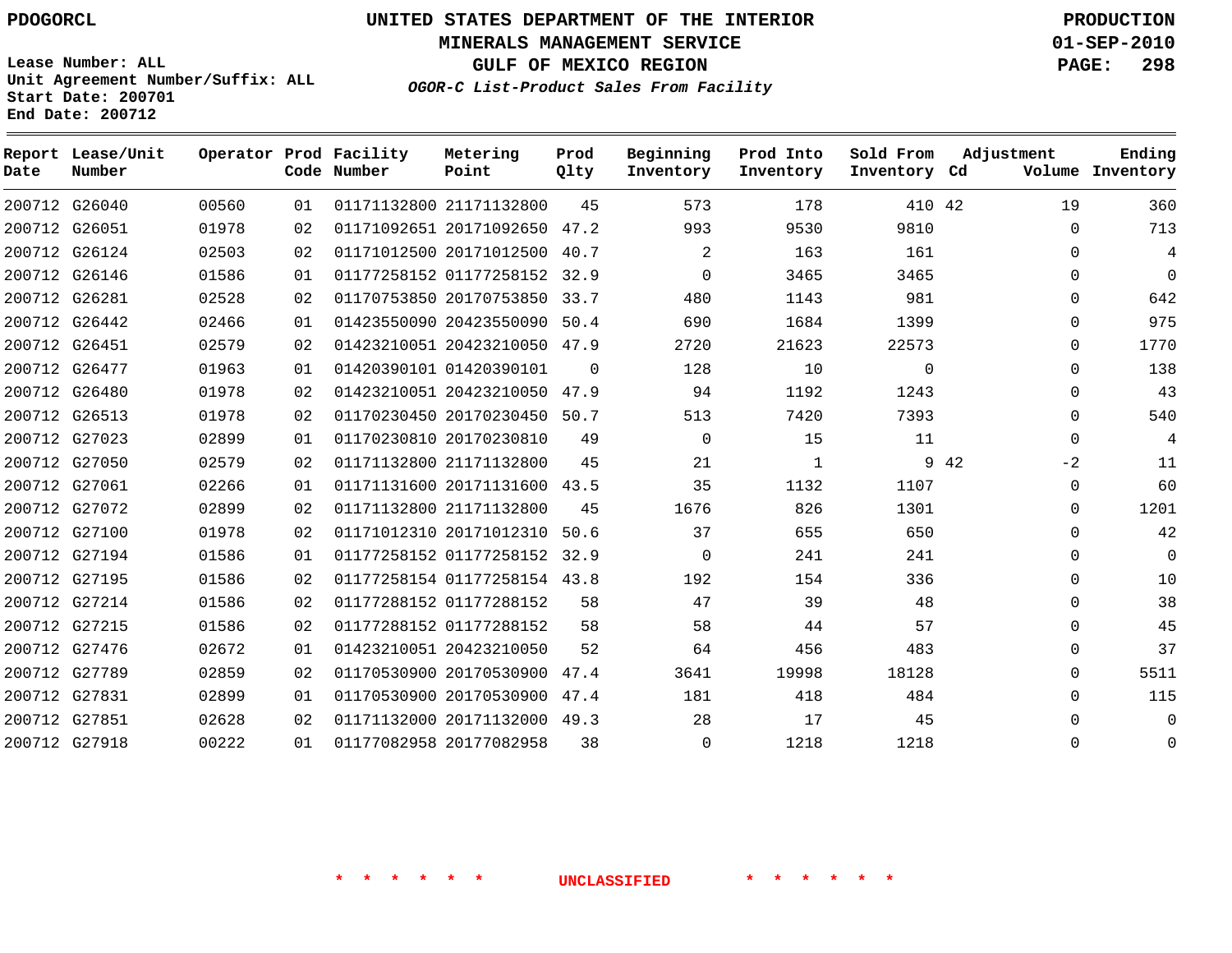PDOGORCL

# UNITED STATES DEPARTMENT OF THE INTERIOR
## MINERALS MANAGEMENT SERVICE
## GULF OF MEXICO REGION
### *OGOR-C List-Product Sales From Facility*

PRODUCTION
01-SEP-2010

Lease Number: ALL
Unit Agreement Number/Suffix: ALL
Start Date: 200701
End Date: 200712

| Report Date | Lease/Unit Number | Operator | Prod Code | Facility Number | Metering Point | Prod Qlty | Beginning Inventory | Prod Into Inventory | Sold From Inventory | Adjustment Cd | Adjustment Volume | Ending Inventory |
|---|---|---|---|---|---|---|---|---|---|---|---|---|
| 200712 | G26040 | 00560 | 01 | 01171132800 | 21171132800 | 45 | 573 | 178 | 410 | 42 | 19 | 360 |
| 200712 | G26051 | 01978 | 02 | 01171092651 | 20171092650 | 47.2 | 993 | 9530 | 9810 | | 0 | 713 |
| 200712 | G26124 | 02503 | 02 | 01171012500 | 20171012500 | 40.7 | 2 | 163 | 161 | | 0 | 4 |
| 200712 | G26146 | 01586 | 01 | 01177258152 | 01177258152 | 32.9 | 0 | 3465 | 3465 | | 0 | 0 |
| 200712 | G26281 | 02528 | 02 | 01170753850 | 20170753850 | 33.7 | 480 | 1143 | 981 | | 0 | 642 |
| 200712 | G26442 | 02466 | 01 | 01423550090 | 20423550090 | 50.4 | 690 | 1684 | 1399 | | 0 | 975 |
| 200712 | G26451 | 02579 | 02 | 01423210051 | 20423210050 | 47.9 | 2720 | 21623 | 22573 | | 0 | 1770 |
| 200712 | G26477 | 01963 | 01 | 01420390101 | 01420390101 | 0 | 128 | 10 | 0 | | 0 | 138 |
| 200712 | G26480 | 01978 | 02 | 01423210051 | 20423210050 | 47.9 | 94 | 1192 | 1243 | | 0 | 43 |
| 200712 | G26513 | 01978 | 02 | 01170230450 | 20170230450 | 50.7 | 513 | 7420 | 7393 | | 0 | 540 |
| 200712 | G27023 | 02899 | 01 | 01170230810 | 20170230810 | 49 | 0 | 15 | 11 | | 0 | 4 |
| 200712 | G27050 | 02579 | 02 | 01171132800 | 21171132800 | 45 | 21 | 1 | 9 | 42 | -2 | 11 |
| 200712 | G27061 | 02266 | 01 | 01171131600 | 20171131600 | 43.5 | 35 | 1132 | 1107 | | 0 | 60 |
| 200712 | G27072 | 02899 | 02 | 01171132800 | 21171132800 | 45 | 1676 | 826 | 1301 | | 0 | 1201 |
| 200712 | G27100 | 01978 | 02 | 01171012310 | 20171012310 | 50.6 | 37 | 655 | 650 | | 0 | 42 |
| 200712 | G27194 | 01586 | 01 | 01177258152 | 01177258152 | 32.9 | 0 | 241 | 241 | | 0 | 0 |
| 200712 | G27195 | 01586 | 02 | 01177258154 | 01177258154 | 43.8 | 192 | 154 | 336 | | 0 | 10 |
| 200712 | G27214 | 01586 | 02 | 01177288152 | 01177288152 | 58 | 47 | 39 | 48 | | 0 | 38 |
| 200712 | G27215 | 01586 | 02 | 01177288152 | 01177288152 | 58 | 58 | 44 | 57 | | 0 | 45 |
| 200712 | G27476 | 02672 | 01 | 01423210051 | 20423210050 | 52 | 64 | 456 | 483 | | 0 | 37 |
| 200712 | G27789 | 02859 | 02 | 01170530900 | 20170530900 | 47.4 | 3641 | 19998 | 18128 | | 0 | 5511 |
| 200712 | G27831 | 02899 | 01 | 01170530900 | 20170530900 | 47.4 | 181 | 418 | 484 | | 0 | 115 |
| 200712 | G27851 | 02628 | 02 | 01171132000 | 20171132000 | 49.3 | 28 | 17 | 45 | | 0 | 0 |
| 200712 | G27918 | 00222 | 01 | 01177082958 | 20177082958 | 38 | 0 | 1218 | 1218 | | 0 | 0 |

\* \* \* \* \* \* UNCLASSIFIED \* \* \* \* \* \*